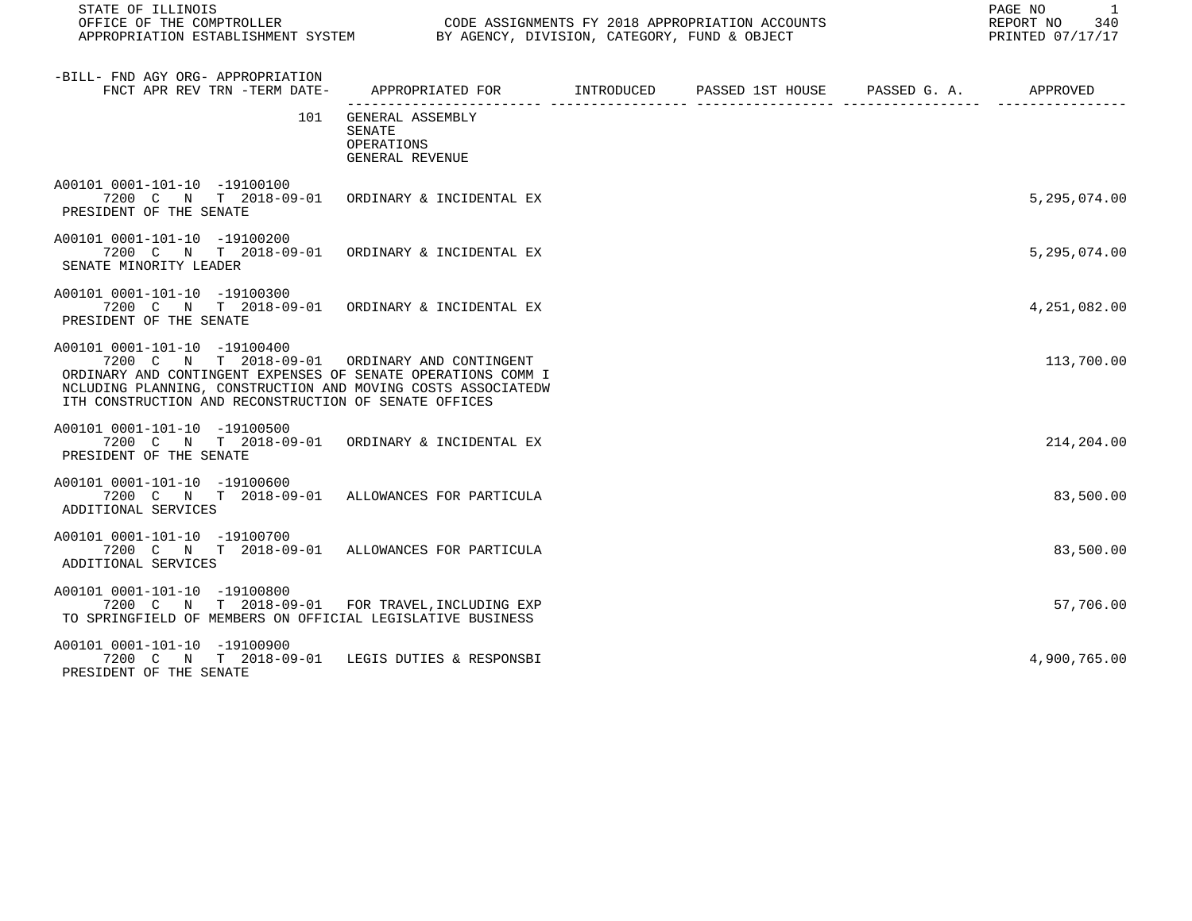STATE OF ILLINOIS
OFFICE OF THE COMPTROLLER
APPROPRIATION ESTABLISHMENT SYSTEM

CODE ASSIGNMENTS FY 2018 APPROPRIATION ACCOUNTS
BY AGENCY, DIVISION, CATEGORY, FUND & OBJECT

REPORT NO 340
PRINTED 07/17/17

| -BILL- FND AGY ORG- APPROPRIATION FNCT APR REV TRN -TERM DATE- | APPROPRIATED FOR | INTRODUCED | PASSED 1ST HOUSE | PASSED G. A. | APPROVED |
|---|---|---|---|---|---|
| 101 | GENERAL ASSEMBLY SENATE OPERATIONS GENERAL REVENUE | | | | |
| A00101 0001-101-10 -19100100 7200 C N T 2018-09-01 PRESIDENT OF THE SENATE | ORDINARY & INCIDENTAL EX | | | | 5,295,074.00 |
| A00101 0001-101-10 -19100200 7200 C N T 2018-09-01 SENATE MINORITY LEADER | ORDINARY & INCIDENTAL EX | | | | 5,295,074.00 |
| A00101 0001-101-10 -19100300 7200 C N T 2018-09-01 PRESIDENT OF THE SENATE | ORDINARY & INCIDENTAL EX | | | | 4,251,082.00 |
| A00101 0001-101-10 -19100400 7200 C N T 2018-09-01 ORDINARY AND CONTINGENT EXPENSES OF SENATE OPERATIONS COMM INCLUDING PLANNING, CONSTRUCTION AND MOVING COSTS ASSOCIATEDWITH CONSTRUCTION AND RECONSTRUCTION OF SENATE OFFICES | ORDINARY AND CONTINGENT | | | | 113,700.00 |
| A00101 0001-101-10 -19100500 7200 C N T 2018-09-01 PRESIDENT OF THE SENATE | ORDINARY & INCIDENTAL EX | | | | 214,204.00 |
| A00101 0001-101-10 -19100600 7200 C N T 2018-09-01 ADDITIONAL SERVICES | ALLOWANCES FOR PARTICULA | | | | 83,500.00 |
| A00101 0001-101-10 -19100700 7200 C N T 2018-09-01 ADDITIONAL SERVICES | ALLOWANCES FOR PARTICULA | | | | 83,500.00 |
| A00101 0001-101-10 -19100800 7200 C N T 2018-09-01 TO SPRINGFIELD OF MEMBERS ON OFFICIAL LEGISLATIVE BUSINESS | FOR TRAVEL,INCLUDING EXP | | | | 57,706.00 |
| A00101 0001-101-10 -19100900 7200 C N T 2018-09-01 PRESIDENT OF THE SENATE | LEGIS DUTIES & RESPONSBI | | | | 4,900,765.00 |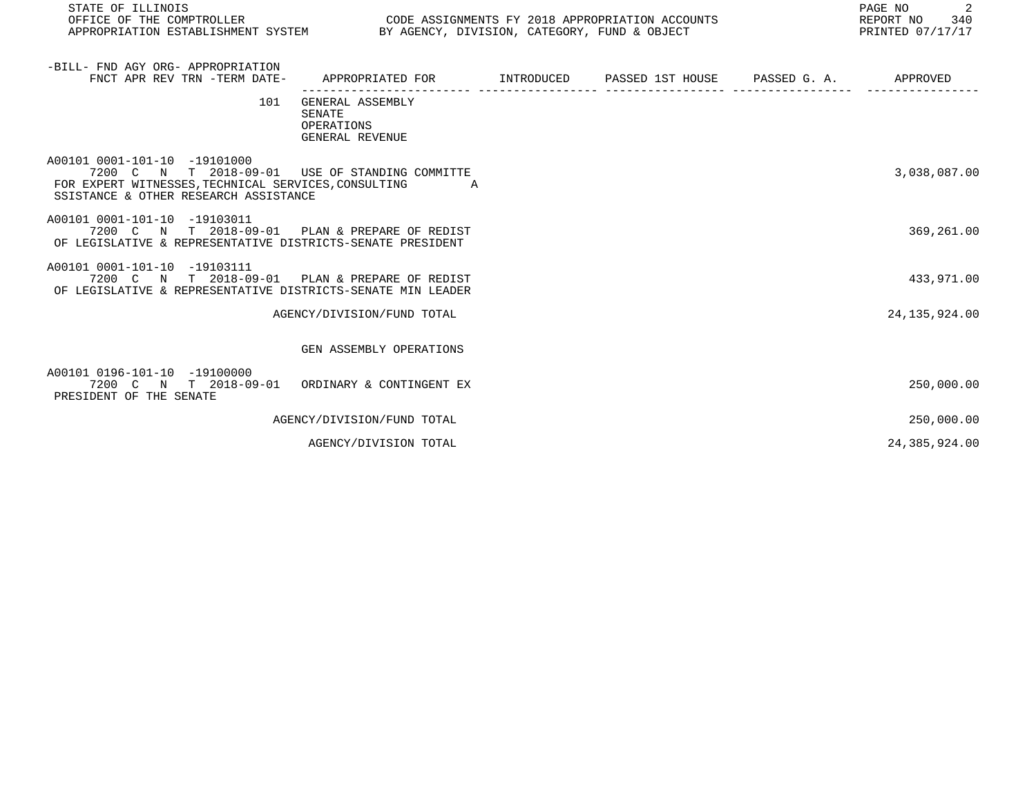| -BILL- FND AGY ORG- APPROPRIATION<br>FNCT APR REV TRN -TERM DATE- | APPROPRIATED FOR | INTRODUCED | PASSED 1ST HOUSE | PASSED G. A. | APPROVED |
|---|---|---|---|---|---|
| 101 | GENERAL ASSEMBLY<br>SENATE<br>OPERATIONS<br>GENERAL REVENUE | | | | |
| A00101 0001-101-10 -19101000<br>7200 C N T 2018-09-01<br>FOR EXPERT WITNESSES, TECHNICAL SERVICES, CONSULTING<br>SSISTANCE & OTHER RESEARCH ASSISTANCE | USE OF STANDING COMMITTE<br>A | | | | 3,038,087.00 |
| A00101 0001-101-10 -19103011<br>7200 C N T 2018-09-01<br>OF LEGISLATIVE & REPRESENTATIVE DISTRICTS-SENATE PRESIDENT | PLAN & PREPARE OF REDIST | | | | 369,261.00 |
| A00101 0001-101-10 -19103111<br>7200 C N T 2018-09-01<br>OF LEGISLATIVE & REPRESENTATIVE DISTRICTS-SENATE MIN LEADER | PLAN & PREPARE OF REDIST | | | | 433,971.00 |
| | AGENCY/DIVISION/FUND TOTAL | | | | 24,135,924.00 |
| | GEN ASSEMBLY OPERATIONS | | | | |
| A00101 0196-101-10 -19100000<br>7200 C N T 2018-09-01<br>PRESIDENT OF THE SENATE | ORDINARY & CONTINGENT EX | | | | 250,000.00 |
| | AGENCY/DIVISION/FUND TOTAL | | | | 250,000.00 |
| | AGENCY/DIVISION TOTAL | | | | 24,385,924.00 |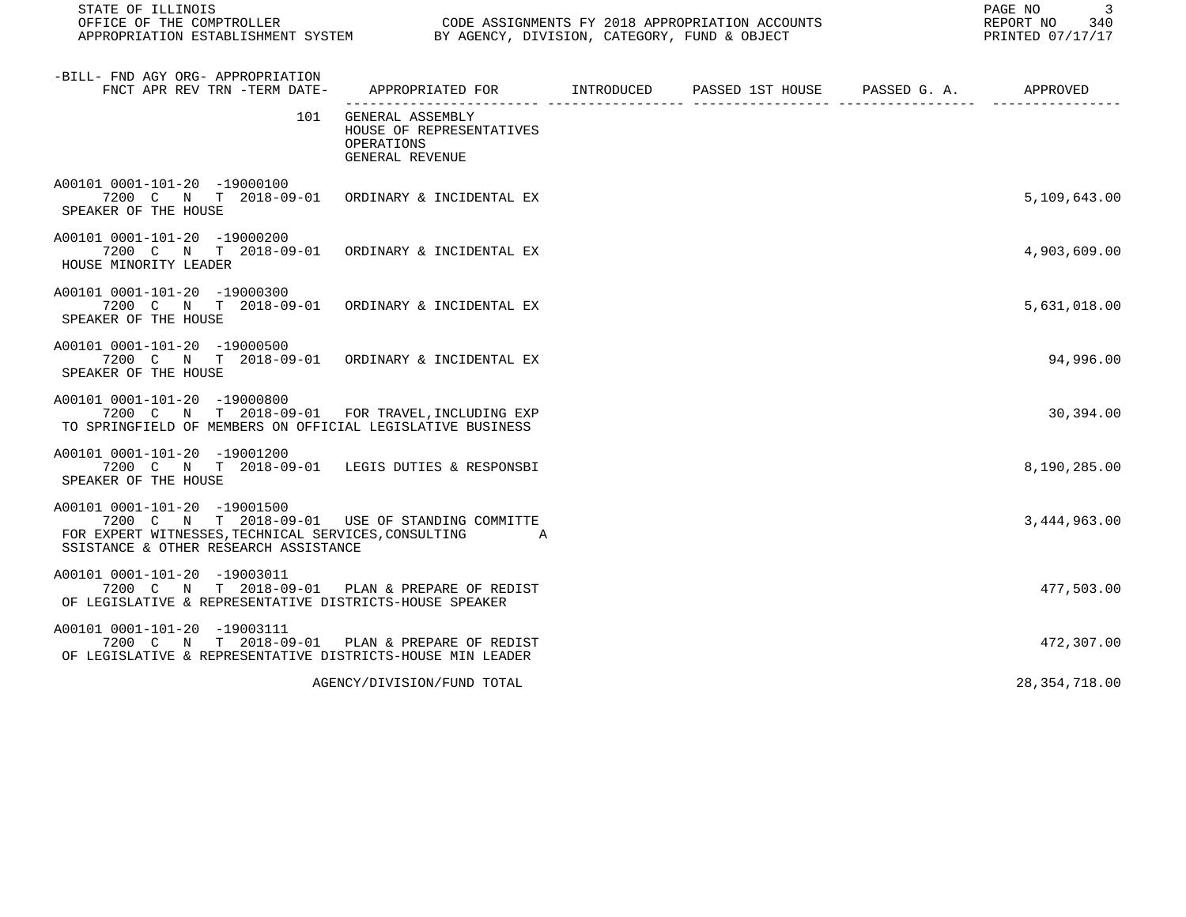| -BILL- FND AGY ORG- APPROPRIATION FNCT APR REV TRN -TERM DATE- | APPROPRIATED FOR | INTRODUCED | PASSED 1ST HOUSE | PASSED G. A. | APPROVED |
|---|---|---|---|---|---|
| 101 | GENERAL ASSEMBLY<br>HOUSE OF REPRESENTATIVES<br>OPERATIONS<br>GENERAL REVENUE | | | | |
| A00101 0001-101-20 -19000100<br>7200 C N T 2018-09-01<br>SPEAKER OF THE HOUSE | ORDINARY & INCIDENTAL EX | | | | 5,109,643.00 |
| A00101 0001-101-20 -19000200<br>7200 C N T 2018-09-01<br>HOUSE MINORITY LEADER | ORDINARY & INCIDENTAL EX | | | | 4,903,609.00 |
| A00101 0001-101-20 -19000300<br>7200 C N T 2018-09-01<br>SPEAKER OF THE HOUSE | ORDINARY & INCIDENTAL EX | | | | 5,631,018.00 |
| A00101 0001-101-20 -19000500<br>7200 C N T 2018-09-01<br>SPEAKER OF THE HOUSE | ORDINARY & INCIDENTAL EX | | | | 94,996.00 |
| A00101 0001-101-20 -19000800<br>7200 C N T 2018-09-01<br>TO SPRINGFIELD OF MEMBERS ON OFFICIAL LEGISLATIVE BUSINESS | FOR TRAVEL,INCLUDING EXP | | | | 30,394.00 |
| A00101 0001-101-20 -19001200<br>7200 C N T 2018-09-01<br>SPEAKER OF THE HOUSE | LEGIS DUTIES & RESPONSBI | | | | 8,190,285.00 |
| A00101 0001-101-20 -19001500<br>7200 C N T 2018-09-01<br>FOR EXPERT WITNESSES,TECHNICAL SERVICES,CONSULTING A<br>SSISTANCE & OTHER RESEARCH ASSISTANCE | USE OF STANDING COMMITTE | | | | 3,444,963.00 |
| A00101 0001-101-20 -19003011<br>7200 C N T 2018-09-01<br>OF LEGISLATIVE & REPRESENTATIVE DISTRICTS-HOUSE SPEAKER | PLAN & PREPARE OF REDIST | | | | 477,503.00 |
| A00101 0001-101-20 -19003111<br>7200 C N T 2018-09-01<br>OF LEGISLATIVE & REPRESENTATIVE DISTRICTS-HOUSE MIN LEADER | PLAN & PREPARE OF REDIST | | | | 472,307.00 |
| | AGENCY/DIVISION/FUND TOTAL | | | | 28,354,718.00 |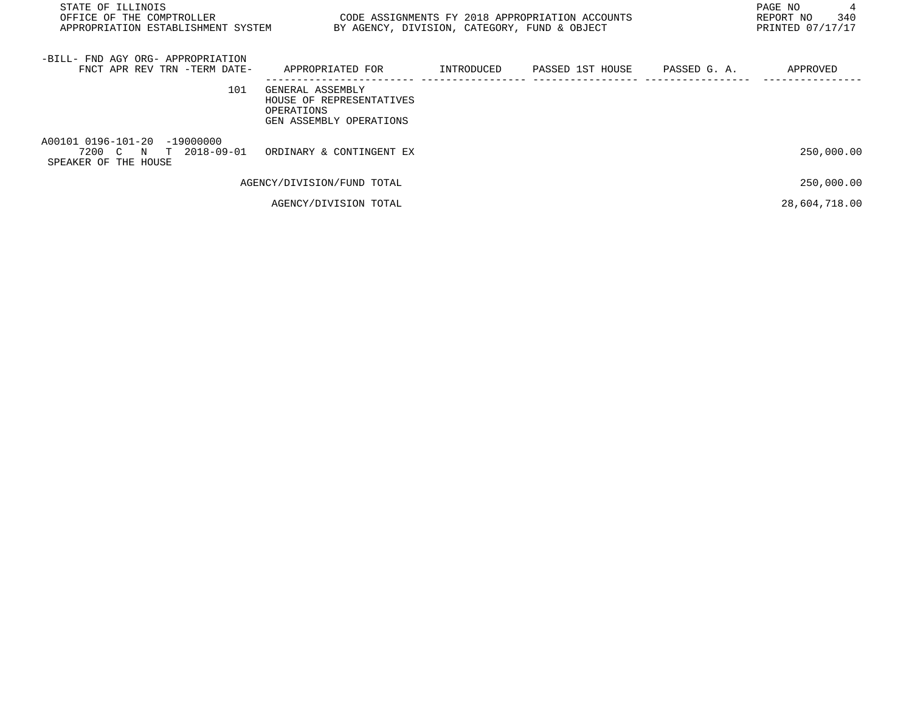| -BILL- FND AGY ORG- APPROPRIATION FNCT APR REV TRN -TERM DATE- | APPROPRIATED FOR | INTRODUCED | PASSED 1ST HOUSE | PASSED G. A. | APPROVED |
|---|---|---|---|---|---|
| 101 | GENERAL ASSEMBLY HOUSE OF REPRESENTATIVES OPERATIONS GEN ASSEMBLY OPERATIONS | | | | |
| A00101 0196-101-20 -19000000 7200 C N T 2018-09-01 SPEAKER OF THE HOUSE | ORDINARY & CONTINGENT EX | | | | 250,000.00 |
| | AGENCY/DIVISION/FUND TOTAL | | | | 250,000.00 |
| | AGENCY/DIVISION TOTAL | | | | 28,604,718.00 |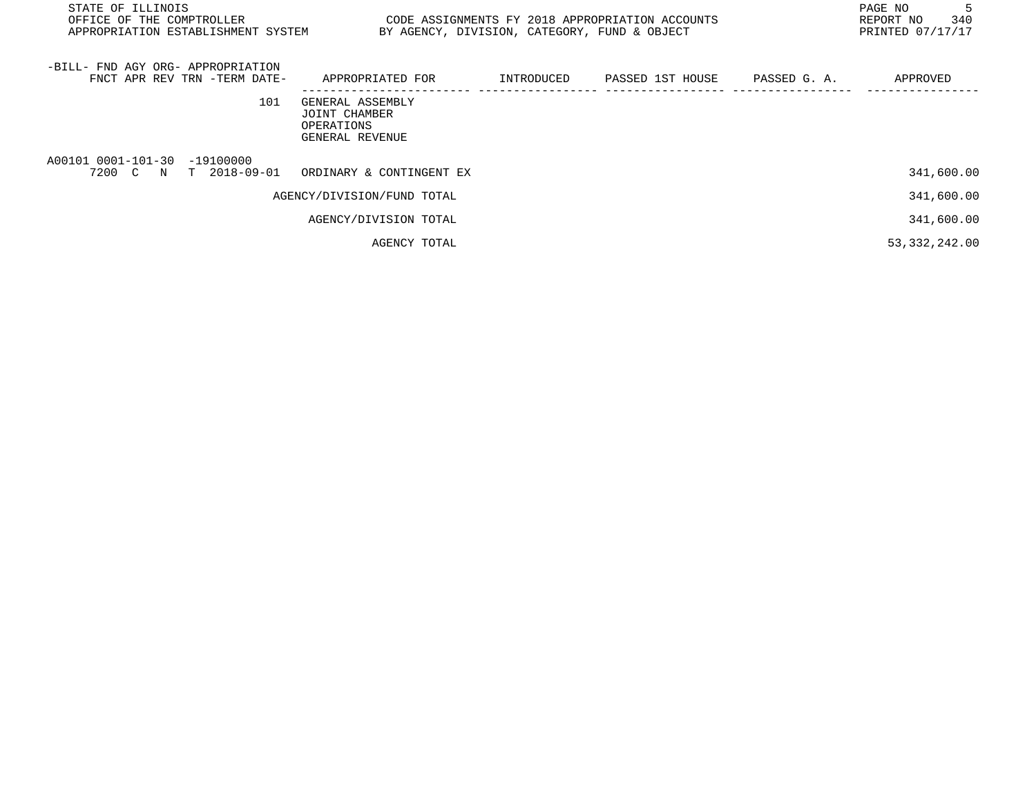| -BILL- FND AGY ORG- APPROPRIATION FNCT APR REV TRN -TERM DATE- | APPROPRIATED FOR | INTRODUCED | PASSED 1ST HOUSE | PASSED G. A. | APPROVED |
|---|---|---|---|---|---|
| 101 | GENERAL ASSEMBLY JOINT CHAMBER OPERATIONS GENERAL REVENUE | | | | |
| A00101 0001-101-30 -19100000 7200 C N T 2018-09-01 | ORDINARY & CONTINGENT EX | | | | 341,600.00 |
| | AGENCY/DIVISION/FUND TOTAL | | | | 341,600.00 |
| | AGENCY/DIVISION TOTAL | | | | 341,600.00 |
| | AGENCY TOTAL | | | | 53,332,242.00 |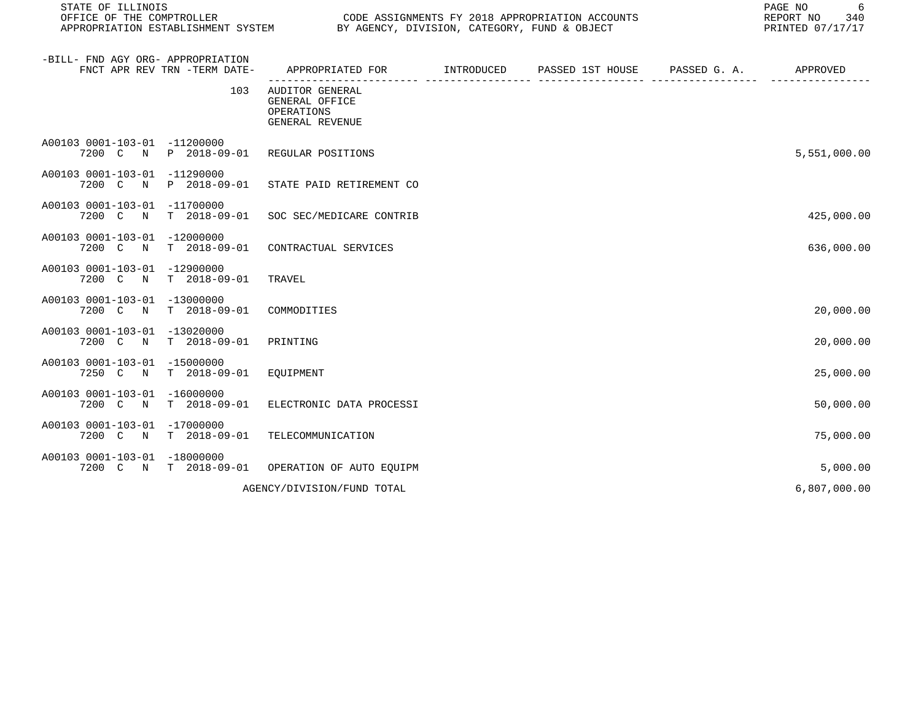STATE OF ILLINOIS
OFFICE OF THE COMPTROLLER
APPROPRIATION ESTABLISHMENT SYSTEM

CODE ASSIGNMENTS FY 2018 APPROPRIATION ACCOUNTS
BY AGENCY, DIVISION, CATEGORY, FUND & OBJECT

REPORT NO 340
PRINTED 07/17/17

| -BILL- FND AGY ORG- APPROPRIATION FNCT APR REV TRN -TERM DATE- | APPROPRIATED FOR | INTRODUCED | PASSED 1ST HOUSE | PASSED G. A. | APPROVED |
|---|---|---|---|---|---|
| 103 | AUDITOR GENERAL GENERAL OFFICE OPERATIONS GENERAL REVENUE | | | | |
| A00103 0001-103-01 -11200000 7200 C N P 2018-09-01 | REGULAR POSITIONS | | | | 5,551,000.00 |
| A00103 0001-103-01 -11290000 7200 C N P 2018-09-01 | STATE PAID RETIREMENT CO | | | | |
| A00103 0001-103-01 -11700000 7200 C N T 2018-09-01 | SOC SEC/MEDICARE CONTRIB | | | | 425,000.00 |
| A00103 0001-103-01 -12000000 7200 C N T 2018-09-01 | CONTRACTUAL SERVICES | | | | 636,000.00 |
| A00103 0001-103-01 -12900000 7200 C N T 2018-09-01 | TRAVEL | | | | |
| A00103 0001-103-01 -13000000 7200 C N T 2018-09-01 | COMMODITIES | | | | 20,000.00 |
| A00103 0001-103-01 -13020000 7200 C N T 2018-09-01 | PRINTING | | | | 20,000.00 |
| A00103 0001-103-01 -15000000 7250 C N T 2018-09-01 | EQUIPMENT | | | | 25,000.00 |
| A00103 0001-103-01 -16000000 7200 C N T 2018-09-01 | ELECTRONIC DATA PROCESSI | | | | 50,000.00 |
| A00103 0001-103-01 -17000000 7200 C N T 2018-09-01 | TELECOMMUNICATION | | | | 75,000.00 |
| A00103 0001-103-01 -18000000 7200 C N T 2018-09-01 | OPERATION OF AUTO EQUIPM | | | | 5,000.00 |
| | AGENCY/DIVISION/FUND TOTAL | | | | 6,807,000.00 |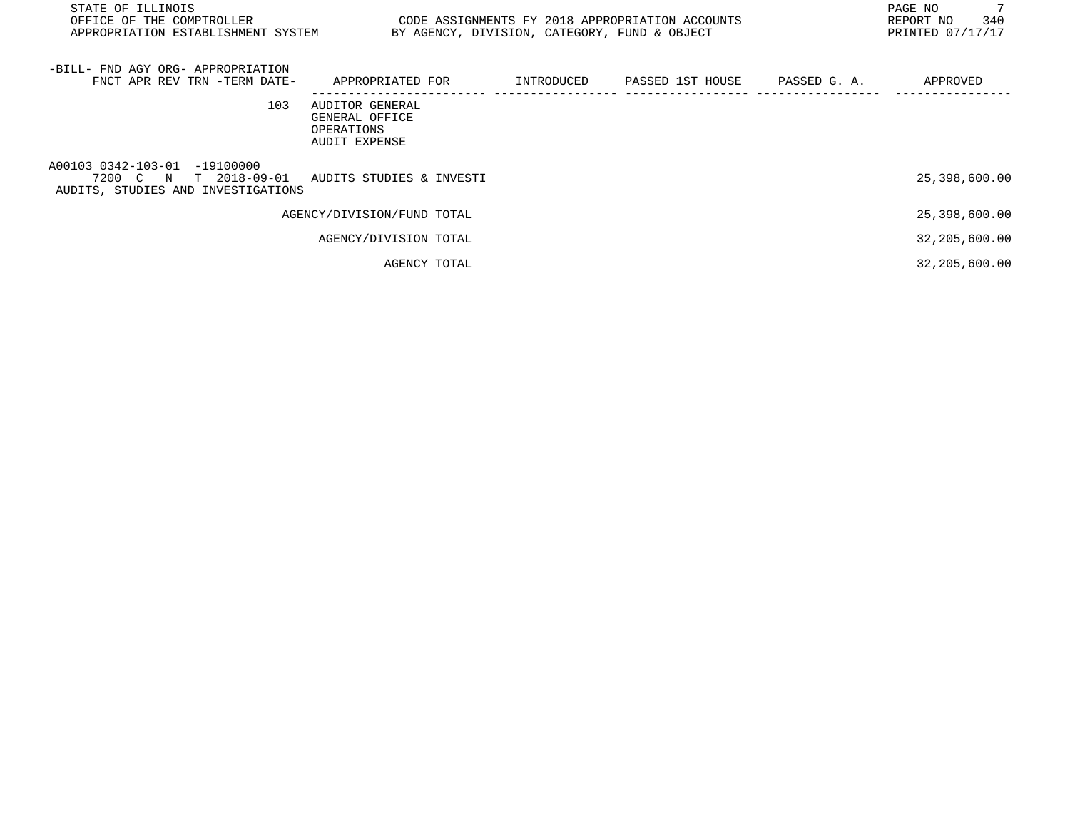| -BILL- FND AGY ORG- APPROPRIATION FNCT APR REV TRN -TERM DATE- | APPROPRIATED FOR | INTRODUCED | PASSED 1ST HOUSE | PASSED G. A. | APPROVED |
|---|---|---|---|---|---|
| 103 | AUDITOR GENERAL GENERAL OFFICE OPERATIONS AUDIT EXPENSE | | | | |
| A00103 0342-103-01 -19100000 7200 C N T 2018-09-01 AUDITS, STUDIES AND INVESTIGATIONS | AUDITS STUDIES & INVESTI | | | | 25,398,600.00 |
| | AGENCY/DIVISION/FUND TOTAL | | | | 25,398,600.00 |
| | AGENCY/DIVISION TOTAL | | | | 32,205,600.00 |
| | AGENCY TOTAL | | | | 32,205,600.00 |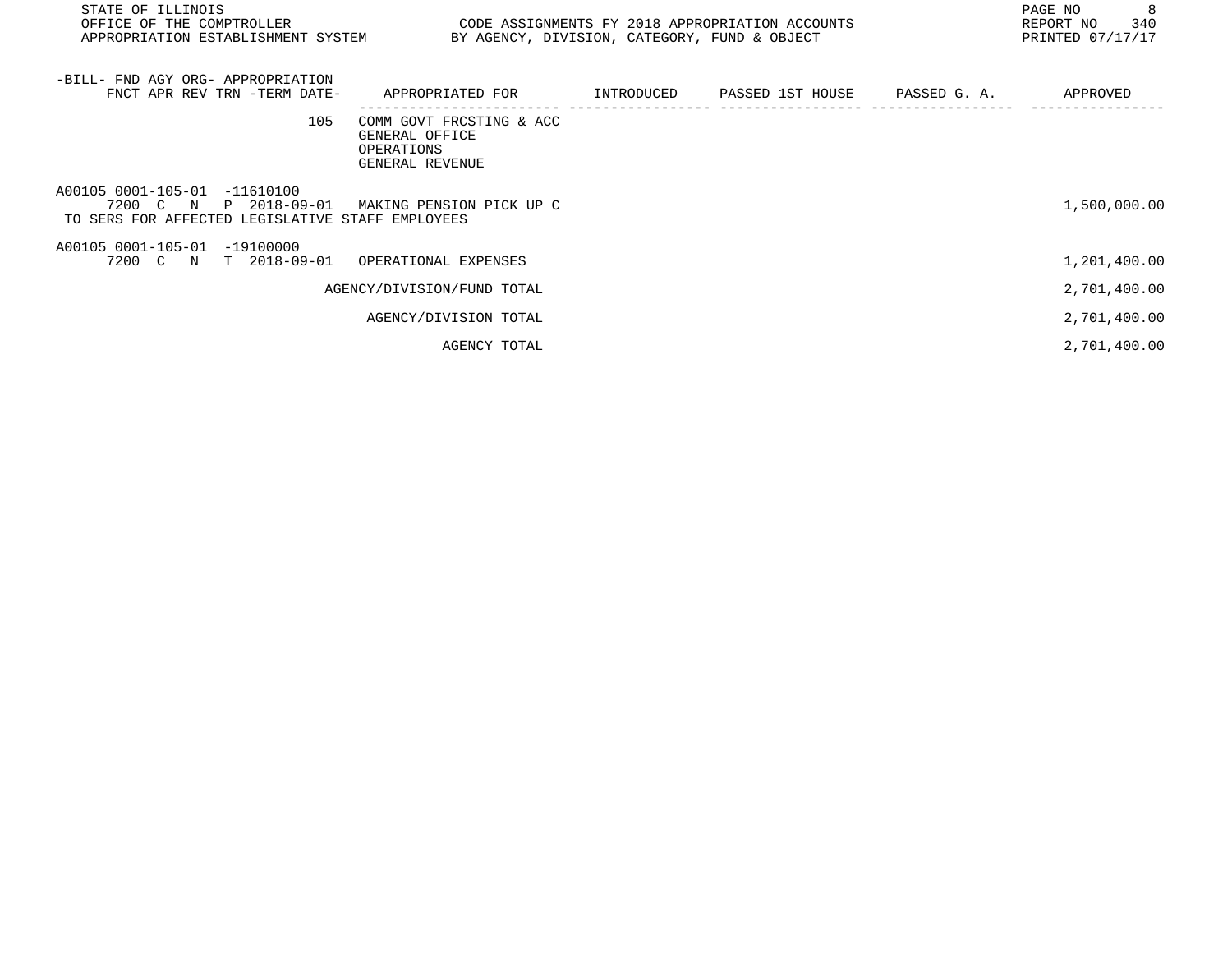| -BILL- FND AGY ORG- APPROPRIATION FNCT APR REV TRN -TERM DATE- | APPROPRIATED FOR | INTRODUCED | PASSED 1ST HOUSE | PASSED G. A. | APPROVED |
|---|---|---|---|---|---|
| 105 | COMM GOVT FRCSTING & ACC GENERAL OFFICE OPERATIONS GENERAL REVENUE | | | | |
| A00105 0001-105-01 -11610100 7200 C N P 2018-09-01 | MAKING PENSION PICK UP C TO SERS FOR AFFECTED LEGISLATIVE STAFF EMPLOYEES | | | | 1,500,000.00 |
| A00105 0001-105-01 -19100000 7200 C N T 2018-09-01 | OPERATIONAL EXPENSES | | | | 1,201,400.00 |
| | AGENCY/DIVISION/FUND TOTAL | | | | 2,701,400.00 |
| | AGENCY/DIVISION TOTAL | | | | 2,701,400.00 |
| | AGENCY TOTAL | | | | 2,701,400.00 |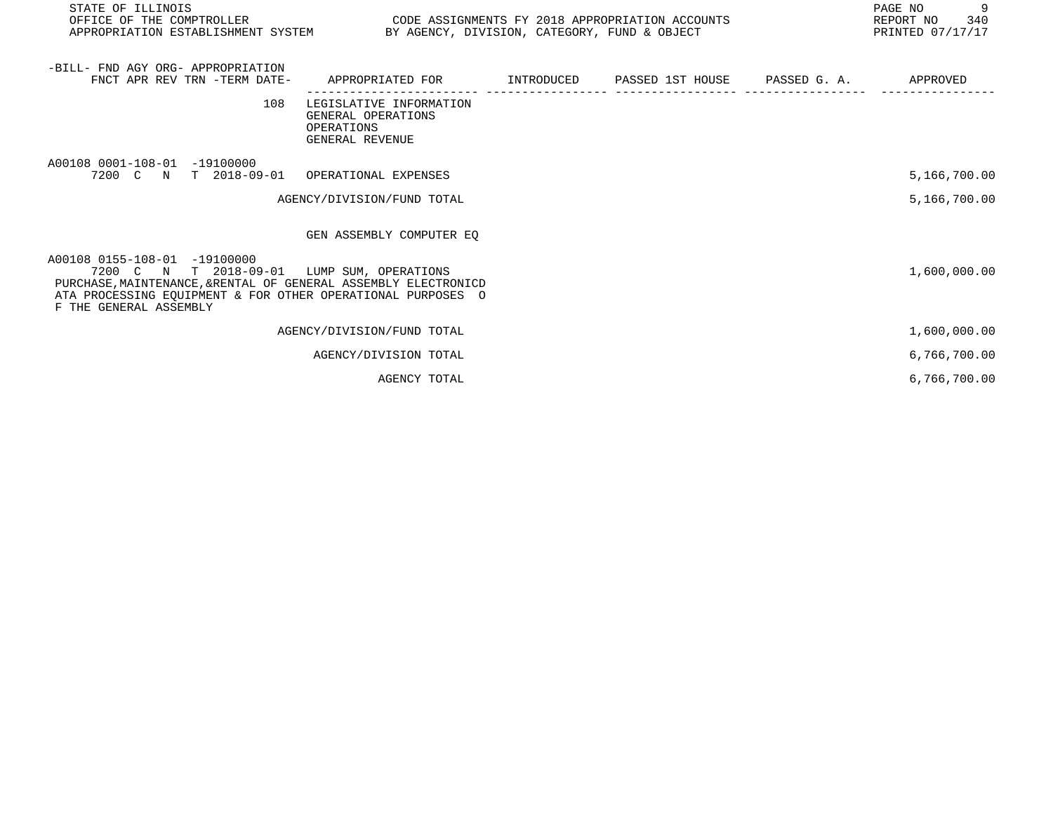| -BILL- FND AGY ORG- APPROPRIATION FNCT APR REV TRN -TERM DATE- | APPROPRIATED FOR | INTRODUCED | PASSED 1ST HOUSE | PASSED G. A. | APPROVED |
|---|---|---|---|---|---|
| 108 | LEGISLATIVE INFORMATION<br>GENERAL OPERATIONS<br>OPERATIONS<br>GENERAL REVENUE | | | | |
| A00108 0001-108-01 -19100000<br>7200 C N T 2018-09-01 | OPERATIONAL EXPENSES | | | | 5,166,700.00 |
| | AGENCY/DIVISION/FUND TOTAL | | | | 5,166,700.00 |
| | GEN ASSEMBLY COMPUTER EQ | | | | |
| A00108 0155-108-01 -19100000<br>7200 C N T 2018-09-01 | LUMP SUM, OPERATIONS | | | | 1,600,000.00 |
| PURCHASE,MAINTENANCE,&RENTAL OF GENERAL ASSEMBLY ELECTRONICD ATA PROCESSING EQUIPMENT & FOR OTHER OPERATIONAL PURPOSES O F THE GENERAL ASSEMBLY | | | | | |
| | AGENCY/DIVISION/FUND TOTAL | | | | 1,600,000.00 |
| | AGENCY/DIVISION TOTAL | | | | 6,766,700.00 |
| | AGENCY TOTAL | | | | 6,766,700.00 |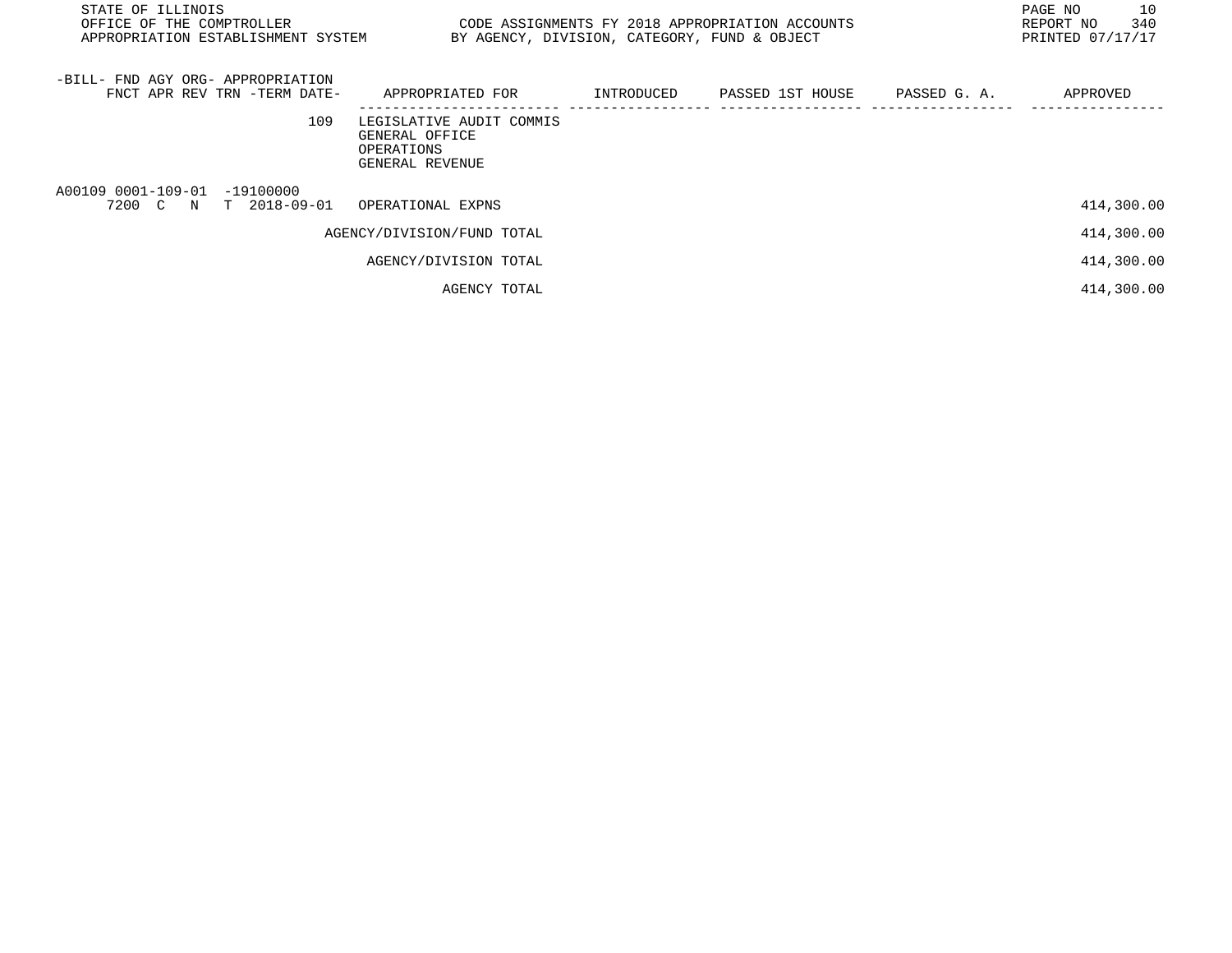| -BILL- FND AGY ORG- APPROPRIATION<br>FNCT APR REV TRN -TERM DATE- | APPROPRIATED FOR | INTRODUCED | PASSED 1ST HOUSE | PASSED G. A. | APPROVED |
|---|---|---|---|---|---|
| 109 | LEGISLATIVE AUDIT COMMIS<br>GENERAL OFFICE<br>OPERATIONS<br>GENERAL REVENUE | | | | |
| A00109 0001-109-01 -19100000<br>7200 C N T 2018-09-01 | OPERATIONAL EXPNS | | | | 414,300.00 |
| | AGENCY/DIVISION/FUND TOTAL | | | | 414,300.00 |
| | AGENCY/DIVISION TOTAL | | | | 414,300.00 |
| | AGENCY TOTAL | | | | 414,300.00 |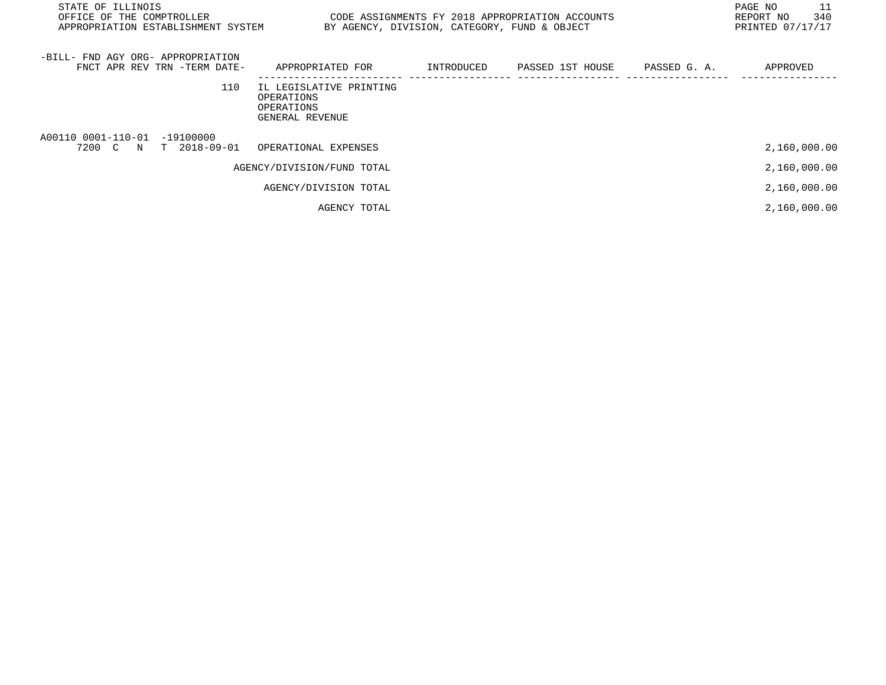| -BILL- FND AGY ORG- APPROPRIATION FNCT APR REV TRN -TERM DATE- | APPROPRIATED FOR | INTRODUCED | PASSED 1ST HOUSE | PASSED G. A. | APPROVED |
|---|---|---|---|---|---|
| 110 | IL LEGISLATIVE PRINTING<br>OPERATIONS<br>OPERATIONS<br>GENERAL REVENUE | | | | |
| A00110 0001-110-01 -19100000<br>7200 C N T 2018-09-01 | OPERATIONAL EXPENSES | | | | 2,160,000.00 |
| | AGENCY/DIVISION/FUND TOTAL | | | | 2,160,000.00 |
| | AGENCY/DIVISION TOTAL | | | | 2,160,000.00 |
| | AGENCY TOTAL | | | | 2,160,000.00 |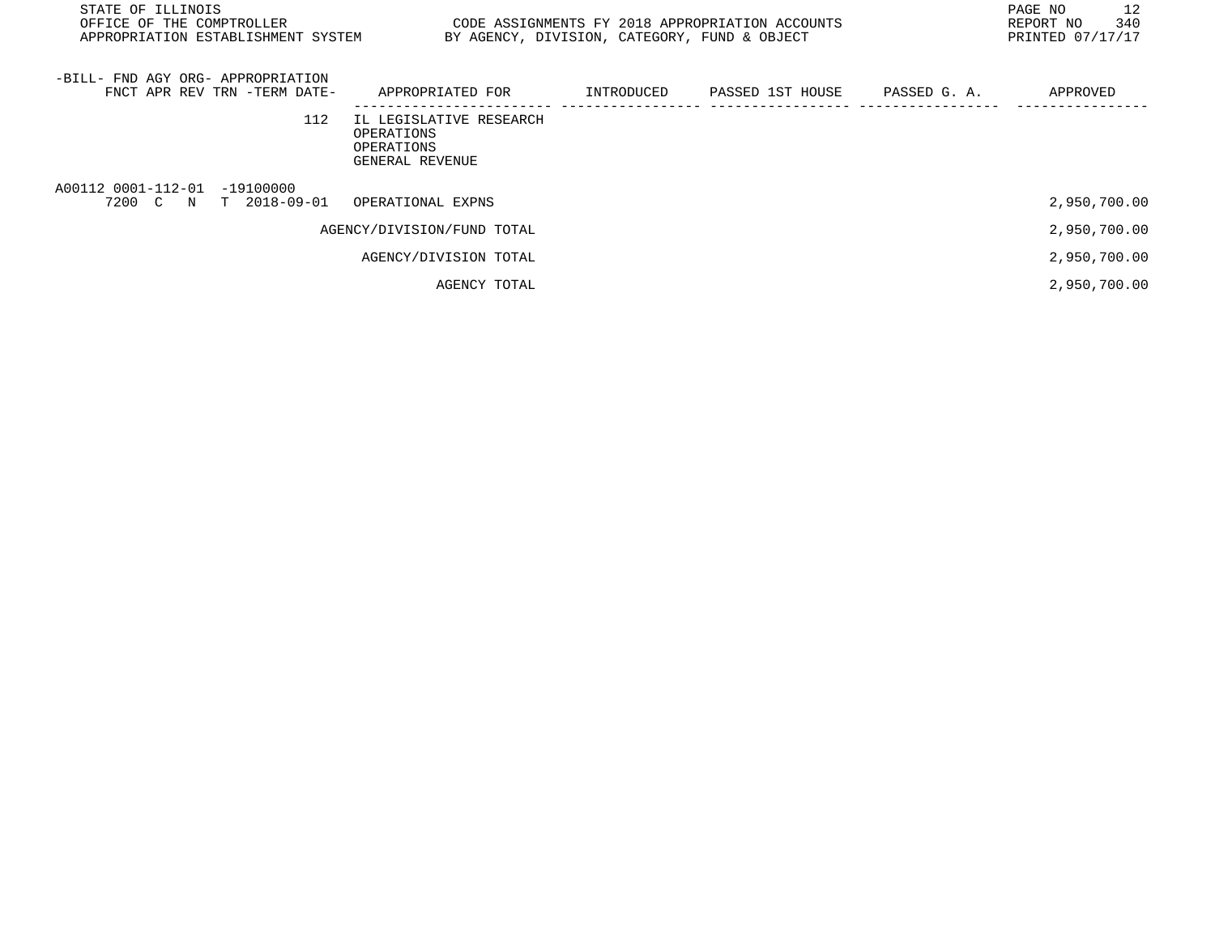STATE OF ILLINOIS
OFFICE OF THE COMPTROLLER
APPROPRIATION ESTABLISHMENT SYSTEM

CODE ASSIGNMENTS FY 2018 APPROPRIATION ACCOUNTS
BY AGENCY, DIVISION, CATEGORY, FUND & OBJECT

REPORT NO 340
PRINTED 07/17/17

| -BILL- FND AGY ORG- APPROPRIATION FNCT APR REV TRN -TERM DATE- | APPROPRIATED FOR | INTRODUCED | PASSED 1ST HOUSE | PASSED G. A. | APPROVED |
|---|---|---|---|---|---|
| 112 | IL LEGISLATIVE RESEARCH<br>OPERATIONS<br>OPERATIONS<br>GENERAL REVENUE | | | | |
| A00112 0001-112-01 -19100000<br>7200 C N T 2018-09-01 | OPERATIONAL EXPNS | | | | 2,950,700.00 |
| | AGENCY/DIVISION/FUND TOTAL | | | | 2,950,700.00 |
| | AGENCY/DIVISION TOTAL | | | | 2,950,700.00 |
| | AGENCY TOTAL | | | | 2,950,700.00 |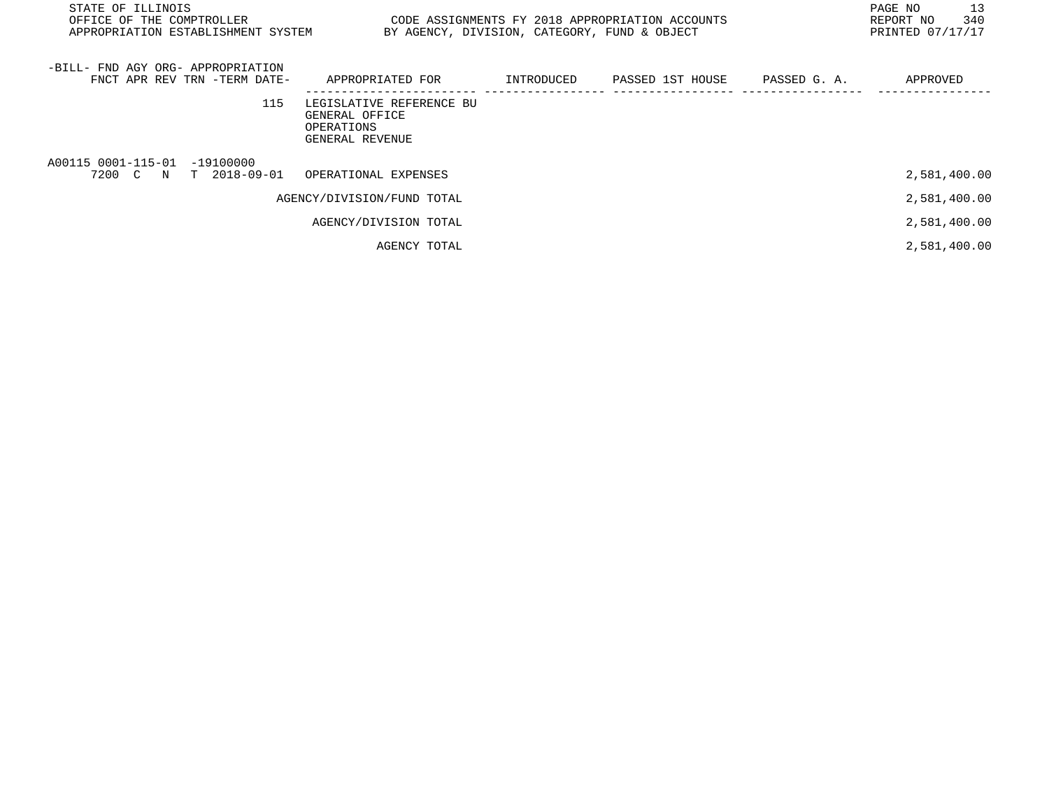STATE OF ILLINOIS
OFFICE OF THE COMPTROLLER
APPROPRIATION ESTABLISHMENT SYSTEM

CODE ASSIGNMENTS FY 2018 APPROPRIATION ACCOUNTS
BY AGENCY, DIVISION, CATEGORY, FUND & OBJECT

REPORT NO 340
PRINTED 07/17/17

| -BILL- FND AGY ORG- APPROPRIATION<br>FNCT APR REV TRN -TERM DATE- | APPROPRIATED FOR | INTRODUCED | PASSED 1ST HOUSE | PASSED G. A. | APPROVED |
|---|---|---|---|---|---|
| 115 | LEGISLATIVE REFERENCE BU<br>GENERAL OFFICE<br>OPERATIONS<br>GENERAL REVENUE | | | | |
| A00115 0001-115-01 -19100000<br>7200 C N T 2018-09-01 | OPERATIONAL EXPENSES | | | | 2,581,400.00 |
| | AGENCY/DIVISION/FUND TOTAL | | | | 2,581,400.00 |
| | AGENCY/DIVISION TOTAL | | | | 2,581,400.00 |
| | AGENCY TOTAL | | | | 2,581,400.00 |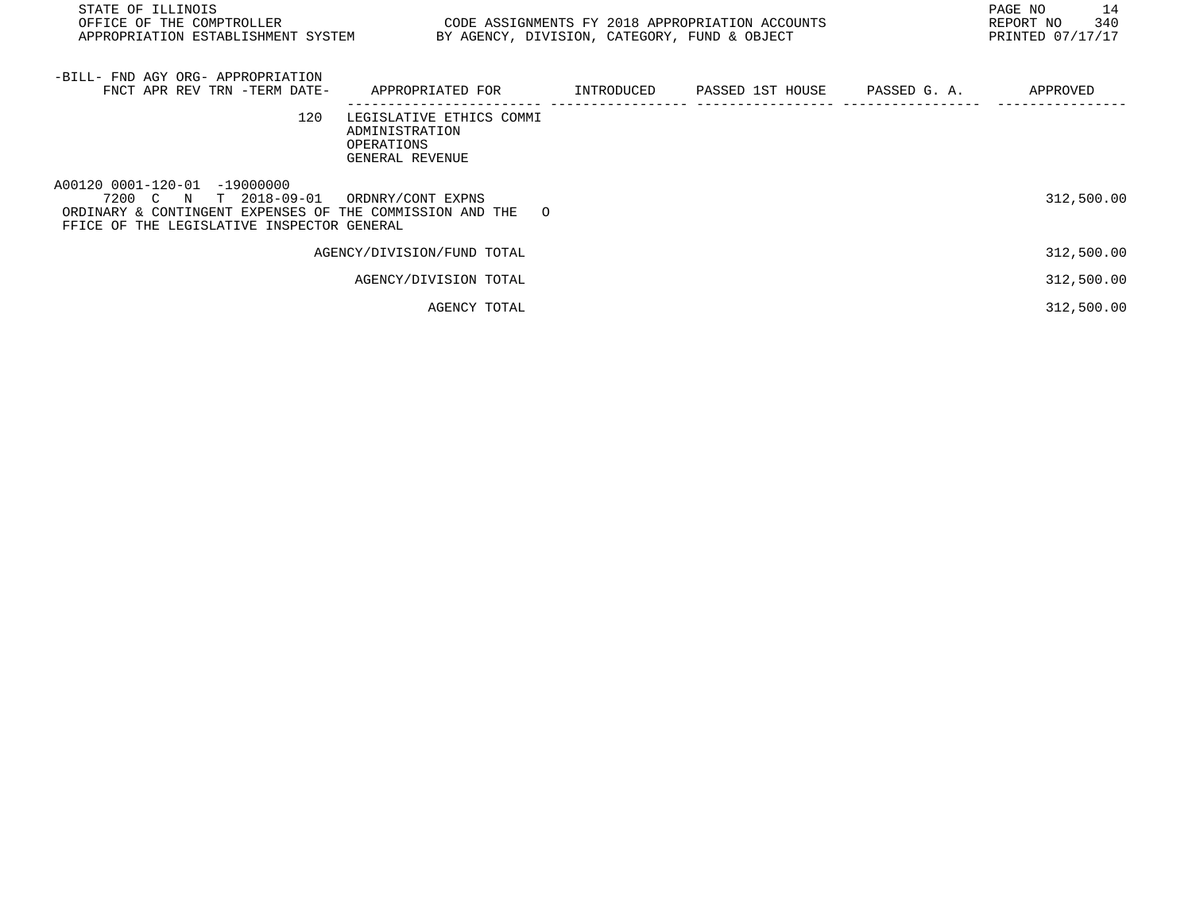| -BILL- FND AGY ORG- APPROPRIATION FNCT APR REV TRN -TERM DATE- | APPROPRIATED FOR | INTRODUCED | PASSED 1ST HOUSE | PASSED G. A. | APPROVED |
|---|---|---|---|---|---|
| 120 | LEGISLATIVE ETHICS COMMI ADMINISTRATION OPERATIONS GENERAL REVENUE | | | | |
| A00120 0001-120-01 -19000000 7200 C N T 2018-09-01 | ORDNRY/CONT EXPNS | | | | 312,500.00 |
| ORDINARY & CONTINGENT EXPENSES OF THE COMMISSION AND THE O FFICE OF THE LEGISLATIVE INSPECTOR GENERAL | | | | | |
| | AGENCY/DIVISION/FUND TOTAL | | | | 312,500.00 |
| | AGENCY/DIVISION TOTAL | | | | 312,500.00 |
| | AGENCY TOTAL | | | | 312,500.00 |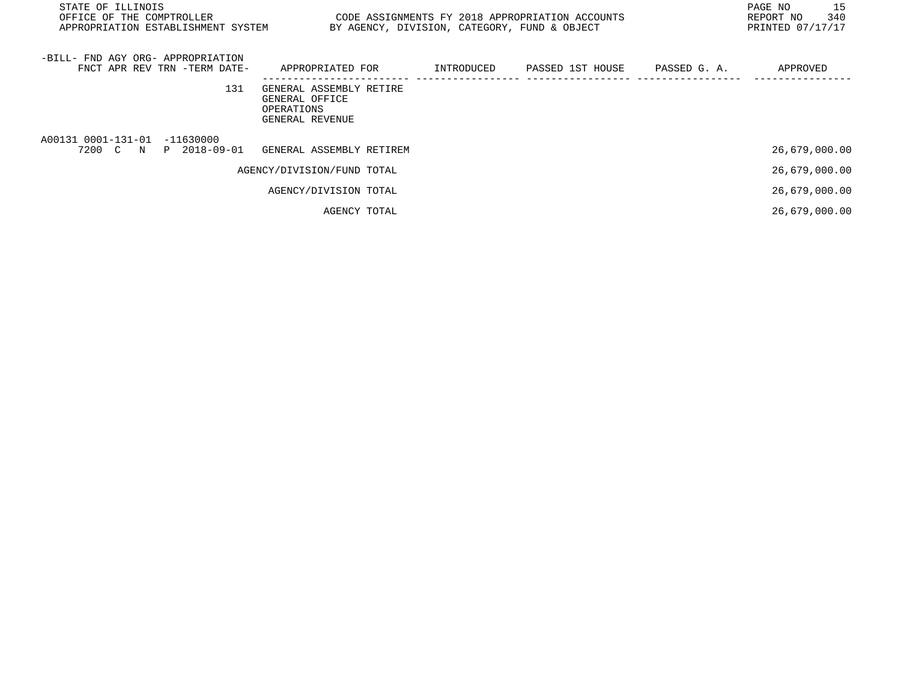| -BILL- FND AGY ORG- APPROPRIATION FNCT APR REV TRN -TERM DATE- | APPROPRIATED FOR | INTRODUCED | PASSED 1ST HOUSE | PASSED G. A. | APPROVED |
|---|---|---|---|---|---|
| 131 | GENERAL ASSEMBLY RETIRE GENERAL OFFICE OPERATIONS GENERAL REVENUE | | | | |
| A00131 0001-131-01 -11630000 7200 C N P 2018-09-01 | GENERAL ASSEMBLY RETIREM | | | | 26,679,000.00 |
| | AGENCY/DIVISION/FUND TOTAL | | | | 26,679,000.00 |
| | AGENCY/DIVISION TOTAL | | | | 26,679,000.00 |
| | AGENCY TOTAL | | | | 26,679,000.00 |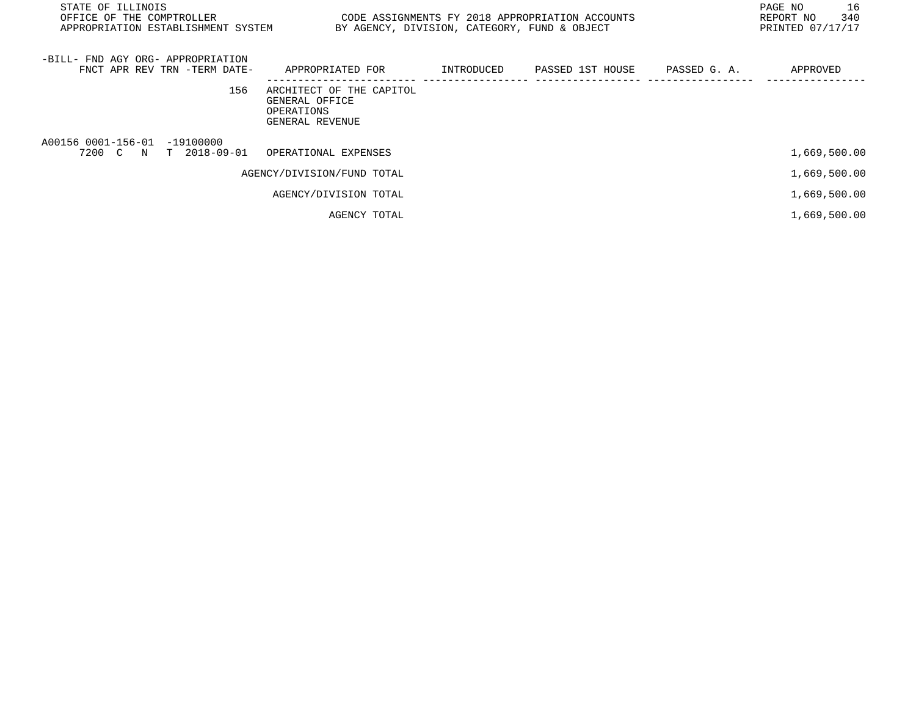STATE OF ILLINOIS
OFFICE OF THE COMPTROLLER
APPROPRIATION ESTABLISHMENT SYSTEM

CODE ASSIGNMENTS FY 2018 APPROPRIATION ACCOUNTS
BY AGENCY, DIVISION, CATEGORY, FUND & OBJECT

REPORT NO 340
PRINTED 07/17/17

| -BILL- FND AGY ORG- APPROPRIATION<br>FNCT APR REV TRN -TERM DATE- | APPROPRIATED FOR | INTRODUCED | PASSED 1ST HOUSE | PASSED G. A. | APPROVED |
|---|---|---|---|---|---|
| 156 | ARCHITECT OF THE CAPITOL<br>GENERAL OFFICE<br>OPERATIONS<br>GENERAL REVENUE | | | | |
| A00156 0001-156-01 -19100000<br>7200 C N T 2018-09-01 | OPERATIONAL EXPENSES | | | | 1,669,500.00 |
| | AGENCY/DIVISION/FUND TOTAL | | | | 1,669,500.00 |
| | AGENCY/DIVISION TOTAL | | | | 1,669,500.00 |
| | AGENCY TOTAL | | | | 1,669,500.00 |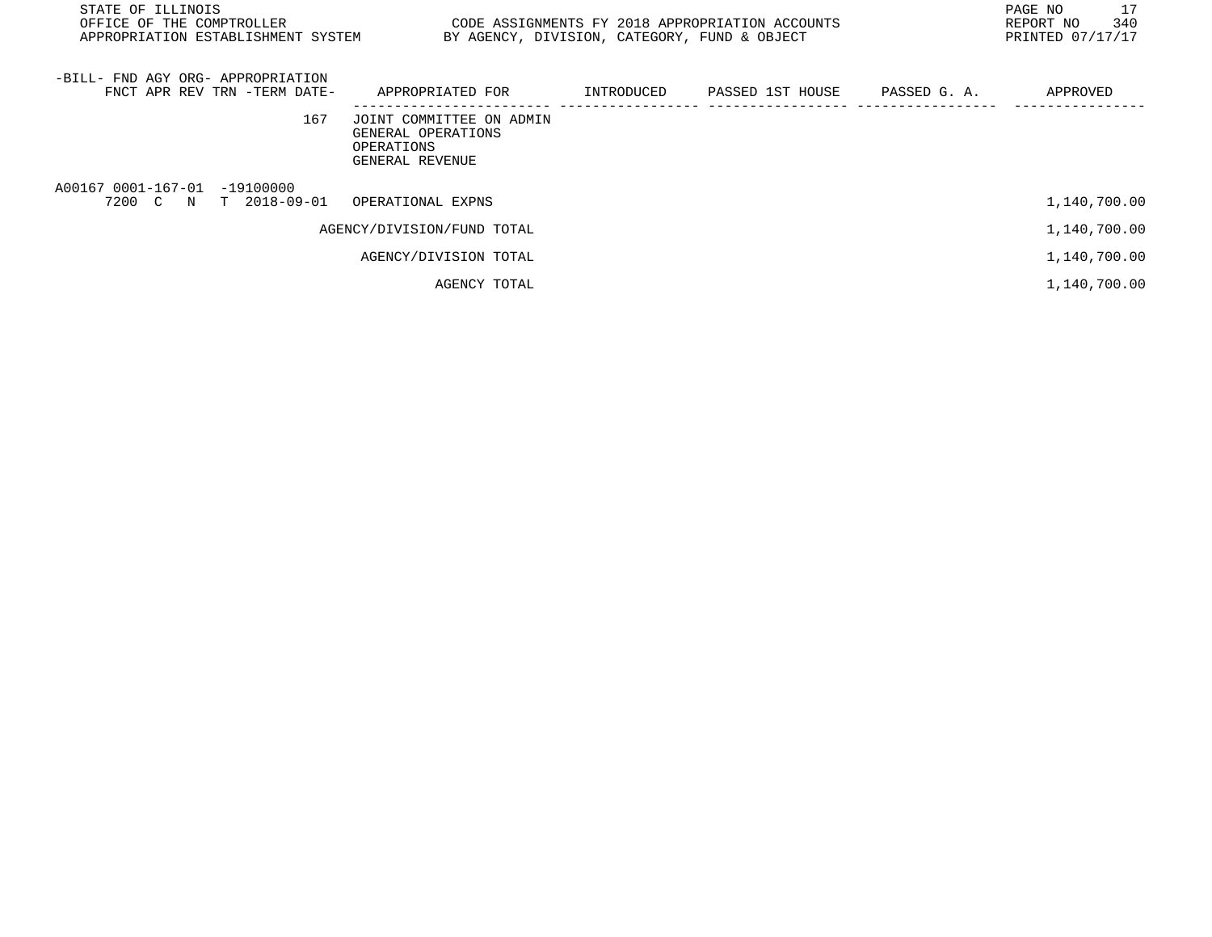| -BILL- FND AGY ORG- APPROPRIATION FNCT APR REV TRN -TERM DATE- | APPROPRIATED FOR | INTRODUCED | PASSED 1ST HOUSE | PASSED G. A. | APPROVED |
|---|---|---|---|---|---|
| 167 | JOINT COMMITTEE ON ADMIN GENERAL OPERATIONS OPERATIONS GENERAL REVENUE | | | | |
| A00167 0001-167-01 -19100000 7200 C N T 2018-09-01 | OPERATIONAL EXPNS | | | | 1,140,700.00 |
| | AGENCY/DIVISION/FUND TOTAL | | | | 1,140,700.00 |
| | AGENCY/DIVISION TOTAL | | | | 1,140,700.00 |
| | AGENCY TOTAL | | | | 1,140,700.00 |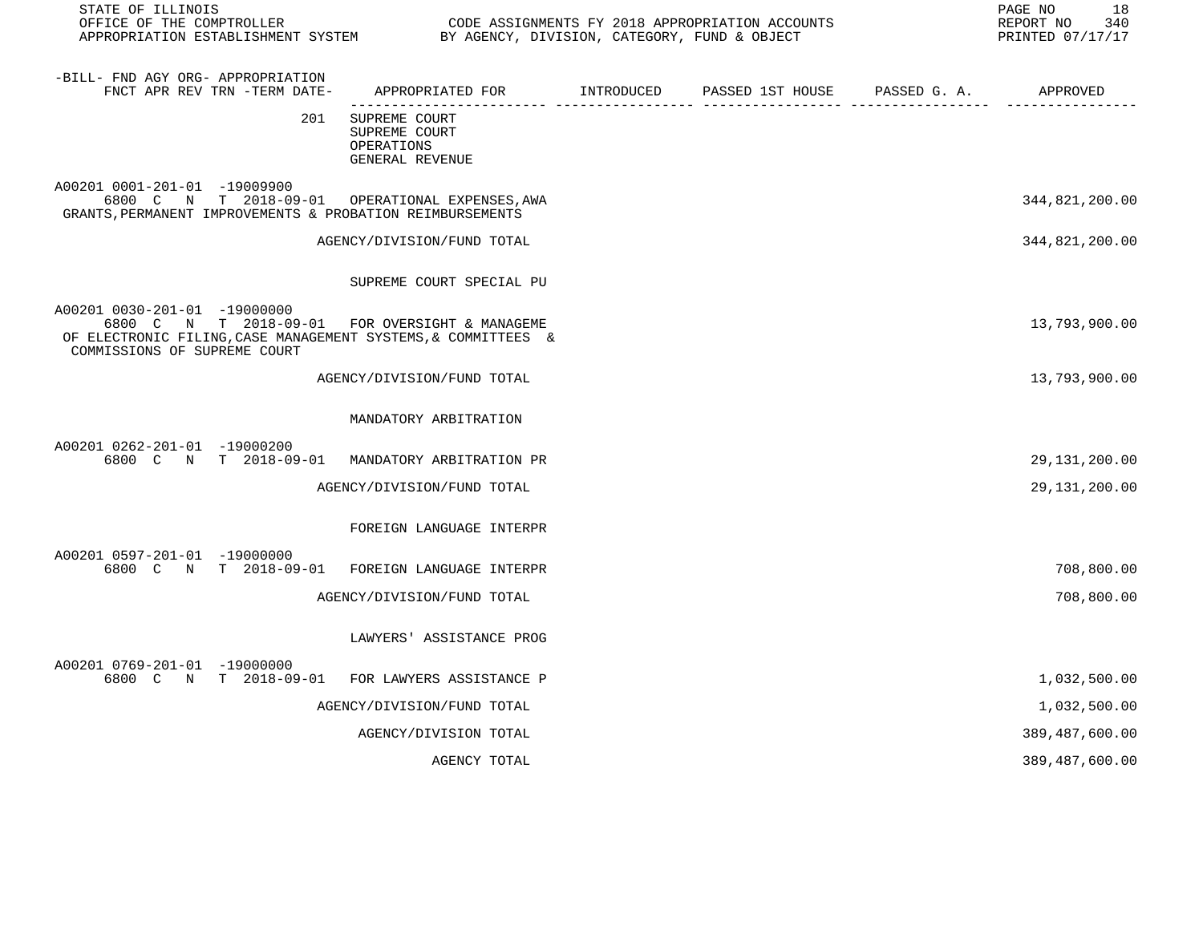STATE OF ILLINOIS
OFFICE OF THE COMPTROLLER
APPROPRIATION ESTABLISHMENT SYSTEM

CODE ASSIGNMENTS FY 2018 APPROPRIATION ACCOUNTS
BY AGENCY, DIVISION, CATEGORY, FUND & OBJECT

REPORT NO 340
PRINTED 07/17/17

| -BILL- FND AGY ORG- APPROPRIATION FNCT APR REV TRN -TERM DATE- | APPROPRIATED FOR | INTRODUCED | PASSED 1ST HOUSE | PASSED G. A. | APPROVED |
|---|---|---|---|---|---|
| 201 | SUPREME COURT<br>SUPREME COURT<br>OPERATIONS<br>GENERAL REVENUE | | | | |
| A00201 0001-201-01 -19009900<br>6800 C N T 2018-09-01 | OPERATIONAL EXPENSES,AWA<br>GRANTS,PERMANENT IMPROVEMENTS & PROBATION REIMBURSEMENTS | | | | 344,821,200.00 |
| | AGENCY/DIVISION/FUND TOTAL | | | | 344,821,200.00 |
| | SUPREME COURT SPECIAL PU | | | | |
| A00201 0030-201-01 -19000000<br>6800 C N T 2018-09-01 | FOR OVERSIGHT & MANAGEME<br>OF ELECTRONIC FILING,CASE MANAGEMENT SYSTEMS,& COMMITTEES &<br>COMMISSIONS OF SUPREME COURT | | | | 13,793,900.00 |
| | AGENCY/DIVISION/FUND TOTAL | | | | 13,793,900.00 |
| | MANDATORY ARBITRATION | | | | |
| A00201 0262-201-01 -19000200<br>6800 C N T 2018-09-01 | MANDATORY ARBITRATION PR | | | | 29,131,200.00 |
| | AGENCY/DIVISION/FUND TOTAL | | | | 29,131,200.00 |
| | FOREIGN LANGUAGE INTERPR | | | | |
| A00201 0597-201-01 -19000000<br>6800 C N T 2018-09-01 | FOREIGN LANGUAGE INTERPR | | | | 708,800.00 |
| | AGENCY/DIVISION/FUND TOTAL | | | | 708,800.00 |
| | LAWYERS' ASSISTANCE PROG | | | | |
| A00201 0769-201-01 -19000000<br>6800 C N T 2018-09-01 | FOR LAWYERS ASSISTANCE P | | | | 1,032,500.00 |
| | AGENCY/DIVISION/FUND TOTAL | | | | 1,032,500.00 |
| | AGENCY/DIVISION TOTAL | | | | 389,487,600.00 |
| | AGENCY TOTAL | | | | 389,487,600.00 |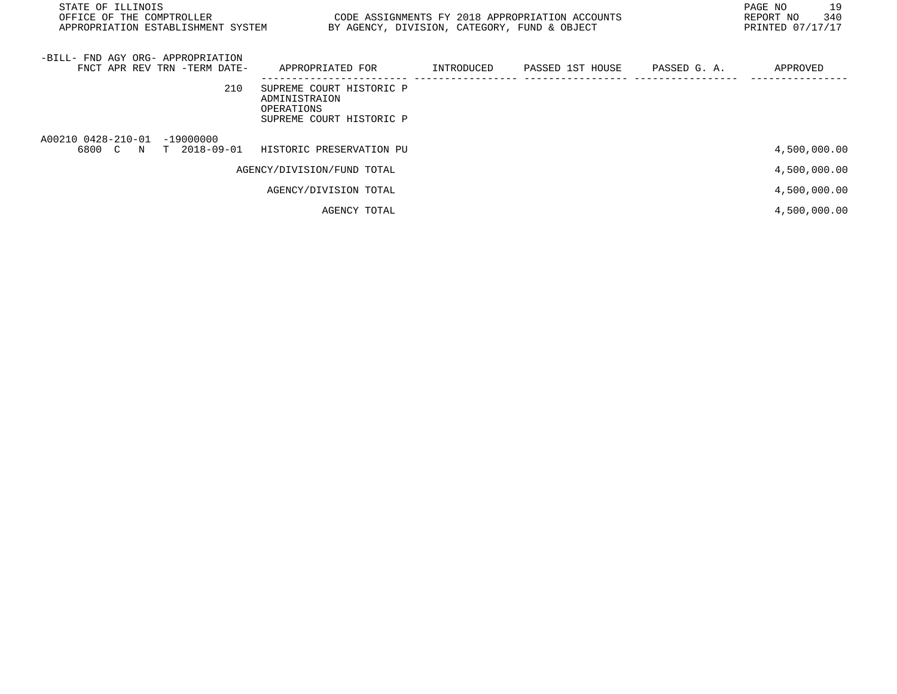STATE OF ILLINOIS
OFFICE OF THE COMPTROLLER
APPROPRIATION ESTABLISHMENT SYSTEM

CODE ASSIGNMENTS FY 2018 APPROPRIATION ACCOUNTS
BY AGENCY, DIVISION, CATEGORY, FUND & OBJECT

REPORT NO 340
PRINTED 07/17/17

| -BILL- FND AGY ORG- APPROPRIATION FNCT APR REV TRN -TERM DATE- | APPROPRIATED FOR | INTRODUCED | PASSED 1ST HOUSE | PASSED G. A. | APPROVED |
|---|---|---|---|---|---|
| 210 | SUPREME COURT HISTORIC P ADMINISTRAION OPERATIONS SUPREME COURT HISTORIC P | | | | |
| A00210 0428-210-01 -19000000 6800 C N T 2018-09-01 | HISTORIC PRESERVATION PU | | | | 4,500,000.00 |
| | AGENCY/DIVISION/FUND TOTAL | | | | 4,500,000.00 |
| | AGENCY/DIVISION TOTAL | | | | 4,500,000.00 |
| | AGENCY TOTAL | | | | 4,500,000.00 |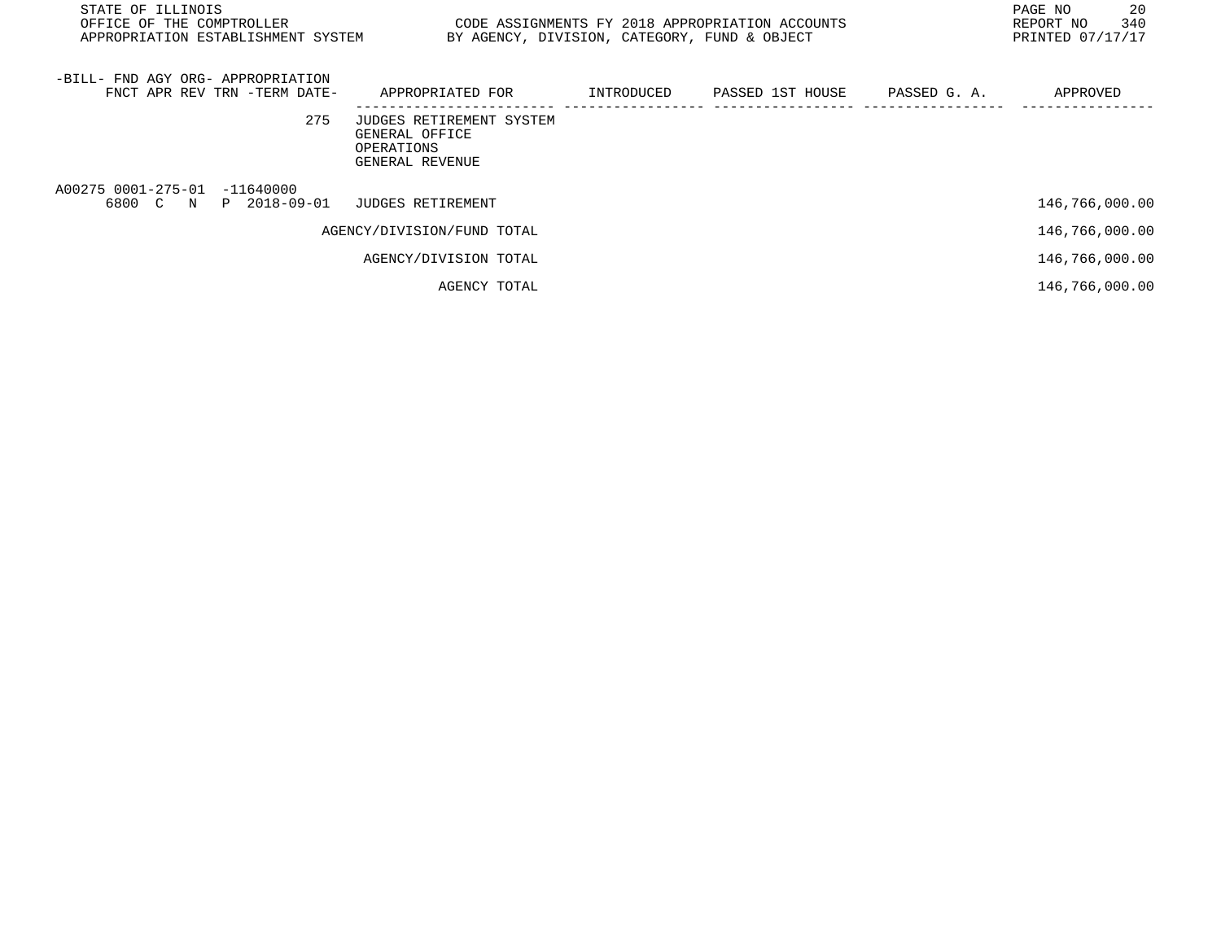| -BILL- FND AGY ORG- APPROPRIATION FNCT APR REV TRN -TERM DATE- | APPROPRIATED FOR | INTRODUCED | PASSED 1ST HOUSE | PASSED G. A. | APPROVED |
|---|---|---|---|---|---|
| 275 | JUDGES RETIREMENT SYSTEM<br>GENERAL OFFICE<br>OPERATIONS<br>GENERAL REVENUE | | | | |
| A00275 0001-275-01 -11640000<br>6800 C N P 2018-09-01 | JUDGES RETIREMENT | | | | 146,766,000.00 |
| | AGENCY/DIVISION/FUND TOTAL | | | | 146,766,000.00 |
| | AGENCY/DIVISION TOTAL | | | | 146,766,000.00 |
| | AGENCY TOTAL | | | | 146,766,000.00 |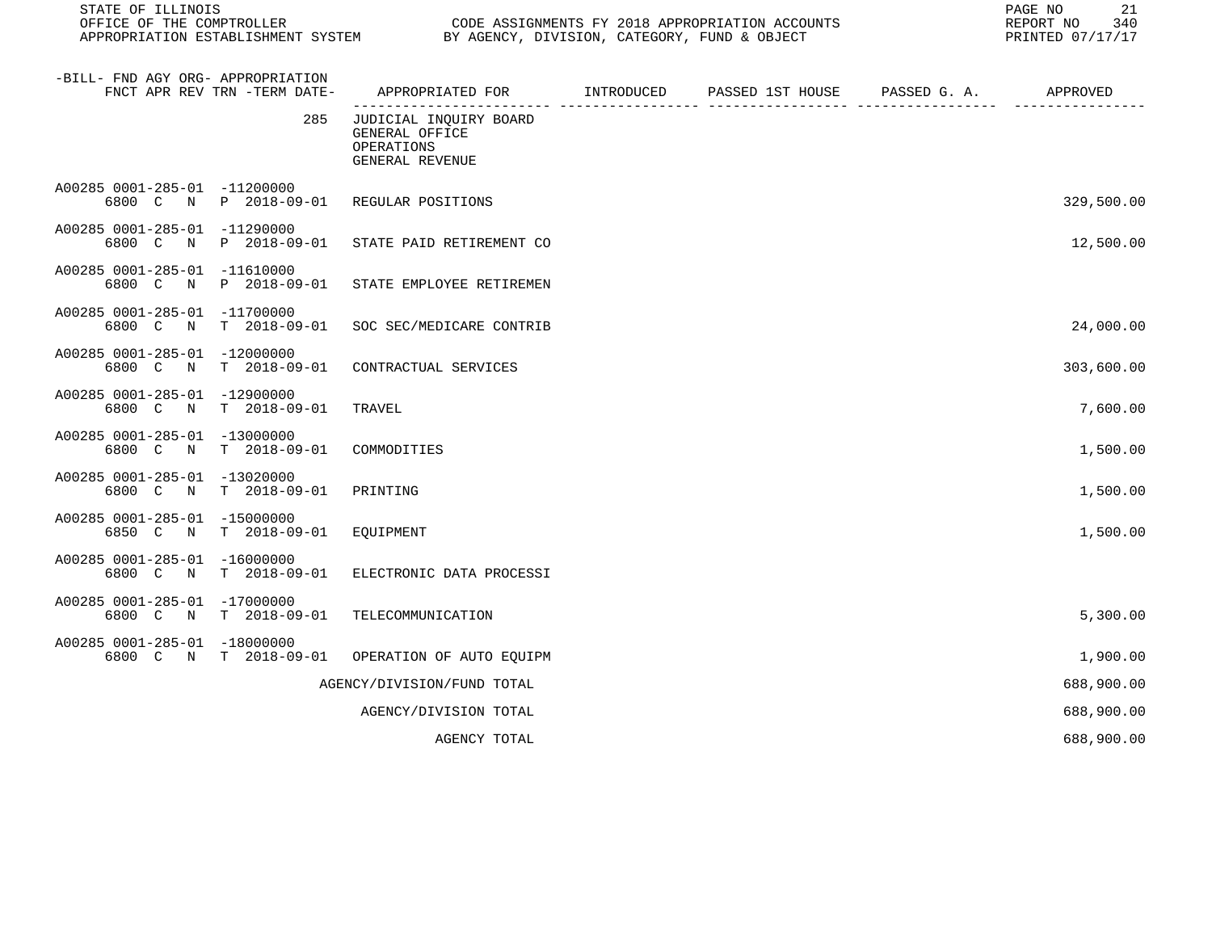STATE OF ILLINOIS
OFFICE OF THE COMPTROLLER
APPROPRIATION ESTABLISHMENT SYSTEM

CODE ASSIGNMENTS FY 2018 APPROPRIATION ACCOUNTS
BY AGENCY, DIVISION, CATEGORY, FUND & OBJECT

REPORT NO 340
PRINTED 07/17/17

| -BILL- FND AGY ORG- APPROPRIATION FNCT APR REV TRN -TERM DATE- | APPROPRIATED FOR | INTRODUCED | PASSED 1ST HOUSE | PASSED G. A. | APPROVED |
|---|---|---|---|---|---|
| 285 | JUDICIAL INQUIRY BOARD GENERAL OFFICE OPERATIONS GENERAL REVENUE | | | | |
| A00285 0001-285-01 -11200000 6800 C N P 2018-09-01 | REGULAR POSITIONS | | | | 329,500.00 |
| A00285 0001-285-01 -11290000 6800 C N P 2018-09-01 | STATE PAID RETIREMENT CO | | | | 12,500.00 |
| A00285 0001-285-01 -11610000 6800 C N P 2018-09-01 | STATE EMPLOYEE RETIREMEN | | | | |
| A00285 0001-285-01 -11700000 6800 C N T 2018-09-01 | SOC SEC/MEDICARE CONTRIB | | | | 24,000.00 |
| A00285 0001-285-01 -12000000 6800 C N T 2018-09-01 | CONTRACTUAL SERVICES | | | | 303,600.00 |
| A00285 0001-285-01 -12900000 6800 C N T 2018-09-01 | TRAVEL | | | | 7,600.00 |
| A00285 0001-285-01 -13000000 6800 C N T 2018-09-01 | COMMODITIES | | | | 1,500.00 |
| A00285 0001-285-01 -13020000 6800 C N T 2018-09-01 | PRINTING | | | | 1,500.00 |
| A00285 0001-285-01 -15000000 6850 C N T 2018-09-01 | EQUIPMENT | | | | 1,500.00 |
| A00285 0001-285-01 -16000000 6800 C N T 2018-09-01 | ELECTRONIC DATA PROCESSI | | | | |
| A00285 0001-285-01 -17000000 6800 C N T 2018-09-01 | TELECOMMUNICATION | | | | 5,300.00 |
| A00285 0001-285-01 -18000000 6800 C N T 2018-09-01 | OPERATION OF AUTO EQUIPM | | | | 1,900.00 |
| | AGENCY/DIVISION/FUND TOTAL | | | | 688,900.00 |
| | AGENCY/DIVISION TOTAL | | | | 688,900.00 |
| | AGENCY TOTAL | | | | 688,900.00 |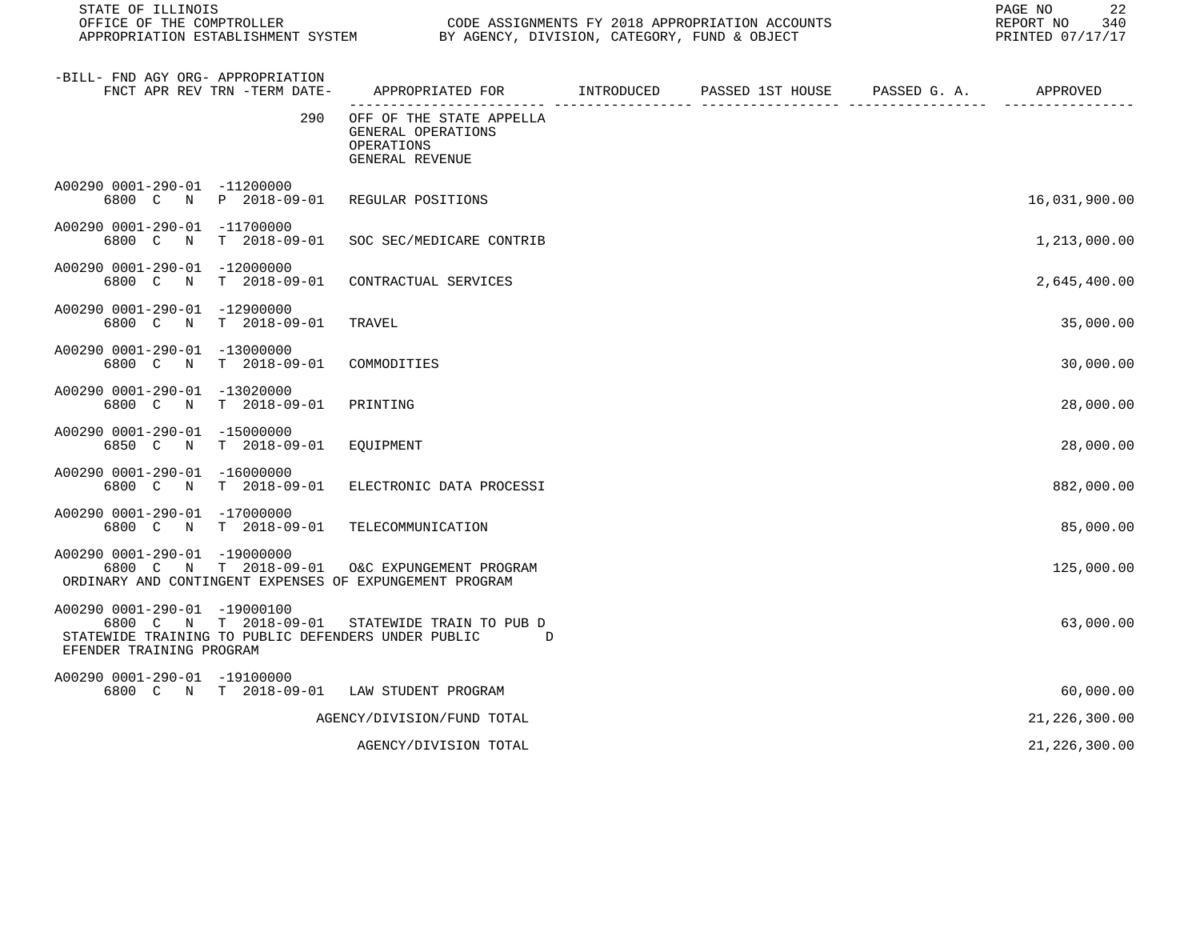STATE OF ILLINOIS
OFFICE OF THE COMPTROLLER
APPROPRIATION ESTABLISHMENT SYSTEM

CODE ASSIGNMENTS FY 2018 APPROPRIATION ACCOUNTS
BY AGENCY, DIVISION, CATEGORY, FUND & OBJECT

REPORT NO 340
PRINTED 07/17/17

| -BILL- FND AGY ORG- APPROPRIATION<br>FNCT APR REV TRN -TERM DATE- | APPROPRIATED FOR | INTRODUCED | PASSED 1ST HOUSE | PASSED G. A. | APPROVED |
|---|---|---|---|---|---|
| 290 | OFF OF THE STATE APPELLA<br>GENERAL OPERATIONS<br>OPERATIONS<br>GENERAL REVENUE | | | | |
| A00290 0001-290-01 -11200000<br>6800 C N P 2018-09-01 | REGULAR POSITIONS | | | | 16,031,900.00 |
| A00290 0001-290-01 -11700000<br>6800 C N T 2018-09-01 | SOC SEC/MEDICARE CONTRIB | | | | 1,213,000.00 |
| A00290 0001-290-01 -12000000<br>6800 C N T 2018-09-01 | CONTRACTUAL SERVICES | | | | 2,645,400.00 |
| A00290 0001-290-01 -12900000<br>6800 C N T 2018-09-01 | TRAVEL | | | | 35,000.00 |
| A00290 0001-290-01 -13000000<br>6800 C N T 2018-09-01 | COMMODITIES | | | | 30,000.00 |
| A00290 0001-290-01 -13020000<br>6800 C N T 2018-09-01 | PRINTING | | | | 28,000.00 |
| A00290 0001-290-01 -15000000<br>6850 C N T 2018-09-01 | EQUIPMENT | | | | 28,000.00 |
| A00290 0001-290-01 -16000000<br>6800 C N T 2018-09-01 | ELECTRONIC DATA PROCESSI | | | | 882,000.00 |
| A00290 0001-290-01 -17000000<br>6800 C N T 2018-09-01 | TELECOMMUNICATION | | | | 85,000.00 |
| A00290 0001-290-01 -19000000<br>6800 C N T 2018-09-01<br>ORDINARY AND CONTINGENT EXPENSES OF EXPUNGEMENT PROGRAM | O&C EXPUNGEMENT PROGRAM | | | | 125,000.00 |
| A00290 0001-290-01 -19000100<br>6800 C N T 2018-09-01<br>STATEWIDE TRAINING TO PUBLIC DEFENDERS UNDER PUBLIC D<br>EFENDER TRAINING PROGRAM | STATEWIDE TRAIN TO PUB D | | | | 63,000.00 |
| A00290 0001-290-01 -19100000<br>6800 C N T 2018-09-01 | LAW STUDENT PROGRAM | | | | 60,000.00 |
| | AGENCY/DIVISION/FUND TOTAL | | | | 21,226,300.00 |
| | AGENCY/DIVISION TOTAL | | | | 21,226,300.00 |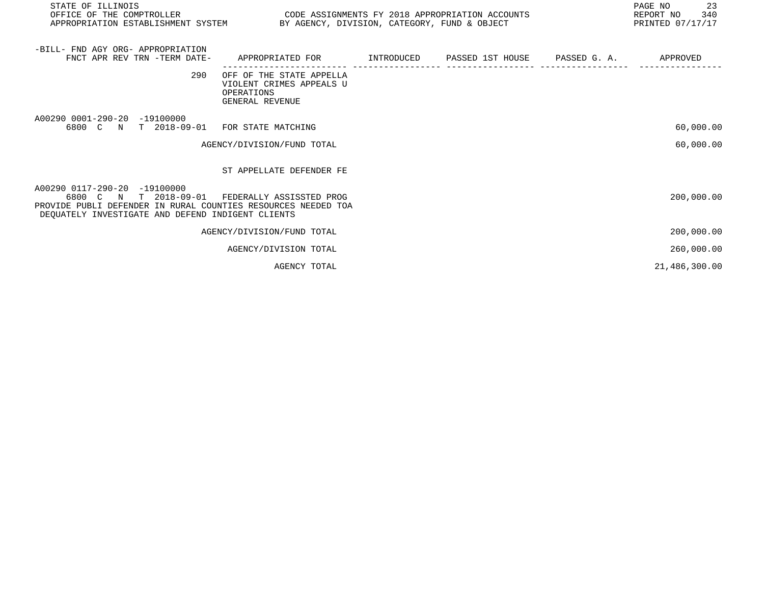| -BILL- FND AGY ORG- APPROPRIATION FNCT APR REV TRN -TERM DATE- | APPROPRIATED FOR | INTRODUCED | PASSED 1ST HOUSE | PASSED G. A. | APPROVED |
|---|---|---|---|---|---|
| 290 | OFF OF THE STATE APPELLA VIOLENT CRIMES APPEALS U OPERATIONS GENERAL REVENUE | | | | |
| A00290 0001-290-20 -19100000 6800 C N T 2018-09-01 | FOR STATE MATCHING | | | | 60,000.00 |
| | AGENCY/DIVISION/FUND TOTAL | | | | 60,000.00 |
| | ST APPELLATE DEFENDER FE | | | | |
| A00290 0117-290-20 -19100000 6800 C N T 2018-09-01 | FEDERALLY ASSISSTED PROG | | | | 200,000.00 |
| PROVIDE PUBLI DEFENDER IN RURAL COUNTIES RESOURCES NEEDED TOA DEQUATELY INVESTIGATE AND DEFEND INDIGENT CLIENTS | | | | | |
| | AGENCY/DIVISION/FUND TOTAL | | | | 200,000.00 |
| | AGENCY/DIVISION TOTAL | | | | 260,000.00 |
| | AGENCY TOTAL | | | | 21,486,300.00 |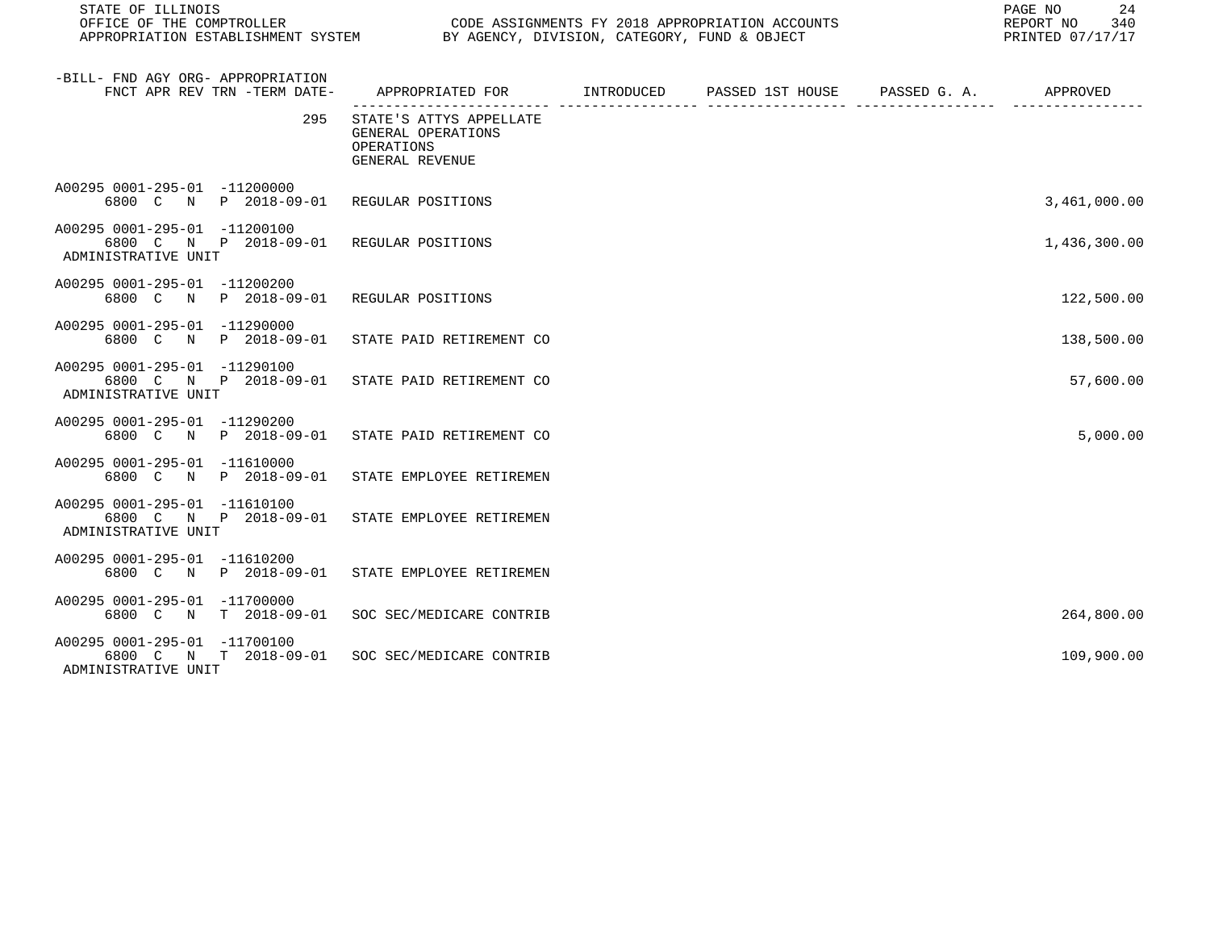STATE OF ILLINOIS
OFFICE OF THE COMPTROLLER
APPROPRIATION ESTABLISHMENT SYSTEM

CODE ASSIGNMENTS FY 2018 APPROPRIATION ACCOUNTS
BY AGENCY, DIVISION, CATEGORY, FUND & OBJECT

REPORT NO 340
PRINTED 07/17/17

| -BILL- FND AGY ORG- APPROPRIATION FNCT APR REV TRN -TERM DATE- | APPROPRIATED FOR | INTRODUCED | PASSED 1ST HOUSE | PASSED G. A. | APPROVED |
|---|---|---|---|---|---|
| 295 | STATE'S ATTYS APPELLATE GENERAL OPERATIONS OPERATIONS GENERAL REVENUE | | | | |
| A00295 0001-295-01 -11200000 6800 C N P 2018-09-01 | REGULAR POSITIONS | | | | 3,461,000.00 |
| A00295 0001-295-01 -11200100 6800 C N P 2018-09-01 ADMINISTRATIVE UNIT | REGULAR POSITIONS | | | | 1,436,300.00 |
| A00295 0001-295-01 -11200200 6800 C N P 2018-09-01 | REGULAR POSITIONS | | | | 122,500.00 |
| A00295 0001-295-01 -11290000 6800 C N P 2018-09-01 | STATE PAID RETIREMENT CO | | | | 138,500.00 |
| A00295 0001-295-01 -11290100 6800 C N P 2018-09-01 ADMINISTRATIVE UNIT | STATE PAID RETIREMENT CO | | | | 57,600.00 |
| A00295 0001-295-01 -11290200 6800 C N P 2018-09-01 | STATE PAID RETIREMENT CO | | | | 5,000.00 |
| A00295 0001-295-01 -11610000 6800 C N P 2018-09-01 | STATE EMPLOYEE RETIREMEN | | | | |
| A00295 0001-295-01 -11610100 6800 C N P 2018-09-01 ADMINISTRATIVE UNIT | STATE EMPLOYEE RETIREMEN | | | | |
| A00295 0001-295-01 -11610200 6800 C N P 2018-09-01 | STATE EMPLOYEE RETIREMEN | | | | |
| A00295 0001-295-01 -11700000 6800 C N T 2018-09-01 | SOC SEC/MEDICARE CONTRIB | | | | 264,800.00 |
| A00295 0001-295-01 -11700100 6800 C N T 2018-09-01 ADMINISTRATIVE UNIT | SOC SEC/MEDICARE CONTRIB | | | | 109,900.00 |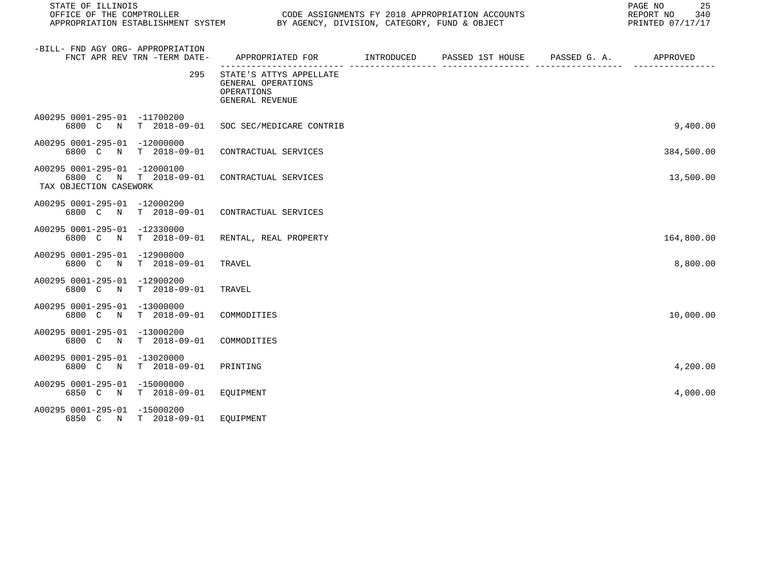| -BILL- FND AGY ORG- APPROPRIATION FNCT APR REV TRN -TERM DATE- | APPROPRIATED FOR | INTRODUCED | PASSED 1ST HOUSE | PASSED G. A. | APPROVED |
|---|---|---|---|---|---|
| 295 | STATE'S ATTYS APPELLATE GENERAL OPERATIONS OPERATIONS GENERAL REVENUE | | | | |
| A00295 0001-295-01 -11700200 6800 C N T 2018-09-01 | SOC SEC/MEDICARE CONTRIB | | | | 9,400.00 |
| A00295 0001-295-01 -12000000 6800 C N T 2018-09-01 | CONTRACTUAL SERVICES | | | | 384,500.00 |
| A00295 0001-295-01 -12000100 6800 C N T 2018-09-01 TAX OBJECTION CASEWORK | CONTRACTUAL SERVICES | | | | 13,500.00 |
| A00295 0001-295-01 -12000200 6800 C N T 2018-09-01 | CONTRACTUAL SERVICES | | | | |
| A00295 0001-295-01 -12330000 6800 C N T 2018-09-01 | RENTAL, REAL PROPERTY | | | | 164,800.00 |
| A00295 0001-295-01 -12900000 6800 C N T 2018-09-01 | TRAVEL | | | | 8,800.00 |
| A00295 0001-295-01 -12900200 6800 C N T 2018-09-01 | TRAVEL | | | | |
| A00295 0001-295-01 -13000000 6800 C N T 2018-09-01 | COMMODITIES | | | | 10,000.00 |
| A00295 0001-295-01 -13000200 6800 C N T 2018-09-01 | COMMODITIES | | | | |
| A00295 0001-295-01 -13020000 6800 C N T 2018-09-01 | PRINTING | | | | 4,200.00 |
| A00295 0001-295-01 -15000000 6850 C N T 2018-09-01 | EQUIPMENT | | | | 4,000.00 |
| A00295 0001-295-01 -15000200 6850 C N T 2018-09-01 | EQUIPMENT | | | | |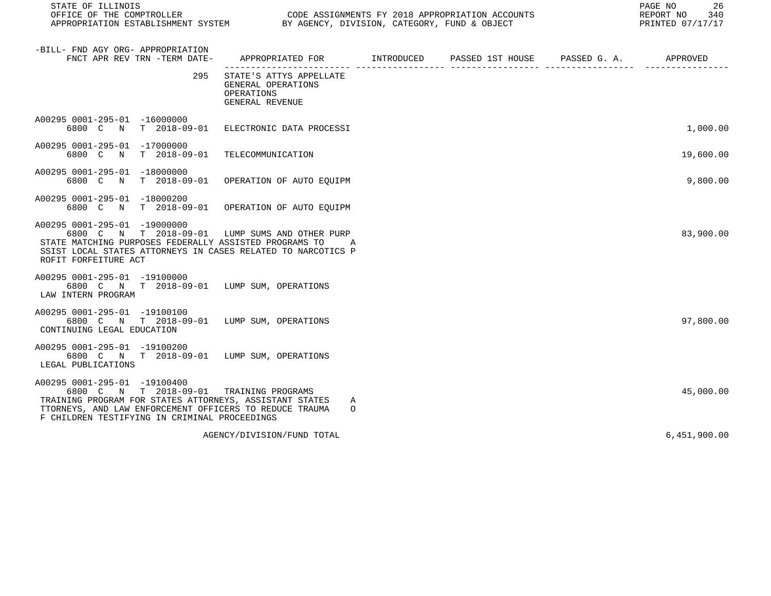| -BILL- FND AGY ORG- APPROPRIATION FNCT APR REV TRN -TERM DATE- | APPROPRIATED FOR | INTRODUCED | PASSED 1ST HOUSE | PASSED G. A. | APPROVED |
|---|---|---|---|---|---|
| 295 | STATE'S ATTYS APPELLATE GENERAL OPERATIONS OPERATIONS GENERAL REVENUE | | | | |
| A00295 0001-295-01 -16000000 6800 C N T 2018-09-01 | ELECTRONIC DATA PROCESSI | | | | 1,000.00 |
| A00295 0001-295-01 -17000000 6800 C N T 2018-09-01 | TELECOMMUNICATION | | | | 19,600.00 |
| A00295 0001-295-01 -18000000 6800 C N T 2018-09-01 | OPERATION OF AUTO EQUIPM | | | | 9,800.00 |
| A00295 0001-295-01 -18000200 6800 C N T 2018-09-01 | OPERATION OF AUTO EQUIPM | | | | |
| A00295 0001-295-01 -19000000 6800 C N T 2018-09-01 STATE MATCHING PURPOSES FEDERALLY ASSISTED PROGRAMS TO ASSIST LOCAL STATES ATTORNEYS IN CASES RELATED TO NARCOTICS PROFIT FORFEITURE ACT | LUMP SUMS AND OTHER PURP | | | | 83,900.00 |
| A00295 0001-295-01 -19100000 6800 C N T 2018-09-01 LAW INTERN PROGRAM | LUMP SUM, OPERATIONS | | | | |
| A00295 0001-295-01 -19100100 6800 C N T 2018-09-01 CONTINUING LEGAL EDUCATION | LUMP SUM, OPERATIONS | | | | 97,800.00 |
| A00295 0001-295-01 -19100200 6800 C N T 2018-09-01 LEGAL PUBLICATIONS | LUMP SUM, OPERATIONS | | | | |
| A00295 0001-295-01 -19100400 6800 C N T 2018-09-01 TRAINING PROGRAM FOR STATES ATTORNEYS, ASSISTANT STATES ATTORNEYS, AND LAW ENFORCEMENT OFFICERS TO REDUCE TRAUMA OF CHILDREN TESTIFYING IN CRIMINAL PROCEEDINGS | TRAINING PROGRAMS | | | | 45,000.00 |
| | AGENCY/DIVISION/FUND TOTAL | | | | 6,451,900.00 |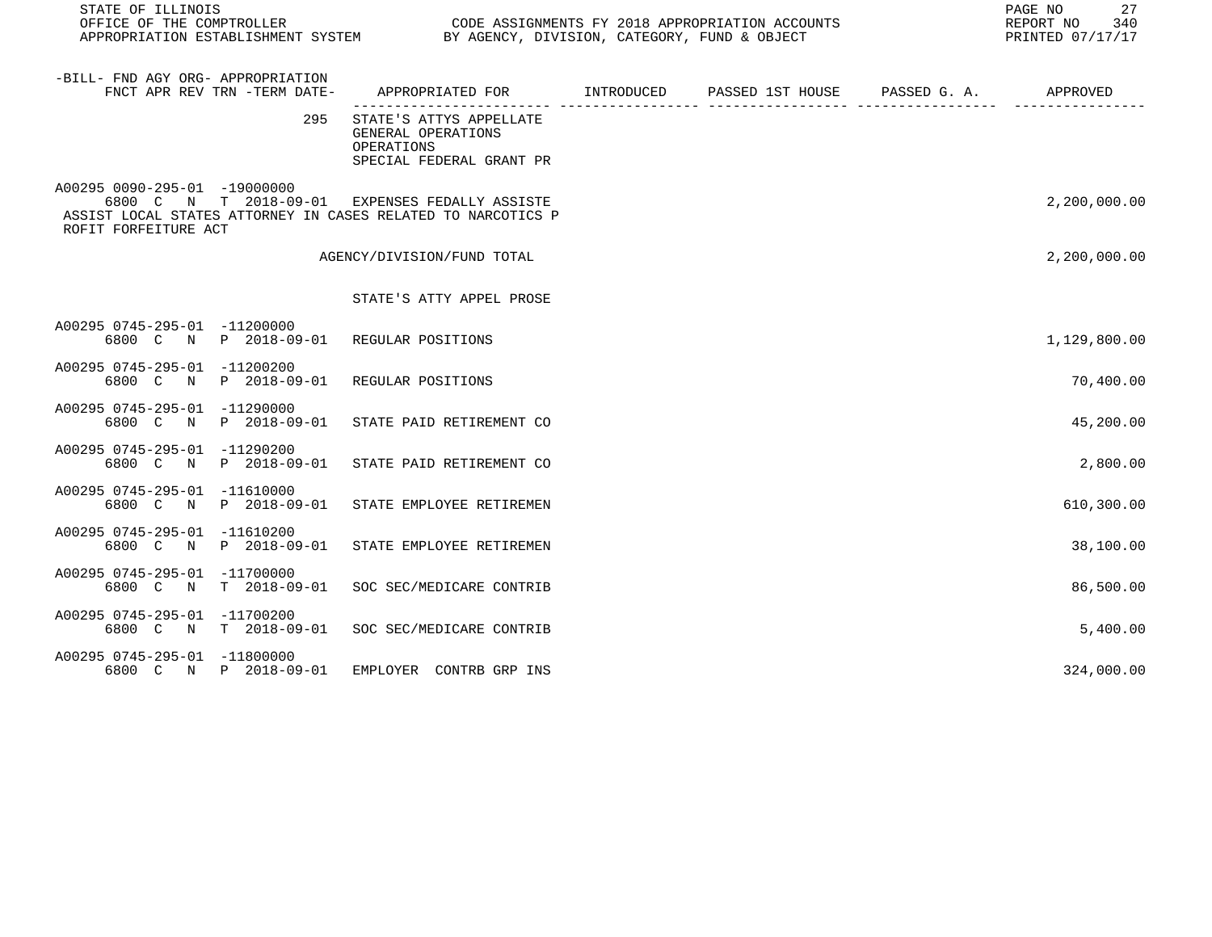STATE OF ILLINOIS
OFFICE OF THE COMPTROLLER
APPROPRIATION ESTABLISHMENT SYSTEM

CODE ASSIGNMENTS FY 2018 APPROPRIATION ACCOUNTS
BY AGENCY, DIVISION, CATEGORY, FUND & OBJECT

| -BILL- FND AGY ORG- APPROPRIATION FNCT APR REV TRN -TERM DATE- | APPROPRIATED FOR | INTRODUCED | PASSED 1ST HOUSE | PASSED G. A. | APPROVED |
|---|---|---|---|---|---|
| 295 | STATE'S ATTYS APPELLATE GENERAL OPERATIONS OPERATIONS SPECIAL FEDERAL GRANT PR | | | | |
| A00295 0090-295-01 -19000000 6800 C N T 2018-09-01 | EXPENSES FEDALLY ASSISTE | | | | 2,200,000.00 |
| ASSIST LOCAL STATES ATTORNEY IN CASES RELATED TO NARCOTICS PROFIT FORFEITURE ACT | | | | | |
| | AGENCY/DIVISION/FUND TOTAL | | | | 2,200,000.00 |
| | STATE'S ATTY APPEL PROSE | | | | |
| A00295 0745-295-01 -11200000 6800 C N P 2018-09-01 | REGULAR POSITIONS | | | | 1,129,800.00 |
| A00295 0745-295-01 -11200200 6800 C N P 2018-09-01 | REGULAR POSITIONS | | | | 70,400.00 |
| A00295 0745-295-01 -11290000 6800 C N P 2018-09-01 | STATE PAID RETIREMENT CO | | | | 45,200.00 |
| A00295 0745-295-01 -11290200 6800 C N P 2018-09-01 | STATE PAID RETIREMENT CO | | | | 2,800.00 |
| A00295 0745-295-01 -11610000 6800 C N P 2018-09-01 | STATE EMPLOYEE RETIREMEN | | | | 610,300.00 |
| A00295 0745-295-01 -11610200 6800 C N P 2018-09-01 | STATE EMPLOYEE RETIREMEN | | | | 38,100.00 |
| A00295 0745-295-01 -11700000 6800 C N T 2018-09-01 | SOC SEC/MEDICARE CONTRIB | | | | 86,500.00 |
| A00295 0745-295-01 -11700200 6800 C N T 2018-09-01 | SOC SEC/MEDICARE CONTRIB | | | | 5,400.00 |
| A00295 0745-295-01 -11800000 6800 C N P 2018-09-01 | EMPLOYER CONTRB GRP INS | | | | 324,000.00 |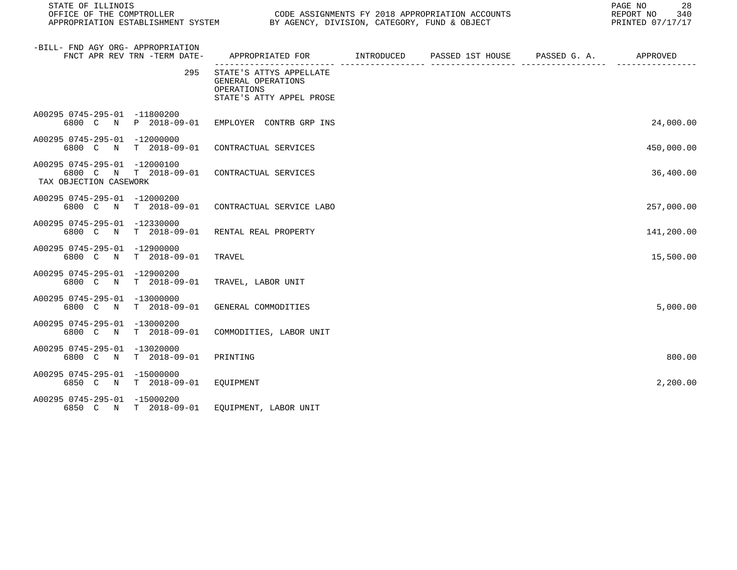| -BILL- FND AGY ORG- APPROPRIATION FNCT APR REV TRN -TERM DATE- | APPROPRIATED FOR | INTRODUCED | PASSED 1ST HOUSE | PASSED G. A. | APPROVED |
|---|---|---|---|---|---|
| 295 | STATE'S ATTYS APPELLATE GENERAL OPERATIONS OPERATIONS STATE'S ATTY APPEL PROSE | | | | |
| A00295 0745-295-01 -11800200 6800 C N P 2018-09-01 | EMPLOYER CONTRB GRP INS | | | | 24,000.00 |
| A00295 0745-295-01 -12000000 6800 C N T 2018-09-01 | CONTRACTUAL SERVICES | | | | 450,000.00 |
| A00295 0745-295-01 -12000100 6800 C N T 2018-09-01 TAX OBJECTION CASEWORK | CONTRACTUAL SERVICES | | | | 36,400.00 |
| A00295 0745-295-01 -12000200 6800 C N T 2018-09-01 | CONTRACTUAL SERVICE LABO | | | | 257,000.00 |
| A00295 0745-295-01 -12330000 6800 C N T 2018-09-01 | RENTAL REAL PROPERTY | | | | 141,200.00 |
| A00295 0745-295-01 -12900000 6800 C N T 2018-09-01 | TRAVEL | | | | 15,500.00 |
| A00295 0745-295-01 -12900200 6800 C N T 2018-09-01 | TRAVEL, LABOR UNIT | | | | |
| A00295 0745-295-01 -13000000 6800 C N T 2018-09-01 | GENERAL COMMODITIES | | | | 5,000.00 |
| A00295 0745-295-01 -13000200 6800 C N T 2018-09-01 | COMMODITIES, LABOR UNIT | | | | |
| A00295 0745-295-01 -13020000 6800 C N T 2018-09-01 | PRINTING | | | | 800.00 |
| A00295 0745-295-01 -15000000 6850 C N T 2018-09-01 | EQUIPMENT | | | | 2,200.00 |
| A00295 0745-295-01 -15000200 6850 C N T 2018-09-01 | EQUIPMENT, LABOR UNIT | | | | |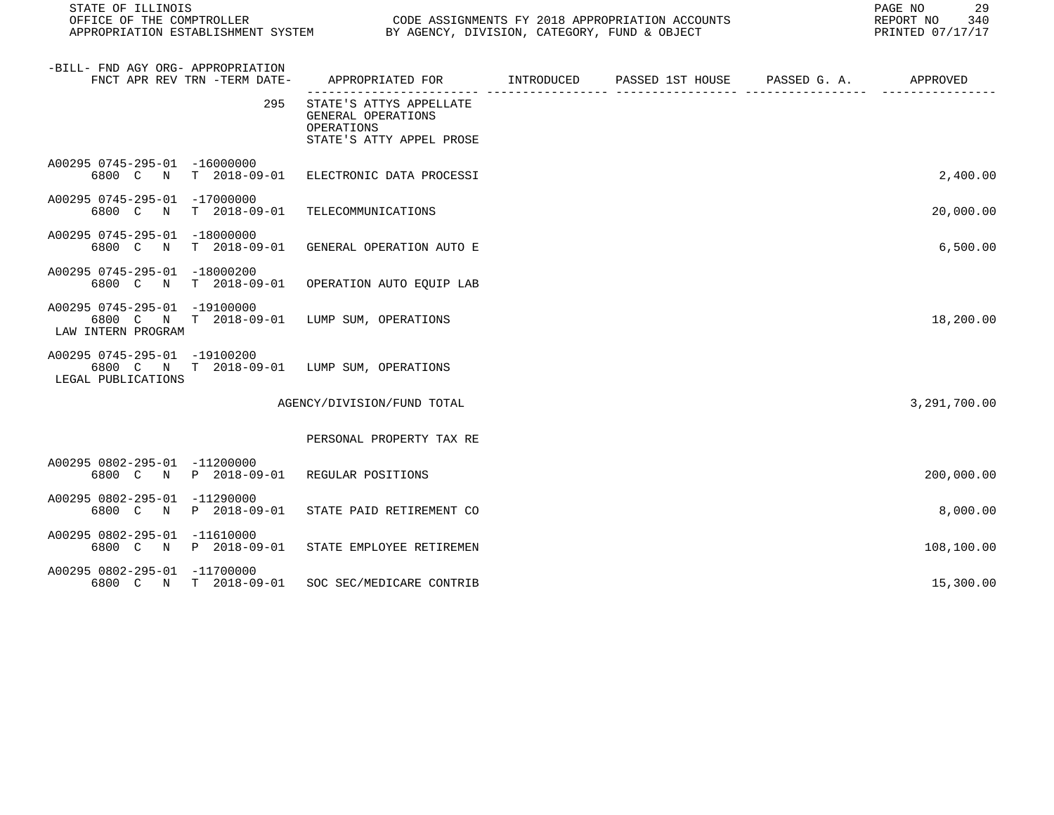| -BILL- FND AGY ORG- APPROPRIATION FNCT APR REV TRN -TERM DATE- | APPROPRIATED FOR | INTRODUCED | PASSED 1ST HOUSE | PASSED G. A. | APPROVED |
|---|---|---|---|---|---|
| 295 | STATE'S ATTYS APPELLATE GENERAL OPERATIONS OPERATIONS STATE'S ATTY APPEL PROSE | | | | |
| A00295 0745-295-01 -16000000 6800 C N T 2018-09-01 | ELECTRONIC DATA PROCESSI | | | | 2,400.00 |
| A00295 0745-295-01 -17000000 6800 C N T 2018-09-01 | TELECOMMUNICATIONS | | | | 20,000.00 |
| A00295 0745-295-01 -18000000 6800 C N T 2018-09-01 | GENERAL OPERATION AUTO E | | | | 6,500.00 |
| A00295 0745-295-01 -18000200 6800 C N T 2018-09-01 | OPERATION AUTO EQUIP LAB | | | | |
| A00295 0745-295-01 -19100000 6800 C N T 2018-09-01 LAW INTERN PROGRAM | LUMP SUM, OPERATIONS | | | | 18,200.00 |
| A00295 0745-295-01 -19100200 6800 C N T 2018-09-01 LEGAL PUBLICATIONS | LUMP SUM, OPERATIONS | | | | |
| | AGENCY/DIVISION/FUND TOTAL | | | | 3,291,700.00 |
| | PERSONAL PROPERTY TAX RE | | | | |
| A00295 0802-295-01 -11200000 6800 C N P 2018-09-01 | REGULAR POSITIONS | | | | 200,000.00 |
| A00295 0802-295-01 -11290000 6800 C N P 2018-09-01 | STATE PAID RETIREMENT CO | | | | 8,000.00 |
| A00295 0802-295-01 -11610000 6800 C N P 2018-09-01 | STATE EMPLOYEE RETIREMEN | | | | 108,100.00 |
| A00295 0802-295-01 -11700000 6800 C N T 2018-09-01 | SOC SEC/MEDICARE CONTRIB | | | | 15,300.00 |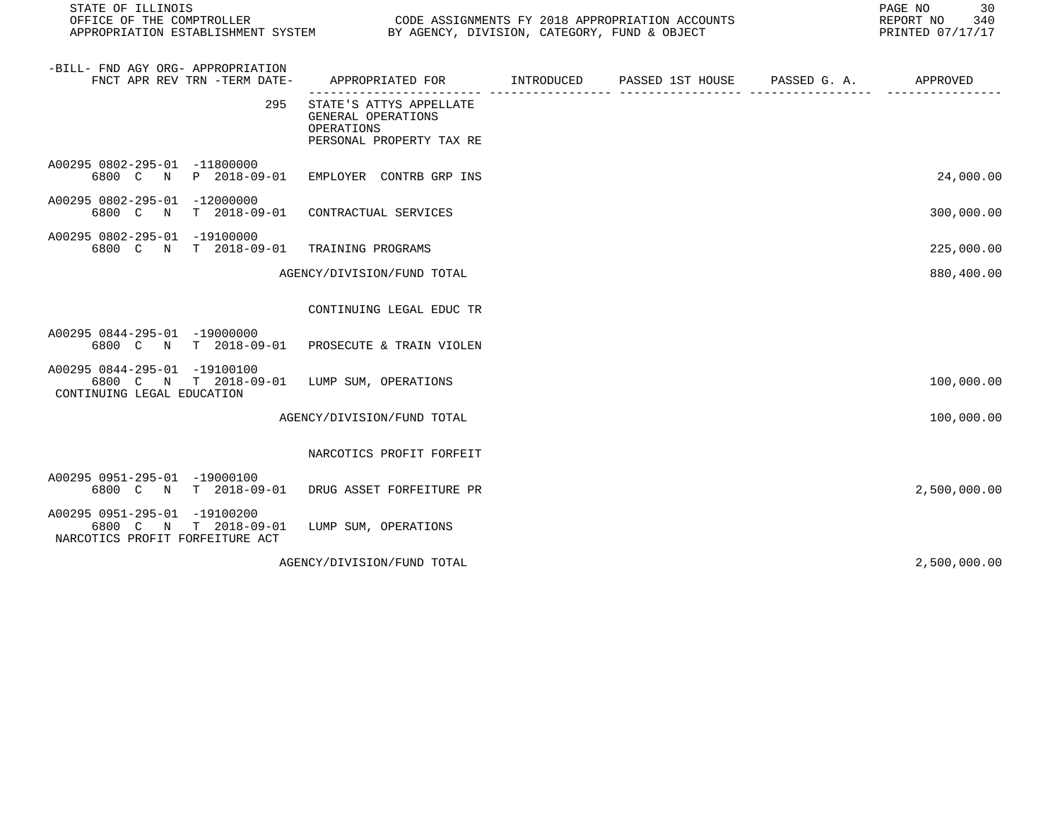| -BILL- FND AGY ORG- APPROPRIATION FNCT APR REV TRN -TERM DATE- | APPROPRIATED FOR | INTRODUCED | PASSED 1ST HOUSE | PASSED G. A. | APPROVED |
|---|---|---|---|---|---|
| 295 | STATE'S ATTYS APPELLATE GENERAL OPERATIONS OPERATIONS PERSONAL PROPERTY TAX RE | | | | |
| A00295 0802-295-01 -11800000 6800 C N P 2018-09-01 | EMPLOYER CONTRB GRP INS | | | | 24,000.00 |
| A00295 0802-295-01 -12000000 6800 C N T 2018-09-01 | CONTRACTUAL SERVICES | | | | 300,000.00 |
| A00295 0802-295-01 -19100000 6800 C N T 2018-09-01 | TRAINING PROGRAMS | | | | 225,000.00 |
| | AGENCY/DIVISION/FUND TOTAL | | | | 880,400.00 |
| | CONTINUING LEGAL EDUC TR | | | | |
| A00295 0844-295-01 -19000000 6800 C N T 2018-09-01 | PROSECUTE & TRAIN VIOLEN | | | | |
| A00295 0844-295-01 -19100100 6800 C N T 2018-09-01 CONTINUING LEGAL EDUCATION | LUMP SUM, OPERATIONS | | | | 100,000.00 |
| | AGENCY/DIVISION/FUND TOTAL | | | | 100,000.00 |
| | NARCOTICS PROFIT FORFEIT | | | | |
| A00295 0951-295-01 -19000100 6800 C N T 2018-09-01 | DRUG ASSET FORFEITURE PR | | | | 2,500,000.00 |
| A00295 0951-295-01 -19100200 6800 C N T 2018-09-01 NARCOTICS PROFIT FORFEITURE ACT | LUMP SUM, OPERATIONS | | | | |
| | AGENCY/DIVISION/FUND TOTAL | | | | 2,500,000.00 |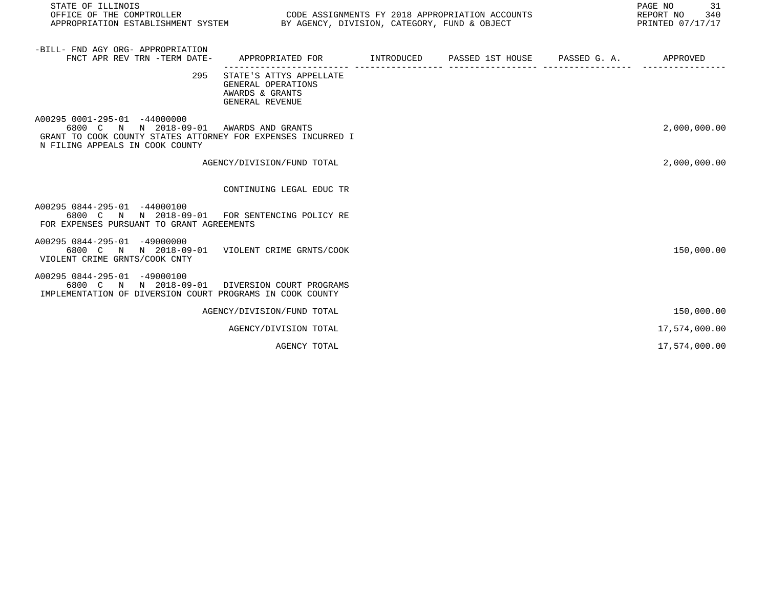-BILL- FND AGY ORG- APPROPRIATION
FNCT APR REV TRN -TERM DATE-

| -BILL- FND AGY ORG- APPROPRIATION / FNCT APR REV TRN -TERM DATE- | APPROPRIATED FOR | INTRODUCED | PASSED 1ST HOUSE | PASSED G. A. | APPROVED |
|---|---|---|---|---|---|
| 295 | STATE'S ATTYS APPELLATE<br>GENERAL OPERATIONS<br>AWARDS & GRANTS<br>GENERAL REVENUE | | | | |
| A00295 0001-295-01 -44000000<br>6800 C N N 2018-09-01 | AWARDS AND GRANTS | | | | 2,000,000.00 |
| GRANT TO COOK COUNTY STATES ATTORNEY FOR EXPENSES INCURRED IN FILING APPEALS IN COOK COUNTY | | | | | |
| | AGENCY/DIVISION/FUND TOTAL | | | | 2,000,000.00 |
| | CONTINUING LEGAL EDUC TR | | | | |
| A00295 0844-295-01 -44000100<br>6800 C N N 2018-09-01 | FOR SENTENCING POLICY RE | | | | |
| FOR EXPENSES PURSUANT TO GRANT AGREEMENTS | | | | | |
| A00295 0844-295-01 -49000000<br>6800 C N N 2018-09-01 | VIOLENT CRIME GRNTS/COOK | | | | 150,000.00 |
| VIOLENT CRIME GRNTS/COOK CNTY | | | | | |
| A00295 0844-295-01 -49000100<br>6800 C N N 2018-09-01 | DIVERSION COURT PROGRAMS | | | | |
| IMPLEMENTATION OF DIVERSION COURT PROGRAMS IN COOK COUNTY | | | | | |
| | AGENCY/DIVISION/FUND TOTAL | | | | 150,000.00 |
| | AGENCY/DIVISION TOTAL | | | | 17,574,000.00 |
| | AGENCY TOTAL | | | | 17,574,000.00 |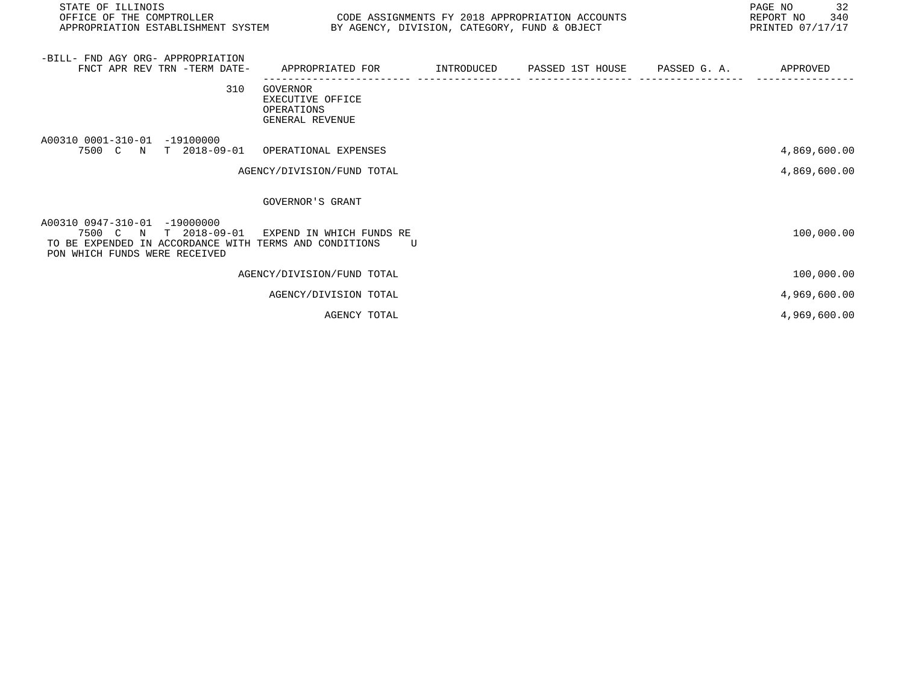STATE OF ILLINOIS
OFFICE OF THE COMPTROLLER
APPROPRIATION ESTABLISHMENT SYSTEM

CODE ASSIGNMENTS FY 2018 APPROPRIATION ACCOUNTS
BY AGENCY, DIVISION, CATEGORY, FUND & OBJECT

REPORT NO 340
PRINTED 07/17/17

| -BILL- FND AGY ORG- APPROPRIATION FNCT APR REV TRN -TERM DATE- | APPROPRIATED FOR | INTRODUCED | PASSED 1ST HOUSE | PASSED G. A. | APPROVED |
|---|---|---|---|---|---|
| 310 | GOVERNOR<br>EXECUTIVE OFFICE<br>OPERATIONS<br>GENERAL REVENUE | | | | |
| A00310 0001-310-01 -19100000<br>7500 C N T 2018-09-01 | OPERATIONAL EXPENSES | | | | 4,869,600.00 |
| | AGENCY/DIVISION/FUND TOTAL | | | | 4,869,600.00 |
| | GOVERNOR'S GRANT | | | | |
| A00310 0947-310-01 -19000000<br>7500 C N T 2018-09-01 | EXPEND IN WHICH FUNDS RE | | | | 100,000.00 |
| TO BE EXPENDED IN ACCORDANCE WITH TERMS AND CONDITIONS U PON WHICH FUNDS WERE RECEIVED | | | | | |
| | AGENCY/DIVISION/FUND TOTAL | | | | 100,000.00 |
| | AGENCY/DIVISION TOTAL | | | | 4,969,600.00 |
| | AGENCY TOTAL | | | | 4,969,600.00 |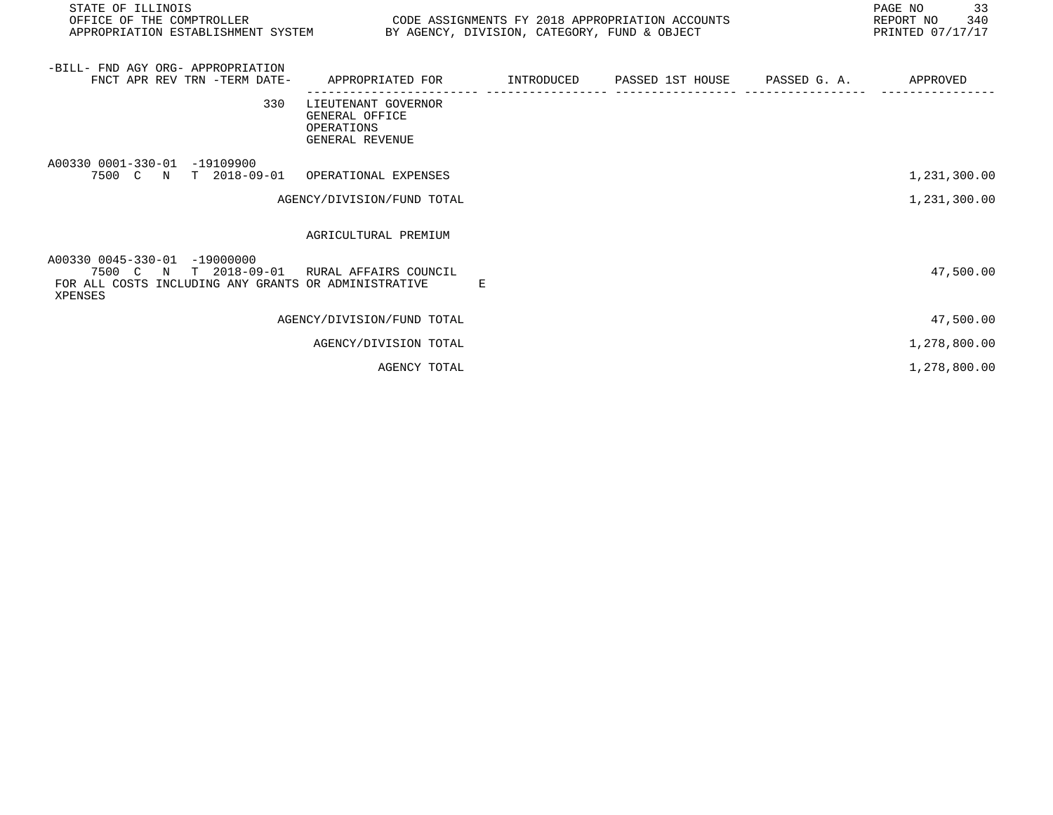STATE OF ILLINOIS
OFFICE OF THE COMPTROLLER
APPROPRIATION ESTABLISHMENT SYSTEM

CODE ASSIGNMENTS FY 2018 APPROPRIATION ACCOUNTS
BY AGENCY, DIVISION, CATEGORY, FUND & OBJECT

REPORT NO 340
PRINTED 07/17/17

| -BILL- FND AGY ORG- APPROPRIATION FNCT APR REV TRN -TERM DATE- | APPROPRIATED FOR | INTRODUCED | PASSED 1ST HOUSE | PASSED G. A. | APPROVED |
|---|---|---|---|---|---|
| 330 | LIEUTENANT GOVERNOR GENERAL OFFICE OPERATIONS GENERAL REVENUE | | | | |
| A00330 0001-330-01 -19109900 7500 C N T 2018-09-01 | OPERATIONAL EXPENSES | | | | 1,231,300.00 |
| | AGENCY/DIVISION/FUND TOTAL | | | | 1,231,300.00 |
| | AGRICULTURAL PREMIUM | | | | |
| A00330 0045-330-01 -19000000 7500 C N T 2018-09-01 | RURAL AFFAIRS COUNCIL FOR ALL COSTS INCLUDING ANY GRANTS OR ADMINISTRATIVE E XPENSES | | | | 47,500.00 |
| | AGENCY/DIVISION/FUND TOTAL | | | | 47,500.00 |
| | AGENCY/DIVISION TOTAL | | | | 1,278,800.00 |
| | AGENCY TOTAL | | | | 1,278,800.00 |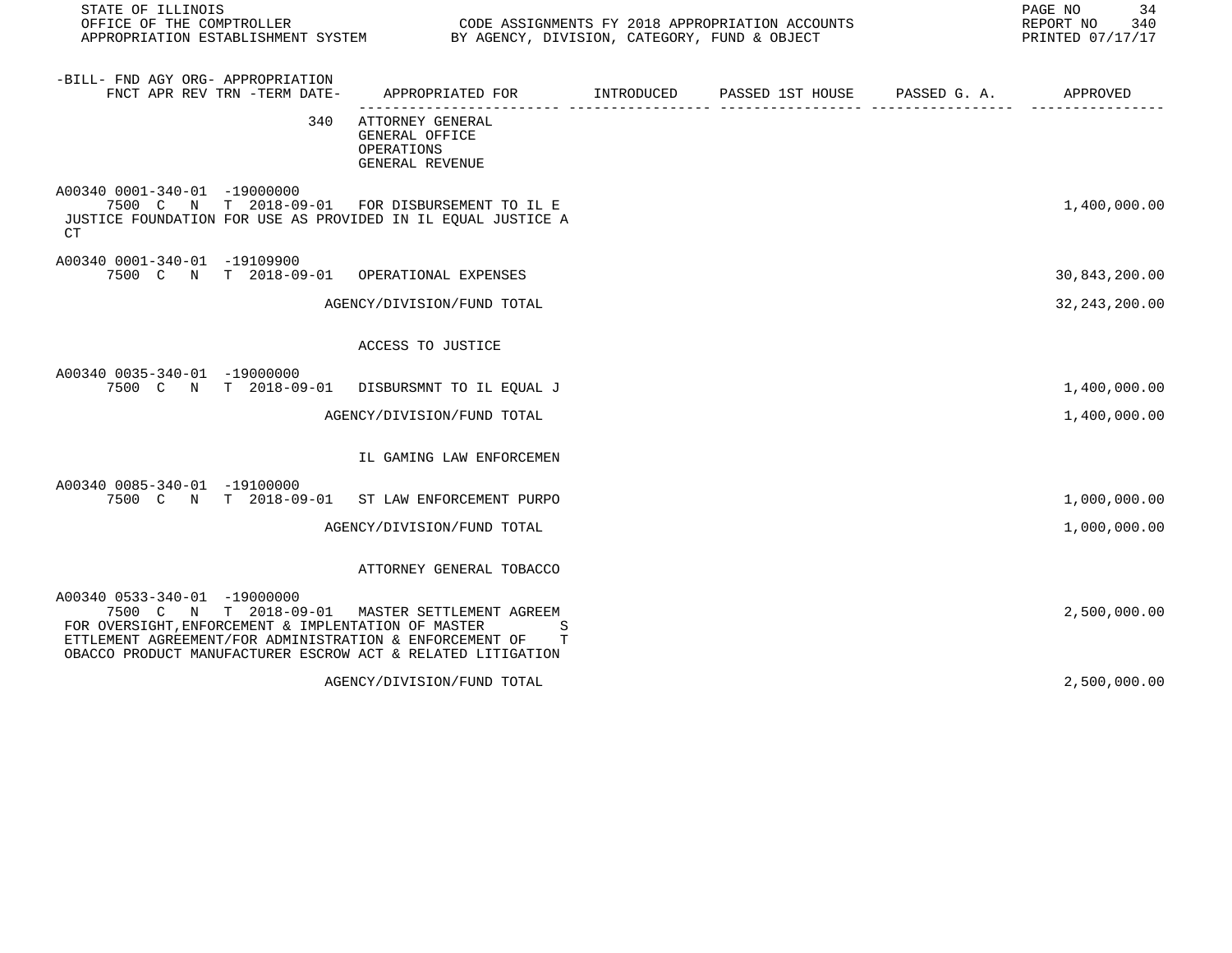STATE OF ILLINOIS
OFFICE OF THE COMPTROLLER — CODE ASSIGNMENTS FY 2018 APPROPRIATION ACCOUNTS
APPROPRIATION ESTABLISHMENT SYSTEM — BY AGENCY, DIVISION, CATEGORY, FUND & OBJECT
REPORT NO 340
PRINTED 07/17/17

| -BILL- FND AGY ORG- APPROPRIATION / FNCT APR REV TRN -TERM DATE- | APPROPRIATED FOR | INTRODUCED | PASSED 1ST HOUSE | PASSED G. A. | APPROVED |
|---|---|---|---|---|---|
| 340 | ATTORNEY GENERAL<br>GENERAL OFFICE<br>OPERATIONS<br>GENERAL REVENUE | | | | |
| A00340 0001-340-01 -19000000<br>7500 C N T 2018-09-01 | FOR DISBURSEMENT TO IL E<br>JUSTICE FOUNDATION FOR USE AS PROVIDED IN IL EQUAL JUSTICE A CT | | | | 1,400,000.00 |
| A00340 0001-340-01 -19109900<br>7500 C N T 2018-09-01 | OPERATIONAL EXPENSES | | | | 30,843,200.00 |
| | AGENCY/DIVISION/FUND TOTAL | | | | 32,243,200.00 |
| | ACCESS TO JUSTICE | | | | |
| A00340 0035-340-01 -19000000<br>7500 C N T 2018-09-01 | DISBURSMNT TO IL EQUAL J | | | | 1,400,000.00 |
| | AGENCY/DIVISION/FUND TOTAL | | | | 1,400,000.00 |
| | IL GAMING LAW ENFORCEMEN | | | | |
| A00340 0085-340-01 -19100000<br>7500 C N T 2018-09-01 | ST LAW ENFORCEMENT PURPO | | | | 1,000,000.00 |
| | AGENCY/DIVISION/FUND TOTAL | | | | 1,000,000.00 |
| | ATTORNEY GENERAL TOBACCO | | | | |
| A00340 0533-340-01 -19000000<br>7500 C N T 2018-09-01 | MASTER SETTLEMENT AGREEM<br>FOR OVERSIGHT,ENFORCEMENT & IMPLENTATION OF MASTER S ETTLEMENT AGREEMENT/FOR ADMINISTRATION & ENFORCEMENT OF T OBACCO PRODUCT MANUFACTURER ESCROW ACT & RELATED LITIGATION | | | | 2,500,000.00 |
| | AGENCY/DIVISION/FUND TOTAL | | | | 2,500,000.00 |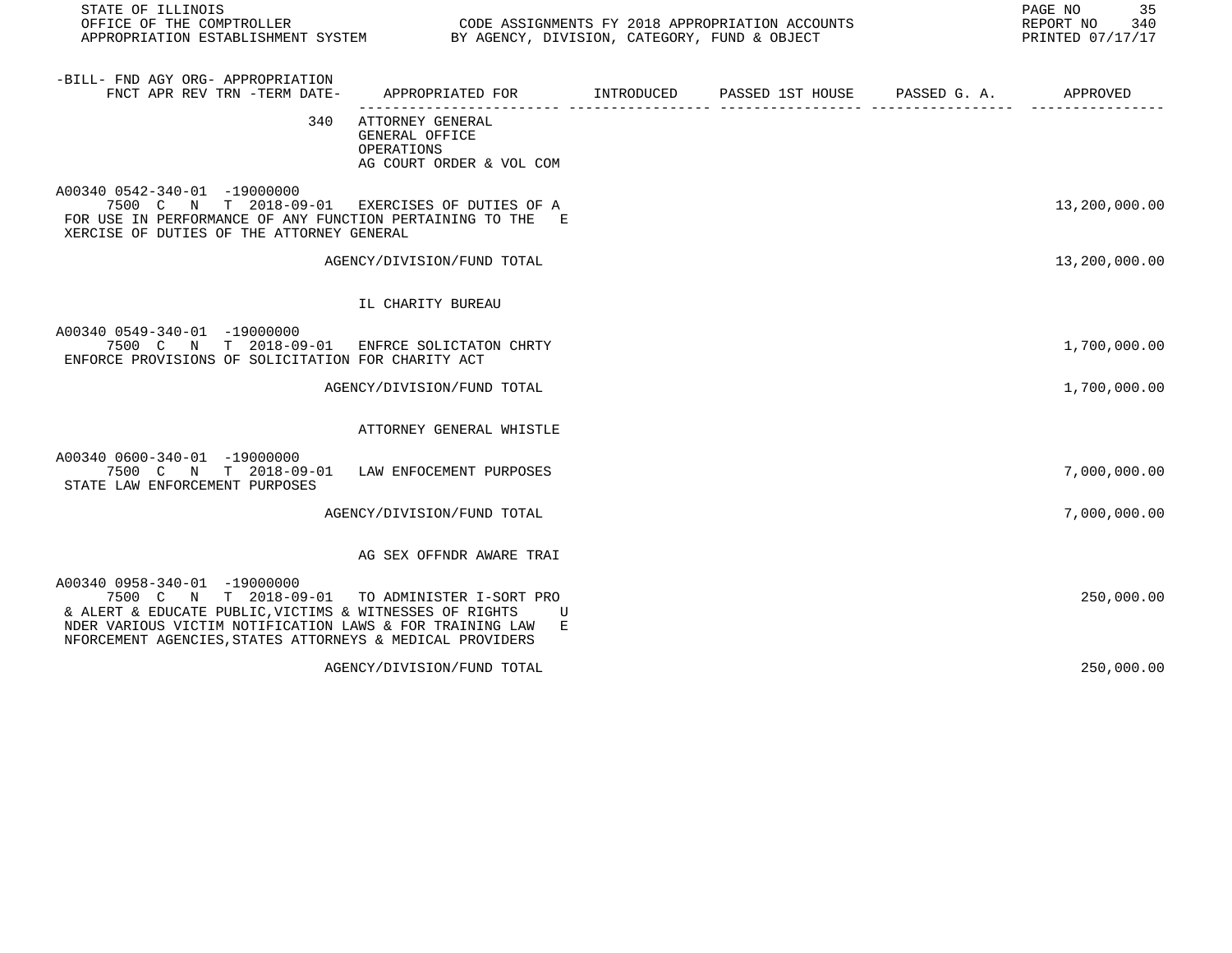| -BILL- FND AGY ORG- APPROPRIATION FNCT APR REV TRN -TERM DATE- | APPROPRIATED FOR | INTRODUCED | PASSED 1ST HOUSE | PASSED G. A. | APPROVED |
|---|---|---|---|---|---|
| 340 | ATTORNEY GENERAL<br>GENERAL OFFICE<br>OPERATIONS<br>AG COURT ORDER & VOL COM | | | | |
| A00340 0542-340-01 -19000000<br>7500 C N T 2018-09-01 | EXERCISES OF DUTIES OF A | | | | 13,200,000.00 |
| FOR USE IN PERFORMANCE OF ANY FUNCTION PERTAINING TO THE E XERCISE OF DUTIES OF THE ATTORNEY GENERAL | | | | | |
| | AGENCY/DIVISION/FUND TOTAL | | | | 13,200,000.00 |
| | IL CHARITY BUREAU | | | | |
| A00340 0549-340-01 -19000000<br>7500 C N T 2018-09-01 | ENFRCE SOLICTATON CHRTY | | | | 1,700,000.00 |
| ENFORCE PROVISIONS OF SOLICITATION FOR CHARITY ACT | | | | | |
| | AGENCY/DIVISION/FUND TOTAL | | | | 1,700,000.00 |
| | ATTORNEY GENERAL WHISTLE | | | | |
| A00340 0600-340-01 -19000000<br>7500 C N T 2018-09-01 | LAW ENFOCEMENT PURPOSES | | | | 7,000,000.00 |
| STATE LAW ENFORCEMENT PURPOSES | | | | | |
| | AGENCY/DIVISION/FUND TOTAL | | | | 7,000,000.00 |
| | AG SEX OFFNDR AWARE TRAI | | | | |
| A00340 0958-340-01 -19000000<br>7500 C N T 2018-09-01 | TO ADMINISTER I-SORT PRO | | | | 250,000.00 |
| & ALERT & EDUCATE PUBLIC,VICTIMS & WITNESSES OF RIGHTS U NDER VARIOUS VICTIM NOTIFICATION LAWS & FOR TRAINING LAW E NFORCEMENT AGENCIES,STATES ATTORNEYS & MEDICAL PROVIDERS | | | | | |
| | AGENCY/DIVISION/FUND TOTAL | | | | 250,000.00 |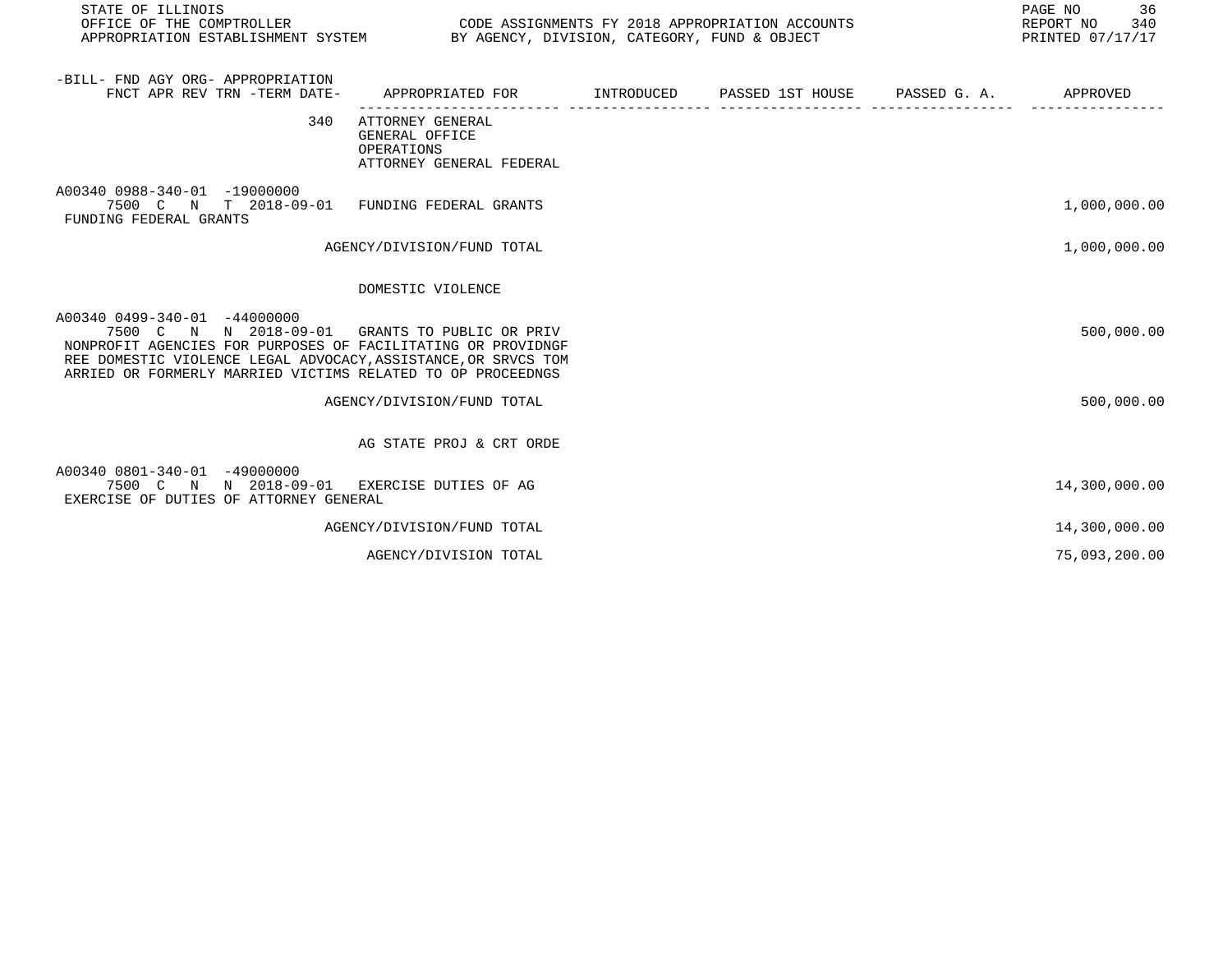STATE OF ILLINOIS
OFFICE OF THE COMPTROLLER
APPROPRIATION ESTABLISHMENT SYSTEM

CODE ASSIGNMENTS FY 2018 APPROPRIATION ACCOUNTS
BY AGENCY, DIVISION, CATEGORY, FUND & OBJECT

REPORT NO 340
PRINTED 07/17/17

| -BILL- FND AGY ORG- APPROPRIATION FNCT APR REV TRN -TERM DATE- | APPROPRIATED FOR | INTRODUCED | PASSED 1ST HOUSE | PASSED G. A. | APPROVED |
|---|---|---|---|---|---|
| 340 | ATTORNEY GENERAL<br>GENERAL OFFICE<br>OPERATIONS<br>ATTORNEY GENERAL FEDERAL | | | | |
| A00340 0988-340-01 -19000000<br>7500 C N T 2018-09-01<br>FUNDING FEDERAL GRANTS | FUNDING FEDERAL GRANTS | | | | 1,000,000.00 |
| | AGENCY/DIVISION/FUND TOTAL | | | | 1,000,000.00 |
| | DOMESTIC VIOLENCE | | | | |
| A00340 0499-340-01 -44000000<br>7500 C N N 2018-09-01<br>NONPROFIT AGENCIES FOR PURPOSES OF FACILITATING OR PROVIDNGF REE DOMESTIC VIOLENCE LEGAL ADVOCACY,ASSISTANCE,OR SRVCS TOM ARRIED OR FORMERLY MARRIED VICTIMS RELATED TO OP PROCEEDNGS | GRANTS TO PUBLIC OR PRIV | | | | 500,000.00 |
| | AGENCY/DIVISION/FUND TOTAL | | | | 500,000.00 |
| | AG STATE PROJ & CRT ORDE | | | | |
| A00340 0801-340-01 -49000000<br>7500 C N N 2018-09-01<br>EXERCISE OF DUTIES OF ATTORNEY GENERAL | EXERCISE DUTIES OF AG | | | | 14,300,000.00 |
| | AGENCY/DIVISION/FUND TOTAL | | | | 14,300,000.00 |
| | AGENCY/DIVISION TOTAL | | | | 75,093,200.00 |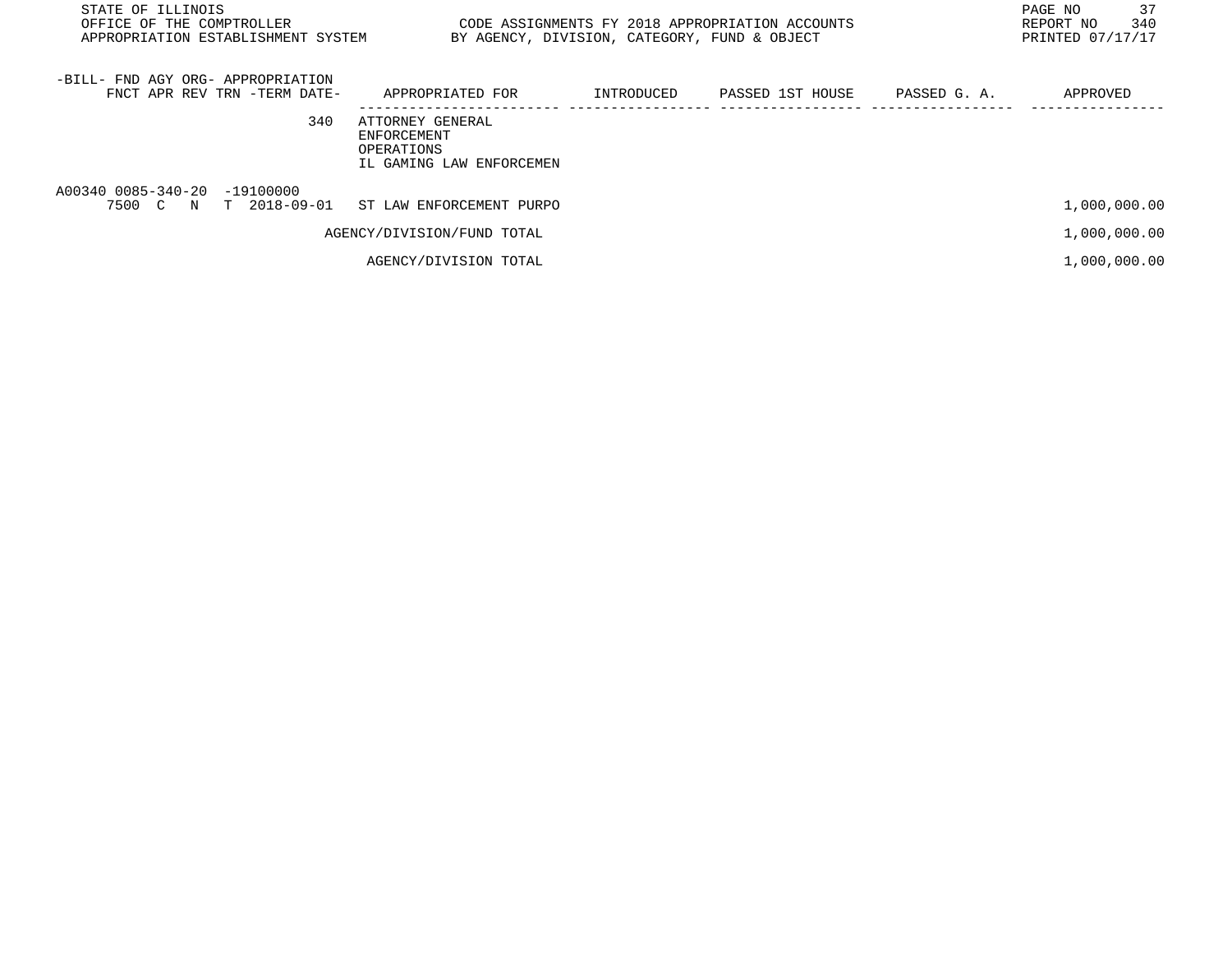STATE OF ILLINOIS
OFFICE OF THE COMPTROLLER
APPROPRIATION ESTABLISHMENT SYSTEM

CODE ASSIGNMENTS FY 2018 APPROPRIATION ACCOUNTS
BY AGENCY, DIVISION, CATEGORY, FUND & OBJECT

REPORT NO 340
PRINTED 07/17/17

| -BILL- FND AGY ORG- APPROPRIATION FNCT APR REV TRN -TERM DATE- | APPROPRIATED FOR | INTRODUCED | PASSED 1ST HOUSE | PASSED G. A. | APPROVED |
|---|---|---|---|---|---|
| 340 | ATTORNEY GENERAL ENFORCEMENT OPERATIONS IL GAMING LAW ENFORCEMEN | | | | |
| A00340 0085-340-20 -19100000 7500 C N T 2018-09-01 | ST LAW ENFORCEMENT PURPO | | | | 1,000,000.00 |
| | AGENCY/DIVISION/FUND TOTAL | | | | 1,000,000.00 |
| | AGENCY/DIVISION TOTAL | | | | 1,000,000.00 |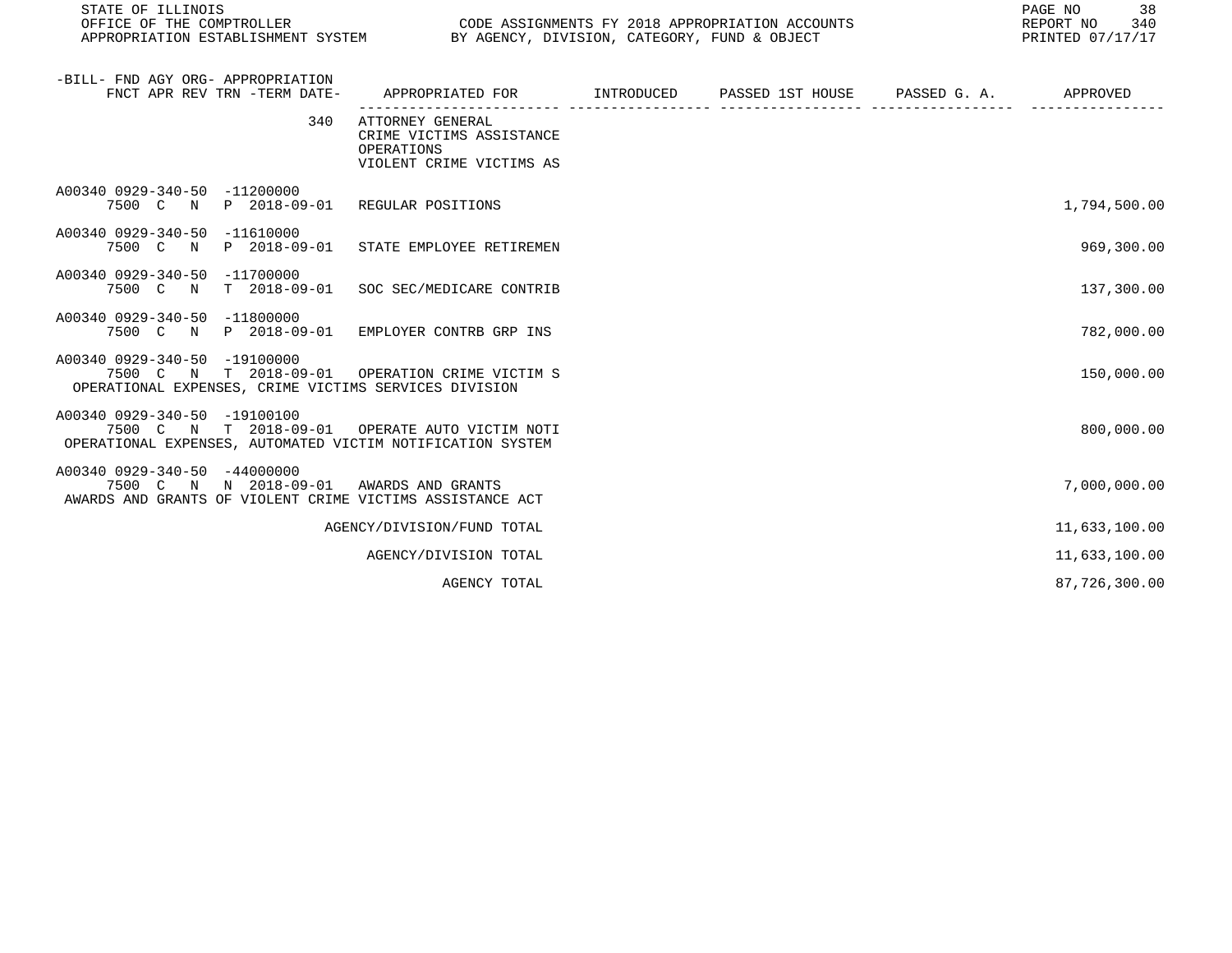| -BILL- FND AGY ORG- APPROPRIATION FNCT APR REV TRN -TERM DATE- | APPROPRIATED FOR | INTRODUCED | PASSED 1ST HOUSE | PASSED G. A. | APPROVED |
|---|---|---|---|---|---|
| 340 | ATTORNEY GENERAL CRIME VICTIMS ASSISTANCE OPERATIONS VIOLENT CRIME VICTIMS AS | | | | |
| A00340 0929-340-50 -11200000 7500 C N P 2018-09-01 | REGULAR POSITIONS | | | | 1,794,500.00 |
| A00340 0929-340-50 -11610000 7500 C N P 2018-09-01 | STATE EMPLOYEE RETIREMEN | | | | 969,300.00 |
| A00340 0929-340-50 -11700000 7500 C N T 2018-09-01 | SOC SEC/MEDICARE CONTRIB | | | | 137,300.00 |
| A00340 0929-340-50 -11800000 7500 C N P 2018-09-01 | EMPLOYER CONTRB GRP INS | | | | 782,000.00 |
| A00340 0929-340-50 -19100000 7500 C N T 2018-09-01 | OPERATION CRIME VICTIM S | | | | 150,000.00 |
| OPERATIONAL EXPENSES, CRIME VICTIMS SERVICES DIVISION | | | | | |
| A00340 0929-340-50 -19100100 7500 C N T 2018-09-01 | OPERATE AUTO VICTIM NOTI | | | | 800,000.00 |
| OPERATIONAL EXPENSES, AUTOMATED VICTIM NOTIFICATION SYSTEM | | | | | |
| A00340 0929-340-50 -44000000 7500 C N N 2018-09-01 | AWARDS AND GRANTS | | | | 7,000,000.00 |
| AWARDS AND GRANTS OF VIOLENT CRIME VICTIMS ASSISTANCE ACT | | | | | |
| | AGENCY/DIVISION/FUND TOTAL | | | | 11,633,100.00 |
| | AGENCY/DIVISION TOTAL | | | | 11,633,100.00 |
| | AGENCY TOTAL | | | | 87,726,300.00 |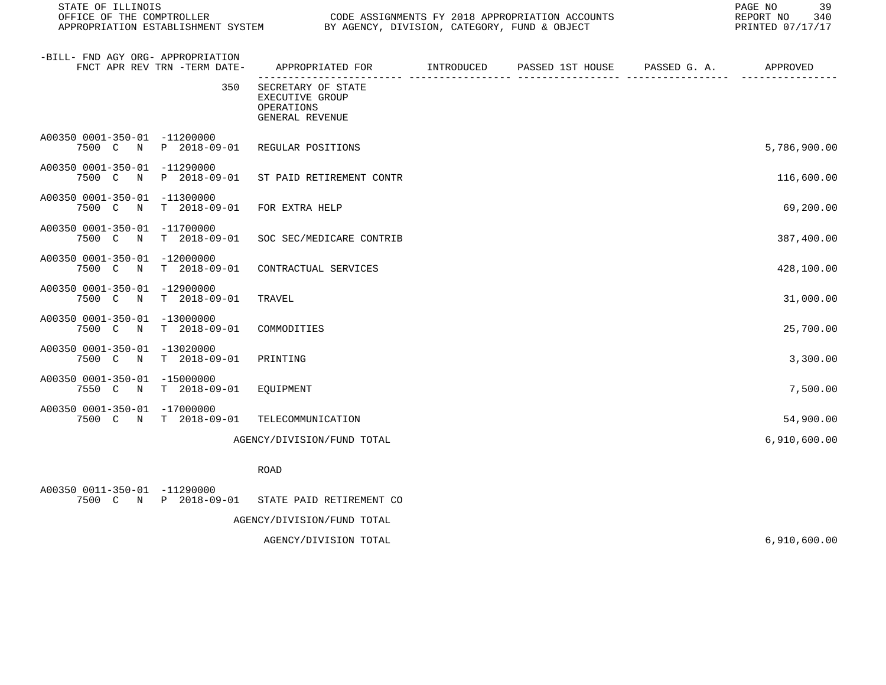STATE OF ILLINOIS
OFFICE OF THE COMPTROLLER
APPROPRIATION ESTABLISHMENT SYSTEM

CODE ASSIGNMENTS FY 2018 APPROPRIATION ACCOUNTS
BY AGENCY, DIVISION, CATEGORY, FUND & OBJECT

REPORT NO 340
PRINTED 07/17/17

| -BILL- FND AGY ORG- APPROPRIATION FNCT APR REV TRN -TERM DATE- | APPROPRIATED FOR | INTRODUCED | PASSED 1ST HOUSE | PASSED G. A. | APPROVED |
|---|---|---|---|---|---|
| 350 | SECRETARY OF STATE EXECUTIVE GROUP OPERATIONS GENERAL REVENUE | | | | |
| A00350 0001-350-01 -11200000 7500 C N P 2018-09-01 | REGULAR POSITIONS | | | | 5,786,900.00 |
| A00350 0001-350-01 -11290000 7500 C N P 2018-09-01 | ST PAID RETIREMENT CONTR | | | | 116,600.00 |
| A00350 0001-350-01 -11300000 7500 C N T 2018-09-01 | FOR EXTRA HELP | | | | 69,200.00 |
| A00350 0001-350-01 -11700000 7500 C N T 2018-09-01 | SOC SEC/MEDICARE CONTRIB | | | | 387,400.00 |
| A00350 0001-350-01 -12000000 7500 C N T 2018-09-01 | CONTRACTUAL SERVICES | | | | 428,100.00 |
| A00350 0001-350-01 -12900000 7500 C N T 2018-09-01 | TRAVEL | | | | 31,000.00 |
| A00350 0001-350-01 -13000000 7500 C N T 2018-09-01 | COMMODITIES | | | | 25,700.00 |
| A00350 0001-350-01 -13020000 7500 C N T 2018-09-01 | PRINTING | | | | 3,300.00 |
| A00350 0001-350-01 -15000000 7550 C N T 2018-09-01 | EQUIPMENT | | | | 7,500.00 |
| A00350 0001-350-01 -17000000 7500 C N T 2018-09-01 | TELECOMMUNICATION | | | | 54,900.00 |
| | AGENCY/DIVISION/FUND TOTAL | | | | 6,910,600.00 |
| | ROAD | | | | |
| A00350 0011-350-01 -11290000 7500 C N P 2018-09-01 | STATE PAID RETIREMENT CO | | | | |
| | AGENCY/DIVISION/FUND TOTAL | | | | |
| | AGENCY/DIVISION TOTAL | | | | 6,910,600.00 |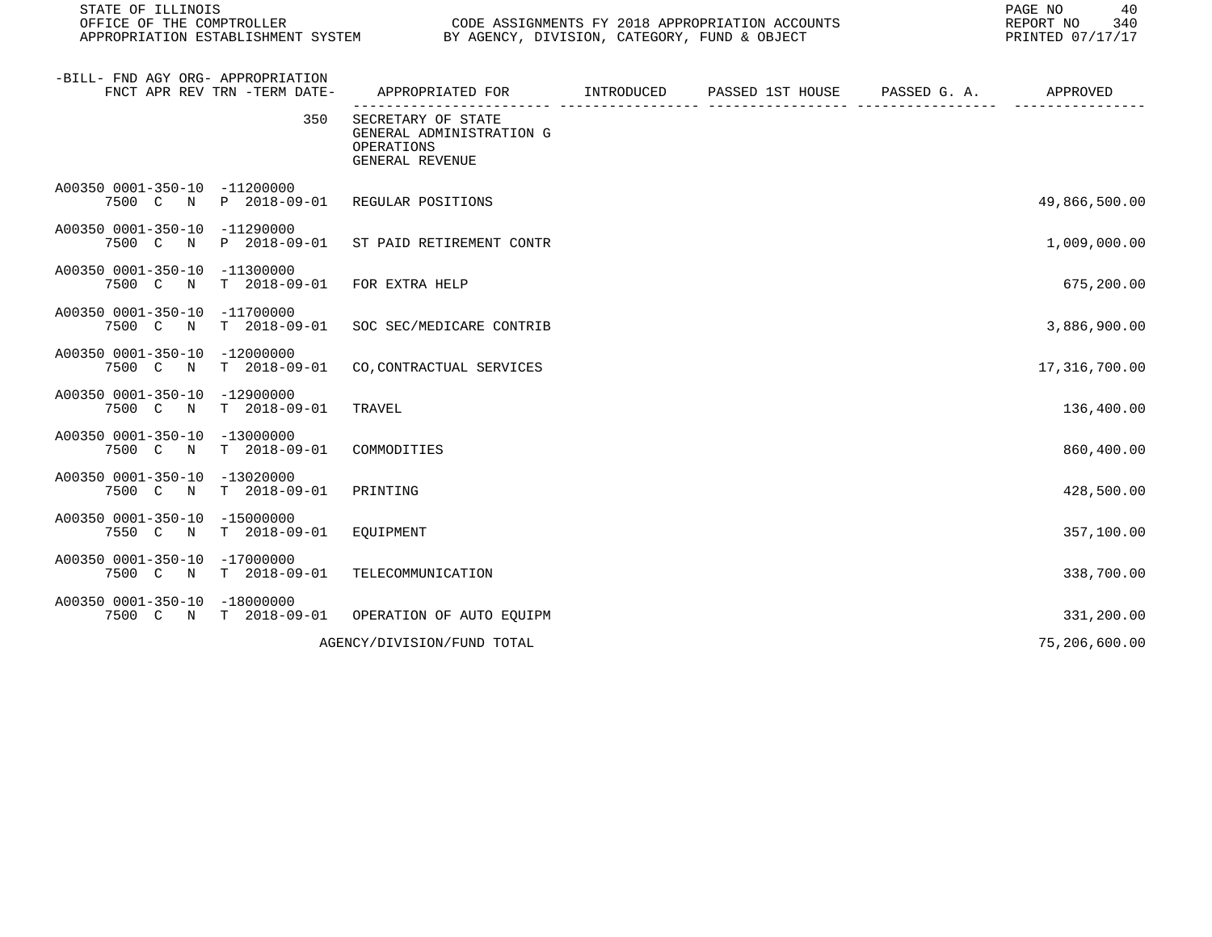STATE OF ILLINOIS
OFFICE OF THE COMPTROLLER
APPROPRIATION ESTABLISHMENT SYSTEM

CODE ASSIGNMENTS FY 2018 APPROPRIATION ACCOUNTS
BY AGENCY, DIVISION, CATEGORY, FUND & OBJECT

REPORT NO 340
PRINTED 07/17/17

| -BILL- FND AGY ORG- APPROPRIATION<br>FNCT APR REV TRN -TERM DATE- | APPROPRIATED FOR | INTRODUCED | PASSED 1ST HOUSE | PASSED G. A. | APPROVED |
|---|---|---|---|---|---|
| 350 | SECRETARY OF STATE<br>GENERAL ADMINISTRATION G<br>OPERATIONS<br>GENERAL REVENUE | | | | |
| A00350 0001-350-10 -11200000<br>7500 C N P 2018-09-01 | REGULAR POSITIONS | | | | 49,866,500.00 |
| A00350 0001-350-10 -11290000<br>7500 C N P 2018-09-01 | ST PAID RETIREMENT CONTR | | | | 1,009,000.00 |
| A00350 0001-350-10 -11300000<br>7500 C N T 2018-09-01 | FOR EXTRA HELP | | | | 675,200.00 |
| A00350 0001-350-10 -11700000<br>7500 C N T 2018-09-01 | SOC SEC/MEDICARE CONTRIB | | | | 3,886,900.00 |
| A00350 0001-350-10 -12000000<br>7500 C N T 2018-09-01 | CO,CONTRACTUAL SERVICES | | | | 17,316,700.00 |
| A00350 0001-350-10 -12900000<br>7500 C N T 2018-09-01 | TRAVEL | | | | 136,400.00 |
| A00350 0001-350-10 -13000000<br>7500 C N T 2018-09-01 | COMMODITIES | | | | 860,400.00 |
| A00350 0001-350-10 -13020000<br>7500 C N T 2018-09-01 | PRINTING | | | | 428,500.00 |
| A00350 0001-350-10 -15000000<br>7550 C N T 2018-09-01 | EQUIPMENT | | | | 357,100.00 |
| A00350 0001-350-10 -17000000<br>7500 C N T 2018-09-01 | TELECOMMUNICATION | | | | 338,700.00 |
| A00350 0001-350-10 -18000000<br>7500 C N T 2018-09-01 | OPERATION OF AUTO EQUIPM | | | | 331,200.00 |
| | AGENCY/DIVISION/FUND TOTAL | | | | 75,206,600.00 |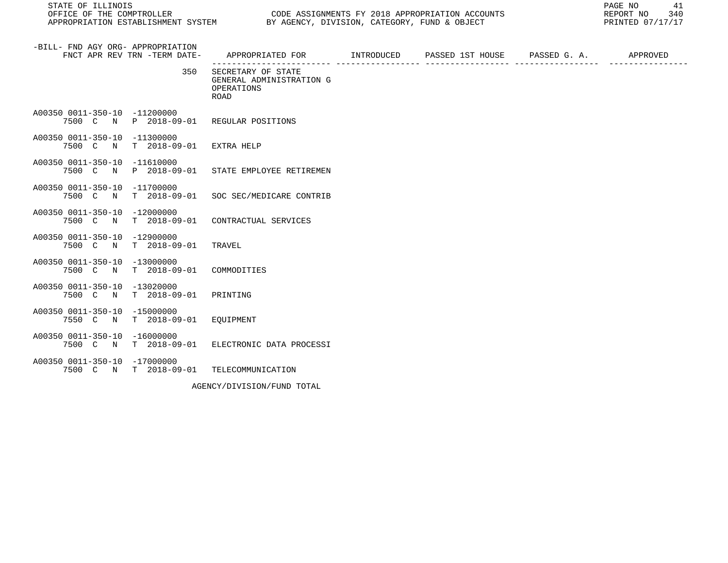STATE OF ILLINOIS
OFFICE OF THE COMPTROLLER — CODE ASSIGNMENTS FY 2018 APPROPRIATION ACCOUNTS
APPROPRIATION ESTABLISHMENT SYSTEM — BY AGENCY, DIVISION, CATEGORY, FUND & OBJECT

REPORT NO 340
PRINTED 07/17/17

| -BILL- FND AGY ORG- APPROPRIATION FNCT APR REV TRN -TERM DATE- | APPROPRIATED FOR | INTRODUCED | PASSED 1ST HOUSE | PASSED G. A. | APPROVED |
|---|---|---|---|---|---|
| 350 | SECRETARY OF STATE GENERAL ADMINISTRATION G OPERATIONS ROAD | | | | |
| A00350 0011-350-10 -11200000 7500 C N P 2018-09-01 | REGULAR POSITIONS | | | | |
| A00350 0011-350-10 -11300000 7500 C N T 2018-09-01 | EXTRA HELP | | | | |
| A00350 0011-350-10 -11610000 7500 C N P 2018-09-01 | STATE EMPLOYEE RETIREMEN | | | | |
| A00350 0011-350-10 -11700000 7500 C N T 2018-09-01 | SOC SEC/MEDICARE CONTRIB | | | | |
| A00350 0011-350-10 -12000000 7500 C N T 2018-09-01 | CONTRACTUAL SERVICES | | | | |
| A00350 0011-350-10 -12900000 7500 C N T 2018-09-01 | TRAVEL | | | | |
| A00350 0011-350-10 -13000000 7500 C N T 2018-09-01 | COMMODITIES | | | | |
| A00350 0011-350-10 -13020000 7500 C N T 2018-09-01 | PRINTING | | | | |
| A00350 0011-350-10 -15000000 7550 C N T 2018-09-01 | EQUIPMENT | | | | |
| A00350 0011-350-10 -16000000 7500 C N T 2018-09-01 | ELECTRONIC DATA PROCESSI | | | | |
| A00350 0011-350-10 -17000000 7500 C N T 2018-09-01 | TELECOMMUNICATION | | | | |
| | AGENCY/DIVISION/FUND TOTAL | | | | |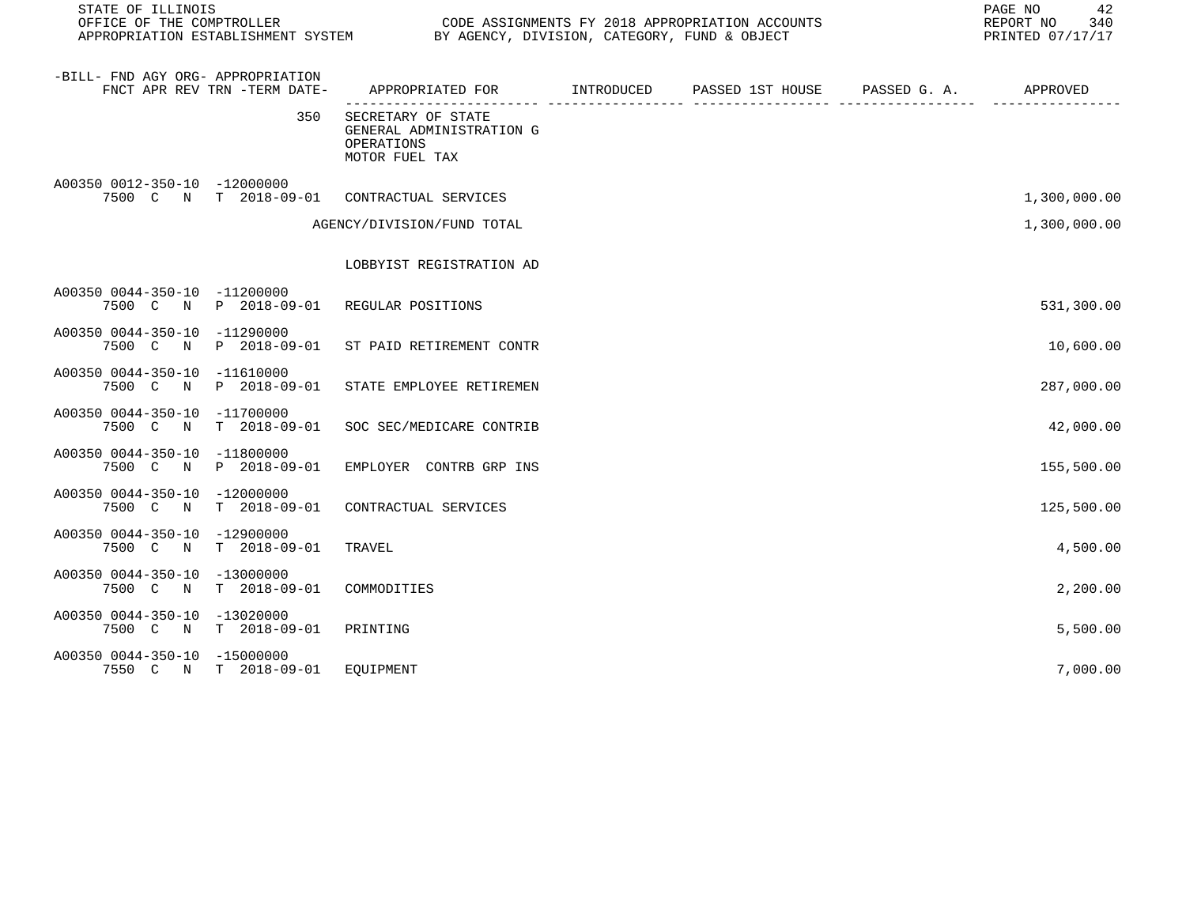| -BILL- FND AGY ORG- APPROPRIATION FNCT APR REV TRN -TERM DATE- | APPROPRIATED FOR | INTRODUCED | PASSED 1ST HOUSE | PASSED G. A. | APPROVED |
|---|---|---|---|---|---|
| 350 | SECRETARY OF STATE GENERAL ADMINISTRATION G OPERATIONS MOTOR FUEL TAX | | | | |
| A00350 0012-350-10 -12000000 7500 C N T 2018-09-01 | CONTRACTUAL SERVICES | | | | 1,300,000.00 |
| | AGENCY/DIVISION/FUND TOTAL | | | | 1,300,000.00 |
| | LOBBYIST REGISTRATION AD | | | | |
| A00350 0044-350-10 -11200000 7500 C N P 2018-09-01 | REGULAR POSITIONS | | | | 531,300.00 |
| A00350 0044-350-10 -11290000 7500 C N P 2018-09-01 | ST PAID RETIREMENT CONTR | | | | 10,600.00 |
| A00350 0044-350-10 -11610000 7500 C N P 2018-09-01 | STATE EMPLOYEE RETIREMEN | | | | 287,000.00 |
| A00350 0044-350-10 -11700000 7500 C N T 2018-09-01 | SOC SEC/MEDICARE CONTRIB | | | | 42,000.00 |
| A00350 0044-350-10 -11800000 7500 C N P 2018-09-01 | EMPLOYER CONTRB GRP INS | | | | 155,500.00 |
| A00350 0044-350-10 -12000000 7500 C N T 2018-09-01 | CONTRACTUAL SERVICES | | | | 125,500.00 |
| A00350 0044-350-10 -12900000 7500 C N T 2018-09-01 | TRAVEL | | | | 4,500.00 |
| A00350 0044-350-10 -13000000 7500 C N T 2018-09-01 | COMMODITIES | | | | 2,200.00 |
| A00350 0044-350-10 -13020000 7500 C N T 2018-09-01 | PRINTING | | | | 5,500.00 |
| A00350 0044-350-10 -15000000 7550 C N T 2018-09-01 | EQUIPMENT | | | | 7,000.00 |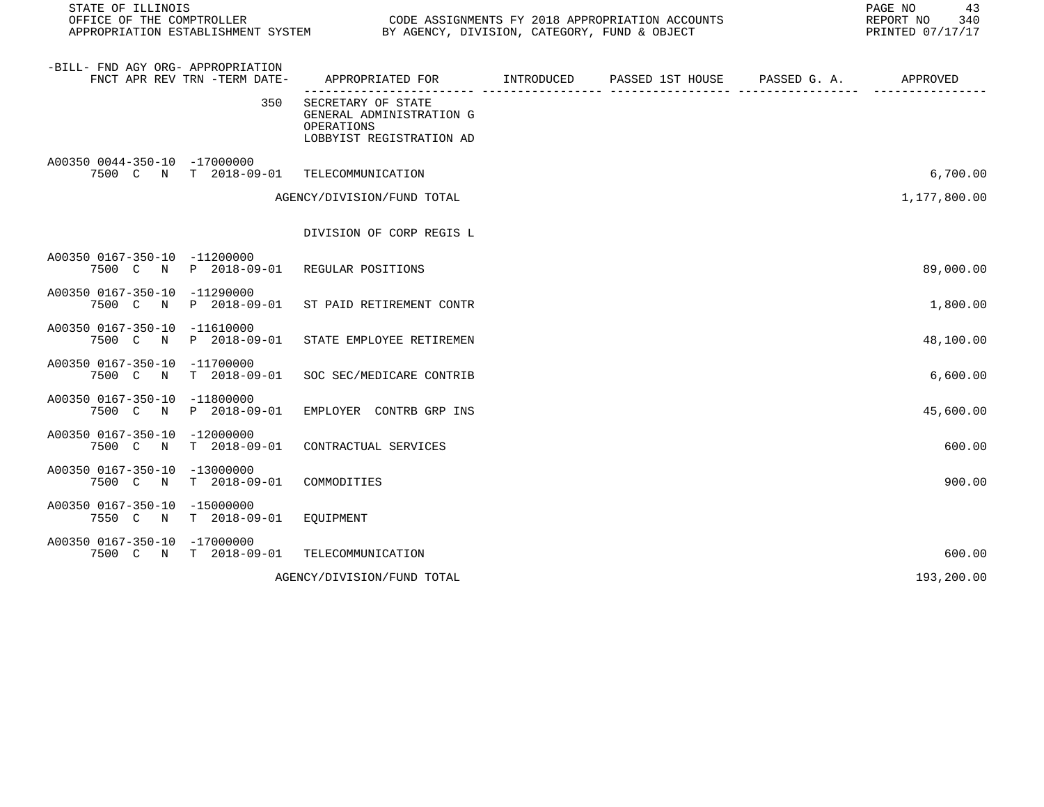| -BILL- FND AGY ORG- APPROPRIATION FNCT APR REV TRN -TERM DATE- | APPROPRIATED FOR | INTRODUCED | PASSED 1ST HOUSE | PASSED G. A. | APPROVED |
|---|---|---|---|---|---|
| 350 | SECRETARY OF STATE GENERAL ADMINISTRATION G OPERATIONS LOBBYIST REGISTRATION AD | | | | |
| A00350 0044-350-10 -17000000 7500 C N T 2018-09-01 | TELECOMMUNICATION | | | | 6,700.00 |
| | AGENCY/DIVISION/FUND TOTAL | | | | 1,177,800.00 |
| | DIVISION OF CORP REGIS L | | | | |
| A00350 0167-350-10 -11200000 7500 C N P 2018-09-01 | REGULAR POSITIONS | | | | 89,000.00 |
| A00350 0167-350-10 -11290000 7500 C N P 2018-09-01 | ST PAID RETIREMENT CONTR | | | | 1,800.00 |
| A00350 0167-350-10 -11610000 7500 C N P 2018-09-01 | STATE EMPLOYEE RETIREMEN | | | | 48,100.00 |
| A00350 0167-350-10 -11700000 7500 C N T 2018-09-01 | SOC SEC/MEDICARE CONTRIB | | | | 6,600.00 |
| A00350 0167-350-10 -11800000 7500 C N P 2018-09-01 | EMPLOYER CONTRB GRP INS | | | | 45,600.00 |
| A00350 0167-350-10 -12000000 7500 C N T 2018-09-01 | CONTRACTUAL SERVICES | | | | 600.00 |
| A00350 0167-350-10 -13000000 7500 C N T 2018-09-01 | COMMODITIES | | | | 900.00 |
| A00350 0167-350-10 -15000000 7550 C N T 2018-09-01 | EQUIPMENT | | | | |
| A00350 0167-350-10 -17000000 7500 C N T 2018-09-01 | TELECOMMUNICATION | | | | 600.00 |
| | AGENCY/DIVISION/FUND TOTAL | | | | 193,200.00 |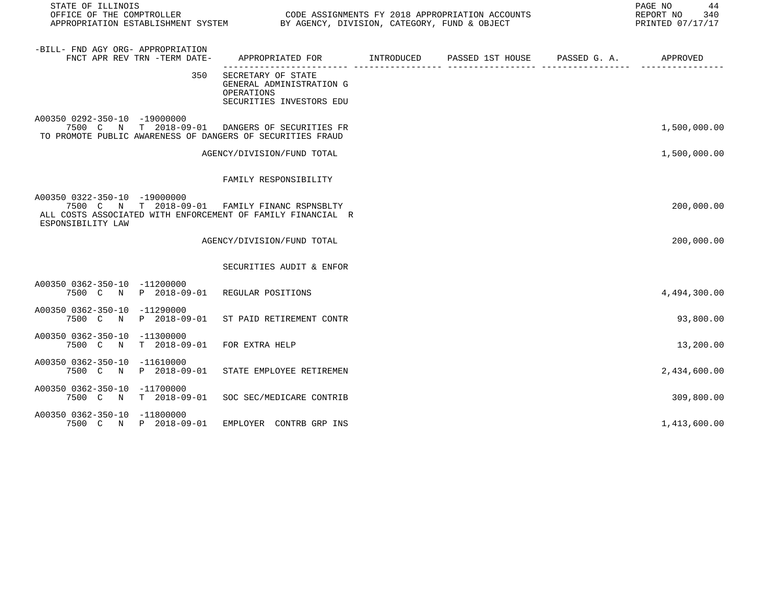STATE OF ILLINOIS
OFFICE OF THE COMPTROLLER
APPROPRIATION ESTABLISHMENT SYSTEM

CODE ASSIGNMENTS FY 2018 APPROPRIATION ACCOUNTS
BY AGENCY, DIVISION, CATEGORY, FUND & OBJECT

REPORT NO 340
PRINTED 07/17/17

| -BILL- FND AGY ORG- APPROPRIATION FNCT APR REV TRN -TERM DATE- | APPROPRIATED FOR | INTRODUCED | PASSED 1ST HOUSE | PASSED G. A. | APPROVED |
|---|---|---|---|---|---|
| 350 | SECRETARY OF STATE<br>GENERAL ADMINISTRATION G<br>OPERATIONS<br>SECURITIES INVESTORS EDU | | | | |
| A00350 0292-350-10 -19000000<br>7500 C N T 2018-09-01 | DANGERS OF SECURITIES FR | | | | 1,500,000.00 |
| TO PROMOTE PUBLIC AWARENESS OF DANGERS OF SECURITIES FRAUD | | | | | |
| | AGENCY/DIVISION/FUND TOTAL | | | | 1,500,000.00 |
| | FAMILY RESPONSIBILITY | | | | |
| A00350 0322-350-10 -19000000<br>7500 C N T 2018-09-01 | FAMILY FINANC RSPNSBLTY | | | | 200,000.00 |
| ALL COSTS ASSOCIATED WITH ENFORCEMENT OF FAMILY FINANCIAL RESPONSIBILITY LAW | | | | | |
| | AGENCY/DIVISION/FUND TOTAL | | | | 200,000.00 |
| | SECURITIES AUDIT & ENFOR | | | | |
| A00350 0362-350-10 -11200000<br>7500 C N P 2018-09-01 | REGULAR POSITIONS | | | | 4,494,300.00 |
| A00350 0362-350-10 -11290000<br>7500 C N P 2018-09-01 | ST PAID RETIREMENT CONTR | | | | 93,800.00 |
| A00350 0362-350-10 -11300000<br>7500 C N T 2018-09-01 | FOR EXTRA HELP | | | | 13,200.00 |
| A00350 0362-350-10 -11610000<br>7500 C N P 2018-09-01 | STATE EMPLOYEE RETIREMEN | | | | 2,434,600.00 |
| A00350 0362-350-10 -11700000<br>7500 C N T 2018-09-01 | SOC SEC/MEDICARE CONTRIB | | | | 309,800.00 |
| A00350 0362-350-10 -11800000<br>7500 C N P 2018-09-01 | EMPLOYER CONTRB GRP INS | | | | 1,413,600.00 |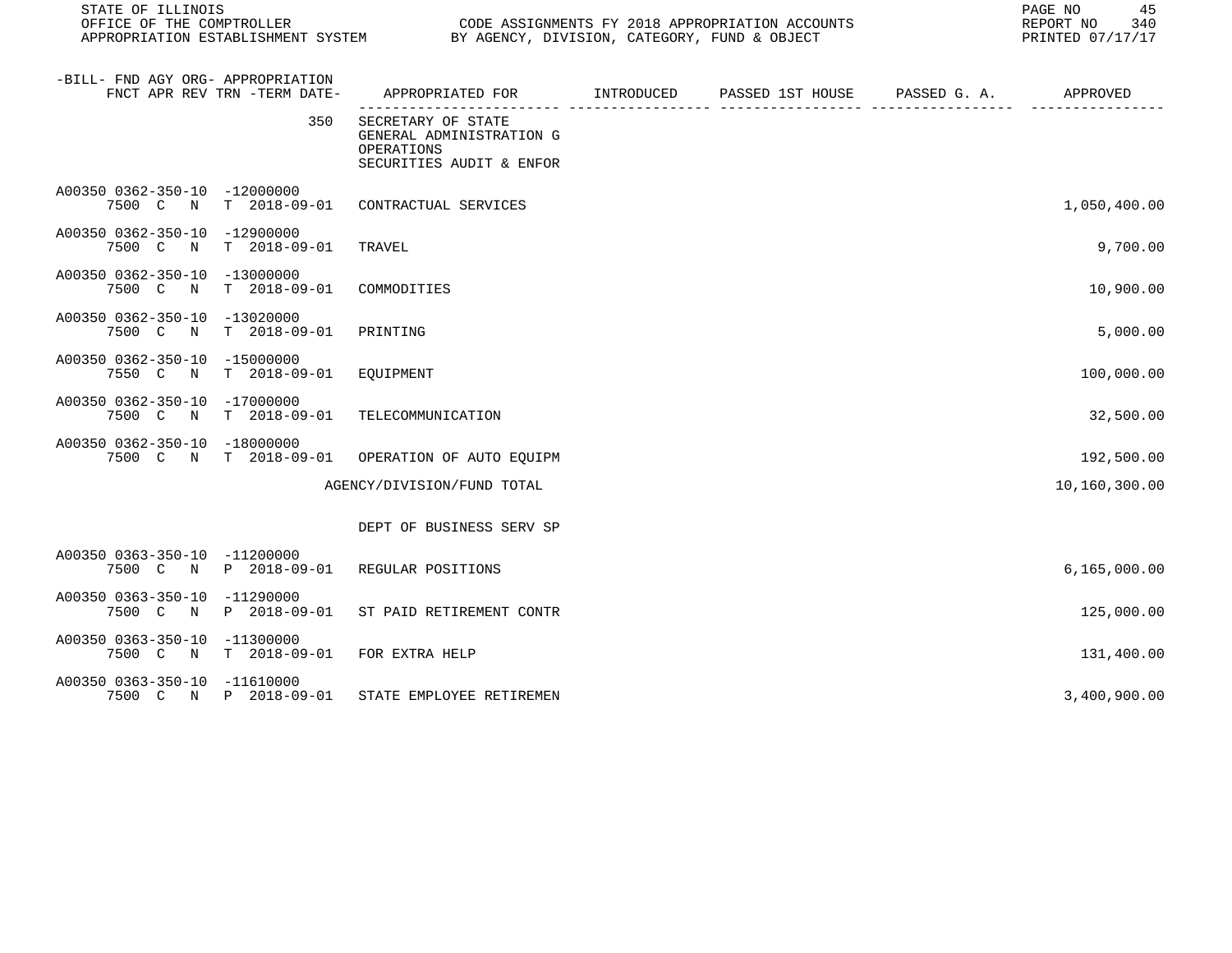| -BILL- FND AGY ORG- APPROPRIATION FNCT APR REV TRN -TERM DATE- | APPROPRIATED FOR | INTRODUCED | PASSED 1ST HOUSE | PASSED G. A. | APPROVED |
|---|---|---|---|---|---|
| 350 | SECRETARY OF STATE GENERAL ADMINISTRATION G OPERATIONS SECURITIES AUDIT & ENFOR | | | | |
| A00350 0362-350-10 -12000000 7500 C N T 2018-09-01 | CONTRACTUAL SERVICES | | | | 1,050,400.00 |
| A00350 0362-350-10 -12900000 7500 C N T 2018-09-01 | TRAVEL | | | | 9,700.00 |
| A00350 0362-350-10 -13000000 7500 C N T 2018-09-01 | COMMODITIES | | | | 10,900.00 |
| A00350 0362-350-10 -13020000 7500 C N T 2018-09-01 | PRINTING | | | | 5,000.00 |
| A00350 0362-350-10 -15000000 7550 C N T 2018-09-01 | EQUIPMENT | | | | 100,000.00 |
| A00350 0362-350-10 -17000000 7500 C N T 2018-09-01 | TELECOMMUNICATION | | | | 32,500.00 |
| A00350 0362-350-10 -18000000 7500 C N T 2018-09-01 | OPERATION OF AUTO EQUIPM | | | | 192,500.00 |
| | AGENCY/DIVISION/FUND TOTAL | | | | 10,160,300.00 |
| | DEPT OF BUSINESS SERV SP | | | | |
| A00350 0363-350-10 -11200000 7500 C N P 2018-09-01 | REGULAR POSITIONS | | | | 6,165,000.00 |
| A00350 0363-350-10 -11290000 7500 C N P 2018-09-01 | ST PAID RETIREMENT CONTR | | | | 125,000.00 |
| A00350 0363-350-10 -11300000 7500 C N T 2018-09-01 | FOR EXTRA HELP | | | | 131,400.00 |
| A00350 0363-350-10 -11610000 7500 C N P 2018-09-01 | STATE EMPLOYEE RETIREMEN | | | | 3,400,900.00 |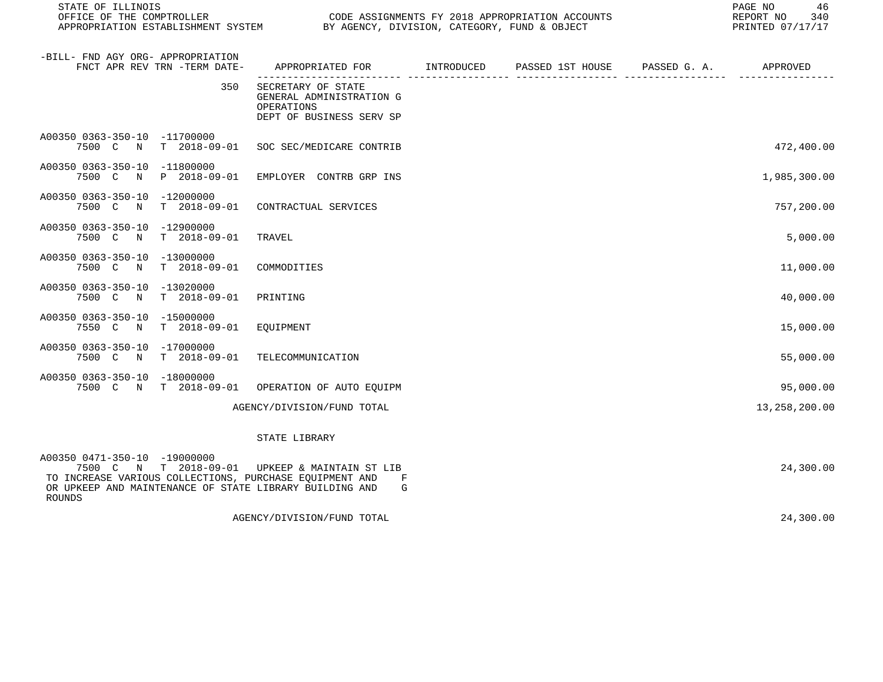| -BILL- FND AGY ORG- APPROPRIATION FNCT APR REV TRN -TERM DATE- | APPROPRIATED FOR | INTRODUCED | PASSED 1ST HOUSE | PASSED G. A. | APPROVED |
|---|---|---|---|---|---|
| 350 | SECRETARY OF STATE GENERAL ADMINISTRATION G OPERATIONS DEPT OF BUSINESS SERV SP | | | | |
| A00350 0363-350-10 -11700000 7500 C N T 2018-09-01 | SOC SEC/MEDICARE CONTRIB | | | | 472,400.00 |
| A00350 0363-350-10 -11800000 7500 C N P 2018-09-01 | EMPLOYER CONTRB GRP INS | | | | 1,985,300.00 |
| A00350 0363-350-10 -12000000 7500 C N T 2018-09-01 | CONTRACTUAL SERVICES | | | | 757,200.00 |
| A00350 0363-350-10 -12900000 7500 C N T 2018-09-01 | TRAVEL | | | | 5,000.00 |
| A00350 0363-350-10 -13000000 7500 C N T 2018-09-01 | COMMODITIES | | | | 11,000.00 |
| A00350 0363-350-10 -13020000 7500 C N T 2018-09-01 | PRINTING | | | | 40,000.00 |
| A00350 0363-350-10 -15000000 7550 C N T 2018-09-01 | EQUIPMENT | | | | 15,000.00 |
| A00350 0363-350-10 -17000000 7500 C N T 2018-09-01 | TELECOMMUNICATION | | | | 55,000.00 |
| A00350 0363-350-10 -18000000 7500 C N T 2018-09-01 | OPERATION OF AUTO EQUIPM | | | | 95,000.00 |
| | AGENCY/DIVISION/FUND TOTAL | | | | 13,258,200.00 |
| | STATE LIBRARY | | | | |
| A00350 0471-350-10 -19000000 7500 C N T 2018-09-01 | UPKEEP & MAINTAIN ST LIB | | | | 24,300.00 |
| TO INCREASE VARIOUS COLLECTIONS, PURCHASE EQUIPMENT AND F OR UPKEEP AND MAINTENANCE OF STATE LIBRARY BUILDING AND G ROUNDS | | | | | |
| | AGENCY/DIVISION/FUND TOTAL | | | | 24,300.00 |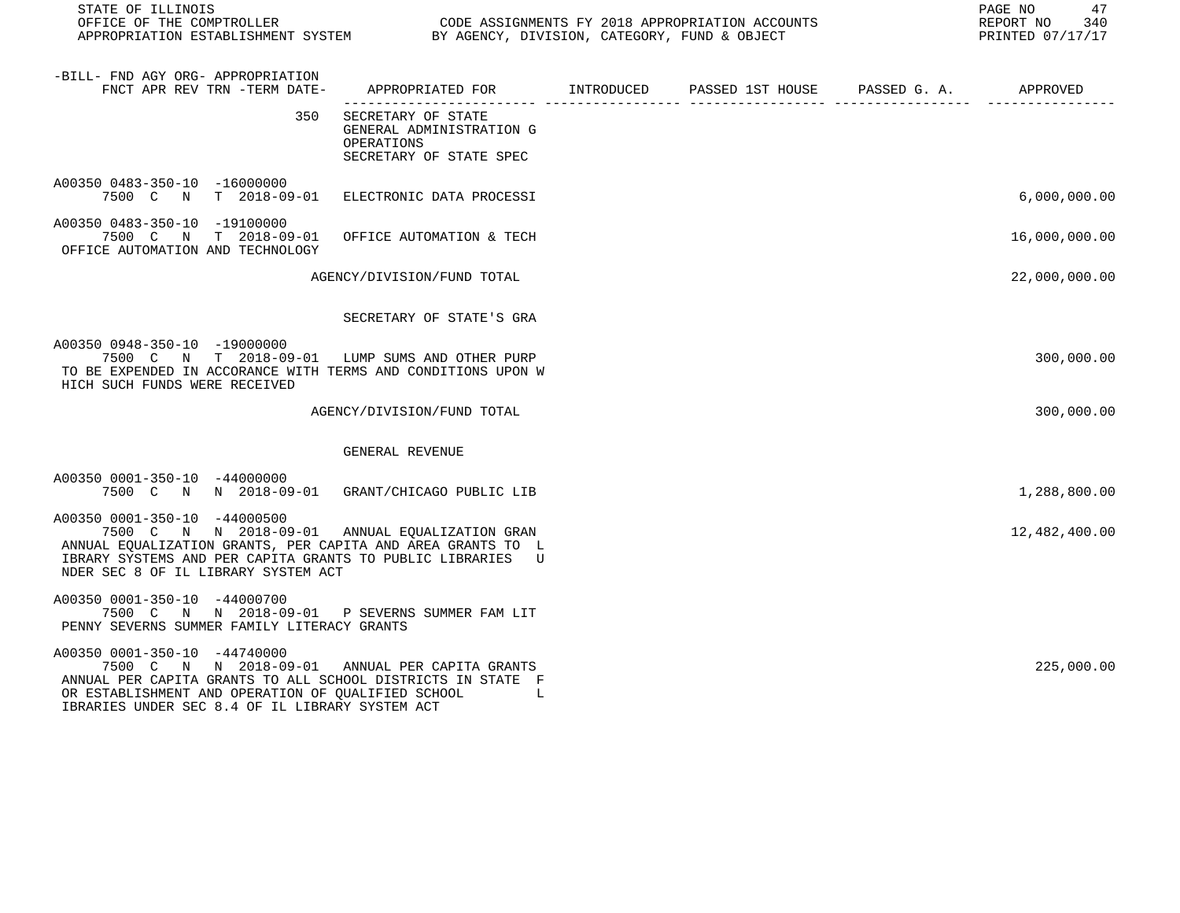STATE OF ILLINOIS
OFFICE OF THE COMPTROLLER
APPROPRIATION ESTABLISHMENT SYSTEM

CODE ASSIGNMENTS FY 2018 APPROPRIATION ACCOUNTS
BY AGENCY, DIVISION, CATEGORY, FUND & OBJECT

REPORT NO 340
PRINTED 07/17/17

| -BILL- FND AGY ORG- APPROPRIATION<br>FNCT APR REV TRN -TERM DATE- | APPROPRIATED FOR | INTRODUCED | PASSED 1ST HOUSE | PASSED G. A. | APPROVED |
|---|---|---|---|---|---|
| 350 | SECRETARY OF STATE<br>GENERAL ADMINISTRATION G<br>OPERATIONS<br>SECRETARY OF STATE SPEC | | | | |
| A00350 0483-350-10 -16000000<br>7500 C N T 2018-09-01 | ELECTRONIC DATA PROCESSI | | | | 6,000,000.00 |
| A00350 0483-350-10 -19100000<br>7500 C N T 2018-09-01<br>OFFICE AUTOMATION AND TECHNOLOGY | OFFICE AUTOMATION & TECH | | | | 16,000,000.00 |
| | AGENCY/DIVISION/FUND TOTAL | | | | 22,000,000.00 |
| | SECRETARY OF STATE'S GRA | | | | |
| A00350 0948-350-10 -19000000<br>7500 C N T 2018-09-01<br>TO BE EXPENDED IN ACCORANCE WITH TERMS AND CONDITIONS UPON WHICH SUCH FUNDS WERE RECEIVED | LUMP SUMS AND OTHER PURP | | | | 300,000.00 |
| | AGENCY/DIVISION/FUND TOTAL | | | | 300,000.00 |
| | GENERAL REVENUE | | | | |
| A00350 0001-350-10 -44000000<br>7500 C N N 2018-09-01 | GRANT/CHICAGO PUBLIC LIB | | | | 1,288,800.00 |
| A00350 0001-350-10 -44000500<br>7500 C N N 2018-09-01<br>ANNUAL EQUALIZATION GRANTS, PER CAPITA AND AREA GRANTS TO LIBRARY SYSTEMS AND PER CAPITA GRANTS TO PUBLIC LIBRARIES UNDER SEC 8 OF IL LIBRARY SYSTEM ACT | ANNUAL EQUALIZATION GRAN | | | | 12,482,400.00 |
| A00350 0001-350-10 -44000700<br>7500 C N N 2018-09-01<br>PENNY SEVERNS SUMMER FAMILY LITERACY GRANTS | P SEVERNS SUMMER FAM LIT | | | | |
| A00350 0001-350-10 -44740000<br>7500 C N N 2018-09-01<br>ANNUAL PER CAPITA GRANTS TO ALL SCHOOL DISTRICTS IN STATE FOR ESTABLISHMENT AND OPERATION OF QUALIFIED SCHOOL LIBRARIES UNDER SEC 8.4 OF IL LIBRARY SYSTEM ACT | ANNUAL PER CAPITA GRANTS | | | | 225,000.00 |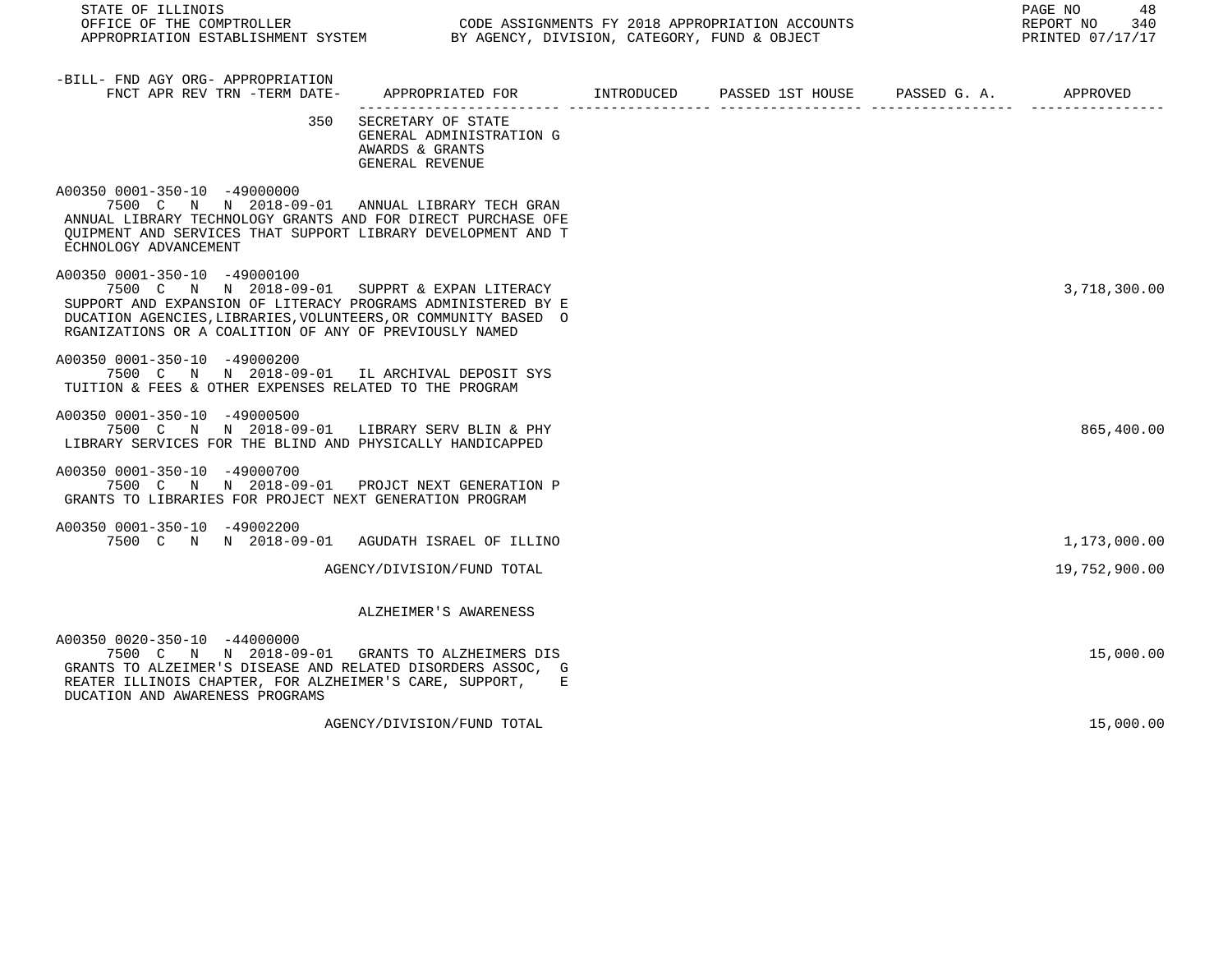STATE OF ILLINOIS
OFFICE OF THE COMPTROLLER — CODE ASSIGNMENTS FY 2018 APPROPRIATION ACCOUNTS
APPROPRIATION ESTABLISHMENT SYSTEM — BY AGENCY, DIVISION, CATEGORY, FUND & OBJECT

| -BILL- FND AGY ORG- APPROPRIATION FNCT APR REV TRN -TERM DATE- | APPROPRIATED FOR | INTRODUCED | PASSED 1ST HOUSE | PASSED G. A. | APPROVED |
|---|---|---|---|---|---|
| 350 | SECRETARY OF STATE GENERAL ADMINISTRATION G AWARDS & GRANTS GENERAL REVENUE | | | | |
| A00350 0001-350-10 -49000000 7500 C N N 2018-09-01 | ANNUAL LIBRARY TECH GRAN | | | | |
| ANNUAL LIBRARY TECHNOLOGY GRANTS AND FOR DIRECT PURCHASE OFE QUIPMENT AND SERVICES THAT SUPPORT LIBRARY DEVELOPMENT AND T ECHNOLOGY ADVANCEMENT | | | | | |
| A00350 0001-350-10 -49000100 7500 C N N 2018-09-01 | SUPPRT & EXPAN LITERACY | | | | 3,718,300.00 |
| SUPPORT AND EXPANSION OF LITERACY PROGRAMS ADMINISTERED BY E DUCATION AGENCIES,LIBRARIES,VOLUNTEERS,OR COMMUNITY BASED O RGANIZATIONS OR A COALITION OF ANY OF PREVIOUSLY NAMED | | | | | |
| A00350 0001-350-10 -49000200 7500 C N N 2018-09-01 | IL ARCHIVAL DEPOSIT SYS | | | | |
| TUITION & FEES & OTHER EXPENSES RELATED TO THE PROGRAM | | | | | |
| A00350 0001-350-10 -49000500 7500 C N N 2018-09-01 | LIBRARY SERV BLIN & PHY | | | | 865,400.00 |
| LIBRARY SERVICES FOR THE BLIND AND PHYSICALLY HANDICAPPED | | | | | |
| A00350 0001-350-10 -49000700 7500 C N N 2018-09-01 | PROJCT NEXT GENERATION P | | | | |
| GRANTS TO LIBRARIES FOR PROJECT NEXT GENERATION PROGRAM | | | | | |
| A00350 0001-350-10 -49002200 7500 C N N 2018-09-01 | AGUDATH ISRAEL OF ILLINO | | | | 1,173,000.00 |
| | AGENCY/DIVISION/FUND TOTAL | | | | 19,752,900.00 |
| | ALZHEIMER'S AWARENESS | | | | |
| A00350 0020-350-10 -44000000 7500 C N N 2018-09-01 | GRANTS TO ALZHEIMERS DIS | | | | 15,000.00 |
| GRANTS TO ALZEIMER'S DISEASE AND RELATED DISORDERS ASSOC, G REATER ILLINOIS CHAPTER, FOR ALZHEIMER'S CARE, SUPPORT, E DUCATION AND AWARENESS PROGRAMS | | | | | |
| | AGENCY/DIVISION/FUND TOTAL | | | | 15,000.00 |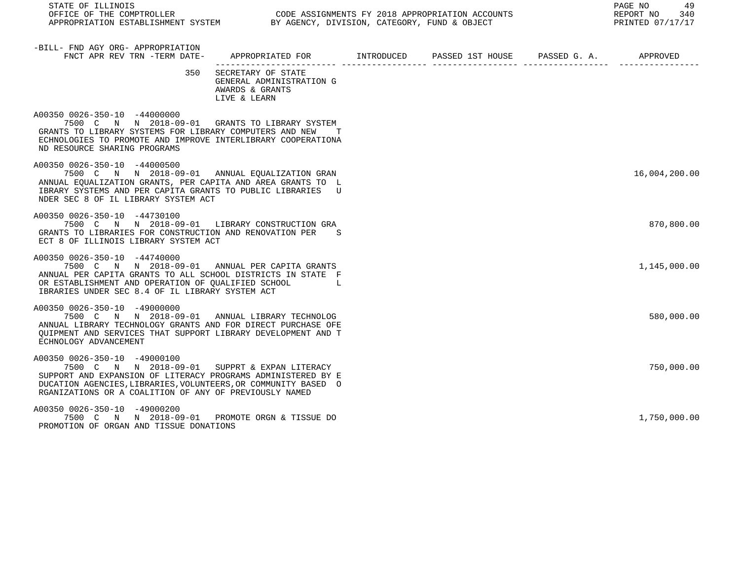| -BILL- FND AGY ORG- APPROPRIATION FNCT APR REV TRN -TERM DATE- | APPROPRIATED FOR | INTRODUCED | PASSED 1ST HOUSE | PASSED G. A. | APPROVED |
|---|---|---|---|---|---|
| 350 | SECRETARY OF STATE GENERAL ADMINISTRATION G AWARDS & GRANTS LIVE & LEARN | | | | |
| A00350 0026-350-10 -44000000 7500 C N N 2018-09-01 GRANTS TO LIBRARY SYSTEM GRANTS TO LIBRARY SYSTEMS FOR LIBRARY COMPUTERS AND NEW T ECHNOLOGIES TO PROMOTE AND IMPROVE INTERLIBRARY COOPERATIONA ND RESOURCE SHARING PROGRAMS | | | | | |
| A00350 0026-350-10 -44000500 7500 C N N 2018-09-01 ANNUAL EQUALIZATION GRAN ANNUAL EQUALIZATION GRANTS, PER CAPITA AND AREA GRANTS TO L IBRARY SYSTEMS AND PER CAPITA GRANTS TO PUBLIC LIBRARIES U NDER SEC 8 OF IL LIBRARY SYSTEM ACT | | | | | 16,004,200.00 |
| A00350 0026-350-10 -44730100 7500 C N N 2018-09-01 LIBRARY CONSTRUCTION GRA GRANTS TO LIBRARIES FOR CONSTRUCTION AND RENOVATION PER S ECT 8 OF ILLINOIS LIBRARY SYSTEM ACT | | | | | 870,800.00 |
| A00350 0026-350-10 -44740000 7500 C N N 2018-09-01 ANNUAL PER CAPITA GRANTS ANNUAL PER CAPITA GRANTS TO ALL SCHOOL DISTRICTS IN STATE F OR ESTABLISHMENT AND OPERATION OF QUALIFIED SCHOOL L IBRARIES UNDER SEC 8.4 OF IL LIBRARY SYSTEM ACT | | | | | 1,145,000.00 |
| A00350 0026-350-10 -49000000 7500 C N N 2018-09-01 ANNUAL LIBRARY TECHNOLOG ANNUAL LIBRARY TECHNOLOGY GRANTS AND FOR DIRECT PURCHASE OFE QUIPMENT AND SERVICES THAT SUPPORT LIBRARY DEVELOPMENT AND T ECHNOLOGY ADVANCEMENT | | | | | 580,000.00 |
| A00350 0026-350-10 -49000100 7500 C N N 2018-09-01 SUPPRT & EXPAN LITERACY SUPPORT AND EXPANSION OF LITERACY PROGRAMS ADMINISTERED BY E DUCATION AGENCIES,LIBRARIES,VOLUNTEERS,OR COMMUNITY BASED O RGANIZATIONS OR A COALITION OF ANY OF PREVIOUSLY NAMED | | | | | 750,000.00 |
| A00350 0026-350-10 -49000200 7500 C N N 2018-09-01 PROMOTE ORGN & TISSUE DO PROMOTION OF ORGAN AND TISSUE DONATIONS | | | | | 1,750,000.00 |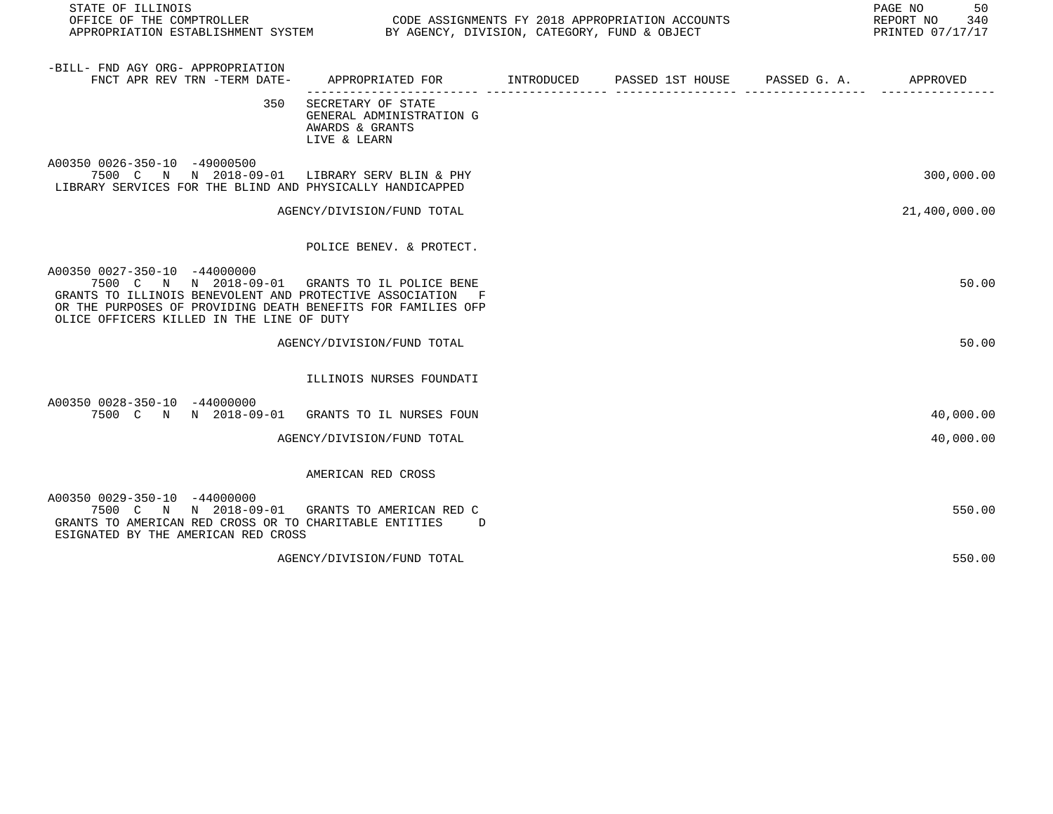| -BILL- FND AGY ORG- APPROPRIATION FNCT APR REV TRN -TERM DATE- | APPROPRIATED FOR | INTRODUCED | PASSED 1ST HOUSE | PASSED G. A. | APPROVED |
|---|---|---|---|---|---|
| 350 | SECRETARY OF STATE GENERAL ADMINISTRATION G AWARDS & GRANTS LIVE & LEARN | | | | |
| A00350 0026-350-10 -49000500 7500 C N N 2018-09-01 | LIBRARY SERV BLIN & PHY | | | | 300,000.00 |
| LIBRARY SERVICES FOR THE BLIND AND PHYSICALLY HANDICAPPED | | | | | |
| | AGENCY/DIVISION/FUND TOTAL | | | | 21,400,000.00 |
| | POLICE BENEV. & PROTECT. | | | | |
| A00350 0027-350-10 -44000000 7500 C N N 2018-09-01 | GRANTS TO IL POLICE BENE | | | | 50.00 |
| GRANTS TO ILLINOIS BENEVOLENT AND PROTECTIVE ASSOCIATION F OR THE PURPOSES OF PROVIDING DEATH BENEFITS FOR FAMILIES OFP OLICE OFFICERS KILLED IN THE LINE OF DUTY | | | | | |
| | AGENCY/DIVISION/FUND TOTAL | | | | 50.00 |
| | ILLINOIS NURSES FOUNDATI | | | | |
| A00350 0028-350-10 -44000000 7500 C N N 2018-09-01 | GRANTS TO IL NURSES FOUN | | | | 40,000.00 |
| | AGENCY/DIVISION/FUND TOTAL | | | | 40,000.00 |
| | AMERICAN RED CROSS | | | | |
| A00350 0029-350-10 -44000000 7500 C N N 2018-09-01 | GRANTS TO AMERICAN RED C | | | | 550.00 |
| GRANTS TO AMERICAN RED CROSS OR TO CHARITABLE ENTITIES D ESIGNATED BY THE AMERICAN RED CROSS | | | | | |
| | AGENCY/DIVISION/FUND TOTAL | | | | 550.00 |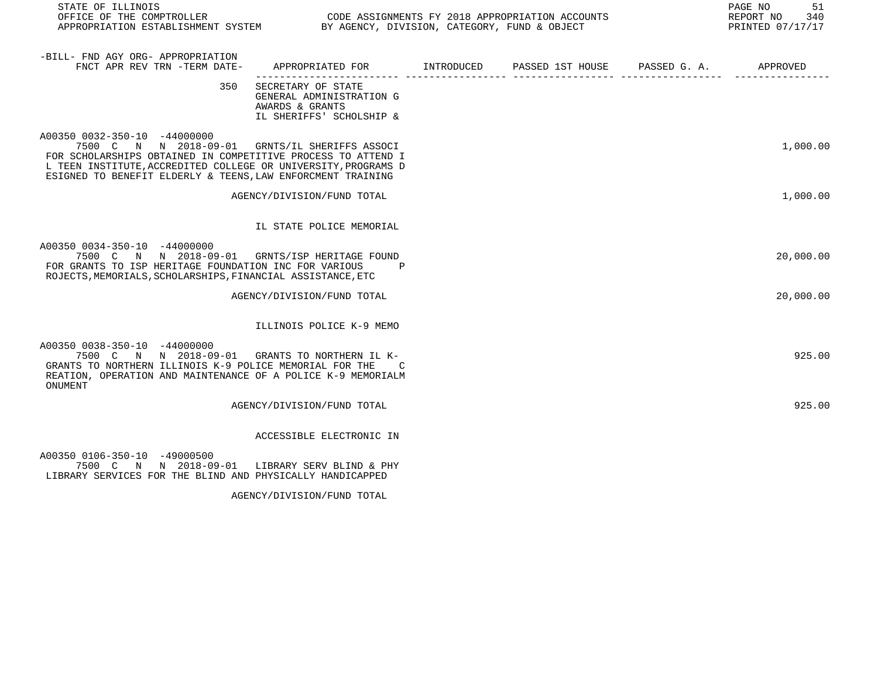STATE OF ILLINOIS
OFFICE OF THE COMPTROLLER
APPROPRIATION ESTABLISHMENT SYSTEM

CODE ASSIGNMENTS FY 2018 APPROPRIATION ACCOUNTS
BY AGENCY, DIVISION, CATEGORY, FUND & OBJECT

REPORT NO 340
PRINTED 07/17/17

| -BILL- FND AGY ORG- APPROPRIATION FNCT APR REV TRN -TERM DATE- | APPROPRIATED FOR | INTRODUCED | PASSED 1ST HOUSE | PASSED G. A. | APPROVED |
|---|---|---|---|---|---|
| 350 | SECRETARY OF STATE<br>GENERAL ADMINISTRATION G<br>AWARDS & GRANTS<br>IL SHERIFFS' SCHOLSHIP & | | | | |
| A00350 0032-350-10 -44000000<br>7500 C N N 2018-09-01 | GRNTS/IL SHERIFFS ASSOCI | | | | 1,000.00 |
| FOR SCHOLARSHIPS OBTAINED IN COMPETITIVE PROCESS TO ATTEND IL TEEN INSTITUTE,ACCREDITED COLLEGE OR UNIVERSITY,PROGRAMS DESIGNED TO BENEFIT ELDERLY & TEENS,LAW ENFORCMENT TRAINING | | | | | |
| | AGENCY/DIVISION/FUND TOTAL | | | | 1,000.00 |
| | IL STATE POLICE MEMORIAL | | | | |
| A00350 0034-350-10 -44000000<br>7500 C N N 2018-09-01 | GRNTS/ISP HERITAGE FOUND | | | | 20,000.00 |
| FOR GRANTS TO ISP HERITAGE FOUNDATION INC FOR VARIOUS PROJECTS,MEMORIALS,SCHOLARSHIPS,FINANCIAL ASSISTANCE,ETC | | | | | |
| | AGENCY/DIVISION/FUND TOTAL | | | | 20,000.00 |
| | ILLINOIS POLICE K-9 MEMO | | | | |
| A00350 0038-350-10 -44000000<br>7500 C N N 2018-09-01 | GRANTS TO NORTHERN IL K- | | | | 925.00 |
| GRANTS TO NORTHERN ILLINOIS K-9 POLICE MEMORIAL FOR THE CREATION, OPERATION AND MAINTENANCE OF A POLICE K-9 MEMORIALMONUMENT | | | | | |
| | AGENCY/DIVISION/FUND TOTAL | | | | 925.00 |
| | ACCESSIBLE ELECTRONIC IN | | | | |
| A00350 0106-350-10 -49000500<br>7500 C N N 2018-09-01 | LIBRARY SERV BLIND & PHY | | | | |
| LIBRARY SERVICES FOR THE BLIND AND PHYSICALLY HANDICAPPED | | | | | |
| | AGENCY/DIVISION/FUND TOTAL | | | | |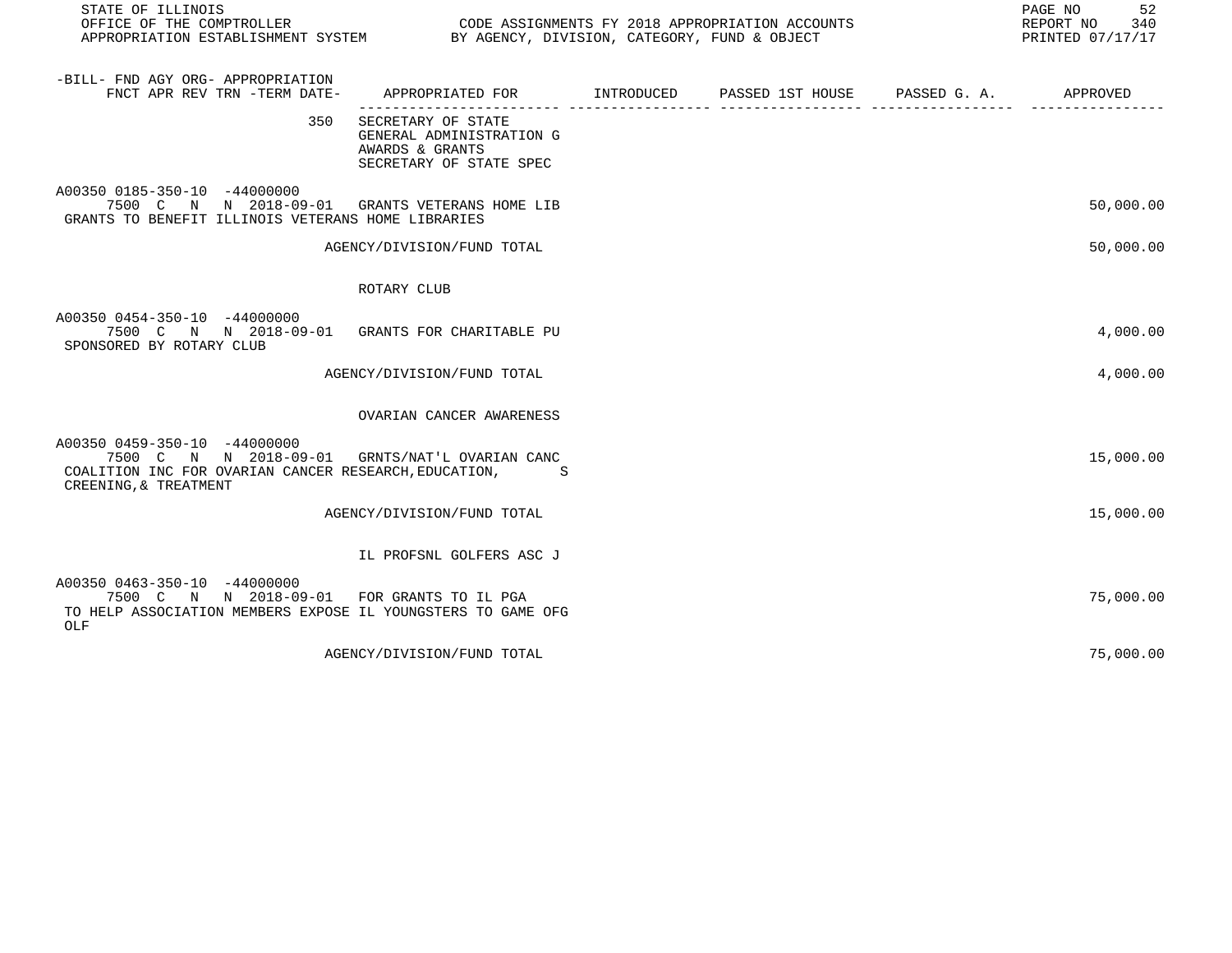STATE OF ILLINOIS
OFFICE OF THE COMPTROLLER
APPROPRIATION ESTABLISHMENT SYSTEM

CODE ASSIGNMENTS FY 2018 APPROPRIATION ACCOUNTS
BY AGENCY, DIVISION, CATEGORY, FUND & OBJECT

REPORT NO 340
PRINTED 07/17/17

| -BILL- FND AGY ORG- APPROPRIATION FNCT APR REV TRN -TERM DATE- | APPROPRIATED FOR | INTRODUCED | PASSED 1ST HOUSE | PASSED G. A. | APPROVED |
|---|---|---|---|---|---|
| 350 | SECRETARY OF STATE<br>GENERAL ADMINISTRATION G<br>AWARDS & GRANTS<br>SECRETARY OF STATE SPEC | | | | |
| A00350 0185-350-10 -44000000<br>7500 C N N 2018-09-01 | GRANTS VETERANS HOME LIB | | | | 50,000.00 |
| GRANTS TO BENEFIT ILLINOIS VETERANS HOME LIBRARIES | | | | | |
| | AGENCY/DIVISION/FUND TOTAL | | | | 50,000.00 |
| | ROTARY CLUB | | | | |
| A00350 0454-350-10 -44000000<br>7500 C N N 2018-09-01 | GRANTS FOR CHARITABLE PU | | | | 4,000.00 |
| SPONSORED BY ROTARY CLUB | | | | | |
| | AGENCY/DIVISION/FUND TOTAL | | | | 4,000.00 |
| | OVARIAN CANCER AWARENESS | | | | |
| A00350 0459-350-10 -44000000<br>7500 C N N 2018-09-01 | GRNTS/NAT'L OVARIAN CANC | | | | 15,000.00 |
| COALITION INC FOR OVARIAN CANCER RESEARCH,EDUCATION, S<br>CREENING,& TREATMENT | | | | | |
| | AGENCY/DIVISION/FUND TOTAL | | | | 15,000.00 |
| | IL PROFSNL GOLFERS ASC J | | | | |
| A00350 0463-350-10 -44000000<br>7500 C N N 2018-09-01 | FOR GRANTS TO IL PGA | | | | 75,000.00 |
| TO HELP ASSOCIATION MEMBERS EXPOSE IL YOUNGSTERS TO GAME OFG<br>OLF | | | | | |
| | AGENCY/DIVISION/FUND TOTAL | | | | 75,000.00 |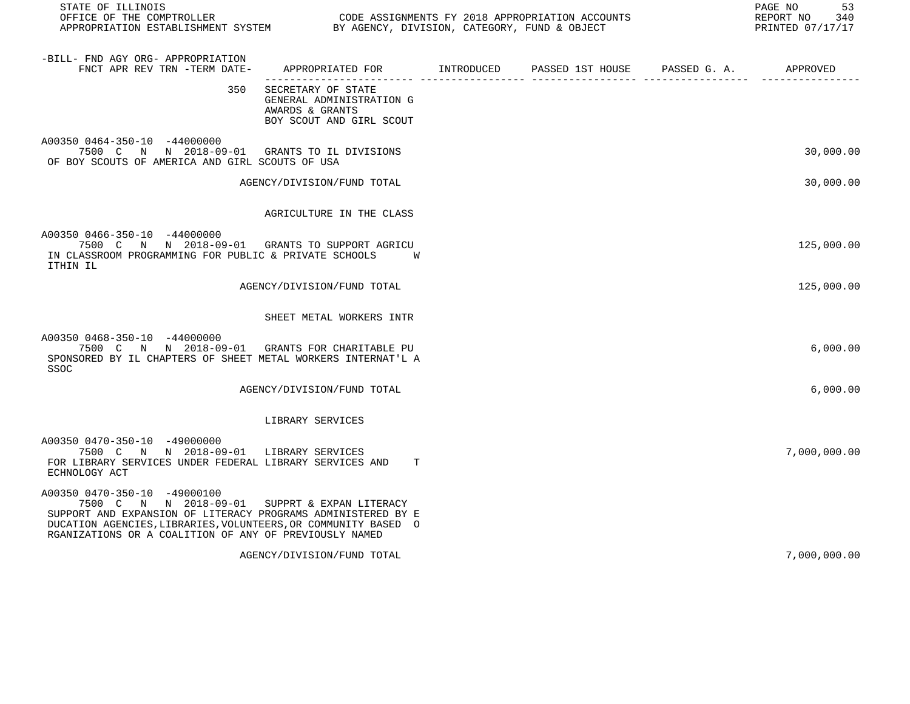-BILL- FND AGY ORG- APPROPRIATION
FNCT APR REV TRN -TERM DATE-

| APPROPRIATED FOR | INTRODUCED | PASSED 1ST HOUSE | PASSED G. A. | APPROVED |
|---|---|---|---|---|

350 SECRETARY OF STATE
GENERAL ADMINISTRATION G
AWARDS & GRANTS
BOY SCOUT AND GIRL SCOUT

A00350 0464-350-10 -44000000
7500 C N N 2018-09-01 GRANTS TO IL DIVISIONS — 30,000.00
OF BOY SCOUTS OF AMERICA AND GIRL SCOUTS OF USA

AGENCY/DIVISION/FUND TOTAL — 30,000.00

AGRICULTURE IN THE CLASS

A00350 0466-350-10 -44000000
7500 C N N 2018-09-01 GRANTS TO SUPPORT AGRICU — 125,000.00
IN CLASSROOM PROGRAMMING FOR PUBLIC & PRIVATE SCHOOLS W
ITHIN IL

AGENCY/DIVISION/FUND TOTAL — 125,000.00

SHEET METAL WORKERS INTR

A00350 0468-350-10 -44000000
7500 C N N 2018-09-01 GRANTS FOR CHARITABLE PU — 6,000.00
SPONSORED BY IL CHAPTERS OF SHEET METAL WORKERS INTERNAT'L A
SSOC

AGENCY/DIVISION/FUND TOTAL — 6,000.00

LIBRARY SERVICES

A00350 0470-350-10 -49000000
7500 C N N 2018-09-01 LIBRARY SERVICES — 7,000,000.00
FOR LIBRARY SERVICES UNDER FEDERAL LIBRARY SERVICES AND T
ECHNOLOGY ACT

A00350 0470-350-10 -49000100
7500 C N N 2018-09-01 SUPPRT & EXPAN LITERACY
SUPPORT AND EXPANSION OF LITERACY PROGRAMS ADMINISTERED BY E
DUCATION AGENCIES,LIBRARIES,VOLUNTEERS,OR COMMUNITY BASED O
RGANIZATIONS OR A COALITION OF ANY OF PREVIOUSLY NAMED

AGENCY/DIVISION/FUND TOTAL — 7,000,000.00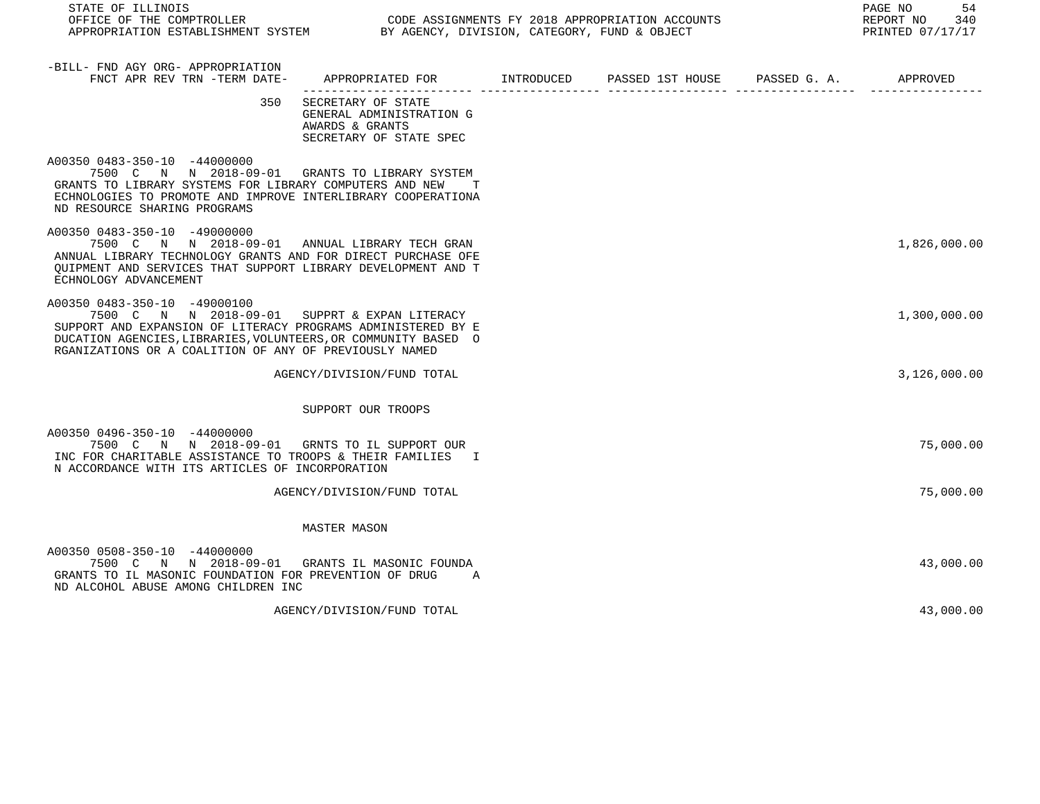STATE OF ILLINOIS
OFFICE OF THE COMPTROLLER
APPROPRIATION ESTABLISHMENT SYSTEM

CODE ASSIGNMENTS FY 2018 APPROPRIATION ACCOUNTS
BY AGENCY, DIVISION, CATEGORY, FUND & OBJECT

REPORT NO 340
PRINTED 07/17/17

| -BILL- FND AGY ORG- APPROPRIATION FNCT APR REV TRN -TERM DATE- | APPROPRIATED FOR | INTRODUCED | PASSED 1ST HOUSE | PASSED G. A. | APPROVED |
|---|---|---|---|---|---|
| 350 | SECRETARY OF STATE<br>GENERAL ADMINISTRATION G<br>AWARDS & GRANTS<br>SECRETARY OF STATE SPEC | | | | |
| A00350 0483-350-10 -44000000<br>7500 C N N 2018-09-01<br>GRANTS TO LIBRARY SYSTEMS FOR LIBRARY COMPUTERS AND NEW TECHNOLOGIES TO PROMOTE AND IMPROVE INTERLIBRARY COOPERATIONA ND RESOURCE SHARING PROGRAMS | GRANTS TO LIBRARY SYSTEM | | | | |
| A00350 0483-350-10 -49000000<br>7500 C N N 2018-09-01<br>ANNUAL LIBRARY TECHNOLOGY GRANTS AND FOR DIRECT PURCHASE OFE QUIPMENT AND SERVICES THAT SUPPORT LIBRARY DEVELOPMENT AND TECHNOLOGY ADVANCEMENT | ANNUAL LIBRARY TECH GRAN | | | | 1,826,000.00 |
| A00350 0483-350-10 -49000100<br>7500 C N N 2018-09-01<br>SUPPORT AND EXPANSION OF LITERACY PROGRAMS ADMINISTERED BY EDUCATION AGENCIES,LIBRARIES,VOLUNTEERS,OR COMMUNITY BASED ORGANIZATIONS OR A COALITION OF ANY OF PREVIOUSLY NAMED | SUPPRT & EXPAN LITERACY | | | | 1,300,000.00 |
| | AGENCY/DIVISION/FUND TOTAL | | | | 3,126,000.00 |
| | SUPPORT OUR TROOPS | | | | |
| A00350 0496-350-10 -44000000<br>7500 C N N 2018-09-01<br>INC FOR CHARITABLE ASSISTANCE TO TROOPS & THEIR FAMILIES IN ACCORDANCE WITH ITS ARTICLES OF INCORPORATION | GRNTS TO IL SUPPORT OUR | | | | 75,000.00 |
| | AGENCY/DIVISION/FUND TOTAL | | | | 75,000.00 |
| | MASTER MASON | | | | |
| A00350 0508-350-10 -44000000<br>7500 C N N 2018-09-01<br>GRANTS TO IL MASONIC FOUNDATION FOR PREVENTION OF DRUG AND ALCOHOL ABUSE AMONG CHILDREN INC | GRANTS IL MASONIC FOUNDA | | | | 43,000.00 |
| | AGENCY/DIVISION/FUND TOTAL | | | | 43,000.00 |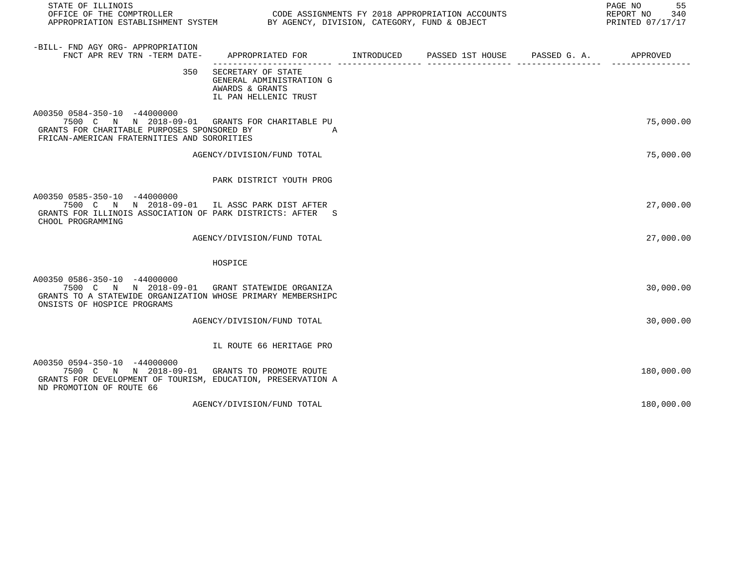STATE OF ILLINOIS
OFFICE OF THE COMPTROLLER
APPROPRIATION ESTABLISHMENT SYSTEM

CODE ASSIGNMENTS FY 2018 APPROPRIATION ACCOUNTS
BY AGENCY, DIVISION, CATEGORY, FUND & OBJECT

REPORT NO 340
PRINTED 07/17/17

| -BILL- FND AGY ORG- APPROPRIATION<br>FNCT APR REV TRN -TERM DATE- | APPROPRIATED FOR | INTRODUCED | PASSED 1ST HOUSE | PASSED G. A. | APPROVED |
|---|---|---|---|---|---|
| 350 | SECRETARY OF STATE<br>GENERAL ADMINISTRATION G<br>AWARDS & GRANTS<br>IL PAN HELLENIC TRUST | | | | |
| A00350 0584-350-10 -44000000<br>7500 C N N 2018-09-01 | GRANTS FOR CHARITABLE PU | | | | 75,000.00 |
| GRANTS FOR CHARITABLE PURPOSES SPONSORED BY A<br>FRICAN-AMERICAN FRATERNITIES AND SORORITIES | | | | | |
| | AGENCY/DIVISION/FUND TOTAL | | | | 75,000.00 |
| | PARK DISTRICT YOUTH PROG | | | | |
| A00350 0585-350-10 -44000000<br>7500 C N N 2018-09-01 | IL ASSC PARK DIST AFTER | | | | 27,000.00 |
| GRANTS FOR ILLINOIS ASSOCIATION OF PARK DISTRICTS: AFTER S<br>CHOOL PROGRAMMING | | | | | |
| | AGENCY/DIVISION/FUND TOTAL | | | | 27,000.00 |
| | HOSPICE | | | | |
| A00350 0586-350-10 -44000000<br>7500 C N N 2018-09-01 | GRANT STATEWIDE ORGANIZA | | | | 30,000.00 |
| GRANTS TO A STATEWIDE ORGANIZATION WHOSE PRIMARY MEMBERSHIPC<br>ONSISTS OF HOSPICE PROGRAMS | | | | | |
| | AGENCY/DIVISION/FUND TOTAL | | | | 30,000.00 |
| | IL ROUTE 66 HERITAGE PRO | | | | |
| A00350 0594-350-10 -44000000<br>7500 C N N 2018-09-01 | GRANTS TO PROMOTE ROUTE | | | | 180,000.00 |
| GRANTS FOR DEVELOPMENT OF TOURISM, EDUCATION, PRESERVATION A<br>ND PROMOTION OF ROUTE 66 | | | | | |
| | AGENCY/DIVISION/FUND TOTAL | | | | 180,000.00 |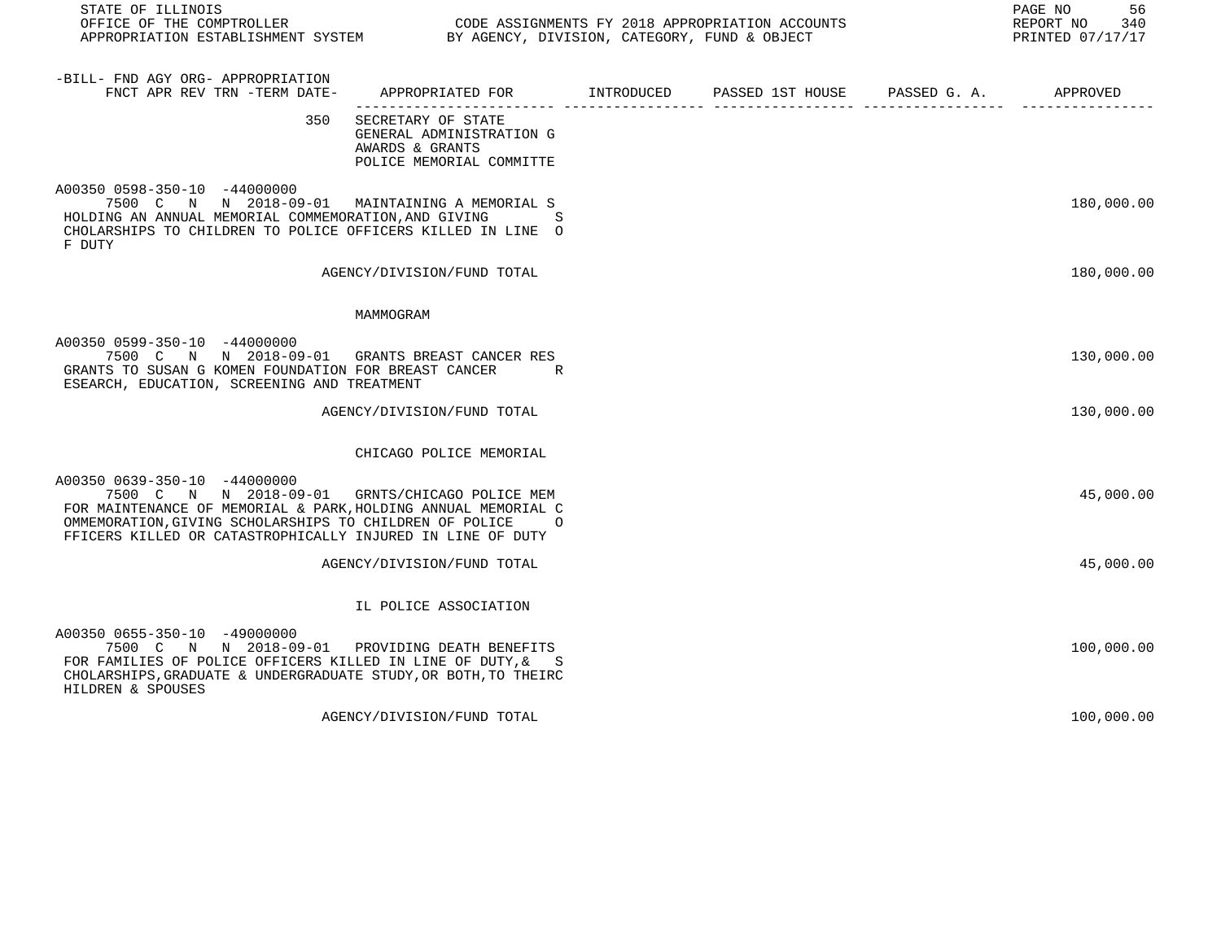STATE OF ILLINOIS
OFFICE OF THE COMPTROLLER
APPROPRIATION ESTABLISHMENT SYSTEM

CODE ASSIGNMENTS FY 2018 APPROPRIATION ACCOUNTS
BY AGENCY, DIVISION, CATEGORY, FUND & OBJECT

REPORT NO 340
PRINTED 07/17/17

| -BILL- FND AGY ORG- APPROPRIATION FNCT APR REV TRN -TERM DATE- | APPROPRIATED FOR | INTRODUCED | PASSED 1ST HOUSE | PASSED G. A. | APPROVED |
|---|---|---|---|---|---|
| 350 | SECRETARY OF STATE<br>GENERAL ADMINISTRATION G<br>AWARDS & GRANTS<br>POLICE MEMORIAL COMMITTE | | | | |
| A00350 0598-350-10 -44000000<br>7500 C N N 2018-09-01 | MAINTAINING A MEMORIAL S | | | | 180,000.00 |
| HOLDING AN ANNUAL MEMORIAL COMMEMORATION,AND GIVING S CHOLARSHIPS TO CHILDREN TO POLICE OFFICERS KILLED IN LINE O F DUTY | | | | | |
| | AGENCY/DIVISION/FUND TOTAL | | | | 180,000.00 |
| | MAMMOGRAM | | | | |
| A00350 0599-350-10 -44000000<br>7500 C N N 2018-09-01 | GRANTS BREAST CANCER RES | | | | 130,000.00 |
| GRANTS TO SUSAN G KOMEN FOUNDATION FOR BREAST CANCER R ESEARCH, EDUCATION, SCREENING AND TREATMENT | | | | | |
| | AGENCY/DIVISION/FUND TOTAL | | | | 130,000.00 |
| | CHICAGO POLICE MEMORIAL | | | | |
| A00350 0639-350-10 -44000000<br>7500 C N N 2018-09-01 | GRNTS/CHICAGO POLICE MEM | | | | 45,000.00 |
| FOR MAINTENANCE OF MEMORIAL & PARK,HOLDING ANNUAL MEMORIAL C OMMEMORATION,GIVING SCHOLARSHIPS TO CHILDREN OF POLICE O FFICERS KILLED OR CATASTROPHICALLY INJURED IN LINE OF DUTY | | | | | |
| | AGENCY/DIVISION/FUND TOTAL | | | | 45,000.00 |
| | IL POLICE ASSOCIATION | | | | |
| A00350 0655-350-10 -49000000<br>7500 C N N 2018-09-01 | PROVIDING DEATH BENEFITS | | | | 100,000.00 |
| FOR FAMILIES OF POLICE OFFICERS KILLED IN LINE OF DUTY,& S CHOLARSHIPS,GRADUATE & UNDERGRADUATE STUDY,OR BOTH,TO THEIRC HILDREN & SPOUSES | | | | | |
| | AGENCY/DIVISION/FUND TOTAL | | | | 100,000.00 |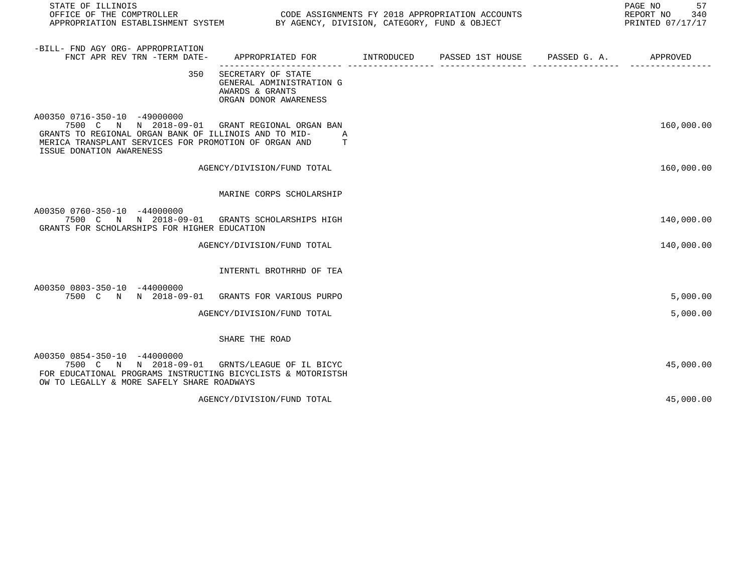STATE OF ILLINOIS
OFFICE OF THE COMPTROLLER — CODE ASSIGNMENTS FY 2018 APPROPRIATION ACCOUNTS
APPROPRIATION ESTABLISHMENT SYSTEM — BY AGENCY, DIVISION, CATEGORY, FUND & OBJECT
REPORT NO 340
PRINTED 07/17/17

| -BILL- FND AGY ORG- APPROPRIATION FNCT APR REV TRN -TERM DATE- | APPROPRIATED FOR | INTRODUCED | PASSED 1ST HOUSE | PASSED G. A. | APPROVED |
|---|---|---|---|---|---|
| 350 | SECRETARY OF STATE<br>GENERAL ADMINISTRATION G<br>AWARDS & GRANTS<br>ORGAN DONOR AWARENESS | | | | |
| A00350 0716-350-10 -49000000<br>7500 C N N 2018-09-01 | GRANT REGIONAL ORGAN BAN | | | | 160,000.00 |
| GRANTS TO REGIONAL ORGAN BANK OF ILLINOIS AND TO MID-AMERICA TRANSPLANT SERVICES FOR PROMOTION OF ORGAN AND TISSUE DONATION AWARENESS | | | | | |
| | AGENCY/DIVISION/FUND TOTAL | | | | 160,000.00 |
| | MARINE CORPS SCHOLARSHIP | | | | |
| A00350 0760-350-10 -44000000<br>7500 C N N 2018-09-01 | GRANTS SCHOLARSHIPS HIGH | | | | 140,000.00 |
| GRANTS FOR SCHOLARSHIPS FOR HIGHER EDUCATION | | | | | |
| | AGENCY/DIVISION/FUND TOTAL | | | | 140,000.00 |
| | INTERNTL BROTHRHD OF TEA | | | | |
| A00350 0803-350-10 -44000000<br>7500 C N N 2018-09-01 | GRANTS FOR VARIOUS PURPO | | | | 5,000.00 |
| | AGENCY/DIVISION/FUND TOTAL | | | | 5,000.00 |
| | SHARE THE ROAD | | | | |
| A00350 0854-350-10 -44000000<br>7500 C N N 2018-09-01 | GRNTS/LEAGUE OF IL BICYC | | | | 45,000.00 |
| FOR EDUCATIONAL PROGRAMS INSTRUCTING BICYCLISTS & MOTORISTS HOW TO LEGALLY & MORE SAFELY SHARE ROADWAYS | | | | | |
| | AGENCY/DIVISION/FUND TOTAL | | | | 45,000.00 |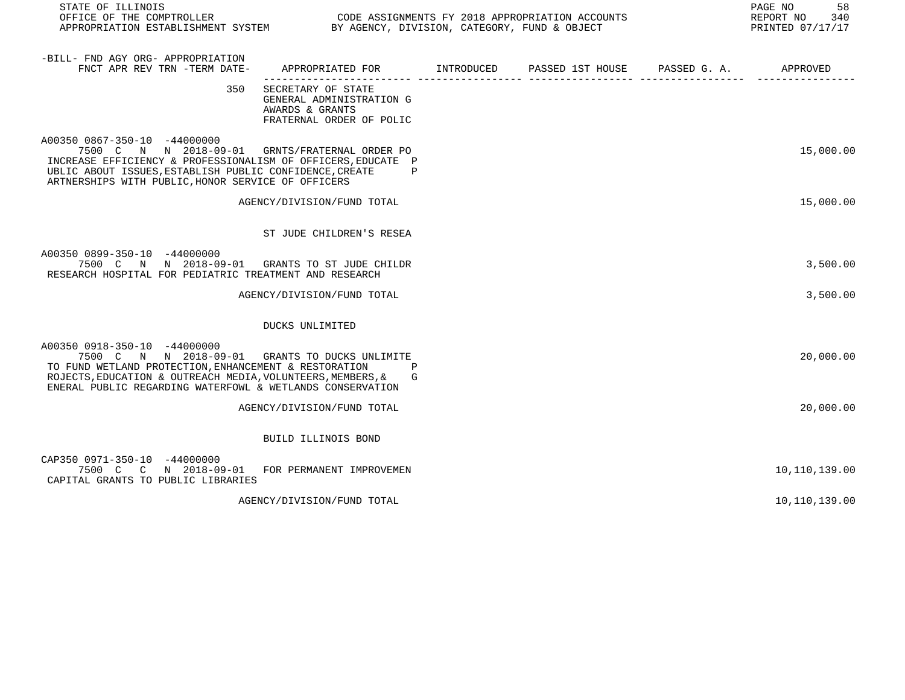-BILL- FND AGY ORG- APPROPRIATION
FNCT APR REV TRN -TERM DATE- APPROPRIATED FOR | INTRODUCED | PASSED 1ST HOUSE | PASSED G. A. | APPROVED

350 SECRETARY OF STATE
GENERAL ADMINISTRATION G
AWARDS & GRANTS
FRATERNAL ORDER OF POLIC

| -BILL- FND AGY ORG- APPROPRIATION / FNCT APR REV TRN -TERM DATE- | APPROPRIATED FOR | INTRODUCED | PASSED 1ST HOUSE | PASSED G. A. | APPROVED |
|---|---|---|---|---|---|
| A00350 0867-350-10 -44000000 / 7500 C N N 2018-09-01 | GRNTS/FRATERNAL ORDER PO | | | | 15,000.00 |

INCREASE EFFICIENCY & PROFESSIONALISM OF OFFICERS,EDUCATE P
UBLIC ABOUT ISSUES,ESTABLISH PUBLIC CONFIDENCE,CREATE P
ARTNERSHIPS WITH PUBLIC,HONOR SERVICE OF OFFICERS

| | AGENCY/DIVISION/FUND TOTAL | | | | 15,000.00 |
|---|---|---|---|---|---|

ST JUDE CHILDREN'S RESEA

| | | | | | |
|---|---|---|---|---|---|
| A00350 0899-350-10 -44000000 / 7500 C N N 2018-09-01 | GRANTS TO ST JUDE CHILDR | | | | 3,500.00 |

RESEARCH HOSPITAL FOR PEDIATRIC TREATMENT AND RESEARCH

| | AGENCY/DIVISION/FUND TOTAL | | | | 3,500.00 |
|---|---|---|---|---|---|

DUCKS UNLIMITED

| | | | | | |
|---|---|---|---|---|---|
| A00350 0918-350-10 -44000000 / 7500 C N N 2018-09-01 | GRANTS TO DUCKS UNLIMITE | | | | 20,000.00 |

TO FUND WETLAND PROTECTION,ENHANCEMENT & RESTORATION P
ROJECTS,EDUCATION & OUTREACH MEDIA,VOLUNTEERS,MEMBERS,& G
ENERAL PUBLIC REGARDING WATERFOWL & WETLANDS CONSERVATION

| | AGENCY/DIVISION/FUND TOTAL | | | | 20,000.00 |
|---|---|---|---|---|---|

BUILD ILLINOIS BOND

| | | | | | |
|---|---|---|---|---|---|
| CAP350 0971-350-10 -44000000 / 7500 C C N 2018-09-01 | FOR PERMANENT IMPROVEMEN | | | | 10,110,139.00 |

CAPITAL GRANTS TO PUBLIC LIBRARIES

| | AGENCY/DIVISION/FUND TOTAL | | | | 10,110,139.00 |
|---|---|---|---|---|---|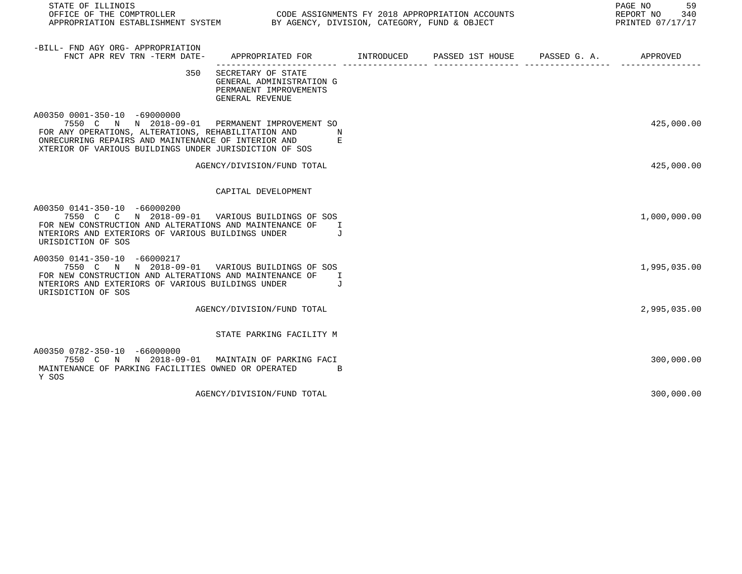STATE OF ILLINOIS
OFFICE OF THE COMPTROLLER
APPROPRIATION ESTABLISHMENT SYSTEM

CODE ASSIGNMENTS FY 2018 APPROPRIATION ACCOUNTS
BY AGENCY, DIVISION, CATEGORY, FUND & OBJECT

REPORT NO 340
PRINTED 07/17/17

| -BILL- FND AGY ORG- APPROPRIATION FNCT APR REV TRN -TERM DATE- | APPROPRIATED FOR | INTRODUCED | PASSED 1ST HOUSE | PASSED G. A. | APPROVED |
|---|---|---|---|---|---|
| 350 | SECRETARY OF STATE<br>GENERAL ADMINISTRATION G<br>PERMANENT IMPROVEMENTS<br>GENERAL REVENUE | | | | |
| A00350 0001-350-10 -69000000<br>7550 C N N 2018-09-01 | PERMANENT IMPROVEMENT SO | | | | 425,000.00 |
| FOR ANY OPERATIONS, ALTERATIONS, REHABILITATION AND NONRECURRING REPAIRS AND MAINTENANCE OF INTERIOR AND EXTERIOR OF VARIOUS BUILDINGS UNDER JURISDICTION OF SOS | | | | | |
| | AGENCY/DIVISION/FUND TOTAL | | | | 425,000.00 |
| | CAPITAL DEVELOPMENT | | | | |
| A00350 0141-350-10 -66000200<br>7550 C C N 2018-09-01 | VARIOUS BUILDINGS OF SOS | | | | 1,000,000.00 |
| FOR NEW CONSTRUCTION AND ALTERATIONS AND MAINTENANCE OF INTERIORS AND EXTERIORS OF VARIOUS BUILDINGS UNDER JURISDICTION OF SOS | | | | | |
| A00350 0141-350-10 -66000217<br>7550 C N N 2018-09-01 | VARIOUS BUILDINGS OF SOS | | | | 1,995,035.00 |
| FOR NEW CONSTRUCTION AND ALTERATIONS AND MAINTENANCE OF INTERIORS AND EXTERIORS OF VARIOUS BUILDINGS UNDER JURISDICTION OF SOS | | | | | |
| | AGENCY/DIVISION/FUND TOTAL | | | | 2,995,035.00 |
| | STATE PARKING FACILITY M | | | | |
| A00350 0782-350-10 -66000000<br>7550 C N N 2018-09-01 | MAINTAIN OF PARKING FACI | | | | 300,000.00 |
| MAINTENANCE OF PARKING FACILITIES OWNED OR OPERATED BY SOS | | | | | |
| | AGENCY/DIVISION/FUND TOTAL | | | | 300,000.00 |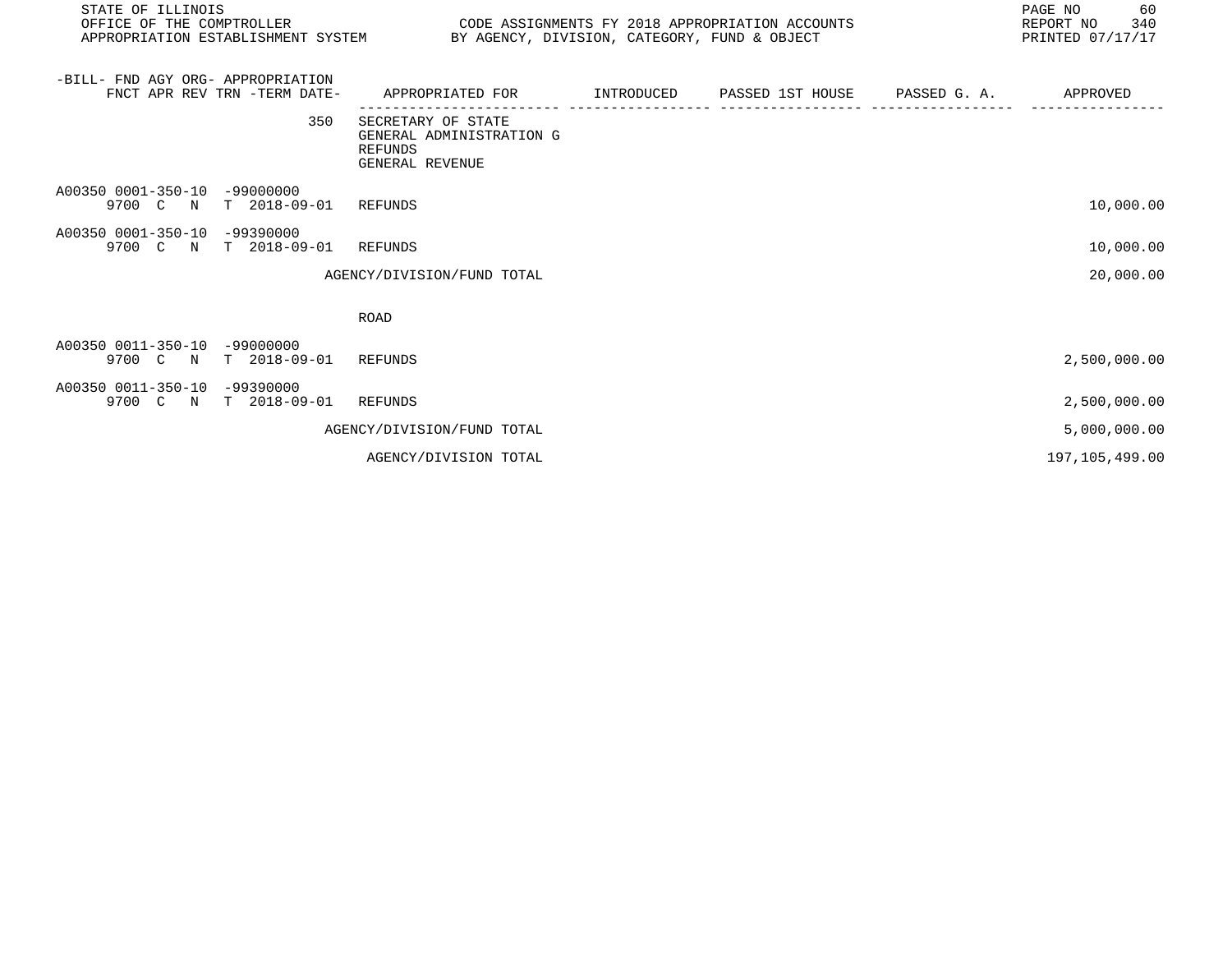| -BILL- FND AGY ORG- APPROPRIATION<br>FNCT APR REV TRN -TERM DATE- | APPROPRIATED FOR | INTRODUCED | PASSED 1ST HOUSE | PASSED G. A. | APPROVED |
|---|---|---|---|---|---|
| 350 | SECRETARY OF STATE<br>GENERAL ADMINISTRATION G<br>REFUNDS<br>GENERAL REVENUE | | | | |
| A00350 0001-350-10 -99000000<br>9700 C N T 2018-09-01 | REFUNDS | | | | 10,000.00 |
| A00350 0001-350-10 -99390000<br>9700 C N T 2018-09-01 | REFUNDS | | | | 10,000.00 |
| | AGENCY/DIVISION/FUND TOTAL | | | | 20,000.00 |
| | ROAD | | | | |
| A00350 0011-350-10 -99000000<br>9700 C N T 2018-09-01 | REFUNDS | | | | 2,500,000.00 |
| A00350 0011-350-10 -99390000<br>9700 C N T 2018-09-01 | REFUNDS | | | | 2,500,000.00 |
| | AGENCY/DIVISION/FUND TOTAL | | | | 5,000,000.00 |
| | AGENCY/DIVISION TOTAL | | | | 197,105,499.00 |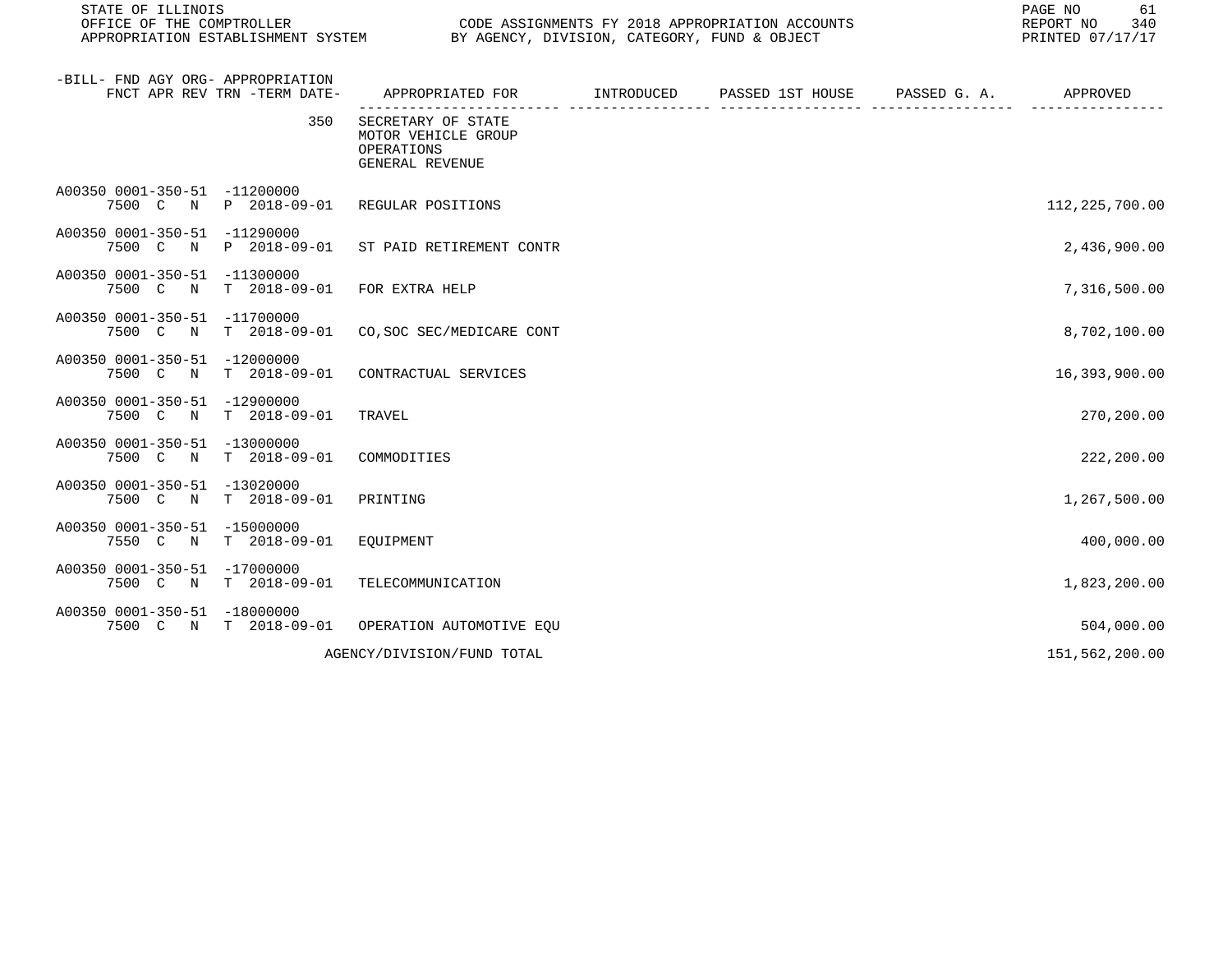STATE OF ILLINOIS
OFFICE OF THE COMPTROLLER
APPROPRIATION ESTABLISHMENT SYSTEM

CODE ASSIGNMENTS FY 2018 APPROPRIATION ACCOUNTS
BY AGENCY, DIVISION, CATEGORY, FUND & OBJECT

REPORT NO 340
PRINTED 07/17/17

| -BILL- FND AGY ORG- APPROPRIATION FNCT APR REV TRN -TERM DATE- | APPROPRIATED FOR | INTRODUCED | PASSED 1ST HOUSE | PASSED G. A. | APPROVED |
|---|---|---|---|---|---|
| 350 | SECRETARY OF STATE MOTOR VEHICLE GROUP OPERATIONS GENERAL REVENUE | | | | |
| A00350 0001-350-51 -11200000 7500 C N P 2018-09-01 | REGULAR POSITIONS | | | | 112,225,700.00 |
| A00350 0001-350-51 -11290000 7500 C N P 2018-09-01 | ST PAID RETIREMENT CONTR | | | | 2,436,900.00 |
| A00350 0001-350-51 -11300000 7500 C N T 2018-09-01 | FOR EXTRA HELP | | | | 7,316,500.00 |
| A00350 0001-350-51 -11700000 7500 C N T 2018-09-01 | CO,SOC SEC/MEDICARE CONT | | | | 8,702,100.00 |
| A00350 0001-350-51 -12000000 7500 C N T 2018-09-01 | CONTRACTUAL SERVICES | | | | 16,393,900.00 |
| A00350 0001-350-51 -12900000 7500 C N T 2018-09-01 | TRAVEL | | | | 270,200.00 |
| A00350 0001-350-51 -13000000 7500 C N T 2018-09-01 | COMMODITIES | | | | 222,200.00 |
| A00350 0001-350-51 -13020000 7500 C N T 2018-09-01 | PRINTING | | | | 1,267,500.00 |
| A00350 0001-350-51 -15000000 7550 C N T 2018-09-01 | EQUIPMENT | | | | 400,000.00 |
| A00350 0001-350-51 -17000000 7500 C N T 2018-09-01 | TELECOMMUNICATION | | | | 1,823,200.00 |
| A00350 0001-350-51 -18000000 7500 C N T 2018-09-01 | OPERATION AUTOMOTIVE EQU | | | | 504,000.00 |
| | AGENCY/DIVISION/FUND TOTAL | | | | 151,562,200.00 |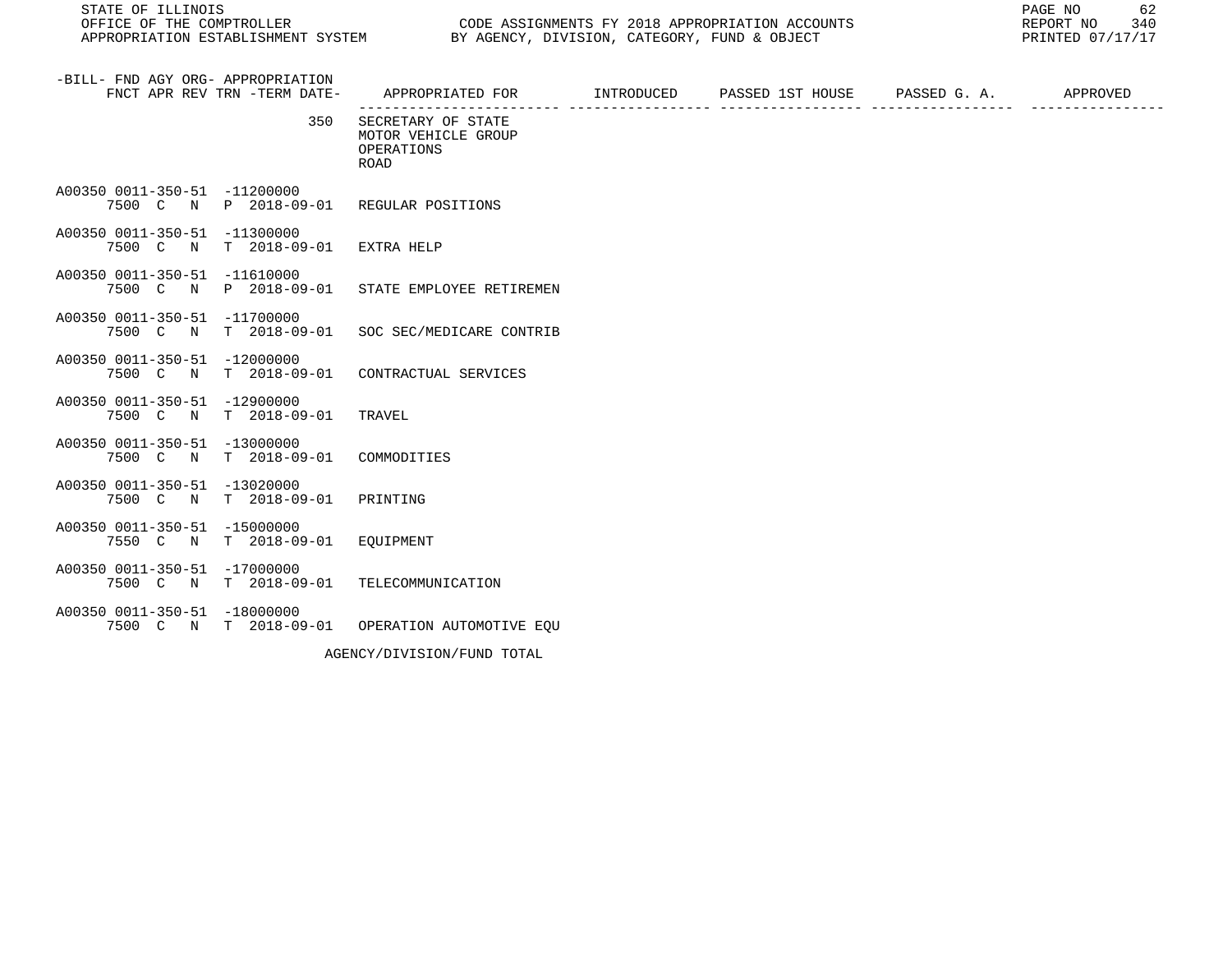| -BILL- FND AGY ORG- APPROPRIATION FNCT APR REV TRN -TERM DATE- | APPROPRIATED FOR | INTRODUCED | PASSED 1ST HOUSE | PASSED G. A. | APPROVED |
|---|---|---|---|---|---|
| 350 | SECRETARY OF STATE MOTOR VEHICLE GROUP OPERATIONS ROAD | | | | |
| A00350 0011-350-51 -11200000 7500 C N P 2018-09-01 | REGULAR POSITIONS | | | | |
| A00350 0011-350-51 -11300000 7500 C N T 2018-09-01 | EXTRA HELP | | | | |
| A00350 0011-350-51 -11610000 7500 C N P 2018-09-01 | STATE EMPLOYEE RETIREMEN | | | | |
| A00350 0011-350-51 -11700000 7500 C N T 2018-09-01 | SOC SEC/MEDICARE CONTRIB | | | | |
| A00350 0011-350-51 -12000000 7500 C N T 2018-09-01 | CONTRACTUAL SERVICES | | | | |
| A00350 0011-350-51 -12900000 7500 C N T 2018-09-01 | TRAVEL | | | | |
| A00350 0011-350-51 -13000000 7500 C N T 2018-09-01 | COMMODITIES | | | | |
| A00350 0011-350-51 -13020000 7500 C N T 2018-09-01 | PRINTING | | | | |
| A00350 0011-350-51 -15000000 7550 C N T 2018-09-01 | EQUIPMENT | | | | |
| A00350 0011-350-51 -17000000 7500 C N T 2018-09-01 | TELECOMMUNICATION | | | | |
| A00350 0011-350-51 -18000000 7500 C N T 2018-09-01 | OPERATION AUTOMOTIVE EQU | | | | |
| | AGENCY/DIVISION/FUND TOTAL | | | | |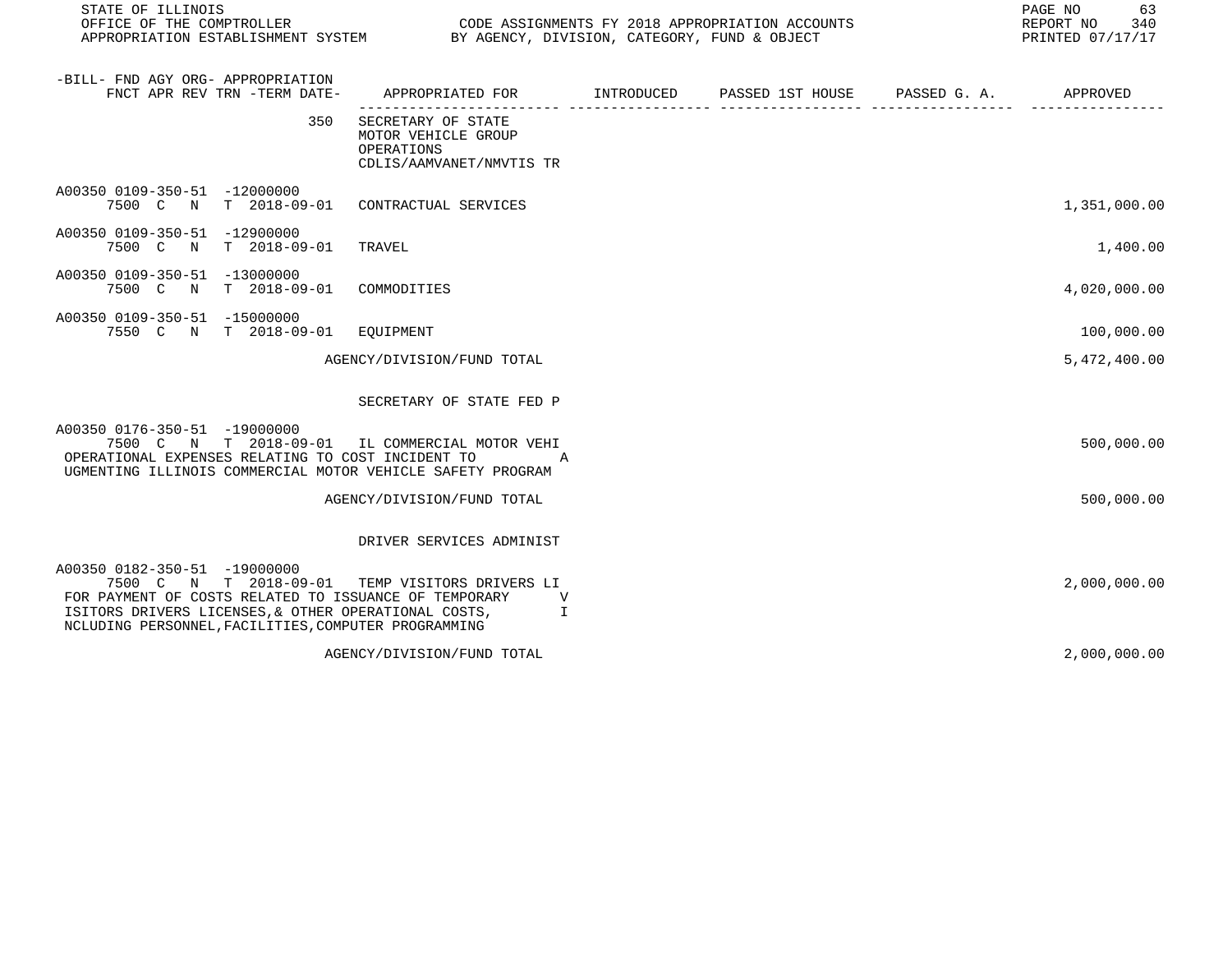STATE OF ILLINOIS
OFFICE OF THE COMPTROLLER
APPROPRIATION ESTABLISHMENT SYSTEM

CODE ASSIGNMENTS FY 2018 APPROPRIATION ACCOUNTS
BY AGENCY, DIVISION, CATEGORY, FUND & OBJECT

REPORT NO 340
PRINTED 07/17/17

| -BILL- FND AGY ORG- APPROPRIATION FNCT APR REV TRN -TERM DATE- | APPROPRIATED FOR | INTRODUCED | PASSED 1ST HOUSE | PASSED G. A. | APPROVED |
|---|---|---|---|---|---|
| 350 | SECRETARY OF STATE MOTOR VEHICLE GROUP OPERATIONS CDLIS/AAMVANET/NMVTIS TR | | | | |
| A00350 0109-350-51 -12000000 7500 C N T 2018-09-01 | CONTRACTUAL SERVICES | | | | 1,351,000.00 |
| A00350 0109-350-51 -12900000 7500 C N T 2018-09-01 | TRAVEL | | | | 1,400.00 |
| A00350 0109-350-51 -13000000 7500 C N T 2018-09-01 | COMMODITIES | | | | 4,020,000.00 |
| A00350 0109-350-51 -15000000 7550 C N T 2018-09-01 | EQUIPMENT | | | | 100,000.00 |
| | AGENCY/DIVISION/FUND TOTAL | | | | 5,472,400.00 |
| | SECRETARY OF STATE FED P | | | | |
| A00350 0176-350-51 -19000000 7500 C N T 2018-09-01 OPERATIONAL EXPENSES RELATING TO COST INCIDENT TO AUGMENTING ILLINOIS COMMERCIAL MOTOR VEHICLE SAFETY PROGRAM | IL COMMERCIAL MOTOR VEHI | | | | 500,000.00 |
| | AGENCY/DIVISION/FUND TOTAL | | | | 500,000.00 |
| | DRIVER SERVICES ADMINIST | | | | |
| A00350 0182-350-51 -19000000 7500 C N T 2018-09-01 FOR PAYMENT OF COSTS RELATED TO ISSUANCE OF TEMPORARY VISITORS DRIVERS LICENSES,& OTHER OPERATIONAL COSTS, INCLUDING PERSONNEL,FACILITIES,COMPUTER PROGRAMMING | TEMP VISITORS DRIVERS LI | | | | 2,000,000.00 |
| | AGENCY/DIVISION/FUND TOTAL | | | | 2,000,000.00 |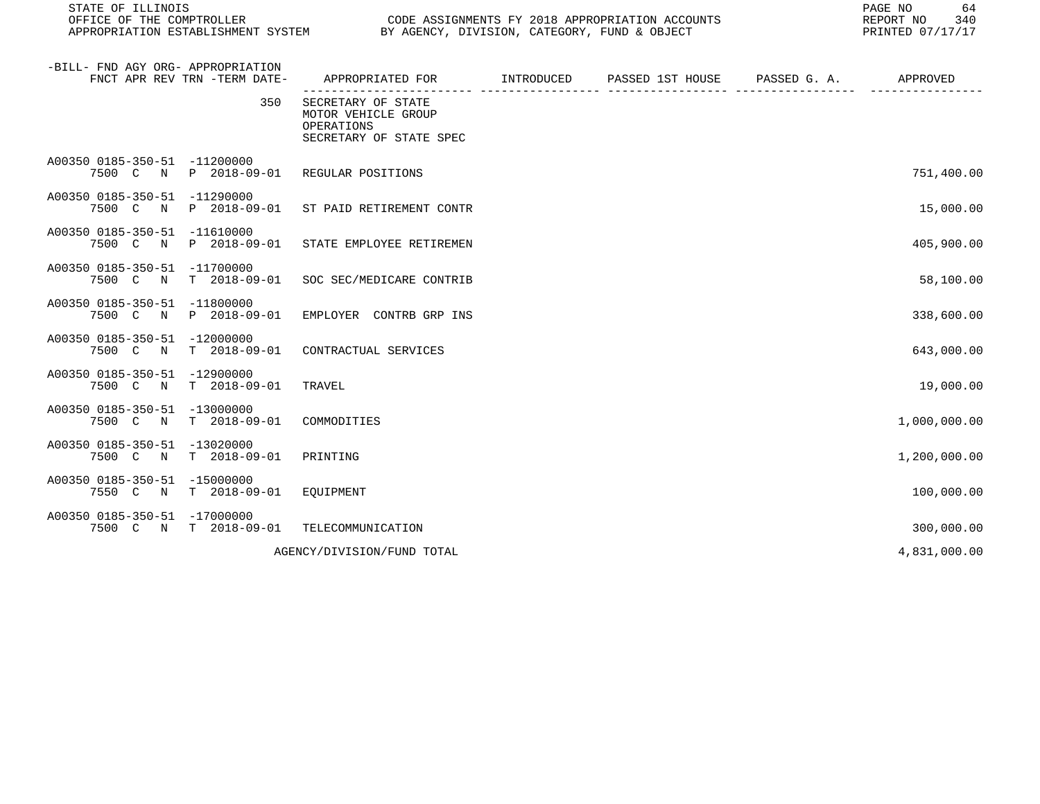STATE OF ILLINOIS
OFFICE OF THE COMPTROLLER
APPROPRIATION ESTABLISHMENT SYSTEM

CODE ASSIGNMENTS FY 2018 APPROPRIATION ACCOUNTS
BY AGENCY, DIVISION, CATEGORY, FUND & OBJECT

REPORT NO 340
PRINTED 07/17/17

| -BILL- FND AGY ORG- APPROPRIATION FNCT APR REV TRN -TERM DATE- | APPROPRIATED FOR | INTRODUCED | PASSED 1ST HOUSE | PASSED G. A. | APPROVED |
|---|---|---|---|---|---|
| 350 | SECRETARY OF STATE MOTOR VEHICLE GROUP OPERATIONS SECRETARY OF STATE SPEC | | | | |
| A00350 0185-350-51 -11200000 7500 C N P 2018-09-01 | REGULAR POSITIONS | | | | 751,400.00 |
| A00350 0185-350-51 -11290000 7500 C N P 2018-09-01 | ST PAID RETIREMENT CONTR | | | | 15,000.00 |
| A00350 0185-350-51 -11610000 7500 C N P 2018-09-01 | STATE EMPLOYEE RETIREMEN | | | | 405,900.00 |
| A00350 0185-350-51 -11700000 7500 C N T 2018-09-01 | SOC SEC/MEDICARE CONTRIB | | | | 58,100.00 |
| A00350 0185-350-51 -11800000 7500 C N P 2018-09-01 | EMPLOYER CONTRB GRP INS | | | | 338,600.00 |
| A00350 0185-350-51 -12000000 7500 C N T 2018-09-01 | CONTRACTUAL SERVICES | | | | 643,000.00 |
| A00350 0185-350-51 -12900000 7500 C N T 2018-09-01 | TRAVEL | | | | 19,000.00 |
| A00350 0185-350-51 -13000000 7500 C N T 2018-09-01 | COMMODITIES | | | | 1,000,000.00 |
| A00350 0185-350-51 -13020000 7500 C N T 2018-09-01 | PRINTING | | | | 1,200,000.00 |
| A00350 0185-350-51 -15000000 7550 C N T 2018-09-01 | EQUIPMENT | | | | 100,000.00 |
| A00350 0185-350-51 -17000000 7500 C N T 2018-09-01 | TELECOMMUNICATION | | | | 300,000.00 |
| | AGENCY/DIVISION/FUND TOTAL | | | | 4,831,000.00 |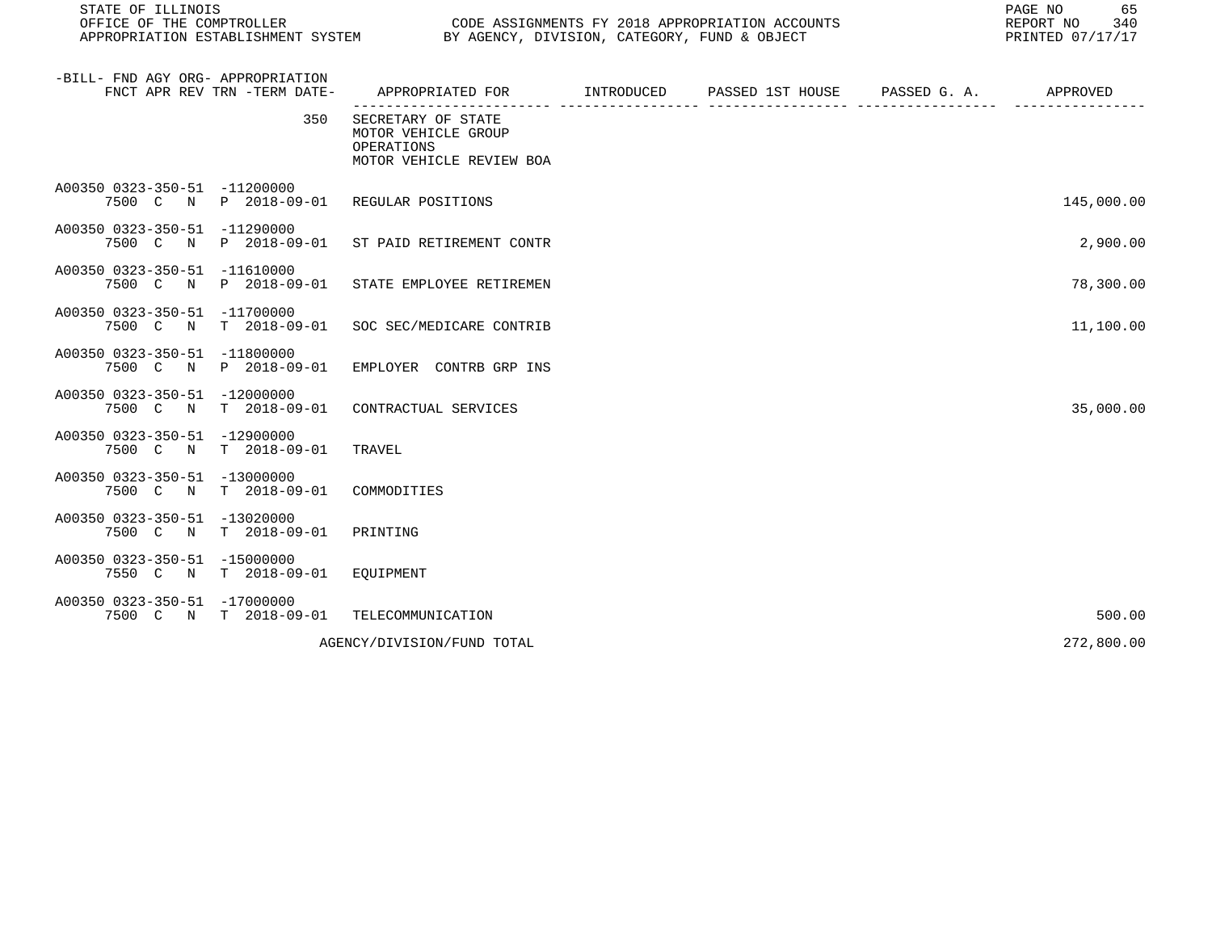| -BILL- FND AGY ORG- APPROPRIATION FNCT APR REV TRN -TERM DATE- | APPROPRIATED FOR | INTRODUCED | PASSED 1ST HOUSE | PASSED G. A. | APPROVED |
|---|---|---|---|---|---|
| 350 | SECRETARY OF STATE MOTOR VEHICLE GROUP OPERATIONS MOTOR VEHICLE REVIEW BOA | | | | |
| A00350 0323-350-51 -11200000 7500 C N P 2018-09-01 | REGULAR POSITIONS | | | | 145,000.00 |
| A00350 0323-350-51 -11290000 7500 C N P 2018-09-01 | ST PAID RETIREMENT CONTR | | | | 2,900.00 |
| A00350 0323-350-51 -11610000 7500 C N P 2018-09-01 | STATE EMPLOYEE RETIREMEN | | | | 78,300.00 |
| A00350 0323-350-51 -11700000 7500 C N T 2018-09-01 | SOC SEC/MEDICARE CONTRIB | | | | 11,100.00 |
| A00350 0323-350-51 -11800000 7500 C N P 2018-09-01 | EMPLOYER CONTRB GRP INS | | | | |
| A00350 0323-350-51 -12000000 7500 C N T 2018-09-01 | CONTRACTUAL SERVICES | | | | 35,000.00 |
| A00350 0323-350-51 -12900000 7500 C N T 2018-09-01 | TRAVEL | | | | |
| A00350 0323-350-51 -13000000 7500 C N T 2018-09-01 | COMMODITIES | | | | |
| A00350 0323-350-51 -13020000 7500 C N T 2018-09-01 | PRINTING | | | | |
| A00350 0323-350-51 -15000000 7550 C N T 2018-09-01 | EQUIPMENT | | | | |
| A00350 0323-350-51 -17000000 7500 C N T 2018-09-01 | TELECOMMUNICATION | | | | 500.00 |
| | AGENCY/DIVISION/FUND TOTAL | | | | 272,800.00 |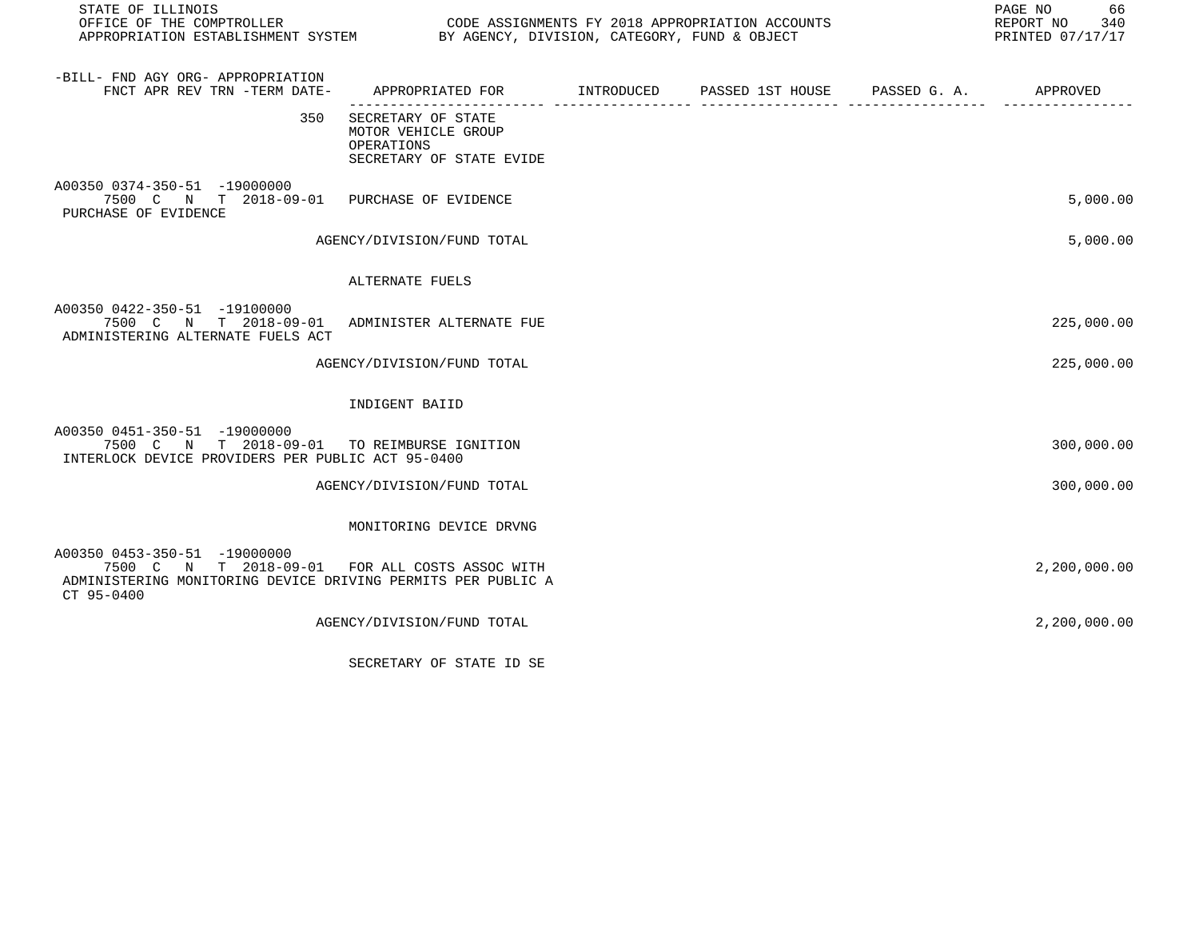STATE OF ILLINOIS
OFFICE OF THE COMPTROLLER — CODE ASSIGNMENTS FY 2018 APPROPRIATION ACCOUNTS
APPROPRIATION ESTABLISHMENT SYSTEM — BY AGENCY, DIVISION, CATEGORY, FUND & OBJECT

REPORT NO 340
PRINTED 07/17/17

| -BILL- FND AGY ORG- APPROPRIATION FNCT APR REV TRN -TERM DATE- | APPROPRIATED FOR | INTRODUCED | PASSED 1ST HOUSE | PASSED G. A. | APPROVED |
|---|---|---|---|---|---|
| 350 | SECRETARY OF STATE MOTOR VEHICLE GROUP OPERATIONS SECRETARY OF STATE EVIDE | | | | |
| A00350 0374-350-51 -19000000 7500 C N T 2018-09-01 PURCHASE OF EVIDENCE | PURCHASE OF EVIDENCE | | | | 5,000.00 |
| | AGENCY/DIVISION/FUND TOTAL | | | | 5,000.00 |
| | ALTERNATE FUELS | | | | |
| A00350 0422-350-51 -19100000 7500 C N T 2018-09-01 ADMINISTERING ALTERNATE FUELS ACT | ADMINISTER ALTERNATE FUE | | | | 225,000.00 |
| | AGENCY/DIVISION/FUND TOTAL | | | | 225,000.00 |
| | INDIGENT BAIID | | | | |
| A00350 0451-350-51 -19000000 7500 C N T 2018-09-01 INTERLOCK DEVICE PROVIDERS PER PUBLIC ACT 95-0400 | TO REIMBURSE IGNITION | | | | 300,000.00 |
| | AGENCY/DIVISION/FUND TOTAL | | | | 300,000.00 |
| | MONITORING DEVICE DRVNG | | | | |
| A00350 0453-350-51 -19000000 7500 C N T 2018-09-01 ADMINISTERING MONITORING DEVICE DRIVING PERMITS PER PUBLIC ACT 95-0400 | FOR ALL COSTS ASSOC WITH | | | | 2,200,000.00 |
| | AGENCY/DIVISION/FUND TOTAL | | | | 2,200,000.00 |
| | SECRETARY OF STATE ID SE | | | | |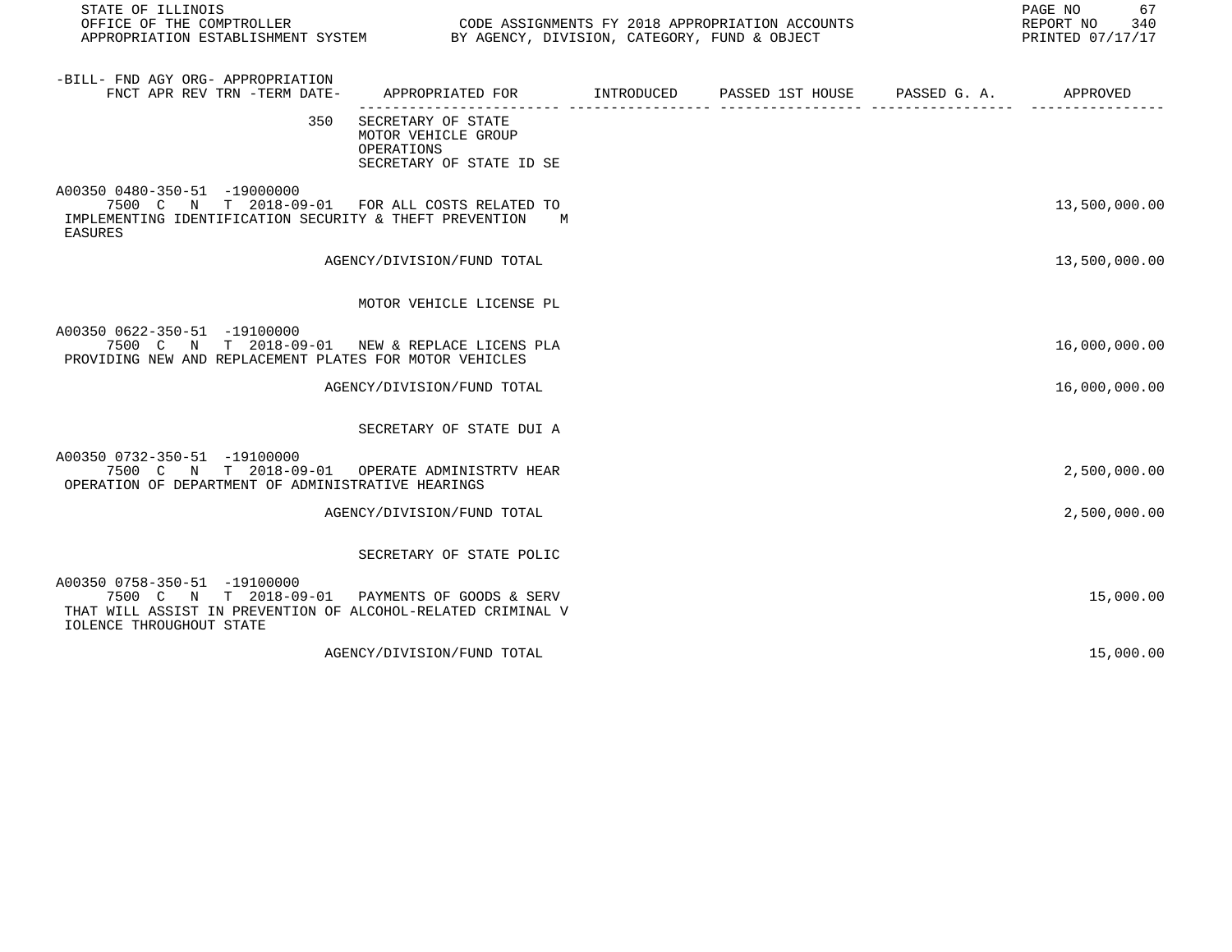STATE OF ILLINOIS
OFFICE OF THE COMPTROLLER
APPROPRIATION ESTABLISHMENT SYSTEM

CODE ASSIGNMENTS FY 2018 APPROPRIATION ACCOUNTS
BY AGENCY, DIVISION, CATEGORY, FUND & OBJECT

REPORT NO 340
PRINTED 07/17/17

| -BILL- FND AGY ORG- APPROPRIATION FNCT APR REV TRN -TERM DATE- | APPROPRIATED FOR | INTRODUCED | PASSED 1ST HOUSE | PASSED G. A. | APPROVED |
|---|---|---|---|---|---|
| 350 | SECRETARY OF STATE<br>MOTOR VEHICLE GROUP<br>OPERATIONS<br>SECRETARY OF STATE ID SE | | | | |
| A00350 0480-350-51 -19000000<br>7500 C N T 2018-09-01 | FOR ALL COSTS RELATED TO<br>IMPLEMENTING IDENTIFICATION SECURITY & THEFT PREVENTION MEASURES | | | | 13,500,000.00 |
| | AGENCY/DIVISION/FUND TOTAL | | | | 13,500,000.00 |
| | MOTOR VEHICLE LICENSE PL | | | | |
| A00350 0622-350-51 -19100000<br>7500 C N T 2018-09-01 | NEW & REPLACE LICENS PLA<br>PROVIDING NEW AND REPLACEMENT PLATES FOR MOTOR VEHICLES | | | | 16,000,000.00 |
| | AGENCY/DIVISION/FUND TOTAL | | | | 16,000,000.00 |
| | SECRETARY OF STATE DUI A | | | | |
| A00350 0732-350-51 -19100000<br>7500 C N T 2018-09-01 | OPERATE ADMINISTRTV HEAR<br>OPERATION OF DEPARTMENT OF ADMINISTRATIVE HEARINGS | | | | 2,500,000.00 |
| | AGENCY/DIVISION/FUND TOTAL | | | | 2,500,000.00 |
| | SECRETARY OF STATE POLIC | | | | |
| A00350 0758-350-51 -19100000<br>7500 C N T 2018-09-01 | PAYMENTS OF GOODS & SERV<br>THAT WILL ASSIST IN PREVENTION OF ALCOHOL-RELATED CRIMINAL VIOLENCE THROUGHOUT STATE | | | | 15,000.00 |
| | AGENCY/DIVISION/FUND TOTAL | | | | 15,000.00 |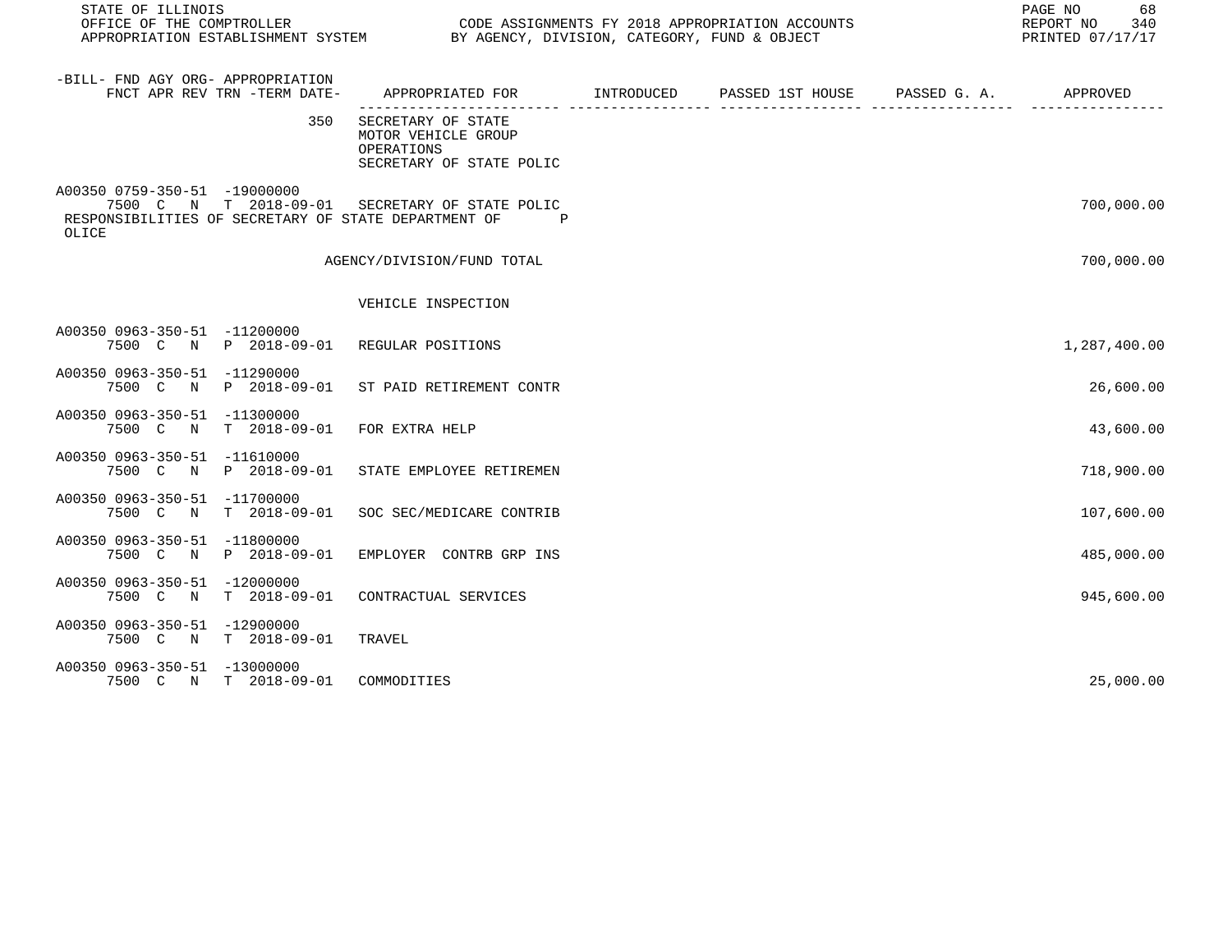| -BILL- FND AGY ORG- APPROPRIATION FNCT APR REV TRN -TERM DATE- | APPROPRIATED FOR | INTRODUCED | PASSED 1ST HOUSE | PASSED G. A. | APPROVED |
|---|---|---|---|---|---|
| 350 | SECRETARY OF STATE MOTOR VEHICLE GROUP OPERATIONS SECRETARY OF STATE POLIC | | | | |
| A00350 0759-350-51 -19000000 7500 C N T 2018-09-01 | SECRETARY OF STATE POLIC | | | | 700,000.00 |
| RESPONSIBILITIES OF SECRETARY OF STATE DEPARTMENT OF P OLICE | | | | | |
| | AGENCY/DIVISION/FUND TOTAL | | | | 700,000.00 |
| | VEHICLE INSPECTION | | | | |
| A00350 0963-350-51 -11200000 7500 C N P 2018-09-01 | REGULAR POSITIONS | | | | 1,287,400.00 |
| A00350 0963-350-51 -11290000 7500 C N P 2018-09-01 | ST PAID RETIREMENT CONTR | | | | 26,600.00 |
| A00350 0963-350-51 -11300000 7500 C N T 2018-09-01 | FOR EXTRA HELP | | | | 43,600.00 |
| A00350 0963-350-51 -11610000 7500 C N P 2018-09-01 | STATE EMPLOYEE RETIREMEN | | | | 718,900.00 |
| A00350 0963-350-51 -11700000 7500 C N T 2018-09-01 | SOC SEC/MEDICARE CONTRIB | | | | 107,600.00 |
| A00350 0963-350-51 -11800000 7500 C N P 2018-09-01 | EMPLOYER CONTRB GRP INS | | | | 485,000.00 |
| A00350 0963-350-51 -12000000 7500 C N T 2018-09-01 | CONTRACTUAL SERVICES | | | | 945,600.00 |
| A00350 0963-350-51 -12900000 7500 C N T 2018-09-01 | TRAVEL | | | | |
| A00350 0963-350-51 -13000000 7500 C N T 2018-09-01 | COMMODITIES | | | | 25,000.00 |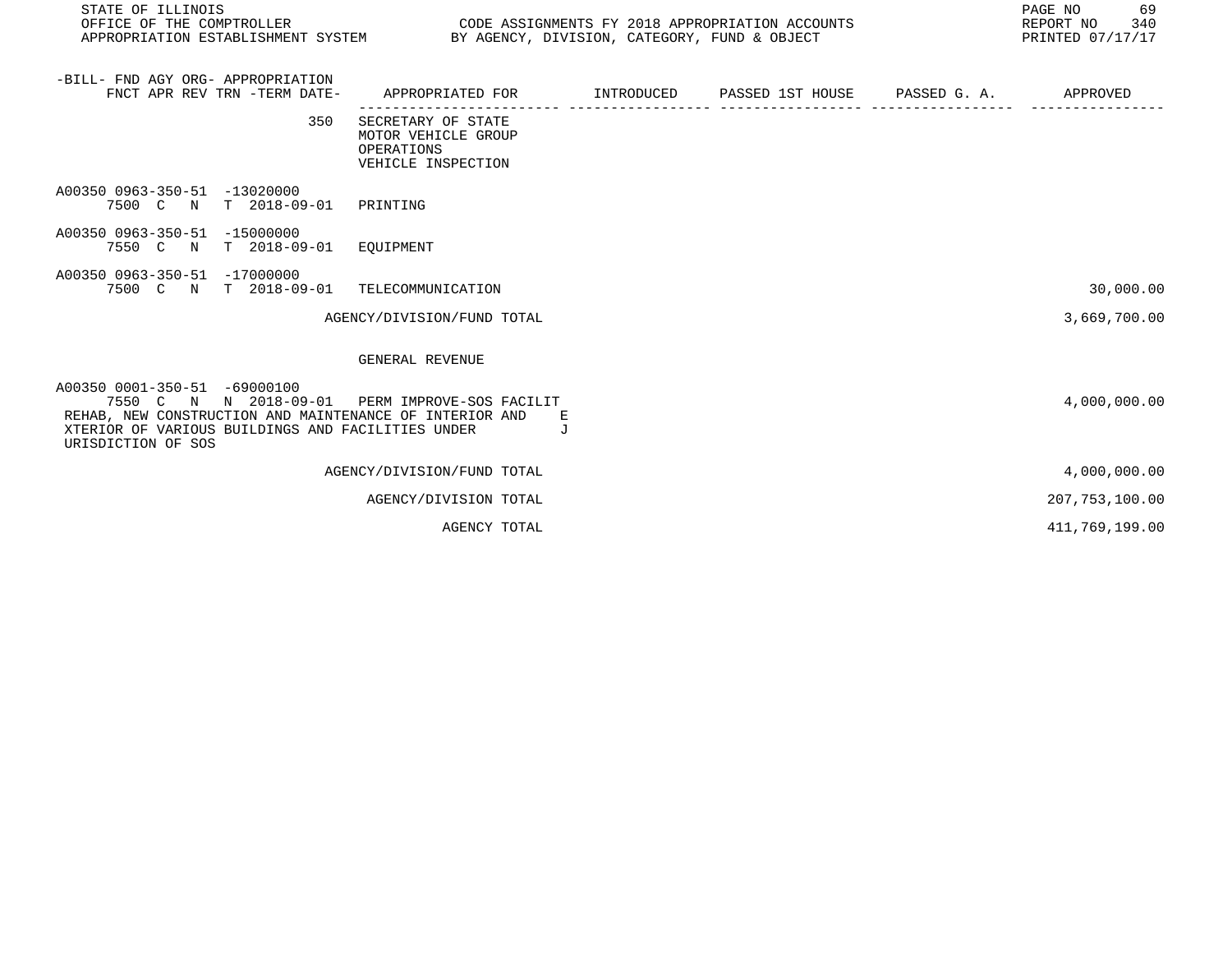| -BILL- FND AGY ORG- APPROPRIATION FNCT APR REV TRN -TERM DATE- | APPROPRIATED FOR | INTRODUCED | PASSED 1ST HOUSE | PASSED G. A. | APPROVED |
|---|---|---|---|---|---|
| 350 | SECRETARY OF STATE MOTOR VEHICLE GROUP OPERATIONS VEHICLE INSPECTION | | | | |
| A00350 0963-350-51 -13020000 7500 C N T 2018-09-01 | PRINTING | | | | |
| A00350 0963-350-51 -15000000 7550 C N T 2018-09-01 | EQUIPMENT | | | | |
| A00350 0963-350-51 -17000000 7500 C N T 2018-09-01 | TELECOMMUNICATION | | | | 30,000.00 |
| | AGENCY/DIVISION/FUND TOTAL | | | | 3,669,700.00 |
| | GENERAL REVENUE | | | | |
| A00350 0001-350-51 -69000100 7550 C N N 2018-09-01 | PERM IMPROVE-SOS FACILIT | | | | 4,000,000.00 |
| REHAB, NEW CONSTRUCTION AND MAINTENANCE OF INTERIOR AND EXTERIOR OF VARIOUS BUILDINGS AND FACILITIES UNDER JURISDICTION OF SOS | | | | | |
| | AGENCY/DIVISION/FUND TOTAL | | | | 4,000,000.00 |
| | AGENCY/DIVISION TOTAL | | | | 207,753,100.00 |
| | AGENCY TOTAL | | | | 411,769,199.00 |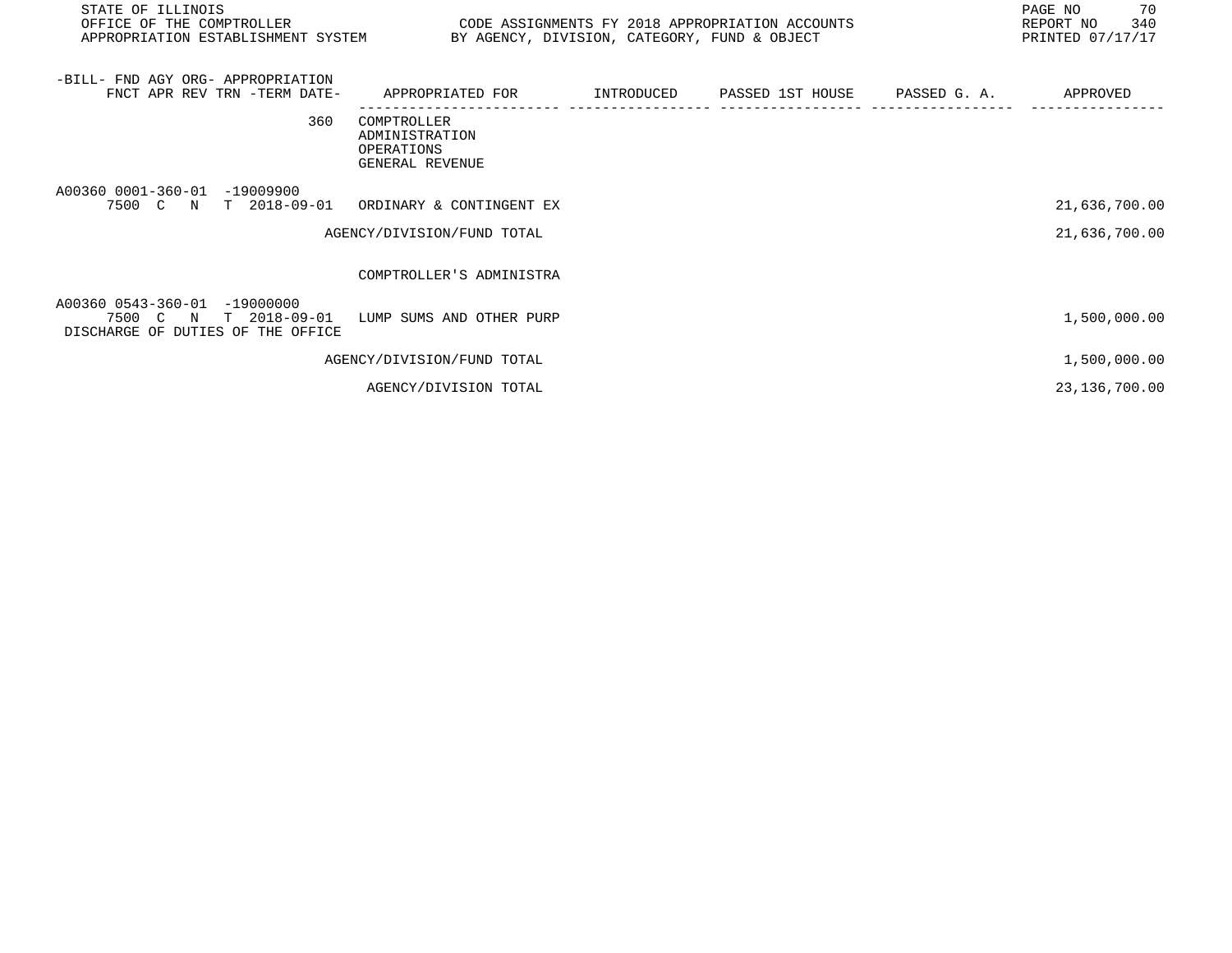| -BILL- FND AGY ORG- APPROPRIATION FNCT APR REV TRN -TERM DATE- | APPROPRIATED FOR | INTRODUCED | PASSED 1ST HOUSE | PASSED G. A. | APPROVED |
|---|---|---|---|---|---|
| 360 | COMPTROLLER ADMINISTRATION OPERATIONS GENERAL REVENUE | | | | |
| A00360 0001-360-01 -19009900 7500 C N T 2018-09-01 | ORDINARY & CONTINGENT EX | | | | 21,636,700.00 |
| | AGENCY/DIVISION/FUND TOTAL | | | | 21,636,700.00 |
| | COMPTROLLER'S ADMINISTRA | | | | |
| A00360 0543-360-01 -19000000 7500 C N T 2018-09-01 DISCHARGE OF DUTIES OF THE OFFICE | LUMP SUMS AND OTHER PURP | | | | 1,500,000.00 |
| | AGENCY/DIVISION/FUND TOTAL | | | | 1,500,000.00 |
| | AGENCY/DIVISION TOTAL | | | | 23,136,700.00 |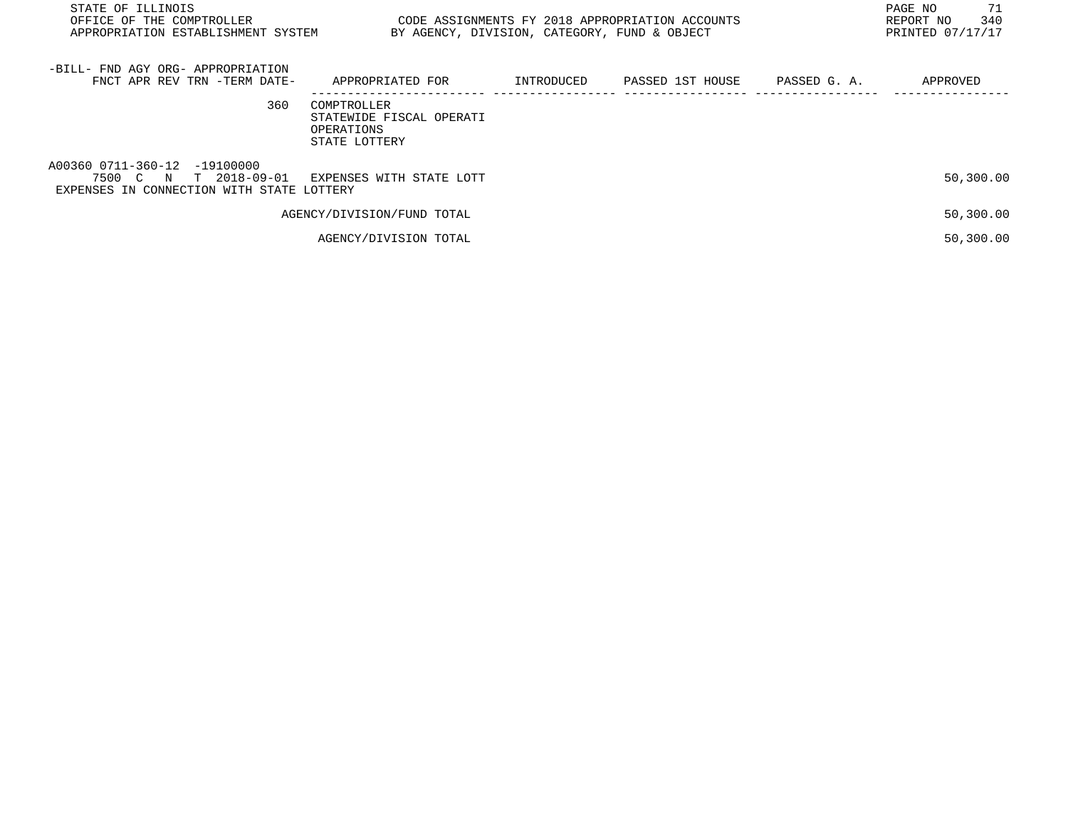| -BILL- FND AGY ORG- APPROPRIATION FNCT APR REV TRN -TERM DATE- | APPROPRIATED FOR | INTRODUCED | PASSED 1ST HOUSE | PASSED G. A. | APPROVED |
|---|---|---|---|---|---|
| 360 | COMPTROLLER STATEWIDE FISCAL OPERATI OPERATIONS STATE LOTTERY | | | | |
| A00360 0711-360-12 -19100000 7500 C N T 2018-09-01 | EXPENSES WITH STATE LOTT | | | | 50,300.00 |
| EXPENSES IN CONNECTION WITH STATE LOTTERY | | | | | |
| | AGENCY/DIVISION/FUND TOTAL | | | | 50,300.00 |
| | AGENCY/DIVISION TOTAL | | | | 50,300.00 |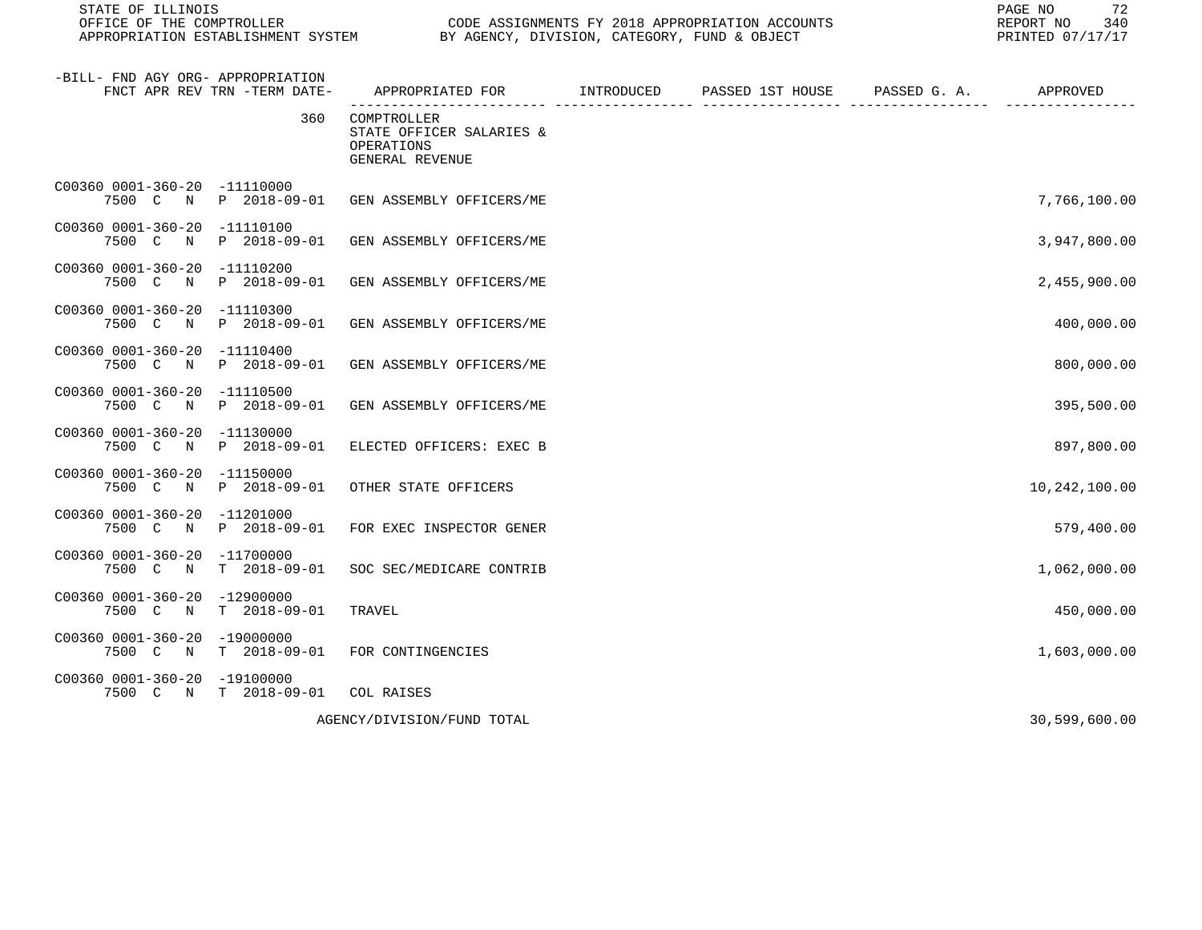STATE OF ILLINOIS
OFFICE OF THE COMPTROLLER
APPROPRIATION ESTABLISHMENT SYSTEM

CODE ASSIGNMENTS FY 2018 APPROPRIATION ACCOUNTS
BY AGENCY, DIVISION, CATEGORY, FUND & OBJECT

REPORT NO 340
PRINTED 07/17/17

| -BILL- FND AGY ORG- APPROPRIATION / FNCT APR REV TRN -TERM DATE- | APPROPRIATED FOR | INTRODUCED | PASSED 1ST HOUSE | PASSED G. A. | APPROVED |
|---|---|---|---|---|---|
| 360 | COMPTROLLER STATE OFFICER SALARIES & OPERATIONS GENERAL REVENUE | | | | |
| C00360 0001-360-20 -11110000 7500 C N P 2018-09-01 | GEN ASSEMBLY OFFICERS/ME | | | | 7,766,100.00 |
| C00360 0001-360-20 -11110100 7500 C N P 2018-09-01 | GEN ASSEMBLY OFFICERS/ME | | | | 3,947,800.00 |
| C00360 0001-360-20 -11110200 7500 C N P 2018-09-01 | GEN ASSEMBLY OFFICERS/ME | | | | 2,455,900.00 |
| C00360 0001-360-20 -11110300 7500 C N P 2018-09-01 | GEN ASSEMBLY OFFICERS/ME | | | | 400,000.00 |
| C00360 0001-360-20 -11110400 7500 C N P 2018-09-01 | GEN ASSEMBLY OFFICERS/ME | | | | 800,000.00 |
| C00360 0001-360-20 -11110500 7500 C N P 2018-09-01 | GEN ASSEMBLY OFFICERS/ME | | | | 395,500.00 |
| C00360 0001-360-20 -11130000 7500 C N P 2018-09-01 | ELECTED OFFICERS: EXEC B | | | | 897,800.00 |
| C00360 0001-360-20 -11150000 7500 C N P 2018-09-01 | OTHER STATE OFFICERS | | | | 10,242,100.00 |
| C00360 0001-360-20 -11201000 7500 C N P 2018-09-01 | FOR EXEC INSPECTOR GENER | | | | 579,400.00 |
| C00360 0001-360-20 -11700000 7500 C N T 2018-09-01 | SOC SEC/MEDICARE CONTRIB | | | | 1,062,000.00 |
| C00360 0001-360-20 -12900000 7500 C N T 2018-09-01 | TRAVEL | | | | 450,000.00 |
| C00360 0001-360-20 -19000000 7500 C N T 2018-09-01 | FOR CONTINGENCIES | | | | 1,603,000.00 |
| C00360 0001-360-20 -19100000 7500 C N T 2018-09-01 | COL RAISES | | | | |
| | AGENCY/DIVISION/FUND TOTAL | | | | 30,599,600.00 |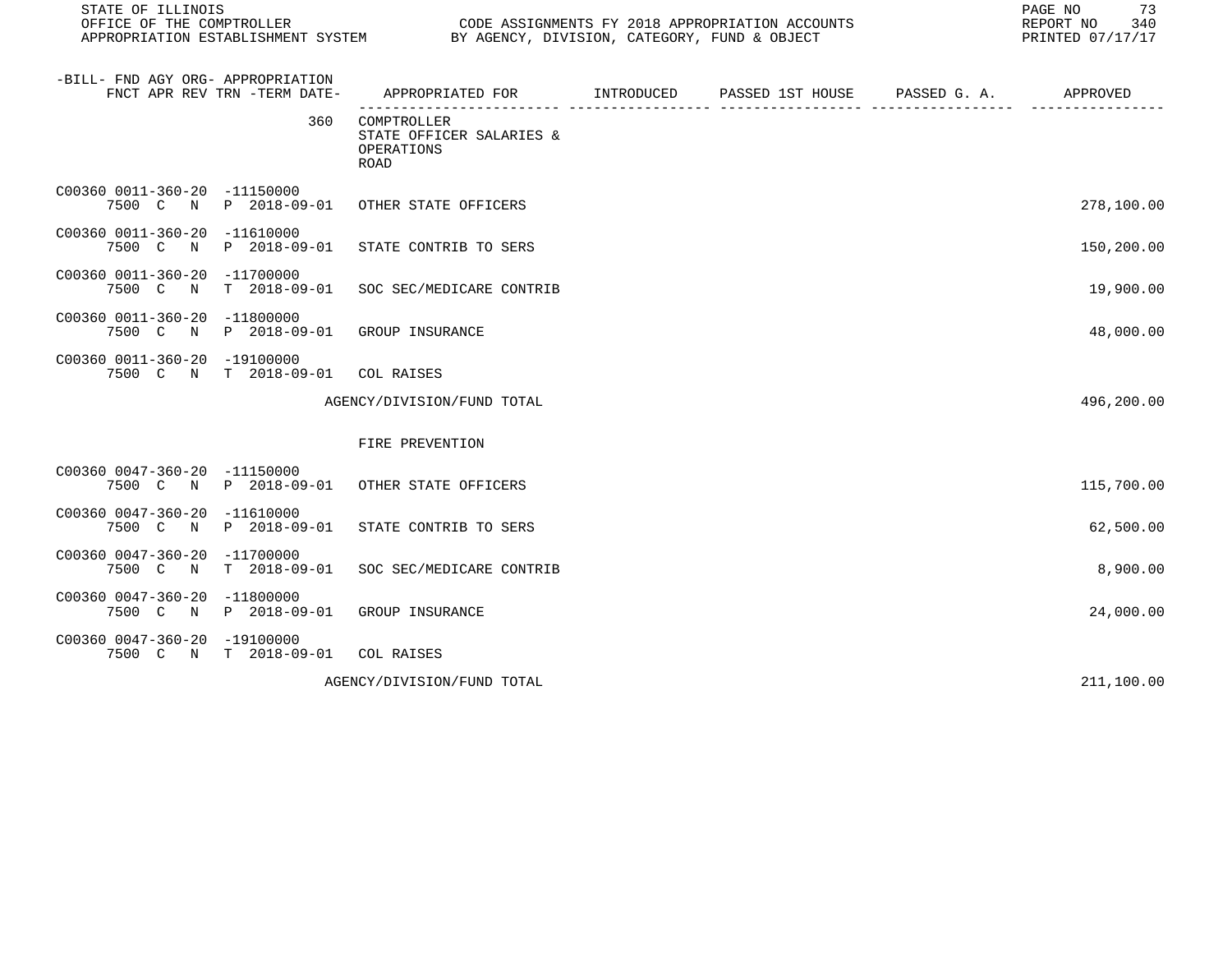| -BILL- FND AGY ORG- APPROPRIATION FNCT APR REV TRN -TERM DATE- | APPROPRIATED FOR | INTRODUCED | PASSED 1ST HOUSE | PASSED G. A. | APPROVED |
|---|---|---|---|---|---|
| 360 | COMPTROLLER STATE OFFICER SALARIES & OPERATIONS ROAD | | | | |
| C00360 0011-360-20 -11150000 7500 C N P 2018-09-01 | OTHER STATE OFFICERS | | | | 278,100.00 |
| C00360 0011-360-20 -11610000 7500 C N P 2018-09-01 | STATE CONTRIB TO SERS | | | | 150,200.00 |
| C00360 0011-360-20 -11700000 7500 C N T 2018-09-01 | SOC SEC/MEDICARE CONTRIB | | | | 19,900.00 |
| C00360 0011-360-20 -11800000 7500 C N P 2018-09-01 | GROUP INSURANCE | | | | 48,000.00 |
| C00360 0011-360-20 -19100000 7500 C N T 2018-09-01 | COL RAISES | | | | |
| | AGENCY/DIVISION/FUND TOTAL | | | | 496,200.00 |
| | FIRE PREVENTION | | | | |
| C00360 0047-360-20 -11150000 7500 C N P 2018-09-01 | OTHER STATE OFFICERS | | | | 115,700.00 |
| C00360 0047-360-20 -11610000 7500 C N P 2018-09-01 | STATE CONTRIB TO SERS | | | | 62,500.00 |
| C00360 0047-360-20 -11700000 7500 C N T 2018-09-01 | SOC SEC/MEDICARE CONTRIB | | | | 8,900.00 |
| C00360 0047-360-20 -11800000 7500 C N P 2018-09-01 | GROUP INSURANCE | | | | 24,000.00 |
| C00360 0047-360-20 -19100000 7500 C N T 2018-09-01 | COL RAISES | | | | |
| | AGENCY/DIVISION/FUND TOTAL | | | | 211,100.00 |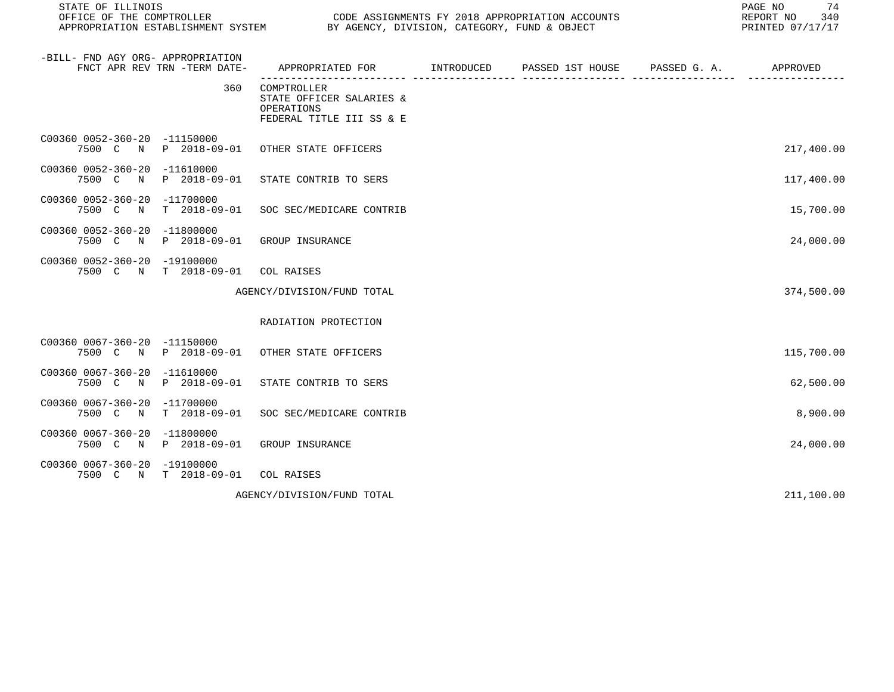STATE OF ILLINOIS
OFFICE OF THE COMPTROLLER
APPROPRIATION ESTABLISHMENT SYSTEM

CODE ASSIGNMENTS FY 2018 APPROPRIATION ACCOUNTS
BY AGENCY, DIVISION, CATEGORY, FUND & OBJECT

REPORT NO 340
PRINTED 07/17/17

| -BILL- FND AGY ORG- APPROPRIATION FNCT APR REV TRN -TERM DATE- | APPROPRIATED FOR | INTRODUCED | PASSED 1ST HOUSE | PASSED G. A. | APPROVED |
|---|---|---|---|---|---|
| 360 | COMPTROLLER STATE OFFICER SALARIES & OPERATIONS FEDERAL TITLE III SS & E | | | | |
| C00360 0052-360-20 -11150000 7500 C N P 2018-09-01 | OTHER STATE OFFICERS | | | | 217,400.00 |
| C00360 0052-360-20 -11610000 7500 C N P 2018-09-01 | STATE CONTRIB TO SERS | | | | 117,400.00 |
| C00360 0052-360-20 -11700000 7500 C N T 2018-09-01 | SOC SEC/MEDICARE CONTRIB | | | | 15,700.00 |
| C00360 0052-360-20 -11800000 7500 C N P 2018-09-01 | GROUP INSURANCE | | | | 24,000.00 |
| C00360 0052-360-20 -19100000 7500 C N T 2018-09-01 | COL RAISES | | | | |
| | AGENCY/DIVISION/FUND TOTAL | | | | 374,500.00 |
| | RADIATION PROTECTION | | | | |
| C00360 0067-360-20 -11150000 7500 C N P 2018-09-01 | OTHER STATE OFFICERS | | | | 115,700.00 |
| C00360 0067-360-20 -11610000 7500 C N P 2018-09-01 | STATE CONTRIB TO SERS | | | | 62,500.00 |
| C00360 0067-360-20 -11700000 7500 C N T 2018-09-01 | SOC SEC/MEDICARE CONTRIB | | | | 8,900.00 |
| C00360 0067-360-20 -11800000 7500 C N P 2018-09-01 | GROUP INSURANCE | | | | 24,000.00 |
| C00360 0067-360-20 -19100000 7500 C N T 2018-09-01 | COL RAISES | | | | |
| | AGENCY/DIVISION/FUND TOTAL | | | | 211,100.00 |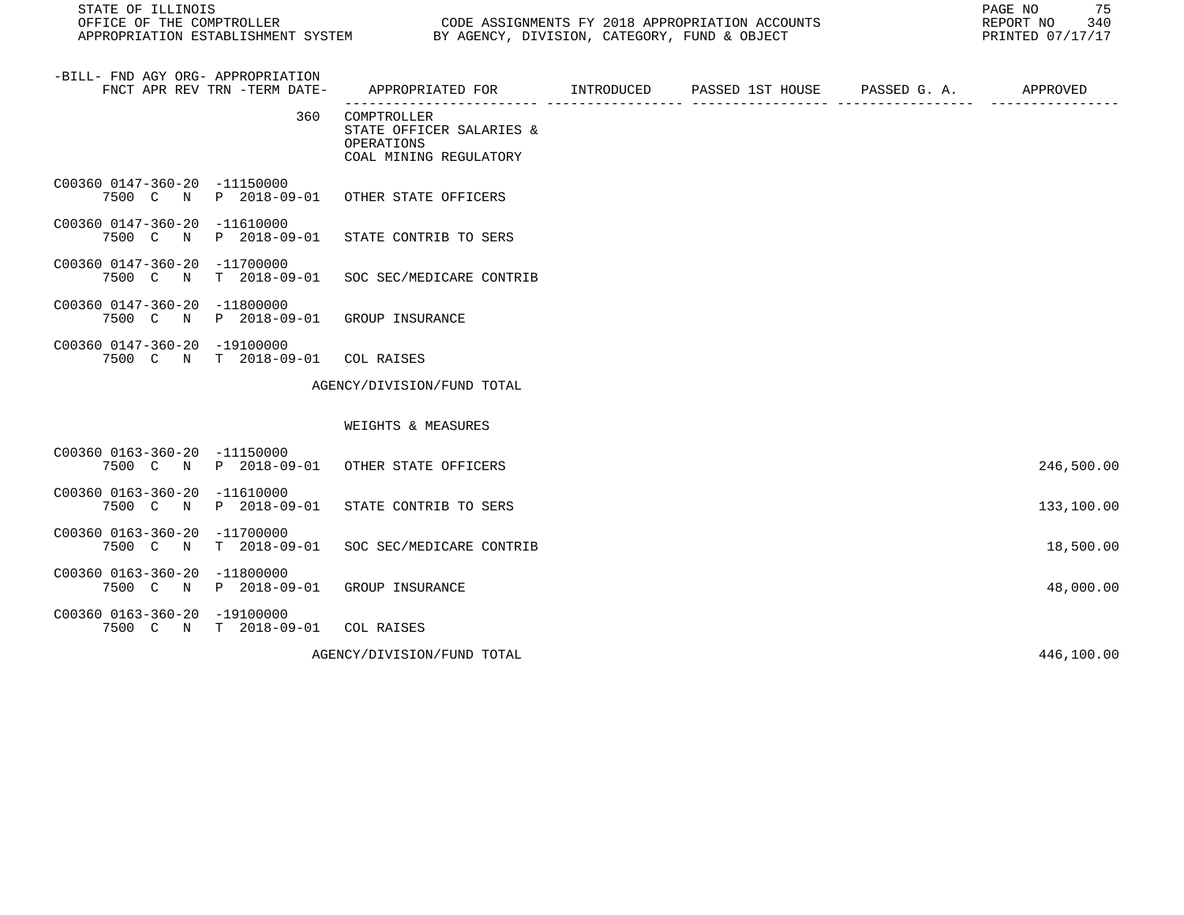| -BILL- FND AGY ORG- APPROPRIATION FNCT APR REV TRN -TERM DATE- | APPROPRIATED FOR | INTRODUCED | PASSED 1ST HOUSE | PASSED G. A. | APPROVED |
|---|---|---|---|---|---|
| 360 | COMPTROLLER STATE OFFICER SALARIES & OPERATIONS COAL MINING REGULATORY | | | | |
| C00360 0147-360-20 -11150000 7500 C N P 2018-09-01 | OTHER STATE OFFICERS | | | | |
| C00360 0147-360-20 -11610000 7500 C N P 2018-09-01 | STATE CONTRIB TO SERS | | | | |
| C00360 0147-360-20 -11700000 7500 C N T 2018-09-01 | SOC SEC/MEDICARE CONTRIB | | | | |
| C00360 0147-360-20 -11800000 7500 C N P 2018-09-01 | GROUP INSURANCE | | | | |
| C00360 0147-360-20 -19100000 7500 C N T 2018-09-01 | COL RAISES | | | | |
| | AGENCY/DIVISION/FUND TOTAL | | | | |
| | WEIGHTS & MEASURES | | | | |
| C00360 0163-360-20 -11150000 7500 C N P 2018-09-01 | OTHER STATE OFFICERS | | | | 246,500.00 |
| C00360 0163-360-20 -11610000 7500 C N P 2018-09-01 | STATE CONTRIB TO SERS | | | | 133,100.00 |
| C00360 0163-360-20 -11700000 7500 C N T 2018-09-01 | SOC SEC/MEDICARE CONTRIB | | | | 18,500.00 |
| C00360 0163-360-20 -11800000 7500 C N P 2018-09-01 | GROUP INSURANCE | | | | 48,000.00 |
| C00360 0163-360-20 -19100000 7500 C N T 2018-09-01 | COL RAISES | | | | |
| | AGENCY/DIVISION/FUND TOTAL | | | | 446,100.00 |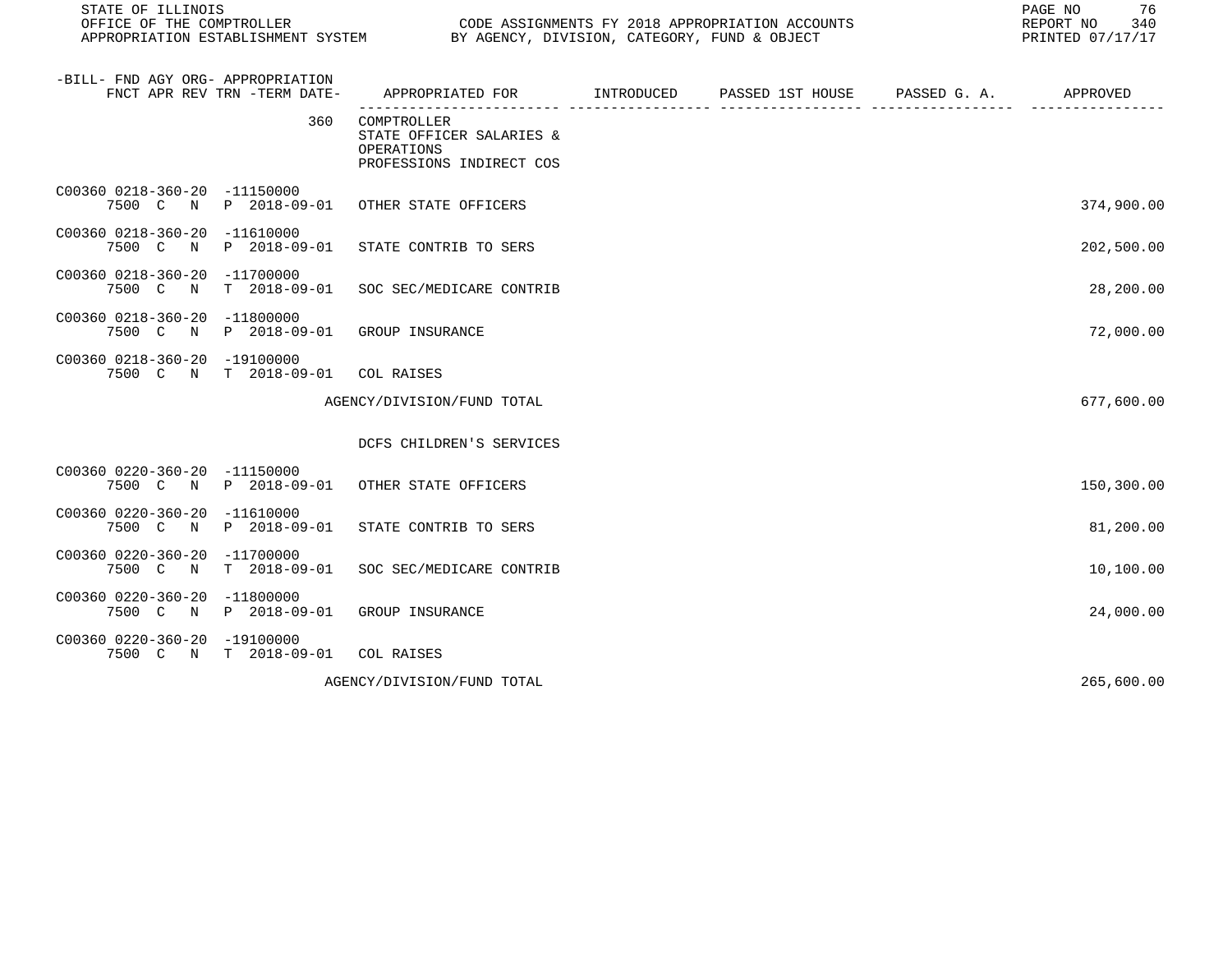| -BILL- FND AGY ORG- APPROPRIATION FNCT APR REV TRN -TERM DATE- | APPROPRIATED FOR | INTRODUCED | PASSED 1ST HOUSE | PASSED G. A. | APPROVED |
|---|---|---|---|---|---|
| 360 | COMPTROLLER STATE OFFICER SALARIES & OPERATIONS PROFESSIONS INDIRECT COS | | | | |
| C00360 0218-360-20 -11150000 7500 C N P 2018-09-01 | OTHER STATE OFFICERS | | | | 374,900.00 |
| C00360 0218-360-20 -11610000 7500 C N P 2018-09-01 | STATE CONTRIB TO SERS | | | | 202,500.00 |
| C00360 0218-360-20 -11700000 7500 C N T 2018-09-01 | SOC SEC/MEDICARE CONTRIB | | | | 28,200.00 |
| C00360 0218-360-20 -11800000 7500 C N P 2018-09-01 | GROUP INSURANCE | | | | 72,000.00 |
| C00360 0218-360-20 -19100000 7500 C N T 2018-09-01 | COL RAISES | | | | |
| | AGENCY/DIVISION/FUND TOTAL | | | | 677,600.00 |
| | DCFS CHILDREN'S SERVICES | | | | |
| C00360 0220-360-20 -11150000 7500 C N P 2018-09-01 | OTHER STATE OFFICERS | | | | 150,300.00 |
| C00360 0220-360-20 -11610000 7500 C N P 2018-09-01 | STATE CONTRIB TO SERS | | | | 81,200.00 |
| C00360 0220-360-20 -11700000 7500 C N T 2018-09-01 | SOC SEC/MEDICARE CONTRIB | | | | 10,100.00 |
| C00360 0220-360-20 -11800000 7500 C N P 2018-09-01 | GROUP INSURANCE | | | | 24,000.00 |
| C00360 0220-360-20 -19100000 7500 C N T 2018-09-01 | COL RAISES | | | | |
| | AGENCY/DIVISION/FUND TOTAL | | | | 265,600.00 |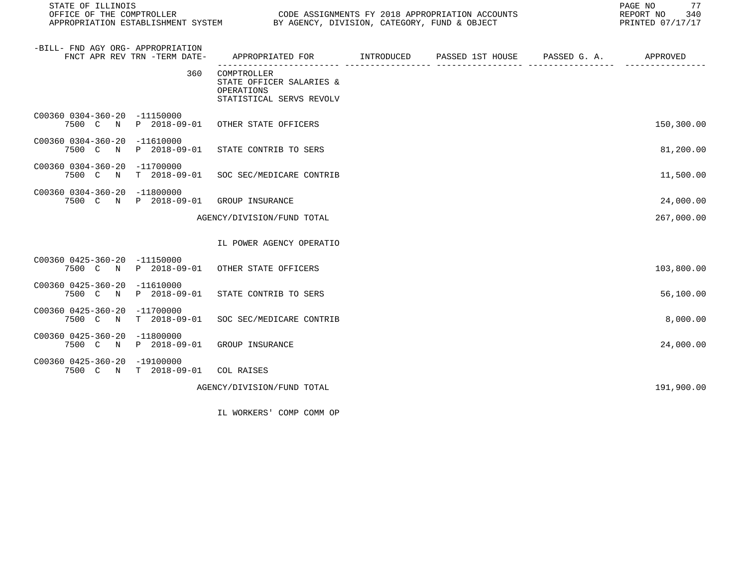| -BILL- FND AGY ORG- APPROPRIATION FNCT APR REV TRN -TERM DATE- | APPROPRIATED FOR | INTRODUCED | PASSED 1ST HOUSE | PASSED G. A. | APPROVED |
|---|---|---|---|---|---|
| 360 | COMPTROLLER STATE OFFICER SALARIES & OPERATIONS STATISTICAL SERVS REVOLV | | | | |
| C00360 0304-360-20 -11150000 7500 C N P 2018-09-01 | OTHER STATE OFFICERS | | | | 150,300.00 |
| C00360 0304-360-20 -11610000 7500 C N P 2018-09-01 | STATE CONTRIB TO SERS | | | | 81,200.00 |
| C00360 0304-360-20 -11700000 7500 C N T 2018-09-01 | SOC SEC/MEDICARE CONTRIB | | | | 11,500.00 |
| C00360 0304-360-20 -11800000 7500 C N P 2018-09-01 | GROUP INSURANCE | | | | 24,000.00 |
| | AGENCY/DIVISION/FUND TOTAL | | | | 267,000.00 |
| | IL POWER AGENCY OPERATIO | | | | |
| C00360 0425-360-20 -11150000 7500 C N P 2018-09-01 | OTHER STATE OFFICERS | | | | 103,800.00 |
| C00360 0425-360-20 -11610000 7500 C N P 2018-09-01 | STATE CONTRIB TO SERS | | | | 56,100.00 |
| C00360 0425-360-20 -11700000 7500 C N T 2018-09-01 | SOC SEC/MEDICARE CONTRIB | | | | 8,000.00 |
| C00360 0425-360-20 -11800000 7500 C N P 2018-09-01 | GROUP INSURANCE | | | | 24,000.00 |
| C00360 0425-360-20 -19100000 7500 C N T 2018-09-01 | COL RAISES | | | | |
| | AGENCY/DIVISION/FUND TOTAL | | | | 191,900.00 |
| | IL WORKERS' COMP COMM OP | | | | |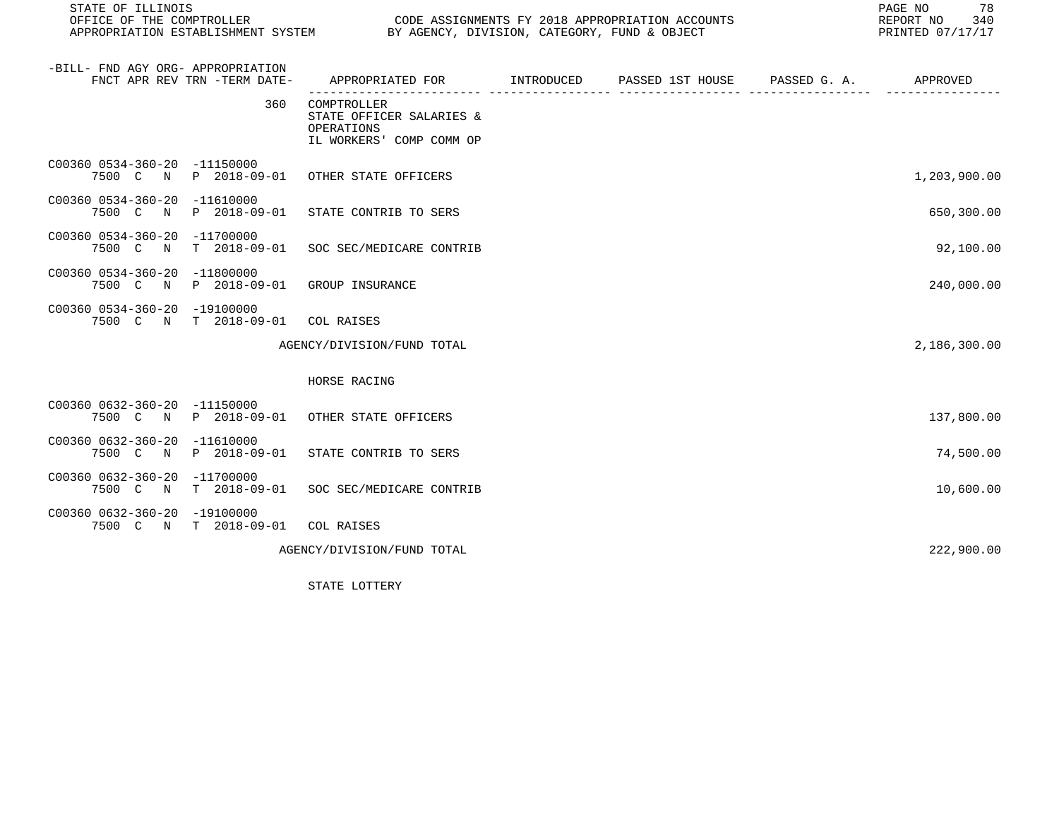STATE OF ILLINOIS
OFFICE OF THE COMPTROLLER
APPROPRIATION ESTABLISHMENT SYSTEM

CODE ASSIGNMENTS FY 2018 APPROPRIATION ACCOUNTS
BY AGENCY, DIVISION, CATEGORY, FUND & OBJECT

REPORT NO 340
PRINTED 07/17/17

| -BILL- FND AGY ORG- APPROPRIATION FNCT APR REV TRN -TERM DATE- | APPROPRIATED FOR | INTRODUCED | PASSED 1ST HOUSE | PASSED G. A. | APPROVED |
|---|---|---|---|---|---|
| 360 | COMPTROLLER STATE OFFICER SALARIES & OPERATIONS IL WORKERS' COMP COMM OP | | | | |
| C00360 0534-360-20 -11150000 7500 C N P 2018-09-01 | OTHER STATE OFFICERS | | | | 1,203,900.00 |
| C00360 0534-360-20 -11610000 7500 C N P 2018-09-01 | STATE CONTRIB TO SERS | | | | 650,300.00 |
| C00360 0534-360-20 -11700000 7500 C N T 2018-09-01 | SOC SEC/MEDICARE CONTRIB | | | | 92,100.00 |
| C00360 0534-360-20 -11800000 7500 C N P 2018-09-01 | GROUP INSURANCE | | | | 240,000.00 |
| C00360 0534-360-20 -19100000 7500 C N T 2018-09-01 | COL RAISES | | | | |
| | AGENCY/DIVISION/FUND TOTAL | | | | 2,186,300.00 |
| | HORSE RACING | | | | |
| C00360 0632-360-20 -11150000 7500 C N P 2018-09-01 | OTHER STATE OFFICERS | | | | 137,800.00 |
| C00360 0632-360-20 -11610000 7500 C N P 2018-09-01 | STATE CONTRIB TO SERS | | | | 74,500.00 |
| C00360 0632-360-20 -11700000 7500 C N T 2018-09-01 | SOC SEC/MEDICARE CONTRIB | | | | 10,600.00 |
| C00360 0632-360-20 -19100000 7500 C N T 2018-09-01 | COL RAISES | | | | |
| | AGENCY/DIVISION/FUND TOTAL | | | | 222,900.00 |
| | STATE LOTTERY | | | | |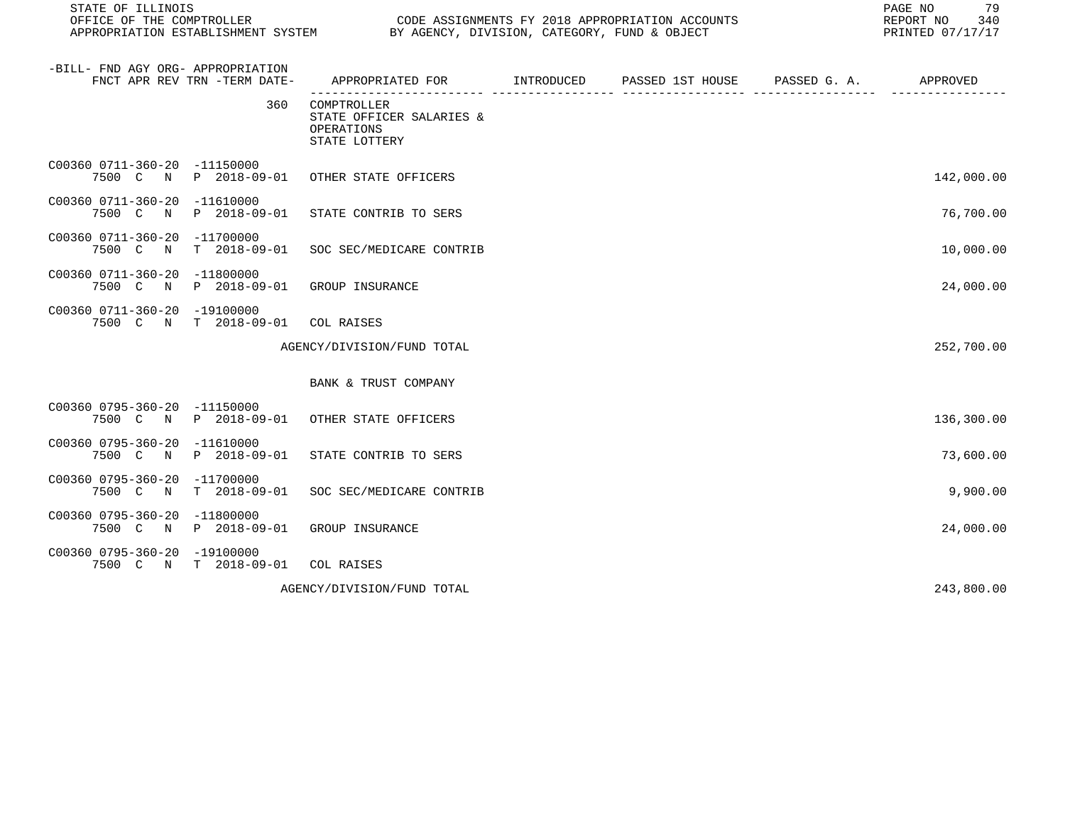| -BILL- FND AGY ORG- APPROPRIATION FNCT APR REV TRN -TERM DATE- | APPROPRIATED FOR | INTRODUCED | PASSED 1ST HOUSE | PASSED G. A. | APPROVED |
|---|---|---|---|---|---|
| 360 | COMPTROLLER STATE OFFICER SALARIES & OPERATIONS STATE LOTTERY | | | | |
| C00360 0711-360-20 -11150000 7500 C N P 2018-09-01 | OTHER STATE OFFICERS | | | | 142,000.00 |
| C00360 0711-360-20 -11610000 7500 C N P 2018-09-01 | STATE CONTRIB TO SERS | | | | 76,700.00 |
| C00360 0711-360-20 -11700000 7500 C N T 2018-09-01 | SOC SEC/MEDICARE CONTRIB | | | | 10,000.00 |
| C00360 0711-360-20 -11800000 7500 C N P 2018-09-01 | GROUP INSURANCE | | | | 24,000.00 |
| C00360 0711-360-20 -19100000 7500 C N T 2018-09-01 | COL RAISES | | | | |
| | AGENCY/DIVISION/FUND TOTAL | | | | 252,700.00 |
| | BANK & TRUST COMPANY | | | | |
| C00360 0795-360-20 -11150000 7500 C N P 2018-09-01 | OTHER STATE OFFICERS | | | | 136,300.00 |
| C00360 0795-360-20 -11610000 7500 C N P 2018-09-01 | STATE CONTRIB TO SERS | | | | 73,600.00 |
| C00360 0795-360-20 -11700000 7500 C N T 2018-09-01 | SOC SEC/MEDICARE CONTRIB | | | | 9,900.00 |
| C00360 0795-360-20 -11800000 7500 C N P 2018-09-01 | GROUP INSURANCE | | | | 24,000.00 |
| C00360 0795-360-20 -19100000 7500 C N T 2018-09-01 | COL RAISES | | | | |
| | AGENCY/DIVISION/FUND TOTAL | | | | 243,800.00 |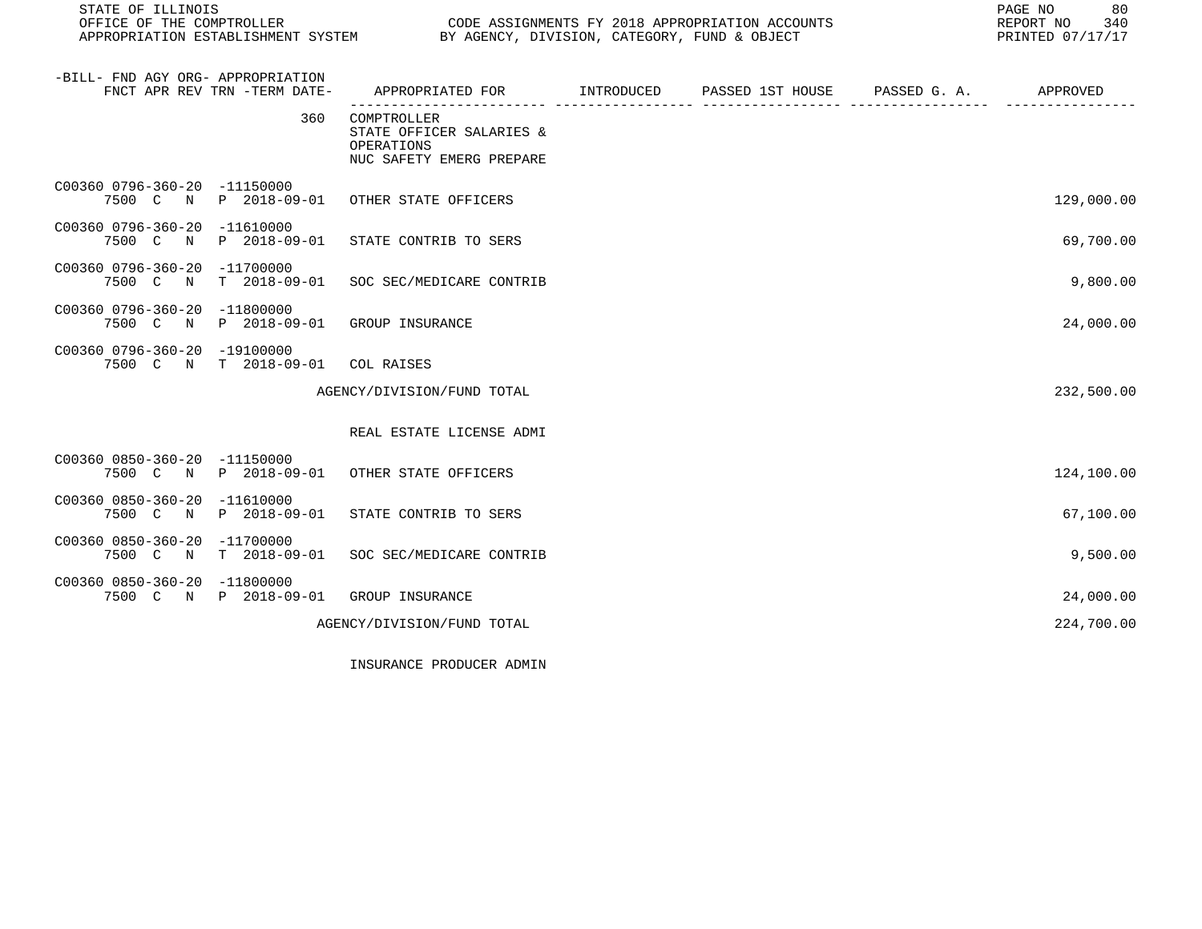| -BILL- FND AGY ORG- APPROPRIATION FNCT APR REV TRN -TERM DATE- | APPROPRIATED FOR | INTRODUCED | PASSED 1ST HOUSE | PASSED G. A. | APPROVED |
|---|---|---|---|---|---|
| 360 | COMPTROLLER<br>STATE OFFICER SALARIES &<br>OPERATIONS<br>NUC SAFETY EMERG PREPARE | | | | |
| C00360 0796-360-20 -11150000<br>7500 C N P 2018-09-01 | OTHER STATE OFFICERS | | | | 129,000.00 |
| C00360 0796-360-20 -11610000<br>7500 C N P 2018-09-01 | STATE CONTRIB TO SERS | | | | 69,700.00 |
| C00360 0796-360-20 -11700000<br>7500 C N T 2018-09-01 | SOC SEC/MEDICARE CONTRIB | | | | 9,800.00 |
| C00360 0796-360-20 -11800000<br>7500 C N P 2018-09-01 | GROUP INSURANCE | | | | 24,000.00 |
| C00360 0796-360-20 -19100000<br>7500 C N T 2018-09-01 | COL RAISES | | | | |
| | AGENCY/DIVISION/FUND TOTAL | | | | 232,500.00 |
| | REAL ESTATE LICENSE ADMI | | | | |
| C00360 0850-360-20 -11150000<br>7500 C N P 2018-09-01 | OTHER STATE OFFICERS | | | | 124,100.00 |
| C00360 0850-360-20 -11610000<br>7500 C N P 2018-09-01 | STATE CONTRIB TO SERS | | | | 67,100.00 |
| C00360 0850-360-20 -11700000<br>7500 C N T 2018-09-01 | SOC SEC/MEDICARE CONTRIB | | | | 9,500.00 |
| C00360 0850-360-20 -11800000<br>7500 C N P 2018-09-01 | GROUP INSURANCE | | | | 24,000.00 |
| | AGENCY/DIVISION/FUND TOTAL | | | | 224,700.00 |
| | INSURANCE PRODUCER ADMIN | | | | |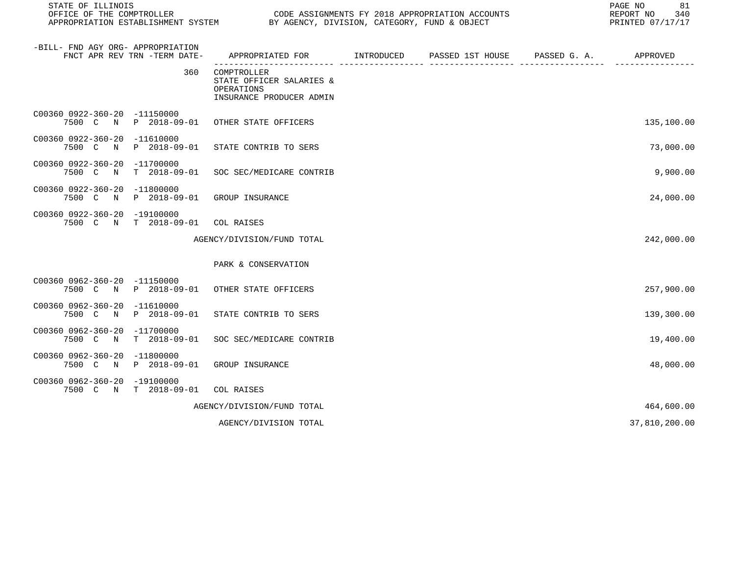STATE OF ILLINOIS
OFFICE OF THE COMPTROLLER
APPROPRIATION ESTABLISHMENT SYSTEM

CODE ASSIGNMENTS FY 2018 APPROPRIATION ACCOUNTS
BY AGENCY, DIVISION, CATEGORY, FUND & OBJECT

REPORT NO 340
PRINTED 07/17/17

| -BILL- FND AGY ORG- APPROPRIATION FNCT APR REV TRN -TERM DATE- | APPROPRIATED FOR | INTRODUCED | PASSED 1ST HOUSE | PASSED G. A. | APPROVED |
|---|---|---|---|---|---|
| 360 | COMPTROLLER STATE OFFICER SALARIES & OPERATIONS INSURANCE PRODUCER ADMIN | | | | |
| C00360 0922-360-20 -11150000 7500 C N P 2018-09-01 | OTHER STATE OFFICERS | | | | 135,100.00 |
| C00360 0922-360-20 -11610000 7500 C N P 2018-09-01 | STATE CONTRIB TO SERS | | | | 73,000.00 |
| C00360 0922-360-20 -11700000 7500 C N T 2018-09-01 | SOC SEC/MEDICARE CONTRIB | | | | 9,900.00 |
| C00360 0922-360-20 -11800000 7500 C N P 2018-09-01 | GROUP INSURANCE | | | | 24,000.00 |
| C00360 0922-360-20 -19100000 7500 C N T 2018-09-01 | COL RAISES | | | | |
| | AGENCY/DIVISION/FUND TOTAL | | | | 242,000.00 |
| | PARK & CONSERVATION | | | | |
| C00360 0962-360-20 -11150000 7500 C N P 2018-09-01 | OTHER STATE OFFICERS | | | | 257,900.00 |
| C00360 0962-360-20 -11610000 7500 C N P 2018-09-01 | STATE CONTRIB TO SERS | | | | 139,300.00 |
| C00360 0962-360-20 -11700000 7500 C N T 2018-09-01 | SOC SEC/MEDICARE CONTRIB | | | | 19,400.00 |
| C00360 0962-360-20 -11800000 7500 C N P 2018-09-01 | GROUP INSURANCE | | | | 48,000.00 |
| C00360 0962-360-20 -19100000 7500 C N T 2018-09-01 | COL RAISES | | | | |
| | AGENCY/DIVISION/FUND TOTAL | | | | 464,600.00 |
| | AGENCY/DIVISION TOTAL | | | | 37,810,200.00 |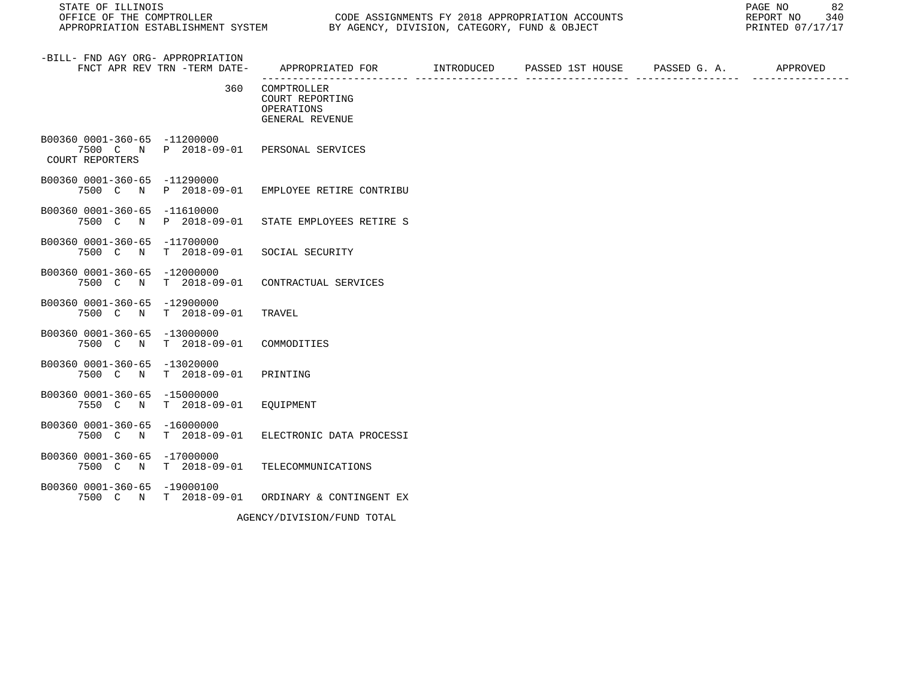STATE OF ILLINOIS
OFFICE OF THE COMPTROLLER
APPROPRIATION ESTABLISHMENT SYSTEM

CODE ASSIGNMENTS FY 2018 APPROPRIATION ACCOUNTS
BY AGENCY, DIVISION, CATEGORY, FUND & OBJECT

REPORT NO 340
PRINTED 07/17/17

| -BILL- FND AGY ORG- APPROPRIATION FNCT APR REV TRN -TERM DATE- | APPROPRIATED FOR | INTRODUCED | PASSED 1ST HOUSE | PASSED G. A. | APPROVED |
|---|---|---|---|---|---|
| 360 | COMPTROLLER COURT REPORTING OPERATIONS GENERAL REVENUE | | | | |
| B00360 0001-360-65 -11200000 7500 C N P 2018-09-01 COURT REPORTERS | PERSONAL SERVICES | | | | |
| B00360 0001-360-65 -11290000 7500 C N P 2018-09-01 | EMPLOYEE RETIRE CONTRIBU | | | | |
| B00360 0001-360-65 -11610000 7500 C N P 2018-09-01 | STATE EMPLOYEES RETIRE S | | | | |
| B00360 0001-360-65 -11700000 7500 C N T 2018-09-01 | SOCIAL SECURITY | | | | |
| B00360 0001-360-65 -12000000 7500 C N T 2018-09-01 | CONTRACTUAL SERVICES | | | | |
| B00360 0001-360-65 -12900000 7500 C N T 2018-09-01 | TRAVEL | | | | |
| B00360 0001-360-65 -13000000 7500 C N T 2018-09-01 | COMMODITIES | | | | |
| B00360 0001-360-65 -13020000 7500 C N T 2018-09-01 | PRINTING | | | | |
| B00360 0001-360-65 -15000000 7550 C N T 2018-09-01 | EQUIPMENT | | | | |
| B00360 0001-360-65 -16000000 7500 C N T 2018-09-01 | ELECTRONIC DATA PROCESSI | | | | |
| B00360 0001-360-65 -17000000 7500 C N T 2018-09-01 | TELECOMMUNICATIONS | | | | |
| B00360 0001-360-65 -19000100 7500 C N T 2018-09-01 | ORDINARY & CONTINGENT EX | | | | |
| | AGENCY/DIVISION/FUND TOTAL | | | | |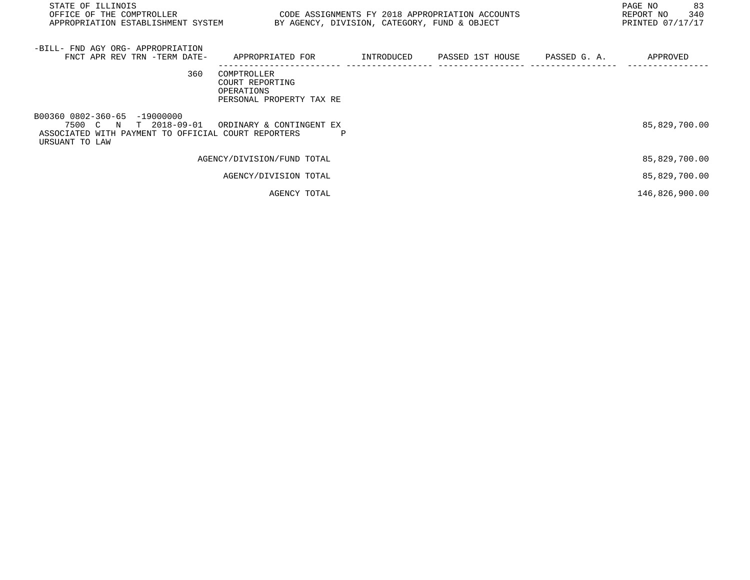| -BILL- FND AGY ORG- APPROPRIATION FNCT APR REV TRN -TERM DATE- | APPROPRIATED FOR | INTRODUCED | PASSED 1ST HOUSE | PASSED G. A. | APPROVED |
|---|---|---|---|---|---|
| 360 | COMPTROLLER<br>COURT REPORTING<br>OPERATIONS<br>PERSONAL PROPERTY TAX RE | | | | |
| B00360 0802-360-65 -19000000<br>7500 C N T 2018-09-01 | ORDINARY & CONTINGENT EX | | | | 85,829,700.00 |
| ASSOCIATED WITH PAYMENT TO OFFICIAL COURT REPORTERS PURSUANT TO LAW | | | | | |
| | AGENCY/DIVISION/FUND TOTAL | | | | 85,829,700.00 |
| | AGENCY/DIVISION TOTAL | | | | 85,829,700.00 |
| | AGENCY TOTAL | | | | 146,826,900.00 |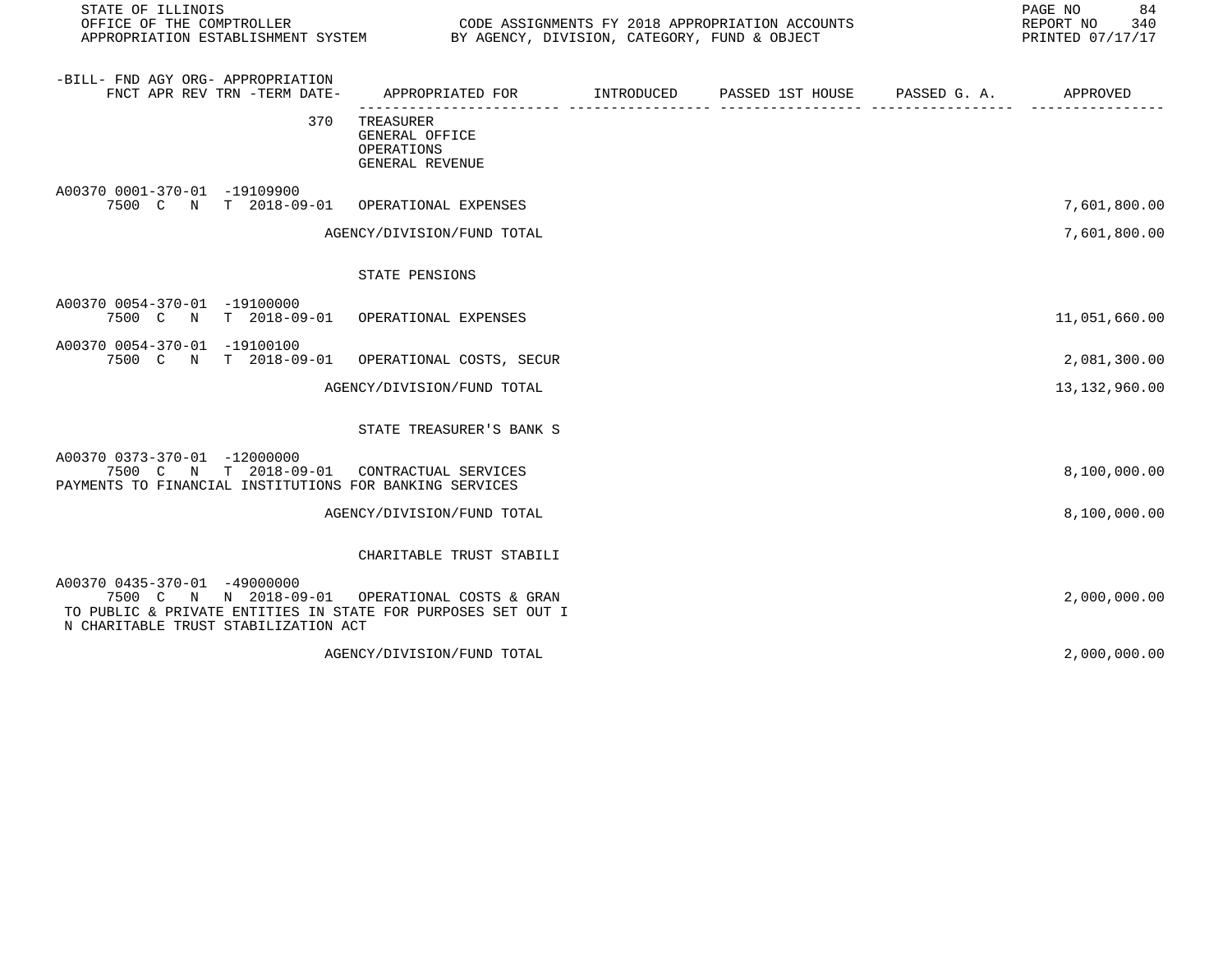| -BILL- FND AGY ORG- APPROPRIATION FNCT APR REV TRN -TERM DATE- | APPROPRIATED FOR | INTRODUCED | PASSED 1ST HOUSE | PASSED G. A. | APPROVED |
|---|---|---|---|---|---|
| 370 | TREASURER<br>GENERAL OFFICE<br>OPERATIONS<br>GENERAL REVENUE | | | | |
| A00370 0001-370-01 -19109900<br>7500 C N T 2018-09-01 | OPERATIONAL EXPENSES | | | | 7,601,800.00 |
| | AGENCY/DIVISION/FUND TOTAL | | | | 7,601,800.00 |
| | STATE PENSIONS | | | | |
| A00370 0054-370-01 -19100000<br>7500 C N T 2018-09-01 | OPERATIONAL EXPENSES | | | | 11,051,660.00 |
| A00370 0054-370-01 -19100100<br>7500 C N T 2018-09-01 | OPERATIONAL COSTS, SECUR | | | | 2,081,300.00 |
| | AGENCY/DIVISION/FUND TOTAL | | | | 13,132,960.00 |
| | STATE TREASURER'S BANK S | | | | |
| A00370 0373-370-01 -12000000<br>7500 C N T 2018-09-01 | CONTRACTUAL SERVICES<br>PAYMENTS TO FINANCIAL INSTITUTIONS FOR BANKING SERVICES | | | | 8,100,000.00 |
| | AGENCY/DIVISION/FUND TOTAL | | | | 8,100,000.00 |
| | CHARITABLE TRUST STABILI | | | | |
| A00370 0435-370-01 -49000000<br>7500 C N N 2018-09-01 | OPERATIONAL COSTS & GRAN<br>TO PUBLIC & PRIVATE ENTITIES IN STATE FOR PURPOSES SET OUT IN CHARITABLE TRUST STABILIZATION ACT | | | | 2,000,000.00 |
| | AGENCY/DIVISION/FUND TOTAL | | | | 2,000,000.00 |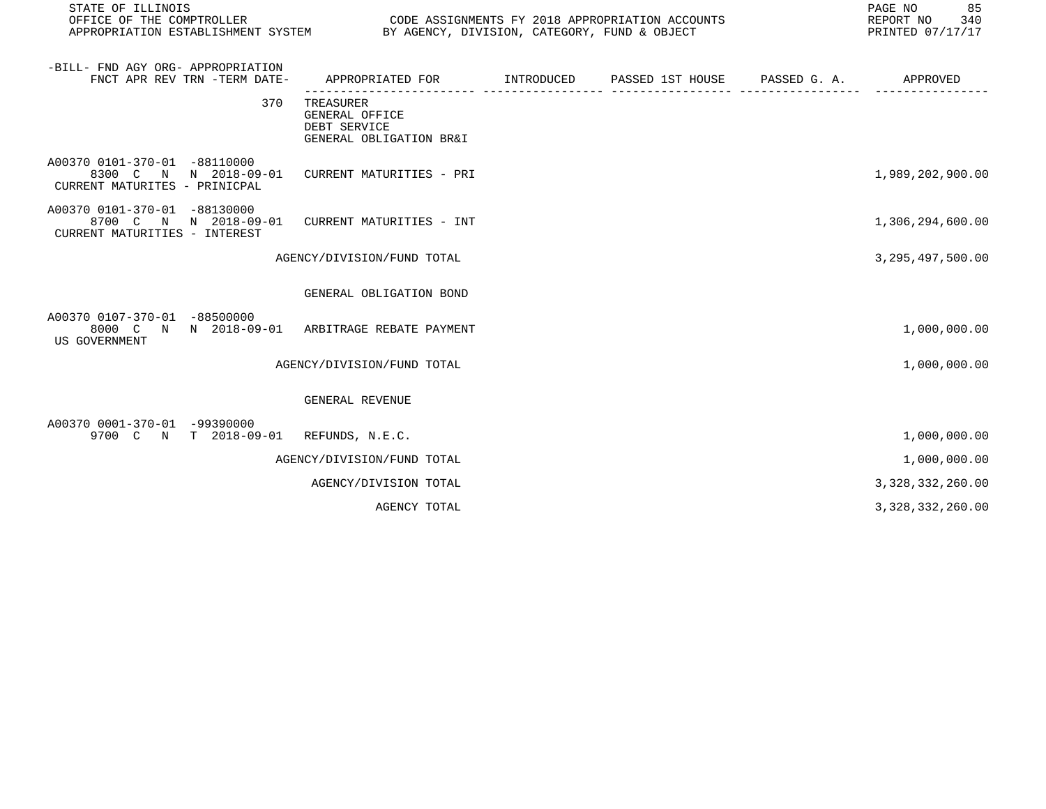STATE OF ILLINOIS
OFFICE OF THE COMPTROLLER
APPROPRIATION ESTABLISHMENT SYSTEM

CODE ASSIGNMENTS FY 2018 APPROPRIATION ACCOUNTS
BY AGENCY, DIVISION, CATEGORY, FUND & OBJECT

REPORT NO 340
PRINTED 07/17/17

| -BILL- FND AGY ORG- APPROPRIATION FNCT APR REV TRN -TERM DATE- | APPROPRIATED FOR | INTRODUCED | PASSED 1ST HOUSE | PASSED G. A. | APPROVED |
|---|---|---|---|---|---|
| 370 | TREASURER<br>GENERAL OFFICE<br>DEBT SERVICE<br>GENERAL OBLIGATION BR&I | | | | |
| A00370 0101-370-01 -88110000<br>8300 C N N 2018-09-01<br>CURRENT MATURITES - PRINICPAL | CURRENT MATURITIES - PRI | | | | 1,989,202,900.00 |
| A00370 0101-370-01 -88130000<br>8700 C N N 2018-09-01<br>CURRENT MATURITIES - INTEREST | CURRENT MATURITIES - INT | | | | 1,306,294,600.00 |
| | AGENCY/DIVISION/FUND TOTAL | | | | 3,295,497,500.00 |
| | GENERAL OBLIGATION BOND | | | | |
| A00370 0107-370-01 -88500000<br>8000 C N N 2018-09-01<br>US GOVERNMENT | ARBITRAGE REBATE PAYMENT | | | | 1,000,000.00 |
| | AGENCY/DIVISION/FUND TOTAL | | | | 1,000,000.00 |
| | GENERAL REVENUE | | | | |
| A00370 0001-370-01 -99390000<br>9700 C N T 2018-09-01 | REFUNDS, N.E.C. | | | | 1,000,000.00 |
| | AGENCY/DIVISION/FUND TOTAL | | | | 1,000,000.00 |
| | AGENCY/DIVISION TOTAL | | | | 3,328,332,260.00 |
| | AGENCY TOTAL | | | | 3,328,332,260.00 |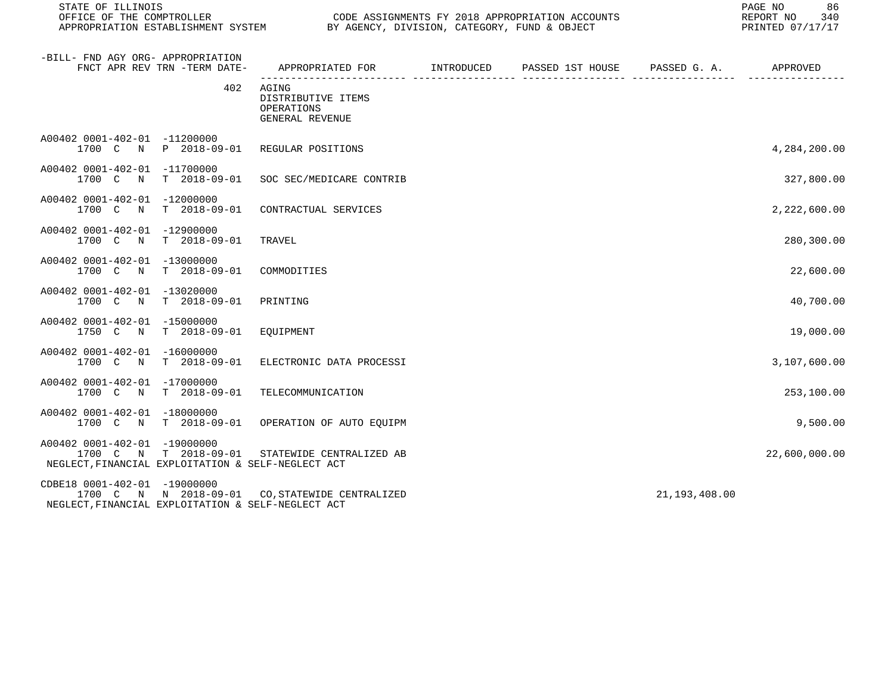STATE OF ILLINOIS
OFFICE OF THE COMPTROLLER
APPROPRIATION ESTABLISHMENT SYSTEM

CODE ASSIGNMENTS FY 2018 APPROPRIATION ACCOUNTS
BY AGENCY, DIVISION, CATEGORY, FUND & OBJECT

REPORT NO 340
PRINTED 07/17/17

| -BILL- FND AGY ORG- APPROPRIATION FNCT APR REV TRN -TERM DATE- | APPROPRIATED FOR | INTRODUCED | PASSED 1ST HOUSE | PASSED G. A. | APPROVED |
|---|---|---|---|---|---|
| 402 | AGING<br>DISTRIBUTIVE ITEMS<br>OPERATIONS<br>GENERAL REVENUE | | | | |
| A00402 0001-402-01 -11200000<br>1700 C N P 2018-09-01 | REGULAR POSITIONS | | | | 4,284,200.00 |
| A00402 0001-402-01 -11700000<br>1700 C N T 2018-09-01 | SOC SEC/MEDICARE CONTRIB | | | | 327,800.00 |
| A00402 0001-402-01 -12000000<br>1700 C N T 2018-09-01 | CONTRACTUAL SERVICES | | | | 2,222,600.00 |
| A00402 0001-402-01 -12900000<br>1700 C N T 2018-09-01 | TRAVEL | | | | 280,300.00 |
| A00402 0001-402-01 -13000000<br>1700 C N T 2018-09-01 | COMMODITIES | | | | 22,600.00 |
| A00402 0001-402-01 -13020000<br>1700 C N T 2018-09-01 | PRINTING | | | | 40,700.00 |
| A00402 0001-402-01 -15000000<br>1750 C N T 2018-09-01 | EQUIPMENT | | | | 19,000.00 |
| A00402 0001-402-01 -16000000<br>1700 C N T 2018-09-01 | ELECTRONIC DATA PROCESSI | | | | 3,107,600.00 |
| A00402 0001-402-01 -17000000<br>1700 C N T 2018-09-01 | TELECOMMUNICATION | | | | 253,100.00 |
| A00402 0001-402-01 -18000000<br>1700 C N T 2018-09-01 | OPERATION OF AUTO EQUIPM | | | | 9,500.00 |
| A00402 0001-402-01 -19000000<br>1700 C N T 2018-09-01 | STATEWIDE CENTRALIZED AB<br>NEGLECT,FINANCIAL EXPLOITATION & SELF-NEGLECT ACT | | | | 22,600,000.00 |
| CDBE18 0001-402-01 -19000000<br>1700 C N N 2018-09-01 | CO,STATEWIDE CENTRALIZED<br>NEGLECT,FINANCIAL EXPLOITATION & SELF-NEGLECT ACT | | | 21,193,408.00 | |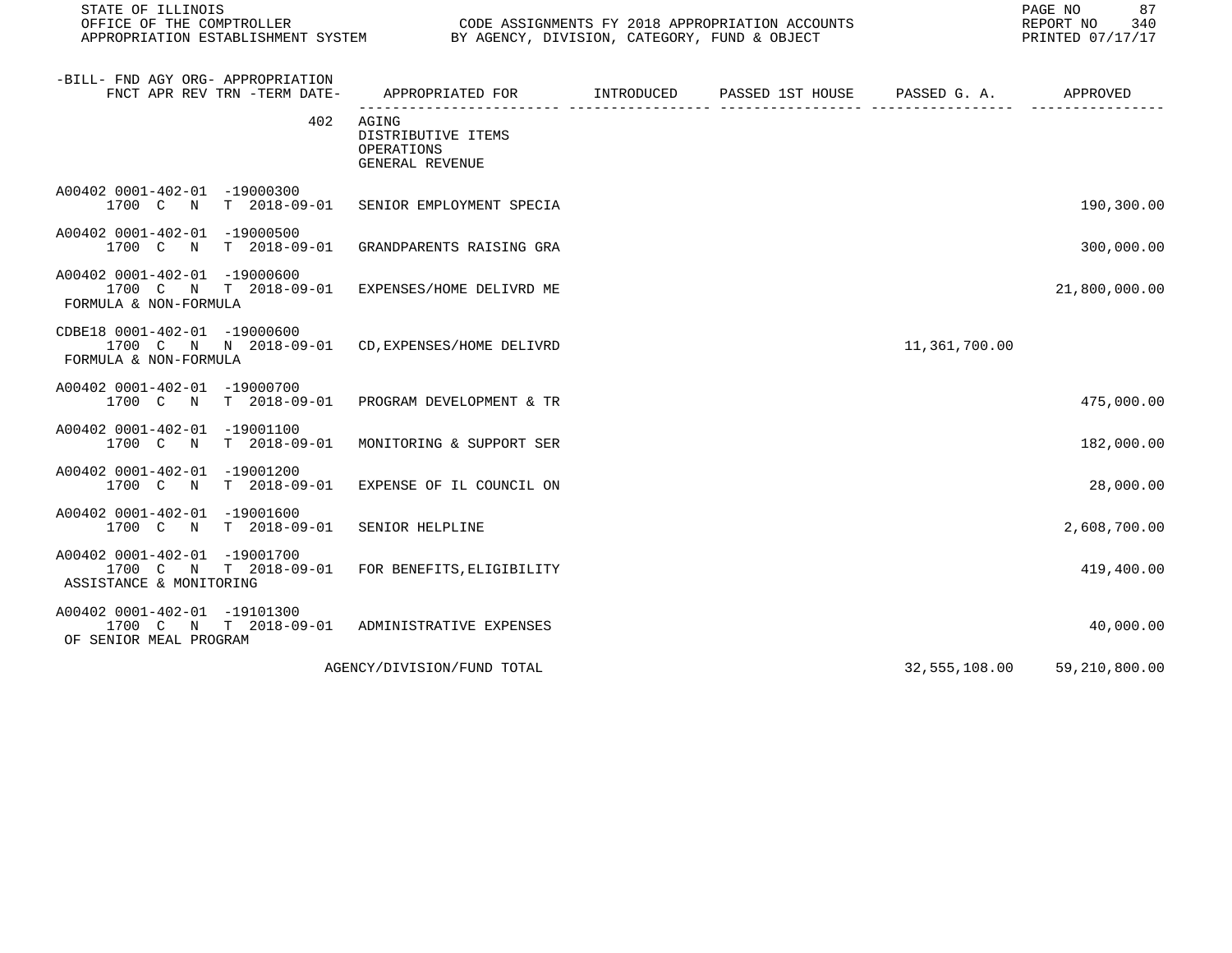STATE OF ILLINOIS
OFFICE OF THE COMPTROLLER
APPROPRIATION ESTABLISHMENT SYSTEM

CODE ASSIGNMENTS FY 2018 APPROPRIATION ACCOUNTS
BY AGENCY, DIVISION, CATEGORY, FUND & OBJECT

REPORT NO 340
PRINTED 07/17/17

| -BILL- FND AGY ORG- APPROPRIATION FNCT APR REV TRN -TERM DATE- | APPROPRIATED FOR | INTRODUCED | PASSED 1ST HOUSE | PASSED G. A. | APPROVED |
|---|---|---|---|---|---|
| 402 | AGING<br>DISTRIBUTIVE ITEMS<br>OPERATIONS<br>GENERAL REVENUE | | | | |
| A00402 0001-402-01 -19000300<br>1700 C N T 2018-09-01 | SENIOR EMPLOYMENT SPECIA | | | | 190,300.00 |
| A00402 0001-402-01 -19000500<br>1700 C N T 2018-09-01 | GRANDPARENTS RAISING GRA | | | | 300,000.00 |
| A00402 0001-402-01 -19000600<br>1700 C N T 2018-09-01<br>FORMULA & NON-FORMULA | EXPENSES/HOME DELIVRD ME | | | | 21,800,000.00 |
| CDBE18 0001-402-01 -19000600<br>1700 C N N 2018-09-01<br>FORMULA & NON-FORMULA | CD,EXPENSES/HOME DELIVRD | | | 11,361,700.00 | |
| A00402 0001-402-01 -19000700<br>1700 C N T 2018-09-01 | PROGRAM DEVELOPMENT & TR | | | | 475,000.00 |
| A00402 0001-402-01 -19001100<br>1700 C N T 2018-09-01 | MONITORING & SUPPORT SER | | | | 182,000.00 |
| A00402 0001-402-01 -19001200<br>1700 C N T 2018-09-01 | EXPENSE OF IL COUNCIL ON | | | | 28,000.00 |
| A00402 0001-402-01 -19001600<br>1700 C N T 2018-09-01 | SENIOR HELPLINE | | | | 2,608,700.00 |
| A00402 0001-402-01 -19001700<br>1700 C N T 2018-09-01<br>ASSISTANCE & MONITORING | FOR BENEFITS,ELIGIBILITY | | | | 419,400.00 |
| A00402 0001-402-01 -19101300<br>1700 C N T 2018-09-01<br>OF SENIOR MEAL PROGRAM | ADMINISTRATIVE EXPENSES | | | | 40,000.00 |
| | AGENCY/DIVISION/FUND TOTAL | | | 32,555,108.00 | 59,210,800.00 |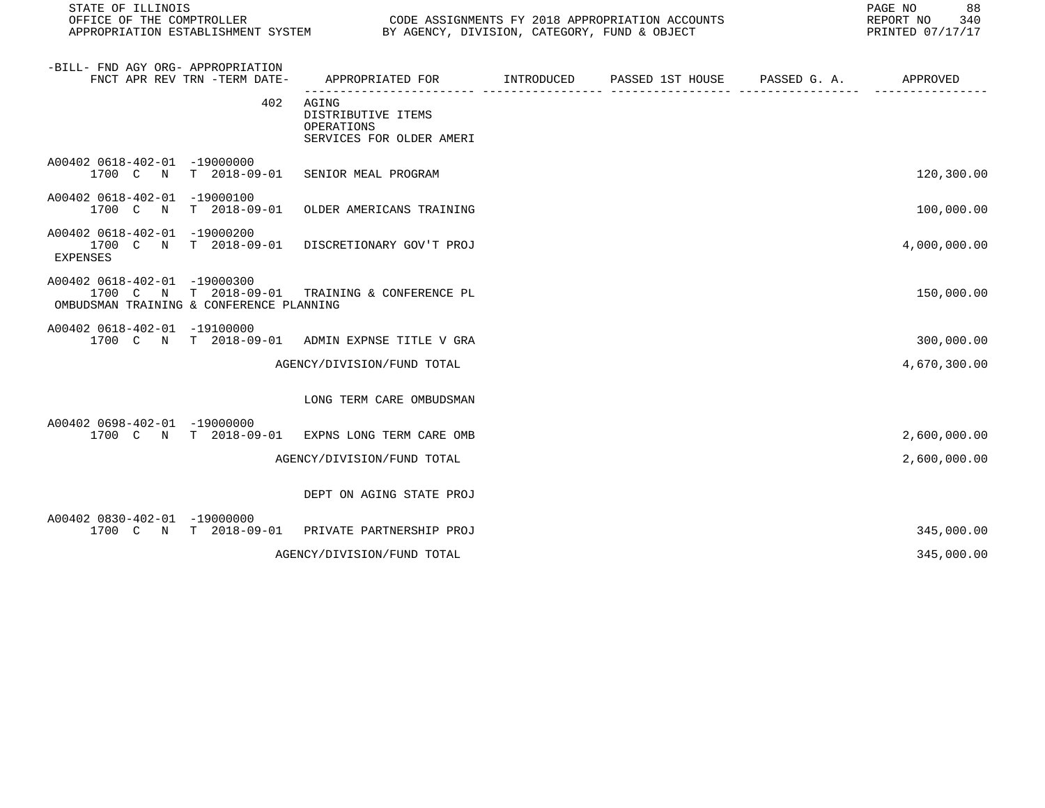| -BILL- FND AGY ORG- APPROPRIATION<br>FNCT APR REV TRN -TERM DATE- | APPROPRIATED FOR | INTRODUCED | PASSED 1ST HOUSE | PASSED G. A. | APPROVED |
|---|---|---|---|---|---|
| 402 | AGING<br>DISTRIBUTIVE ITEMS<br>OPERATIONS<br>SERVICES FOR OLDER AMERI | | | | |
| A00402 0618-402-01 -19000000<br>1700 C N T 2018-09-01 | SENIOR MEAL PROGRAM | | | | 120,300.00 |
| A00402 0618-402-01 -19000100<br>1700 C N T 2018-09-01 | OLDER AMERICANS TRAINING | | | | 100,000.00 |
| A00402 0618-402-01 -19000200<br>1700 C N T 2018-09-01<br>EXPENSES | DISCRETIONARY GOV'T PROJ | | | | 4,000,000.00 |
| A00402 0618-402-01 -19000300<br>1700 C N T 2018-09-01<br>OMBUDSMAN TRAINING & CONFERENCE PLANNING | TRAINING & CONFERENCE PL | | | | 150,000.00 |
| A00402 0618-402-01 -19100000<br>1700 C N T 2018-09-01 | ADMIN EXPNSE TITLE V GRA | | | | 300,000.00 |
| | AGENCY/DIVISION/FUND TOTAL | | | | 4,670,300.00 |
| | LONG TERM CARE OMBUDSMAN | | | | |
| A00402 0698-402-01 -19000000<br>1700 C N T 2018-09-01 | EXPNS LONG TERM CARE OMB | | | | 2,600,000.00 |
| | AGENCY/DIVISION/FUND TOTAL | | | | 2,600,000.00 |
| | DEPT ON AGING STATE PROJ | | | | |
| A00402 0830-402-01 -19000000<br>1700 C N T 2018-09-01 | PRIVATE PARTNERSHIP PROJ | | | | 345,000.00 |
| | AGENCY/DIVISION/FUND TOTAL | | | | 345,000.00 |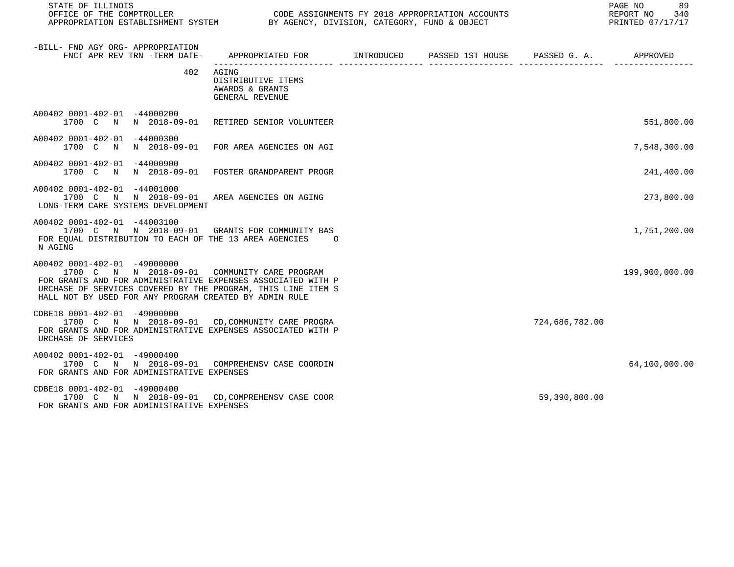| -BILL- FND AGY ORG- APPROPRIATION FNCT APR REV TRN -TERM DATE- | APPROPRIATED FOR | INTRODUCED | PASSED 1ST HOUSE | PASSED G. A. | APPROVED |
|---|---|---|---|---|---|
| 402 | AGING DISTRIBUTIVE ITEMS AWARDS & GRANTS GENERAL REVENUE | | | | |
| A00402 0001-402-01 -44000200 1700 C N N 2018-09-01 | RETIRED SENIOR VOLUNTEER | | | | 551,800.00 |
| A00402 0001-402-01 -44000300 1700 C N N 2018-09-01 | FOR AREA AGENCIES ON AGI | | | | 7,548,300.00 |
| A00402 0001-402-01 -44000900 1700 C N N 2018-09-01 | FOSTER GRANDPARENT PROGR | | | | 241,400.00 |
| A00402 0001-402-01 -44001000 1700 C N N 2018-09-01 LONG-TERM CARE SYSTEMS DEVELOPMENT | AREA AGENCIES ON AGING | | | | 273,800.00 |
| A00402 0001-402-01 -44003100 1700 C N N 2018-09-01 FOR EQUAL DISTRIBUTION TO EACH OF THE 13 AREA AGENCIES O N AGING | GRANTS FOR COMMUNITY BAS | | | | 1,751,200.00 |
| A00402 0001-402-01 -49000000 1700 C N N 2018-09-01 FOR GRANTS AND FOR ADMINISTRATIVE EXPENSES ASSOCIATED WITH P URCHASE OF SERVICES COVERED BY THE PROGRAM, THIS LINE ITEM S HALL NOT BY USED FOR ANY PROGRAM CREATED BY ADMIN RULE | COMMUNITY CARE PROGRAM | | | | 199,900,000.00 |
| CDBE18 0001-402-01 -49000000 1700 C N N 2018-09-01 FOR GRANTS AND FOR ADMINISTRATIVE EXPENSES ASSOCIATED WITH P URCHASE OF SERVICES | CD,COMMUNITY CARE PROGRA | | | 724,686,782.00 | |
| A00402 0001-402-01 -49000400 1700 C N N 2018-09-01 FOR GRANTS AND FOR ADMINISTRATIVE EXPENSES | COMPREHENSV CASE COORDIN | | | | 64,100,000.00 |
| CDBE18 0001-402-01 -49000400 1700 C N N 2018-09-01 FOR GRANTS AND FOR ADMINISTRATIVE EXPENSES | CD,COMPREHENSV CASE COOR | | | 59,390,800.00 | |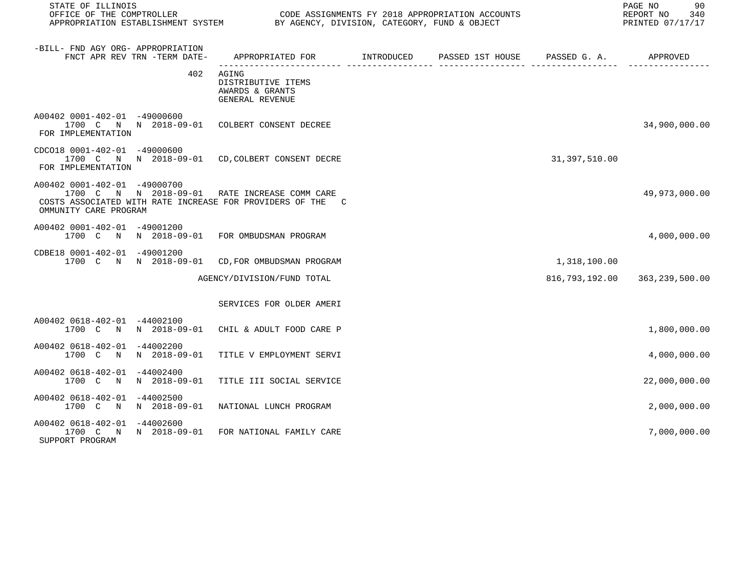STATE OF ILLINOIS
OFFICE OF THE COMPTROLLER
APPROPRIATION ESTABLISHMENT SYSTEM

CODE ASSIGNMENTS FY 2018 APPROPRIATION ACCOUNTS
BY AGENCY, DIVISION, CATEGORY, FUND & OBJECT

REPORT NO 340
PRINTED 07/17/17

| -BILL- FND AGY ORG- APPROPRIATION FNCT APR REV TRN -TERM DATE- | APPROPRIATED FOR | INTRODUCED | PASSED 1ST HOUSE | PASSED G. A. | APPROVED |
|---|---|---|---|---|---|
| 402 | AGING<br>DISTRIBUTIVE ITEMS<br>AWARDS & GRANTS<br>GENERAL REVENUE | | | | |
| A00402 0001-402-01 -49000600<br>1700 C N N 2018-09-01<br>FOR IMPLEMENTATION | COLBERT CONSENT DECREE | | | | 34,900,000.00 |
| CDCO18 0001-402-01 -49000600<br>1700 C N N 2018-09-01<br>FOR IMPLEMENTATION | CD,COLBERT CONSENT DECRE | | | 31,397,510.00 | |
| A00402 0001-402-01 -49000700<br>1700 C N N 2018-09-01<br>COSTS ASSOCIATED WITH RATE INCREASE FOR PROVIDERS OF THE C OMMUNITY CARE PROGRAM | RATE INCREASE COMM CARE | | | | 49,973,000.00 |
| A00402 0001-402-01 -49001200<br>1700 C N N 2018-09-01 | FOR OMBUDSMAN PROGRAM | | | | 4,000,000.00 |
| CDBE18 0001-402-01 -49001200<br>1700 C N N 2018-09-01 | CD,FOR OMBUDSMAN PROGRAM | | | 1,318,100.00 | |
| | AGENCY/DIVISION/FUND TOTAL | | | 816,793,192.00 | 363,239,500.00 |
| | SERVICES FOR OLDER AMERI | | | | |
| A00402 0618-402-01 -44002100<br>1700 C N N 2018-09-01 | CHIL & ADULT FOOD CARE P | | | | 1,800,000.00 |
| A00402 0618-402-01 -44002200<br>1700 C N N 2018-09-01 | TITLE V EMPLOYMENT SERVI | | | | 4,000,000.00 |
| A00402 0618-402-01 -44002400<br>1700 C N N 2018-09-01 | TITLE III SOCIAL SERVICE | | | | 22,000,000.00 |
| A00402 0618-402-01 -44002500<br>1700 C N N 2018-09-01 | NATIONAL LUNCH PROGRAM | | | | 2,000,000.00 |
| A00402 0618-402-01 -44002600<br>1700 C N N 2018-09-01<br>SUPPORT PROGRAM | FOR NATIONAL FAMILY CARE | | | | 7,000,000.00 |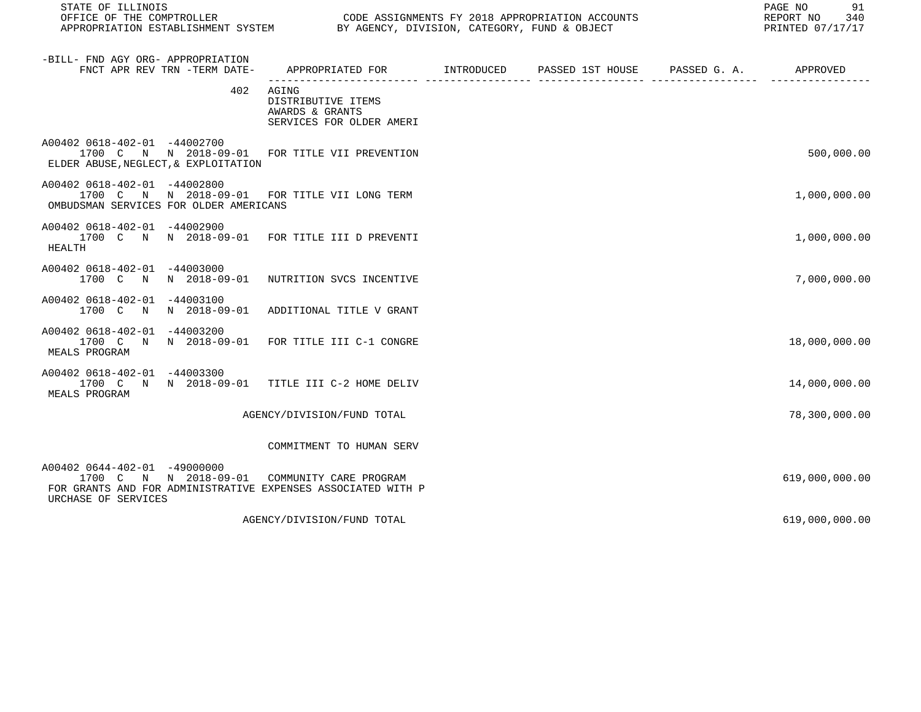STATE OF ILLINOIS
OFFICE OF THE COMPTROLLER
APPROPRIATION ESTABLISHMENT SYSTEM

CODE ASSIGNMENTS FY 2018 APPROPRIATION ACCOUNTS
BY AGENCY, DIVISION, CATEGORY, FUND & OBJECT

REPORT NO 340
PRINTED 07/17/17

| -BILL- FND AGY ORG- APPROPRIATION FNCT APR REV TRN -TERM DATE- | APPROPRIATED FOR | INTRODUCED | PASSED 1ST HOUSE | PASSED G. A. | APPROVED |
|---|---|---|---|---|---|
| 402 | AGING DISTRIBUTIVE ITEMS AWARDS & GRANTS SERVICES FOR OLDER AMERI | | | | |
| A00402 0618-402-01 -44002700 1700 C N N 2018-09-01 ELDER ABUSE,NEGLECT,& EXPLOITATION | FOR TITLE VII PREVENTION | | | | 500,000.00 |
| A00402 0618-402-01 -44002800 1700 C N N 2018-09-01 OMBUDSMAN SERVICES FOR OLDER AMERICANS | FOR TITLE VII LONG TERM | | | | 1,000,000.00 |
| A00402 0618-402-01 -44002900 1700 C N N 2018-09-01 HEALTH | FOR TITLE III D PREVENTI | | | | 1,000,000.00 |
| A00402 0618-402-01 -44003000 1700 C N N 2018-09-01 | NUTRITION SVCS INCENTIVE | | | | 7,000,000.00 |
| A00402 0618-402-01 -44003100 1700 C N N 2018-09-01 | ADDITIONAL TITLE V GRANT | | | | |
| A00402 0618-402-01 -44003200 1700 C N N 2018-09-01 MEALS PROGRAM | FOR TITLE III C-1 CONGRE | | | | 18,000,000.00 |
| A00402 0618-402-01 -44003300 1700 C N N 2018-09-01 MEALS PROGRAM | TITLE III C-2 HOME DELIV | | | | 14,000,000.00 |
| | AGENCY/DIVISION/FUND TOTAL | | | | 78,300,000.00 |
| | COMMITMENT TO HUMAN SERV | | | | |
| A00402 0644-402-01 -49000000 1700 C N N 2018-09-01 FOR GRANTS AND FOR ADMINISTRATIVE EXPENSES ASSOCIATED WITH P URCHASE OF SERVICES | COMMUNITY CARE PROGRAM | | | | 619,000,000.00 |
| | AGENCY/DIVISION/FUND TOTAL | | | | 619,000,000.00 |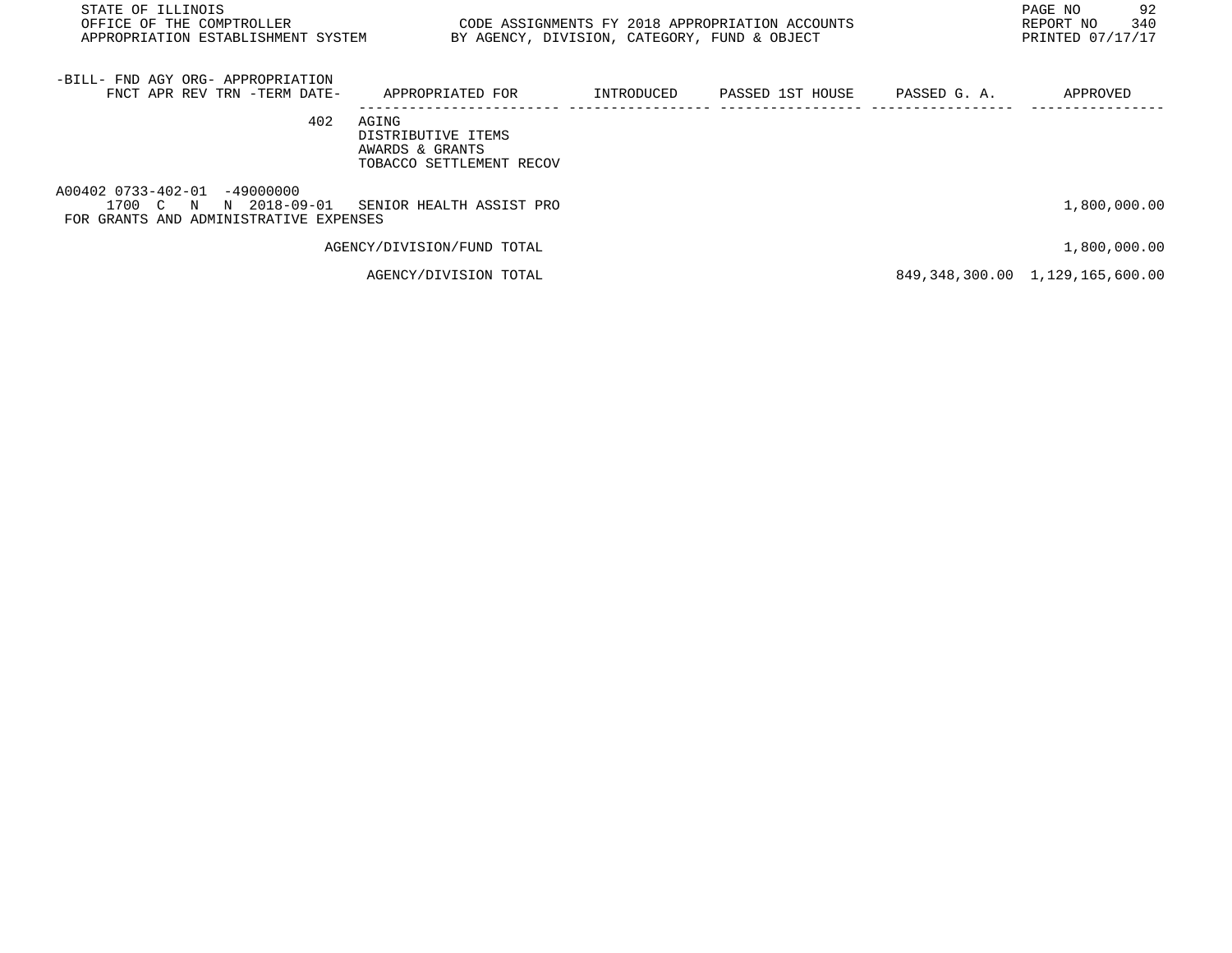STATE OF ILLINOIS
OFFICE OF THE COMPTROLLER
APPROPRIATION ESTABLISHMENT SYSTEM

CODE ASSIGNMENTS FY 2018 APPROPRIATION ACCOUNTS
BY AGENCY, DIVISION, CATEGORY, FUND & OBJECT

REPORT NO 340
PRINTED 07/17/17

| -BILL- FND AGY ORG- APPROPRIATION FNCT APR REV TRN -TERM DATE- | APPROPRIATED FOR | INTRODUCED | PASSED 1ST HOUSE | PASSED G. A. | APPROVED |
|---|---|---|---|---|---|
| 402 | AGING<br>DISTRIBUTIVE ITEMS<br>AWARDS & GRANTS<br>TOBACCO SETTLEMENT RECOV | | | | |
| A00402 0733-402-01 -49000000<br>1700 C N N 2018-09-01 | SENIOR HEALTH ASSIST PRO | | | | 1,800,000.00 |
| FOR GRANTS AND ADMINISTRATIVE EXPENSES | | | | | |
| | AGENCY/DIVISION/FUND TOTAL | | | | 1,800,000.00 |
| | AGENCY/DIVISION TOTAL | | | 849,348,300.00 | 1,129,165,600.00 |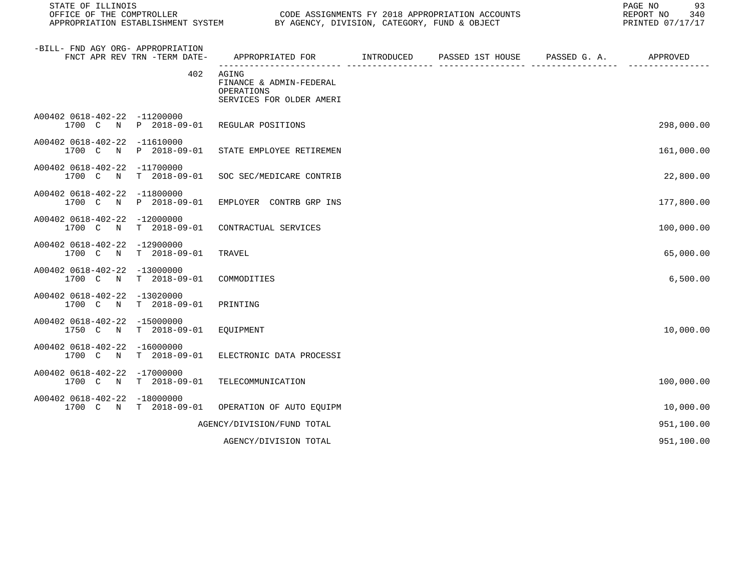STATE OF ILLINOIS
OFFICE OF THE COMPTROLLER — CODE ASSIGNMENTS FY 2018 APPROPRIATION ACCOUNTS
APPROPRIATION ESTABLISHMENT SYSTEM — BY AGENCY, DIVISION, CATEGORY, FUND & OBJECT
REPORT NO 340
PRINTED 07/17/17

| -BILL- FND AGY ORG- APPROPRIATION FNCT APR REV TRN -TERM DATE- | APPROPRIATED FOR | INTRODUCED | PASSED 1ST HOUSE | PASSED G. A. | APPROVED |
|---|---|---|---|---|---|
| 402 | AGING<br>FINANCE & ADMIN-FEDERAL<br>OPERATIONS<br>SERVICES FOR OLDER AMERI | | | | |
| A00402 0618-402-22 -11200000<br>1700 C N P 2018-09-01 | REGULAR POSITIONS | | | | 298,000.00 |
| A00402 0618-402-22 -11610000<br>1700 C N P 2018-09-01 | STATE EMPLOYEE RETIREMEN | | | | 161,000.00 |
| A00402 0618-402-22 -11700000<br>1700 C N T 2018-09-01 | SOC SEC/MEDICARE CONTRIB | | | | 22,800.00 |
| A00402 0618-402-22 -11800000<br>1700 C N P 2018-09-01 | EMPLOYER CONTRB GRP INS | | | | 177,800.00 |
| A00402 0618-402-22 -12000000<br>1700 C N T 2018-09-01 | CONTRACTUAL SERVICES | | | | 100,000.00 |
| A00402 0618-402-22 -12900000<br>1700 C N T 2018-09-01 | TRAVEL | | | | 65,000.00 |
| A00402 0618-402-22 -13000000<br>1700 C N T 2018-09-01 | COMMODITIES | | | | 6,500.00 |
| A00402 0618-402-22 -13020000<br>1700 C N T 2018-09-01 | PRINTING | | | | |
| A00402 0618-402-22 -15000000<br>1750 C N T 2018-09-01 | EQUIPMENT | | | | 10,000.00 |
| A00402 0618-402-22 -16000000<br>1700 C N T 2018-09-01 | ELECTRONIC DATA PROCESSI | | | | |
| A00402 0618-402-22 -17000000<br>1700 C N T 2018-09-01 | TELECOMMUNICATION | | | | 100,000.00 |
| A00402 0618-402-22 -18000000<br>1700 C N T 2018-09-01 | OPERATION OF AUTO EQUIPM | | | | 10,000.00 |
| | AGENCY/DIVISION/FUND TOTAL | | | | 951,100.00 |
| | AGENCY/DIVISION TOTAL | | | | 951,100.00 |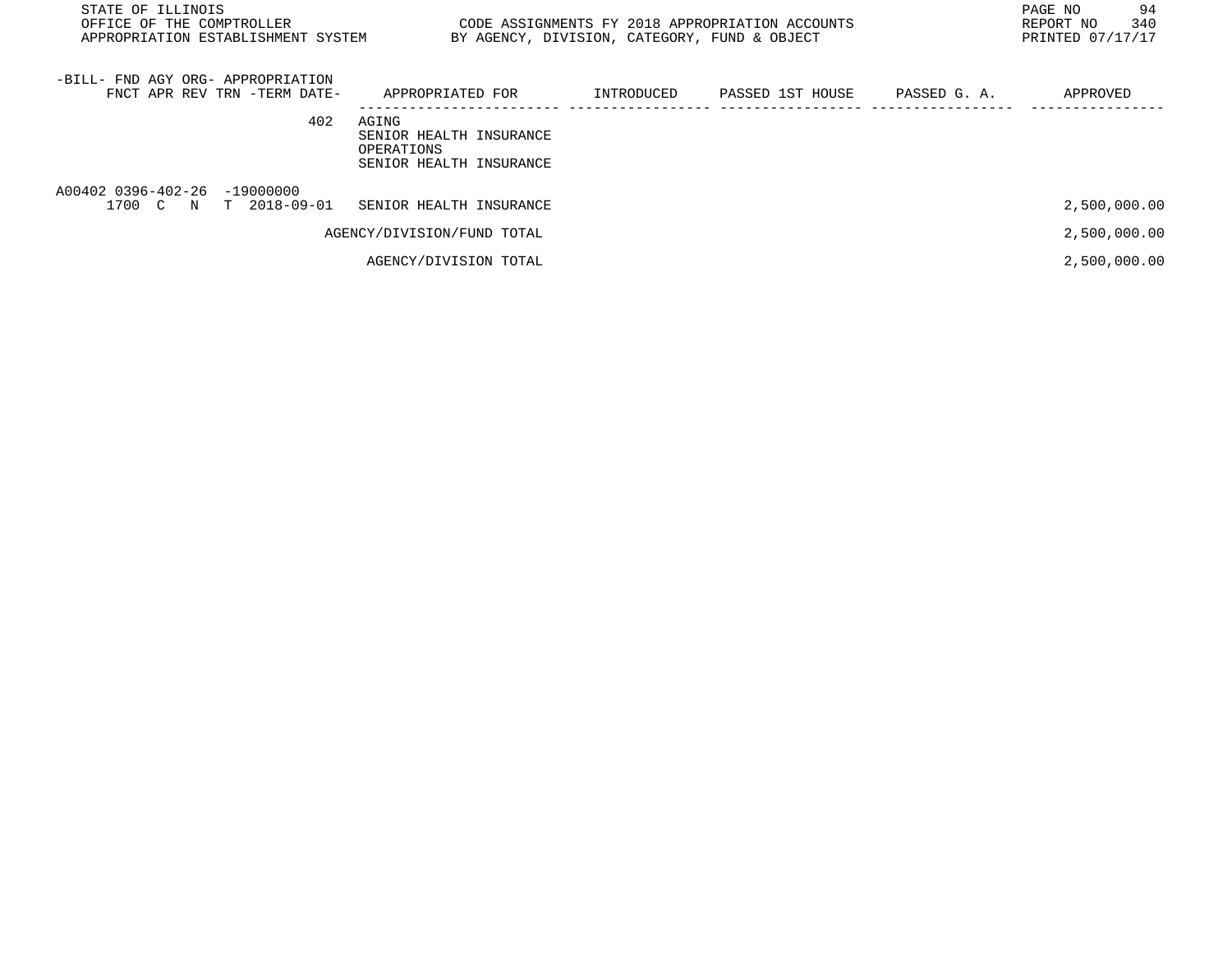STATE OF ILLINOIS
OFFICE OF THE COMPTROLLER
APPROPRIATION ESTABLISHMENT SYSTEM

CODE ASSIGNMENTS FY 2018 APPROPRIATION ACCOUNTS
BY AGENCY, DIVISION, CATEGORY, FUND & OBJECT

REPORT NO 340
PRINTED 07/17/17

| -BILL- FND AGY ORG- APPROPRIATION<br>FNCT APR REV TRN -TERM DATE- | APPROPRIATED FOR | INTRODUCED | PASSED 1ST HOUSE | PASSED G. A. | APPROVED |
|---|---|---|---|---|---|
| 402 | AGING<br>SENIOR HEALTH INSURANCE<br>OPERATIONS<br>SENIOR HEALTH INSURANCE | | | | |
| A00402 0396-402-26 -19000000<br>1700 C N T 2018-09-01 | SENIOR HEALTH INSURANCE | | | | 2,500,000.00 |
| | AGENCY/DIVISION/FUND TOTAL | | | | 2,500,000.00 |
| | AGENCY/DIVISION TOTAL | | | | 2,500,000.00 |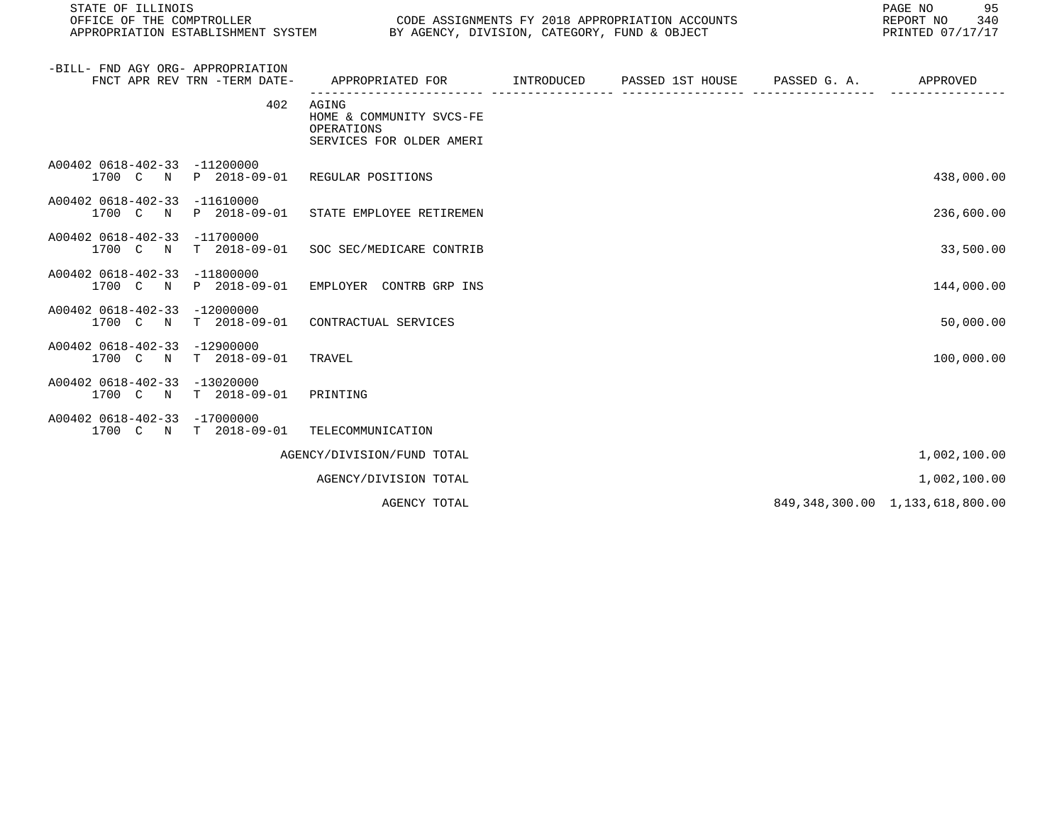STATE OF ILLINOIS
OFFICE OF THE COMPTROLLER
APPROPRIATION ESTABLISHMENT SYSTEM

CODE ASSIGNMENTS FY 2018 APPROPRIATION ACCOUNTS
BY AGENCY, DIVISION, CATEGORY, FUND & OBJECT

REPORT NO 340
PRINTED 07/17/17

| -BILL- FND AGY ORG- APPROPRIATION FNCT APR REV TRN -TERM DATE- | APPROPRIATED FOR | INTRODUCED | PASSED 1ST HOUSE | PASSED G. A. | APPROVED |
|---|---|---|---|---|---|
| 402 | AGING<br>HOME & COMMUNITY SVCS-FE<br>OPERATIONS<br>SERVICES FOR OLDER AMERI | | | | |
| A00402 0618-402-33 -11200000<br>1700 C N P 2018-09-01 | REGULAR POSITIONS | | | | 438,000.00 |
| A00402 0618-402-33 -11610000<br>1700 C N P 2018-09-01 | STATE EMPLOYEE RETIREMEN | | | | 236,600.00 |
| A00402 0618-402-33 -11700000<br>1700 C N T 2018-09-01 | SOC SEC/MEDICARE CONTRIB | | | | 33,500.00 |
| A00402 0618-402-33 -11800000<br>1700 C N P 2018-09-01 | EMPLOYER CONTRB GRP INS | | | | 144,000.00 |
| A00402 0618-402-33 -12000000<br>1700 C N T 2018-09-01 | CONTRACTUAL SERVICES | | | | 50,000.00 |
| A00402 0618-402-33 -12900000<br>1700 C N T 2018-09-01 | TRAVEL | | | | 100,000.00 |
| A00402 0618-402-33 -13020000<br>1700 C N T 2018-09-01 | PRINTING | | | | |
| A00402 0618-402-33 -17000000<br>1700 C N T 2018-09-01 | TELECOMMUNICATION | | | | |
| | AGENCY/DIVISION/FUND TOTAL | | | | 1,002,100.00 |
| | AGENCY/DIVISION TOTAL | | | | 1,002,100.00 |
| | AGENCY TOTAL | | | 849,348,300.00 | 1,133,618,800.00 |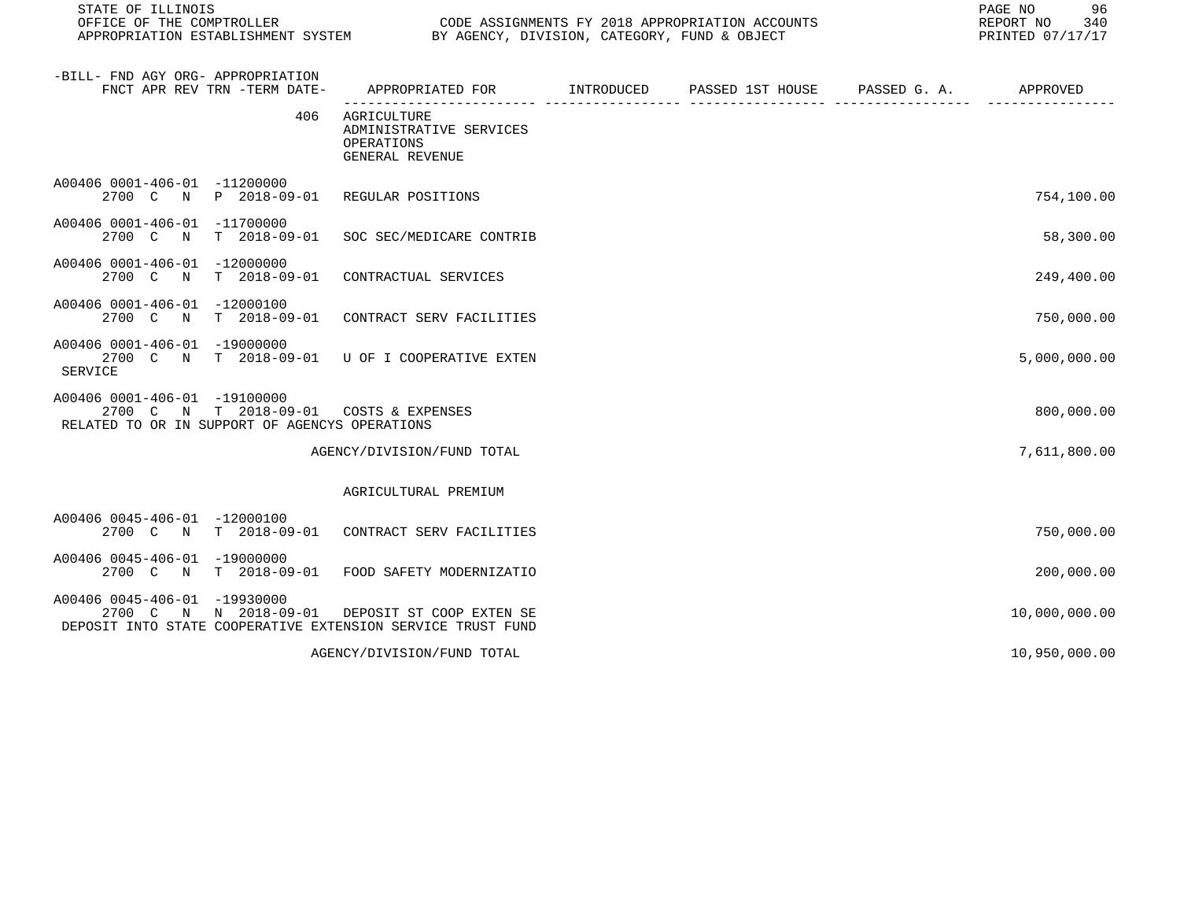STATE OF ILLINOIS
OFFICE OF THE COMPTROLLER
APPROPRIATION ESTABLISHMENT SYSTEM

CODE ASSIGNMENTS FY 2018 APPROPRIATION ACCOUNTS
BY AGENCY, DIVISION, CATEGORY, FUND & OBJECT

REPORT NO 340
PRINTED 07/17/17

| -BILL- FND AGY ORG- APPROPRIATION FNCT APR REV TRN -TERM DATE- | APPROPRIATED FOR | INTRODUCED | PASSED 1ST HOUSE | PASSED G. A. | APPROVED |
|---|---|---|---|---|---|
| 406 | AGRICULTURE<br>ADMINISTRATIVE SERVICES<br>OPERATIONS<br>GENERAL REVENUE | | | | |
| A00406 0001-406-01 -11200000<br>2700 C N P 2018-09-01 | REGULAR POSITIONS | | | | 754,100.00 |
| A00406 0001-406-01 -11700000<br>2700 C N T 2018-09-01 | SOC SEC/MEDICARE CONTRIB | | | | 58,300.00 |
| A00406 0001-406-01 -12000000<br>2700 C N T 2018-09-01 | CONTRACTUAL SERVICES | | | | 249,400.00 |
| A00406 0001-406-01 -12000100<br>2700 C N T 2018-09-01 | CONTRACT SERV FACILITIES | | | | 750,000.00 |
| A00406 0001-406-01 -19000000<br>2700 C N T 2018-09-01 | U OF I COOPERATIVE EXTEN SERVICE | | | | 5,000,000.00 |
| A00406 0001-406-01 -19100000<br>2700 C N T 2018-09-01 | COSTS & EXPENSES RELATED TO OR IN SUPPORT OF AGENCYS OPERATIONS | | | | 800,000.00 |
| | AGENCY/DIVISION/FUND TOTAL | | | | 7,611,800.00 |
| | AGRICULTURAL PREMIUM | | | | |
| A00406 0045-406-01 -12000100<br>2700 C N T 2018-09-01 | CONTRACT SERV FACILITIES | | | | 750,000.00 |
| A00406 0045-406-01 -19000000<br>2700 C N T 2018-09-01 | FOOD SAFETY MODERNIZATIO | | | | 200,000.00 |
| A00406 0045-406-01 -19930000<br>2700 C N N 2018-09-01 | DEPOSIT ST COOP EXTEN SE DEPOSIT INTO STATE COOPERATIVE EXTENSION SERVICE TRUST FUND | | | | 10,000,000.00 |
| | AGENCY/DIVISION/FUND TOTAL | | | | 10,950,000.00 |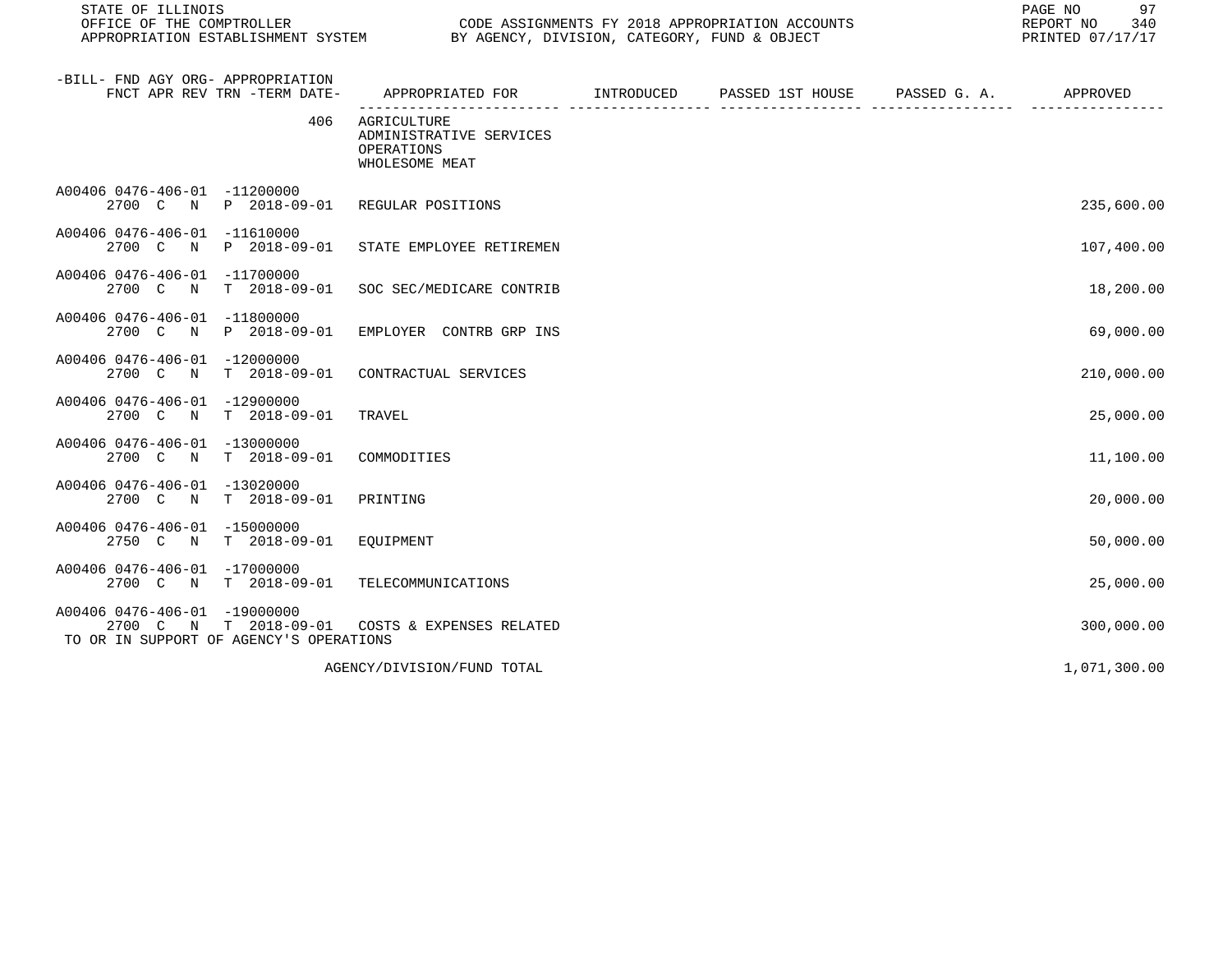STATE OF ILLINOIS
OFFICE OF THE COMPTROLLER
APPROPRIATION ESTABLISHMENT SYSTEM

CODE ASSIGNMENTS FY 2018 APPROPRIATION ACCOUNTS
BY AGENCY, DIVISION, CATEGORY, FUND & OBJECT

REPORT NO 340
PRINTED 07/17/17

| -BILL- FND AGY ORG- APPROPRIATION FNCT APR REV TRN -TERM DATE- | APPROPRIATED FOR | INTRODUCED | PASSED 1ST HOUSE | PASSED G. A. | APPROVED |
|---|---|---|---|---|---|
| 406 | AGRICULTURE ADMINISTRATIVE SERVICES OPERATIONS WHOLESOME MEAT | | | | |
| A00406 0476-406-01 -11200000 2700 C N P 2018-09-01 | REGULAR POSITIONS | | | | 235,600.00 |
| A00406 0476-406-01 -11610000 2700 C N P 2018-09-01 | STATE EMPLOYEE RETIREMEN | | | | 107,400.00 |
| A00406 0476-406-01 -11700000 2700 C N T 2018-09-01 | SOC SEC/MEDICARE CONTRIB | | | | 18,200.00 |
| A00406 0476-406-01 -11800000 2700 C N P 2018-09-01 | EMPLOYER CONTRB GRP INS | | | | 69,000.00 |
| A00406 0476-406-01 -12000000 2700 C N T 2018-09-01 | CONTRACTUAL SERVICES | | | | 210,000.00 |
| A00406 0476-406-01 -12900000 2700 C N T 2018-09-01 | TRAVEL | | | | 25,000.00 |
| A00406 0476-406-01 -13000000 2700 C N T 2018-09-01 | COMMODITIES | | | | 11,100.00 |
| A00406 0476-406-01 -13020000 2700 C N T 2018-09-01 | PRINTING | | | | 20,000.00 |
| A00406 0476-406-01 -15000000 2750 C N T 2018-09-01 | EQUIPMENT | | | | 50,000.00 |
| A00406 0476-406-01 -17000000 2700 C N T 2018-09-01 | TELECOMMUNICATIONS | | | | 25,000.00 |
| A00406 0476-406-01 -19000000 2700 C N T 2018-09-01 | COSTS & EXPENSES RELATED TO OR IN SUPPORT OF AGENCY'S OPERATIONS | | | | 300,000.00 |
| | AGENCY/DIVISION/FUND TOTAL | | | | 1,071,300.00 |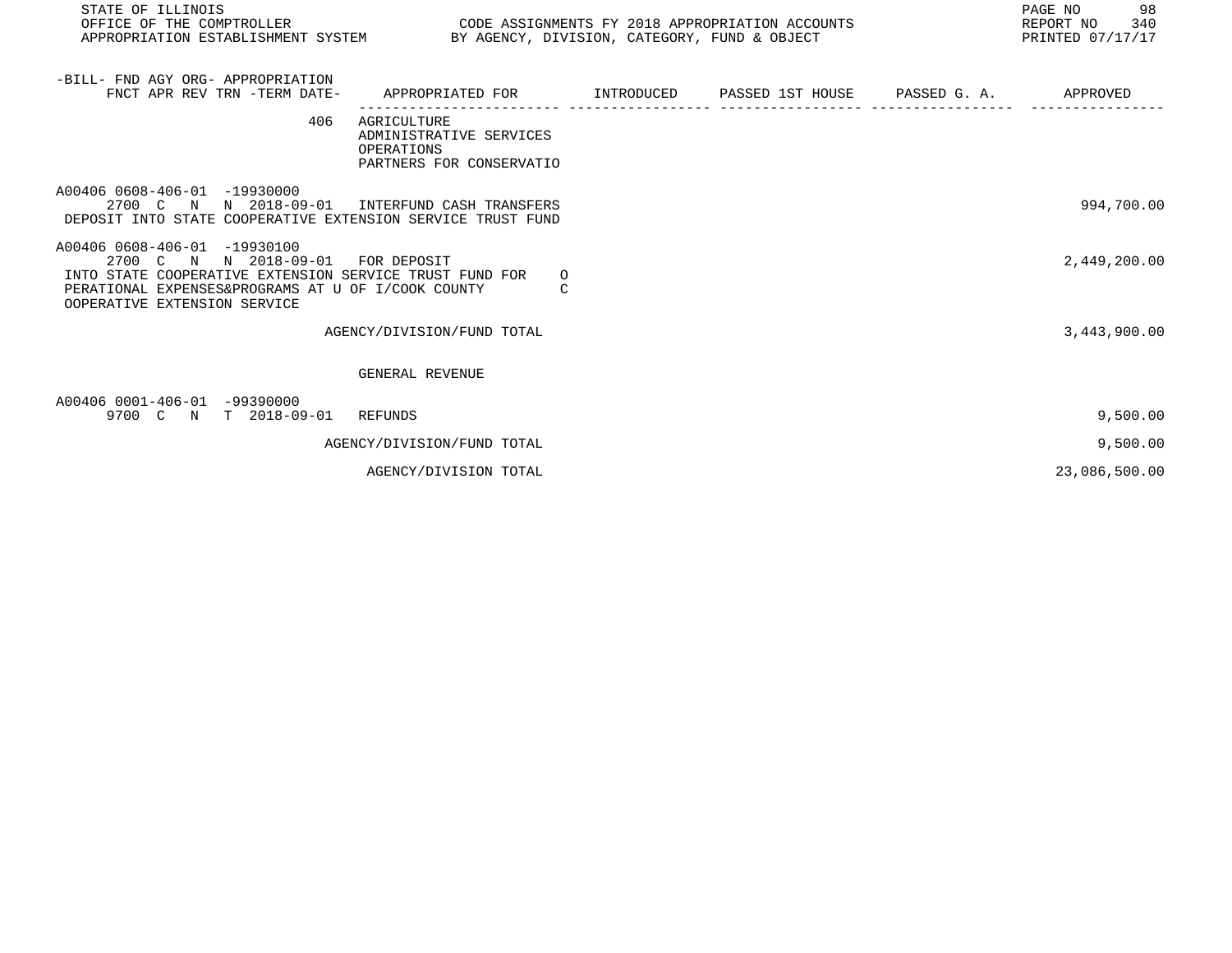STATE OF ILLINOIS
OFFICE OF THE COMPTROLLER
APPROPRIATION ESTABLISHMENT SYSTEM

CODE ASSIGNMENTS FY 2018 APPROPRIATION ACCOUNTS
BY AGENCY, DIVISION, CATEGORY, FUND & OBJECT

REPORT NO 340
PRINTED 07/17/17

| -BILL- FND AGY ORG- APPROPRIATION FNCT APR REV TRN -TERM DATE- | APPROPRIATED FOR | INTRODUCED | PASSED 1ST HOUSE | PASSED G. A. | APPROVED |
|---|---|---|---|---|---|
| 406 | AGRICULTURE<br>ADMINISTRATIVE SERVICES<br>OPERATIONS<br>PARTNERS FOR CONSERVATIO | | | | |
| A00406 0608-406-01 -19930000<br>2700 C N N 2018-09-01 | INTERFUND CASH TRANSFERS<br>DEPOSIT INTO STATE COOPERATIVE EXTENSION SERVICE TRUST FUND | | | | 994,700.00 |
| A00406 0608-406-01 -19930100<br>2700 C N N 2018-09-01 | FOR DEPOSIT<br>INTO STATE COOPERATIVE EXTENSION SERVICE TRUST FUND FOR OPERATIONAL EXPENSES&PROGRAMS AT U OF I/COOK COUNTY COOPERATIVE EXTENSION SERVICE | | | | 2,449,200.00 |
| | AGENCY/DIVISION/FUND TOTAL | | | | 3,443,900.00 |
| | GENERAL REVENUE | | | | |
| A00406 0001-406-01 -99390000<br>9700 C N T 2018-09-01 | REFUNDS | | | | 9,500.00 |
| | AGENCY/DIVISION/FUND TOTAL | | | | 9,500.00 |
| | AGENCY/DIVISION TOTAL | | | | 23,086,500.00 |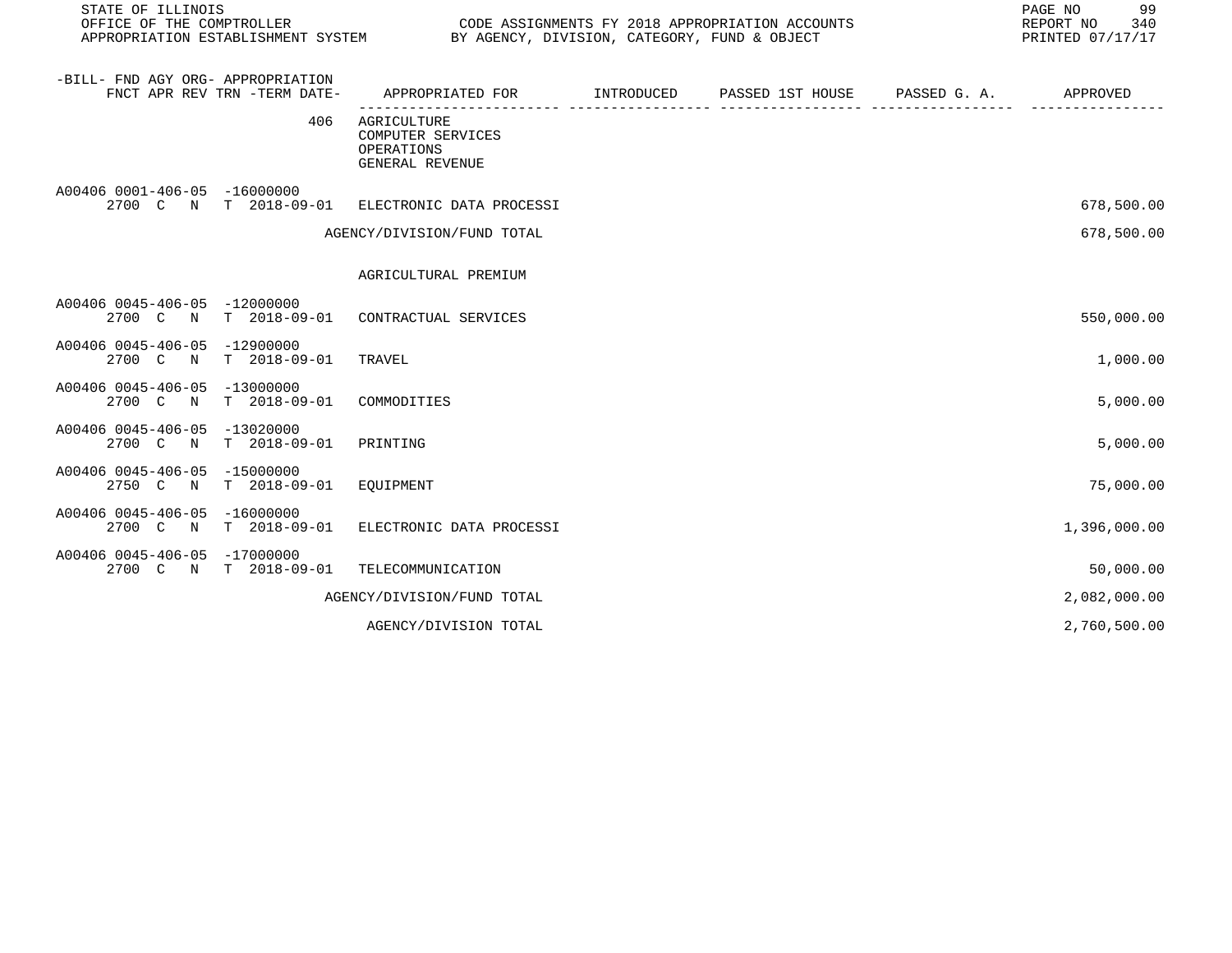| -BILL- FND AGY ORG- APPROPRIATION FNCT APR REV TRN -TERM DATE- | APPROPRIATED FOR | INTRODUCED | PASSED 1ST HOUSE | PASSED G. A. | APPROVED |
|---|---|---|---|---|---|
| 406 | AGRICULTURE COMPUTER SERVICES OPERATIONS GENERAL REVENUE | | | | |
| A00406 0001-406-05 -16000000 2700 C N T 2018-09-01 | ELECTRONIC DATA PROCESSI | | | | 678,500.00 |
| | AGENCY/DIVISION/FUND TOTAL | | | | 678,500.00 |
| | AGRICULTURAL PREMIUM | | | | |
| A00406 0045-406-05 -12000000 2700 C N T 2018-09-01 | CONTRACTUAL SERVICES | | | | 550,000.00 |
| A00406 0045-406-05 -12900000 2700 C N T 2018-09-01 | TRAVEL | | | | 1,000.00 |
| A00406 0045-406-05 -13000000 2700 C N T 2018-09-01 | COMMODITIES | | | | 5,000.00 |
| A00406 0045-406-05 -13020000 2700 C N T 2018-09-01 | PRINTING | | | | 5,000.00 |
| A00406 0045-406-05 -15000000 2750 C N T 2018-09-01 | EQUIPMENT | | | | 75,000.00 |
| A00406 0045-406-05 -16000000 2700 C N T 2018-09-01 | ELECTRONIC DATA PROCESSI | | | | 1,396,000.00 |
| A00406 0045-406-05 -17000000 2700 C N T 2018-09-01 | TELECOMMUNICATION | | | | 50,000.00 |
| | AGENCY/DIVISION/FUND TOTAL | | | | 2,082,000.00 |
| | AGENCY/DIVISION TOTAL | | | | 2,760,500.00 |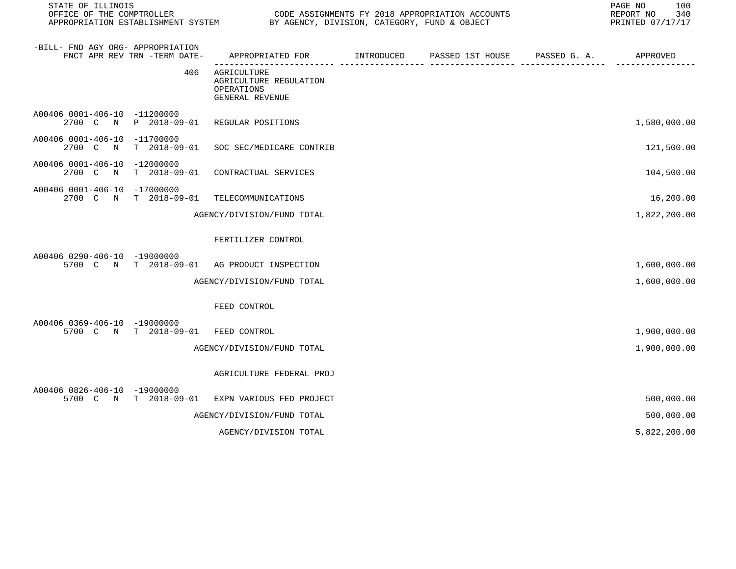STATE OF ILLINOIS
OFFICE OF THE COMPTROLLER
APPROPRIATION ESTABLISHMENT SYSTEM

CODE ASSIGNMENTS FY 2018 APPROPRIATION ACCOUNTS
BY AGENCY, DIVISION, CATEGORY, FUND & OBJECT

REPORT NO 340
PRINTED 07/17/17

| -BILL- FND AGY ORG- APPROPRIATION FNCT APR REV TRN -TERM DATE- | APPROPRIATED FOR | INTRODUCED | PASSED 1ST HOUSE | PASSED G. A. | APPROVED |
|---|---|---|---|---|---|
| 406 | AGRICULTURE<br>AGRICULTURE REGULATION<br>OPERATIONS<br>GENERAL REVENUE | | | | |
| A00406 0001-406-10 -11200000<br>2700 C N P 2018-09-01 | REGULAR POSITIONS | | | | 1,580,000.00 |
| A00406 0001-406-10 -11700000<br>2700 C N T 2018-09-01 | SOC SEC/MEDICARE CONTRIB | | | | 121,500.00 |
| A00406 0001-406-10 -12000000<br>2700 C N T 2018-09-01 | CONTRACTUAL SERVICES | | | | 104,500.00 |
| A00406 0001-406-10 -17000000<br>2700 C N T 2018-09-01 | TELECOMMUNICATIONS | | | | 16,200.00 |
| | AGENCY/DIVISION/FUND TOTAL | | | | 1,822,200.00 |
| | FERTILIZER CONTROL | | | | |
| A00406 0290-406-10 -19000000<br>5700 C N T 2018-09-01 | AG PRODUCT INSPECTION | | | | 1,600,000.00 |
| | AGENCY/DIVISION/FUND TOTAL | | | | 1,600,000.00 |
| | FEED CONTROL | | | | |
| A00406 0369-406-10 -19000000<br>5700 C N T 2018-09-01 | FEED CONTROL | | | | 1,900,000.00 |
| | AGENCY/DIVISION/FUND TOTAL | | | | 1,900,000.00 |
| | AGRICULTURE FEDERAL PROJ | | | | |
| A00406 0826-406-10 -19000000<br>5700 C N T 2018-09-01 | EXPN VARIOUS FED PROJECT | | | | 500,000.00 |
| | AGENCY/DIVISION/FUND TOTAL | | | | 500,000.00 |
| | AGENCY/DIVISION TOTAL | | | | 5,822,200.00 |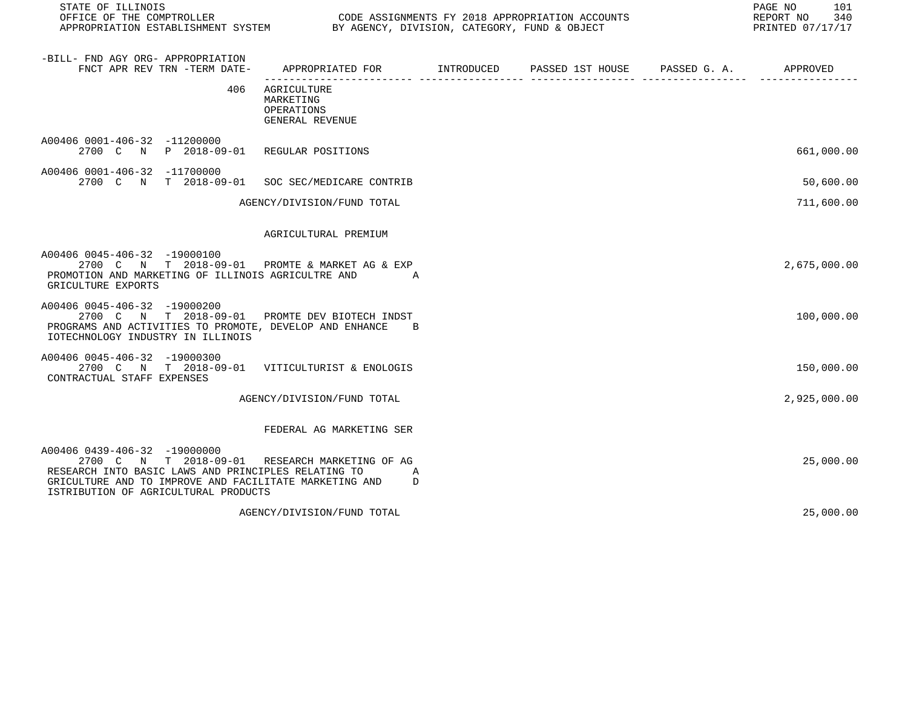-BILL- FND AGY ORG- APPROPRIATION
FNCT APR REV TRN -TERM DATE-

| APPROPRIATED FOR | INTRODUCED | PASSED 1ST HOUSE | PASSED G. A. | APPROVED |
|---|---|---|---|---|

406 AGRICULTURE
MARKETING
OPERATIONS
GENERAL REVENUE

| Account | Appropriated For | Introduced | Passed 1st House | Passed G. A. | Approved |
|---|---|---|---|---|---|
| A00406 0001-406-32 -11200000<br>2700 C N P 2018-09-01 | REGULAR POSITIONS | | | | 661,000.00 |
| A00406 0001-406-32 -11700000<br>2700 C N T 2018-09-01 | SOC SEC/MEDICARE CONTRIB | | | | 50,600.00 |
| | AGENCY/DIVISION/FUND TOTAL | | | | 711,600.00 |

AGRICULTURAL PREMIUM

| Account | Appropriated For | Introduced | Passed 1st House | Passed G. A. | Approved |
|---|---|---|---|---|---|
| A00406 0045-406-32 -19000100<br>2700 C N T 2018-09-01<br>PROMOTION AND MARKETING OF ILLINOIS AGRICULTRE AND A<br>GRICULTURE EXPORTS | PROMTE & MARKET AG & EXP | | | | 2,675,000.00 |
| A00406 0045-406-32 -19000200<br>2700 C N T 2018-09-01<br>PROGRAMS AND ACTIVITIES TO PROMOTE, DEVELOP AND ENHANCE B<br>IOTECHNOLOGY INDUSTRY IN ILLINOIS | PROMTE DEV BIOTECH INDST | | | | 100,000.00 |
| A00406 0045-406-32 -19000300<br>2700 C N T 2018-09-01<br>CONTRACTUAL STAFF EXPENSES | VITICULTURIST & ENOLOGIS | | | | 150,000.00 |
| | AGENCY/DIVISION/FUND TOTAL | | | | 2,925,000.00 |

FEDERAL AG MARKETING SER

| Account | Appropriated For | Introduced | Passed 1st House | Passed G. A. | Approved |
|---|---|---|---|---|---|
| A00406 0439-406-32 -19000000<br>2700 C N T 2018-09-01<br>RESEARCH INTO BASIC LAWS AND PRINCIPLES RELATING TO A<br>GRICULTURE AND TO IMPROVE AND FACILITATE MARKETING AND D<br>ISTRIBUTION OF AGRICULTURAL PRODUCTS | RESEARCH MARKETING OF AG | | | | 25,000.00 |
| | AGENCY/DIVISION/FUND TOTAL | | | | 25,000.00 |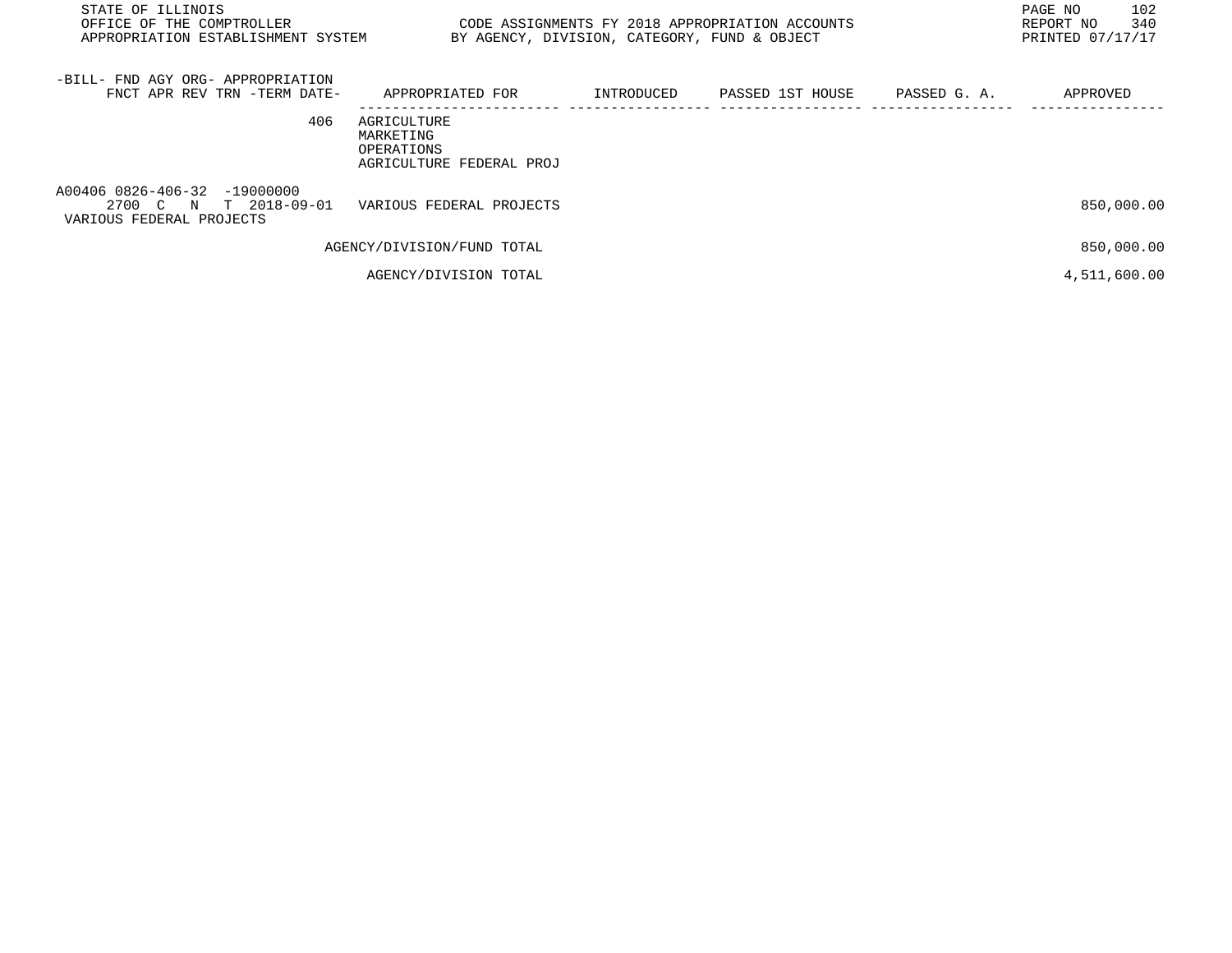| -BILL- FND AGY ORG- APPROPRIATION<br>FNCT APR REV TRN -TERM DATE- | APPROPRIATED FOR | INTRODUCED | PASSED 1ST HOUSE | PASSED G. A. | APPROVED |
|---|---|---|---|---|---|
| 406 | AGRICULTURE<br>MARKETING<br>OPERATIONS<br>AGRICULTURE FEDERAL PROJ | | | | |
| A00406 0826-406-32 -19000000<br>2700 C N T 2018-09-01<br>VARIOUS FEDERAL PROJECTS | VARIOUS FEDERAL PROJECTS | | | | 850,000.00 |
| | AGENCY/DIVISION/FUND TOTAL | | | | 850,000.00 |
| | AGENCY/DIVISION TOTAL | | | | 4,511,600.00 |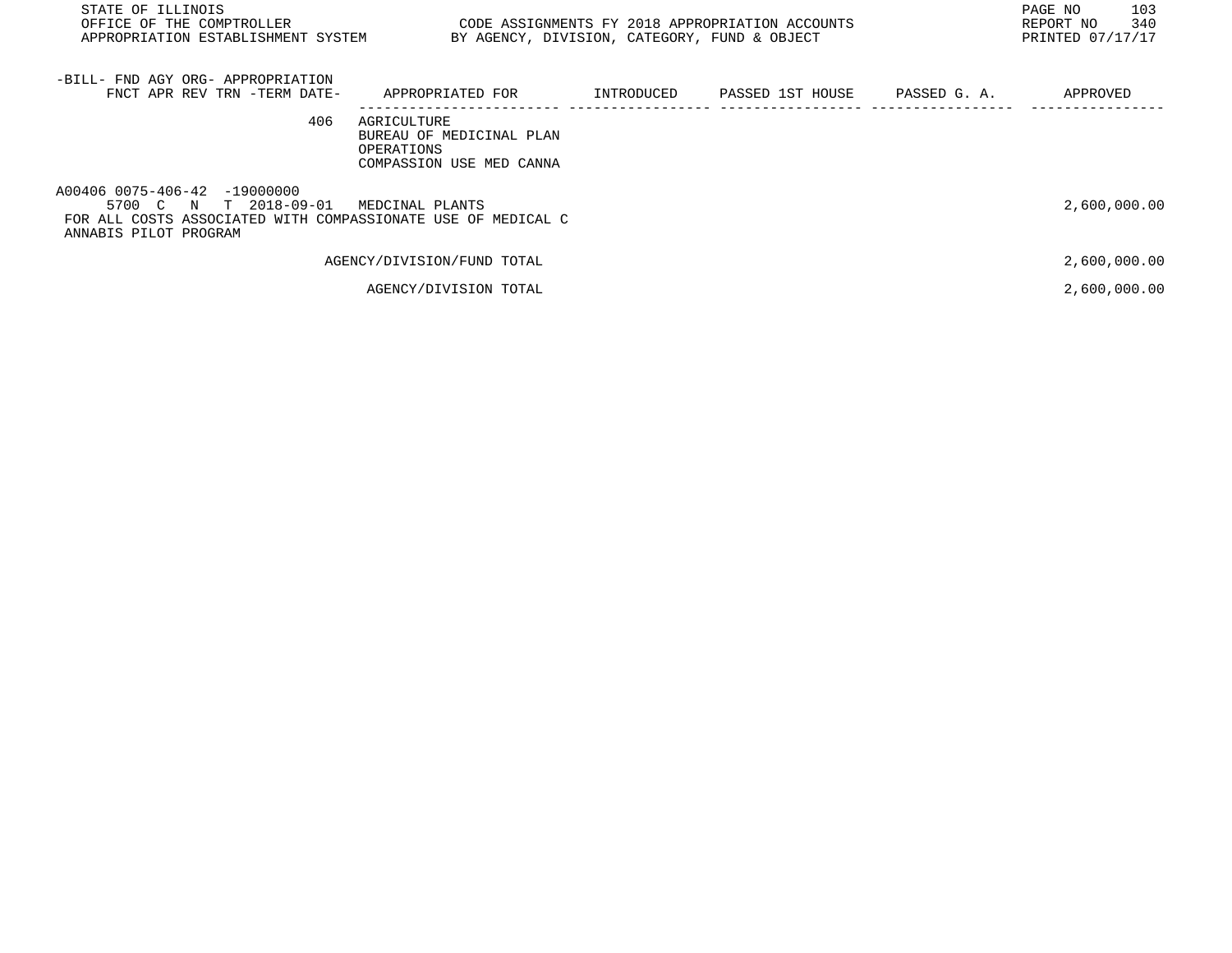| -BILL- FND AGY ORG- APPROPRIATION FNCT APR REV TRN -TERM DATE- | APPROPRIATED FOR | INTRODUCED | PASSED 1ST HOUSE | PASSED G. A. | APPROVED |
|---|---|---|---|---|---|
| 406 | AGRICULTURE BUREAU OF MEDICINAL PLAN OPERATIONS COMPASSION USE MED CANNA | | | | |
| A00406 0075-406-42 -19000000 5700 C N T 2018-09-01 | MEDCINAL PLANTS | | | | 2,600,000.00 |
| FOR ALL COSTS ASSOCIATED WITH COMPASSIONATE USE OF MEDICAL C ANNABIS PILOT PROGRAM | | | | | |
| | AGENCY/DIVISION/FUND TOTAL | | | | 2,600,000.00 |
| | AGENCY/DIVISION TOTAL | | | | 2,600,000.00 |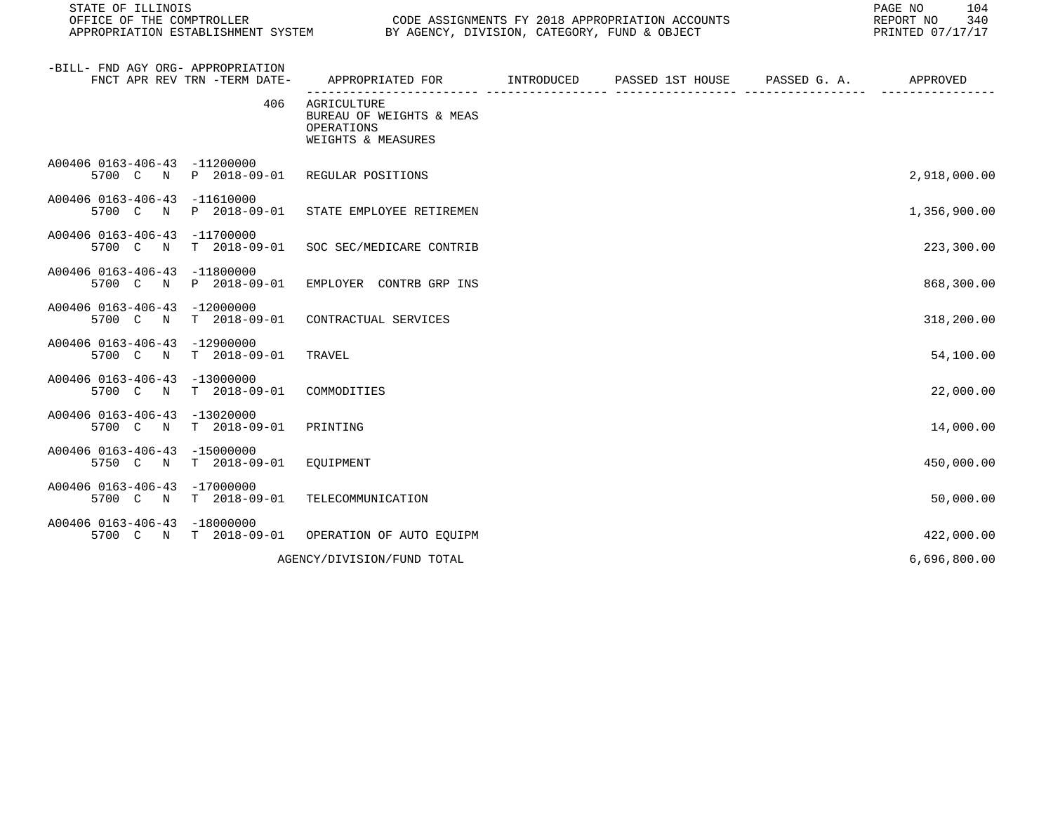| -BILL- FND AGY ORG- APPROPRIATION FNCT APR REV TRN -TERM DATE- | APPROPRIATED FOR | INTRODUCED | PASSED 1ST HOUSE | PASSED G. A. | APPROVED |
|---|---|---|---|---|---|
| 406 | AGRICULTURE BUREAU OF WEIGHTS & MEAS OPERATIONS WEIGHTS & MEASURES | | | | |
| A00406 0163-406-43 -11200000 5700 C N P 2018-09-01 | REGULAR POSITIONS | | | | 2,918,000.00 |
| A00406 0163-406-43 -11610000 5700 C N P 2018-09-01 | STATE EMPLOYEE RETIREMEN | | | | 1,356,900.00 |
| A00406 0163-406-43 -11700000 5700 C N T 2018-09-01 | SOC SEC/MEDICARE CONTRIB | | | | 223,300.00 |
| A00406 0163-406-43 -11800000 5700 C N P 2018-09-01 | EMPLOYER CONTRB GRP INS | | | | 868,300.00 |
| A00406 0163-406-43 -12000000 5700 C N T 2018-09-01 | CONTRACTUAL SERVICES | | | | 318,200.00 |
| A00406 0163-406-43 -12900000 5700 C N T 2018-09-01 | TRAVEL | | | | 54,100.00 |
| A00406 0163-406-43 -13000000 5700 C N T 2018-09-01 | COMMODITIES | | | | 22,000.00 |
| A00406 0163-406-43 -13020000 5700 C N T 2018-09-01 | PRINTING | | | | 14,000.00 |
| A00406 0163-406-43 -15000000 5750 C N T 2018-09-01 | EQUIPMENT | | | | 450,000.00 |
| A00406 0163-406-43 -17000000 5700 C N T 2018-09-01 | TELECOMMUNICATION | | | | 50,000.00 |
| A00406 0163-406-43 -18000000 5700 C N T 2018-09-01 | OPERATION OF AUTO EQUIPM | | | | 422,000.00 |
| | AGENCY/DIVISION/FUND TOTAL | | | | 6,696,800.00 |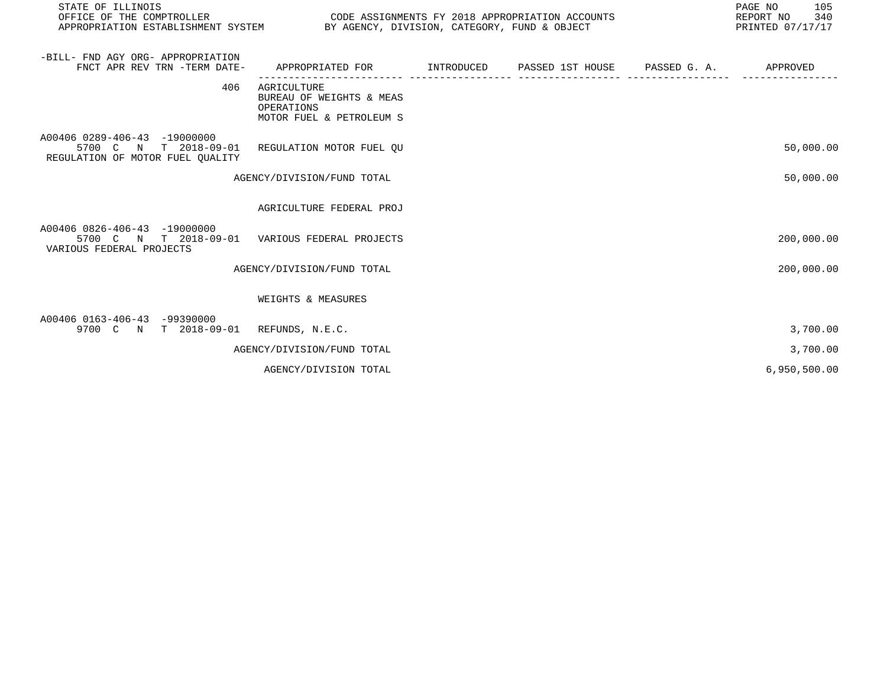| -BILL- FND AGY ORG- APPROPRIATION FNCT APR REV TRN -TERM DATE- | APPROPRIATED FOR | INTRODUCED | PASSED 1ST HOUSE | PASSED G. A. | APPROVED |
|---|---|---|---|---|---|
| 406 | AGRICULTURE<br>BUREAU OF WEIGHTS & MEAS<br>OPERATIONS<br>MOTOR FUEL & PETROLEUM S | | | | |
| A00406 0289-406-43 -19000000<br>5700 C N T 2018-09-01<br>REGULATION OF MOTOR FUEL QUALITY | REGULATION MOTOR FUEL QU | | | | 50,000.00 |
| | AGENCY/DIVISION/FUND TOTAL | | | | 50,000.00 |
| | AGRICULTURE FEDERAL PROJ | | | | |
| A00406 0826-406-43 -19000000<br>5700 C N T 2018-09-01<br>VARIOUS FEDERAL PROJECTS | VARIOUS FEDERAL PROJECTS | | | | 200,000.00 |
| | AGENCY/DIVISION/FUND TOTAL | | | | 200,000.00 |
| | WEIGHTS & MEASURES | | | | |
| A00406 0163-406-43 -99390000<br>9700 C N T 2018-09-01 | REFUNDS, N.E.C. | | | | 3,700.00 |
| | AGENCY/DIVISION/FUND TOTAL | | | | 3,700.00 |
| | AGENCY/DIVISION TOTAL | | | | 6,950,500.00 |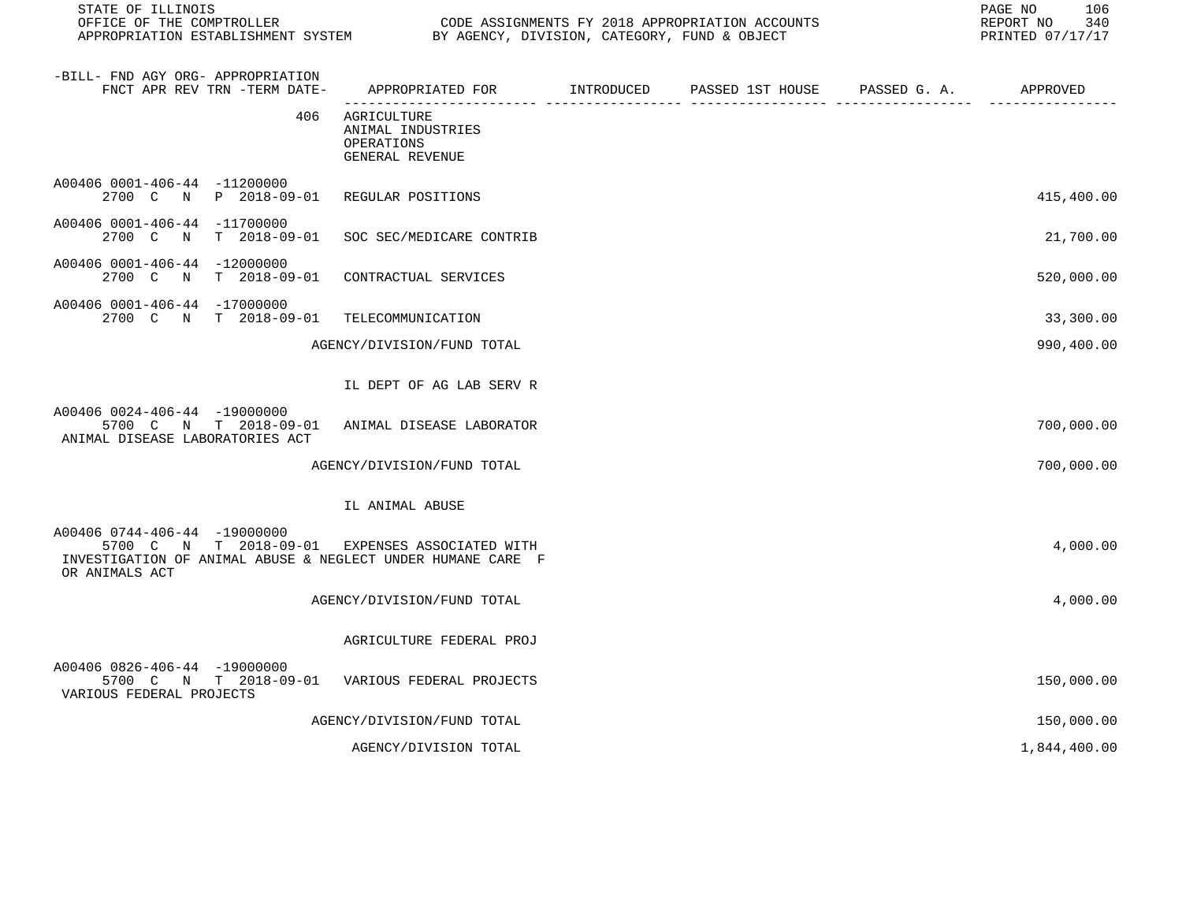| -BILL- FND AGY ORG- APPROPRIATION FNCT APR REV TRN -TERM DATE- | APPROPRIATED FOR | INTRODUCED | PASSED 1ST HOUSE | PASSED G. A. | APPROVED |
|---|---|---|---|---|---|
| 406 | AGRICULTURE ANIMAL INDUSTRIES OPERATIONS GENERAL REVENUE | | | | |
| A00406 0001-406-44 -11200000 2700 C N P 2018-09-01 | REGULAR POSITIONS | | | | 415,400.00 |
| A00406 0001-406-44 -11700000 2700 C N T 2018-09-01 | SOC SEC/MEDICARE CONTRIB | | | | 21,700.00 |
| A00406 0001-406-44 -12000000 2700 C N T 2018-09-01 | CONTRACTUAL SERVICES | | | | 520,000.00 |
| A00406 0001-406-44 -17000000 2700 C N T 2018-09-01 | TELECOMMUNICATION | | | | 33,300.00 |
| | AGENCY/DIVISION/FUND TOTAL | | | | 990,400.00 |
| | IL DEPT OF AG LAB SERV R | | | | |
| A00406 0024-406-44 -19000000 5700 C N T 2018-09-01 ANIMAL DISEASE LABORATORIES ACT | ANIMAL DISEASE LABORATOR | | | | 700,000.00 |
| | AGENCY/DIVISION/FUND TOTAL | | | | 700,000.00 |
| | IL ANIMAL ABUSE | | | | |
| A00406 0744-406-44 -19000000 5700 C N T 2018-09-01 INVESTIGATION OF ANIMAL ABUSE & NEGLECT UNDER HUMANE CARE FOR ANIMALS ACT | EXPENSES ASSOCIATED WITH | | | | 4,000.00 |
| | AGENCY/DIVISION/FUND TOTAL | | | | 4,000.00 |
| | AGRICULTURE FEDERAL PROJ | | | | |
| A00406 0826-406-44 -19000000 5700 C N T 2018-09-01 VARIOUS FEDERAL PROJECTS | VARIOUS FEDERAL PROJECTS | | | | 150,000.00 |
| | AGENCY/DIVISION/FUND TOTAL | | | | 150,000.00 |
| | AGENCY/DIVISION TOTAL | | | | 1,844,400.00 |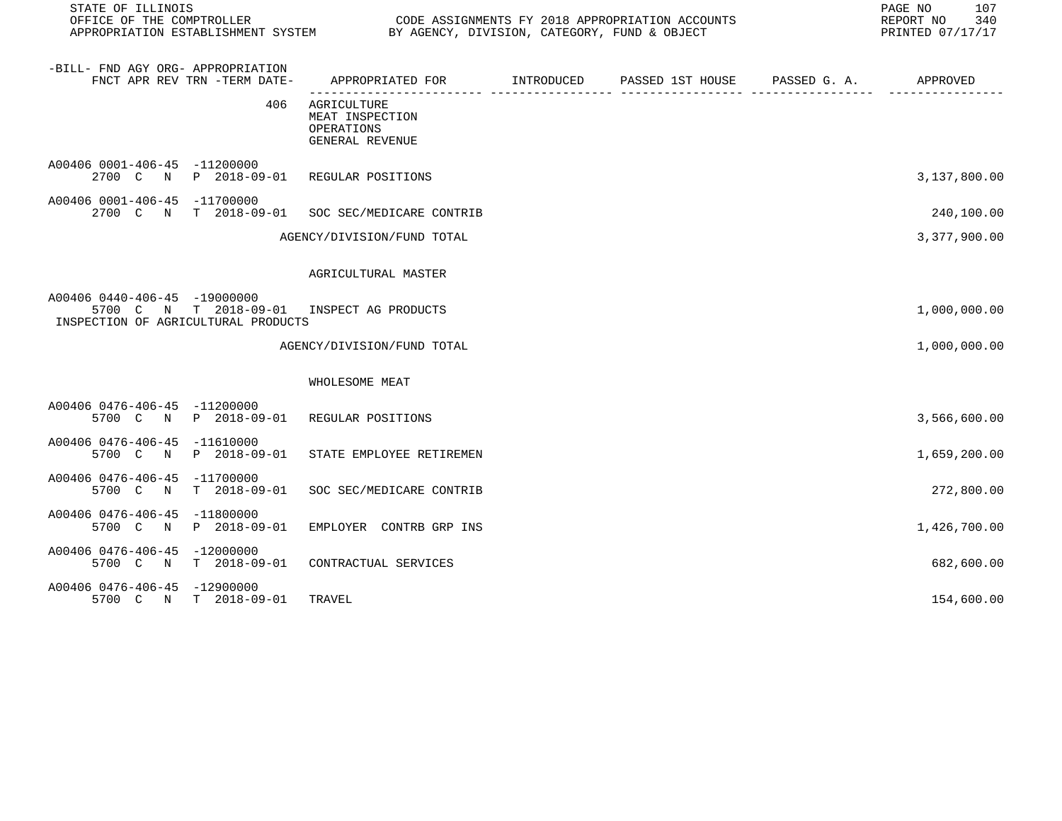STATE OF ILLINOIS
OFFICE OF THE COMPTROLLER
APPROPRIATION ESTABLISHMENT SYSTEM

CODE ASSIGNMENTS FY 2018 APPROPRIATION ACCOUNTS
BY AGENCY, DIVISION, CATEGORY, FUND & OBJECT

REPORT NO 340
PRINTED 07/17/17

| -BILL- FND AGY ORG- APPROPRIATION FNCT APR REV TRN -TERM DATE- | APPROPRIATED FOR | INTRODUCED | PASSED 1ST HOUSE | PASSED G. A. | APPROVED |
|---|---|---|---|---|---|
| 406 | AGRICULTURE<br>MEAT INSPECTION<br>OPERATIONS<br>GENERAL REVENUE | | | | |
| A00406 0001-406-45 -11200000<br>2700 C N P 2018-09-01 | REGULAR POSITIONS | | | | 3,137,800.00 |
| A00406 0001-406-45 -11700000<br>2700 C N T 2018-09-01 | SOC SEC/MEDICARE CONTRIB | | | | 240,100.00 |
| | AGENCY/DIVISION/FUND TOTAL | | | | 3,377,900.00 |
| | AGRICULTURAL MASTER | | | | |
| A00406 0440-406-45 -19000000<br>5700 C N T 2018-09-01<br>INSPECTION OF AGRICULTURAL PRODUCTS | INSPECT AG PRODUCTS | | | | 1,000,000.00 |
| | AGENCY/DIVISION/FUND TOTAL | | | | 1,000,000.00 |
| | WHOLESOME MEAT | | | | |
| A00406 0476-406-45 -11200000<br>5700 C N P 2018-09-01 | REGULAR POSITIONS | | | | 3,566,600.00 |
| A00406 0476-406-45 -11610000<br>5700 C N P 2018-09-01 | STATE EMPLOYEE RETIREMEN | | | | 1,659,200.00 |
| A00406 0476-406-45 -11700000<br>5700 C N T 2018-09-01 | SOC SEC/MEDICARE CONTRIB | | | | 272,800.00 |
| A00406 0476-406-45 -11800000<br>5700 C N P 2018-09-01 | EMPLOYER CONTRB GRP INS | | | | 1,426,700.00 |
| A00406 0476-406-45 -12000000<br>5700 C N T 2018-09-01 | CONTRACTUAL SERVICES | | | | 682,600.00 |
| A00406 0476-406-45 -12900000<br>5700 C N T 2018-09-01 | TRAVEL | | | | 154,600.00 |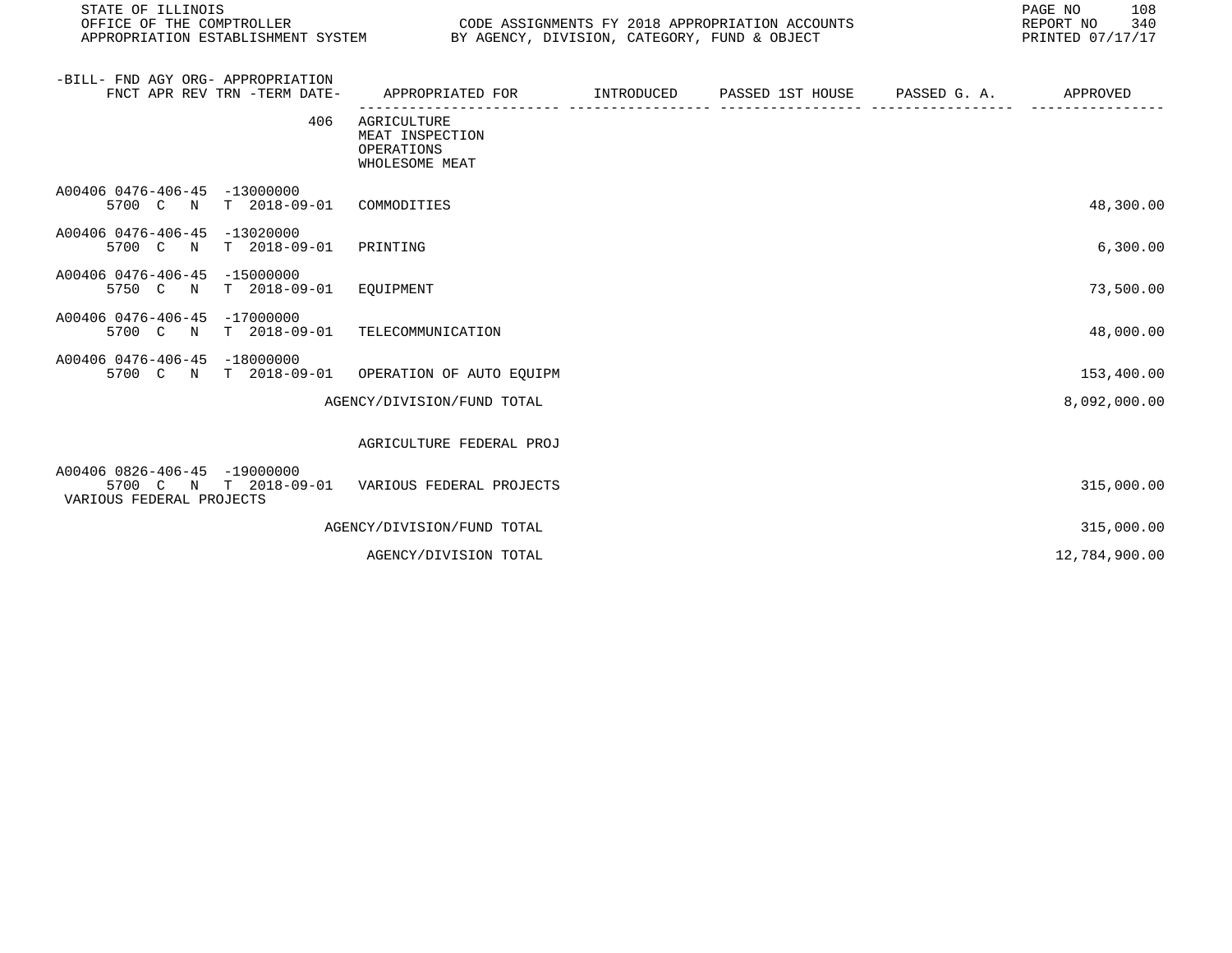STATE OF ILLINOIS
OFFICE OF THE COMPTROLLER
APPROPRIATION ESTABLISHMENT SYSTEM

CODE ASSIGNMENTS FY 2018 APPROPRIATION ACCOUNTS
BY AGENCY, DIVISION, CATEGORY, FUND & OBJECT

REPORT NO 340
PRINTED 07/17/17

| -BILL- FND AGY ORG- APPROPRIATION FNCT APR REV TRN -TERM DATE- | APPROPRIATED FOR | INTRODUCED | PASSED 1ST HOUSE | PASSED G. A. | APPROVED |
|---|---|---|---|---|---|
| 406 | AGRICULTURE MEAT INSPECTION OPERATIONS WHOLESOME MEAT | | | | |
| A00406 0476-406-45 -13000000 5700 C N T 2018-09-01 | COMMODITIES | | | | 48,300.00 |
| A00406 0476-406-45 -13020000 5700 C N T 2018-09-01 | PRINTING | | | | 6,300.00 |
| A00406 0476-406-45 -15000000 5750 C N T 2018-09-01 | EQUIPMENT | | | | 73,500.00 |
| A00406 0476-406-45 -17000000 5700 C N T 2018-09-01 | TELECOMMUNICATION | | | | 48,000.00 |
| A00406 0476-406-45 -18000000 5700 C N T 2018-09-01 | OPERATION OF AUTO EQUIPM | | | | 153,400.00 |
| | AGENCY/DIVISION/FUND TOTAL | | | | 8,092,000.00 |
| | AGRICULTURE FEDERAL PROJ | | | | |
| A00406 0826-406-45 -19000000 5700 C N T 2018-09-01 VARIOUS FEDERAL PROJECTS | VARIOUS FEDERAL PROJECTS | | | | 315,000.00 |
| | AGENCY/DIVISION/FUND TOTAL | | | | 315,000.00 |
| | AGENCY/DIVISION TOTAL | | | | 12,784,900.00 |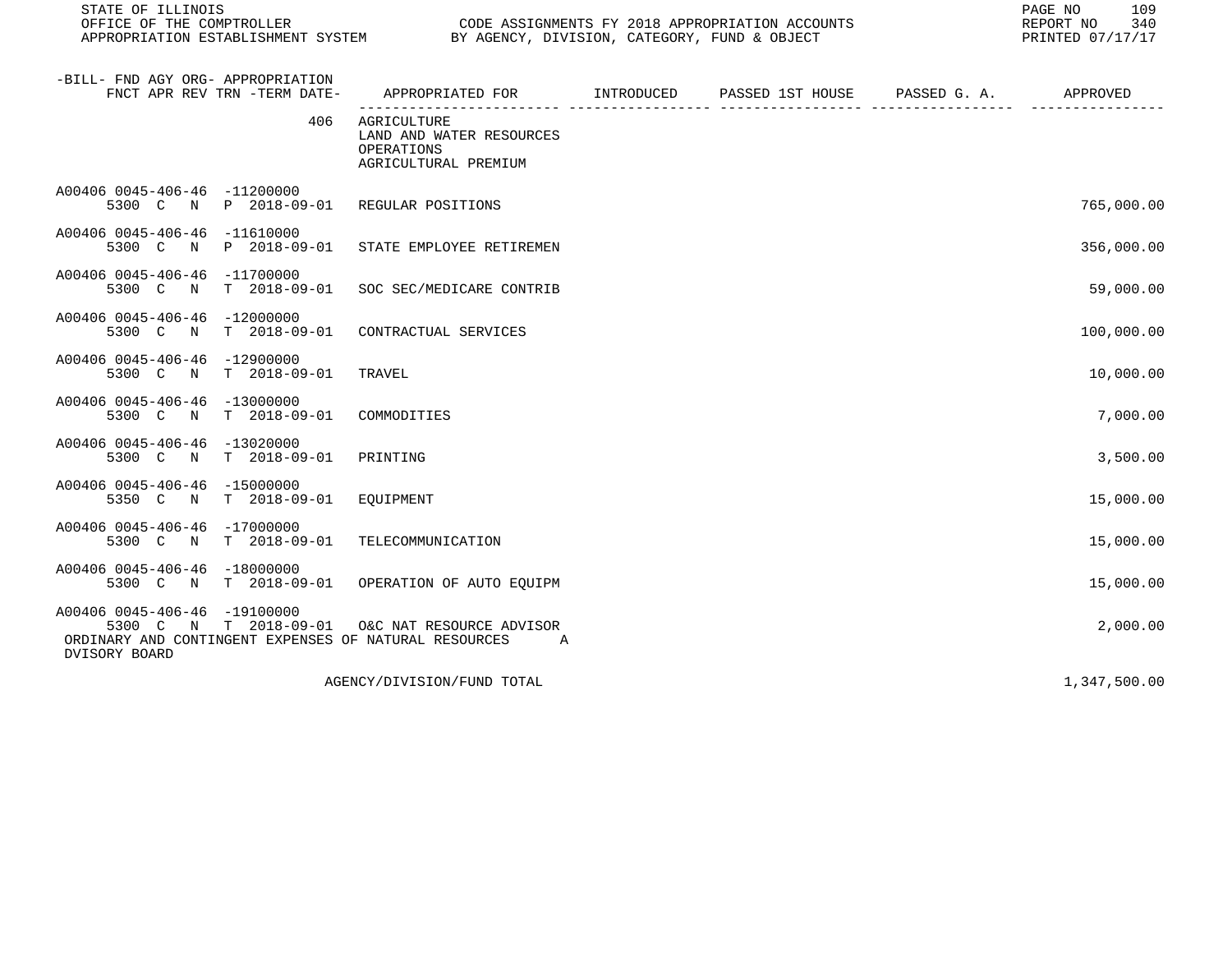| -BILL- FND AGY ORG- APPROPRIATION FNCT APR REV TRN -TERM DATE- | APPROPRIATED FOR | INTRODUCED | PASSED 1ST HOUSE | PASSED G. A. | APPROVED |
|---|---|---|---|---|---|
| 406 | AGRICULTURE<br>LAND AND WATER RESOURCES<br>OPERATIONS<br>AGRICULTURAL PREMIUM | | | | |
| A00406 0045-406-46 -11200000<br>5300 C N P 2018-09-01 | REGULAR POSITIONS | | | | 765,000.00 |
| A00406 0045-406-46 -11610000<br>5300 C N P 2018-09-01 | STATE EMPLOYEE RETIREMEN | | | | 356,000.00 |
| A00406 0045-406-46 -11700000<br>5300 C N T 2018-09-01 | SOC SEC/MEDICARE CONTRIB | | | | 59,000.00 |
| A00406 0045-406-46 -12000000<br>5300 C N T 2018-09-01 | CONTRACTUAL SERVICES | | | | 100,000.00 |
| A00406 0045-406-46 -12900000<br>5300 C N T 2018-09-01 | TRAVEL | | | | 10,000.00 |
| A00406 0045-406-46 -13000000<br>5300 C N T 2018-09-01 | COMMODITIES | | | | 7,000.00 |
| A00406 0045-406-46 -13020000<br>5300 C N T 2018-09-01 | PRINTING | | | | 3,500.00 |
| A00406 0045-406-46 -15000000<br>5350 C N T 2018-09-01 | EQUIPMENT | | | | 15,000.00 |
| A00406 0045-406-46 -17000000<br>5300 C N T 2018-09-01 | TELECOMMUNICATION | | | | 15,000.00 |
| A00406 0045-406-46 -18000000<br>5300 C N T 2018-09-01 | OPERATION OF AUTO EQUIPM | | | | 15,000.00 |
| A00406 0045-406-46 -19100000<br>5300 C N T 2018-09-01 | O&C NAT RESOURCE ADVISOR | | | | 2,000.00 |
| ORDINARY AND CONTINGENT EXPENSES OF NATURAL RESOURCES A DVISORY BOARD | | | | | |
| | AGENCY/DIVISION/FUND TOTAL | | | | 1,347,500.00 |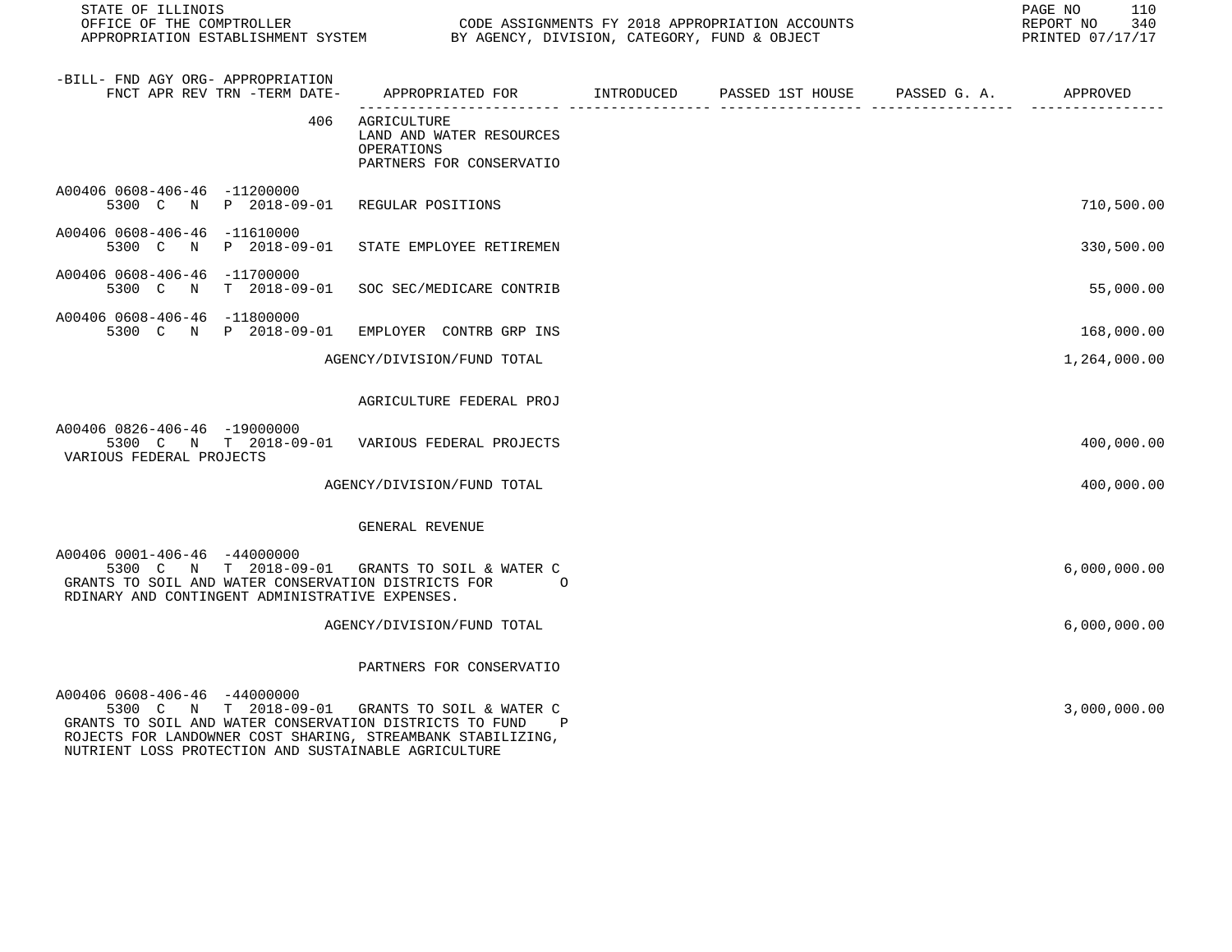STATE OF ILLINOIS
OFFICE OF THE COMPTROLLER — CODE ASSIGNMENTS FY 2018 APPROPRIATION ACCOUNTS
APPROPRIATION ESTABLISHMENT SYSTEM — BY AGENCY, DIVISION, CATEGORY, FUND & OBJECT
REPORT NO 340
PRINTED 07/17/17

| -BILL- FND AGY ORG- APPROPRIATION / FNCT APR REV TRN -TERM DATE- | APPROPRIATED FOR | INTRODUCED | PASSED 1ST HOUSE | PASSED G. A. | APPROVED |
|---|---|---|---|---|---|
| 406 | AGRICULTURE<br>LAND AND WATER RESOURCES<br>OPERATIONS<br>PARTNERS FOR CONSERVATIO | | | | |
| A00406 0608-406-46 -11200000<br>5300 C N P 2018-09-01 | REGULAR POSITIONS | | | | 710,500.00 |
| A00406 0608-406-46 -11610000<br>5300 C N P 2018-09-01 | STATE EMPLOYEE RETIREMEN | | | | 330,500.00 |
| A00406 0608-406-46 -11700000<br>5300 C N T 2018-09-01 | SOC SEC/MEDICARE CONTRIB | | | | 55,000.00 |
| A00406 0608-406-46 -11800000<br>5300 C N P 2018-09-01 | EMPLOYER CONTRB GRP INS | | | | 168,000.00 |
| | AGENCY/DIVISION/FUND TOTAL | | | | 1,264,000.00 |
| | AGRICULTURE FEDERAL PROJ | | | | |
| A00406 0826-406-46 -19000000<br>5300 C N T 2018-09-01<br>VARIOUS FEDERAL PROJECTS | VARIOUS FEDERAL PROJECTS | | | | 400,000.00 |
| | AGENCY/DIVISION/FUND TOTAL | | | | 400,000.00 |
| | GENERAL REVENUE | | | | |
| A00406 0001-406-46 -44000000<br>5300 C N T 2018-09-01<br>GRANTS TO SOIL AND WATER CONSERVATION DISTRICTS FOR ORDINARY AND CONTINGENT ADMINISTRATIVE EXPENSES. | GRANTS TO SOIL & WATER C | | | | 6,000,000.00 |
| | AGENCY/DIVISION/FUND TOTAL | | | | 6,000,000.00 |
| | PARTNERS FOR CONSERVATIO | | | | |
| A00406 0608-406-46 -44000000<br>5300 C N T 2018-09-01<br>GRANTS TO SOIL AND WATER CONSERVATION DISTRICTS TO FUND PROJECTS FOR LANDOWNER COST SHARING, STREAMBANK STABILIZING, NUTRIENT LOSS PROTECTION AND SUSTAINABLE AGRICULTURE | GRANTS TO SOIL & WATER C | | | | 3,000,000.00 |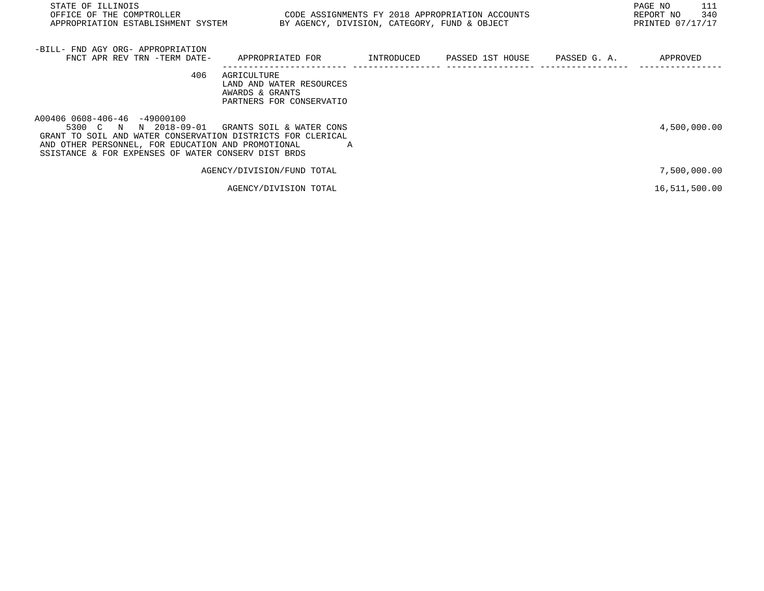STATE OF ILLINOIS
OFFICE OF THE COMPTROLLER
APPROPRIATION ESTABLISHMENT SYSTEM

CODE ASSIGNMENTS FY 2018 APPROPRIATION ACCOUNTS
BY AGENCY, DIVISION, CATEGORY, FUND & OBJECT

REPORT NO 340
PRINTED 07/17/17

| -BILL- FND AGY ORG- APPROPRIATION FNCT APR REV TRN -TERM DATE- | APPROPRIATED FOR | INTRODUCED | PASSED 1ST HOUSE | PASSED G. A. | APPROVED |
|---|---|---|---|---|---|
| 406 | AGRICULTURE<br>LAND AND WATER RESOURCES<br>AWARDS & GRANTS<br>PARTNERS FOR CONSERVATIO | | | | |
| A00406 0608-406-46 -49000100<br>5300 C N N 2018-09-01 | GRANTS SOIL & WATER CONS | | | | 4,500,000.00 |
| GRANT TO SOIL AND WATER CONSERVATION DISTRICTS FOR CLERICAL AND OTHER PERSONNEL, FOR EDUCATION AND PROMOTIONAL A SSISTANCE & FOR EXPENSES OF WATER CONSERV DIST BRDS | | | | | |
| | AGENCY/DIVISION/FUND TOTAL | | | | 7,500,000.00 |
| | AGENCY/DIVISION TOTAL | | | | 16,511,500.00 |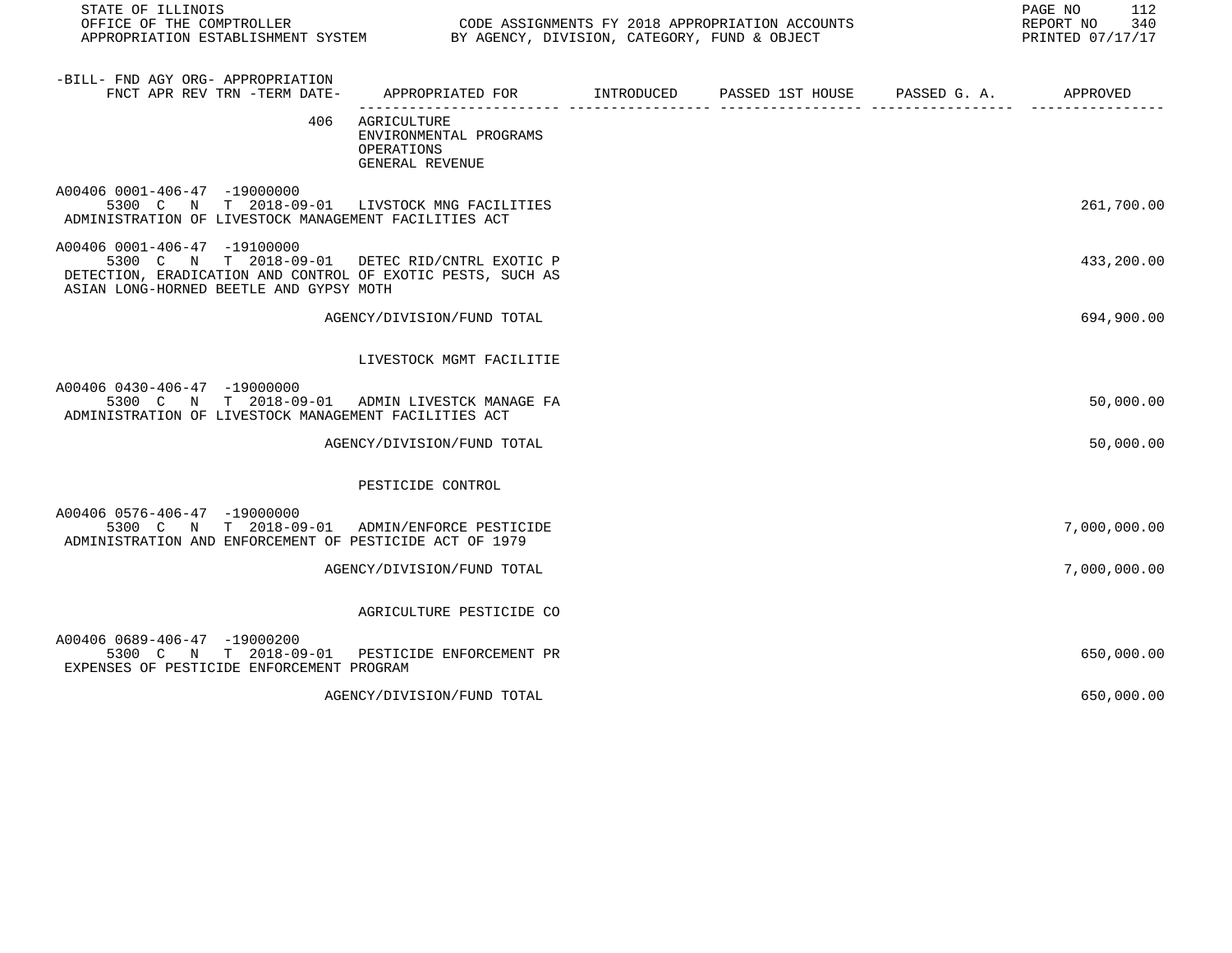STATE OF ILLINOIS
OFFICE OF THE COMPTROLLER
APPROPRIATION ESTABLISHMENT SYSTEM

CODE ASSIGNMENTS FY 2018 APPROPRIATION ACCOUNTS
BY AGENCY, DIVISION, CATEGORY, FUND & OBJECT

REPORT NO 340
PRINTED 07/17/17

| -BILL- FND AGY ORG- APPROPRIATION FNCT APR REV TRN -TERM DATE- | APPROPRIATED FOR | INTRODUCED | PASSED 1ST HOUSE | PASSED G. A. | APPROVED |
|---|---|---|---|---|---|
| 406 | AGRICULTURE<br>ENVIRONMENTAL PROGRAMS<br>OPERATIONS<br>GENERAL REVENUE | | | | |
| A00406 0001-406-47 -19000000<br>5300 C N T 2018-09-01 | LIVSTOCK MNG FACILITIES | | | | 261,700.00 |
| ADMINISTRATION OF LIVESTOCK MANAGEMENT FACILITIES ACT | | | | | |
| A00406 0001-406-47 -19100000<br>5300 C N T 2018-09-01 | DETEC RID/CNTRL EXOTIC P | | | | 433,200.00 |
| DETECTION, ERADICATION AND CONTROL OF EXOTIC PESTS, SUCH AS ASIAN LONG-HORNED BEETLE AND GYPSY MOTH | | | | | |
| | AGENCY/DIVISION/FUND TOTAL | | | | 694,900.00 |
| | LIVESTOCK MGMT FACILITIE | | | | |
| A00406 0430-406-47 -19000000<br>5300 C N T 2018-09-01 | ADMIN LIVESTCK MANAGE FA | | | | 50,000.00 |
| ADMINISTRATION OF LIVESTOCK MANAGEMENT FACILITIES ACT | | | | | |
| | AGENCY/DIVISION/FUND TOTAL | | | | 50,000.00 |
| | PESTICIDE CONTROL | | | | |
| A00406 0576-406-47 -19000000<br>5300 C N T 2018-09-01 | ADMIN/ENFORCE PESTICIDE | | | | 7,000,000.00 |
| ADMINISTRATION AND ENFORCEMENT OF PESTICIDE ACT OF 1979 | | | | | |
| | AGENCY/DIVISION/FUND TOTAL | | | | 7,000,000.00 |
| | AGRICULTURE PESTICIDE CO | | | | |
| A00406 0689-406-47 -19000200<br>5300 C N T 2018-09-01 | PESTICIDE ENFORCEMENT PR | | | | 650,000.00 |
| EXPENSES OF PESTICIDE ENFORCEMENT PROGRAM | | | | | |
| | AGENCY/DIVISION/FUND TOTAL | | | | 650,000.00 |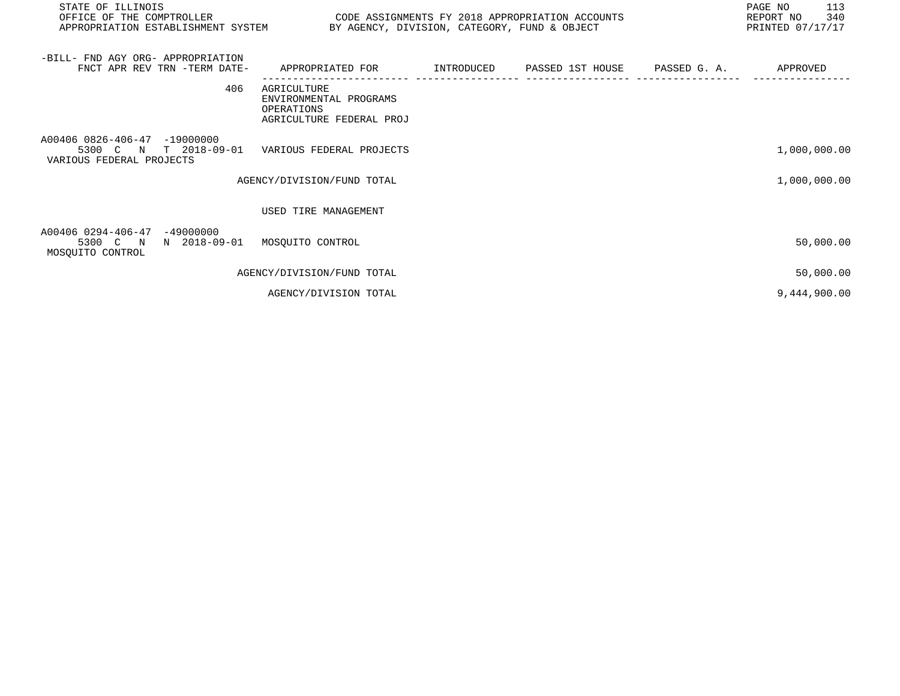| -BILL- FND AGY ORG- APPROPRIATION FNCT APR REV TRN -TERM DATE- | APPROPRIATED FOR | INTRODUCED | PASSED 1ST HOUSE | PASSED G. A. | APPROVED |
|---|---|---|---|---|---|
| 406 | AGRICULTURE<br>ENVIRONMENTAL PROGRAMS<br>OPERATIONS<br>AGRICULTURE FEDERAL PROJ | | | | |
| A00406 0826-406-47 -19000000<br>5300 C N T 2018-09-01<br>VARIOUS FEDERAL PROJECTS | VARIOUS FEDERAL PROJECTS | | | | 1,000,000.00 |
| | AGENCY/DIVISION/FUND TOTAL | | | | 1,000,000.00 |
| | USED TIRE MANAGEMENT | | | | |
| A00406 0294-406-47 -49000000<br>5300 C N N 2018-09-01<br>MOSQUITO CONTROL | MOSQUITO CONTROL | | | | 50,000.00 |
| | AGENCY/DIVISION/FUND TOTAL | | | | 50,000.00 |
| | AGENCY/DIVISION TOTAL | | | | 9,444,900.00 |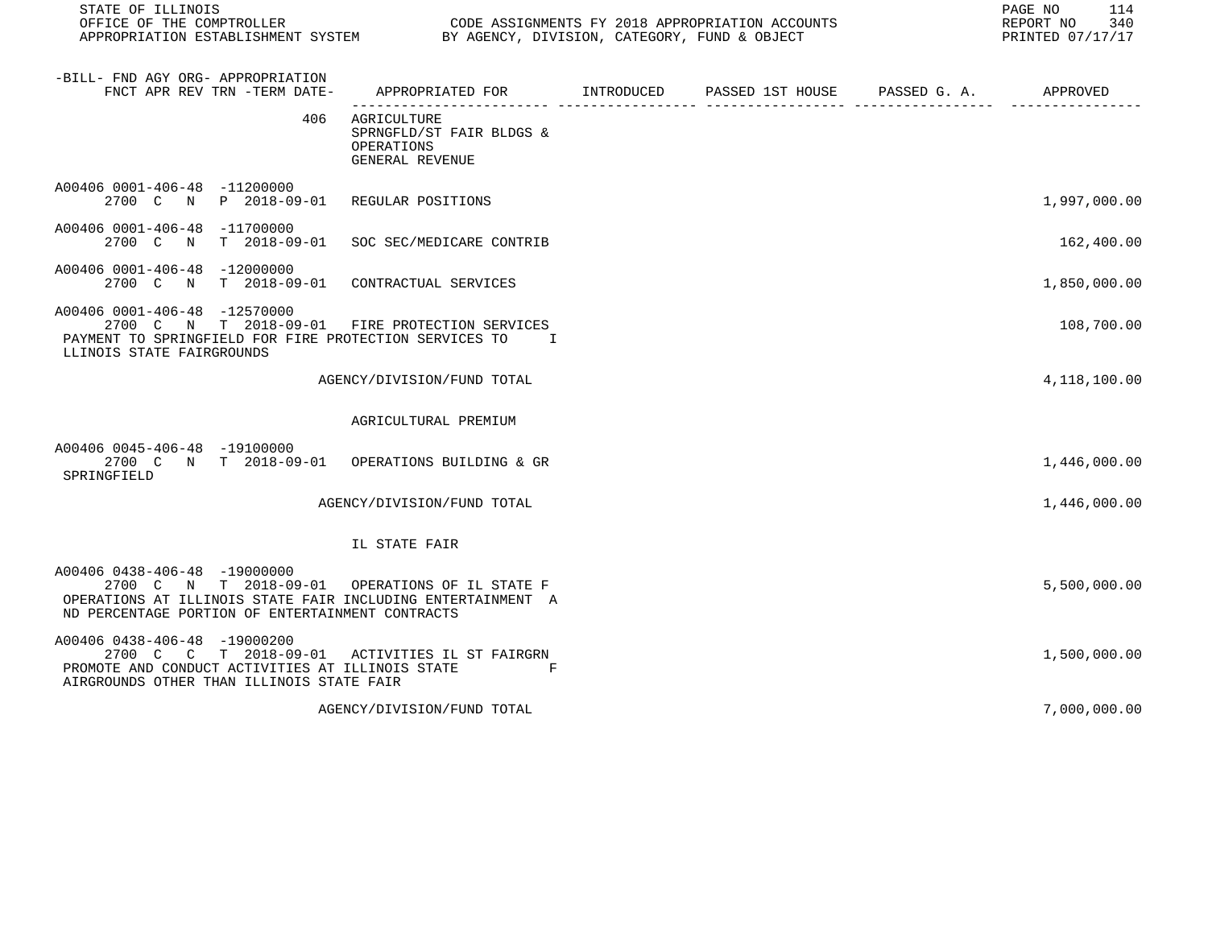STATE OF ILLINOIS
OFFICE OF THE COMPTROLLER
APPROPRIATION ESTABLISHMENT SYSTEM

CODE ASSIGNMENTS FY 2018 APPROPRIATION ACCOUNTS
BY AGENCY, DIVISION, CATEGORY, FUND & OBJECT

REPORT NO 340
PRINTED 07/17/17

| -BILL- FND AGY ORG- APPROPRIATION FNCT APR REV TRN -TERM DATE- | APPROPRIATED FOR | INTRODUCED | PASSED 1ST HOUSE | PASSED G. A. | APPROVED |
|---|---|---|---|---|---|
| 406 | AGRICULTURE SPRNGFLD/ST FAIR BLDGS & OPERATIONS GENERAL REVENUE | | | | |
| A00406 0001-406-48 -11200000 2700 C N P 2018-09-01 | REGULAR POSITIONS | | | | 1,997,000.00 |
| A00406 0001-406-48 -11700000 2700 C N T 2018-09-01 | SOC SEC/MEDICARE CONTRIB | | | | 162,400.00 |
| A00406 0001-406-48 -12000000 2700 C N T 2018-09-01 | CONTRACTUAL SERVICES | | | | 1,850,000.00 |
| A00406 0001-406-48 -12570000 2700 C N T 2018-09-01 PAYMENT TO SPRINGFIELD FOR FIRE PROTECTION SERVICES TO ILLINOIS STATE FAIRGROUNDS | FIRE PROTECTION SERVICES | | | | 108,700.00 |
| | AGENCY/DIVISION/FUND TOTAL | | | | 4,118,100.00 |
| | AGRICULTURAL PREMIUM | | | | |
| A00406 0045-406-48 -19100000 2700 C N T 2018-09-01 SPRINGFIELD | OPERATIONS BUILDING & GR | | | | 1,446,000.00 |
| | AGENCY/DIVISION/FUND TOTAL | | | | 1,446,000.00 |
| | IL STATE FAIR | | | | |
| A00406 0438-406-48 -19000000 2700 C N T 2018-09-01 OPERATIONS AT ILLINOIS STATE FAIR INCLUDING ENTERTAINMENT AND PERCENTAGE PORTION OF ENTERTAINMENT CONTRACTS | OPERATIONS OF IL STATE F | | | | 5,500,000.00 |
| A00406 0438-406-48 -19000200 2700 C C T 2018-09-01 PROMOTE AND CONDUCT ACTIVITIES AT ILLINOIS STATE FAIRGROUNDS OTHER THAN ILLINOIS STATE FAIR | ACTIVITIES IL ST FAIRGRN | | | | 1,500,000.00 |
| | AGENCY/DIVISION/FUND TOTAL | | | | 7,000,000.00 |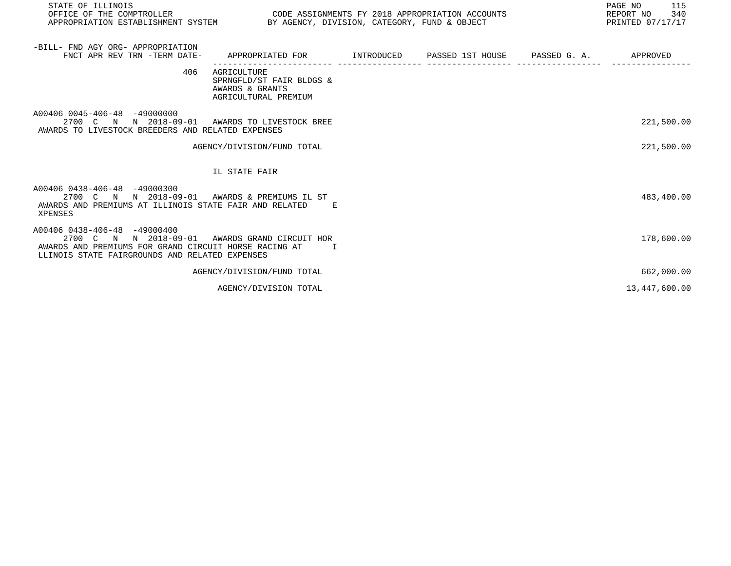| -BILL- FND AGY ORG- APPROPRIATION FNCT APR REV TRN -TERM DATE- | APPROPRIATED FOR | INTRODUCED | PASSED 1ST HOUSE | PASSED G. A. | APPROVED |
|---|---|---|---|---|---|
| 406 | AGRICULTURE SPRNGFLD/ST FAIR BLDGS & AWARDS & GRANTS AGRICULTURAL PREMIUM | | | | |
| A00406 0045-406-48 -49000000 2700 C N N 2018-09-01 | AWARDS TO LIVESTOCK BREE | | | | 221,500.00 |
| AWARDS TO LIVESTOCK BREEDERS AND RELATED EXPENSES | | | | | |
| | AGENCY/DIVISION/FUND TOTAL | | | | 221,500.00 |
| | IL STATE FAIR | | | | |
| A00406 0438-406-48 -49000300 2700 C N N 2018-09-01 | AWARDS & PREMIUMS IL ST | | | | 483,400.00 |
| AWARDS AND PREMIUMS AT ILLINOIS STATE FAIR AND RELATED EXPENSES | | | | | |
| A00406 0438-406-48 -49000400 2700 C N N 2018-09-01 | AWARDS GRAND CIRCUIT HOR | | | | 178,600.00 |
| AWARDS AND PREMIUMS FOR GRAND CIRCUIT HORSE RACING AT ILLINOIS STATE FAIRGROUNDS AND RELATED EXPENSES | | | | | |
| | AGENCY/DIVISION/FUND TOTAL | | | | 662,000.00 |
| | AGENCY/DIVISION TOTAL | | | | 13,447,600.00 |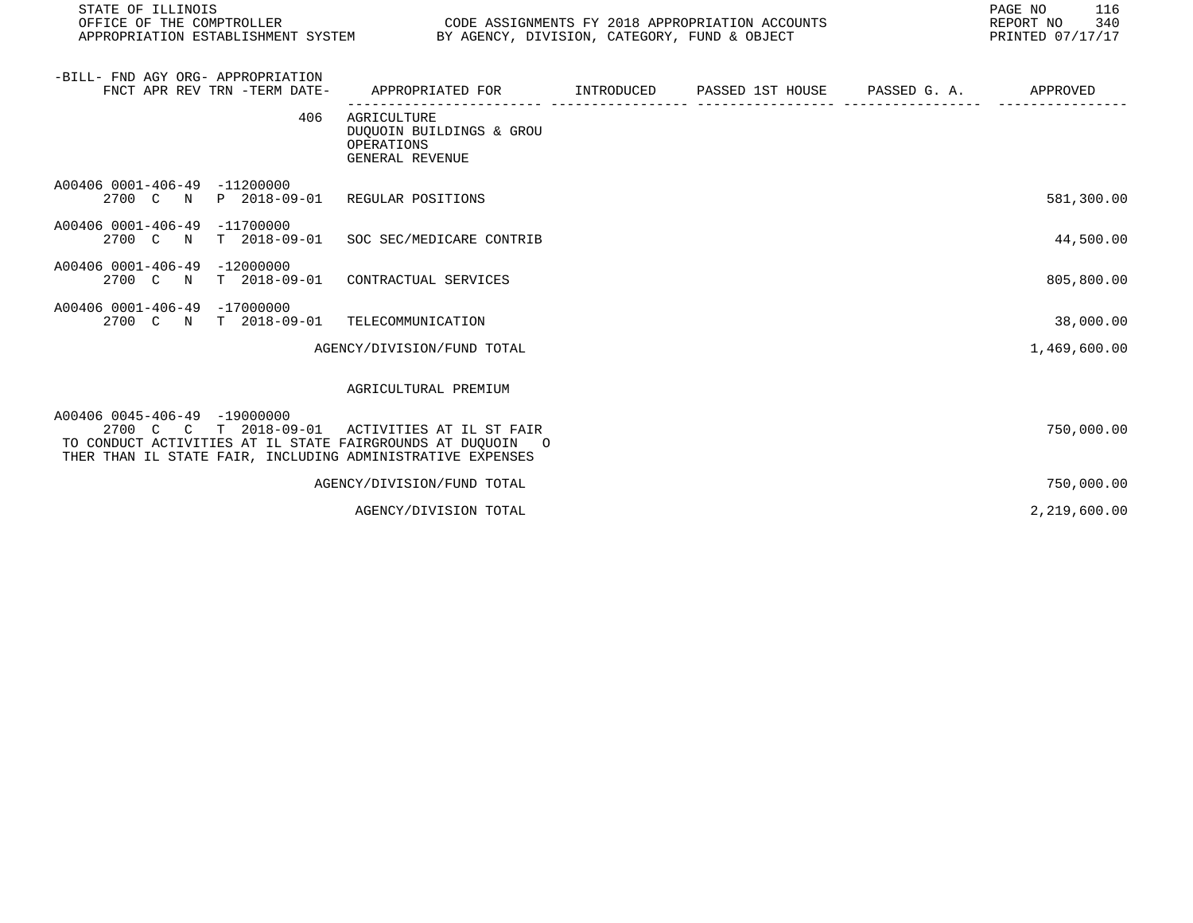STATE OF ILLINOIS
OFFICE OF THE COMPTROLLER
APPROPRIATION ESTABLISHMENT SYSTEM

CODE ASSIGNMENTS FY 2018 APPROPRIATION ACCOUNTS
BY AGENCY, DIVISION, CATEGORY, FUND & OBJECT

REPORT NO 340
PRINTED 07/17/17

| -BILL- FND AGY ORG- APPROPRIATION FNCT APR REV TRN -TERM DATE- | APPROPRIATED FOR | INTRODUCED | PASSED 1ST HOUSE | PASSED G. A. | APPROVED |
|---|---|---|---|---|---|
| 406 | AGRICULTURE<br>DUQUOIN BUILDINGS & GROU<br>OPERATIONS<br>GENERAL REVENUE | | | | |
| A00406 0001-406-49 -11200000<br>2700 C N P 2018-09-01 | REGULAR POSITIONS | | | | 581,300.00 |
| A00406 0001-406-49 -11700000<br>2700 C N T 2018-09-01 | SOC SEC/MEDICARE CONTRIB | | | | 44,500.00 |
| A00406 0001-406-49 -12000000<br>2700 C N T 2018-09-01 | CONTRACTUAL SERVICES | | | | 805,800.00 |
| A00406 0001-406-49 -17000000<br>2700 C N T 2018-09-01 | TELECOMMUNICATION | | | | 38,000.00 |
| | AGENCY/DIVISION/FUND TOTAL | | | | 1,469,600.00 |
| | AGRICULTURAL PREMIUM | | | | |
| A00406 0045-406-49 -19000000<br>2700 C C T 2018-09-01 | ACTIVITIES AT IL ST FAIR | | | | 750,000.00 |
| TO CONDUCT ACTIVITIES AT IL STATE FAIRGROUNDS AT DUQUOIN O THER THAN IL STATE FAIR, INCLUDING ADMINISTRATIVE EXPENSES | | | | | |
| | AGENCY/DIVISION/FUND TOTAL | | | | 750,000.00 |
| | AGENCY/DIVISION TOTAL | | | | 2,219,600.00 |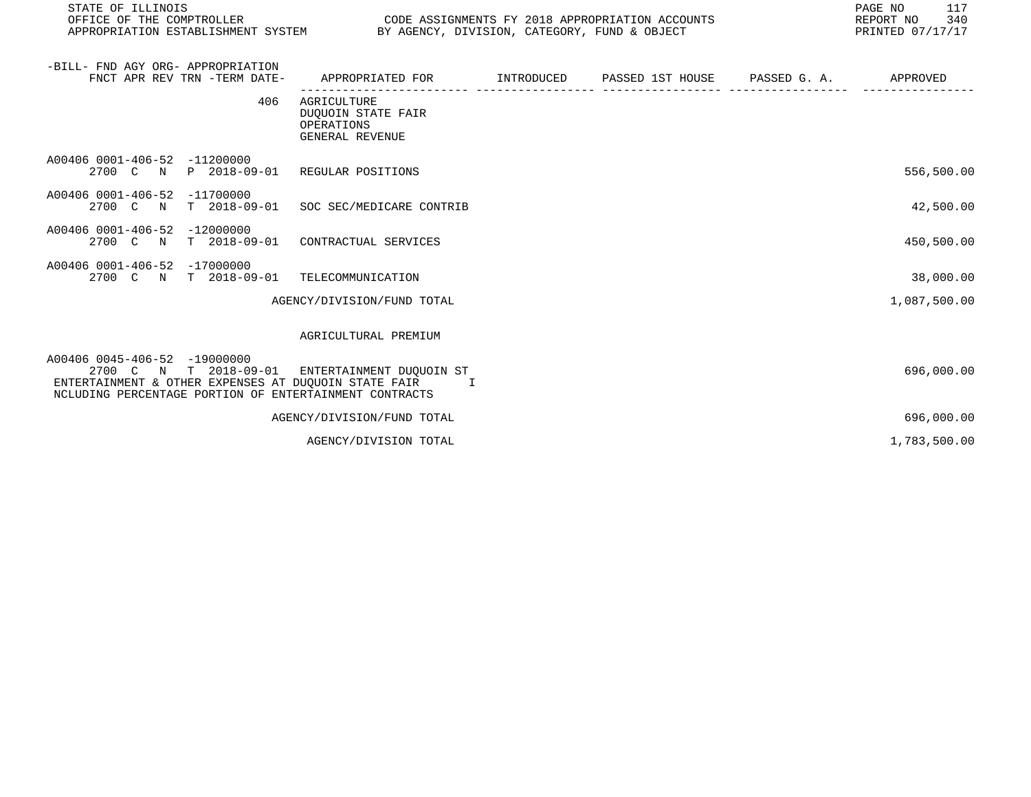| -BILL- FND AGY ORG- APPROPRIATION FNCT APR REV TRN -TERM DATE- | APPROPRIATED FOR | INTRODUCED | PASSED 1ST HOUSE | PASSED G. A. | APPROVED |
|---|---|---|---|---|---|
| 406 | AGRICULTURE DUQUOIN STATE FAIR OPERATIONS GENERAL REVENUE | | | | |
| A00406 0001-406-52 -11200000 2700 C N P 2018-09-01 | REGULAR POSITIONS | | | | 556,500.00 |
| A00406 0001-406-52 -11700000 2700 C N T 2018-09-01 | SOC SEC/MEDICARE CONTRIB | | | | 42,500.00 |
| A00406 0001-406-52 -12000000 2700 C N T 2018-09-01 | CONTRACTUAL SERVICES | | | | 450,500.00 |
| A00406 0001-406-52 -17000000 2700 C N T 2018-09-01 | TELECOMMUNICATION | | | | 38,000.00 |
| | AGENCY/DIVISION/FUND TOTAL | | | | 1,087,500.00 |
| | AGRICULTURAL PREMIUM | | | | |
| A00406 0045-406-52 -19000000 2700 C N T 2018-09-01 | ENTERTAINMENT DUQUOIN ST | | | | 696,000.00 |
| ENTERTAINMENT & OTHER EXPENSES AT DUQUOIN STATE FAIR INCLUDING PERCENTAGE PORTION OF ENTERTAINMENT CONTRACTS | | | | | |
| | AGENCY/DIVISION/FUND TOTAL | | | | 696,000.00 |
| | AGENCY/DIVISION TOTAL | | | | 1,783,500.00 |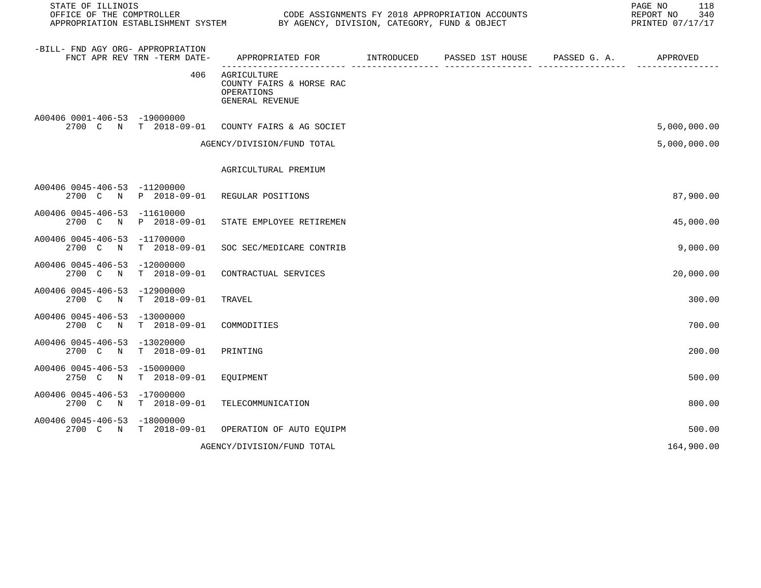STATE OF ILLINOIS
OFFICE OF THE COMPTROLLER
APPROPRIATION ESTABLISHMENT SYSTEM

CODE ASSIGNMENTS FY 2018 APPROPRIATION ACCOUNTS
BY AGENCY, DIVISION, CATEGORY, FUND & OBJECT

REPORT NO 340
PRINTED 07/17/17

| -BILL- FND AGY ORG- APPROPRIATION FNCT APR REV TRN -TERM DATE- | APPROPRIATED FOR | INTRODUCED | PASSED 1ST HOUSE | PASSED G. A. | APPROVED |
|---|---|---|---|---|---|
| 406 | AGRICULTURE<br>COUNTY FAIRS & HORSE RAC<br>OPERATIONS<br>GENERAL REVENUE | | | | |
| A00406 0001-406-53 -19000000<br>2700 C N T 2018-09-01 | COUNTY FAIRS & AG SOCIET | | | | 5,000,000.00 |
| | AGENCY/DIVISION/FUND TOTAL | | | | 5,000,000.00 |
| | AGRICULTURAL PREMIUM | | | | |
| A00406 0045-406-53 -11200000<br>2700 C N P 2018-09-01 | REGULAR POSITIONS | | | | 87,900.00 |
| A00406 0045-406-53 -11610000<br>2700 C N P 2018-09-01 | STATE EMPLOYEE RETIREMEN | | | | 45,000.00 |
| A00406 0045-406-53 -11700000<br>2700 C N T 2018-09-01 | SOC SEC/MEDICARE CONTRIB | | | | 9,000.00 |
| A00406 0045-406-53 -12000000<br>2700 C N T 2018-09-01 | CONTRACTUAL SERVICES | | | | 20,000.00 |
| A00406 0045-406-53 -12900000<br>2700 C N T 2018-09-01 | TRAVEL | | | | 300.00 |
| A00406 0045-406-53 -13000000<br>2700 C N T 2018-09-01 | COMMODITIES | | | | 700.00 |
| A00406 0045-406-53 -13020000<br>2700 C N T 2018-09-01 | PRINTING | | | | 200.00 |
| A00406 0045-406-53 -15000000<br>2750 C N T 2018-09-01 | EQUIPMENT | | | | 500.00 |
| A00406 0045-406-53 -17000000<br>2700 C N T 2018-09-01 | TELECOMMUNICATION | | | | 800.00 |
| A00406 0045-406-53 -18000000<br>2700 C N T 2018-09-01 | OPERATION OF AUTO EQUIPM | | | | 500.00 |
| | AGENCY/DIVISION/FUND TOTAL | | | | 164,900.00 |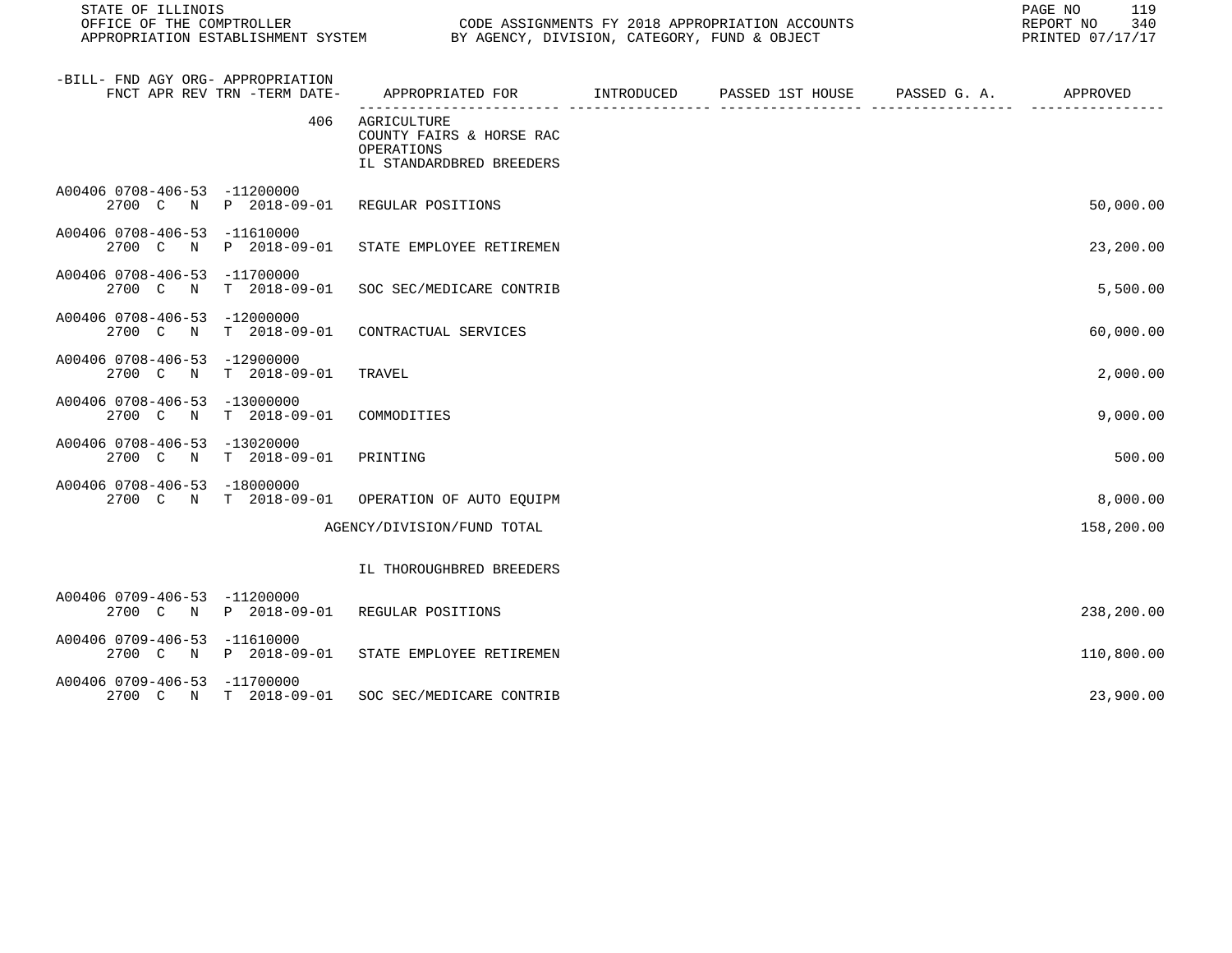| -BILL- FND AGY ORG- APPROPRIATION FNCT APR REV TRN -TERM DATE- | APPROPRIATED FOR | INTRODUCED | PASSED 1ST HOUSE | PASSED G. A. | APPROVED |
|---|---|---|---|---|---|
| 406 | AGRICULTURE COUNTY FAIRS & HORSE RAC OPERATIONS IL STANDARDBRED BREEDERS | | | | |
| A00406 0708-406-53 -11200000 2700 C N P 2018-09-01 | REGULAR POSITIONS | | | | 50,000.00 |
| A00406 0708-406-53 -11610000 2700 C N P 2018-09-01 | STATE EMPLOYEE RETIREMEN | | | | 23,200.00 |
| A00406 0708-406-53 -11700000 2700 C N T 2018-09-01 | SOC SEC/MEDICARE CONTRIB | | | | 5,500.00 |
| A00406 0708-406-53 -12000000 2700 C N T 2018-09-01 | CONTRACTUAL SERVICES | | | | 60,000.00 |
| A00406 0708-406-53 -12900000 2700 C N T 2018-09-01 | TRAVEL | | | | 2,000.00 |
| A00406 0708-406-53 -13000000 2700 C N T 2018-09-01 | COMMODITIES | | | | 9,000.00 |
| A00406 0708-406-53 -13020000 2700 C N T 2018-09-01 | PRINTING | | | | 500.00 |
| A00406 0708-406-53 -18000000 2700 C N T 2018-09-01 | OPERATION OF AUTO EQUIPM | | | | 8,000.00 |
| | AGENCY/DIVISION/FUND TOTAL | | | | 158,200.00 |
| | IL THOROUGHBRED BREEDERS | | | | |
| A00406 0709-406-53 -11200000 2700 C N P 2018-09-01 | REGULAR POSITIONS | | | | 238,200.00 |
| A00406 0709-406-53 -11610000 2700 C N P 2018-09-01 | STATE EMPLOYEE RETIREMEN | | | | 110,800.00 |
| A00406 0709-406-53 -11700000 2700 C N T 2018-09-01 | SOC SEC/MEDICARE CONTRIB | | | | 23,900.00 |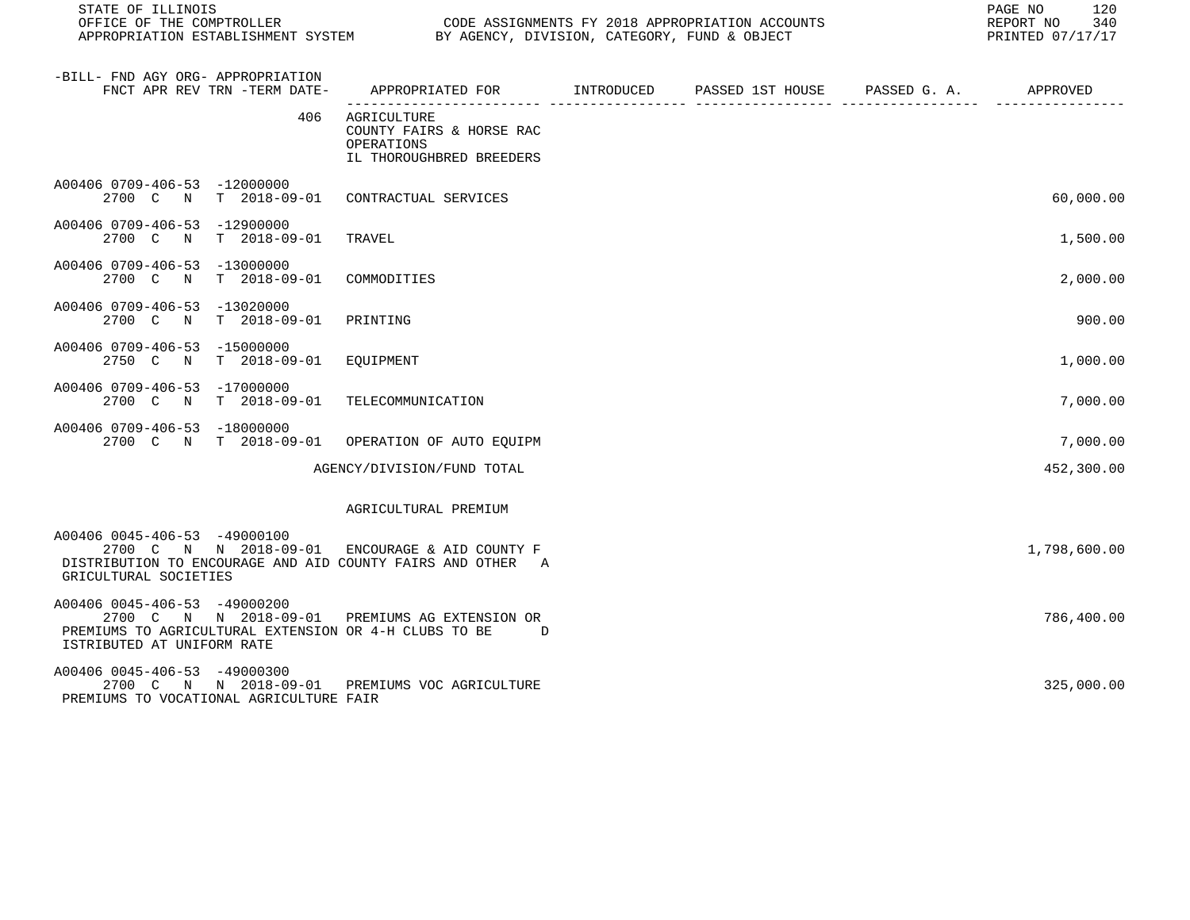| -BILL- FND AGY ORG- APPROPRIATION FNCT APR REV TRN -TERM DATE- | APPROPRIATED FOR | INTRODUCED | PASSED 1ST HOUSE | PASSED G. A. | APPROVED |
|---|---|---|---|---|---|
| 406 | AGRICULTURE COUNTY FAIRS & HORSE RAC OPERATIONS IL THOROUGHBRED BREEDERS | | | | |
| A00406 0709-406-53 -12000000 2700 C N T 2018-09-01 | CONTRACTUAL SERVICES | | | | 60,000.00 |
| A00406 0709-406-53 -12900000 2700 C N T 2018-09-01 | TRAVEL | | | | 1,500.00 |
| A00406 0709-406-53 -13000000 2700 C N T 2018-09-01 | COMMODITIES | | | | 2,000.00 |
| A00406 0709-406-53 -13020000 2700 C N T 2018-09-01 | PRINTING | | | | 900.00 |
| A00406 0709-406-53 -15000000 2750 C N T 2018-09-01 | EQUIPMENT | | | | 1,000.00 |
| A00406 0709-406-53 -17000000 2700 C N T 2018-09-01 | TELECOMMUNICATION | | | | 7,000.00 |
| A00406 0709-406-53 -18000000 2700 C N T 2018-09-01 | OPERATION OF AUTO EQUIPM | | | | 7,000.00 |
| | AGENCY/DIVISION/FUND TOTAL | | | | 452,300.00 |
| | AGRICULTURAL PREMIUM | | | | |
| A00406 0045-406-53 -49000100 2700 C N N 2018-09-01 | ENCOURAGE & AID COUNTY F | | | | 1,798,600.00 |
| DISTRIBUTION TO ENCOURAGE AND AID COUNTY FAIRS AND OTHER AGRICULTURAL SOCIETIES | | | | | |
| A00406 0045-406-53 -49000200 2700 C N N 2018-09-01 | PREMIUMS AG EXTENSION OR | | | | 786,400.00 |
| PREMIUMS TO AGRICULTURAL EXTENSION OR 4-H CLUBS TO BE DISTRIBUTED AT UNIFORM RATE | | | | | |
| A00406 0045-406-53 -49000300 2700 C N N 2018-09-01 | PREMIUMS VOC AGRICULTURE | | | | 325,000.00 |
| PREMIUMS TO VOCATIONAL AGRICULTURE FAIR | | | | | |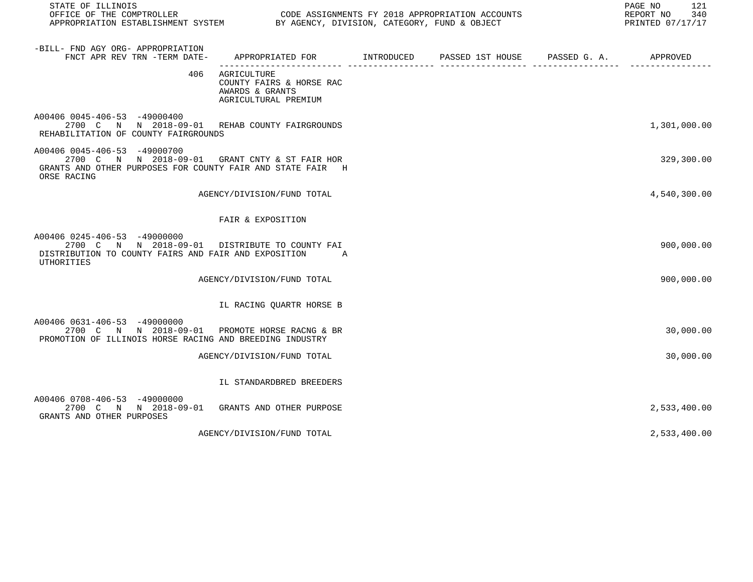STATE OF ILLINOIS
OFFICE OF THE COMPTROLLER
APPROPRIATION ESTABLISHMENT SYSTEM

CODE ASSIGNMENTS FY 2018 APPROPRIATION ACCOUNTS
BY AGENCY, DIVISION, CATEGORY, FUND & OBJECT

REPORT NO 340
PRINTED 07/17/17

| -BILL- FND AGY ORG- APPROPRIATION FNCT APR REV TRN -TERM DATE- | APPROPRIATED FOR | INTRODUCED | PASSED 1ST HOUSE | PASSED G. A. | APPROVED |
|---|---|---|---|---|---|
| 406 | AGRICULTURE<br>COUNTY FAIRS & HORSE RAC<br>AWARDS & GRANTS<br>AGRICULTURAL PREMIUM | | | | |
| A00406 0045-406-53 -49000400<br>2700 C N N 2018-09-01<br>REHABILITATION OF COUNTY FAIRGROUNDS | REHAB COUNTY FAIRGROUNDS | | | | 1,301,000.00 |
| A00406 0045-406-53 -49000700<br>2700 C N N 2018-09-01<br>GRANTS AND OTHER PURPOSES FOR COUNTY FAIR AND STATE FAIR H ORSE RACING | GRANT CNTY & ST FAIR HOR | | | | 329,300.00 |
| | AGENCY/DIVISION/FUND TOTAL | | | | 4,540,300.00 |
| | FAIR & EXPOSITION | | | | |
| A00406 0245-406-53 -49000000<br>2700 C N N 2018-09-01<br>DISTRIBUTION TO COUNTY FAIRS AND FAIR AND EXPOSITION A UTHORITIES | DISTRIBUTE TO COUNTY FAI | | | | 900,000.00 |
| | AGENCY/DIVISION/FUND TOTAL | | | | 900,000.00 |
| | IL RACING QUARTR HORSE B | | | | |
| A00406 0631-406-53 -49000000<br>2700 C N N 2018-09-01<br>PROMOTION OF ILLINOIS HORSE RACING AND BREEDING INDUSTRY | PROMOTE HORSE RACNG & BR | | | | 30,000.00 |
| | AGENCY/DIVISION/FUND TOTAL | | | | 30,000.00 |
| | IL STANDARDBRED BREEDERS | | | | |
| A00406 0708-406-53 -49000000<br>2700 C N N 2018-09-01<br>GRANTS AND OTHER PURPOSES | GRANTS AND OTHER PURPOSE | | | | 2,533,400.00 |
| | AGENCY/DIVISION/FUND TOTAL | | | | 2,533,400.00 |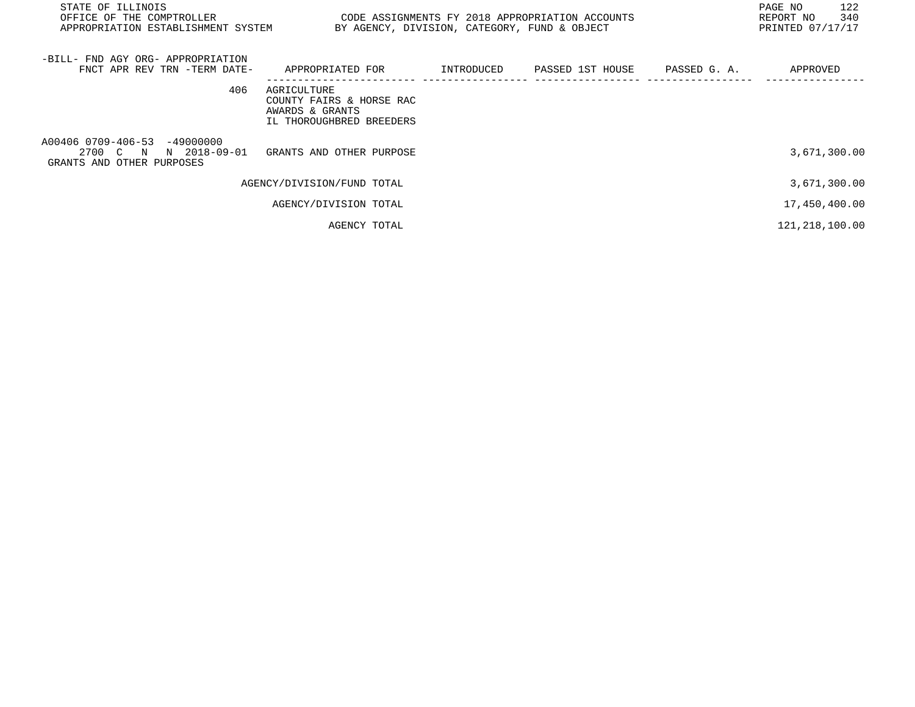| -BILL- FND AGY ORG- APPROPRIATION FNCT APR REV TRN -TERM DATE- | APPROPRIATED FOR | INTRODUCED | PASSED 1ST HOUSE | PASSED G. A. | APPROVED |
|---|---|---|---|---|---|
| 406 | AGRICULTURE COUNTY FAIRS & HORSE RAC AWARDS & GRANTS IL THOROUGHBRED BREEDERS | | | | |
| A00406 0709-406-53 -49000000 2700 C N N 2018-09-01 GRANTS AND OTHER PURPOSES | GRANTS AND OTHER PURPOSE | | | | 3,671,300.00 |
| | AGENCY/DIVISION/FUND TOTAL | | | | 3,671,300.00 |
| | AGENCY/DIVISION TOTAL | | | | 17,450,400.00 |
| | AGENCY TOTAL | | | | 121,218,100.00 |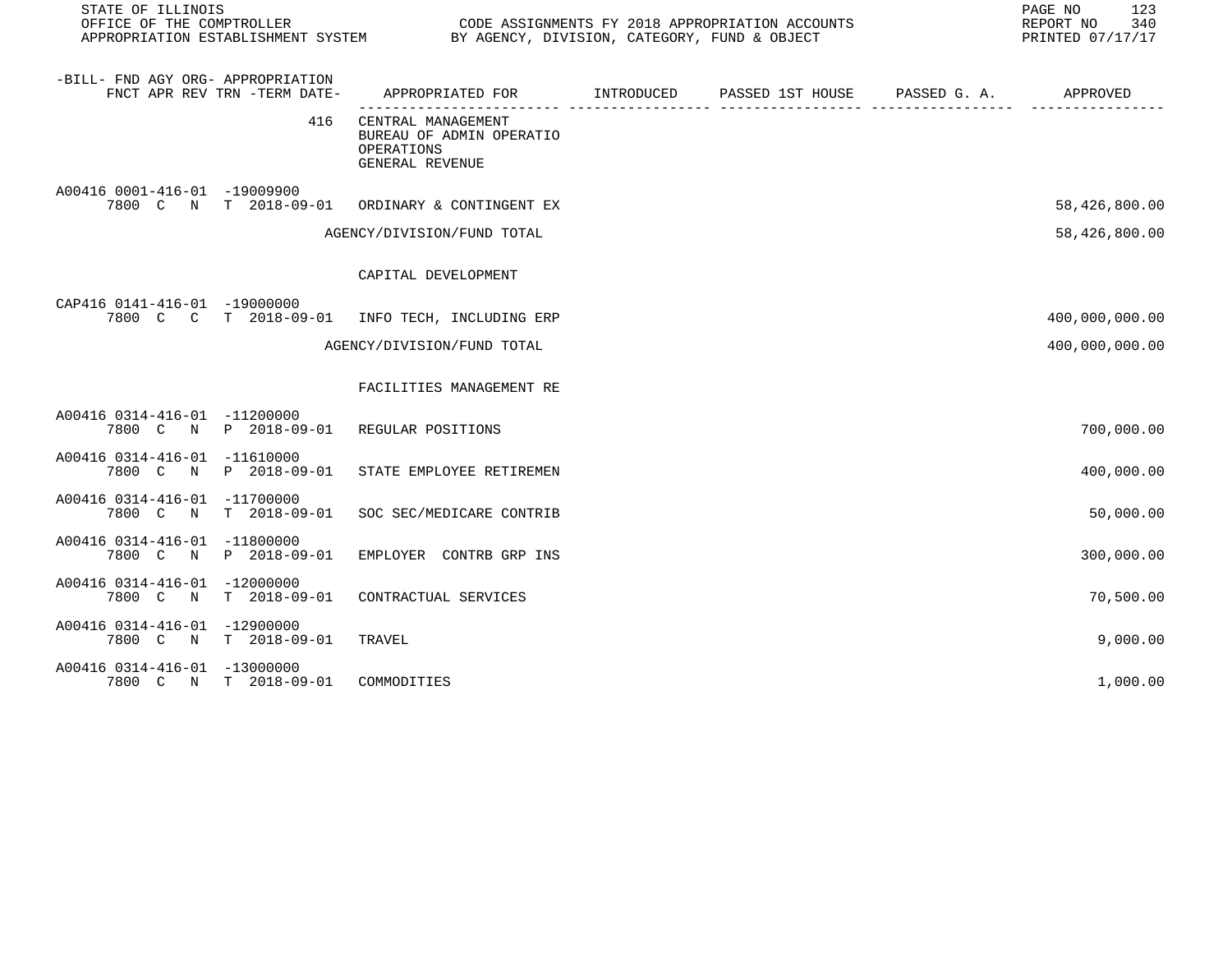| -BILL- FND AGY ORG- APPROPRIATION FNCT APR REV TRN -TERM DATE- | APPROPRIATED FOR | INTRODUCED | PASSED 1ST HOUSE | PASSED G. A. | APPROVED |
|---|---|---|---|---|---|
| 416 | CENTRAL MANAGEMENT BUREAU OF ADMIN OPERATIO OPERATIONS GENERAL REVENUE | | | | |
| A00416 0001-416-01 -19009900 7800 C N T 2018-09-01 | ORDINARY & CONTINGENT EX | | | | 58,426,800.00 |
| | AGENCY/DIVISION/FUND TOTAL | | | | 58,426,800.00 |
| | CAPITAL DEVELOPMENT | | | | |
| CAP416 0141-416-01 -19000000 7800 C C T 2018-09-01 | INFO TECH, INCLUDING ERP | | | | 400,000,000.00 |
| | AGENCY/DIVISION/FUND TOTAL | | | | 400,000,000.00 |
| | FACILITIES MANAGEMENT RE | | | | |
| A00416 0314-416-01 -11200000 7800 C N P 2018-09-01 | REGULAR POSITIONS | | | | 700,000.00 |
| A00416 0314-416-01 -11610000 7800 C N P 2018-09-01 | STATE EMPLOYEE RETIREMEN | | | | 400,000.00 |
| A00416 0314-416-01 -11700000 7800 C N T 2018-09-01 | SOC SEC/MEDICARE CONTRIB | | | | 50,000.00 |
| A00416 0314-416-01 -11800000 7800 C N P 2018-09-01 | EMPLOYER CONTRB GRP INS | | | | 300,000.00 |
| A00416 0314-416-01 -12000000 7800 C N T 2018-09-01 | CONTRACTUAL SERVICES | | | | 70,500.00 |
| A00416 0314-416-01 -12900000 7800 C N T 2018-09-01 | TRAVEL | | | | 9,000.00 |
| A00416 0314-416-01 -13000000 7800 C N T 2018-09-01 | COMMODITIES | | | | 1,000.00 |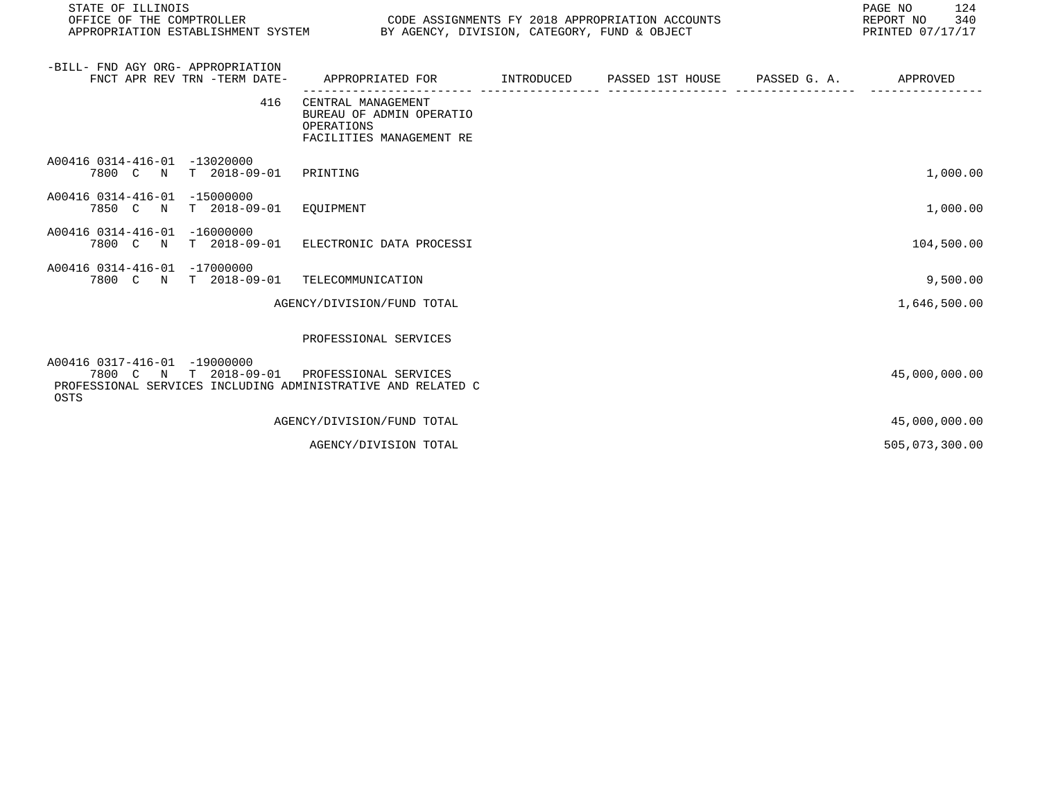| -BILL- FND AGY ORG- APPROPRIATION FNCT APR REV TRN -TERM DATE- | APPROPRIATED FOR | INTRODUCED | PASSED 1ST HOUSE | PASSED G. A. | APPROVED |
|---|---|---|---|---|---|
| 416 | CENTRAL MANAGEMENT BUREAU OF ADMIN OPERATIO OPERATIONS FACILITIES MANAGEMENT RE | | | | |
| A00416 0314-416-01 -13020000 7800 C N T 2018-09-01 | PRINTING | | | | 1,000.00 |
| A00416 0314-416-01 -15000000 7850 C N T 2018-09-01 | EQUIPMENT | | | | 1,000.00 |
| A00416 0314-416-01 -16000000 7800 C N T 2018-09-01 | ELECTRONIC DATA PROCESSI | | | | 104,500.00 |
| A00416 0314-416-01 -17000000 7800 C N T 2018-09-01 | TELECOMMUNICATION | | | | 9,500.00 |
| | AGENCY/DIVISION/FUND TOTAL | | | | 1,646,500.00 |
| | PROFESSIONAL SERVICES | | | | |
| A00416 0317-416-01 -19000000 7800 C N T 2018-09-01 PROFESSIONAL SERVICES INCLUDING ADMINISTRATIVE AND RELATED COSTS | PROFESSIONAL SERVICES | | | | 45,000,000.00 |
| | AGENCY/DIVISION/FUND TOTAL | | | | 45,000,000.00 |
| | AGENCY/DIVISION TOTAL | | | | 505,073,300.00 |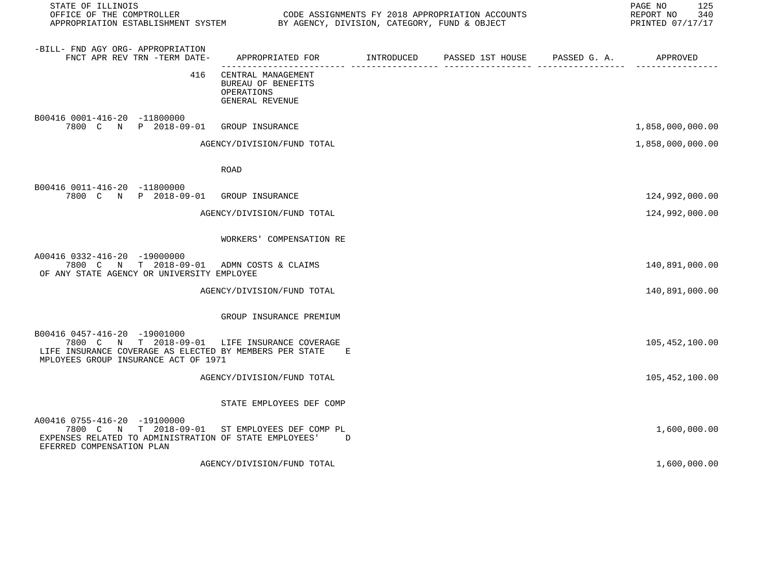STATE OF ILLINOIS
OFFICE OF THE COMPTROLLER
APPROPRIATION ESTABLISHMENT SYSTEM

CODE ASSIGNMENTS FY 2018 APPROPRIATION ACCOUNTS
BY AGENCY, DIVISION, CATEGORY, FUND & OBJECT

REPORT NO 340
PRINTED 07/17/17

| -BILL- FND AGY ORG- APPROPRIATION FNCT APR REV TRN -TERM DATE- | APPROPRIATED FOR | INTRODUCED | PASSED 1ST HOUSE | PASSED G. A. | APPROVED |
|---|---|---|---|---|---|
| 416 | CENTRAL MANAGEMENT BUREAU OF BENEFITS OPERATIONS GENERAL REVENUE | | | | |
| B00416 0001-416-20 -11800000 7800 C N P 2018-09-01 | GROUP INSURANCE | | | | 1,858,000,000.00 |
| | AGENCY/DIVISION/FUND TOTAL | | | | 1,858,000,000.00 |
| | ROAD | | | | |
| B00416 0011-416-20 -11800000 7800 C N P 2018-09-01 | GROUP INSURANCE | | | | 124,992,000.00 |
| | AGENCY/DIVISION/FUND TOTAL | | | | 124,992,000.00 |
| | WORKERS' COMPENSATION RE | | | | |
| A00416 0332-416-20 -19000000 7800 C N T 2018-09-01 | ADMN COSTS & CLAIMS | | | | 140,891,000.00 |
| OF ANY STATE AGENCY OR UNIVERSITY EMPLOYEE | | | | | |
| | AGENCY/DIVISION/FUND TOTAL | | | | 140,891,000.00 |
| | GROUP INSURANCE PREMIUM | | | | |
| B00416 0457-416-20 -19001000 7800 C N T 2018-09-01 | LIFE INSURANCE COVERAGE | | | | 105,452,100.00 |
| LIFE INSURANCE COVERAGE AS ELECTED BY MEMBERS PER STATE EMPLOYEES GROUP INSURANCE ACT OF 1971 | | | | | |
| | AGENCY/DIVISION/FUND TOTAL | | | | 105,452,100.00 |
| | STATE EMPLOYEES DEF COMP | | | | |
| A00416 0755-416-20 -19100000 7800 C N T 2018-09-01 | ST EMPLOYEES DEF COMP PL | | | | 1,600,000.00 |
| EXPENSES RELATED TO ADMINISTRATION OF STATE EMPLOYEES' DEFERRED COMPENSATION PLAN | | | | | |
| | AGENCY/DIVISION/FUND TOTAL | | | | 1,600,000.00 |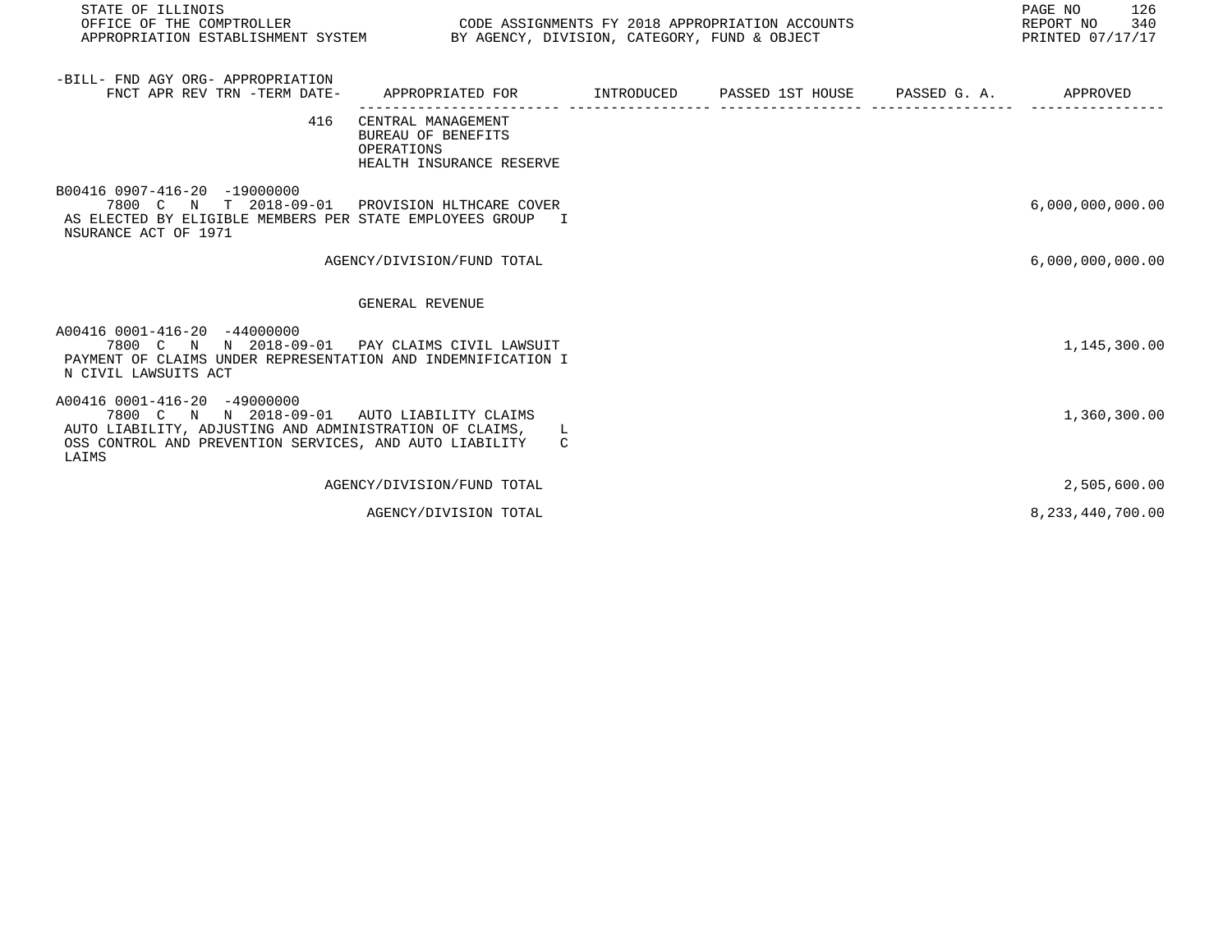STATE OF ILLINOIS
OFFICE OF THE COMPTROLLER
APPROPRIATION ESTABLISHMENT SYSTEM

CODE ASSIGNMENTS FY 2018 APPROPRIATION ACCOUNTS
BY AGENCY, DIVISION, CATEGORY, FUND & OBJECT

REPORT NO 340
PRINTED 07/17/17

| -BILL- FND AGY ORG- APPROPRIATION FNCT APR REV TRN -TERM DATE- | APPROPRIATED FOR | INTRODUCED | PASSED 1ST HOUSE | PASSED G. A. | APPROVED |
|---|---|---|---|---|---|
| 416 | CENTRAL MANAGEMENT<br>BUREAU OF BENEFITS<br>OPERATIONS<br>HEALTH INSURANCE RESERVE | | | | |
| B00416 0907-416-20 -19000000<br>7800 C N T 2018-09-01 | PROVISION HLTHCARE COVER | | | | 6,000,000,000.00 |
| AS ELECTED BY ELIGIBLE MEMBERS PER STATE EMPLOYEES GROUP I NSURANCE ACT OF 1971 | | | | | |
| | AGENCY/DIVISION/FUND TOTAL | | | | 6,000,000,000.00 |
| | GENERAL REVENUE | | | | |
| A00416 0001-416-20 -44000000<br>7800 C N N 2018-09-01 | PAY CLAIMS CIVIL LAWSUIT | | | | 1,145,300.00 |
| PAYMENT OF CLAIMS UNDER REPRESENTATION AND INDEMNIFICATION I N CIVIL LAWSUITS ACT | | | | | |
| A00416 0001-416-20 -49000000<br>7800 C N N 2018-09-01 | AUTO LIABILITY CLAIMS | | | | 1,360,300.00 |
| AUTO LIABILITY, ADJUSTING AND ADMINISTRATION OF CLAIMS, L OSS CONTROL AND PREVENTION SERVICES, AND AUTO LIABILITY C LAIMS | | | | | |
| | AGENCY/DIVISION/FUND TOTAL | | | | 2,505,600.00 |
| | AGENCY/DIVISION TOTAL | | | | 8,233,440,700.00 |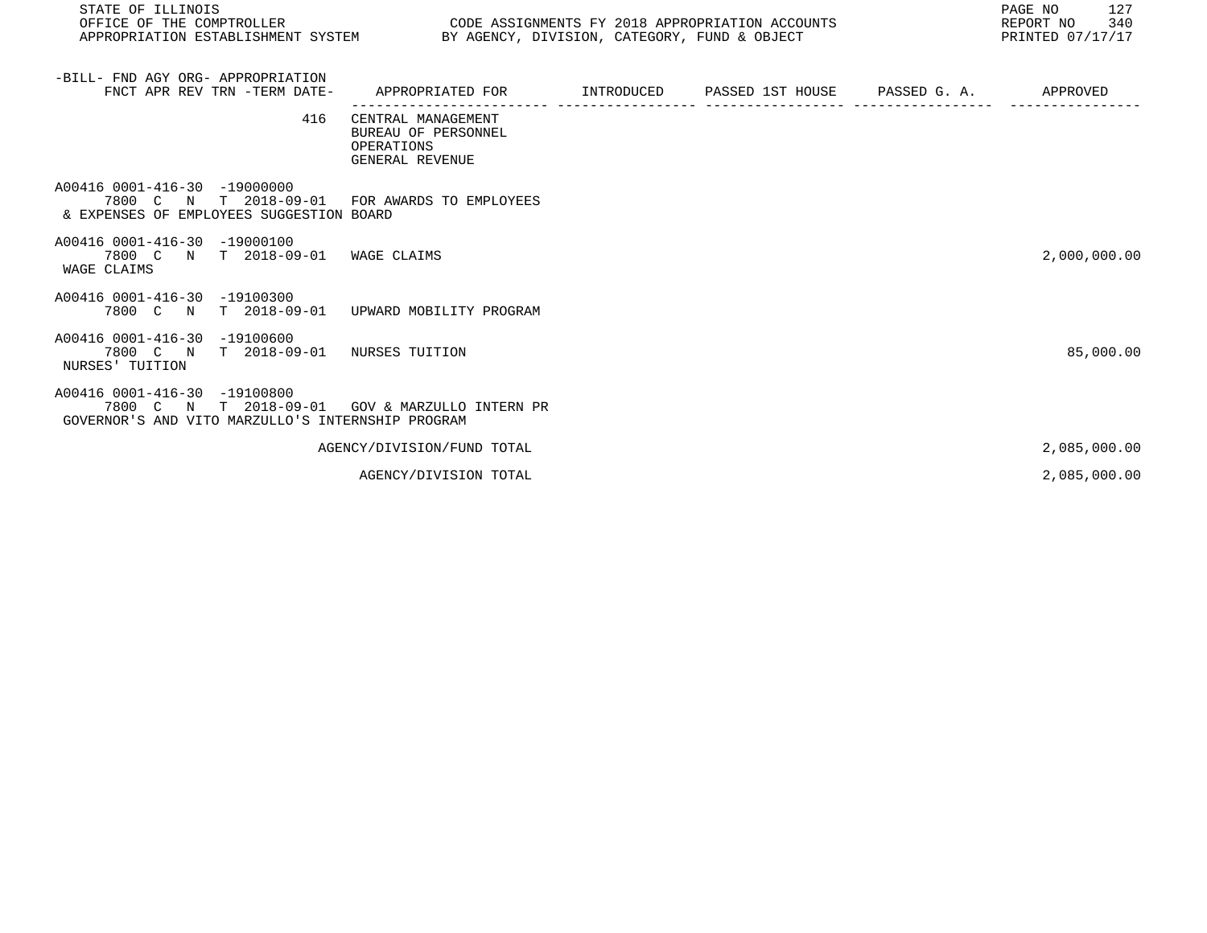| -BILL- FND AGY ORG- APPROPRIATION FNCT APR REV TRN -TERM DATE- | APPROPRIATED FOR | INTRODUCED | PASSED 1ST HOUSE | PASSED G. A. | APPROVED |
|---|---|---|---|---|---|
| 416 | CENTRAL MANAGEMENT BUREAU OF PERSONNEL OPERATIONS GENERAL REVENUE | | | | |
| A00416 0001-416-30 -19000000 7800 C N T 2018-09-01 & EXPENSES OF EMPLOYEES SUGGESTION BOARD | FOR AWARDS TO EMPLOYEES | | | | |
| A00416 0001-416-30 -19000100 7800 C N T 2018-09-01 WAGE CLAIMS | WAGE CLAIMS | | | | 2,000,000.00 |
| A00416 0001-416-30 -19100300 7800 C N T 2018-09-01 | UPWARD MOBILITY PROGRAM | | | | |
| A00416 0001-416-30 -19100600 7800 C N T 2018-09-01 NURSES' TUITION | NURSES TUITION | | | | 85,000.00 |
| A00416 0001-416-30 -19100800 7800 C N T 2018-09-01 GOVERNOR'S AND VITO MARZULLO'S INTERNSHIP PROGRAM | GOV & MARZULLO INTERN PR | | | | |
| | AGENCY/DIVISION/FUND TOTAL | | | | 2,085,000.00 |
| | AGENCY/DIVISION TOTAL | | | | 2,085,000.00 |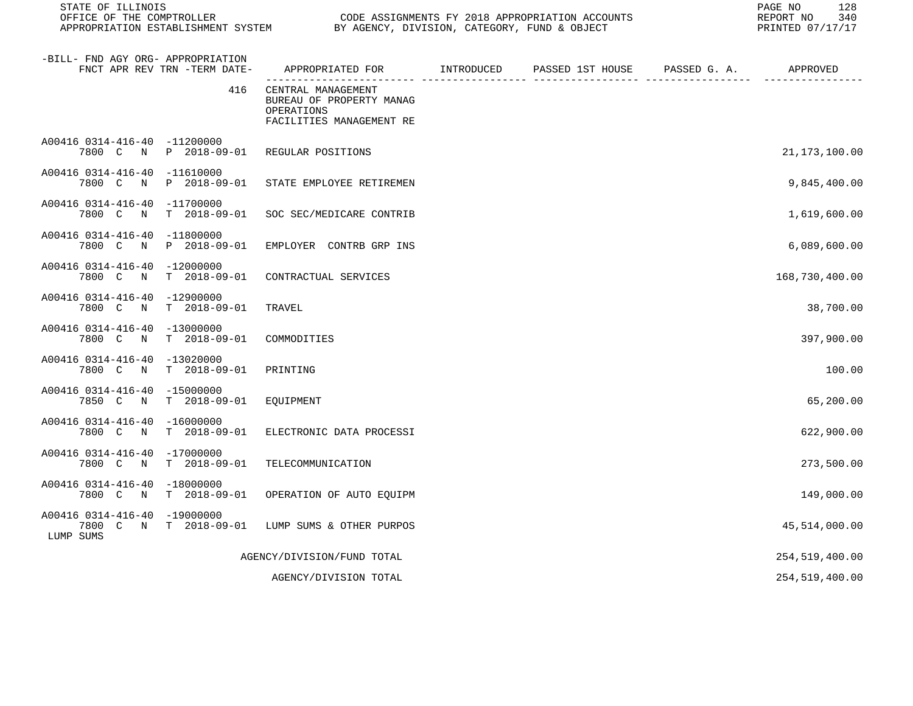| -BILL- FND AGY ORG- APPROPRIATION FNCT APR REV TRN -TERM DATE- | APPROPRIATED FOR | INTRODUCED | PASSED 1ST HOUSE | PASSED G. A. | APPROVED |
|---|---|---|---|---|---|
| 416 | CENTRAL MANAGEMENT BUREAU OF PROPERTY MANAG OPERATIONS FACILITIES MANAGEMENT RE | | | | |
| A00416 0314-416-40 -11200000 7800 C N P 2018-09-01 | REGULAR POSITIONS | | | | 21,173,100.00 |
| A00416 0314-416-40 -11610000 7800 C N P 2018-09-01 | STATE EMPLOYEE RETIREMEN | | | | 9,845,400.00 |
| A00416 0314-416-40 -11700000 7800 C N T 2018-09-01 | SOC SEC/MEDICARE CONTRIB | | | | 1,619,600.00 |
| A00416 0314-416-40 -11800000 7800 C N P 2018-09-01 | EMPLOYER CONTRB GRP INS | | | | 6,089,600.00 |
| A00416 0314-416-40 -12000000 7800 C N T 2018-09-01 | CONTRACTUAL SERVICES | | | | 168,730,400.00 |
| A00416 0314-416-40 -12900000 7800 C N T 2018-09-01 | TRAVEL | | | | 38,700.00 |
| A00416 0314-416-40 -13000000 7800 C N T 2018-09-01 | COMMODITIES | | | | 397,900.00 |
| A00416 0314-416-40 -13020000 7800 C N T 2018-09-01 | PRINTING | | | | 100.00 |
| A00416 0314-416-40 -15000000 7850 C N T 2018-09-01 | EQUIPMENT | | | | 65,200.00 |
| A00416 0314-416-40 -16000000 7800 C N T 2018-09-01 | ELECTRONIC DATA PROCESSI | | | | 622,900.00 |
| A00416 0314-416-40 -17000000 7800 C N T 2018-09-01 | TELECOMMUNICATION | | | | 273,500.00 |
| A00416 0314-416-40 -18000000 7800 C N T 2018-09-01 | OPERATION OF AUTO EQUIPM | | | | 149,000.00 |
| A00416 0314-416-40 -19000000 7800 C N T 2018-09-01 LUMP SUMS | LUMP SUMS & OTHER PURPOS | | | | 45,514,000.00 |
| | AGENCY/DIVISION/FUND TOTAL | | | | 254,519,400.00 |
| | AGENCY/DIVISION TOTAL | | | | 254,519,400.00 |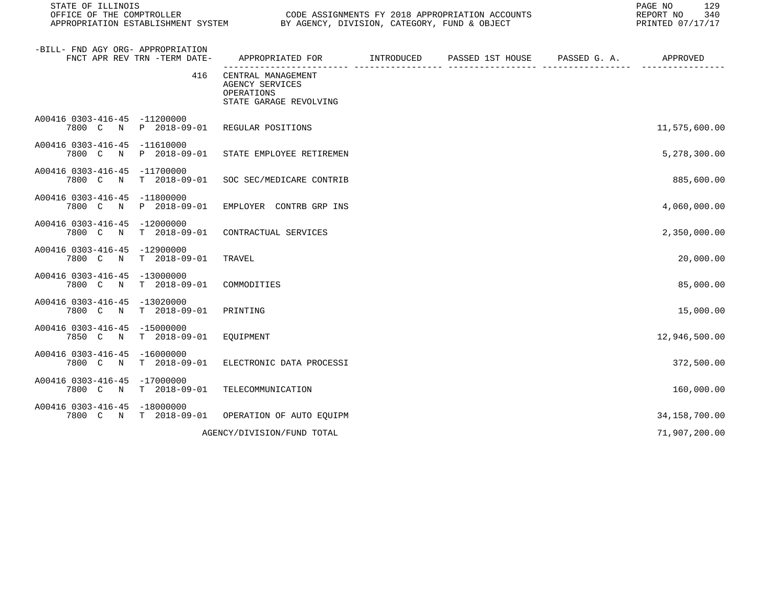STATE OF ILLINOIS
OFFICE OF THE COMPTROLLER
APPROPRIATION ESTABLISHMENT SYSTEM

CODE ASSIGNMENTS FY 2018 APPROPRIATION ACCOUNTS
BY AGENCY, DIVISION, CATEGORY, FUND & OBJECT

REPORT NO 340
PRINTED 07/17/17

| -BILL- FND AGY ORG- APPROPRIATION FNCT APR REV TRN -TERM DATE- | APPROPRIATED FOR | INTRODUCED | PASSED 1ST HOUSE | PASSED G. A. | APPROVED |
|---|---|---|---|---|---|
| 416 | CENTRAL MANAGEMENT AGENCY SERVICES OPERATIONS STATE GARAGE REVOLVING | | | | |
| A00416 0303-416-45 -11200000 7800 C N P 2018-09-01 | REGULAR POSITIONS | | | | 11,575,600.00 |
| A00416 0303-416-45 -11610000 7800 C N P 2018-09-01 | STATE EMPLOYEE RETIREMEN | | | | 5,278,300.00 |
| A00416 0303-416-45 -11700000 7800 C N T 2018-09-01 | SOC SEC/MEDICARE CONTRIB | | | | 885,600.00 |
| A00416 0303-416-45 -11800000 7800 C N P 2018-09-01 | EMPLOYER CONTRB GRP INS | | | | 4,060,000.00 |
| A00416 0303-416-45 -12000000 7800 C N T 2018-09-01 | CONTRACTUAL SERVICES | | | | 2,350,000.00 |
| A00416 0303-416-45 -12900000 7800 C N T 2018-09-01 | TRAVEL | | | | 20,000.00 |
| A00416 0303-416-45 -13000000 7800 C N T 2018-09-01 | COMMODITIES | | | | 85,000.00 |
| A00416 0303-416-45 -13020000 7800 C N T 2018-09-01 | PRINTING | | | | 15,000.00 |
| A00416 0303-416-45 -15000000 7850 C N T 2018-09-01 | EQUIPMENT | | | | 12,946,500.00 |
| A00416 0303-416-45 -16000000 7800 C N T 2018-09-01 | ELECTRONIC DATA PROCESSI | | | | 372,500.00 |
| A00416 0303-416-45 -17000000 7800 C N T 2018-09-01 | TELECOMMUNICATION | | | | 160,000.00 |
| A00416 0303-416-45 -18000000 7800 C N T 2018-09-01 | OPERATION OF AUTO EQUIPM | | | | 34,158,700.00 |
| | AGENCY/DIVISION/FUND TOTAL | | | | 71,907,200.00 |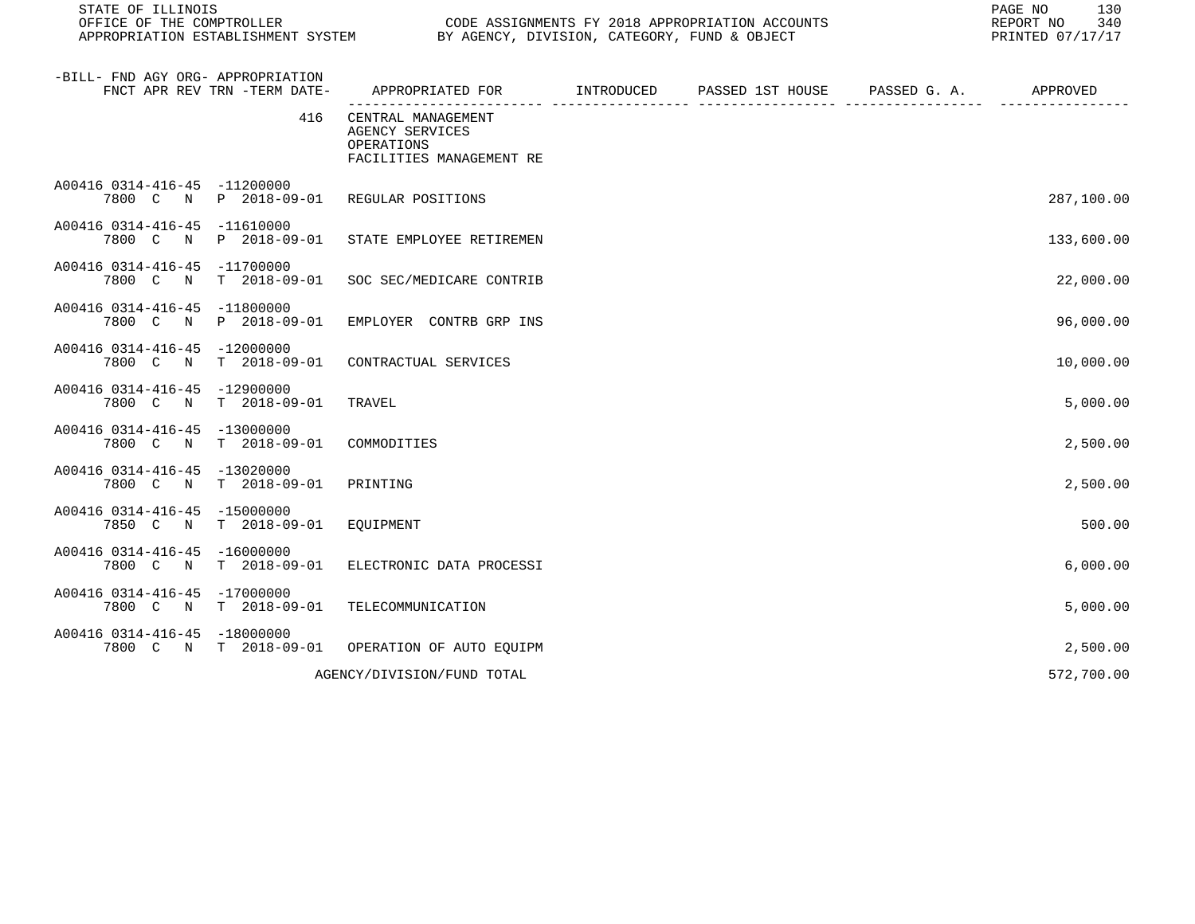STATE OF ILLINOIS
OFFICE OF THE COMPTROLLER
APPROPRIATION ESTABLISHMENT SYSTEM

CODE ASSIGNMENTS FY 2018 APPROPRIATION ACCOUNTS
BY AGENCY, DIVISION, CATEGORY, FUND & OBJECT

REPORT NO 340
PRINTED 07/17/17

| -BILL- FND AGY ORG- APPROPRIATION FNCT APR REV TRN -TERM DATE- | APPROPRIATED FOR | INTRODUCED | PASSED 1ST HOUSE | PASSED G. A. | APPROVED |
|---|---|---|---|---|---|
| 416 | CENTRAL MANAGEMENT AGENCY SERVICES OPERATIONS FACILITIES MANAGEMENT RE | | | | |
| A00416 0314-416-45 -11200000 7800 C N P 2018-09-01 | REGULAR POSITIONS | | | | 287,100.00 |
| A00416 0314-416-45 -11610000 7800 C N P 2018-09-01 | STATE EMPLOYEE RETIREMEN | | | | 133,600.00 |
| A00416 0314-416-45 -11700000 7800 C N T 2018-09-01 | SOC SEC/MEDICARE CONTRIB | | | | 22,000.00 |
| A00416 0314-416-45 -11800000 7800 C N P 2018-09-01 | EMPLOYER CONTRB GRP INS | | | | 96,000.00 |
| A00416 0314-416-45 -12000000 7800 C N T 2018-09-01 | CONTRACTUAL SERVICES | | | | 10,000.00 |
| A00416 0314-416-45 -12900000 7800 C N T 2018-09-01 | TRAVEL | | | | 5,000.00 |
| A00416 0314-416-45 -13000000 7800 C N T 2018-09-01 | COMMODITIES | | | | 2,500.00 |
| A00416 0314-416-45 -13020000 7800 C N T 2018-09-01 | PRINTING | | | | 2,500.00 |
| A00416 0314-416-45 -15000000 7850 C N T 2018-09-01 | EQUIPMENT | | | | 500.00 |
| A00416 0314-416-45 -16000000 7800 C N T 2018-09-01 | ELECTRONIC DATA PROCESSI | | | | 6,000.00 |
| A00416 0314-416-45 -17000000 7800 C N T 2018-09-01 | TELECOMMUNICATION | | | | 5,000.00 |
| A00416 0314-416-45 -18000000 7800 C N T 2018-09-01 | OPERATION OF AUTO EQUIPM | | | | 2,500.00 |
| | AGENCY/DIVISION/FUND TOTAL | | | | 572,700.00 |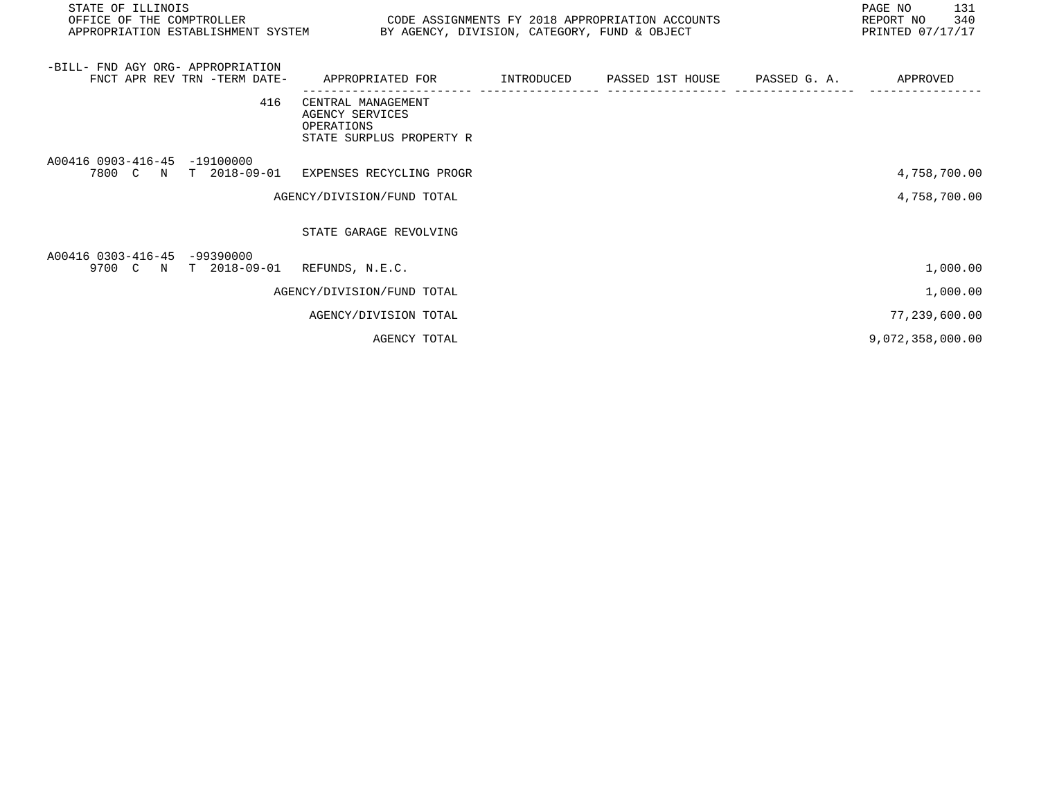STATE OF ILLINOIS
OFFICE OF THE COMPTROLLER
APPROPRIATION ESTABLISHMENT SYSTEM

CODE ASSIGNMENTS FY 2018 APPROPRIATION ACCOUNTS
BY AGENCY, DIVISION, CATEGORY, FUND & OBJECT

REPORT NO 340
PRINTED 07/17/17

| -BILL- FND AGY ORG- APPROPRIATION FNCT APR REV TRN -TERM DATE- | APPROPRIATED FOR | INTRODUCED | PASSED 1ST HOUSE | PASSED G. A. | APPROVED |
|---|---|---|---|---|---|
| 416 | CENTRAL MANAGEMENT AGENCY SERVICES OPERATIONS STATE SURPLUS PROPERTY R | | | | |
| A00416 0903-416-45 -19100000 7800 C N T 2018-09-01 | EXPENSES RECYCLING PROGR | | | | 4,758,700.00 |
| | AGENCY/DIVISION/FUND TOTAL | | | | 4,758,700.00 |
| | STATE GARAGE REVOLVING | | | | |
| A00416 0303-416-45 -99390000 9700 C N T 2018-09-01 | REFUNDS, N.E.C. | | | | 1,000.00 |
| | AGENCY/DIVISION/FUND TOTAL | | | | 1,000.00 |
| | AGENCY/DIVISION TOTAL | | | | 77,239,600.00 |
| | AGENCY TOTAL | | | | 9,072,358,000.00 |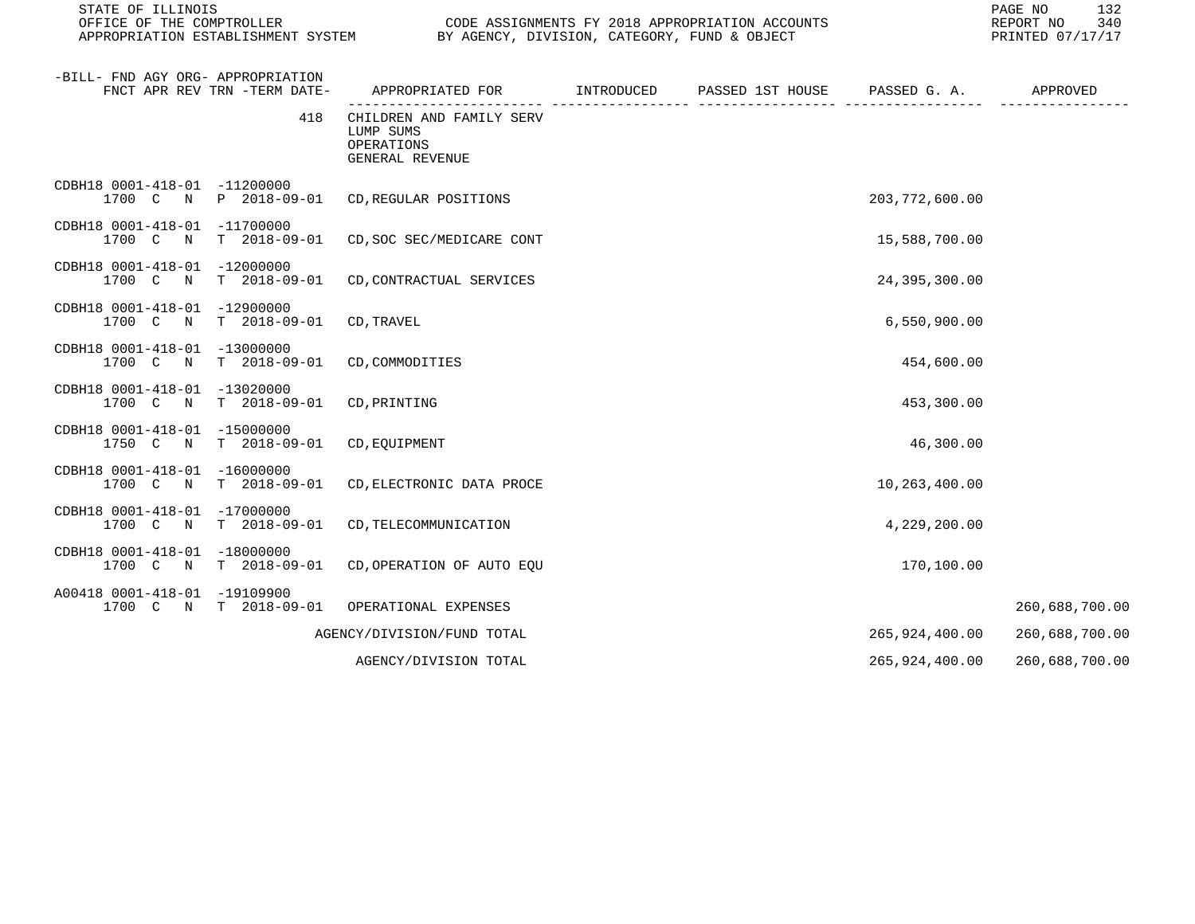| -BILL- FND AGY ORG- APPROPRIATION FNCT APR REV TRN -TERM DATE- | APPROPRIATED FOR | INTRODUCED | PASSED 1ST HOUSE | PASSED G. A. | APPROVED |
|---|---|---|---|---|---|
| 418 | CHILDREN AND FAMILY SERV LUMP SUMS OPERATIONS GENERAL REVENUE | | | | |
| CDBH18 0001-418-01 -11200000 1700 C N P 2018-09-01 | CD,REGULAR POSITIONS | | | 203,772,600.00 | |
| CDBH18 0001-418-01 -11700000 1700 C N T 2018-09-01 | CD,SOC SEC/MEDICARE CONT | | | 15,588,700.00 | |
| CDBH18 0001-418-01 -12000000 1700 C N T 2018-09-01 | CD,CONTRACTUAL SERVICES | | | 24,395,300.00 | |
| CDBH18 0001-418-01 -12900000 1700 C N T 2018-09-01 | CD,TRAVEL | | | 6,550,900.00 | |
| CDBH18 0001-418-01 -13000000 1700 C N T 2018-09-01 | CD,COMMODITIES | | | 454,600.00 | |
| CDBH18 0001-418-01 -13020000 1700 C N T 2018-09-01 | CD,PRINTING | | | 453,300.00 | |
| CDBH18 0001-418-01 -15000000 1750 C N T 2018-09-01 | CD,EQUIPMENT | | | 46,300.00 | |
| CDBH18 0001-418-01 -16000000 1700 C N T 2018-09-01 | CD,ELECTRONIC DATA PROCE | | | 10,263,400.00 | |
| CDBH18 0001-418-01 -17000000 1700 C N T 2018-09-01 | CD,TELECOMMUNICATION | | | 4,229,200.00 | |
| CDBH18 0001-418-01 -18000000 1700 C N T 2018-09-01 | CD,OPERATION OF AUTO EQU | | | 170,100.00 | |
| A00418 0001-418-01 -19109900 1700 C N T 2018-09-01 | OPERATIONAL EXPENSES | | | | 260,688,700.00 |
| | AGENCY/DIVISION/FUND TOTAL | | | 265,924,400.00 | 260,688,700.00 |
| | AGENCY/DIVISION TOTAL | | | 265,924,400.00 | 260,688,700.00 |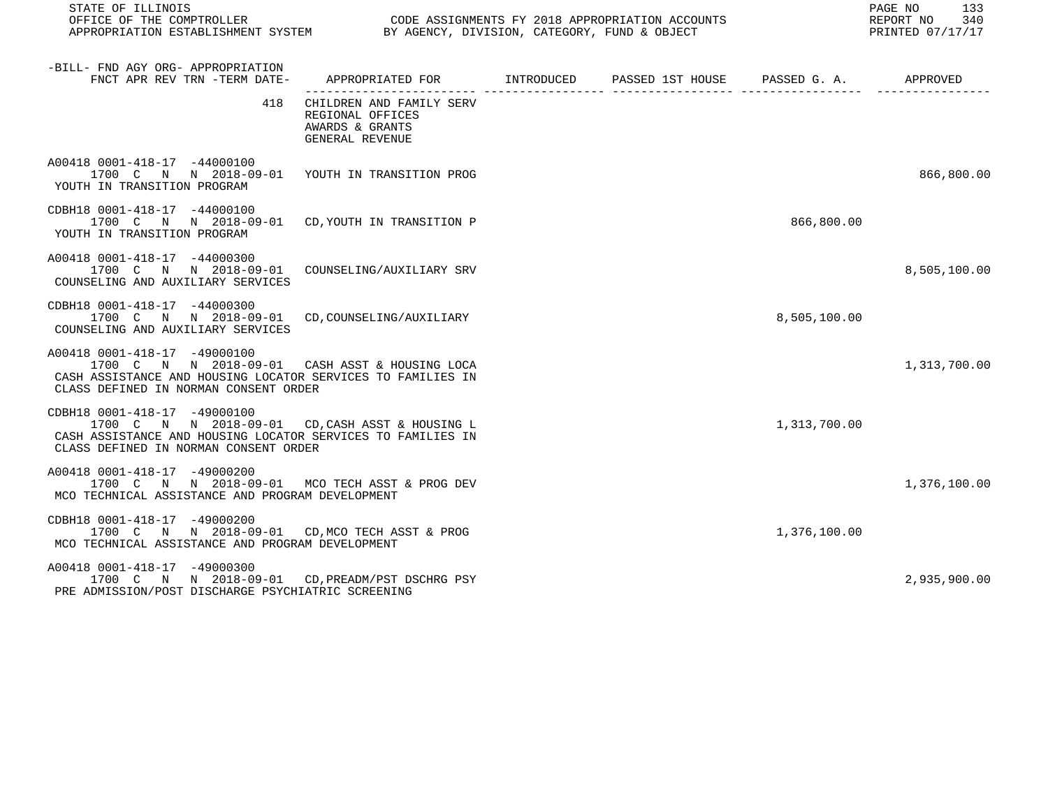STATE OF ILLINOIS
OFFICE OF THE COMPTROLLER
APPROPRIATION ESTABLISHMENT SYSTEM

CODE ASSIGNMENTS FY 2018 APPROPRIATION ACCOUNTS
BY AGENCY, DIVISION, CATEGORY, FUND & OBJECT

REPORT NO 340
PRINTED 07/17/17

| -BILL- FND AGY ORG- APPROPRIATION FNCT APR REV TRN -TERM DATE- | APPROPRIATED FOR | INTRODUCED | PASSED 1ST HOUSE | PASSED G. A. | APPROVED |
|---|---|---|---|---|---|
| 418 | CHILDREN AND FAMILY SERV REGIONAL OFFICES AWARDS & GRANTS GENERAL REVENUE | | | | |
| A00418 0001-418-17 -44000100 1700 C N N 2018-09-01 YOUTH IN TRANSITION PROGRAM | YOUTH IN TRANSITION PROG | | | | 866,800.00 |
| CDBH18 0001-418-17 -44000100 1700 C N N 2018-09-01 YOUTH IN TRANSITION PROGRAM | CD,YOUTH IN TRANSITION P | | | 866,800.00 | |
| A00418 0001-418-17 -44000300 1700 C N N 2018-09-01 COUNSELING AND AUXILIARY SERVICES | COUNSELING/AUXILIARY SRV | | | | 8,505,100.00 |
| CDBH18 0001-418-17 -44000300 1700 C N N 2018-09-01 COUNSELING AND AUXILIARY SERVICES | CD,COUNSELING/AUXILIARY | | | 8,505,100.00 | |
| A00418 0001-418-17 -49000100 1700 C N N 2018-09-01 CASH ASSISTANCE AND HOUSING LOCATOR SERVICES TO FAMILIES IN CLASS DEFINED IN NORMAN CONSENT ORDER | CASH ASST & HOUSING LOCA | | | | 1,313,700.00 |
| CDBH18 0001-418-17 -49000100 1700 C N N 2018-09-01 CASH ASSISTANCE AND HOUSING LOCATOR SERVICES TO FAMILIES IN CLASS DEFINED IN NORMAN CONSENT ORDER | CD,CASH ASST & HOUSING L | | | 1,313,700.00 | |
| A00418 0001-418-17 -49000200 1700 C N N 2018-09-01 MCO TECHNICAL ASSISTANCE AND PROGRAM DEVELOPMENT | MCO TECH ASST & PROG DEV | | | | 1,376,100.00 |
| CDBH18 0001-418-17 -49000200 1700 C N N 2018-09-01 MCO TECHNICAL ASSISTANCE AND PROGRAM DEVELOPMENT | CD,MCO TECH ASST & PROG | | | 1,376,100.00 | |
| A00418 0001-418-17 -49000300 1700 C N N 2018-09-01 PRE ADMISSION/POST DISCHARGE PSYCHIATRIC SCREENING | CD,PREADM/PST DSCHRG PSY | | | | 2,935,900.00 |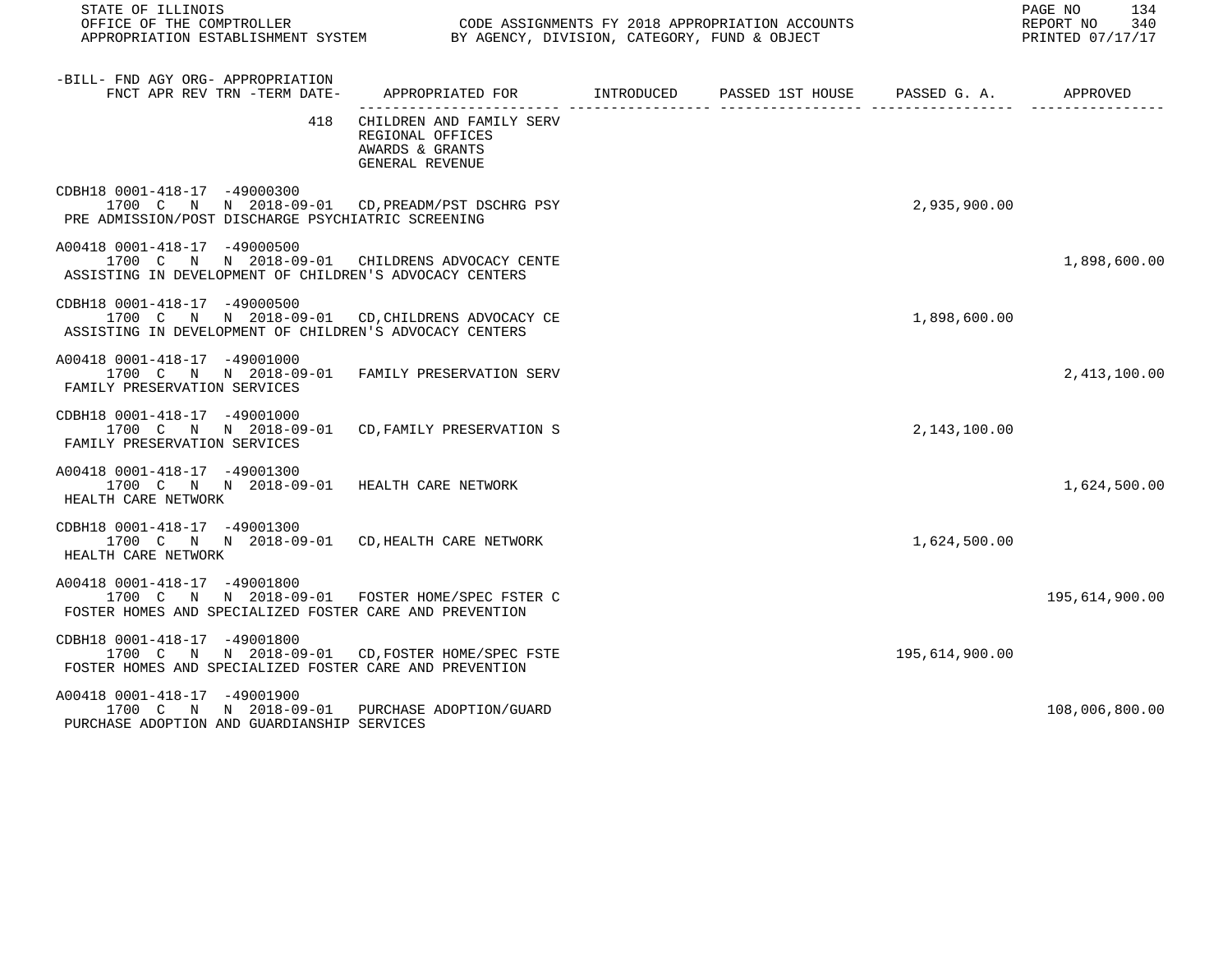STATE OF ILLINOIS
OFFICE OF THE COMPTROLLER — CODE ASSIGNMENTS FY 2018 APPROPRIATION ACCOUNTS
APPROPRIATION ESTABLISHMENT SYSTEM — BY AGENCY, DIVISION, CATEGORY, FUND & OBJECT

REPORT NO 340
PRINTED 07/17/17

| -BILL- FND AGY ORG- APPROPRIATION FNCT APR REV TRN -TERM DATE- | APPROPRIATED FOR | INTRODUCED | PASSED 1ST HOUSE | PASSED G. A. | APPROVED |
|---|---|---|---|---|---|
| 418 | CHILDREN AND FAMILY SERV REGIONAL OFFICES AWARDS & GRANTS GENERAL REVENUE | | | | |
| CDBH18 0001-418-17 -49000300 1700 C N N 2018-09-01 PRE ADMISSION/POST DISCHARGE PSYCHIATRIC SCREENING | CD,PREADM/PST DSCHRG PSY | | | 2,935,900.00 | |
| A00418 0001-418-17 -49000500 1700 C N N 2018-09-01 ASSISTING IN DEVELOPMENT OF CHILDREN'S ADVOCACY CENTERS | CHILDRENS ADVOCACY CENTE | | | | 1,898,600.00 |
| CDBH18 0001-418-17 -49000500 1700 C N N 2018-09-01 ASSISTING IN DEVELOPMENT OF CHILDREN'S ADVOCACY CENTERS | CD,CHILDRENS ADVOCACY CE | | | 1,898,600.00 | |
| A00418 0001-418-17 -49001000 1700 C N N 2018-09-01 FAMILY PRESERVATION SERVICES | FAMILY PRESERVATION SERV | | | | 2,413,100.00 |
| CDBH18 0001-418-17 -49001000 1700 C N N 2018-09-01 FAMILY PRESERVATION SERVICES | CD,FAMILY PRESERVATION S | | | 2,143,100.00 | |
| A00418 0001-418-17 -49001300 1700 C N N 2018-09-01 HEALTH CARE NETWORK | HEALTH CARE NETWORK | | | | 1,624,500.00 |
| CDBH18 0001-418-17 -49001300 1700 C N N 2018-09-01 HEALTH CARE NETWORK | CD,HEALTH CARE NETWORK | | | 1,624,500.00 | |
| A00418 0001-418-17 -49001800 1700 C N N 2018-09-01 FOSTER HOMES AND SPECIALIZED FOSTER CARE AND PREVENTION | FOSTER HOME/SPEC FSTER C | | | | 195,614,900.00 |
| CDBH18 0001-418-17 -49001800 1700 C N N 2018-09-01 FOSTER HOMES AND SPECIALIZED FOSTER CARE AND PREVENTION | CD,FOSTER HOME/SPEC FSTE | | | 195,614,900.00 | |
| A00418 0001-418-17 -49001900 1700 C N N 2018-09-01 PURCHASE ADOPTION AND GUARDIANSHIP SERVICES | PURCHASE ADOPTION/GUARD | | | | 108,006,800.00 |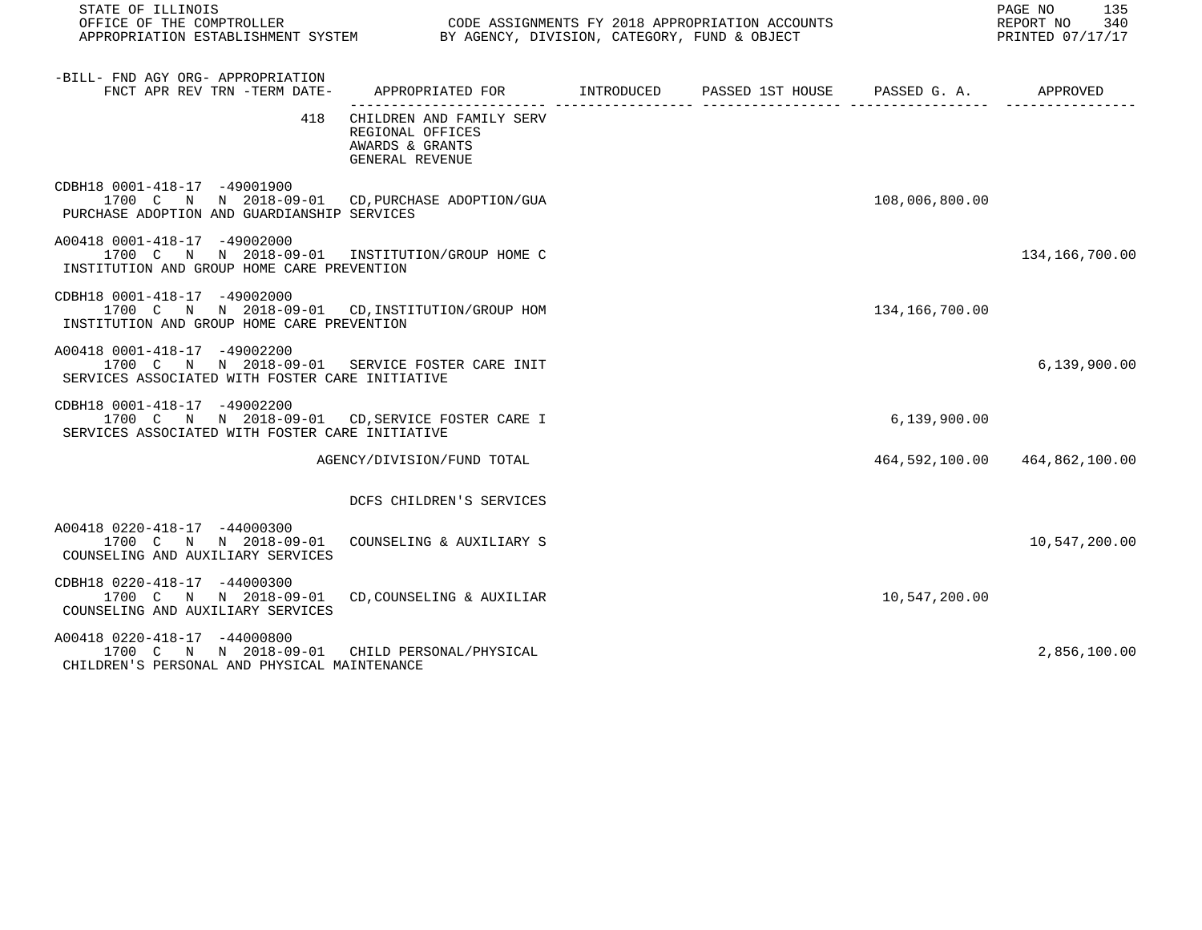| -BILL- FND AGY ORG- APPROPRIATION FNCT APR REV TRN -TERM DATE- | APPROPRIATED FOR | INTRODUCED | PASSED 1ST HOUSE | PASSED G. A. | APPROVED |
|---|---|---|---|---|---|
| 418 | CHILDREN AND FAMILY SERV REGIONAL OFFICES AWARDS & GRANTS GENERAL REVENUE | | | | |
| CDBH18 0001-418-17 -49001900 1700 C N N 2018-09-01 PURCHASE ADOPTION AND GUARDIANSHIP SERVICES | CD,PURCHASE ADOPTION/GUA | | | 108,006,800.00 | |
| A00418 0001-418-17 -49002000 1700 C N N 2018-09-01 INSTITUTION AND GROUP HOME CARE PREVENTION | INSTITUTION/GROUP HOME C | | | | 134,166,700.00 |
| CDBH18 0001-418-17 -49002000 1700 C N N 2018-09-01 INSTITUTION AND GROUP HOME CARE PREVENTION | CD,INSTITUTION/GROUP HOM | | | 134,166,700.00 | |
| A00418 0001-418-17 -49002200 1700 C N N 2018-09-01 SERVICES ASSOCIATED WITH FOSTER CARE INITIATIVE | SERVICE FOSTER CARE INIT | | | | 6,139,900.00 |
| CDBH18 0001-418-17 -49002200 1700 C N N 2018-09-01 SERVICES ASSOCIATED WITH FOSTER CARE INITIATIVE | CD,SERVICE FOSTER CARE I | | | 6,139,900.00 | |
| | AGENCY/DIVISION/FUND TOTAL | | | 464,592,100.00 | 464,862,100.00 |
| | DCFS CHILDREN'S SERVICES | | | | |
| A00418 0220-418-17 -44000300 1700 C N N 2018-09-01 COUNSELING AND AUXILIARY SERVICES | COUNSELING & AUXILIARY S | | | | 10,547,200.00 |
| CDBH18 0220-418-17 -44000300 1700 C N N 2018-09-01 COUNSELING AND AUXILIARY SERVICES | CD,COUNSELING & AUXILIAR | | | 10,547,200.00 | |
| A00418 0220-418-17 -44000800 1700 C N N 2018-09-01 CHILDREN'S PERSONAL AND PHYSICAL MAINTENANCE | CHILD PERSONAL/PHYSICAL | | | | 2,856,100.00 |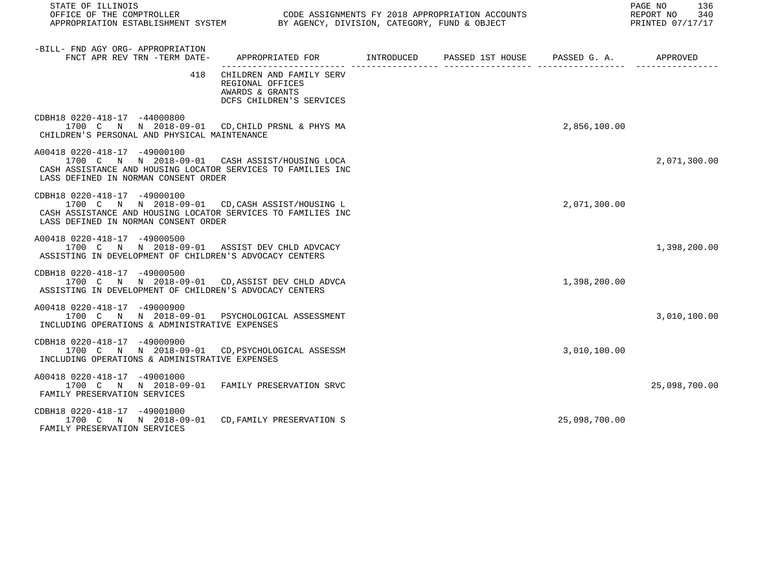STATE OF ILLINOIS
OFFICE OF THE COMPTROLLER — CODE ASSIGNMENTS FY 2018 APPROPRIATION ACCOUNTS
APPROPRIATION ESTABLISHMENT SYSTEM — BY AGENCY, DIVISION, CATEGORY, FUND & OBJECT

REPORT NO 340
PRINTED 07/17/17

| -BILL- FND AGY ORG- APPROPRIATION FNCT APR REV TRN -TERM DATE- | APPROPRIATED FOR | INTRODUCED | PASSED 1ST HOUSE | PASSED G. A. | APPROVED |
|---|---|---|---|---|---|
| 418 | CHILDREN AND FAMILY SERV REGIONAL OFFICES AWARDS & GRANTS DCFS CHILDREN'S SERVICES | | | | |
| CDBH18 0220-418-17 -44000800 1700 C N N 2018-09-01 CHILDREN'S PERSONAL AND PHYSICAL MAINTENANCE | CD,CHILD PRSNL & PHYS MA | | | 2,856,100.00 | |
| A00418 0220-418-17 -49000100 1700 C N N 2018-09-01 CASH ASSISTANCE AND HOUSING LOCATOR SERVICES TO FAMILIES INC LASS DEFINED IN NORMAN CONSENT ORDER | CASH ASSIST/HOUSING LOCA | | | | 2,071,300.00 |
| CDBH18 0220-418-17 -49000100 1700 C N N 2018-09-01 CASH ASSISTANCE AND HOUSING LOCATOR SERVICES TO FAMILIES INC LASS DEFINED IN NORMAN CONSENT ORDER | CD,CASH ASSIST/HOUSING L | | | 2,071,300.00 | |
| A00418 0220-418-17 -49000500 1700 C N N 2018-09-01 ASSISTING IN DEVELOPMENT OF CHILDREN'S ADVOCACY CENTERS | ASSIST DEV CHLD ADVCACY | | | | 1,398,200.00 |
| CDBH18 0220-418-17 -49000500 1700 C N N 2018-09-01 ASSISTING IN DEVELOPMENT OF CHILDREN'S ADVOCACY CENTERS | CD,ASSIST DEV CHLD ADVCA | | | 1,398,200.00 | |
| A00418 0220-418-17 -49000900 1700 C N N 2018-09-01 INCLUDING OPERATIONS & ADMINISTRATIVE EXPENSES | PSYCHOLOGICAL ASSESSMENT | | | | 3,010,100.00 |
| CDBH18 0220-418-17 -49000900 1700 C N N 2018-09-01 INCLUDING OPERATIONS & ADMINISTRATIVE EXPENSES | CD,PSYCHOLOGICAL ASSESSM | | | 3,010,100.00 | |
| A00418 0220-418-17 -49001000 1700 C N N 2018-09-01 FAMILY PRESERVATION SERVICES | FAMILY PRESERVATION SRVC | | | | 25,098,700.00 |
| CDBH18 0220-418-17 -49001000 1700 C N N 2018-09-01 FAMILY PRESERVATION SERVICES | CD,FAMILY PRESERVATION S | | | 25,098,700.00 | |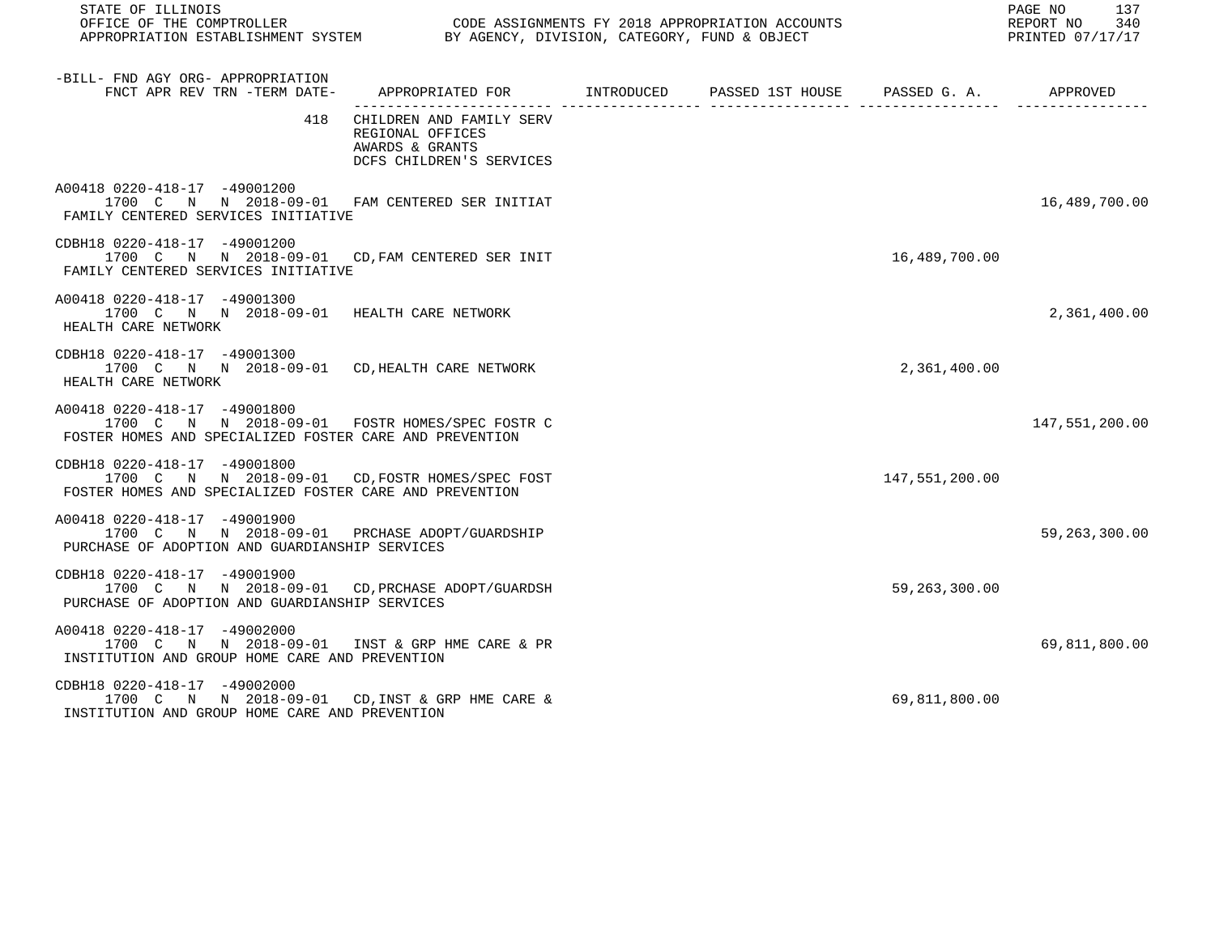| -BILL- FND AGY ORG- APPROPRIATION FNCT APR REV TRN -TERM DATE- | APPROPRIATED FOR | INTRODUCED | PASSED 1ST HOUSE | PASSED G. A. | APPROVED |
|---|---|---|---|---|---|
| 418 | CHILDREN AND FAMILY SERV REGIONAL OFFICES AWARDS & GRANTS DCFS CHILDREN'S SERVICES | | | | |
| A00418 0220-418-17 -49001200 1700 C N N 2018-09-01 FAMILY CENTERED SERVICES INITIATIVE | FAM CENTERED SER INITIAT | | | | 16,489,700.00 |
| CDBH18 0220-418-17 -49001200 1700 C N N 2018-09-01 FAMILY CENTERED SERVICES INITIATIVE | CD,FAM CENTERED SER INIT | | | 16,489,700.00 | |
| A00418 0220-418-17 -49001300 1700 C N N 2018-09-01 HEALTH CARE NETWORK | HEALTH CARE NETWORK | | | | 2,361,400.00 |
| CDBH18 0220-418-17 -49001300 1700 C N N 2018-09-01 HEALTH CARE NETWORK | CD,HEALTH CARE NETWORK | | | 2,361,400.00 | |
| A00418 0220-418-17 -49001800 1700 C N N 2018-09-01 FOSTER HOMES AND SPECIALIZED FOSTER CARE AND PREVENTION | FOSTR HOMES/SPEC FOSTR C | | | | 147,551,200.00 |
| CDBH18 0220-418-17 -49001800 1700 C N N 2018-09-01 FOSTER HOMES AND SPECIALIZED FOSTER CARE AND PREVENTION | CD,FOSTR HOMES/SPEC FOST | | | 147,551,200.00 | |
| A00418 0220-418-17 -49001900 1700 C N N 2018-09-01 PURCHASE OF ADOPTION AND GUARDIANSHIP SERVICES | PRCHASE ADOPT/GUARDSHIP | | | | 59,263,300.00 |
| CDBH18 0220-418-17 -49001900 1700 C N N 2018-09-01 PURCHASE OF ADOPTION AND GUARDIANSHIP SERVICES | CD,PRCHASE ADOPT/GUARDSH | | | 59,263,300.00 | |
| A00418 0220-418-17 -49002000 1700 C N N 2018-09-01 INSTITUTION AND GROUP HOME CARE AND PREVENTION | INST & GRP HME CARE & PR | | | | 69,811,800.00 |
| CDBH18 0220-418-17 -49002000 1700 C N N 2018-09-01 INSTITUTION AND GROUP HOME CARE AND PREVENTION | CD,INST & GRP HME CARE & | | | 69,811,800.00 | |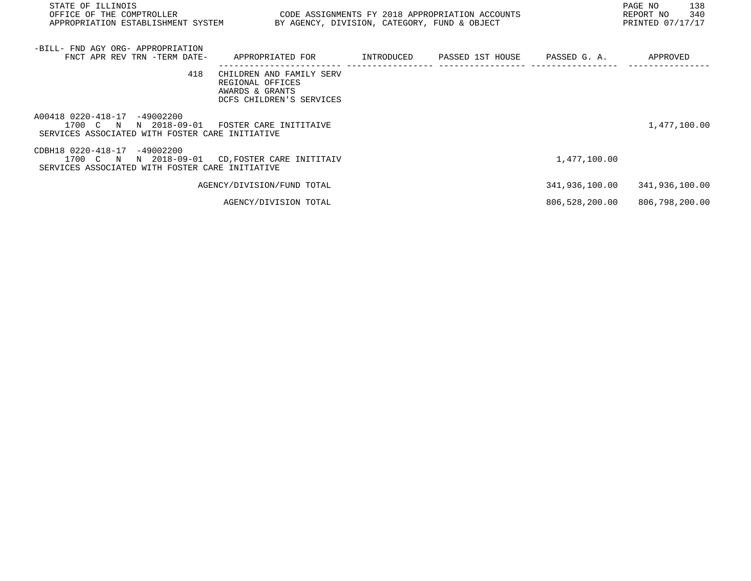| -BILL- FND AGY ORG- APPROPRIATION FNCT APR REV TRN -TERM DATE- | APPROPRIATED FOR | INTRODUCED | PASSED 1ST HOUSE | PASSED G. A. | APPROVED |
|---|---|---|---|---|---|
| 418 | CHILDREN AND FAMILY SERV REGIONAL OFFICES AWARDS & GRANTS DCFS CHILDREN'S SERVICES | | | | |
| A00418 0220-418-17 -49002200 1700 C N N 2018-09-01 SERVICES ASSOCIATED WITH FOSTER CARE INITIATIVE | FOSTER CARE INITITAIVE | | | | 1,477,100.00 |
| CDBH18 0220-418-17 -49002200 1700 C N N 2018-09-01 SERVICES ASSOCIATED WITH FOSTER CARE INITIATIVE | CD,FOSTER CARE INITITAIV | | | 1,477,100.00 | |
| | AGENCY/DIVISION/FUND TOTAL | | | 341,936,100.00 | 341,936,100.00 |
| | AGENCY/DIVISION TOTAL | | | 806,528,200.00 | 806,798,200.00 |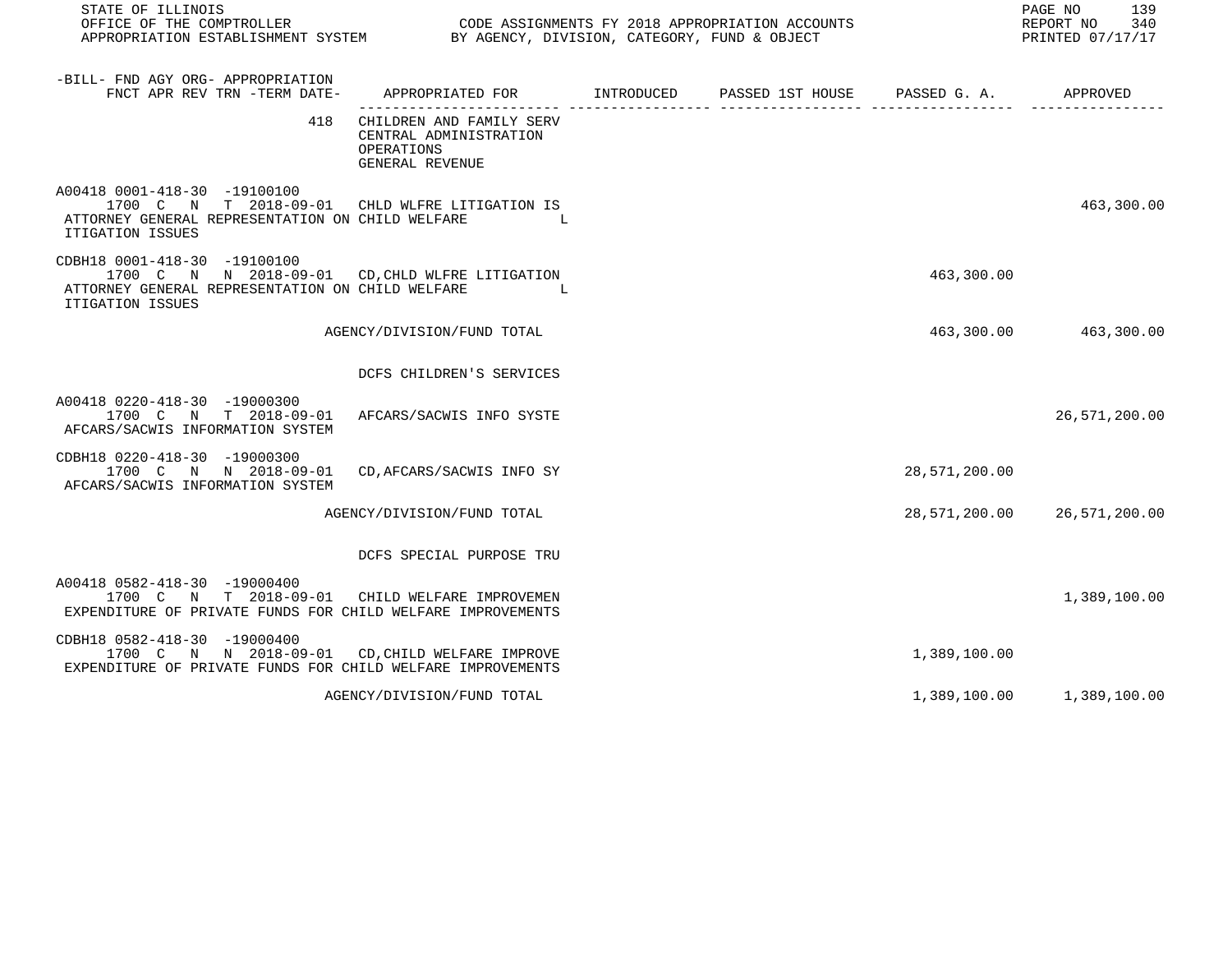STATE OF ILLINOIS
OFFICE OF THE COMPTROLLER — CODE ASSIGNMENTS FY 2018 APPROPRIATION ACCOUNTS
APPROPRIATION ESTABLISHMENT SYSTEM — BY AGENCY, DIVISION, CATEGORY, FUND & OBJECT

REPORT NO 340
PRINTED 07/17/17

| -BILL- FND AGY ORG- APPROPRIATION FNCT APR REV TRN -TERM DATE- | APPROPRIATED FOR | INTRODUCED | PASSED 1ST HOUSE | PASSED G. A. | APPROVED |
|---|---|---|---|---|---|
| 418 | CHILDREN AND FAMILY SERV CENTRAL ADMINISTRATION OPERATIONS GENERAL REVENUE | | | | |
| A00418 0001-418-30 -19100100 1700 C N T 2018-09-01 ATTORNEY GENERAL REPRESENTATION ON CHILD WELFARE LITIGATION ISSUES | CHLD WLFRE LITIGATION IS | | | | 463,300.00 |
| CDBH18 0001-418-30 -19100100 1700 C N N 2018-09-01 ATTORNEY GENERAL REPRESENTATION ON CHILD WELFARE LITIGATION ISSUES | CD,CHLD WLFRE LITIGATION | | | 463,300.00 | |
| | AGENCY/DIVISION/FUND TOTAL | | | 463,300.00 | 463,300.00 |
| | DCFS CHILDREN'S SERVICES | | | | |
| A00418 0220-418-30 -19000300 1700 C N T 2018-09-01 AFCARS/SACWIS INFORMATION SYSTEM | AFCARS/SACWIS INFO SYSTE | | | | 26,571,200.00 |
| CDBH18 0220-418-30 -19000300 1700 C N N 2018-09-01 AFCARS/SACWIS INFORMATION SYSTEM | CD,AFCARS/SACWIS INFO SY | | | 28,571,200.00 | |
| | AGENCY/DIVISION/FUND TOTAL | | | 28,571,200.00 | 26,571,200.00 |
| | DCFS SPECIAL PURPOSE TRU | | | | |
| A00418 0582-418-30 -19000400 1700 C N T 2018-09-01 EXPENDITURE OF PRIVATE FUNDS FOR CHILD WELFARE IMPROVEMENTS | CHILD WELFARE IMPROVEMEN | | | | 1,389,100.00 |
| CDBH18 0582-418-30 -19000400 1700 C N N 2018-09-01 EXPENDITURE OF PRIVATE FUNDS FOR CHILD WELFARE IMPROVEMENTS | CD,CHILD WELFARE IMPROVE | | | 1,389,100.00 | |
| | AGENCY/DIVISION/FUND TOTAL | | | 1,389,100.00 | 1,389,100.00 |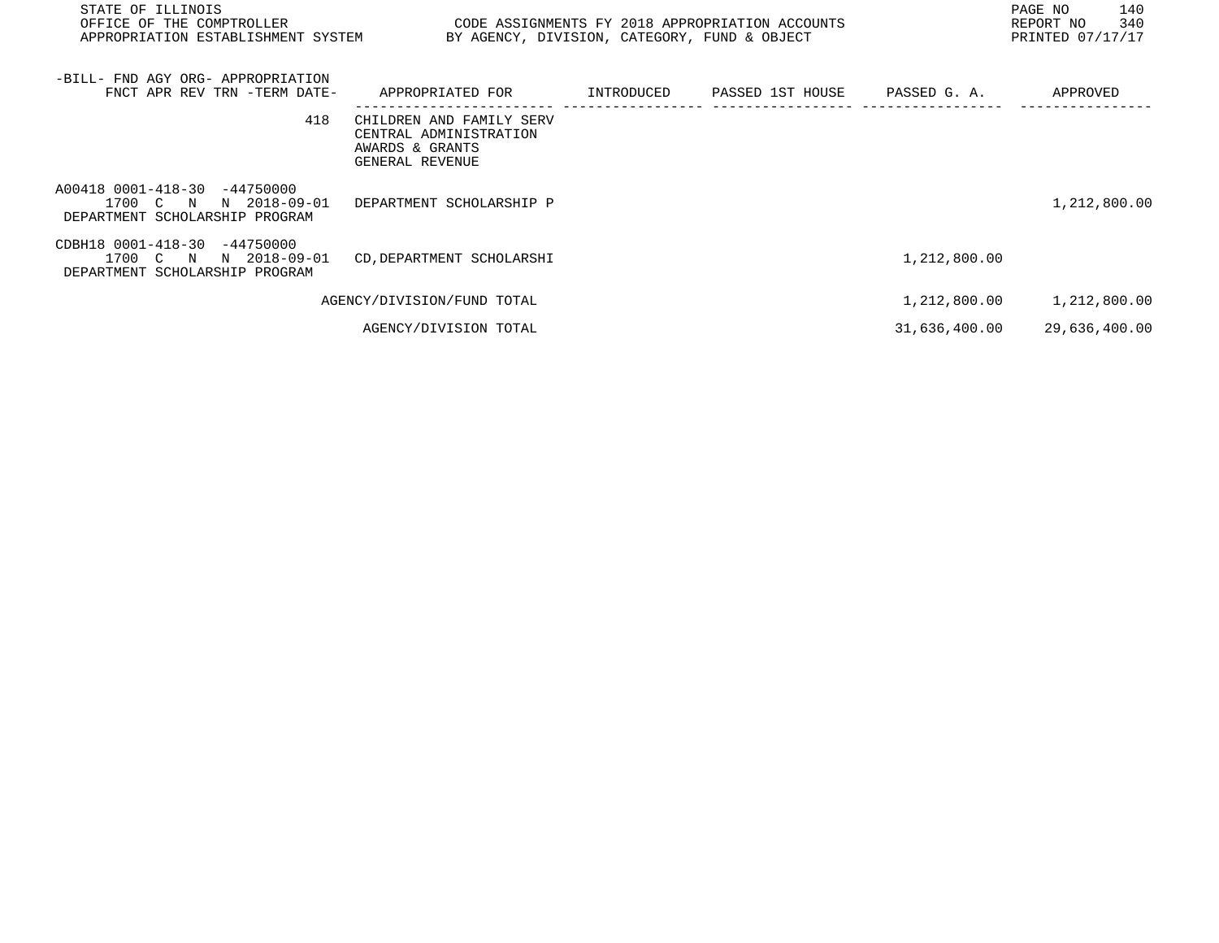| -BILL- FND AGY ORG- APPROPRIATION FNCT APR REV TRN -TERM DATE- | APPROPRIATED FOR | INTRODUCED | PASSED 1ST HOUSE | PASSED G. A. | APPROVED |
|---|---|---|---|---|---|
| 418 | CHILDREN AND FAMILY SERV<br>CENTRAL ADMINISTRATION<br>AWARDS & GRANTS<br>GENERAL REVENUE | | | | |
| A00418 0001-418-30 -44750000<br>1700 C N N 2018-09-01<br>DEPARTMENT SCHOLARSHIP PROGRAM | DEPARTMENT SCHOLARSHIP P | | | | 1,212,800.00 |
| CDBH18 0001-418-30 -44750000<br>1700 C N N 2018-09-01<br>DEPARTMENT SCHOLARSHIP PROGRAM | CD,DEPARTMENT SCHOLARSHI | | | 1,212,800.00 | |
| | AGENCY/DIVISION/FUND TOTAL | | | 1,212,800.00 | 1,212,800.00 |
| | AGENCY/DIVISION TOTAL | | | 31,636,400.00 | 29,636,400.00 |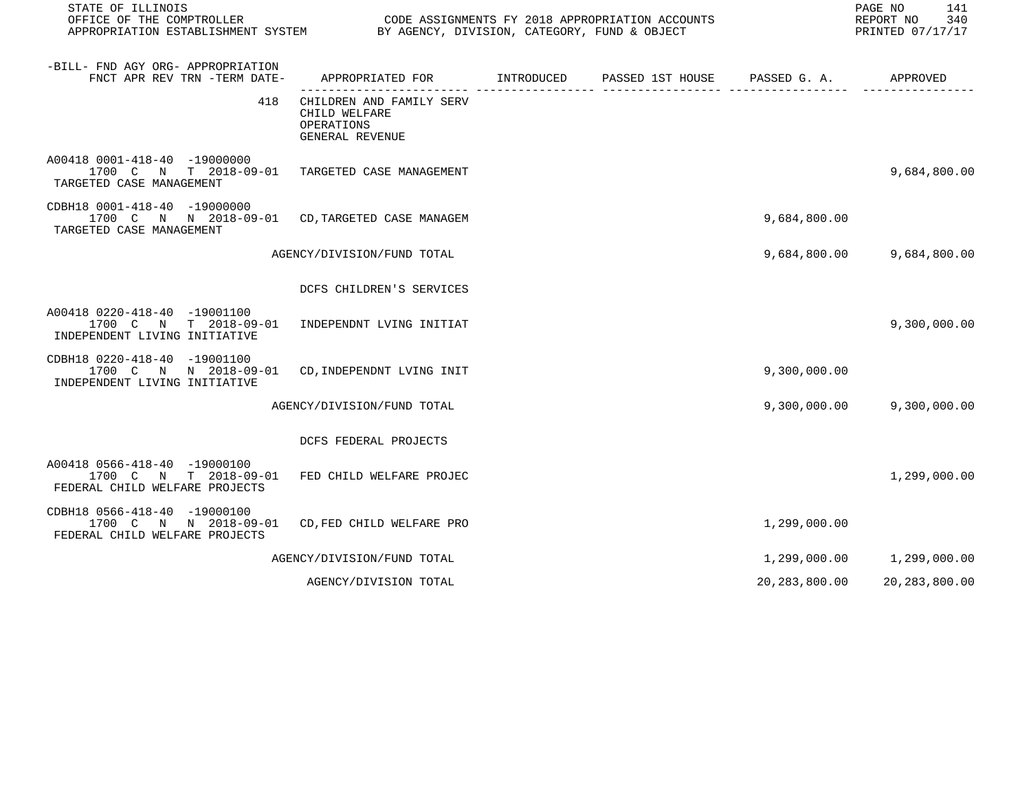| -BILL- FND AGY ORG- APPROPRIATION FNCT APR REV TRN -TERM DATE- | APPROPRIATED FOR | INTRODUCED | PASSED 1ST HOUSE | PASSED G. A. | APPROVED |
|---|---|---|---|---|---|
| 418 | CHILDREN AND FAMILY SERV CHILD WELFARE OPERATIONS GENERAL REVENUE | | | | |
| A00418 0001-418-40 -19000000 1700 C N T 2018-09-01 TARGETED CASE MANAGEMENT | TARGETED CASE MANAGEMENT | | | | 9,684,800.00 |
| CDBH18 0001-418-40 -19000000 1700 C N N 2018-09-01 TARGETED CASE MANAGEMENT | CD,TARGETED CASE MANAGEM | | | 9,684,800.00 | |
| | AGENCY/DIVISION/FUND TOTAL | | | 9,684,800.00 | 9,684,800.00 |
| | DCFS CHILDREN'S SERVICES | | | | |
| A00418 0220-418-40 -19001100 1700 C N T 2018-09-01 INDEPENDENT LIVING INITIATIVE | INDEPENDNT LVING INITIAT | | | | 9,300,000.00 |
| CDBH18 0220-418-40 -19001100 1700 C N N 2018-09-01 INDEPENDENT LIVING INITIATIVE | CD,INDEPENDNT LVING INIT | | | 9,300,000.00 | |
| | AGENCY/DIVISION/FUND TOTAL | | | 9,300,000.00 | 9,300,000.00 |
| | DCFS FEDERAL PROJECTS | | | | |
| A00418 0566-418-40 -19000100 1700 C N T 2018-09-01 FEDERAL CHILD WELFARE PROJECTS | FED CHILD WELFARE PROJEC | | | | 1,299,000.00 |
| CDBH18 0566-418-40 -19000100 1700 C N N 2018-09-01 FEDERAL CHILD WELFARE PROJECTS | CD,FED CHILD WELFARE PRO | | | 1,299,000.00 | |
| | AGENCY/DIVISION/FUND TOTAL | | | 1,299,000.00 | 1,299,000.00 |
| | AGENCY/DIVISION TOTAL | | | 20,283,800.00 | 20,283,800.00 |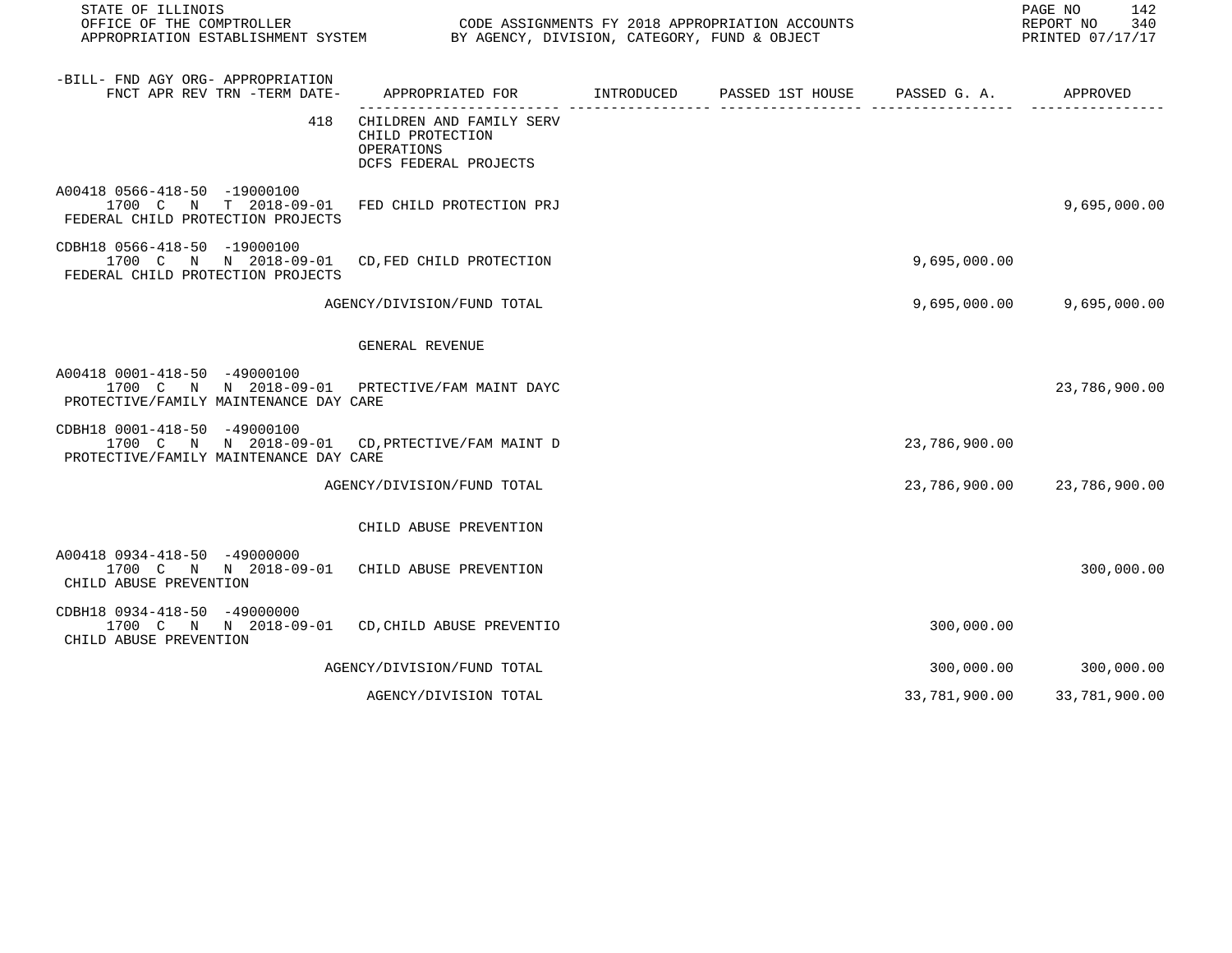STATE OF ILLINOIS
OFFICE OF THE COMPTROLLER
APPROPRIATION ESTABLISHMENT SYSTEM

CODE ASSIGNMENTS FY 2018 APPROPRIATION ACCOUNTS
BY AGENCY, DIVISION, CATEGORY, FUND & OBJECT

REPORT NO 340
PRINTED 07/17/17

| -BILL- FND AGY ORG- APPROPRIATION FNCT APR REV TRN -TERM DATE- | APPROPRIATED FOR | INTRODUCED | PASSED 1ST HOUSE | PASSED G. A. | APPROVED |
|---|---|---|---|---|---|
| 418 | CHILDREN AND FAMILY SERV CHILD PROTECTION OPERATIONS DCFS FEDERAL PROJECTS | | | | |
| A00418 0566-418-50 -19000100 1700 C N T 2018-09-01 FEDERAL CHILD PROTECTION PROJECTS | FED CHILD PROTECTION PRJ | | | | 9,695,000.00 |
| CDBH18 0566-418-50 -19000100 1700 C N N 2018-09-01 FEDERAL CHILD PROTECTION PROJECTS | CD,FED CHILD PROTECTION | | | 9,695,000.00 | |
| | AGENCY/DIVISION/FUND TOTAL | | | 9,695,000.00 | 9,695,000.00 |
| | GENERAL REVENUE | | | | |
| A00418 0001-418-50 -49000100 1700 C N N 2018-09-01 PROTECTIVE/FAMILY MAINTENANCE DAY CARE | PRTECTIVE/FAM MAINT DAYC | | | | 23,786,900.00 |
| CDBH18 0001-418-50 -49000100 1700 C N N 2018-09-01 PROTECTIVE/FAMILY MAINTENANCE DAY CARE | CD,PRTECTIVE/FAM MAINT D | | | 23,786,900.00 | |
| | AGENCY/DIVISION/FUND TOTAL | | | 23,786,900.00 | 23,786,900.00 |
| | CHILD ABUSE PREVENTION | | | | |
| A00418 0934-418-50 -49000000 1700 C N N 2018-09-01 CHILD ABUSE PREVENTION | CHILD ABUSE PREVENTION | | | | 300,000.00 |
| CDBH18 0934-418-50 -49000000 1700 C N N 2018-09-01 CHILD ABUSE PREVENTION | CD,CHILD ABUSE PREVENTIO | | | 300,000.00 | |
| | AGENCY/DIVISION/FUND TOTAL | | | 300,000.00 | 300,000.00 |
| | AGENCY/DIVISION TOTAL | | | 33,781,900.00 | 33,781,900.00 |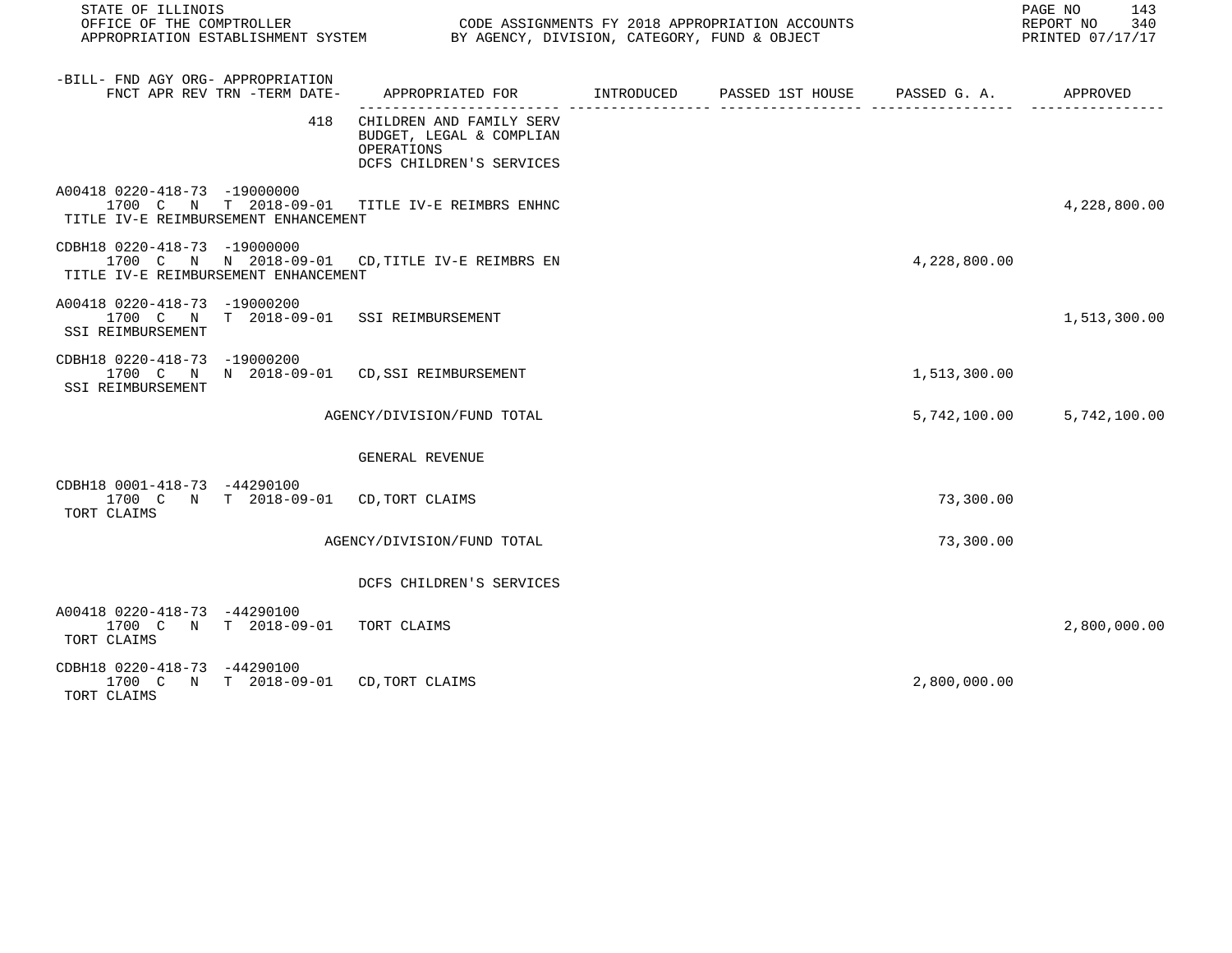| -BILL- FND AGY ORG- APPROPRIATION FNCT APR REV TRN -TERM DATE- | APPROPRIATED FOR | INTRODUCED | PASSED 1ST HOUSE | PASSED G. A. | APPROVED |
|---|---|---|---|---|---|
| 418 | CHILDREN AND FAMILY SERV BUDGET, LEGAL & COMPLIAN OPERATIONS DCFS CHILDREN'S SERVICES | | | | |
| A00418 0220-418-73 -19000000 1700 C N T 2018-09-01 TITLE IV-E REIMBURSEMENT ENHANCEMENT | TITLE IV-E REIMBRS ENHNC | | | | 4,228,800.00 |
| CDBH18 0220-418-73 -19000000 1700 C N N 2018-09-01 TITLE IV-E REIMBURSEMENT ENHANCEMENT | CD,TITLE IV-E REIMBRS EN | | | 4,228,800.00 | |
| A00418 0220-418-73 -19000200 1700 C N T 2018-09-01 SSI REIMBURSEMENT | SSI REIMBURSEMENT | | | | 1,513,300.00 |
| CDBH18 0220-418-73 -19000200 1700 C N N 2018-09-01 SSI REIMBURSEMENT | CD,SSI REIMBURSEMENT | | | 1,513,300.00 | |
| | AGENCY/DIVISION/FUND TOTAL | | | 5,742,100.00 | 5,742,100.00 |
| | GENERAL REVENUE | | | | |
| CDBH18 0001-418-73 -44290100 1700 C N T 2018-09-01 TORT CLAIMS | CD,TORT CLAIMS | | | 73,300.00 | |
| | AGENCY/DIVISION/FUND TOTAL | | | 73,300.00 | |
| | DCFS CHILDREN'S SERVICES | | | | |
| A00418 0220-418-73 -44290100 1700 C N T 2018-09-01 TORT CLAIMS | TORT CLAIMS | | | | 2,800,000.00 |
| CDBH18 0220-418-73 -44290100 1700 C N T 2018-09-01 TORT CLAIMS | CD,TORT CLAIMS | | | 2,800,000.00 | |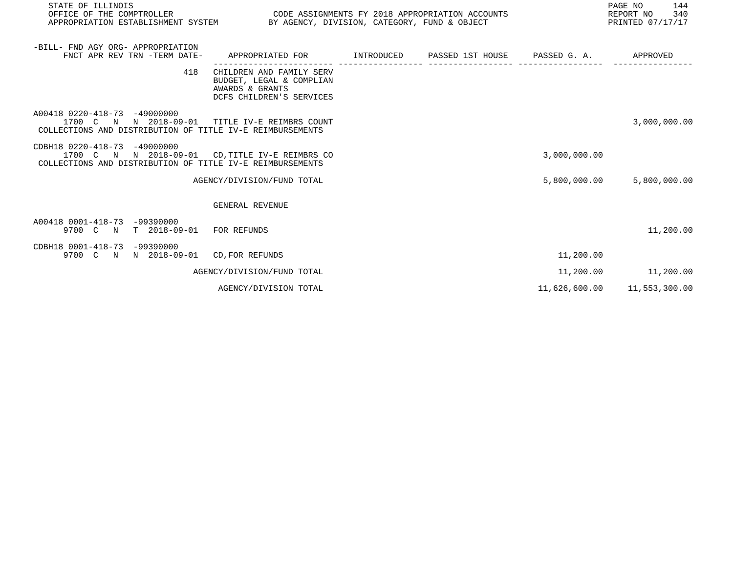| -BILL- FND AGY ORG- APPROPRIATION FNCT APR REV TRN -TERM DATE- | APPROPRIATED FOR | INTRODUCED | PASSED 1ST HOUSE | PASSED G. A. | APPROVED |
|---|---|---|---|---|---|
| 418 | CHILDREN AND FAMILY SERV BUDGET, LEGAL & COMPLIAN AWARDS & GRANTS DCFS CHILDREN'S SERVICES | | | | |
| A00418 0220-418-73 -49000000 1700 C N N 2018-09-01 | TITLE IV-E REIMBRS COUNT | | | | 3,000,000.00 |
| COLLECTIONS AND DISTRIBUTION OF TITLE IV-E REIMBURSEMENTS | | | | | |
| CDBH18 0220-418-73 -49000000 1700 C N N 2018-09-01 | CD,TITLE IV-E REIMBRS CO | | | 3,000,000.00 | |
| COLLECTIONS AND DISTRIBUTION OF TITLE IV-E REIMBURSEMENTS | | | | | |
| | AGENCY/DIVISION/FUND TOTAL | | | 5,800,000.00 | 5,800,000.00 |
| | GENERAL REVENUE | | | | |
| A00418 0001-418-73 -99390000 9700 C N T 2018-09-01 | FOR REFUNDS | | | | 11,200.00 |
| CDBH18 0001-418-73 -99390000 9700 C N N 2018-09-01 | CD,FOR REFUNDS | | | 11,200.00 | |
| | AGENCY/DIVISION/FUND TOTAL | | | 11,200.00 | 11,200.00 |
| | AGENCY/DIVISION TOTAL | | | 11,626,600.00 | 11,553,300.00 |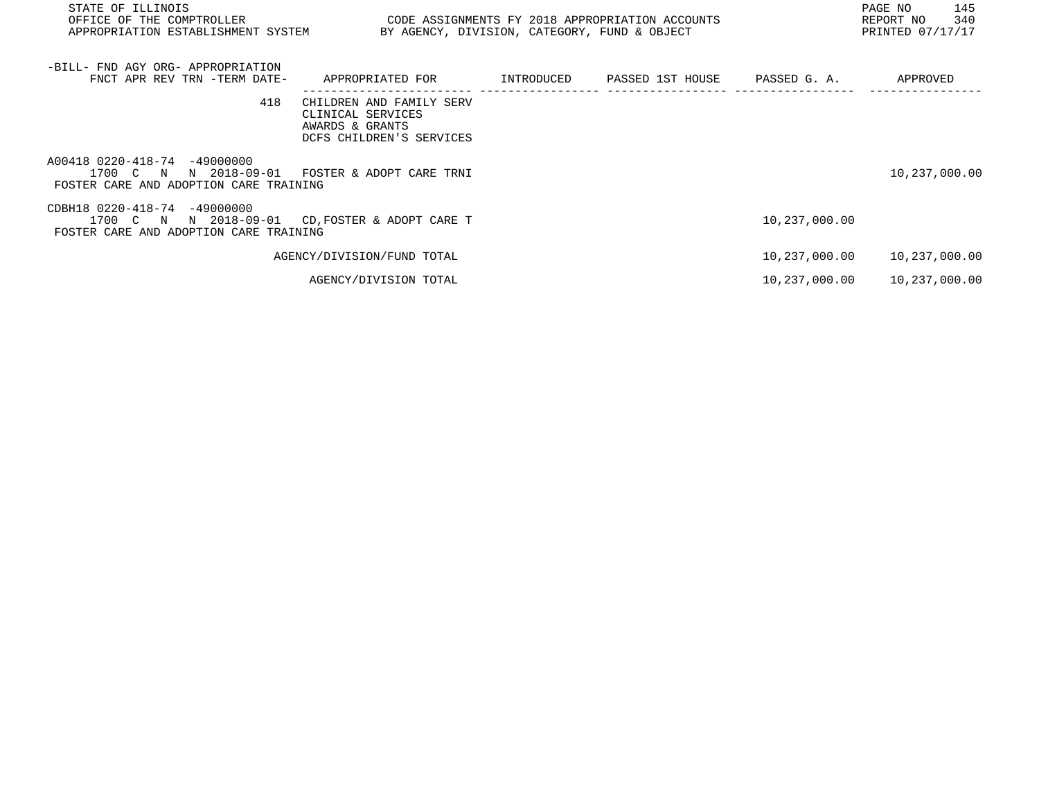STATE OF ILLINOIS
OFFICE OF THE COMPTROLLER
APPROPRIATION ESTABLISHMENT SYSTEM

CODE ASSIGNMENTS FY 2018 APPROPRIATION ACCOUNTS
BY AGENCY, DIVISION, CATEGORY, FUND & OBJECT

REPORT NO 340
PRINTED 07/17/17

| -BILL- FND AGY ORG- APPROPRIATION FNCT APR REV TRN -TERM DATE- | APPROPRIATED FOR | INTRODUCED | PASSED 1ST HOUSE | PASSED G. A. | APPROVED |
|---|---|---|---|---|---|
| 418 | CHILDREN AND FAMILY SERV CLINICAL SERVICES AWARDS & GRANTS DCFS CHILDREN'S SERVICES | | | | |
| A00418 0220-418-74 -49000000 1700 C N N 2018-09-01 FOSTER CARE AND ADOPTION CARE TRAINING | FOSTER & ADOPT CARE TRNI | | | | 10,237,000.00 |
| CDBH18 0220-418-74 -49000000 1700 C N N 2018-09-01 FOSTER CARE AND ADOPTION CARE TRAINING | CD,FOSTER & ADOPT CARE T | | | 10,237,000.00 | |
| | AGENCY/DIVISION/FUND TOTAL | | | 10,237,000.00 | 10,237,000.00 |
| | AGENCY/DIVISION TOTAL | | | 10,237,000.00 | 10,237,000.00 |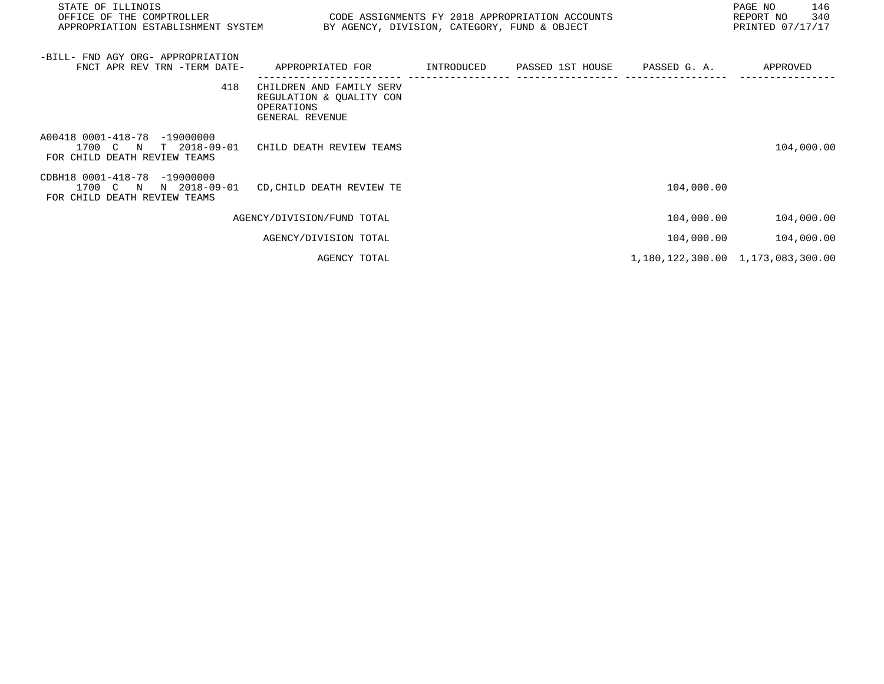| -BILL- FND AGY ORG- APPROPRIATION FNCT APR REV TRN -TERM DATE- | APPROPRIATED FOR | INTRODUCED | PASSED 1ST HOUSE | PASSED G. A. | APPROVED |
|---|---|---|---|---|---|
| 418 | CHILDREN AND FAMILY SERV REGULATION & QUALITY CON OPERATIONS GENERAL REVENUE | | | | |
| A00418 0001-418-78 -19000000 1700 C N T 2018-09-01 FOR CHILD DEATH REVIEW TEAMS | CHILD DEATH REVIEW TEAMS | | | | 104,000.00 |
| CDBH18 0001-418-78 -19000000 1700 C N N 2018-09-01 FOR CHILD DEATH REVIEW TEAMS | CD,CHILD DEATH REVIEW TE | | | 104,000.00 | |
| | AGENCY/DIVISION/FUND TOTAL | | | 104,000.00 | 104,000.00 |
| | AGENCY/DIVISION TOTAL | | | 104,000.00 | 104,000.00 |
| | AGENCY TOTAL | | | 1,180,122,300.00 | 1,173,083,300.00 |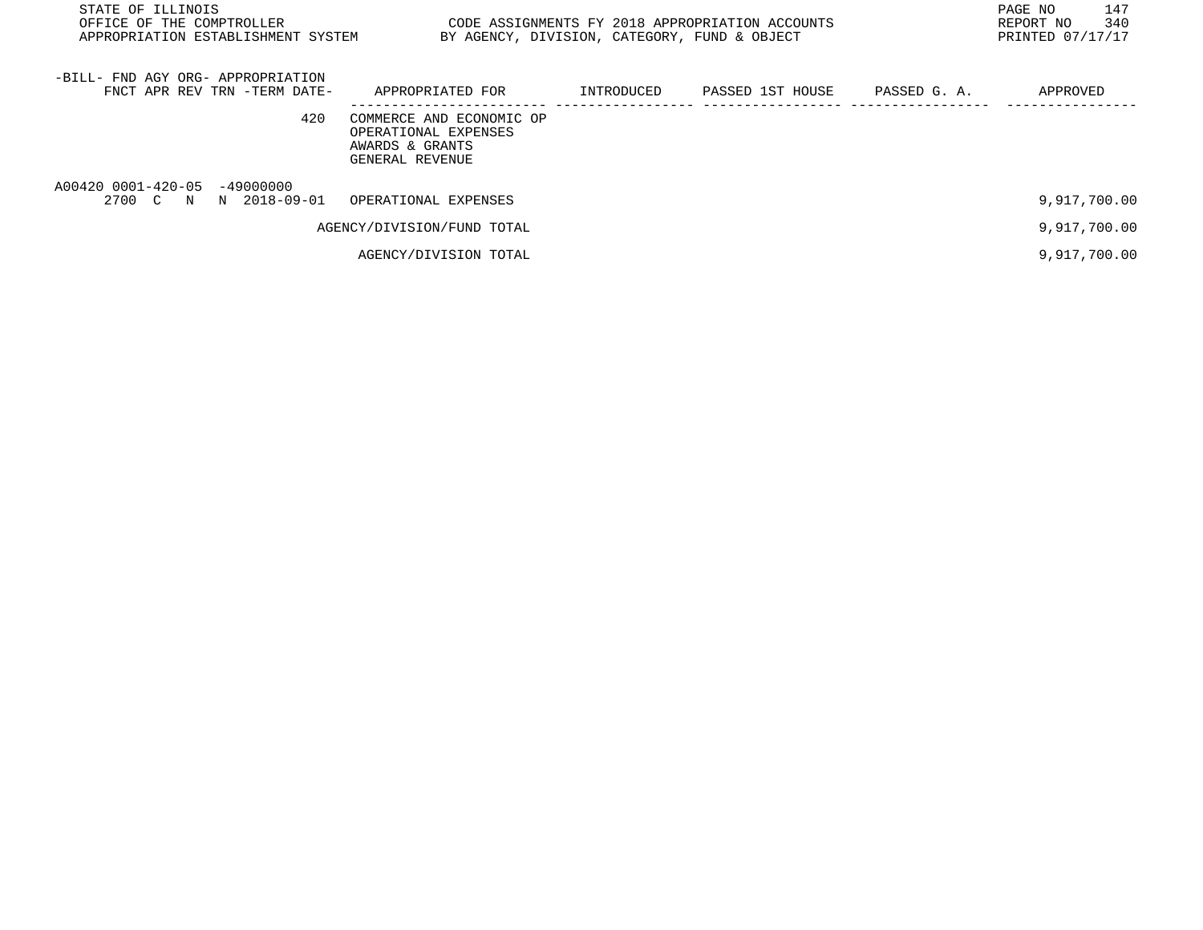STATE OF ILLINOIS
OFFICE OF THE COMPTROLLER
APPROPRIATION ESTABLISHMENT SYSTEM

CODE ASSIGNMENTS FY 2018 APPROPRIATION ACCOUNTS
BY AGENCY, DIVISION, CATEGORY, FUND & OBJECT

REPORT NO 340
PRINTED 07/17/17

| -BILL- FND AGY ORG- APPROPRIATION FNCT APR REV TRN -TERM DATE- | APPROPRIATED FOR | INTRODUCED | PASSED 1ST HOUSE | PASSED G. A. | APPROVED |
|---|---|---|---|---|---|
| 420 | COMMERCE AND ECONOMIC OP OPERATIONAL EXPENSES AWARDS & GRANTS GENERAL REVENUE | | | | |
| A00420 0001-420-05 -49000000 2700 C N N 2018-09-01 | OPERATIONAL EXPENSES | | | | 9,917,700.00 |
| | AGENCY/DIVISION/FUND TOTAL | | | | 9,917,700.00 |
| | AGENCY/DIVISION TOTAL | | | | 9,917,700.00 |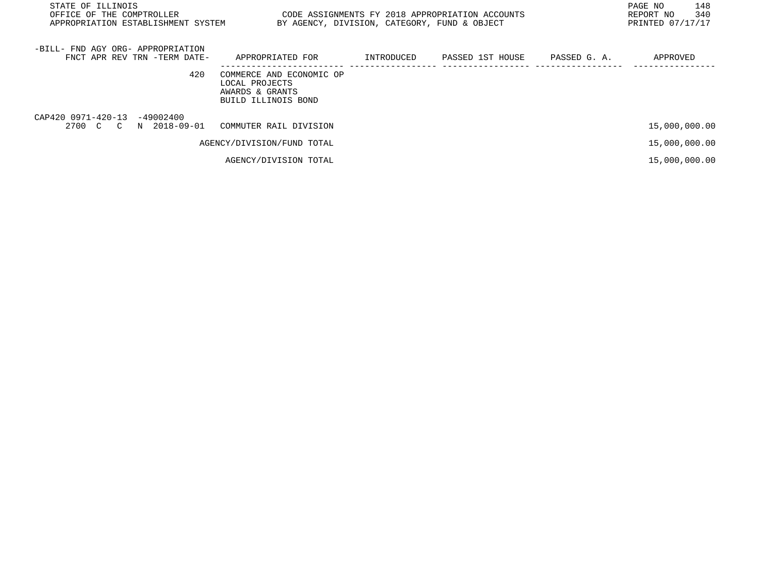| -BILL- FND AGY ORG- APPROPRIATION FNCT APR REV TRN -TERM DATE- | APPROPRIATED FOR | INTRODUCED | PASSED 1ST HOUSE | PASSED G. A. | APPROVED |
|---|---|---|---|---|---|
| 420 | COMMERCE AND ECONOMIC OP LOCAL PROJECTS AWARDS & GRANTS BUILD ILLINOIS BOND | | | | |
| CAP420 0971-420-13 -49002400 2700 C C N 2018-09-01 | COMMUTER RAIL DIVISION | | | | 15,000,000.00 |
| | AGENCY/DIVISION/FUND TOTAL | | | | 15,000,000.00 |
| | AGENCY/DIVISION TOTAL | | | | 15,000,000.00 |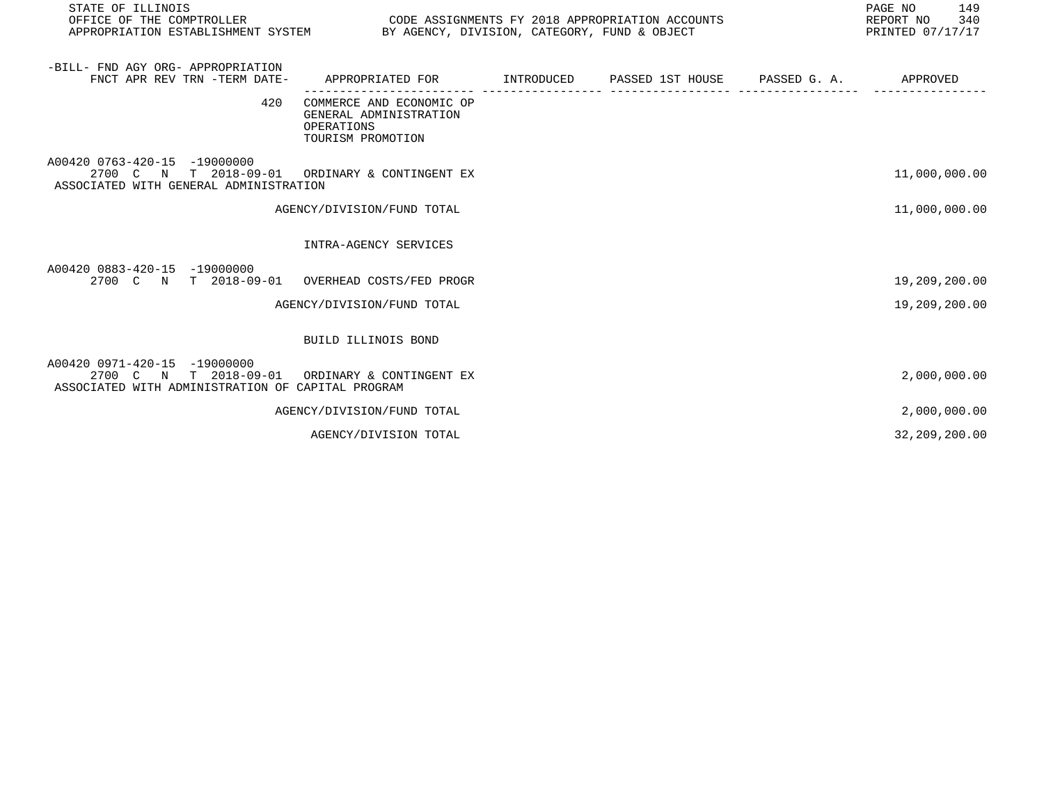| -BILL- FND AGY ORG- APPROPRIATION FNCT APR REV TRN -TERM DATE- | APPROPRIATED FOR | INTRODUCED | PASSED 1ST HOUSE | PASSED G. A. | APPROVED |
|---|---|---|---|---|---|
| 420 | COMMERCE AND ECONOMIC OP GENERAL ADMINISTRATION OPERATIONS TOURISM PROMOTION | | | | |
| A00420 0763-420-15 -19000000 2700 C N T 2018-09-01 | ORDINARY & CONTINGENT EX | | | | 11,000,000.00 |
| ASSOCIATED WITH GENERAL ADMINISTRATION | | | | | |
| | AGENCY/DIVISION/FUND TOTAL | | | | 11,000,000.00 |
| | INTRA-AGENCY SERVICES | | | | |
| A00420 0883-420-15 -19000000 2700 C N T 2018-09-01 | OVERHEAD COSTS/FED PROGR | | | | 19,209,200.00 |
| | AGENCY/DIVISION/FUND TOTAL | | | | 19,209,200.00 |
| | BUILD ILLINOIS BOND | | | | |
| A00420 0971-420-15 -19000000 2700 C N T 2018-09-01 | ORDINARY & CONTINGENT EX | | | | 2,000,000.00 |
| ASSOCIATED WITH ADMINISTRATION OF CAPITAL PROGRAM | | | | | |
| | AGENCY/DIVISION/FUND TOTAL | | | | 2,000,000.00 |
| | AGENCY/DIVISION TOTAL | | | | 32,209,200.00 |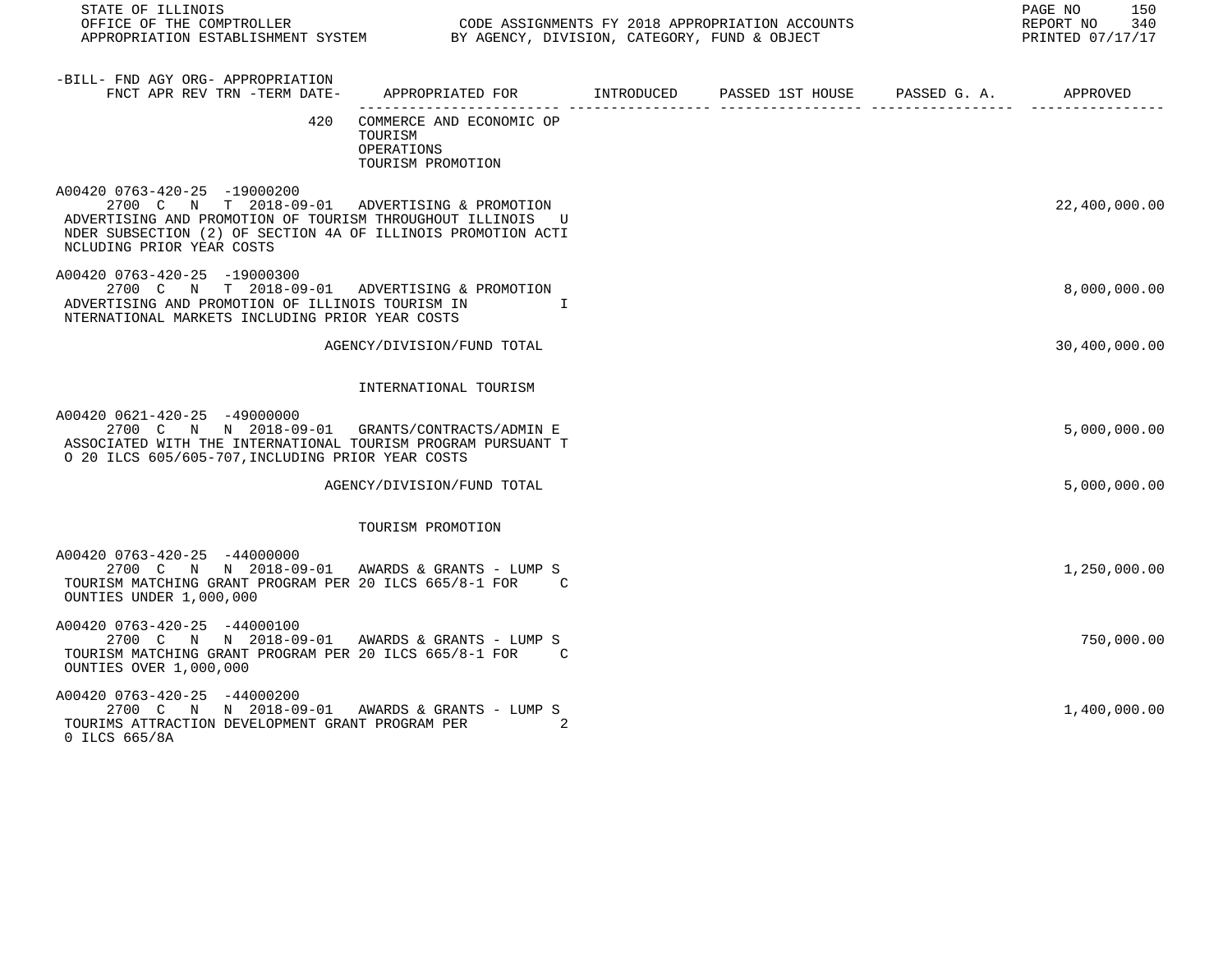-BILL- FND AGY ORG- APPROPRIATION
FNCT APR REV TRN -TERM DATE- APPROPRIATED FOR INTRODUCED PASSED 1ST HOUSE PASSED G. A. APPROVED

420 COMMERCE AND ECONOMIC OP
TOURISM
OPERATIONS
TOURISM PROMOTION

| Appropriation | Appropriated For | Introduced | Passed 1st House | Passed G. A. | Approved |
|---|---|---|---|---|---|
| A00420 0763-420-25 -19000200<br>2700 C N T 2018-09-01 | ADVERTISING & PROMOTION<br>ADVERTISING AND PROMOTION OF TOURISM THROUGHOUT ILLINOIS UNDER SUBSECTION (2) OF SECTION 4A OF ILLINOIS PROMOTION ACTI NCLUDING PRIOR YEAR COSTS | | | | 22,400,000.00 |
| A00420 0763-420-25 -19000300<br>2700 C N T 2018-09-01 | ADVERTISING & PROMOTION<br>ADVERTISING AND PROMOTION OF ILLINOIS TOURISM IN INTERNATIONAL MARKETS INCLUDING PRIOR YEAR COSTS | | | | 8,000,000.00 |
| | AGENCY/DIVISION/FUND TOTAL | | | | 30,400,000.00 |

INTERNATIONAL TOURISM

| Appropriation | Appropriated For | Introduced | Passed 1st House | Passed G. A. | Approved |
|---|---|---|---|---|---|
| A00420 0621-420-25 -49000000<br>2700 C N N 2018-09-01 | GRANTS/CONTRACTS/ADMIN E<br>ASSOCIATED WITH THE INTERNATIONAL TOURISM PROGRAM PURSUANT TO 20 ILCS 605/605-707,INCLUDING PRIOR YEAR COSTS | | | | 5,000,000.00 |
| | AGENCY/DIVISION/FUND TOTAL | | | | 5,000,000.00 |

TOURISM PROMOTION

| Appropriation | Appropriated For | Introduced | Passed 1st House | Passed G. A. | Approved |
|---|---|---|---|---|---|
| A00420 0763-420-25 -44000000<br>2700 C N N 2018-09-01 | AWARDS & GRANTS - LUMP S<br>TOURISM MATCHING GRANT PROGRAM PER 20 ILCS 665/8-1 FOR COUNTIES UNDER 1,000,000 | | | | 1,250,000.00 |
| A00420 0763-420-25 -44000100<br>2700 C N N 2018-09-01 | AWARDS & GRANTS - LUMP S<br>TOURISM MATCHING GRANT PROGRAM PER 20 ILCS 665/8-1 FOR COUNTIES OVER 1,000,000 | | | | 750,000.00 |
| A00420 0763-420-25 -44000200<br>2700 C N N 2018-09-01 | AWARDS & GRANTS - LUMP S<br>TOURIMS ATTRACTION DEVELOPMENT GRANT PROGRAM PER 20 ILCS 665/8A | | | | 1,400,000.00 |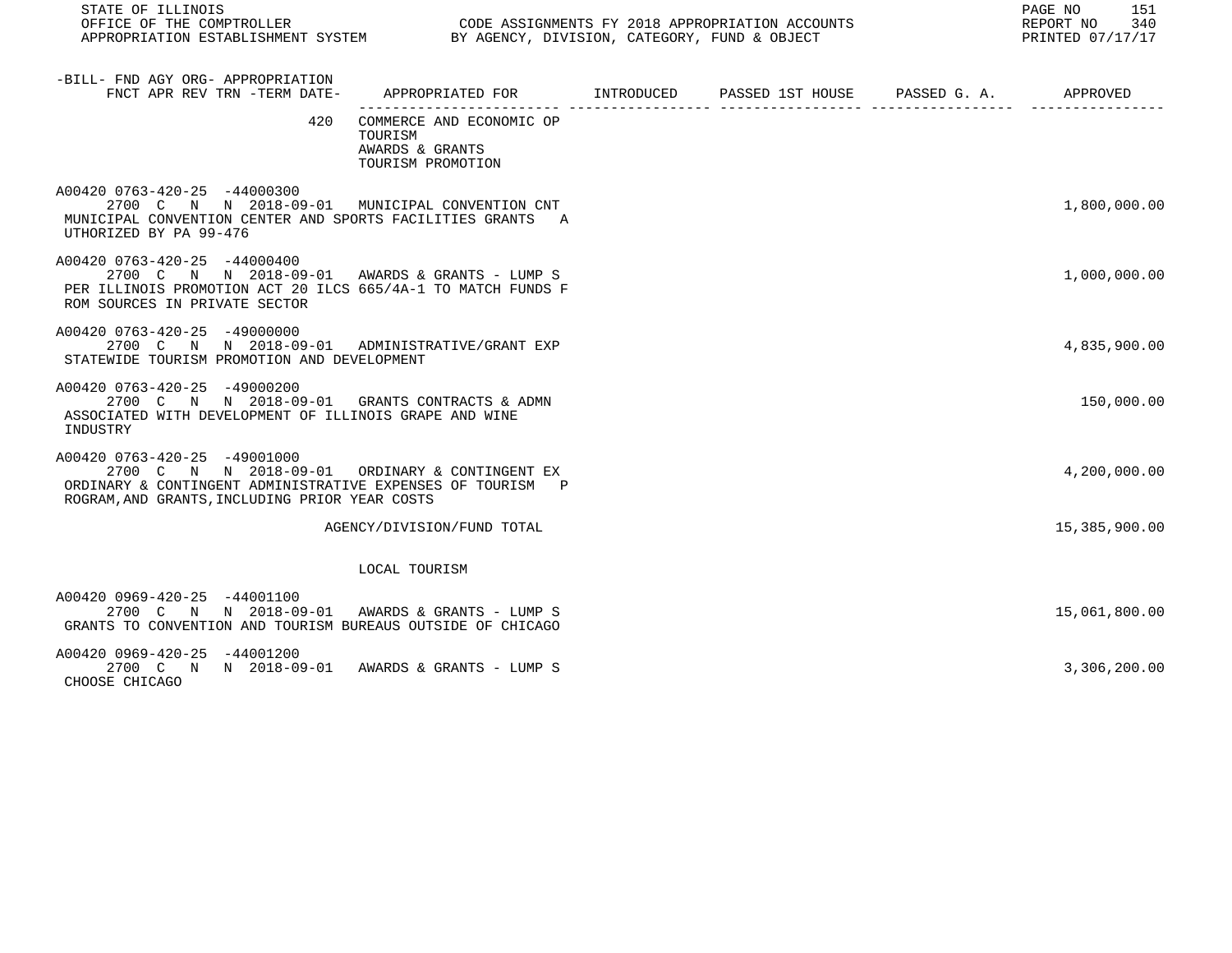STATE OF ILLINOIS
OFFICE OF THE COMPTROLLER — CODE ASSIGNMENTS FY 2018 APPROPRIATION ACCOUNTS
APPROPRIATION ESTABLISHMENT SYSTEM — BY AGENCY, DIVISION, CATEGORY, FUND & OBJECT

REPORT NO 340
PRINTED 07/17/17

| -BILL- FND AGY ORG- APPROPRIATION FNCT APR REV TRN -TERM DATE- | APPROPRIATED FOR | INTRODUCED | PASSED 1ST HOUSE | PASSED G. A. | APPROVED |
|---|---|---|---|---|---|
| 420 | COMMERCE AND ECONOMIC OP TOURISM AWARDS & GRANTS TOURISM PROMOTION | | | | |
| A00420 0763-420-25 -44000300 2700 C N N 2018-09-01 | MUNICIPAL CONVENTION CNT | | | | 1,800,000.00 |
| MUNICIPAL CONVENTION CENTER AND SPORTS FACILITIES GRANTS AUTHORIZED BY PA 99-476 | | | | | |
| A00420 0763-420-25 -44000400 2700 C N N 2018-09-01 | AWARDS & GRANTS - LUMP S | | | | 1,000,000.00 |
| PER ILLINOIS PROMOTION ACT 20 ILCS 665/4A-1 TO MATCH FUNDS FROM SOURCES IN PRIVATE SECTOR | | | | | |
| A00420 0763-420-25 -49000000 2700 C N N 2018-09-01 | ADMINISTRATIVE/GRANT EXP | | | | 4,835,900.00 |
| STATEWIDE TOURISM PROMOTION AND DEVELOPMENT | | | | | |
| A00420 0763-420-25 -49000200 2700 C N N 2018-09-01 | GRANTS CONTRACTS & ADMN | | | | 150,000.00 |
| ASSOCIATED WITH DEVELOPMENT OF ILLINOIS GRAPE AND WINE INDUSTRY | | | | | |
| A00420 0763-420-25 -49001000 2700 C N N 2018-09-01 | ORDINARY & CONTINGENT EX | | | | 4,200,000.00 |
| ORDINARY & CONTINGENT ADMINISTRATIVE EXPENSES OF TOURISM PROGRAM,AND GRANTS,INCLUDING PRIOR YEAR COSTS | | | | | |
| | AGENCY/DIVISION/FUND TOTAL | | | | 15,385,900.00 |
| | LOCAL TOURISM | | | | |
| A00420 0969-420-25 -44001100 2700 C N N 2018-09-01 | AWARDS & GRANTS - LUMP S | | | | 15,061,800.00 |
| GRANTS TO CONVENTION AND TOURISM BUREAUS OUTSIDE OF CHICAGO | | | | | |
| A00420 0969-420-25 -44001200 2700 C N N 2018-09-01 | AWARDS & GRANTS - LUMP S | | | | 3,306,200.00 |
| CHOOSE CHICAGO | | | | | |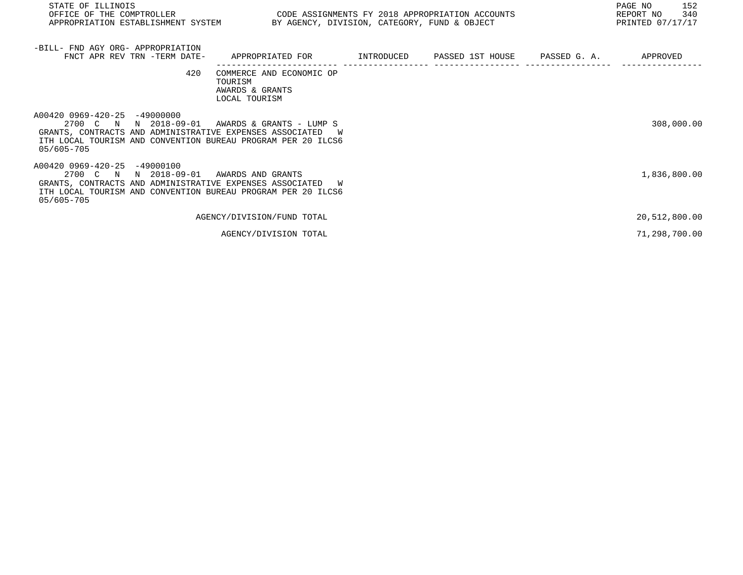STATE OF ILLINOIS
OFFICE OF THE COMPTROLLER
APPROPRIATION ESTABLISHMENT SYSTEM

CODE ASSIGNMENTS FY 2018 APPROPRIATION ACCOUNTS
BY AGENCY, DIVISION, CATEGORY, FUND & OBJECT

REPORT NO 340
PRINTED 07/17/17

| -BILL- FND AGY ORG- APPROPRIATION FNCT APR REV TRN -TERM DATE- | APPROPRIATED FOR | INTRODUCED | PASSED 1ST HOUSE | PASSED G. A. | APPROVED |
|---|---|---|---|---|---|
| 420 | COMMERCE AND ECONOMIC OP TOURISM AWARDS & GRANTS LOCAL TOURISM | | | | |
| A00420 0969-420-25 -49000000 2700 C N N 2018-09-01 | AWARDS & GRANTS - LUMP S | | | | 308,000.00 |
| GRANTS, CONTRACTS AND ADMINISTRATIVE EXPENSES ASSOCIATED WITH LOCAL TOURISM AND CONVENTION BUREAU PROGRAM PER 20 ILCS605/605-705 | | | | | |
| A00420 0969-420-25 -49000100 2700 C N N 2018-09-01 | AWARDS AND GRANTS | | | | 1,836,800.00 |
| GRANTS, CONTRACTS AND ADMINISTRATIVE EXPENSES ASSOCIATED WITH LOCAL TOURISM AND CONVENTION BUREAU PROGRAM PER 20 ILCS605/605-705 | | | | | |
| | AGENCY/DIVISION/FUND TOTAL | | | | 20,512,800.00 |
| | AGENCY/DIVISION TOTAL | | | | 71,298,700.00 |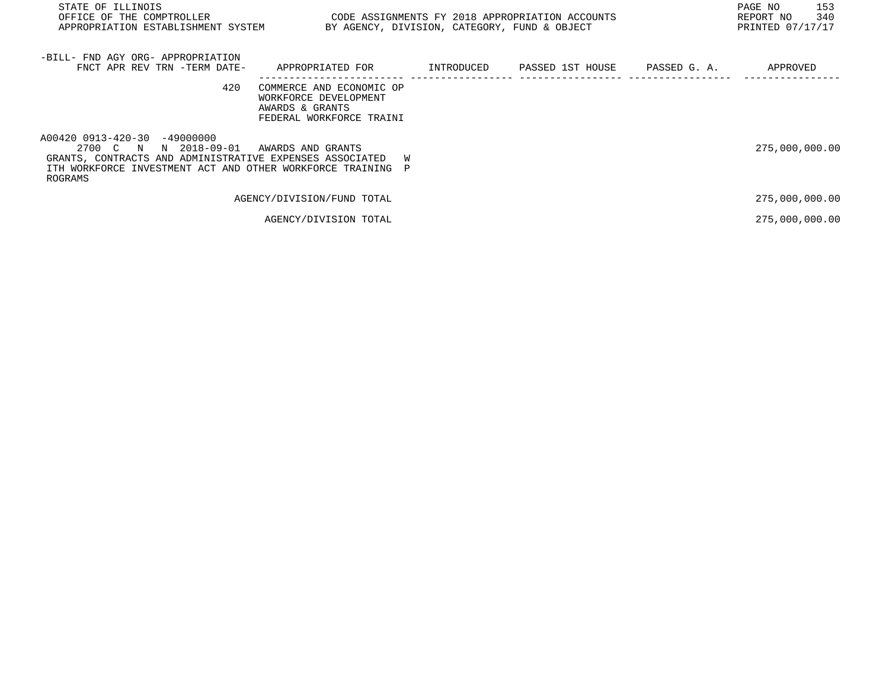| -BILL- FND AGY ORG- APPROPRIATION FNCT APR REV TRN -TERM DATE- | APPROPRIATED FOR | INTRODUCED | PASSED 1ST HOUSE | PASSED G. A. | APPROVED |
|---|---|---|---|---|---|
| 420 | COMMERCE AND ECONOMIC OP WORKFORCE DEVELOPMENT AWARDS & GRANTS FEDERAL WORKFORCE TRAINI | | | | |
| A00420 0913-420-30 -49000000 2700 C N N 2018-09-01 | AWARDS AND GRANTS | | | | 275,000,000.00 |
| GRANTS, CONTRACTS AND ADMINISTRATIVE EXPENSES ASSOCIATED WITH WORKFORCE INVESTMENT ACT AND OTHER WORKFORCE TRAINING PROGRAMS | | | | | |
| | AGENCY/DIVISION/FUND TOTAL | | | | 275,000,000.00 |
| | AGENCY/DIVISION TOTAL | | | | 275,000,000.00 |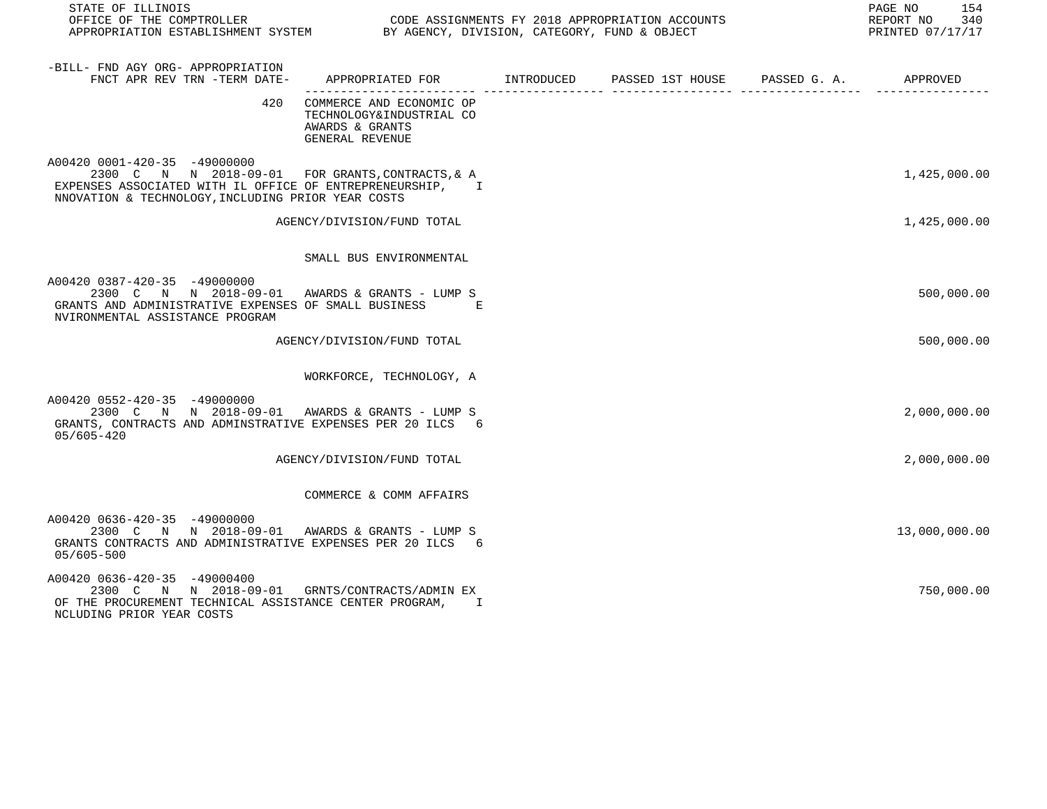STATE OF ILLINOIS
OFFICE OF THE COMPTROLLER
APPROPRIATION ESTABLISHMENT SYSTEM

CODE ASSIGNMENTS FY 2018 APPROPRIATION ACCOUNTS
BY AGENCY, DIVISION, CATEGORY, FUND & OBJECT

REPORT NO 340
PRINTED 07/17/17

| -BILL- FND AGY ORG- APPROPRIATION FNCT APR REV TRN -TERM DATE- | APPROPRIATED FOR | INTRODUCED | PASSED 1ST HOUSE | PASSED G. A. | APPROVED |
|---|---|---|---|---|---|
| 420 | COMMERCE AND ECONOMIC OP TECHNOLOGY&INDUSTRIAL CO AWARDS & GRANTS GENERAL REVENUE | | | | |
| A00420 0001-420-35 -49000000 2300 C N N 2018-09-01 | FOR GRANTS,CONTRACTS,& A EXPENSES ASSOCIATED WITH IL OFFICE OF ENTREPRENEURSHIP, INNOVATION & TECHNOLOGY,INCLUDING PRIOR YEAR COSTS | | | | 1,425,000.00 |
| | AGENCY/DIVISION/FUND TOTAL | | | | 1,425,000.00 |
| | SMALL BUS ENVIRONMENTAL | | | | |
| A00420 0387-420-35 -49000000 2300 C N N 2018-09-01 | AWARDS & GRANTS - LUMP S GRANTS AND ADMINISTRATIVE EXPENSES OF SMALL BUSINESS ENVIRONMENTAL ASSISTANCE PROGRAM | | | | 500,000.00 |
| | AGENCY/DIVISION/FUND TOTAL | | | | 500,000.00 |
| | WORKFORCE, TECHNOLOGY, A | | | | |
| A00420 0552-420-35 -49000000 2300 C N N 2018-09-01 | AWARDS & GRANTS - LUMP S GRANTS, CONTRACTS AND ADMINSTRATIVE EXPENSES PER 20 ILCS 605/605-420 | | | | 2,000,000.00 |
| | AGENCY/DIVISION/FUND TOTAL | | | | 2,000,000.00 |
| | COMMERCE & COMM AFFAIRS | | | | |
| A00420 0636-420-35 -49000000 2300 C N N 2018-09-01 | AWARDS & GRANTS - LUMP S GRANTS CONTRACTS AND ADMINISTRATIVE EXPENSES PER 20 ILCS 605/605-500 | | | | 13,000,000.00 |
| A00420 0636-420-35 -49000400 2300 C N N 2018-09-01 | GRNTS/CONTRACTS/ADMIN EX OF THE PROCUREMENT TECHNICAL ASSISTANCE CENTER PROGRAM, INCLUDING PRIOR YEAR COSTS | | | | 750,000.00 |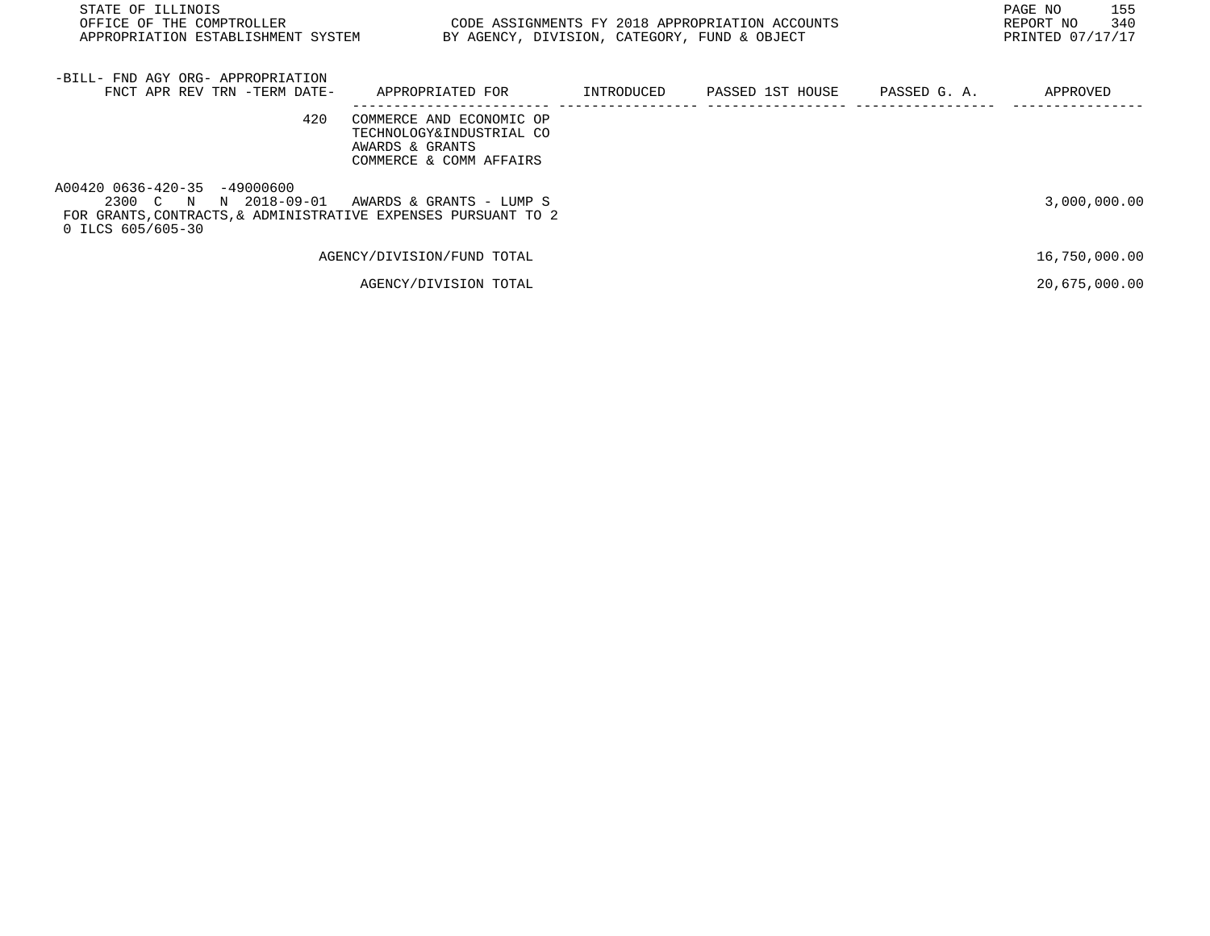STATE OF ILLINOIS
OFFICE OF THE COMPTROLLER
APPROPRIATION ESTABLISHMENT SYSTEM

CODE ASSIGNMENTS FY 2018 APPROPRIATION ACCOUNTS
BY AGENCY, DIVISION, CATEGORY, FUND & OBJECT

REPORT NO 340
PRINTED 07/17/17

| -BILL- FND AGY ORG- APPROPRIATION FNCT APR REV TRN -TERM DATE- | APPROPRIATED FOR | INTRODUCED | PASSED 1ST HOUSE | PASSED G. A. | APPROVED |
|---|---|---|---|---|---|
| 420 | COMMERCE AND ECONOMIC OP TECHNOLOGY&INDUSTRIAL CO AWARDS & GRANTS COMMERCE & COMM AFFAIRS | | | | |
| A00420 0636-420-35 -49000600 2300 C N N 2018-09-01 | AWARDS & GRANTS - LUMP S | | | | 3,000,000.00 |
| FOR GRANTS,CONTRACTS,& ADMINISTRATIVE EXPENSES PURSUANT TO 20 ILCS 605/605-30 | | | | | |
| | AGENCY/DIVISION/FUND TOTAL | | | | 16,750,000.00 |
| | AGENCY/DIVISION TOTAL | | | | 20,675,000.00 |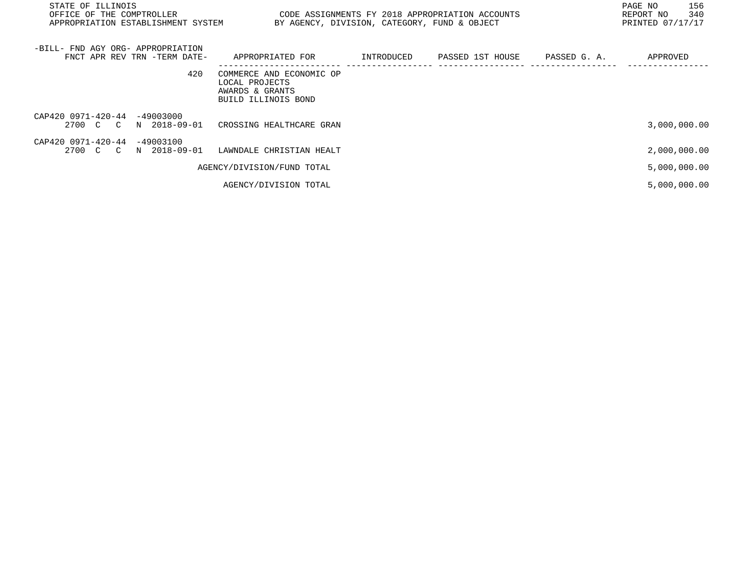| -BILL- FND AGY ORG- APPROPRIATION FNCT APR REV TRN -TERM DATE- | APPROPRIATED FOR | INTRODUCED | PASSED 1ST HOUSE | PASSED G. A. | APPROVED |
|---|---|---|---|---|---|
| 420 | COMMERCE AND ECONOMIC OP<br>LOCAL PROJECTS<br>AWARDS & GRANTS<br>BUILD ILLINOIS BOND | | | | |
| CAP420 0971-420-44 -49003000<br>2700 C C N 2018-09-01 | CROSSING HEALTHCARE GRAN | | | | 3,000,000.00 |
| CAP420 0971-420-44 -49003100<br>2700 C C N 2018-09-01 | LAWNDALE CHRISTIAN HEALT | | | | 2,000,000.00 |
| | AGENCY/DIVISION/FUND TOTAL | | | | 5,000,000.00 |
| | AGENCY/DIVISION TOTAL | | | | 5,000,000.00 |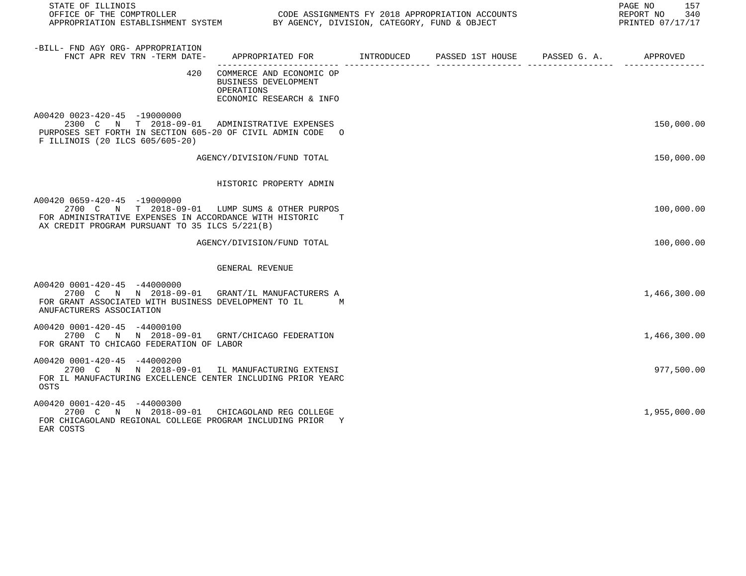| -BILL- FND AGY ORG- APPROPRIATION FNCT APR REV TRN -TERM DATE- | APPROPRIATED FOR | INTRODUCED | PASSED 1ST HOUSE | PASSED G. A. | APPROVED |
|---|---|---|---|---|---|
| 420 | COMMERCE AND ECONOMIC OP BUSINESS DEVELOPMENT OPERATIONS ECONOMIC RESEARCH & INFO | | | | |
| A00420 0023-420-45 -19000000 2300 C N T 2018-09-01 | ADMINISTRATIVE EXPENSES | | | | 150,000.00 |
| PURPOSES SET FORTH IN SECTION 605-20 OF CIVIL ADMIN CODE OF ILLINOIS (20 ILCS 605/605-20) | | | | | |
| | AGENCY/DIVISION/FUND TOTAL | | | | 150,000.00 |
| | HISTORIC PROPERTY ADMIN | | | | |
| A00420 0659-420-45 -19000000 2700 C N T 2018-09-01 | LUMP SUMS & OTHER PURPOS | | | | 100,000.00 |
| FOR ADMINISTRATIVE EXPENSES IN ACCORDANCE WITH HISTORIC TAX CREDIT PROGRAM PURSUANT TO 35 ILCS 5/221(B) | | | | | |
| | AGENCY/DIVISION/FUND TOTAL | | | | 100,000.00 |
| | GENERAL REVENUE | | | | |
| A00420 0001-420-45 -44000000 2700 C N N 2018-09-01 | GRANT/IL MANUFACTURERS A | | | | 1,466,300.00 |
| FOR GRANT ASSOCIATED WITH BUSINESS DEVELOPMENT TO IL MANUFACTURERS ASSOCIATION | | | | | |
| A00420 0001-420-45 -44000100 2700 C N N 2018-09-01 | GRNT/CHICAGO FEDERATION | | | | 1,466,300.00 |
| FOR GRANT TO CHICAGO FEDERATION OF LABOR | | | | | |
| A00420 0001-420-45 -44000200 2700 C N N 2018-09-01 | IL MANUFACTURING EXTENSI | | | | 977,500.00 |
| FOR IL MANUFACTURING EXCELLENCE CENTER INCLUDING PRIOR YEAR COSTS | | | | | |
| A00420 0001-420-45 -44000300 2700 C N N 2018-09-01 | CHICAGOLAND REG COLLEGE | | | | 1,955,000.00 |
| FOR CHICAGOLAND REGIONAL COLLEGE PROGRAM INCLUDING PRIOR YEAR COSTS | | | | | |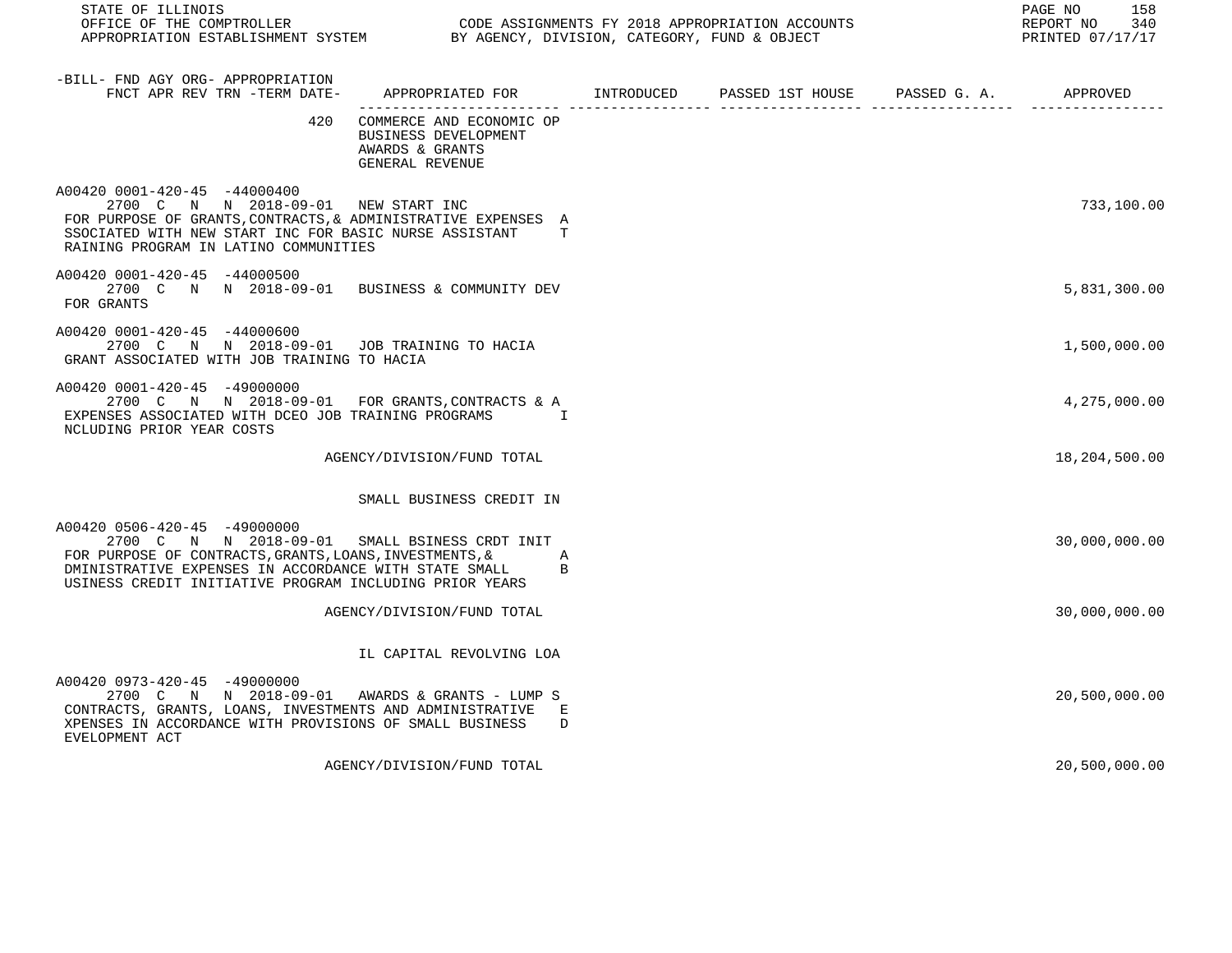STATE OF ILLINOIS
OFFICE OF THE COMPTROLLER — CODE ASSIGNMENTS FY 2018 APPROPRIATION ACCOUNTS
APPROPRIATION ESTABLISHMENT SYSTEM — BY AGENCY, DIVISION, CATEGORY, FUND & OBJECT
REPORT NO 340
PRINTED 07/17/17

| -BILL- FND AGY ORG- APPROPRIATION FNCT APR REV TRN -TERM DATE- | APPROPRIATED FOR | INTRODUCED | PASSED 1ST HOUSE | PASSED G. A. | APPROVED |
|---|---|---|---|---|---|
| 420 | COMMERCE AND ECONOMIC OP BUSINESS DEVELOPMENT AWARDS & GRANTS GENERAL REVENUE | | | | |
| A00420 0001-420-45 -44000400 2700 C N N 2018-09-01 | NEW START INC | | | | 733,100.00 |
| FOR PURPOSE OF GRANTS,CONTRACTS,& ADMINISTRATIVE EXPENSES ASSOCIATED WITH NEW START INC FOR BASIC NURSE ASSISTANT TRAINING PROGRAM IN LATINO COMMUNITIES | | | | | |
| A00420 0001-420-45 -44000500 2700 C N N 2018-09-01 | BUSINESS & COMMUNITY DEV | | | | 5,831,300.00 |
| FOR GRANTS | | | | | |
| A00420 0001-420-45 -44000600 2700 C N N 2018-09-01 | JOB TRAINING TO HACIA | | | | 1,500,000.00 |
| GRANT ASSOCIATED WITH JOB TRAINING TO HACIA | | | | | |
| A00420 0001-420-45 -49000000 2700 C N N 2018-09-01 | FOR GRANTS,CONTRACTS & A | | | | 4,275,000.00 |
| EXPENSES ASSOCIATED WITH DCEO JOB TRAINING PROGRAMS INCLUDING PRIOR YEAR COSTS | | | | | |
| | AGENCY/DIVISION/FUND TOTAL | | | | 18,204,500.00 |
| | SMALL BUSINESS CREDIT IN | | | | |
| A00420 0506-420-45 -49000000 2700 C N N 2018-09-01 | SMALL BSINESS CRDT INIT | | | | 30,000,000.00 |
| FOR PURPOSE OF CONTRACTS,GRANTS,LOANS,INVESTMENTS,& ADMINISTRATIVE EXPENSES IN ACCORDANCE WITH STATE SMALL BUSINESS CREDIT INITIATIVE PROGRAM INCLUDING PRIOR YEARS | | | | | |
| | AGENCY/DIVISION/FUND TOTAL | | | | 30,000,000.00 |
| | IL CAPITAL REVOLVING LOA | | | | |
| A00420 0973-420-45 -49000000 2700 C N N 2018-09-01 | AWARDS & GRANTS - LUMP S | | | | 20,500,000.00 |
| CONTRACTS, GRANTS, LOANS, INVESTMENTS AND ADMINISTRATIVE EXPENSES IN ACCORDANCE WITH PROVISIONS OF SMALL BUSINESS DEVELOPMENT ACT | | | | | |
| | AGENCY/DIVISION/FUND TOTAL | | | | 20,500,000.00 |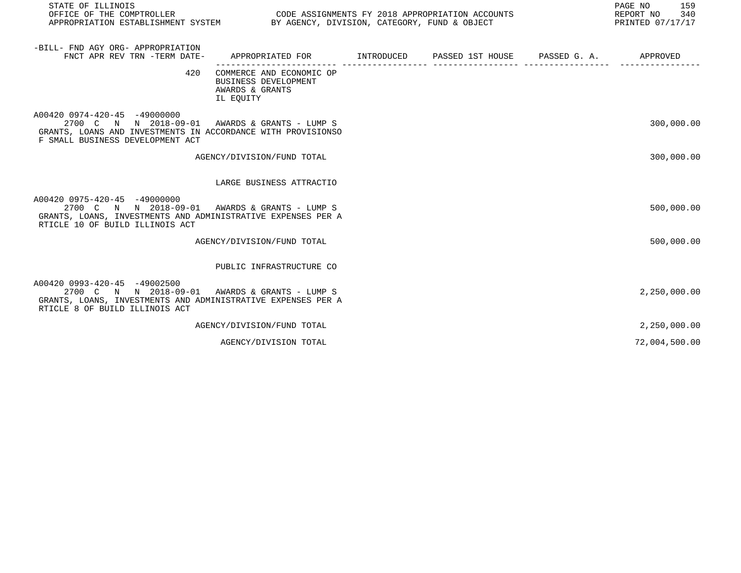STATE OF ILLINOIS
OFFICE OF THE COMPTROLLER
APPROPRIATION ESTABLISHMENT SYSTEM

CODE ASSIGNMENTS FY 2018 APPROPRIATION ACCOUNTS
BY AGENCY, DIVISION, CATEGORY, FUND & OBJECT

REPORT NO 340
PRINTED 07/17/17

| -BILL- FND AGY ORG- APPROPRIATION FNCT APR REV TRN -TERM DATE- | APPROPRIATED FOR | INTRODUCED | PASSED 1ST HOUSE | PASSED G. A. | APPROVED |
|---|---|---|---|---|---|
| 420 | COMMERCE AND ECONOMIC OP BUSINESS DEVELOPMENT AWARDS & GRANTS IL EQUITY | | | | |
| A00420 0974-420-45 -49000000 2700 C N N 2018-09-01 | AWARDS & GRANTS - LUMP S | | | | 300,000.00 |
| GRANTS, LOANS AND INVESTMENTS IN ACCORDANCE WITH PROVISIONSO F SMALL BUSINESS DEVELOPMENT ACT | | | | | |
| | AGENCY/DIVISION/FUND TOTAL | | | | 300,000.00 |
| | LARGE BUSINESS ATTRACTIO | | | | |
| A00420 0975-420-45 -49000000 2700 C N N 2018-09-01 | AWARDS & GRANTS - LUMP S | | | | 500,000.00 |
| GRANTS, LOANS, INVESTMENTS AND ADMINISTRATIVE EXPENSES PER A RTICLE 10 OF BUILD ILLINOIS ACT | | | | | |
| | AGENCY/DIVISION/FUND TOTAL | | | | 500,000.00 |
| | PUBLIC INFRASTRUCTURE CO | | | | |
| A00420 0993-420-45 -49002500 2700 C N N 2018-09-01 | AWARDS & GRANTS - LUMP S | | | | 2,250,000.00 |
| GRANTS, LOANS, INVESTMENTS AND ADMINISTRATIVE EXPENSES PER A RTICLE 8 OF BUILD ILLINOIS ACT | | | | | |
| | AGENCY/DIVISION/FUND TOTAL | | | | 2,250,000.00 |
| | AGENCY/DIVISION TOTAL | | | | 72,004,500.00 |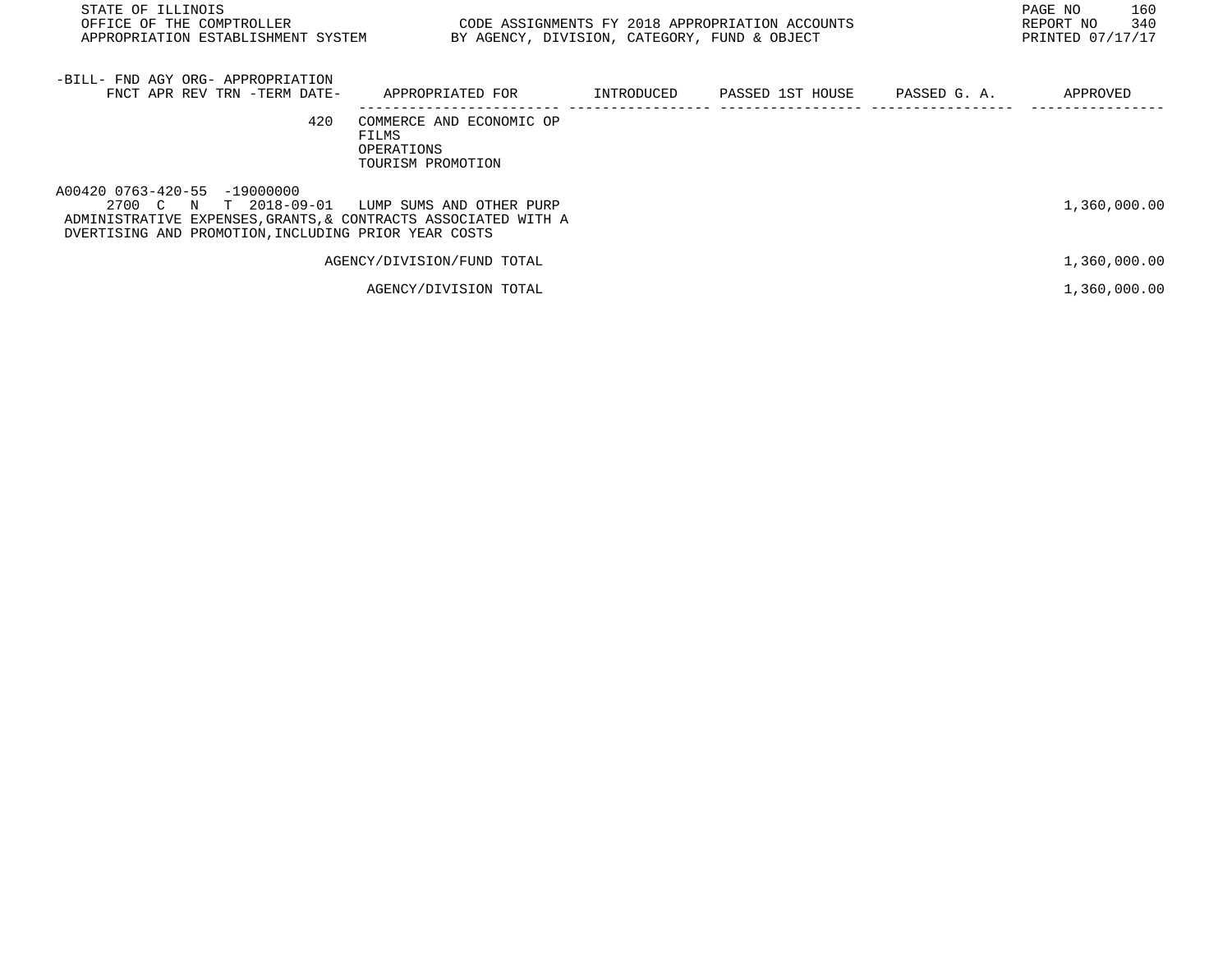STATE OF ILLINOIS
OFFICE OF THE COMPTROLLER
APPROPRIATION ESTABLISHMENT SYSTEM

CODE ASSIGNMENTS FY 2018 APPROPRIATION ACCOUNTS
BY AGENCY, DIVISION, CATEGORY, FUND & OBJECT

REPORT NO 340
PRINTED 07/17/17

| -BILL- FND AGY ORG- APPROPRIATION FNCT APR REV TRN -TERM DATE- | APPROPRIATED FOR | INTRODUCED | PASSED 1ST HOUSE | PASSED G. A. | APPROVED |
|---|---|---|---|---|---|
| 420 | COMMERCE AND ECONOMIC OP FILMS OPERATIONS TOURISM PROMOTION | | | | |
| A00420 0763-420-55 -19000000 2700 C N T 2018-09-01 | LUMP SUMS AND OTHER PURP | | | | 1,360,000.00 |
| ADMINISTRATIVE EXPENSES,GRANTS,& CONTRACTS ASSOCIATED WITH A DVERTISING AND PROMOTION,INCLUDING PRIOR YEAR COSTS | | | | | |
| | AGENCY/DIVISION/FUND TOTAL | | | | 1,360,000.00 |
| | AGENCY/DIVISION TOTAL | | | | 1,360,000.00 |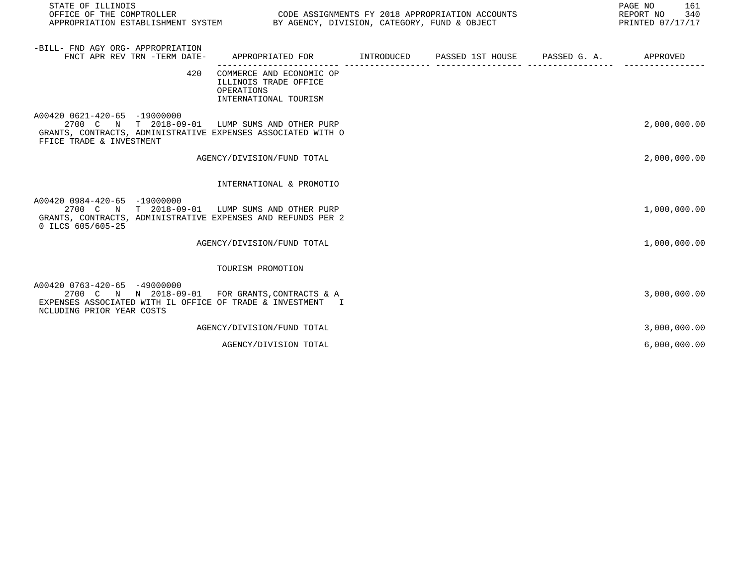| -BILL- FND AGY ORG- APPROPRIATION<br>FNCT APR REV TRN -TERM DATE- | APPROPRIATED FOR | INTRODUCED | PASSED 1ST HOUSE | PASSED G. A. | APPROVED |
|---|---|---|---|---|---|
| 420 | COMMERCE AND ECONOMIC OP<br>ILLINOIS TRADE OFFICE<br>OPERATIONS<br>INTERNATIONAL TOURISM | | | | |
| A00420 0621-420-65 -19000000<br>2700 C N T 2018-09-01 | LUMP SUMS AND OTHER PURP | | | | 2,000,000.00 |
| GRANTS, CONTRACTS, ADMINISTRATIVE EXPENSES ASSOCIATED WITH O FFICE TRADE & INVESTMENT | | | | | |
| | AGENCY/DIVISION/FUND TOTAL | | | | 2,000,000.00 |
| | INTERNATIONAL & PROMOTIO | | | | |
| A00420 0984-420-65 -19000000<br>2700 C N T 2018-09-01 | LUMP SUMS AND OTHER PURP | | | | 1,000,000.00 |
| GRANTS, CONTRACTS, ADMINISTRATIVE EXPENSES AND REFUNDS PER 2 0 ILCS 605/605-25 | | | | | |
| | AGENCY/DIVISION/FUND TOTAL | | | | 1,000,000.00 |
| | TOURISM PROMOTION | | | | |
| A00420 0763-420-65 -49000000<br>2700 C N N 2018-09-01 | FOR GRANTS,CONTRACTS & A | | | | 3,000,000.00 |
| EXPENSES ASSOCIATED WITH IL OFFICE OF TRADE & INVESTMENT I NCLUDING PRIOR YEAR COSTS | | | | | |
| | AGENCY/DIVISION/FUND TOTAL | | | | 3,000,000.00 |
| | AGENCY/DIVISION TOTAL | | | | 6,000,000.00 |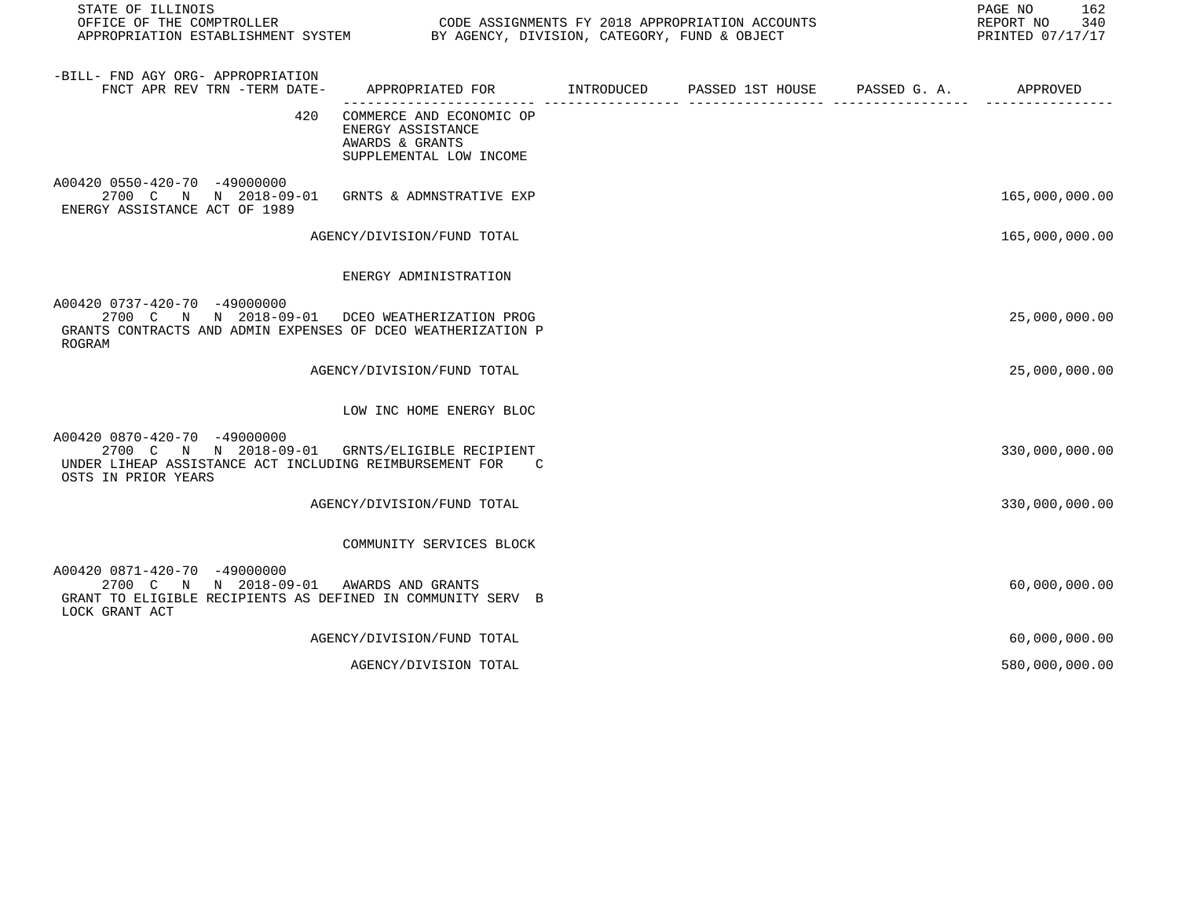STATE OF ILLINOIS
OFFICE OF THE COMPTROLLER
APPROPRIATION ESTABLISHMENT SYSTEM

CODE ASSIGNMENTS FY 2018 APPROPRIATION ACCOUNTS
BY AGENCY, DIVISION, CATEGORY, FUND & OBJECT

REPORT NO 340
PRINTED 07/17/17

| -BILL- FND AGY ORG- APPROPRIATION FNCT APR REV TRN -TERM DATE- | APPROPRIATED FOR | INTRODUCED | PASSED 1ST HOUSE | PASSED G. A. | APPROVED |
|---|---|---|---|---|---|
| 420 | COMMERCE AND ECONOMIC OP ENERGY ASSISTANCE AWARDS & GRANTS SUPPLEMENTAL LOW INCOME | | | | |
| A00420 0550-420-70 -49000000 2700 C N N 2018-09-01 | GRNTS & ADMNSTRATIVE EXP | | | | 165,000,000.00 |
| ENERGY ASSISTANCE ACT OF 1989 | | | | | |
| | AGENCY/DIVISION/FUND TOTAL | | | | 165,000,000.00 |
| | ENERGY ADMINISTRATION | | | | |
| A00420 0737-420-70 -49000000 2700 C N N 2018-09-01 | DCEO WEATHERIZATION PROG | | | | 25,000,000.00 |
| GRANTS CONTRACTS AND ADMIN EXPENSES OF DCEO WEATHERIZATION P ROGRAM | | | | | |
| | AGENCY/DIVISION/FUND TOTAL | | | | 25,000,000.00 |
| | LOW INC HOME ENERGY BLOC | | | | |
| A00420 0870-420-70 -49000000 2700 C N N 2018-09-01 | GRNTS/ELIGIBLE RECIPIENT | | | | 330,000,000.00 |
| UNDER LIHEAP ASSISTANCE ACT INCLUDING REIMBURSEMENT FOR C OSTS IN PRIOR YEARS | | | | | |
| | AGENCY/DIVISION/FUND TOTAL | | | | 330,000,000.00 |
| | COMMUNITY SERVICES BLOCK | | | | |
| A00420 0871-420-70 -49000000 2700 C N N 2018-09-01 | AWARDS AND GRANTS | | | | 60,000,000.00 |
| GRANT TO ELIGIBLE RECIPIENTS AS DEFINED IN COMMUNITY SERV B LOCK GRANT ACT | | | | | |
| | AGENCY/DIVISION/FUND TOTAL | | | | 60,000,000.00 |
| | AGENCY/DIVISION TOTAL | | | | 580,000,000.00 |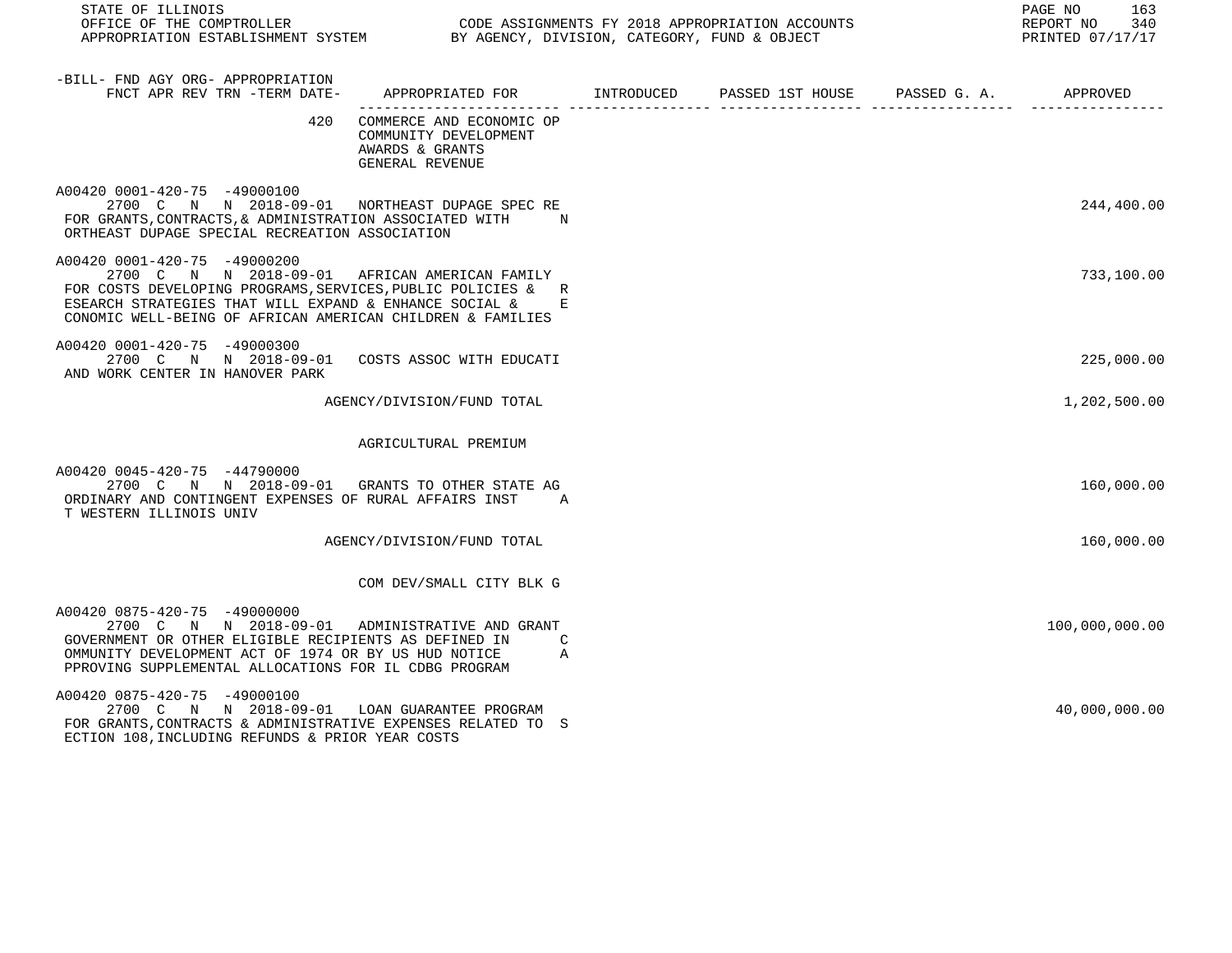-BILL- FND AGY ORG- APPROPRIATION
FNCT APR REV TRN -TERM DATE- APPROPRIATED FOR INTRODUCED PASSED 1ST HOUSE PASSED G. A. APPROVED

420 COMMERCE AND ECONOMIC OP
COMMUNITY DEVELOPMENT
AWARDS & GRANTS
GENERAL REVENUE

A00420 0001-420-75 -49000100
2700 C N N 2018-09-01 NORTHEAST DUPAGE SPEC RE — 244,400.00
FOR GRANTS,CONTRACTS,& ADMINISTRATION ASSOCIATED WITH N
ORTHEAST DUPAGE SPECIAL RECREATION ASSOCIATION

A00420 0001-420-75 -49000200
2700 C N N 2018-09-01 AFRICAN AMERICAN FAMILY — 733,100.00
FOR COSTS DEVELOPING PROGRAMS,SERVICES,PUBLIC POLICIES & R
ESEARCH STRATEGIES THAT WILL EXPAND & ENHANCE SOCIAL & E
CONOMIC WELL-BEING OF AFRICAN AMERICAN CHILDREN & FAMILIES

A00420 0001-420-75 -49000300
2700 C N N 2018-09-01 COSTS ASSOC WITH EDUCATI — 225,000.00
AND WORK CENTER IN HANOVER PARK

AGENCY/DIVISION/FUND TOTAL — 1,202,500.00

AGRICULTURAL PREMIUM

A00420 0045-420-75 -44790000
2700 C N N 2018-09-01 GRANTS TO OTHER STATE AG — 160,000.00
ORDINARY AND CONTINGENT EXPENSES OF RURAL AFFAIRS INST A
T WESTERN ILLINOIS UNIV

AGENCY/DIVISION/FUND TOTAL — 160,000.00

COM DEV/SMALL CITY BLK G

A00420 0875-420-75 -49000000
2700 C N N 2018-09-01 ADMINISTRATIVE AND GRANT — 100,000,000.00
GOVERNMENT OR OTHER ELIGIBLE RECIPIENTS AS DEFINED IN C
OMMUNITY DEVELOPMENT ACT OF 1974 OR BY US HUD NOTICE A
PPROVING SUPPLEMENTAL ALLOCATIONS FOR IL CDBG PROGRAM

A00420 0875-420-75 -49000100
2700 C N N 2018-09-01 LOAN GUARANTEE PROGRAM — 40,000,000.00
FOR GRANTS,CONTRACTS & ADMINISTRATIVE EXPENSES RELATED TO S
ECTION 108,INCLUDING REFUNDS & PRIOR YEAR COSTS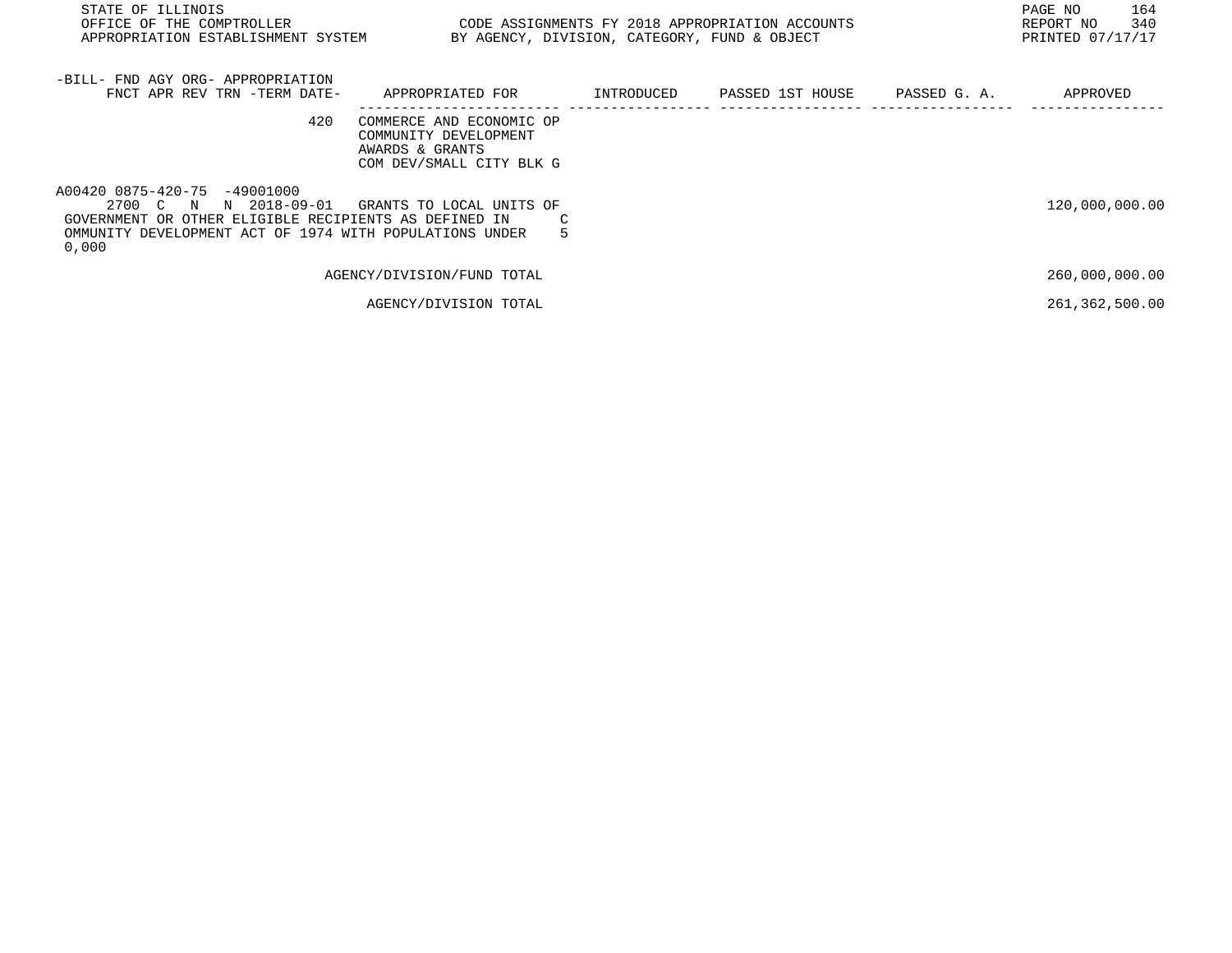| -BILL- FND AGY ORG- APPROPRIATION FNCT APR REV TRN -TERM DATE- | APPROPRIATED FOR | INTRODUCED | PASSED 1ST HOUSE | PASSED G. A. | APPROVED |
|---|---|---|---|---|---|
| 420 | COMMERCE AND ECONOMIC OP COMMUNITY DEVELOPMENT AWARDS & GRANTS COM DEV/SMALL CITY BLK G | | | | |
| A00420 0875-420-75 -49001000 2700 C N N 2018-09-01 | GRANTS TO LOCAL UNITS OF GOVERNMENT OR OTHER ELIGIBLE RECIPIENTS AS DEFINED IN C OMMUNITY DEVELOPMENT ACT OF 1974 WITH POPULATIONS UNDER 5 0,000 | | | | 120,000,000.00 |
| | AGENCY/DIVISION/FUND TOTAL | | | | 260,000,000.00 |
| | AGENCY/DIVISION TOTAL | | | | 261,362,500.00 |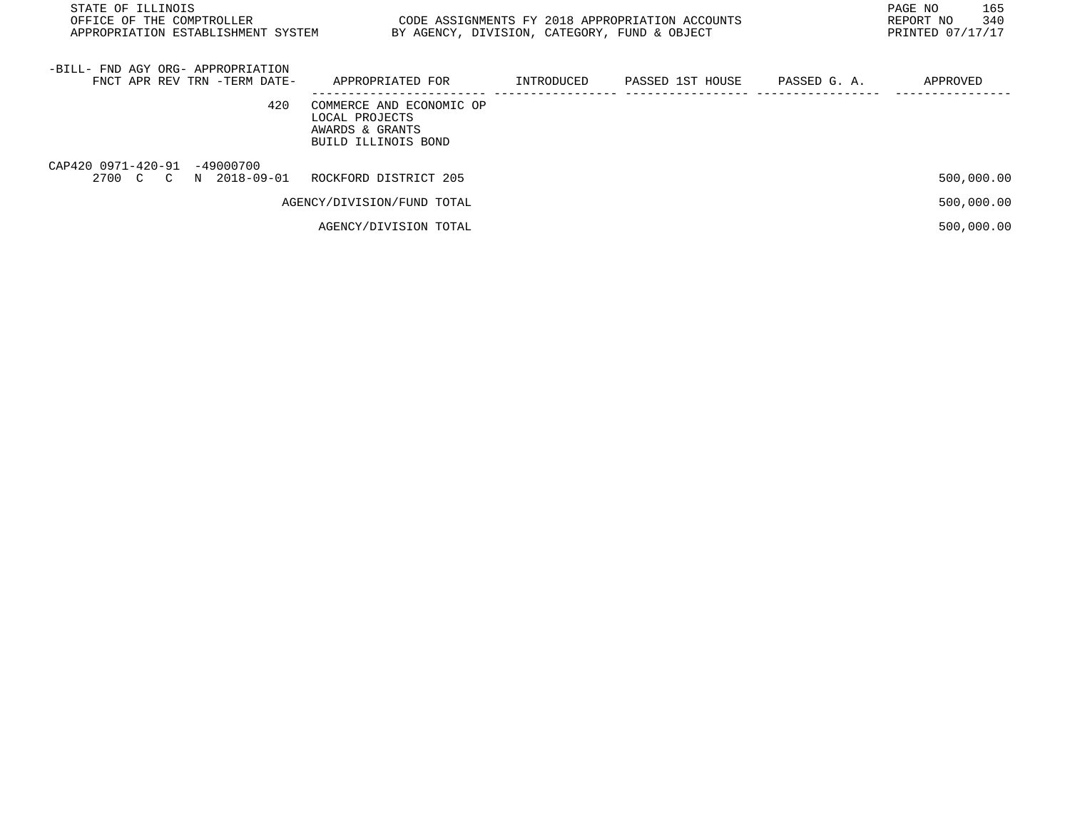| -BILL- FND AGY ORG- APPROPRIATION<br>FNCT APR REV TRN -TERM DATE- | APPROPRIATED FOR | INTRODUCED | PASSED 1ST HOUSE | PASSED G. A. | APPROVED |
|---|---|---|---|---|---|
| 420 | COMMERCE AND ECONOMIC OP<br>LOCAL PROJECTS<br>AWARDS & GRANTS<br>BUILD ILLINOIS BOND | | | | |
| CAP420 0971-420-91 -49000700<br>2700 C C N 2018-09-01 | ROCKFORD DISTRICT 205 | | | | 500,000.00 |
| | AGENCY/DIVISION/FUND TOTAL | | | | 500,000.00 |
| | AGENCY/DIVISION TOTAL | | | | 500,000.00 |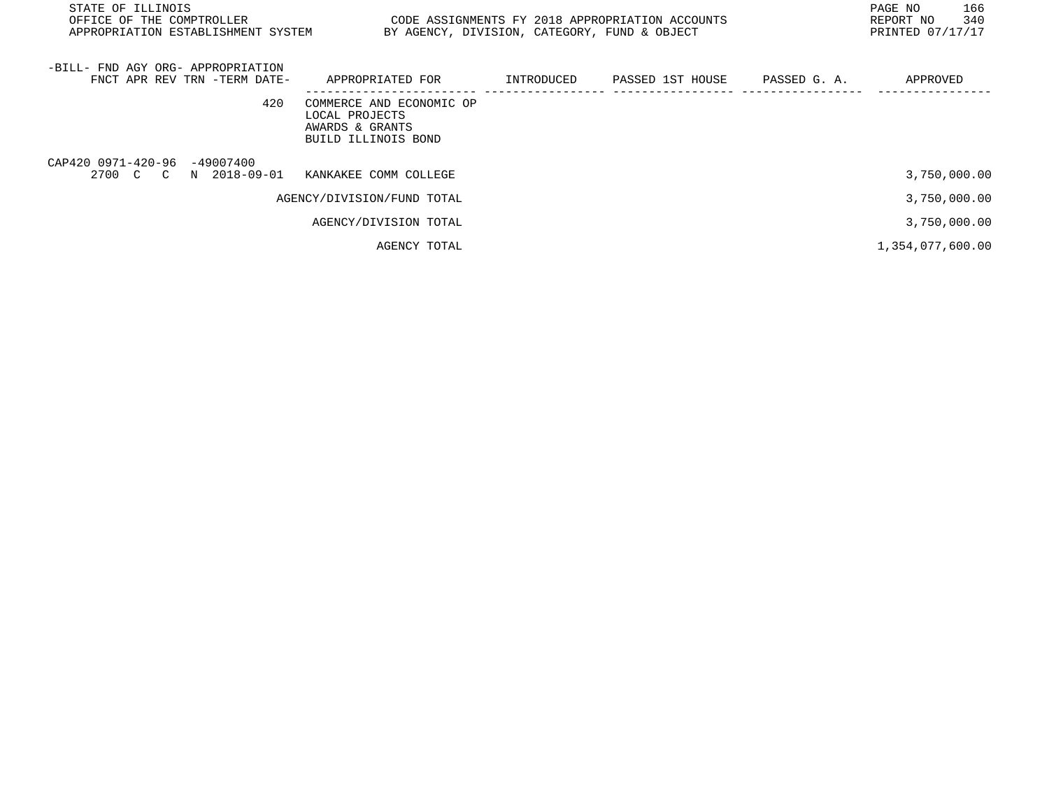STATE OF ILLINOIS
OFFICE OF THE COMPTROLLER
APPROPRIATION ESTABLISHMENT SYSTEM

CODE ASSIGNMENTS FY 2018 APPROPRIATION ACCOUNTS
BY AGENCY, DIVISION, CATEGORY, FUND & OBJECT

REPORT NO 340
PRINTED 07/17/17

| -BILL- FND AGY ORG- APPROPRIATION FNCT APR REV TRN -TERM DATE- | APPROPRIATED FOR | INTRODUCED | PASSED 1ST HOUSE | PASSED G. A. | APPROVED |
|---|---|---|---|---|---|
| 420 | COMMERCE AND ECONOMIC OP LOCAL PROJECTS AWARDS & GRANTS BUILD ILLINOIS BOND | | | | |
| CAP420 0971-420-96 -49007400 2700 C C N 2018-09-01 | KANKAKEE COMM COLLEGE | | | | 3,750,000.00 |
| | AGENCY/DIVISION/FUND TOTAL | | | | 3,750,000.00 |
| | AGENCY/DIVISION TOTAL | | | | 3,750,000.00 |
| | AGENCY TOTAL | | | | 1,354,077,600.00 |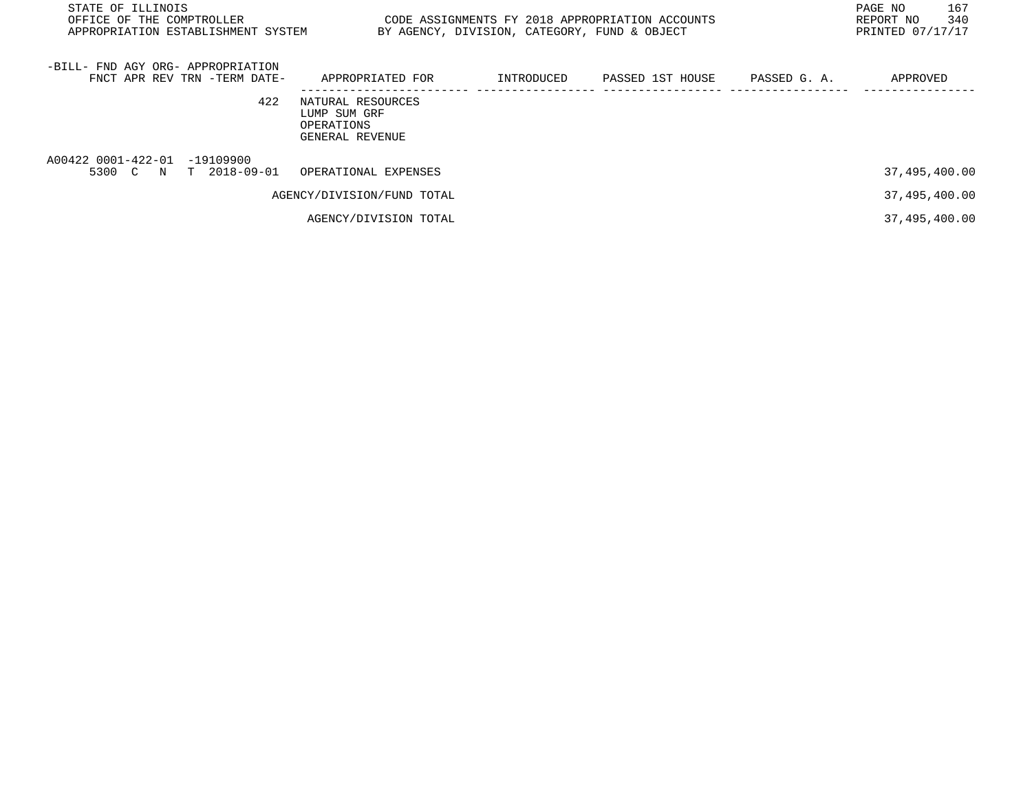| -BILL- FND AGY ORG- APPROPRIATION FNCT APR REV TRN -TERM DATE- | APPROPRIATED FOR | INTRODUCED | PASSED 1ST HOUSE | PASSED G. A. | APPROVED |
|---|---|---|---|---|---|
| 422 | NATURAL RESOURCES<br>LUMP SUM GRF<br>OPERATIONS<br>GENERAL REVENUE | | | | |
| A00422 0001-422-01 -19109900<br>5300 C N T 2018-09-01 | OPERATIONAL EXPENSES | | | | 37,495,400.00 |
| | AGENCY/DIVISION/FUND TOTAL | | | | 37,495,400.00 |
| | AGENCY/DIVISION TOTAL | | | | 37,495,400.00 |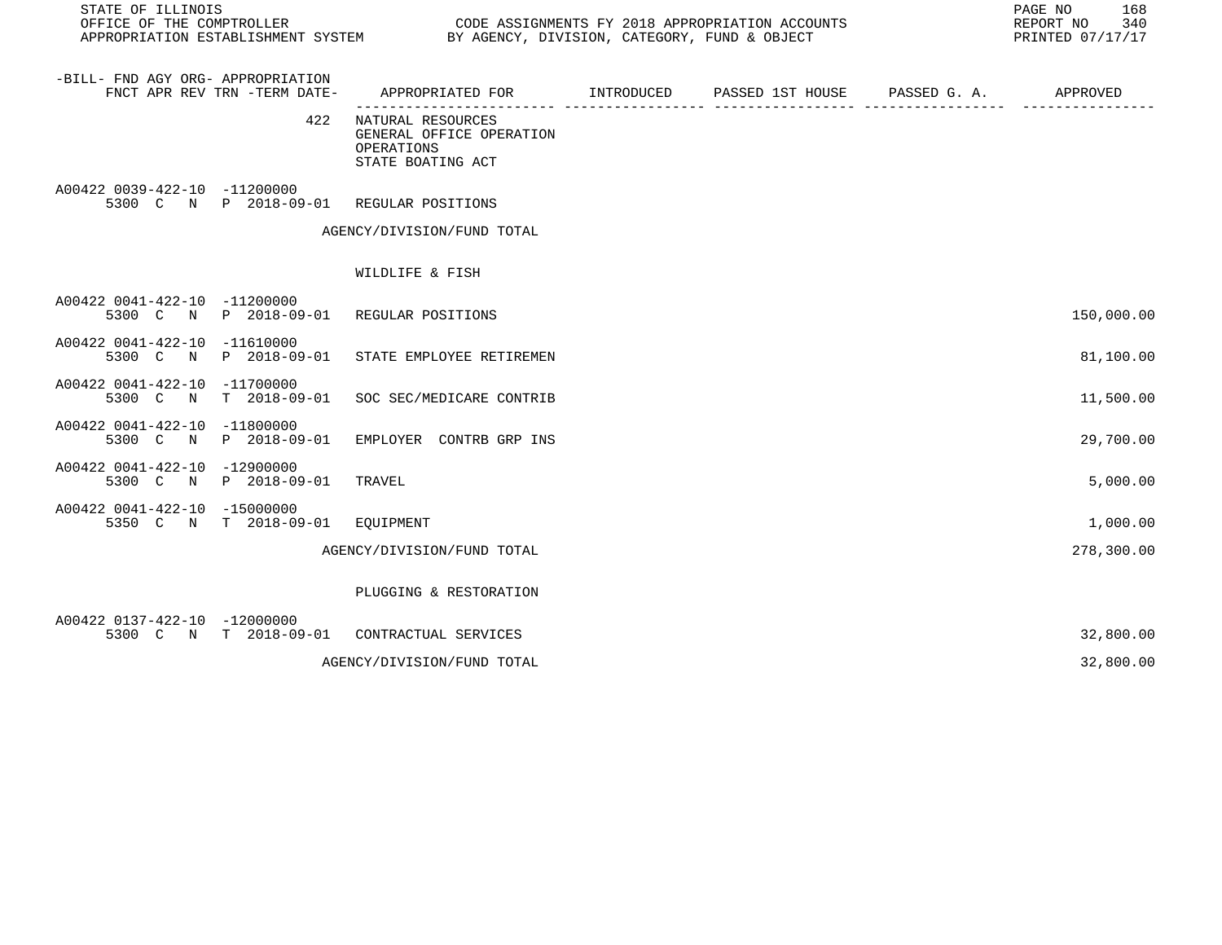STATE OF ILLINOIS
OFFICE OF THE COMPTROLLER — CODE ASSIGNMENTS FY 2018 APPROPRIATION ACCOUNTS
APPROPRIATION ESTABLISHMENT SYSTEM — BY AGENCY, DIVISION, CATEGORY, FUND & OBJECT

REPORT NO 340
PRINTED 07/17/17

| -BILL- FND AGY ORG- APPROPRIATION / FNCT APR REV TRN -TERM DATE- | APPROPRIATED FOR | INTRODUCED | PASSED 1ST HOUSE | PASSED G. A. | APPROVED |
|---|---|---|---|---|---|
| 422 | NATURAL RESOURCES<br>GENERAL OFFICE OPERATION<br>OPERATIONS<br>STATE BOATING ACT | | | | |
| A00422 0039-422-10 -11200000<br>5300 C N P 2018-09-01 | REGULAR POSITIONS | | | | |
| | AGENCY/DIVISION/FUND TOTAL | | | | |
| | WILDLIFE & FISH | | | | |
| A00422 0041-422-10 -11200000<br>5300 C N P 2018-09-01 | REGULAR POSITIONS | | | | 150,000.00 |
| A00422 0041-422-10 -11610000<br>5300 C N P 2018-09-01 | STATE EMPLOYEE RETIREMEN | | | | 81,100.00 |
| A00422 0041-422-10 -11700000<br>5300 C N T 2018-09-01 | SOC SEC/MEDICARE CONTRIB | | | | 11,500.00 |
| A00422 0041-422-10 -11800000<br>5300 C N P 2018-09-01 | EMPLOYER CONTRB GRP INS | | | | 29,700.00 |
| A00422 0041-422-10 -12900000<br>5300 C N P 2018-09-01 | TRAVEL | | | | 5,000.00 |
| A00422 0041-422-10 -15000000<br>5350 C N T 2018-09-01 | EQUIPMENT | | | | 1,000.00 |
| | AGENCY/DIVISION/FUND TOTAL | | | | 278,300.00 |
| | PLUGGING & RESTORATION | | | | |
| A00422 0137-422-10 -12000000<br>5300 C N T 2018-09-01 | CONTRACTUAL SERVICES | | | | 32,800.00 |
| | AGENCY/DIVISION/FUND TOTAL | | | | 32,800.00 |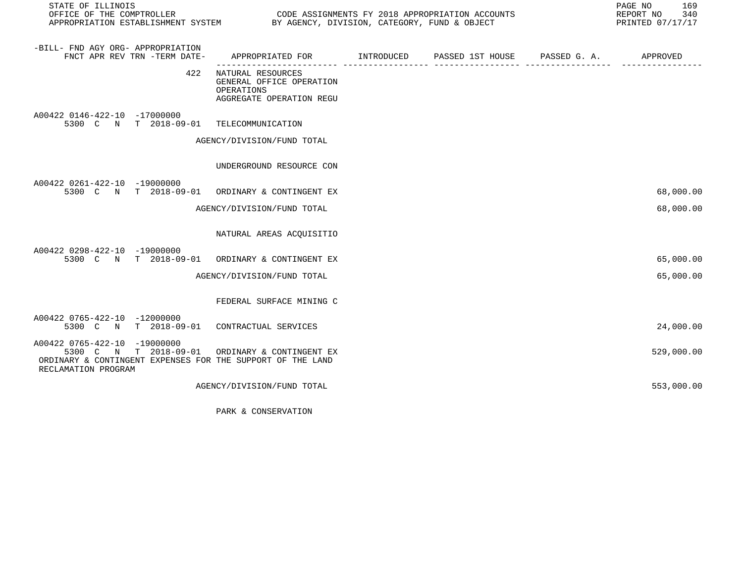STATE OF ILLINOIS
OFFICE OF THE COMPTROLLER
APPROPRIATION ESTABLISHMENT SYSTEM

CODE ASSIGNMENTS FY 2018 APPROPRIATION ACCOUNTS
BY AGENCY, DIVISION, CATEGORY, FUND & OBJECT

REPORT NO 340
PRINTED 07/17/17

| -BILL- FND AGY ORG- APPROPRIATION FNCT APR REV TRN -TERM DATE- | APPROPRIATED FOR | INTRODUCED | PASSED 1ST HOUSE | PASSED G. A. | APPROVED |
|---|---|---|---|---|---|
| 422 | NATURAL RESOURCES<br>GENERAL OFFICE OPERATION<br>OPERATIONS<br>AGGREGATE OPERATION REGU | | | | |
| A00422 0146-422-10 -17000000<br>5300 C N T 2018-09-01 | TELECOMMUNICATION | | | | |
| | AGENCY/DIVISION/FUND TOTAL | | | | |
| | UNDERGROUND RESOURCE CON | | | | |
| A00422 0261-422-10 -19000000<br>5300 C N T 2018-09-01 | ORDINARY & CONTINGENT EX | | | | 68,000.00 |
| | AGENCY/DIVISION/FUND TOTAL | | | | 68,000.00 |
| | NATURAL AREAS ACQUISITIO | | | | |
| A00422 0298-422-10 -19000000<br>5300 C N T 2018-09-01 | ORDINARY & CONTINGENT EX | | | | 65,000.00 |
| | AGENCY/DIVISION/FUND TOTAL | | | | 65,000.00 |
| | FEDERAL SURFACE MINING C | | | | |
| A00422 0765-422-10 -12000000<br>5300 C N T 2018-09-01 | CONTRACTUAL SERVICES | | | | 24,000.00 |
| A00422 0765-422-10 -19000000<br>5300 C N T 2018-09-01<br>ORDINARY & CONTINGENT EXPENSES FOR THE SUPPORT OF THE LAND RECLAMATION PROGRAM | ORDINARY & CONTINGENT EX | | | | 529,000.00 |
| | AGENCY/DIVISION/FUND TOTAL | | | | 553,000.00 |
| | PARK & CONSERVATION | | | | |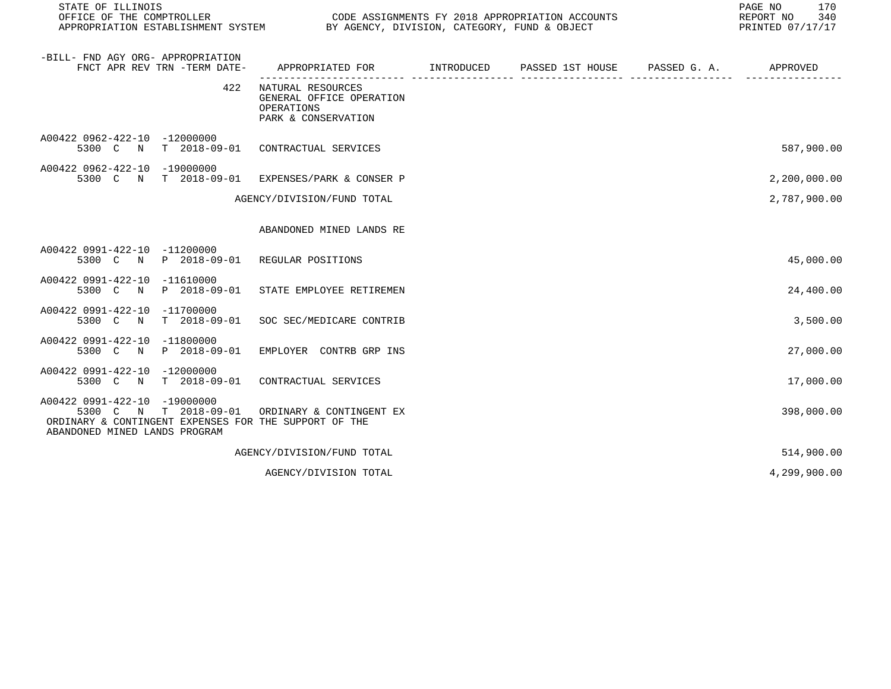STATE OF ILLINOIS
OFFICE OF THE COMPTROLLER — CODE ASSIGNMENTS FY 2018 APPROPRIATION ACCOUNTS
APPROPRIATION ESTABLISHMENT SYSTEM — BY AGENCY, DIVISION, CATEGORY, FUND & OBJECT
REPORT NO 340
PRINTED 07/17/17

| -BILL- FND AGY ORG- APPROPRIATION FNCT APR REV TRN -TERM DATE- | APPROPRIATED FOR | INTRODUCED | PASSED 1ST HOUSE | PASSED G. A. | APPROVED |
|---|---|---|---|---|---|
| 422 | NATURAL RESOURCES<br>GENERAL OFFICE OPERATION<br>OPERATIONS<br>PARK & CONSERVATION | | | | |
| A00422 0962-422-10 -12000000<br>5300 C N T 2018-09-01 | CONTRACTUAL SERVICES | | | | 587,900.00 |
| A00422 0962-422-10 -19000000<br>5300 C N T 2018-09-01 | EXPENSES/PARK & CONSER P | | | | 2,200,000.00 |
| | AGENCY/DIVISION/FUND TOTAL | | | | 2,787,900.00 |
| | ABANDONED MINED LANDS RE | | | | |
| A00422 0991-422-10 -11200000<br>5300 C N P 2018-09-01 | REGULAR POSITIONS | | | | 45,000.00 |
| A00422 0991-422-10 -11610000<br>5300 C N P 2018-09-01 | STATE EMPLOYEE RETIREMEN | | | | 24,400.00 |
| A00422 0991-422-10 -11700000<br>5300 C N T 2018-09-01 | SOC SEC/MEDICARE CONTRIB | | | | 3,500.00 |
| A00422 0991-422-10 -11800000<br>5300 C N P 2018-09-01 | EMPLOYER CONTRB GRP INS | | | | 27,000.00 |
| A00422 0991-422-10 -12000000<br>5300 C N T 2018-09-01 | CONTRACTUAL SERVICES | | | | 17,000.00 |
| A00422 0991-422-10 -19000000<br>5300 C N T 2018-09-01<br>ORDINARY & CONTINGENT EXPENSES FOR THE SUPPORT OF THE ABANDONED MINED LANDS PROGRAM | ORDINARY & CONTINGENT EX | | | | 398,000.00 |
| | AGENCY/DIVISION/FUND TOTAL | | | | 514,900.00 |
| | AGENCY/DIVISION TOTAL | | | | 4,299,900.00 |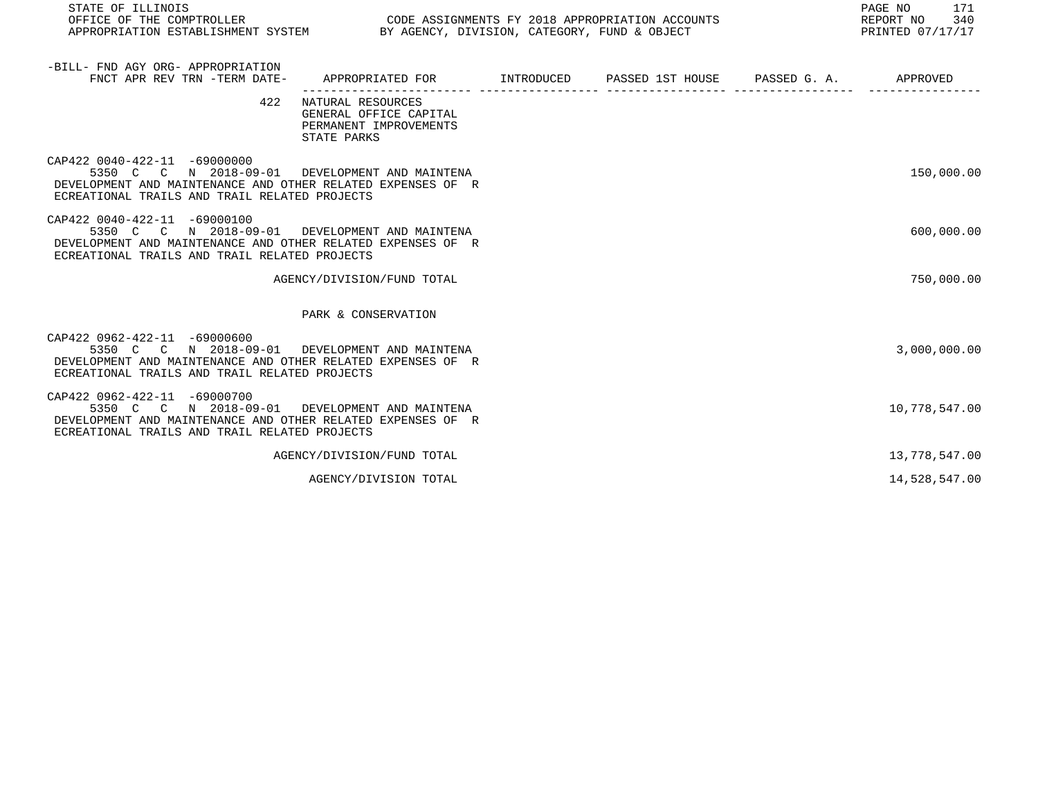| -BILL- FND AGY ORG- APPROPRIATION FNCT APR REV TRN -TERM DATE- | APPROPRIATED FOR | INTRODUCED | PASSED 1ST HOUSE | PASSED G. A. | APPROVED |
|---|---|---|---|---|---|
| 422 | NATURAL RESOURCES GENERAL OFFICE CAPITAL PERMANENT IMPROVEMENTS STATE PARKS | | | | |
| CAP422 0040-422-11 -69000000 5350 C C N 2018-09-01 | DEVELOPMENT AND MAINTENA | | | | 150,000.00 |
| DEVELOPMENT AND MAINTENANCE AND OTHER RELATED EXPENSES OF RECREATIONAL TRAILS AND TRAIL RELATED PROJECTS | | | | | |
| CAP422 0040-422-11 -69000100 5350 C C N 2018-09-01 | DEVELOPMENT AND MAINTENA | | | | 600,000.00 |
| DEVELOPMENT AND MAINTENANCE AND OTHER RELATED EXPENSES OF RECREATIONAL TRAILS AND TRAIL RELATED PROJECTS | | | | | |
| | AGENCY/DIVISION/FUND TOTAL | | | | 750,000.00 |
| | PARK & CONSERVATION | | | | |
| CAP422 0962-422-11 -69000600 5350 C C N 2018-09-01 | DEVELOPMENT AND MAINTENA | | | | 3,000,000.00 |
| DEVELOPMENT AND MAINTENANCE AND OTHER RELATED EXPENSES OF RECREATIONAL TRAILS AND TRAIL RELATED PROJECTS | | | | | |
| CAP422 0962-422-11 -69000700 5350 C C N 2018-09-01 | DEVELOPMENT AND MAINTENA | | | | 10,778,547.00 |
| DEVELOPMENT AND MAINTENANCE AND OTHER RELATED EXPENSES OF RECREATIONAL TRAILS AND TRAIL RELATED PROJECTS | | | | | |
| | AGENCY/DIVISION/FUND TOTAL | | | | 13,778,547.00 |
| | AGENCY/DIVISION TOTAL | | | | 14,528,547.00 |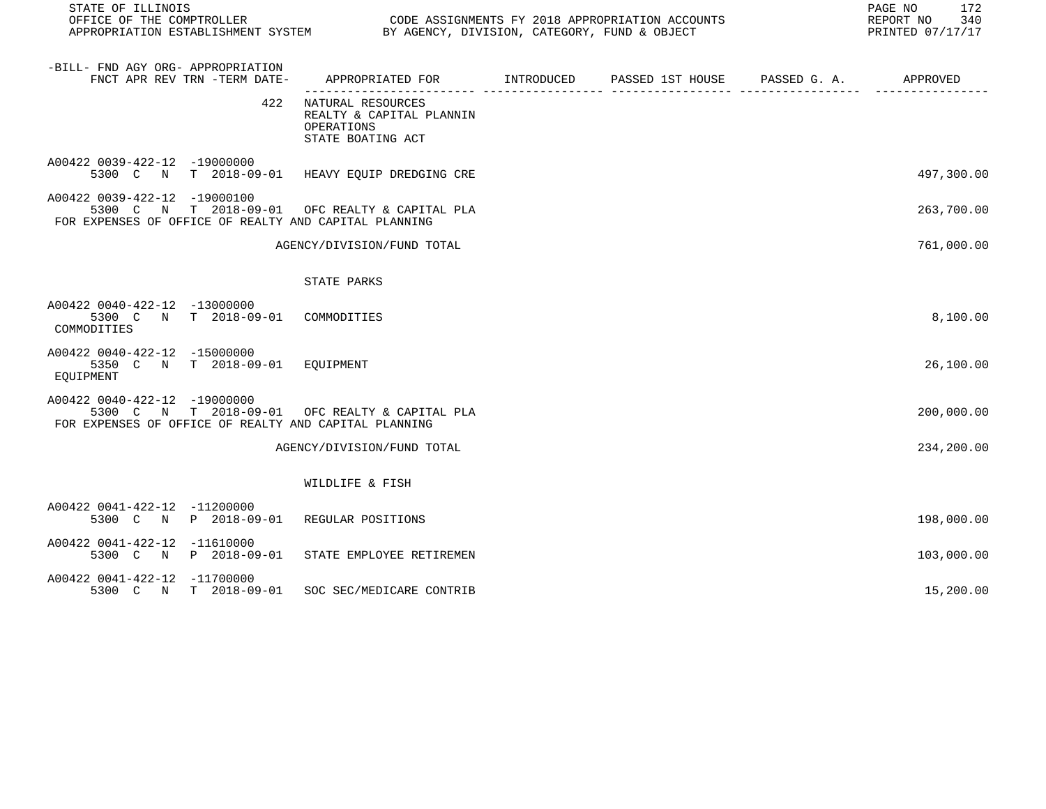STATE OF ILLINOIS
OFFICE OF THE COMPTROLLER — CODE ASSIGNMENTS FY 2018 APPROPRIATION ACCOUNTS
APPROPRIATION ESTABLISHMENT SYSTEM — BY AGENCY, DIVISION, CATEGORY, FUND & OBJECT

REPORT NO 340
PRINTED 07/17/17

| -BILL- FND AGY ORG- APPROPRIATION / FNCT APR REV TRN -TERM DATE- | APPROPRIATED FOR | INTRODUCED | PASSED 1ST HOUSE | PASSED G. A. | APPROVED |
|---|---|---|---|---|---|
| 422 | NATURAL RESOURCES<br>REALTY & CAPITAL PLANNIN<br>OPERATIONS<br>STATE BOATING ACT | | | | |
| A00422 0039-422-12 -19000000<br>5300 C N T 2018-09-01 | HEAVY EQUIP DREDGING CRE | | | | 497,300.00 |
| A00422 0039-422-12 -19000100<br>5300 C N T 2018-09-01 | OFC REALTY & CAPITAL PLA | | | | 263,700.00 |
| FOR EXPENSES OF OFFICE OF REALTY AND CAPITAL PLANNING | | | | | |
| | AGENCY/DIVISION/FUND TOTAL | | | | 761,000.00 |
| | STATE PARKS | | | | |
| A00422 0040-422-12 -13000000<br>5300 C N T 2018-09-01 | COMMODITIES | | | | 8,100.00 |
| COMMODITIES | | | | | |
| A00422 0040-422-12 -15000000<br>5350 C N T 2018-09-01 | EQUIPMENT | | | | 26,100.00 |
| EQUIPMENT | | | | | |
| A00422 0040-422-12 -19000000<br>5300 C N T 2018-09-01 | OFC REALTY & CAPITAL PLA | | | | 200,000.00 |
| FOR EXPENSES OF OFFICE OF REALTY AND CAPITAL PLANNING | | | | | |
| | AGENCY/DIVISION/FUND TOTAL | | | | 234,200.00 |
| | WILDLIFE & FISH | | | | |
| A00422 0041-422-12 -11200000<br>5300 C N P 2018-09-01 | REGULAR POSITIONS | | | | 198,000.00 |
| A00422 0041-422-12 -11610000<br>5300 C N P 2018-09-01 | STATE EMPLOYEE RETIREMEN | | | | 103,000.00 |
| A00422 0041-422-12 -11700000<br>5300 C N T 2018-09-01 | SOC SEC/MEDICARE CONTRIB | | | | 15,200.00 |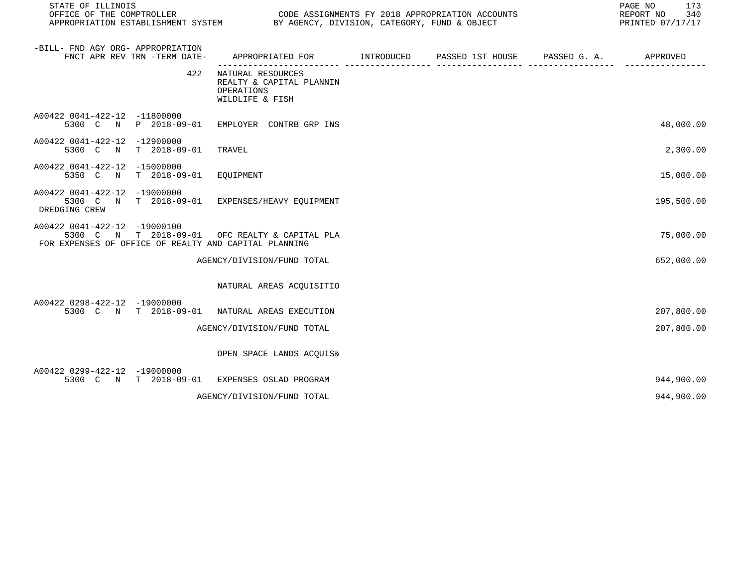| -BILL- FND AGY ORG- APPROPRIATION FNCT APR REV TRN -TERM DATE- | APPROPRIATED FOR | INTRODUCED | PASSED 1ST HOUSE | PASSED G. A. | APPROVED |
|---|---|---|---|---|---|
| 422 | NATURAL RESOURCES<br>REALTY & CAPITAL PLANNIN<br>OPERATIONS<br>WILDLIFE & FISH | | | | |
| A00422 0041-422-12 -11800000<br>5300 C N P 2018-09-01 | EMPLOYER CONTRB GRP INS | | | | 48,000.00 |
| A00422 0041-422-12 -12900000<br>5300 C N T 2018-09-01 | TRAVEL | | | | 2,300.00 |
| A00422 0041-422-12 -15000000<br>5350 C N T 2018-09-01 | EQUIPMENT | | | | 15,000.00 |
| A00422 0041-422-12 -19000000<br>5300 C N T 2018-09-01<br>DREDGING CREW | EXPENSES/HEAVY EQUIPMENT | | | | 195,500.00 |
| A00422 0041-422-12 -19000100<br>5300 C N T 2018-09-01<br>FOR EXPENSES OF OFFICE OF REALTY AND CAPITAL PLANNING | OFC REALTY & CAPITAL PLA | | | | 75,000.00 |
| | AGENCY/DIVISION/FUND TOTAL | | | | 652,000.00 |
| | NATURAL AREAS ACQUISITIO | | | | |
| A00422 0298-422-12 -19000000<br>5300 C N T 2018-09-01 | NATURAL AREAS EXECUTION | | | | 207,800.00 |
| | AGENCY/DIVISION/FUND TOTAL | | | | 207,800.00 |
| | OPEN SPACE LANDS ACQUIS& | | | | |
| A00422 0299-422-12 -19000000<br>5300 C N T 2018-09-01 | EXPENSES OSLAD PROGRAM | | | | 944,900.00 |
| | AGENCY/DIVISION/FUND TOTAL | | | | 944,900.00 |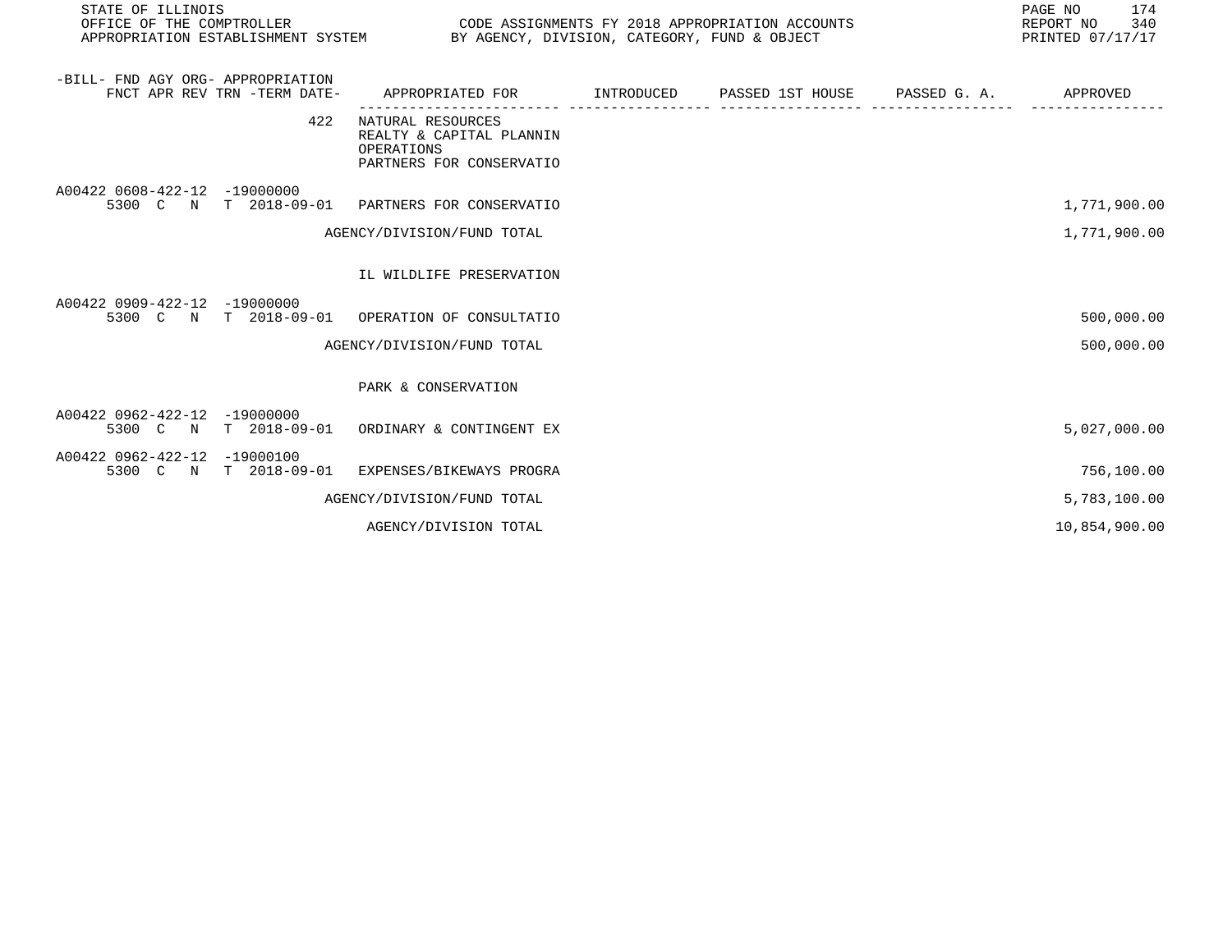| -BILL- FND AGY ORG- APPROPRIATION FNCT APR REV TRN -TERM DATE- | APPROPRIATED FOR | INTRODUCED | PASSED 1ST HOUSE | PASSED G. A. | APPROVED |
|---|---|---|---|---|---|
| 422 | NATURAL RESOURCES<br>REALTY & CAPITAL PLANNIN<br>OPERATIONS<br>PARTNERS FOR CONSERVATIO | | | | |
| A00422 0608-422-12 -19000000<br>5300 C N T 2018-09-01 | PARTNERS FOR CONSERVATIO | | | | 1,771,900.00 |
| | AGENCY/DIVISION/FUND TOTAL | | | | 1,771,900.00 |
| | IL WILDLIFE PRESERVATION | | | | |
| A00422 0909-422-12 -19000000<br>5300 C N T 2018-09-01 | OPERATION OF CONSULTATIO | | | | 500,000.00 |
| | AGENCY/DIVISION/FUND TOTAL | | | | 500,000.00 |
| | PARK & CONSERVATION | | | | |
| A00422 0962-422-12 -19000000<br>5300 C N T 2018-09-01 | ORDINARY & CONTINGENT EX | | | | 5,027,000.00 |
| A00422 0962-422-12 -19000100<br>5300 C N T 2018-09-01 | EXPENSES/BIKEWAYS PROGRA | | | | 756,100.00 |
| | AGENCY/DIVISION/FUND TOTAL | | | | 5,783,100.00 |
| | AGENCY/DIVISION TOTAL | | | | 10,854,900.00 |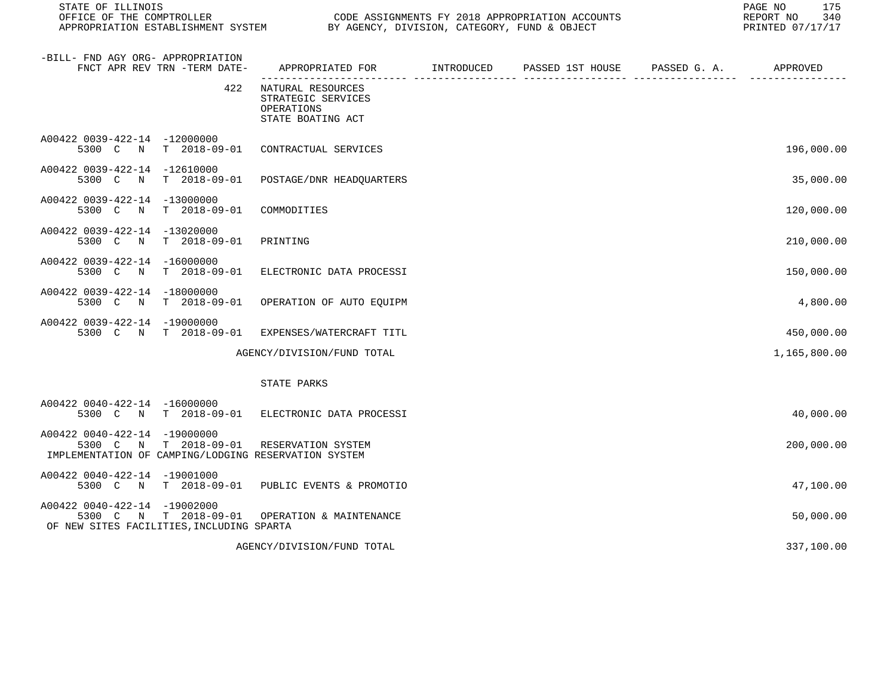STATE OF ILLINOIS
OFFICE OF THE COMPTROLLER
APPROPRIATION ESTABLISHMENT SYSTEM

CODE ASSIGNMENTS FY 2018 APPROPRIATION ACCOUNTS
BY AGENCY, DIVISION, CATEGORY, FUND & OBJECT

REPORT NO 340
PRINTED 07/17/17

| -BILL- FND AGY ORG- APPROPRIATION FNCT APR REV TRN -TERM DATE- | APPROPRIATED FOR | INTRODUCED | PASSED 1ST HOUSE | PASSED G. A. | APPROVED |
|---|---|---|---|---|---|
| 422 | NATURAL RESOURCES STRATEGIC SERVICES OPERATIONS STATE BOATING ACT | | | | |
| A00422 0039-422-14 -12000000 5300 C N T 2018-09-01 | CONTRACTUAL SERVICES | | | | 196,000.00 |
| A00422 0039-422-14 -12610000 5300 C N T 2018-09-01 | POSTAGE/DNR HEADQUARTERS | | | | 35,000.00 |
| A00422 0039-422-14 -13000000 5300 C N T 2018-09-01 | COMMODITIES | | | | 120,000.00 |
| A00422 0039-422-14 -13020000 5300 C N T 2018-09-01 | PRINTING | | | | 210,000.00 |
| A00422 0039-422-14 -16000000 5300 C N T 2018-09-01 | ELECTRONIC DATA PROCESSI | | | | 150,000.00 |
| A00422 0039-422-14 -18000000 5300 C N T 2018-09-01 | OPERATION OF AUTO EQUIPM | | | | 4,800.00 |
| A00422 0039-422-14 -19000000 5300 C N T 2018-09-01 | EXPENSES/WATERCRAFT TITL | | | | 450,000.00 |
| | AGENCY/DIVISION/FUND TOTAL | | | | 1,165,800.00 |
| | STATE PARKS | | | | |
| A00422 0040-422-14 -16000000 5300 C N T 2018-09-01 | ELECTRONIC DATA PROCESSI | | | | 40,000.00 |
| A00422 0040-422-14 -19000000 5300 C N T 2018-09-01 IMPLEMENTATION OF CAMPING/LODGING RESERVATION SYSTEM | RESERVATION SYSTEM | | | | 200,000.00 |
| A00422 0040-422-14 -19001000 5300 C N T 2018-09-01 | PUBLIC EVENTS & PROMOTIO | | | | 47,100.00 |
| A00422 0040-422-14 -19002000 5300 C N T 2018-09-01 OF NEW SITES FACILITIES,INCLUDING SPARTA | OPERATION & MAINTENANCE | | | | 50,000.00 |
| | AGENCY/DIVISION/FUND TOTAL | | | | 337,100.00 |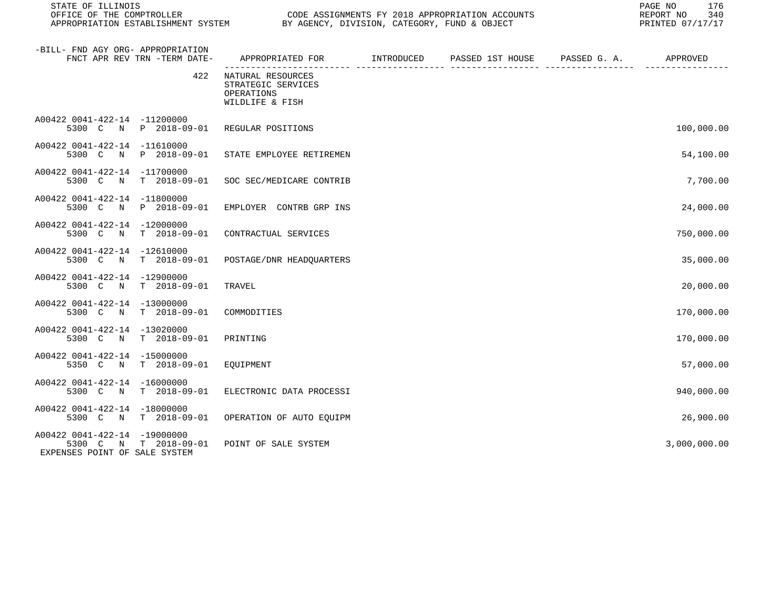STATE OF ILLINOIS
OFFICE OF THE COMPTROLLER
APPROPRIATION ESTABLISHMENT SYSTEM

CODE ASSIGNMENTS FY 2018 APPROPRIATION ACCOUNTS
BY AGENCY, DIVISION, CATEGORY, FUND & OBJECT

REPORT NO 340
PRINTED 07/17/17

| -BILL- FND AGY ORG- APPROPRIATION FNCT APR REV TRN -TERM DATE- | APPROPRIATED FOR | INTRODUCED | PASSED 1ST HOUSE | PASSED G. A. | APPROVED |
|---|---|---|---|---|---|
| 422 | NATURAL RESOURCES STRATEGIC SERVICES OPERATIONS WILDLIFE & FISH | | | | |
| A00422 0041-422-14 -11200000 5300 C N P 2018-09-01 | REGULAR POSITIONS | | | | 100,000.00 |
| A00422 0041-422-14 -11610000 5300 C N P 2018-09-01 | STATE EMPLOYEE RETIREMEN | | | | 54,100.00 |
| A00422 0041-422-14 -11700000 5300 C N T 2018-09-01 | SOC SEC/MEDICARE CONTRIB | | | | 7,700.00 |
| A00422 0041-422-14 -11800000 5300 C N P 2018-09-01 | EMPLOYER CONTRB GRP INS | | | | 24,000.00 |
| A00422 0041-422-14 -12000000 5300 C N T 2018-09-01 | CONTRACTUAL SERVICES | | | | 750,000.00 |
| A00422 0041-422-14 -12610000 5300 C N T 2018-09-01 | POSTAGE/DNR HEADQUARTERS | | | | 35,000.00 |
| A00422 0041-422-14 -12900000 5300 C N T 2018-09-01 | TRAVEL | | | | 20,000.00 |
| A00422 0041-422-14 -13000000 5300 C N T 2018-09-01 | COMMODITIES | | | | 170,000.00 |
| A00422 0041-422-14 -13020000 5300 C N T 2018-09-01 | PRINTING | | | | 170,000.00 |
| A00422 0041-422-14 -15000000 5350 C N T 2018-09-01 | EQUIPMENT | | | | 57,000.00 |
| A00422 0041-422-14 -16000000 5300 C N T 2018-09-01 | ELECTRONIC DATA PROCESSI | | | | 940,000.00 |
| A00422 0041-422-14 -18000000 5300 C N T 2018-09-01 | OPERATION OF AUTO EQUIPM | | | | 26,900.00 |
| A00422 0041-422-14 -19000000 5300 C N T 2018-09-01 EXPENSES POINT OF SALE SYSTEM | POINT OF SALE SYSTEM | | | | 3,000,000.00 |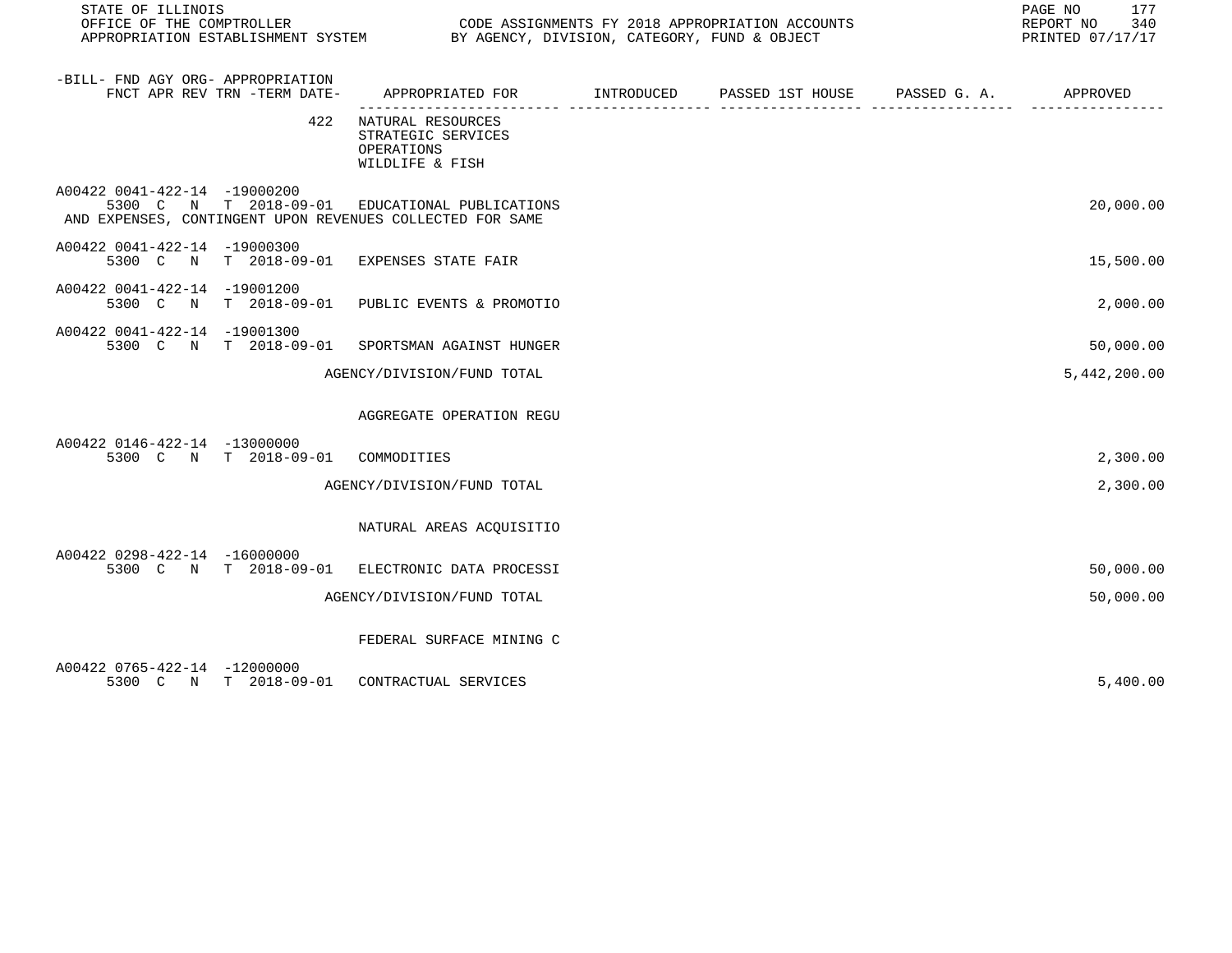| -BILL- FND AGY ORG- APPROPRIATION FNCT APR REV TRN -TERM DATE- | APPROPRIATED FOR | INTRODUCED | PASSED 1ST HOUSE | PASSED G. A. | APPROVED |
|---|---|---|---|---|---|
| 422 | NATURAL RESOURCES STRATEGIC SERVICES OPERATIONS WILDLIFE & FISH | | | | |
| A00422 0041-422-14 -19000200 5300 C N T 2018-09-01 | EDUCATIONAL PUBLICATIONS AND EXPENSES, CONTINGENT UPON REVENUES COLLECTED FOR SAME | | | | 20,000.00 |
| A00422 0041-422-14 -19000300 5300 C N T 2018-09-01 | EXPENSES STATE FAIR | | | | 15,500.00 |
| A00422 0041-422-14 -19001200 5300 C N T 2018-09-01 | PUBLIC EVENTS & PROMOTIO | | | | 2,000.00 |
| A00422 0041-422-14 -19001300 5300 C N T 2018-09-01 | SPORTSMAN AGAINST HUNGER | | | | 50,000.00 |
| | AGENCY/DIVISION/FUND TOTAL | | | | 5,442,200.00 |
| | AGGREGATE OPERATION REGU | | | | |
| A00422 0146-422-14 -13000000 5300 C N T 2018-09-01 | COMMODITIES | | | | 2,300.00 |
| | AGENCY/DIVISION/FUND TOTAL | | | | 2,300.00 |
| | NATURAL AREAS ACQUISITIO | | | | |
| A00422 0298-422-14 -16000000 5300 C N T 2018-09-01 | ELECTRONIC DATA PROCESSI | | | | 50,000.00 |
| | AGENCY/DIVISION/FUND TOTAL | | | | 50,000.00 |
| | FEDERAL SURFACE MINING C | | | | |
| A00422 0765-422-14 -12000000 5300 C N T 2018-09-01 | CONTRACTUAL SERVICES | | | | 5,400.00 |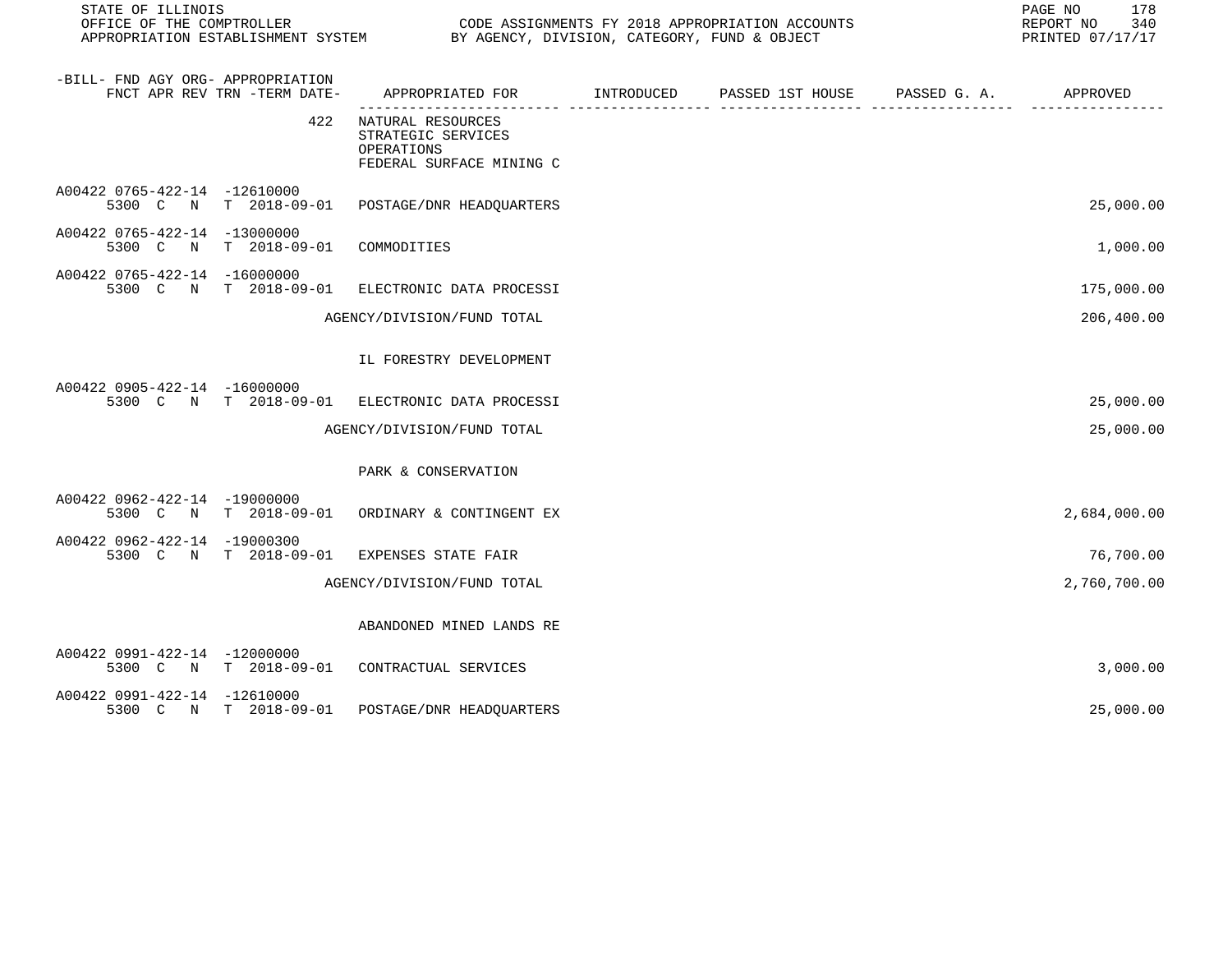STATE OF ILLINOIS
OFFICE OF THE COMPTROLLER
APPROPRIATION ESTABLISHMENT SYSTEM

CODE ASSIGNMENTS FY 2018 APPROPRIATION ACCOUNTS
BY AGENCY, DIVISION, CATEGORY, FUND & OBJECT

REPORT NO 340
PRINTED 07/17/17

| -BILL- FND AGY ORG- APPROPRIATION FNCT APR REV TRN -TERM DATE- | APPROPRIATED FOR | INTRODUCED | PASSED 1ST HOUSE | PASSED G. A. | APPROVED |
|---|---|---|---|---|---|
| 422 | NATURAL RESOURCES STRATEGIC SERVICES OPERATIONS FEDERAL SURFACE MINING C | | | | |
| A00422 0765-422-14 -12610000 5300 C N T 2018-09-01 | POSTAGE/DNR HEADQUARTERS | | | | 25,000.00 |
| A00422 0765-422-14 -13000000 5300 C N T 2018-09-01 | COMMODITIES | | | | 1,000.00 |
| A00422 0765-422-14 -16000000 5300 C N T 2018-09-01 | ELECTRONIC DATA PROCESSI | | | | 175,000.00 |
| | AGENCY/DIVISION/FUND TOTAL | | | | 206,400.00 |
| | IL FORESTRY DEVELOPMENT | | | | |
| A00422 0905-422-14 -16000000 5300 C N T 2018-09-01 | ELECTRONIC DATA PROCESSI | | | | 25,000.00 |
| | AGENCY/DIVISION/FUND TOTAL | | | | 25,000.00 |
| | PARK & CONSERVATION | | | | |
| A00422 0962-422-14 -19000000 5300 C N T 2018-09-01 | ORDINARY & CONTINGENT EX | | | | 2,684,000.00 |
| A00422 0962-422-14 -19000300 5300 C N T 2018-09-01 | EXPENSES STATE FAIR | | | | 76,700.00 |
| | AGENCY/DIVISION/FUND TOTAL | | | | 2,760,700.00 |
| | ABANDONED MINED LANDS RE | | | | |
| A00422 0991-422-14 -12000000 5300 C N T 2018-09-01 | CONTRACTUAL SERVICES | | | | 3,000.00 |
| A00422 0991-422-14 -12610000 5300 C N T 2018-09-01 | POSTAGE/DNR HEADQUARTERS | | | | 25,000.00 |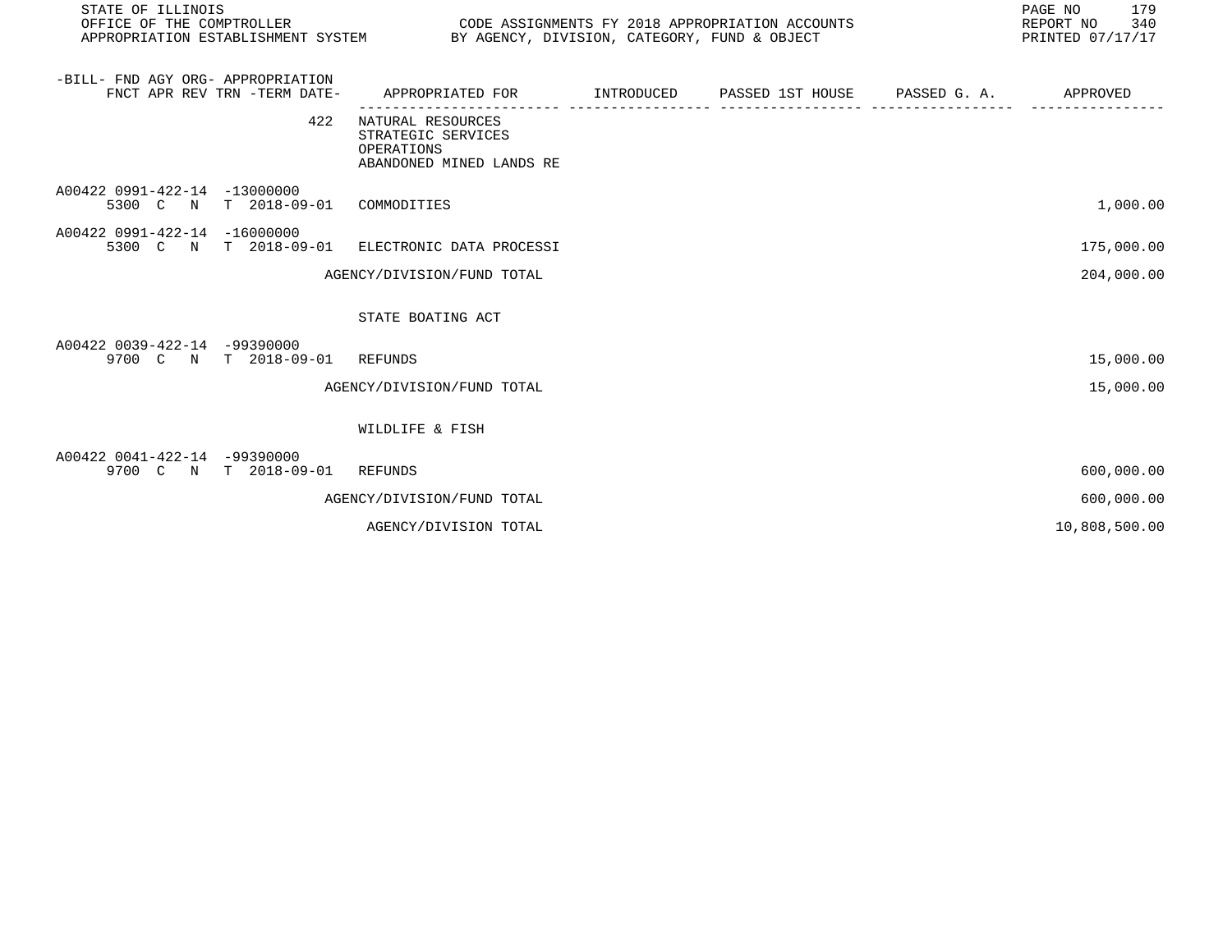| -BILL- FND AGY ORG- APPROPRIATION FNCT APR REV TRN -TERM DATE- | APPROPRIATED FOR | INTRODUCED | PASSED 1ST HOUSE | PASSED G. A. | APPROVED |
|---|---|---|---|---|---|
| 422 | NATURAL RESOURCES<br>STRATEGIC SERVICES<br>OPERATIONS<br>ABANDONED MINED LANDS RE | | | | |
| A00422 0991-422-14 -13000000<br>5300 C N T 2018-09-01 | COMMODITIES | | | | 1,000.00 |
| A00422 0991-422-14 -16000000<br>5300 C N T 2018-09-01 | ELECTRONIC DATA PROCESSI | | | | 175,000.00 |
| | AGENCY/DIVISION/FUND TOTAL | | | | 204,000.00 |
| | STATE BOATING ACT | | | | |
| A00422 0039-422-14 -99390000<br>9700 C N T 2018-09-01 | REFUNDS | | | | 15,000.00 |
| | AGENCY/DIVISION/FUND TOTAL | | | | 15,000.00 |
| | WILDLIFE & FISH | | | | |
| A00422 0041-422-14 -99390000<br>9700 C N T 2018-09-01 | REFUNDS | | | | 600,000.00 |
| | AGENCY/DIVISION/FUND TOTAL | | | | 600,000.00 |
| | AGENCY/DIVISION TOTAL | | | | 10,808,500.00 |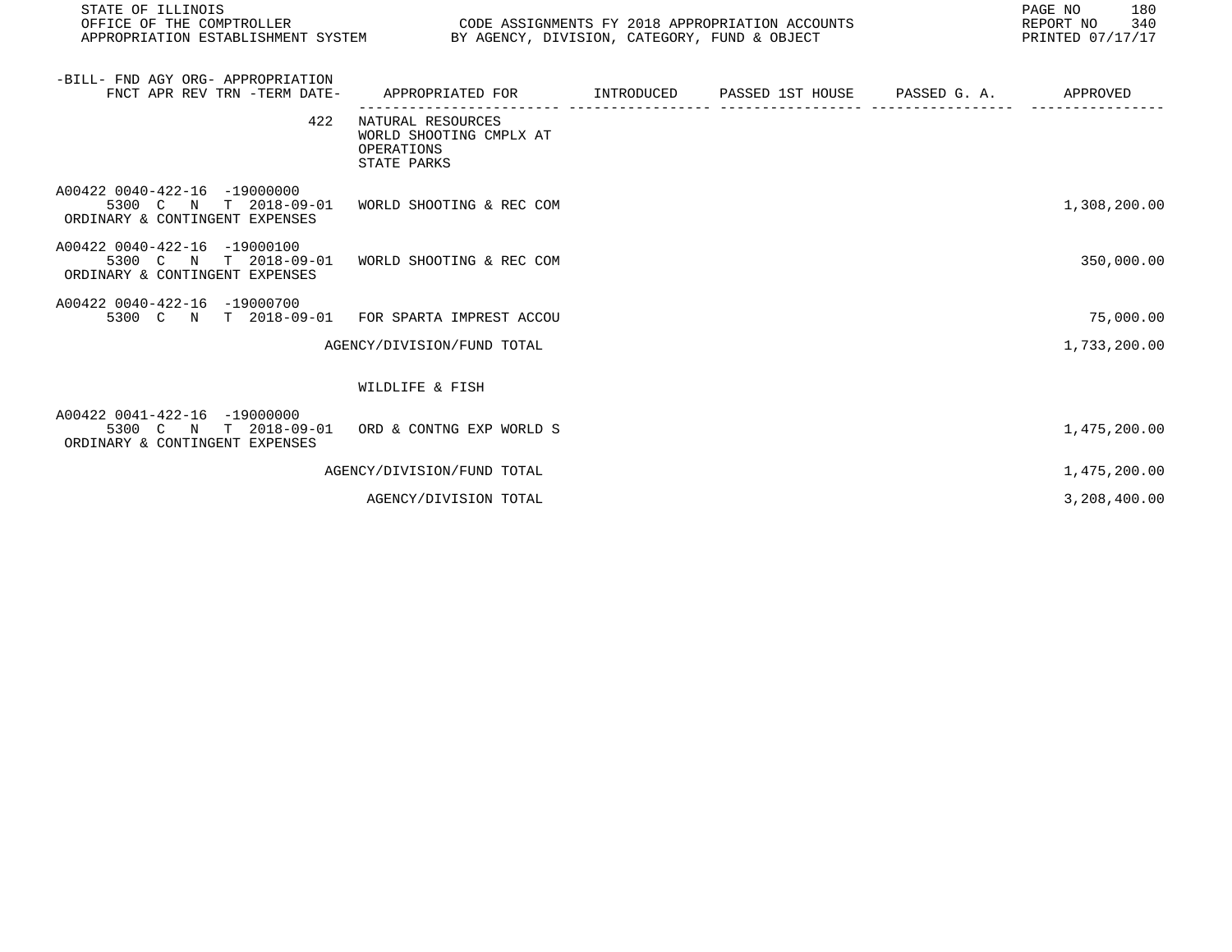STATE OF ILLINOIS
OFFICE OF THE COMPTROLLER
APPROPRIATION ESTABLISHMENT SYSTEM

CODE ASSIGNMENTS FY 2018 APPROPRIATION ACCOUNTS
BY AGENCY, DIVISION, CATEGORY, FUND & OBJECT

REPORT NO 340
PRINTED 07/17/17

| -BILL- FND AGY ORG- APPROPRIATION FNCT APR REV TRN -TERM DATE- | APPROPRIATED FOR | INTRODUCED | PASSED 1ST HOUSE | PASSED G. A. | APPROVED |
|---|---|---|---|---|---|
| 422 | NATURAL RESOURCES<br>WORLD SHOOTING CMPLX AT<br>OPERATIONS<br>STATE PARKS | | | | |
| A00422 0040-422-16 -19000000<br>5300 C N T 2018-09-01<br>ORDINARY & CONTINGENT EXPENSES | WORLD SHOOTING & REC COM | | | | 1,308,200.00 |
| A00422 0040-422-16 -19000100<br>5300 C N T 2018-09-01<br>ORDINARY & CONTINGENT EXPENSES | WORLD SHOOTING & REC COM | | | | 350,000.00 |
| A00422 0040-422-16 -19000700<br>5300 C N T 2018-09-01 | FOR SPARTA IMPREST ACCOU | | | | 75,000.00 |
| | AGENCY/DIVISION/FUND TOTAL | | | | 1,733,200.00 |
| | WILDLIFE & FISH | | | | |
| A00422 0041-422-16 -19000000<br>5300 C N T 2018-09-01<br>ORDINARY & CONTINGENT EXPENSES | ORD & CONTNG EXP WORLD S | | | | 1,475,200.00 |
| | AGENCY/DIVISION/FUND TOTAL | | | | 1,475,200.00 |
| | AGENCY/DIVISION TOTAL | | | | 3,208,400.00 |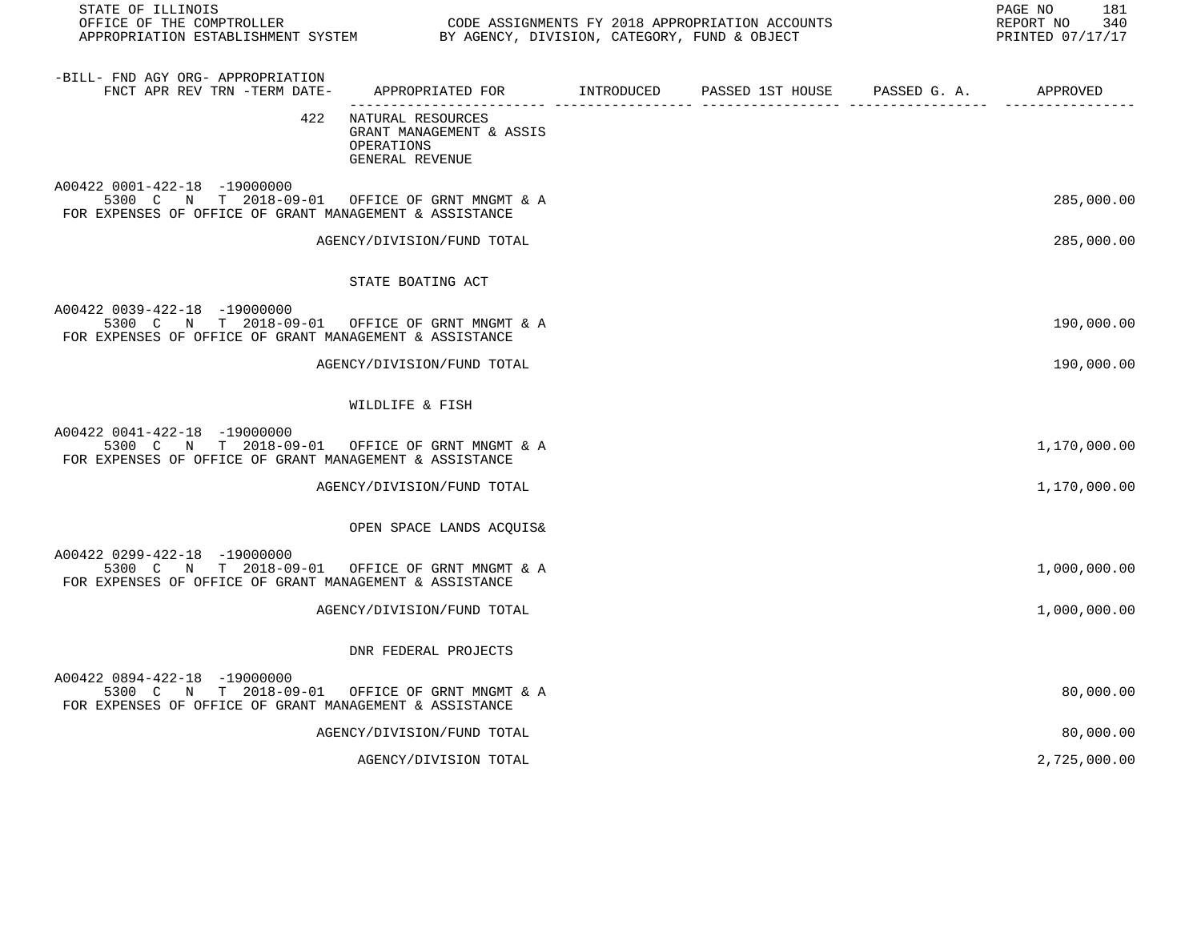| -BILL- FND AGY ORG- APPROPRIATION<br>FNCT APR REV TRN -TERM DATE- | APPROPRIATED FOR | INTRODUCED | PASSED 1ST HOUSE | PASSED G. A. | APPROVED |
|---|---|---|---|---|---|
| 422 | NATURAL RESOURCES<br>GRANT MANAGEMENT & ASSIS<br>OPERATIONS<br>GENERAL REVENUE | | | | |
| A00422 0001-422-18 -19000000<br>5300 C N T 2018-09-01 | OFFICE OF GRNT MNGMT & A | | | | 285,000.00 |
| FOR EXPENSES OF OFFICE OF GRANT MANAGEMENT & ASSISTANCE | | | | | |
| | AGENCY/DIVISION/FUND TOTAL | | | | 285,000.00 |
| | STATE BOATING ACT | | | | |
| A00422 0039-422-18 -19000000<br>5300 C N T 2018-09-01 | OFFICE OF GRNT MNGMT & A | | | | 190,000.00 |
| FOR EXPENSES OF OFFICE OF GRANT MANAGEMENT & ASSISTANCE | | | | | |
| | AGENCY/DIVISION/FUND TOTAL | | | | 190,000.00 |
| | WILDLIFE & FISH | | | | |
| A00422 0041-422-18 -19000000<br>5300 C N T 2018-09-01 | OFFICE OF GRNT MNGMT & A | | | | 1,170,000.00 |
| FOR EXPENSES OF OFFICE OF GRANT MANAGEMENT & ASSISTANCE | | | | | |
| | AGENCY/DIVISION/FUND TOTAL | | | | 1,170,000.00 |
| | OPEN SPACE LANDS ACQUIS& | | | | |
| A00422 0299-422-18 -19000000<br>5300 C N T 2018-09-01 | OFFICE OF GRNT MNGMT & A | | | | 1,000,000.00 |
| FOR EXPENSES OF OFFICE OF GRANT MANAGEMENT & ASSISTANCE | | | | | |
| | AGENCY/DIVISION/FUND TOTAL | | | | 1,000,000.00 |
| | DNR FEDERAL PROJECTS | | | | |
| A00422 0894-422-18 -19000000<br>5300 C N T 2018-09-01 | OFFICE OF GRNT MNGMT & A | | | | 80,000.00 |
| FOR EXPENSES OF OFFICE OF GRANT MANAGEMENT & ASSISTANCE | | | | | |
| | AGENCY/DIVISION/FUND TOTAL | | | | 80,000.00 |
| | AGENCY/DIVISION TOTAL | | | | 2,725,000.00 |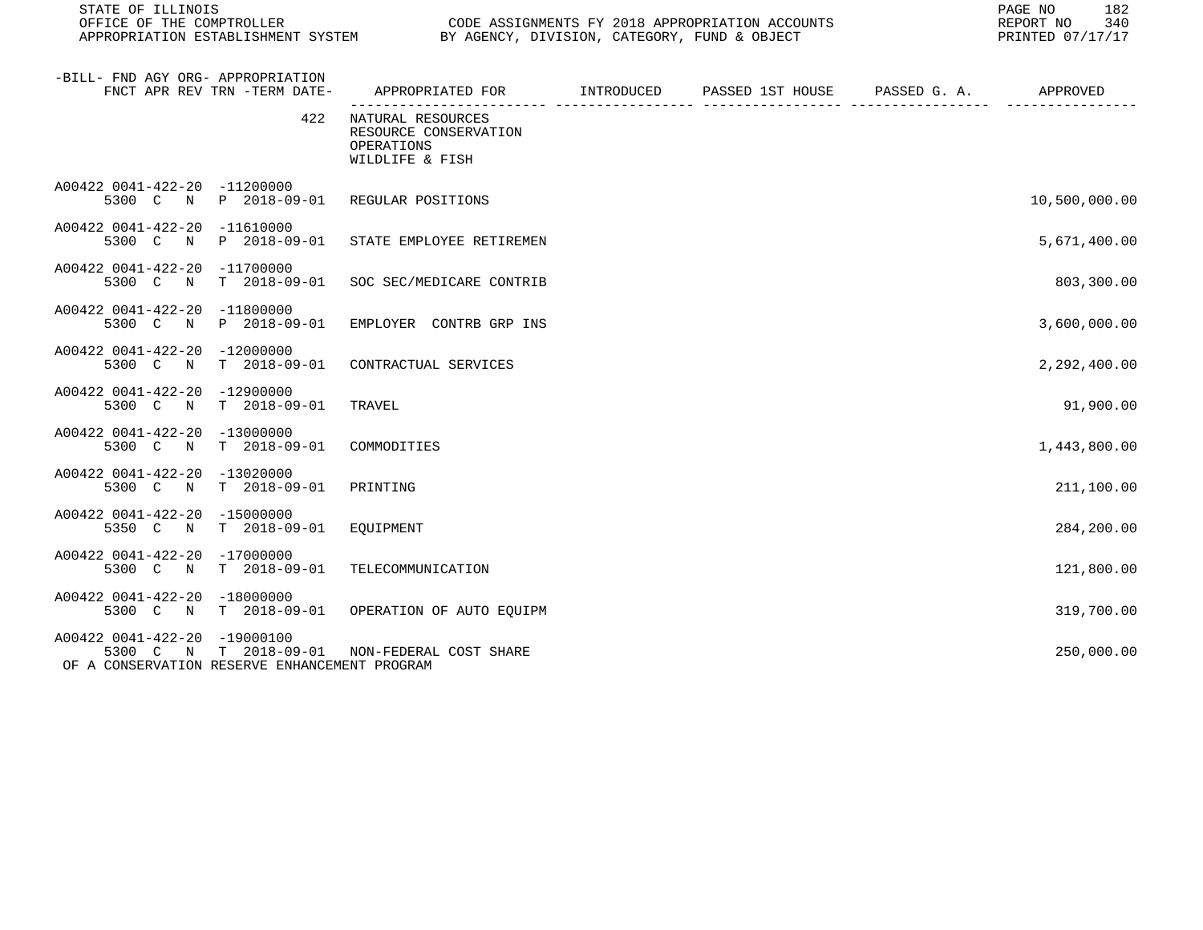| -BILL- FND AGY ORG- APPROPRIATION FNCT APR REV TRN -TERM DATE- | APPROPRIATED FOR | INTRODUCED | PASSED 1ST HOUSE | PASSED G. A. | APPROVED |
|---|---|---|---|---|---|
| 422 | NATURAL RESOURCES<br>RESOURCE CONSERVATION<br>OPERATIONS<br>WILDLIFE & FISH | | | | |
| A00422 0041-422-20 -11200000<br>5300 C N P 2018-09-01 | REGULAR POSITIONS | | | | 10,500,000.00 |
| A00422 0041-422-20 -11610000<br>5300 C N P 2018-09-01 | STATE EMPLOYEE RETIREMEN | | | | 5,671,400.00 |
| A00422 0041-422-20 -11700000<br>5300 C N T 2018-09-01 | SOC SEC/MEDICARE CONTRIB | | | | 803,300.00 |
| A00422 0041-422-20 -11800000<br>5300 C N P 2018-09-01 | EMPLOYER CONTRB GRP INS | | | | 3,600,000.00 |
| A00422 0041-422-20 -12000000<br>5300 C N T 2018-09-01 | CONTRACTUAL SERVICES | | | | 2,292,400.00 |
| A00422 0041-422-20 -12900000<br>5300 C N T 2018-09-01 | TRAVEL | | | | 91,900.00 |
| A00422 0041-422-20 -13000000<br>5300 C N T 2018-09-01 | COMMODITIES | | | | 1,443,800.00 |
| A00422 0041-422-20 -13020000<br>5300 C N T 2018-09-01 | PRINTING | | | | 211,100.00 |
| A00422 0041-422-20 -15000000<br>5350 C N T 2018-09-01 | EQUIPMENT | | | | 284,200.00 |
| A00422 0041-422-20 -17000000<br>5300 C N T 2018-09-01 | TELECOMMUNICATION | | | | 121,800.00 |
| A00422 0041-422-20 -18000000<br>5300 C N T 2018-09-01 | OPERATION OF AUTO EQUIPM | | | | 319,700.00 |
| A00422 0041-422-20 -19000100<br>5300 C N T 2018-09-01 | NON-FEDERAL COST SHARE<br>OF A CONSERVATION RESERVE ENHANCEMENT PROGRAM | | | | 250,000.00 |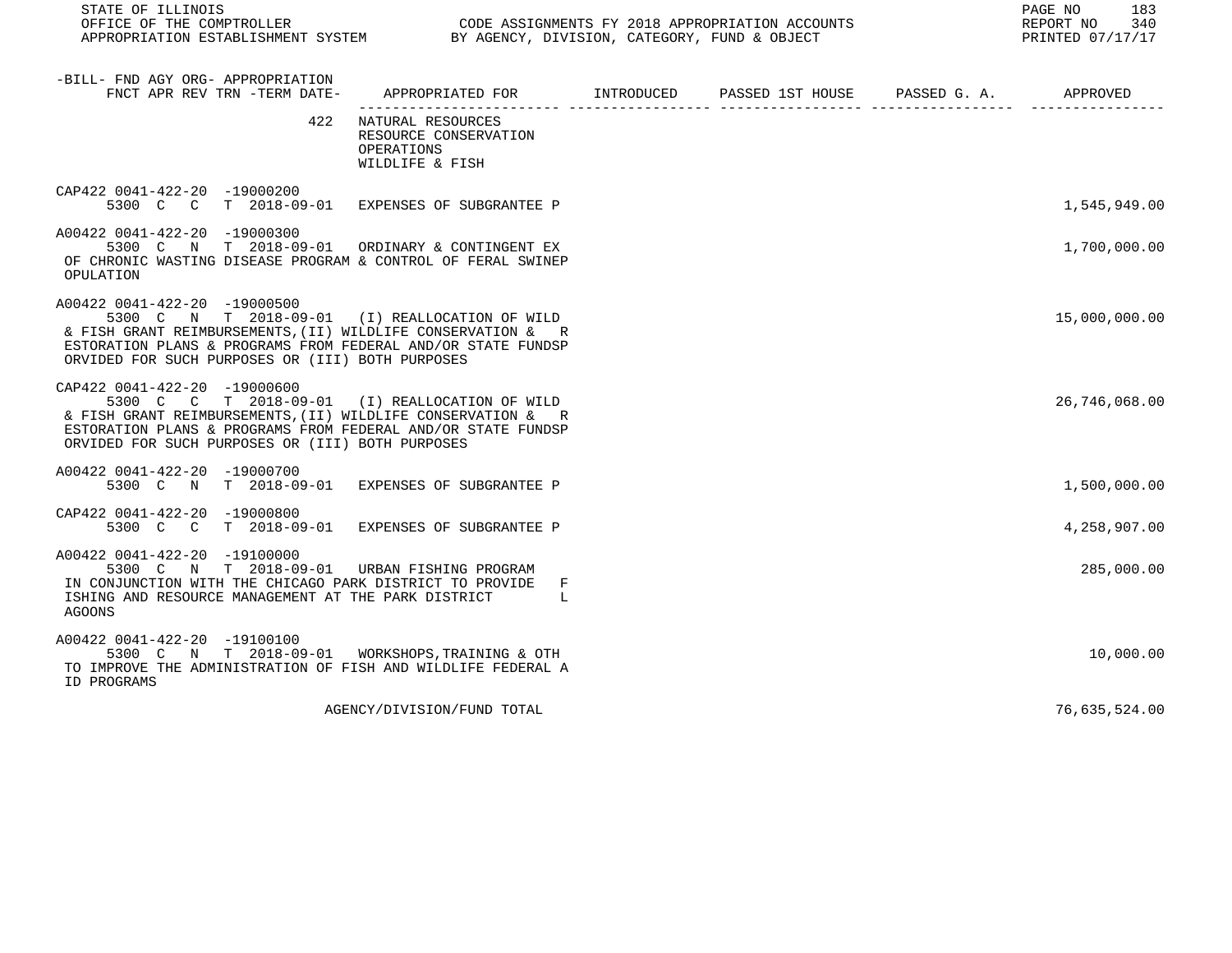STATE OF ILLINOIS
OFFICE OF THE COMPTROLLER
APPROPRIATION ESTABLISHMENT SYSTEM

CODE ASSIGNMENTS FY 2018 APPROPRIATION ACCOUNTS
BY AGENCY, DIVISION, CATEGORY, FUND & OBJECT

REPORT NO 340
PRINTED 07/17/17

| -BILL- FND AGY ORG- APPROPRIATION FNCT APR REV TRN -TERM DATE- | APPROPRIATED FOR | INTRODUCED | PASSED 1ST HOUSE | PASSED G. A. | APPROVED |
|---|---|---|---|---|---|
| 422 | NATURAL RESOURCES RESOURCE CONSERVATION OPERATIONS WILDLIFE & FISH | | | | |
| CAP422 0041-422-20 -19000200 5300 C C T 2018-09-01 | EXPENSES OF SUBGRANTEE P | | | | 1,545,949.00 |
| A00422 0041-422-20 -19000300 5300 C N T 2018-09-01 | ORDINARY & CONTINGENT EX OF CHRONIC WASTING DISEASE PROGRAM & CONTROL OF FERAL SWINEP OPULATION | | | | 1,700,000.00 |
| A00422 0041-422-20 -19000500 5300 C N T 2018-09-01 | (I) REALLOCATION OF WILD & FISH GRANT REIMBURSEMENTS,(II) WILDLIFE CONSERVATION & R ESTORATION PLANS & PROGRAMS FROM FEDERAL AND/OR STATE FUNDSP ORVIDED FOR SUCH PURPOSES OR (III) BOTH PURPOSES | | | | 15,000,000.00 |
| CAP422 0041-422-20 -19000600 5300 C C T 2018-09-01 | (I) REALLOCATION OF WILD & FISH GRANT REIMBURSEMENTS,(II) WILDLIFE CONSERVATION & R ESTORATION PLANS & PROGRAMS FROM FEDERAL AND/OR STATE FUNDSP ORVIDED FOR SUCH PURPOSES OR (III) BOTH PURPOSES | | | | 26,746,068.00 |
| A00422 0041-422-20 -19000700 5300 C N T 2018-09-01 | EXPENSES OF SUBGRANTEE P | | | | 1,500,000.00 |
| CAP422 0041-422-20 -19000800 5300 C C T 2018-09-01 | EXPENSES OF SUBGRANTEE P | | | | 4,258,907.00 |
| A00422 0041-422-20 -19100000 5300 C N T 2018-09-01 | URBAN FISHING PROGRAM IN CONJUNCTION WITH THE CHICAGO PARK DISTRICT TO PROVIDE F ISHING AND RESOURCE MANAGEMENT AT THE PARK DISTRICT L AGOONS | | | | 285,000.00 |
| A00422 0041-422-20 -19100100 5300 C N T 2018-09-01 | WORKSHOPS,TRAINING & OTH TO IMPROVE THE ADMINISTRATION OF FISH AND WILDLIFE FEDERAL A ID PROGRAMS | | | | 10,000.00 |
| | AGENCY/DIVISION/FUND TOTAL | | | | 76,635,524.00 |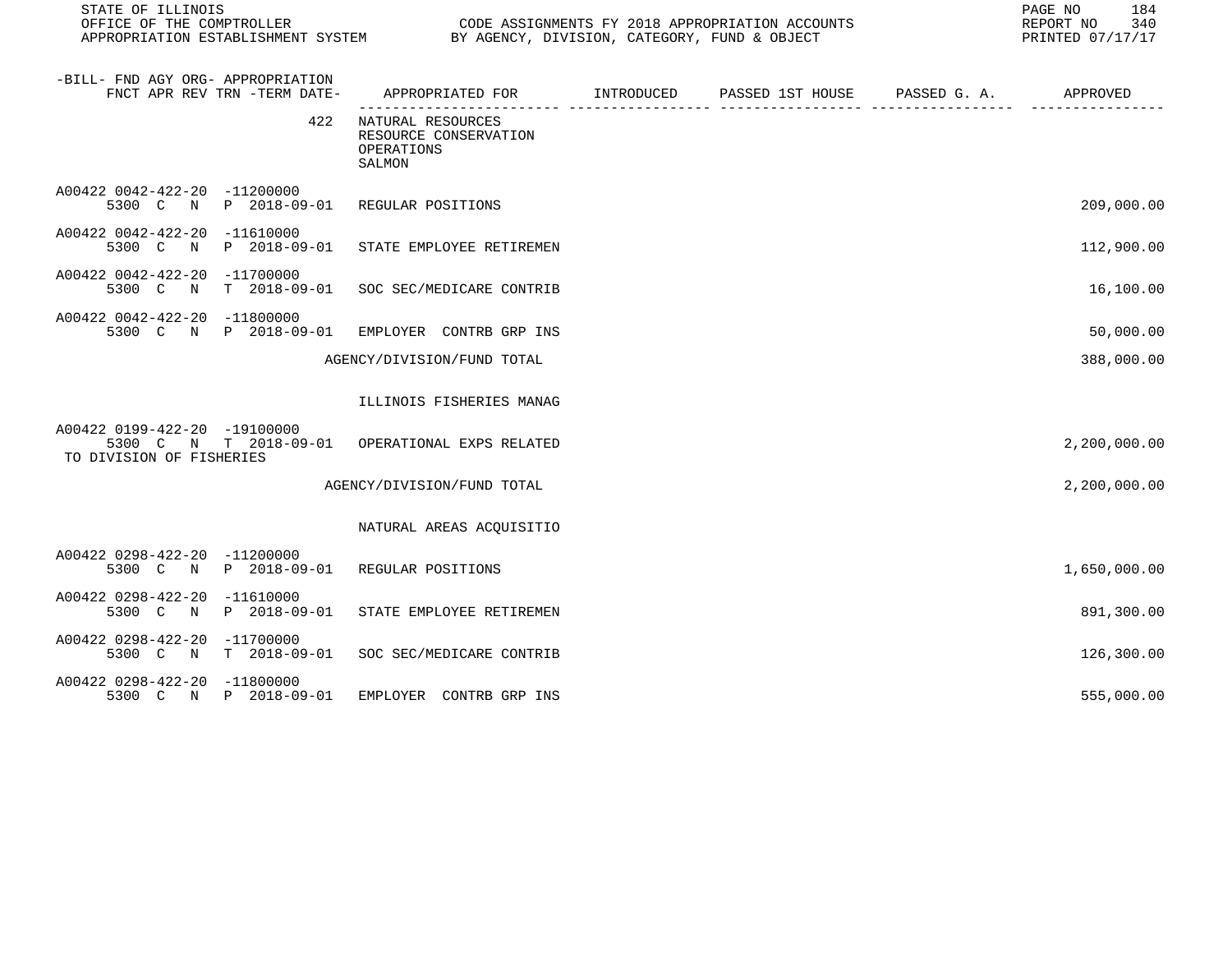STATE OF ILLINOIS
OFFICE OF THE COMPTROLLER
APPROPRIATION ESTABLISHMENT SYSTEM

CODE ASSIGNMENTS FY 2018 APPROPRIATION ACCOUNTS
BY AGENCY, DIVISION, CATEGORY, FUND & OBJECT

REPORT NO 340
PRINTED 07/17/17

| -BILL- FND AGY ORG- APPROPRIATION FNCT APR REV TRN -TERM DATE- | APPROPRIATED FOR | INTRODUCED | PASSED 1ST HOUSE | PASSED G. A. | APPROVED |
|---|---|---|---|---|---|
| 422 | NATURAL RESOURCES RESOURCE CONSERVATION OPERATIONS SALMON | | | | |
| A00422 0042-422-20 -11200000 5300 C N P 2018-09-01 | REGULAR POSITIONS | | | | 209,000.00 |
| A00422 0042-422-20 -11610000 5300 C N P 2018-09-01 | STATE EMPLOYEE RETIREMEN | | | | 112,900.00 |
| A00422 0042-422-20 -11700000 5300 C N T 2018-09-01 | SOC SEC/MEDICARE CONTRIB | | | | 16,100.00 |
| A00422 0042-422-20 -11800000 5300 C N P 2018-09-01 | EMPLOYER CONTRB GRP INS | | | | 50,000.00 |
| | AGENCY/DIVISION/FUND TOTAL | | | | 388,000.00 |
| | ILLINOIS FISHERIES MANAG | | | | |
| A00422 0199-422-20 -19100000 5300 C N T 2018-09-01 TO DIVISION OF FISHERIES | OPERATIONAL EXPS RELATED | | | | 2,200,000.00 |
| | AGENCY/DIVISION/FUND TOTAL | | | | 2,200,000.00 |
| | NATURAL AREAS ACQUISITIO | | | | |
| A00422 0298-422-20 -11200000 5300 C N P 2018-09-01 | REGULAR POSITIONS | | | | 1,650,000.00 |
| A00422 0298-422-20 -11610000 5300 C N P 2018-09-01 | STATE EMPLOYEE RETIREMEN | | | | 891,300.00 |
| A00422 0298-422-20 -11700000 5300 C N T 2018-09-01 | SOC SEC/MEDICARE CONTRIB | | | | 126,300.00 |
| A00422 0298-422-20 -11800000 5300 C N P 2018-09-01 | EMPLOYER CONTRB GRP INS | | | | 555,000.00 |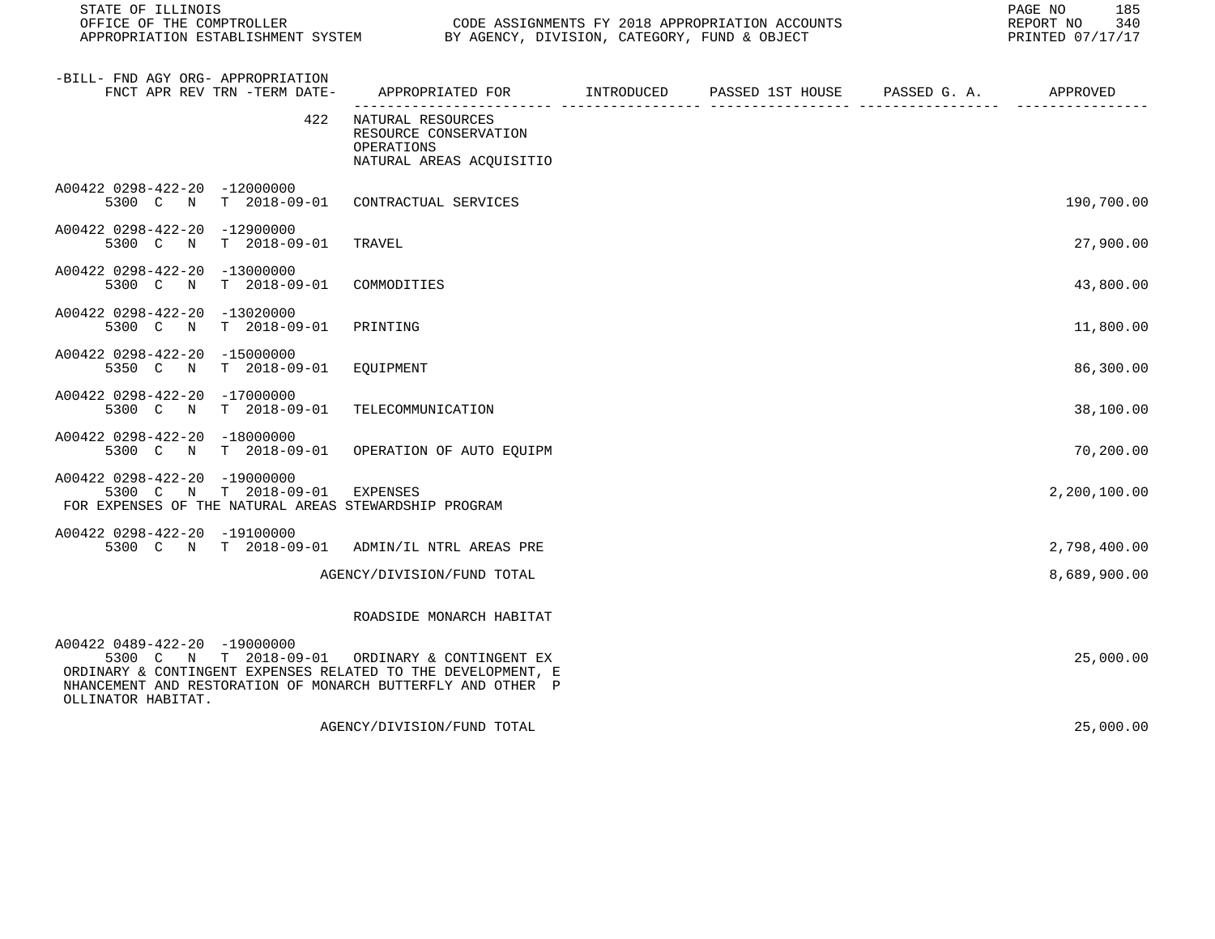| -BILL- FND AGY ORG- APPROPRIATION FNCT APR REV TRN -TERM DATE- | APPROPRIATED FOR | INTRODUCED | PASSED 1ST HOUSE | PASSED G. A. | APPROVED |
|---|---|---|---|---|---|
| 422 | NATURAL RESOURCES RESOURCE CONSERVATION OPERATIONS NATURAL AREAS ACQUISITIO | | | | |
| A00422 0298-422-20 -12000000 5300 C N T 2018-09-01 | CONTRACTUAL SERVICES | | | | 190,700.00 |
| A00422 0298-422-20 -12900000 5300 C N T 2018-09-01 | TRAVEL | | | | 27,900.00 |
| A00422 0298-422-20 -13000000 5300 C N T 2018-09-01 | COMMODITIES | | | | 43,800.00 |
| A00422 0298-422-20 -13020000 5300 C N T 2018-09-01 | PRINTING | | | | 11,800.00 |
| A00422 0298-422-20 -15000000 5350 C N T 2018-09-01 | EQUIPMENT | | | | 86,300.00 |
| A00422 0298-422-20 -17000000 5300 C N T 2018-09-01 | TELECOMMUNICATION | | | | 38,100.00 |
| A00422 0298-422-20 -18000000 5300 C N T 2018-09-01 | OPERATION OF AUTO EQUIPM | | | | 70,200.00 |
| A00422 0298-422-20 -19000000 5300 C N T 2018-09-01 FOR EXPENSES OF THE NATURAL AREAS STEWARDSHIP PROGRAM | EXPENSES | | | | 2,200,100.00 |
| A00422 0298-422-20 -19100000 5300 C N T 2018-09-01 | ADMIN/IL NTRL AREAS PRE | | | | 2,798,400.00 |
| | AGENCY/DIVISION/FUND TOTAL | | | | 8,689,900.00 |
| | ROADSIDE MONARCH HABITAT | | | | |
| A00422 0489-422-20 -19000000 5300 C N T 2018-09-01 ORDINARY & CONTINGENT EXPENSES RELATED TO THE DEVELOPMENT, ENHANCEMENT AND RESTORATION OF MONARCH BUTTERFLY AND OTHER POLLINATOR HABITAT. | ORDINARY & CONTINGENT EX | | | | 25,000.00 |
| | AGENCY/DIVISION/FUND TOTAL | | | | 25,000.00 |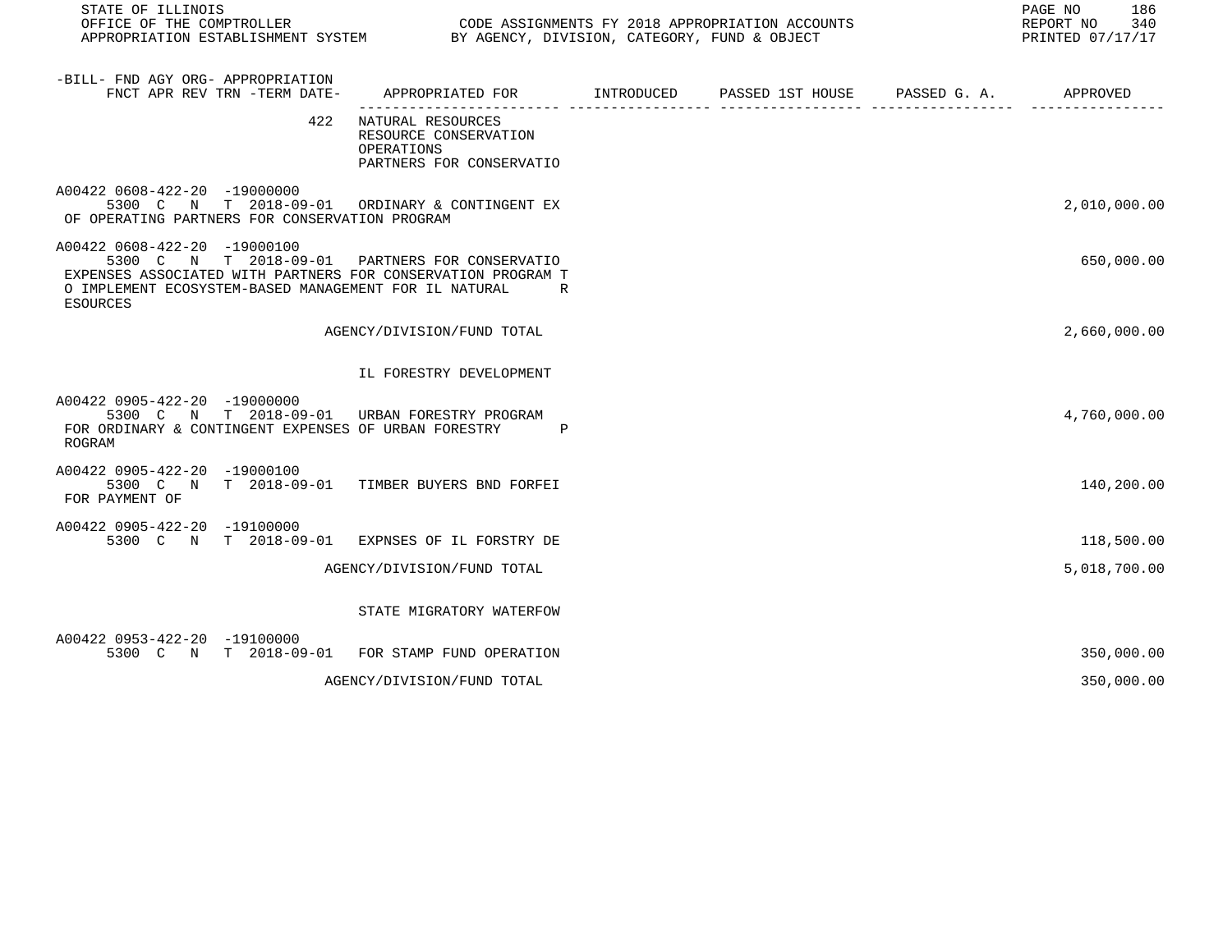| -BILL- FND AGY ORG- APPROPRIATION FNCT APR REV TRN -TERM DATE- | APPROPRIATED FOR | INTRODUCED | PASSED 1ST HOUSE | PASSED G. A. | APPROVED |
|---|---|---|---|---|---|
| 422 | NATURAL RESOURCES RESOURCE CONSERVATION OPERATIONS PARTNERS FOR CONSERVATIO | | | | |
| A00422 0608-422-20 -19000000 5300 C N T 2018-09-01 OF OPERATING PARTNERS FOR CONSERVATION PROGRAM | ORDINARY & CONTINGENT EX | | | | 2,010,000.00 |
| A00422 0608-422-20 -19000100 5300 C N T 2018-09-01 EXPENSES ASSOCIATED WITH PARTNERS FOR CONSERVATION PROGRAM TO IMPLEMENT ECOSYSTEM-BASED MANAGEMENT FOR IL NATURAL RESOURCES | PARTNERS FOR CONSERVATIO | | | | 650,000.00 |
| | AGENCY/DIVISION/FUND TOTAL | | | | 2,660,000.00 |
| | IL FORESTRY DEVELOPMENT | | | | |
| A00422 0905-422-20 -19000000 5300 C N T 2018-09-01 FOR ORDINARY & CONTINGENT EXPENSES OF URBAN FORESTRY PROGRAM | URBAN FORESTRY PROGRAM | | | | 4,760,000.00 |
| A00422 0905-422-20 -19000100 5300 C N T 2018-09-01 FOR PAYMENT OF | TIMBER BUYERS BND FORFEI | | | | 140,200.00 |
| A00422 0905-422-20 -19100000 5300 C N T 2018-09-01 | EXPNSES OF IL FORSTRY DE | | | | 118,500.00 |
| | AGENCY/DIVISION/FUND TOTAL | | | | 5,018,700.00 |
| | STATE MIGRATORY WATERFOW | | | | |
| A00422 0953-422-20 -19100000 5300 C N T 2018-09-01 | FOR STAMP FUND OPERATION | | | | 350,000.00 |
| | AGENCY/DIVISION/FUND TOTAL | | | | 350,000.00 |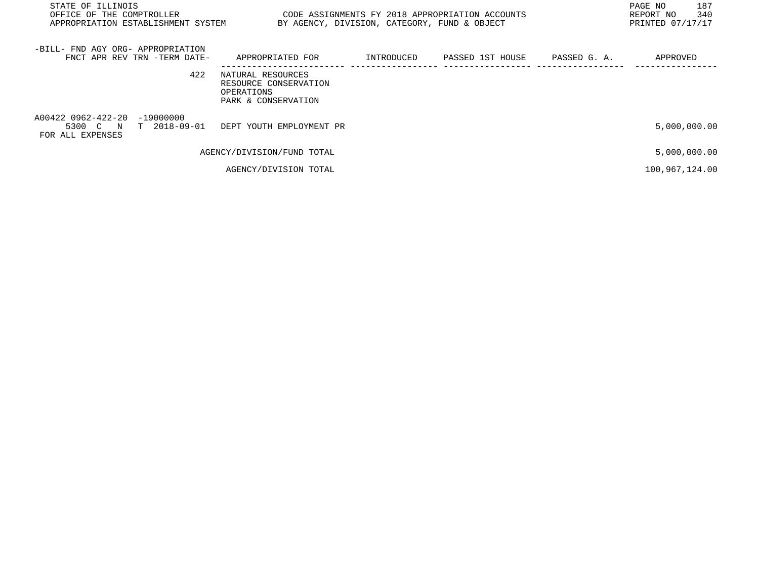| -BILL- FND AGY ORG- APPROPRIATION FNCT APR REV TRN -TERM DATE- | APPROPRIATED FOR | INTRODUCED | PASSED 1ST HOUSE | PASSED G. A. | APPROVED |
|---|---|---|---|---|---|
| 422 | NATURAL RESOURCES RESOURCE CONSERVATION OPERATIONS PARK & CONSERVATION | | | | |
| A00422 0962-422-20 -19000000 5300 C N T 2018-09-01 FOR ALL EXPENSES | DEPT YOUTH EMPLOYMENT PR | | | | 5,000,000.00 |
| | AGENCY/DIVISION/FUND TOTAL | | | | 5,000,000.00 |
| | AGENCY/DIVISION TOTAL | | | | 100,967,124.00 |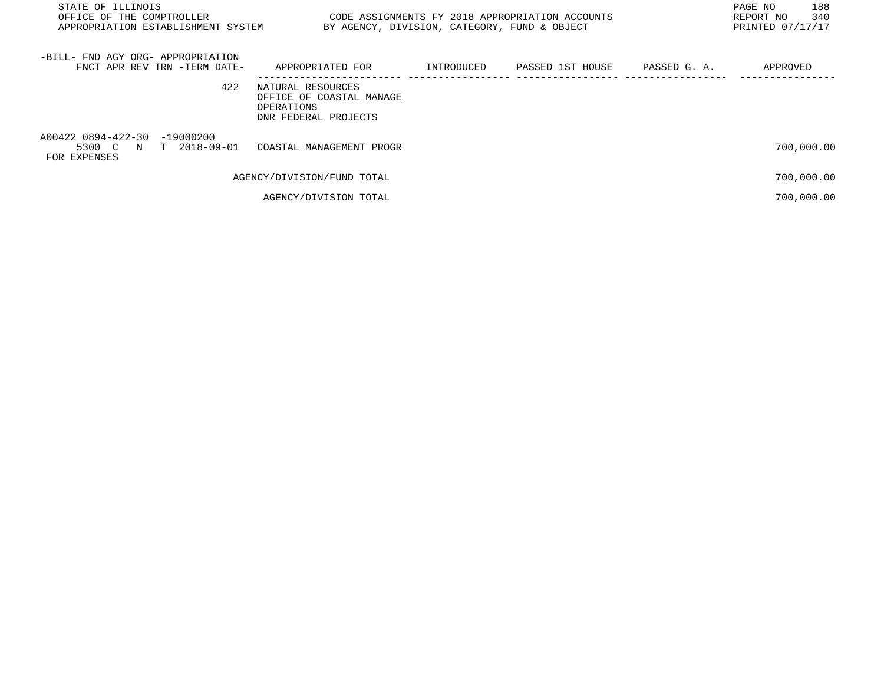STATE OF ILLINOIS
OFFICE OF THE COMPTROLLER
APPROPRIATION ESTABLISHMENT SYSTEM

CODE ASSIGNMENTS FY 2018 APPROPRIATION ACCOUNTS
BY AGENCY, DIVISION, CATEGORY, FUND & OBJECT

REPORT NO 340
PRINTED 07/17/17

| -BILL- FND AGY ORG- APPROPRIATION FNCT APR REV TRN -TERM DATE- | APPROPRIATED FOR | INTRODUCED | PASSED 1ST HOUSE | PASSED G. A. | APPROVED |
|---|---|---|---|---|---|
| 422 | NATURAL RESOURCES<br>OFFICE OF COASTAL MANAGE<br>OPERATIONS<br>DNR FEDERAL PROJECTS | | | | |
| A00422 0894-422-30 -19000200<br>5300 C N T 2018-09-01<br>FOR EXPENSES | COASTAL MANAGEMENT PROGR | | | | 700,000.00 |
| | AGENCY/DIVISION/FUND TOTAL | | | | 700,000.00 |
| | AGENCY/DIVISION TOTAL | | | | 700,000.00 |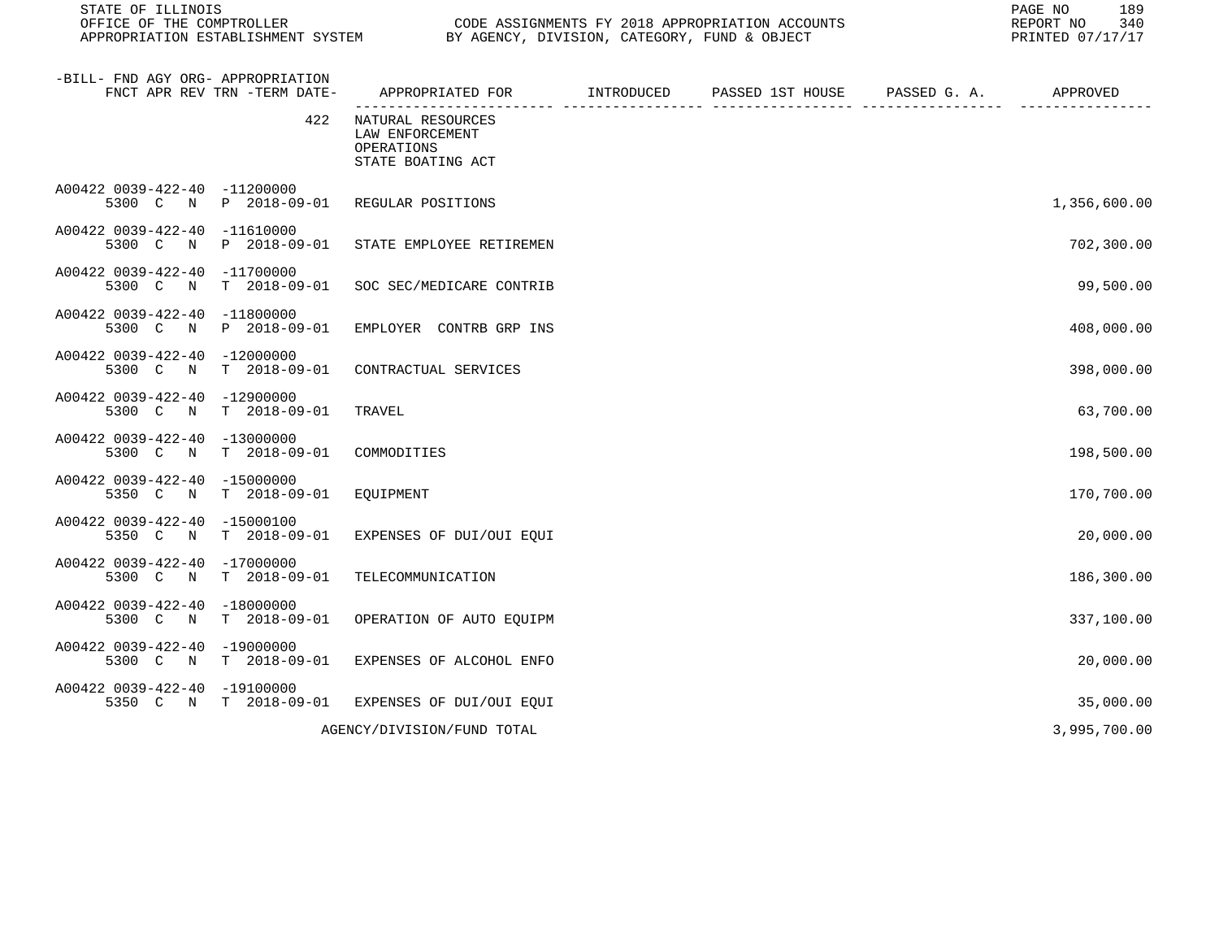STATE OF ILLINOIS
OFFICE OF THE COMPTROLLER
APPROPRIATION ESTABLISHMENT SYSTEM

CODE ASSIGNMENTS FY 2018 APPROPRIATION ACCOUNTS
BY AGENCY, DIVISION, CATEGORY, FUND & OBJECT

REPORT NO 340
PRINTED 07/17/17

| -BILL- FND AGY ORG- APPROPRIATION FNCT APR REV TRN -TERM DATE- | APPROPRIATED FOR | INTRODUCED | PASSED 1ST HOUSE | PASSED G. A. | APPROVED |
|---|---|---|---|---|---|
| 422 | NATURAL RESOURCES<br>LAW ENFORCEMENT<br>OPERATIONS<br>STATE BOATING ACT | | | | |
| A00422 0039-422-40 -11200000<br>5300 C N P 2018-09-01 | REGULAR POSITIONS | | | | 1,356,600.00 |
| A00422 0039-422-40 -11610000<br>5300 C N P 2018-09-01 | STATE EMPLOYEE RETIREMEN | | | | 702,300.00 |
| A00422 0039-422-40 -11700000<br>5300 C N T 2018-09-01 | SOC SEC/MEDICARE CONTRIB | | | | 99,500.00 |
| A00422 0039-422-40 -11800000<br>5300 C N P 2018-09-01 | EMPLOYER CONTRB GRP INS | | | | 408,000.00 |
| A00422 0039-422-40 -12000000<br>5300 C N T 2018-09-01 | CONTRACTUAL SERVICES | | | | 398,000.00 |
| A00422 0039-422-40 -12900000<br>5300 C N T 2018-09-01 | TRAVEL | | | | 63,700.00 |
| A00422 0039-422-40 -13000000<br>5300 C N T 2018-09-01 | COMMODITIES | | | | 198,500.00 |
| A00422 0039-422-40 -15000000<br>5350 C N T 2018-09-01 | EQUIPMENT | | | | 170,700.00 |
| A00422 0039-422-40 -15000100<br>5350 C N T 2018-09-01 | EXPENSES OF DUI/OUI EQUI | | | | 20,000.00 |
| A00422 0039-422-40 -17000000<br>5300 C N T 2018-09-01 | TELECOMMUNICATION | | | | 186,300.00 |
| A00422 0039-422-40 -18000000<br>5300 C N T 2018-09-01 | OPERATION OF AUTO EQUIPM | | | | 337,100.00 |
| A00422 0039-422-40 -19000000<br>5300 C N T 2018-09-01 | EXPENSES OF ALCOHOL ENFO | | | | 20,000.00 |
| A00422 0039-422-40 -19100000<br>5350 C N T 2018-09-01 | EXPENSES OF DUI/OUI EQUI | | | | 35,000.00 |
| | AGENCY/DIVISION/FUND TOTAL | | | | 3,995,700.00 |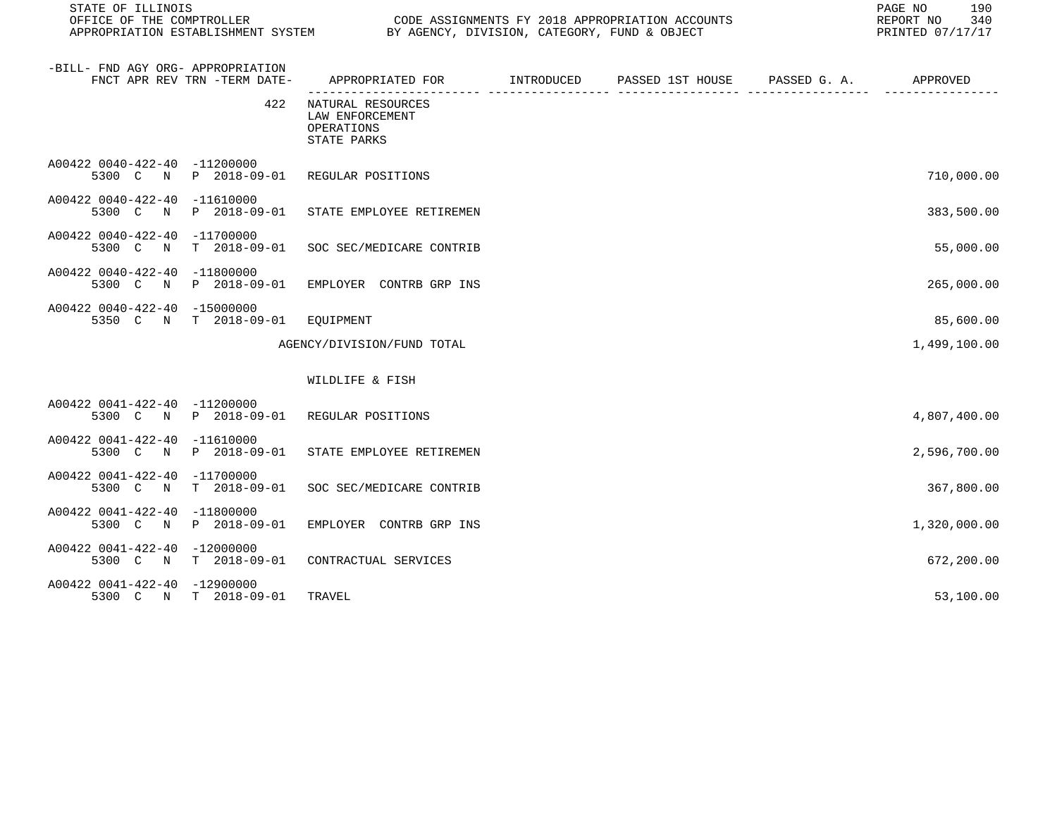STATE OF ILLINOIS
OFFICE OF THE COMPTROLLER
APPROPRIATION ESTABLISHMENT SYSTEM

CODE ASSIGNMENTS FY 2018 APPROPRIATION ACCOUNTS
BY AGENCY, DIVISION, CATEGORY, FUND & OBJECT

REPORT NO 340
PRINTED 07/17/17

| -BILL- FND AGY ORG- APPROPRIATION FNCT APR REV TRN -TERM DATE- | APPROPRIATED FOR | INTRODUCED | PASSED 1ST HOUSE | PASSED G. A. | APPROVED |
|---|---|---|---|---|---|
| 422 | NATURAL RESOURCES LAW ENFORCEMENT OPERATIONS STATE PARKS | | | | |
| A00422 0040-422-40 -11200000 5300 C N P 2018-09-01 | REGULAR POSITIONS | | | | 710,000.00 |
| A00422 0040-422-40 -11610000 5300 C N P 2018-09-01 | STATE EMPLOYEE RETIREMEN | | | | 383,500.00 |
| A00422 0040-422-40 -11700000 5300 C N T 2018-09-01 | SOC SEC/MEDICARE CONTRIB | | | | 55,000.00 |
| A00422 0040-422-40 -11800000 5300 C N P 2018-09-01 | EMPLOYER CONTRB GRP INS | | | | 265,000.00 |
| A00422 0040-422-40 -15000000 5350 C N T 2018-09-01 | EQUIPMENT | | | | 85,600.00 |
| | AGENCY/DIVISION/FUND TOTAL | | | | 1,499,100.00 |
| | WILDLIFE & FISH | | | | |
| A00422 0041-422-40 -11200000 5300 C N P 2018-09-01 | REGULAR POSITIONS | | | | 4,807,400.00 |
| A00422 0041-422-40 -11610000 5300 C N P 2018-09-01 | STATE EMPLOYEE RETIREMEN | | | | 2,596,700.00 |
| A00422 0041-422-40 -11700000 5300 C N T 2018-09-01 | SOC SEC/MEDICARE CONTRIB | | | | 367,800.00 |
| A00422 0041-422-40 -11800000 5300 C N P 2018-09-01 | EMPLOYER CONTRB GRP INS | | | | 1,320,000.00 |
| A00422 0041-422-40 -12000000 5300 C N T 2018-09-01 | CONTRACTUAL SERVICES | | | | 672,200.00 |
| A00422 0041-422-40 -12900000 5300 C N T 2018-09-01 | TRAVEL | | | | 53,100.00 |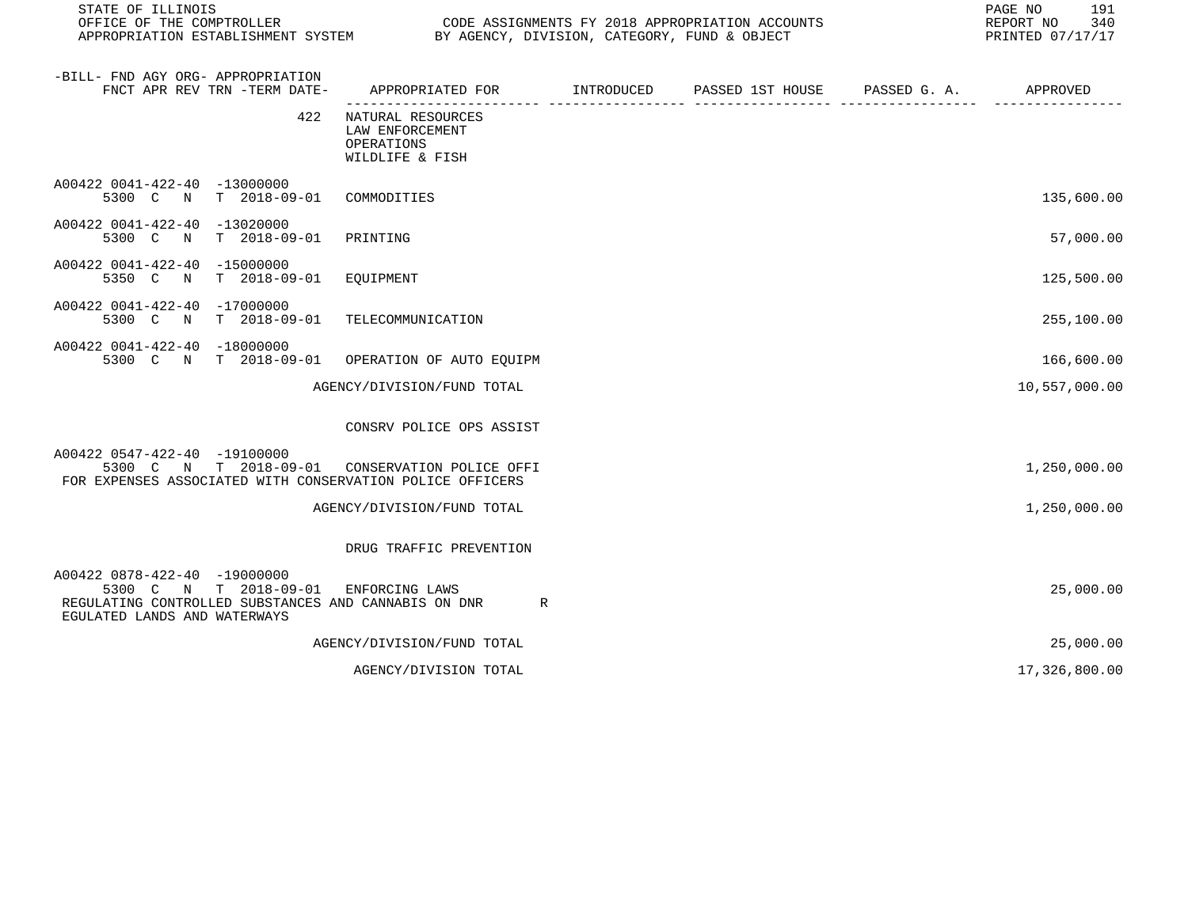| -BILL- FND AGY ORG- APPROPRIATION FNCT APR REV TRN -TERM DATE- | APPROPRIATED FOR | INTRODUCED | PASSED 1ST HOUSE | PASSED G. A. | APPROVED |
|---|---|---|---|---|---|
| 422 | NATURAL RESOURCES LAW ENFORCEMENT OPERATIONS WILDLIFE & FISH | | | | |
| A00422 0041-422-40 -13000000 5300 C N T 2018-09-01 | COMMODITIES | | | | 135,600.00 |
| A00422 0041-422-40 -13020000 5300 C N T 2018-09-01 | PRINTING | | | | 57,000.00 |
| A00422 0041-422-40 -15000000 5350 C N T 2018-09-01 | EQUIPMENT | | | | 125,500.00 |
| A00422 0041-422-40 -17000000 5300 C N T 2018-09-01 | TELECOMMUNICATION | | | | 255,100.00 |
| A00422 0041-422-40 -18000000 5300 C N T 2018-09-01 | OPERATION OF AUTO EQUIPM | | | | 166,600.00 |
| | AGENCY/DIVISION/FUND TOTAL | | | | 10,557,000.00 |
| | CONSRV POLICE OPS ASSIST | | | | |
| A00422 0547-422-40 -19100000 5300 C N T 2018-09-01 | CONSERVATION POLICE OFFI | | | | 1,250,000.00 |
| FOR EXPENSES ASSOCIATED WITH CONSERVATION POLICE OFFICERS | | | | | |
| | AGENCY/DIVISION/FUND TOTAL | | | | 1,250,000.00 |
| | DRUG TRAFFIC PREVENTION | | | | |
| A00422 0878-422-40 -19000000 5300 C N T 2018-09-01 | ENFORCING LAWS | | | | 25,000.00 |
| REGULATING CONTROLLED SUBSTANCES AND CANNABIS ON DNR R EGULATED LANDS AND WATERWAYS | | | | | |
| | AGENCY/DIVISION/FUND TOTAL | | | | 25,000.00 |
| | AGENCY/DIVISION TOTAL | | | | 17,326,800.00 |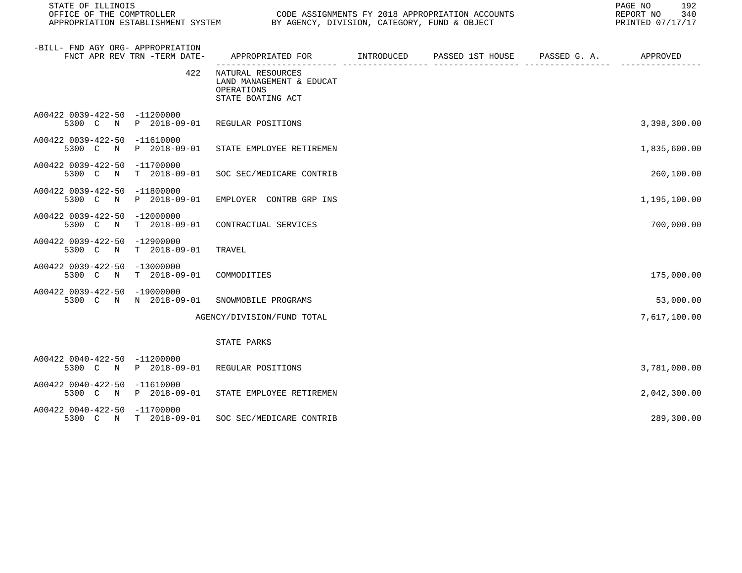| -BILL- FND AGY ORG- APPROPRIATION FNCT APR REV TRN -TERM DATE- | APPROPRIATED FOR | INTRODUCED | PASSED 1ST HOUSE | PASSED G. A. | APPROVED |
|---|---|---|---|---|---|
| 422 | NATURAL RESOURCES<br>LAND MANAGEMENT & EDUCAT<br>OPERATIONS<br>STATE BOATING ACT | | | | |
| A00422 0039-422-50 -11200000<br>5300 C N P 2018-09-01 | REGULAR POSITIONS | | | | 3,398,300.00 |
| A00422 0039-422-50 -11610000<br>5300 C N P 2018-09-01 | STATE EMPLOYEE RETIREMEN | | | | 1,835,600.00 |
| A00422 0039-422-50 -11700000<br>5300 C N T 2018-09-01 | SOC SEC/MEDICARE CONTRIB | | | | 260,100.00 |
| A00422 0039-422-50 -11800000<br>5300 C N P 2018-09-01 | EMPLOYER CONTRB GRP INS | | | | 1,195,100.00 |
| A00422 0039-422-50 -12000000<br>5300 C N T 2018-09-01 | CONTRACTUAL SERVICES | | | | 700,000.00 |
| A00422 0039-422-50 -12900000<br>5300 C N T 2018-09-01 | TRAVEL | | | | |
| A00422 0039-422-50 -13000000<br>5300 C N T 2018-09-01 | COMMODITIES | | | | 175,000.00 |
| A00422 0039-422-50 -19000000<br>5300 C N N 2018-09-01 | SNOWMOBILE PROGRAMS | | | | 53,000.00 |
| | AGENCY/DIVISION/FUND TOTAL | | | | 7,617,100.00 |
| | STATE PARKS | | | | |
| A00422 0040-422-50 -11200000<br>5300 C N P 2018-09-01 | REGULAR POSITIONS | | | | 3,781,000.00 |
| A00422 0040-422-50 -11610000<br>5300 C N P 2018-09-01 | STATE EMPLOYEE RETIREMEN | | | | 2,042,300.00 |
| A00422 0040-422-50 -11700000<br>5300 C N T 2018-09-01 | SOC SEC/MEDICARE CONTRIB | | | | 289,300.00 |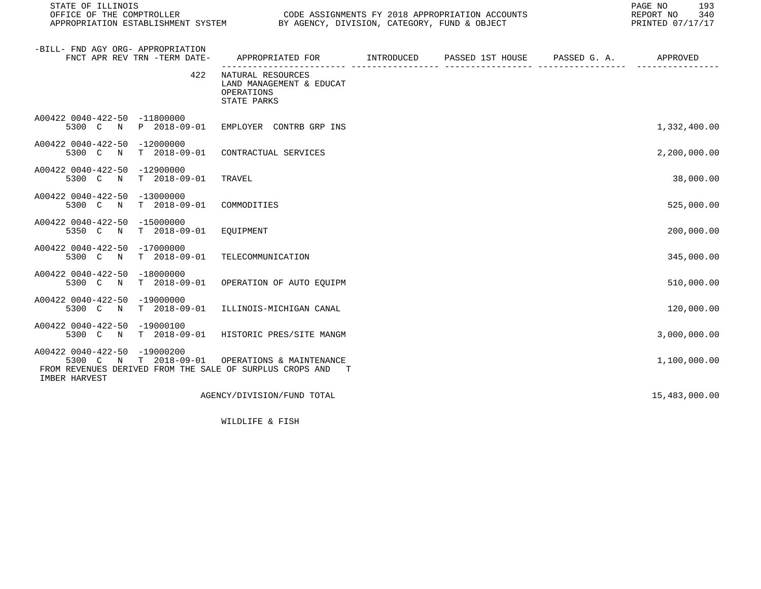| -BILL- FND AGY ORG- APPROPRIATION FNCT APR REV TRN -TERM DATE- | APPROPRIATED FOR | INTRODUCED | PASSED 1ST HOUSE | PASSED G. A. | APPROVED |
|---|---|---|---|---|---|
| 422 | NATURAL RESOURCES LAND MANAGEMENT & EDUCAT OPERATIONS STATE PARKS | | | | |
| A00422 0040-422-50 -11800000 5300 C N P 2018-09-01 | EMPLOYER CONTRB GRP INS | | | | 1,332,400.00 |
| A00422 0040-422-50 -12000000 5300 C N T 2018-09-01 | CONTRACTUAL SERVICES | | | | 2,200,000.00 |
| A00422 0040-422-50 -12900000 5300 C N T 2018-09-01 | TRAVEL | | | | 38,000.00 |
| A00422 0040-422-50 -13000000 5300 C N T 2018-09-01 | COMMODITIES | | | | 525,000.00 |
| A00422 0040-422-50 -15000000 5350 C N T 2018-09-01 | EQUIPMENT | | | | 200,000.00 |
| A00422 0040-422-50 -17000000 5300 C N T 2018-09-01 | TELECOMMUNICATION | | | | 345,000.00 |
| A00422 0040-422-50 -18000000 5300 C N T 2018-09-01 | OPERATION OF AUTO EQUIPM | | | | 510,000.00 |
| A00422 0040-422-50 -19000000 5300 C N T 2018-09-01 | ILLINOIS-MICHIGAN CANAL | | | | 120,000.00 |
| A00422 0040-422-50 -19000100 5300 C N T 2018-09-01 | HISTORIC PRES/SITE MANGM | | | | 3,000,000.00 |
| A00422 0040-422-50 -19000200 5300 C N T 2018-09-01 | OPERATIONS & MAINTENANCE FROM REVENUES DERIVED FROM THE SALE OF SURPLUS CROPS AND T IMBER HARVEST | | | | 1,100,000.00 |
| | AGENCY/DIVISION/FUND TOTAL | | | | 15,483,000.00 |

WILDLIFE & FISH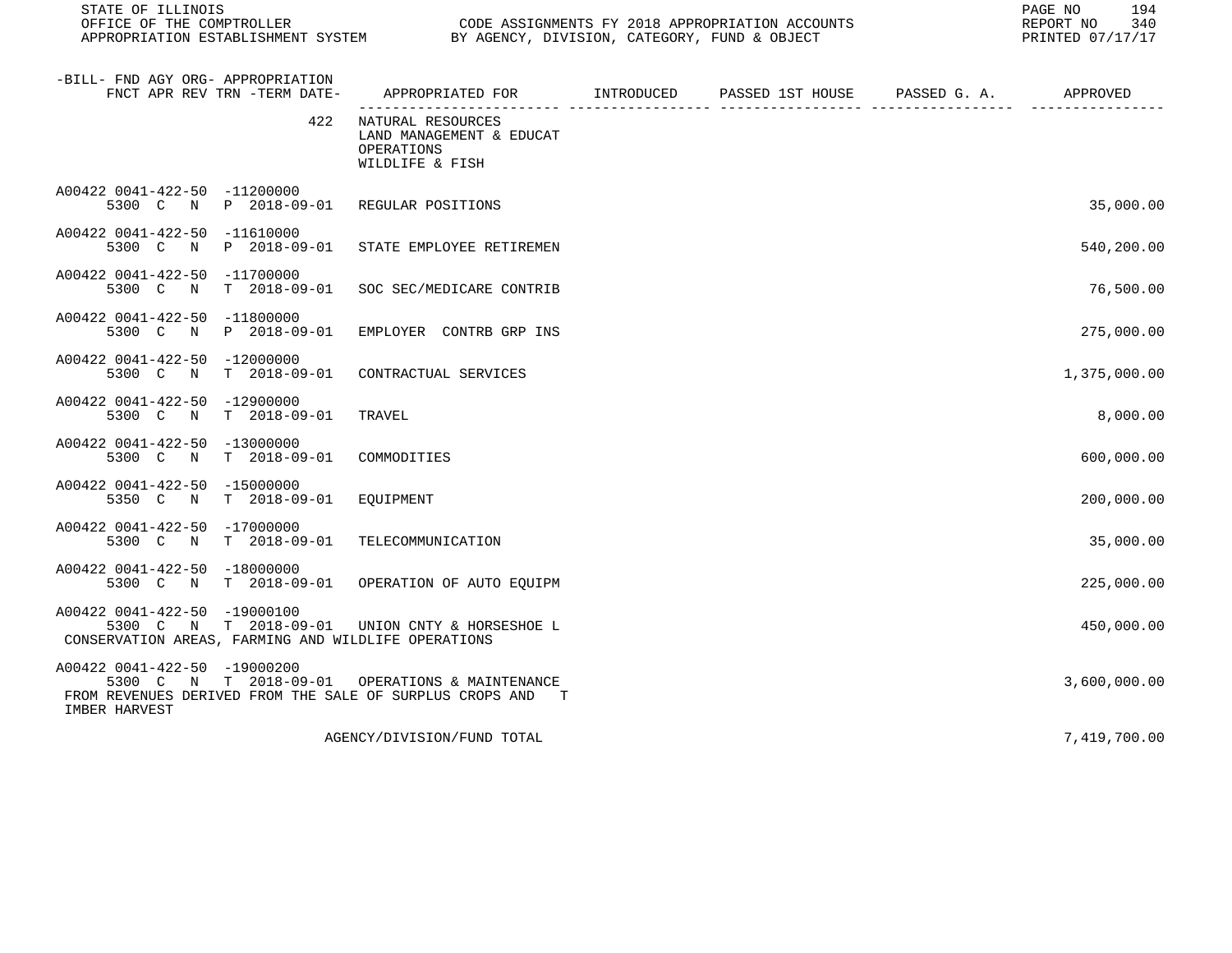STATE OF ILLINOIS
OFFICE OF THE COMPTROLLER
APPROPRIATION ESTABLISHMENT SYSTEM

CODE ASSIGNMENTS FY 2018 APPROPRIATION ACCOUNTS
BY AGENCY, DIVISION, CATEGORY, FUND & OBJECT

REPORT NO 340
PRINTED 07/17/17

| -BILL- FND AGY ORG- APPROPRIATION FNCT APR REV TRN -TERM DATE- | APPROPRIATED FOR | INTRODUCED | PASSED 1ST HOUSE | PASSED G. A. | APPROVED |
|---|---|---|---|---|---|
| 422 | NATURAL RESOURCES LAND MANAGEMENT & EDUCAT OPERATIONS WILDLIFE & FISH | | | | |
| A00422 0041-422-50 -11200000 5300 C N P 2018-09-01 | REGULAR POSITIONS | | | | 35,000.00 |
| A00422 0041-422-50 -11610000 5300 C N P 2018-09-01 | STATE EMPLOYEE RETIREMEN | | | | 540,200.00 |
| A00422 0041-422-50 -11700000 5300 C N T 2018-09-01 | SOC SEC/MEDICARE CONTRIB | | | | 76,500.00 |
| A00422 0041-422-50 -11800000 5300 C N P 2018-09-01 | EMPLOYER CONTRB GRP INS | | | | 275,000.00 |
| A00422 0041-422-50 -12000000 5300 C N T 2018-09-01 | CONTRACTUAL SERVICES | | | | 1,375,000.00 |
| A00422 0041-422-50 -12900000 5300 C N T 2018-09-01 | TRAVEL | | | | 8,000.00 |
| A00422 0041-422-50 -13000000 5300 C N T 2018-09-01 | COMMODITIES | | | | 600,000.00 |
| A00422 0041-422-50 -15000000 5350 C N T 2018-09-01 | EQUIPMENT | | | | 200,000.00 |
| A00422 0041-422-50 -17000000 5300 C N T 2018-09-01 | TELECOMMUNICATION | | | | 35,000.00 |
| A00422 0041-422-50 -18000000 5300 C N T 2018-09-01 | OPERATION OF AUTO EQUIPM | | | | 225,000.00 |
| A00422 0041-422-50 -19000100 5300 C N T 2018-09-01 | UNION CNTY & HORSESHOE L CONSERVATION AREAS, FARMING AND WILDLIFE OPERATIONS | | | | 450,000.00 |
| A00422 0041-422-50 -19000200 5300 C N T 2018-09-01 | OPERATIONS & MAINTENANCE FROM REVENUES DERIVED FROM THE SALE OF SURPLUS CROPS AND TIMBER HARVEST | | | | 3,600,000.00 |
| | AGENCY/DIVISION/FUND TOTAL | | | | 7,419,700.00 |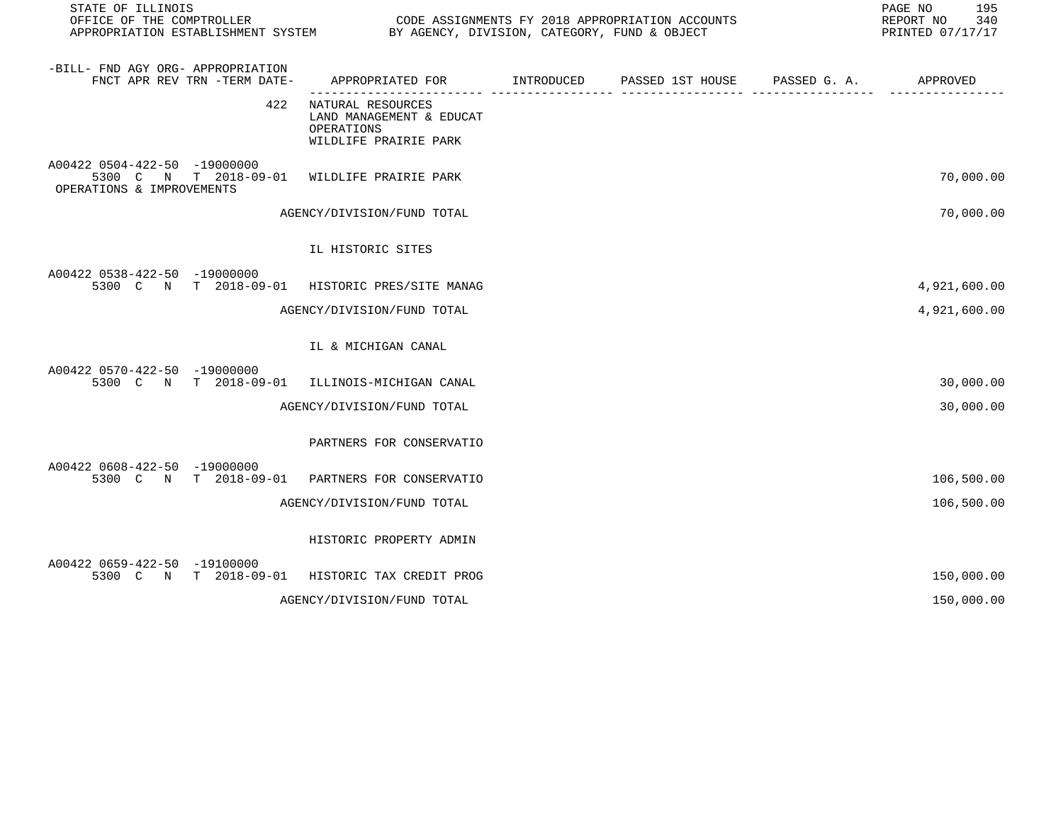| -BILL- FND AGY ORG- APPROPRIATION FNCT APR REV TRN -TERM DATE- | APPROPRIATED FOR | INTRODUCED | PASSED 1ST HOUSE | PASSED G. A. | APPROVED |
|---|---|---|---|---|---|
| 422 | NATURAL RESOURCES LAND MANAGEMENT & EDUCAT OPERATIONS WILDLIFE PRAIRIE PARK | | | | |
| A00422 0504-422-50 -19000000 5300 C N T 2018-09-01 OPERATIONS & IMPROVEMENTS | WILDLIFE PRAIRIE PARK | | | | 70,000.00 |
| | AGENCY/DIVISION/FUND TOTAL | | | | 70,000.00 |
| | IL HISTORIC SITES | | | | |
| A00422 0538-422-50 -19000000 5300 C N T 2018-09-01 | HISTORIC PRES/SITE MANAG | | | | 4,921,600.00 |
| | AGENCY/DIVISION/FUND TOTAL | | | | 4,921,600.00 |
| | IL & MICHIGAN CANAL | | | | |
| A00422 0570-422-50 -19000000 5300 C N T 2018-09-01 | ILLINOIS-MICHIGAN CANAL | | | | 30,000.00 |
| | AGENCY/DIVISION/FUND TOTAL | | | | 30,000.00 |
| | PARTNERS FOR CONSERVATIO | | | | |
| A00422 0608-422-50 -19000000 5300 C N T 2018-09-01 | PARTNERS FOR CONSERVATIO | | | | 106,500.00 |
| | AGENCY/DIVISION/FUND TOTAL | | | | 106,500.00 |
| | HISTORIC PROPERTY ADMIN | | | | |
| A00422 0659-422-50 -19100000 5300 C N T 2018-09-01 | HISTORIC TAX CREDIT PROG | | | | 150,000.00 |
| | AGENCY/DIVISION/FUND TOTAL | | | | 150,000.00 |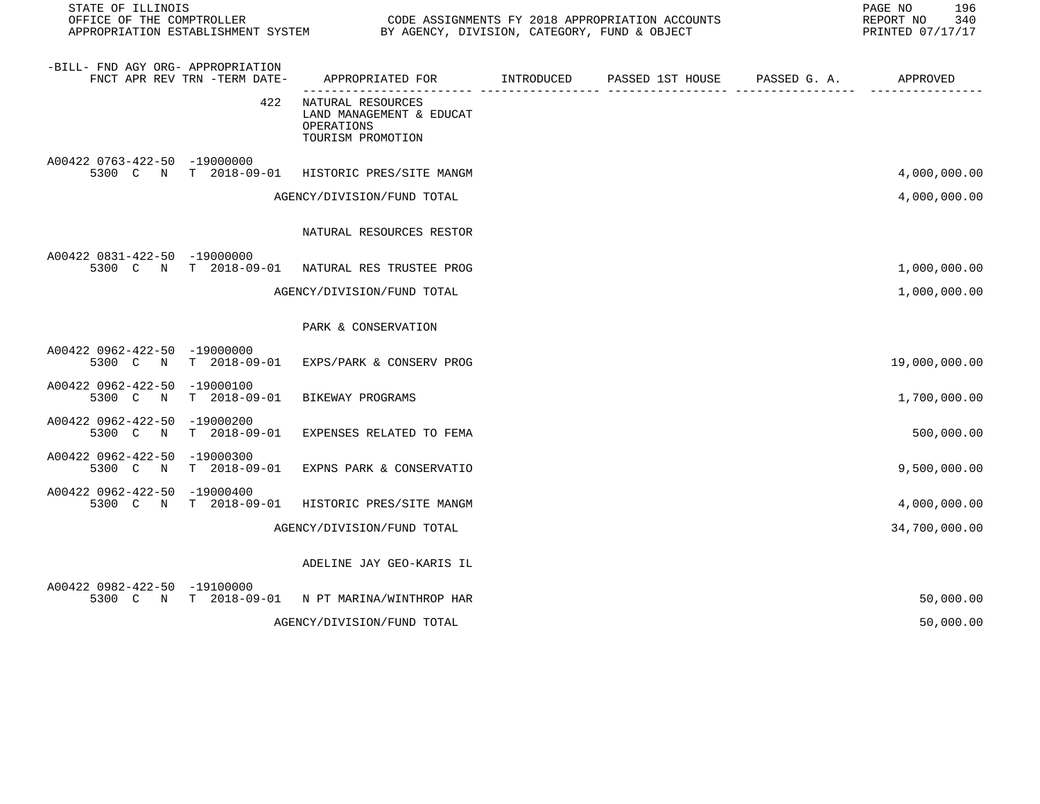| -BILL- FND AGY ORG- APPROPRIATION FNCT APR REV TRN -TERM DATE- | APPROPRIATED FOR | INTRODUCED | PASSED 1ST HOUSE | PASSED G. A. | APPROVED |
|---|---|---|---|---|---|
| 422 | NATURAL RESOURCES LAND MANAGEMENT & EDUCAT OPERATIONS TOURISM PROMOTION | | | | |
| A00422 0763-422-50 -19000000 5300 C N T 2018-09-01 | HISTORIC PRES/SITE MANGM | | | | 4,000,000.00 |
| | AGENCY/DIVISION/FUND TOTAL | | | | 4,000,000.00 |
| | NATURAL RESOURCES RESTOR | | | | |
| A00422 0831-422-50 -19000000 5300 C N T 2018-09-01 | NATURAL RES TRUSTEE PROG | | | | 1,000,000.00 |
| | AGENCY/DIVISION/FUND TOTAL | | | | 1,000,000.00 |
| | PARK & CONSERVATION | | | | |
| A00422 0962-422-50 -19000000 5300 C N T 2018-09-01 | EXPS/PARK & CONSERV PROG | | | | 19,000,000.00 |
| A00422 0962-422-50 -19000100 5300 C N T 2018-09-01 | BIKEWAY PROGRAMS | | | | 1,700,000.00 |
| A00422 0962-422-50 -19000200 5300 C N T 2018-09-01 | EXPENSES RELATED TO FEMA | | | | 500,000.00 |
| A00422 0962-422-50 -19000300 5300 C N T 2018-09-01 | EXPNS PARK & CONSERVATIO | | | | 9,500,000.00 |
| A00422 0962-422-50 -19000400 5300 C N T 2018-09-01 | HISTORIC PRES/SITE MANGM | | | | 4,000,000.00 |
| | AGENCY/DIVISION/FUND TOTAL | | | | 34,700,000.00 |
| | ADELINE JAY GEO-KARIS IL | | | | |
| A00422 0982-422-50 -19100000 5300 C N T 2018-09-01 | N PT MARINA/WINTHROP HAR | | | | 50,000.00 |
| | AGENCY/DIVISION/FUND TOTAL | | | | 50,000.00 |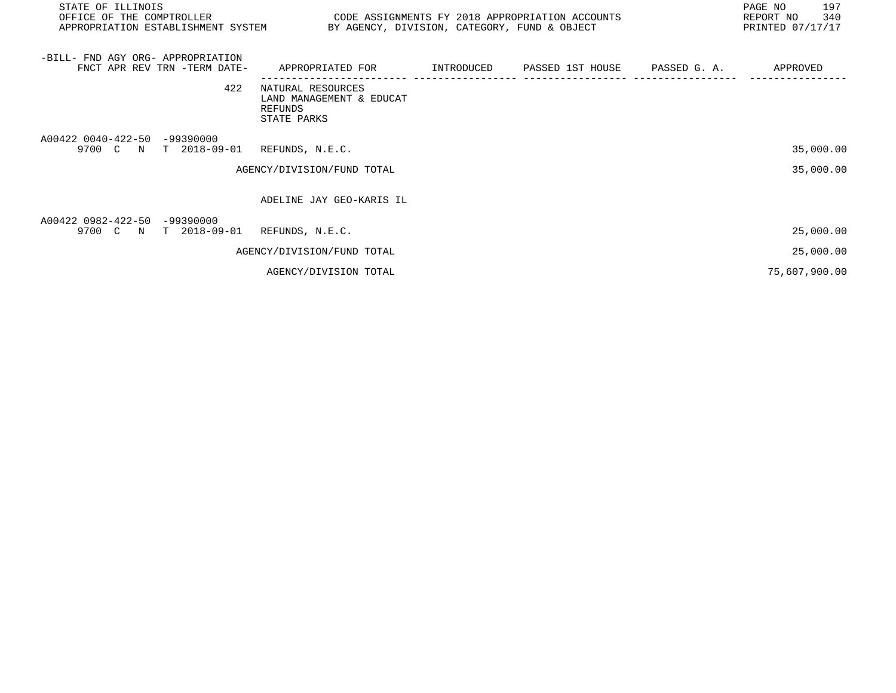STATE OF ILLINOIS
OFFICE OF THE COMPTROLLER
APPROPRIATION ESTABLISHMENT SYSTEM

CODE ASSIGNMENTS FY 2018 APPROPRIATION ACCOUNTS
BY AGENCY, DIVISION, CATEGORY, FUND & OBJECT

REPORT NO 340
PRINTED 07/17/17

| -BILL- FND AGY ORG- APPROPRIATION FNCT APR REV TRN -TERM DATE- | APPROPRIATED FOR | INTRODUCED | PASSED 1ST HOUSE | PASSED G. A. | APPROVED |
|---|---|---|---|---|---|
| 422 | NATURAL RESOURCES<br>LAND MANAGEMENT & EDUCAT<br>REFUNDS<br>STATE PARKS | | | | |
| A00422 0040-422-50 -99390000<br>9700 C N T 2018-09-01 | REFUNDS, N.E.C. | | | | 35,000.00 |
| | AGENCY/DIVISION/FUND TOTAL | | | | 35,000.00 |
| | ADELINE JAY GEO-KARIS IL | | | | |
| A00422 0982-422-50 -99390000<br>9700 C N T 2018-09-01 | REFUNDS, N.E.C. | | | | 25,000.00 |
| | AGENCY/DIVISION/FUND TOTAL | | | | 25,000.00 |
| | AGENCY/DIVISION TOTAL | | | | 75,607,900.00 |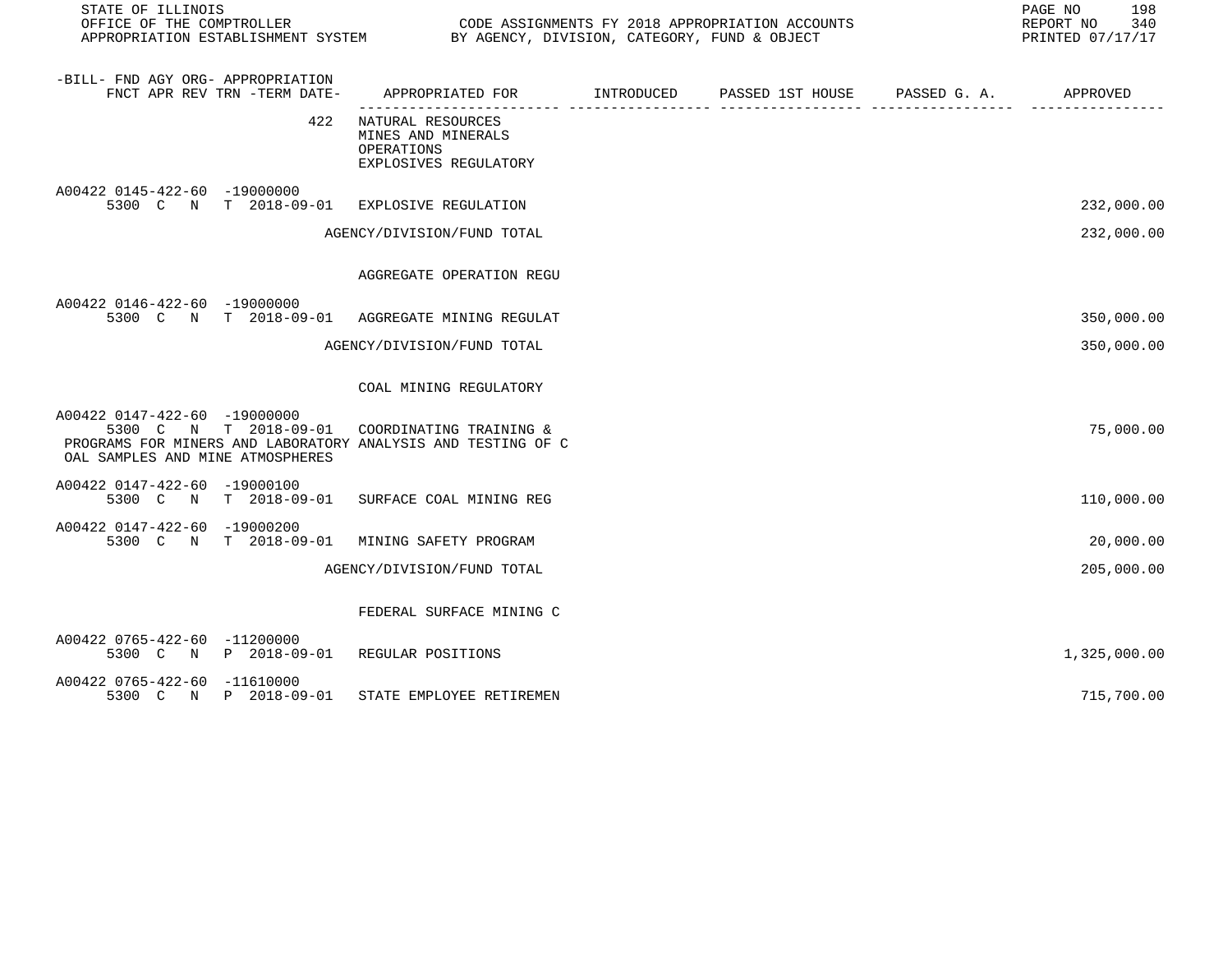| -BILL- FND AGY ORG- APPROPRIATION FNCT APR REV TRN -TERM DATE- | APPROPRIATED FOR | INTRODUCED | PASSED 1ST HOUSE | PASSED G. A. | APPROVED |
|---|---|---|---|---|---|
| 422 | NATURAL RESOURCES<br>MINES AND MINERALS<br>OPERATIONS<br>EXPLOSIVES REGULATORY | | | | |
| A00422 0145-422-60 -19000000<br>5300 C N T 2018-09-01 | EXPLOSIVE REGULATION | | | | 232,000.00 |
| | AGENCY/DIVISION/FUND TOTAL | | | | 232,000.00 |
| | AGGREGATE OPERATION REGU | | | | |
| A00422 0146-422-60 -19000000<br>5300 C N T 2018-09-01 | AGGREGATE MINING REGULAT | | | | 350,000.00 |
| | AGENCY/DIVISION/FUND TOTAL | | | | 350,000.00 |
| | COAL MINING REGULATORY | | | | |
| A00422 0147-422-60 -19000000<br>5300 C N T 2018-09-01 | COORDINATING TRAINING & PROGRAMS FOR MINERS AND LABORATORY ANALYSIS AND TESTING OF COAL SAMPLES AND MINE ATMOSPHERES | | | | 75,000.00 |
| A00422 0147-422-60 -19000100<br>5300 C N T 2018-09-01 | SURFACE COAL MINING REG | | | | 110,000.00 |
| A00422 0147-422-60 -19000200<br>5300 C N T 2018-09-01 | MINING SAFETY PROGRAM | | | | 20,000.00 |
| | AGENCY/DIVISION/FUND TOTAL | | | | 205,000.00 |
| | FEDERAL SURFACE MINING C | | | | |
| A00422 0765-422-60 -11200000<br>5300 C N P 2018-09-01 | REGULAR POSITIONS | | | | 1,325,000.00 |
| A00422 0765-422-60 -11610000<br>5300 C N P 2018-09-01 | STATE EMPLOYEE RETIREMEN | | | | 715,700.00 |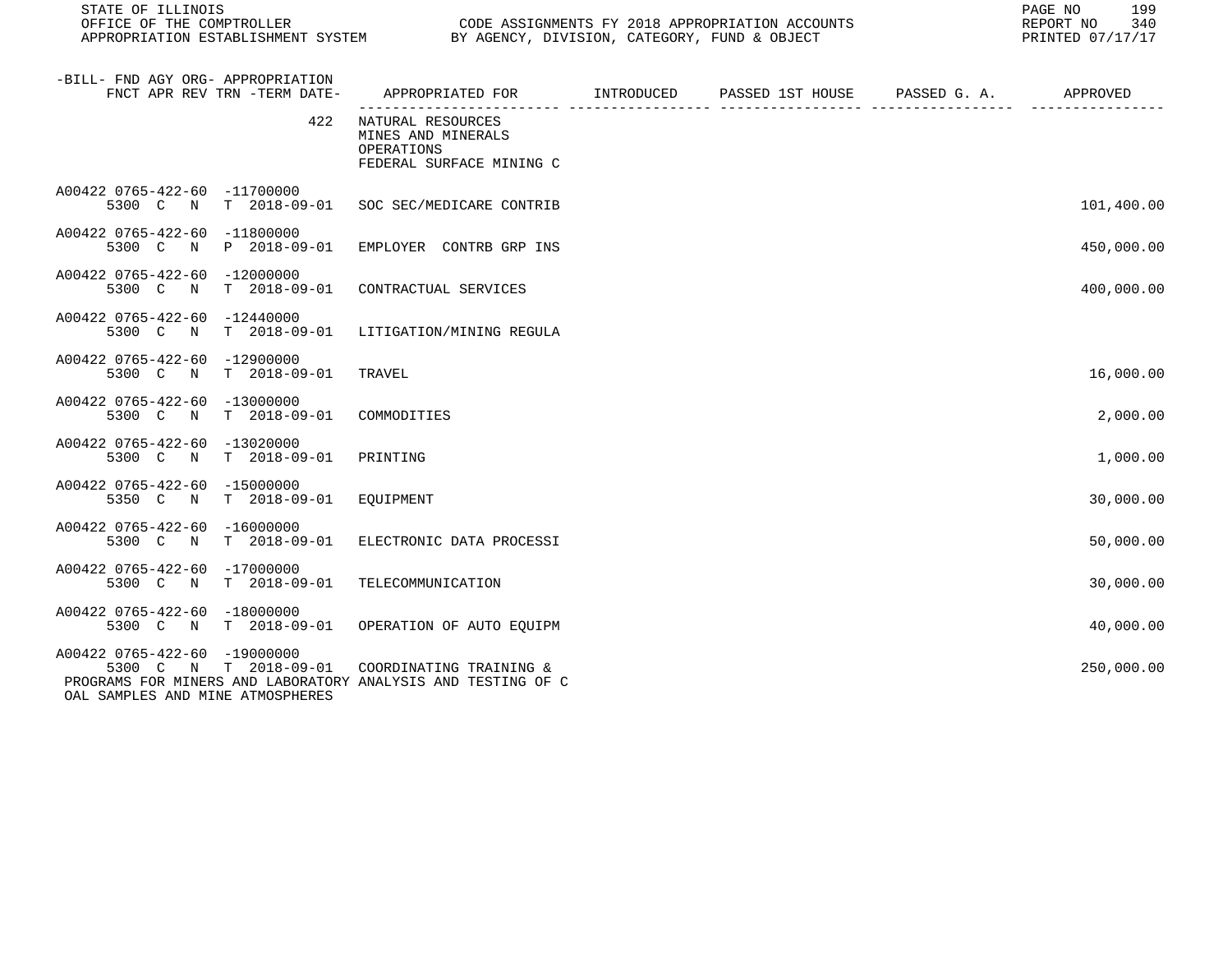STATE OF ILLINOIS
OFFICE OF THE COMPTROLLER
APPROPRIATION ESTABLISHMENT SYSTEM

CODE ASSIGNMENTS FY 2018 APPROPRIATION ACCOUNTS
BY AGENCY, DIVISION, CATEGORY, FUND & OBJECT

REPORT NO 340
PRINTED 07/17/17

| -BILL- FND AGY ORG- APPROPRIATION FNCT APR REV TRN -TERM DATE- | APPROPRIATED FOR | INTRODUCED | PASSED 1ST HOUSE | PASSED G. A. | APPROVED |
|---|---|---|---|---|---|
| 422 | NATURAL RESOURCES<br>MINES AND MINERALS<br>OPERATIONS<br>FEDERAL SURFACE MINING C | | | | |
| A00422 0765-422-60 -11700000<br>5300 C N T 2018-09-01 | SOC SEC/MEDICARE CONTRIB | | | | 101,400.00 |
| A00422 0765-422-60 -11800000<br>5300 C N P 2018-09-01 | EMPLOYER CONTRB GRP INS | | | | 450,000.00 |
| A00422 0765-422-60 -12000000<br>5300 C N T 2018-09-01 | CONTRACTUAL SERVICES | | | | 400,000.00 |
| A00422 0765-422-60 -12440000<br>5300 C N T 2018-09-01 | LITIGATION/MINING REGULA | | | | |
| A00422 0765-422-60 -12900000<br>5300 C N T 2018-09-01 | TRAVEL | | | | 16,000.00 |
| A00422 0765-422-60 -13000000<br>5300 C N T 2018-09-01 | COMMODITIES | | | | 2,000.00 |
| A00422 0765-422-60 -13020000<br>5300 C N T 2018-09-01 | PRINTING | | | | 1,000.00 |
| A00422 0765-422-60 -15000000<br>5350 C N T 2018-09-01 | EQUIPMENT | | | | 30,000.00 |
| A00422 0765-422-60 -16000000<br>5300 C N T 2018-09-01 | ELECTRONIC DATA PROCESSI | | | | 50,000.00 |
| A00422 0765-422-60 -17000000<br>5300 C N T 2018-09-01 | TELECOMMUNICATION | | | | 30,000.00 |
| A00422 0765-422-60 -18000000<br>5300 C N T 2018-09-01 | OPERATION OF AUTO EQUIPM | | | | 40,000.00 |
| A00422 0765-422-60 -19000000<br>5300 C N T 2018-09-01 | COORDINATING TRAINING & | | | | 250,000.00 |

PROGRAMS FOR MINERS AND LABORATORY ANALYSIS AND TESTING OF C
OAL SAMPLES AND MINE ATMOSPHERES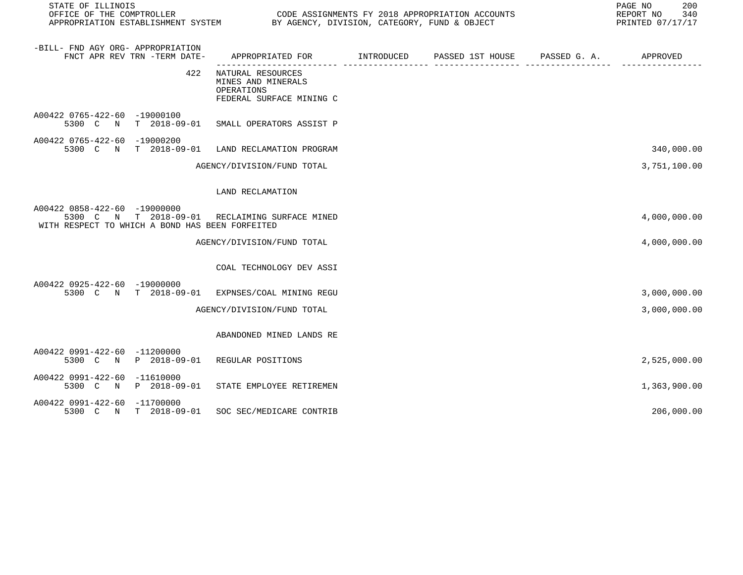STATE OF ILLINOIS
OFFICE OF THE COMPTROLLER — CODE ASSIGNMENTS FY 2018 APPROPRIATION ACCOUNTS
APPROPRIATION ESTABLISHMENT SYSTEM — BY AGENCY, DIVISION, CATEGORY, FUND & OBJECT
REPORT NO 340
PRINTED 07/17/17

| -BILL- FND AGY ORG- APPROPRIATION FNCT APR REV TRN -TERM DATE- | APPROPRIATED FOR | INTRODUCED | PASSED 1ST HOUSE | PASSED G. A. | APPROVED |
|---|---|---|---|---|---|
| 422 | NATURAL RESOURCES<br>MINES AND MINERALS<br>OPERATIONS<br>FEDERAL SURFACE MINING C | | | | |
| A00422 0765-422-60 -19000100<br>5300 C N T 2018-09-01 | SMALL OPERATORS ASSIST P | | | | |
| A00422 0765-422-60 -19000200<br>5300 C N T 2018-09-01 | LAND RECLAMATION PROGRAM | | | | 340,000.00 |
| | AGENCY/DIVISION/FUND TOTAL | | | | 3,751,100.00 |
| | LAND RECLAMATION | | | | |
| A00422 0858-422-60 -19000000<br>5300 C N T 2018-09-01 | RECLAIMING SURFACE MINED<br>WITH RESPECT TO WHICH A BOND HAS BEEN FORFEITED | | | | 4,000,000.00 |
| | AGENCY/DIVISION/FUND TOTAL | | | | 4,000,000.00 |
| | COAL TECHNOLOGY DEV ASSI | | | | |
| A00422 0925-422-60 -19000000<br>5300 C N T 2018-09-01 | EXPNSES/COAL MINING REGU | | | | 3,000,000.00 |
| | AGENCY/DIVISION/FUND TOTAL | | | | 3,000,000.00 |
| | ABANDONED MINED LANDS RE | | | | |
| A00422 0991-422-60 -11200000<br>5300 C N P 2018-09-01 | REGULAR POSITIONS | | | | 2,525,000.00 |
| A00422 0991-422-60 -11610000<br>5300 C N P 2018-09-01 | STATE EMPLOYEE RETIREMEN | | | | 1,363,900.00 |
| A00422 0991-422-60 -11700000<br>5300 C N T 2018-09-01 | SOC SEC/MEDICARE CONTRIB | | | | 206,000.00 |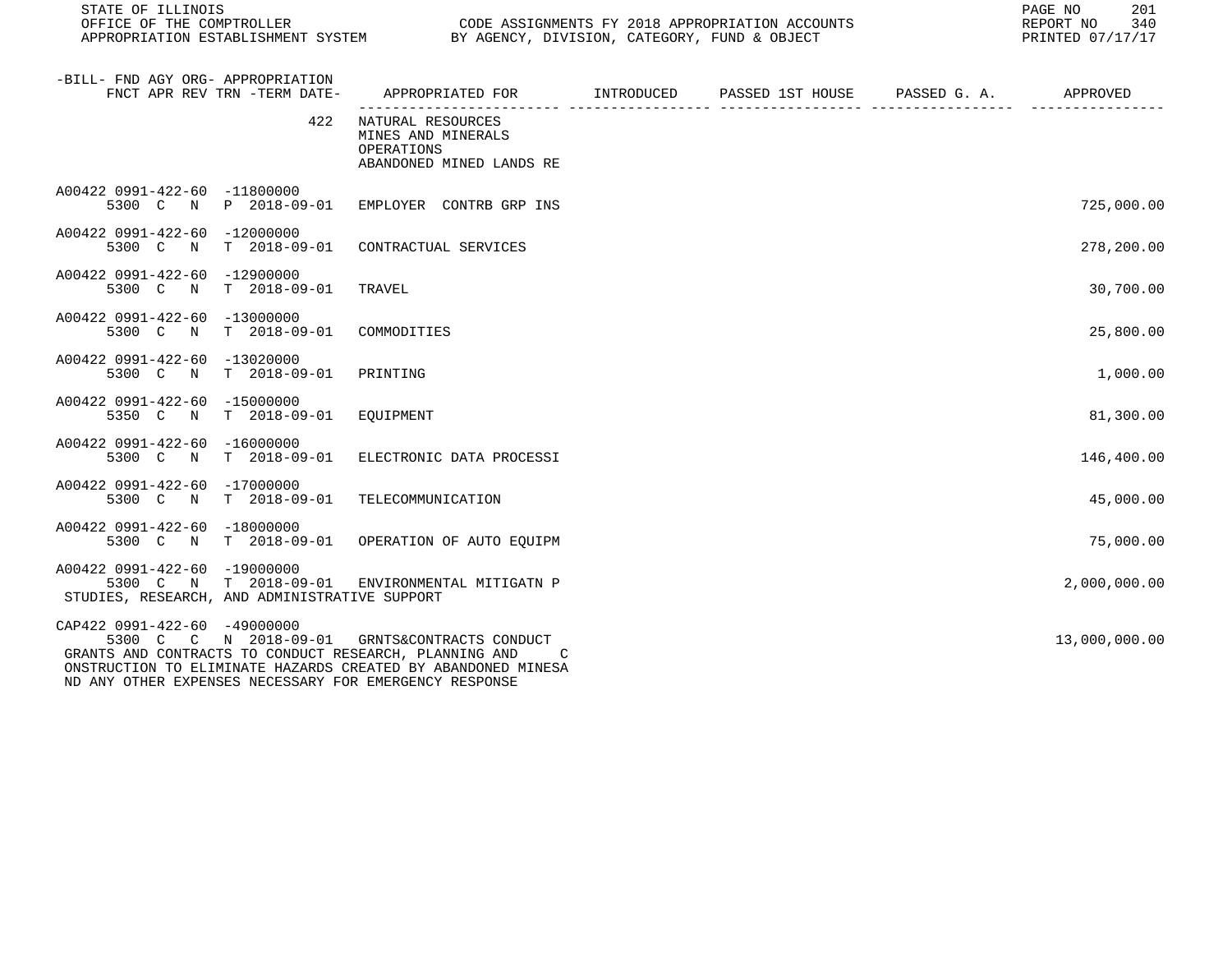| -BILL- FND AGY ORG- APPROPRIATION FNCT APR REV TRN -TERM DATE- | APPROPRIATED FOR | INTRODUCED | PASSED 1ST HOUSE | PASSED G. A. | APPROVED |
|---|---|---|---|---|---|
| 422 | NATURAL RESOURCES MINES AND MINERALS OPERATIONS ABANDONED MINED LANDS RE | | | | |
| A00422 0991-422-60 -11800000 5300 C N P 2018-09-01 | EMPLOYER CONTRB GRP INS | | | | 725,000.00 |
| A00422 0991-422-60 -12000000 5300 C N T 2018-09-01 | CONTRACTUAL SERVICES | | | | 278,200.00 |
| A00422 0991-422-60 -12900000 5300 C N T 2018-09-01 | TRAVEL | | | | 30,700.00 |
| A00422 0991-422-60 -13000000 5300 C N T 2018-09-01 | COMMODITIES | | | | 25,800.00 |
| A00422 0991-422-60 -13020000 5300 C N T 2018-09-01 | PRINTING | | | | 1,000.00 |
| A00422 0991-422-60 -15000000 5350 C N T 2018-09-01 | EQUIPMENT | | | | 81,300.00 |
| A00422 0991-422-60 -16000000 5300 C N T 2018-09-01 | ELECTRONIC DATA PROCESSI | | | | 146,400.00 |
| A00422 0991-422-60 -17000000 5300 C N T 2018-09-01 | TELECOMMUNICATION | | | | 45,000.00 |
| A00422 0991-422-60 -18000000 5300 C N T 2018-09-01 | OPERATION OF AUTO EQUIPM | | | | 75,000.00 |
| A00422 0991-422-60 -19000000 5300 C N T 2018-09-01 STUDIES, RESEARCH, AND ADMINISTRATIVE SUPPORT | ENVIRONMENTAL MITIGATN P | | | | 2,000,000.00 |
| CAP422 0991-422-60 -49000000 5300 C C N 2018-09-01 GRANTS AND CONTRACTS TO CONDUCT RESEARCH, PLANNING AND C ONSTRUCTION TO ELIMINATE HAZARDS CREATED BY ABANDONED MINESA ND ANY OTHER EXPENSES NECESSARY FOR EMERGENCY RESPONSE | GRNTS&CONTRACTS CONDUCT | | | | 13,000,000.00 |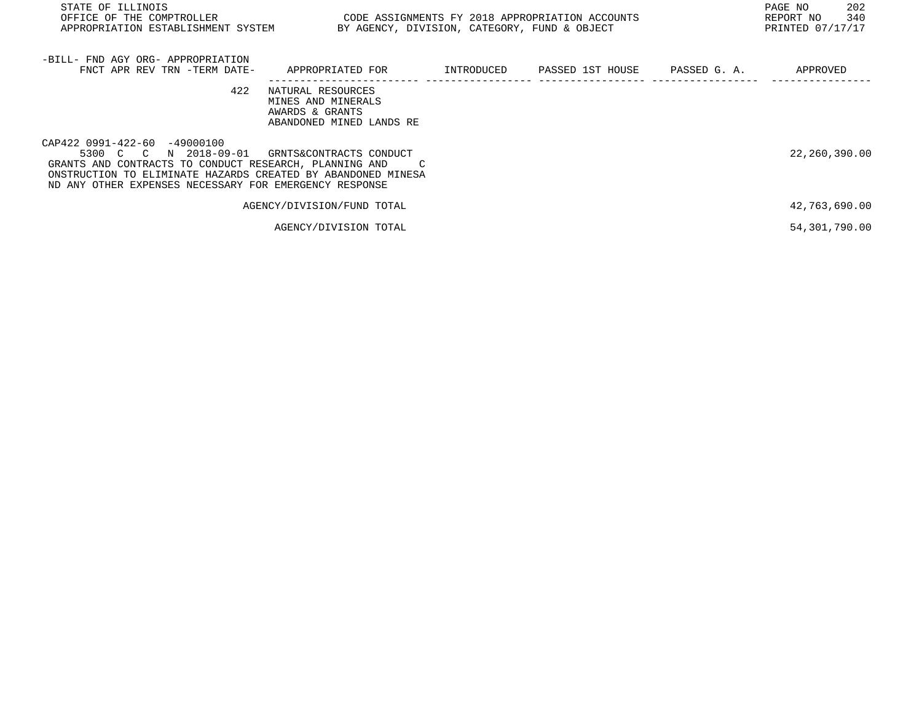| -BILL- FND AGY ORG- APPROPRIATION FNCT APR REV TRN -TERM DATE- | APPROPRIATED FOR | INTRODUCED | PASSED 1ST HOUSE | PASSED G. A. | APPROVED |
|---|---|---|---|---|---|
| 422 | NATURAL RESOURCES<br>MINES AND MINERALS<br>AWARDS & GRANTS<br>ABANDONED MINED LANDS RE | | | | |
| CAP422 0991-422-60 -49000100<br>5300 C C N 2018-09-01 | GRNTS&CONTRACTS CONDUCT | | | | 22,260,390.00 |
| GRANTS AND CONTRACTS TO CONDUCT RESEARCH, PLANNING AND C ONSTRUCTION TO ELIMINATE HAZARDS CREATED BY ABANDONED MINESA ND ANY OTHER EXPENSES NECESSARY FOR EMERGENCY RESPONSE | | | | | |
| | AGENCY/DIVISION/FUND TOTAL | | | | 42,763,690.00 |
| | AGENCY/DIVISION TOTAL | | | | 54,301,790.00 |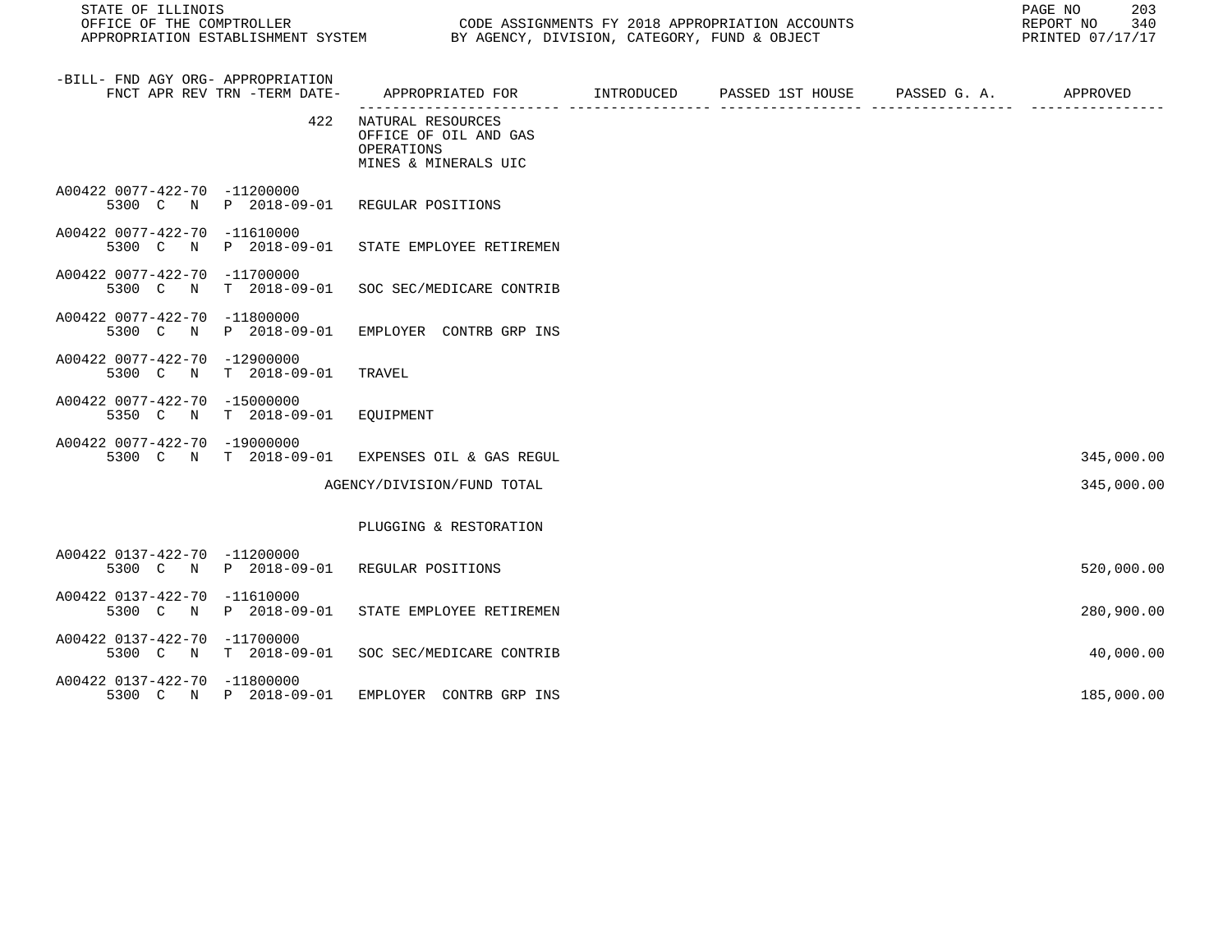STATE OF ILLINOIS
OFFICE OF THE COMPTROLLER
APPROPRIATION ESTABLISHMENT SYSTEM

CODE ASSIGNMENTS FY 2018 APPROPRIATION ACCOUNTS
BY AGENCY, DIVISION, CATEGORY, FUND & OBJECT

REPORT NO 340
PRINTED 07/17/17

| -BILL- FND AGY ORG- APPROPRIATION FNCT APR REV TRN -TERM DATE- | APPROPRIATED FOR | INTRODUCED | PASSED 1ST HOUSE | PASSED G. A. | APPROVED |
|---|---|---|---|---|---|
| 422 | NATURAL RESOURCES OFFICE OF OIL AND GAS OPERATIONS MINES & MINERALS UIC | | | | |
| A00422 0077-422-70 -11200000 5300 C N P 2018-09-01 | REGULAR POSITIONS | | | | |
| A00422 0077-422-70 -11610000 5300 C N P 2018-09-01 | STATE EMPLOYEE RETIREMEN | | | | |
| A00422 0077-422-70 -11700000 5300 C N T 2018-09-01 | SOC SEC/MEDICARE CONTRIB | | | | |
| A00422 0077-422-70 -11800000 5300 C N P 2018-09-01 | EMPLOYER CONTRB GRP INS | | | | |
| A00422 0077-422-70 -12900000 5300 C N T 2018-09-01 | TRAVEL | | | | |
| A00422 0077-422-70 -15000000 5350 C N T 2018-09-01 | EQUIPMENT | | | | |
| A00422 0077-422-70 -19000000 5300 C N T 2018-09-01 | EXPENSES OIL & GAS REGUL | | | | 345,000.00 |
| | AGENCY/DIVISION/FUND TOTAL | | | | 345,000.00 |
| | PLUGGING & RESTORATION | | | | |
| A00422 0137-422-70 -11200000 5300 C N P 2018-09-01 | REGULAR POSITIONS | | | | 520,000.00 |
| A00422 0137-422-70 -11610000 5300 C N P 2018-09-01 | STATE EMPLOYEE RETIREMEN | | | | 280,900.00 |
| A00422 0137-422-70 -11700000 5300 C N T 2018-09-01 | SOC SEC/MEDICARE CONTRIB | | | | 40,000.00 |
| A00422 0137-422-70 -11800000 5300 C N P 2018-09-01 | EMPLOYER CONTRB GRP INS | | | | 185,000.00 |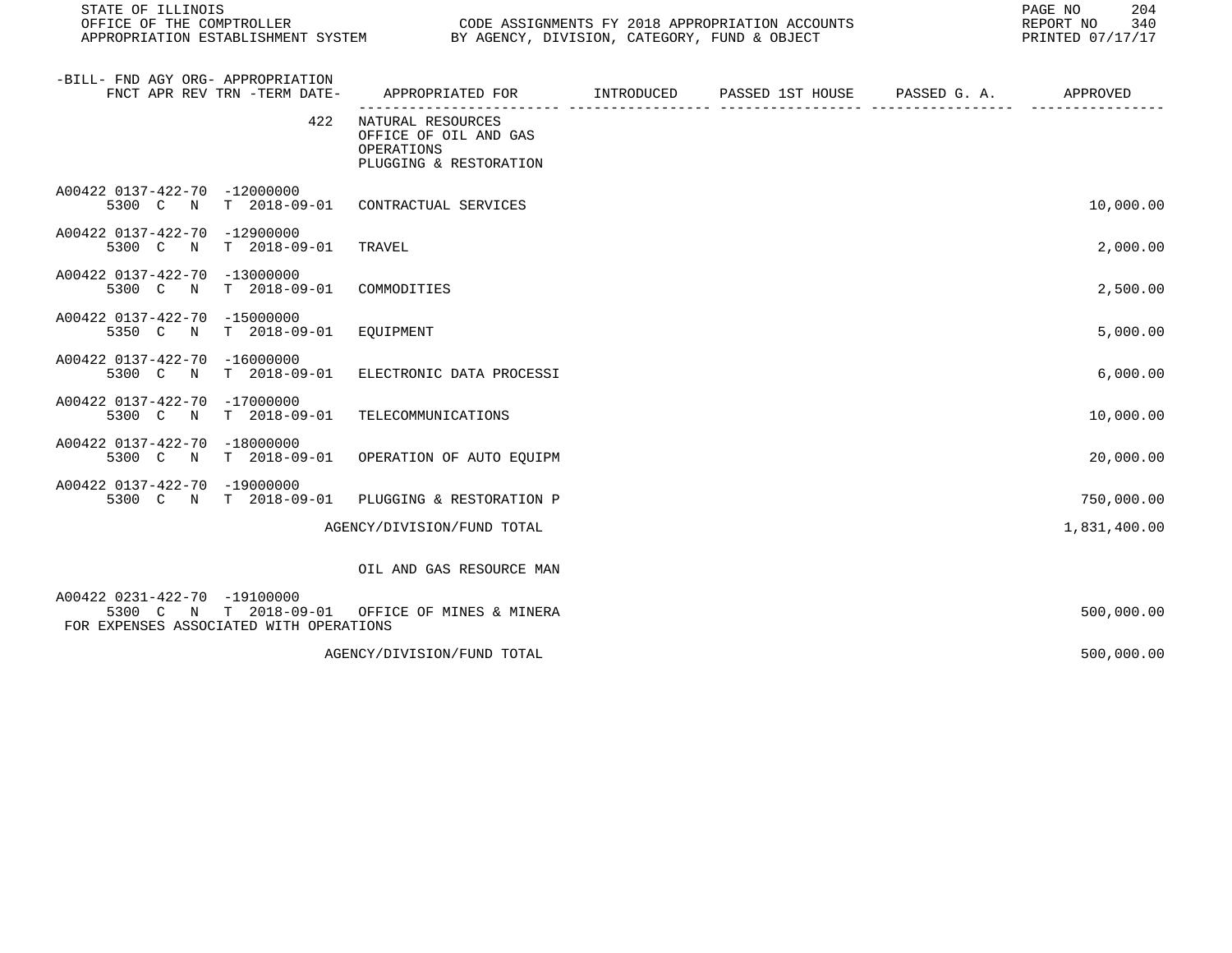STATE OF ILLINOIS
OFFICE OF THE COMPTROLLER
APPROPRIATION ESTABLISHMENT SYSTEM

CODE ASSIGNMENTS FY 2018 APPROPRIATION ACCOUNTS
BY AGENCY, DIVISION, CATEGORY, FUND & OBJECT

REPORT NO 340
PRINTED 07/17/17

| -BILL- FND AGY ORG- APPROPRIATION FNCT APR REV TRN -TERM DATE- | APPROPRIATED FOR | INTRODUCED | PASSED 1ST HOUSE | PASSED G. A. | APPROVED |
|---|---|---|---|---|---|
| 422 | NATURAL RESOURCES OFFICE OF OIL AND GAS OPERATIONS PLUGGING & RESTORATION | | | | |
| A00422 0137-422-70 -12000000 5300 C N T 2018-09-01 | CONTRACTUAL SERVICES | | | | 10,000.00 |
| A00422 0137-422-70 -12900000 5300 C N T 2018-09-01 | TRAVEL | | | | 2,000.00 |
| A00422 0137-422-70 -13000000 5300 C N T 2018-09-01 | COMMODITIES | | | | 2,500.00 |
| A00422 0137-422-70 -15000000 5350 C N T 2018-09-01 | EQUIPMENT | | | | 5,000.00 |
| A00422 0137-422-70 -16000000 5300 C N T 2018-09-01 | ELECTRONIC DATA PROCESSI | | | | 6,000.00 |
| A00422 0137-422-70 -17000000 5300 C N T 2018-09-01 | TELECOMMUNICATIONS | | | | 10,000.00 |
| A00422 0137-422-70 -18000000 5300 C N T 2018-09-01 | OPERATION OF AUTO EQUIPM | | | | 20,000.00 |
| A00422 0137-422-70 -19000000 5300 C N T 2018-09-01 | PLUGGING & RESTORATION P | | | | 750,000.00 |
| | AGENCY/DIVISION/FUND TOTAL | | | | 1,831,400.00 |
| | OIL AND GAS RESOURCE MAN | | | | |
| A00422 0231-422-70 -19100000 5300 C N T 2018-09-01 FOR EXPENSES ASSOCIATED WITH OPERATIONS | OFFICE OF MINES & MINERA | | | | 500,000.00 |
| | AGENCY/DIVISION/FUND TOTAL | | | | 500,000.00 |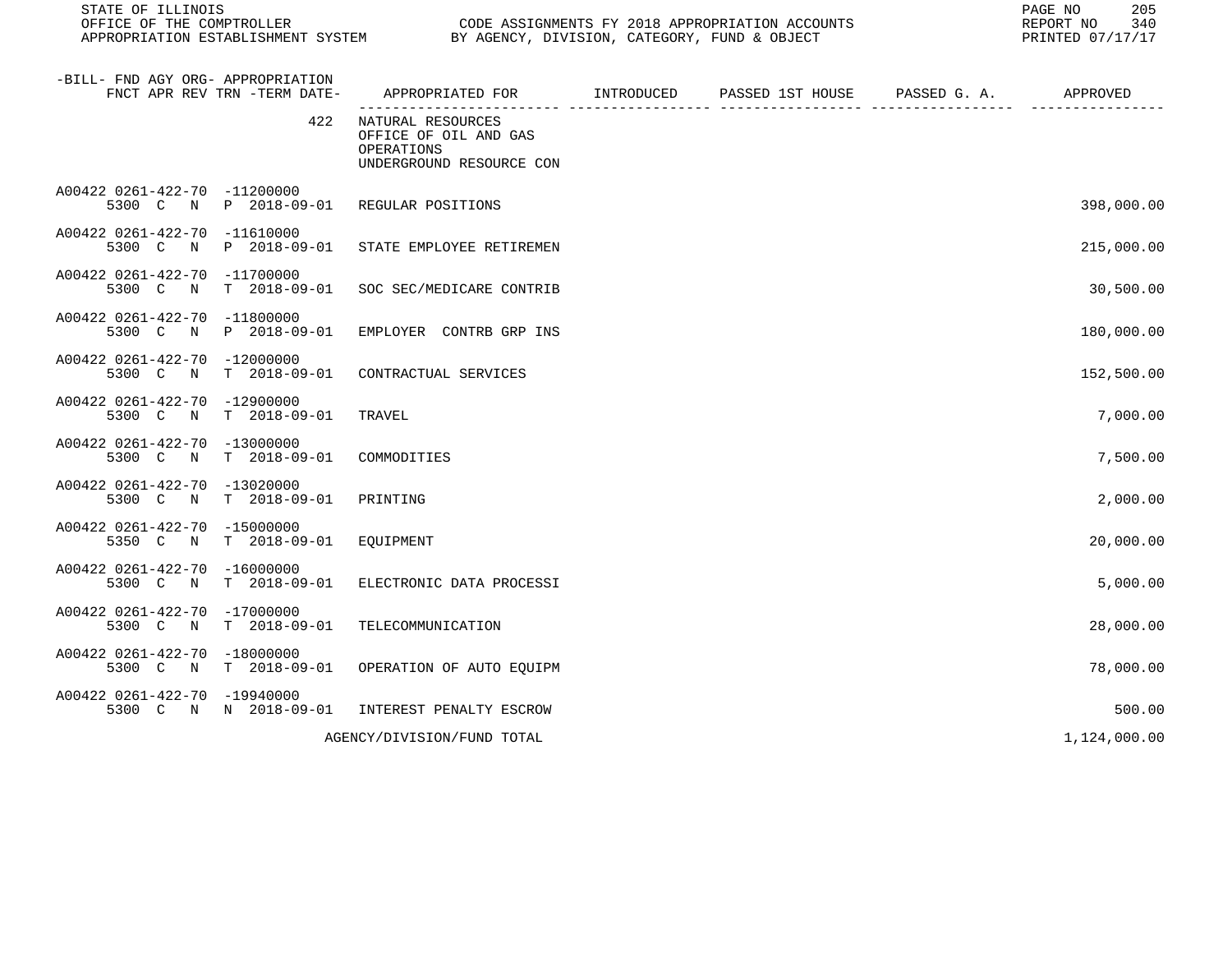| -BILL- FND AGY ORG- APPROPRIATION FNCT APR REV TRN -TERM DATE- | APPROPRIATED FOR | INTRODUCED | PASSED 1ST HOUSE | PASSED G. A. | APPROVED |
|---|---|---|---|---|---|
| 422 | NATURAL RESOURCES OFFICE OF OIL AND GAS OPERATIONS UNDERGROUND RESOURCE CON | | | | |
| A00422 0261-422-70 -11200000 5300 C N P 2018-09-01 | REGULAR POSITIONS | | | | 398,000.00 |
| A00422 0261-422-70 -11610000 5300 C N P 2018-09-01 | STATE EMPLOYEE RETIREMEN | | | | 215,000.00 |
| A00422 0261-422-70 -11700000 5300 C N T 2018-09-01 | SOC SEC/MEDICARE CONTRIB | | | | 30,500.00 |
| A00422 0261-422-70 -11800000 5300 C N P 2018-09-01 | EMPLOYER CONTRB GRP INS | | | | 180,000.00 |
| A00422 0261-422-70 -12000000 5300 C N T 2018-09-01 | CONTRACTUAL SERVICES | | | | 152,500.00 |
| A00422 0261-422-70 -12900000 5300 C N T 2018-09-01 | TRAVEL | | | | 7,000.00 |
| A00422 0261-422-70 -13000000 5300 C N T 2018-09-01 | COMMODITIES | | | | 7,500.00 |
| A00422 0261-422-70 -13020000 5300 C N T 2018-09-01 | PRINTING | | | | 2,000.00 |
| A00422 0261-422-70 -15000000 5350 C N T 2018-09-01 | EQUIPMENT | | | | 20,000.00 |
| A00422 0261-422-70 -16000000 5300 C N T 2018-09-01 | ELECTRONIC DATA PROCESSI | | | | 5,000.00 |
| A00422 0261-422-70 -17000000 5300 C N T 2018-09-01 | TELECOMMUNICATION | | | | 28,000.00 |
| A00422 0261-422-70 -18000000 5300 C N T 2018-09-01 | OPERATION OF AUTO EQUIPM | | | | 78,000.00 |
| A00422 0261-422-70 -19940000 5300 C N N 2018-09-01 | INTEREST PENALTY ESCROW | | | | 500.00 |
| | AGENCY/DIVISION/FUND TOTAL | | | | 1,124,000.00 |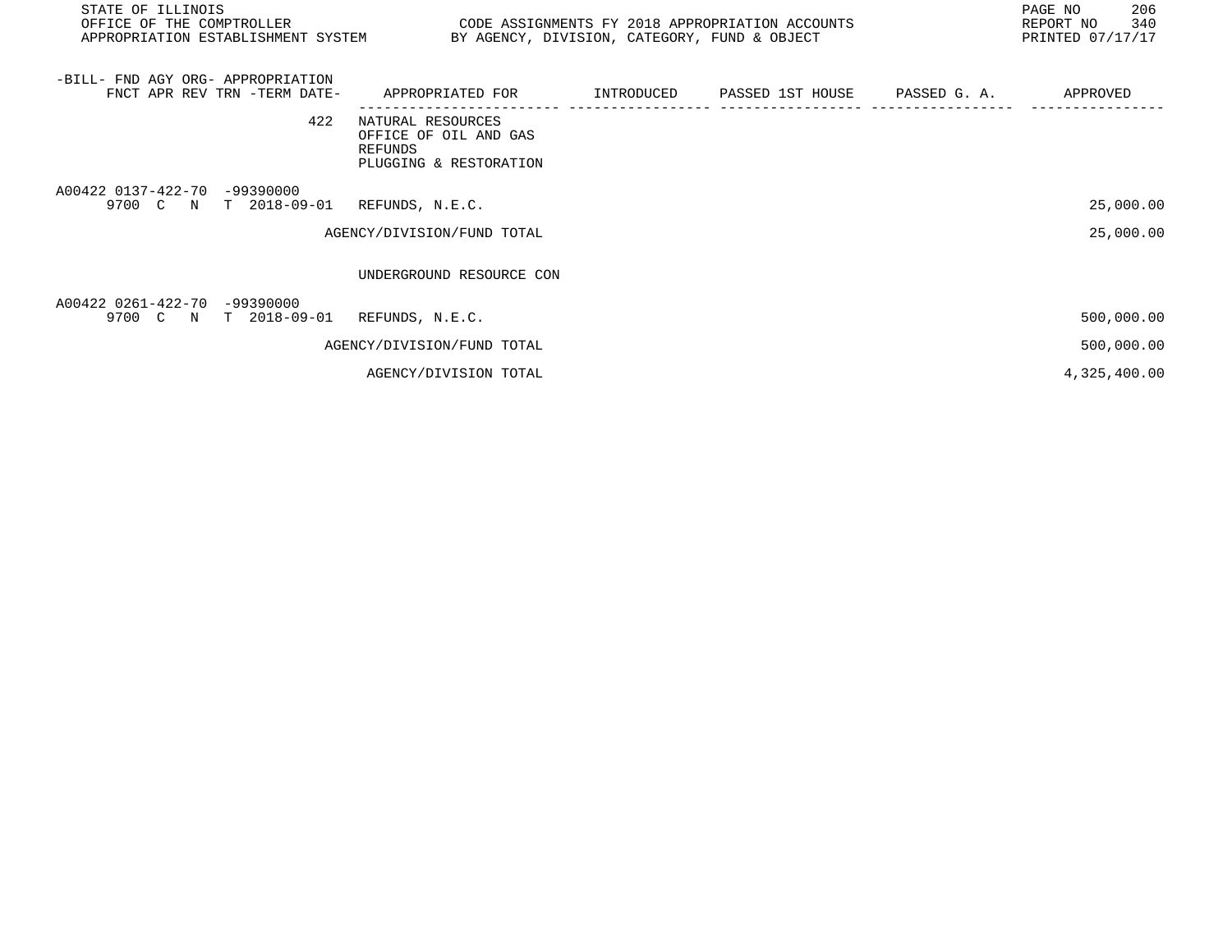STATE OF ILLINOIS
OFFICE OF THE COMPTROLLER
APPROPRIATION ESTABLISHMENT SYSTEM

CODE ASSIGNMENTS FY 2018 APPROPRIATION ACCOUNTS
BY AGENCY, DIVISION, CATEGORY, FUND & OBJECT

REPORT NO 340
PRINTED 07/17/17

| -BILL- FND AGY ORG- APPROPRIATION FNCT APR REV TRN -TERM DATE- | APPROPRIATED FOR | INTRODUCED | PASSED 1ST HOUSE | PASSED G. A. | APPROVED |
|---|---|---|---|---|---|
| 422 | NATURAL RESOURCES<br>OFFICE OF OIL AND GAS<br>REFUNDS<br>PLUGGING & RESTORATION | | | | |
| A00422 0137-422-70 -99390000<br>9700 C N T 2018-09-01 | REFUNDS, N.E.C. | | | | 25,000.00 |
| | AGENCY/DIVISION/FUND TOTAL | | | | 25,000.00 |
| | UNDERGROUND RESOURCE CON | | | | |
| A00422 0261-422-70 -99390000<br>9700 C N T 2018-09-01 | REFUNDS, N.E.C. | | | | 500,000.00 |
| | AGENCY/DIVISION/FUND TOTAL | | | | 500,000.00 |
| | AGENCY/DIVISION TOTAL | | | | 4,325,400.00 |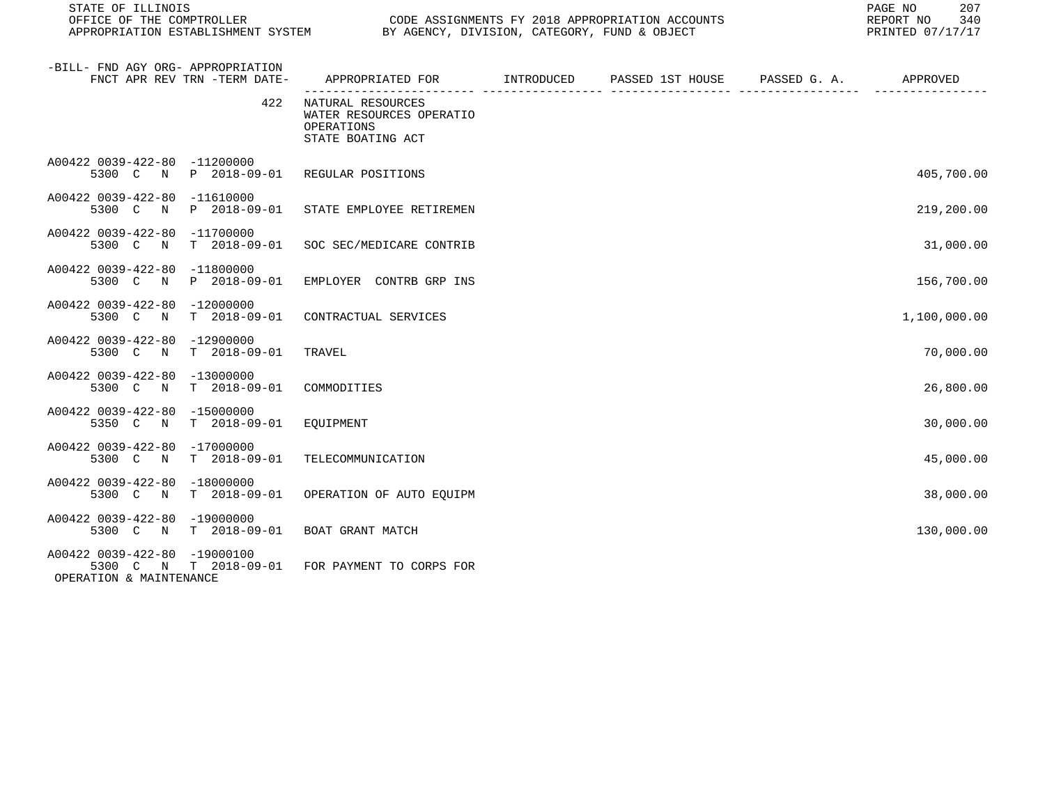| -BILL- FND AGY ORG- APPROPRIATION FNCT APR REV TRN -TERM DATE- | APPROPRIATED FOR | INTRODUCED | PASSED 1ST HOUSE | PASSED G. A. | APPROVED |
|---|---|---|---|---|---|
| 422 | NATURAL RESOURCES WATER RESOURCES OPERATIO OPERATIONS STATE BOATING ACT | | | | |
| A00422 0039-422-80 -11200000 5300 C N P 2018-09-01 | REGULAR POSITIONS | | | | 405,700.00 |
| A00422 0039-422-80 -11610000 5300 C N P 2018-09-01 | STATE EMPLOYEE RETIREMEN | | | | 219,200.00 |
| A00422 0039-422-80 -11700000 5300 C N T 2018-09-01 | SOC SEC/MEDICARE CONTRIB | | | | 31,000.00 |
| A00422 0039-422-80 -11800000 5300 C N P 2018-09-01 | EMPLOYER CONTRB GRP INS | | | | 156,700.00 |
| A00422 0039-422-80 -12000000 5300 C N T 2018-09-01 | CONTRACTUAL SERVICES | | | | 1,100,000.00 |
| A00422 0039-422-80 -12900000 5300 C N T 2018-09-01 | TRAVEL | | | | 70,000.00 |
| A00422 0039-422-80 -13000000 5300 C N T 2018-09-01 | COMMODITIES | | | | 26,800.00 |
| A00422 0039-422-80 -15000000 5350 C N T 2018-09-01 | EQUIPMENT | | | | 30,000.00 |
| A00422 0039-422-80 -17000000 5300 C N T 2018-09-01 | TELECOMMUNICATION | | | | 45,000.00 |
| A00422 0039-422-80 -18000000 5300 C N T 2018-09-01 | OPERATION OF AUTO EQUIPM | | | | 38,000.00 |
| A00422 0039-422-80 -19000000 5300 C N T 2018-09-01 | BOAT GRANT MATCH | | | | 130,000.00 |
| A00422 0039-422-80 -19000100 5300 C N T 2018-09-01 OPERATION & MAINTENANCE | FOR PAYMENT TO CORPS FOR | | | | |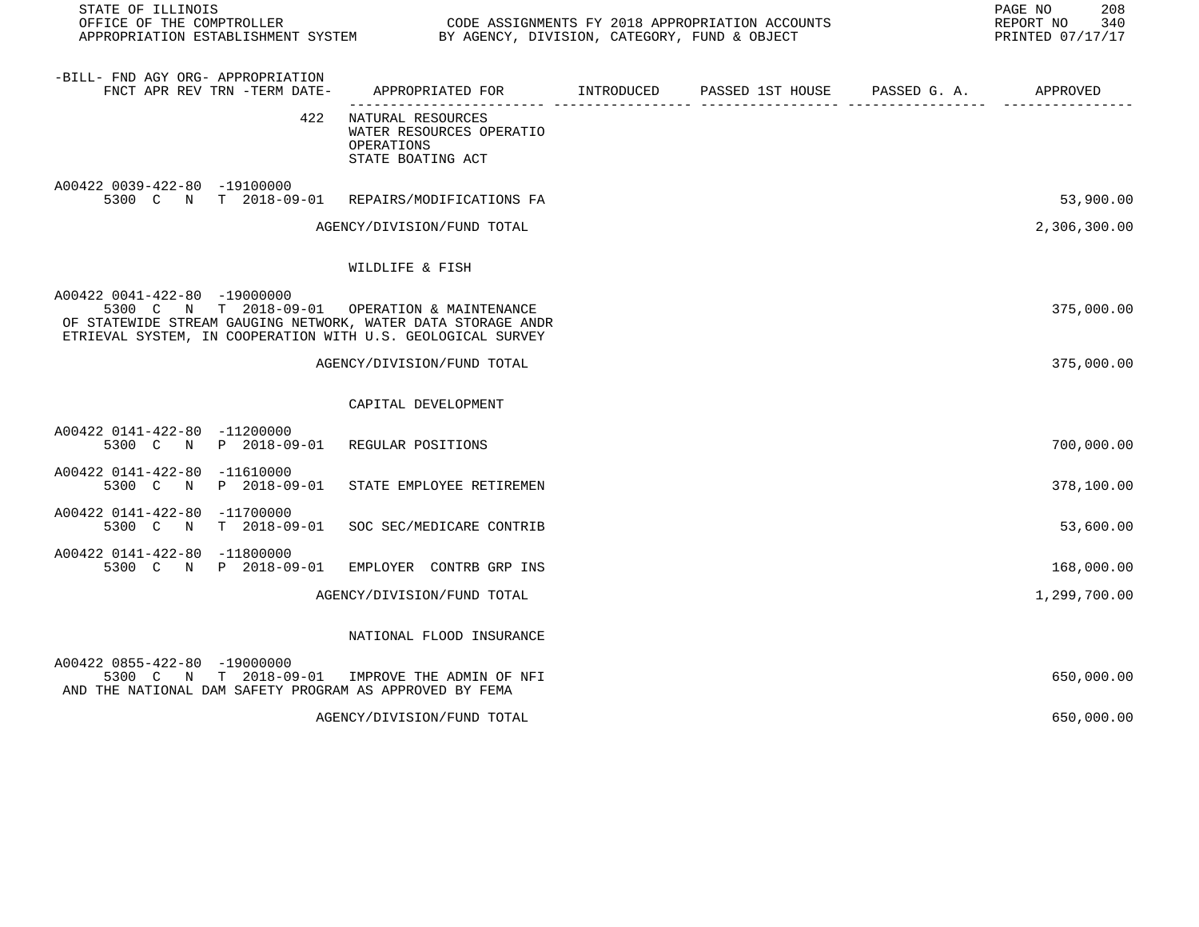| -BILL- FND AGY ORG- APPROPRIATION FNCT APR REV TRN -TERM DATE- | APPROPRIATED FOR | INTRODUCED | PASSED 1ST HOUSE | PASSED G. A. | APPROVED |
|---|---|---|---|---|---|
| 422 | NATURAL RESOURCES WATER RESOURCES OPERATIO OPERATIONS STATE BOATING ACT | | | | |
| A00422 0039-422-80 -19100000 5300 C N T 2018-09-01 | REPAIRS/MODIFICATIONS FA | | | | 53,900.00 |
| | AGENCY/DIVISION/FUND TOTAL | | | | 2,306,300.00 |
| | WILDLIFE & FISH | | | | |
| A00422 0041-422-80 -19000000 5300 C N T 2018-09-01 | OPERATION & MAINTENANCE OF STATEWIDE STREAM GAUGING NETWORK, WATER DATA STORAGE ANDR ETRIEVAL SYSTEM, IN COOPERATION WITH U.S. GEOLOGICAL SURVEY | | | | 375,000.00 |
| | AGENCY/DIVISION/FUND TOTAL | | | | 375,000.00 |
| | CAPITAL DEVELOPMENT | | | | |
| A00422 0141-422-80 -11200000 5300 C N P 2018-09-01 | REGULAR POSITIONS | | | | 700,000.00 |
| A00422 0141-422-80 -11610000 5300 C N P 2018-09-01 | STATE EMPLOYEE RETIREMEN | | | | 378,100.00 |
| A00422 0141-422-80 -11700000 5300 C N T 2018-09-01 | SOC SEC/MEDICARE CONTRIB | | | | 53,600.00 |
| A00422 0141-422-80 -11800000 5300 C N P 2018-09-01 | EMPLOYER CONTRB GRP INS | | | | 168,000.00 |
| | AGENCY/DIVISION/FUND TOTAL | | | | 1,299,700.00 |
| | NATIONAL FLOOD INSURANCE | | | | |
| A00422 0855-422-80 -19000000 5300 C N T 2018-09-01 | IMPROVE THE ADMIN OF NFI AND THE NATIONAL DAM SAFETY PROGRAM AS APPROVED BY FEMA | | | | 650,000.00 |
| | AGENCY/DIVISION/FUND TOTAL | | | | 650,000.00 |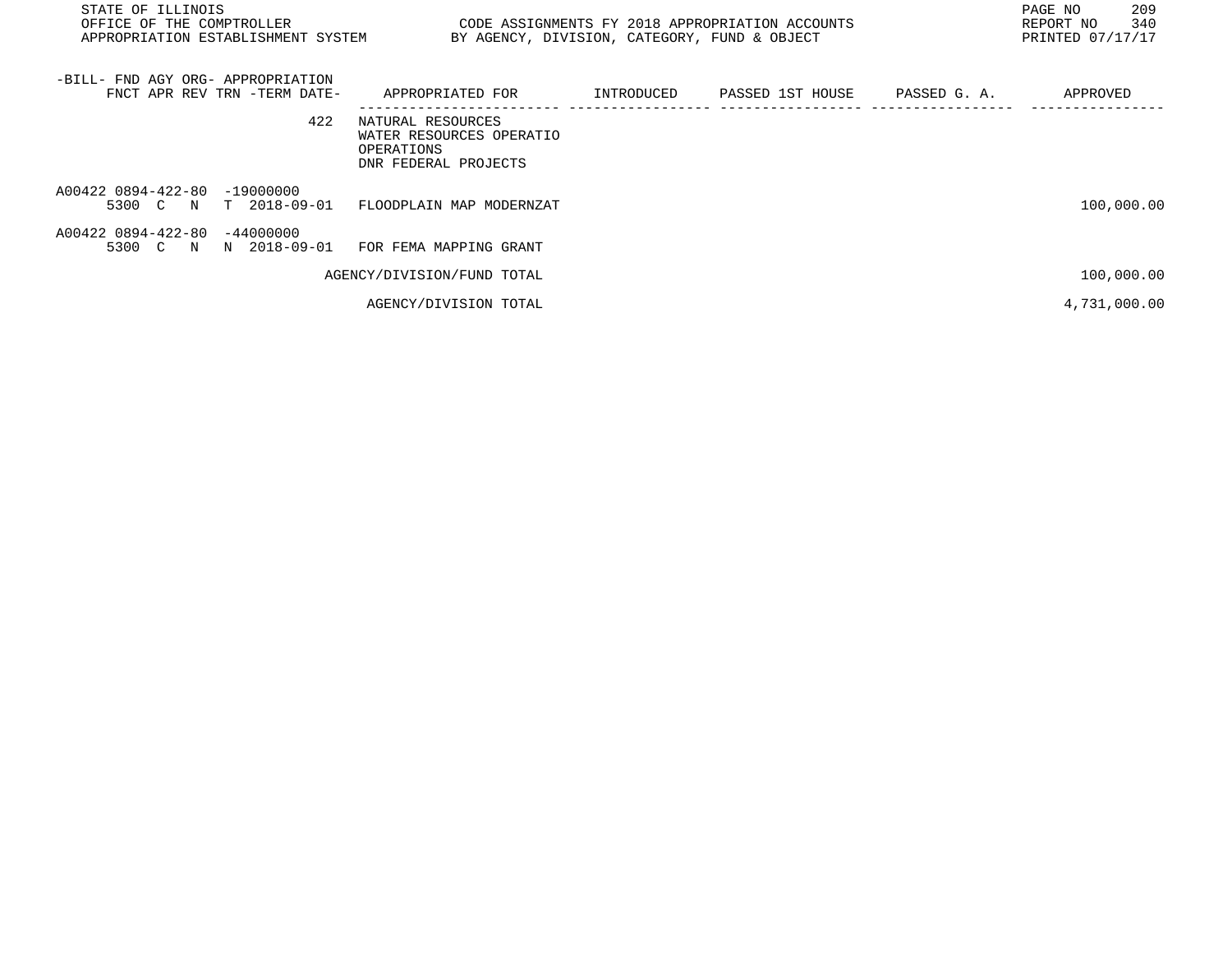| -BILL- FND AGY ORG- APPROPRIATION<br>FNCT APR REV TRN -TERM DATE- | APPROPRIATED FOR | INTRODUCED | PASSED 1ST HOUSE | PASSED G. A. | APPROVED |
|---|---|---|---|---|---|
| 422 | NATURAL RESOURCES<br>WATER RESOURCES OPERATIO<br>OPERATIONS<br>DNR FEDERAL PROJECTS | | | | |
| A00422 0894-422-80 -19000000<br>5300 C N T 2018-09-01 | FLOODPLAIN MAP MODERNZAT | | | | 100,000.00 |
| A00422 0894-422-80 -44000000<br>5300 C N N 2018-09-01 | FOR FEMA MAPPING GRANT | | | | |
| | AGENCY/DIVISION/FUND TOTAL | | | | 100,000.00 |
| | AGENCY/DIVISION TOTAL | | | | 4,731,000.00 |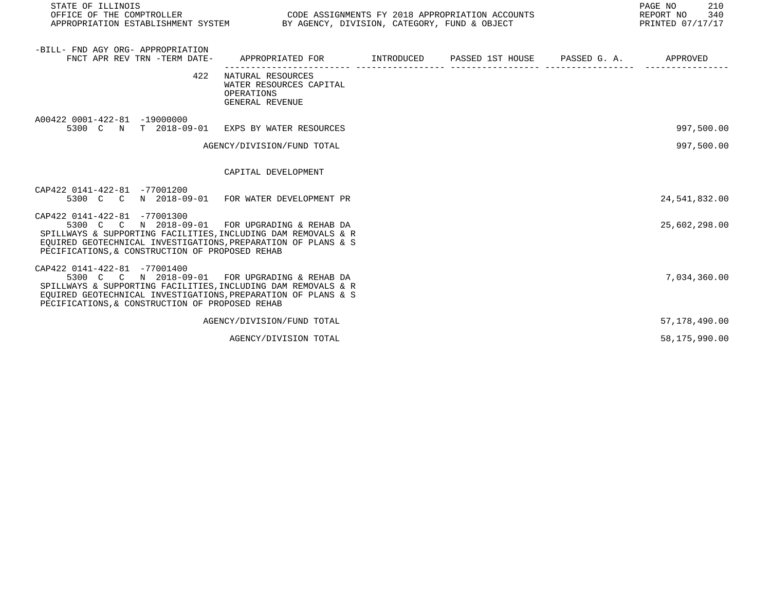STATE OF ILLINOIS
OFFICE OF THE COMPTROLLER
APPROPRIATION ESTABLISHMENT SYSTEM

CODE ASSIGNMENTS FY 2018 APPROPRIATION ACCOUNTS
BY AGENCY, DIVISION, CATEGORY, FUND & OBJECT

REPORT NO 340
PRINTED 07/17/17

| -BILL- FND AGY ORG- APPROPRIATION FNCT APR REV TRN -TERM DATE- | APPROPRIATED FOR | INTRODUCED | PASSED 1ST HOUSE | PASSED G. A. | APPROVED |
|---|---|---|---|---|---|
| 422 | NATURAL RESOURCES<br>WATER RESOURCES CAPITAL<br>OPERATIONS<br>GENERAL REVENUE | | | | |
| A00422 0001-422-81 -19000000<br>5300 C N T 2018-09-01 | EXPS BY WATER RESOURCES | | | | 997,500.00 |
| | AGENCY/DIVISION/FUND TOTAL | | | | 997,500.00 |
| | CAPITAL DEVELOPMENT | | | | |
| CAP422 0141-422-81 -77001200<br>5300 C C N 2018-09-01 | FOR WATER DEVELOPMENT PR | | | | 24,541,832.00 |
| CAP422 0141-422-81 -77001300<br>5300 C C N 2018-09-01 | FOR UPGRADING & REHAB DA<br>SPILLWAYS & SUPPORTING FACILITIES,INCLUDING DAM REMOVALS & R<br>EQUIRED GEOTECHNICAL INVESTIGATIONS,PREPARATION OF PLANS & S<br>PECIFICATIONS,& CONSTRUCTION OF PROPOSED REHAB | | | | 25,602,298.00 |
| CAP422 0141-422-81 -77001400<br>5300 C C N 2018-09-01 | FOR UPGRADING & REHAB DA<br>SPILLWAYS & SUPPORTING FACILITIES,INCLUDING DAM REMOVALS & R<br>EQUIRED GEOTECHNICAL INVESTIGATIONS,PREPARATION OF PLANS & S<br>PECIFICATIONS,& CONSTRUCTION OF PROPOSED REHAB | | | | 7,034,360.00 |
| | AGENCY/DIVISION/FUND TOTAL | | | | 57,178,490.00 |
| | AGENCY/DIVISION TOTAL | | | | 58,175,990.00 |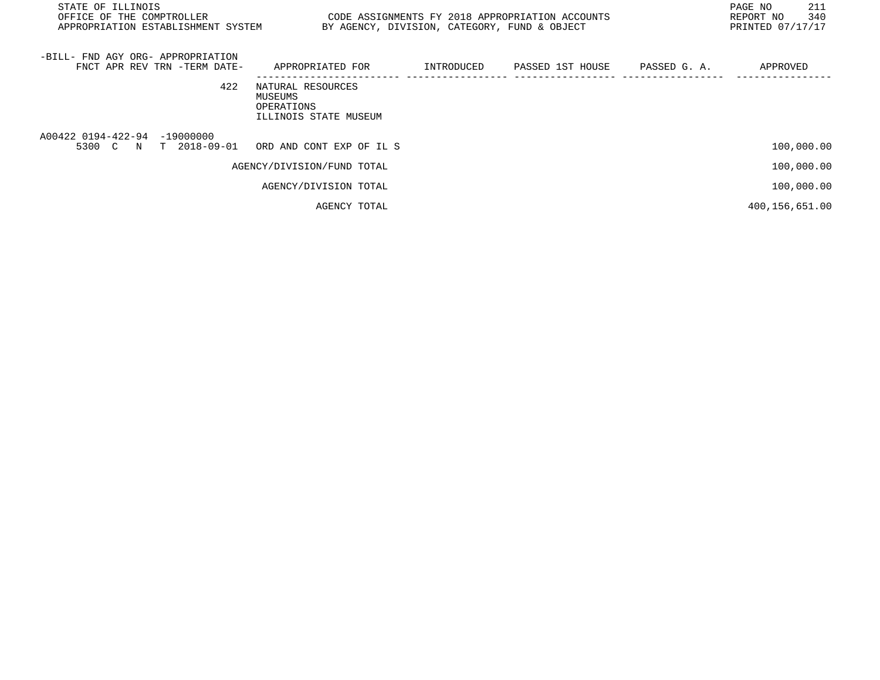STATE OF ILLINOIS
OFFICE OF THE COMPTROLLER
APPROPRIATION ESTABLISHMENT SYSTEM

CODE ASSIGNMENTS FY 2018 APPROPRIATION ACCOUNTS
BY AGENCY, DIVISION, CATEGORY, FUND & OBJECT

REPORT NO 340
PRINTED 07/17/17

| -BILL- FND AGY ORG- APPROPRIATION FNCT APR REV TRN -TERM DATE- | APPROPRIATED FOR | INTRODUCED | PASSED 1ST HOUSE | PASSED G. A. | APPROVED |
|---|---|---|---|---|---|
| 422 | NATURAL RESOURCES<br>MUSEUMS<br>OPERATIONS<br>ILLINOIS STATE MUSEUM | | | | |
| A00422 0194-422-94 -19000000<br>5300 C N T 2018-09-01 | ORD AND CONT EXP OF IL S | | | | 100,000.00 |
| | AGENCY/DIVISION/FUND TOTAL | | | | 100,000.00 |
| | AGENCY/DIVISION TOTAL | | | | 100,000.00 |
| | AGENCY TOTAL | | | | 400,156,651.00 |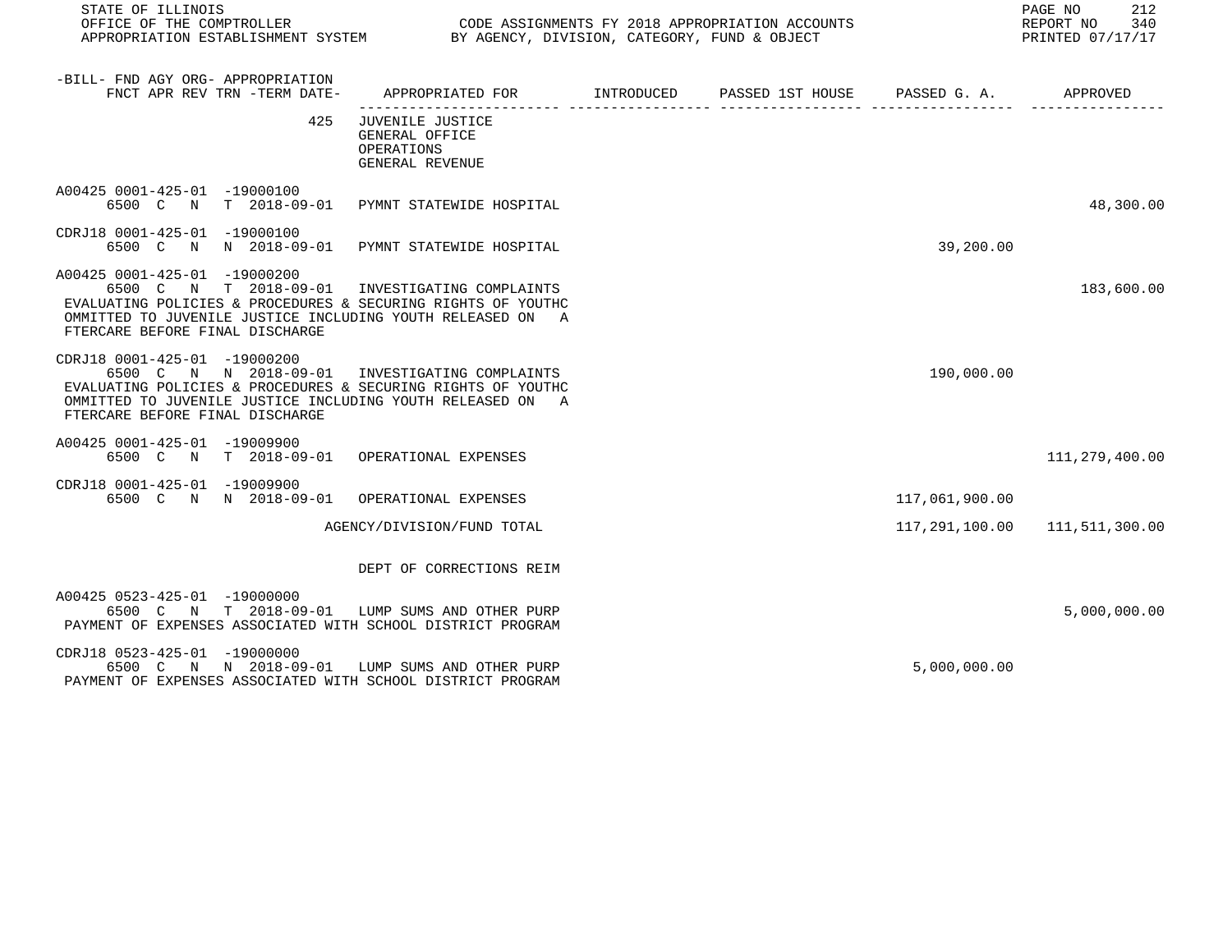| -BILL- FND AGY ORG- APPROPRIATION FNCT APR REV TRN -TERM DATE- | APPROPRIATED FOR | INTRODUCED | PASSED 1ST HOUSE | PASSED G. A. | APPROVED |
|---|---|---|---|---|---|
| 425 | JUVENILE JUSTICE<br>GENERAL OFFICE<br>OPERATIONS<br>GENERAL REVENUE | | | | |
| A00425 0001-425-01 -19000100<br>6500 C N T 2018-09-01 | PYMNT STATEWIDE HOSPITAL | | | | 48,300.00 |
| CDRJ18 0001-425-01 -19000100<br>6500 C N N 2018-09-01 | PYMNT STATEWIDE HOSPITAL | | | 39,200.00 | |
| A00425 0001-425-01 -19000200<br>6500 C N T 2018-09-01 | INVESTIGATING COMPLAINTS<br>EVALUATING POLICIES & PROCEDURES & SECURING RIGHTS OF YOUTHC OMMITTED TO JUVENILE JUSTICE INCLUDING YOUTH RELEASED ON A FTERCARE BEFORE FINAL DISCHARGE | | | | 183,600.00 |
| CDRJ18 0001-425-01 -19000200<br>6500 C N N 2018-09-01 | INVESTIGATING COMPLAINTS<br>EVALUATING POLICIES & PROCEDURES & SECURING RIGHTS OF YOUTHC OMMITTED TO JUVENILE JUSTICE INCLUDING YOUTH RELEASED ON A FTERCARE BEFORE FINAL DISCHARGE | | | 190,000.00 | |
| A00425 0001-425-01 -19009900<br>6500 C N T 2018-09-01 | OPERATIONAL EXPENSES | | | | 111,279,400.00 |
| CDRJ18 0001-425-01 -19009900<br>6500 C N N 2018-09-01 | OPERATIONAL EXPENSES | | | 117,061,900.00 | |
| | AGENCY/DIVISION/FUND TOTAL | | | 117,291,100.00 | 111,511,300.00 |
| | DEPT OF CORRECTIONS REIM | | | | |
| A00425 0523-425-01 -19000000<br>6500 C N T 2018-09-01 | LUMP SUMS AND OTHER PURP<br>PAYMENT OF EXPENSES ASSOCIATED WITH SCHOOL DISTRICT PROGRAM | | | | 5,000,000.00 |
| CDRJ18 0523-425-01 -19000000<br>6500 C N N 2018-09-01 | LUMP SUMS AND OTHER PURP<br>PAYMENT OF EXPENSES ASSOCIATED WITH SCHOOL DISTRICT PROGRAM | | | 5,000,000.00 | |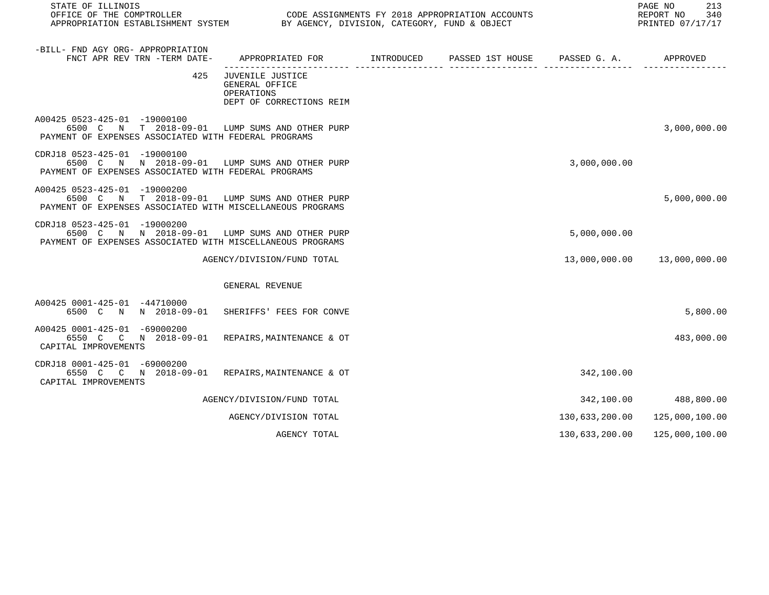STATE OF ILLINOIS
OFFICE OF THE COMPTROLLER
APPROPRIATION ESTABLISHMENT SYSTEM

CODE ASSIGNMENTS FY 2018 APPROPRIATION ACCOUNTS
BY AGENCY, DIVISION, CATEGORY, FUND & OBJECT

REPORT NO 340
PRINTED 07/17/17

| -BILL- FND AGY ORG- APPROPRIATION FNCT APR REV TRN -TERM DATE- | APPROPRIATED FOR | INTRODUCED | PASSED 1ST HOUSE | PASSED G. A. | APPROVED |
|---|---|---|---|---|---|
| 425 | JUVENILE JUSTICE GENERAL OFFICE OPERATIONS DEPT OF CORRECTIONS REIM | | | | |
| A00425 0523-425-01 -19000100 6500 C N T 2018-09-01 PAYMENT OF EXPENSES ASSOCIATED WITH FEDERAL PROGRAMS | LUMP SUMS AND OTHER PURP | | | | 3,000,000.00 |
| CDRJ18 0523-425-01 -19000100 6500 C N N 2018-09-01 PAYMENT OF EXPENSES ASSOCIATED WITH FEDERAL PROGRAMS | LUMP SUMS AND OTHER PURP | | | 3,000,000.00 | |
| A00425 0523-425-01 -19000200 6500 C N T 2018-09-01 PAYMENT OF EXPENSES ASSOCIATED WITH MISCELLANEOUS PROGRAMS | LUMP SUMS AND OTHER PURP | | | | 5,000,000.00 |
| CDRJ18 0523-425-01 -19000200 6500 C N N 2018-09-01 PAYMENT OF EXPENSES ASSOCIATED WITH MISCELLANEOUS PROGRAMS | LUMP SUMS AND OTHER PURP | | | 5,000,000.00 | |
| | AGENCY/DIVISION/FUND TOTAL | | | 13,000,000.00 | 13,000,000.00 |
| | GENERAL REVENUE | | | | |
| A00425 0001-425-01 -44710000 6500 C N N 2018-09-01 | SHERIFFS' FEES FOR CONVE | | | | 5,800.00 |
| A00425 0001-425-01 -69000200 6550 C C N 2018-09-01 CAPITAL IMPROVEMENTS | REPAIRS,MAINTENANCE & OT | | | | 483,000.00 |
| CDRJ18 0001-425-01 -69000200 6550 C C N 2018-09-01 CAPITAL IMPROVEMENTS | REPAIRS,MAINTENANCE & OT | | | 342,100.00 | |
| | AGENCY/DIVISION/FUND TOTAL | | | 342,100.00 | 488,800.00 |
| | AGENCY/DIVISION TOTAL | | | 130,633,200.00 | 125,000,100.00 |
| | AGENCY TOTAL | | | 130,633,200.00 | 125,000,100.00 |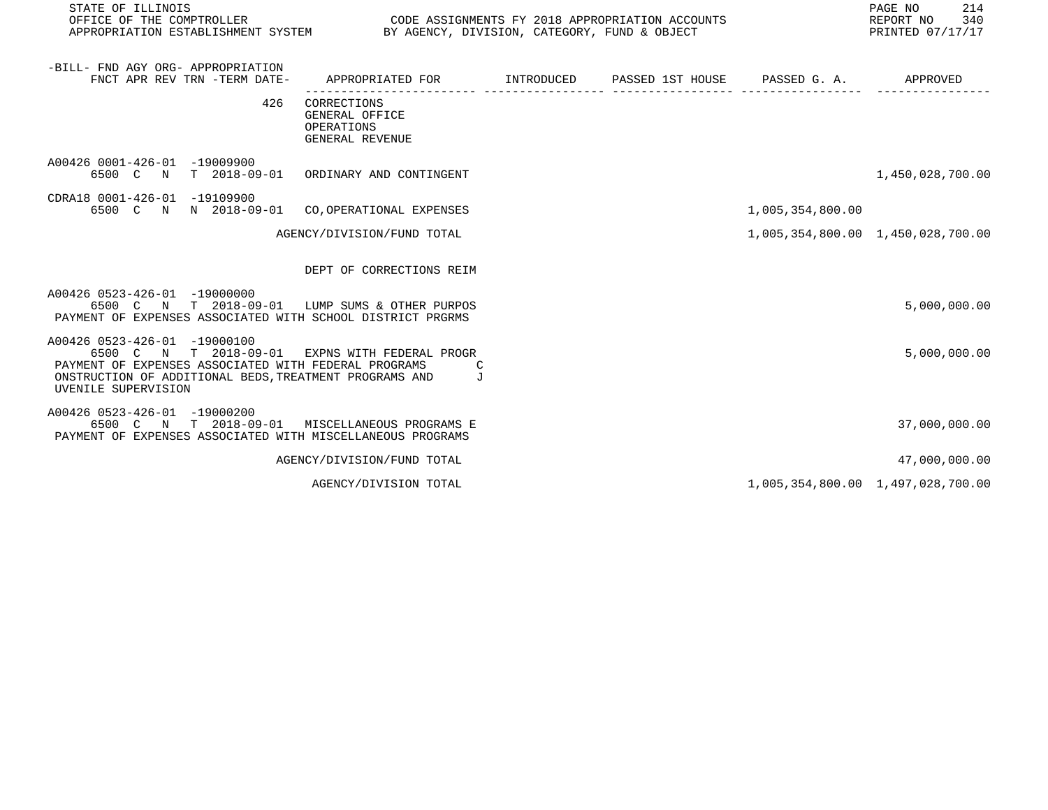STATE OF ILLINOIS
OFFICE OF THE COMPTROLLER
APPROPRIATION ESTABLISHMENT SYSTEM

CODE ASSIGNMENTS FY 2018 APPROPRIATION ACCOUNTS
BY AGENCY, DIVISION, CATEGORY, FUND & OBJECT

REPORT NO 340
PRINTED 07/17/17

| -BILL- FND AGY ORG- APPROPRIATION FNCT APR REV TRN -TERM DATE- | APPROPRIATED FOR | INTRODUCED | PASSED 1ST HOUSE | PASSED G. A. | APPROVED |
|---|---|---|---|---|---|
| 426 | CORRECTIONS<br>GENERAL OFFICE<br>OPERATIONS<br>GENERAL REVENUE | | | | |
| A00426 0001-426-01 -19009900<br>6500 C N T 2018-09-01 | ORDINARY AND CONTINGENT | | | | 1,450,028,700.00 |
| CDRA18 0001-426-01 -19109900<br>6500 C N N 2018-09-01 | CO,OPERATIONAL EXPENSES | | | 1,005,354,800.00 | |
| | AGENCY/DIVISION/FUND TOTAL | | | 1,005,354,800.00 | 1,450,028,700.00 |
| | DEPT OF CORRECTIONS REIM | | | | |
| A00426 0523-426-01 -19000000<br>6500 C N T 2018-09-01 | LUMP SUMS & OTHER PURPOS | | | | 5,000,000.00 |
| PAYMENT OF EXPENSES ASSOCIATED WITH SCHOOL DISTRICT PRGRMS | | | | | |
| A00426 0523-426-01 -19000100<br>6500 C N T 2018-09-01 | EXPNS WITH FEDERAL PROGR | | | | 5,000,000.00 |
| PAYMENT OF EXPENSES ASSOCIATED WITH FEDERAL PROGRAMS C<br>ONSTRUCTION OF ADDITIONAL BEDS,TREATMENT PROGRAMS AND J<br>UVENILE SUPERVISION | | | | | |
| A00426 0523-426-01 -19000200<br>6500 C N T 2018-09-01 | MISCELLANEOUS PROGRAMS E | | | | 37,000,000.00 |
| PAYMENT OF EXPENSES ASSOCIATED WITH MISCELLANEOUS PROGRAMS | | | | | |
| | AGENCY/DIVISION/FUND TOTAL | | | | 47,000,000.00 |
| | AGENCY/DIVISION TOTAL | | | 1,005,354,800.00 | 1,497,028,700.00 |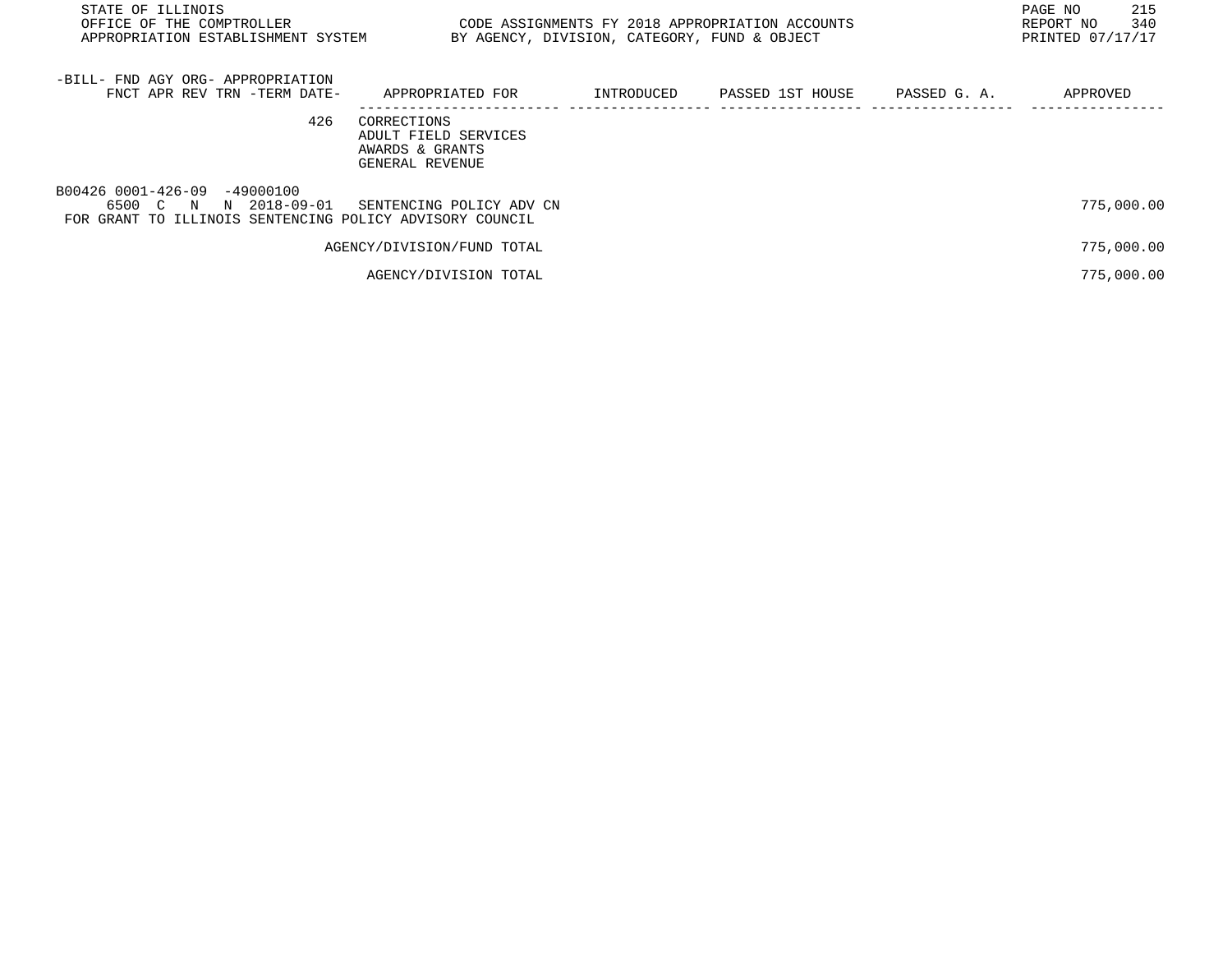STATE OF ILLINOIS
OFFICE OF THE COMPTROLLER
APPROPRIATION ESTABLISHMENT SYSTEM

CODE ASSIGNMENTS FY 2018 APPROPRIATION ACCOUNTS
BY AGENCY, DIVISION, CATEGORY, FUND & OBJECT

REPORT NO 340
PRINTED 07/17/17

| -BILL- FND AGY ORG- APPROPRIATION FNCT APR REV TRN -TERM DATE- | APPROPRIATED FOR | INTRODUCED | PASSED 1ST HOUSE | PASSED G. A. | APPROVED |
|---|---|---|---|---|---|
| 426 | CORRECTIONS<br>ADULT FIELD SERVICES<br>AWARDS & GRANTS<br>GENERAL REVENUE | | | | |
| B00426 0001-426-09 -49000100<br>6500 C N N 2018-09-01 | SENTENCING POLICY ADV CN | | | | 775,000.00 |
| FOR GRANT TO ILLINOIS SENTENCING POLICY ADVISORY COUNCIL | | | | | |
| | AGENCY/DIVISION/FUND TOTAL | | | | 775,000.00 |
| | AGENCY/DIVISION TOTAL | | | | 775,000.00 |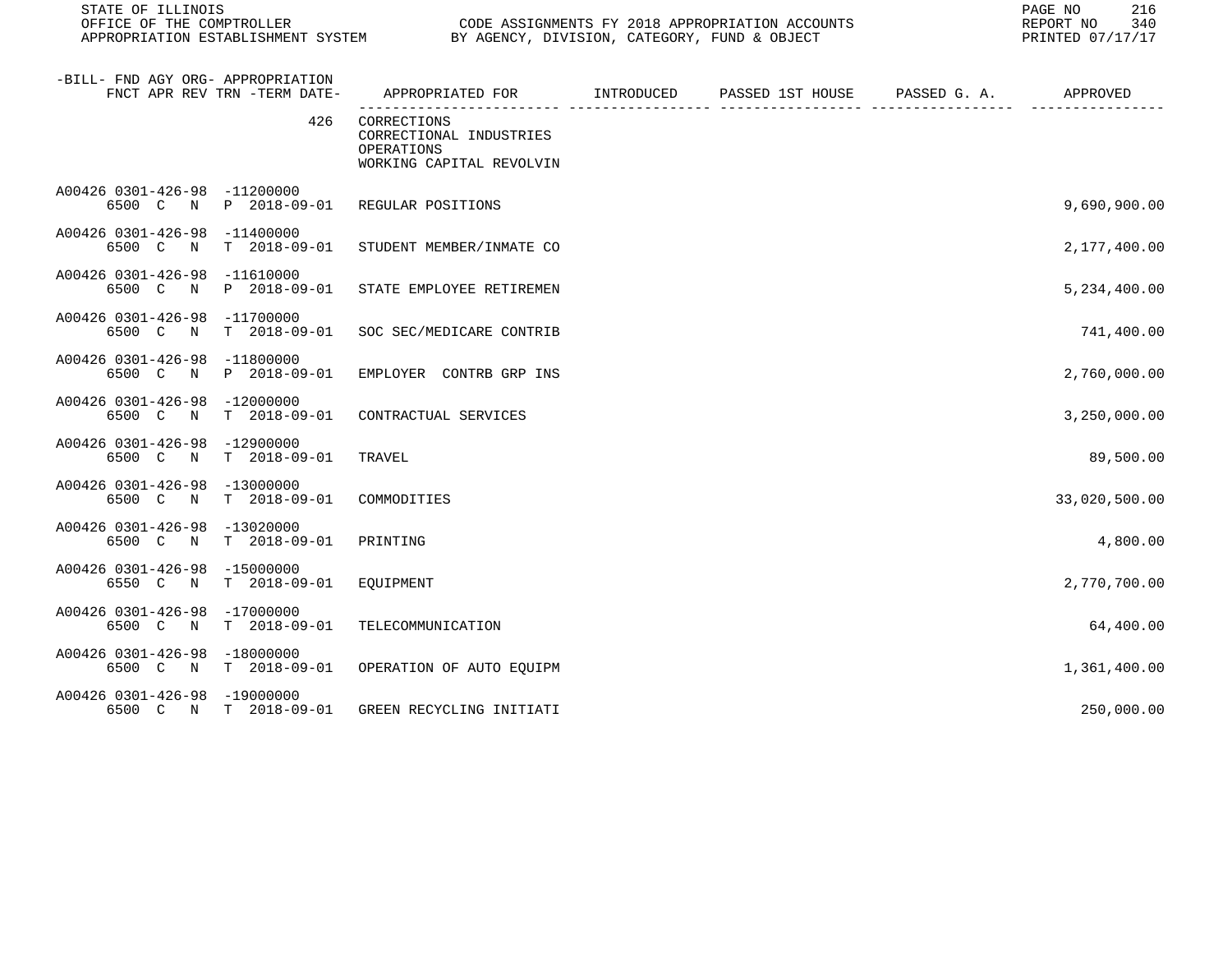STATE OF ILLINOIS
OFFICE OF THE COMPTROLLER
APPROPRIATION ESTABLISHMENT SYSTEM

CODE ASSIGNMENTS FY 2018 APPROPRIATION ACCOUNTS
BY AGENCY, DIVISION, CATEGORY, FUND & OBJECT

REPORT NO 340
PRINTED 07/17/17

| -BILL- FND AGY ORG- APPROPRIATION<br>FNCT APR REV TRN -TERM DATE- | APPROPRIATED FOR | INTRODUCED | PASSED 1ST HOUSE | PASSED G. A. | APPROVED |
|---|---|---|---|---|---|
| 426 | CORRECTIONS<br>CORRECTIONAL INDUSTRIES<br>OPERATIONS<br>WORKING CAPITAL REVOLVIN | | | | |
| A00426 0301-426-98 -11200000<br>6500 C N P 2018-09-01 | REGULAR POSITIONS | | | | 9,690,900.00 |
| A00426 0301-426-98 -11400000<br>6500 C N T 2018-09-01 | STUDENT MEMBER/INMATE CO | | | | 2,177,400.00 |
| A00426 0301-426-98 -11610000<br>6500 C N P 2018-09-01 | STATE EMPLOYEE RETIREMEN | | | | 5,234,400.00 |
| A00426 0301-426-98 -11700000<br>6500 C N T 2018-09-01 | SOC SEC/MEDICARE CONTRIB | | | | 741,400.00 |
| A00426 0301-426-98 -11800000<br>6500 C N P 2018-09-01 | EMPLOYER CONTRB GRP INS | | | | 2,760,000.00 |
| A00426 0301-426-98 -12000000<br>6500 C N T 2018-09-01 | CONTRACTUAL SERVICES | | | | 3,250,000.00 |
| A00426 0301-426-98 -12900000<br>6500 C N T 2018-09-01 | TRAVEL | | | | 89,500.00 |
| A00426 0301-426-98 -13000000<br>6500 C N T 2018-09-01 | COMMODITIES | | | | 33,020,500.00 |
| A00426 0301-426-98 -13020000<br>6500 C N T 2018-09-01 | PRINTING | | | | 4,800.00 |
| A00426 0301-426-98 -15000000<br>6550 C N T 2018-09-01 | EQUIPMENT | | | | 2,770,700.00 |
| A00426 0301-426-98 -17000000<br>6500 C N T 2018-09-01 | TELECOMMUNICATION | | | | 64,400.00 |
| A00426 0301-426-98 -18000000<br>6500 C N T 2018-09-01 | OPERATION OF AUTO EQUIPM | | | | 1,361,400.00 |
| A00426 0301-426-98 -19000000<br>6500 C N T 2018-09-01 | GREEN RECYCLING INITIATI | | | | 250,000.00 |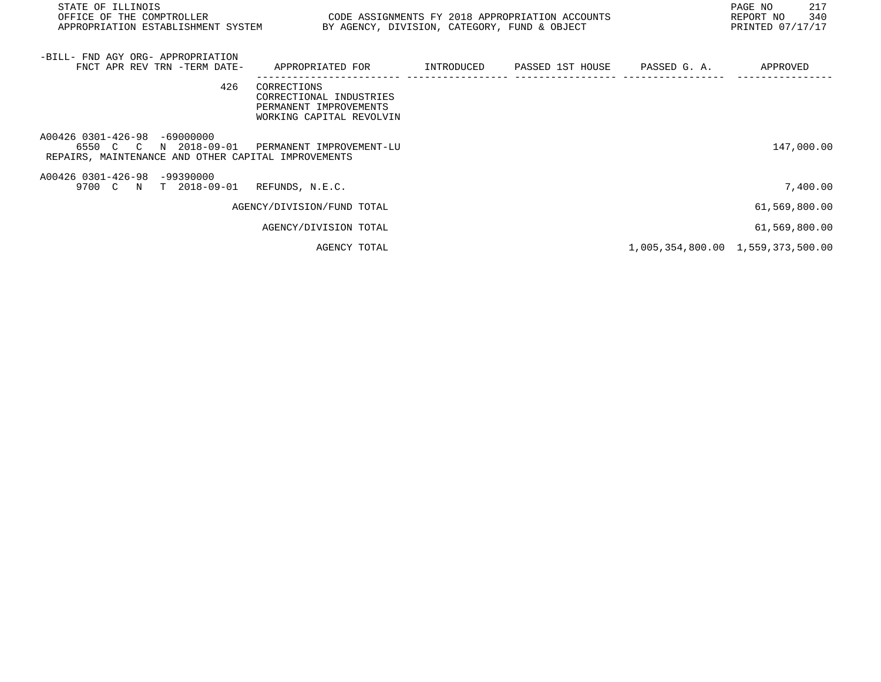| -BILL- FND AGY ORG- APPROPRIATION FNCT APR REV TRN -TERM DATE- | APPROPRIATED FOR | INTRODUCED | PASSED 1ST HOUSE | PASSED G. A. | APPROVED |
|---|---|---|---|---|---|
| 426 | CORRECTIONS CORRECTIONAL INDUSTRIES PERMANENT IMPROVEMENTS WORKING CAPITAL REVOLVIN | | | | |
| A00426 0301-426-98 -69000000 6550 C C N 2018-09-01 | PERMANENT IMPROVEMENT-LU | | | | 147,000.00 |
| REPAIRS, MAINTENANCE AND OTHER CAPITAL IMPROVEMENTS | | | | | |
| A00426 0301-426-98 -99390000 9700 C N T 2018-09-01 | REFUNDS, N.E.C. | | | | 7,400.00 |
| | AGENCY/DIVISION/FUND TOTAL | | | | 61,569,800.00 |
| | AGENCY/DIVISION TOTAL | | | | 61,569,800.00 |
| | AGENCY TOTAL | | | 1,005,354,800.00 | 1,559,373,500.00 |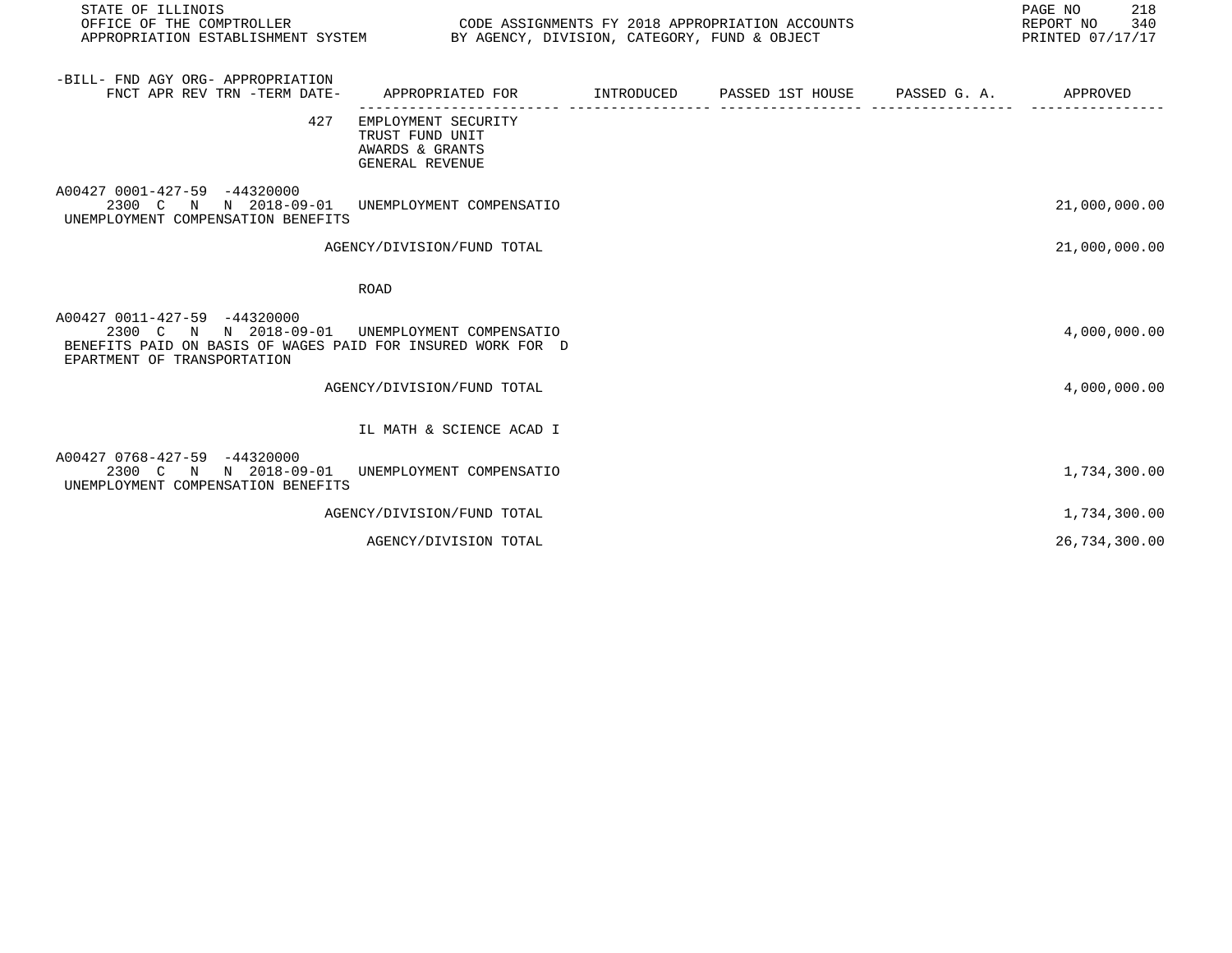| -BILL- FND AGY ORG- APPROPRIATION FNCT APR REV TRN -TERM DATE- | APPROPRIATED FOR | INTRODUCED | PASSED 1ST HOUSE | PASSED G. A. | APPROVED |
|---|---|---|---|---|---|
| 427 | EMPLOYMENT SECURITY TRUST FUND UNIT AWARDS & GRANTS GENERAL REVENUE | | | | |
| A00427 0001-427-59 -44320000 2300 C N N 2018-09-01 UNEMPLOYMENT COMPENSATION BENEFITS | UNEMPLOYMENT COMPENSATIO | | | | 21,000,000.00 |
| | AGENCY/DIVISION/FUND TOTAL | | | | 21,000,000.00 |
| | ROAD | | | | |
| A00427 0011-427-59 -44320000 2300 C N N 2018-09-01 BENEFITS PAID ON BASIS OF WAGES PAID FOR INSURED WORK FOR DEPARTMENT OF TRANSPORTATION | UNEMPLOYMENT COMPENSATIO | | | | 4,000,000.00 |
| | AGENCY/DIVISION/FUND TOTAL | | | | 4,000,000.00 |
| | IL MATH & SCIENCE ACAD I | | | | |
| A00427 0768-427-59 -44320000 2300 C N N 2018-09-01 UNEMPLOYMENT COMPENSATION BENEFITS | UNEMPLOYMENT COMPENSATIO | | | | 1,734,300.00 |
| | AGENCY/DIVISION/FUND TOTAL | | | | 1,734,300.00 |
| | AGENCY/DIVISION TOTAL | | | | 26,734,300.00 |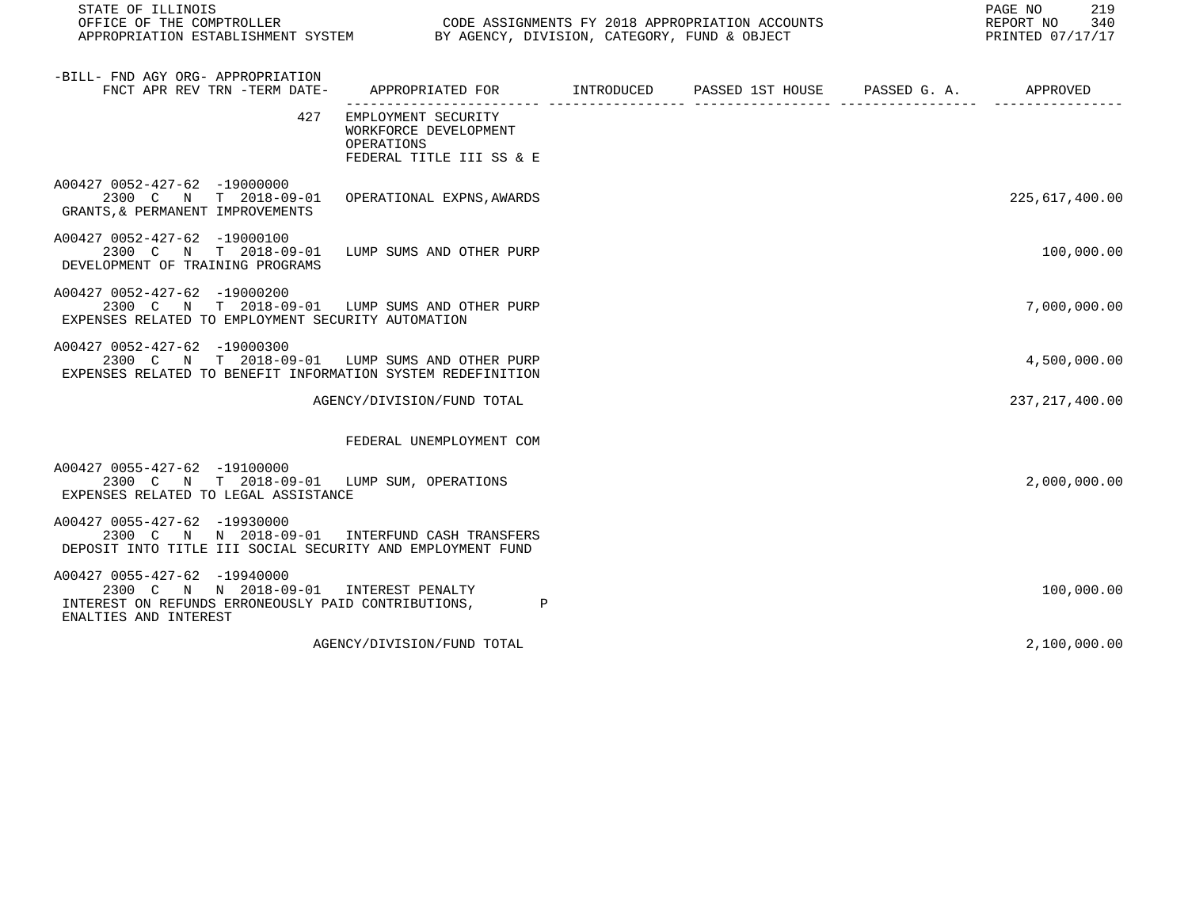| -BILL- FND AGY ORG- APPROPRIATION FNCT APR REV TRN -TERM DATE- | APPROPRIATED FOR | INTRODUCED | PASSED 1ST HOUSE | PASSED G. A. | APPROVED |
|---|---|---|---|---|---|
| 427 | EMPLOYMENT SECURITY WORKFORCE DEVELOPMENT OPERATIONS FEDERAL TITLE III SS & E | | | | |
| A00427 0052-427-62 -19000000 2300 C N T 2018-09-01 GRANTS,& PERMANENT IMPROVEMENTS | OPERATIONAL EXPNS,AWARDS | | | | 225,617,400.00 |
| A00427 0052-427-62 -19000100 2300 C N T 2018-09-01 DEVELOPMENT OF TRAINING PROGRAMS | LUMP SUMS AND OTHER PURP | | | | 100,000.00 |
| A00427 0052-427-62 -19000200 2300 C N T 2018-09-01 EXPENSES RELATED TO EMPLOYMENT SECURITY AUTOMATION | LUMP SUMS AND OTHER PURP | | | | 7,000,000.00 |
| A00427 0052-427-62 -19000300 2300 C N T 2018-09-01 EXPENSES RELATED TO BENEFIT INFORMATION SYSTEM REDEFINITION | LUMP SUMS AND OTHER PURP | | | | 4,500,000.00 |
| | AGENCY/DIVISION/FUND TOTAL | | | | 237,217,400.00 |
| | FEDERAL UNEMPLOYMENT COM | | | | |
| A00427 0055-427-62 -19100000 2300 C N T 2018-09-01 EXPENSES RELATED TO LEGAL ASSISTANCE | LUMP SUM, OPERATIONS | | | | 2,000,000.00 |
| A00427 0055-427-62 -19930000 2300 C N N 2018-09-01 DEPOSIT INTO TITLE III SOCIAL SECURITY AND EMPLOYMENT FUND | INTERFUND CASH TRANSFERS | | | | |
| A00427 0055-427-62 -19940000 2300 C N N 2018-09-01 INTEREST ON REFUNDS ERRONEOUSLY PAID CONTRIBUTIONS, PENALTIES AND INTEREST | INTEREST PENALTY | | | | 100,000.00 |
| | AGENCY/DIVISION/FUND TOTAL | | | | 2,100,000.00 |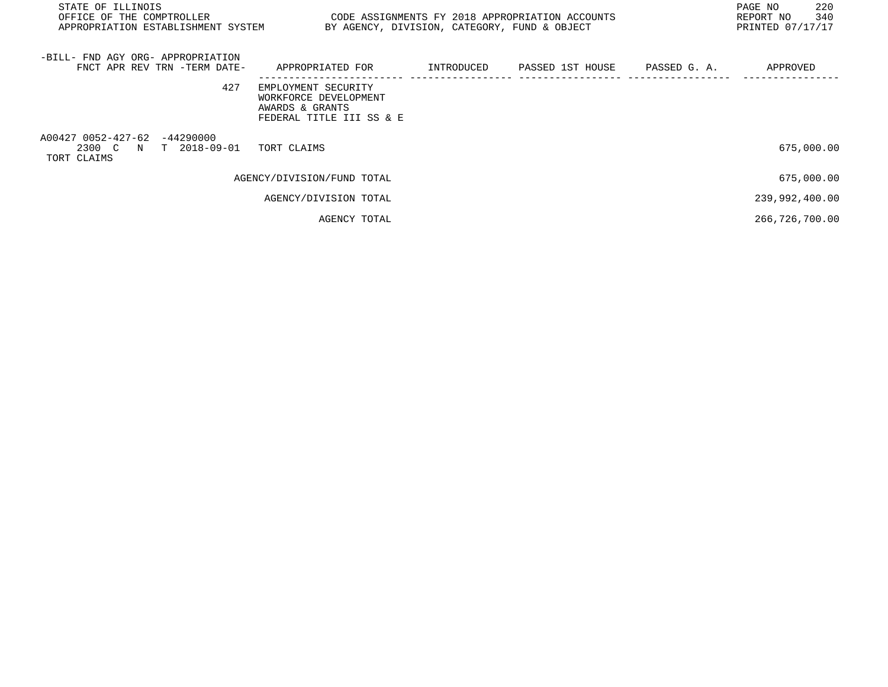STATE OF ILLINOIS
OFFICE OF THE COMPTROLLER
APPROPRIATION ESTABLISHMENT SYSTEM

CODE ASSIGNMENTS FY 2018 APPROPRIATION ACCOUNTS
BY AGENCY, DIVISION, CATEGORY, FUND & OBJECT

REPORT NO 340
PRINTED 07/17/17

| -BILL- FND AGY ORG- APPROPRIATION<br>FNCT APR REV TRN -TERM DATE- | APPROPRIATED FOR | INTRODUCED | PASSED 1ST HOUSE | PASSED G. A. | APPROVED |
|---|---|---|---|---|---|
| 427 | EMPLOYMENT SECURITY<br>WORKFORCE DEVELOPMENT<br>AWARDS & GRANTS<br>FEDERAL TITLE III SS & E | | | | |
| A00427 0052-427-62 -44290000<br>2300 C N T 2018-09-01<br>TORT CLAIMS | TORT CLAIMS | | | | 675,000.00 |
| | AGENCY/DIVISION/FUND TOTAL | | | | 675,000.00 |
| | AGENCY/DIVISION TOTAL | | | | 239,992,400.00 |
| | AGENCY TOTAL | | | | 266,726,700.00 |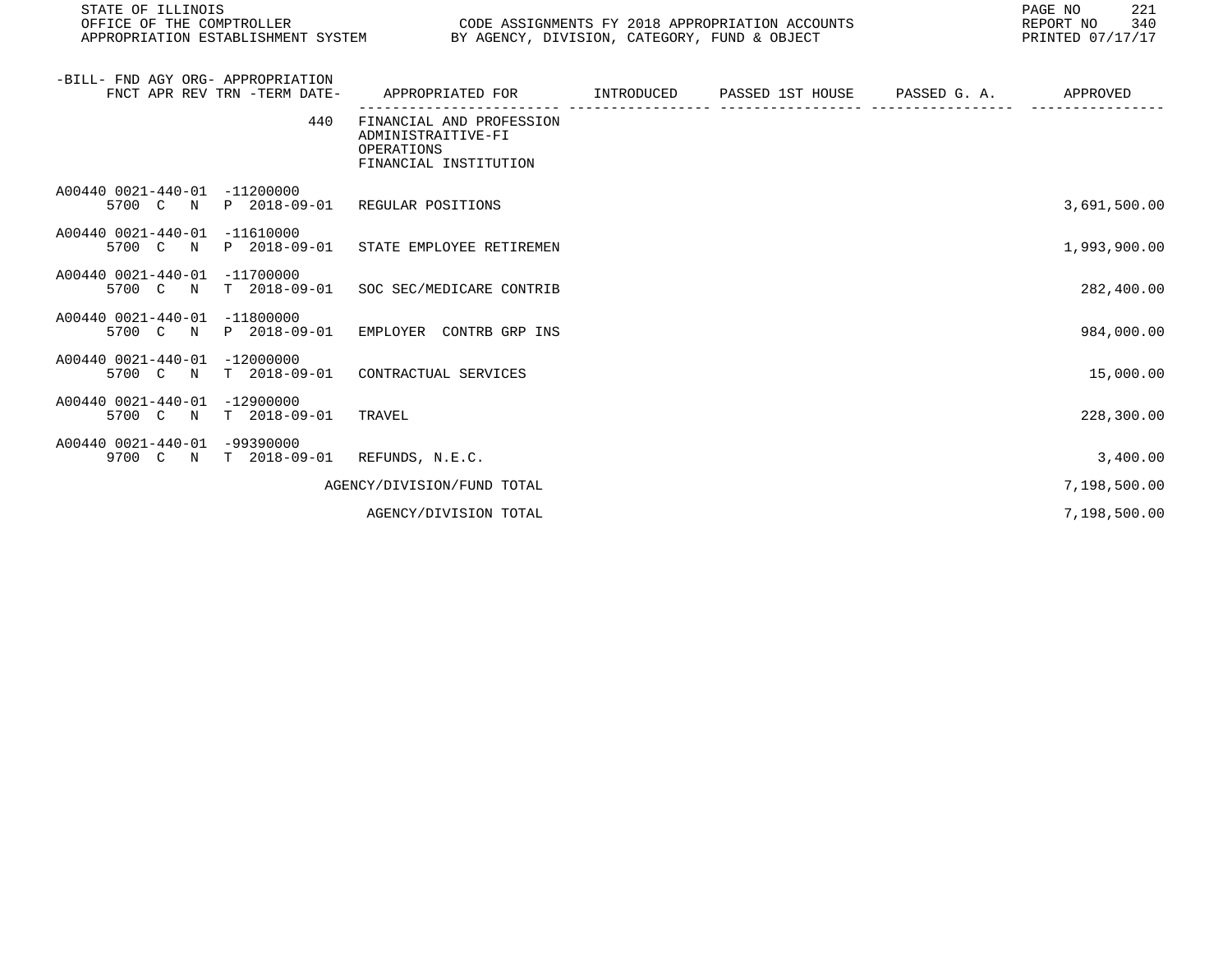STATE OF ILLINOIS
OFFICE OF THE COMPTROLLER
APPROPRIATION ESTABLISHMENT SYSTEM

CODE ASSIGNMENTS FY 2018 APPROPRIATION ACCOUNTS
BY AGENCY, DIVISION, CATEGORY, FUND & OBJECT

REPORT NO 340
PRINTED 07/17/17

| -BILL- FND AGY ORG- APPROPRIATION FNCT APR REV TRN -TERM DATE- | APPROPRIATED FOR | INTRODUCED | PASSED 1ST HOUSE | PASSED G. A. | APPROVED |
|---|---|---|---|---|---|
| 440 | FINANCIAL AND PROFESSION ADMINISTRAITIVE-FI OPERATIONS FINANCIAL INSTITUTION | | | | |
| A00440 0021-440-01 -11200000 5700 C N P 2018-09-01 | REGULAR POSITIONS | | | | 3,691,500.00 |
| A00440 0021-440-01 -11610000 5700 C N P 2018-09-01 | STATE EMPLOYEE RETIREMEN | | | | 1,993,900.00 |
| A00440 0021-440-01 -11700000 5700 C N T 2018-09-01 | SOC SEC/MEDICARE CONTRIB | | | | 282,400.00 |
| A00440 0021-440-01 -11800000 5700 C N P 2018-09-01 | EMPLOYER CONTRB GRP INS | | | | 984,000.00 |
| A00440 0021-440-01 -12000000 5700 C N T 2018-09-01 | CONTRACTUAL SERVICES | | | | 15,000.00 |
| A00440 0021-440-01 -12900000 5700 C N T 2018-09-01 | TRAVEL | | | | 228,300.00 |
| A00440 0021-440-01 -99390000 9700 C N T 2018-09-01 | REFUNDS, N.E.C. | | | | 3,400.00 |
| | AGENCY/DIVISION/FUND TOTAL | | | | 7,198,500.00 |
| | AGENCY/DIVISION TOTAL | | | | 7,198,500.00 |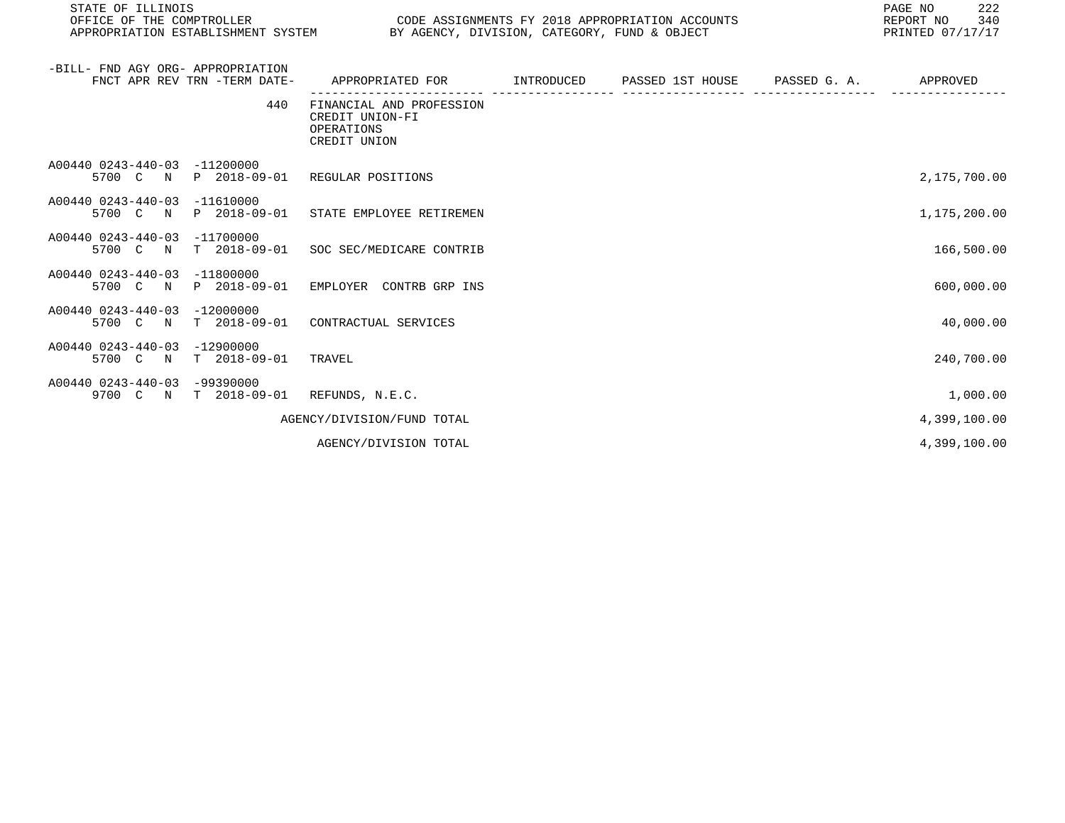STATE OF ILLINOIS
OFFICE OF THE COMPTROLLER
APPROPRIATION ESTABLISHMENT SYSTEM

CODE ASSIGNMENTS FY 2018 APPROPRIATION ACCOUNTS
BY AGENCY, DIVISION, CATEGORY, FUND & OBJECT

REPORT NO 340
PRINTED 07/17/17

| -BILL- FND AGY ORG- APPROPRIATION FNCT APR REV TRN -TERM DATE- | APPROPRIATED FOR | INTRODUCED | PASSED 1ST HOUSE | PASSED G. A. | APPROVED |
|---|---|---|---|---|---|
| 440 | FINANCIAL AND PROFESSION CREDIT UNION-FI OPERATIONS CREDIT UNION | | | | |
| A00440 0243-440-03 -11200000 5700 C N P 2018-09-01 | REGULAR POSITIONS | | | | 2,175,700.00 |
| A00440 0243-440-03 -11610000 5700 C N P 2018-09-01 | STATE EMPLOYEE RETIREMEN | | | | 1,175,200.00 |
| A00440 0243-440-03 -11700000 5700 C N T 2018-09-01 | SOC SEC/MEDICARE CONTRIB | | | | 166,500.00 |
| A00440 0243-440-03 -11800000 5700 C N P 2018-09-01 | EMPLOYER CONTRB GRP INS | | | | 600,000.00 |
| A00440 0243-440-03 -12000000 5700 C N T 2018-09-01 | CONTRACTUAL SERVICES | | | | 40,000.00 |
| A00440 0243-440-03 -12900000 5700 C N T 2018-09-01 | TRAVEL | | | | 240,700.00 |
| A00440 0243-440-03 -99390000 9700 C N T 2018-09-01 | REFUNDS, N.E.C. | | | | 1,000.00 |
| | AGENCY/DIVISION/FUND TOTAL | | | | 4,399,100.00 |
| | AGENCY/DIVISION TOTAL | | | | 4,399,100.00 |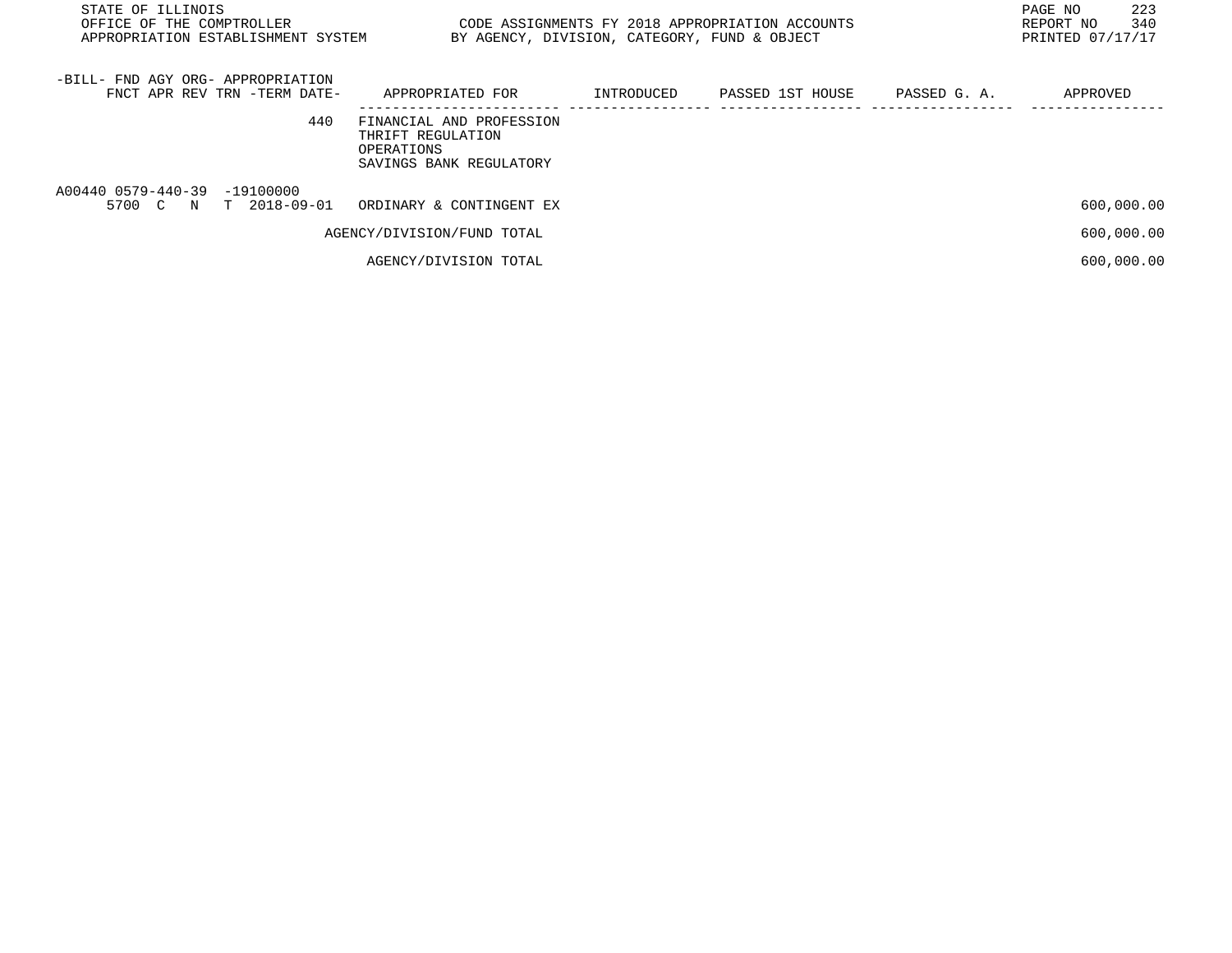STATE OF ILLINOIS
OFFICE OF THE COMPTROLLER
APPROPRIATION ESTABLISHMENT SYSTEM

CODE ASSIGNMENTS FY 2018 APPROPRIATION ACCOUNTS
BY AGENCY, DIVISION, CATEGORY, FUND & OBJECT

REPORT NO 340
PRINTED 07/17/17

| -BILL- FND AGY ORG- APPROPRIATION<br>FNCT APR REV TRN -TERM DATE- | APPROPRIATED FOR | INTRODUCED | PASSED 1ST HOUSE | PASSED G. A. | APPROVED |
|---|---|---|---|---|---|
| 440 | FINANCIAL AND PROFESSION<br>THRIFT REGULATION<br>OPERATIONS<br>SAVINGS BANK REGULATORY | | | | |
| A00440 0579-440-39 -19100000<br>5700 C N T 2018-09-01 | ORDINARY & CONTINGENT EX | | | | 600,000.00 |
| | AGENCY/DIVISION/FUND TOTAL | | | | 600,000.00 |
| | AGENCY/DIVISION TOTAL | | | | 600,000.00 |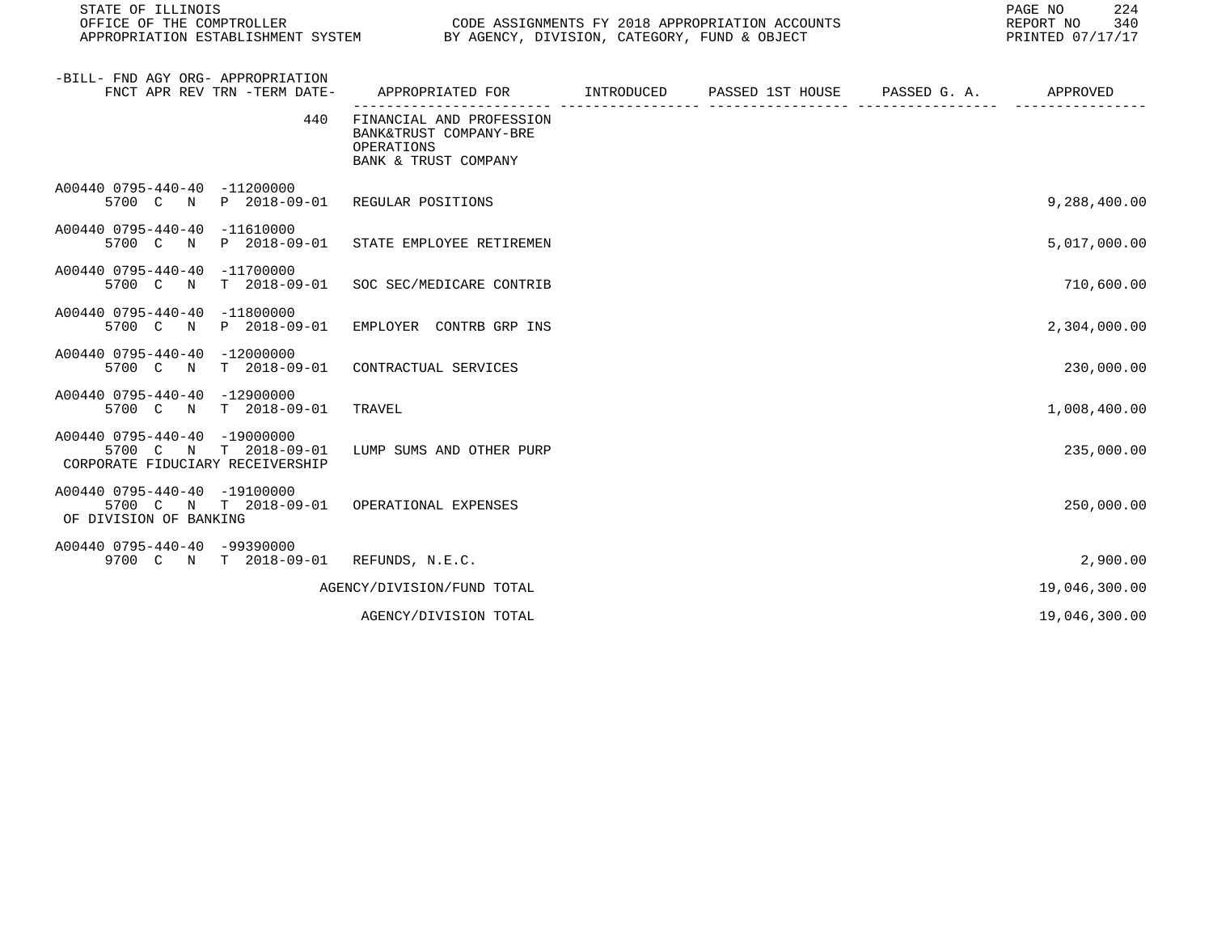STATE OF ILLINOIS
OFFICE OF THE COMPTROLLER
APPROPRIATION ESTABLISHMENT SYSTEM

CODE ASSIGNMENTS FY 2018 APPROPRIATION ACCOUNTS
BY AGENCY, DIVISION, CATEGORY, FUND & OBJECT

REPORT NO 340
PRINTED 07/17/17

| -BILL- FND AGY ORG- APPROPRIATION FNCT APR REV TRN -TERM DATE- | APPROPRIATED FOR | INTRODUCED | PASSED 1ST HOUSE | PASSED G. A. | APPROVED |
|---|---|---|---|---|---|
| 440 | FINANCIAL AND PROFESSION BANK&TRUST COMPANY-BRE OPERATIONS BANK & TRUST COMPANY | | | | |
| A00440 0795-440-40 -11200000 5700 C N P 2018-09-01 | REGULAR POSITIONS | | | | 9,288,400.00 |
| A00440 0795-440-40 -11610000 5700 C N P 2018-09-01 | STATE EMPLOYEE RETIREMEN | | | | 5,017,000.00 |
| A00440 0795-440-40 -11700000 5700 C N T 2018-09-01 | SOC SEC/MEDICARE CONTRIB | | | | 710,600.00 |
| A00440 0795-440-40 -11800000 5700 C N P 2018-09-01 | EMPLOYER CONTRB GRP INS | | | | 2,304,000.00 |
| A00440 0795-440-40 -12000000 5700 C N T 2018-09-01 | CONTRACTUAL SERVICES | | | | 230,000.00 |
| A00440 0795-440-40 -12900000 5700 C N T 2018-09-01 | TRAVEL | | | | 1,008,400.00 |
| A00440 0795-440-40 -19000000 5700 C N T 2018-09-01 CORPORATE FIDUCIARY RECEIVERSHIP | LUMP SUMS AND OTHER PURP | | | | 235,000.00 |
| A00440 0795-440-40 -19100000 5700 C N T 2018-09-01 OF DIVISION OF BANKING | OPERATIONAL EXPENSES | | | | 250,000.00 |
| A00440 0795-440-40 -99390000 9700 C N T 2018-09-01 | REFUNDS, N.E.C. | | | | 2,900.00 |
| | AGENCY/DIVISION/FUND TOTAL | | | | 19,046,300.00 |
| | AGENCY/DIVISION TOTAL | | | | 19,046,300.00 |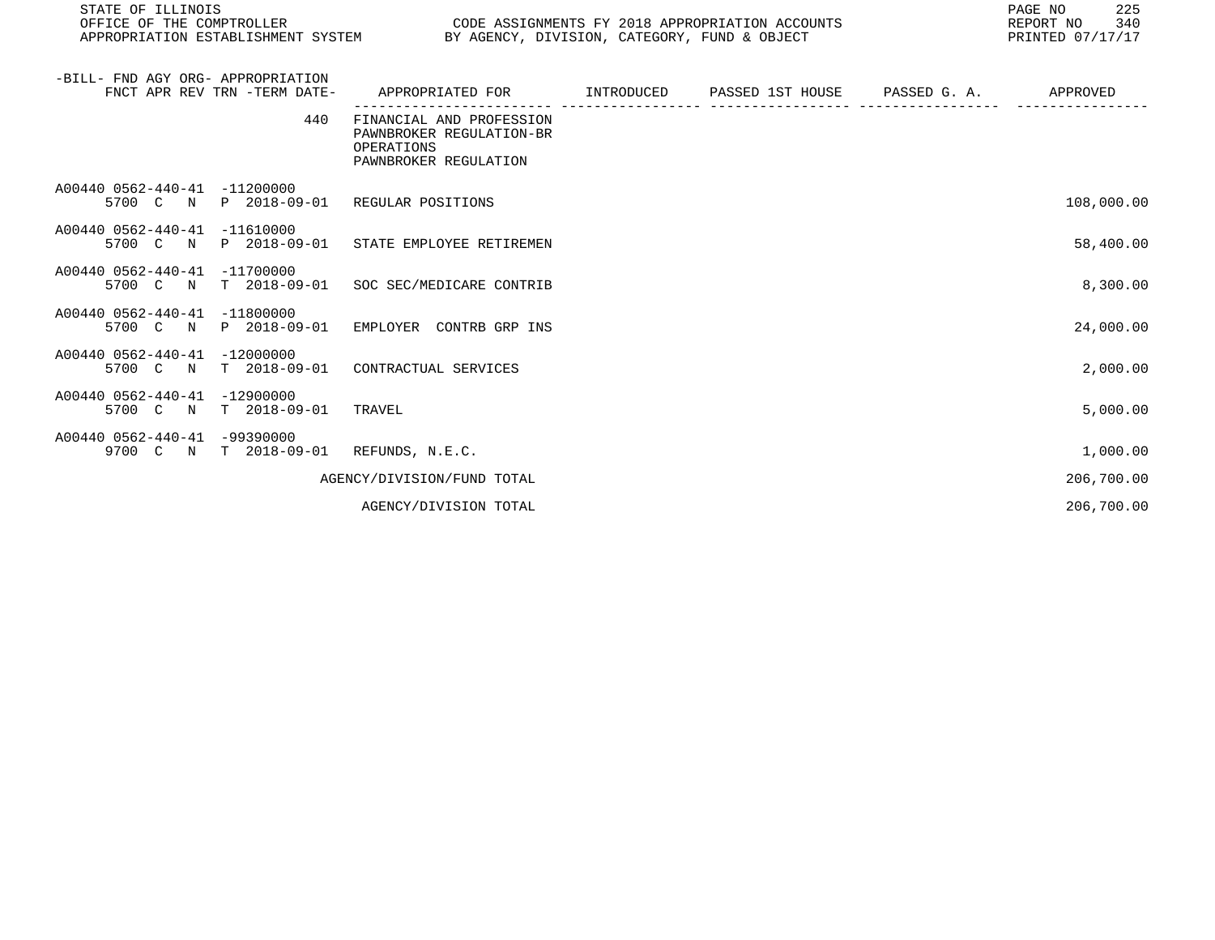STATE OF ILLINOIS
OFFICE OF THE COMPTROLLER
APPROPRIATION ESTABLISHMENT SYSTEM

CODE ASSIGNMENTS FY 2018 APPROPRIATION ACCOUNTS
BY AGENCY, DIVISION, CATEGORY, FUND & OBJECT

REPORT NO 340
PRINTED 07/17/17

| -BILL- FND AGY ORG- APPROPRIATION FNCT APR REV TRN -TERM DATE- | APPROPRIATED FOR | INTRODUCED | PASSED 1ST HOUSE | PASSED G. A. | APPROVED |
|---|---|---|---|---|---|
| 440 | FINANCIAL AND PROFESSION PAWNBROKER REGULATION-BR OPERATIONS PAWNBROKER REGULATION | | | | |
| A00440 0562-440-41 -11200000 5700 C N P 2018-09-01 | REGULAR POSITIONS | | | | 108,000.00 |
| A00440 0562-440-41 -11610000 5700 C N P 2018-09-01 | STATE EMPLOYEE RETIREMEN | | | | 58,400.00 |
| A00440 0562-440-41 -11700000 5700 C N T 2018-09-01 | SOC SEC/MEDICARE CONTRIB | | | | 8,300.00 |
| A00440 0562-440-41 -11800000 5700 C N P 2018-09-01 | EMPLOYER CONTRB GRP INS | | | | 24,000.00 |
| A00440 0562-440-41 -12000000 5700 C N T 2018-09-01 | CONTRACTUAL SERVICES | | | | 2,000.00 |
| A00440 0562-440-41 -12900000 5700 C N T 2018-09-01 | TRAVEL | | | | 5,000.00 |
| A00440 0562-440-41 -99390000 9700 C N T 2018-09-01 | REFUNDS, N.E.C. | | | | 1,000.00 |
| | AGENCY/DIVISION/FUND TOTAL | | | | 206,700.00 |
| | AGENCY/DIVISION TOTAL | | | | 206,700.00 |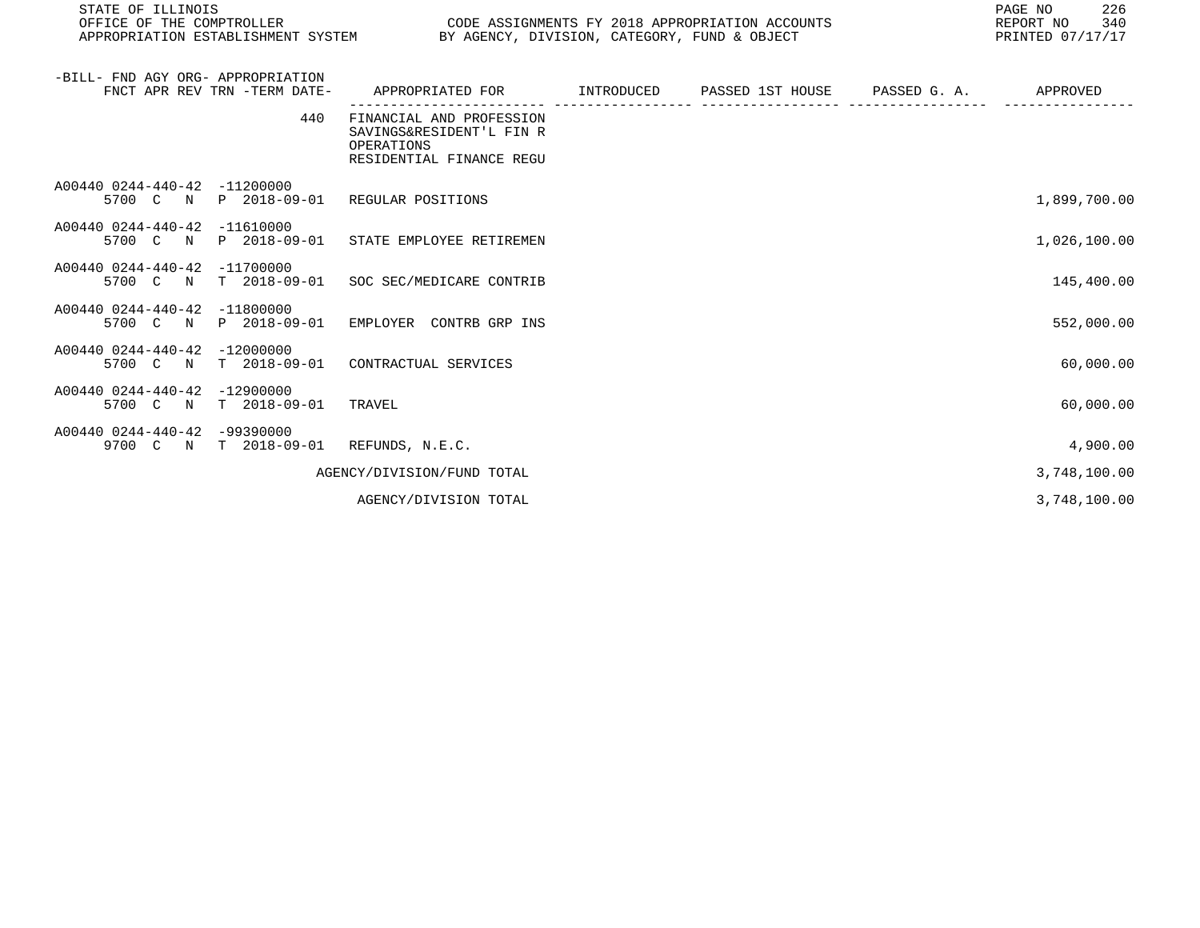| -BILL- FND AGY ORG- APPROPRIATION FNCT APR REV TRN -TERM DATE- | APPROPRIATED FOR | INTRODUCED | PASSED 1ST HOUSE | PASSED G. A. | APPROVED |
|---|---|---|---|---|---|
| 440 | FINANCIAL AND PROFESSION SAVINGS&RESIDENT'L FIN R OPERATIONS RESIDENTIAL FINANCE REGU | | | | |
| A00440 0244-440-42 -11200000 5700 C N P 2018-09-01 | REGULAR POSITIONS | | | | 1,899,700.00 |
| A00440 0244-440-42 -11610000 5700 C N P 2018-09-01 | STATE EMPLOYEE RETIREMEN | | | | 1,026,100.00 |
| A00440 0244-440-42 -11700000 5700 C N T 2018-09-01 | SOC SEC/MEDICARE CONTRIB | | | | 145,400.00 |
| A00440 0244-440-42 -11800000 5700 C N P 2018-09-01 | EMPLOYER CONTRB GRP INS | | | | 552,000.00 |
| A00440 0244-440-42 -12000000 5700 C N T 2018-09-01 | CONTRACTUAL SERVICES | | | | 60,000.00 |
| A00440 0244-440-42 -12900000 5700 C N T 2018-09-01 | TRAVEL | | | | 60,000.00 |
| A00440 0244-440-42 -99390000 9700 C N T 2018-09-01 | REFUNDS, N.E.C. | | | | 4,900.00 |
| | AGENCY/DIVISION/FUND TOTAL | | | | 3,748,100.00 |
| | AGENCY/DIVISION TOTAL | | | | 3,748,100.00 |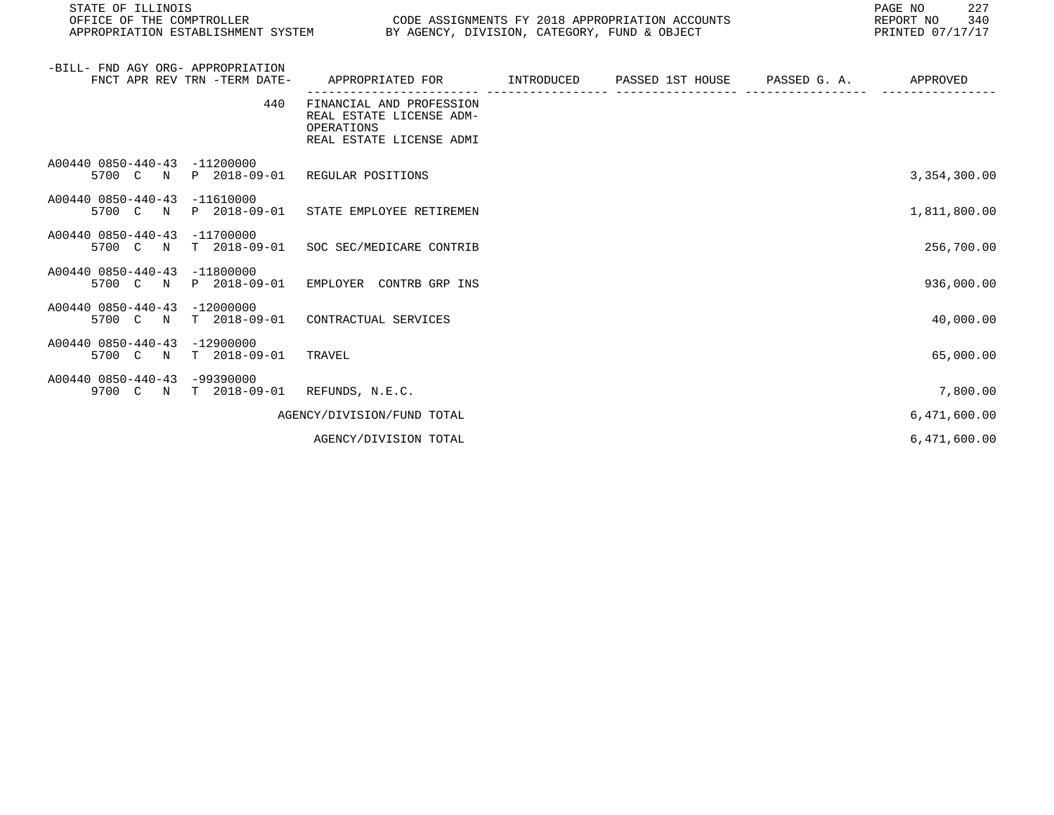| -BILL- FND AGY ORG- APPROPRIATION FNCT APR REV TRN -TERM DATE- | APPROPRIATED FOR | INTRODUCED | PASSED 1ST HOUSE | PASSED G. A. | APPROVED |
|---|---|---|---|---|---|
| 440 | FINANCIAL AND PROFESSION REAL ESTATE LICENSE ADM- OPERATIONS REAL ESTATE LICENSE ADMI | | | | |
| A00440 0850-440-43 -11200000 5700 C N P 2018-09-01 | REGULAR POSITIONS | | | | 3,354,300.00 |
| A00440 0850-440-43 -11610000 5700 C N P 2018-09-01 | STATE EMPLOYEE RETIREMEN | | | | 1,811,800.00 |
| A00440 0850-440-43 -11700000 5700 C N T 2018-09-01 | SOC SEC/MEDICARE CONTRIB | | | | 256,700.00 |
| A00440 0850-440-43 -11800000 5700 C N P 2018-09-01 | EMPLOYER CONTRB GRP INS | | | | 936,000.00 |
| A00440 0850-440-43 -12000000 5700 C N T 2018-09-01 | CONTRACTUAL SERVICES | | | | 40,000.00 |
| A00440 0850-440-43 -12900000 5700 C N T 2018-09-01 | TRAVEL | | | | 65,000.00 |
| A00440 0850-440-43 -99390000 9700 C N T 2018-09-01 | REFUNDS, N.E.C. | | | | 7,800.00 |
| | AGENCY/DIVISION/FUND TOTAL | | | | 6,471,600.00 |
| | AGENCY/DIVISION TOTAL | | | | 6,471,600.00 |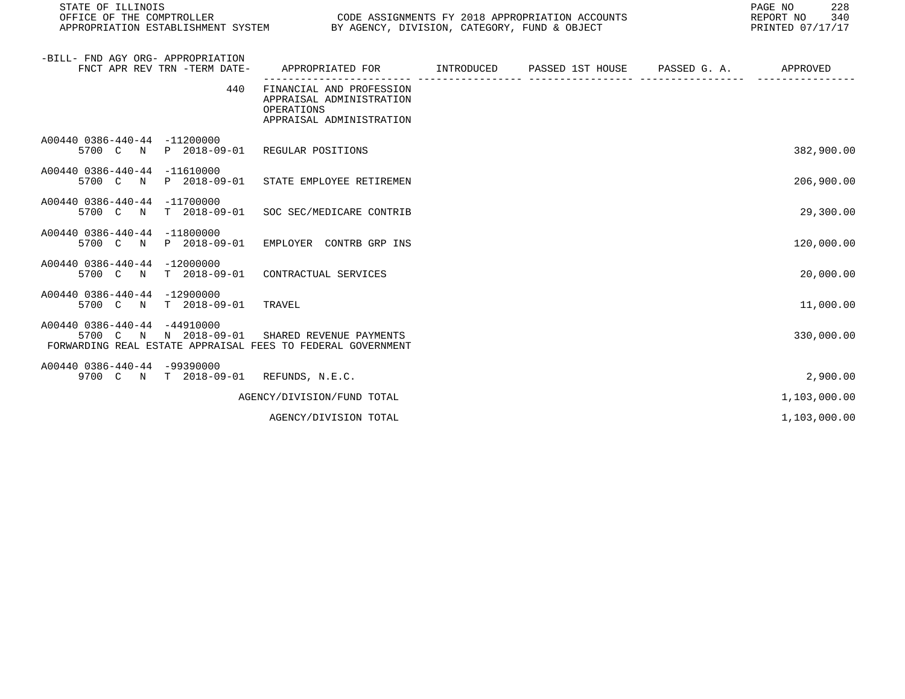STATE OF ILLINOIS
OFFICE OF THE COMPTROLLER
APPROPRIATION ESTABLISHMENT SYSTEM

CODE ASSIGNMENTS FY 2018 APPROPRIATION ACCOUNTS
BY AGENCY, DIVISION, CATEGORY, FUND & OBJECT

REPORT NO 340
PRINTED 07/17/17

| -BILL- FND AGY ORG- APPROPRIATION FNCT APR REV TRN -TERM DATE- | APPROPRIATED FOR | INTRODUCED | PASSED 1ST HOUSE | PASSED G. A. | APPROVED |
|---|---|---|---|---|---|
| 440 | FINANCIAL AND PROFESSION APPRAISAL ADMINISTRATION OPERATIONS APPRAISAL ADMINISTRATION | | | | |
| A00440 0386-440-44 -11200000 5700 C N P 2018-09-01 | REGULAR POSITIONS | | | | 382,900.00 |
| A00440 0386-440-44 -11610000 5700 C N P 2018-09-01 | STATE EMPLOYEE RETIREMEN | | | | 206,900.00 |
| A00440 0386-440-44 -11700000 5700 C N T 2018-09-01 | SOC SEC/MEDICARE CONTRIB | | | | 29,300.00 |
| A00440 0386-440-44 -11800000 5700 C N P 2018-09-01 | EMPLOYER CONTRB GRP INS | | | | 120,000.00 |
| A00440 0386-440-44 -12000000 5700 C N T 2018-09-01 | CONTRACTUAL SERVICES | | | | 20,000.00 |
| A00440 0386-440-44 -12900000 5700 C N T 2018-09-01 | TRAVEL | | | | 11,000.00 |
| A00440 0386-440-44 -44910000 5700 C N N 2018-09-01 | SHARED REVENUE PAYMENTS FORWARDING REAL ESTATE APPRAISAL FEES TO FEDERAL GOVERNMENT | | | | 330,000.00 |
| A00440 0386-440-44 -99390000 9700 C N T 2018-09-01 | REFUNDS, N.E.C. | | | | 2,900.00 |
| | AGENCY/DIVISION/FUND TOTAL | | | | 1,103,000.00 |
| | AGENCY/DIVISION TOTAL | | | | 1,103,000.00 |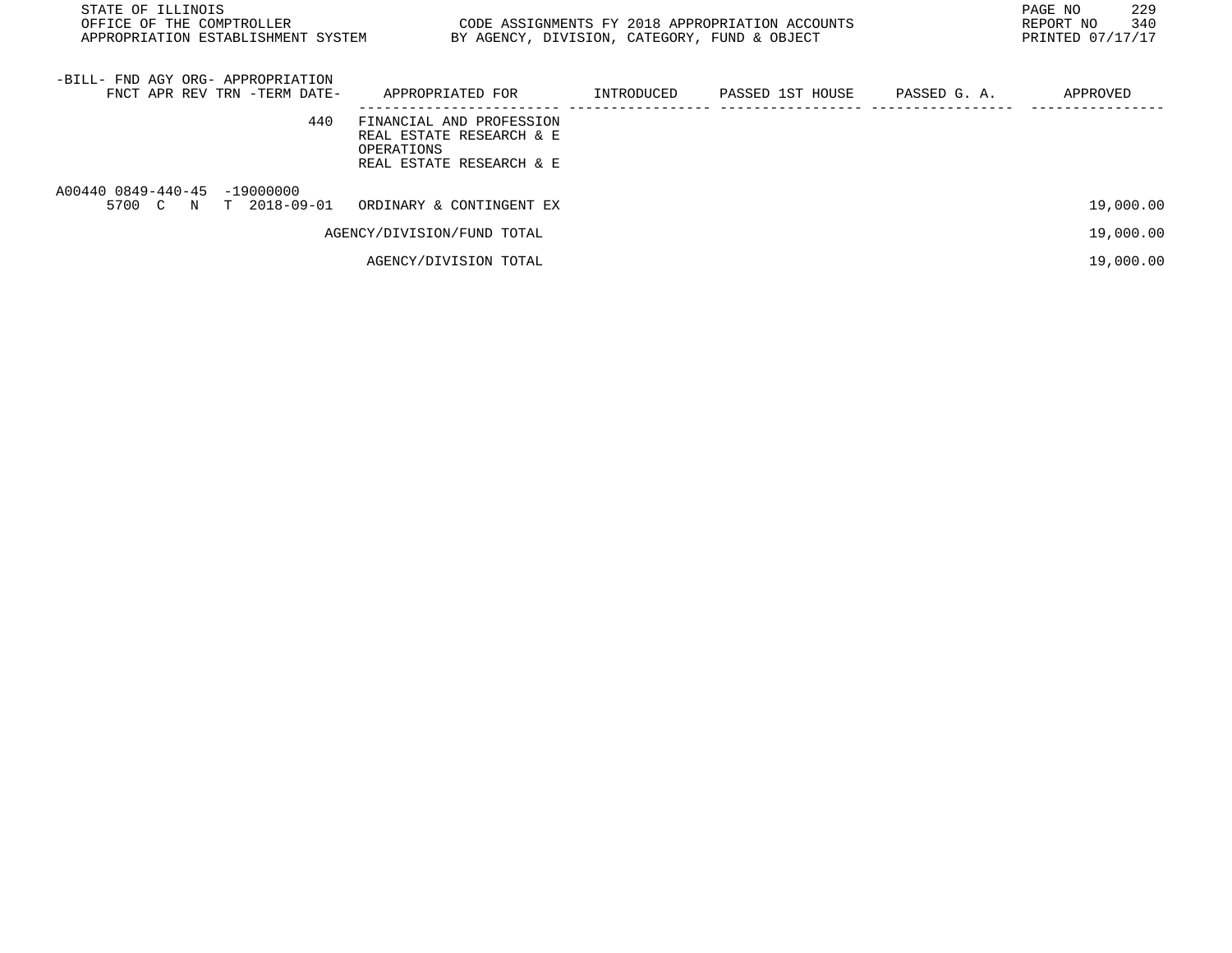| -BILL- FND AGY ORG- APPROPRIATION<br>FNCT APR REV TRN -TERM DATE- | APPROPRIATED FOR | INTRODUCED | PASSED 1ST HOUSE | PASSED G. A. | APPROVED |
|---|---|---|---|---|---|
| 440 | FINANCIAL AND PROFESSION<br>REAL ESTATE RESEARCH & E<br>OPERATIONS<br>REAL ESTATE RESEARCH & E | | | | |
| A00440 0849-440-45 -19000000<br>5700 C N T 2018-09-01 | ORDINARY & CONTINGENT EX | | | | 19,000.00 |
| | AGENCY/DIVISION/FUND TOTAL | | | | 19,000.00 |
| | AGENCY/DIVISION TOTAL | | | | 19,000.00 |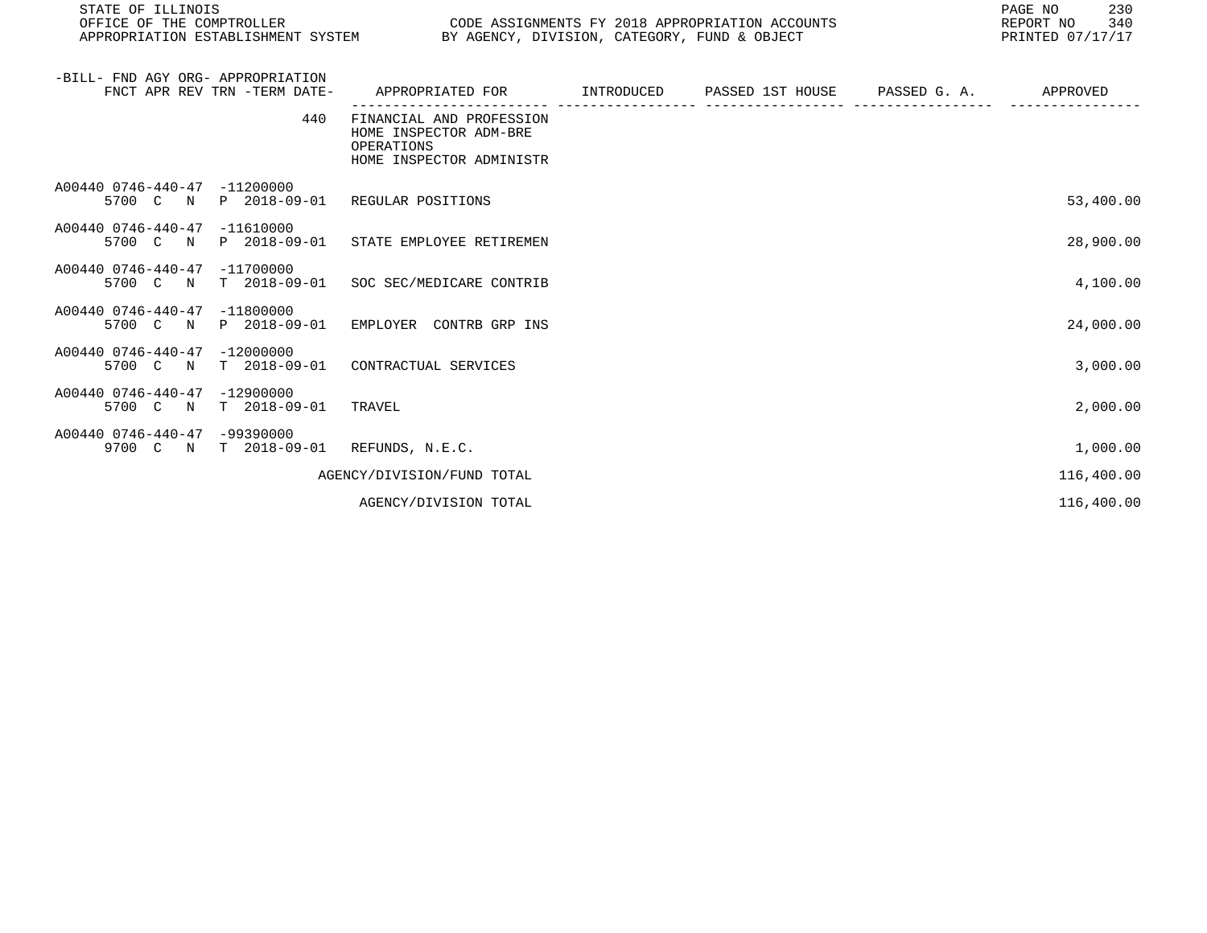STATE OF ILLINOIS
OFFICE OF THE COMPTROLLER
APPROPRIATION ESTABLISHMENT SYSTEM

CODE ASSIGNMENTS FY 2018 APPROPRIATION ACCOUNTS
BY AGENCY, DIVISION, CATEGORY, FUND & OBJECT

REPORT NO 340
PRINTED 07/17/17

| -BILL- FND AGY ORG- APPROPRIATION FNCT APR REV TRN -TERM DATE- | APPROPRIATED FOR | INTRODUCED | PASSED 1ST HOUSE | PASSED G. A. | APPROVED |
|---|---|---|---|---|---|
| 440 | FINANCIAL AND PROFESSION HOME INSPECTOR ADM-BRE OPERATIONS HOME INSPECTOR ADMINISTR | | | | |
| A00440 0746-440-47 -11200000 5700 C N P 2018-09-01 | REGULAR POSITIONS | | | | 53,400.00 |
| A00440 0746-440-47 -11610000 5700 C N P 2018-09-01 | STATE EMPLOYEE RETIREMEN | | | | 28,900.00 |
| A00440 0746-440-47 -11700000 5700 C N T 2018-09-01 | SOC SEC/MEDICARE CONTRIB | | | | 4,100.00 |
| A00440 0746-440-47 -11800000 5700 C N P 2018-09-01 | EMPLOYER CONTRB GRP INS | | | | 24,000.00 |
| A00440 0746-440-47 -12000000 5700 C N T 2018-09-01 | CONTRACTUAL SERVICES | | | | 3,000.00 |
| A00440 0746-440-47 -12900000 5700 C N T 2018-09-01 | TRAVEL | | | | 2,000.00 |
| A00440 0746-440-47 -99390000 9700 C N T 2018-09-01 | REFUNDS, N.E.C. | | | | 1,000.00 |
| | AGENCY/DIVISION/FUND TOTAL | | | | 116,400.00 |
| | AGENCY/DIVISION TOTAL | | | | 116,400.00 |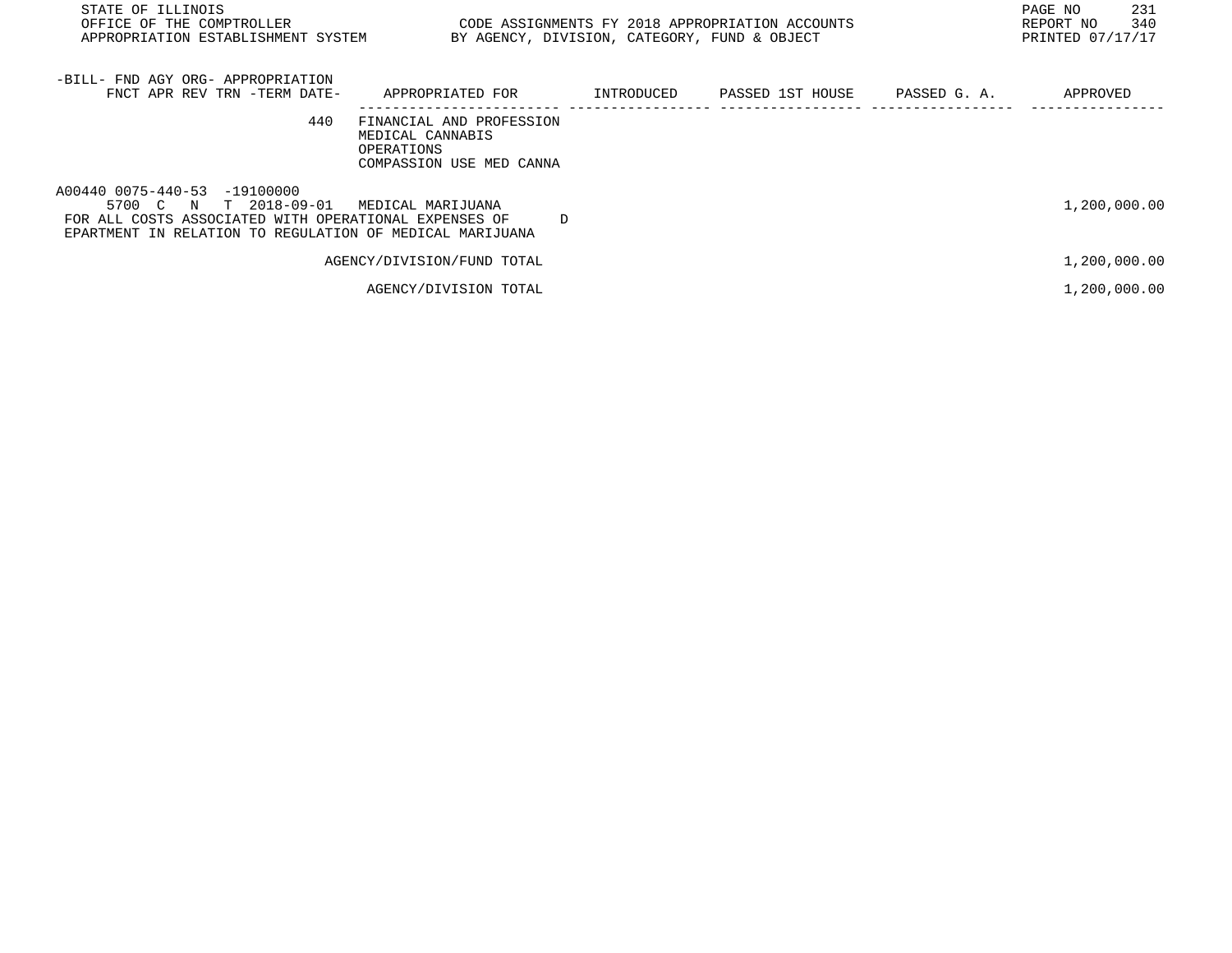| -BILL- FND AGY ORG- APPROPRIATION<br>FNCT APR REV TRN -TERM DATE- | APPROPRIATED FOR | INTRODUCED | PASSED 1ST HOUSE | PASSED G. A. | APPROVED |
|---|---|---|---|---|---|
| 440 | FINANCIAL AND PROFESSION<br>MEDICAL CANNABIS<br>OPERATIONS<br>COMPASSION USE MED CANNA | | | | |
| A00440 0075-440-53 -19100000<br>5700 C N T 2018-09-01 | MEDICAL MARIJUANA | | | | 1,200,000.00 |
| FOR ALL COSTS ASSOCIATED WITH OPERATIONAL EXPENSES OF D<br>EPARTMENT IN RELATION TO REGULATION OF MEDICAL MARIJUANA | | | | | |
| | AGENCY/DIVISION/FUND TOTAL | | | | 1,200,000.00 |
| | AGENCY/DIVISION TOTAL | | | | 1,200,000.00 |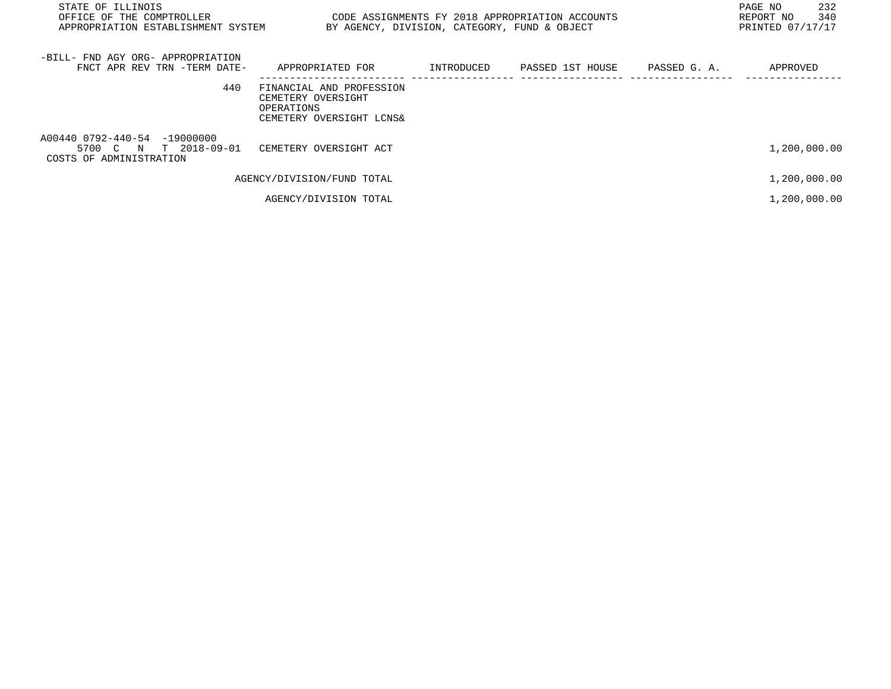STATE OF ILLINOIS
OFFICE OF THE COMPTROLLER
APPROPRIATION ESTABLISHMENT SYSTEM

CODE ASSIGNMENTS FY 2018 APPROPRIATION ACCOUNTS
BY AGENCY, DIVISION, CATEGORY, FUND & OBJECT

REPORT NO 340
PRINTED 07/17/17

| -BILL- FND AGY ORG- APPROPRIATION FNCT APR REV TRN -TERM DATE- | APPROPRIATED FOR | INTRODUCED | PASSED 1ST HOUSE | PASSED G. A. | APPROVED |
|---|---|---|---|---|---|
| 440 | FINANCIAL AND PROFESSION CEMETERY OVERSIGHT OPERATIONS CEMETERY OVERSIGHT LCNS& | | | | |
| A00440 0792-440-54 -19000000 5700 C N T 2018-09-01 COSTS OF ADMINISTRATION | CEMETERY OVERSIGHT ACT | | | | 1,200,000.00 |
| | AGENCY/DIVISION/FUND TOTAL | | | | 1,200,000.00 |
| | AGENCY/DIVISION TOTAL | | | | 1,200,000.00 |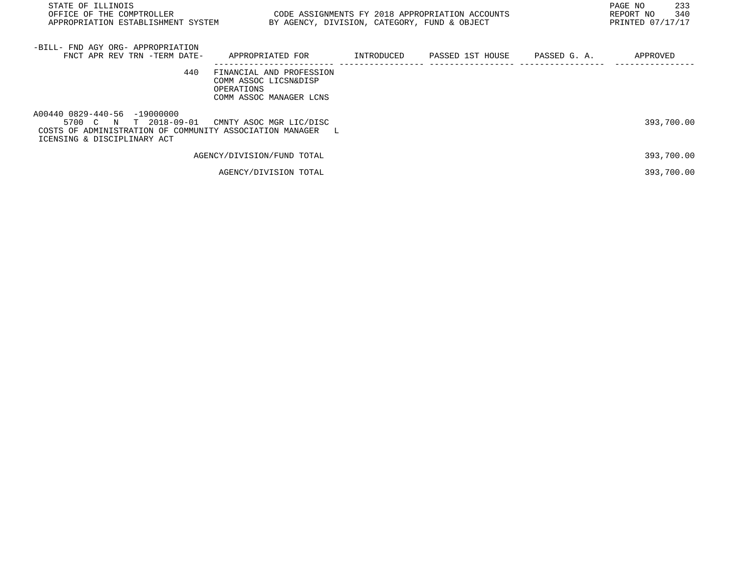| -BILL- FND AGY ORG- APPROPRIATION<br>FNCT APR REV TRN -TERM DATE- | APPROPRIATED FOR | INTRODUCED | PASSED 1ST HOUSE | PASSED G. A. | APPROVED |
|---|---|---|---|---|---|
| 440 | FINANCIAL AND PROFESSION<br>COMM ASSOC LICSN&DISP<br>OPERATIONS<br>COMM ASSOC MANAGER LCNS | | | | |
| A00440 0829-440-56 -19000000<br>5700 C N T 2018-09-01 | CMNTY ASOC MGR LIC/DISC | | | | 393,700.00 |
| COSTS OF ADMINISTRATION OF COMMUNITY ASSOCIATION MANAGER L ICENSING & DISCIPLINARY ACT | | | | | |
| | AGENCY/DIVISION/FUND TOTAL | | | | 393,700.00 |
| | AGENCY/DIVISION TOTAL | | | | 393,700.00 |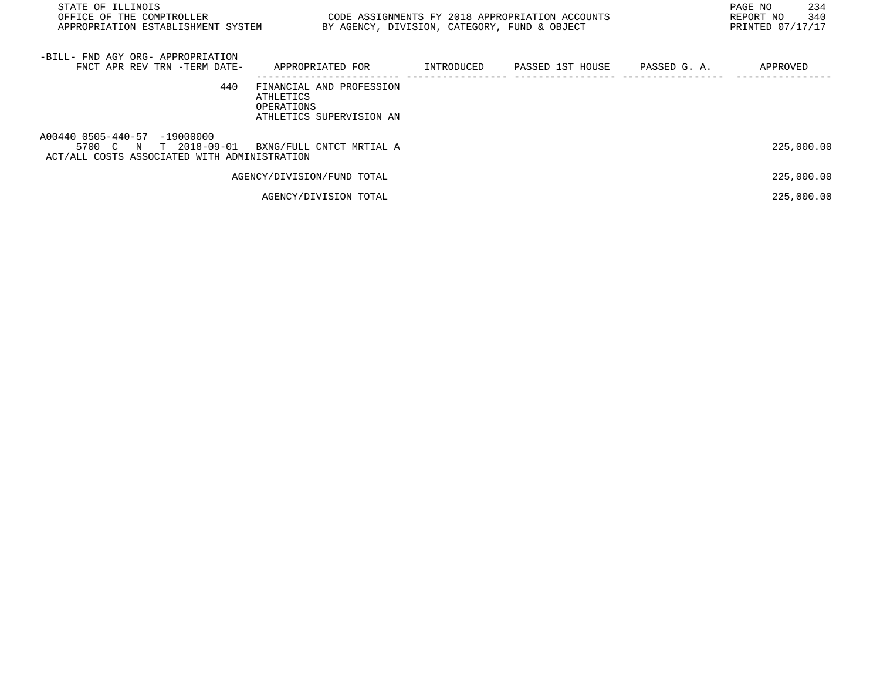STATE OF ILLINOIS
OFFICE OF THE COMPTROLLER
APPROPRIATION ESTABLISHMENT SYSTEM

CODE ASSIGNMENTS FY 2018 APPROPRIATION ACCOUNTS
BY AGENCY, DIVISION, CATEGORY, FUND & OBJECT

REPORT NO 340
PRINTED 07/17/17

| -BILL- FND AGY ORG- APPROPRIATION<br>FNCT APR REV TRN -TERM DATE- | APPROPRIATED FOR | INTRODUCED | PASSED 1ST HOUSE | PASSED G. A. | APPROVED |
|---|---|---|---|---|---|
| 440 | FINANCIAL AND PROFESSION<br>ATHLETICS<br>OPERATIONS<br>ATHLETICS SUPERVISION AN | | | | |
| A00440 0505-440-57 -19000000<br>5700 C N T 2018-09-01 | BXNG/FULL CNTCT MRTIAL A | | | | 225,000.00 |
| ACT/ALL COSTS ASSOCIATED WITH ADMINISTRATION | | | | | |
| | AGENCY/DIVISION/FUND TOTAL | | | | 225,000.00 |
| | AGENCY/DIVISION TOTAL | | | | 225,000.00 |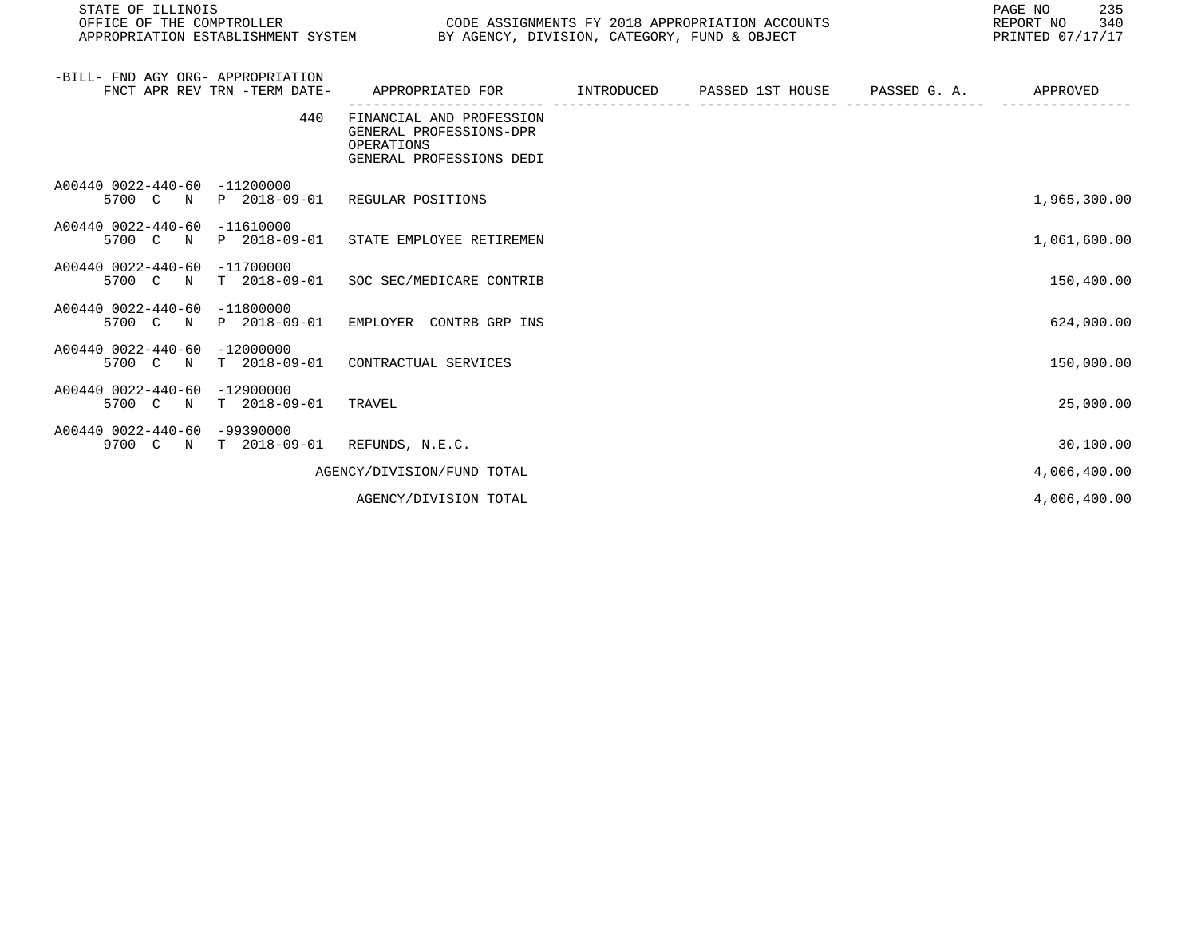| -BILL- FND AGY ORG- APPROPRIATION FNCT APR REV TRN -TERM DATE- | APPROPRIATED FOR | INTRODUCED | PASSED 1ST HOUSE | PASSED G. A. | APPROVED |
|---|---|---|---|---|---|
| 440 | FINANCIAL AND PROFESSION GENERAL PROFESSIONS-DPR OPERATIONS GENERAL PROFESSIONS DEDI | | | | |
| A00440 0022-440-60 -11200000 5700 C N P 2018-09-01 | REGULAR POSITIONS | | | | 1,965,300.00 |
| A00440 0022-440-60 -11610000 5700 C N P 2018-09-01 | STATE EMPLOYEE RETIREMEN | | | | 1,061,600.00 |
| A00440 0022-440-60 -11700000 5700 C N T 2018-09-01 | SOC SEC/MEDICARE CONTRIB | | | | 150,400.00 |
| A00440 0022-440-60 -11800000 5700 C N P 2018-09-01 | EMPLOYER CONTRB GRP INS | | | | 624,000.00 |
| A00440 0022-440-60 -12000000 5700 C N T 2018-09-01 | CONTRACTUAL SERVICES | | | | 150,000.00 |
| A00440 0022-440-60 -12900000 5700 C N T 2018-09-01 | TRAVEL | | | | 25,000.00 |
| A00440 0022-440-60 -99390000 9700 C N T 2018-09-01 | REFUNDS, N.E.C. | | | | 30,100.00 |
| | AGENCY/DIVISION/FUND TOTAL | | | | 4,006,400.00 |
| | AGENCY/DIVISION TOTAL | | | | 4,006,400.00 |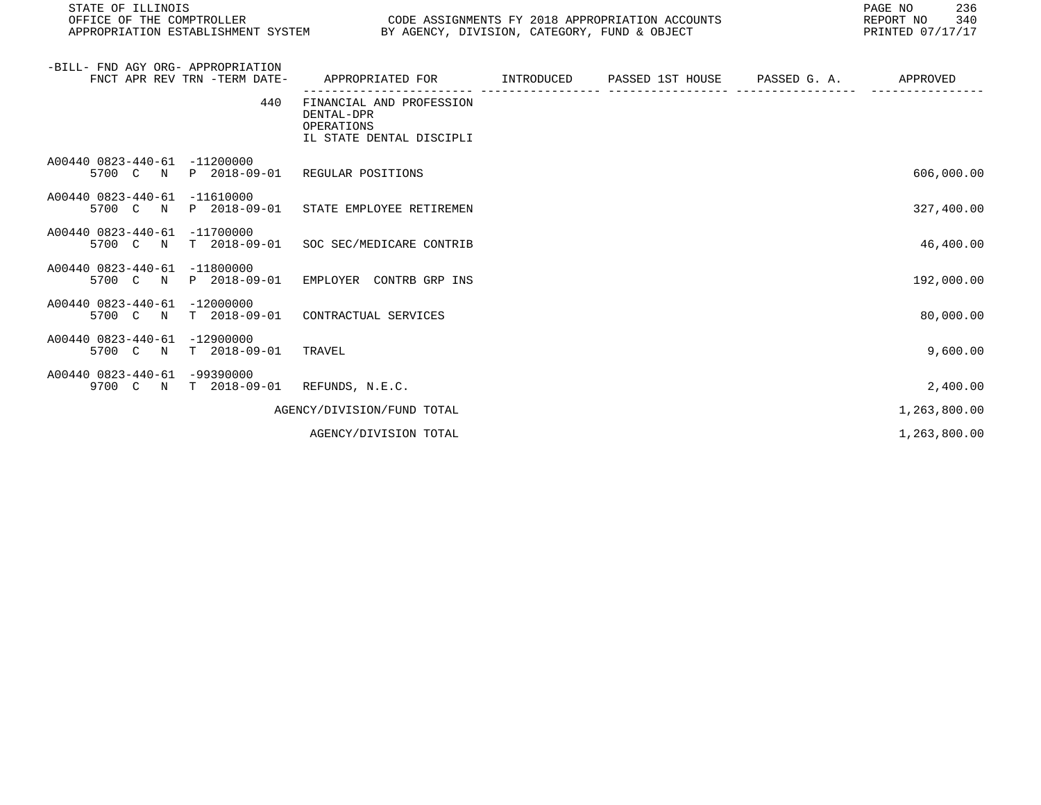| -BILL- FND AGY ORG- APPROPRIATION FNCT APR REV TRN -TERM DATE- | APPROPRIATED FOR | INTRODUCED | PASSED 1ST HOUSE | PASSED G. A. | APPROVED |
|---|---|---|---|---|---|
| 440 | FINANCIAL AND PROFESSION DENTAL-DPR OPERATIONS IL STATE DENTAL DISCIPLI | | | | |
| A00440 0823-440-61 -11200000 5700 C N P 2018-09-01 | REGULAR POSITIONS | | | | 606,000.00 |
| A00440 0823-440-61 -11610000 5700 C N P 2018-09-01 | STATE EMPLOYEE RETIREMEN | | | | 327,400.00 |
| A00440 0823-440-61 -11700000 5700 C N T 2018-09-01 | SOC SEC/MEDICARE CONTRIB | | | | 46,400.00 |
| A00440 0823-440-61 -11800000 5700 C N P 2018-09-01 | EMPLOYER CONTRB GRP INS | | | | 192,000.00 |
| A00440 0823-440-61 -12000000 5700 C N T 2018-09-01 | CONTRACTUAL SERVICES | | | | 80,000.00 |
| A00440 0823-440-61 -12900000 5700 C N T 2018-09-01 | TRAVEL | | | | 9,600.00 |
| A00440 0823-440-61 -99390000 9700 C N T 2018-09-01 | REFUNDS, N.E.C. | | | | 2,400.00 |
| | AGENCY/DIVISION/FUND TOTAL | | | | 1,263,800.00 |
| | AGENCY/DIVISION TOTAL | | | | 1,263,800.00 |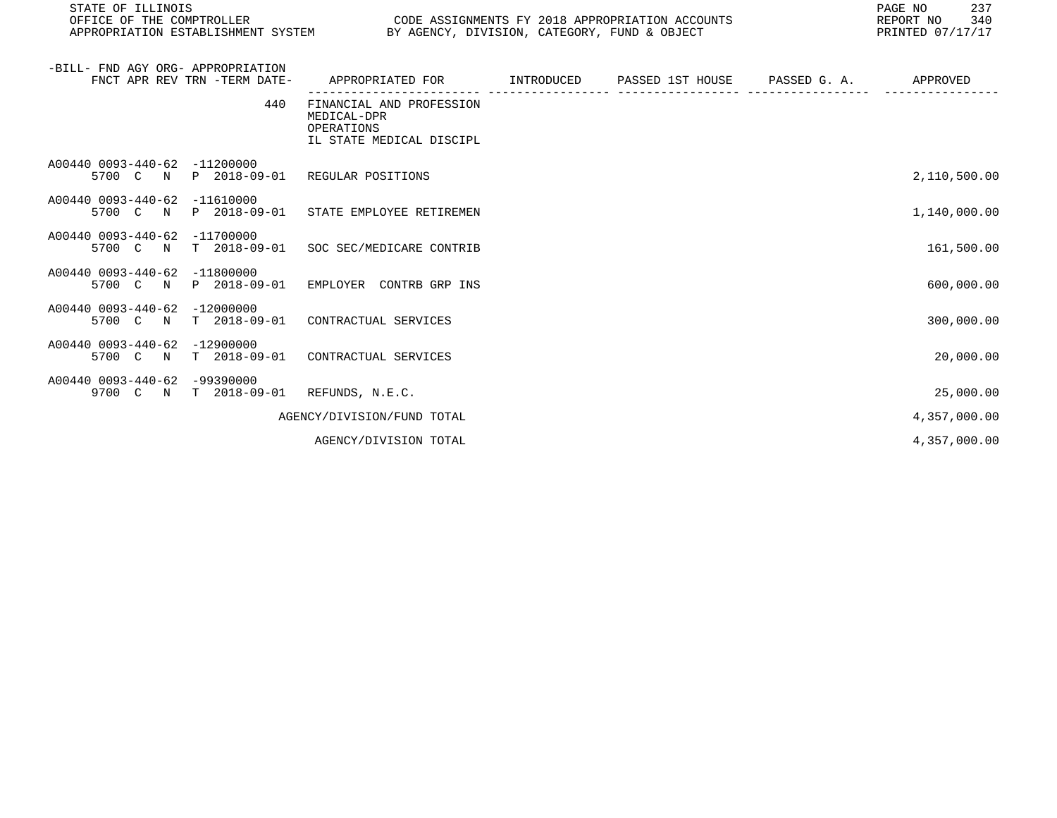| -BILL- FND AGY ORG- APPROPRIATION FNCT APR REV TRN -TERM DATE- | APPROPRIATED FOR | INTRODUCED | PASSED 1ST HOUSE | PASSED G. A. | APPROVED |
|---|---|---|---|---|---|
| 440 | FINANCIAL AND PROFESSION MEDICAL-DPR OPERATIONS IL STATE MEDICAL DISCIPL | | | | |
| A00440 0093-440-62 -11200000 5700 C N P 2018-09-01 | REGULAR POSITIONS | | | | 2,110,500.00 |
| A00440 0093-440-62 -11610000 5700 C N P 2018-09-01 | STATE EMPLOYEE RETIREMEN | | | | 1,140,000.00 |
| A00440 0093-440-62 -11700000 5700 C N T 2018-09-01 | SOC SEC/MEDICARE CONTRIB | | | | 161,500.00 |
| A00440 0093-440-62 -11800000 5700 C N P 2018-09-01 | EMPLOYER CONTRB GRP INS | | | | 600,000.00 |
| A00440 0093-440-62 -12000000 5700 C N T 2018-09-01 | CONTRACTUAL SERVICES | | | | 300,000.00 |
| A00440 0093-440-62 -12900000 5700 C N T 2018-09-01 | CONTRACTUAL SERVICES | | | | 20,000.00 |
| A00440 0093-440-62 -99390000 9700 C N T 2018-09-01 | REFUNDS, N.E.C. | | | | 25,000.00 |
| | AGENCY/DIVISION/FUND TOTAL | | | | 4,357,000.00 |
| | AGENCY/DIVISION TOTAL | | | | 4,357,000.00 |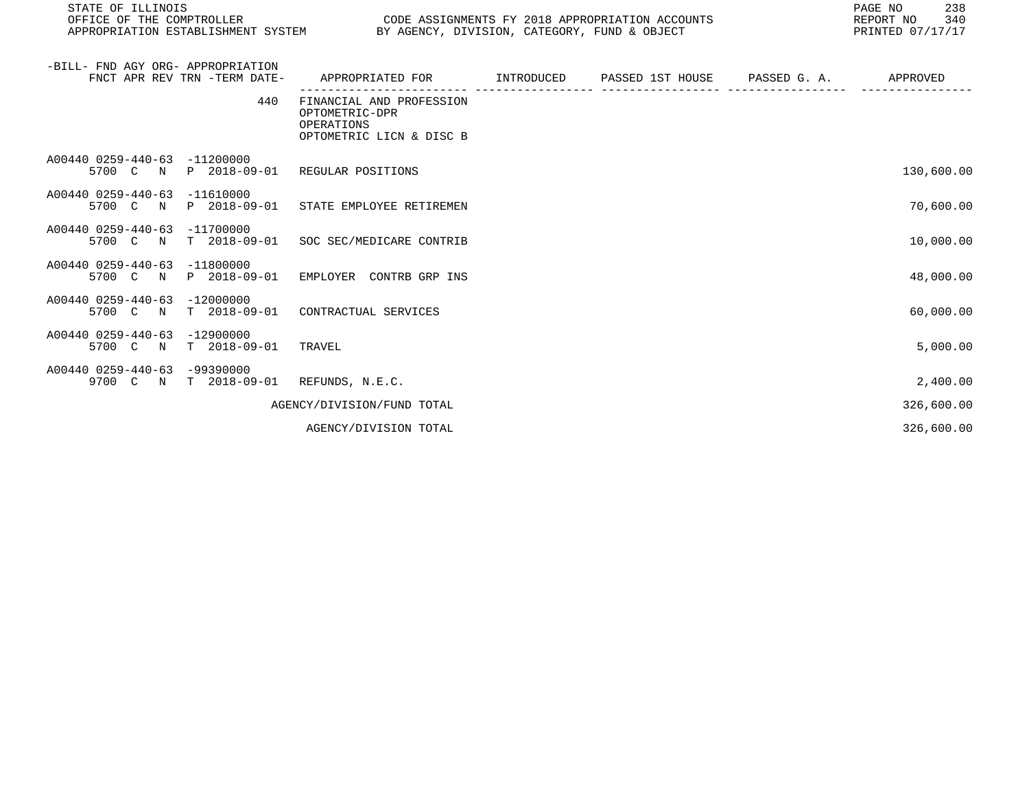STATE OF ILLINOIS
OFFICE OF THE COMPTROLLER
APPROPRIATION ESTABLISHMENT SYSTEM

CODE ASSIGNMENTS FY 2018 APPROPRIATION ACCOUNTS
BY AGENCY, DIVISION, CATEGORY, FUND & OBJECT

REPORT NO 340
PRINTED 07/17/17

| -BILL- FND AGY ORG- APPROPRIATION FNCT APR REV TRN -TERM DATE- | APPROPRIATED FOR | INTRODUCED | PASSED 1ST HOUSE | PASSED G. A. | APPROVED |
|---|---|---|---|---|---|
| 440 | FINANCIAL AND PROFESSION OPTOMETRIC-DPR OPERATIONS OPTOMETRIC LICN & DISC B | | | | |
| A00440 0259-440-63 -11200000 5700 C N P 2018-09-01 | REGULAR POSITIONS | | | | 130,600.00 |
| A00440 0259-440-63 -11610000 5700 C N P 2018-09-01 | STATE EMPLOYEE RETIREMEN | | | | 70,600.00 |
| A00440 0259-440-63 -11700000 5700 C N T 2018-09-01 | SOC SEC/MEDICARE CONTRIB | | | | 10,000.00 |
| A00440 0259-440-63 -11800000 5700 C N P 2018-09-01 | EMPLOYER CONTRB GRP INS | | | | 48,000.00 |
| A00440 0259-440-63 -12000000 5700 C N T 2018-09-01 | CONTRACTUAL SERVICES | | | | 60,000.00 |
| A00440 0259-440-63 -12900000 5700 C N T 2018-09-01 | TRAVEL | | | | 5,000.00 |
| A00440 0259-440-63 -99390000 9700 C N T 2018-09-01 | REFUNDS, N.E.C. | | | | 2,400.00 |
| | AGENCY/DIVISION/FUND TOTAL | | | | 326,600.00 |
| | AGENCY/DIVISION TOTAL | | | | 326,600.00 |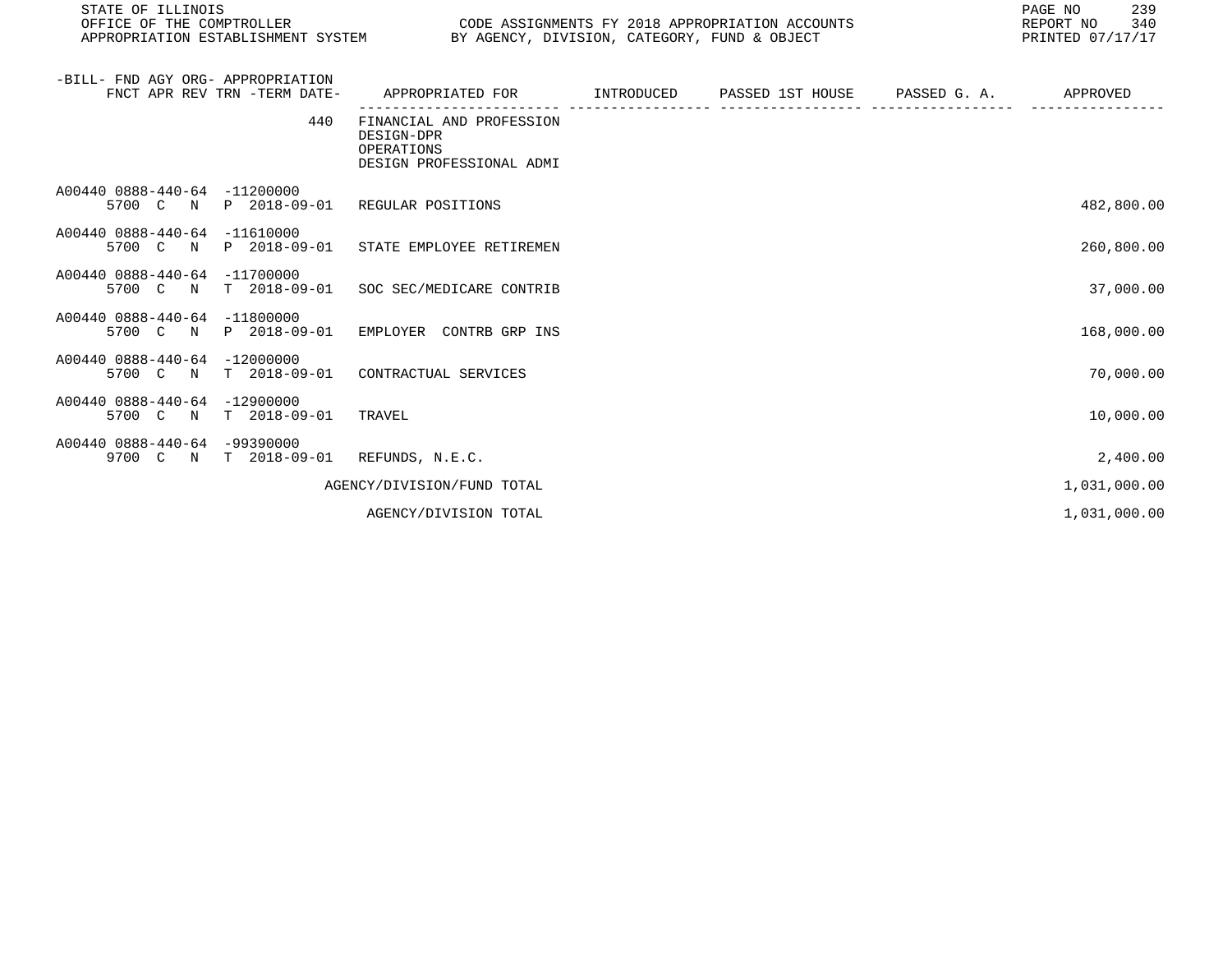STATE OF ILLINOIS
OFFICE OF THE COMPTROLLER
APPROPRIATION ESTABLISHMENT SYSTEM

CODE ASSIGNMENTS FY 2018 APPROPRIATION ACCOUNTS
BY AGENCY, DIVISION, CATEGORY, FUND & OBJECT

REPORT NO 340
PRINTED 07/17/17

| -BILL- FND AGY ORG- APPROPRIATION FNCT APR REV TRN -TERM DATE- | APPROPRIATED FOR | INTRODUCED | PASSED 1ST HOUSE | PASSED G. A. | APPROVED |
|---|---|---|---|---|---|
| 440 | FINANCIAL AND PROFESSION DESIGN-DPR OPERATIONS DESIGN PROFESSIONAL ADMI | | | | |
| A00440 0888-440-64 -11200000 5700 C N P 2018-09-01 | REGULAR POSITIONS | | | | 482,800.00 |
| A00440 0888-440-64 -11610000 5700 C N P 2018-09-01 | STATE EMPLOYEE RETIREMEN | | | | 260,800.00 |
| A00440 0888-440-64 -11700000 5700 C N T 2018-09-01 | SOC SEC/MEDICARE CONTRIB | | | | 37,000.00 |
| A00440 0888-440-64 -11800000 5700 C N P 2018-09-01 | EMPLOYER CONTRB GRP INS | | | | 168,000.00 |
| A00440 0888-440-64 -12000000 5700 C N T 2018-09-01 | CONTRACTUAL SERVICES | | | | 70,000.00 |
| A00440 0888-440-64 -12900000 5700 C N T 2018-09-01 | TRAVEL | | | | 10,000.00 |
| A00440 0888-440-64 -99390000 9700 C N T 2018-09-01 | REFUNDS, N.E.C. | | | | 2,400.00 |
| | AGENCY/DIVISION/FUND TOTAL | | | | 1,031,000.00 |
| | AGENCY/DIVISION TOTAL | | | | 1,031,000.00 |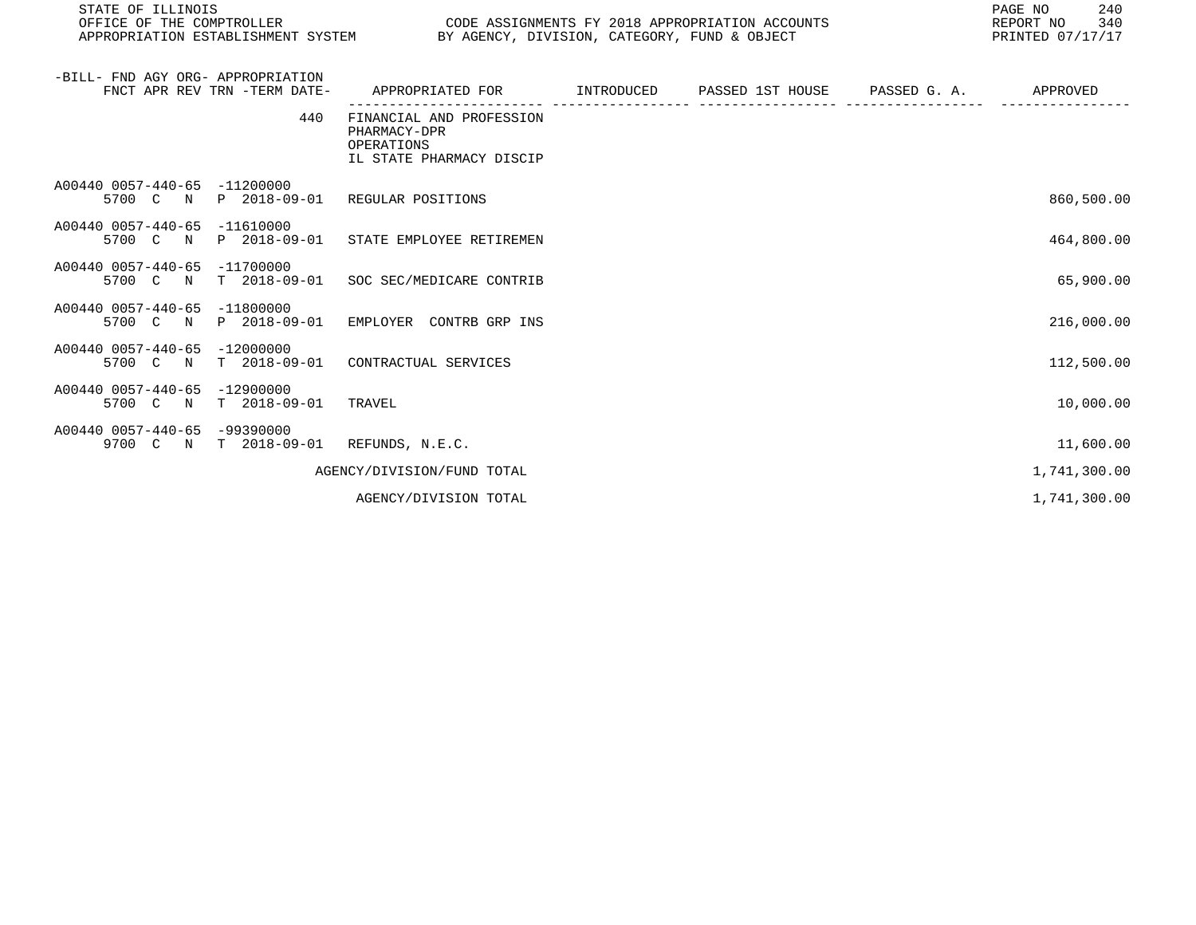STATE OF ILLINOIS
OFFICE OF THE COMPTROLLER
APPROPRIATION ESTABLISHMENT SYSTEM

CODE ASSIGNMENTS FY 2018 APPROPRIATION ACCOUNTS
BY AGENCY, DIVISION, CATEGORY, FUND & OBJECT

REPORT NO 340
PRINTED 07/17/17

| -BILL- FND AGY ORG- APPROPRIATION FNCT APR REV TRN -TERM DATE- | APPROPRIATED FOR | INTRODUCED | PASSED 1ST HOUSE | PASSED G. A. | APPROVED |
|---|---|---|---|---|---|
| 440 | FINANCIAL AND PROFESSION PHARMACY-DPR OPERATIONS IL STATE PHARMACY DISCIP | | | | |
| A00440 0057-440-65 -11200000 5700 C N P 2018-09-01 | REGULAR POSITIONS | | | | 860,500.00 |
| A00440 0057-440-65 -11610000 5700 C N P 2018-09-01 | STATE EMPLOYEE RETIREMEN | | | | 464,800.00 |
| A00440 0057-440-65 -11700000 5700 C N T 2018-09-01 | SOC SEC/MEDICARE CONTRIB | | | | 65,900.00 |
| A00440 0057-440-65 -11800000 5700 C N P 2018-09-01 | EMPLOYER CONTRB GRP INS | | | | 216,000.00 |
| A00440 0057-440-65 -12000000 5700 C N T 2018-09-01 | CONTRACTUAL SERVICES | | | | 112,500.00 |
| A00440 0057-440-65 -12900000 5700 C N T 2018-09-01 | TRAVEL | | | | 10,000.00 |
| A00440 0057-440-65 -99390000 9700 C N T 2018-09-01 | REFUNDS, N.E.C. | | | | 11,600.00 |
| | AGENCY/DIVISION/FUND TOTAL | | | | 1,741,300.00 |
| | AGENCY/DIVISION TOTAL | | | | 1,741,300.00 |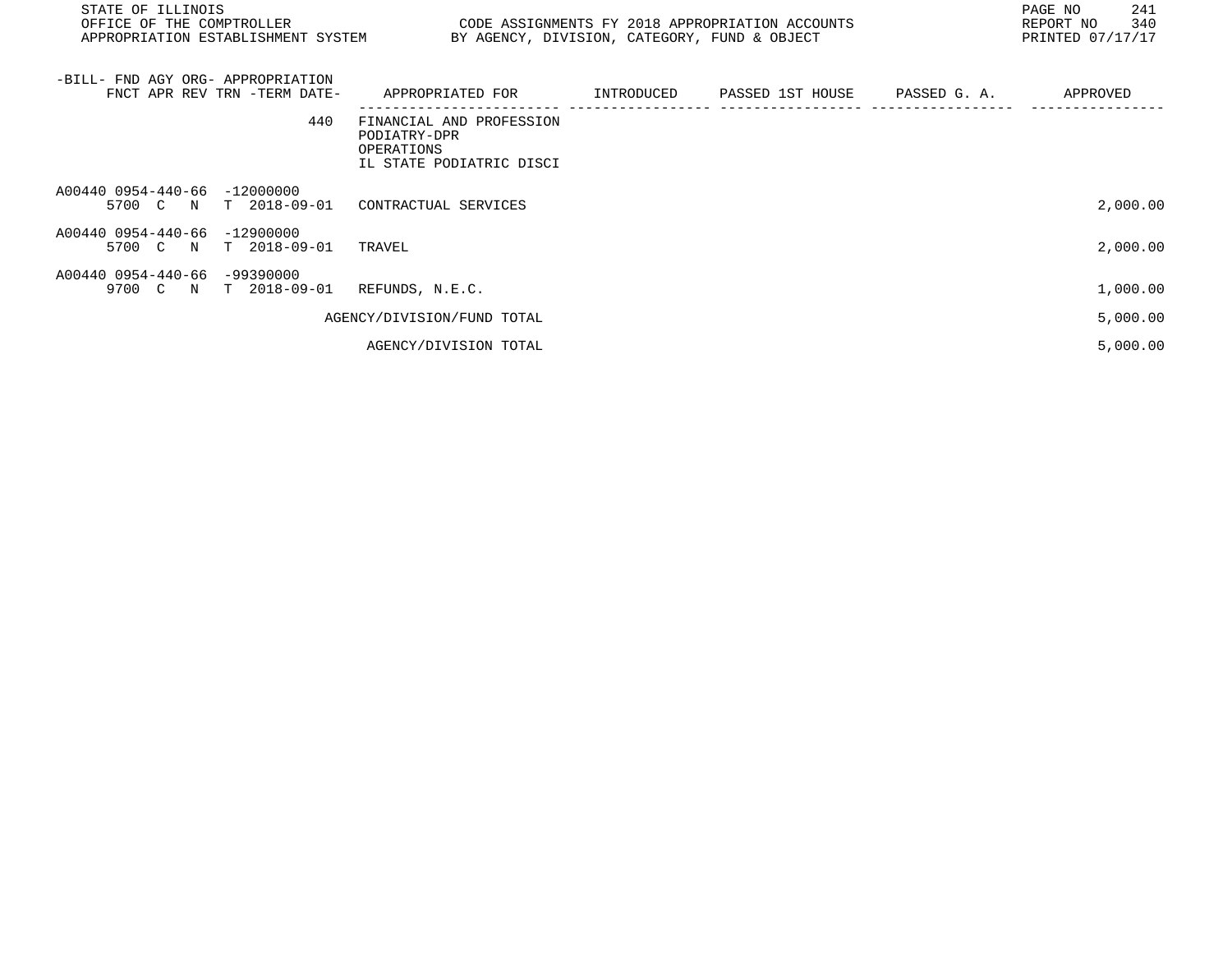| -BILL- FND AGY ORG- APPROPRIATION<br>FNCT APR REV TRN -TERM DATE- | APPROPRIATED FOR | INTRODUCED | PASSED 1ST HOUSE | PASSED G. A. | APPROVED |
|---|---|---|---|---|---|
| 440 | FINANCIAL AND PROFESSION<br>PODIATRY-DPR<br>OPERATIONS<br>IL STATE PODIATRIC DISCI | | | | |
| A00440 0954-440-66 -12000000<br>5700 C N T 2018-09-01 | CONTRACTUAL SERVICES | | | | 2,000.00 |
| A00440 0954-440-66 -12900000<br>5700 C N T 2018-09-01 | TRAVEL | | | | 2,000.00 |
| A00440 0954-440-66 -99390000<br>9700 C N T 2018-09-01 | REFUNDS, N.E.C. | | | | 1,000.00 |
| | AGENCY/DIVISION/FUND TOTAL | | | | 5,000.00 |
| | AGENCY/DIVISION TOTAL | | | | 5,000.00 |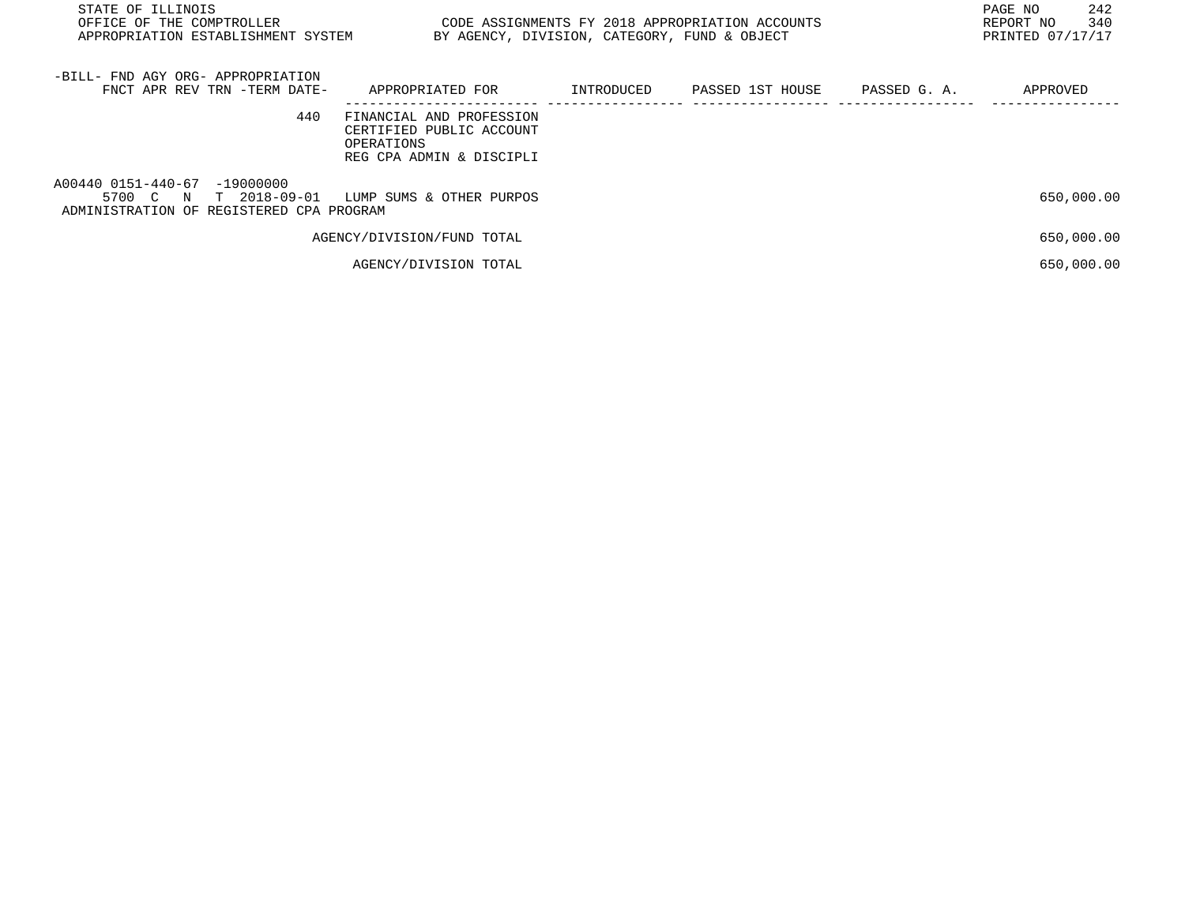STATE OF ILLINOIS
OFFICE OF THE COMPTROLLER
APPROPRIATION ESTABLISHMENT SYSTEM

CODE ASSIGNMENTS FY 2018 APPROPRIATION ACCOUNTS
BY AGENCY, DIVISION, CATEGORY, FUND & OBJECT

REPORT NO 340
PRINTED 07/17/17

| -BILL- FND AGY ORG- APPROPRIATION<br>FNCT APR REV TRN -TERM DATE- | APPROPRIATED FOR | INTRODUCED | PASSED 1ST HOUSE | PASSED G. A. | APPROVED |
|---|---|---|---|---|---|
| 440 | FINANCIAL AND PROFESSION<br>CERTIFIED PUBLIC ACCOUNT<br>OPERATIONS<br>REG CPA ADMIN & DISCIPLI | | | | |
| A00440 0151-440-67 -19000000<br>5700 C N T 2018-09-01<br>ADMINISTRATION OF REGISTERED CPA PROGRAM | LUMP SUMS & OTHER PURPOS | | | | 650,000.00 |
| | AGENCY/DIVISION/FUND TOTAL | | | | 650,000.00 |
| | AGENCY/DIVISION TOTAL | | | | 650,000.00 |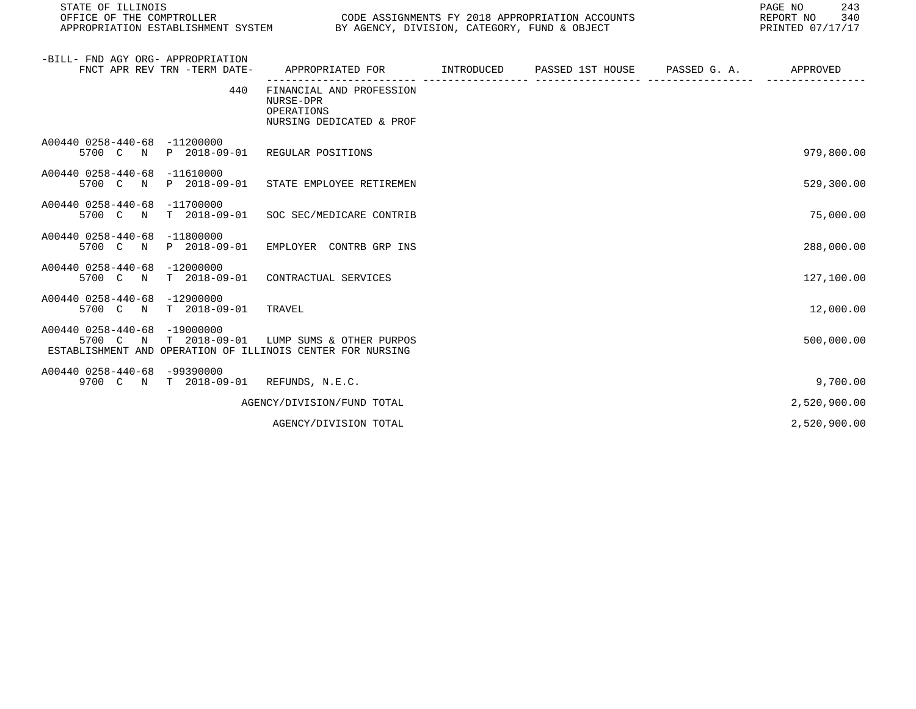STATE OF ILLINOIS
OFFICE OF THE COMPTROLLER
APPROPRIATION ESTABLISHMENT SYSTEM

CODE ASSIGNMENTS FY 2018 APPROPRIATION ACCOUNTS
BY AGENCY, DIVISION, CATEGORY, FUND & OBJECT

REPORT NO 340
PRINTED 07/17/17

| -BILL- FND AGY ORG- APPROPRIATION FNCT APR REV TRN -TERM DATE- | APPROPRIATED FOR | INTRODUCED | PASSED 1ST HOUSE | PASSED G. A. | APPROVED |
|---|---|---|---|---|---|
| 440 | FINANCIAL AND PROFESSION NURSE-DPR OPERATIONS NURSING DEDICATED & PROF | | | | |
| A00440 0258-440-68 -11200000 5700 C N P 2018-09-01 | REGULAR POSITIONS | | | | 979,800.00 |
| A00440 0258-440-68 -11610000 5700 C N P 2018-09-01 | STATE EMPLOYEE RETIREMEN | | | | 529,300.00 |
| A00440 0258-440-68 -11700000 5700 C N T 2018-09-01 | SOC SEC/MEDICARE CONTRIB | | | | 75,000.00 |
| A00440 0258-440-68 -11800000 5700 C N P 2018-09-01 | EMPLOYER CONTRB GRP INS | | | | 288,000.00 |
| A00440 0258-440-68 -12000000 5700 C N T 2018-09-01 | CONTRACTUAL SERVICES | | | | 127,100.00 |
| A00440 0258-440-68 -12900000 5700 C N T 2018-09-01 | TRAVEL | | | | 12,000.00 |
| A00440 0258-440-68 -19000000 5700 C N T 2018-09-01 ESTABLISHMENT AND OPERATION OF ILLINOIS CENTER FOR NURSING | LUMP SUMS & OTHER PURPOS | | | | 500,000.00 |
| A00440 0258-440-68 -99390000 9700 C N T 2018-09-01 | REFUNDS, N.E.C. | | | | 9,700.00 |
| | AGENCY/DIVISION/FUND TOTAL | | | | 2,520,900.00 |
| | AGENCY/DIVISION TOTAL | | | | 2,520,900.00 |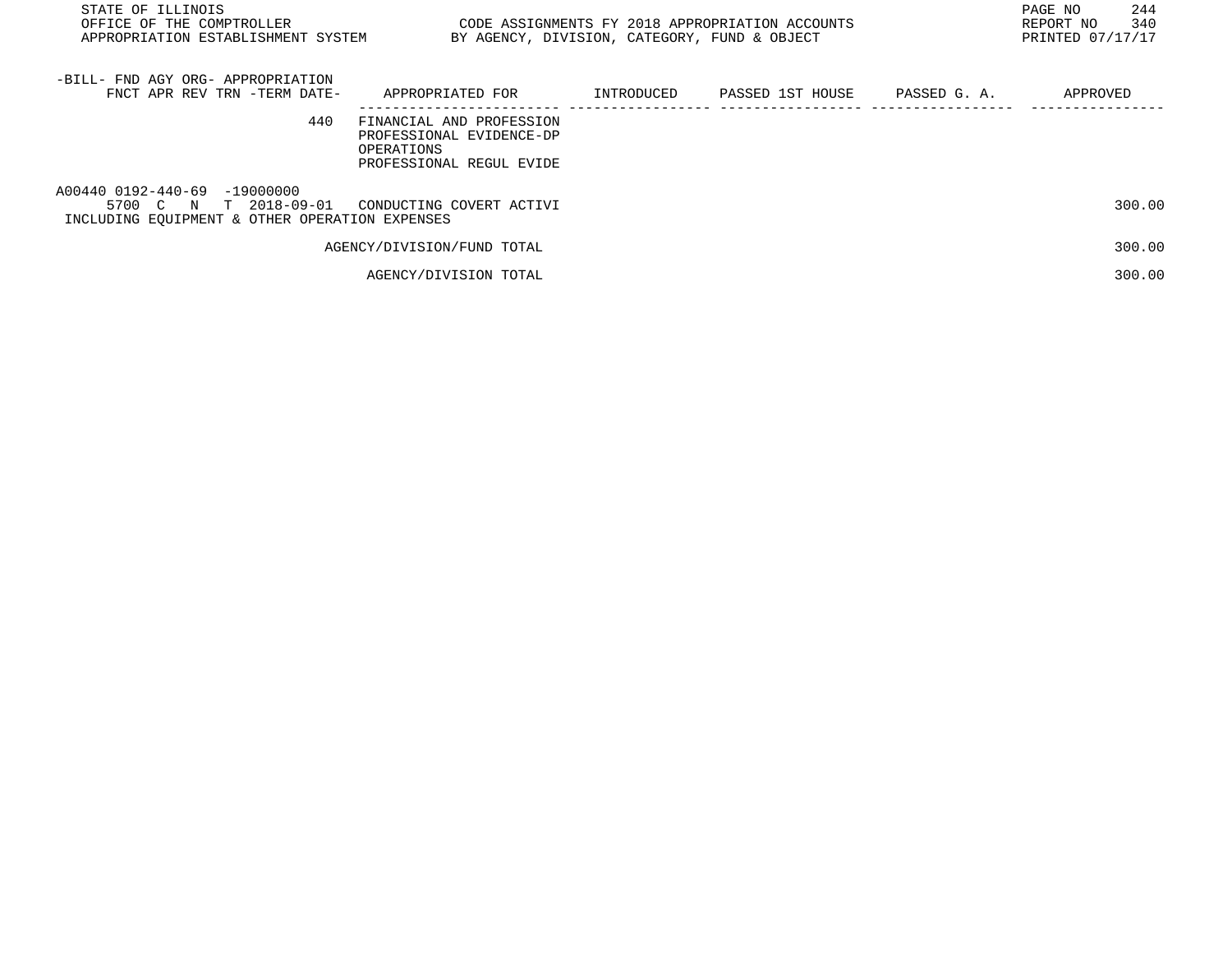| -BILL- FND AGY ORG- APPROPRIATION FNCT APR REV TRN -TERM DATE- | APPROPRIATED FOR | INTRODUCED | PASSED 1ST HOUSE | PASSED G. A. | APPROVED |
|---|---|---|---|---|---|
| 440 | FINANCIAL AND PROFESSION PROFESSIONAL EVIDENCE-DP OPERATIONS PROFESSIONAL REGUL EVIDE | | | | |
| A00440 0192-440-69 -19000000 5700 C N T 2018-09-01 | CONDUCTING COVERT ACTIVI | | | | 300.00 |
| INCLUDING EQUIPMENT & OTHER OPERATION EXPENSES | | | | | |
| | AGENCY/DIVISION/FUND TOTAL | | | | 300.00 |
| | AGENCY/DIVISION TOTAL | | | | 300.00 |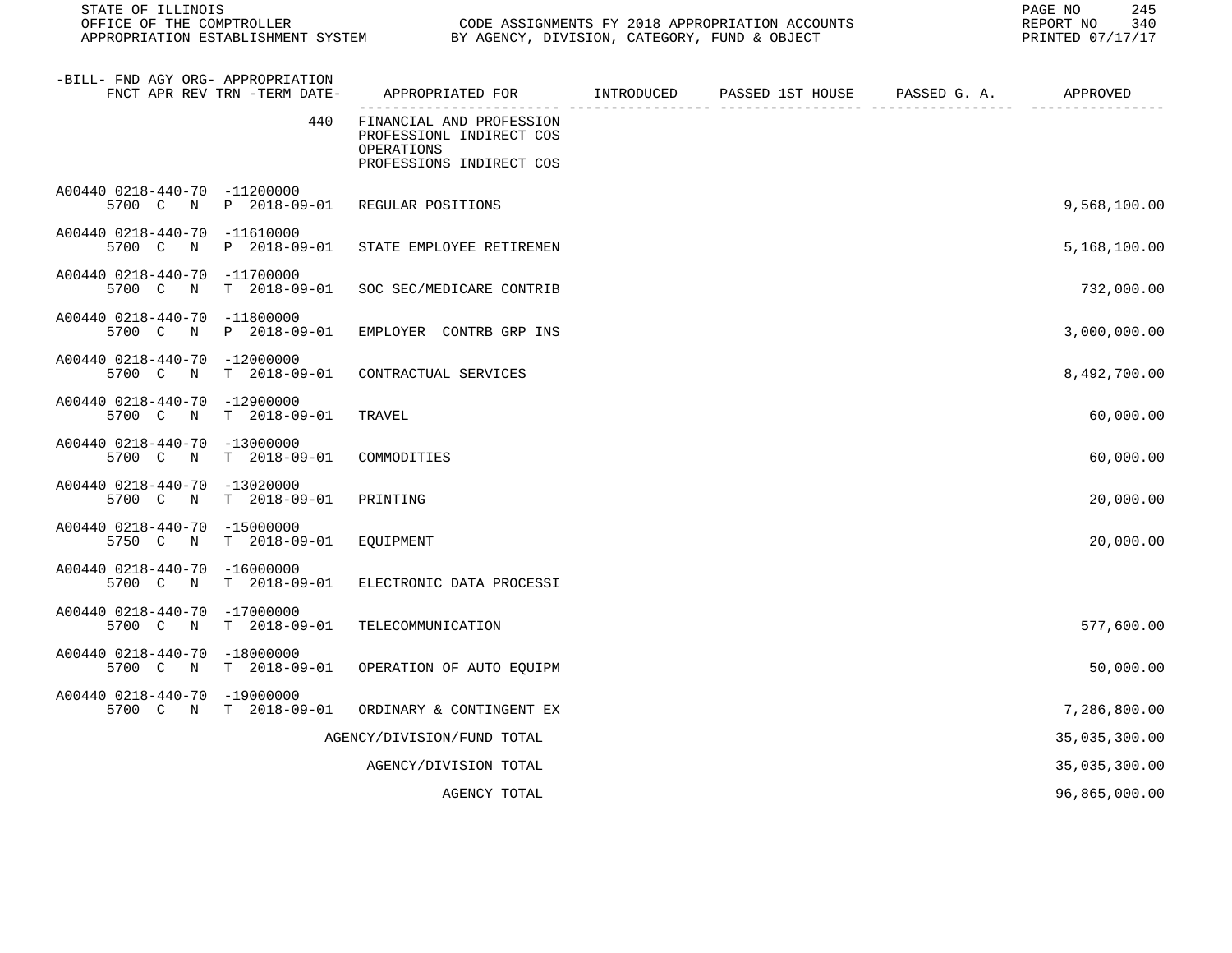STATE OF ILLINOIS
OFFICE OF THE COMPTROLLER
APPROPRIATION ESTABLISHMENT SYSTEM

CODE ASSIGNMENTS FY 2018 APPROPRIATION ACCOUNTS
BY AGENCY, DIVISION, CATEGORY, FUND & OBJECT

REPORT NO 340
PRINTED 07/17/17

| -BILL- FND AGY ORG- APPROPRIATION FNCT APR REV TRN -TERM DATE- | APPROPRIATED FOR | INTRODUCED | PASSED 1ST HOUSE | PASSED G. A. | APPROVED |
|---|---|---|---|---|---|
| 440 | FINANCIAL AND PROFESSION PROFESSIONL INDIRECT COS OPERATIONS PROFESSIONS INDIRECT COS | | | | |
| A00440 0218-440-70 -11200000 5700 C N P 2018-09-01 | REGULAR POSITIONS | | | | 9,568,100.00 |
| A00440 0218-440-70 -11610000 5700 C N P 2018-09-01 | STATE EMPLOYEE RETIREMEN | | | | 5,168,100.00 |
| A00440 0218-440-70 -11700000 5700 C N T 2018-09-01 | SOC SEC/MEDICARE CONTRIB | | | | 732,000.00 |
| A00440 0218-440-70 -11800000 5700 C N P 2018-09-01 | EMPLOYER CONTRB GRP INS | | | | 3,000,000.00 |
| A00440 0218-440-70 -12000000 5700 C N T 2018-09-01 | CONTRACTUAL SERVICES | | | | 8,492,700.00 |
| A00440 0218-440-70 -12900000 5700 C N T 2018-09-01 | TRAVEL | | | | 60,000.00 |
| A00440 0218-440-70 -13000000 5700 C N T 2018-09-01 | COMMODITIES | | | | 60,000.00 |
| A00440 0218-440-70 -13020000 5700 C N T 2018-09-01 | PRINTING | | | | 20,000.00 |
| A00440 0218-440-70 -15000000 5750 C N T 2018-09-01 | EQUIPMENT | | | | 20,000.00 |
| A00440 0218-440-70 -16000000 5700 C N T 2018-09-01 | ELECTRONIC DATA PROCESSI | | | | |
| A00440 0218-440-70 -17000000 5700 C N T 2018-09-01 | TELECOMMUNICATION | | | | 577,600.00 |
| A00440 0218-440-70 -18000000 5700 C N T 2018-09-01 | OPERATION OF AUTO EQUIPM | | | | 50,000.00 |
| A00440 0218-440-70 -19000000 5700 C N T 2018-09-01 | ORDINARY & CONTINGENT EX | | | | 7,286,800.00 |
| | AGENCY/DIVISION/FUND TOTAL | | | | 35,035,300.00 |
| | AGENCY/DIVISION TOTAL | | | | 35,035,300.00 |
| | AGENCY TOTAL | | | | 96,865,000.00 |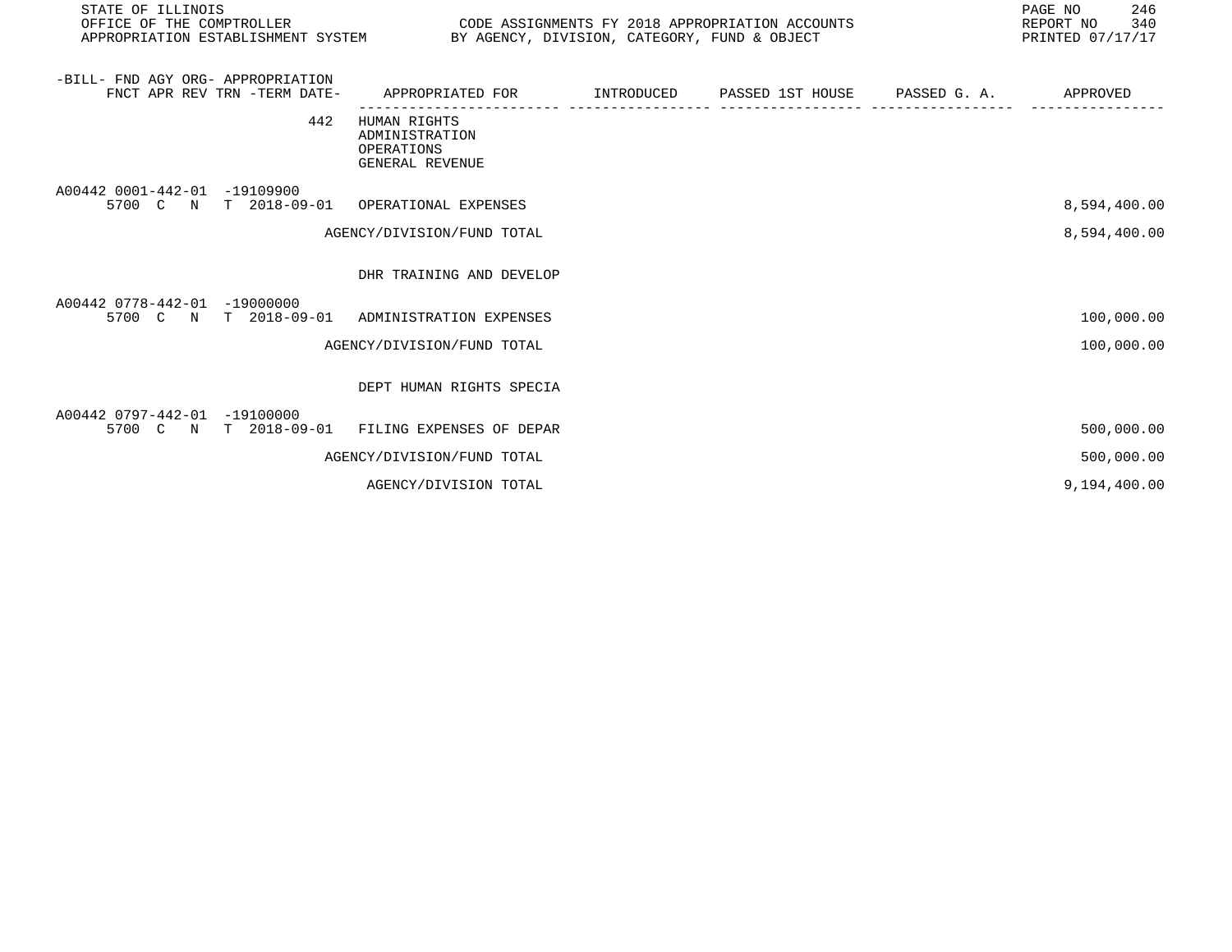| -BILL- FND AGY ORG- APPROPRIATION FNCT APR REV TRN -TERM DATE- | APPROPRIATED FOR | INTRODUCED | PASSED 1ST HOUSE | PASSED G. A. | APPROVED |
|---|---|---|---|---|---|
| 442 | HUMAN RIGHTS ADMINISTRATION OPERATIONS GENERAL REVENUE | | | | |
| A00442 0001-442-01 -19109900 5700 C N T 2018-09-01 | OPERATIONAL EXPENSES | | | | 8,594,400.00 |
| | AGENCY/DIVISION/FUND TOTAL | | | | 8,594,400.00 |
| | DHR TRAINING AND DEVELOP | | | | |
| A00442 0778-442-01 -19000000 5700 C N T 2018-09-01 | ADMINISTRATION EXPENSES | | | | 100,000.00 |
| | AGENCY/DIVISION/FUND TOTAL | | | | 100,000.00 |
| | DEPT HUMAN RIGHTS SPECIA | | | | |
| A00442 0797-442-01 -19100000 5700 C N T 2018-09-01 | FILING EXPENSES OF DEPAR | | | | 500,000.00 |
| | AGENCY/DIVISION/FUND TOTAL | | | | 500,000.00 |
| | AGENCY/DIVISION TOTAL | | | | 9,194,400.00 |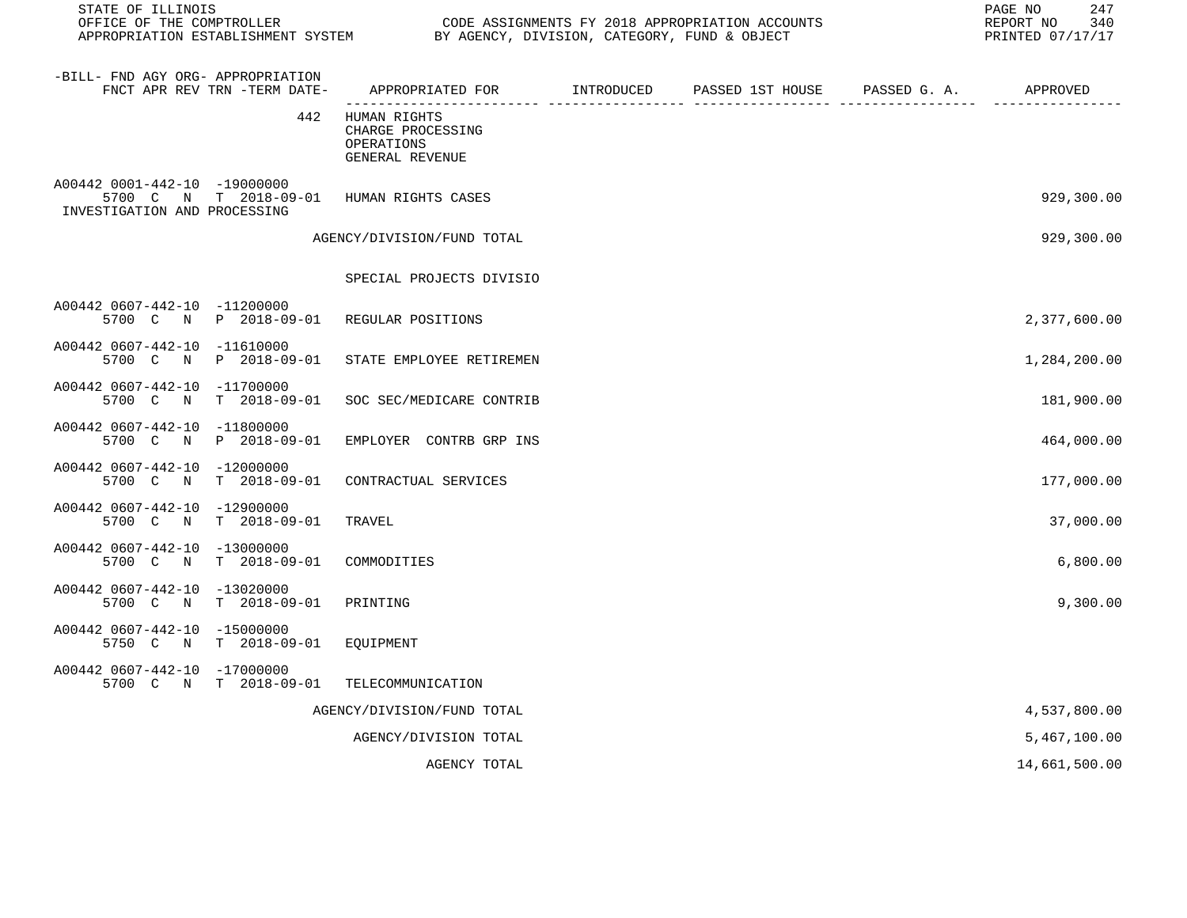| -BILL- FND AGY ORG- APPROPRIATION FNCT APR REV TRN -TERM DATE- | APPROPRIATED FOR | INTRODUCED | PASSED 1ST HOUSE | PASSED G. A. | APPROVED |
|---|---|---|---|---|---|
| 442 | HUMAN RIGHTS CHARGE PROCESSING OPERATIONS GENERAL REVENUE | | | | |
| A00442 0001-442-10 -19000000 5700 C N T 2018-09-01 INVESTIGATION AND PROCESSING | HUMAN RIGHTS CASES | | | | 929,300.00 |
| | AGENCY/DIVISION/FUND TOTAL | | | | 929,300.00 |
| | SPECIAL PROJECTS DIVISIO | | | | |
| A00442 0607-442-10 -11200000 5700 C N P 2018-09-01 | REGULAR POSITIONS | | | | 2,377,600.00 |
| A00442 0607-442-10 -11610000 5700 C N P 2018-09-01 | STATE EMPLOYEE RETIREMEN | | | | 1,284,200.00 |
| A00442 0607-442-10 -11700000 5700 C N T 2018-09-01 | SOC SEC/MEDICARE CONTRIB | | | | 181,900.00 |
| A00442 0607-442-10 -11800000 5700 C N P 2018-09-01 | EMPLOYER CONTRB GRP INS | | | | 464,000.00 |
| A00442 0607-442-10 -12000000 5700 C N T 2018-09-01 | CONTRACTUAL SERVICES | | | | 177,000.00 |
| A00442 0607-442-10 -12900000 5700 C N T 2018-09-01 | TRAVEL | | | | 37,000.00 |
| A00442 0607-442-10 -13000000 5700 C N T 2018-09-01 | COMMODITIES | | | | 6,800.00 |
| A00442 0607-442-10 -13020000 5700 C N T 2018-09-01 | PRINTING | | | | 9,300.00 |
| A00442 0607-442-10 -15000000 5750 C N T 2018-09-01 | EQUIPMENT | | | | |
| A00442 0607-442-10 -17000000 5700 C N T 2018-09-01 | TELECOMMUNICATION | | | | |
| | AGENCY/DIVISION/FUND TOTAL | | | | 4,537,800.00 |
| | AGENCY/DIVISION TOTAL | | | | 5,467,100.00 |
| | AGENCY TOTAL | | | | 14,661,500.00 |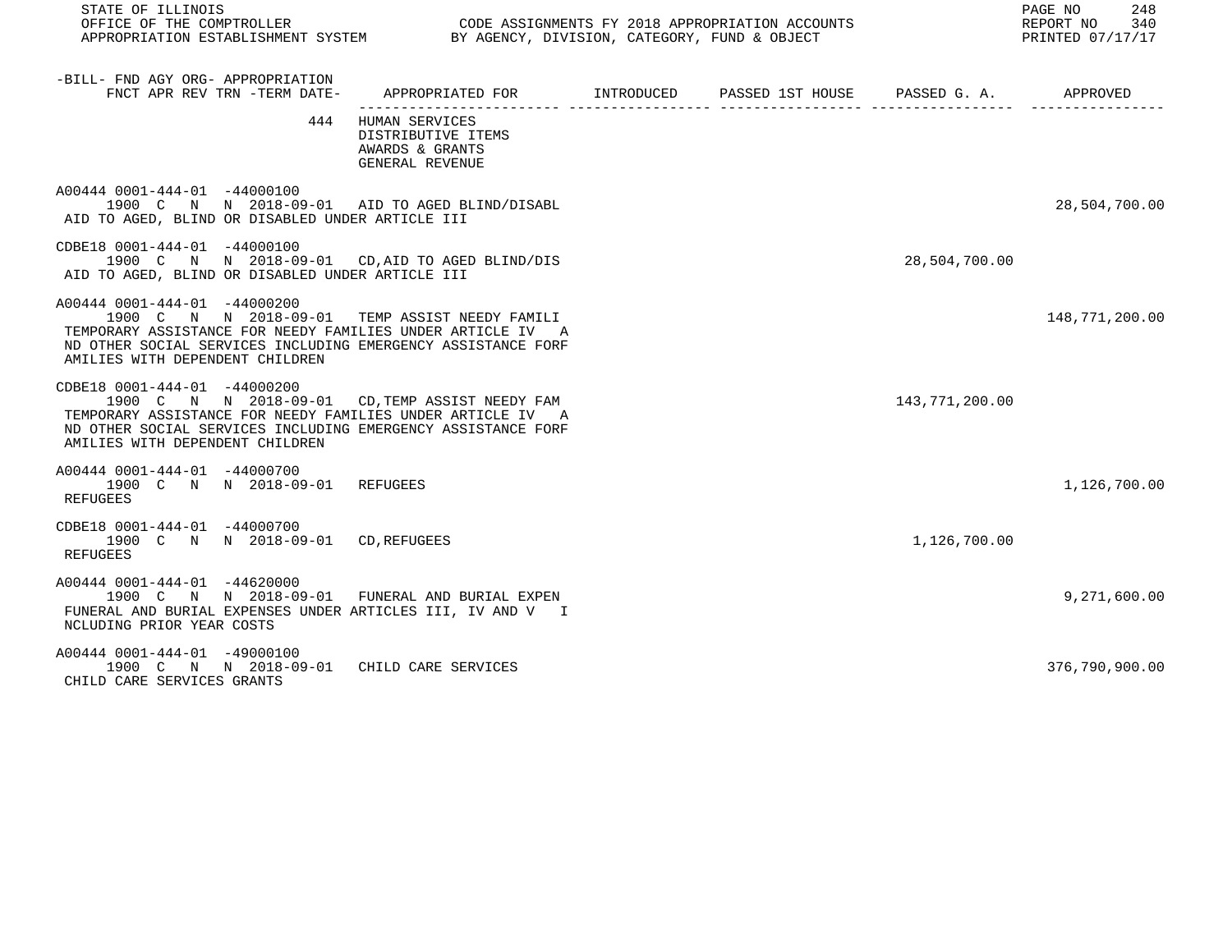| -BILL- FND AGY ORG- APPROPRIATION FNCT APR REV TRN -TERM DATE- | APPROPRIATED FOR | INTRODUCED | PASSED 1ST HOUSE | PASSED G. A. | APPROVED |
|---|---|---|---|---|---|
| 444 | HUMAN SERVICES<br>DISTRIBUTIVE ITEMS<br>AWARDS & GRANTS<br>GENERAL REVENUE | | | | |
| A00444 0001-444-01 -44000100<br>1900 C N N 2018-09-01<br>AID TO AGED, BLIND OR DISABLED UNDER ARTICLE III | AID TO AGED BLIND/DISABL | | | | 28,504,700.00 |
| CDBE18 0001-444-01 -44000100<br>1900 C N N 2018-09-01<br>AID TO AGED, BLIND OR DISABLED UNDER ARTICLE III | CD,AID TO AGED BLIND/DIS | | | 28,504,700.00 | |
| A00444 0001-444-01 -44000200<br>1900 C N N 2018-09-01<br>TEMPORARY ASSISTANCE FOR NEEDY FAMILIES UNDER ARTICLE IV A ND OTHER SOCIAL SERVICES INCLUDING EMERGENCY ASSISTANCE FORF AMILIES WITH DEPENDENT CHILDREN | TEMP ASSIST NEEDY FAMILI | | | | 148,771,200.00 |
| CDBE18 0001-444-01 -44000200<br>1900 C N N 2018-09-01<br>TEMPORARY ASSISTANCE FOR NEEDY FAMILIES UNDER ARTICLE IV A ND OTHER SOCIAL SERVICES INCLUDING EMERGENCY ASSISTANCE FORF AMILIES WITH DEPENDENT CHILDREN | CD,TEMP ASSIST NEEDY FAM | | | 143,771,200.00 | |
| A00444 0001-444-01 -44000700<br>1900 C N N 2018-09-01<br>REFUGEES | REFUGEES | | | | 1,126,700.00 |
| CDBE18 0001-444-01 -44000700<br>1900 C N N 2018-09-01<br>REFUGEES | CD,REFUGEES | | | 1,126,700.00 | |
| A00444 0001-444-01 -44620000<br>1900 C N N 2018-09-01<br>FUNERAL AND BURIAL EXPENSES UNDER ARTICLES III, IV AND V I NCLUDING PRIOR YEAR COSTS | FUNERAL AND BURIAL EXPEN | | | | 9,271,600.00 |
| A00444 0001-444-01 -49000100<br>1900 C N N 2018-09-01<br>CHILD CARE SERVICES GRANTS | CHILD CARE SERVICES | | | | 376,790,900.00 |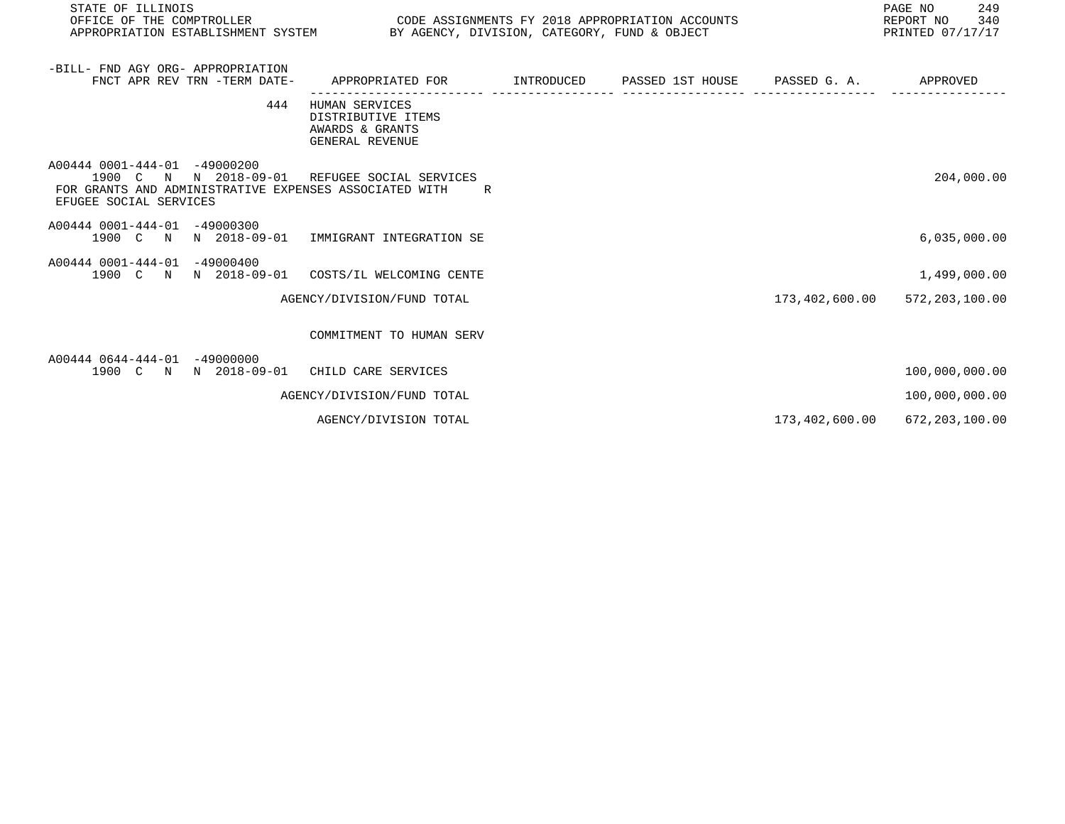STATE OF ILLINOIS
OFFICE OF THE COMPTROLLER
APPROPRIATION ESTABLISHMENT SYSTEM

CODE ASSIGNMENTS FY 2018 APPROPRIATION ACCOUNTS
BY AGENCY, DIVISION, CATEGORY, FUND & OBJECT

| -BILL- FND AGY ORG- APPROPRIATION FNCT APR REV TRN -TERM DATE- | APPROPRIATED FOR | INTRODUCED | PASSED 1ST HOUSE | PASSED G. A. | APPROVED |
|---|---|---|---|---|---|
| 444 | HUMAN SERVICES<br>DISTRIBUTIVE ITEMS<br>AWARDS & GRANTS<br>GENERAL REVENUE | | | | |
| A00444 0001-444-01 -49000200<br>1900 C N N 2018-09-01 | REFUGEE SOCIAL SERVICES | | | | 204,000.00 |
| FOR GRANTS AND ADMINISTRATIVE EXPENSES ASSOCIATED WITH REFUGEE SOCIAL SERVICES | | | | | |
| A00444 0001-444-01 -49000300<br>1900 C N N 2018-09-01 | IMMIGRANT INTEGRATION SE | | | | 6,035,000.00 |
| A00444 0001-444-01 -49000400<br>1900 C N N 2018-09-01 | COSTS/IL WELCOMING CENTE | | | | 1,499,000.00 |
| | AGENCY/DIVISION/FUND TOTAL | | | 173,402,600.00 | 572,203,100.00 |
| | COMMITMENT TO HUMAN SERV | | | | |
| A00444 0644-444-01 -49000000<br>1900 C N N 2018-09-01 | CHILD CARE SERVICES | | | | 100,000,000.00 |
| | AGENCY/DIVISION/FUND TOTAL | | | | 100,000,000.00 |
| | AGENCY/DIVISION TOTAL | | | 173,402,600.00 | 672,203,100.00 |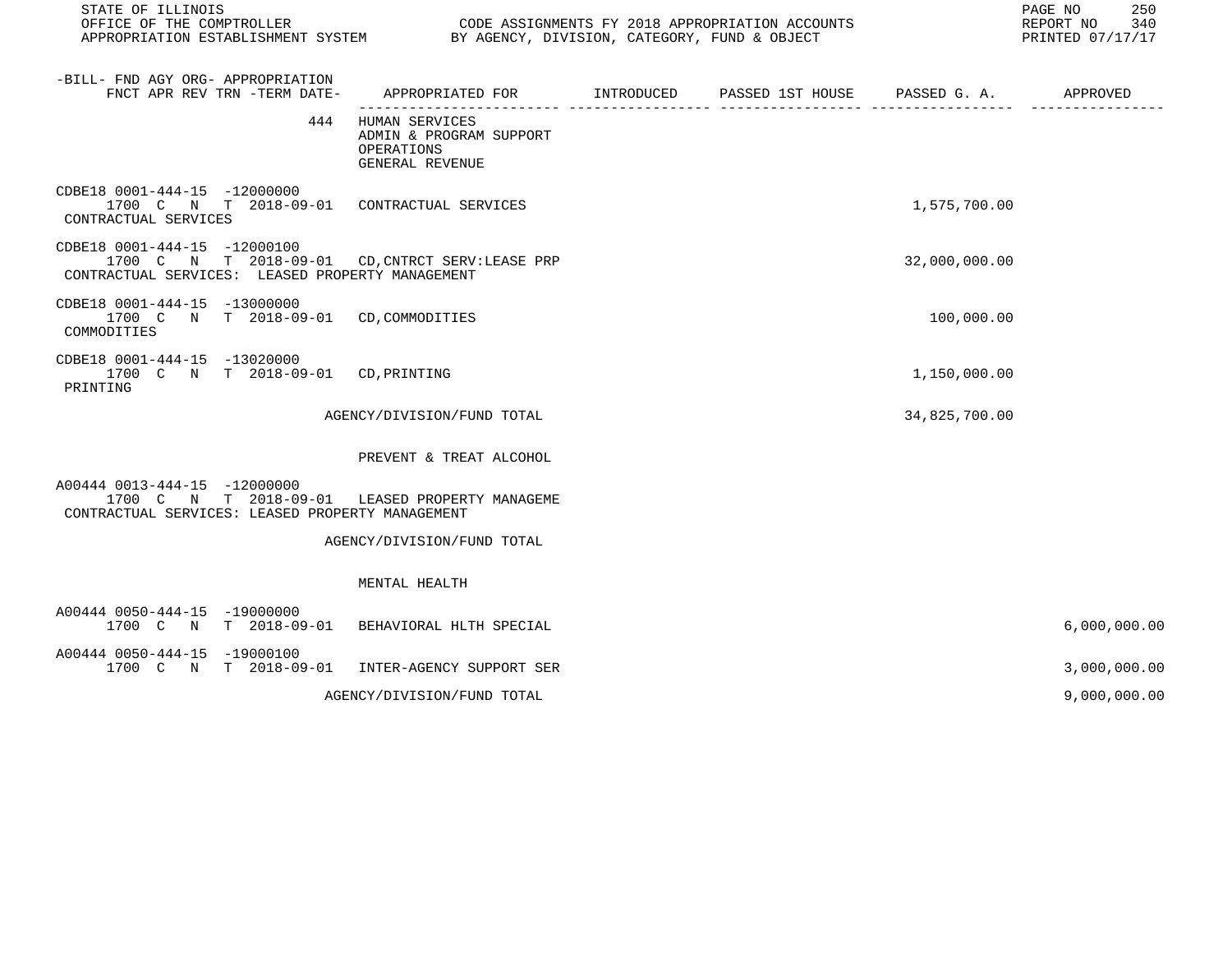STATE OF ILLINOIS
OFFICE OF THE COMPTROLLER — CODE ASSIGNMENTS FY 2018 APPROPRIATION ACCOUNTS
APPROPRIATION ESTABLISHMENT SYSTEM — BY AGENCY, DIVISION, CATEGORY, FUND & OBJECT

REPORT NO 340
PRINTED 07/17/17

| -BILL- FND AGY ORG- APPROPRIATION<br>FNCT APR REV TRN -TERM DATE- | APPROPRIATED FOR | INTRODUCED | PASSED 1ST HOUSE | PASSED G. A. | APPROVED |
|---|---|---|---|---|---|
| 444 | HUMAN SERVICES<br>ADMIN & PROGRAM SUPPORT<br>OPERATIONS<br>GENERAL REVENUE | | | | |
| CDBE18 0001-444-15 -12000000<br>1700 C N T 2018-09-01<br>CONTRACTUAL SERVICES | CONTRACTUAL SERVICES | | | 1,575,700.00 | |
| CDBE18 0001-444-15 -12000100<br>1700 C N T 2018-09-01<br>CONTRACTUAL SERVICES: LEASED PROPERTY MANAGEMENT | CD,CNTRCT SERV:LEASE PRP | | | 32,000,000.00 | |
| CDBE18 0001-444-15 -13000000<br>1700 C N T 2018-09-01<br>COMMODITIES | CD,COMMODITIES | | | 100,000.00 | |
| CDBE18 0001-444-15 -13020000<br>1700 C N T 2018-09-01<br>PRINTING | CD,PRINTING | | | 1,150,000.00 | |
| | AGENCY/DIVISION/FUND TOTAL | | | 34,825,700.00 | |
| | PREVENT & TREAT ALCOHOL | | | | |
| A00444 0013-444-15 -12000000<br>1700 C N T 2018-09-01<br>CONTRACTUAL SERVICES: LEASED PROPERTY MANAGEMENT | LEASED PROPERTY MANAGEME | | | | |
| | AGENCY/DIVISION/FUND TOTAL | | | | |
| | MENTAL HEALTH | | | | |
| A00444 0050-444-15 -19000000<br>1700 C N T 2018-09-01 | BEHAVIORAL HLTH SPECIAL | | | | 6,000,000.00 |
| A00444 0050-444-15 -19000100<br>1700 C N T 2018-09-01 | INTER-AGENCY SUPPORT SER | | | | 3,000,000.00 |
| | AGENCY/DIVISION/FUND TOTAL | | | | 9,000,000.00 |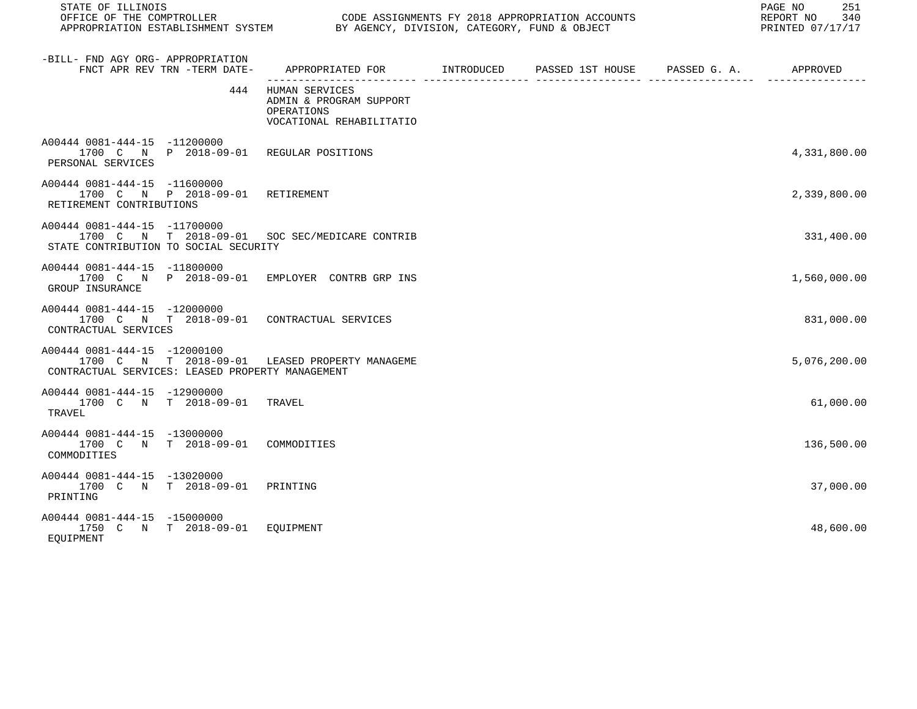| -BILL- FND AGY ORG- APPROPRIATION FNCT APR REV TRN -TERM DATE- | APPROPRIATED FOR | INTRODUCED | PASSED 1ST HOUSE | PASSED G. A. | APPROVED |
|---|---|---|---|---|---|
| 444 | HUMAN SERVICES ADMIN & PROGRAM SUPPORT OPERATIONS VOCATIONAL REHABILITATIO | | | | |
| A00444 0081-444-15 -11200000 1700 C N P 2018-09-01 PERSONAL SERVICES | REGULAR POSITIONS | | | | 4,331,800.00 |
| A00444 0081-444-15 -11600000 1700 C N P 2018-09-01 RETIREMENT CONTRIBUTIONS | RETIREMENT | | | | 2,339,800.00 |
| A00444 0081-444-15 -11700000 1700 C N T 2018-09-01 STATE CONTRIBUTION TO SOCIAL SECURITY | SOC SEC/MEDICARE CONTRIB | | | | 331,400.00 |
| A00444 0081-444-15 -11800000 1700 C N P 2018-09-01 GROUP INSURANCE | EMPLOYER CONTRB GRP INS | | | | 1,560,000.00 |
| A00444 0081-444-15 -12000000 1700 C N T 2018-09-01 CONTRACTUAL SERVICES | CONTRACTUAL SERVICES | | | | 831,000.00 |
| A00444 0081-444-15 -12000100 1700 C N T 2018-09-01 CONTRACTUAL SERVICES: LEASED PROPERTY MANAGEMENT | LEASED PROPERTY MANAGEME | | | | 5,076,200.00 |
| A00444 0081-444-15 -12900000 1700 C N T 2018-09-01 TRAVEL | TRAVEL | | | | 61,000.00 |
| A00444 0081-444-15 -13000000 1700 C N T 2018-09-01 COMMODITIES | COMMODITIES | | | | 136,500.00 |
| A00444 0081-444-15 -13020000 1700 C N T 2018-09-01 PRINTING | PRINTING | | | | 37,000.00 |
| A00444 0081-444-15 -15000000 1750 C N T 2018-09-01 EQUIPMENT | EQUIPMENT | | | | 48,600.00 |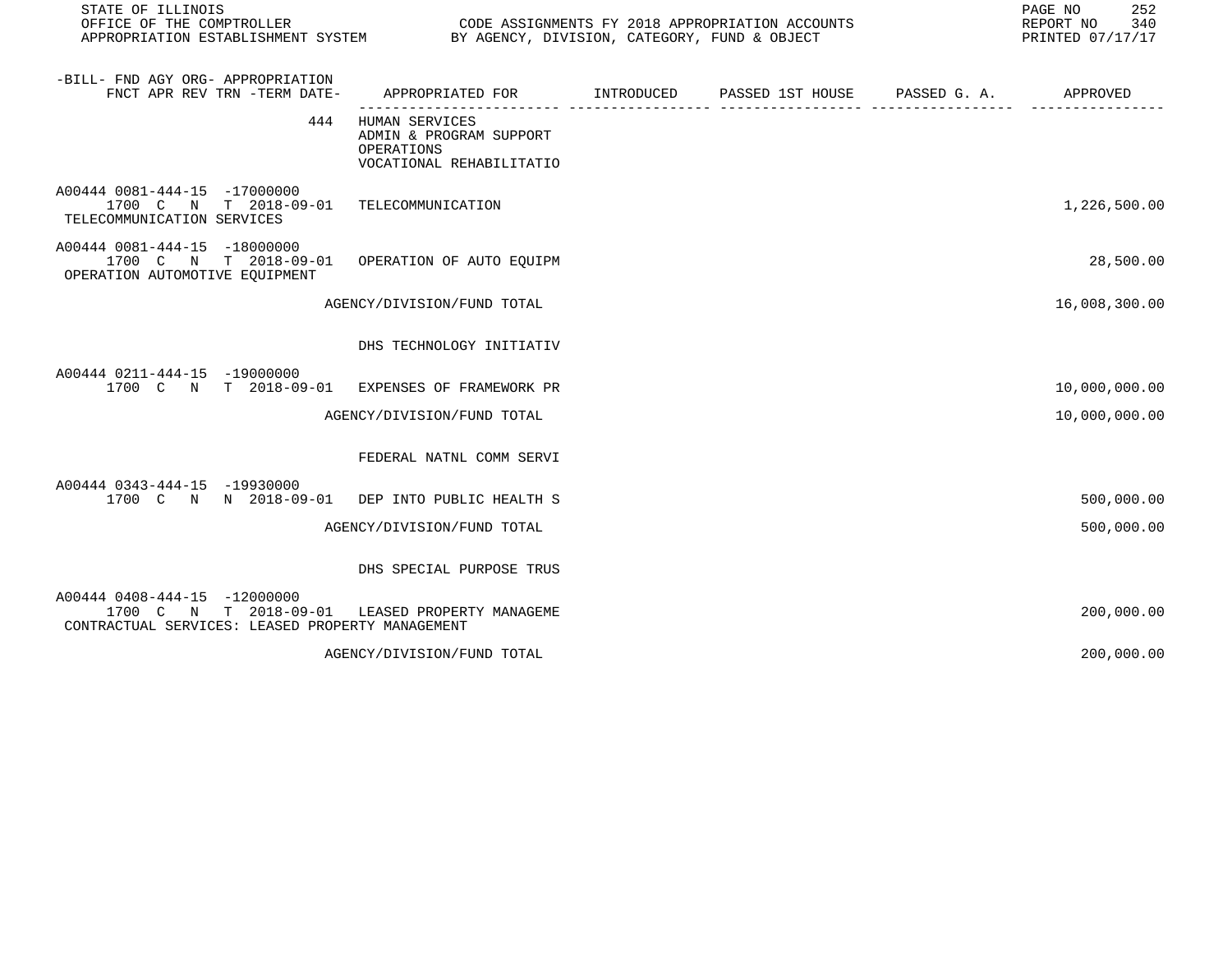STATE OF ILLINOIS
OFFICE OF THE COMPTROLLER — CODE ASSIGNMENTS FY 2018 APPROPRIATION ACCOUNTS
APPROPRIATION ESTABLISHMENT SYSTEM — BY AGENCY, DIVISION, CATEGORY, FUND & OBJECT

REPORT NO 340
PRINTED 07/17/17

| -BILL- FND AGY ORG- APPROPRIATION / FNCT APR REV TRN -TERM DATE- | APPROPRIATED FOR | INTRODUCED | PASSED 1ST HOUSE | PASSED G. A. | APPROVED |
|---|---|---|---|---|---|
| 444 | HUMAN SERVICES<br>ADMIN & PROGRAM SUPPORT<br>OPERATIONS<br>VOCATIONAL REHABILITATIO | | | | |
| A00444 0081-444-15 -17000000<br>1700 C N T 2018-09-01<br>TELECOMMUNICATION SERVICES | TELECOMMUNICATION | | | | 1,226,500.00 |
| A00444 0081-444-15 -18000000<br>1700 C N T 2018-09-01<br>OPERATION AUTOMOTIVE EQUIPMENT | OPERATION OF AUTO EQUIPM | | | | 28,500.00 |
| | AGENCY/DIVISION/FUND TOTAL | | | | 16,008,300.00 |
| | DHS TECHNOLOGY INITIATIV | | | | |
| A00444 0211-444-15 -19000000<br>1700 C N T 2018-09-01 | EXPENSES OF FRAMEWORK PR | | | | 10,000,000.00 |
| | AGENCY/DIVISION/FUND TOTAL | | | | 10,000,000.00 |
| | FEDERAL NATNL COMM SERVI | | | | |
| A00444 0343-444-15 -19930000<br>1700 C N N 2018-09-01 | DEP INTO PUBLIC HEALTH S | | | | 500,000.00 |
| | AGENCY/DIVISION/FUND TOTAL | | | | 500,000.00 |
| | DHS SPECIAL PURPOSE TRUS | | | | |
| A00444 0408-444-15 -12000000<br>1700 C N T 2018-09-01<br>CONTRACTUAL SERVICES: LEASED PROPERTY MANAGEMENT | LEASED PROPERTY MANAGEME | | | | 200,000.00 |
| | AGENCY/DIVISION/FUND TOTAL | | | | 200,000.00 |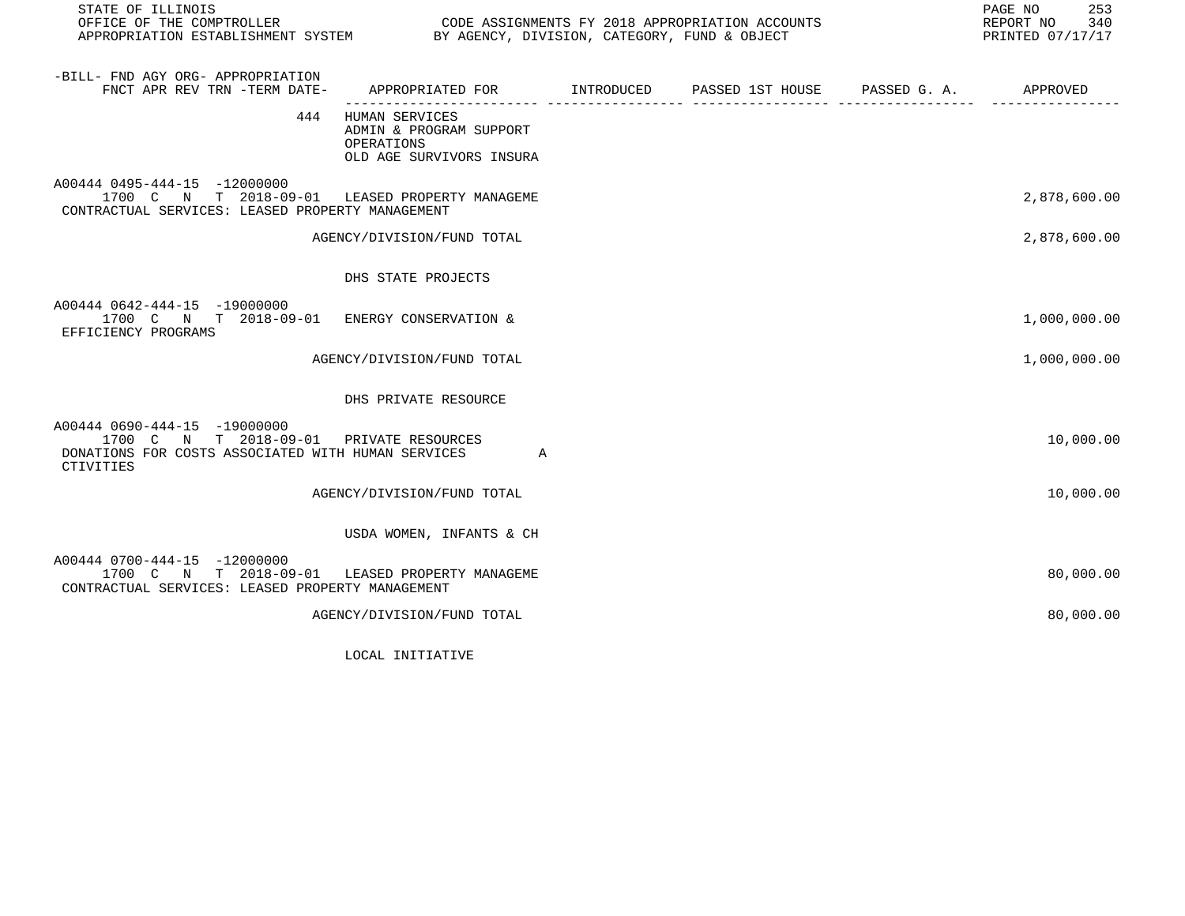STATE OF ILLINOIS
OFFICE OF THE COMPTROLLER
APPROPRIATION ESTABLISHMENT SYSTEM

CODE ASSIGNMENTS FY 2018 APPROPRIATION ACCOUNTS
BY AGENCY, DIVISION, CATEGORY, FUND & OBJECT

REPORT NO 340
PRINTED 07/17/17

| -BILL- FND AGY ORG- APPROPRIATION<br>FNCT APR REV TRN -TERM DATE- | APPROPRIATED FOR | INTRODUCED | PASSED 1ST HOUSE | PASSED G. A. | APPROVED |
|---|---|---|---|---|---|
| 444 | HUMAN SERVICES<br>ADMIN & PROGRAM SUPPORT<br>OPERATIONS<br>OLD AGE SURVIVORS INSURA | | | | |
| A00444 0495-444-15 -12000000<br>1700 C N T 2018-09-01 | LEASED PROPERTY MANAGEME | | | | 2,878,600.00 |
| CONTRACTUAL SERVICES: LEASED PROPERTY MANAGEMENT | | | | | |
| | AGENCY/DIVISION/FUND TOTAL | | | | 2,878,600.00 |
| | DHS STATE PROJECTS | | | | |
| A00444 0642-444-15 -19000000<br>1700 C N T 2018-09-01 | ENERGY CONSERVATION & | | | | 1,000,000.00 |
| EFFICIENCY PROGRAMS | | | | | |
| | AGENCY/DIVISION/FUND TOTAL | | | | 1,000,000.00 |
| | DHS PRIVATE RESOURCE | | | | |
| A00444 0690-444-15 -19000000<br>1700 C N T 2018-09-01 | PRIVATE RESOURCES | | | | 10,000.00 |
| DONATIONS FOR COSTS ASSOCIATED WITH HUMAN SERVICES A<br>CTIVITIES | | | | | |
| | AGENCY/DIVISION/FUND TOTAL | | | | 10,000.00 |
| | USDA WOMEN, INFANTS & CH | | | | |
| A00444 0700-444-15 -12000000<br>1700 C N T 2018-09-01 | LEASED PROPERTY MANAGEME | | | | 80,000.00 |
| CONTRACTUAL SERVICES: LEASED PROPERTY MANAGEMENT | | | | | |
| | AGENCY/DIVISION/FUND TOTAL | | | | 80,000.00 |
| | LOCAL INITIATIVE | | | | |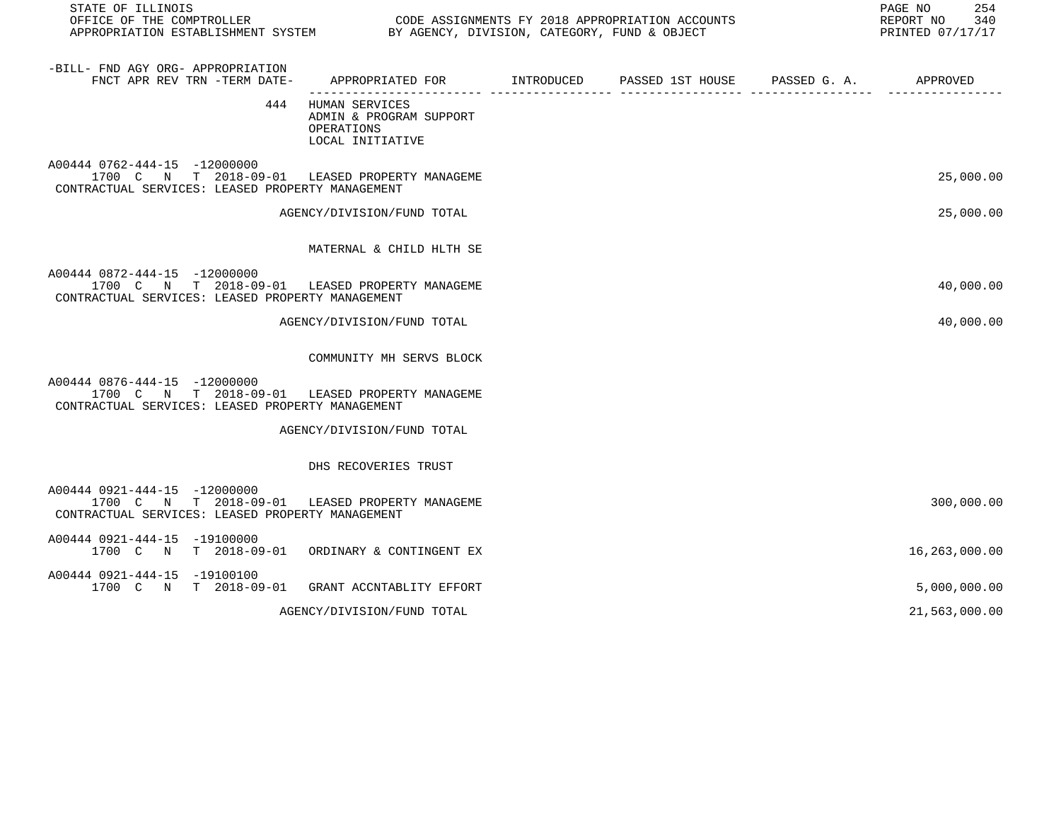STATE OF ILLINOIS
OFFICE OF THE COMPTROLLER — CODE ASSIGNMENTS FY 2018 APPROPRIATION ACCOUNTS
APPROPRIATION ESTABLISHMENT SYSTEM — BY AGENCY, DIVISION, CATEGORY, FUND & OBJECT

REPORT NO 340
PRINTED 07/17/17

| -BILL- FND AGY ORG- APPROPRIATION / FNCT APR REV TRN -TERM DATE- | APPROPRIATED FOR | INTRODUCED | PASSED 1ST HOUSE | PASSED G. A. | APPROVED |
|---|---|---|---|---|---|
| 444 | HUMAN SERVICES<br>ADMIN & PROGRAM SUPPORT<br>OPERATIONS<br>LOCAL INITIATIVE | | | | |
| A00444 0762-444-15 -12000000<br>1700 C N T 2018-09-01 | LEASED PROPERTY MANAGEME | | | | 25,000.00 |
| CONTRACTUAL SERVICES: LEASED PROPERTY MANAGEMENT | | | | | |
| | AGENCY/DIVISION/FUND TOTAL | | | | 25,000.00 |
| | MATERNAL & CHILD HLTH SE | | | | |
| A00444 0872-444-15 -12000000<br>1700 C N T 2018-09-01 | LEASED PROPERTY MANAGEME | | | | 40,000.00 |
| CONTRACTUAL SERVICES: LEASED PROPERTY MANAGEMENT | | | | | |
| | AGENCY/DIVISION/FUND TOTAL | | | | 40,000.00 |
| | COMMUNITY MH SERVS BLOCK | | | | |
| A00444 0876-444-15 -12000000<br>1700 C N T 2018-09-01 | LEASED PROPERTY MANAGEME | | | | |
| CONTRACTUAL SERVICES: LEASED PROPERTY MANAGEMENT | | | | | |
| | AGENCY/DIVISION/FUND TOTAL | | | | |
| | DHS RECOVERIES TRUST | | | | |
| A00444 0921-444-15 -12000000<br>1700 C N T 2018-09-01 | LEASED PROPERTY MANAGEME | | | | 300,000.00 |
| CONTRACTUAL SERVICES: LEASED PROPERTY MANAGEMENT | | | | | |
| A00444 0921-444-15 -19100000<br>1700 C N T 2018-09-01 | ORDINARY & CONTINGENT EX | | | | 16,263,000.00 |
| A00444 0921-444-15 -19100100<br>1700 C N T 2018-09-01 | GRANT ACCNTABLITY EFFORT | | | | 5,000,000.00 |
| | AGENCY/DIVISION/FUND TOTAL | | | | 21,563,000.00 |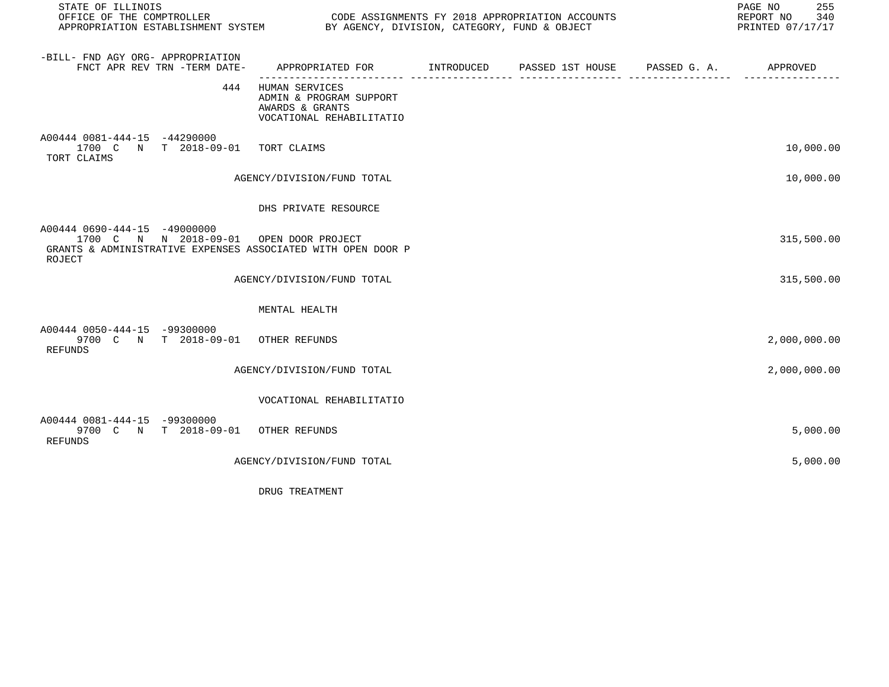| -BILL- FND AGY ORG- APPROPRIATION FNCT APR REV TRN -TERM DATE- | APPROPRIATED FOR | INTRODUCED | PASSED 1ST HOUSE | PASSED G. A. | APPROVED |
|---|---|---|---|---|---|
| 444 | HUMAN SERVICES<br>ADMIN & PROGRAM SUPPORT<br>AWARDS & GRANTS<br>VOCATIONAL REHABILITATIO | | | | |
| A00444 0081-444-15 -44290000<br>1700 C N T 2018-09-01 | TORT CLAIMS | | | | 10,000.00 |
| TORT CLAIMS | | | | | |
| | AGENCY/DIVISION/FUND TOTAL | | | | 10,000.00 |
| | DHS PRIVATE RESOURCE | | | | |
| A00444 0690-444-15 -49000000<br>1700 C N N 2018-09-01 | OPEN DOOR PROJECT | | | | 315,500.00 |
| GRANTS & ADMINISTRATIVE EXPENSES ASSOCIATED WITH OPEN DOOR PROJECT | | | | | |
| | AGENCY/DIVISION/FUND TOTAL | | | | 315,500.00 |
| | MENTAL HEALTH | | | | |
| A00444 0050-444-15 -99300000<br>9700 C N T 2018-09-01 | OTHER REFUNDS | | | | 2,000,000.00 |
| REFUNDS | | | | | |
| | AGENCY/DIVISION/FUND TOTAL | | | | 2,000,000.00 |
| | VOCATIONAL REHABILITATIO | | | | |
| A00444 0081-444-15 -99300000<br>9700 C N T 2018-09-01 | OTHER REFUNDS | | | | 5,000.00 |
| REFUNDS | | | | | |
| | AGENCY/DIVISION/FUND TOTAL | | | | 5,000.00 |
| | DRUG TREATMENT | | | | |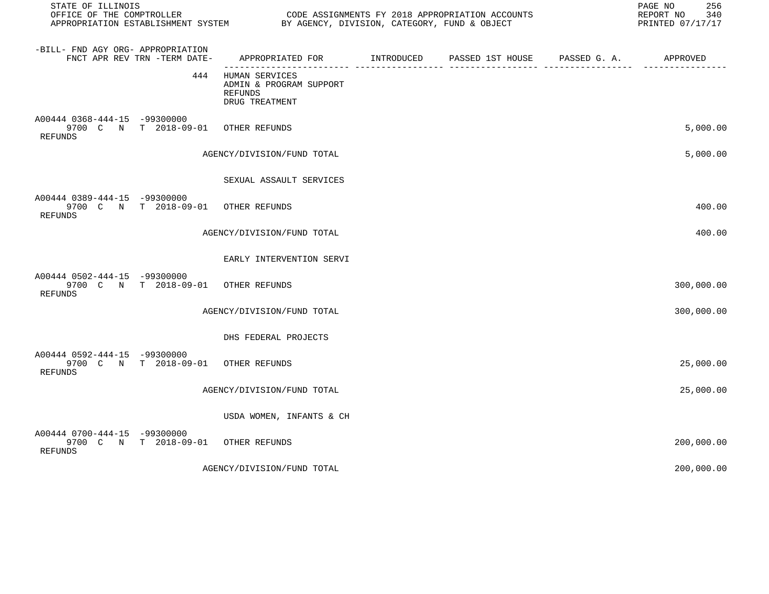| -BILL- FND AGY ORG- APPROPRIATION FNCT APR REV TRN -TERM DATE- | APPROPRIATED FOR | INTRODUCED | PASSED 1ST HOUSE | PASSED G. A. | APPROVED |
|---|---|---|---|---|---|
| 444 | HUMAN SERVICES ADMIN & PROGRAM SUPPORT REFUNDS DRUG TREATMENT | | | | |
| A00444 0368-444-15 -99300000 9700 C N T 2018-09-01 REFUNDS | OTHER REFUNDS | | | | 5,000.00 |
| | AGENCY/DIVISION/FUND TOTAL | | | | 5,000.00 |
| | SEXUAL ASSAULT SERVICES | | | | |
| A00444 0389-444-15 -99300000 9700 C N T 2018-09-01 REFUNDS | OTHER REFUNDS | | | | 400.00 |
| | AGENCY/DIVISION/FUND TOTAL | | | | 400.00 |
| | EARLY INTERVENTION SERVI | | | | |
| A00444 0502-444-15 -99300000 9700 C N T 2018-09-01 REFUNDS | OTHER REFUNDS | | | | 300,000.00 |
| | AGENCY/DIVISION/FUND TOTAL | | | | 300,000.00 |
| | DHS FEDERAL PROJECTS | | | | |
| A00444 0592-444-15 -99300000 9700 C N T 2018-09-01 REFUNDS | OTHER REFUNDS | | | | 25,000.00 |
| | AGENCY/DIVISION/FUND TOTAL | | | | 25,000.00 |
| | USDA WOMEN, INFANTS & CH | | | | |
| A00444 0700-444-15 -99300000 9700 C N T 2018-09-01 REFUNDS | OTHER REFUNDS | | | | 200,000.00 |
| | AGENCY/DIVISION/FUND TOTAL | | | | 200,000.00 |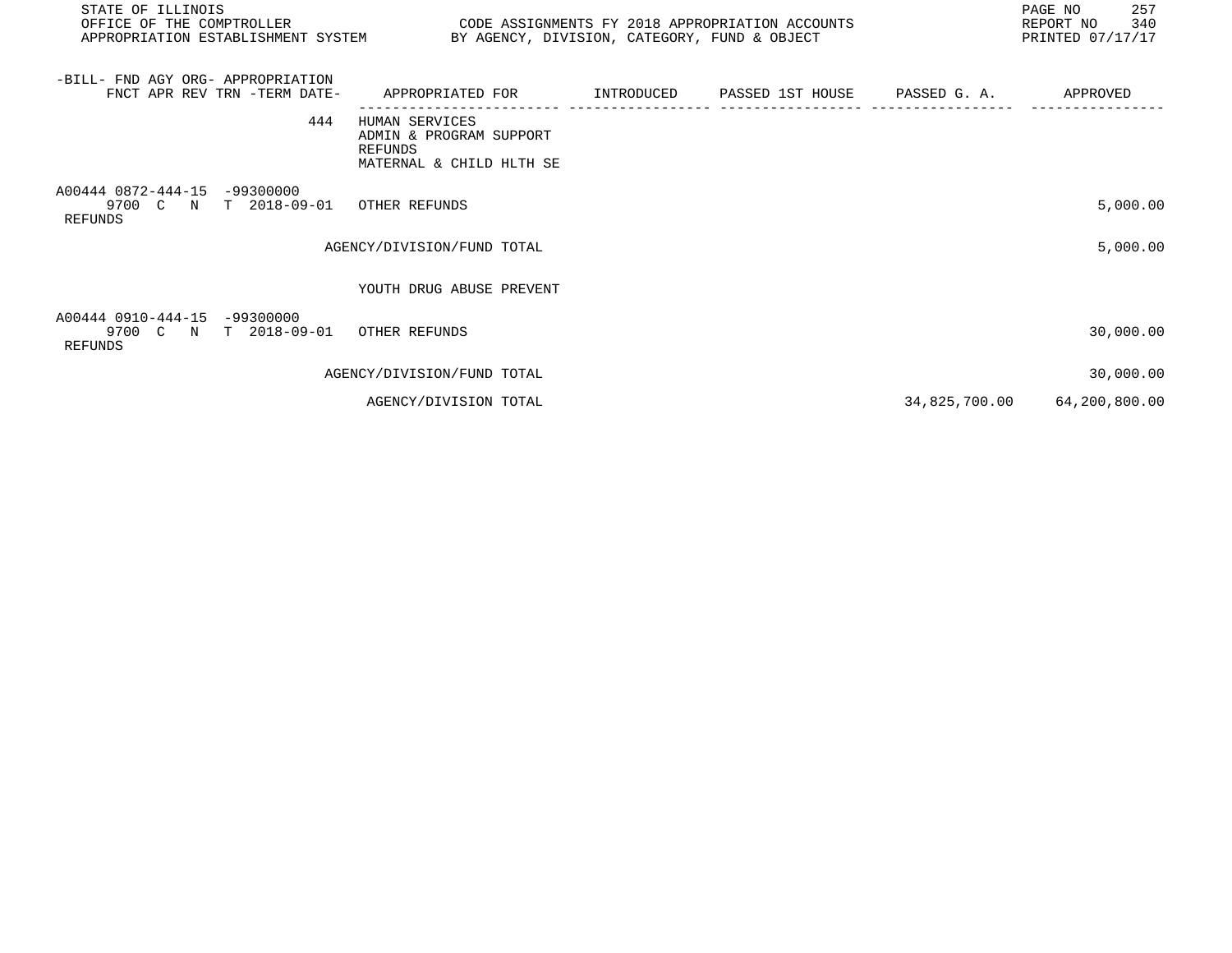| -BILL- FND AGY ORG- APPROPRIATION FNCT APR REV TRN -TERM DATE- | APPROPRIATED FOR | INTRODUCED | PASSED 1ST HOUSE | PASSED G. A. | APPROVED |
|---|---|---|---|---|---|
| 444 | HUMAN SERVICES ADMIN & PROGRAM SUPPORT REFUNDS MATERNAL & CHILD HLTH SE | | | | |
| A00444 0872-444-15 -99300000 9700 C N T 2018-09-01 REFUNDS | OTHER REFUNDS | | | | 5,000.00 |
| | AGENCY/DIVISION/FUND TOTAL | | | | 5,000.00 |
| | YOUTH DRUG ABUSE PREVENT | | | | |
| A00444 0910-444-15 -99300000 9700 C N T 2018-09-01 REFUNDS | OTHER REFUNDS | | | | 30,000.00 |
| | AGENCY/DIVISION/FUND TOTAL | | | | 30,000.00 |
| | AGENCY/DIVISION TOTAL | | | 34,825,700.00 | 64,200,800.00 |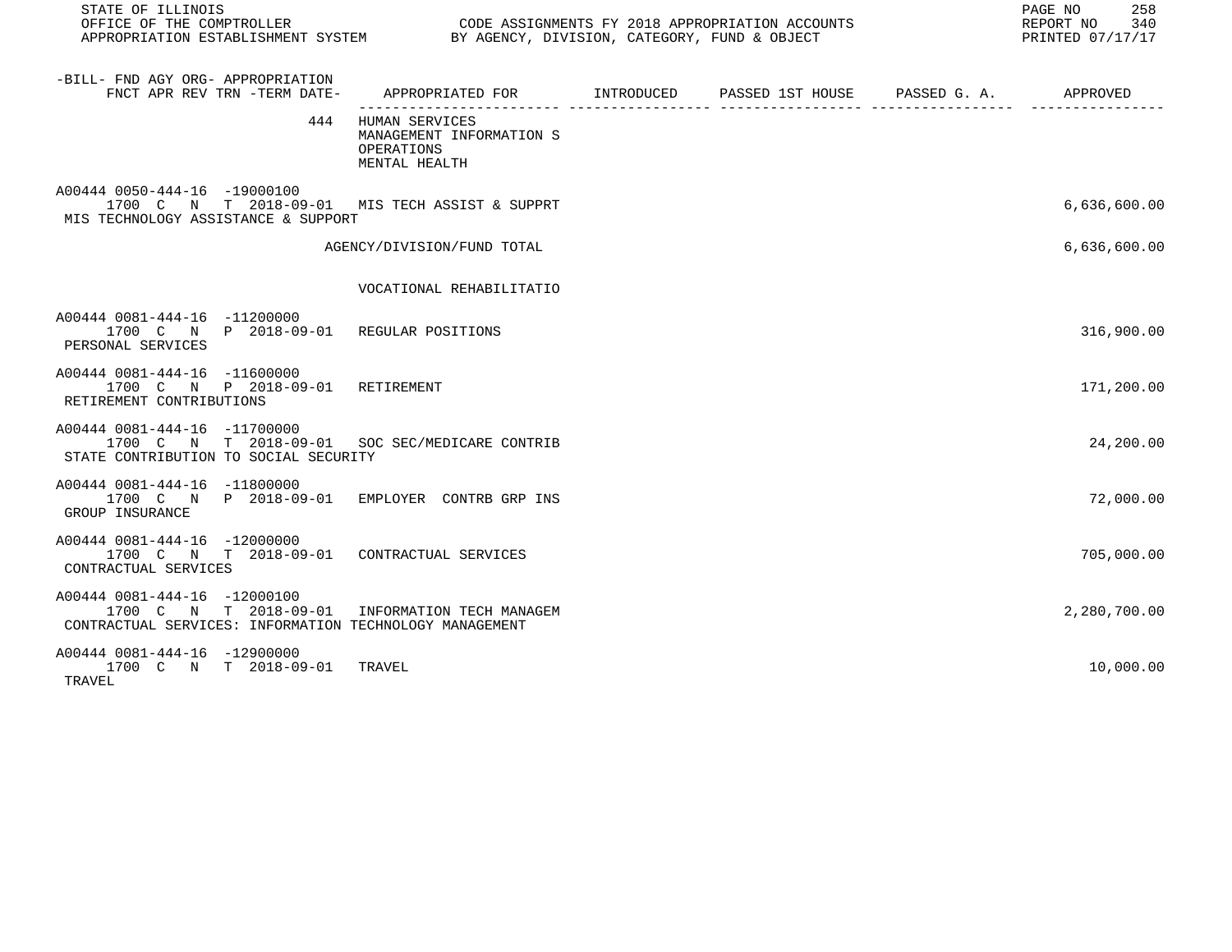STATE OF ILLINOIS
OFFICE OF THE COMPTROLLER
APPROPRIATION ESTABLISHMENT SYSTEM

CODE ASSIGNMENTS FY 2018 APPROPRIATION ACCOUNTS
BY AGENCY, DIVISION, CATEGORY, FUND & OBJECT

REPORT NO 340
PRINTED 07/17/17

| -BILL- FND AGY ORG- APPROPRIATION FNCT APR REV TRN -TERM DATE- | APPROPRIATED FOR | INTRODUCED | PASSED 1ST HOUSE | PASSED G. A. | APPROVED |
|---|---|---|---|---|---|
| 444 | HUMAN SERVICES<br>MANAGEMENT INFORMATION S<br>OPERATIONS<br>MENTAL HEALTH | | | | |
| A00444 0050-444-16 -19000100<br>1700 C N T 2018-09-01<br>MIS TECHNOLOGY ASSISTANCE & SUPPORT | MIS TECH ASSIST & SUPPRT | | | | 6,636,600.00 |
| | AGENCY/DIVISION/FUND TOTAL | | | | 6,636,600.00 |
| | VOCATIONAL REHABILITATIO | | | | |
| A00444 0081-444-16 -11200000<br>1700 C N P 2018-09-01<br>PERSONAL SERVICES | REGULAR POSITIONS | | | | 316,900.00 |
| A00444 0081-444-16 -11600000<br>1700 C N P 2018-09-01<br>RETIREMENT CONTRIBUTIONS | RETIREMENT | | | | 171,200.00 |
| A00444 0081-444-16 -11700000<br>1700 C N T 2018-09-01<br>STATE CONTRIBUTION TO SOCIAL SECURITY | SOC SEC/MEDICARE CONTRIB | | | | 24,200.00 |
| A00444 0081-444-16 -11800000<br>1700 C N P 2018-09-01<br>GROUP INSURANCE | EMPLOYER CONTRB GRP INS | | | | 72,000.00 |
| A00444 0081-444-16 -12000000<br>1700 C N T 2018-09-01<br>CONTRACTUAL SERVICES | CONTRACTUAL SERVICES | | | | 705,000.00 |
| A00444 0081-444-16 -12000100<br>1700 C N T 2018-09-01<br>CONTRACTUAL SERVICES: INFORMATION TECHNOLOGY MANAGEMENT | INFORMATION TECH MANAGEM | | | | 2,280,700.00 |
| A00444 0081-444-16 -12900000<br>1700 C N T 2018-09-01<br>TRAVEL | TRAVEL | | | | 10,000.00 |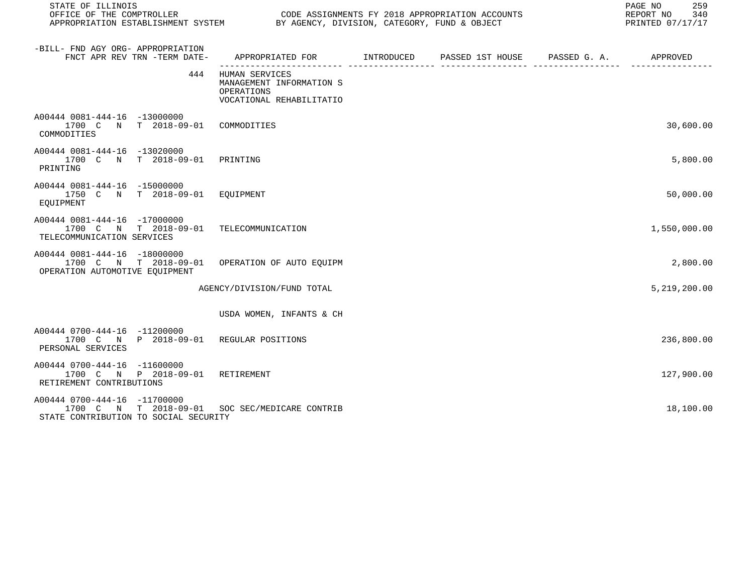| -BILL- FND AGY ORG- APPROPRIATION FNCT APR REV TRN -TERM DATE- | APPROPRIATED FOR | INTRODUCED | PASSED 1ST HOUSE | PASSED G. A. | APPROVED |
|---|---|---|---|---|---|
| 444 | HUMAN SERVICES<br>MANAGEMENT INFORMATION S<br>OPERATIONS<br>VOCATIONAL REHABILITATIO | | | | |
| A00444 0081-444-16 -13000000<br>1700 C N T 2018-09-01<br>COMMODITIES | COMMODITIES | | | | 30,600.00 |
| A00444 0081-444-16 -13020000<br>1700 C N T 2018-09-01<br>PRINTING | PRINTING | | | | 5,800.00 |
| A00444 0081-444-16 -15000000<br>1750 C N T 2018-09-01<br>EQUIPMENT | EQUIPMENT | | | | 50,000.00 |
| A00444 0081-444-16 -17000000<br>1700 C N T 2018-09-01<br>TELECOMMUNICATION SERVICES | TELECOMMUNICATION | | | | 1,550,000.00 |
| A00444 0081-444-16 -18000000<br>1700 C N T 2018-09-01<br>OPERATION AUTOMOTIVE EQUIPMENT | OPERATION OF AUTO EQUIPM | | | | 2,800.00 |
| | AGENCY/DIVISION/FUND TOTAL | | | | 5,219,200.00 |
| | USDA WOMEN, INFANTS & CH | | | | |
| A00444 0700-444-16 -11200000<br>1700 C N P 2018-09-01<br>PERSONAL SERVICES | REGULAR POSITIONS | | | | 236,800.00 |
| A00444 0700-444-16 -11600000<br>1700 C N P 2018-09-01<br>RETIREMENT CONTRIBUTIONS | RETIREMENT | | | | 127,900.00 |
| A00444 0700-444-16 -11700000<br>1700 C N T 2018-09-01<br>STATE CONTRIBUTION TO SOCIAL SECURITY | SOC SEC/MEDICARE CONTRIB | | | | 18,100.00 |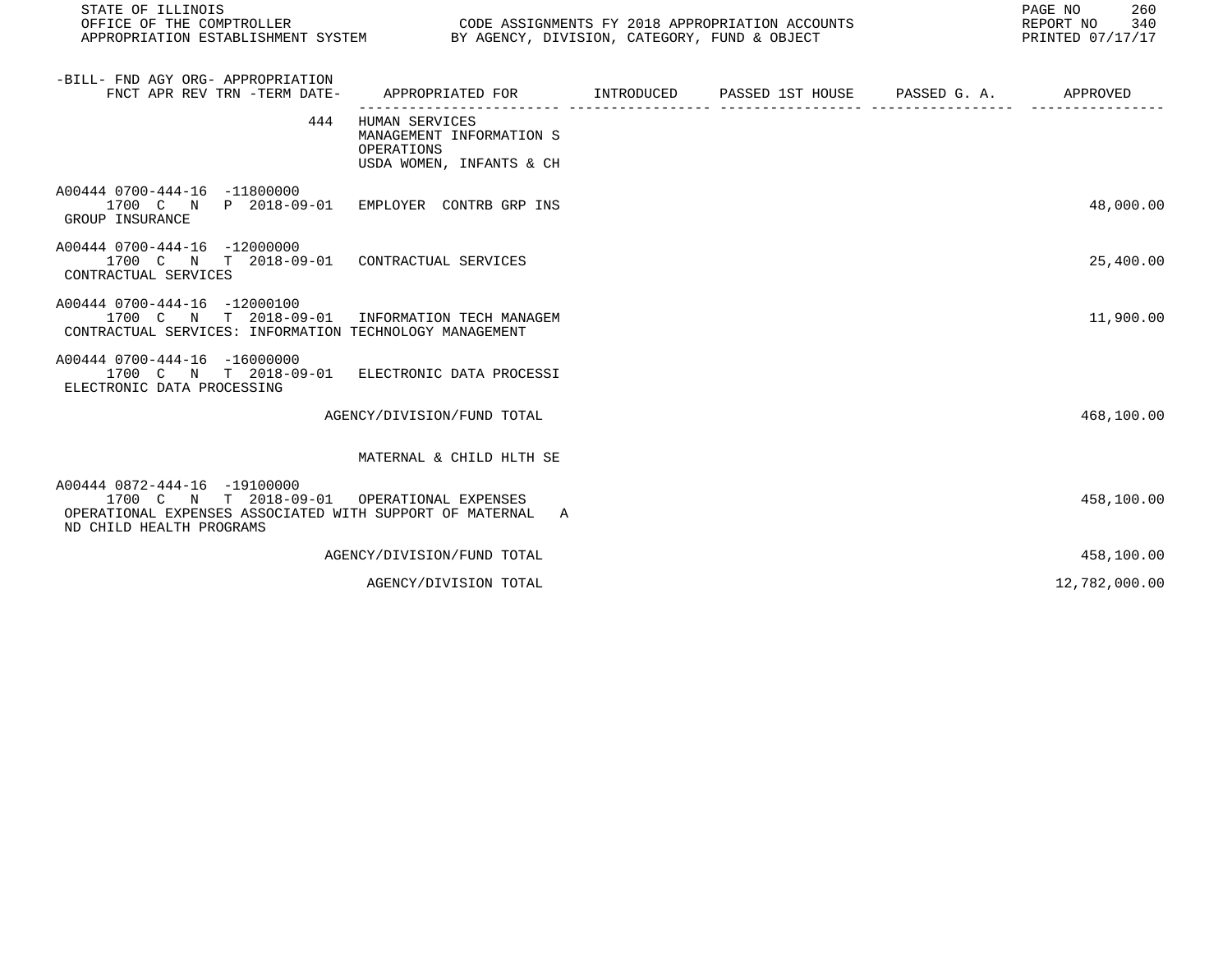STATE OF ILLINOIS
OFFICE OF THE COMPTROLLER
APPROPRIATION ESTABLISHMENT SYSTEM

CODE ASSIGNMENTS FY 2018 APPROPRIATION ACCOUNTS
BY AGENCY, DIVISION, CATEGORY, FUND & OBJECT

REPORT NO 340
PRINTED 07/17/17

| -BILL- FND AGY ORG- APPROPRIATION FNCT APR REV TRN -TERM DATE- | APPROPRIATED FOR | INTRODUCED | PASSED 1ST HOUSE | PASSED G. A. | APPROVED |
|---|---|---|---|---|---|
| 444 | HUMAN SERVICES<br>MANAGEMENT INFORMATION S<br>OPERATIONS<br>USDA WOMEN, INFANTS & CH | | | | |
| A00444 0700-444-16 -11800000<br>1700 C N P 2018-09-01<br>GROUP INSURANCE | EMPLOYER CONTRB GRP INS | | | | 48,000.00 |
| A00444 0700-444-16 -12000000<br>1700 C N T 2018-09-01<br>CONTRACTUAL SERVICES | CONTRACTUAL SERVICES | | | | 25,400.00 |
| A00444 0700-444-16 -12000100<br>1700 C N T 2018-09-01<br>CONTRACTUAL SERVICES: INFORMATION TECHNOLOGY MANAGEMENT | INFORMATION TECH MANAGEM | | | | 11,900.00 |
| A00444 0700-444-16 -16000000<br>1700 C N T 2018-09-01<br>ELECTRONIC DATA PROCESSING | ELECTRONIC DATA PROCESSI | | | | |
| | AGENCY/DIVISION/FUND TOTAL | | | | 468,100.00 |
| | MATERNAL & CHILD HLTH SE | | | | |
| A00444 0872-444-16 -19100000<br>1700 C N T 2018-09-01<br>OPERATIONAL EXPENSES ASSOCIATED WITH SUPPORT OF MATERNAL A ND CHILD HEALTH PROGRAMS | OPERATIONAL EXPENSES | | | | 458,100.00 |
| | AGENCY/DIVISION/FUND TOTAL | | | | 458,100.00 |
| | AGENCY/DIVISION TOTAL | | | | 12,782,000.00 |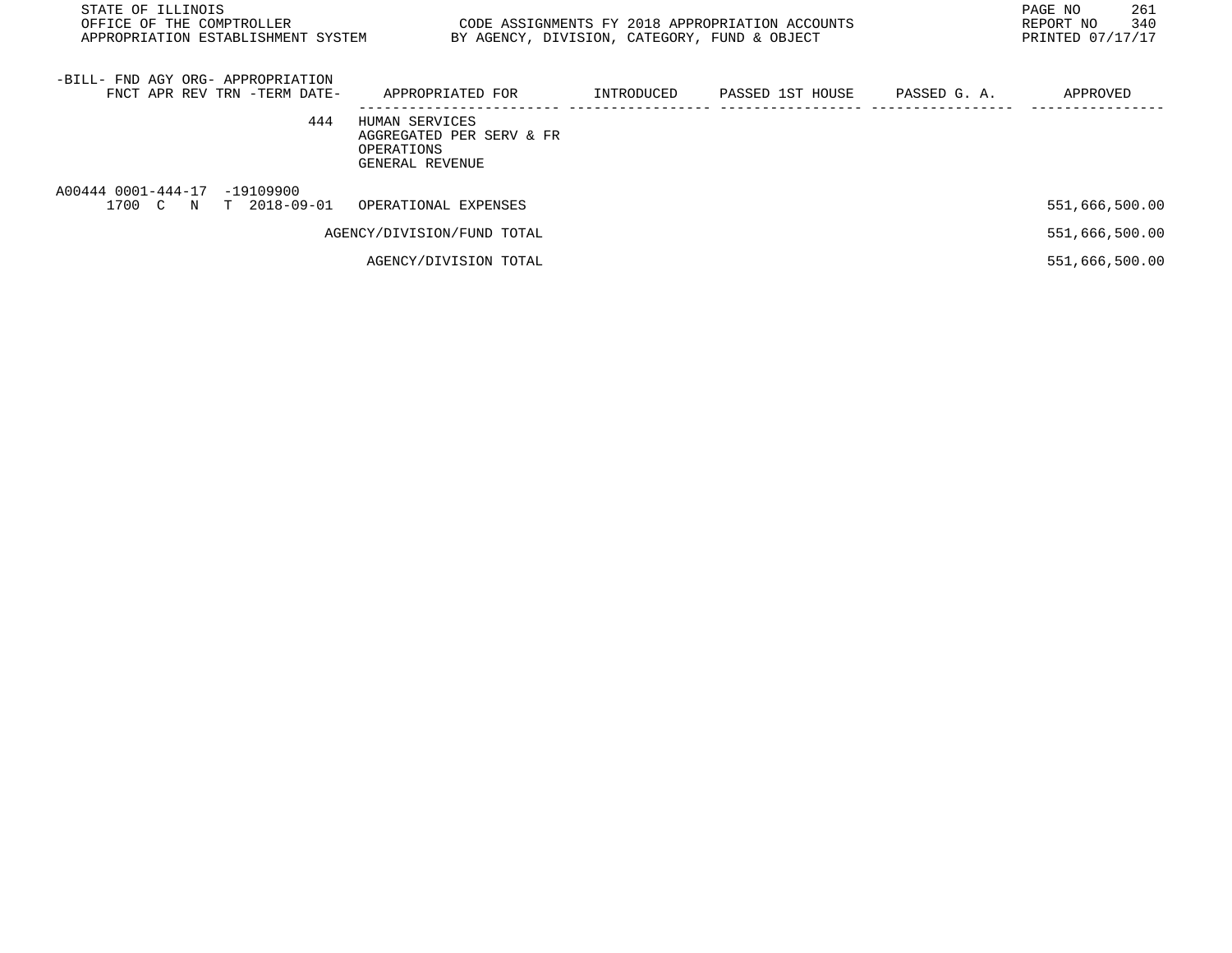| -BILL- FND AGY ORG- APPROPRIATION<br>FNCT APR REV TRN -TERM DATE- | APPROPRIATED FOR | INTRODUCED | PASSED 1ST HOUSE | PASSED G. A. | APPROVED |
|---|---|---|---|---|---|
| 444 | HUMAN SERVICES<br>AGGREGATED PER SERV & FR<br>OPERATIONS<br>GENERAL REVENUE | | | | |
| A00444 0001-444-17 -19109900<br>1700 C N T 2018-09-01 | OPERATIONAL EXPENSES | | | | 551,666,500.00 |
| | AGENCY/DIVISION/FUND TOTAL | | | | 551,666,500.00 |
| | AGENCY/DIVISION TOTAL | | | | 551,666,500.00 |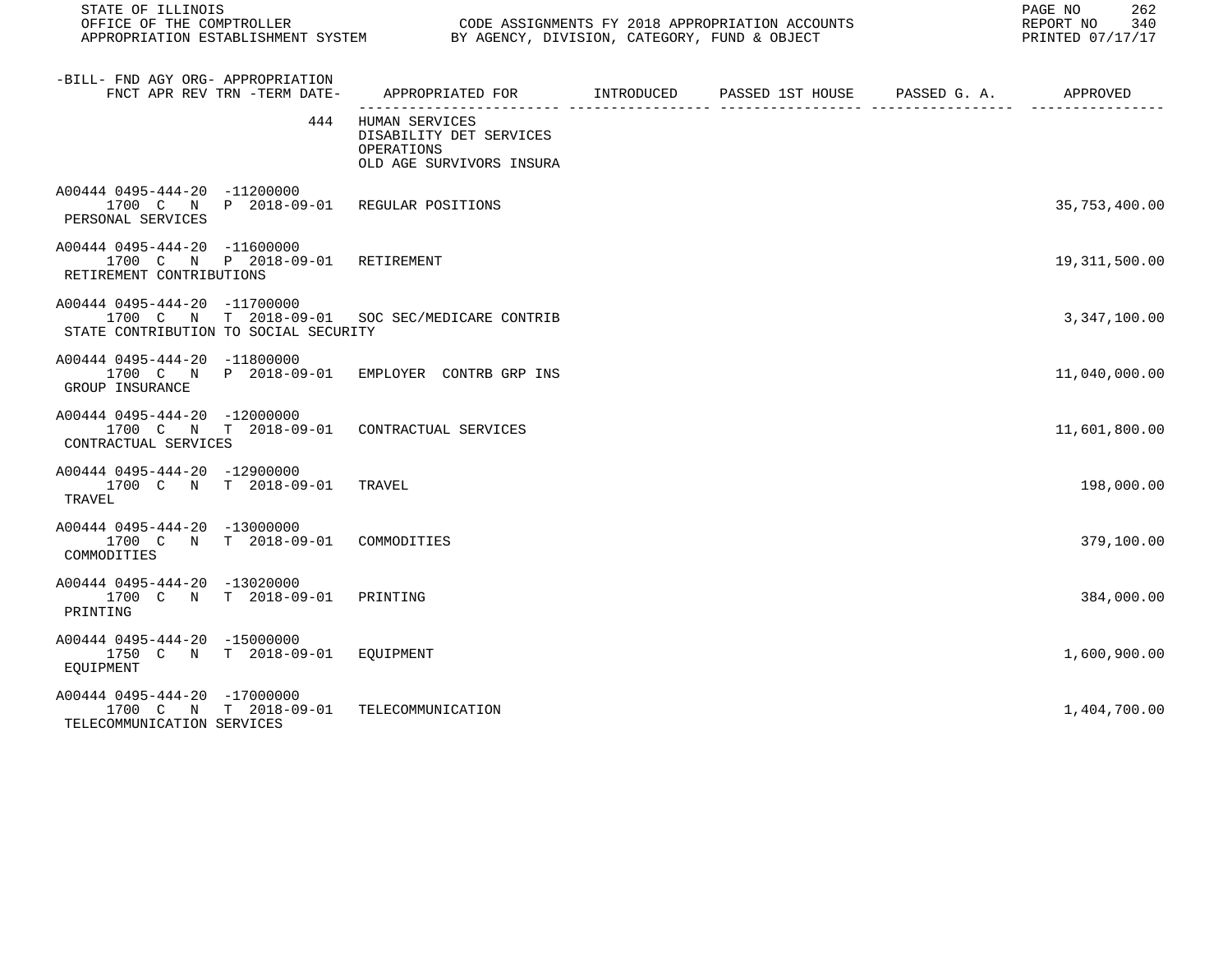| -BILL- FND AGY ORG- APPROPRIATION FNCT APR REV TRN -TERM DATE- | APPROPRIATED FOR | INTRODUCED | PASSED 1ST HOUSE | PASSED G. A. | APPROVED |
|---|---|---|---|---|---|
| 444 | HUMAN SERVICES DISABILITY DET SERVICES OPERATIONS OLD AGE SURVIVORS INSURA | | | | |
| A00444 0495-444-20 -11200000 1700 C N P 2018-09-01 PERSONAL SERVICES | REGULAR POSITIONS | | | | 35,753,400.00 |
| A00444 0495-444-20 -11600000 1700 C N P 2018-09-01 RETIREMENT CONTRIBUTIONS | RETIREMENT | | | | 19,311,500.00 |
| A00444 0495-444-20 -11700000 1700 C N T 2018-09-01 STATE CONTRIBUTION TO SOCIAL SECURITY | SOC SEC/MEDICARE CONTRIB | | | | 3,347,100.00 |
| A00444 0495-444-20 -11800000 1700 C N P 2018-09-01 GROUP INSURANCE | EMPLOYER CONTRB GRP INS | | | | 11,040,000.00 |
| A00444 0495-444-20 -12000000 1700 C N T 2018-09-01 CONTRACTUAL SERVICES | CONTRACTUAL SERVICES | | | | 11,601,800.00 |
| A00444 0495-444-20 -12900000 1700 C N T 2018-09-01 TRAVEL | TRAVEL | | | | 198,000.00 |
| A00444 0495-444-20 -13000000 1700 C N T 2018-09-01 COMMODITIES | COMMODITIES | | | | 379,100.00 |
| A00444 0495-444-20 -13020000 1700 C N T 2018-09-01 PRINTING | PRINTING | | | | 384,000.00 |
| A00444 0495-444-20 -15000000 1750 C N T 2018-09-01 EQUIPMENT | EQUIPMENT | | | | 1,600,900.00 |
| A00444 0495-444-20 -17000000 1700 C N T 2018-09-01 TELECOMMUNICATION SERVICES | TELECOMMUNICATION | | | | 1,404,700.00 |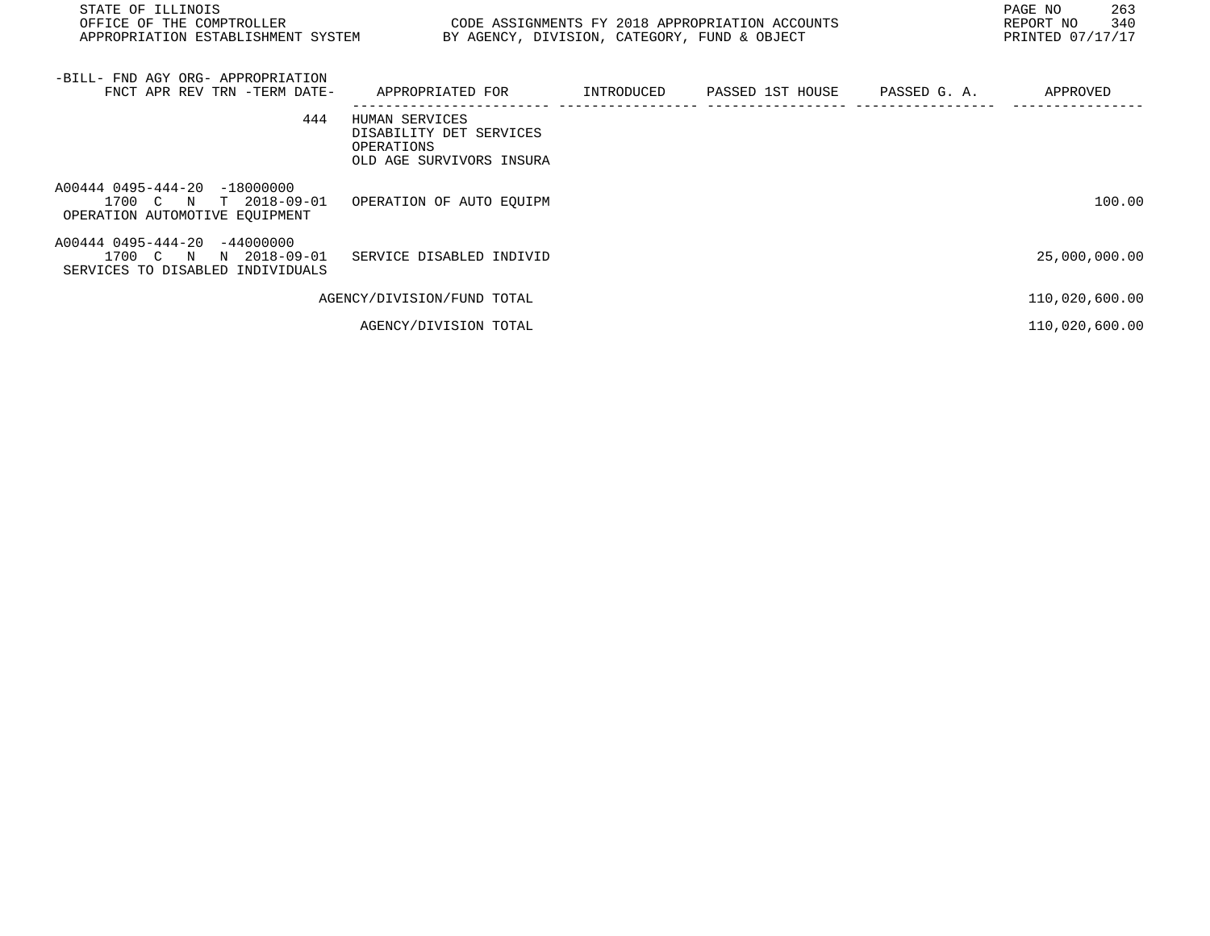| -BILL- FND AGY ORG- APPROPRIATION FNCT APR REV TRN -TERM DATE- | APPROPRIATED FOR | INTRODUCED | PASSED 1ST HOUSE | PASSED G. A. | APPROVED |
|---|---|---|---|---|---|
| 444 | HUMAN SERVICES DISABILITY DET SERVICES OPERATIONS OLD AGE SURVIVORS INSURA | | | | |
| A00444 0495-444-20 -18000000 1700 C N T 2018-09-01 OPERATION AUTOMOTIVE EQUIPMENT | OPERATION OF AUTO EQUIPM | | | | 100.00 |
| A00444 0495-444-20 -44000000 1700 C N N 2018-09-01 SERVICES TO DISABLED INDIVIDUALS | SERVICE DISABLED INDIVID | | | | 25,000,000.00 |
| | AGENCY/DIVISION/FUND TOTAL | | | | 110,020,600.00 |
| | AGENCY/DIVISION TOTAL | | | | 110,020,600.00 |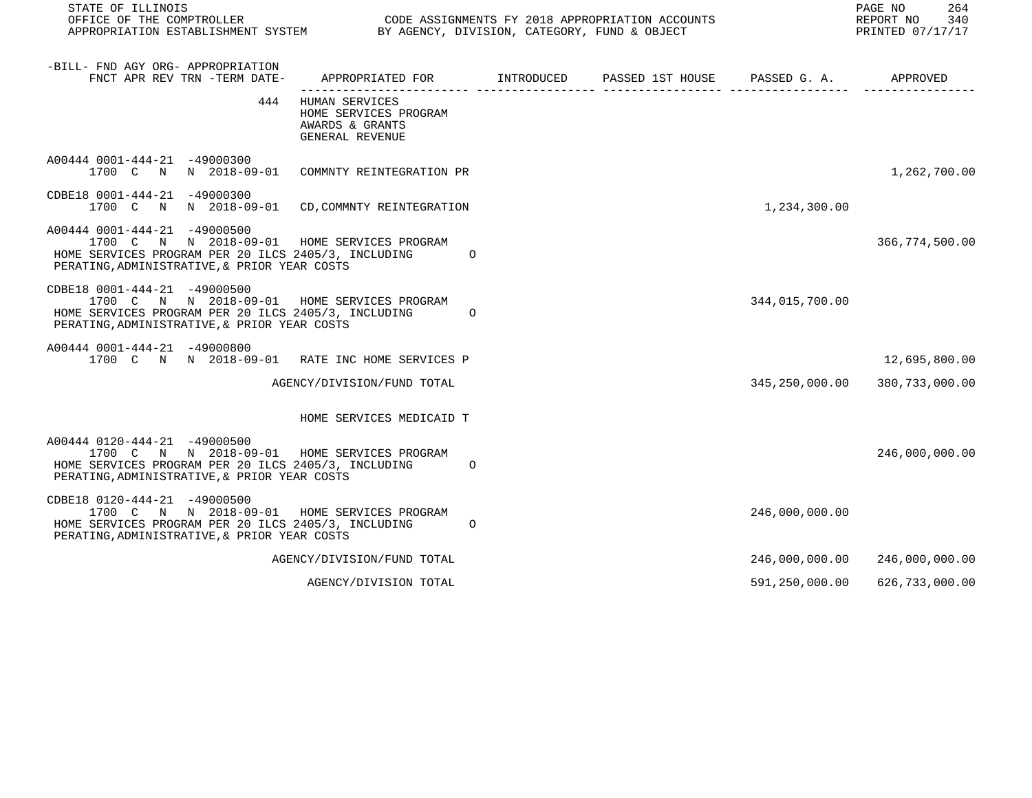STATE OF ILLINOIS
OFFICE OF THE COMPTROLLER — CODE ASSIGNMENTS FY 2018 APPROPRIATION ACCOUNTS
APPROPRIATION ESTABLISHMENT SYSTEM — BY AGENCY, DIVISION, CATEGORY, FUND & OBJECT
REPORT NO 340
PRINTED 07/17/17

| -BILL- FND AGY ORG- APPROPRIATION FNCT APR REV TRN -TERM DATE- | APPROPRIATED FOR | INTRODUCED | PASSED 1ST HOUSE | PASSED G. A. | APPROVED |
|---|---|---|---|---|---|
| 444 | HUMAN SERVICES HOME SERVICES PROGRAM AWARDS & GRANTS GENERAL REVENUE | | | | |
| A00444 0001-444-21 -49000300 1700 C N N 2018-09-01 | COMMNTY REINTEGRATION PR | | | | 1,262,700.00 |
| CDBE18 0001-444-21 -49000300 1700 C N N 2018-09-01 | CD,COMMNTY REINTEGRATION | | | 1,234,300.00 | |
| A00444 0001-444-21 -49000500 1700 C N N 2018-09-01 HOME SERVICES PROGRAM PER 20 ILCS 2405/3, INCLUDING OPERATING,ADMINISTRATIVE,& PRIOR YEAR COSTS | HOME SERVICES PROGRAM | | | | 366,774,500.00 |
| CDBE18 0001-444-21 -49000500 1700 C N N 2018-09-01 HOME SERVICES PROGRAM PER 20 ILCS 2405/3, INCLUDING OPERATING,ADMINISTRATIVE,& PRIOR YEAR COSTS | HOME SERVICES PROGRAM | | | 344,015,700.00 | |
| A00444 0001-444-21 -49000800 1700 C N N 2018-09-01 | RATE INC HOME SERVICES P | | | | 12,695,800.00 |
| | AGENCY/DIVISION/FUND TOTAL | | | 345,250,000.00 | 380,733,000.00 |
| | HOME SERVICES MEDICAID T | | | | |
| A00444 0120-444-21 -49000500 1700 C N N 2018-09-01 HOME SERVICES PROGRAM PER 20 ILCS 2405/3, INCLUDING OPERATING,ADMINISTRATIVE,& PRIOR YEAR COSTS | HOME SERVICES PROGRAM | | | | 246,000,000.00 |
| CDBE18 0120-444-21 -49000500 1700 C N N 2018-09-01 HOME SERVICES PROGRAM PER 20 ILCS 2405/3, INCLUDING OPERATING,ADMINISTRATIVE,& PRIOR YEAR COSTS | HOME SERVICES PROGRAM | | | 246,000,000.00 | |
| | AGENCY/DIVISION/FUND TOTAL | | | 246,000,000.00 | 246,000,000.00 |
| | AGENCY/DIVISION TOTAL | | | 591,250,000.00 | 626,733,000.00 |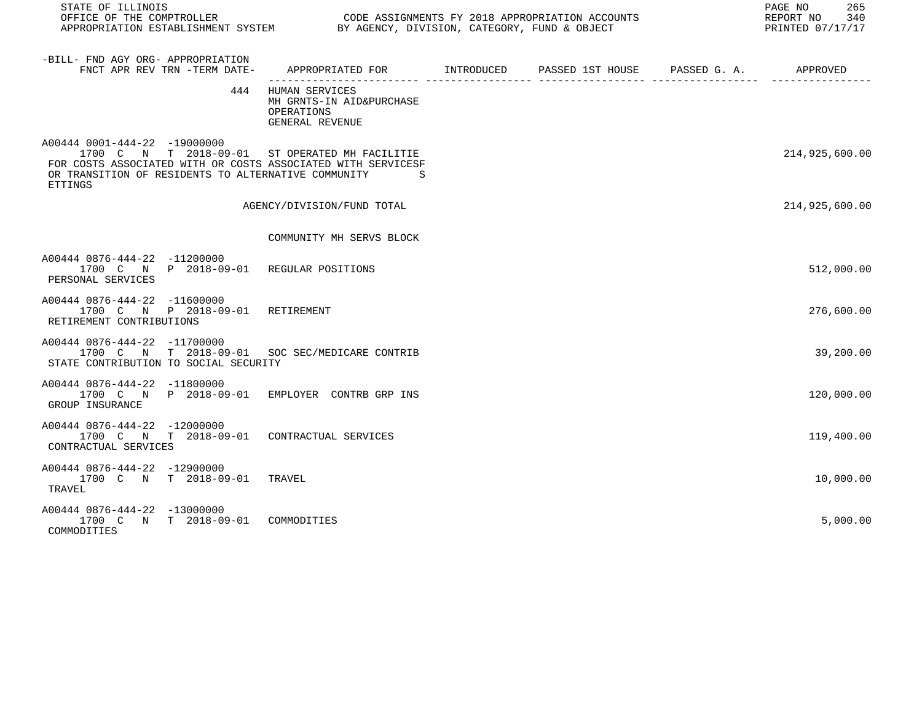STATE OF ILLINOIS
OFFICE OF THE COMPTROLLER
APPROPRIATION ESTABLISHMENT SYSTEM

CODE ASSIGNMENTS FY 2018 APPROPRIATION ACCOUNTS
BY AGENCY, DIVISION, CATEGORY, FUND & OBJECT

REPORT NO 340
PRINTED 07/17/17

| -BILL- FND AGY ORG- APPROPRIATION FNCT APR REV TRN -TERM DATE- | APPROPRIATED FOR | INTRODUCED | PASSED 1ST HOUSE | PASSED G. A. | APPROVED |
|---|---|---|---|---|---|
| 444 | HUMAN SERVICES<br>MH GRNTS-IN AID&PURCHASE<br>OPERATIONS<br>GENERAL REVENUE | | | | |
| A00444 0001-444-22 -19000000<br>1700 C N T 2018-09-01<br>FOR COSTS ASSOCIATED WITH OR COSTS ASSOCIATED WITH SERVICESF OR TRANSITION OF RESIDENTS TO ALTERNATIVE COMMUNITY S ETTINGS | ST OPERATED MH FACILITIE | | | | 214,925,600.00 |
| | AGENCY/DIVISION/FUND TOTAL | | | | 214,925,600.00 |
| | COMMUNITY MH SERVS BLOCK | | | | |
| A00444 0876-444-22 -11200000<br>1700 C N P 2018-09-01<br>PERSONAL SERVICES | REGULAR POSITIONS | | | | 512,000.00 |
| A00444 0876-444-22 -11600000<br>1700 C N P 2018-09-01<br>RETIREMENT CONTRIBUTIONS | RETIREMENT | | | | 276,600.00 |
| A00444 0876-444-22 -11700000<br>1700 C N T 2018-09-01<br>STATE CONTRIBUTION TO SOCIAL SECURITY | SOC SEC/MEDICARE CONTRIB | | | | 39,200.00 |
| A00444 0876-444-22 -11800000<br>1700 C N P 2018-09-01<br>GROUP INSURANCE | EMPLOYER CONTRB GRP INS | | | | 120,000.00 |
| A00444 0876-444-22 -12000000<br>1700 C N T 2018-09-01<br>CONTRACTUAL SERVICES | CONTRACTUAL SERVICES | | | | 119,400.00 |
| A00444 0876-444-22 -12900000<br>1700 C N T 2018-09-01<br>TRAVEL | TRAVEL | | | | 10,000.00 |
| A00444 0876-444-22 -13000000<br>1700 C N T 2018-09-01<br>COMMODITIES | COMMODITIES | | | | 5,000.00 |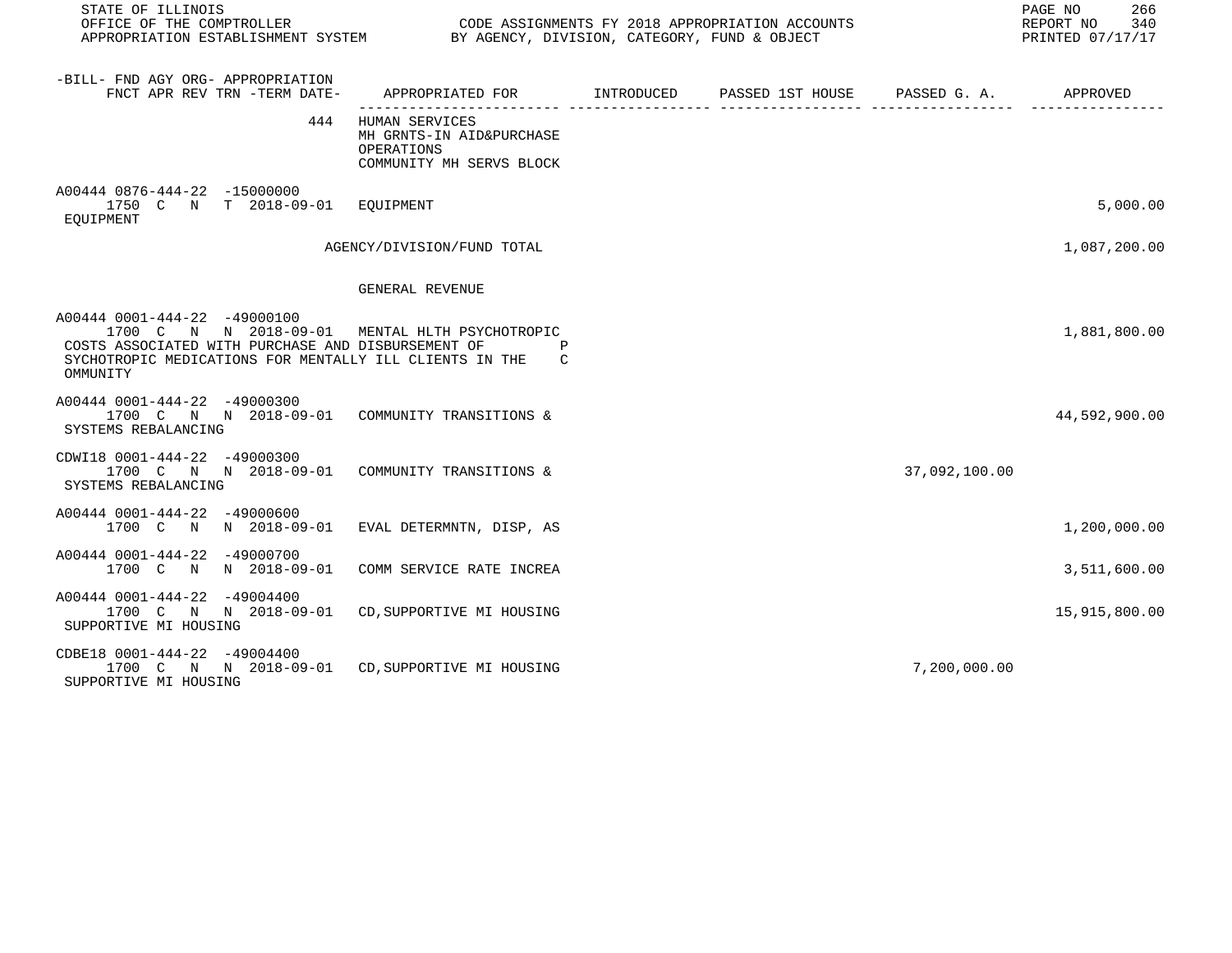| -BILL- FND AGY ORG- APPROPRIATION FNCT APR REV TRN -TERM DATE- | APPROPRIATED FOR | INTRODUCED | PASSED 1ST HOUSE | PASSED G. A. | APPROVED |
|---|---|---|---|---|---|
| 444 | HUMAN SERVICES MH GRNTS-IN AID&PURCHASE OPERATIONS COMMUNITY MH SERVS BLOCK | | | | |
| A00444 0876-444-22 -15000000 1750 C N T 2018-09-01 EQUIPMENT | EQUIPMENT | | | | 5,000.00 |
| | AGENCY/DIVISION/FUND TOTAL | | | | 1,087,200.00 |
| | GENERAL REVENUE | | | | |
| A00444 0001-444-22 -49000100 1700 C N N 2018-09-01 COSTS ASSOCIATED WITH PURCHASE AND DISBURSEMENT OF PSYCHOTROPIC MEDICATIONS FOR MENTALLY ILL CLIENTS IN THE COMMUNITY | MENTAL HLTH PSYCHOTROPIC | | | | 1,881,800.00 |
| A00444 0001-444-22 -49000300 1700 C N N 2018-09-01 SYSTEMS REBALANCING | COMMUNITY TRANSITIONS & | | | | 44,592,900.00 |
| CDWI18 0001-444-22 -49000300 1700 C N N 2018-09-01 SYSTEMS REBALANCING | COMMUNITY TRANSITIONS & | | | 37,092,100.00 | |
| A00444 0001-444-22 -49000600 1700 C N N 2018-09-01 | EVAL DETERMNTN, DISP, AS | | | | 1,200,000.00 |
| A00444 0001-444-22 -49000700 1700 C N N 2018-09-01 | COMM SERVICE RATE INCREA | | | | 3,511,600.00 |
| A00444 0001-444-22 -49004400 1700 C N N 2018-09-01 SUPPORTIVE MI HOUSING | CD,SUPPORTIVE MI HOUSING | | | | 15,915,800.00 |
| CDBE18 0001-444-22 -49004400 1700 C N N 2018-09-01 SUPPORTIVE MI HOUSING | CD,SUPPORTIVE MI HOUSING | | | 7,200,000.00 | |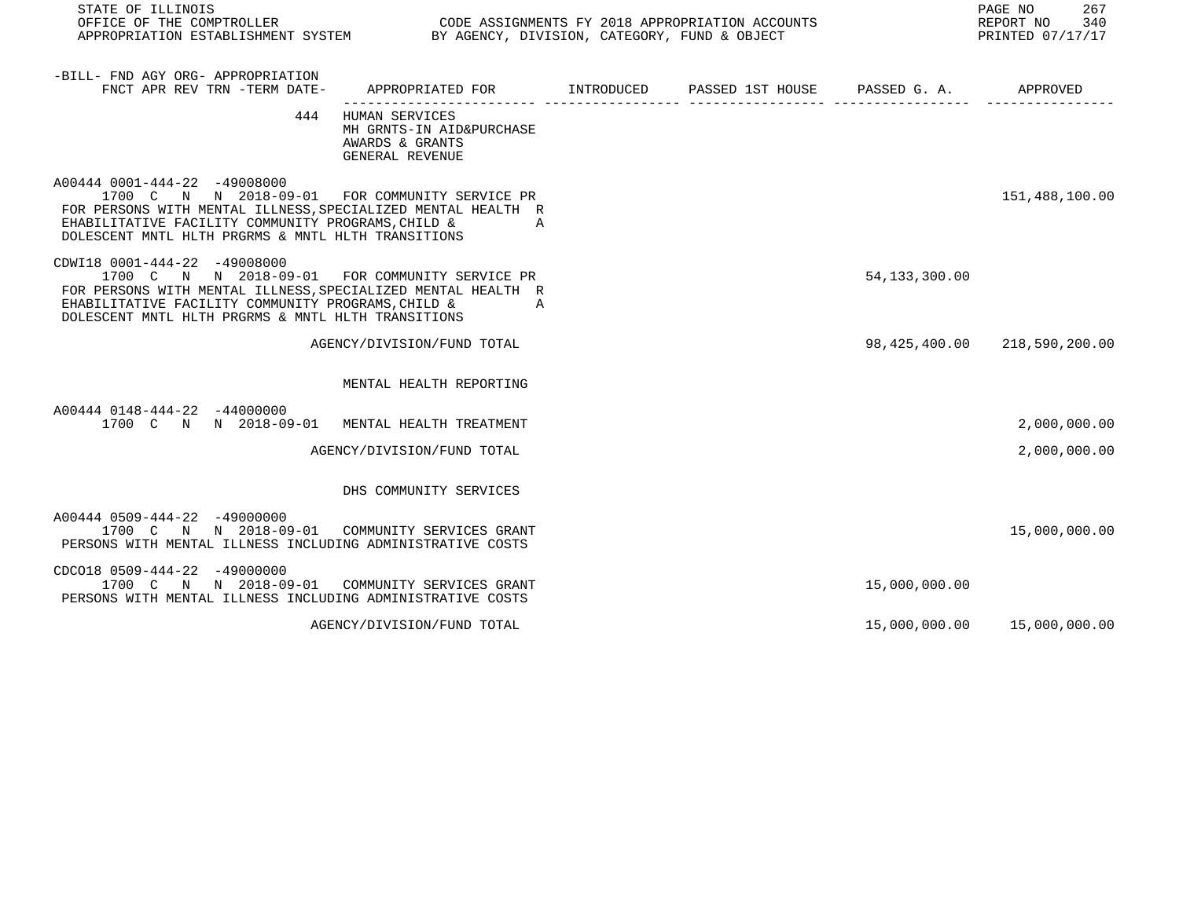| -BILL- FND AGY ORG- APPROPRIATION FNCT APR REV TRN -TERM DATE- | APPROPRIATED FOR | INTRODUCED | PASSED 1ST HOUSE | PASSED G. A. | APPROVED |
|---|---|---|---|---|---|
| 444 | HUMAN SERVICES MH GRNTS-IN AID&PURCHASE AWARDS & GRANTS GENERAL REVENUE | | | | |
| A00444 0001-444-22 -49008000 1700 C N N 2018-09-01 | FOR COMMUNITY SERVICE PR FOR PERSONS WITH MENTAL ILLNESS,SPECIALIZED MENTAL HEALTH R EHABILITATIVE FACILITY COMMUNITY PROGRAMS,CHILD & A DOLESCENT MNTL HLTH PRGRMS & MNTL HLTH TRANSITIONS | | | | 151,488,100.00 |
| CDWI18 0001-444-22 -49008000 1700 C N N 2018-09-01 | FOR COMMUNITY SERVICE PR FOR PERSONS WITH MENTAL ILLNESS,SPECIALIZED MENTAL HEALTH R EHABILITATIVE FACILITY COMMUNITY PROGRAMS,CHILD & A DOLESCENT MNTL HLTH PRGRMS & MNTL HLTH TRANSITIONS | | | 54,133,300.00 | |
| | AGENCY/DIVISION/FUND TOTAL | | | 98,425,400.00 | 218,590,200.00 |
| | MENTAL HEALTH REPORTING | | | | |
| A00444 0148-444-22 -44000000 1700 C N N 2018-09-01 | MENTAL HEALTH TREATMENT | | | | 2,000,000.00 |
| | AGENCY/DIVISION/FUND TOTAL | | | | 2,000,000.00 |
| | DHS COMMUNITY SERVICES | | | | |
| A00444 0509-444-22 -49000000 1700 C N N 2018-09-01 | COMMUNITY SERVICES GRANT PERSONS WITH MENTAL ILLNESS INCLUDING ADMINISTRATIVE COSTS | | | | 15,000,000.00 |
| CDCO18 0509-444-22 -49000000 1700 C N N 2018-09-01 | COMMUNITY SERVICES GRANT PERSONS WITH MENTAL ILLNESS INCLUDING ADMINISTRATIVE COSTS | | | 15,000,000.00 | |
| | AGENCY/DIVISION/FUND TOTAL | | | 15,000,000.00 | 15,000,000.00 |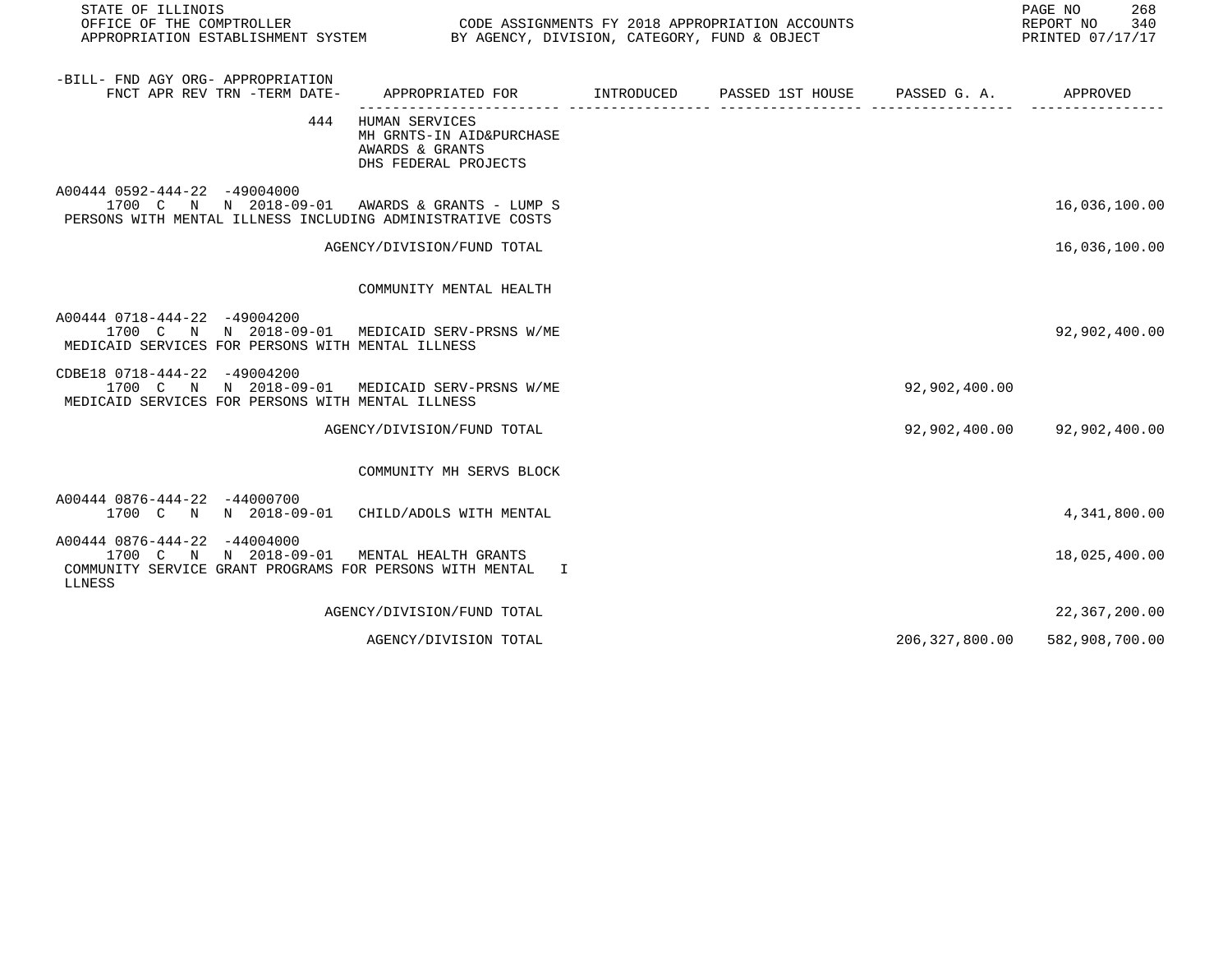STATE OF ILLINOIS
OFFICE OF THE COMPTROLLER
APPROPRIATION ESTABLISHMENT SYSTEM

CODE ASSIGNMENTS FY 2018 APPROPRIATION ACCOUNTS
BY AGENCY, DIVISION, CATEGORY, FUND & OBJECT

REPORT NO 340
PRINTED 07/17/17

| -BILL- FND AGY ORG- APPROPRIATION FNCT APR REV TRN -TERM DATE- | APPROPRIATED FOR | INTRODUCED | PASSED 1ST HOUSE | PASSED G. A. | APPROVED |
|---|---|---|---|---|---|
| 444 | HUMAN SERVICES<br>MH GRNTS-IN AID&PURCHASE<br>AWARDS & GRANTS<br>DHS FEDERAL PROJECTS | | | | |
| A00444 0592-444-22 -49004000<br>1700 C N N 2018-09-01 | AWARDS & GRANTS - LUMP S | | | | 16,036,100.00 |
| PERSONS WITH MENTAL ILLNESS INCLUDING ADMINISTRATIVE COSTS | | | | | |
| | AGENCY/DIVISION/FUND TOTAL | | | | 16,036,100.00 |
| | COMMUNITY MENTAL HEALTH | | | | |
| A00444 0718-444-22 -49004200<br>1700 C N N 2018-09-01 | MEDICAID SERV-PRSNS W/ME | | | | 92,902,400.00 |
| MEDICAID SERVICES FOR PERSONS WITH MENTAL ILLNESS | | | | | |
| CDBE18 0718-444-22 -49004200<br>1700 C N N 2018-09-01 | MEDICAID SERV-PRSNS W/ME | | | 92,902,400.00 | |
| MEDICAID SERVICES FOR PERSONS WITH MENTAL ILLNESS | | | | | |
| | AGENCY/DIVISION/FUND TOTAL | | | 92,902,400.00 | 92,902,400.00 |
| | COMMUNITY MH SERVS BLOCK | | | | |
| A00444 0876-444-22 -44000700<br>1700 C N N 2018-09-01 | CHILD/ADOLS WITH MENTAL | | | | 4,341,800.00 |
| A00444 0876-444-22 -44004000<br>1700 C N N 2018-09-01 | MENTAL HEALTH GRANTS | | | | 18,025,400.00 |
| COMMUNITY SERVICE GRANT PROGRAMS FOR PERSONS WITH MENTAL ILLNESS | | | | | |
| | AGENCY/DIVISION/FUND TOTAL | | | | 22,367,200.00 |
| | AGENCY/DIVISION TOTAL | | | 206,327,800.00 | 582,908,700.00 |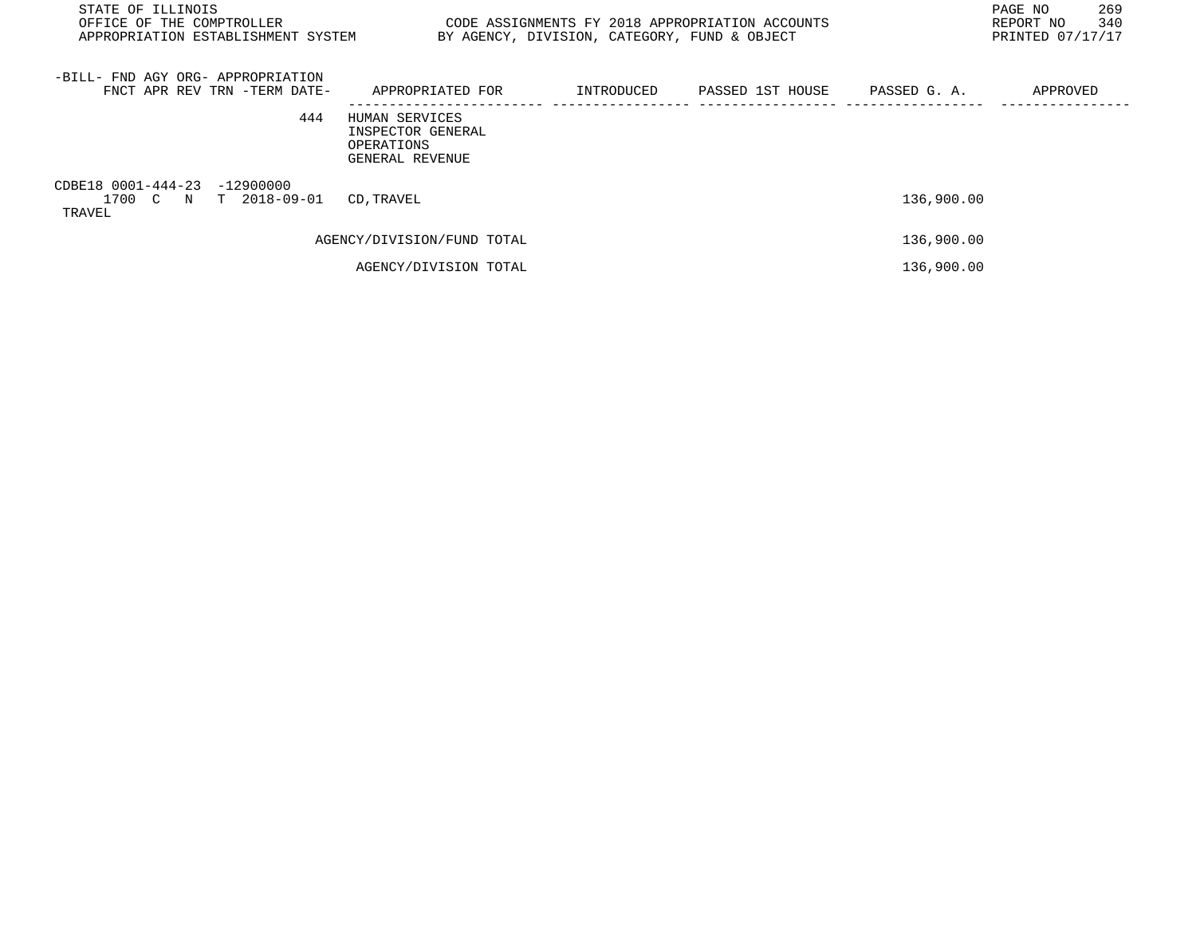| -BILL- FND AGY ORG- APPROPRIATION<br>FNCT APR REV TRN -TERM DATE- | APPROPRIATED FOR | INTRODUCED | PASSED 1ST HOUSE | PASSED G. A. | APPROVED |
|---|---|---|---|---|---|
| 444 | HUMAN SERVICES<br>INSPECTOR GENERAL<br>OPERATIONS<br>GENERAL REVENUE | | | | |
| CDBE18 0001-444-23 -12900000<br>1700 C N T 2018-09-01<br>TRAVEL | CD,TRAVEL | | | 136,900.00 | |
| | AGENCY/DIVISION/FUND TOTAL | | | 136,900.00 | |
| | AGENCY/DIVISION TOTAL | | | 136,900.00 | |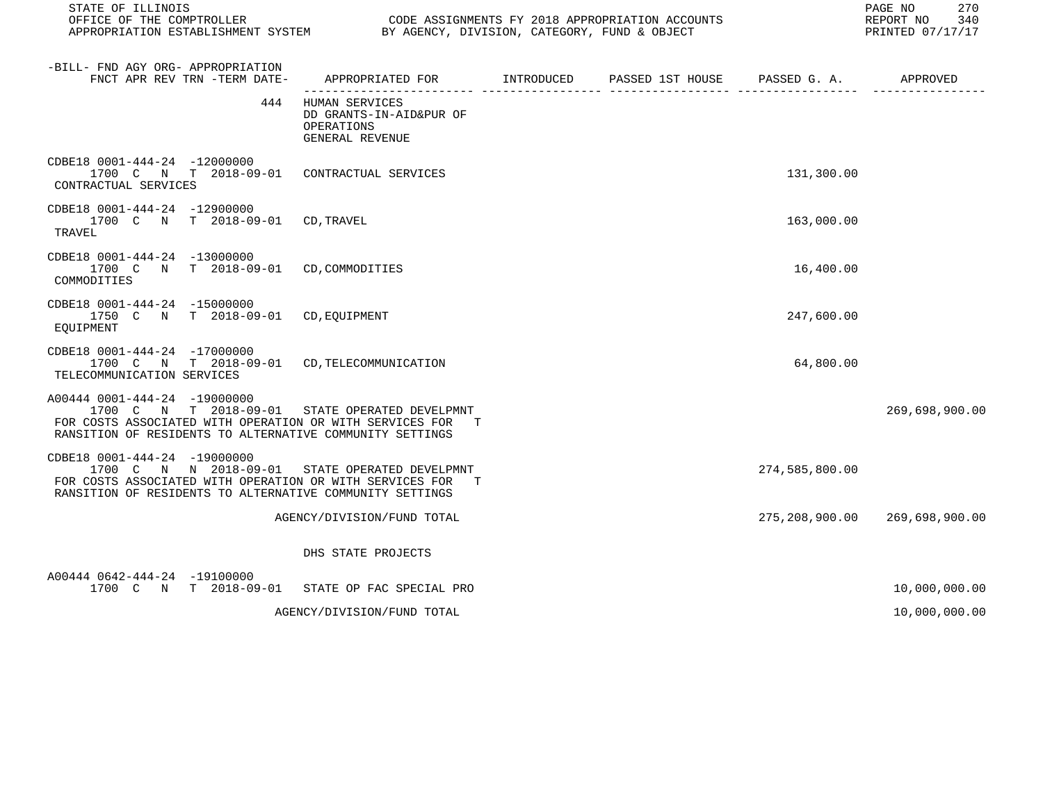| -BILL- FND AGY ORG- APPROPRIATION FNCT APR REV TRN -TERM DATE- | APPROPRIATED FOR | INTRODUCED | PASSED 1ST HOUSE | PASSED G. A. | APPROVED |
|---|---|---|---|---|---|
| 444 | HUMAN SERVICES DD GRANTS-IN-AID&PUR OF OPERATIONS GENERAL REVENUE | | | | |
| CDBE18 0001-444-24 -12000000 1700 C N T 2018-09-01 CONTRACTUAL SERVICES | CONTRACTUAL SERVICES | | | 131,300.00 | |
| CDBE18 0001-444-24 -12900000 1700 C N T 2018-09-01 TRAVEL | CD,TRAVEL | | | 163,000.00 | |
| CDBE18 0001-444-24 -13000000 1700 C N T 2018-09-01 COMMODITIES | CD,COMMODITIES | | | 16,400.00 | |
| CDBE18 0001-444-24 -15000000 1750 C N T 2018-09-01 EQUIPMENT | CD,EQUIPMENT | | | 247,600.00 | |
| CDBE18 0001-444-24 -17000000 1700 C N T 2018-09-01 TELECOMMUNICATION SERVICES | CD,TELECOMMUNICATION | | | 64,800.00 | |
| A00444 0001-444-24 -19000000 1700 C N T 2018-09-01 FOR COSTS ASSOCIATED WITH OPERATION OR WITH SERVICES FOR TRANSITION OF RESIDENTS TO ALTERNATIVE COMMUNITY SETTINGS | STATE OPERATED DEVELPMNT | | | | 269,698,900.00 |
| CDBE18 0001-444-24 -19000000 1700 C N N 2018-09-01 FOR COSTS ASSOCIATED WITH OPERATION OR WITH SERVICES FOR TRANSITION OF RESIDENTS TO ALTERNATIVE COMMUNITY SETTINGS | STATE OPERATED DEVELPMNT | | | 274,585,800.00 | |
| | AGENCY/DIVISION/FUND TOTAL | | | 275,208,900.00 | 269,698,900.00 |
| | DHS STATE PROJECTS | | | | |
| A00444 0642-444-24 -19100000 1700 C N T 2018-09-01 | STATE OP FAC SPECIAL PRO | | | | 10,000,000.00 |
| | AGENCY/DIVISION/FUND TOTAL | | | | 10,000,000.00 |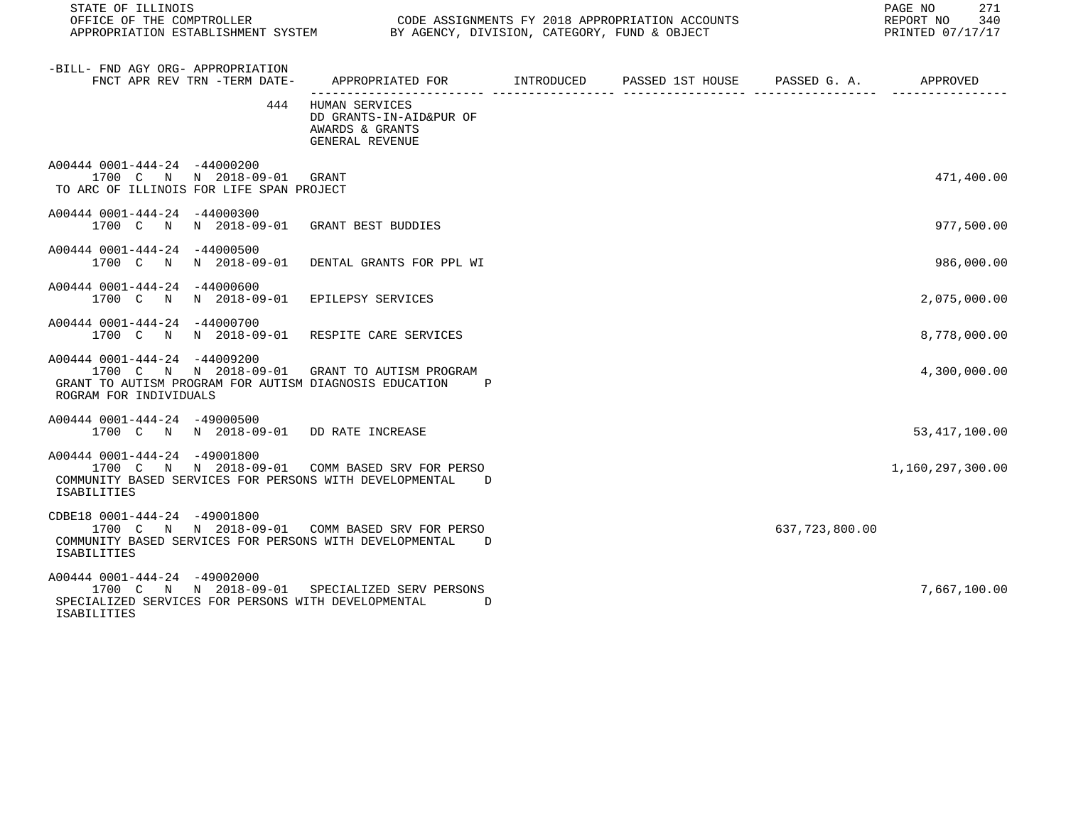| -BILL- FND AGY ORG- APPROPRIATION FNCT APR REV TRN -TERM DATE- | APPROPRIATED FOR | INTRODUCED | PASSED 1ST HOUSE | PASSED G. A. | APPROVED |
|---|---|---|---|---|---|
| 444 | HUMAN SERVICES DD GRANTS-IN-AID&PUR OF AWARDS & GRANTS GENERAL REVENUE | | | | |
| A00444 0001-444-24 -44000200 1700 C N N 2018-09-01 | GRANT TO ARC OF ILLINOIS FOR LIFE SPAN PROJECT | | | | 471,400.00 |
| A00444 0001-444-24 -44000300 1700 C N N 2018-09-01 | GRANT BEST BUDDIES | | | | 977,500.00 |
| A00444 0001-444-24 -44000500 1700 C N N 2018-09-01 | DENTAL GRANTS FOR PPL WI | | | | 986,000.00 |
| A00444 0001-444-24 -44000600 1700 C N N 2018-09-01 | EPILEPSY SERVICES | | | | 2,075,000.00 |
| A00444 0001-444-24 -44000700 1700 C N N 2018-09-01 | RESPITE CARE SERVICES | | | | 8,778,000.00 |
| A00444 0001-444-24 -44009200 1700 C N N 2018-09-01 | GRANT TO AUTISM PROGRAM GRANT TO AUTISM PROGRAM FOR AUTISM DIAGNOSIS EDUCATION PROGRAM FOR INDIVIDUALS | | | | 4,300,000.00 |
| A00444 0001-444-24 -49000500 1700 C N N 2018-09-01 | DD RATE INCREASE | | | | 53,417,100.00 |
| A00444 0001-444-24 -49001800 1700 C N N 2018-09-01 | COMM BASED SRV FOR PERSO COMMUNITY BASED SERVICES FOR PERSONS WITH DEVELOPMENTAL DISABILITIES | | | | 1,160,297,300.00 |
| CDBE18 0001-444-24 -49001800 1700 C N N 2018-09-01 | COMM BASED SRV FOR PERSO COMMUNITY BASED SERVICES FOR PERSONS WITH DEVELOPMENTAL DISABILITIES | | | 637,723,800.00 | |
| A00444 0001-444-24 -49002000 1700 C N N 2018-09-01 | SPECIALIZED SERV PERSONS SPECIALIZED SERVICES FOR PERSONS WITH DEVELOPMENTAL DISABILITIES | | | | 7,667,100.00 |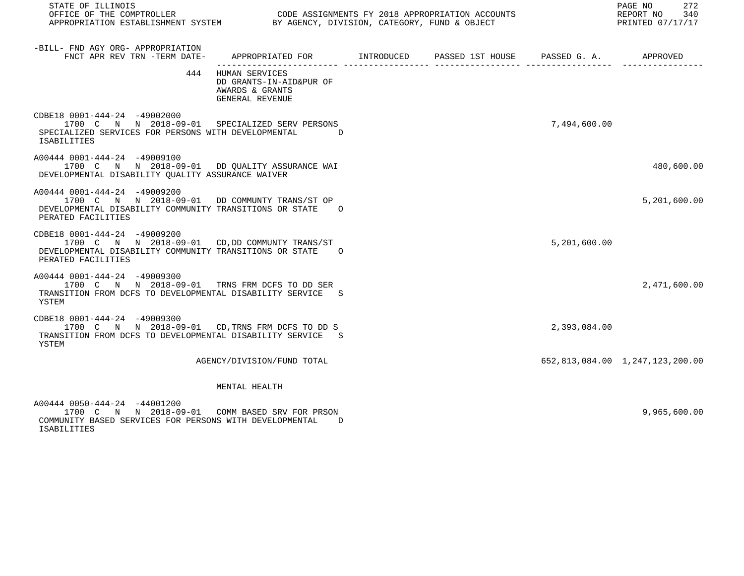STATE OF ILLINOIS
OFFICE OF THE COMPTROLLER
APPROPRIATION ESTABLISHMENT SYSTEM

CODE ASSIGNMENTS FY 2018 APPROPRIATION ACCOUNTS
BY AGENCY, DIVISION, CATEGORY, FUND & OBJECT

REPORT NO 340
PRINTED 07/17/17

| -BILL- FND AGY ORG- APPROPRIATION FNCT APR REV TRN -TERM DATE- | APPROPRIATED FOR | INTRODUCED | PASSED 1ST HOUSE | PASSED G. A. | APPROVED |
|---|---|---|---|---|---|
| 444 | HUMAN SERVICES<br>DD GRANTS-IN-AID&PUR OF<br>AWARDS & GRANTS<br>GENERAL REVENUE | | | | |
| CDBE18 0001-444-24 -49002000<br>1700 C N N 2018-09-01<br>SPECIALIZED SERVICES FOR PERSONS WITH DEVELOPMENTAL DISABILITIES | SPECIALIZED SERV PERSONS | | | 7,494,600.00 | |
| A00444 0001-444-24 -49009100<br>1700 C N N 2018-09-01<br>DEVELOPMENTAL DISABILITY QUALITY ASSURANCE WAIVER | DD QUALITY ASSURANCE WAI | | | | 480,600.00 |
| A00444 0001-444-24 -49009200<br>1700 C N N 2018-09-01<br>DEVELOPMENTAL DISABILITY COMMUNITY TRANSITIONS OR STATE OPERATED FACILITIES | DD COMMUNTY TRANS/ST OP | | | | 5,201,600.00 |
| CDBE18 0001-444-24 -49009200<br>1700 C N N 2018-09-01<br>DEVELOPMENTAL DISABILITY COMMUNITY TRANSITIONS OR STATE OPERATED FACILITIES | CD,DD COMMUNTY TRANS/ST | | | 5,201,600.00 | |
| A00444 0001-444-24 -49009300<br>1700 C N N 2018-09-01<br>TRANSITION FROM DCFS TO DEVELOPMENTAL DISABILITY SERVICE SYSTEM | TRNS FRM DCFS TO DD SER | | | | 2,471,600.00 |
| CDBE18 0001-444-24 -49009300<br>1700 C N N 2018-09-01<br>TRANSITION FROM DCFS TO DEVELOPMENTAL DISABILITY SERVICE SYSTEM | CD,TRNS FRM DCFS TO DD S | | | 2,393,084.00 | |
| | AGENCY/DIVISION/FUND TOTAL | | | 652,813,084.00 | 1,247,123,200.00 |
| | MENTAL HEALTH | | | | |
| A00444 0050-444-24 -44001200<br>1700 C N N 2018-09-01<br>COMMUNITY BASED SERVICES FOR PERSONS WITH DEVELOPMENTAL DISABILITIES | COMM BASED SRV FOR PRSON | | | | 9,965,600.00 |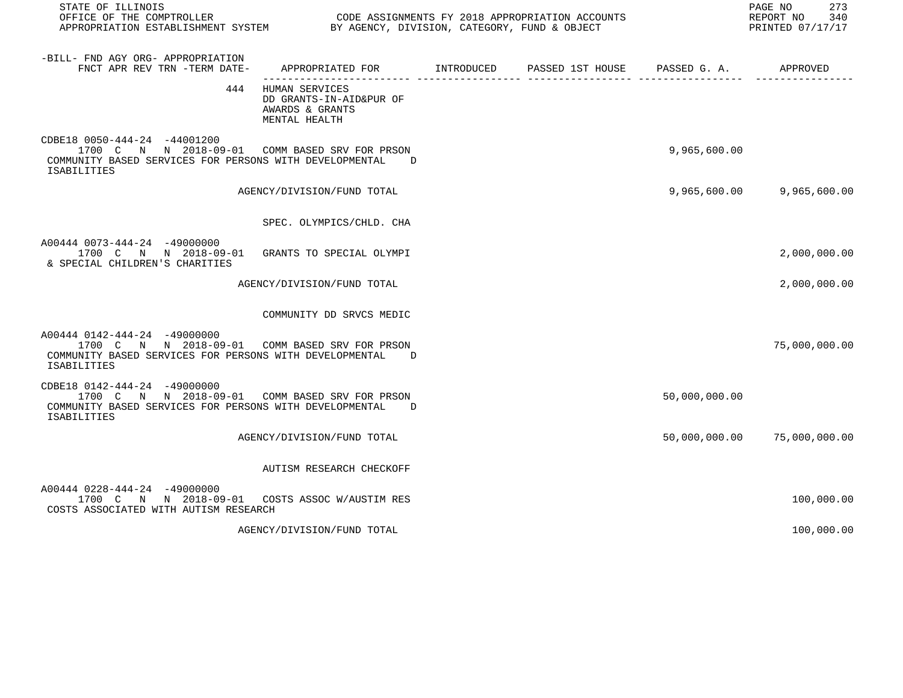STATE OF ILLINOIS
OFFICE OF THE COMPTROLLER — CODE ASSIGNMENTS FY 2018 APPROPRIATION ACCOUNTS
APPROPRIATION ESTABLISHMENT SYSTEM — BY AGENCY, DIVISION, CATEGORY, FUND & OBJECT

REPORT NO 340
PRINTED 07/17/17

| -BILL- FND AGY ORG- APPROPRIATION FNCT APR REV TRN -TERM DATE- | APPROPRIATED FOR | INTRODUCED | PASSED 1ST HOUSE | PASSED G. A. | APPROVED |
|---|---|---|---|---|---|
| 444 | HUMAN SERVICES DD GRANTS-IN-AID&PUR OF AWARDS & GRANTS MENTAL HEALTH | | | | |
| CDBE18 0050-444-24 -44001200 1700 C N N 2018-09-01 COMMUNITY BASED SERVICES FOR PERSONS WITH DEVELOPMENTAL D ISABILITIES | COMM BASED SRV FOR PRSON | | | 9,965,600.00 | |
| | AGENCY/DIVISION/FUND TOTAL | | | 9,965,600.00 | 9,965,600.00 |
| | SPEC. OLYMPICS/CHLD. CHA | | | | |
| A00444 0073-444-24 -49000000 1700 C N N 2018-09-01 & SPECIAL CHILDREN'S CHARITIES | GRANTS TO SPECIAL OLYMPI | | | | 2,000,000.00 |
| | AGENCY/DIVISION/FUND TOTAL | | | | 2,000,000.00 |
| | COMMUNITY DD SRVCS MEDIC | | | | |
| A00444 0142-444-24 -49000000 1700 C N N 2018-09-01 COMMUNITY BASED SERVICES FOR PERSONS WITH DEVELOPMENTAL D ISABILITIES | COMM BASED SRV FOR PRSON | | | | 75,000,000.00 |
| CDBE18 0142-444-24 -49000000 1700 C N N 2018-09-01 COMMUNITY BASED SERVICES FOR PERSONS WITH DEVELOPMENTAL D ISABILITIES | COMM BASED SRV FOR PRSON | | | 50,000,000.00 | |
| | AGENCY/DIVISION/FUND TOTAL | | | 50,000,000.00 | 75,000,000.00 |
| | AUTISM RESEARCH CHECKOFF | | | | |
| A00444 0228-444-24 -49000000 1700 C N N 2018-09-01 COSTS ASSOCIATED WITH AUTISM RESEARCH | COSTS ASSOC W/AUSTIM RES | | | | 100,000.00 |
| | AGENCY/DIVISION/FUND TOTAL | | | | 100,000.00 |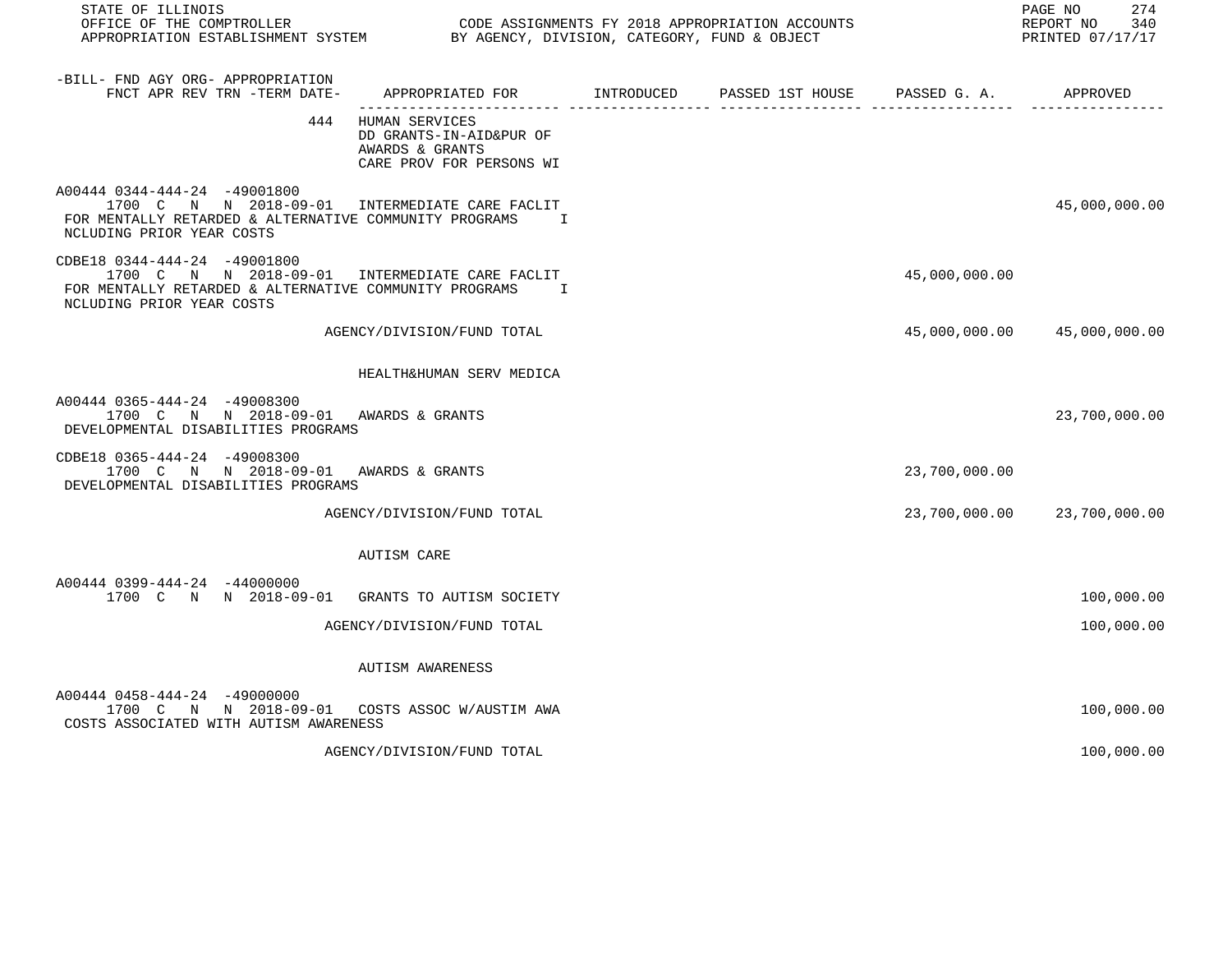| -BILL- FND AGY ORG- APPROPRIATION FNCT APR REV TRN -TERM DATE- | APPROPRIATED FOR | INTRODUCED | PASSED 1ST HOUSE | PASSED G. A. | APPROVED |
|---|---|---|---|---|---|
| 444 | HUMAN SERVICES<br>DD GRANTS-IN-AID&PUR OF<br>AWARDS & GRANTS<br>CARE PROV FOR PERSONS WI | | | | |
| A00444 0344-444-24 -49001800<br>1700 C N N 2018-09-01 | INTERMEDIATE CARE FACLIT | | | | 45,000,000.00 |
| FOR MENTALLY RETARDED & ALTERNATIVE COMMUNITY PROGRAMS I NCLUDING PRIOR YEAR COSTS | | | | | |
| CDBE18 0344-444-24 -49001800<br>1700 C N N 2018-09-01 | INTERMEDIATE CARE FACLIT | | | 45,000,000.00 | |
| FOR MENTALLY RETARDED & ALTERNATIVE COMMUNITY PROGRAMS I NCLUDING PRIOR YEAR COSTS | | | | | |
| | AGENCY/DIVISION/FUND TOTAL | | | 45,000,000.00 | 45,000,000.00 |
| | HEALTH&HUMAN SERV MEDICA | | | | |
| A00444 0365-444-24 -49008300<br>1700 C N N 2018-09-01 | AWARDS & GRANTS | | | | 23,700,000.00 |
| DEVELOPMENTAL DISABILITIES PROGRAMS | | | | | |
| CDBE18 0365-444-24 -49008300<br>1700 C N N 2018-09-01 | AWARDS & GRANTS | | | 23,700,000.00 | |
| DEVELOPMENTAL DISABILITIES PROGRAMS | | | | | |
| | AGENCY/DIVISION/FUND TOTAL | | | 23,700,000.00 | 23,700,000.00 |
| | AUTISM CARE | | | | |
| A00444 0399-444-24 -44000000<br>1700 C N N 2018-09-01 | GRANTS TO AUTISM SOCIETY | | | | 100,000.00 |
| | AGENCY/DIVISION/FUND TOTAL | | | | 100,000.00 |
| | AUTISM AWARENESS | | | | |
| A00444 0458-444-24 -49000000<br>1700 C N N 2018-09-01 | COSTS ASSOC W/AUSTIM AWA | | | | 100,000.00 |
| COSTS ASSOCIATED WITH AUTISM AWARENESS | | | | | |
| | AGENCY/DIVISION/FUND TOTAL | | | | 100,000.00 |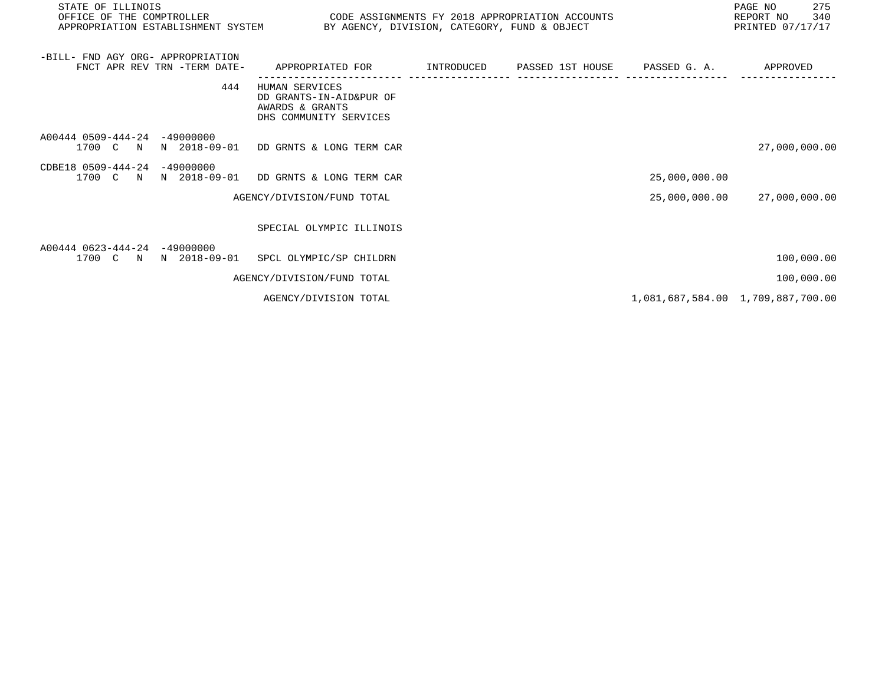STATE OF ILLINOIS
OFFICE OF THE COMPTROLLER
APPROPRIATION ESTABLISHMENT SYSTEM

CODE ASSIGNMENTS FY 2018 APPROPRIATION ACCOUNTS
BY AGENCY, DIVISION, CATEGORY, FUND & OBJECT

REPORT NO 340
PRINTED 07/17/17

| -BILL- FND AGY ORG- APPROPRIATION FNCT APR REV TRN -TERM DATE- | APPROPRIATED FOR | INTRODUCED | PASSED 1ST HOUSE | PASSED G. A. | APPROVED |
|---|---|---|---|---|---|
| 444 | HUMAN SERVICES<br>DD GRANTS-IN-AID&PUR OF<br>AWARDS & GRANTS<br>DHS COMMUNITY SERVICES | | | | |
| A00444 0509-444-24 -49000000<br>1700 C N N 2018-09-01 | DD GRNTS & LONG TERM CAR | | | | 27,000,000.00 |
| CDBE18 0509-444-24 -49000000<br>1700 C N N 2018-09-01 | DD GRNTS & LONG TERM CAR | | | 25,000,000.00 | |
| | AGENCY/DIVISION/FUND TOTAL | | | 25,000,000.00 | 27,000,000.00 |
| | SPECIAL OLYMPIC ILLINOIS | | | | |
| A00444 0623-444-24 -49000000<br>1700 C N N 2018-09-01 | SPCL OLYMPIC/SP CHILDRN | | | | 100,000.00 |
| | AGENCY/DIVISION/FUND TOTAL | | | | 100,000.00 |
| | AGENCY/DIVISION TOTAL | | | 1,081,687,584.00 | 1,709,887,700.00 |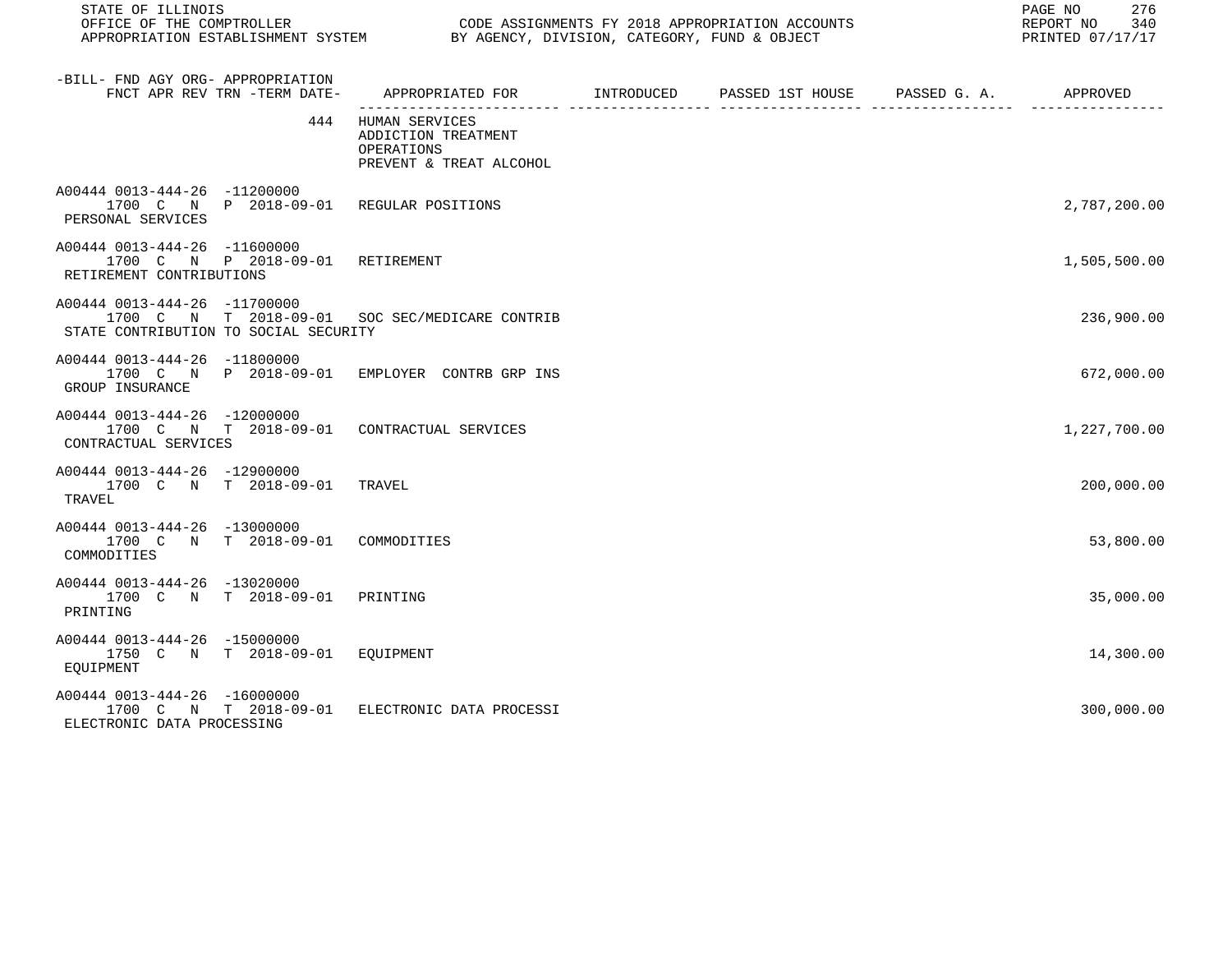| -BILL- FND AGY ORG- APPROPRIATION FNCT APR REV TRN -TERM DATE- | APPROPRIATED FOR | INTRODUCED | PASSED 1ST HOUSE | PASSED G. A. | APPROVED |
|---|---|---|---|---|---|
| 444 | HUMAN SERVICES<br>ADDICTION TREATMENT<br>OPERATIONS<br>PREVENT & TREAT ALCOHOL | | | | |
| A00444 0013-444-26 -11200000<br>1700 C N P 2018-09-01<br>PERSONAL SERVICES | REGULAR POSITIONS | | | | 2,787,200.00 |
| A00444 0013-444-26 -11600000<br>1700 C N P 2018-09-01<br>RETIREMENT CONTRIBUTIONS | RETIREMENT | | | | 1,505,500.00 |
| A00444 0013-444-26 -11700000<br>1700 C N T 2018-09-01<br>STATE CONTRIBUTION TO SOCIAL SECURITY | SOC SEC/MEDICARE CONTRIB | | | | 236,900.00 |
| A00444 0013-444-26 -11800000<br>1700 C N P 2018-09-01<br>GROUP INSURANCE | EMPLOYER CONTRB GRP INS | | | | 672,000.00 |
| A00444 0013-444-26 -12000000<br>1700 C N T 2018-09-01<br>CONTRACTUAL SERVICES | CONTRACTUAL SERVICES | | | | 1,227,700.00 |
| A00444 0013-444-26 -12900000<br>1700 C N T 2018-09-01<br>TRAVEL | TRAVEL | | | | 200,000.00 |
| A00444 0013-444-26 -13000000<br>1700 C N T 2018-09-01<br>COMMODITIES | COMMODITIES | | | | 53,800.00 |
| A00444 0013-444-26 -13020000<br>1700 C N T 2018-09-01<br>PRINTING | PRINTING | | | | 35,000.00 |
| A00444 0013-444-26 -15000000<br>1750 C N T 2018-09-01<br>EQUIPMENT | EQUIPMENT | | | | 14,300.00 |
| A00444 0013-444-26 -16000000<br>1700 C N T 2018-09-01<br>ELECTRONIC DATA PROCESSING | ELECTRONIC DATA PROCESSI | | | | 300,000.00 |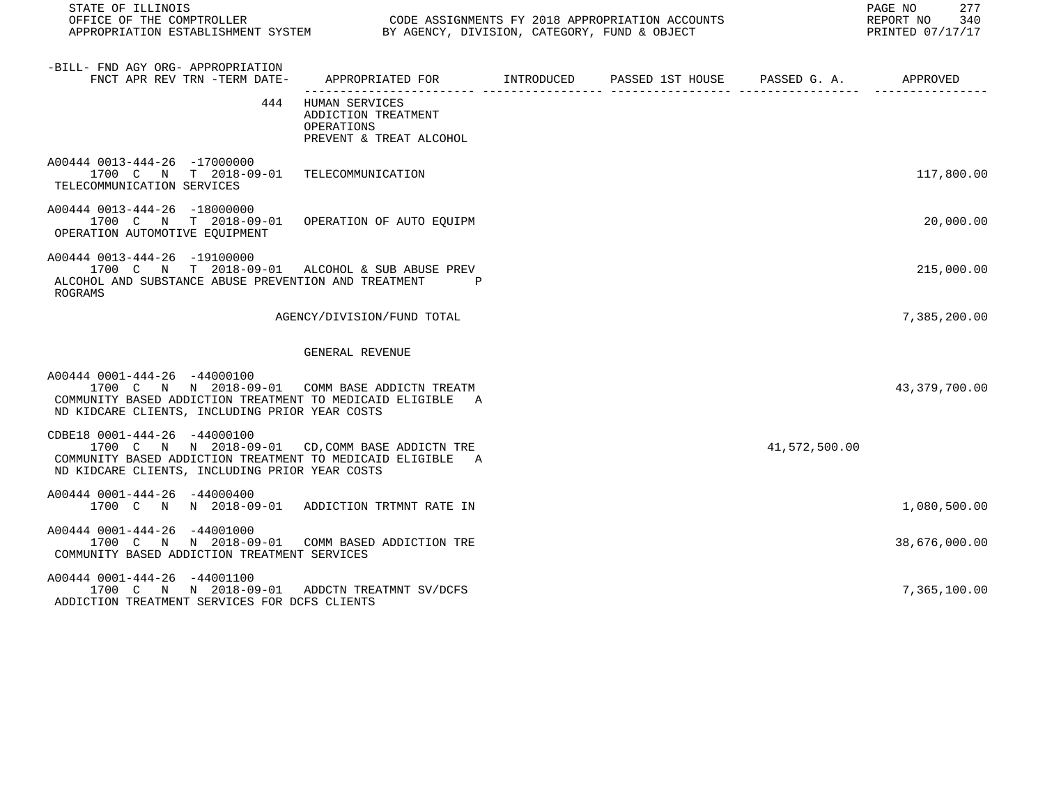| -BILL- FND AGY ORG- APPROPRIATION FNCT APR REV TRN -TERM DATE- | APPROPRIATED FOR | INTRODUCED | PASSED 1ST HOUSE | PASSED G. A. | APPROVED |
|---|---|---|---|---|---|
| 444 | HUMAN SERVICES<br>ADDICTION TREATMENT<br>OPERATIONS<br>PREVENT & TREAT ALCOHOL | | | | |
| A00444 0013-444-26 -17000000<br>1700 C N T 2018-09-01<br>TELECOMMUNICATION SERVICES | TELECOMMUNICATION | | | | 117,800.00 |
| A00444 0013-444-26 -18000000<br>1700 C N T 2018-09-01<br>OPERATION AUTOMOTIVE EQUIPMENT | OPERATION OF AUTO EQUIPM | | | | 20,000.00 |
| A00444 0013-444-26 -19100000<br>1700 C N T 2018-09-01<br>ALCOHOL AND SUBSTANCE ABUSE PREVENTION AND TREATMENT P ROGRAMS | ALCOHOL & SUB ABUSE PREV | | | | 215,000.00 |
| | AGENCY/DIVISION/FUND TOTAL | | | | 7,385,200.00 |
| | GENERAL REVENUE | | | | |
| A00444 0001-444-26 -44000100<br>1700 C N N 2018-09-01<br>COMMUNITY BASED ADDICTION TREATMENT TO MEDICAID ELIGIBLE A ND KIDCARE CLIENTS, INCLUDING PRIOR YEAR COSTS | COMM BASE ADDICTN TREATM | | | | 43,379,700.00 |
| CDBE18 0001-444-26 -44000100<br>1700 C N N 2018-09-01<br>COMMUNITY BASED ADDICTION TREATMENT TO MEDICAID ELIGIBLE A ND KIDCARE CLIENTS, INCLUDING PRIOR YEAR COSTS | CD,COMM BASE ADDICTN TRE | | | 41,572,500.00 | |
| A00444 0001-444-26 -44000400<br>1700 C N N 2018-09-01 | ADDICTION TRTMNT RATE IN | | | | 1,080,500.00 |
| A00444 0001-444-26 -44001000<br>1700 C N N 2018-09-01<br>COMMUNITY BASED ADDICTION TREATMENT SERVICES | COMM BASED ADDICTION TRE | | | | 38,676,000.00 |
| A00444 0001-444-26 -44001100<br>1700 C N N 2018-09-01<br>ADDICTION TREATMENT SERVICES FOR DCFS CLIENTS | ADDCTN TREATMNT SV/DCFS | | | | 7,365,100.00 |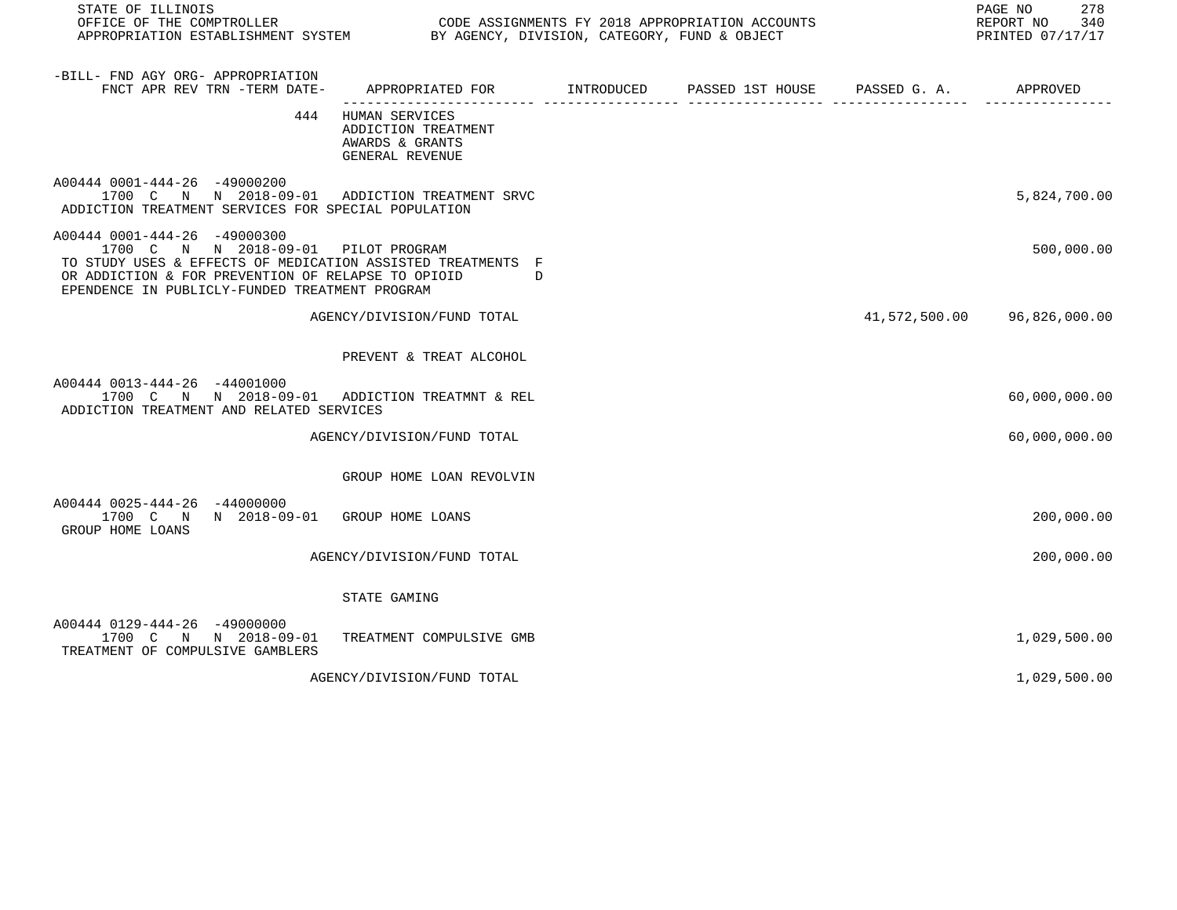| -BILL- FND AGY ORG- APPROPRIATION FNCT APR REV TRN -TERM DATE- | APPROPRIATED FOR | INTRODUCED | PASSED 1ST HOUSE | PASSED G. A. | APPROVED |
|---|---|---|---|---|---|
| 444 | HUMAN SERVICES<br>ADDICTION TREATMENT<br>AWARDS & GRANTS<br>GENERAL REVENUE | | | | |
| A00444 0001-444-26 -49000200<br>1700 C N N 2018-09-01<br>ADDICTION TREATMENT SERVICES FOR SPECIAL POPULATION | ADDICTION TREATMENT SRVC | | | | 5,824,700.00 |
| A00444 0001-444-26 -49000300<br>1700 C N N 2018-09-01<br>TO STUDY USES & EFFECTS OF MEDICATION ASSISTED TREATMENTS FOR ADDICTION & FOR PREVENTION OF RELAPSE TO OPIOID DEPENDENCE IN PUBLICLY-FUNDED TREATMENT PROGRAM | PILOT PROGRAM | | | | 500,000.00 |
| | AGENCY/DIVISION/FUND TOTAL | | | 41,572,500.00 | 96,826,000.00 |
| | PREVENT & TREAT ALCOHOL | | | | |
| A00444 0013-444-26 -44001000<br>1700 C N N 2018-09-01<br>ADDICTION TREATMENT AND RELATED SERVICES | ADDICTION TREATMNT & REL | | | | 60,000,000.00 |
| | AGENCY/DIVISION/FUND TOTAL | | | | 60,000,000.00 |
| | GROUP HOME LOAN REVOLVIN | | | | |
| A00444 0025-444-26 -44000000<br>1700 C N N 2018-09-01<br>GROUP HOME LOANS | GROUP HOME LOANS | | | | 200,000.00 |
| | AGENCY/DIVISION/FUND TOTAL | | | | 200,000.00 |
| | STATE GAMING | | | | |
| A00444 0129-444-26 -49000000<br>1700 C N N 2018-09-01<br>TREATMENT OF COMPULSIVE GAMBLERS | TREATMENT COMPULSIVE GMB | | | | 1,029,500.00 |
| | AGENCY/DIVISION/FUND TOTAL | | | | 1,029,500.00 |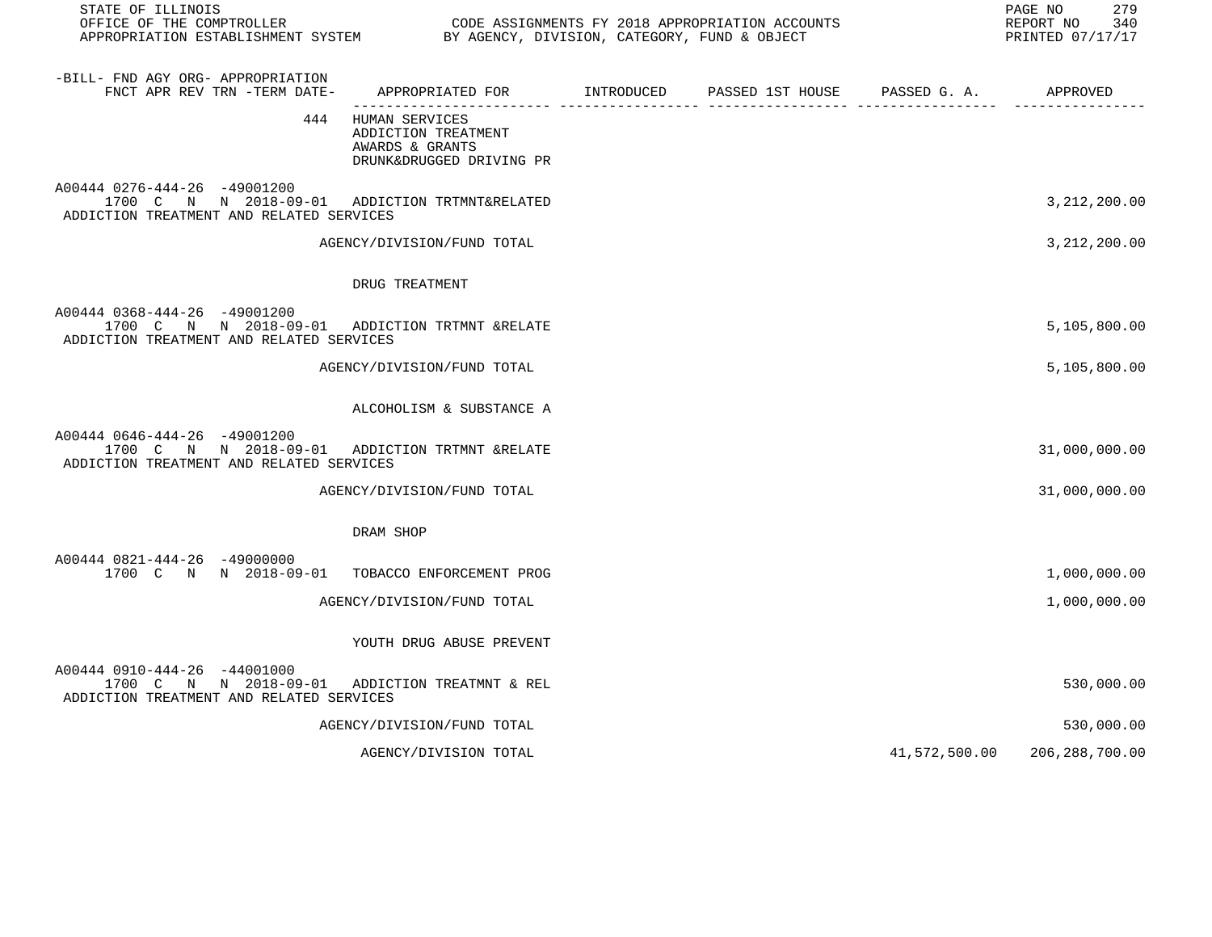STATE OF ILLINOIS
OFFICE OF THE COMPTROLLER — CODE ASSIGNMENTS FY 2018 APPROPRIATION ACCOUNTS
APPROPRIATION ESTABLISHMENT SYSTEM — BY AGENCY, DIVISION, CATEGORY, FUND & OBJECT

| -BILL- FND AGY ORG- APPROPRIATION / FNCT APR REV TRN -TERM DATE- | APPROPRIATED FOR | INTRODUCED | PASSED 1ST HOUSE | PASSED G. A. | APPROVED |
|---|---|---|---|---|---|
| 444 | HUMAN SERVICES<br>ADDICTION TREATMENT<br>AWARDS & GRANTS<br>DRUNK&DRUGGED DRIVING PR | | | | |
| A00444 0276-444-26 -49001200<br>1700 C N N 2018-09-01<br>ADDICTION TREATMENT AND RELATED SERVICES | ADDICTION TRTMNT&RELATED | | | | 3,212,200.00 |
| | AGENCY/DIVISION/FUND TOTAL | | | | 3,212,200.00 |
| | DRUG TREATMENT | | | | |
| A00444 0368-444-26 -49001200<br>1700 C N N 2018-09-01<br>ADDICTION TREATMENT AND RELATED SERVICES | ADDICTION TRTMNT &RELATE | | | | 5,105,800.00 |
| | AGENCY/DIVISION/FUND TOTAL | | | | 5,105,800.00 |
| | ALCOHOLISM & SUBSTANCE A | | | | |
| A00444 0646-444-26 -49001200<br>1700 C N N 2018-09-01<br>ADDICTION TREATMENT AND RELATED SERVICES | ADDICTION TRTMNT &RELATE | | | | 31,000,000.00 |
| | AGENCY/DIVISION/FUND TOTAL | | | | 31,000,000.00 |
| | DRAM SHOP | | | | |
| A00444 0821-444-26 -49000000<br>1700 C N N 2018-09-01 | TOBACCO ENFORCEMENT PROG | | | | 1,000,000.00 |
| | AGENCY/DIVISION/FUND TOTAL | | | | 1,000,000.00 |
| | YOUTH DRUG ABUSE PREVENT | | | | |
| A00444 0910-444-26 -44001000<br>1700 C N N 2018-09-01<br>ADDICTION TREATMENT AND RELATED SERVICES | ADDICTION TREATMNT & REL | | | | 530,000.00 |
| | AGENCY/DIVISION/FUND TOTAL | | | | 530,000.00 |
| | AGENCY/DIVISION TOTAL | | | 41,572,500.00 | 206,288,700.00 |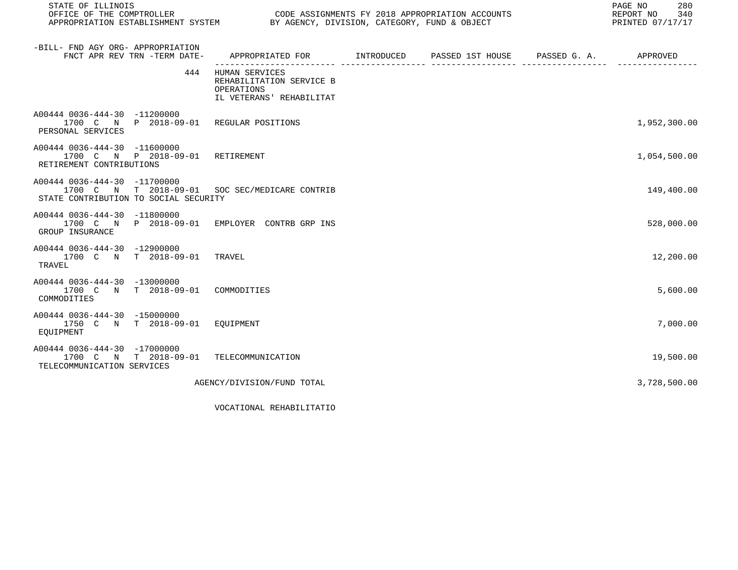| -BILL- FND AGY ORG- APPROPRIATION FNCT APR REV TRN -TERM DATE- | APPROPRIATED FOR | INTRODUCED | PASSED 1ST HOUSE | PASSED G. A. | APPROVED |
|---|---|---|---|---|---|
| 444 | HUMAN SERVICES<br>REHABILITATION SERVICE B<br>OPERATIONS<br>IL VETERANS' REHABILITAT | | | | |
| A00444 0036-444-30 -11200000<br>1700 C N P 2018-09-01<br>PERSONAL SERVICES | REGULAR POSITIONS | | | | 1,952,300.00 |
| A00444 0036-444-30 -11600000<br>1700 C N P 2018-09-01<br>RETIREMENT CONTRIBUTIONS | RETIREMENT | | | | 1,054,500.00 |
| A00444 0036-444-30 -11700000<br>1700 C N T 2018-09-01<br>STATE CONTRIBUTION TO SOCIAL SECURITY | SOC SEC/MEDICARE CONTRIB | | | | 149,400.00 |
| A00444 0036-444-30 -11800000<br>1700 C N P 2018-09-01<br>GROUP INSURANCE | EMPLOYER CONTRB GRP INS | | | | 528,000.00 |
| A00444 0036-444-30 -12900000<br>1700 C N T 2018-09-01<br>TRAVEL | TRAVEL | | | | 12,200.00 |
| A00444 0036-444-30 -13000000<br>1700 C N T 2018-09-01<br>COMMODITIES | COMMODITIES | | | | 5,600.00 |
| A00444 0036-444-30 -15000000<br>1750 C N T 2018-09-01<br>EQUIPMENT | EQUIPMENT | | | | 7,000.00 |
| A00444 0036-444-30 -17000000<br>1700 C N T 2018-09-01<br>TELECOMMUNICATION SERVICES | TELECOMMUNICATION | | | | 19,500.00 |
| | AGENCY/DIVISION/FUND TOTAL | | | | 3,728,500.00 |

VOCATIONAL REHABILITATIO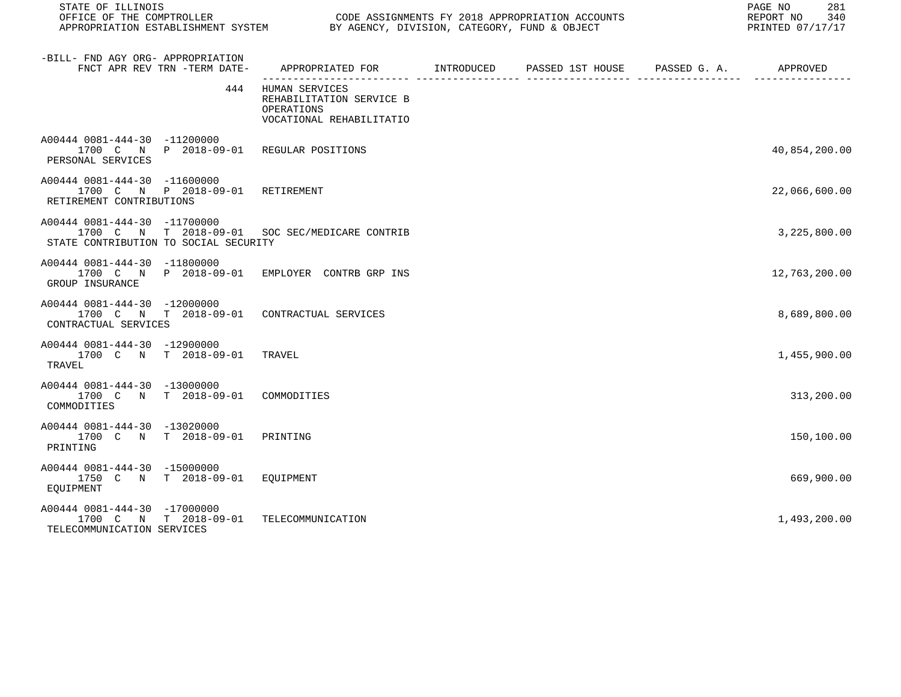STATE OF ILLINOIS
OFFICE OF THE COMPTROLLER
APPROPRIATION ESTABLISHMENT SYSTEM

CODE ASSIGNMENTS FY 2018 APPROPRIATION ACCOUNTS
BY AGENCY, DIVISION, CATEGORY, FUND & OBJECT

REPORT NO 340
PRINTED 07/17/17

| -BILL- FND AGY ORG- APPROPRIATION FNCT APR REV TRN -TERM DATE- | APPROPRIATED FOR | INTRODUCED | PASSED 1ST HOUSE | PASSED G. A. | APPROVED |
|---|---|---|---|---|---|
| 444 | HUMAN SERVICES<br>REHABILITATION SERVICE B<br>OPERATIONS<br>VOCATIONAL REHABILITATIO | | | | |
| A00444 0081-444-30 -11200000<br>1700 C N P 2018-09-01<br>PERSONAL SERVICES | REGULAR POSITIONS | | | | 40,854,200.00 |
| A00444 0081-444-30 -11600000<br>1700 C N P 2018-09-01<br>RETIREMENT CONTRIBUTIONS | RETIREMENT | | | | 22,066,600.00 |
| A00444 0081-444-30 -11700000<br>1700 C N T 2018-09-01<br>STATE CONTRIBUTION TO SOCIAL SECURITY | SOC SEC/MEDICARE CONTRIB | | | | 3,225,800.00 |
| A00444 0081-444-30 -11800000<br>1700 C N P 2018-09-01<br>GROUP INSURANCE | EMPLOYER CONTRB GRP INS | | | | 12,763,200.00 |
| A00444 0081-444-30 -12000000<br>1700 C N T 2018-09-01<br>CONTRACTUAL SERVICES | CONTRACTUAL SERVICES | | | | 8,689,800.00 |
| A00444 0081-444-30 -12900000<br>1700 C N T 2018-09-01<br>TRAVEL | TRAVEL | | | | 1,455,900.00 |
| A00444 0081-444-30 -13000000<br>1700 C N T 2018-09-01<br>COMMODITIES | COMMODITIES | | | | 313,200.00 |
| A00444 0081-444-30 -13020000<br>1700 C N T 2018-09-01<br>PRINTING | PRINTING | | | | 150,100.00 |
| A00444 0081-444-30 -15000000<br>1750 C N T 2018-09-01<br>EQUIPMENT | EQUIPMENT | | | | 669,900.00 |
| A00444 0081-444-30 -17000000<br>1700 C N T 2018-09-01<br>TELECOMMUNICATION SERVICES | TELECOMMUNICATION | | | | 1,493,200.00 |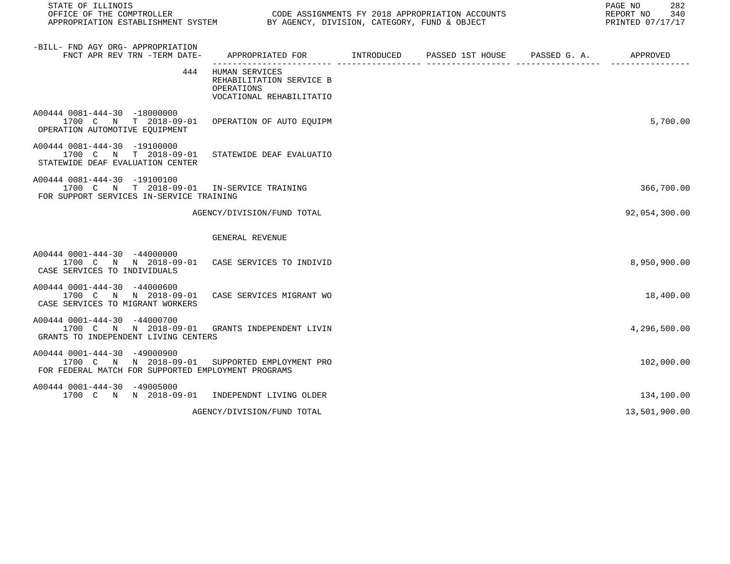| -BILL- FND AGY ORG- APPROPRIATION<br>FNCT APR REV TRN -TERM DATE- | APPROPRIATED FOR | INTRODUCED | PASSED 1ST HOUSE | PASSED G. A. | APPROVED |
|---|---|---|---|---|---|
| 444 | HUMAN SERVICES<br>REHABILITATION SERVICE B<br>OPERATIONS<br>VOCATIONAL REHABILITATIO | | | | |
| A00444 0081-444-30 -18000000<br>1700 C N T 2018-09-01<br>OPERATION AUTOMOTIVE EQUIPMENT | OPERATION OF AUTO EQUIPM | | | | 5,700.00 |
| A00444 0081-444-30 -19100000<br>1700 C N T 2018-09-01<br>STATEWIDE DEAF EVALUATION CENTER | STATEWIDE DEAF EVALUATIO | | | | |
| A00444 0081-444-30 -19100100<br>1700 C N T 2018-09-01<br>FOR SUPPORT SERVICES IN-SERVICE TRAINING | IN-SERVICE TRAINING | | | | 366,700.00 |
| | AGENCY/DIVISION/FUND TOTAL | | | | 92,054,300.00 |
| | GENERAL REVENUE | | | | |
| A00444 0001-444-30 -44000000<br>1700 C N N 2018-09-01<br>CASE SERVICES TO INDIVIDUALS | CASE SERVICES TO INDIVID | | | | 8,950,900.00 |
| A00444 0001-444-30 -44000600<br>1700 C N N 2018-09-01<br>CASE SERVICES TO MIGRANT WORKERS | CASE SERVICES MIGRANT WO | | | | 18,400.00 |
| A00444 0001-444-30 -44000700<br>1700 C N N 2018-09-01<br>GRANTS TO INDEPENDENT LIVING CENTERS | GRANTS INDEPENDENT LIVIN | | | | 4,296,500.00 |
| A00444 0001-444-30 -49000900<br>1700 C N N 2018-09-01<br>FOR FEDERAL MATCH FOR SUPPORTED EMPLOYMENT PROGRAMS | SUPPORTED EMPLOYMENT PRO | | | | 102,000.00 |
| A00444 0001-444-30 -49005000<br>1700 C N N 2018-09-01 | INDEPENDNT LIVING OLDER | | | | 134,100.00 |
| | AGENCY/DIVISION/FUND TOTAL | | | | 13,501,900.00 |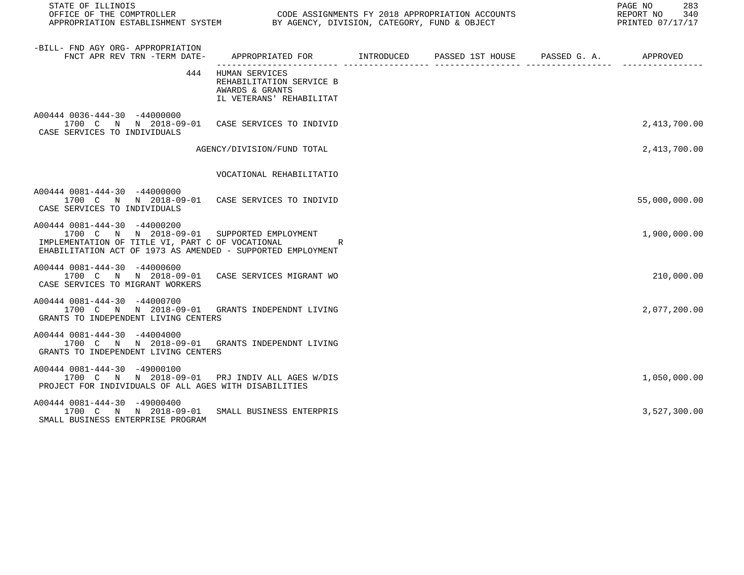STATE OF ILLINOIS
OFFICE OF THE COMPTROLLER — CODE ASSIGNMENTS FY 2018 APPROPRIATION ACCOUNTS
APPROPRIATION ESTABLISHMENT SYSTEM — BY AGENCY, DIVISION, CATEGORY, FUND & OBJECT

PRINTED 07/17/17

| -BILL- FND AGY ORG- APPROPRIATION FNCT APR REV TRN -TERM DATE- | APPROPRIATED FOR | INTRODUCED | PASSED 1ST HOUSE | PASSED G. A. | APPROVED |
|---|---|---|---|---|---|
| 444 | HUMAN SERVICES<br>REHABILITATION SERVICE B<br>AWARDS & GRANTS<br>IL VETERANS' REHABILITAT | | | | |
| A00444 0036-444-30 -44000000<br>1700 C N N 2018-09-01<br>CASE SERVICES TO INDIVIDUALS | CASE SERVICES TO INDIVID | | | | 2,413,700.00 |
| | AGENCY/DIVISION/FUND TOTAL | | | | 2,413,700.00 |
| | VOCATIONAL REHABILITATIO | | | | |
| A00444 0081-444-30 -44000000<br>1700 C N N 2018-09-01<br>CASE SERVICES TO INDIVIDUALS | CASE SERVICES TO INDIVID | | | | 55,000,000.00 |
| A00444 0081-444-30 -44000200<br>1700 C N N 2018-09-01<br>IMPLEMENTATION OF TITLE VI, PART C OF VOCATIONAL REHABILITATION ACT OF 1973 AS AMENDED - SUPPORTED EMPLOYMENT | SUPPORTED EMPLOYMENT | | | | 1,900,000.00 |
| A00444 0081-444-30 -44000600<br>1700 C N N 2018-09-01<br>CASE SERVICES TO MIGRANT WORKERS | CASE SERVICES MIGRANT WO | | | | 210,000.00 |
| A00444 0081-444-30 -44000700<br>1700 C N N 2018-09-01<br>GRANTS TO INDEPENDENT LIVING CENTERS | GRANTS INDEPENDNT LIVING | | | | 2,077,200.00 |
| A00444 0081-444-30 -44004000<br>1700 C N N 2018-09-01<br>GRANTS TO INDEPENDENT LIVING CENTERS | GRANTS INDEPENDNT LIVING | | | | |
| A00444 0081-444-30 -49000100<br>1700 C N N 2018-09-01<br>PROJECT FOR INDIVIDUALS OF ALL AGES WITH DISABILITIES | PRJ INDIV ALL AGES W/DIS | | | | 1,050,000.00 |
| A00444 0081-444-30 -49000400<br>1700 C N N 2018-09-01<br>SMALL BUSINESS ENTERPRISE PROGRAM | SMALL BUSINESS ENTERPRIS | | | | 3,527,300.00 |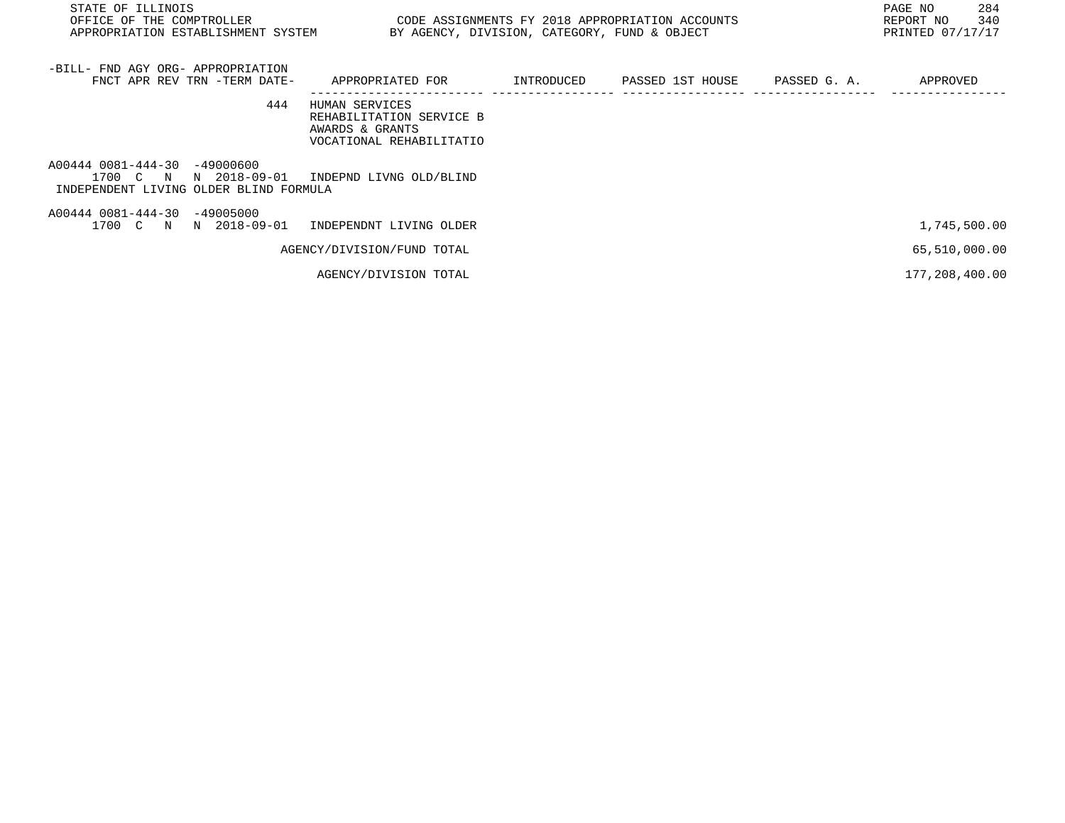| -BILL- FND AGY ORG- APPROPRIATION FNCT APR REV TRN -TERM DATE- | APPROPRIATED FOR | INTRODUCED | PASSED 1ST HOUSE | PASSED G. A. | APPROVED |
|---|---|---|---|---|---|
| 444 | HUMAN SERVICES REHABILITATION SERVICE B AWARDS & GRANTS VOCATIONAL REHABILITATIO | | | | |
| A00444 0081-444-30 -49000600 1700 C N N 2018-09-01 | INDEPND LIVNG OLD/BLIND | | | | |
| INDEPENDENT LIVING OLDER BLIND FORMULA | | | | | |
| A00444 0081-444-30 -49005000 1700 C N N 2018-09-01 | INDEPENDNT LIVING OLDER | | | | 1,745,500.00 |
| | AGENCY/DIVISION/FUND TOTAL | | | | 65,510,000.00 |
| | AGENCY/DIVISION TOTAL | | | | 177,208,400.00 |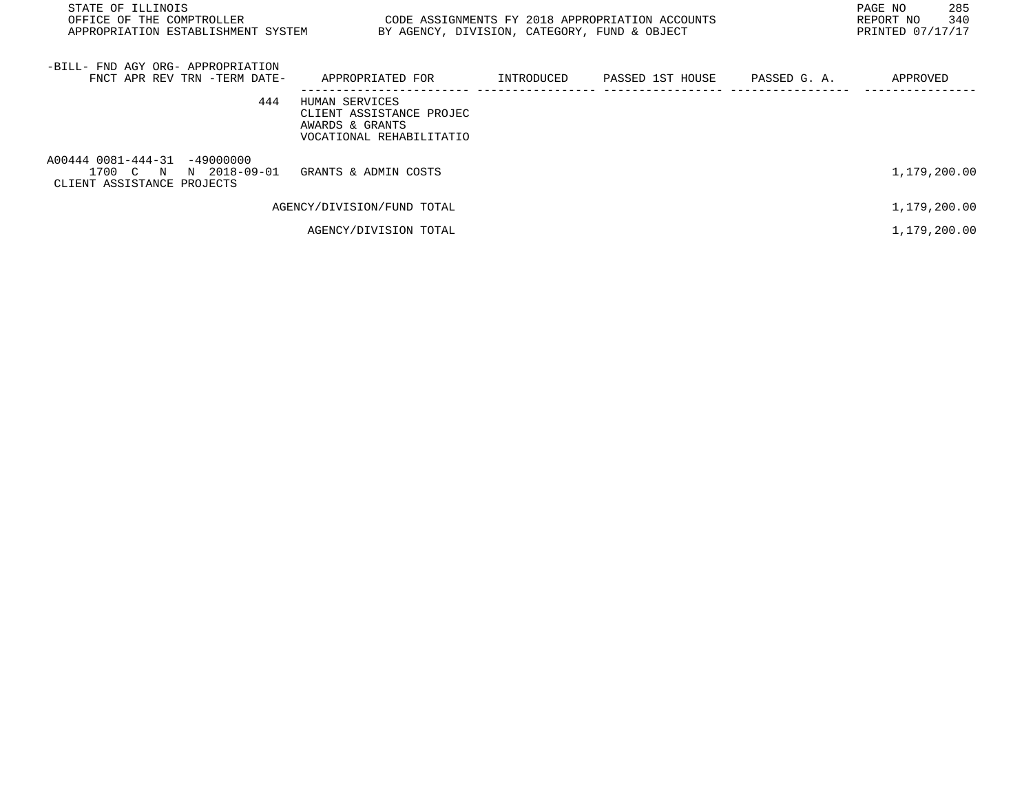STATE OF ILLINOIS
OFFICE OF THE COMPTROLLER
APPROPRIATION ESTABLISHMENT SYSTEM

CODE ASSIGNMENTS FY 2018 APPROPRIATION ACCOUNTS
BY AGENCY, DIVISION, CATEGORY, FUND & OBJECT

REPORT NO 340
PRINTED 07/17/17

| -BILL- FND AGY ORG- APPROPRIATION FNCT APR REV TRN -TERM DATE- | APPROPRIATED FOR | INTRODUCED | PASSED 1ST HOUSE | PASSED G. A. | APPROVED |
|---|---|---|---|---|---|
| 444 | HUMAN SERVICES<br>CLIENT ASSISTANCE PROJEC<br>AWARDS & GRANTS<br>VOCATIONAL REHABILITATIO | | | | |
| A00444 0081-444-31 -49000000<br>1700 C N N 2018-09-01<br>CLIENT ASSISTANCE PROJECTS | GRANTS & ADMIN COSTS | | | | 1,179,200.00 |
| | AGENCY/DIVISION/FUND TOTAL | | | | 1,179,200.00 |
| | AGENCY/DIVISION TOTAL | | | | 1,179,200.00 |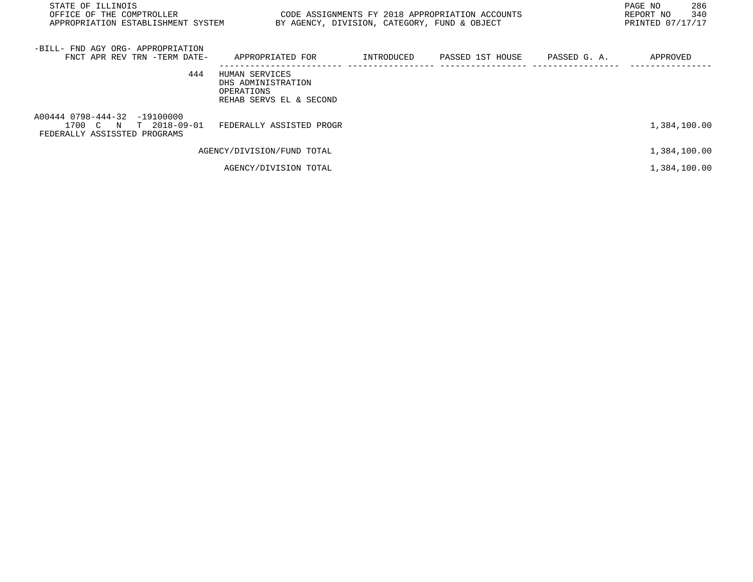STATE OF ILLINOIS
OFFICE OF THE COMPTROLLER
APPROPRIATION ESTABLISHMENT SYSTEM

CODE ASSIGNMENTS FY 2018 APPROPRIATION ACCOUNTS
BY AGENCY, DIVISION, CATEGORY, FUND & OBJECT

REPORT NO 340
PRINTED 07/17/17

| -BILL- FND AGY ORG- APPROPRIATION FNCT APR REV TRN -TERM DATE- | APPROPRIATED FOR | INTRODUCED | PASSED 1ST HOUSE | PASSED G. A. | APPROVED |
|---|---|---|---|---|---|
| 444 | HUMAN SERVICES<br>DHS ADMINISTRATION<br>OPERATIONS<br>REHAB SERVS EL & SECOND | | | | |
| A00444 0798-444-32 -19100000<br>1700 C N T 2018-09-01<br>FEDERALLY ASSISSTED PROGRAMS | FEDERALLY ASSISTED PROGR | | | | 1,384,100.00 |
| | AGENCY/DIVISION/FUND TOTAL | | | | 1,384,100.00 |
| | AGENCY/DIVISION TOTAL | | | | 1,384,100.00 |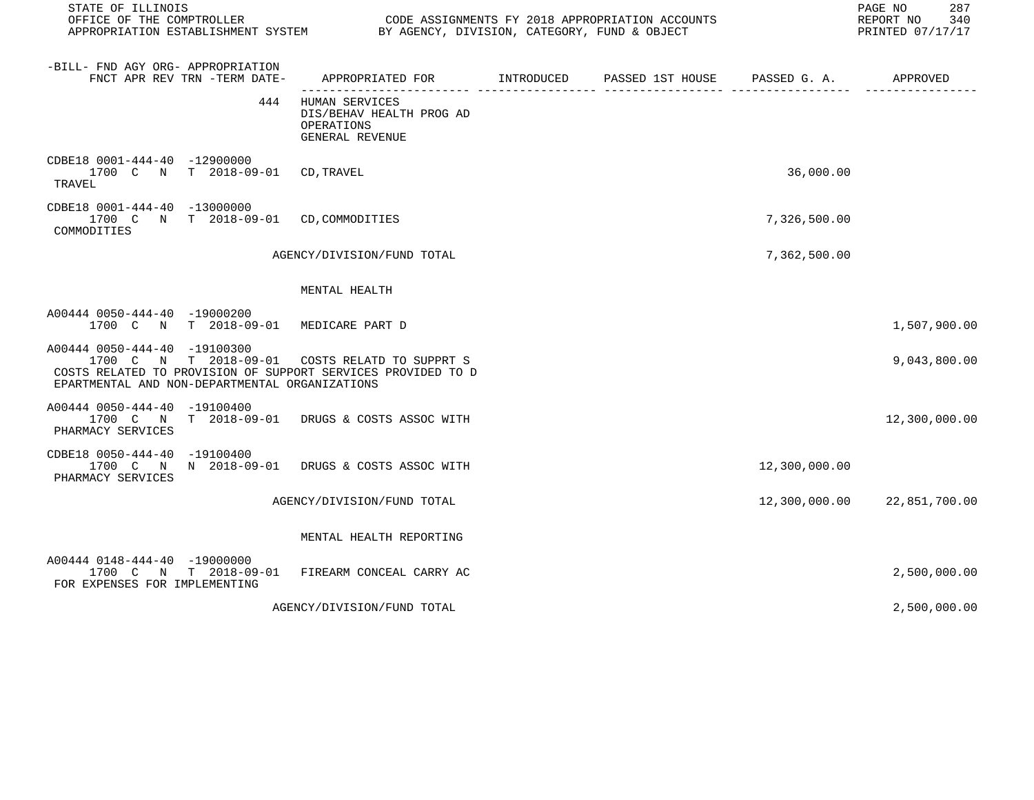STATE OF ILLINOIS
OFFICE OF THE COMPTROLLER
APPROPRIATION ESTABLISHMENT SYSTEM

CODE ASSIGNMENTS FY 2018 APPROPRIATION ACCOUNTS
BY AGENCY, DIVISION, CATEGORY, FUND & OBJECT

REPORT NO 340
PRINTED 07/17/17

| -BILL- FND AGY ORG- APPROPRIATION FNCT APR REV TRN -TERM DATE- | APPROPRIATED FOR | INTRODUCED | PASSED 1ST HOUSE | PASSED G. A. | APPROVED |
|---|---|---|---|---|---|
| 444 | HUMAN SERVICES<br>DIS/BEHAV HEALTH PROG AD<br>OPERATIONS<br>GENERAL REVENUE | | | | |
| CDBE18 0001-444-40 -12900000<br>1700 C N T 2018-09-01<br>TRAVEL | CD,TRAVEL | | | 36,000.00 | |
| CDBE18 0001-444-40 -13000000<br>1700 C N T 2018-09-01<br>COMMODITIES | CD,COMMODITIES | | | 7,326,500.00 | |
| | AGENCY/DIVISION/FUND TOTAL | | | 7,362,500.00 | |
| | MENTAL HEALTH | | | | |
| A00444 0050-444-40 -19000200<br>1700 C N T 2018-09-01 | MEDICARE PART D | | | | 1,507,900.00 |
| A00444 0050-444-40 -19100300<br>1700 C N T 2018-09-01<br>COSTS RELATED TO PROVISION OF SUPPORT SERVICES PROVIDED TO DEPARTMENTAL AND NON-DEPARTMENTAL ORGANIZATIONS | COSTS RELATD TO SUPPRT S | | | | 9,043,800.00 |
| A00444 0050-444-40 -19100400<br>1700 C N T 2018-09-01<br>PHARMACY SERVICES | DRUGS & COSTS ASSOC WITH | | | | 12,300,000.00 |
| CDBE18 0050-444-40 -19100400<br>1700 C N N 2018-09-01<br>PHARMACY SERVICES | DRUGS & COSTS ASSOC WITH | | | 12,300,000.00 | |
| | AGENCY/DIVISION/FUND TOTAL | | | 12,300,000.00 | 22,851,700.00 |
| | MENTAL HEALTH REPORTING | | | | |
| A00444 0148-444-40 -19000000<br>1700 C N T 2018-09-01<br>FOR EXPENSES FOR IMPLEMENTING | FIREARM CONCEAL CARRY AC | | | | 2,500,000.00 |
| | AGENCY/DIVISION/FUND TOTAL | | | | 2,500,000.00 |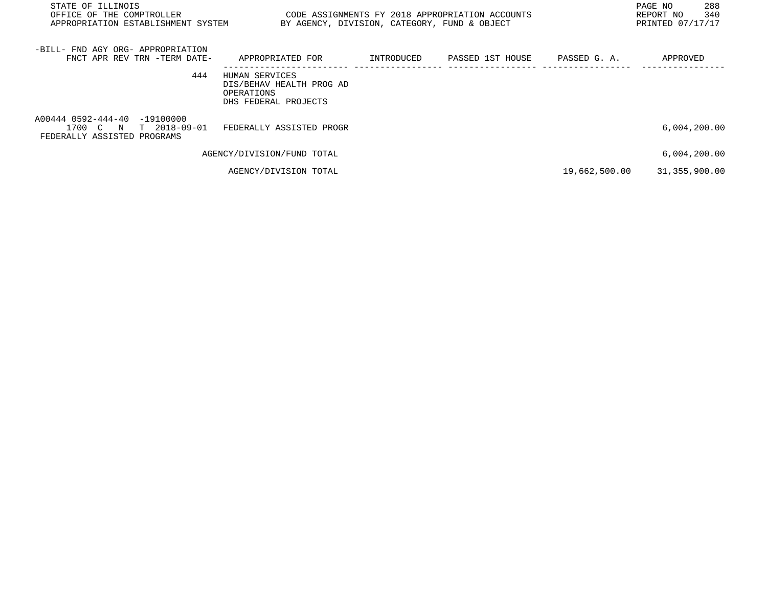STATE OF ILLINOIS
OFFICE OF THE COMPTROLLER
APPROPRIATION ESTABLISHMENT SYSTEM

CODE ASSIGNMENTS FY 2018 APPROPRIATION ACCOUNTS
BY AGENCY, DIVISION, CATEGORY, FUND & OBJECT

REPORT NO 340
PRINTED 07/17/17

| -BILL- FND AGY ORG- APPROPRIATION FNCT APR REV TRN -TERM DATE- | APPROPRIATED FOR | INTRODUCED | PASSED 1ST HOUSE | PASSED G. A. | APPROVED |
|---|---|---|---|---|---|
| 444 | HUMAN SERVICES<br>DIS/BEHAV HEALTH PROG AD<br>OPERATIONS<br>DHS FEDERAL PROJECTS | | | | |
| A00444 0592-444-40 -19100000<br>1700 C N T 2018-09-01<br>FEDERALLY ASSISTED PROGRAMS | FEDERALLY ASSISTED PROGR | | | | 6,004,200.00 |
| | AGENCY/DIVISION/FUND TOTAL | | | | 6,004,200.00 |
| | AGENCY/DIVISION TOTAL | | | 19,662,500.00 | 31,355,900.00 |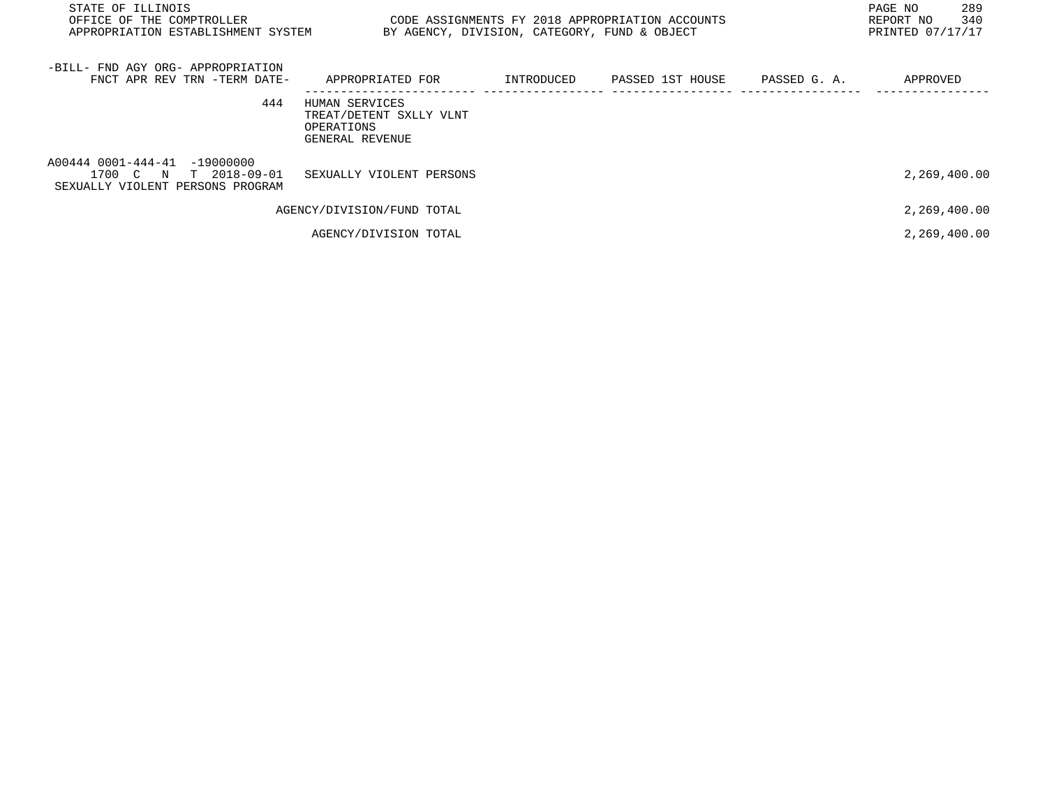STATE OF ILLINOIS
OFFICE OF THE COMPTROLLER
APPROPRIATION ESTABLISHMENT SYSTEM

CODE ASSIGNMENTS FY 2018 APPROPRIATION ACCOUNTS
BY AGENCY, DIVISION, CATEGORY, FUND & OBJECT

REPORT NO 340
PRINTED 07/17/17

| -BILL- FND AGY ORG- APPROPRIATION FNCT APR REV TRN -TERM DATE- | APPROPRIATED FOR | INTRODUCED | PASSED 1ST HOUSE | PASSED G. A. | APPROVED |
|---|---|---|---|---|---|
| 444 | HUMAN SERVICES TREAT/DETENT SXLLY VLNT OPERATIONS GENERAL REVENUE | | | | |
| A00444 0001-444-41 -19000000 1700 C N T 2018-09-01 SEXUALLY VIOLENT PERSONS PROGRAM | SEXUALLY VIOLENT PERSONS | | | | 2,269,400.00 |
| | AGENCY/DIVISION/FUND TOTAL | | | | 2,269,400.00 |
| | AGENCY/DIVISION TOTAL | | | | 2,269,400.00 |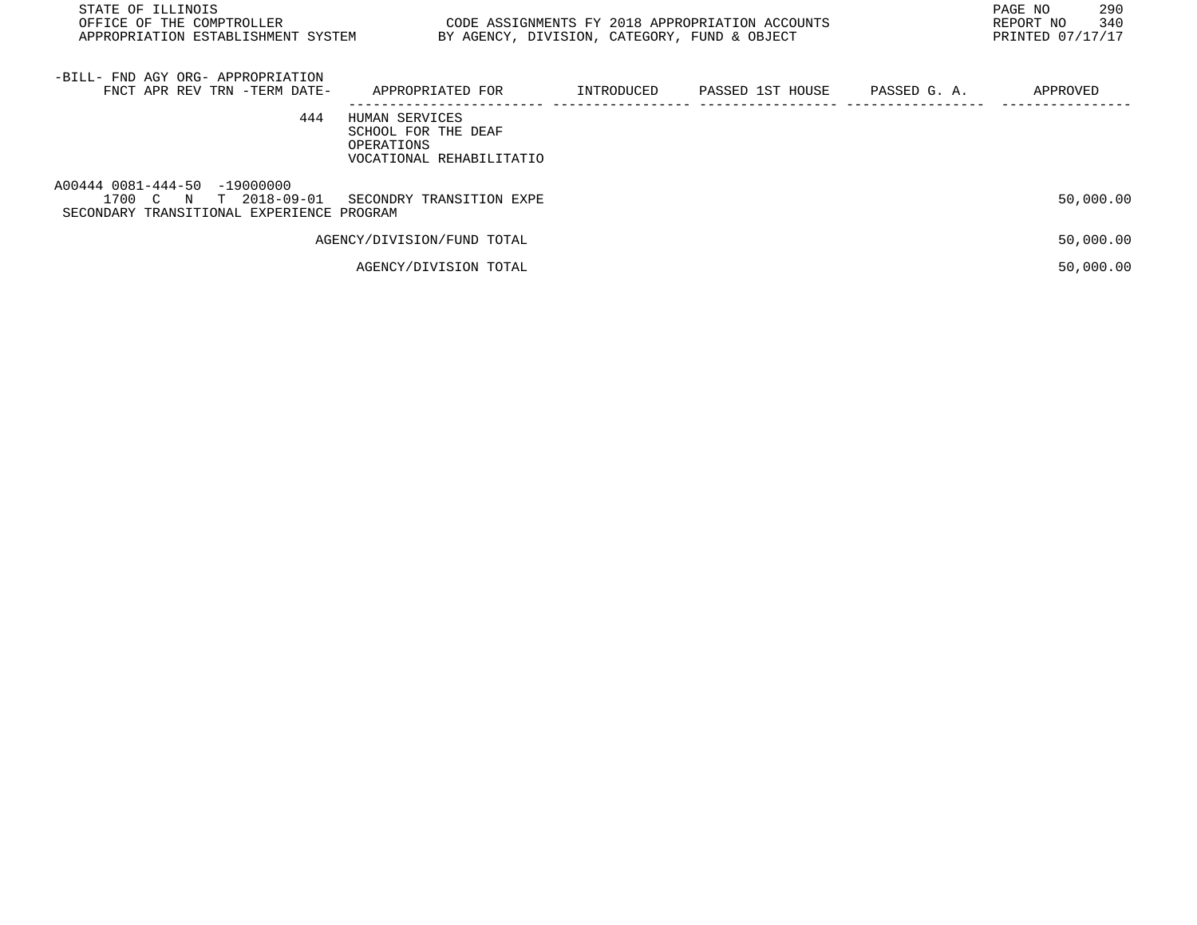STATE OF ILLINOIS
OFFICE OF THE COMPTROLLER
APPROPRIATION ESTABLISHMENT SYSTEM

CODE ASSIGNMENTS FY 2018 APPROPRIATION ACCOUNTS
BY AGENCY, DIVISION, CATEGORY, FUND & OBJECT

PAGE NO 290
REPORT NO 340
PRINTED 07/17/17

| -BILL- FND AGY ORG- APPROPRIATION FNCT APR REV TRN -TERM DATE- | APPROPRIATED FOR | INTRODUCED | PASSED 1ST HOUSE | PASSED G. A. | APPROVED |
|---|---|---|---|---|---|
| 444 | HUMAN SERVICES<br>SCHOOL FOR THE DEAF<br>OPERATIONS<br>VOCATIONAL REHABILITATIO | | | | |
| A00444 0081-444-50 -19000000<br>1700 C N T 2018-09-01<br>SECONDARY TRANSITIONAL EXPERIENCE PROGRAM | SECONDRY TRANSITION EXPE | | | | 50,000.00 |
| | AGENCY/DIVISION/FUND TOTAL | | | | 50,000.00 |
| | AGENCY/DIVISION TOTAL | | | | 50,000.00 |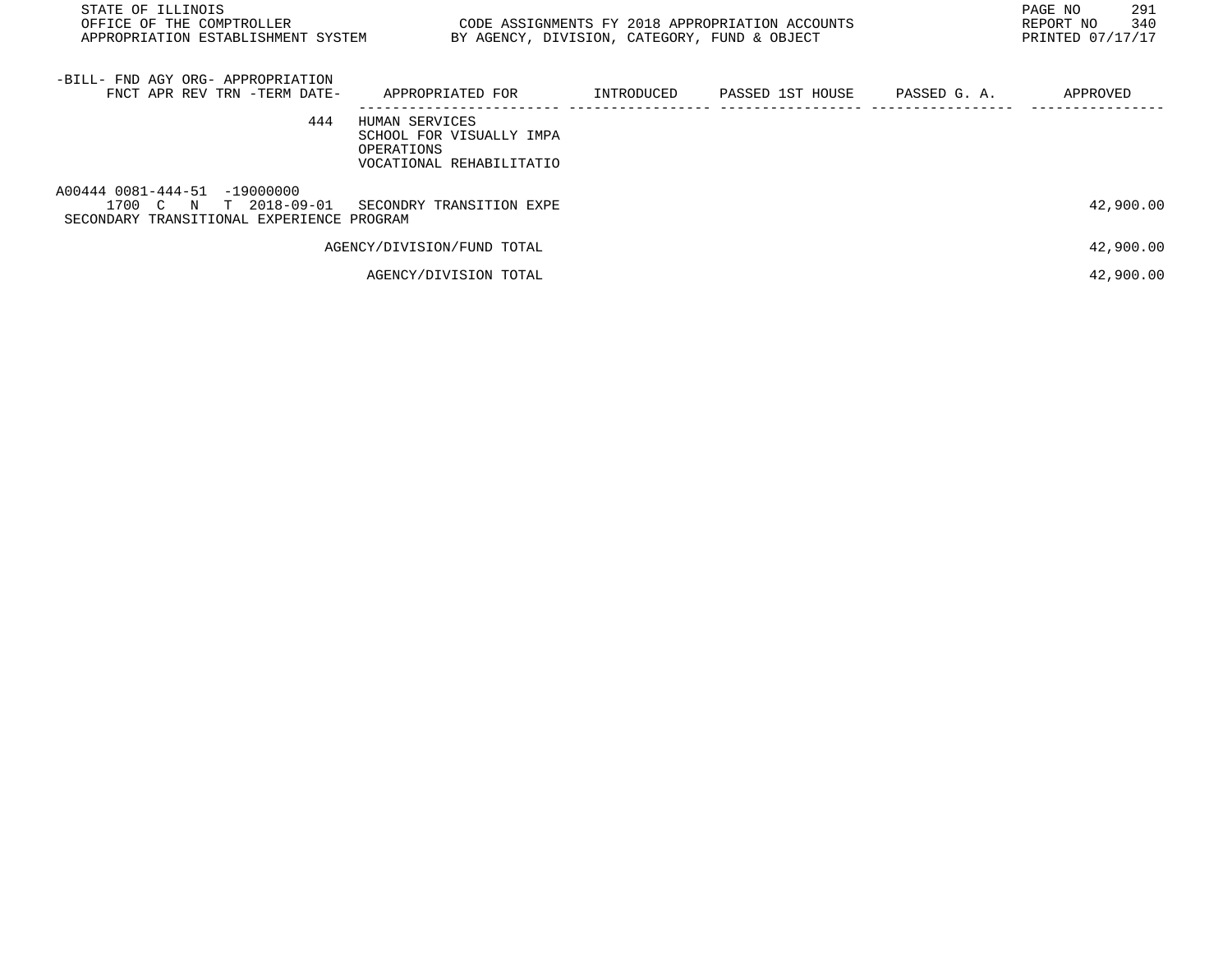| -BILL- FND AGY ORG- APPROPRIATION FNCT APR REV TRN -TERM DATE- | APPROPRIATED FOR | INTRODUCED | PASSED 1ST HOUSE | PASSED G. A. | APPROVED |
|---|---|---|---|---|---|
| 444 | HUMAN SERVICES SCHOOL FOR VISUALLY IMPA OPERATIONS VOCATIONAL REHABILITATIO | | | | |
| A00444 0081-444-51 -19000000 1700 C N T 2018-09-01 SECONDARY TRANSITIONAL EXPERIENCE PROGRAM | SECONDRY TRANSITION EXPE | | | | 42,900.00 |
| | AGENCY/DIVISION/FUND TOTAL | | | | 42,900.00 |
| | AGENCY/DIVISION TOTAL | | | | 42,900.00 |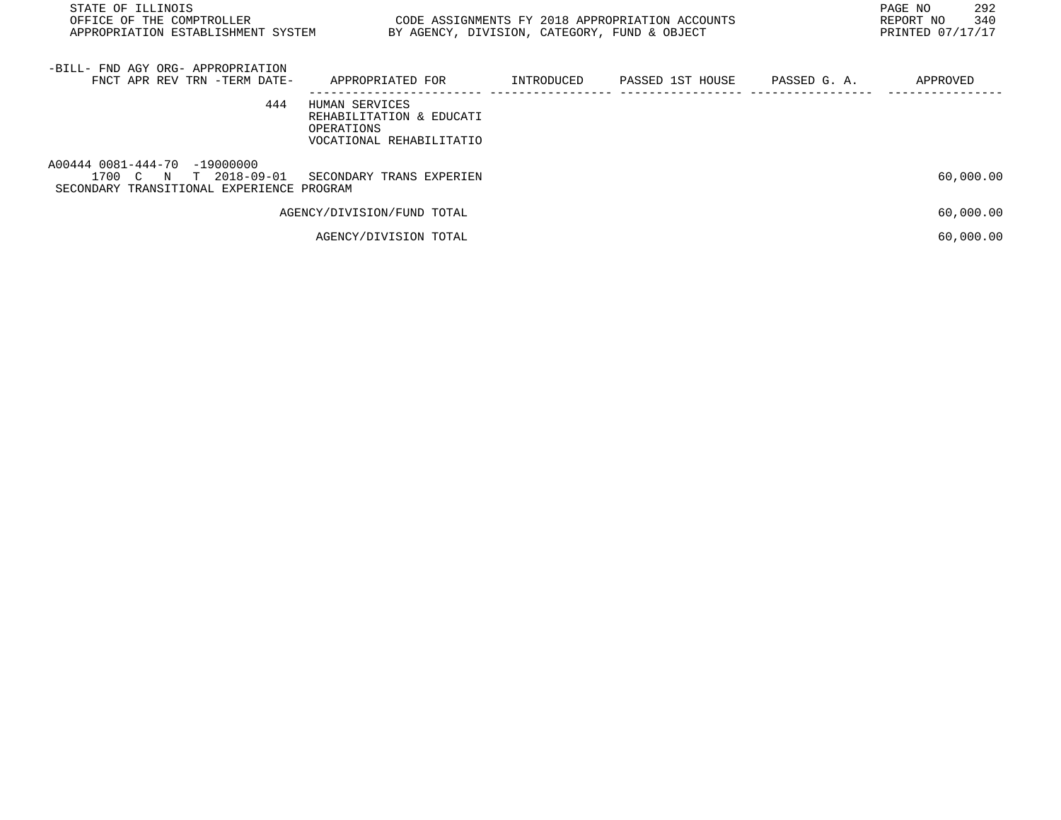| -BILL- FND AGY ORG- APPROPRIATION FNCT APR REV TRN -TERM DATE- | APPROPRIATED FOR | INTRODUCED | PASSED 1ST HOUSE | PASSED G. A. | APPROVED |
|---|---|---|---|---|---|
| 444 | HUMAN SERVICES<br>REHABILITATION & EDUCATI<br>OPERATIONS<br>VOCATIONAL REHABILITATIO | | | | |
| A00444 0081-444-70 -19000000<br>1700 C N T 2018-09-01 | SECONDARY TRANS EXPERIEN | | | | 60,000.00 |
| SECONDARY TRANSITIONAL EXPERIENCE PROGRAM | | | | | |
| | AGENCY/DIVISION/FUND TOTAL | | | | 60,000.00 |
| | AGENCY/DIVISION TOTAL | | | | 60,000.00 |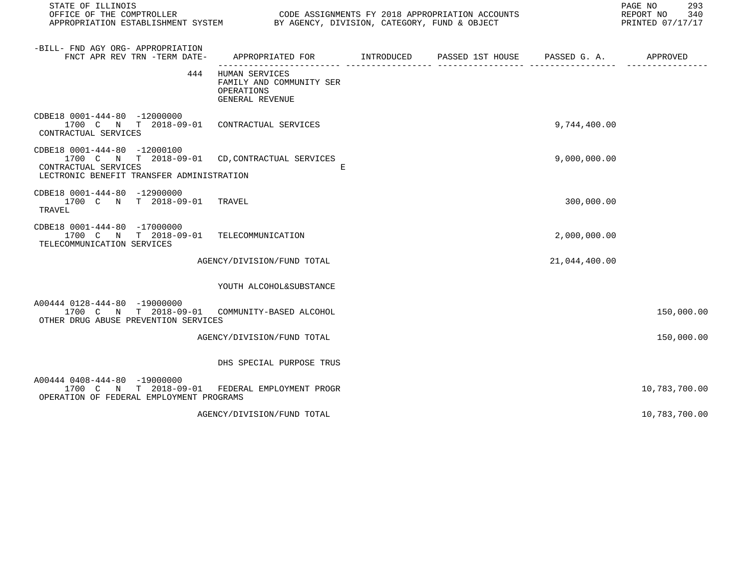| -BILL- FND AGY ORG- APPROPRIATION FNCT APR REV TRN -TERM DATE- | APPROPRIATED FOR | INTRODUCED | PASSED 1ST HOUSE | PASSED G. A. | APPROVED |
|---|---|---|---|---|---|
| 444 | HUMAN SERVICES FAMILY AND COMMUNITY SER OPERATIONS GENERAL REVENUE | | | | |
| CDBE18 0001-444-80 -12000000 1700 C N T 2018-09-01 CONTRACTUAL SERVICES | CONTRACTUAL SERVICES | | | 9,744,400.00 | |
| CDBE18 0001-444-80 -12000100 1700 C N T 2018-09-01 CONTRACTUAL SERVICES LECTRONIC BENEFIT TRANSFER ADMINISTRATION | CD,CONTRACTUAL SERVICES E | | | 9,000,000.00 | |
| CDBE18 0001-444-80 -12900000 1700 C N T 2018-09-01 TRAVEL | TRAVEL | | | 300,000.00 | |
| CDBE18 0001-444-80 -17000000 1700 C N T 2018-09-01 TELECOMMUNICATION SERVICES | TELECOMMUNICATION | | | 2,000,000.00 | |
| | AGENCY/DIVISION/FUND TOTAL | | | 21,044,400.00 | |
| | YOUTH ALCOHOL&SUBSTANCE | | | | |
| A00444 0128-444-80 -19000000 1700 C N T 2018-09-01 OTHER DRUG ABUSE PREVENTION SERVICES | COMMUNITY-BASED ALCOHOL | | | | 150,000.00 |
| | AGENCY/DIVISION/FUND TOTAL | | | | 150,000.00 |
| | DHS SPECIAL PURPOSE TRUS | | | | |
| A00444 0408-444-80 -19000000 1700 C N T 2018-09-01 OPERATION OF FEDERAL EMPLOYMENT PROGRAMS | FEDERAL EMPLOYMENT PROGR | | | | 10,783,700.00 |
| | AGENCY/DIVISION/FUND TOTAL | | | | 10,783,700.00 |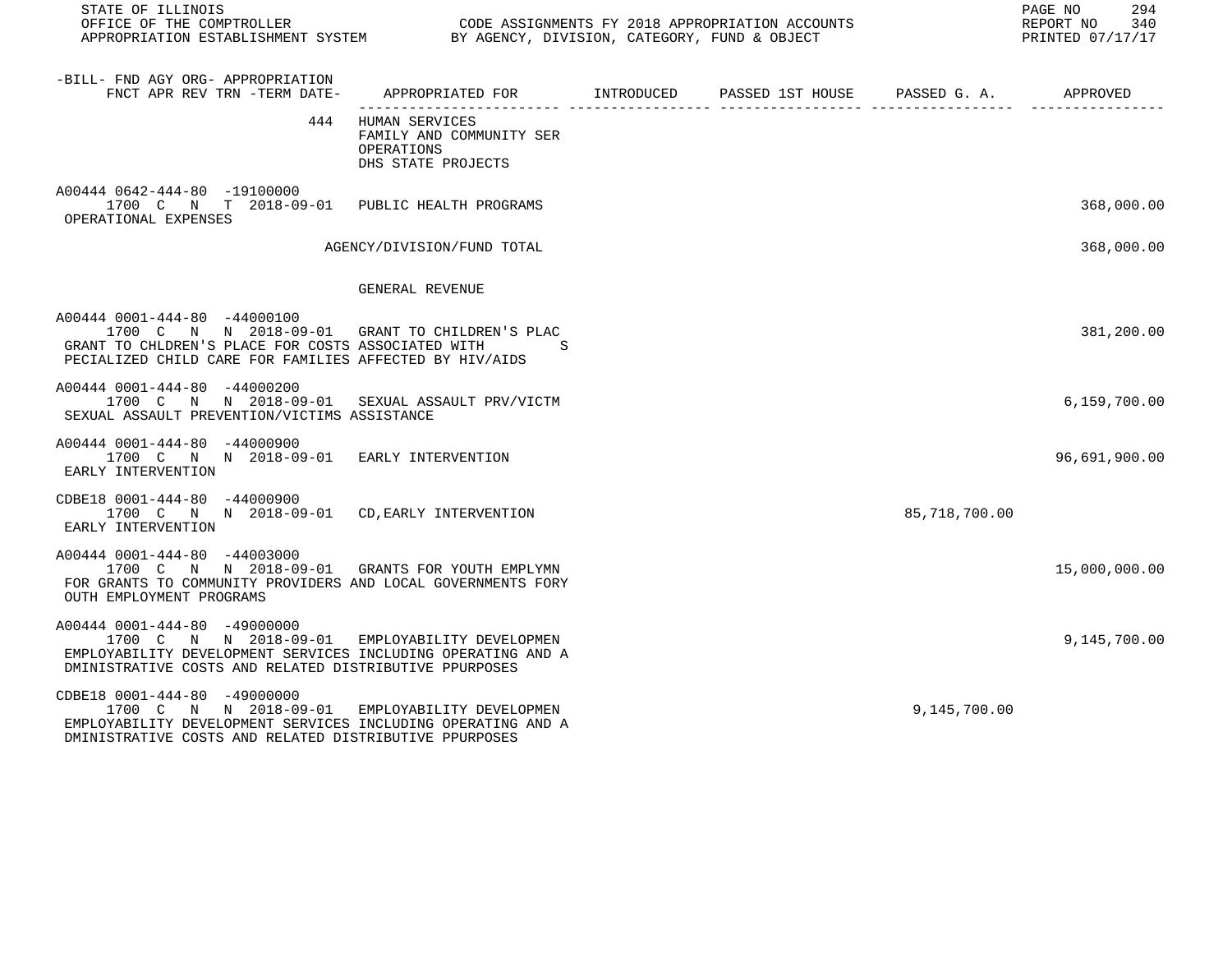STATE OF ILLINOIS
OFFICE OF THE COMPTROLLER — CODE ASSIGNMENTS FY 2018 APPROPRIATION ACCOUNTS
APPROPRIATION ESTABLISHMENT SYSTEM — BY AGENCY, DIVISION, CATEGORY, FUND & OBJECT

REPORT NO 340
PRINTED 07/17/17

| -BILL- FND AGY ORG- APPROPRIATION<br>FNCT APR REV TRN -TERM DATE- | APPROPRIATED FOR | INTRODUCED | PASSED 1ST HOUSE | PASSED G. A. | APPROVED |
|---|---|---|---|---|---|
| 444 | HUMAN SERVICES<br>FAMILY AND COMMUNITY SER<br>OPERATIONS<br>DHS STATE PROJECTS | | | | |
| A00444 0642-444-80 -19100000<br>1700 C N T 2018-09-01<br>OPERATIONAL EXPENSES | PUBLIC HEALTH PROGRAMS | | | | 368,000.00 |
| | AGENCY/DIVISION/FUND TOTAL | | | | 368,000.00 |
| | GENERAL REVENUE | | | | |
| A00444 0001-444-80 -44000100<br>1700 C N N 2018-09-01<br>GRANT TO CHLDREN'S PLACE FOR COSTS ASSOCIATED WITH S PECIALIZED CHILD CARE FOR FAMILIES AFFECTED BY HIV/AIDS | GRANT TO CHILDREN'S PLAC | | | | 381,200.00 |
| A00444 0001-444-80 -44000200<br>1700 C N N 2018-09-01<br>SEXUAL ASSAULT PREVENTION/VICTIMS ASSISTANCE | SEXUAL ASSAULT PRV/VICTM | | | | 6,159,700.00 |
| A00444 0001-444-80 -44000900<br>1700 C N N 2018-09-01<br>EARLY INTERVENTION | EARLY INTERVENTION | | | | 96,691,900.00 |
| CDBE18 0001-444-80 -44000900<br>1700 C N N 2018-09-01<br>EARLY INTERVENTION | CD,EARLY INTERVENTION | | | 85,718,700.00 | |
| A00444 0001-444-80 -44003000<br>1700 C N N 2018-09-01<br>FOR GRANTS TO COMMUNITY PROVIDERS AND LOCAL GOVERNMENTS FORY OUTH EMPLOYMENT PROGRAMS | GRANTS FOR YOUTH EMPLYMN | | | | 15,000,000.00 |
| A00444 0001-444-80 -49000000<br>1700 C N N 2018-09-01<br>EMPLOYABILITY DEVELOPMENT SERVICES INCLUDING OPERATING AND A DMINISTRATIVE COSTS AND RELATED DISTRIBUTIVE PPURPOSES | EMPLOYABILITY DEVELOPMEN | | | | 9,145,700.00 |
| CDBE18 0001-444-80 -49000000<br>1700 C N N 2018-09-01<br>EMPLOYABILITY DEVELOPMENT SERVICES INCLUDING OPERATING AND A DMINISTRATIVE COSTS AND RELATED DISTRIBUTIVE PPURPOSES | EMPLOYABILITY DEVELOPMEN | | | 9,145,700.00 | |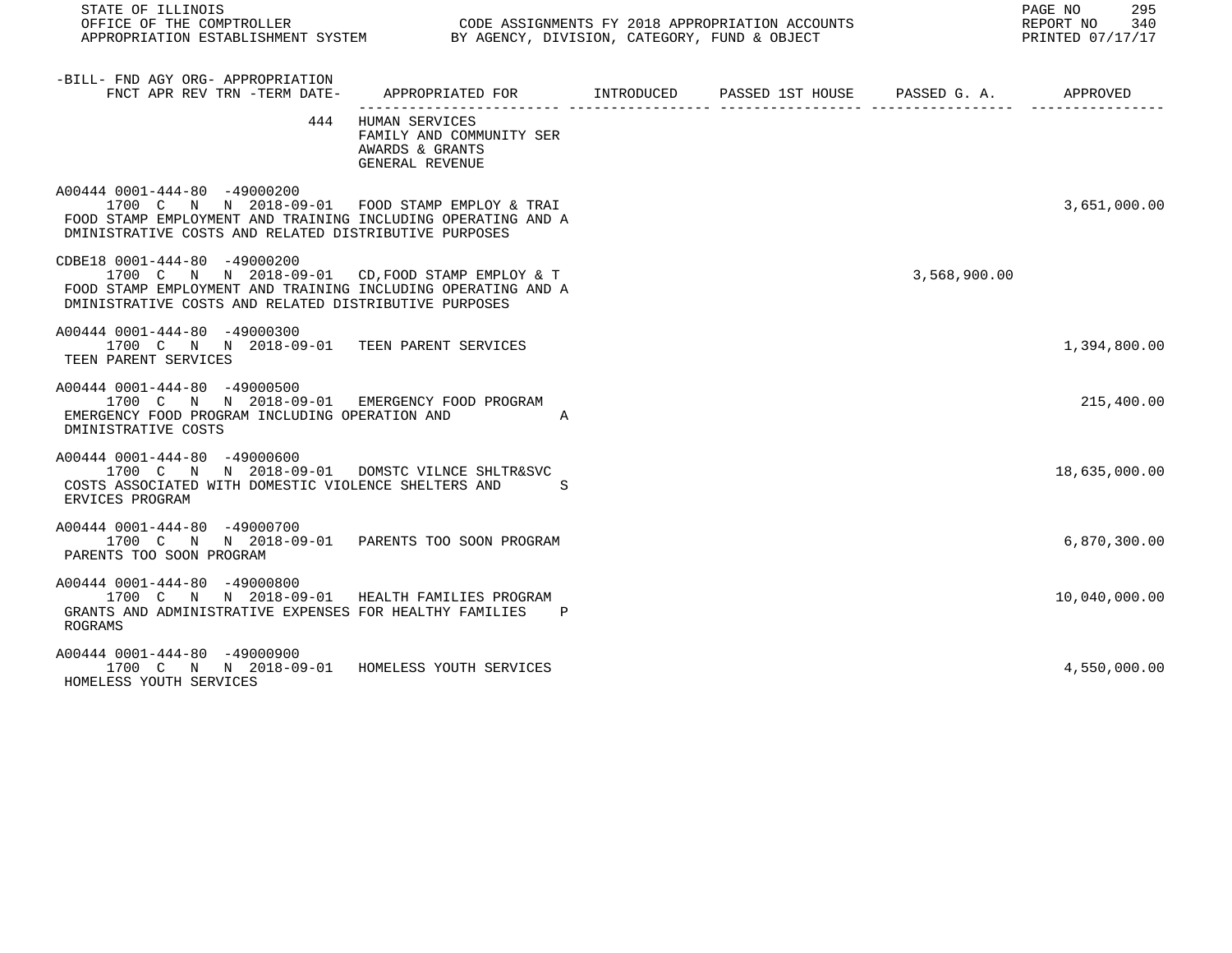STATE OF ILLINOIS
OFFICE OF THE COMPTROLLER — CODE ASSIGNMENTS FY 2018 APPROPRIATION ACCOUNTS
APPROPRIATION ESTABLISHMENT SYSTEM — BY AGENCY, DIVISION, CATEGORY, FUND & OBJECT

REPORT NO 340
PRINTED 07/17/17

| -BILL- FND AGY ORG- APPROPRIATION / FNCT APR REV TRN -TERM DATE- | APPROPRIATED FOR | INTRODUCED | PASSED 1ST HOUSE | PASSED G. A. | APPROVED |
|---|---|---|---|---|---|
| 444 | HUMAN SERVICES<br>FAMILY AND COMMUNITY SER<br>AWARDS & GRANTS<br>GENERAL REVENUE | | | | |
| A00444 0001-444-80 -49000200<br>1700 C N N 2018-09-01 | FOOD STAMP EMPLOY & TRAI | | | | 3,651,000.00 |
| FOOD STAMP EMPLOYMENT AND TRAINING INCLUDING OPERATING AND ADMINISTRATIVE COSTS AND RELATED DISTRIBUTIVE PURPOSES | | | | | |
| CDBE18 0001-444-80 -49000200<br>1700 C N N 2018-09-01 | CD,FOOD STAMP EMPLOY & T | | | 3,568,900.00 | |
| FOOD STAMP EMPLOYMENT AND TRAINING INCLUDING OPERATING AND ADMINISTRATIVE COSTS AND RELATED DISTRIBUTIVE PURPOSES | | | | | |
| A00444 0001-444-80 -49000300<br>1700 C N N 2018-09-01 | TEEN PARENT SERVICES | | | | 1,394,800.00 |
| TEEN PARENT SERVICES | | | | | |
| A00444 0001-444-80 -49000500<br>1700 C N N 2018-09-01 | EMERGENCY FOOD PROGRAM | | | | 215,400.00 |
| EMERGENCY FOOD PROGRAM INCLUDING OPERATION AND ADMINISTRATIVE COSTS | | | | | |
| A00444 0001-444-80 -49000600<br>1700 C N N 2018-09-01 | DOMSTC VILNCE SHLTR&SVC | | | | 18,635,000.00 |
| COSTS ASSOCIATED WITH DOMESTIC VIOLENCE SHELTERS AND SERVICES PROGRAM | | | | | |
| A00444 0001-444-80 -49000700<br>1700 C N N 2018-09-01 | PARENTS TOO SOON PROGRAM | | | | 6,870,300.00 |
| PARENTS TOO SOON PROGRAM | | | | | |
| A00444 0001-444-80 -49000800<br>1700 C N N 2018-09-01 | HEALTH FAMILIES PROGRAM | | | | 10,040,000.00 |
| GRANTS AND ADMINISTRATIVE EXPENSES FOR HEALTHY FAMILIES PROGRAMS | | | | | |
| A00444 0001-444-80 -49000900<br>1700 C N N 2018-09-01 | HOMELESS YOUTH SERVICES | | | | 4,550,000.00 |
| HOMELESS YOUTH SERVICES | | | | | |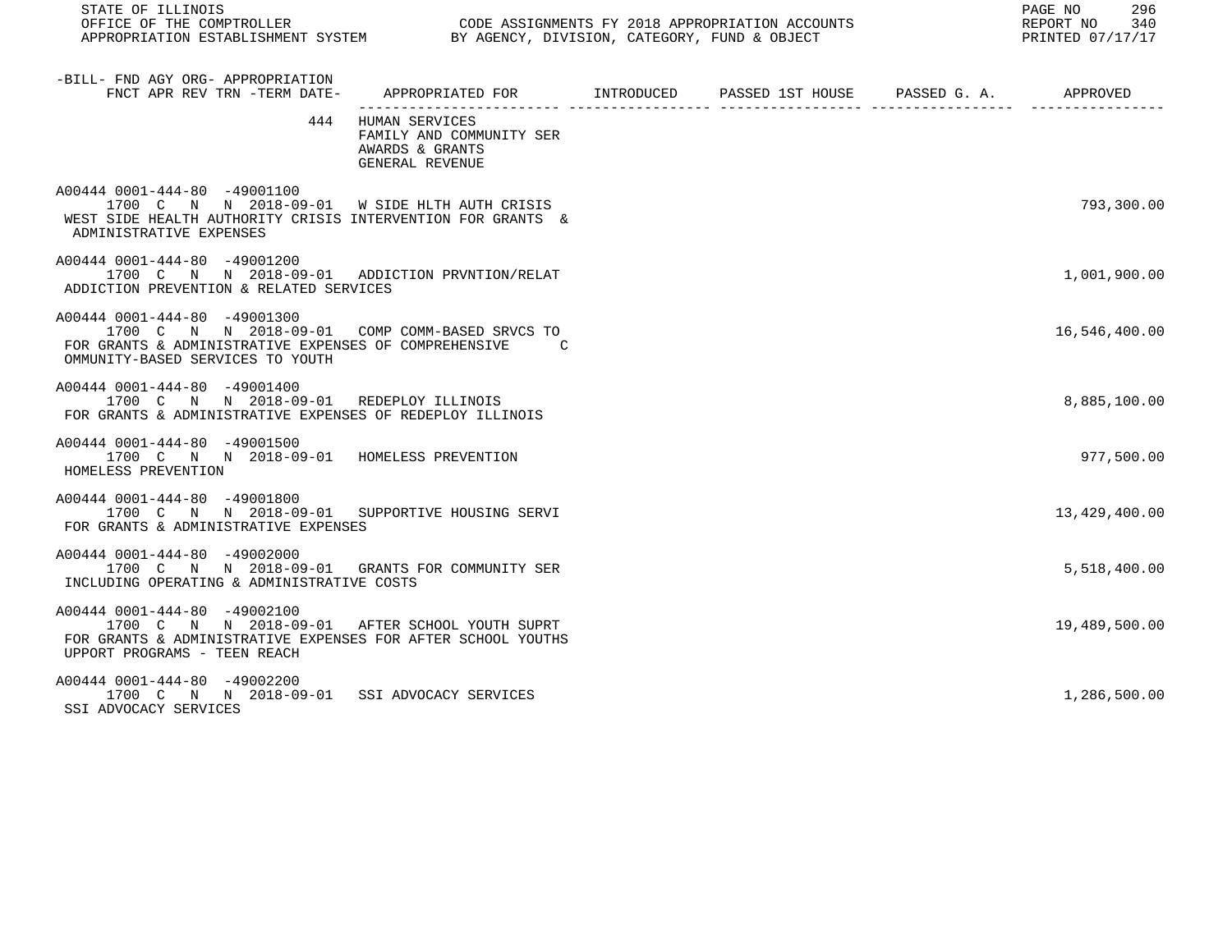| -BILL- FND AGY ORG- APPROPRIATION FNCT APR REV TRN -TERM DATE- | APPROPRIATED FOR | INTRODUCED | PASSED 1ST HOUSE | PASSED G. A. | APPROVED |
|---|---|---|---|---|---|
| 444 | HUMAN SERVICES FAMILY AND COMMUNITY SER AWARDS & GRANTS GENERAL REVENUE | | | | |
| A00444 0001-444-80 -49001100 1700 C N N 2018-09-01 | W SIDE HLTH AUTH CRISIS | | | | 793,300.00 |
| WEST SIDE HEALTH AUTHORITY CRISIS INTERVENTION FOR GRANTS & ADMINISTRATIVE EXPENSES | | | | | |
| A00444 0001-444-80 -49001200 1700 C N N 2018-09-01 | ADDICTION PRVNTION/RELAT | | | | 1,001,900.00 |
| ADDICTION PREVENTION & RELATED SERVICES | | | | | |
| A00444 0001-444-80 -49001300 1700 C N N 2018-09-01 | COMP COMM-BASED SRVCS TO | | | | 16,546,400.00 |
| FOR GRANTS & ADMINISTRATIVE EXPENSES OF COMPREHENSIVE C OMMUNITY-BASED SERVICES TO YOUTH | | | | | |
| A00444 0001-444-80 -49001400 1700 C N N 2018-09-01 | REDEPLOY ILLINOIS | | | | 8,885,100.00 |
| FOR GRANTS & ADMINISTRATIVE EXPENSES OF REDEPLOY ILLINOIS | | | | | |
| A00444 0001-444-80 -49001500 1700 C N N 2018-09-01 | HOMELESS PREVENTION | | | | 977,500.00 |
| HOMELESS PREVENTION | | | | | |
| A00444 0001-444-80 -49001800 1700 C N N 2018-09-01 | SUPPORTIVE HOUSING SERVI | | | | 13,429,400.00 |
| FOR GRANTS & ADMINISTRATIVE EXPENSES | | | | | |
| A00444 0001-444-80 -49002000 1700 C N N 2018-09-01 | GRANTS FOR COMMUNITY SER | | | | 5,518,400.00 |
| INCLUDING OPERATING & ADMINISTRATIVE COSTS | | | | | |
| A00444 0001-444-80 -49002100 1700 C N N 2018-09-01 | AFTER SCHOOL YOUTH SUPRT | | | | 19,489,500.00 |
| FOR GRANTS & ADMINISTRATIVE EXPENSES FOR AFTER SCHOOL YOUTHS UPPORT PROGRAMS - TEEN REACH | | | | | |
| A00444 0001-444-80 -49002200 1700 C N N 2018-09-01 | SSI ADVOCACY SERVICES | | | | 1,286,500.00 |
| SSI ADVOCACY SERVICES | | | | | |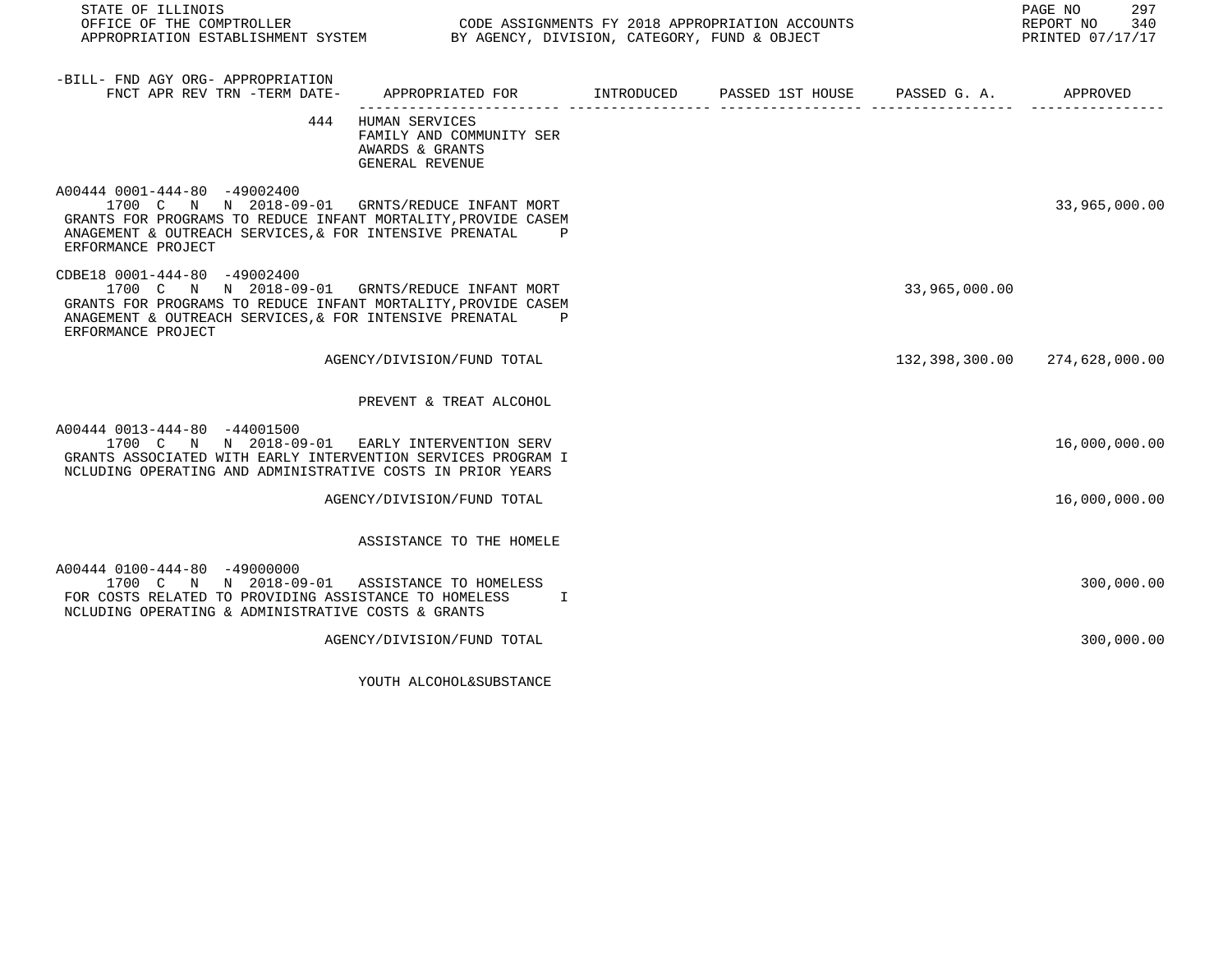| -BILL- FND AGY ORG- APPROPRIATION FNCT APR REV TRN -TERM DATE- | APPROPRIATED FOR | INTRODUCED | PASSED 1ST HOUSE | PASSED G. A. | APPROVED |
|---|---|---|---|---|---|
| 444 | HUMAN SERVICES<br>FAMILY AND COMMUNITY SER<br>AWARDS & GRANTS<br>GENERAL REVENUE | | | | |
| A00444 0001-444-80 -49002400<br>1700 C N N 2018-09-01<br>GRANTS FOR PROGRAMS TO REDUCE INFANT MORTALITY,PROVIDE CASEMANAGEMENT & OUTREACH SERVICES,& FOR INTENSIVE PRENATAL PERFORMANCE PROJECT | GRNTS/REDUCE INFANT MORT | | | | 33,965,000.00 |
| CDBE18 0001-444-80 -49002400<br>1700 C N N 2018-09-01<br>GRANTS FOR PROGRAMS TO REDUCE INFANT MORTALITY,PROVIDE CASEMANAGEMENT & OUTREACH SERVICES,& FOR INTENSIVE PRENATAL PERFORMANCE PROJECT | GRNTS/REDUCE INFANT MORT | | | 33,965,000.00 | |
| | AGENCY/DIVISION/FUND TOTAL | | | 132,398,300.00 | 274,628,000.00 |
| | PREVENT & TREAT ALCOHOL | | | | |
| A00444 0013-444-80 -44001500<br>1700 C N N 2018-09-01<br>GRANTS ASSOCIATED WITH EARLY INTERVENTION SERVICES PROGRAM INCLUDING OPERATING AND ADMINISTRATIVE COSTS IN PRIOR YEARS | EARLY INTERVENTION SERV | | | | 16,000,000.00 |
| | AGENCY/DIVISION/FUND TOTAL | | | | 16,000,000.00 |
| | ASSISTANCE TO THE HOMELE | | | | |
| A00444 0100-444-80 -49000000<br>1700 C N N 2018-09-01<br>FOR COSTS RELATED TO PROVIDING ASSISTANCE TO HOMELESS INCLUDING OPERATING & ADMINISTRATIVE COSTS & GRANTS | ASSISTANCE TO HOMELESS | | | | 300,000.00 |
| | AGENCY/DIVISION/FUND TOTAL | | | | 300,000.00 |
| | YOUTH ALCOHOL&SUBSTANCE | | | | |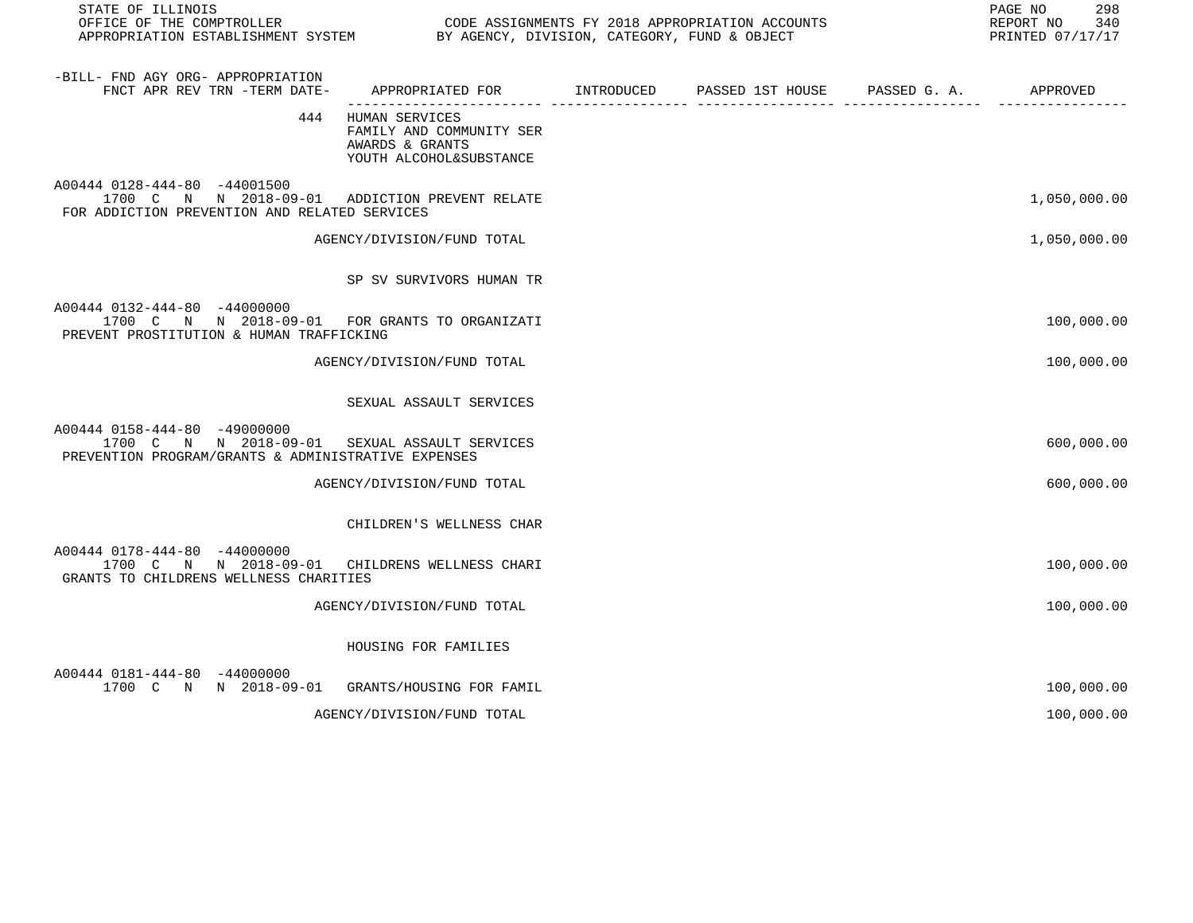STATE OF ILLINOIS
OFFICE OF THE COMPTROLLER
APPROPRIATION ESTABLISHMENT SYSTEM

CODE ASSIGNMENTS FY 2018 APPROPRIATION ACCOUNTS
BY AGENCY, DIVISION, CATEGORY, FUND & OBJECT

REPORT NO 340
PRINTED 07/17/17

| -BILL- FND AGY ORG- APPROPRIATION FNCT APR REV TRN -TERM DATE- | APPROPRIATED FOR | INTRODUCED | PASSED 1ST HOUSE | PASSED G. A. | APPROVED |
|---|---|---|---|---|---|
| 444 | HUMAN SERVICES<br>FAMILY AND COMMUNITY SER<br>AWARDS & GRANTS<br>YOUTH ALCOHOL&SUBSTANCE | | | | |
| A00444 0128-444-80 -44001500<br>1700 C N N 2018-09-01 | ADDICTION PREVENT RELATE | | | | 1,050,000.00 |
| FOR ADDICTION PREVENTION AND RELATED SERVICES | | | | | |
| | AGENCY/DIVISION/FUND TOTAL | | | | 1,050,000.00 |
| | SP SV SURVIVORS HUMAN TR | | | | |
| A00444 0132-444-80 -44000000<br>1700 C N N 2018-09-01 | FOR GRANTS TO ORGANIZATI | | | | 100,000.00 |
| PREVENT PROSTITUTION & HUMAN TRAFFICKING | | | | | |
| | AGENCY/DIVISION/FUND TOTAL | | | | 100,000.00 |
| | SEXUAL ASSAULT SERVICES | | | | |
| A00444 0158-444-80 -49000000<br>1700 C N N 2018-09-01 | SEXUAL ASSAULT SERVICES | | | | 600,000.00 |
| PREVENTION PROGRAM/GRANTS & ADMINISTRATIVE EXPENSES | | | | | |
| | AGENCY/DIVISION/FUND TOTAL | | | | 600,000.00 |
| | CHILDREN'S WELLNESS CHAR | | | | |
| A00444 0178-444-80 -44000000<br>1700 C N N 2018-09-01 | CHILDRENS WELLNESS CHARI | | | | 100,000.00 |
| GRANTS TO CHILDRENS WELLNESS CHARITIES | | | | | |
| | AGENCY/DIVISION/FUND TOTAL | | | | 100,000.00 |
| | HOUSING FOR FAMILIES | | | | |
| A00444 0181-444-80 -44000000<br>1700 C N N 2018-09-01 | GRANTS/HOUSING FOR FAMIL | | | | 100,000.00 |
| | AGENCY/DIVISION/FUND TOTAL | | | | 100,000.00 |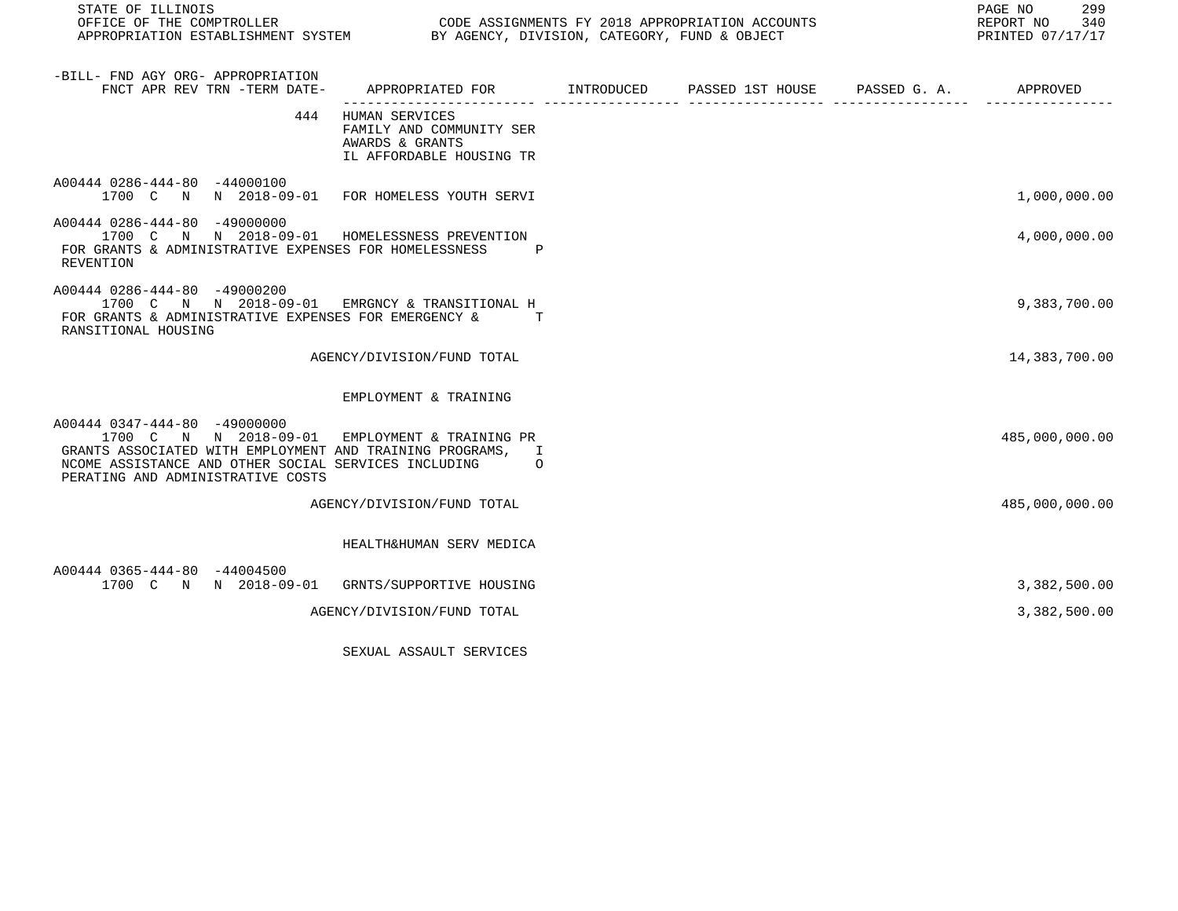STATE OF ILLINOIS
OFFICE OF THE COMPTROLLER — CODE ASSIGNMENTS FY 2018 APPROPRIATION ACCOUNTS
APPROPRIATION ESTABLISHMENT SYSTEM — BY AGENCY, DIVISION, CATEGORY, FUND & OBJECT
REPORT NO 340
PRINTED 07/17/17

| -BILL- FND AGY ORG- APPROPRIATION FNCT APR REV TRN -TERM DATE- | APPROPRIATED FOR | INTRODUCED | PASSED 1ST HOUSE | PASSED G. A. | APPROVED |
|---|---|---|---|---|---|
| 444 | HUMAN SERVICES<br>FAMILY AND COMMUNITY SER<br>AWARDS & GRANTS<br>IL AFFORDABLE HOUSING TR | | | | |
| A00444 0286-444-80 -44000100<br>1700 C N N 2018-09-01 | FOR HOMELESS YOUTH SERVI | | | | 1,000,000.00 |
| A00444 0286-444-80 -49000000<br>1700 C N N 2018-09-01 | HOMELESSNESS PREVENTION | | | | 4,000,000.00 |
| FOR GRANTS & ADMINISTRATIVE EXPENSES FOR HOMELESSNESS PREVENTION | | | | | |
| A00444 0286-444-80 -49000200<br>1700 C N N 2018-09-01 | EMRGNCY & TRANSITIONAL H | | | | 9,383,700.00 |
| FOR GRANTS & ADMINISTRATIVE EXPENSES FOR EMERGENCY & TRANSITIONAL HOUSING | | | | | |
| | AGENCY/DIVISION/FUND TOTAL | | | | 14,383,700.00 |
| | EMPLOYMENT & TRAINING | | | | |
| A00444 0347-444-80 -49000000<br>1700 C N N 2018-09-01 | EMPLOYMENT & TRAINING PR | | | | 485,000,000.00 |
| GRANTS ASSOCIATED WITH EMPLOYMENT AND TRAINING PROGRAMS, INCOME ASSISTANCE AND OTHER SOCIAL SERVICES INCLUDING OPERATING AND ADMINISTRATIVE COSTS | | | | | |
| | AGENCY/DIVISION/FUND TOTAL | | | | 485,000,000.00 |
| | HEALTH&HUMAN SERV MEDICA | | | | |
| A00444 0365-444-80 -44004500<br>1700 C N N 2018-09-01 | GRNTS/SUPPORTIVE HOUSING | | | | 3,382,500.00 |
| | AGENCY/DIVISION/FUND TOTAL | | | | 3,382,500.00 |
| | SEXUAL ASSAULT SERVICES | | | | |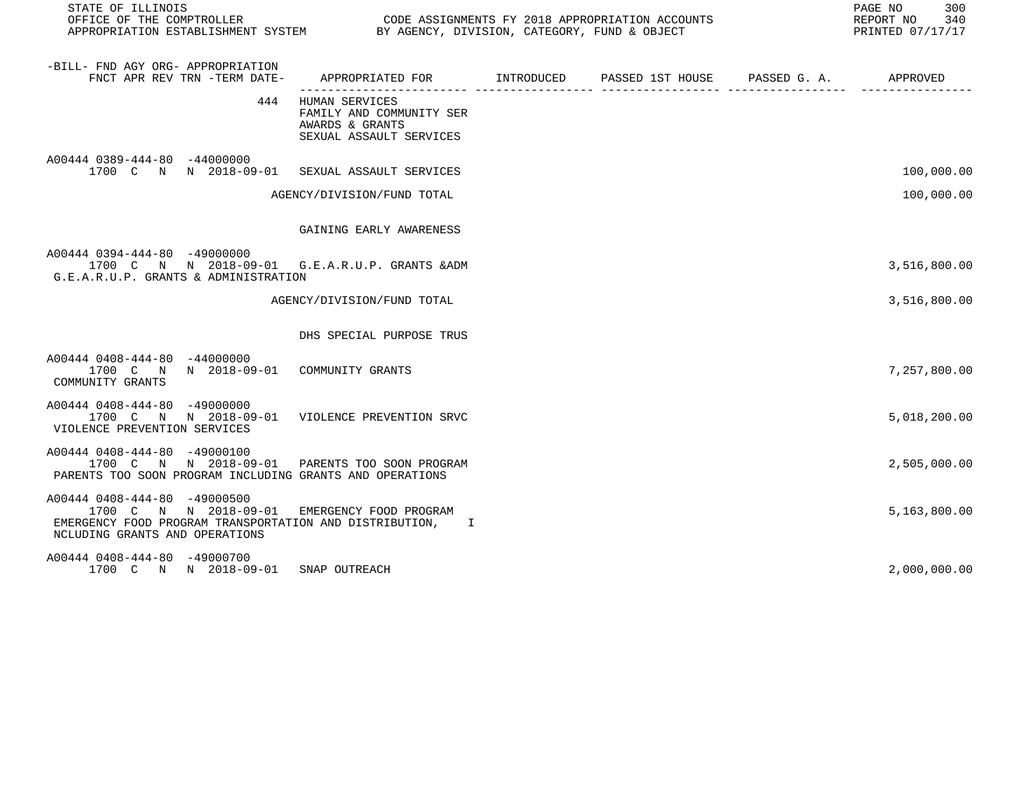| -BILL- FND AGY ORG- APPROPRIATION<br>FNCT APR REV TRN -TERM DATE- | APPROPRIATED FOR | INTRODUCED | PASSED 1ST HOUSE | PASSED G. A. | APPROVED |
|---|---|---|---|---|---|
| 444 | HUMAN SERVICES<br>FAMILY AND COMMUNITY SER<br>AWARDS & GRANTS<br>SEXUAL ASSAULT SERVICES | | | | |
| A00444 0389-444-80 -44000000<br>1700 C N N 2018-09-01 | SEXUAL ASSAULT SERVICES | | | | 100,000.00 |
| | AGENCY/DIVISION/FUND TOTAL | | | | 100,000.00 |
| | GAINING EARLY AWARENESS | | | | |
| A00444 0394-444-80 -49000000<br>1700 C N N 2018-09-01<br>G.E.A.R.U.P. GRANTS & ADMINISTRATION | G.E.A.R.U.P. GRANTS &ADM | | | | 3,516,800.00 |
| | AGENCY/DIVISION/FUND TOTAL | | | | 3,516,800.00 |
| | DHS SPECIAL PURPOSE TRUS | | | | |
| A00444 0408-444-80 -44000000<br>1700 C N N 2018-09-01<br>COMMUNITY GRANTS | COMMUNITY GRANTS | | | | 7,257,800.00 |
| A00444 0408-444-80 -49000000<br>1700 C N N 2018-09-01<br>VIOLENCE PREVENTION SERVICES | VIOLENCE PREVENTION SRVC | | | | 5,018,200.00 |
| A00444 0408-444-80 -49000100<br>1700 C N N 2018-09-01<br>PARENTS TOO SOON PROGRAM INCLUDING GRANTS AND OPERATIONS | PARENTS TOO SOON PROGRAM | | | | 2,505,000.00 |
| A00444 0408-444-80 -49000500<br>1700 C N N 2018-09-01<br>EMERGENCY FOOD PROGRAM TRANSPORTATION AND DISTRIBUTION, I<br>NCLUDING GRANTS AND OPERATIONS | EMERGENCY FOOD PROGRAM | | | | 5,163,800.00 |
| A00444 0408-444-80 -49000700<br>1700 C N N 2018-09-01 | SNAP OUTREACH | | | | 2,000,000.00 |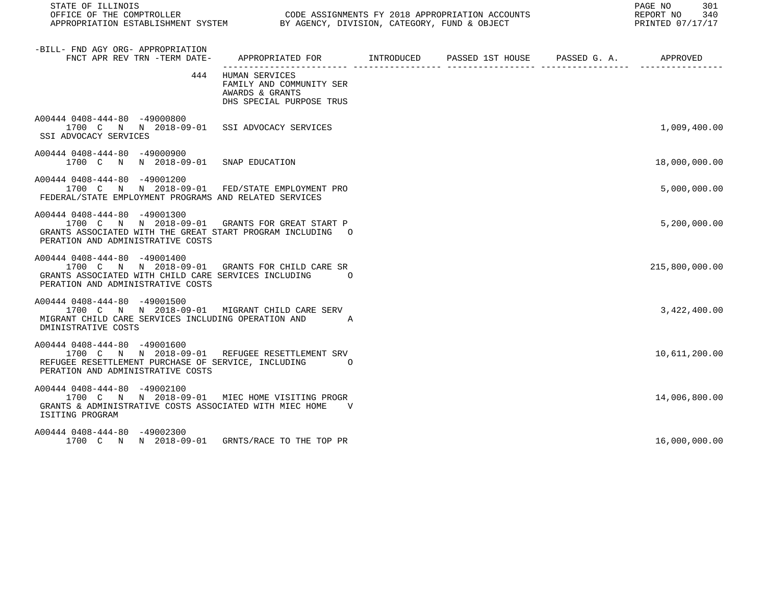| -BILL- FND AGY ORG- APPROPRIATION FNCT APR REV TRN -TERM DATE- | APPROPRIATED FOR | INTRODUCED | PASSED 1ST HOUSE | PASSED G. A. | APPROVED |
|---|---|---|---|---|---|
| 444 | HUMAN SERVICES<br>FAMILY AND COMMUNITY SER<br>AWARDS & GRANTS<br>DHS SPECIAL PURPOSE TRUS | | | | |
| A00444 0408-444-80 -49000800<br>1700 C N N 2018-09-01<br>SSI ADVOCACY SERVICES | SSI ADVOCACY SERVICES | | | | 1,009,400.00 |
| A00444 0408-444-80 -49000900<br>1700 C N N 2018-09-01 | SNAP EDUCATION | | | | 18,000,000.00 |
| A00444 0408-444-80 -49001200<br>1700 C N N 2018-09-01<br>FEDERAL/STATE EMPLOYMENT PROGRAMS AND RELATED SERVICES | FED/STATE EMPLOYMENT PRO | | | | 5,000,000.00 |
| A00444 0408-444-80 -49001300<br>1700 C N N 2018-09-01<br>GRANTS ASSOCIATED WITH THE GREAT START PROGRAM INCLUDING O PERATION AND ADMINISTRATIVE COSTS | GRANTS FOR GREAT START P | | | | 5,200,000.00 |
| A00444 0408-444-80 -49001400<br>1700 C N N 2018-09-01<br>GRANTS ASSOCIATED WITH CHILD CARE SERVICES INCLUDING O PERATION AND ADMINISTRATIVE COSTS | GRANTS FOR CHILD CARE SR | | | | 215,800,000.00 |
| A00444 0408-444-80 -49001500<br>1700 C N N 2018-09-01<br>MIGRANT CHILD CARE SERVICES INCLUDING OPERATION AND A DMINISTRATIVE COSTS | MIGRANT CHILD CARE SERV | | | | 3,422,400.00 |
| A00444 0408-444-80 -49001600<br>1700 C N N 2018-09-01<br>REFUGEE RESETTLEMENT PURCHASE OF SERVICE, INCLUDING O PERATION AND ADMINISTRATIVE COSTS | REFUGEE RESETTLEMENT SRV | | | | 10,611,200.00 |
| A00444 0408-444-80 -49002100<br>1700 C N N 2018-09-01<br>GRANTS & ADMINISTRATIVE COSTS ASSOCIATED WITH MIEC HOME V ISITING PROGRAM | MIEC HOME VISITING PROGR | | | | 14,006,800.00 |
| A00444 0408-444-80 -49002300<br>1700 C N N 2018-09-01 | GRNTS/RACE TO THE TOP PR | | | | 16,000,000.00 |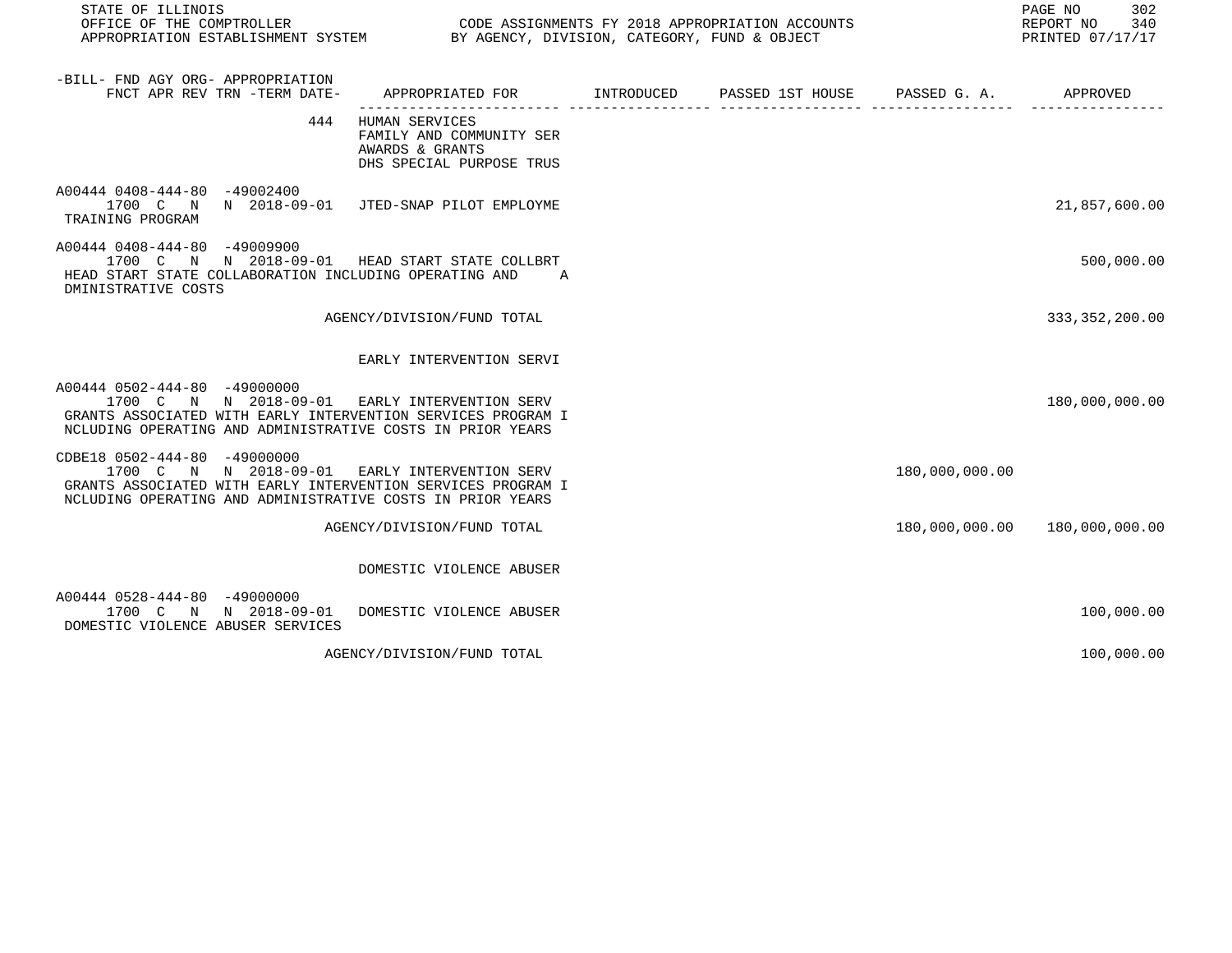| -BILL- FND AGY ORG- APPROPRIATION FNCT APR REV TRN -TERM DATE- | APPROPRIATED FOR | INTRODUCED | PASSED 1ST HOUSE | PASSED G. A. | APPROVED |
|---|---|---|---|---|---|
| 444 | HUMAN SERVICES<br>FAMILY AND COMMUNITY SER<br>AWARDS & GRANTS<br>DHS SPECIAL PURPOSE TRUS | | | | |
| A00444 0408-444-80 -49002400<br>1700 C N N 2018-09-01<br>TRAINING PROGRAM | JTED-SNAP PILOT EMPLOYME | | | | 21,857,600.00 |
| A00444 0408-444-80 -49009900<br>1700 C N N 2018-09-01<br>HEAD START STATE COLLABORATION INCLUDING OPERATING AND A DMINISTRATIVE COSTS | HEAD START STATE COLLBRT | | | | 500,000.00 |
| | AGENCY/DIVISION/FUND TOTAL | | | | 333,352,200.00 |
| | EARLY INTERVENTION SERVI | | | | |
| A00444 0502-444-80 -49000000<br>1700 C N N 2018-09-01<br>GRANTS ASSOCIATED WITH EARLY INTERVENTION SERVICES PROGRAM I NCLUDING OPERATING AND ADMINISTRATIVE COSTS IN PRIOR YEARS | EARLY INTERVENTION SERV | | | | 180,000,000.00 |
| CDBE18 0502-444-80 -49000000<br>1700 C N N 2018-09-01<br>GRANTS ASSOCIATED WITH EARLY INTERVENTION SERVICES PROGRAM I NCLUDING OPERATING AND ADMINISTRATIVE COSTS IN PRIOR YEARS | EARLY INTERVENTION SERV | | | 180,000,000.00 | |
| | AGENCY/DIVISION/FUND TOTAL | | | 180,000,000.00 | 180,000,000.00 |
| | DOMESTIC VIOLENCE ABUSER | | | | |
| A00444 0528-444-80 -49000000<br>1700 C N N 2018-09-01<br>DOMESTIC VIOLENCE ABUSER SERVICES | DOMESTIC VIOLENCE ABUSER | | | | 100,000.00 |
| | AGENCY/DIVISION/FUND TOTAL | | | | 100,000.00 |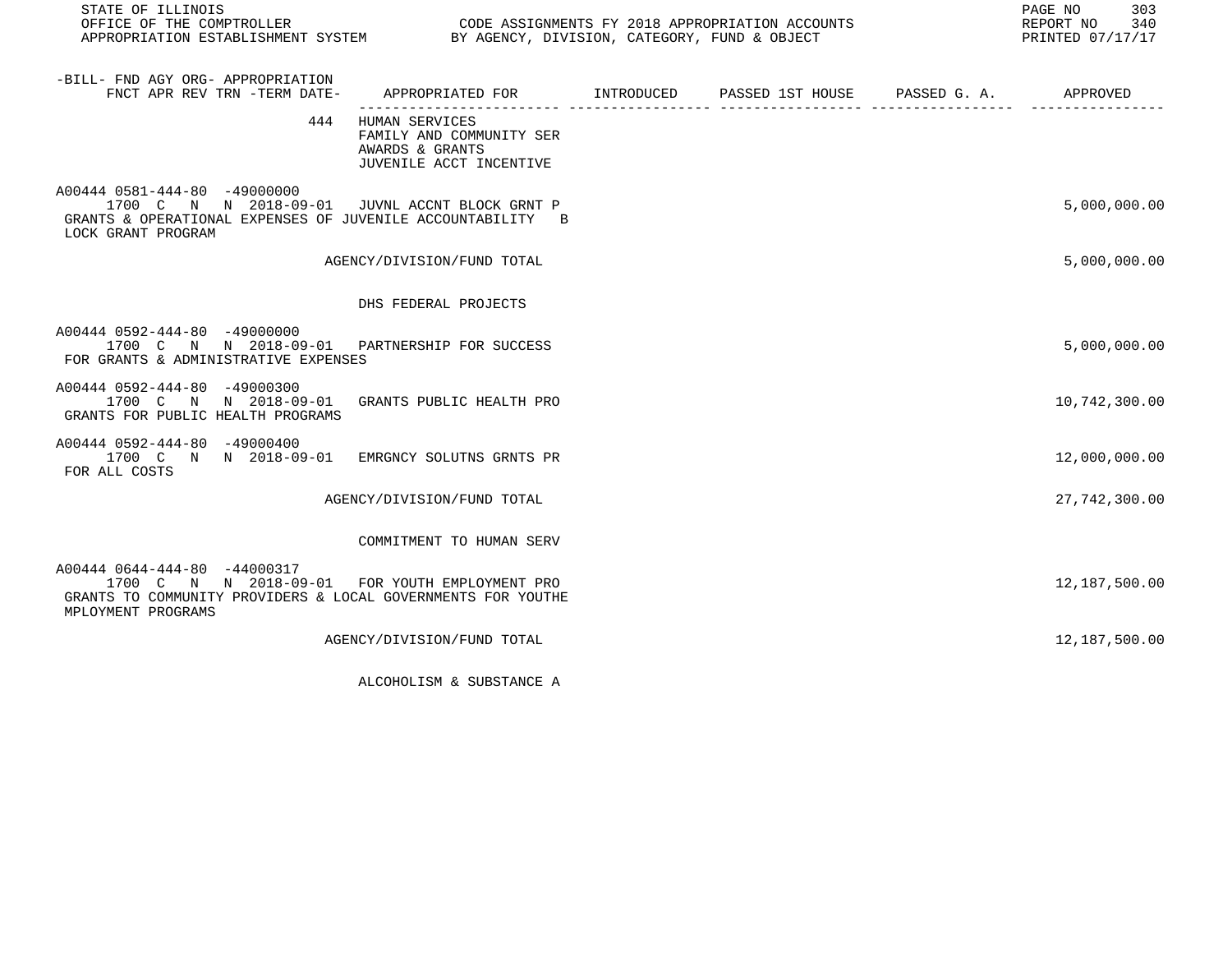STATE OF ILLINOIS
OFFICE OF THE COMPTROLLER — CODE ASSIGNMENTS FY 2018 APPROPRIATION ACCOUNTS
APPROPRIATION ESTABLISHMENT SYSTEM — BY AGENCY, DIVISION, CATEGORY, FUND & OBJECT

REPORT NO 340
PRINTED 07/17/17

| -BILL- FND AGY ORG- APPROPRIATION / FNCT APR REV TRN -TERM DATE- | APPROPRIATED FOR | INTRODUCED | PASSED 1ST HOUSE | PASSED G. A. | APPROVED |
|---|---|---|---|---|---|
| 444 | HUMAN SERVICES<br>FAMILY AND COMMUNITY SER<br>AWARDS & GRANTS<br>JUVENILE ACCT INCENTIVE | | | | |
| A00444 0581-444-80 -49000000<br>1700 C N N 2018-09-01 | JUVNL ACCNT BLOCK GRNT P | | | | 5,000,000.00 |
| GRANTS & OPERATIONAL EXPENSES OF JUVENILE ACCOUNTABILITY B LOCK GRANT PROGRAM | | | | | |
| | AGENCY/DIVISION/FUND TOTAL | | | | 5,000,000.00 |
| | DHS FEDERAL PROJECTS | | | | |
| A00444 0592-444-80 -49000000<br>1700 C N N 2018-09-01 | PARTNERSHIP FOR SUCCESS | | | | 5,000,000.00 |
| FOR GRANTS & ADMINISTRATIVE EXPENSES | | | | | |
| A00444 0592-444-80 -49000300<br>1700 C N N 2018-09-01 | GRANTS PUBLIC HEALTH PRO | | | | 10,742,300.00 |
| GRANTS FOR PUBLIC HEALTH PROGRAMS | | | | | |
| A00444 0592-444-80 -49000400<br>1700 C N N 2018-09-01 | EMRGNCY SOLUTNS GRNTS PR | | | | 12,000,000.00 |
| FOR ALL COSTS | | | | | |
| | AGENCY/DIVISION/FUND TOTAL | | | | 27,742,300.00 |
| | COMMITMENT TO HUMAN SERV | | | | |
| A00444 0644-444-80 -44000317<br>1700 C N N 2018-09-01 | FOR YOUTH EMPLOYMENT PRO | | | | 12,187,500.00 |
| GRANTS TO COMMUNITY PROVIDERS & LOCAL GOVERNMENTS FOR YOUTHE MPLOYMENT PROGRAMS | | | | | |
| | AGENCY/DIVISION/FUND TOTAL | | | | 12,187,500.00 |
| | ALCOHOLISM & SUBSTANCE A | | | | |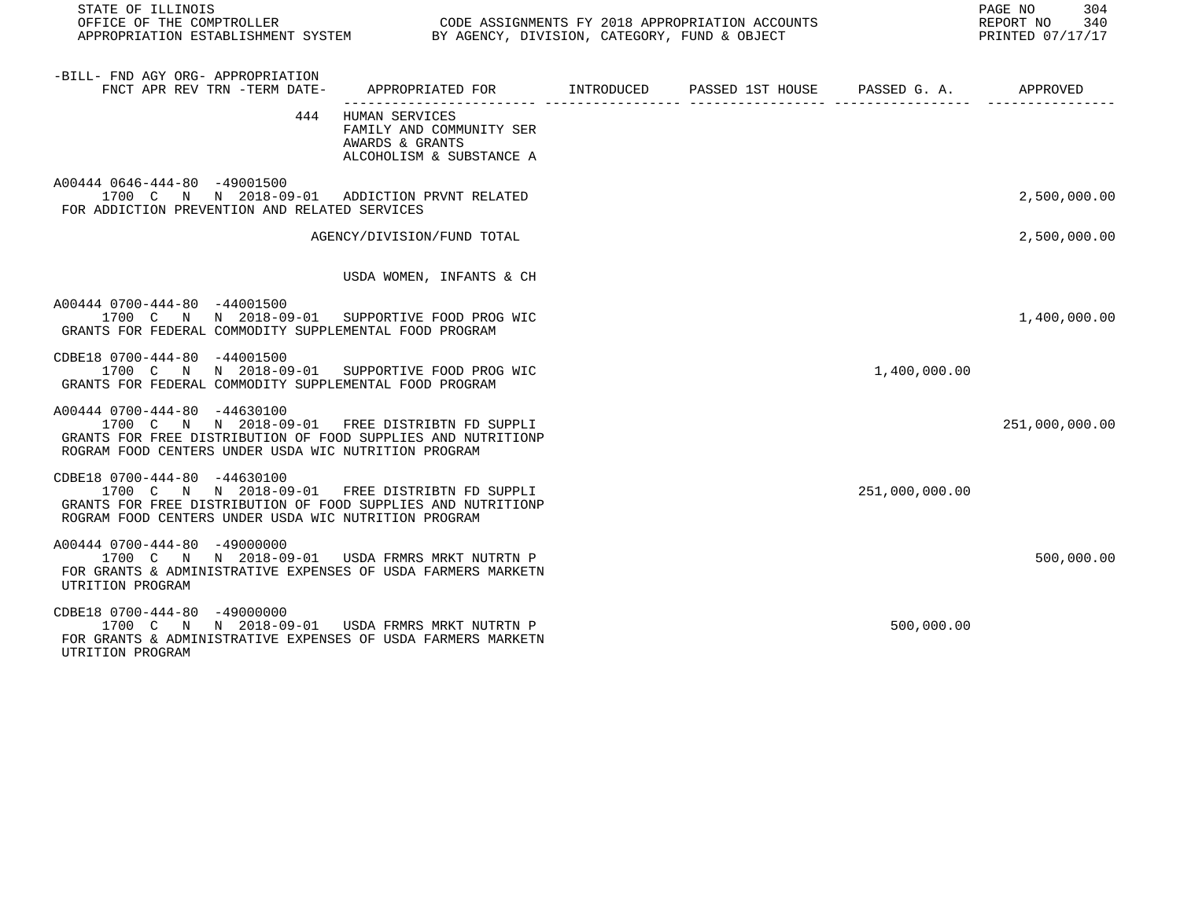STATE OF ILLINOIS
OFFICE OF THE COMPTROLLER — CODE ASSIGNMENTS FY 2018 APPROPRIATION ACCOUNTS
APPROPRIATION ESTABLISHMENT SYSTEM — BY AGENCY, DIVISION, CATEGORY, FUND & OBJECT

REPORT NO 340
PRINTED 07/17/17

| -BILL- FND AGY ORG- APPROPRIATION FNCT APR REV TRN -TERM DATE- | APPROPRIATED FOR | INTRODUCED | PASSED 1ST HOUSE | PASSED G. A. | APPROVED |
|---|---|---|---|---|---|
| 444 | HUMAN SERVICES<br>FAMILY AND COMMUNITY SER<br>AWARDS & GRANTS<br>ALCOHOLISM & SUBSTANCE A | | | | |
| A00444 0646-444-80 -49001500<br>1700 C N N 2018-09-01 | ADDICTION PRVNT RELATED | | | | 2,500,000.00 |
| FOR ADDICTION PREVENTION AND RELATED SERVICES | | | | | |
| | AGENCY/DIVISION/FUND TOTAL | | | | 2,500,000.00 |
| | USDA WOMEN, INFANTS & CH | | | | |
| A00444 0700-444-80 -44001500<br>1700 C N N 2018-09-01 | SUPPORTIVE FOOD PROG WIC | | | | 1,400,000.00 |
| GRANTS FOR FEDERAL COMMODITY SUPPLEMENTAL FOOD PROGRAM | | | | | |
| CDBE18 0700-444-80 -44001500<br>1700 C N N 2018-09-01 | SUPPORTIVE FOOD PROG WIC | | | 1,400,000.00 | |
| GRANTS FOR FEDERAL COMMODITY SUPPLEMENTAL FOOD PROGRAM | | | | | |
| A00444 0700-444-80 -44630100<br>1700 C N N 2018-09-01 | FREE DISTRIBTN FD SUPPLI | | | | 251,000,000.00 |
| GRANTS FOR FREE DISTRIBUTION OF FOOD SUPPLIES AND NUTRITIONP ROGRAM FOOD CENTERS UNDER USDA WIC NUTRITION PROGRAM | | | | | |
| CDBE18 0700-444-80 -44630100<br>1700 C N N 2018-09-01 | FREE DISTRIBTN FD SUPPLI | | | 251,000,000.00 | |
| GRANTS FOR FREE DISTRIBUTION OF FOOD SUPPLIES AND NUTRITIONP ROGRAM FOOD CENTERS UNDER USDA WIC NUTRITION PROGRAM | | | | | |
| A00444 0700-444-80 -49000000<br>1700 C N N 2018-09-01 | USDA FRMRS MRKT NUTRTN P | | | | 500,000.00 |
| FOR GRANTS & ADMINISTRATIVE EXPENSES OF USDA FARMERS MARKETN UTRITION PROGRAM | | | | | |
| CDBE18 0700-444-80 -49000000<br>1700 C N N 2018-09-01 | USDA FRMRS MRKT NUTRTN P | | | 500,000.00 | |
| FOR GRANTS & ADMINISTRATIVE EXPENSES OF USDA FARMERS MARKETN UTRITION PROGRAM | | | | | |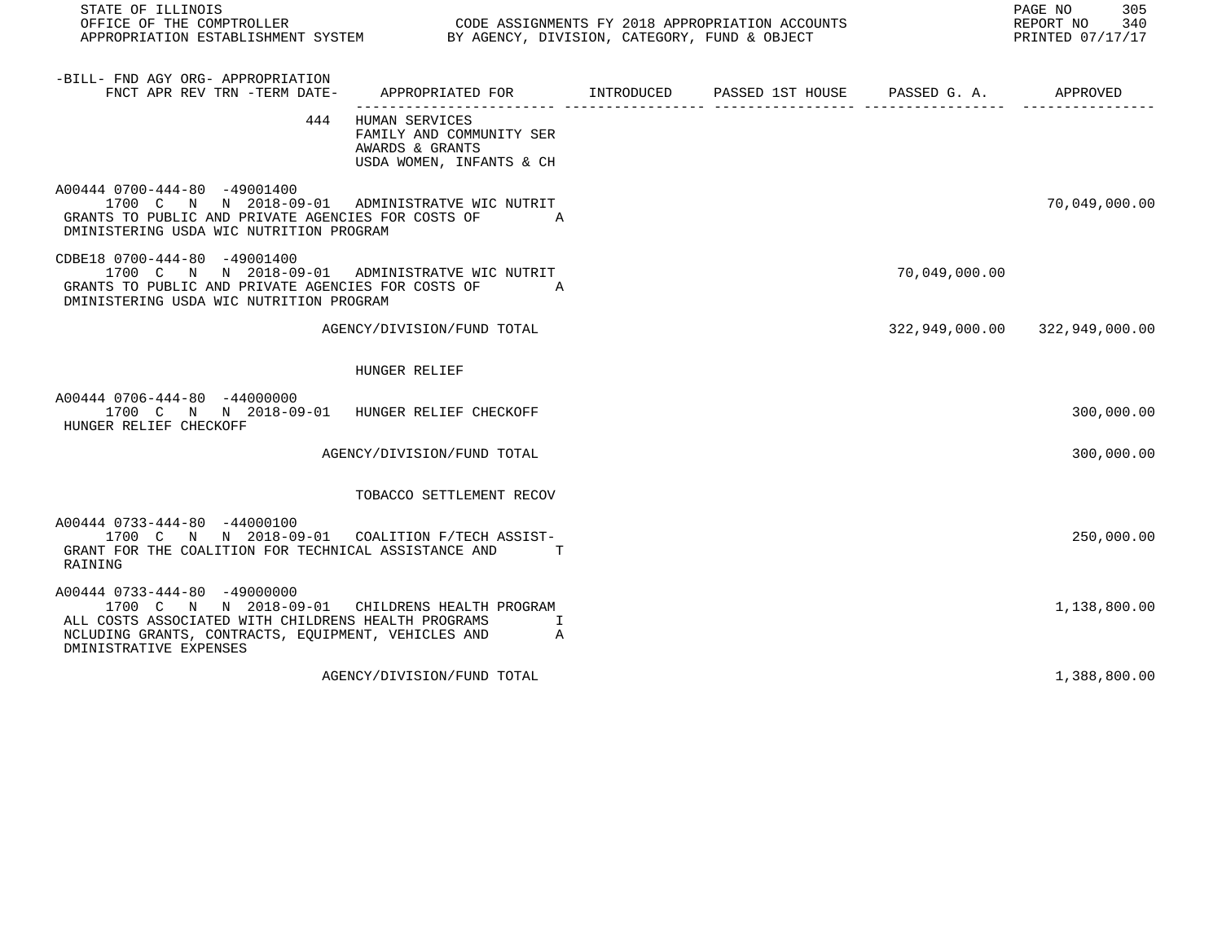STATE OF ILLINOIS
OFFICE OF THE COMPTROLLER — CODE ASSIGNMENTS FY 2018 APPROPRIATION ACCOUNTS
APPROPRIATION ESTABLISHMENT SYSTEM — BY AGENCY, DIVISION, CATEGORY, FUND & OBJECT

| -BILL- FND AGY ORG- APPROPRIATION FNCT APR REV TRN -TERM DATE- | APPROPRIATED FOR | INTRODUCED | PASSED 1ST HOUSE | PASSED G. A. | APPROVED |
|---|---|---|---|---|---|
| 444 | HUMAN SERVICES<br>FAMILY AND COMMUNITY SER<br>AWARDS & GRANTS<br>USDA WOMEN, INFANTS & CH | | | | |
| A00444 0700-444-80 -49001400<br>1700 C N N 2018-09-01<br>GRANTS TO PUBLIC AND PRIVATE AGENCIES FOR COSTS OF ADMINISTERING USDA WIC NUTRITION PROGRAM | ADMINISTRATVE WIC NUTRIT | | | | 70,049,000.00 |
| CDBE18 0700-444-80 -49001400<br>1700 C N N 2018-09-01<br>GRANTS TO PUBLIC AND PRIVATE AGENCIES FOR COSTS OF ADMINISTERING USDA WIC NUTRITION PROGRAM | ADMINISTRATVE WIC NUTRIT | | | 70,049,000.00 | |
| | AGENCY/DIVISION/FUND TOTAL | | | 322,949,000.00 | 322,949,000.00 |
| | HUNGER RELIEF | | | | |
| A00444 0706-444-80 -44000000<br>1700 C N N 2018-09-01<br>HUNGER RELIEF CHECKOFF | HUNGER RELIEF CHECKOFF | | | | 300,000.00 |
| | AGENCY/DIVISION/FUND TOTAL | | | | 300,000.00 |
| | TOBACCO SETTLEMENT RECOV | | | | |
| A00444 0733-444-80 -44000100<br>1700 C N N 2018-09-01<br>GRANT FOR THE COALITION FOR TECHNICAL ASSISTANCE AND TRAINING | COALITION F/TECH ASSIST- | | | | 250,000.00 |
| A00444 0733-444-80 -49000000<br>1700 C N N 2018-09-01<br>ALL COSTS ASSOCIATED WITH CHILDRENS HEALTH PROGRAMS INCLUDING GRANTS, CONTRACTS, EQUIPMENT, VEHICLES AND ADMINISTRATIVE EXPENSES | CHILDRENS HEALTH PROGRAM | | | | 1,138,800.00 |
| | AGENCY/DIVISION/FUND TOTAL | | | | 1,388,800.00 |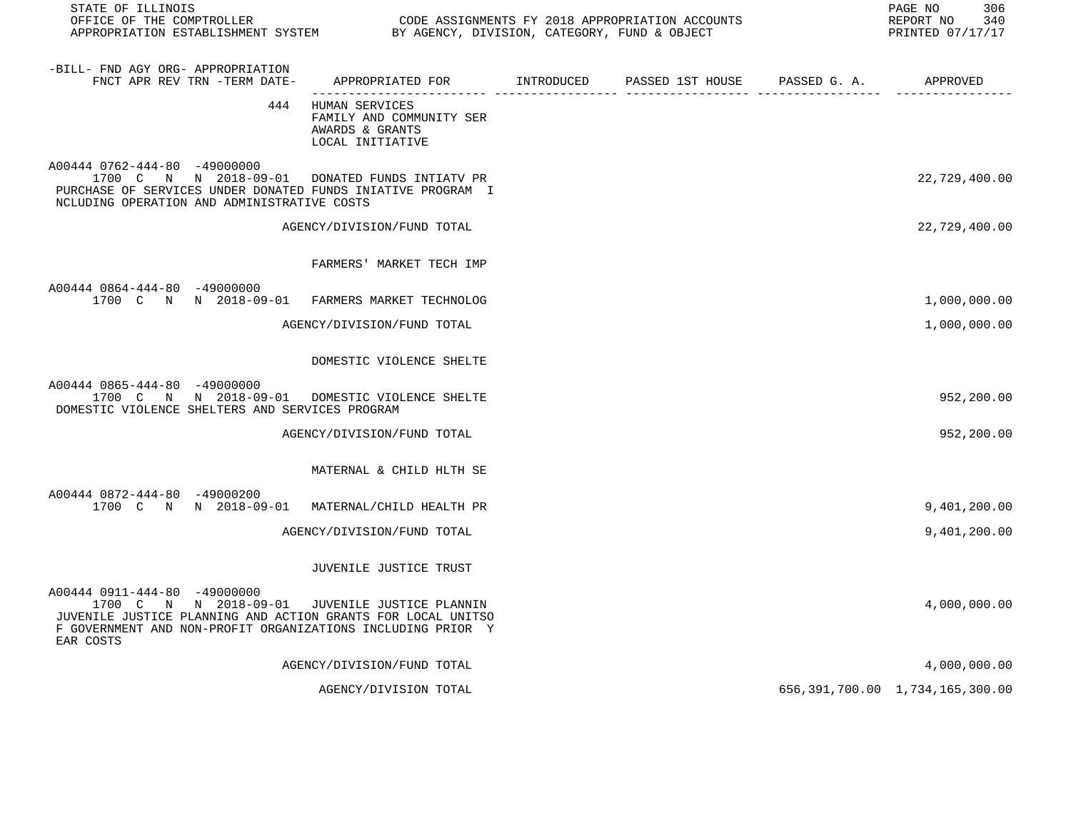STATE OF ILLINOIS
OFFICE OF THE COMPTROLLER — CODE ASSIGNMENTS FY 2018 APPROPRIATION ACCOUNTS
APPROPRIATION ESTABLISHMENT SYSTEM — BY AGENCY, DIVISION, CATEGORY, FUND & OBJECT
REPORT NO 340
PRINTED 07/17/17

| -BILL- FND AGY ORG- APPROPRIATION<br>FNCT APR REV TRN -TERM DATE- | APPROPRIATED FOR | INTRODUCED | PASSED 1ST HOUSE | PASSED G. A. | APPROVED |
|---|---|---|---|---|---|
| 444 | HUMAN SERVICES<br>FAMILY AND COMMUNITY SER<br>AWARDS & GRANTS<br>LOCAL INITIATIVE | | | | |
| A00444 0762-444-80 -49000000<br>1700 C N N 2018-09-01 | DONATED FUNDS INTIATV PR | | | | 22,729,400.00 |
| PURCHASE OF SERVICES UNDER DONATED FUNDS INIATIVE PROGRAM I NCLUDING OPERATION AND ADMINISTRATIVE COSTS | | | | | |
| | AGENCY/DIVISION/FUND TOTAL | | | | 22,729,400.00 |
| | FARMERS' MARKET TECH IMP | | | | |
| A00444 0864-444-80 -49000000<br>1700 C N N 2018-09-01 | FARMERS MARKET TECHNOLOG | | | | 1,000,000.00 |
| | AGENCY/DIVISION/FUND TOTAL | | | | 1,000,000.00 |
| | DOMESTIC VIOLENCE SHELTE | | | | |
| A00444 0865-444-80 -49000000<br>1700 C N N 2018-09-01 | DOMESTIC VIOLENCE SHELTE | | | | 952,200.00 |
| DOMESTIC VIOLENCE SHELTERS AND SERVICES PROGRAM | | | | | |
| | AGENCY/DIVISION/FUND TOTAL | | | | 952,200.00 |
| | MATERNAL & CHILD HLTH SE | | | | |
| A00444 0872-444-80 -49000200<br>1700 C N N 2018-09-01 | MATERNAL/CHILD HEALTH PR | | | | 9,401,200.00 |
| | AGENCY/DIVISION/FUND TOTAL | | | | 9,401,200.00 |
| | JUVENILE JUSTICE TRUST | | | | |
| A00444 0911-444-80 -49000000<br>1700 C N N 2018-09-01 | JUVENILE JUSTICE PLANNIN | | | | 4,000,000.00 |
| JUVENILE JUSTICE PLANNING AND ACTION GRANTS FOR LOCAL UNITSO F GOVERNMENT AND NON-PROFIT ORGANIZATIONS INCLUDING PRIOR Y EAR COSTS | | | | | |
| | AGENCY/DIVISION/FUND TOTAL | | | | 4,000,000.00 |
| | AGENCY/DIVISION TOTAL | | | 656,391,700.00 | 1,734,165,300.00 |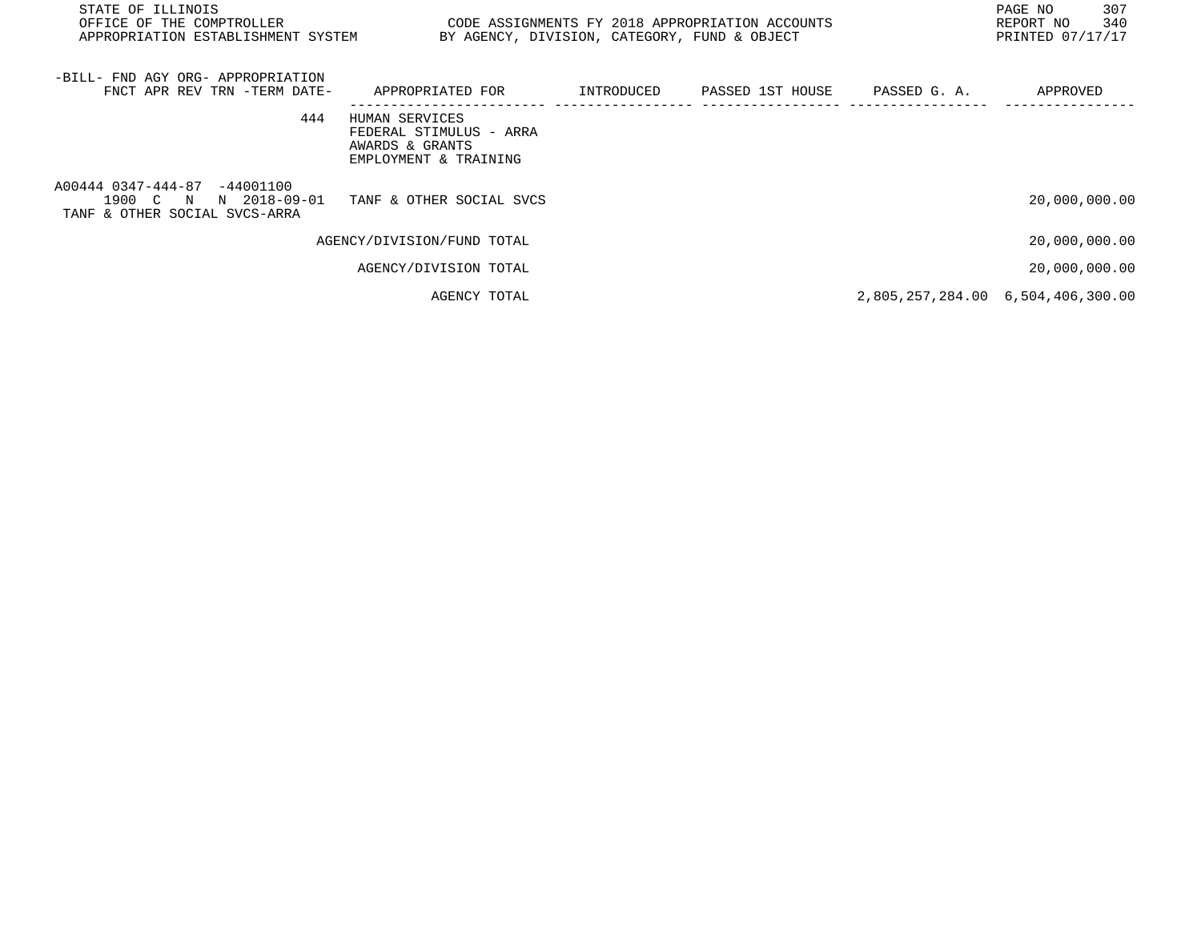STATE OF ILLINOIS
OFFICE OF THE COMPTROLLER
APPROPRIATION ESTABLISHMENT SYSTEM

CODE ASSIGNMENTS FY 2018 APPROPRIATION ACCOUNTS
BY AGENCY, DIVISION, CATEGORY, FUND & OBJECT

REPORT NO 340
PRINTED 07/17/17

| -BILL- FND AGY ORG- APPROPRIATION FNCT APR REV TRN -TERM DATE- | APPROPRIATED FOR | INTRODUCED | PASSED 1ST HOUSE | PASSED G. A. | APPROVED |
|---|---|---|---|---|---|
| 444 | HUMAN SERVICES FEDERAL STIMULUS - ARRA AWARDS & GRANTS EMPLOYMENT & TRAINING | | | | |
| A00444 0347-444-87 -44001100 1900 C N N 2018-09-01 TANF & OTHER SOCIAL SVCS-ARRA | TANF & OTHER SOCIAL SVCS | | | | 20,000,000.00 |
| | AGENCY/DIVISION/FUND TOTAL | | | | 20,000,000.00 |
| | AGENCY/DIVISION TOTAL | | | | 20,000,000.00 |
| | AGENCY TOTAL | | | 2,805,257,284.00 | 6,504,406,300.00 |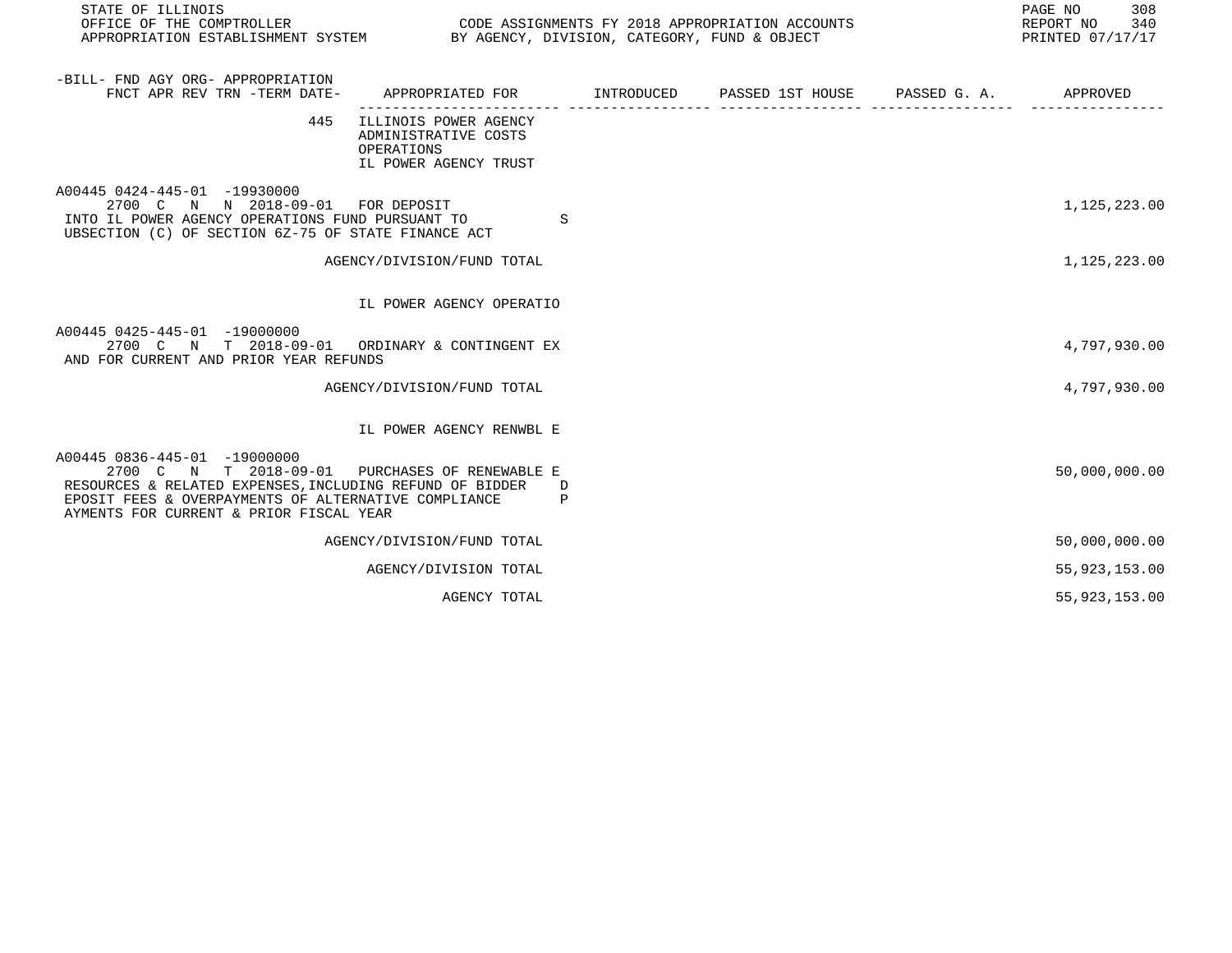STATE OF ILLINOIS
OFFICE OF THE COMPTROLLER
APPROPRIATION ESTABLISHMENT SYSTEM

CODE ASSIGNMENTS FY 2018 APPROPRIATION ACCOUNTS
BY AGENCY, DIVISION, CATEGORY, FUND & OBJECT

REPORT NO 340
PRINTED 07/17/17

| -BILL- FND AGY ORG- APPROPRIATION FNCT APR REV TRN -TERM DATE- | APPROPRIATED FOR | INTRODUCED | PASSED 1ST HOUSE | PASSED G. A. | APPROVED |
|---|---|---|---|---|---|
| 445 | ILLINOIS POWER AGENCY ADMINISTRATIVE COSTS OPERATIONS IL POWER AGENCY TRUST | | | | |
| A00445 0424-445-01 -19930000 2700 C N N 2018-09-01 | FOR DEPOSIT INTO IL POWER AGENCY OPERATIONS FUND PURSUANT TO SUBSECTION (C) OF SECTION 6Z-75 OF STATE FINANCE ACT | | | | 1,125,223.00 |
| | AGENCY/DIVISION/FUND TOTAL | | | | 1,125,223.00 |
| | IL POWER AGENCY OPERATIO | | | | |
| A00445 0425-445-01 -19000000 2700 C N T 2018-09-01 | ORDINARY & CONTINGENT EX AND FOR CURRENT AND PRIOR YEAR REFUNDS | | | | 4,797,930.00 |
| | AGENCY/DIVISION/FUND TOTAL | | | | 4,797,930.00 |
| | IL POWER AGENCY RENWBL E | | | | |
| A00445 0836-445-01 -19000000 2700 C N T 2018-09-01 | PURCHASES OF RENEWABLE E RESOURCES & RELATED EXPENSES,INCLUDING REFUND OF BIDDER DEPOSIT FEES & OVERPAYMENTS OF ALTERNATIVE COMPLIANCE PAYMENTS FOR CURRENT & PRIOR FISCAL YEAR | | | | 50,000,000.00 |
| | AGENCY/DIVISION/FUND TOTAL | | | | 50,000,000.00 |
| | AGENCY/DIVISION TOTAL | | | | 55,923,153.00 |
| | AGENCY TOTAL | | | | 55,923,153.00 |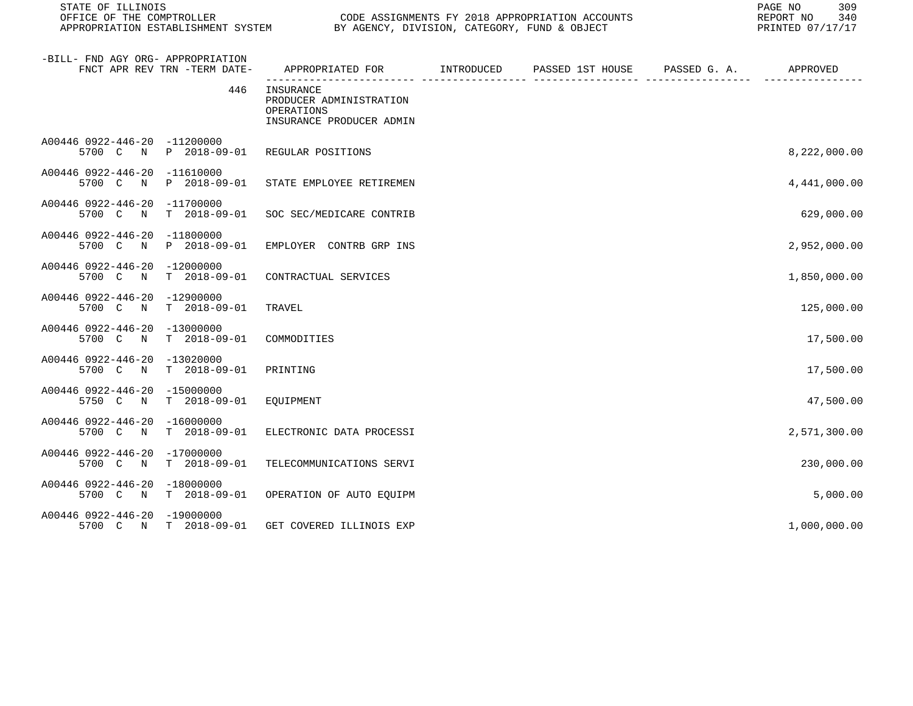| -BILL- FND AGY ORG- APPROPRIATION FNCT APR REV TRN -TERM DATE- | APPROPRIATED FOR | INTRODUCED | PASSED 1ST HOUSE | PASSED G. A. | APPROVED |
|---|---|---|---|---|---|
| 446 | INSURANCE<br>PRODUCER ADMINISTRATION<br>OPERATIONS<br>INSURANCE PRODUCER ADMIN | | | | |
| A00446 0922-446-20 -11200000<br>5700 C N P 2018-09-01 | REGULAR POSITIONS | | | | 8,222,000.00 |
| A00446 0922-446-20 -11610000<br>5700 C N P 2018-09-01 | STATE EMPLOYEE RETIREMEN | | | | 4,441,000.00 |
| A00446 0922-446-20 -11700000<br>5700 C N T 2018-09-01 | SOC SEC/MEDICARE CONTRIB | | | | 629,000.00 |
| A00446 0922-446-20 -11800000<br>5700 C N P 2018-09-01 | EMPLOYER CONTRB GRP INS | | | | 2,952,000.00 |
| A00446 0922-446-20 -12000000<br>5700 C N T 2018-09-01 | CONTRACTUAL SERVICES | | | | 1,850,000.00 |
| A00446 0922-446-20 -12900000<br>5700 C N T 2018-09-01 | TRAVEL | | | | 125,000.00 |
| A00446 0922-446-20 -13000000<br>5700 C N T 2018-09-01 | COMMODITIES | | | | 17,500.00 |
| A00446 0922-446-20 -13020000<br>5700 C N T 2018-09-01 | PRINTING | | | | 17,500.00 |
| A00446 0922-446-20 -15000000<br>5750 C N T 2018-09-01 | EQUIPMENT | | | | 47,500.00 |
| A00446 0922-446-20 -16000000<br>5700 C N T 2018-09-01 | ELECTRONIC DATA PROCESSI | | | | 2,571,300.00 |
| A00446 0922-446-20 -17000000<br>5700 C N T 2018-09-01 | TELECOMMUNICATIONS SERVI | | | | 230,000.00 |
| A00446 0922-446-20 -18000000<br>5700 C N T 2018-09-01 | OPERATION OF AUTO EQUIPM | | | | 5,000.00 |
| A00446 0922-446-20 -19000000<br>5700 C N T 2018-09-01 | GET COVERED ILLINOIS EXP | | | | 1,000,000.00 |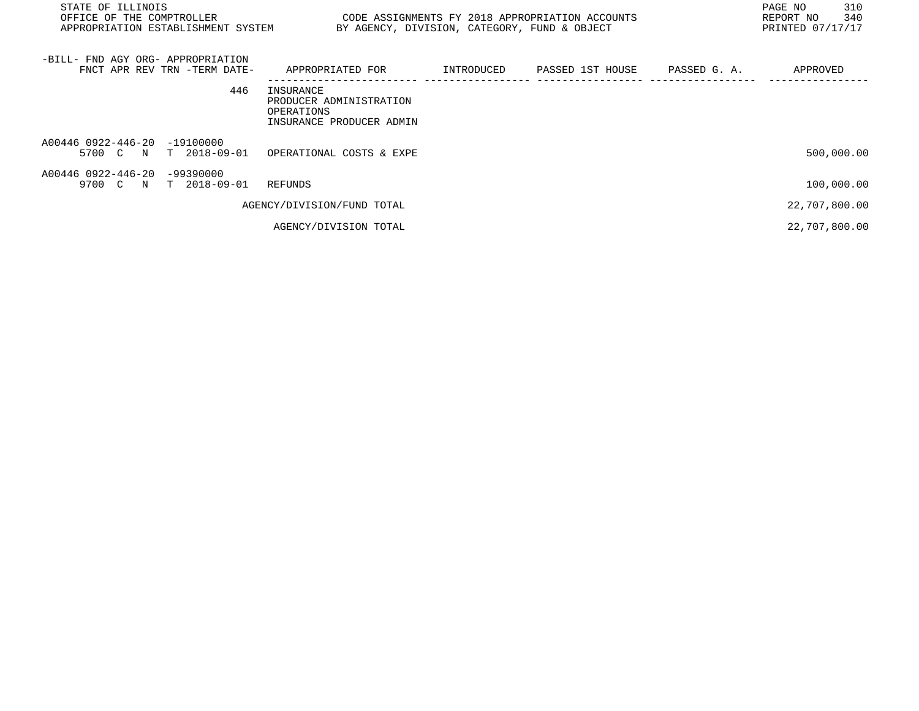| -BILL- FND AGY ORG- APPROPRIATION FNCT APR REV TRN -TERM DATE- | APPROPRIATED FOR | INTRODUCED | PASSED 1ST HOUSE | PASSED G. A. | APPROVED |
|---|---|---|---|---|---|
| 446 | INSURANCE PRODUCER ADMINISTRATION OPERATIONS INSURANCE PRODUCER ADMIN | | | | |
| A00446 0922-446-20 -19100000 5700 C N T 2018-09-01 | OPERATIONAL COSTS & EXPE | | | | 500,000.00 |
| A00446 0922-446-20 -99390000 9700 C N T 2018-09-01 | REFUNDS | | | | 100,000.00 |
| | AGENCY/DIVISION/FUND TOTAL | | | | 22,707,800.00 |
| | AGENCY/DIVISION TOTAL | | | | 22,707,800.00 |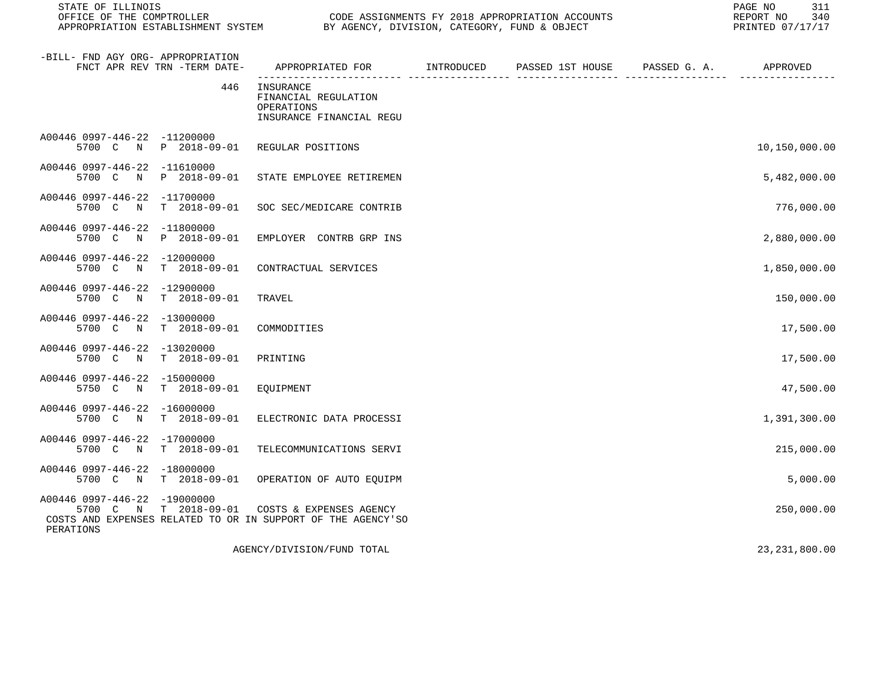| -BILL- FND AGY ORG- APPROPRIATION FNCT APR REV TRN -TERM DATE- | APPROPRIATED FOR | INTRODUCED | PASSED 1ST HOUSE | PASSED G. A. | APPROVED |
|---|---|---|---|---|---|
| 446 | INSURANCE<br>FINANCIAL REGULATION<br>OPERATIONS<br>INSURANCE FINANCIAL REGU | | | | |
| A00446 0997-446-22 -11200000<br>5700 C N P 2018-09-01 | REGULAR POSITIONS | | | | 10,150,000.00 |
| A00446 0997-446-22 -11610000<br>5700 C N P 2018-09-01 | STATE EMPLOYEE RETIREMEN | | | | 5,482,000.00 |
| A00446 0997-446-22 -11700000<br>5700 C N T 2018-09-01 | SOC SEC/MEDICARE CONTRIB | | | | 776,000.00 |
| A00446 0997-446-22 -11800000<br>5700 C N P 2018-09-01 | EMPLOYER CONTRB GRP INS | | | | 2,880,000.00 |
| A00446 0997-446-22 -12000000<br>5700 C N T 2018-09-01 | CONTRACTUAL SERVICES | | | | 1,850,000.00 |
| A00446 0997-446-22 -12900000<br>5700 C N T 2018-09-01 | TRAVEL | | | | 150,000.00 |
| A00446 0997-446-22 -13000000<br>5700 C N T 2018-09-01 | COMMODITIES | | | | 17,500.00 |
| A00446 0997-446-22 -13020000<br>5700 C N T 2018-09-01 | PRINTING | | | | 17,500.00 |
| A00446 0997-446-22 -15000000<br>5750 C N T 2018-09-01 | EQUIPMENT | | | | 47,500.00 |
| A00446 0997-446-22 -16000000<br>5700 C N T 2018-09-01 | ELECTRONIC DATA PROCESSI | | | | 1,391,300.00 |
| A00446 0997-446-22 -17000000<br>5700 C N T 2018-09-01 | TELECOMMUNICATIONS SERVI | | | | 215,000.00 |
| A00446 0997-446-22 -18000000<br>5700 C N T 2018-09-01 | OPERATION OF AUTO EQUIPM | | | | 5,000.00 |
| A00446 0997-446-22 -19000000<br>5700 C N T 2018-09-01 | COSTS & EXPENSES AGENCY | | | | 250,000.00 |
| COSTS AND EXPENSES RELATED TO OR IN SUPPORT OF THE AGENCY'SO PERATIONS | | | | | |
| | AGENCY/DIVISION/FUND TOTAL | | | | 23,231,800.00 |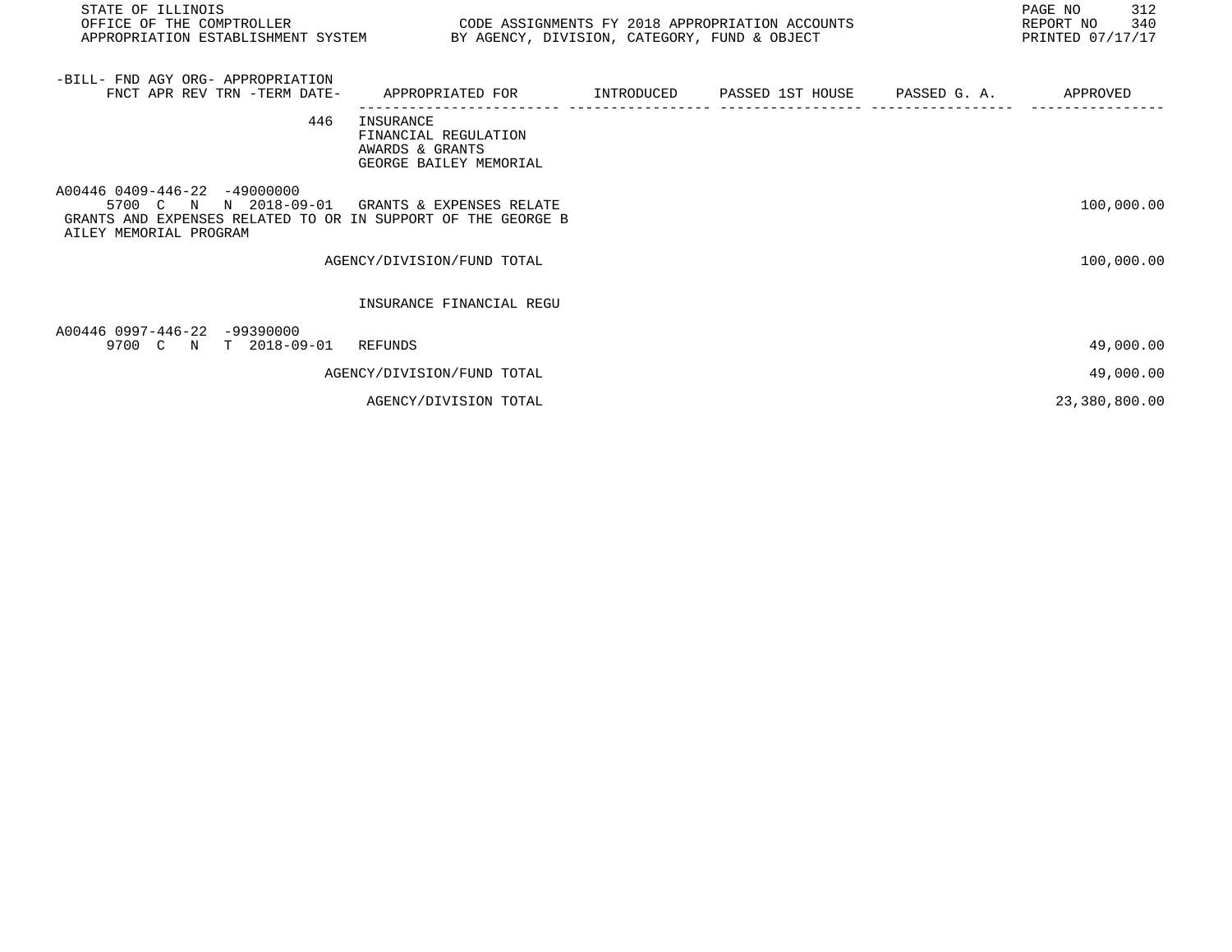STATE OF ILLINOIS
OFFICE OF THE COMPTROLLER
APPROPRIATION ESTABLISHMENT SYSTEM

CODE ASSIGNMENTS FY 2018 APPROPRIATION ACCOUNTS
BY AGENCY, DIVISION, CATEGORY, FUND & OBJECT

REPORT NO 340
PRINTED 07/17/17

| -BILL- FND AGY ORG- APPROPRIATION FNCT APR REV TRN -TERM DATE- | APPROPRIATED FOR | INTRODUCED | PASSED 1ST HOUSE | PASSED G. A. | APPROVED |
|---|---|---|---|---|---|
| 446 | INSURANCE FINANCIAL REGULATION AWARDS & GRANTS GEORGE BAILEY MEMORIAL | | | | |
| A00446 0409-446-22 -49000000 5700 C N N 2018-09-01 | GRANTS & EXPENSES RELATE | | | | 100,000.00 |
| GRANTS AND EXPENSES RELATED TO OR IN SUPPORT OF THE GEORGE BAILEY MEMORIAL PROGRAM | | | | | |
| | AGENCY/DIVISION/FUND TOTAL | | | | 100,000.00 |
| | INSURANCE FINANCIAL REGU | | | | |
| A00446 0997-446-22 -99390000 9700 C N T 2018-09-01 | REFUNDS | | | | 49,000.00 |
| | AGENCY/DIVISION/FUND TOTAL | | | | 49,000.00 |
| | AGENCY/DIVISION TOTAL | | | | 23,380,800.00 |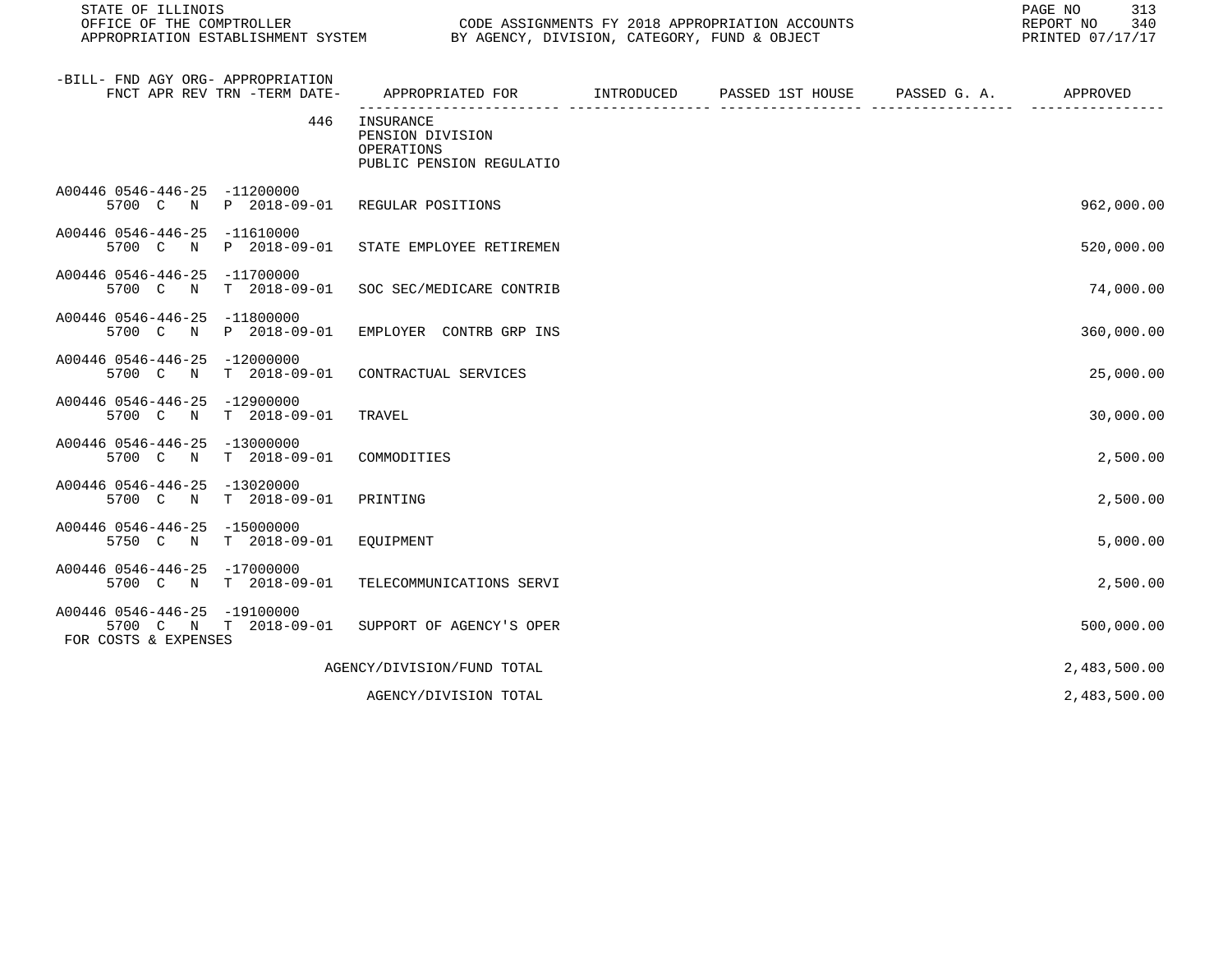| -BILL- FND AGY ORG- APPROPRIATION FNCT APR REV TRN -TERM DATE- | APPROPRIATED FOR | INTRODUCED | PASSED 1ST HOUSE | PASSED G. A. | APPROVED |
|---|---|---|---|---|---|
| 446 | INSURANCE PENSION DIVISION OPERATIONS PUBLIC PENSION REGULATIO | | | | |
| A00446 0546-446-25 -11200000 5700 C N P 2018-09-01 | REGULAR POSITIONS | | | | 962,000.00 |
| A00446 0546-446-25 -11610000 5700 C N P 2018-09-01 | STATE EMPLOYEE RETIREMEN | | | | 520,000.00 |
| A00446 0546-446-25 -11700000 5700 C N T 2018-09-01 | SOC SEC/MEDICARE CONTRIB | | | | 74,000.00 |
| A00446 0546-446-25 -11800000 5700 C N P 2018-09-01 | EMPLOYER CONTRB GRP INS | | | | 360,000.00 |
| A00446 0546-446-25 -12000000 5700 C N T 2018-09-01 | CONTRACTUAL SERVICES | | | | 25,000.00 |
| A00446 0546-446-25 -12900000 5700 C N T 2018-09-01 | TRAVEL | | | | 30,000.00 |
| A00446 0546-446-25 -13000000 5700 C N T 2018-09-01 | COMMODITIES | | | | 2,500.00 |
| A00446 0546-446-25 -13020000 5700 C N T 2018-09-01 | PRINTING | | | | 2,500.00 |
| A00446 0546-446-25 -15000000 5750 C N T 2018-09-01 | EQUIPMENT | | | | 5,000.00 |
| A00446 0546-446-25 -17000000 5700 C N T 2018-09-01 | TELECOMMUNICATIONS SERVI | | | | 2,500.00 |
| A00446 0546-446-25 -19100000 5700 C N T 2018-09-01 FOR COSTS & EXPENSES | SUPPORT OF AGENCY'S OPER | | | | 500,000.00 |
| | AGENCY/DIVISION/FUND TOTAL | | | | 2,483,500.00 |
| | AGENCY/DIVISION TOTAL | | | | 2,483,500.00 |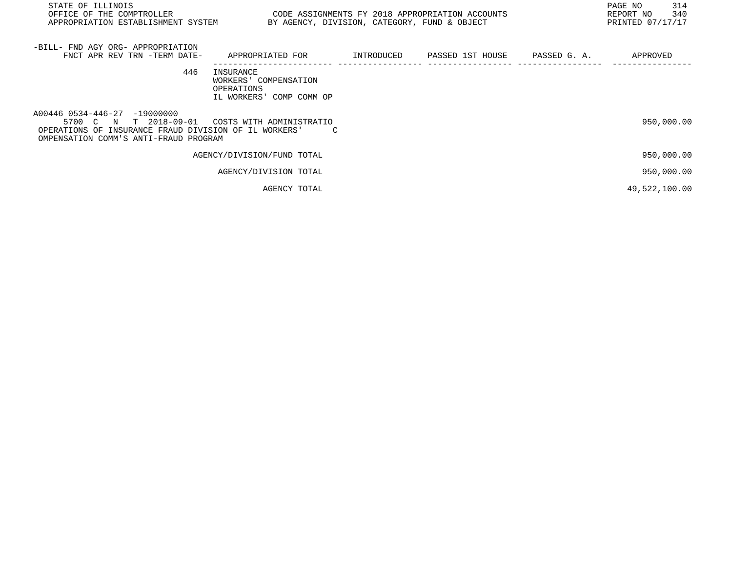| -BILL- FND AGY ORG- APPROPRIATION FNCT APR REV TRN -TERM DATE- | APPROPRIATED FOR | INTRODUCED | PASSED 1ST HOUSE | PASSED G. A. | APPROVED |
|---|---|---|---|---|---|
| 446 | INSURANCE<br>WORKERS' COMPENSATION<br>OPERATIONS<br>IL WORKERS' COMP COMM OP | | | | |
| A00446 0534-446-27 -19000000<br>5700 C N T 2018-09-01 | COSTS WITH ADMINISTRATIO | | | | 950,000.00 |
| OPERATIONS OF INSURANCE FRAUD DIVISION OF IL WORKERS' C<br>OMPENSATION COMM'S ANTI-FRAUD PROGRAM | | | | | |
| | AGENCY/DIVISION/FUND TOTAL | | | | 950,000.00 |
| | AGENCY/DIVISION TOTAL | | | | 950,000.00 |
| | AGENCY TOTAL | | | | 49,522,100.00 |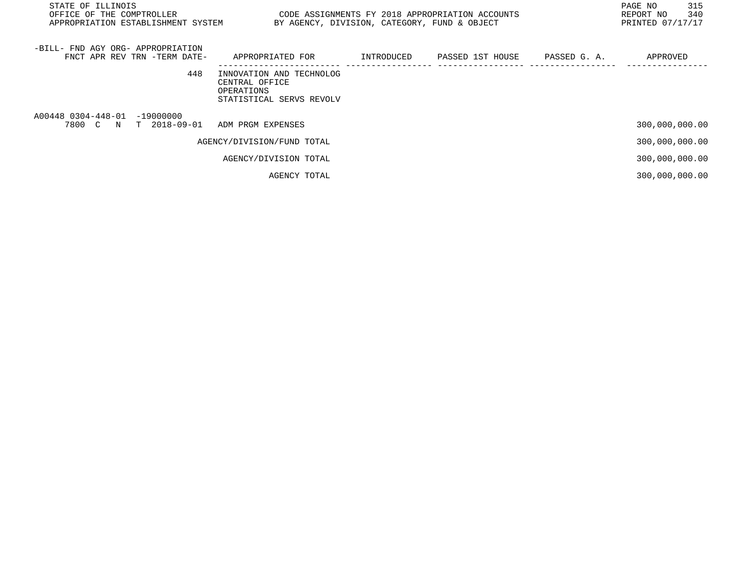| -BILL- FND AGY ORG- APPROPRIATION FNCT APR REV TRN -TERM DATE- | APPROPRIATED FOR | INTRODUCED | PASSED 1ST HOUSE | PASSED G. A. | APPROVED |
|---|---|---|---|---|---|
| 448 | INNOVATION AND TECHNOLOG CENTRAL OFFICE OPERATIONS STATISTICAL SERVS REVOLV | | | | |
| A00448 0304-448-01 -19000000 7800 C N T 2018-09-01 | ADM PRGM EXPENSES | | | | 300,000,000.00 |
| | AGENCY/DIVISION/FUND TOTAL | | | | 300,000,000.00 |
| | AGENCY/DIVISION TOTAL | | | | 300,000,000.00 |
| | AGENCY TOTAL | | | | 300,000,000.00 |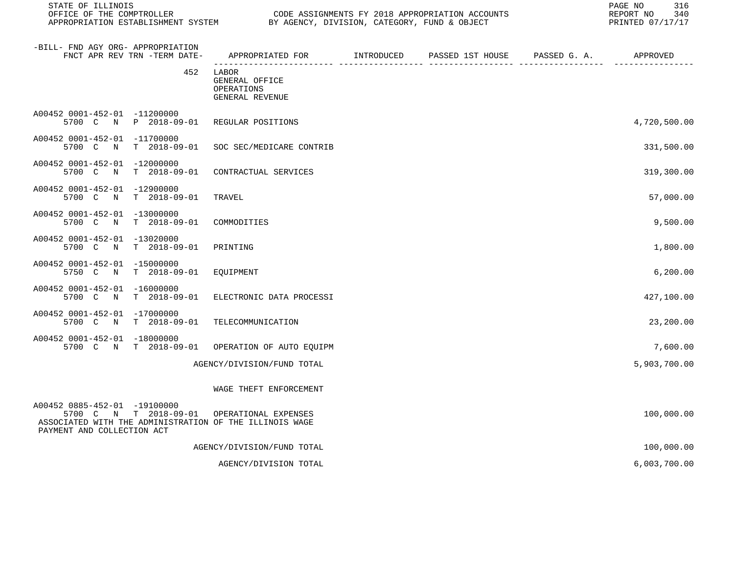STATE OF ILLINOIS
OFFICE OF THE COMPTROLLER
APPROPRIATION ESTABLISHMENT SYSTEM

CODE ASSIGNMENTS FY 2018 APPROPRIATION ACCOUNTS
BY AGENCY, DIVISION, CATEGORY, FUND & OBJECT

REPORT NO 340
PRINTED 07/17/17

| -BILL- FND AGY ORG- APPROPRIATION / FNCT APR REV TRN -TERM DATE- | APPROPRIATED FOR | INTRODUCED | PASSED 1ST HOUSE | PASSED G. A. | APPROVED |
|---|---|---|---|---|---|
| 452 | LABOR<br>GENERAL OFFICE<br>OPERATIONS<br>GENERAL REVENUE | | | | |
| A00452 0001-452-01 -11200000<br>5700 C N P 2018-09-01 | REGULAR POSITIONS | | | | 4,720,500.00 |
| A00452 0001-452-01 -11700000<br>5700 C N T 2018-09-01 | SOC SEC/MEDICARE CONTRIB | | | | 331,500.00 |
| A00452 0001-452-01 -12000000<br>5700 C N T 2018-09-01 | CONTRACTUAL SERVICES | | | | 319,300.00 |
| A00452 0001-452-01 -12900000<br>5700 C N T 2018-09-01 | TRAVEL | | | | 57,000.00 |
| A00452 0001-452-01 -13000000<br>5700 C N T 2018-09-01 | COMMODITIES | | | | 9,500.00 |
| A00452 0001-452-01 -13020000<br>5700 C N T 2018-09-01 | PRINTING | | | | 1,800.00 |
| A00452 0001-452-01 -15000000<br>5750 C N T 2018-09-01 | EQUIPMENT | | | | 6,200.00 |
| A00452 0001-452-01 -16000000<br>5700 C N T 2018-09-01 | ELECTRONIC DATA PROCESSI | | | | 427,100.00 |
| A00452 0001-452-01 -17000000<br>5700 C N T 2018-09-01 | TELECOMMUNICATION | | | | 23,200.00 |
| A00452 0001-452-01 -18000000<br>5700 C N T 2018-09-01 | OPERATION OF AUTO EQUIPM | | | | 7,600.00 |
| | AGENCY/DIVISION/FUND TOTAL | | | | 5,903,700.00 |
| | WAGE THEFT ENFORCEMENT | | | | |
| A00452 0885-452-01 -19100000<br>5700 C N T 2018-09-01 | OPERATIONAL EXPENSES<br>ASSOCIATED WITH THE ADMINISTRATION OF THE ILLINOIS WAGE PAYMENT AND COLLECTION ACT | | | | 100,000.00 |
| | AGENCY/DIVISION/FUND TOTAL | | | | 100,000.00 |
| | AGENCY/DIVISION TOTAL | | | | 6,003,700.00 |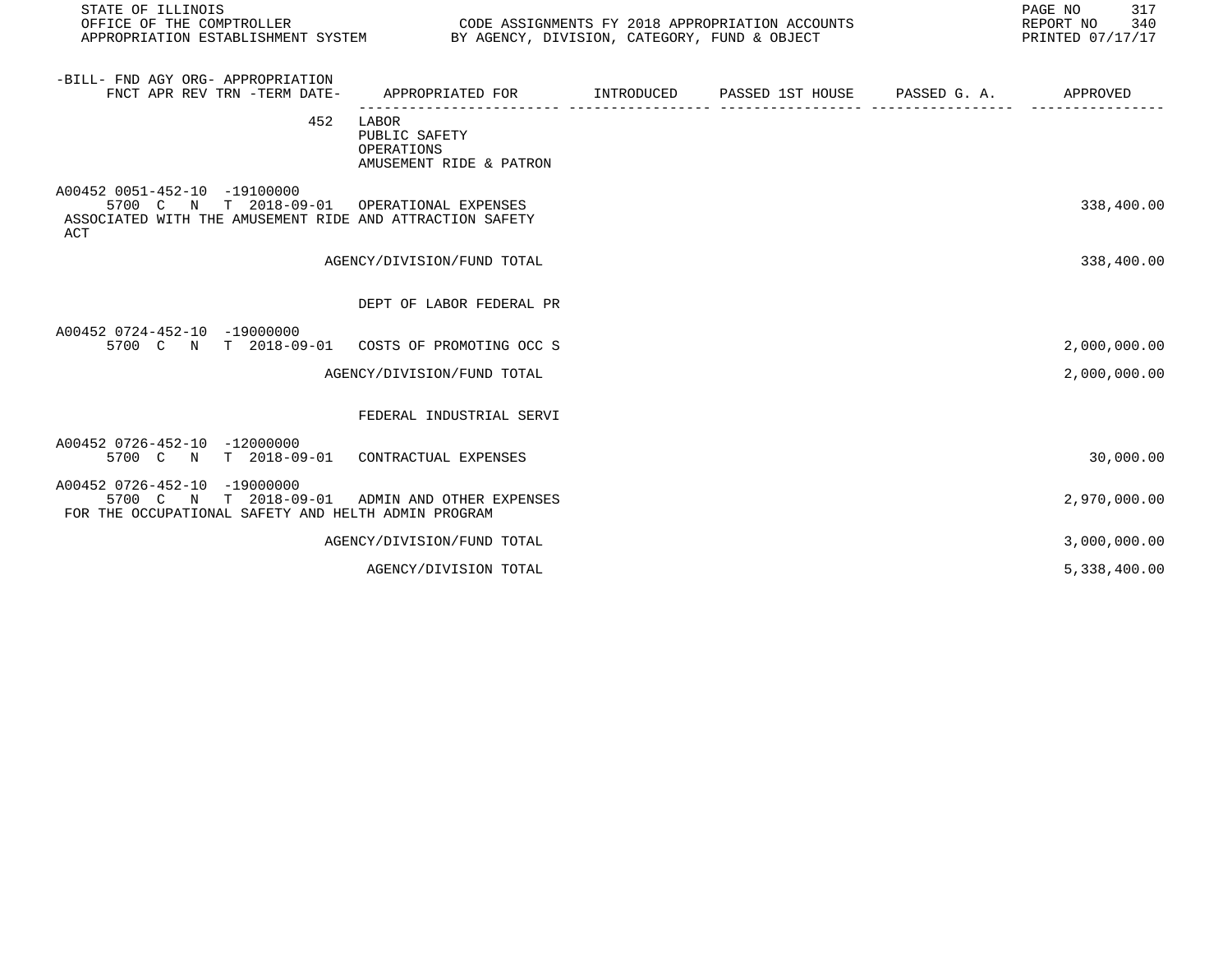| -BILL- FND AGY ORG- APPROPRIATION FNCT APR REV TRN -TERM DATE- | APPROPRIATED FOR | INTRODUCED | PASSED 1ST HOUSE | PASSED G. A. | APPROVED |
|---|---|---|---|---|---|
| 452 | LABOR<br>PUBLIC SAFETY<br>OPERATIONS<br>AMUSEMENT RIDE & PATRON | | | | |
| A00452 0051-452-10 -19100000<br>5700 C N T 2018-09-01 | OPERATIONAL EXPENSES<br>ASSOCIATED WITH THE AMUSEMENT RIDE AND ATTRACTION SAFETY ACT | | | | 338,400.00 |
| | AGENCY/DIVISION/FUND TOTAL | | | | 338,400.00 |
| | DEPT OF LABOR FEDERAL PR | | | | |
| A00452 0724-452-10 -19000000<br>5700 C N T 2018-09-01 | COSTS OF PROMOTING OCC S | | | | 2,000,000.00 |
| | AGENCY/DIVISION/FUND TOTAL | | | | 2,000,000.00 |
| | FEDERAL INDUSTRIAL SERVI | | | | |
| A00452 0726-452-10 -12000000<br>5700 C N T 2018-09-01 | CONTRACTUAL EXPENSES | | | | 30,000.00 |
| A00452 0726-452-10 -19000000<br>5700 C N T 2018-09-01 | ADMIN AND OTHER EXPENSES<br>FOR THE OCCUPATIONAL SAFETY AND HELTH ADMIN PROGRAM | | | | 2,970,000.00 |
| | AGENCY/DIVISION/FUND TOTAL | | | | 3,000,000.00 |
| | AGENCY/DIVISION TOTAL | | | | 5,338,400.00 |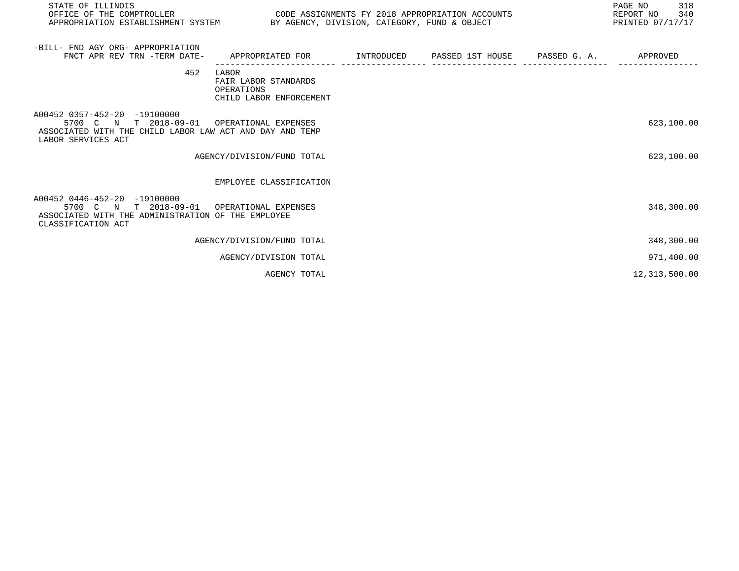| -BILL- FND AGY ORG- APPROPRIATION FNCT APR REV TRN -TERM DATE- | APPROPRIATED FOR | INTRODUCED | PASSED 1ST HOUSE | PASSED G. A. | APPROVED |
|---|---|---|---|---|---|
| 452 | LABOR FAIR LABOR STANDARDS OPERATIONS CHILD LABOR ENFORCEMENT | | | | |
| A00452 0357-452-20 -19100000 5700 C N T 2018-09-01 | OPERATIONAL EXPENSES ASSOCIATED WITH THE CHILD LABOR LAW ACT AND DAY AND TEMP LABOR SERVICES ACT | | | | 623,100.00 |
| | AGENCY/DIVISION/FUND TOTAL | | | | 623,100.00 |
| | EMPLOYEE CLASSIFICATION | | | | |
| A00452 0446-452-20 -19100000 5700 C N T 2018-09-01 | OPERATIONAL EXPENSES ASSOCIATED WITH THE ADMINISTRATION OF THE EMPLOYEE CLASSIFICATION ACT | | | | 348,300.00 |
| | AGENCY/DIVISION/FUND TOTAL | | | | 348,300.00 |
| | AGENCY/DIVISION TOTAL | | | | 971,400.00 |
| | AGENCY TOTAL | | | | 12,313,500.00 |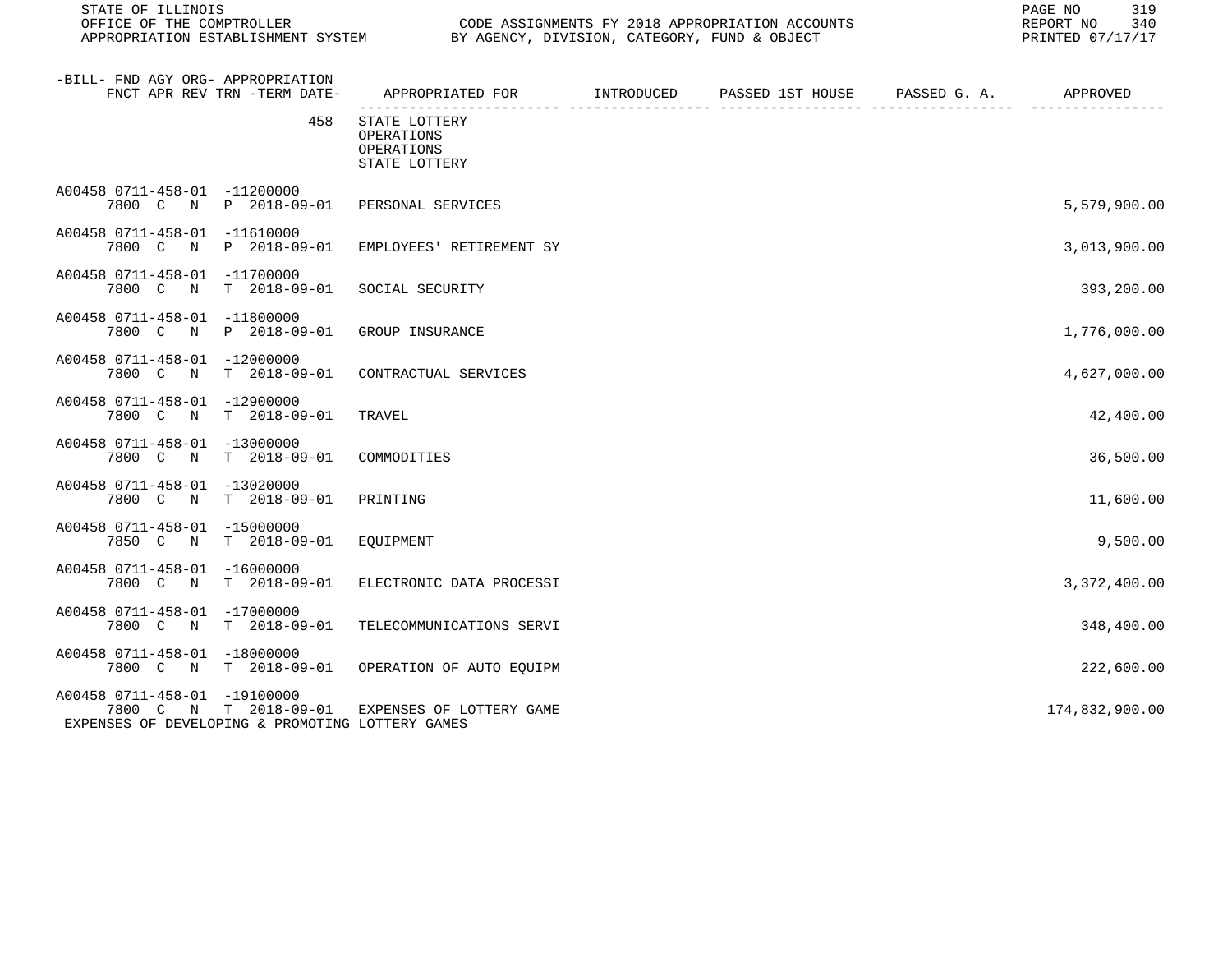STATE OF ILLINOIS
OFFICE OF THE COMPTROLLER
APPROPRIATION ESTABLISHMENT SYSTEM

CODE ASSIGNMENTS FY 2018 APPROPRIATION ACCOUNTS
BY AGENCY, DIVISION, CATEGORY, FUND & OBJECT

REPORT NO 340
PRINTED 07/17/17

| -BILL- FND AGY ORG- APPROPRIATION FNCT APR REV TRN -TERM DATE- | APPROPRIATED FOR | INTRODUCED | PASSED 1ST HOUSE | PASSED G. A. | APPROVED |
|---|---|---|---|---|---|
| 458 | STATE LOTTERY<br>OPERATIONS<br>OPERATIONS<br>STATE LOTTERY | | | | |
| A00458 0711-458-01 -11200000<br>7800 C N P 2018-09-01 | PERSONAL SERVICES | | | | 5,579,900.00 |
| A00458 0711-458-01 -11610000<br>7800 C N P 2018-09-01 | EMPLOYEES' RETIREMENT SY | | | | 3,013,900.00 |
| A00458 0711-458-01 -11700000<br>7800 C N T 2018-09-01 | SOCIAL SECURITY | | | | 393,200.00 |
| A00458 0711-458-01 -11800000<br>7800 C N P 2018-09-01 | GROUP INSURANCE | | | | 1,776,000.00 |
| A00458 0711-458-01 -12000000<br>7800 C N T 2018-09-01 | CONTRACTUAL SERVICES | | | | 4,627,000.00 |
| A00458 0711-458-01 -12900000<br>7800 C N T 2018-09-01 | TRAVEL | | | | 42,400.00 |
| A00458 0711-458-01 -13000000<br>7800 C N T 2018-09-01 | COMMODITIES | | | | 36,500.00 |
| A00458 0711-458-01 -13020000<br>7800 C N T 2018-09-01 | PRINTING | | | | 11,600.00 |
| A00458 0711-458-01 -15000000<br>7850 C N T 2018-09-01 | EQUIPMENT | | | | 9,500.00 |
| A00458 0711-458-01 -16000000<br>7800 C N T 2018-09-01 | ELECTRONIC DATA PROCESSI | | | | 3,372,400.00 |
| A00458 0711-458-01 -17000000<br>7800 C N T 2018-09-01 | TELECOMMUNICATIONS SERVI | | | | 348,400.00 |
| A00458 0711-458-01 -18000000<br>7800 C N T 2018-09-01 | OPERATION OF AUTO EQUIPM | | | | 222,600.00 |
| A00458 0711-458-01 -19100000<br>7800 C N T 2018-09-01<br>EXPENSES OF DEVELOPING & PROMOTING LOTTERY GAMES | EXPENSES OF LOTTERY GAME | | | | 174,832,900.00 |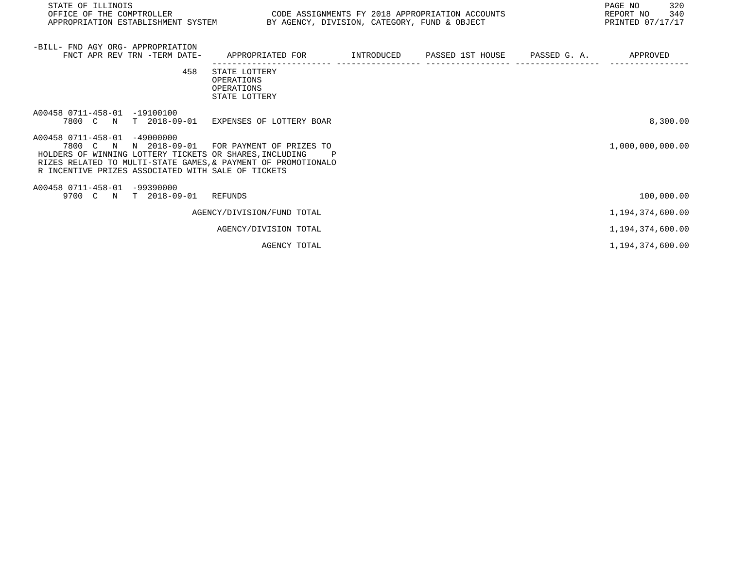STATE OF ILLINOIS
OFFICE OF THE COMPTROLLER
APPROPRIATION ESTABLISHMENT SYSTEM

CODE ASSIGNMENTS FY 2018 APPROPRIATION ACCOUNTS
BY AGENCY, DIVISION, CATEGORY, FUND & OBJECT

REPORT NO 340
PRINTED 07/17/17

| -BILL- FND AGY ORG- APPROPRIATION FNCT APR REV TRN -TERM DATE- | APPROPRIATED FOR | INTRODUCED | PASSED 1ST HOUSE | PASSED G. A. | APPROVED |
|---|---|---|---|---|---|
| 458 | STATE LOTTERY OPERATIONS OPERATIONS STATE LOTTERY | | | | |
| A00458 0711-458-01 -19100100 7800 C N T 2018-09-01 | EXPENSES OF LOTTERY BOAR | | | | 8,300.00 |
| A00458 0711-458-01 -49000000 7800 C N N 2018-09-01 | FOR PAYMENT OF PRIZES TO HOLDERS OF WINNING LOTTERY TICKETS OR SHARES, INCLUDING PRIZES RELATED TO MULTI-STATE GAMES,& PAYMENT OF PROMOTIONALOR INCENTIVE PRIZES ASSOCIATED WITH SALE OF TICKETS | | | | 1,000,000,000.00 |
| A00458 0711-458-01 -99390000 9700 C N T 2018-09-01 | REFUNDS | | | | 100,000.00 |
| | AGENCY/DIVISION/FUND TOTAL | | | | 1,194,374,600.00 |
| | AGENCY/DIVISION TOTAL | | | | 1,194,374,600.00 |
| | AGENCY TOTAL | | | | 1,194,374,600.00 |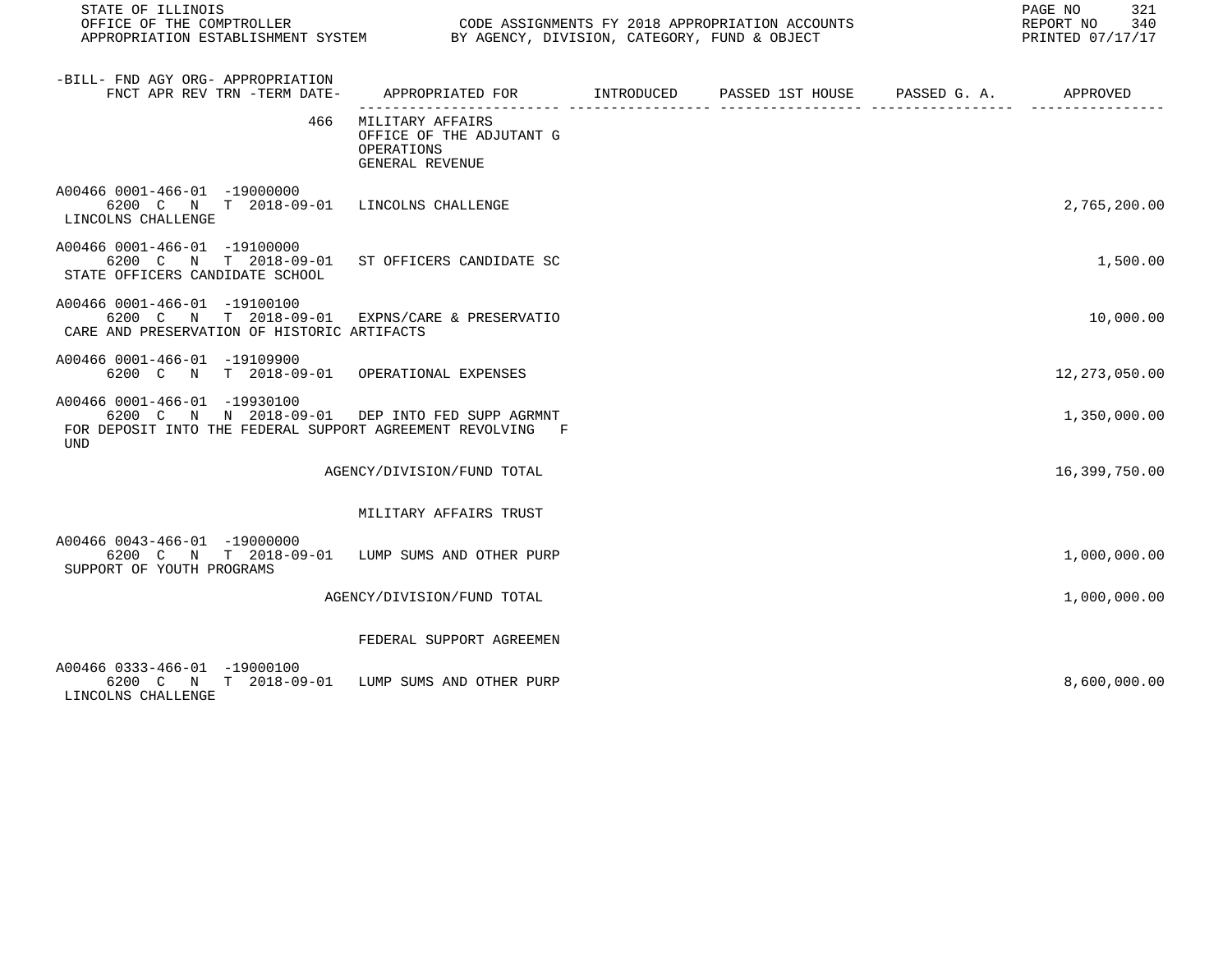| -BILL- FND AGY ORG- APPROPRIATION FNCT APR REV TRN -TERM DATE- | APPROPRIATED FOR | INTRODUCED | PASSED 1ST HOUSE | PASSED G. A. | APPROVED |
|---|---|---|---|---|---|
| 466 | MILITARY AFFAIRS<br>OFFICE OF THE ADJUTANT G<br>OPERATIONS<br>GENERAL REVENUE | | | | |
| A00466 0001-466-01 -19000000<br>6200 C N T 2018-09-01<br>LINCOLNS CHALLENGE | LINCOLNS CHALLENGE | | | | 2,765,200.00 |
| A00466 0001-466-01 -19100000<br>6200 C N T 2018-09-01<br>STATE OFFICERS CANDIDATE SCHOOL | ST OFFICERS CANDIDATE SC | | | | 1,500.00 |
| A00466 0001-466-01 -19100100<br>6200 C N T 2018-09-01<br>CARE AND PRESERVATION OF HISTORIC ARTIFACTS | EXPNS/CARE & PRESERVATIO | | | | 10,000.00 |
| A00466 0001-466-01 -19109900<br>6200 C N T 2018-09-01 | OPERATIONAL EXPENSES | | | | 12,273,050.00 |
| A00466 0001-466-01 -19930100<br>6200 C N N 2018-09-01<br>FOR DEPOSIT INTO THE FEDERAL SUPPORT AGREEMENT REVOLVING F UND | DEP INTO FED SUPP AGRMNT | | | | 1,350,000.00 |
| | AGENCY/DIVISION/FUND TOTAL | | | | 16,399,750.00 |
| | MILITARY AFFAIRS TRUST | | | | |
| A00466 0043-466-01 -19000000<br>6200 C N T 2018-09-01<br>SUPPORT OF YOUTH PROGRAMS | LUMP SUMS AND OTHER PURP | | | | 1,000,000.00 |
| | AGENCY/DIVISION/FUND TOTAL | | | | 1,000,000.00 |
| | FEDERAL SUPPORT AGREEMEN | | | | |
| A00466 0333-466-01 -19000100<br>6200 C N T 2018-09-01<br>LINCOLNS CHALLENGE | LUMP SUMS AND OTHER PURP | | | | 8,600,000.00 |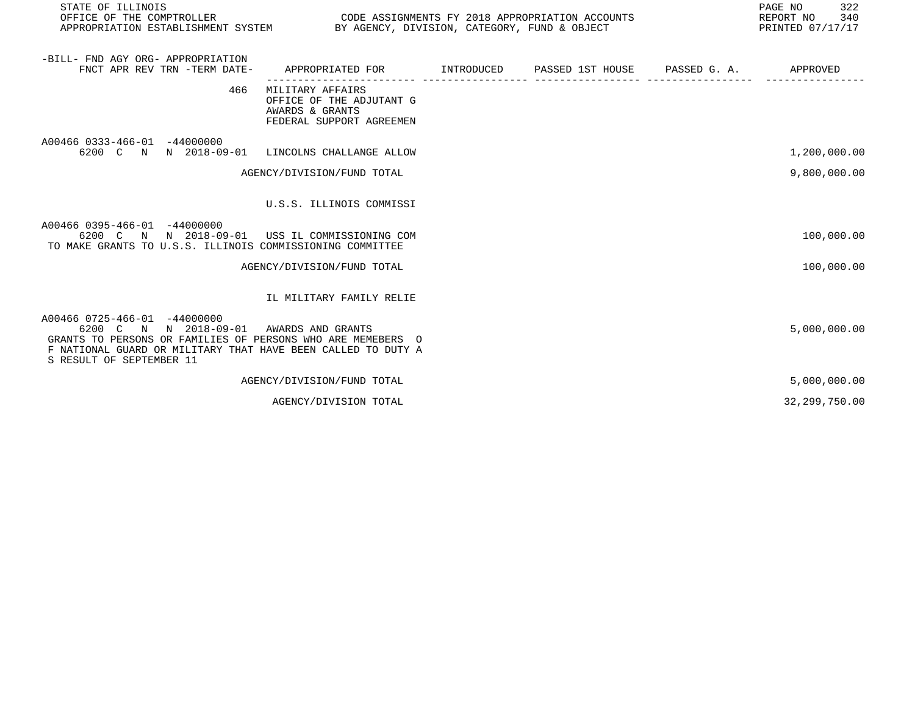| -BILL- FND AGY ORG- APPROPRIATION FNCT APR REV TRN -TERM DATE- | APPROPRIATED FOR | INTRODUCED | PASSED 1ST HOUSE | PASSED G. A. | APPROVED |
|---|---|---|---|---|---|
| 466 | MILITARY AFFAIRS<br>OFFICE OF THE ADJUTANT G<br>AWARDS & GRANTS<br>FEDERAL SUPPORT AGREEMEN | | | | |
| A00466 0333-466-01 -44000000<br>6200 C N N 2018-09-01 | LINCOLNS CHALLANGE ALLOW | | | | 1,200,000.00 |
| | AGENCY/DIVISION/FUND TOTAL | | | | 9,800,000.00 |
| | U.S.S. ILLINOIS COMMISSI | | | | |
| A00466 0395-466-01 -44000000<br>6200 C N N 2018-09-01 | USS IL COMMISSIONING COM | | | | 100,000.00 |
| TO MAKE GRANTS TO U.S.S. ILLINOIS COMMISSIONING COMMITTEE | | | | | |
| | AGENCY/DIVISION/FUND TOTAL | | | | 100,000.00 |
| | IL MILITARY FAMILY RELIE | | | | |
| A00466 0725-466-01 -44000000<br>6200 C N N 2018-09-01 | AWARDS AND GRANTS | | | | 5,000,000.00 |
| GRANTS TO PERSONS OR FAMILIES OF PERSONS WHO ARE MEMEBERS OF NATIONAL GUARD OR MILITARY THAT HAVE BEEN CALLED TO DUTY AS RESULT OF SEPTEMBER 11 | | | | | |
| | AGENCY/DIVISION/FUND TOTAL | | | | 5,000,000.00 |
| | AGENCY/DIVISION TOTAL | | | | 32,299,750.00 |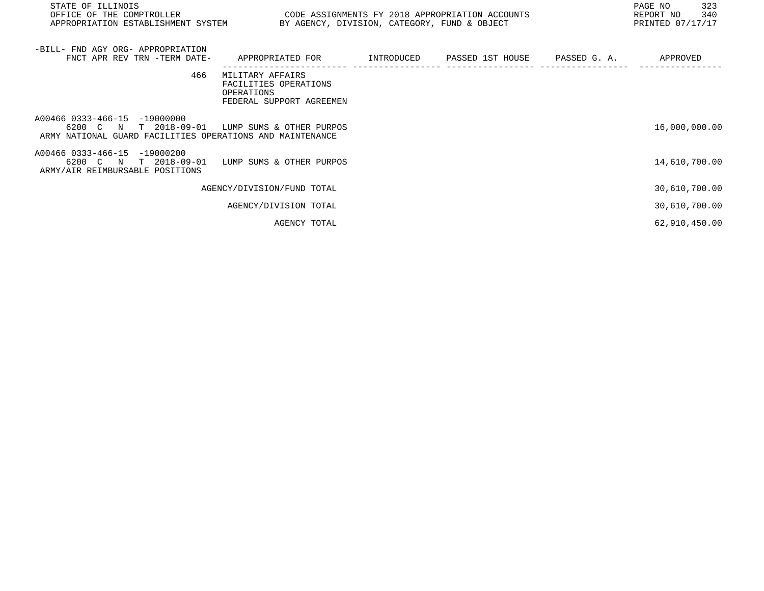STATE OF ILLINOIS
OFFICE OF THE COMPTROLLER
APPROPRIATION ESTABLISHMENT SYSTEM

CODE ASSIGNMENTS FY 2018 APPROPRIATION ACCOUNTS
BY AGENCY, DIVISION, CATEGORY, FUND & OBJECT

REPORT NO 340
PRINTED 07/17/17

| -BILL- FND AGY ORG- APPROPRIATION<br>FNCT APR REV TRN -TERM DATE- | APPROPRIATED FOR | INTRODUCED | PASSED 1ST HOUSE | PASSED G. A. | APPROVED |
|---|---|---|---|---|---|
| 466 | MILITARY AFFAIRS<br>FACILITIES OPERATIONS<br>OPERATIONS<br>FEDERAL SUPPORT AGREEMEN | | | | |
| A00466 0333-466-15 -19000000<br>6200 C N T 2018-09-01<br>ARMY NATIONAL GUARD FACILITIES OPERATIONS AND MAINTENANCE | LUMP SUMS & OTHER PURPOS | | | | 16,000,000.00 |
| A00466 0333-466-15 -19000200<br>6200 C N T 2018-09-01<br>ARMY/AIR REIMBURSABLE POSITIONS | LUMP SUMS & OTHER PURPOS | | | | 14,610,700.00 |
| | AGENCY/DIVISION/FUND TOTAL | | | | 30,610,700.00 |
| | AGENCY/DIVISION TOTAL | | | | 30,610,700.00 |
| | AGENCY TOTAL | | | | 62,910,450.00 |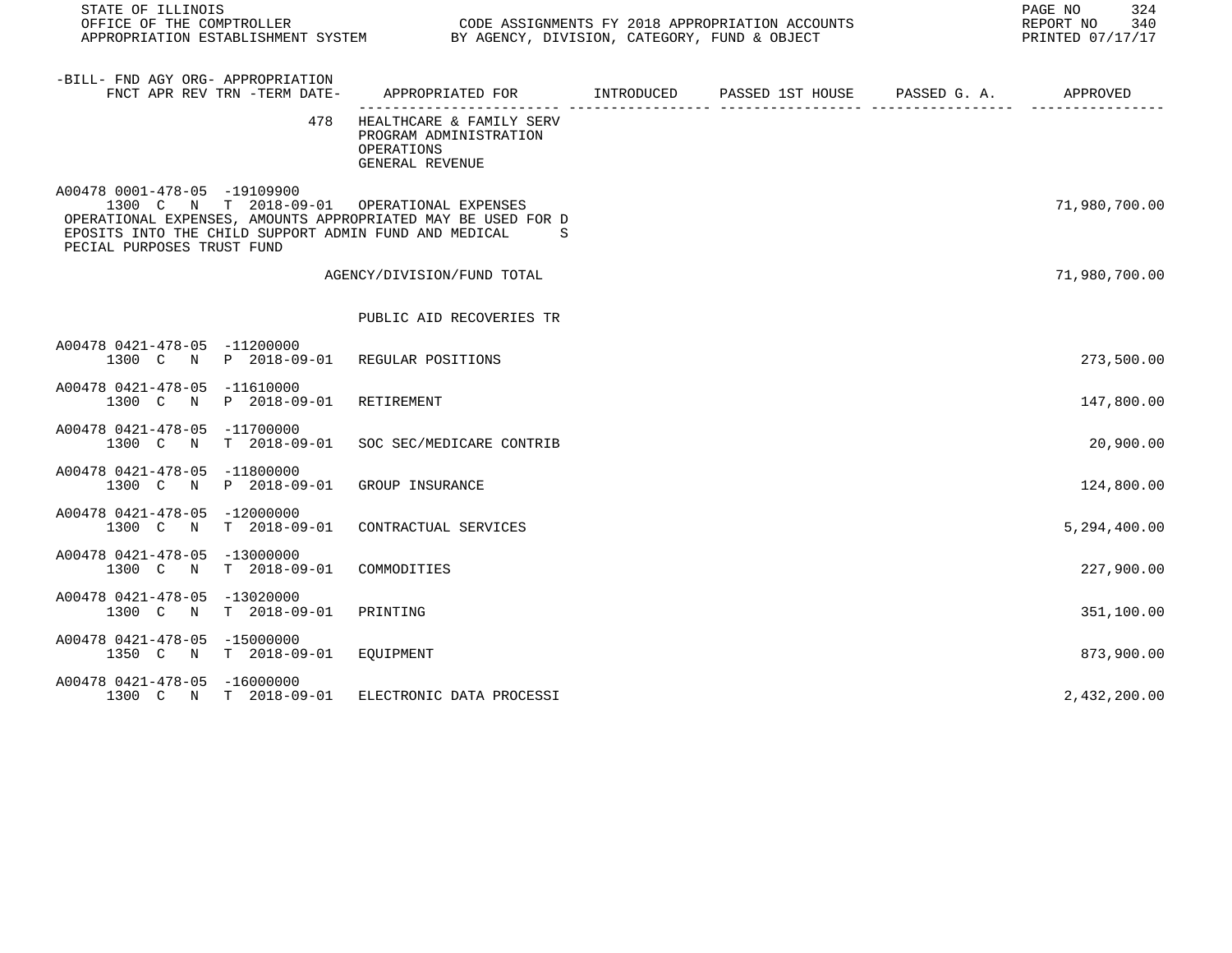STATE OF ILLINOIS
OFFICE OF THE COMPTROLLER — CODE ASSIGNMENTS FY 2018 APPROPRIATION ACCOUNTS
APPROPRIATION ESTABLISHMENT SYSTEM — BY AGENCY, DIVISION, CATEGORY, FUND & OBJECT

REPORT NO 340
PRINTED 07/17/17

| -BILL- FND AGY ORG- APPROPRIATION FNCT APR REV TRN -TERM DATE- | APPROPRIATED FOR | INTRODUCED | PASSED 1ST HOUSE | PASSED G. A. | APPROVED |
|---|---|---|---|---|---|
| 478 | HEALTHCARE & FAMILY SERV<br>PROGRAM ADMINISTRATION<br>OPERATIONS<br>GENERAL REVENUE | | | | |
| A00478 0001-478-05 -19109900<br>1300 C N T 2018-09-01 | OPERATIONAL EXPENSES | | | | 71,980,700.00 |
| OPERATIONAL EXPENSES, AMOUNTS APPROPRIATED MAY BE USED FOR DEPOSITS INTO THE CHILD SUPPORT ADMIN FUND AND MEDICAL SPECIAL PURPOSES TRUST FUND | | | | | |
| | AGENCY/DIVISION/FUND TOTAL | | | | 71,980,700.00 |
| | PUBLIC AID RECOVERIES TR | | | | |
| A00478 0421-478-05 -11200000<br>1300 C N P 2018-09-01 | REGULAR POSITIONS | | | | 273,500.00 |
| A00478 0421-478-05 -11610000<br>1300 C N P 2018-09-01 | RETIREMENT | | | | 147,800.00 |
| A00478 0421-478-05 -11700000<br>1300 C N T 2018-09-01 | SOC SEC/MEDICARE CONTRIB | | | | 20,900.00 |
| A00478 0421-478-05 -11800000<br>1300 C N P 2018-09-01 | GROUP INSURANCE | | | | 124,800.00 |
| A00478 0421-478-05 -12000000<br>1300 C N T 2018-09-01 | CONTRACTUAL SERVICES | | | | 5,294,400.00 |
| A00478 0421-478-05 -13000000<br>1300 C N T 2018-09-01 | COMMODITIES | | | | 227,900.00 |
| A00478 0421-478-05 -13020000<br>1300 C N T 2018-09-01 | PRINTING | | | | 351,100.00 |
| A00478 0421-478-05 -15000000<br>1350 C N T 2018-09-01 | EQUIPMENT | | | | 873,900.00 |
| A00478 0421-478-05 -16000000<br>1300 C N T 2018-09-01 | ELECTRONIC DATA PROCESSI | | | | 2,432,200.00 |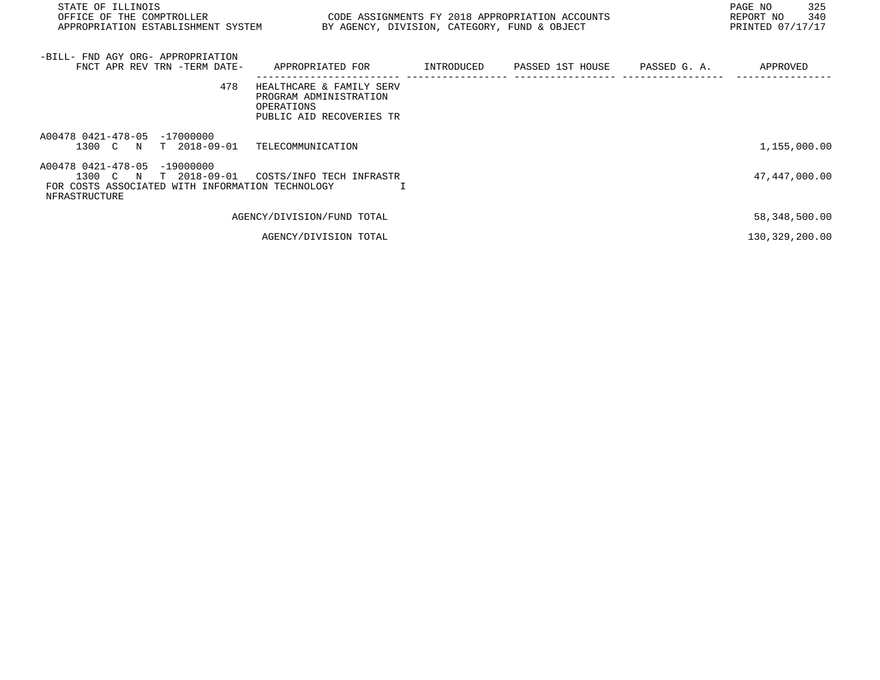| -BILL- FND AGY ORG- APPROPRIATION FNCT APR REV TRN -TERM DATE- | APPROPRIATED FOR | INTRODUCED | PASSED 1ST HOUSE | PASSED G. A. | APPROVED |
|---|---|---|---|---|---|
| 478 | HEALTHCARE & FAMILY SERV PROGRAM ADMINISTRATION OPERATIONS PUBLIC AID RECOVERIES TR | | | | |
| A00478 0421-478-05 -17000000 1300 C N T 2018-09-01 | TELECOMMUNICATION | | | | 1,155,000.00 |
| A00478 0421-478-05 -19000000 1300 C N T 2018-09-01 | COSTS/INFO TECH INFRASTR | | | | 47,447,000.00 |
| FOR COSTS ASSOCIATED WITH INFORMATION TECHNOLOGY INFRASTRUCTURE | | | | | |
| | AGENCY/DIVISION/FUND TOTAL | | | | 58,348,500.00 |
| | AGENCY/DIVISION TOTAL | | | | 130,329,200.00 |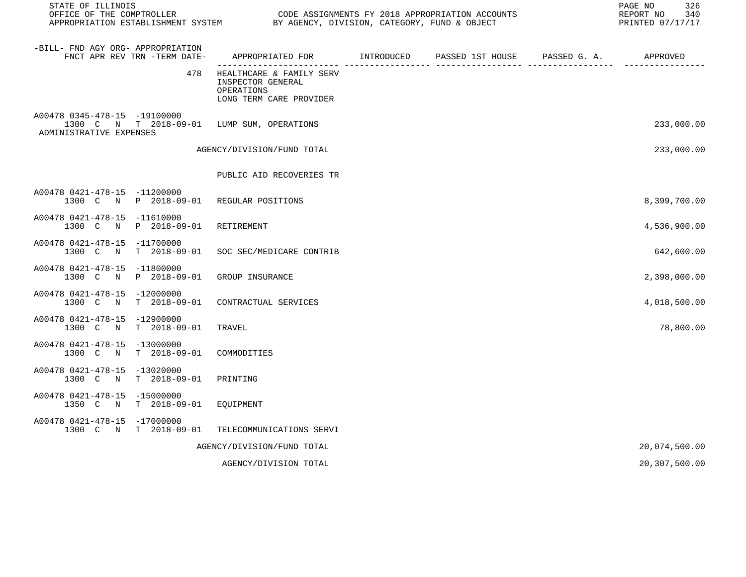STATE OF ILLINOIS
OFFICE OF THE COMPTROLLER
APPROPRIATION ESTABLISHMENT SYSTEM

CODE ASSIGNMENTS FY 2018 APPROPRIATION ACCOUNTS
BY AGENCY, DIVISION, CATEGORY, FUND & OBJECT

REPORT NO 340
PRINTED 07/17/17

| -BILL- FND AGY ORG- APPROPRIATION<br>FNCT APR REV TRN -TERM DATE- | APPROPRIATED FOR | INTRODUCED | PASSED 1ST HOUSE | PASSED G. A. | APPROVED |
|---|---|---|---|---|---|
| 478 | HEALTHCARE & FAMILY SERV<br>INSPECTOR GENERAL<br>OPERATIONS<br>LONG TERM CARE PROVIDER | | | | |
| A00478 0345-478-15 -19100000<br>1300 C N T 2018-09-01<br>ADMINISTRATIVE EXPENSES | LUMP SUM, OPERATIONS | | | | 233,000.00 |
| | AGENCY/DIVISION/FUND TOTAL | | | | 233,000.00 |
| | PUBLIC AID RECOVERIES TR | | | | |
| A00478 0421-478-15 -11200000<br>1300 C N P 2018-09-01 | REGULAR POSITIONS | | | | 8,399,700.00 |
| A00478 0421-478-15 -11610000<br>1300 C N P 2018-09-01 | RETIREMENT | | | | 4,536,900.00 |
| A00478 0421-478-15 -11700000<br>1300 C N T 2018-09-01 | SOC SEC/MEDICARE CONTRIB | | | | 642,600.00 |
| A00478 0421-478-15 -11800000<br>1300 C N P 2018-09-01 | GROUP INSURANCE | | | | 2,398,000.00 |
| A00478 0421-478-15 -12000000<br>1300 C N T 2018-09-01 | CONTRACTUAL SERVICES | | | | 4,018,500.00 |
| A00478 0421-478-15 -12900000<br>1300 C N T 2018-09-01 | TRAVEL | | | | 78,800.00 |
| A00478 0421-478-15 -13000000<br>1300 C N T 2018-09-01 | COMMODITIES | | | | |
| A00478 0421-478-15 -13020000<br>1300 C N T 2018-09-01 | PRINTING | | | | |
| A00478 0421-478-15 -15000000<br>1350 C N T 2018-09-01 | EQUIPMENT | | | | |
| A00478 0421-478-15 -17000000<br>1300 C N T 2018-09-01 | TELECOMMUNICATIONS SERVI | | | | |
| | AGENCY/DIVISION/FUND TOTAL | | | | 20,074,500.00 |
| | AGENCY/DIVISION TOTAL | | | | 20,307,500.00 |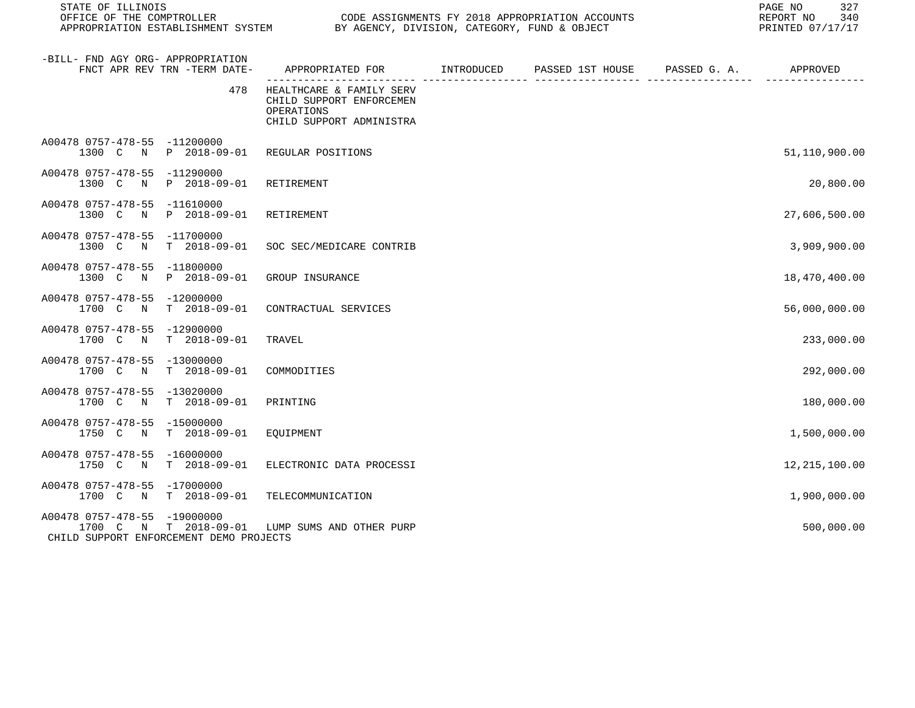| -BILL- FND AGY ORG- APPROPRIATION FNCT APR REV TRN -TERM DATE- | APPROPRIATED FOR | INTRODUCED | PASSED 1ST HOUSE | PASSED G. A. | APPROVED |
|---|---|---|---|---|---|
| 478 | HEALTHCARE & FAMILY SERV CHILD SUPPORT ENFORCEMEN OPERATIONS CHILD SUPPORT ADMINISTRA | | | | |
| A00478 0757-478-55 -11200000 1300 C N P 2018-09-01 | REGULAR POSITIONS | | | | 51,110,900.00 |
| A00478 0757-478-55 -11290000 1300 C N P 2018-09-01 | RETIREMENT | | | | 20,800.00 |
| A00478 0757-478-55 -11610000 1300 C N P 2018-09-01 | RETIREMENT | | | | 27,606,500.00 |
| A00478 0757-478-55 -11700000 1300 C N T 2018-09-01 | SOC SEC/MEDICARE CONTRIB | | | | 3,909,900.00 |
| A00478 0757-478-55 -11800000 1300 C N P 2018-09-01 | GROUP INSURANCE | | | | 18,470,400.00 |
| A00478 0757-478-55 -12000000 1700 C N T 2018-09-01 | CONTRACTUAL SERVICES | | | | 56,000,000.00 |
| A00478 0757-478-55 -12900000 1700 C N T 2018-09-01 | TRAVEL | | | | 233,000.00 |
| A00478 0757-478-55 -13000000 1700 C N T 2018-09-01 | COMMODITIES | | | | 292,000.00 |
| A00478 0757-478-55 -13020000 1700 C N T 2018-09-01 | PRINTING | | | | 180,000.00 |
| A00478 0757-478-55 -15000000 1750 C N T 2018-09-01 | EQUIPMENT | | | | 1,500,000.00 |
| A00478 0757-478-55 -16000000 1750 C N T 2018-09-01 | ELECTRONIC DATA PROCESSI | | | | 12,215,100.00 |
| A00478 0757-478-55 -17000000 1700 C N T 2018-09-01 | TELECOMMUNICATION | | | | 1,900,000.00 |
| A00478 0757-478-55 -19000000 1700 C N T 2018-09-01 CHILD SUPPORT ENFORCEMENT DEMO PROJECTS | LUMP SUMS AND OTHER PURP | | | | 500,000.00 |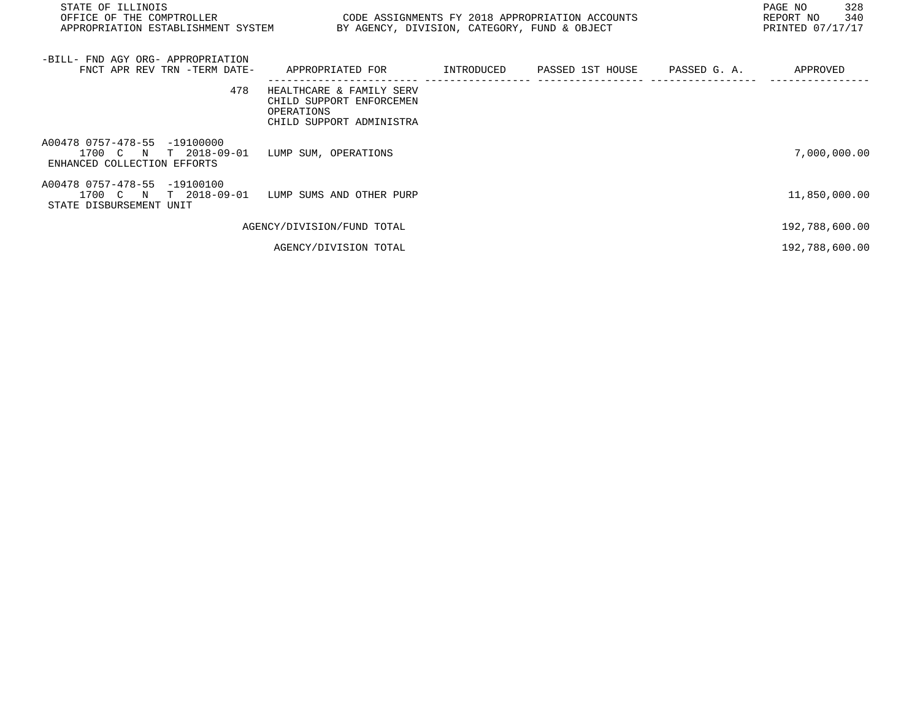| -BILL- FND AGY ORG- APPROPRIATION FNCT APR REV TRN -TERM DATE- | APPROPRIATED FOR | INTRODUCED | PASSED 1ST HOUSE | PASSED G. A. | APPROVED |
|---|---|---|---|---|---|
| 478 | HEALTHCARE & FAMILY SERV CHILD SUPPORT ENFORCEMEN OPERATIONS CHILD SUPPORT ADMINISTRA | | | | |
| A00478 0757-478-55 -19100000 1700 C N T 2018-09-01 ENHANCED COLLECTION EFFORTS | LUMP SUM, OPERATIONS | | | | 7,000,000.00 |
| A00478 0757-478-55 -19100100 1700 C N T 2018-09-01 STATE DISBURSEMENT UNIT | LUMP SUMS AND OTHER PURP | | | | 11,850,000.00 |
| | AGENCY/DIVISION/FUND TOTAL | | | | 192,788,600.00 |
| | AGENCY/DIVISION TOTAL | | | | 192,788,600.00 |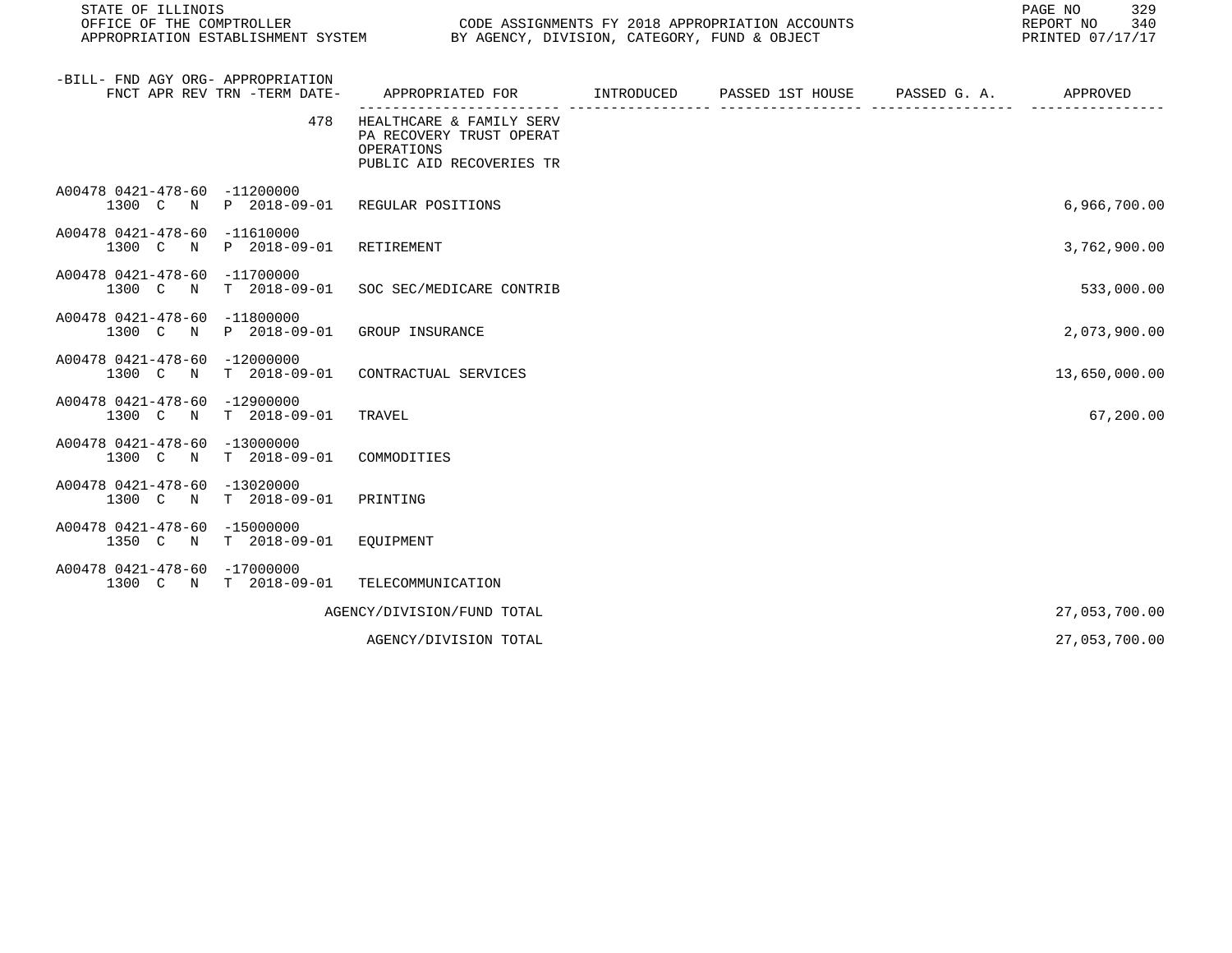| -BILL- FND AGY ORG- APPROPRIATION FNCT APR REV TRN -TERM DATE- | APPROPRIATED FOR | INTRODUCED | PASSED 1ST HOUSE | PASSED G. A. | APPROVED |
|---|---|---|---|---|---|
| 478 | HEALTHCARE & FAMILY SERV PA RECOVERY TRUST OPERAT OPERATIONS PUBLIC AID RECOVERIES TR | | | | |
| A00478 0421-478-60 -11200000 1300 C N P 2018-09-01 | REGULAR POSITIONS | | | | 6,966,700.00 |
| A00478 0421-478-60 -11610000 1300 C N P 2018-09-01 | RETIREMENT | | | | 3,762,900.00 |
| A00478 0421-478-60 -11700000 1300 C N T 2018-09-01 | SOC SEC/MEDICARE CONTRIB | | | | 533,000.00 |
| A00478 0421-478-60 -11800000 1300 C N P 2018-09-01 | GROUP INSURANCE | | | | 2,073,900.00 |
| A00478 0421-478-60 -12000000 1300 C N T 2018-09-01 | CONTRACTUAL SERVICES | | | | 13,650,000.00 |
| A00478 0421-478-60 -12900000 1300 C N T 2018-09-01 | TRAVEL | | | | 67,200.00 |
| A00478 0421-478-60 -13000000 1300 C N T 2018-09-01 | COMMODITIES | | | | |
| A00478 0421-478-60 -13020000 1300 C N T 2018-09-01 | PRINTING | | | | |
| A00478 0421-478-60 -15000000 1350 C N T 2018-09-01 | EQUIPMENT | | | | |
| A00478 0421-478-60 -17000000 1300 C N T 2018-09-01 | TELECOMMUNICATION | | | | |
| | AGENCY/DIVISION/FUND TOTAL | | | | 27,053,700.00 |
| | AGENCY/DIVISION TOTAL | | | | 27,053,700.00 |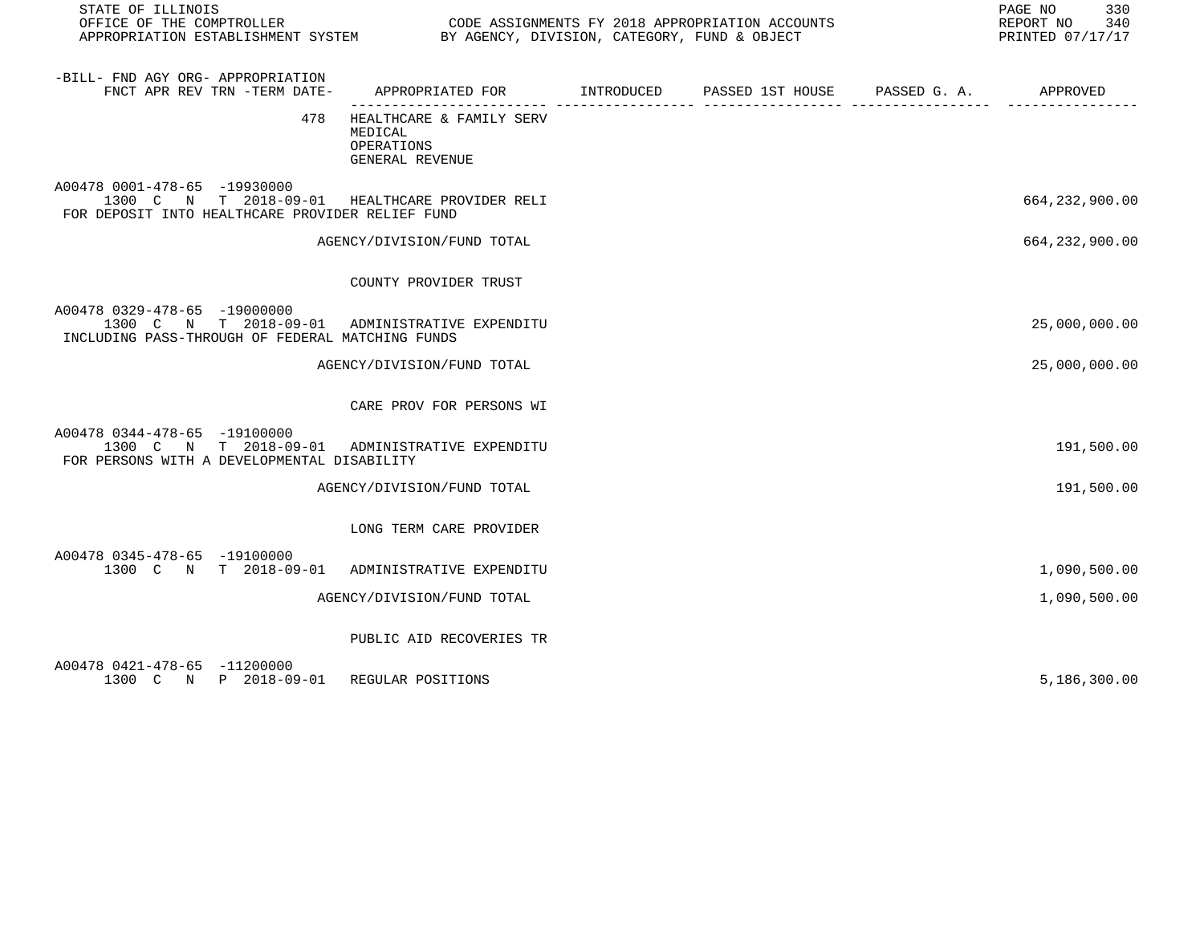STATE OF ILLINOIS
OFFICE OF THE COMPTROLLER
APPROPRIATION ESTABLISHMENT SYSTEM

CODE ASSIGNMENTS FY 2018 APPROPRIATION ACCOUNTS
BY AGENCY, DIVISION, CATEGORY, FUND & OBJECT

REPORT NO 340
PRINTED 07/17/17

| -BILL- FND AGY ORG- APPROPRIATION FNCT APR REV TRN -TERM DATE- | APPROPRIATED FOR | INTRODUCED | PASSED 1ST HOUSE | PASSED G. A. | APPROVED |
|---|---|---|---|---|---|
| 478 | HEALTHCARE & FAMILY SERV MEDICAL OPERATIONS GENERAL REVENUE | | | | |
| A00478 0001-478-65 -19930000 1300 C N T 2018-09-01 | HEALTHCARE PROVIDER RELI | | | | 664,232,900.00 |
| FOR DEPOSIT INTO HEALTHCARE PROVIDER RELIEF FUND | | | | | |
| | AGENCY/DIVISION/FUND TOTAL | | | | 664,232,900.00 |
| | COUNTY PROVIDER TRUST | | | | |
| A00478 0329-478-65 -19000000 1300 C N T 2018-09-01 | ADMINISTRATIVE EXPENDITU | | | | 25,000,000.00 |
| INCLUDING PASS-THROUGH OF FEDERAL MATCHING FUNDS | | | | | |
| | AGENCY/DIVISION/FUND TOTAL | | | | 25,000,000.00 |
| | CARE PROV FOR PERSONS WI | | | | |
| A00478 0344-478-65 -19100000 1300 C N T 2018-09-01 | ADMINISTRATIVE EXPENDITU | | | | 191,500.00 |
| FOR PERSONS WITH A DEVELOPMENTAL DISABILITY | | | | | |
| | AGENCY/DIVISION/FUND TOTAL | | | | 191,500.00 |
| | LONG TERM CARE PROVIDER | | | | |
| A00478 0345-478-65 -19100000 1300 C N T 2018-09-01 | ADMINISTRATIVE EXPENDITU | | | | 1,090,500.00 |
| | AGENCY/DIVISION/FUND TOTAL | | | | 1,090,500.00 |
| | PUBLIC AID RECOVERIES TR | | | | |
| A00478 0421-478-65 -11200000 1300 C N P 2018-09-01 | REGULAR POSITIONS | | | | 5,186,300.00 |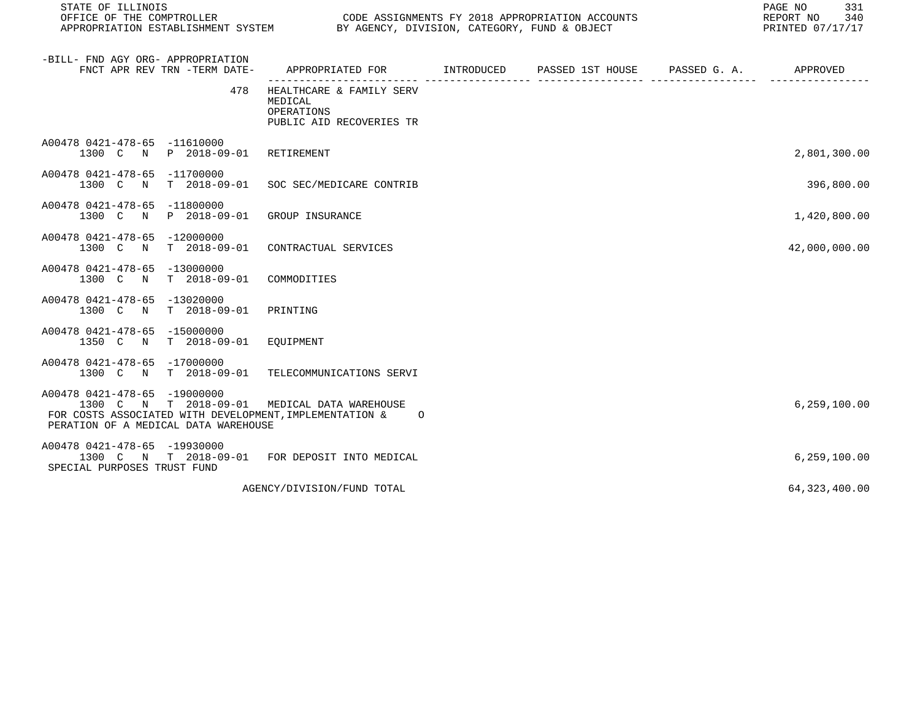| -BILL- FND AGY ORG- APPROPRIATION FNCT APR REV TRN -TERM DATE- | APPROPRIATED FOR | INTRODUCED | PASSED 1ST HOUSE | PASSED G. A. | APPROVED |
|---|---|---|---|---|---|
| 478 | HEALTHCARE & FAMILY SERV MEDICAL OPERATIONS PUBLIC AID RECOVERIES TR | | | | |
| A00478 0421-478-65 -11610000 1300 C N P 2018-09-01 | RETIREMENT | | | | 2,801,300.00 |
| A00478 0421-478-65 -11700000 1300 C N T 2018-09-01 | SOC SEC/MEDICARE CONTRIB | | | | 396,800.00 |
| A00478 0421-478-65 -11800000 1300 C N P 2018-09-01 | GROUP INSURANCE | | | | 1,420,800.00 |
| A00478 0421-478-65 -12000000 1300 C N T 2018-09-01 | CONTRACTUAL SERVICES | | | | 42,000,000.00 |
| A00478 0421-478-65 -13000000 1300 C N T 2018-09-01 | COMMODITIES | | | | |
| A00478 0421-478-65 -13020000 1300 C N T 2018-09-01 | PRINTING | | | | |
| A00478 0421-478-65 -15000000 1350 C N T 2018-09-01 | EQUIPMENT | | | | |
| A00478 0421-478-65 -17000000 1300 C N T 2018-09-01 | TELECOMMUNICATIONS SERVI | | | | |
| A00478 0421-478-65 -19000000 1300 C N T 2018-09-01 FOR COSTS ASSOCIATED WITH DEVELOPMENT, IMPLEMENTATION & OPERATION OF A MEDICAL DATA WAREHOUSE | MEDICAL DATA WAREHOUSE | | | | 6,259,100.00 |
| A00478 0421-478-65 -19930000 1300 C N T 2018-09-01 SPECIAL PURPOSES TRUST FUND | FOR DEPOSIT INTO MEDICAL | | | | 6,259,100.00 |
| | AGENCY/DIVISION/FUND TOTAL | | | | 64,323,400.00 |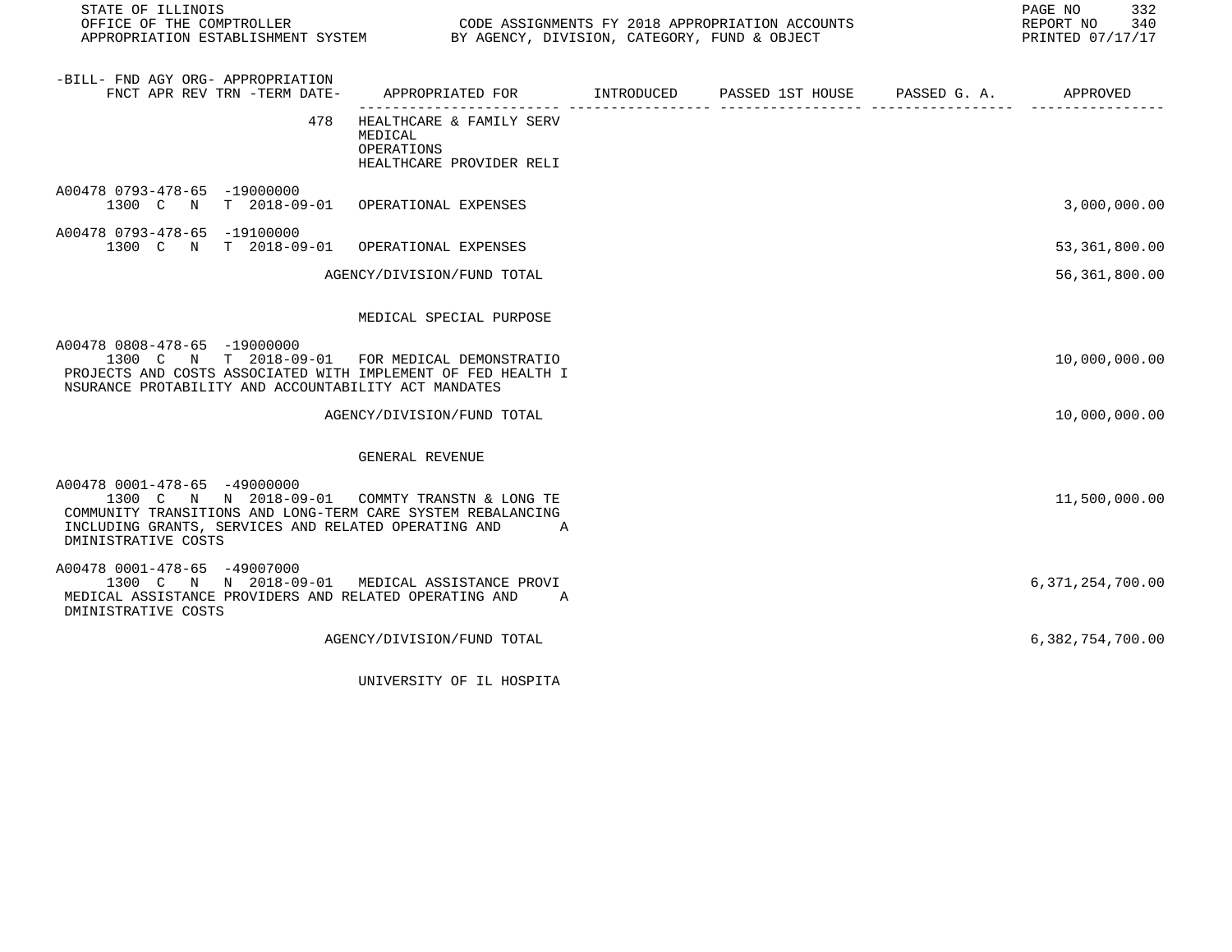STATE OF ILLINOIS
OFFICE OF THE COMPTROLLER
APPROPRIATION ESTABLISHMENT SYSTEM

CODE ASSIGNMENTS FY 2018 APPROPRIATION ACCOUNTS
BY AGENCY, DIVISION, CATEGORY, FUND & OBJECT

REPORT NO 340
PRINTED 07/17/17

| -BILL- FND AGY ORG- APPROPRIATION FNCT APR REV TRN -TERM DATE- | APPROPRIATED FOR | INTRODUCED | PASSED 1ST HOUSE | PASSED G. A. | APPROVED |
|---|---|---|---|---|---|
| 478 | HEALTHCARE & FAMILY SERV MEDICAL OPERATIONS HEALTHCARE PROVIDER RELI | | | | |
| A00478 0793-478-65 -19000000 1300 C N T 2018-09-01 | OPERATIONAL EXPENSES | | | | 3,000,000.00 |
| A00478 0793-478-65 -19100000 1300 C N T 2018-09-01 | OPERATIONAL EXPENSES | | | | 53,361,800.00 |
| | AGENCY/DIVISION/FUND TOTAL | | | | 56,361,800.00 |
| | MEDICAL SPECIAL PURPOSE | | | | |
| A00478 0808-478-65 -19000000 1300 C N T 2018-09-01 PROJECTS AND COSTS ASSOCIATED WITH IMPLEMENT OF FED HEALTH I NSURANCE PROTABILITY AND ACCOUNTABILITY ACT MANDATES | FOR MEDICAL DEMONSTRATIO | | | | 10,000,000.00 |
| | AGENCY/DIVISION/FUND TOTAL | | | | 10,000,000.00 |
| | GENERAL REVENUE | | | | |
| A00478 0001-478-65 -49000000 1300 C N N 2018-09-01 COMMUNITY TRANSITIONS AND LONG-TERM CARE SYSTEM REBALANCING INCLUDING GRANTS, SERVICES AND RELATED OPERATING AND A DMINISTRATIVE COSTS | COMMTY TRANSTN & LONG TE | | | | 11,500,000.00 |
| A00478 0001-478-65 -49007000 1300 C N N 2018-09-01 MEDICAL ASSISTANCE PROVIDERS AND RELATED OPERATING AND A DMINISTRATIVE COSTS | MEDICAL ASSISTANCE PROVI | | | | 6,371,254,700.00 |
| | AGENCY/DIVISION/FUND TOTAL | | | | 6,382,754,700.00 |
| | UNIVERSITY OF IL HOSPITA | | | | |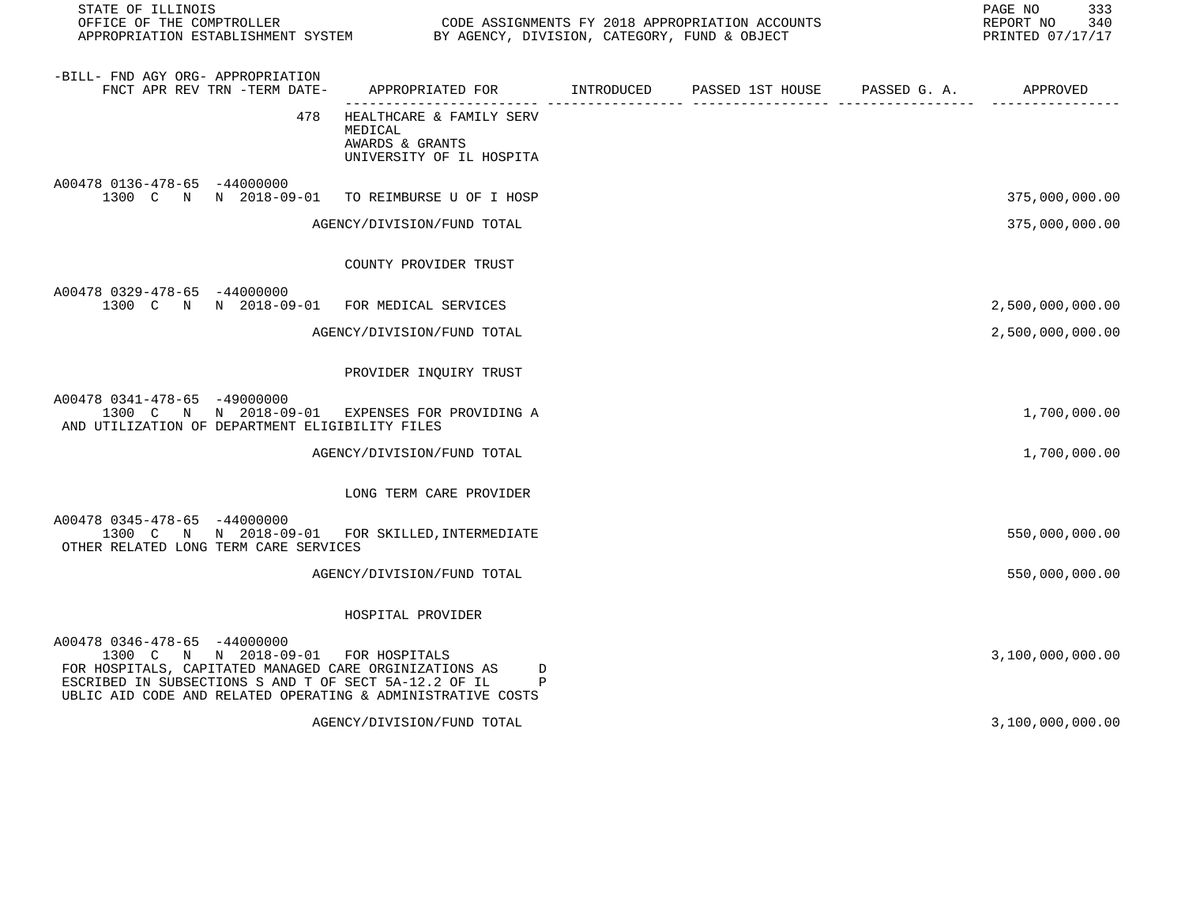STATE OF ILLINOIS
OFFICE OF THE COMPTROLLER — CODE ASSIGNMENTS FY 2018 APPROPRIATION ACCOUNTS
APPROPRIATION ESTABLISHMENT SYSTEM — BY AGENCY, DIVISION, CATEGORY, FUND & OBJECT

REPORT NO 340
PRINTED 07/17/17

| -BILL- FND AGY ORG- APPROPRIATION<br>FNCT APR REV TRN -TERM DATE- | APPROPRIATED FOR | INTRODUCED | PASSED 1ST HOUSE | PASSED G. A. | APPROVED |
|---|---|---|---|---|---|
| 478 | HEALTHCARE & FAMILY SERV<br>MEDICAL<br>AWARDS & GRANTS<br>UNIVERSITY OF IL HOSPITA | | | | |
| A00478 0136-478-65 -44000000<br>1300 C N N 2018-09-01 | TO REIMBURSE U OF I HOSP | | | | 375,000,000.00 |
| | AGENCY/DIVISION/FUND TOTAL | | | | 375,000,000.00 |
| | COUNTY PROVIDER TRUST | | | | |
| A00478 0329-478-65 -44000000<br>1300 C N N 2018-09-01 | FOR MEDICAL SERVICES | | | | 2,500,000,000.00 |
| | AGENCY/DIVISION/FUND TOTAL | | | | 2,500,000,000.00 |
| | PROVIDER INQUIRY TRUST | | | | |
| A00478 0341-478-65 -49000000<br>1300 C N N 2018-09-01 | EXPENSES FOR PROVIDING A<br>AND UTILIZATION OF DEPARTMENT ELIGIBILITY FILES | | | | 1,700,000.00 |
| | AGENCY/DIVISION/FUND TOTAL | | | | 1,700,000.00 |
| | LONG TERM CARE PROVIDER | | | | |
| A00478 0345-478-65 -44000000<br>1300 C N N 2018-09-01 | FOR SKILLED,INTERMEDIATE<br>OTHER RELATED LONG TERM CARE SERVICES | | | | 550,000,000.00 |
| | AGENCY/DIVISION/FUND TOTAL | | | | 550,000,000.00 |
| | HOSPITAL PROVIDER | | | | |
| A00478 0346-478-65 -44000000<br>1300 C N N 2018-09-01 | FOR HOSPITALS<br>FOR HOSPITALS, CAPITATED MANAGED CARE ORGINIZATIONS AS D<br>ESCRIBED IN SUBSECTIONS S AND T OF SECT 5A-12.2 OF IL P<br>UBLIC AID CODE AND RELATED OPERATING & ADMINISTRATIVE COSTS | | | | 3,100,000,000.00 |
| | AGENCY/DIVISION/FUND TOTAL | | | | 3,100,000,000.00 |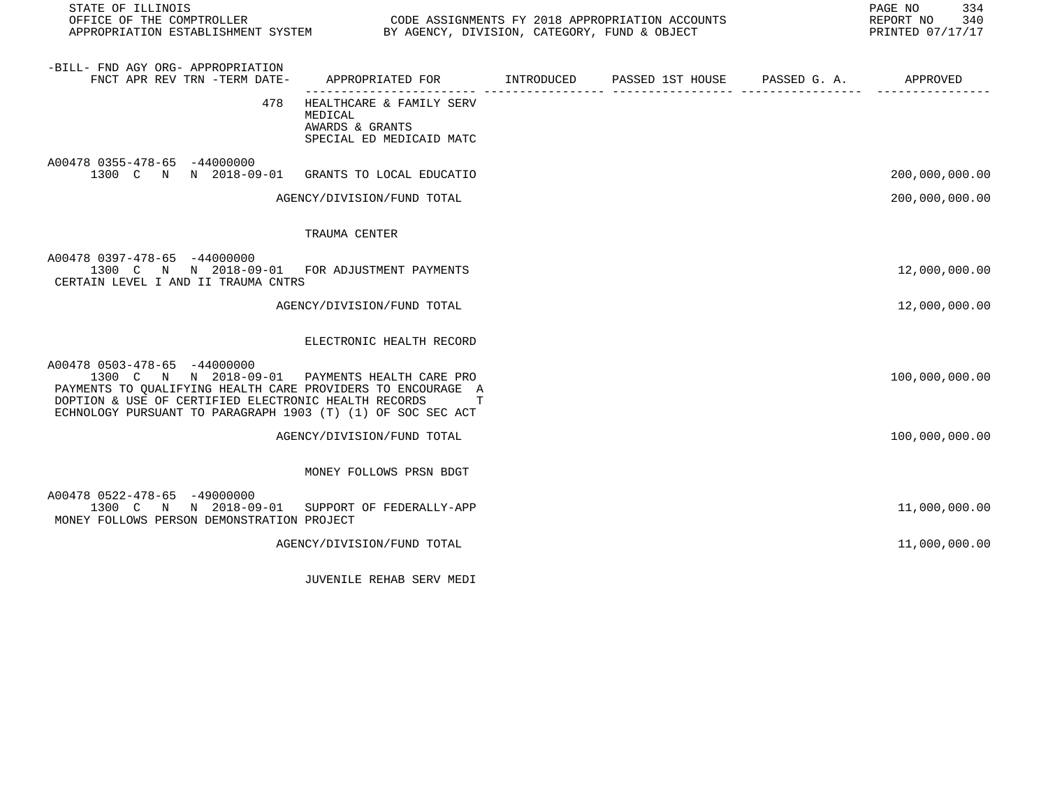| -BILL- FND AGY ORG- APPROPRIATION FNCT APR REV TRN -TERM DATE- | APPROPRIATED FOR | INTRODUCED | PASSED 1ST HOUSE | PASSED G. A. | APPROVED |
|---|---|---|---|---|---|
| 478 | HEALTHCARE & FAMILY SERV MEDICAL AWARDS & GRANTS SPECIAL ED MEDICAID MATC | | | | |
| A00478 0355-478-65 -44000000 1300 C N N 2018-09-01 | GRANTS TO LOCAL EDUCATIO | | | | 200,000,000.00 |
| | AGENCY/DIVISION/FUND TOTAL | | | | 200,000,000.00 |
| | TRAUMA CENTER | | | | |
| A00478 0397-478-65 -44000000 1300 C N N 2018-09-01 CERTAIN LEVEL I AND II TRAUMA CNTRS | FOR ADJUSTMENT PAYMENTS | | | | 12,000,000.00 |
| | AGENCY/DIVISION/FUND TOTAL | | | | 12,000,000.00 |
| | ELECTRONIC HEALTH RECORD | | | | |
| A00478 0503-478-65 -44000000 1300 C N N 2018-09-01 PAYMENTS TO QUALIFYING HEALTH CARE PROVIDERS TO ENCOURAGE A DOPTION & USE OF CERTIFIED ELECTRONIC HEALTH RECORDS T ECHNOLOGY PURSUANT TO PARAGRAPH 1903 (T) (1) OF SOC SEC ACT | PAYMENTS HEALTH CARE PRO | | | | 100,000,000.00 |
| | AGENCY/DIVISION/FUND TOTAL | | | | 100,000,000.00 |
| | MONEY FOLLOWS PRSN BDGT | | | | |
| A00478 0522-478-65 -49000000 1300 C N N 2018-09-01 MONEY FOLLOWS PERSON DEMONSTRATION PROJECT | SUPPORT OF FEDERALLY-APP | | | | 11,000,000.00 |
| | AGENCY/DIVISION/FUND TOTAL | | | | 11,000,000.00 |
| | JUVENILE REHAB SERV MEDI | | | | |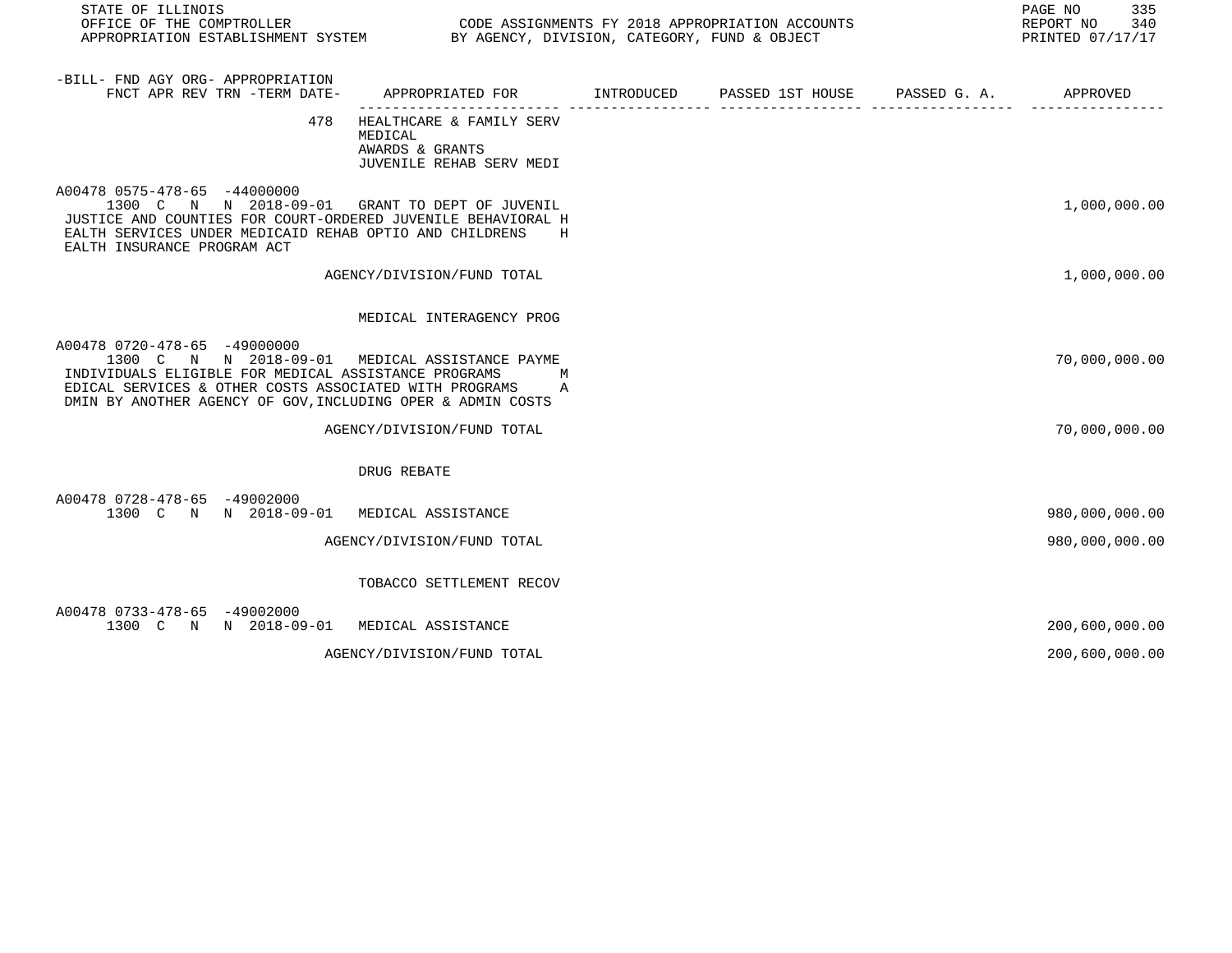STATE OF ILLINOIS
OFFICE OF THE COMPTROLLER
APPROPRIATION ESTABLISHMENT SYSTEM

CODE ASSIGNMENTS FY 2018 APPROPRIATION ACCOUNTS
BY AGENCY, DIVISION, CATEGORY, FUND & OBJECT

REPORT NO 340
PRINTED 07/17/17

| -BILL- FND AGY ORG- APPROPRIATION FNCT APR REV TRN -TERM DATE- | APPROPRIATED FOR | INTRODUCED | PASSED 1ST HOUSE | PASSED G. A. | APPROVED |
|---|---|---|---|---|---|
| 478 | HEALTHCARE & FAMILY SERV MEDICAL AWARDS & GRANTS JUVENILE REHAB SERV MEDI | | | | |
| A00478 0575-478-65 -44000000 1300 C N N 2018-09-01 | GRANT TO DEPT OF JUVENIL JUSTICE AND COUNTIES FOR COURT-ORDERED JUVENILE BEHAVIORAL HEALTH SERVICES UNDER MEDICAID REHAB OPTIO AND CHILDRENS HEALTH INSURANCE PROGRAM ACT | | | | 1,000,000.00 |
| | AGENCY/DIVISION/FUND TOTAL | | | | 1,000,000.00 |
| | MEDICAL INTERAGENCY PROG | | | | |
| A00478 0720-478-65 -49000000 1300 C N N 2018-09-01 | MEDICAL ASSISTANCE PAYME INDIVIDUALS ELIGIBLE FOR MEDICAL ASSISTANCE PROGRAMS MEDICAL SERVICES & OTHER COSTS ASSOCIATED WITH PROGRAMS ADMIN BY ANOTHER AGENCY OF GOV,INCLUDING OPER & ADMIN COSTS | | | | 70,000,000.00 |
| | AGENCY/DIVISION/FUND TOTAL | | | | 70,000,000.00 |
| | DRUG REBATE | | | | |
| A00478 0728-478-65 -49002000 1300 C N N 2018-09-01 | MEDICAL ASSISTANCE | | | | 980,000,000.00 |
| | AGENCY/DIVISION/FUND TOTAL | | | | 980,000,000.00 |
| | TOBACCO SETTLEMENT RECOV | | | | |
| A00478 0733-478-65 -49002000 1300 C N N 2018-09-01 | MEDICAL ASSISTANCE | | | | 200,600,000.00 |
| | AGENCY/DIVISION/FUND TOTAL | | | | 200,600,000.00 |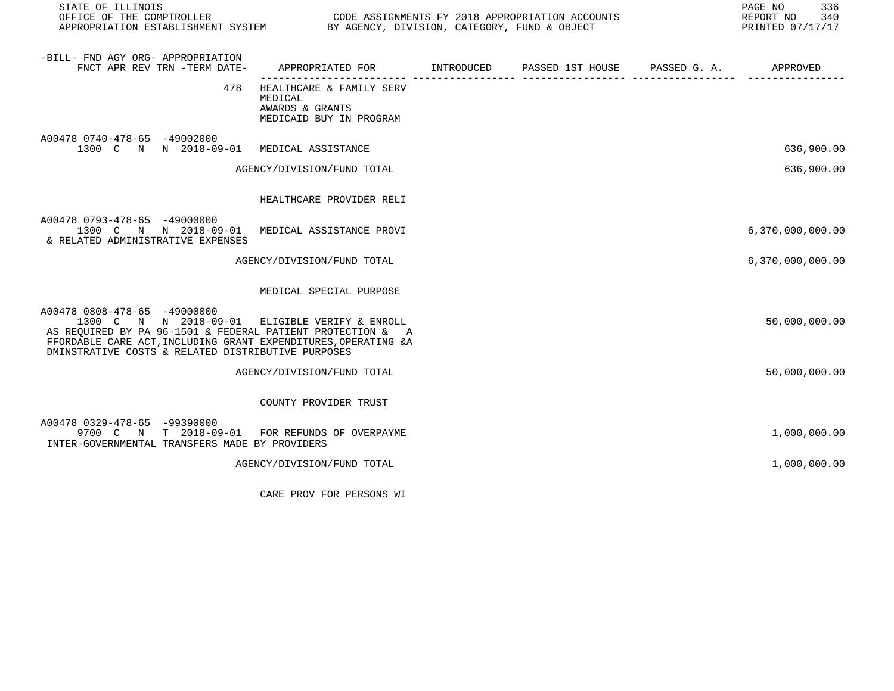STATE OF ILLINOIS
OFFICE OF THE COMPTROLLER
APPROPRIATION ESTABLISHMENT SYSTEM

CODE ASSIGNMENTS FY 2018 APPROPRIATION ACCOUNTS
BY AGENCY, DIVISION, CATEGORY, FUND & OBJECT

REPORT NO 340
PRINTED 07/17/17

| -BILL- FND AGY ORG- APPROPRIATION FNCT APR REV TRN -TERM DATE- | APPROPRIATED FOR | INTRODUCED | PASSED 1ST HOUSE | PASSED G. A. | APPROVED |
|---|---|---|---|---|---|
| 478 | HEALTHCARE & FAMILY SERV<br>MEDICAL<br>AWARDS & GRANTS<br>MEDICAID BUY IN PROGRAM | | | | |
| A00478 0740-478-65 -49002000<br>1300 C N N 2018-09-01 | MEDICAL ASSISTANCE | | | | 636,900.00 |
| | AGENCY/DIVISION/FUND TOTAL | | | | 636,900.00 |
| | HEALTHCARE PROVIDER RELI | | | | |
| A00478 0793-478-65 -49000000<br>1300 C N N 2018-09-01<br>& RELATED ADMINISTRATIVE EXPENSES | MEDICAL ASSISTANCE PROVI | | | | 6,370,000,000.00 |
| | AGENCY/DIVISION/FUND TOTAL | | | | 6,370,000,000.00 |
| | MEDICAL SPECIAL PURPOSE | | | | |
| A00478 0808-478-65 -49000000<br>1300 C N N 2018-09-01<br>AS REQUIRED BY PA 96-1501 & FEDERAL PATIENT PROTECTION & A FFORDABLE CARE ACT,INCLUDING GRANT EXPENDITURES,OPERATING &A DMINSTRATIVE COSTS & RELATED DISTRIBUTIVE PURPOSES | ELIGIBLE VERIFY & ENROLL | | | | 50,000,000.00 |
| | AGENCY/DIVISION/FUND TOTAL | | | | 50,000,000.00 |
| | COUNTY PROVIDER TRUST | | | | |
| A00478 0329-478-65 -99390000<br>9700 C N T 2018-09-01<br>INTER-GOVERNMENTAL TRANSFERS MADE BY PROVIDERS | FOR REFUNDS OF OVERPAYME | | | | 1,000,000.00 |
| | AGENCY/DIVISION/FUND TOTAL | | | | 1,000,000.00 |
| | CARE PROV FOR PERSONS WI | | | | |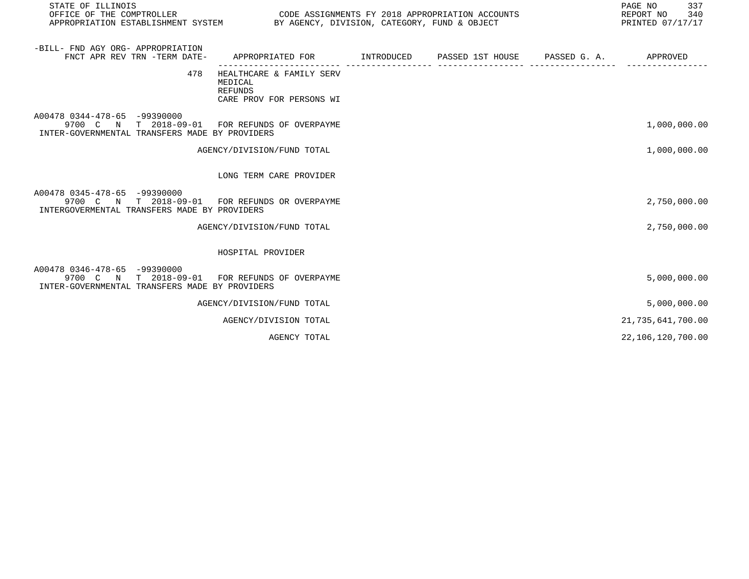STATE OF ILLINOIS
OFFICE OF THE COMPTROLLER
APPROPRIATION ESTABLISHMENT SYSTEM

CODE ASSIGNMENTS FY 2018 APPROPRIATION ACCOUNTS
BY AGENCY, DIVISION, CATEGORY, FUND & OBJECT

REPORT NO 340
PRINTED 07/17/17

| -BILL- FND AGY ORG- APPROPRIATION FNCT APR REV TRN -TERM DATE- | APPROPRIATED FOR | INTRODUCED | PASSED 1ST HOUSE | PASSED G. A. | APPROVED |
|---|---|---|---|---|---|
| 478 | HEALTHCARE & FAMILY SERV MEDICAL REFUNDS CARE PROV FOR PERSONS WI | | | | |
| A00478 0344-478-65 -99390000 9700 C N T 2018-09-01 | FOR REFUNDS OF OVERPAYME | | | | 1,000,000.00 |
| INTER-GOVERNMENTAL TRANSFERS MADE BY PROVIDERS | | | | | |
| | AGENCY/DIVISION/FUND TOTAL | | | | 1,000,000.00 |
| | LONG TERM CARE PROVIDER | | | | |
| A00478 0345-478-65 -99390000 9700 C N T 2018-09-01 | FOR REFUNDS OR OVERPAYME | | | | 2,750,000.00 |
| INTERGOVERMENTAL TRANSFERS MADE BY PROVIDERS | | | | | |
| | AGENCY/DIVISION/FUND TOTAL | | | | 2,750,000.00 |
| | HOSPITAL PROVIDER | | | | |
| A00478 0346-478-65 -99390000 9700 C N T 2018-09-01 | FOR REFUNDS OF OVERPAYME | | | | 5,000,000.00 |
| INTER-GOVERNMENTAL TRANSFERS MADE BY PROVIDERS | | | | | |
| | AGENCY/DIVISION/FUND TOTAL | | | | 5,000,000.00 |
| | AGENCY/DIVISION TOTAL | | | | 21,735,641,700.00 |
| | AGENCY TOTAL | | | | 22,106,120,700.00 |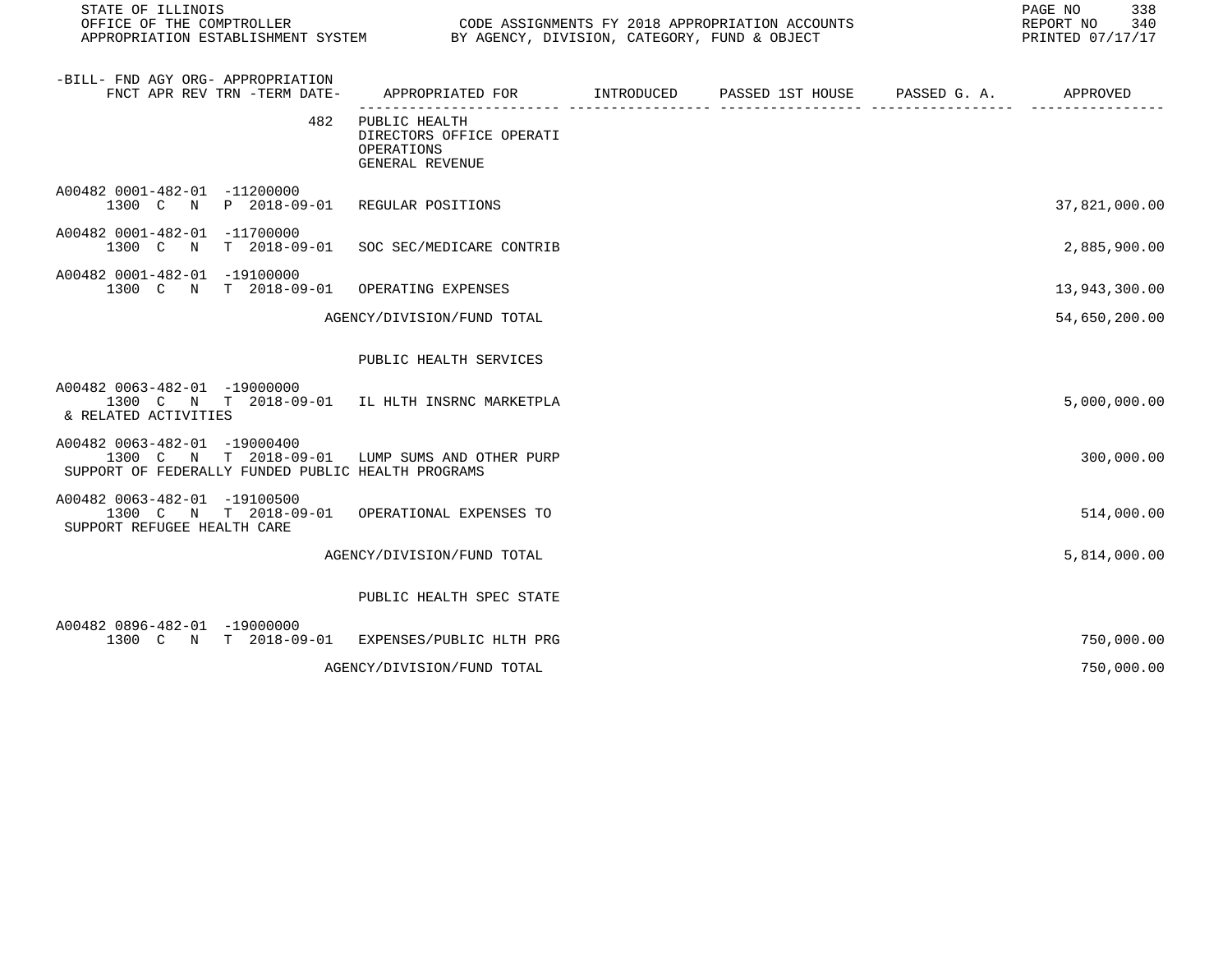| -BILL- FND AGY ORG- APPROPRIATION FNCT APR REV TRN -TERM DATE- | APPROPRIATED FOR | INTRODUCED | PASSED 1ST HOUSE | PASSED G. A. | APPROVED |
|---|---|---|---|---|---|
| 482 | PUBLIC HEALTH<br>DIRECTORS OFFICE OPERATI<br>OPERATIONS<br>GENERAL REVENUE | | | | |
| A00482 0001-482-01 -11200000<br>1300 C N P 2018-09-01 | REGULAR POSITIONS | | | | 37,821,000.00 |
| A00482 0001-482-01 -11700000<br>1300 C N T 2018-09-01 | SOC SEC/MEDICARE CONTRIB | | | | 2,885,900.00 |
| A00482 0001-482-01 -19100000<br>1300 C N T 2018-09-01 | OPERATING EXPENSES | | | | 13,943,300.00 |
| | AGENCY/DIVISION/FUND TOTAL | | | | 54,650,200.00 |
| | PUBLIC HEALTH SERVICES | | | | |
| A00482 0063-482-01 -19000000<br>1300 C N T 2018-09-01 | IL HLTH INSRNC MARKETPLA<br>& RELATED ACTIVITIES | | | | 5,000,000.00 |
| A00482 0063-482-01 -19000400<br>1300 C N T 2018-09-01 | LUMP SUMS AND OTHER PURP<br>SUPPORT OF FEDERALLY FUNDED PUBLIC HEALTH PROGRAMS | | | | 300,000.00 |
| A00482 0063-482-01 -19100500<br>1300 C N T 2018-09-01 | OPERATIONAL EXPENSES TO<br>SUPPORT REFUGEE HEALTH CARE | | | | 514,000.00 |
| | AGENCY/DIVISION/FUND TOTAL | | | | 5,814,000.00 |
| | PUBLIC HEALTH SPEC STATE | | | | |
| A00482 0896-482-01 -19000000<br>1300 C N T 2018-09-01 | EXPENSES/PUBLIC HLTH PRG | | | | 750,000.00 |
| | AGENCY/DIVISION/FUND TOTAL | | | | 750,000.00 |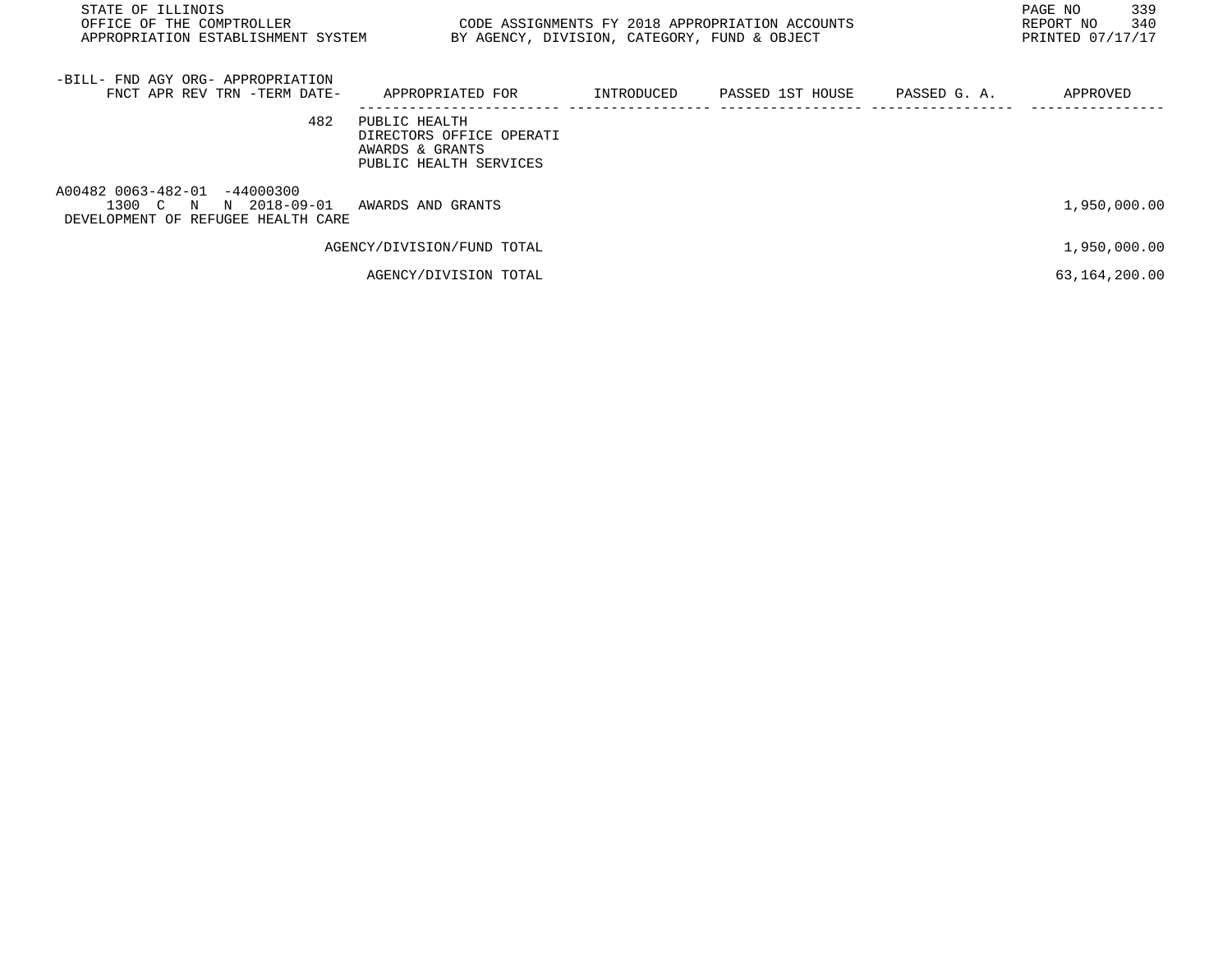STATE OF ILLINOIS
OFFICE OF THE COMPTROLLER
APPROPRIATION ESTABLISHMENT SYSTEM

CODE ASSIGNMENTS FY 2018 APPROPRIATION ACCOUNTS
BY AGENCY, DIVISION, CATEGORY, FUND & OBJECT

PAGE NO 339
REPORT NO 340
PRINTED 07/17/17

| -BILL- FND AGY ORG- APPROPRIATION FNCT APR REV TRN -TERM DATE- | APPROPRIATED FOR | INTRODUCED | PASSED 1ST HOUSE | PASSED G. A. | APPROVED |
|---|---|---|---|---|---|
| 482 | PUBLIC HEALTH<br>DIRECTORS OFFICE OPERATI<br>AWARDS & GRANTS<br>PUBLIC HEALTH SERVICES | | | | |
| A00482 0063-482-01 -44000300<br>1300 C N N 2018-09-01<br>DEVELOPMENT OF REFUGEE HEALTH CARE | AWARDS AND GRANTS | | | | 1,950,000.00 |
| | AGENCY/DIVISION/FUND TOTAL | | | | 1,950,000.00 |
| | AGENCY/DIVISION TOTAL | | | | 63,164,200.00 |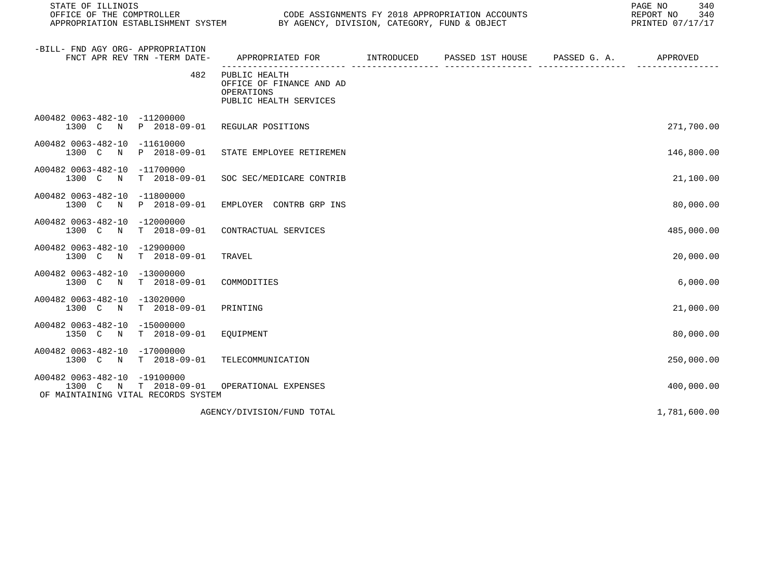STATE OF ILLINOIS
OFFICE OF THE COMPTROLLER
APPROPRIATION ESTABLISHMENT SYSTEM

CODE ASSIGNMENTS FY 2018 APPROPRIATION ACCOUNTS
BY AGENCY, DIVISION, CATEGORY, FUND & OBJECT

PRINTED 07/17/17

| -BILL- FND AGY ORG- APPROPRIATION<br>FNCT APR REV TRN -TERM DATE- | APPROPRIATED FOR | INTRODUCED | PASSED 1ST HOUSE | PASSED G. A. | APPROVED |
|---|---|---|---|---|---|
| 482 | PUBLIC HEALTH<br>OFFICE OF FINANCE AND AD<br>OPERATIONS<br>PUBLIC HEALTH SERVICES | | | | |
| A00482 0063-482-10 -11200000<br>1300 C N P 2018-09-01 | REGULAR POSITIONS | | | | 271,700.00 |
| A00482 0063-482-10 -11610000<br>1300 C N P 2018-09-01 | STATE EMPLOYEE RETIREMEN | | | | 146,800.00 |
| A00482 0063-482-10 -11700000<br>1300 C N T 2018-09-01 | SOC SEC/MEDICARE CONTRIB | | | | 21,100.00 |
| A00482 0063-482-10 -11800000<br>1300 C N P 2018-09-01 | EMPLOYER CONTRB GRP INS | | | | 80,000.00 |
| A00482 0063-482-10 -12000000<br>1300 C N T 2018-09-01 | CONTRACTUAL SERVICES | | | | 485,000.00 |
| A00482 0063-482-10 -12900000<br>1300 C N T 2018-09-01 | TRAVEL | | | | 20,000.00 |
| A00482 0063-482-10 -13000000<br>1300 C N T 2018-09-01 | COMMODITIES | | | | 6,000.00 |
| A00482 0063-482-10 -13020000<br>1300 C N T 2018-09-01 | PRINTING | | | | 21,000.00 |
| A00482 0063-482-10 -15000000<br>1350 C N T 2018-09-01 | EQUIPMENT | | | | 80,000.00 |
| A00482 0063-482-10 -17000000<br>1300 C N T 2018-09-01 | TELECOMMUNICATION | | | | 250,000.00 |
| A00482 0063-482-10 -19100000<br>1300 C N T 2018-09-01<br>OF MAINTAINING VITAL RECORDS SYSTEM | OPERATIONAL EXPENSES | | | | 400,000.00 |
| | AGENCY/DIVISION/FUND TOTAL | | | | 1,781,600.00 |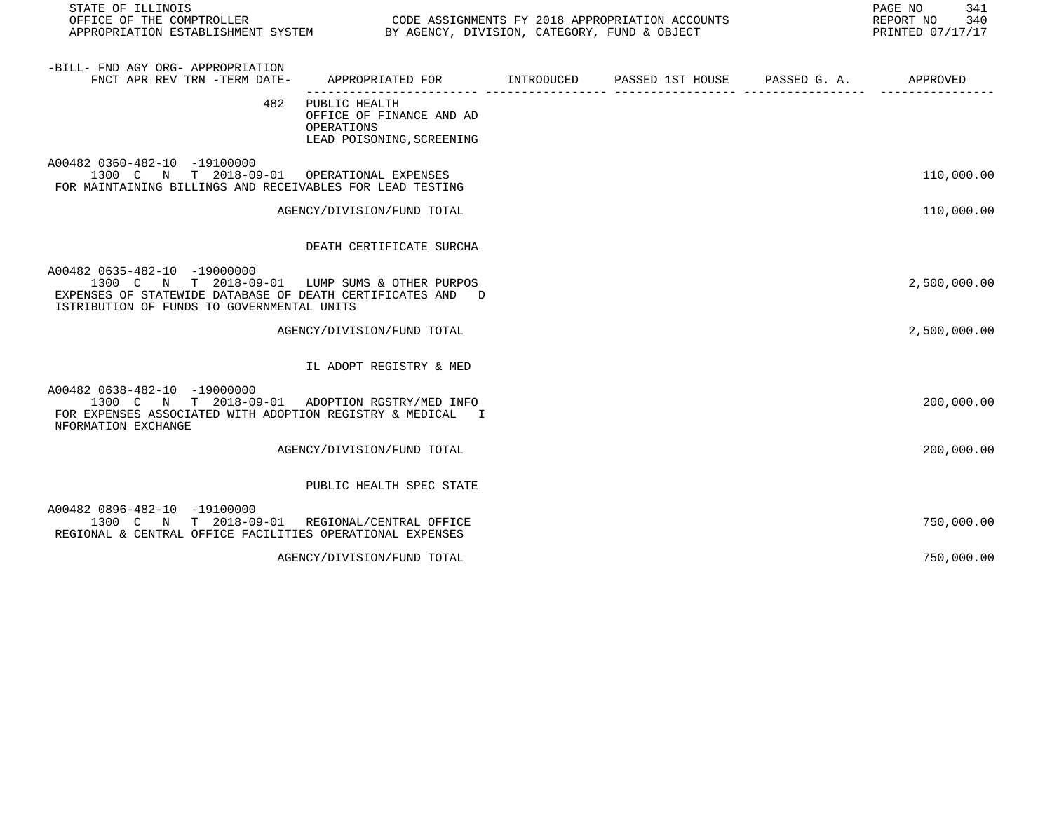STATE OF ILLINOIS
OFFICE OF THE COMPTROLLER
APPROPRIATION ESTABLISHMENT SYSTEM

CODE ASSIGNMENTS FY 2018 APPROPRIATION ACCOUNTS
BY AGENCY, DIVISION, CATEGORY, FUND & OBJECT

REPORT NO 340
PRINTED 07/17/17

| -BILL- FND AGY ORG- APPROPRIATION FNCT APR REV TRN -TERM DATE- | APPROPRIATED FOR | INTRODUCED | PASSED 1ST HOUSE | PASSED G. A. | APPROVED |
|---|---|---|---|---|---|
| 482 | PUBLIC HEALTH<br>OFFICE OF FINANCE AND AD<br>OPERATIONS<br>LEAD POISONING,SCREENING | | | | |
| A00482 0360-482-10 -19100000<br>1300 C N T 2018-09-01 | OPERATIONAL EXPENSES | | | | 110,000.00 |
| FOR MAINTAINING BILLINGS AND RECEIVABLES FOR LEAD TESTING | | | | | |
| | AGENCY/DIVISION/FUND TOTAL | | | | 110,000.00 |
| | DEATH CERTIFICATE SURCHA | | | | |
| A00482 0635-482-10 -19000000<br>1300 C N T 2018-09-01 | LUMP SUMS & OTHER PURPOS | | | | 2,500,000.00 |
| EXPENSES OF STATEWIDE DATABASE OF DEATH CERTIFICATES AND D ISTRIBUTION OF FUNDS TO GOVERNMENTAL UNITS | | | | | |
| | AGENCY/DIVISION/FUND TOTAL | | | | 2,500,000.00 |
| | IL ADOPT REGISTRY & MED | | | | |
| A00482 0638-482-10 -19000000<br>1300 C N T 2018-09-01 | ADOPTION RGSTRY/MED INFO | | | | 200,000.00 |
| FOR EXPENSES ASSOCIATED WITH ADOPTION REGISTRY & MEDICAL I NFORMATION EXCHANGE | | | | | |
| | AGENCY/DIVISION/FUND TOTAL | | | | 200,000.00 |
| | PUBLIC HEALTH SPEC STATE | | | | |
| A00482 0896-482-10 -19100000<br>1300 C N T 2018-09-01 | REGIONAL/CENTRAL OFFICE | | | | 750,000.00 |
| REGIONAL & CENTRAL OFFICE FACILITIES OPERATIONAL EXPENSES | | | | | |
| | AGENCY/DIVISION/FUND TOTAL | | | | 750,000.00 |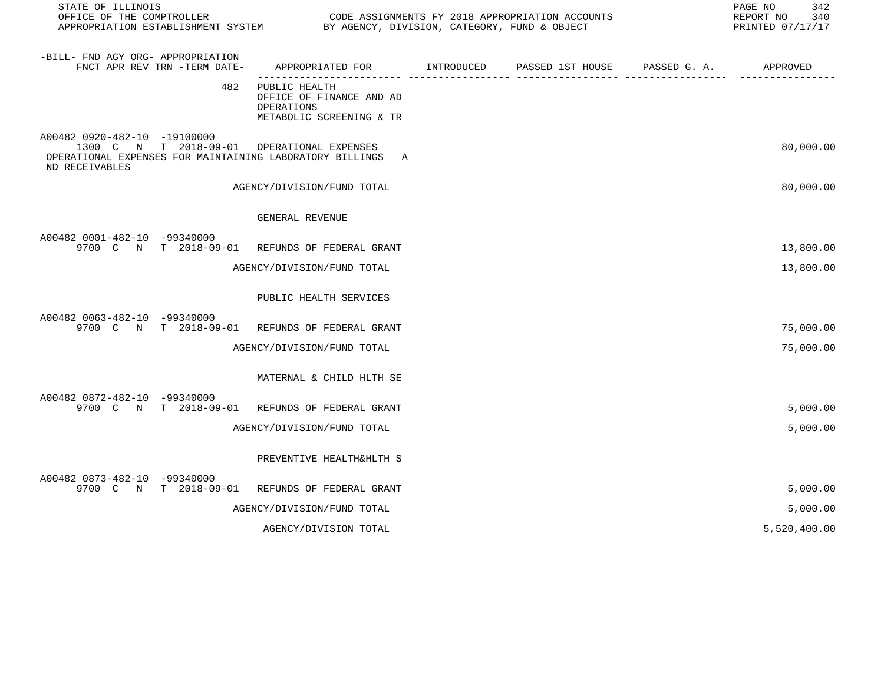| -BILL- FND AGY ORG- APPROPRIATION FNCT APR REV TRN -TERM DATE- | APPROPRIATED FOR | INTRODUCED | PASSED 1ST HOUSE | PASSED G. A. | APPROVED |
|---|---|---|---|---|---|
| 482 | PUBLIC HEALTH<br>OFFICE OF FINANCE AND AD<br>OPERATIONS<br>METABOLIC SCREENING & TR | | | | |
| A00482 0920-482-10 -19100000<br>1300 C N T 2018-09-01 | OPERATIONAL EXPENSES | | | | 80,000.00 |
| OPERATIONAL EXPENSES FOR MAINTAINING LABORATORY BILLINGS AND RECEIVABLES | | | | | |
| | AGENCY/DIVISION/FUND TOTAL | | | | 80,000.00 |
| | GENERAL REVENUE | | | | |
| A00482 0001-482-10 -99340000<br>9700 C N T 2018-09-01 | REFUNDS OF FEDERAL GRANT | | | | 13,800.00 |
| | AGENCY/DIVISION/FUND TOTAL | | | | 13,800.00 |
| | PUBLIC HEALTH SERVICES | | | | |
| A00482 0063-482-10 -99340000<br>9700 C N T 2018-09-01 | REFUNDS OF FEDERAL GRANT | | | | 75,000.00 |
| | AGENCY/DIVISION/FUND TOTAL | | | | 75,000.00 |
| | MATERNAL & CHILD HLTH SE | | | | |
| A00482 0872-482-10 -99340000<br>9700 C N T 2018-09-01 | REFUNDS OF FEDERAL GRANT | | | | 5,000.00 |
| | AGENCY/DIVISION/FUND TOTAL | | | | 5,000.00 |
| | PREVENTIVE HEALTH&HLTH S | | | | |
| A00482 0873-482-10 -99340000<br>9700 C N T 2018-09-01 | REFUNDS OF FEDERAL GRANT | | | | 5,000.00 |
| | AGENCY/DIVISION/FUND TOTAL | | | | 5,000.00 |
| | AGENCY/DIVISION TOTAL | | | | 5,520,400.00 |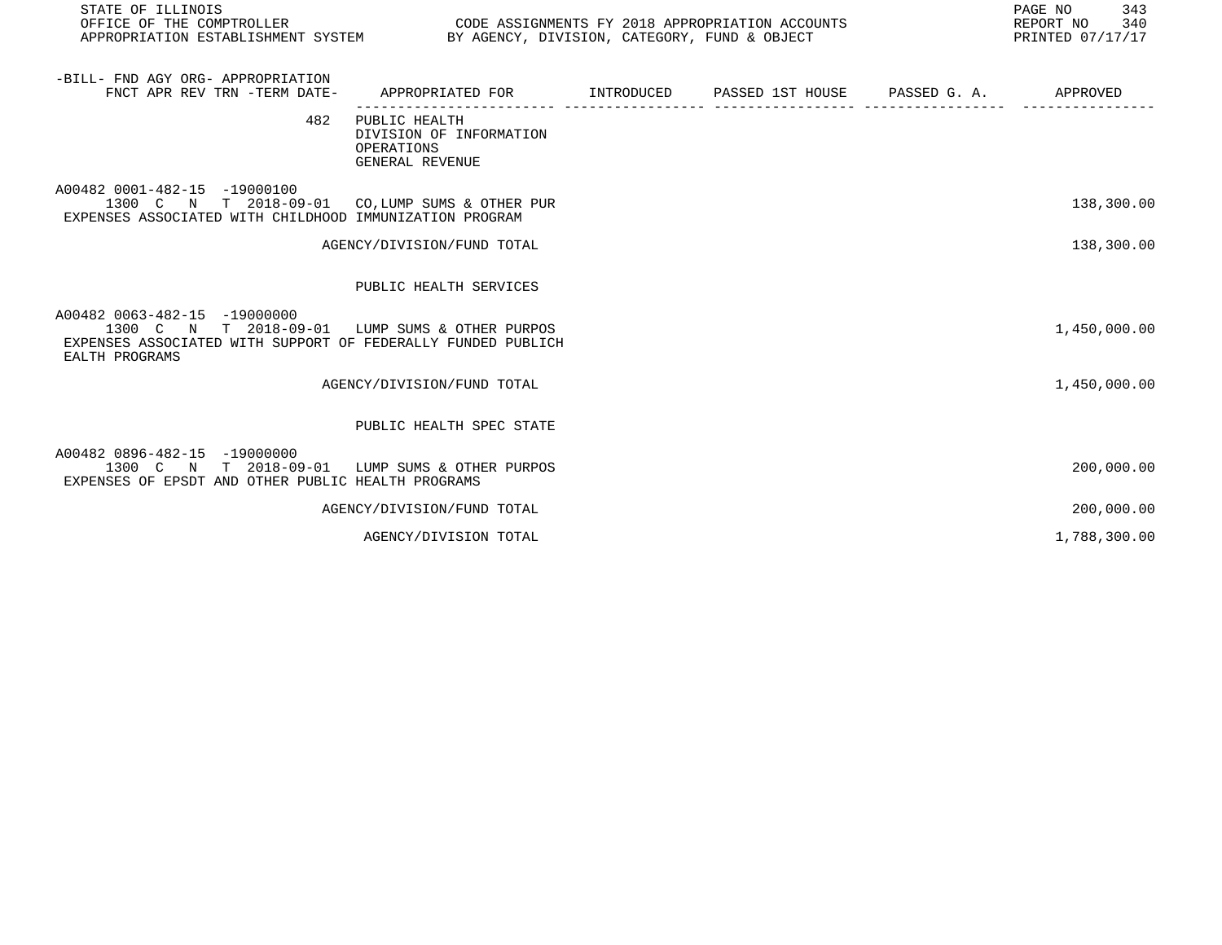STATE OF ILLINOIS
OFFICE OF THE COMPTROLLER
APPROPRIATION ESTABLISHMENT SYSTEM

CODE ASSIGNMENTS FY 2018 APPROPRIATION ACCOUNTS
BY AGENCY, DIVISION, CATEGORY, FUND & OBJECT

REPORT NO 340
PRINTED 07/17/17

| -BILL- FND AGY ORG- APPROPRIATION FNCT APR REV TRN -TERM DATE- | APPROPRIATED FOR | INTRODUCED | PASSED 1ST HOUSE | PASSED G. A. | APPROVED |
|---|---|---|---|---|---|
| 482 | PUBLIC HEALTH<br>DIVISION OF INFORMATION<br>OPERATIONS<br>GENERAL REVENUE | | | | |
| A00482 0001-482-15 -19000100<br>1300 C N T 2018-09-01 | CO,LUMP SUMS & OTHER PUR | | | | 138,300.00 |
| EXPENSES ASSOCIATED WITH CHILDHOOD IMMUNIZATION PROGRAM | | | | | |
| | AGENCY/DIVISION/FUND TOTAL | | | | 138,300.00 |
| | PUBLIC HEALTH SERVICES | | | | |
| A00482 0063-482-15 -19000000<br>1300 C N T 2018-09-01 | LUMP SUMS & OTHER PURPOS | | | | 1,450,000.00 |
| EXPENSES ASSOCIATED WITH SUPPORT OF FEDERALLY FUNDED PUBLICH EALTH PROGRAMS | | | | | |
| | AGENCY/DIVISION/FUND TOTAL | | | | 1,450,000.00 |
| | PUBLIC HEALTH SPEC STATE | | | | |
| A00482 0896-482-15 -19000000<br>1300 C N T 2018-09-01 | LUMP SUMS & OTHER PURPOS | | | | 200,000.00 |
| EXPENSES OF EPSDT AND OTHER PUBLIC HEALTH PROGRAMS | | | | | |
| | AGENCY/DIVISION/FUND TOTAL | | | | 200,000.00 |
| | AGENCY/DIVISION TOTAL | | | | 1,788,300.00 |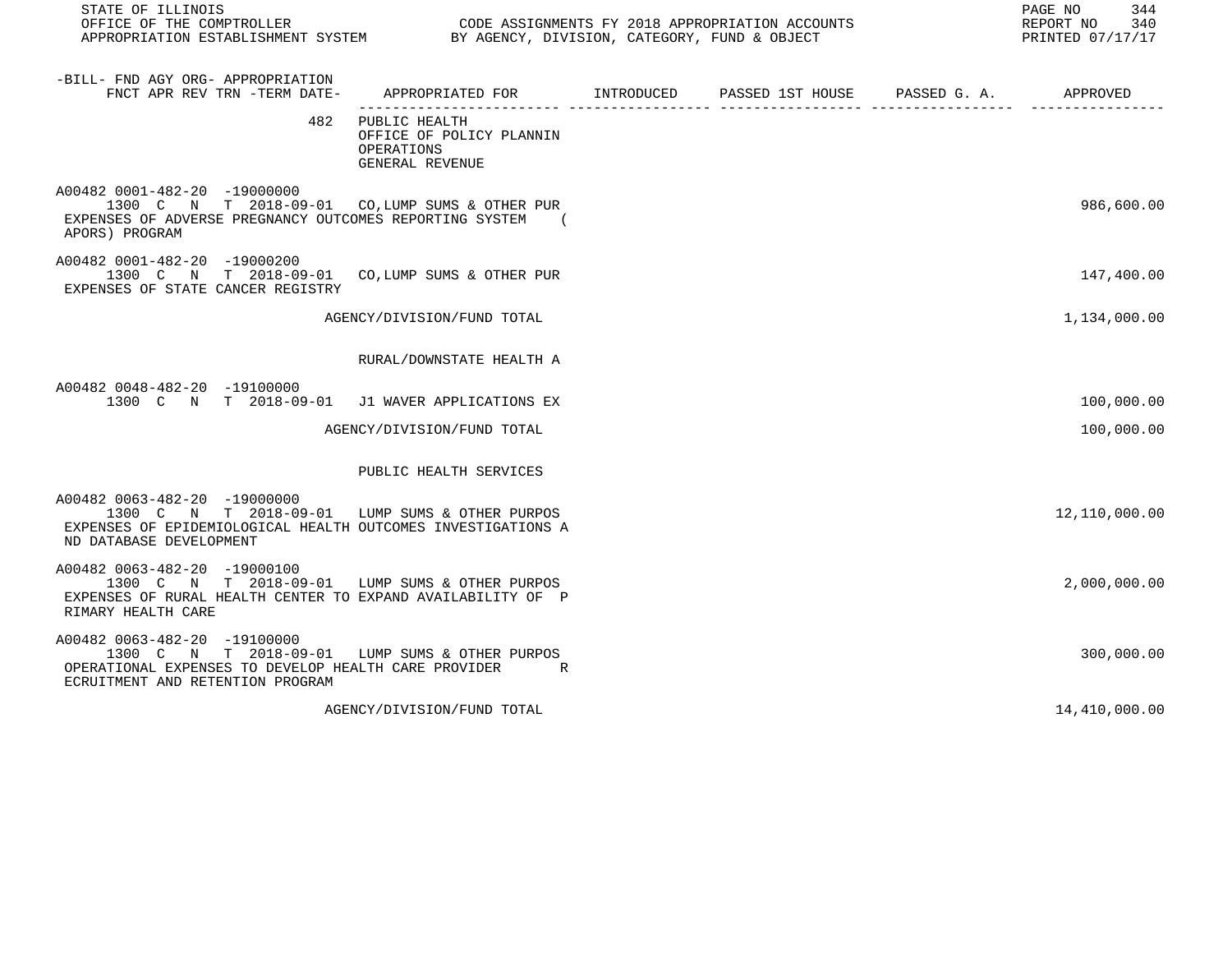| -BILL- FND AGY ORG- APPROPRIATION FNCT APR REV TRN -TERM DATE- | APPROPRIATED FOR | INTRODUCED | PASSED 1ST HOUSE | PASSED G. A. | APPROVED |
|---|---|---|---|---|---|
| 482 | PUBLIC HEALTH<br>OFFICE OF POLICY PLANNIN<br>OPERATIONS<br>GENERAL REVENUE | | | | |
| A00482 0001-482-20 -19000000<br>1300 C N T 2018-09-01<br>EXPENSES OF ADVERSE PREGNANCY OUTCOMES REPORTING SYSTEM (APORS) PROGRAM | CO,LUMP SUMS & OTHER PUR | | | | 986,600.00 |
| A00482 0001-482-20 -19000200<br>1300 C N T 2018-09-01<br>EXPENSES OF STATE CANCER REGISTRY | CO,LUMP SUMS & OTHER PUR | | | | 147,400.00 |
| | AGENCY/DIVISION/FUND TOTAL | | | | 1,134,000.00 |
| | RURAL/DOWNSTATE HEALTH A | | | | |
| A00482 0048-482-20 -19100000<br>1300 C N T 2018-09-01 | J1 WAVER APPLICATIONS EX | | | | 100,000.00 |
| | AGENCY/DIVISION/FUND TOTAL | | | | 100,000.00 |
| | PUBLIC HEALTH SERVICES | | | | |
| A00482 0063-482-20 -19000000<br>1300 C N T 2018-09-01<br>EXPENSES OF EPIDEMIOLOGICAL HEALTH OUTCOMES INVESTIGATIONS AND DATABASE DEVELOPMENT | LUMP SUMS & OTHER PURPOS | | | | 12,110,000.00 |
| A00482 0063-482-20 -19000100<br>1300 C N T 2018-09-01<br>EXPENSES OF RURAL HEALTH CENTER TO EXPAND AVAILABILITY OF PRIMARY HEALTH CARE | LUMP SUMS & OTHER PURPOS | | | | 2,000,000.00 |
| A00482 0063-482-20 -19100000<br>1300 C N T 2018-09-01<br>OPERATIONAL EXPENSES TO DEVELOP HEALTH CARE PROVIDER RECRUITMENT AND RETENTION PROGRAM | LUMP SUMS & OTHER PURPOS | | | | 300,000.00 |
| | AGENCY/DIVISION/FUND TOTAL | | | | 14,410,000.00 |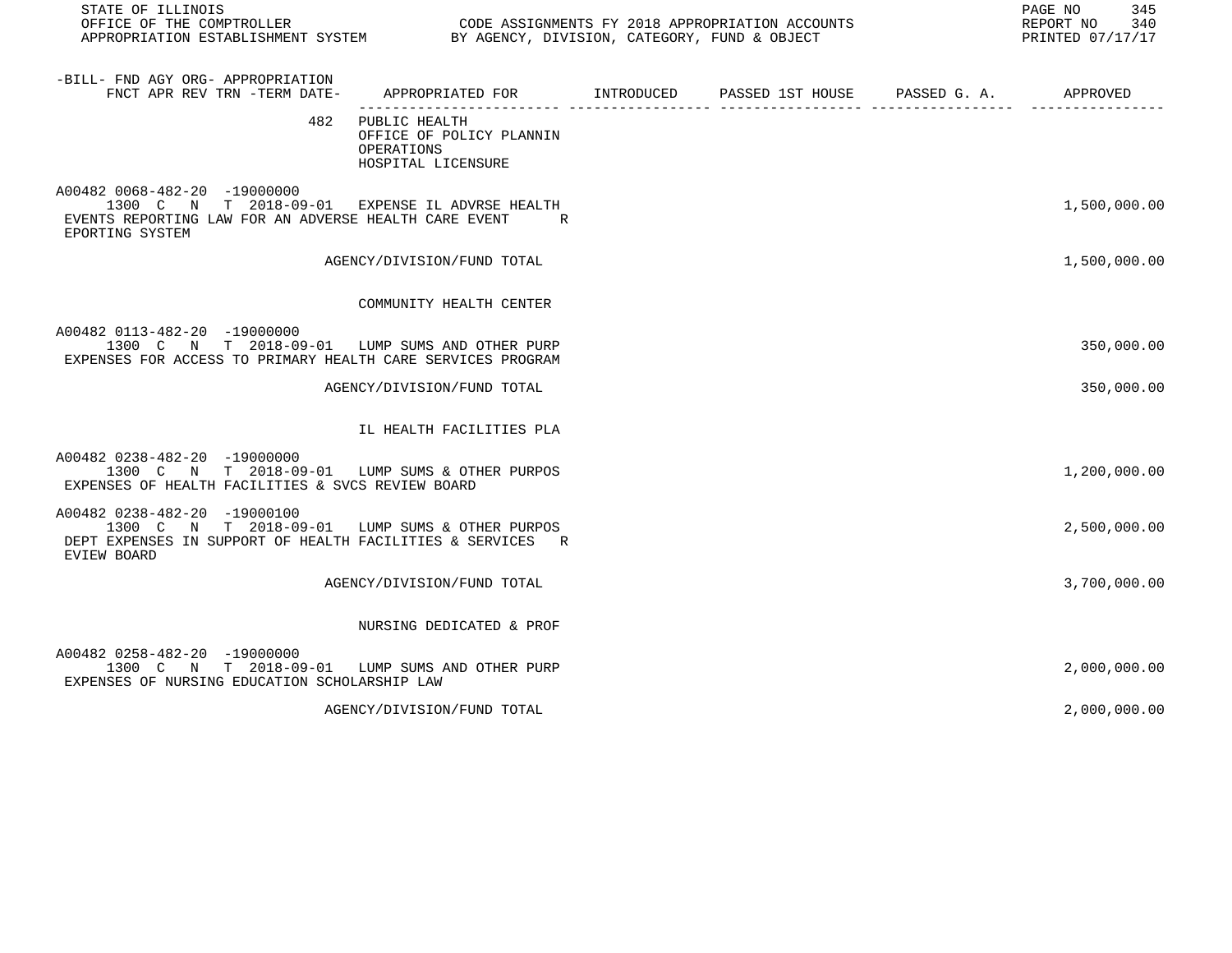| -BILL- FND AGY ORG- APPROPRIATION FNCT APR REV TRN -TERM DATE- | APPROPRIATED FOR | INTRODUCED | PASSED 1ST HOUSE | PASSED G. A. | APPROVED |
|---|---|---|---|---|---|
| 482 | PUBLIC HEALTH OFFICE OF POLICY PLANNIN OPERATIONS HOSPITAL LICENSURE | | | | |
| A00482 0068-482-20 -19000000 1300 C N T 2018-09-01 | EXPENSE IL ADVRSE HEALTH EVENTS REPORTING LAW FOR AN ADVERSE HEALTH CARE EVENT REPORTING SYSTEM | | | | 1,500,000.00 |
| | AGENCY/DIVISION/FUND TOTAL | | | | 1,500,000.00 |
| | COMMUNITY HEALTH CENTER | | | | |
| A00482 0113-482-20 -19000000 1300 C N T 2018-09-01 | LUMP SUMS AND OTHER PURP EXPENSES FOR ACCESS TO PRIMARY HEALTH CARE SERVICES PROGRAM | | | | 350,000.00 |
| | AGENCY/DIVISION/FUND TOTAL | | | | 350,000.00 |
| | IL HEALTH FACILITIES PLA | | | | |
| A00482 0238-482-20 -19000000 1300 C N T 2018-09-01 | LUMP SUMS & OTHER PURPOS EXPENSES OF HEALTH FACILITIES & SVCS REVIEW BOARD | | | | 1,200,000.00 |
| A00482 0238-482-20 -19000100 1300 C N T 2018-09-01 | LUMP SUMS & OTHER PURPOS DEPT EXPENSES IN SUPPORT OF HEALTH FACILITIES & SERVICES REVIEW BOARD | | | | 2,500,000.00 |
| | AGENCY/DIVISION/FUND TOTAL | | | | 3,700,000.00 |
| | NURSING DEDICATED & PROF | | | | |
| A00482 0258-482-20 -19000000 1300 C N T 2018-09-01 | LUMP SUMS AND OTHER PURP EXPENSES OF NURSING EDUCATION SCHOLARSHIP LAW | | | | 2,000,000.00 |
| | AGENCY/DIVISION/FUND TOTAL | | | | 2,000,000.00 |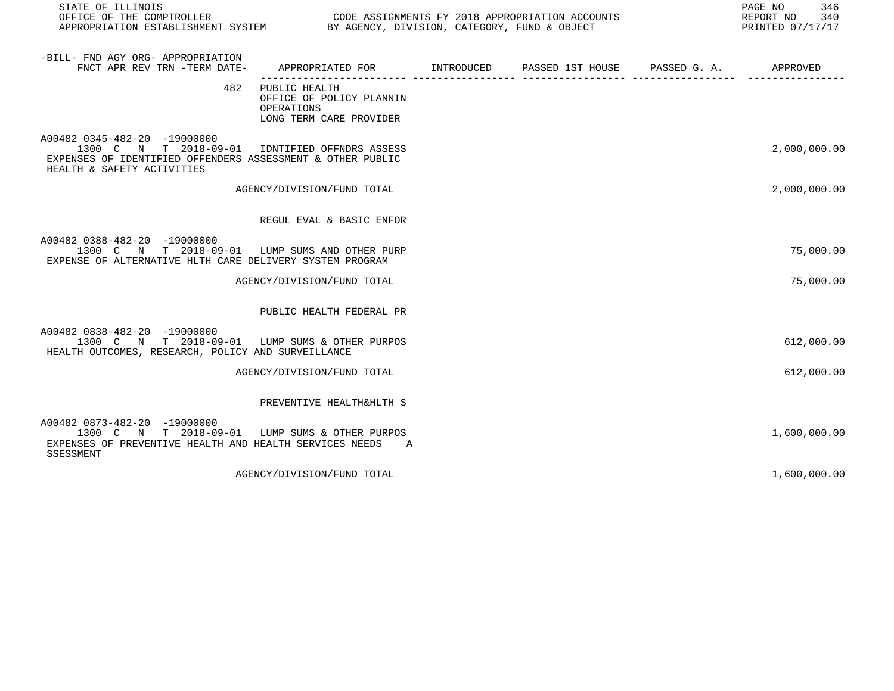| -BILL- FND AGY ORG- APPROPRIATION FNCT APR REV TRN -TERM DATE- | APPROPRIATED FOR | INTRODUCED | PASSED 1ST HOUSE | PASSED G. A. | APPROVED |
|---|---|---|---|---|---|
| 482 | PUBLIC HEALTH<br>OFFICE OF POLICY PLANNIN<br>OPERATIONS<br>LONG TERM CARE PROVIDER | | | | |
| A00482 0345-482-20 -19000000<br>1300 C N T 2018-09-01 | IDNTIFIED OFFNDRS ASSESS | | | | 2,000,000.00 |
| EXPENSES OF IDENTIFIED OFFENDERS ASSESSMENT & OTHER PUBLIC HEALTH & SAFETY ACTIVITIES | | | | | |
| | AGENCY/DIVISION/FUND TOTAL | | | | 2,000,000.00 |
| | REGUL EVAL & BASIC ENFOR | | | | |
| A00482 0388-482-20 -19000000<br>1300 C N T 2018-09-01 | LUMP SUMS AND OTHER PURP | | | | 75,000.00 |
| EXPENSE OF ALTERNATIVE HLTH CARE DELIVERY SYSTEM PROGRAM | | | | | |
| | AGENCY/DIVISION/FUND TOTAL | | | | 75,000.00 |
| | PUBLIC HEALTH FEDERAL PR | | | | |
| A00482 0838-482-20 -19000000<br>1300 C N T 2018-09-01 | LUMP SUMS & OTHER PURPOS | | | | 612,000.00 |
| HEALTH OUTCOMES, RESEARCH, POLICY AND SURVEILLANCE | | | | | |
| | AGENCY/DIVISION/FUND TOTAL | | | | 612,000.00 |
| | PREVENTIVE HEALTH&HLTH S | | | | |
| A00482 0873-482-20 -19000000<br>1300 C N T 2018-09-01 | LUMP SUMS & OTHER PURPOS | | | | 1,600,000.00 |
| EXPENSES OF PREVENTIVE HEALTH AND HEALTH SERVICES NEEDS A SSESSMENT | | | | | |
| | AGENCY/DIVISION/FUND TOTAL | | | | 1,600,000.00 |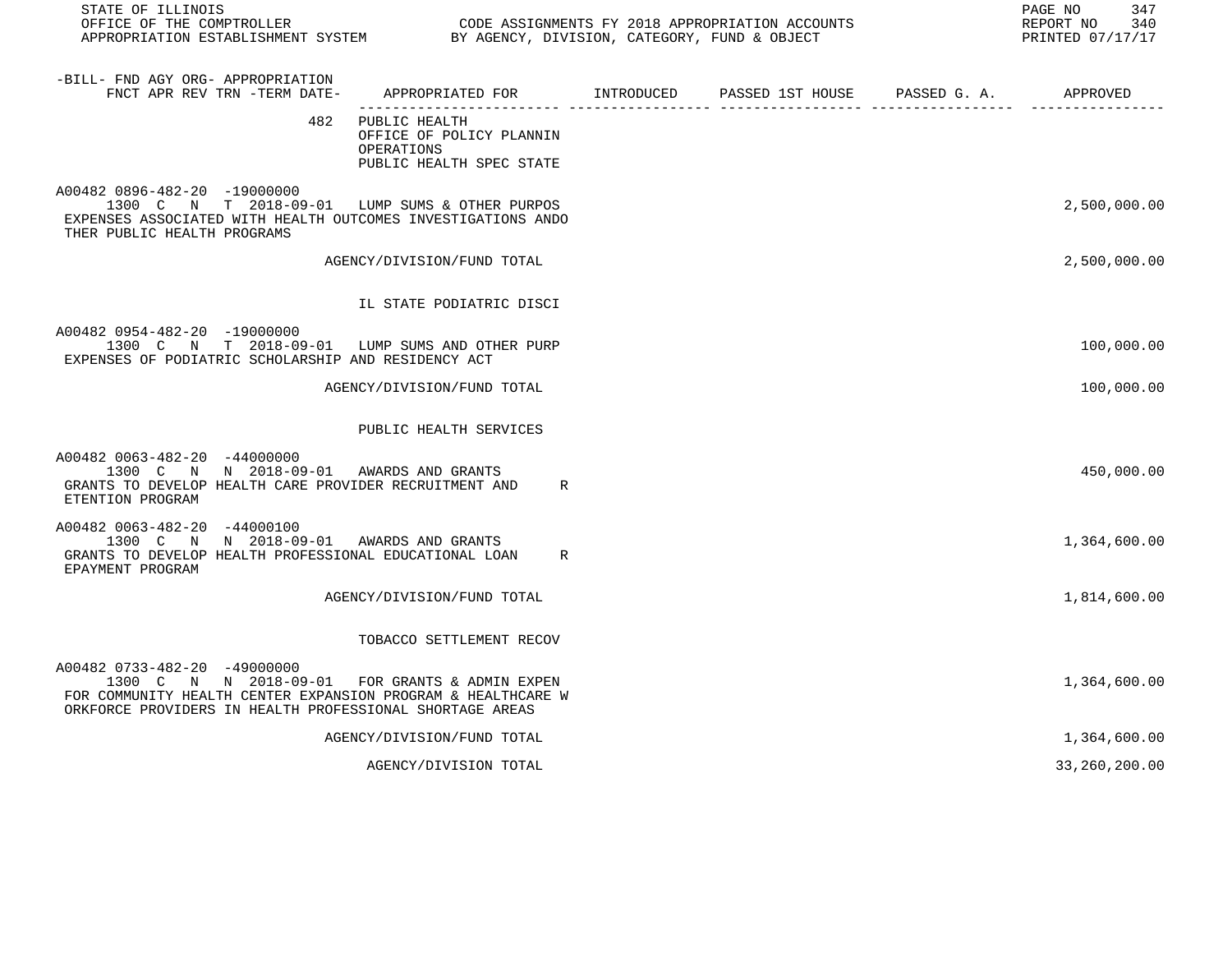STATE OF ILLINOIS
OFFICE OF THE COMPTROLLER
APPROPRIATION ESTABLISHMENT SYSTEM

CODE ASSIGNMENTS FY 2018 APPROPRIATION ACCOUNTS
BY AGENCY, DIVISION, CATEGORY, FUND & OBJECT

REPORT NO 340
PRINTED 07/17/17

| -BILL- FND AGY ORG- APPROPRIATION FNCT APR REV TRN -TERM DATE- | APPROPRIATED FOR | INTRODUCED | PASSED 1ST HOUSE | PASSED G. A. | APPROVED |
|---|---|---|---|---|---|
| 482 | PUBLIC HEALTH<br>OFFICE OF POLICY PLANNIN<br>OPERATIONS<br>PUBLIC HEALTH SPEC STATE | | | | |
| A00482 0896-482-20 -19000000<br>1300 C N T 2018-09-01 | LUMP SUMS & OTHER PURPOS | | | | 2,500,000.00 |
| EXPENSES ASSOCIATED WITH HEALTH OUTCOMES INVESTIGATIONS ANDO THER PUBLIC HEALTH PROGRAMS | | | | | |
| | AGENCY/DIVISION/FUND TOTAL | | | | 2,500,000.00 |
| | IL STATE PODIATRIC DISCI | | | | |
| A00482 0954-482-20 -19000000<br>1300 C N T 2018-09-01 | LUMP SUMS AND OTHER PURP | | | | 100,000.00 |
| EXPENSES OF PODIATRIC SCHOLARSHIP AND RESIDENCY ACT | | | | | |
| | AGENCY/DIVISION/FUND TOTAL | | | | 100,000.00 |
| | PUBLIC HEALTH SERVICES | | | | |
| A00482 0063-482-20 -44000000<br>1300 C N N 2018-09-01 | AWARDS AND GRANTS | | | | 450,000.00 |
| GRANTS TO DEVELOP HEALTH CARE PROVIDER RECRUITMENT AND R ETENTION PROGRAM | | | | | |
| A00482 0063-482-20 -44000100<br>1300 C N N 2018-09-01 | AWARDS AND GRANTS | | | | 1,364,600.00 |
| GRANTS TO DEVELOP HEALTH PROFESSIONAL EDUCATIONAL LOAN R EPAYMENT PROGRAM | | | | | |
| | AGENCY/DIVISION/FUND TOTAL | | | | 1,814,600.00 |
| | TOBACCO SETTLEMENT RECOV | | | | |
| A00482 0733-482-20 -49000000<br>1300 C N N 2018-09-01 | FOR GRANTS & ADMIN EXPEN | | | | 1,364,600.00 |
| FOR COMMUNITY HEALTH CENTER EXPANSION PROGRAM & HEALTHCARE W ORKFORCE PROVIDERS IN HEALTH PROFESSIONAL SHORTAGE AREAS | | | | | |
| | AGENCY/DIVISION/FUND TOTAL | | | | 1,364,600.00 |
| | AGENCY/DIVISION TOTAL | | | | 33,260,200.00 |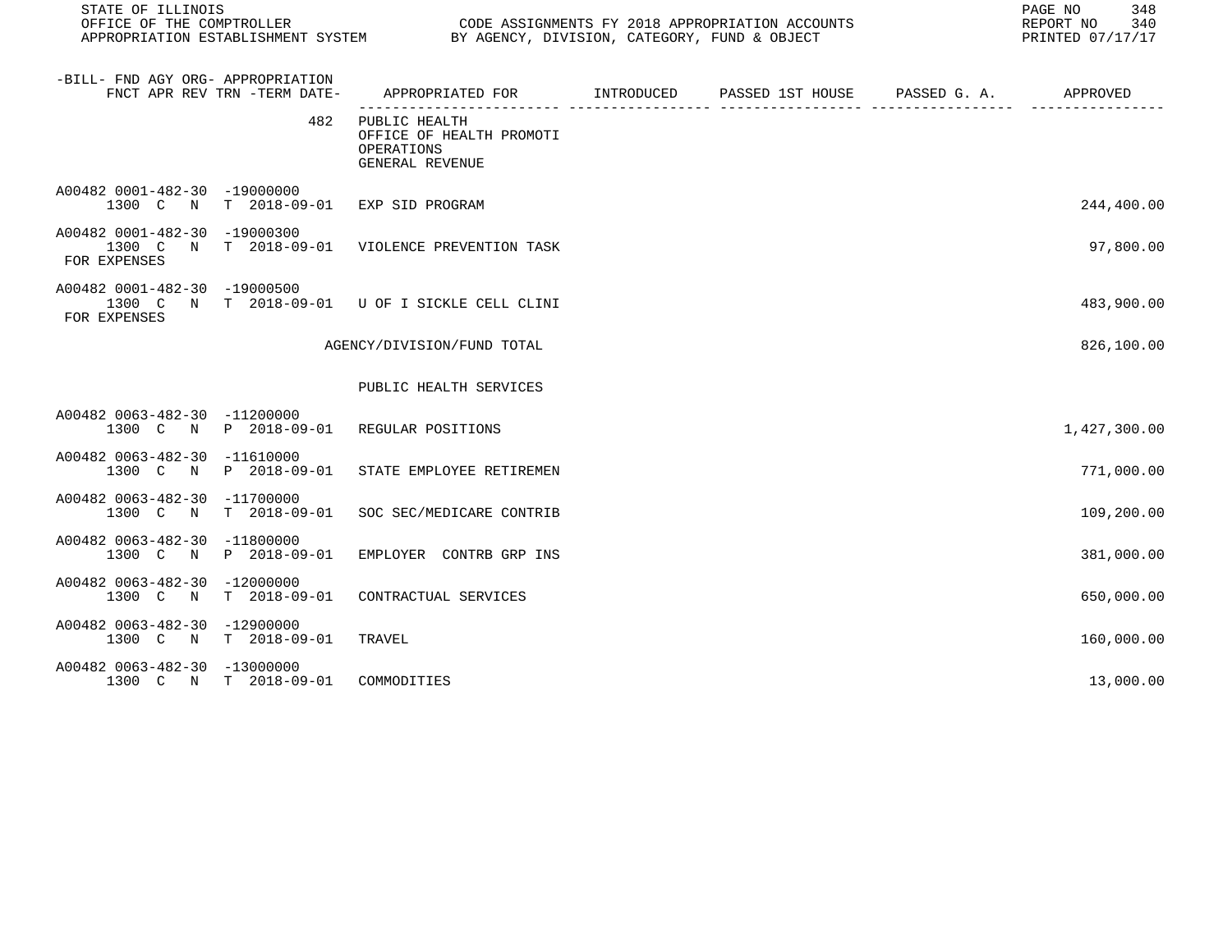STATE OF ILLINOIS
OFFICE OF THE COMPTROLLER
APPROPRIATION ESTABLISHMENT SYSTEM

CODE ASSIGNMENTS FY 2018 APPROPRIATION ACCOUNTS
BY AGENCY, DIVISION, CATEGORY, FUND & OBJECT

REPORT NO 340
PRINTED 07/17/17

| -BILL- FND AGY ORG- APPROPRIATION<br>FNCT APR REV TRN -TERM DATE- | APPROPRIATED FOR | INTRODUCED | PASSED 1ST HOUSE | PASSED G. A. | APPROVED |
|---|---|---|---|---|---|
| 482 | PUBLIC HEALTH<br>OFFICE OF HEALTH PROMOTI<br>OPERATIONS<br>GENERAL REVENUE | | | | |
| A00482 0001-482-30 -19000000<br>1300 C N T 2018-09-01 | EXP SID PROGRAM | | | | 244,400.00 |
| A00482 0001-482-30 -19000300<br>1300 C N T 2018-09-01<br>FOR EXPENSES | VIOLENCE PREVENTION TASK | | | | 97,800.00 |
| A00482 0001-482-30 -19000500<br>1300 C N T 2018-09-01<br>FOR EXPENSES | U OF I SICKLE CELL CLINI | | | | 483,900.00 |
| | AGENCY/DIVISION/FUND TOTAL | | | | 826,100.00 |
| | PUBLIC HEALTH SERVICES | | | | |
| A00482 0063-482-30 -11200000<br>1300 C N P 2018-09-01 | REGULAR POSITIONS | | | | 1,427,300.00 |
| A00482 0063-482-30 -11610000<br>1300 C N P 2018-09-01 | STATE EMPLOYEE RETIREMEN | | | | 771,000.00 |
| A00482 0063-482-30 -11700000<br>1300 C N T 2018-09-01 | SOC SEC/MEDICARE CONTRIB | | | | 109,200.00 |
| A00482 0063-482-30 -11800000<br>1300 C N P 2018-09-01 | EMPLOYER CONTRB GRP INS | | | | 381,000.00 |
| A00482 0063-482-30 -12000000<br>1300 C N T 2018-09-01 | CONTRACTUAL SERVICES | | | | 650,000.00 |
| A00482 0063-482-30 -12900000<br>1300 C N T 2018-09-01 | TRAVEL | | | | 160,000.00 |
| A00482 0063-482-30 -13000000<br>1300 C N T 2018-09-01 | COMMODITIES | | | | 13,000.00 |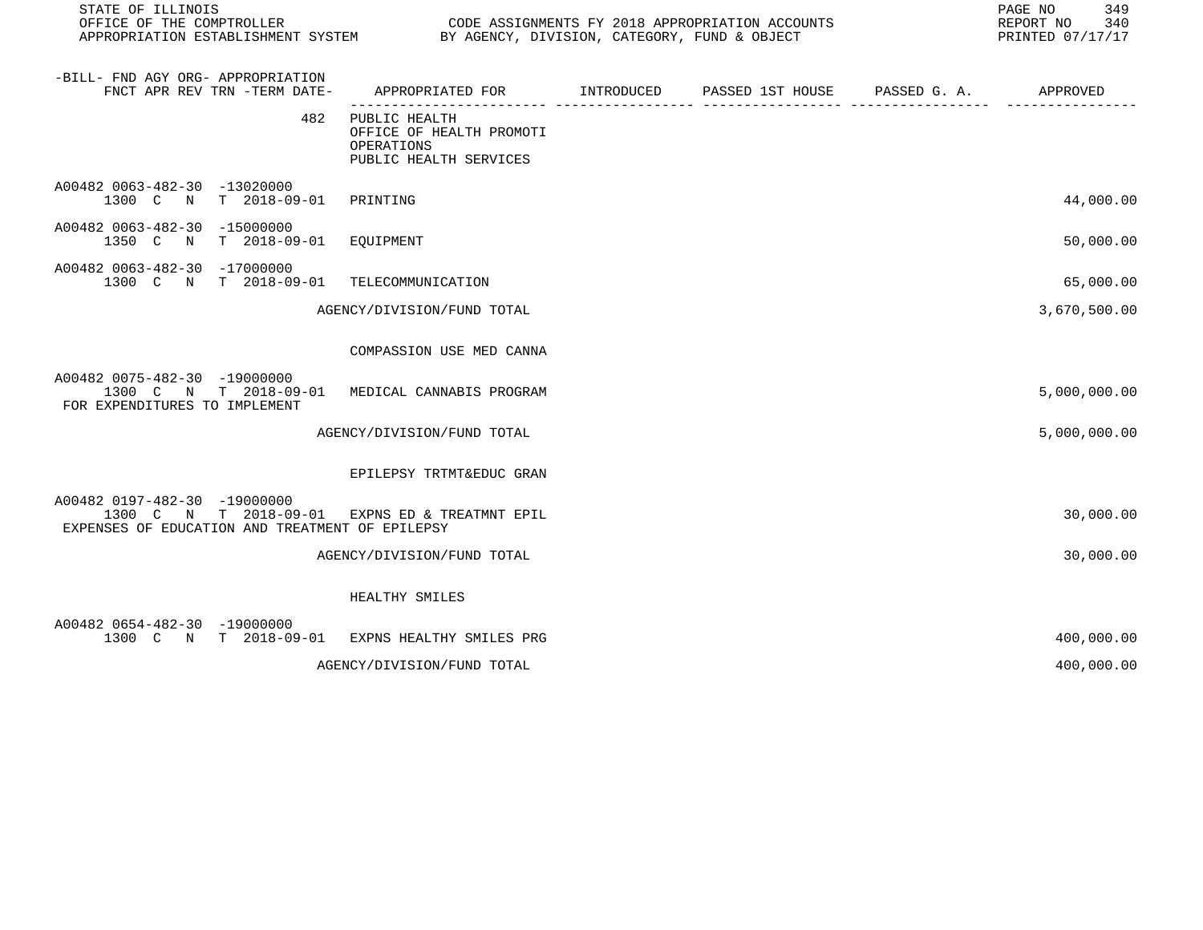| -BILL- FND AGY ORG- APPROPRIATION FNCT APR REV TRN -TERM DATE- | APPROPRIATED FOR | INTRODUCED | PASSED 1ST HOUSE | PASSED G. A. | APPROVED |
|---|---|---|---|---|---|
| 482 | PUBLIC HEALTH<br>OFFICE OF HEALTH PROMOTI<br>OPERATIONS<br>PUBLIC HEALTH SERVICES | | | | |
| A00482 0063-482-30 -13020000<br>1300 C N T 2018-09-01 | PRINTING | | | | 44,000.00 |
| A00482 0063-482-30 -15000000<br>1350 C N T 2018-09-01 | EQUIPMENT | | | | 50,000.00 |
| A00482 0063-482-30 -17000000<br>1300 C N T 2018-09-01 | TELECOMMUNICATION | | | | 65,000.00 |
| | AGENCY/DIVISION/FUND TOTAL | | | | 3,670,500.00 |
| | COMPASSION USE MED CANNA | | | | |
| A00482 0075-482-30 -19000000<br>1300 C N T 2018-09-01<br>FOR EXPENDITURES TO IMPLEMENT | MEDICAL CANNABIS PROGRAM | | | | 5,000,000.00 |
| | AGENCY/DIVISION/FUND TOTAL | | | | 5,000,000.00 |
| | EPILEPSY TRTMT&EDUC GRAN | | | | |
| A00482 0197-482-30 -19000000<br>1300 C N T 2018-09-01<br>EXPENSES OF EDUCATION AND TREATMENT OF EPILEPSY | EXPNS ED & TREATMNT EPIL | | | | 30,000.00 |
| | AGENCY/DIVISION/FUND TOTAL | | | | 30,000.00 |
| | HEALTHY SMILES | | | | |
| A00482 0654-482-30 -19000000<br>1300 C N T 2018-09-01 | EXPNS HEALTHY SMILES PRG | | | | 400,000.00 |
| | AGENCY/DIVISION/FUND TOTAL | | | | 400,000.00 |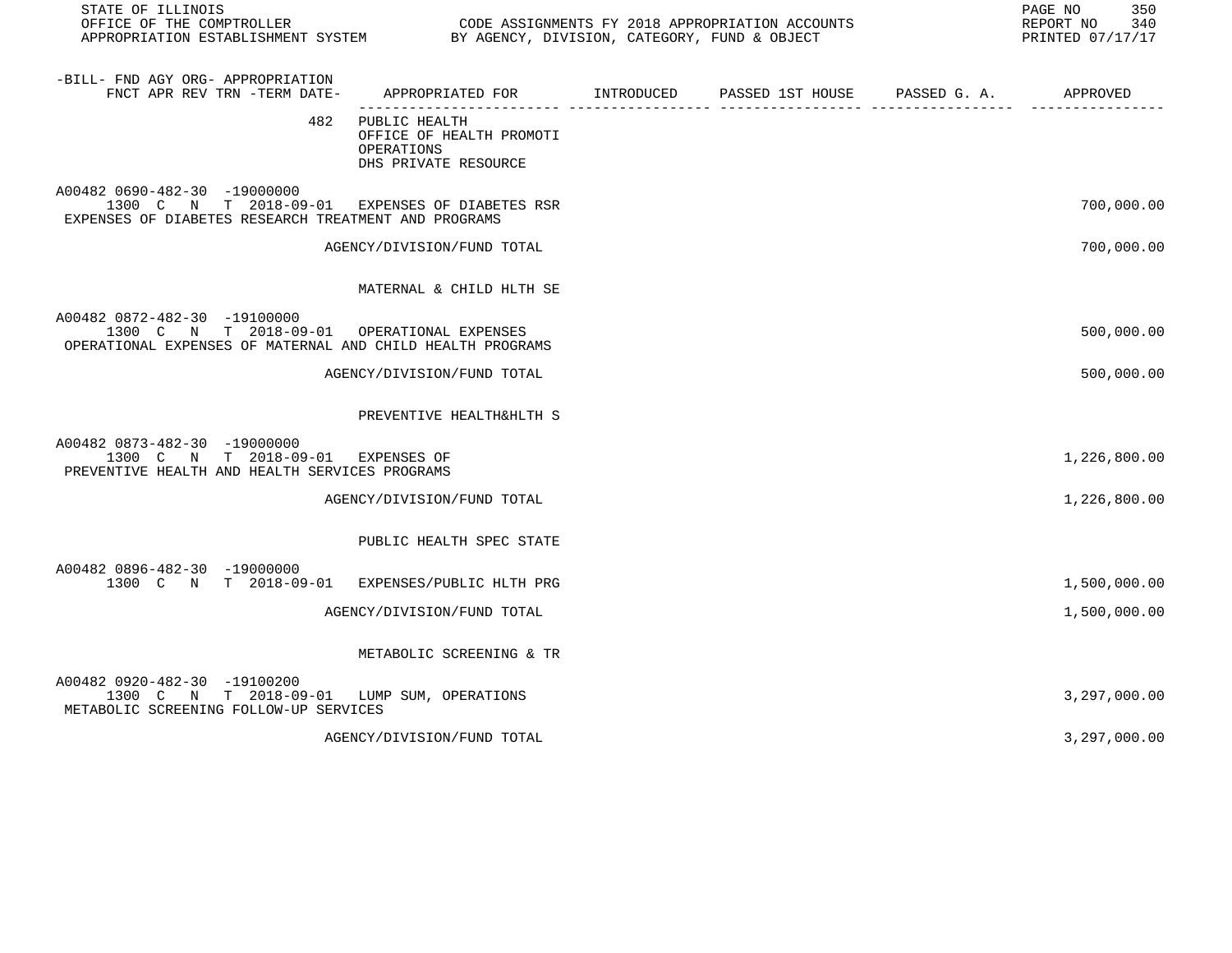STATE OF ILLINOIS
OFFICE OF THE COMPTROLLER
APPROPRIATION ESTABLISHMENT SYSTEM

CODE ASSIGNMENTS FY 2018 APPROPRIATION ACCOUNTS
BY AGENCY, DIVISION, CATEGORY, FUND & OBJECT

REPORT NO 340
PRINTED 07/17/17

| -BILL- FND AGY ORG- APPROPRIATION FNCT APR REV TRN -TERM DATE- | APPROPRIATED FOR | INTRODUCED | PASSED 1ST HOUSE | PASSED G. A. | APPROVED |
|---|---|---|---|---|---|
| 482 | PUBLIC HEALTH<br>OFFICE OF HEALTH PROMOTI<br>OPERATIONS<br>DHS PRIVATE RESOURCE | | | | |
| A00482 0690-482-30 -19000000<br>1300 C N T 2018-09-01 | EXPENSES OF DIABETES RSR | | | | 700,000.00 |
| EXPENSES OF DIABETES RESEARCH TREATMENT AND PROGRAMS | | | | | |
| | AGENCY/DIVISION/FUND TOTAL | | | | 700,000.00 |
| | MATERNAL & CHILD HLTH SE | | | | |
| A00482 0872-482-30 -19100000<br>1300 C N T 2018-09-01 | OPERATIONAL EXPENSES | | | | 500,000.00 |
| OPERATIONAL EXPENSES OF MATERNAL AND CHILD HEALTH PROGRAMS | | | | | |
| | AGENCY/DIVISION/FUND TOTAL | | | | 500,000.00 |
| | PREVENTIVE HEALTH&HLTH S | | | | |
| A00482 0873-482-30 -19000000<br>1300 C N T 2018-09-01 | EXPENSES OF | | | | 1,226,800.00 |
| PREVENTIVE HEALTH AND HEALTH SERVICES PROGRAMS | | | | | |
| | AGENCY/DIVISION/FUND TOTAL | | | | 1,226,800.00 |
| | PUBLIC HEALTH SPEC STATE | | | | |
| A00482 0896-482-30 -19000000<br>1300 C N T 2018-09-01 | EXPENSES/PUBLIC HLTH PRG | | | | 1,500,000.00 |
| | AGENCY/DIVISION/FUND TOTAL | | | | 1,500,000.00 |
| | METABOLIC SCREENING & TR | | | | |
| A00482 0920-482-30 -19100200<br>1300 C N T 2018-09-01 | LUMP SUM, OPERATIONS | | | | 3,297,000.00 |
| METABOLIC SCREENING FOLLOW-UP SERVICES | | | | | |
| | AGENCY/DIVISION/FUND TOTAL | | | | 3,297,000.00 |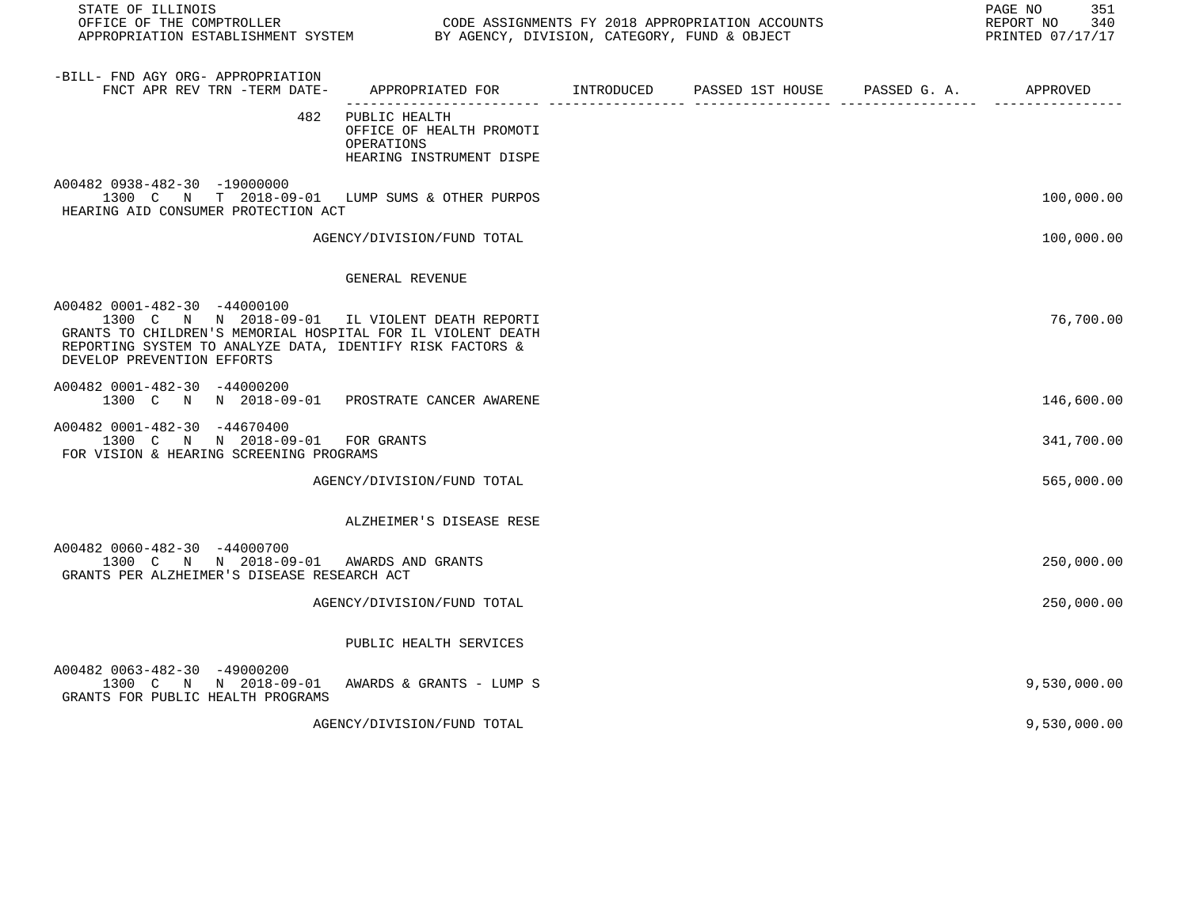STATE OF ILLINOIS
OFFICE OF THE COMPTROLLER
APPROPRIATION ESTABLISHMENT SYSTEM

CODE ASSIGNMENTS FY 2018 APPROPRIATION ACCOUNTS
BY AGENCY, DIVISION, CATEGORY, FUND & OBJECT

REPORT NO 340
PRINTED 07/17/17

| -BILL- FND AGY ORG- APPROPRIATION FNCT APR REV TRN -TERM DATE- | APPROPRIATED FOR | INTRODUCED | PASSED 1ST HOUSE | PASSED G. A. | APPROVED |
|---|---|---|---|---|---|
| 482 | PUBLIC HEALTH<br>OFFICE OF HEALTH PROMOTI<br>OPERATIONS<br>HEARING INSTRUMENT DISPE | | | | |
| A00482 0938-482-30 -19000000<br>1300 C N T 2018-09-01<br>HEARING AID CONSUMER PROTECTION ACT | LUMP SUMS & OTHER PURPOS | | | | 100,000.00 |
| | AGENCY/DIVISION/FUND TOTAL | | | | 100,000.00 |
| | GENERAL REVENUE | | | | |
| A00482 0001-482-30 -44000100<br>1300 C N N 2018-09-01<br>GRANTS TO CHILDREN'S MEMORIAL HOSPITAL FOR IL VIOLENT DEATH REPORTING SYSTEM TO ANALYZE DATA, IDENTIFY RISK FACTORS & DEVELOP PREVENTION EFFORTS | IL VIOLENT DEATH REPORTI | | | | 76,700.00 |
| A00482 0001-482-30 -44000200<br>1300 C N N 2018-09-01 | PROSTRATE CANCER AWARENE | | | | 146,600.00 |
| A00482 0001-482-30 -44670400<br>1300 C N N 2018-09-01<br>FOR VISION & HEARING SCREENING PROGRAMS | FOR GRANTS | | | | 341,700.00 |
| | AGENCY/DIVISION/FUND TOTAL | | | | 565,000.00 |
| | ALZHEIMER'S DISEASE RESE | | | | |
| A00482 0060-482-30 -44000700<br>1300 C N N 2018-09-01<br>GRANTS PER ALZHEIMER'S DISEASE RESEARCH ACT | AWARDS AND GRANTS | | | | 250,000.00 |
| | AGENCY/DIVISION/FUND TOTAL | | | | 250,000.00 |
| | PUBLIC HEALTH SERVICES | | | | |
| A00482 0063-482-30 -49000200<br>1300 C N N 2018-09-01<br>GRANTS FOR PUBLIC HEALTH PROGRAMS | AWARDS & GRANTS - LUMP S | | | | 9,530,000.00 |
| | AGENCY/DIVISION/FUND TOTAL | | | | 9,530,000.00 |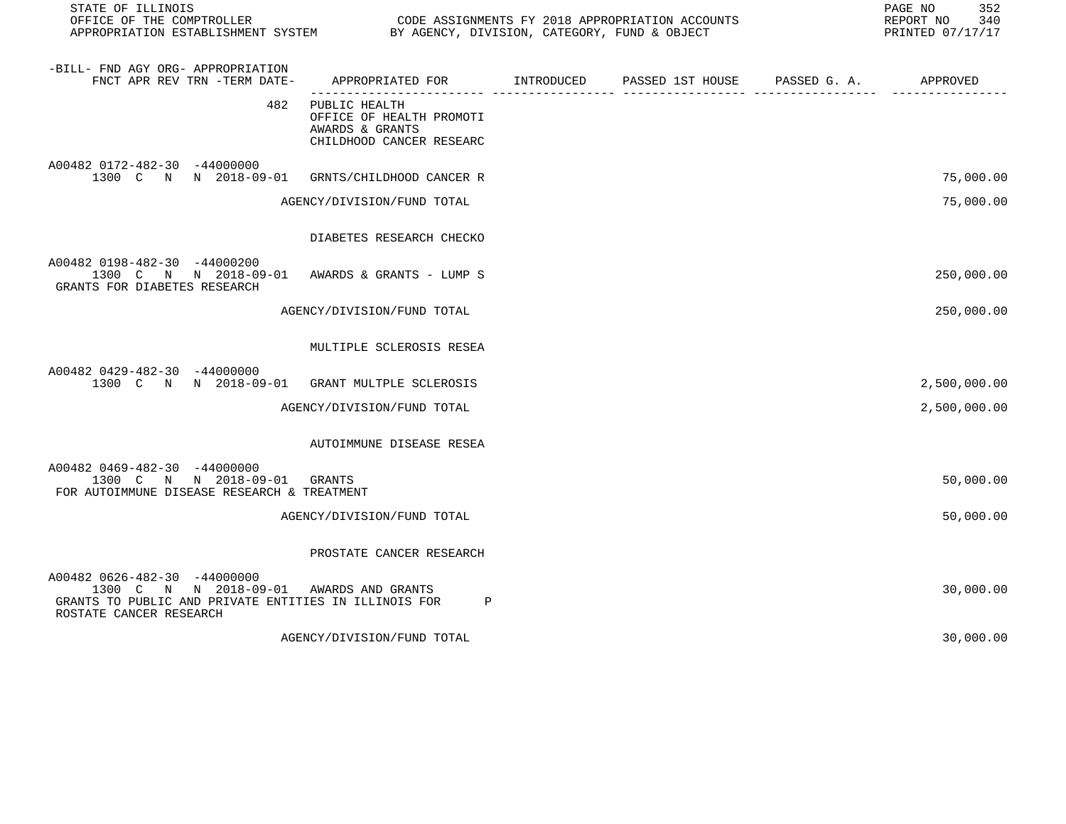| -BILL- FND AGY ORG- APPROPRIATION FNCT APR REV TRN -TERM DATE- | APPROPRIATED FOR | INTRODUCED | PASSED 1ST HOUSE | PASSED G. A. | APPROVED |
|---|---|---|---|---|---|
| 482 | PUBLIC HEALTH<br>OFFICE OF HEALTH PROMOTI<br>AWARDS & GRANTS<br>CHILDHOOD CANCER RESEARC | | | | |
| A00482 0172-482-30 -44000000<br>1300 C N N 2018-09-01 | GRNTS/CHILDHOOD CANCER R | | | | 75,000.00 |
| | AGENCY/DIVISION/FUND TOTAL | | | | 75,000.00 |
| | DIABETES RESEARCH CHECKO | | | | |
| A00482 0198-482-30 -44000200<br>1300 C N N 2018-09-01<br>GRANTS FOR DIABETES RESEARCH | AWARDS & GRANTS - LUMP S | | | | 250,000.00 |
| | AGENCY/DIVISION/FUND TOTAL | | | | 250,000.00 |
| | MULTIPLE SCLEROSIS RESEA | | | | |
| A00482 0429-482-30 -44000000<br>1300 C N N 2018-09-01 | GRANT MULTPLE SCLEROSIS | | | | 2,500,000.00 |
| | AGENCY/DIVISION/FUND TOTAL | | | | 2,500,000.00 |
| | AUTOIMMUNE DISEASE RESEA | | | | |
| A00482 0469-482-30 -44000000<br>1300 C N N 2018-09-01<br>FOR AUTOIMMUNE DISEASE RESEARCH & TREATMENT | GRANTS | | | | 50,000.00 |
| | AGENCY/DIVISION/FUND TOTAL | | | | 50,000.00 |
| | PROSTATE CANCER RESEARCH | | | | |
| A00482 0626-482-30 -44000000<br>1300 C N N 2018-09-01<br>GRANTS TO PUBLIC AND PRIVATE ENTITIES IN ILLINOIS FOR P<br>ROSTATE CANCER RESEARCH | AWARDS AND GRANTS | | | | 30,000.00 |
| | AGENCY/DIVISION/FUND TOTAL | | | | 30,000.00 |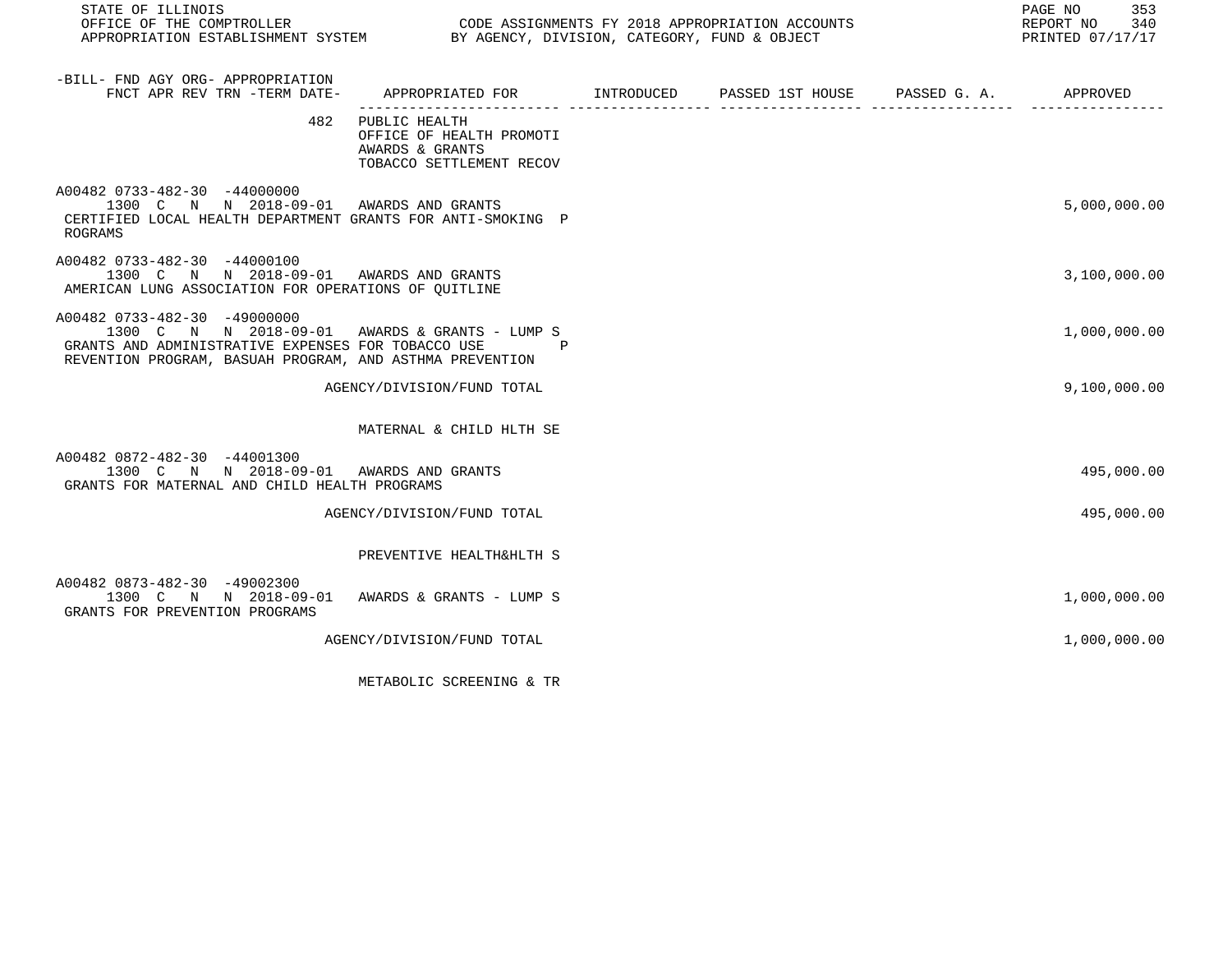STATE OF ILLINOIS
OFFICE OF THE COMPTROLLER — CODE ASSIGNMENTS FY 2018 APPROPRIATION ACCOUNTS
APPROPRIATION ESTABLISHMENT SYSTEM — BY AGENCY, DIVISION, CATEGORY, FUND & OBJECT

REPORT NO 340
PRINTED 07/17/17

| -BILL- FND AGY ORG- APPROPRIATION FNCT APR REV TRN -TERM DATE- | APPROPRIATED FOR | INTRODUCED | PASSED 1ST HOUSE | PASSED G. A. | APPROVED |
|---|---|---|---|---|---|
| 482 | PUBLIC HEALTH<br>OFFICE OF HEALTH PROMOTI<br>AWARDS & GRANTS<br>TOBACCO SETTLEMENT RECOV | | | | |
| A00482 0733-482-30 -44000000<br>1300 C N N 2018-09-01<br>CERTIFIED LOCAL HEALTH DEPARTMENT GRANTS FOR ANTI-SMOKING PROGRAMS | AWARDS AND GRANTS | | | | 5,000,000.00 |
| A00482 0733-482-30 -44000100<br>1300 C N N 2018-09-01<br>AMERICAN LUNG ASSOCIATION FOR OPERATIONS OF QUITLINE | AWARDS AND GRANTS | | | | 3,100,000.00 |
| A00482 0733-482-30 -49000000<br>1300 C N N 2018-09-01<br>GRANTS AND ADMINISTRATIVE EXPENSES FOR TOBACCO USE PREVENTION PROGRAM, BASUAH PROGRAM, AND ASTHMA PREVENTION | AWARDS & GRANTS - LUMP S | | | | 1,000,000.00 |
| | AGENCY/DIVISION/FUND TOTAL | | | | 9,100,000.00 |
| | MATERNAL & CHILD HLTH SE | | | | |
| A00482 0872-482-30 -44001300<br>1300 C N N 2018-09-01<br>GRANTS FOR MATERNAL AND CHILD HEALTH PROGRAMS | AWARDS AND GRANTS | | | | 495,000.00 |
| | AGENCY/DIVISION/FUND TOTAL | | | | 495,000.00 |
| | PREVENTIVE HEALTH&HLTH S | | | | |
| A00482 0873-482-30 -49002300<br>1300 C N N 2018-09-01<br>GRANTS FOR PREVENTION PROGRAMS | AWARDS & GRANTS - LUMP S | | | | 1,000,000.00 |
| | AGENCY/DIVISION/FUND TOTAL | | | | 1,000,000.00 |
| | METABOLIC SCREENING & TR | | | | |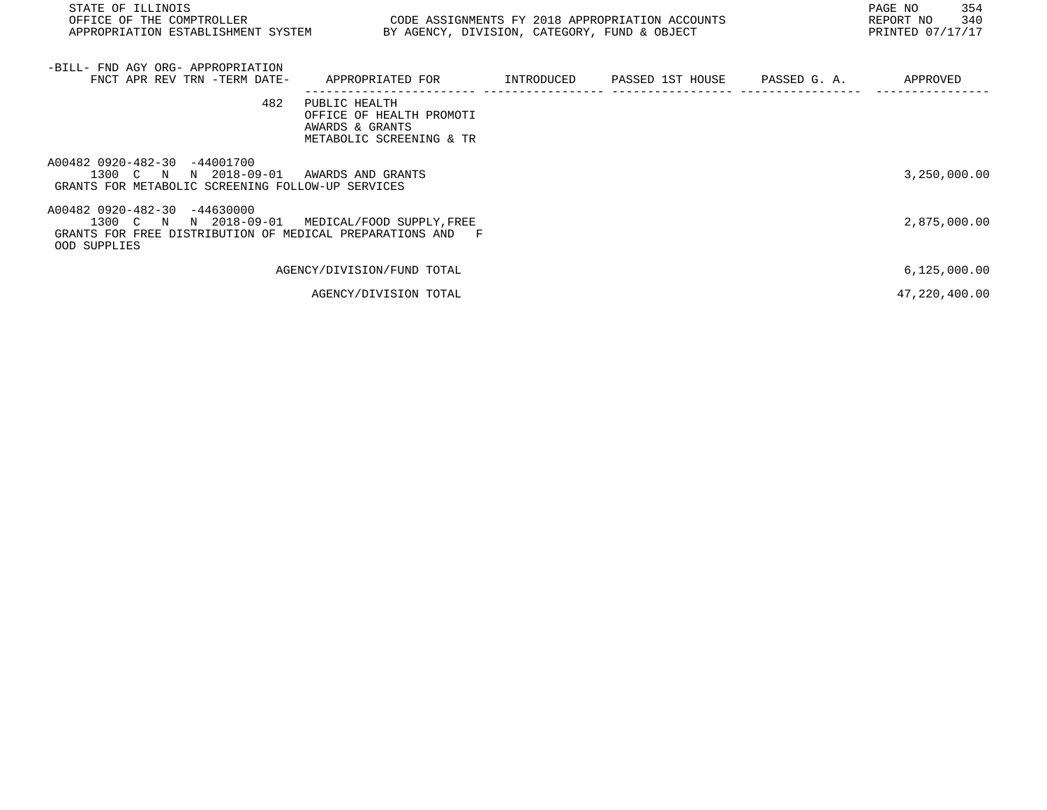| -BILL- FND AGY ORG- APPROPRIATION FNCT APR REV TRN -TERM DATE- | APPROPRIATED FOR | INTRODUCED | PASSED 1ST HOUSE | PASSED G. A. | APPROVED |
|---|---|---|---|---|---|
| 482 | PUBLIC HEALTH<br>OFFICE OF HEALTH PROMOTI<br>AWARDS & GRANTS<br>METABOLIC SCREENING & TR | | | | |
| A00482 0920-482-30 -44001700<br>1300 C N N 2018-09-01<br>GRANTS FOR METABOLIC SCREENING FOLLOW-UP SERVICES | AWARDS AND GRANTS | | | | 3,250,000.00 |
| A00482 0920-482-30 -44630000<br>1300 C N N 2018-09-01<br>GRANTS FOR FREE DISTRIBUTION OF MEDICAL PREPARATIONS AND F OOD SUPPLIES | MEDICAL/FOOD SUPPLY,FREE | | | | 2,875,000.00 |
| | AGENCY/DIVISION/FUND TOTAL | | | | 6,125,000.00 |
| | AGENCY/DIVISION TOTAL | | | | 47,220,400.00 |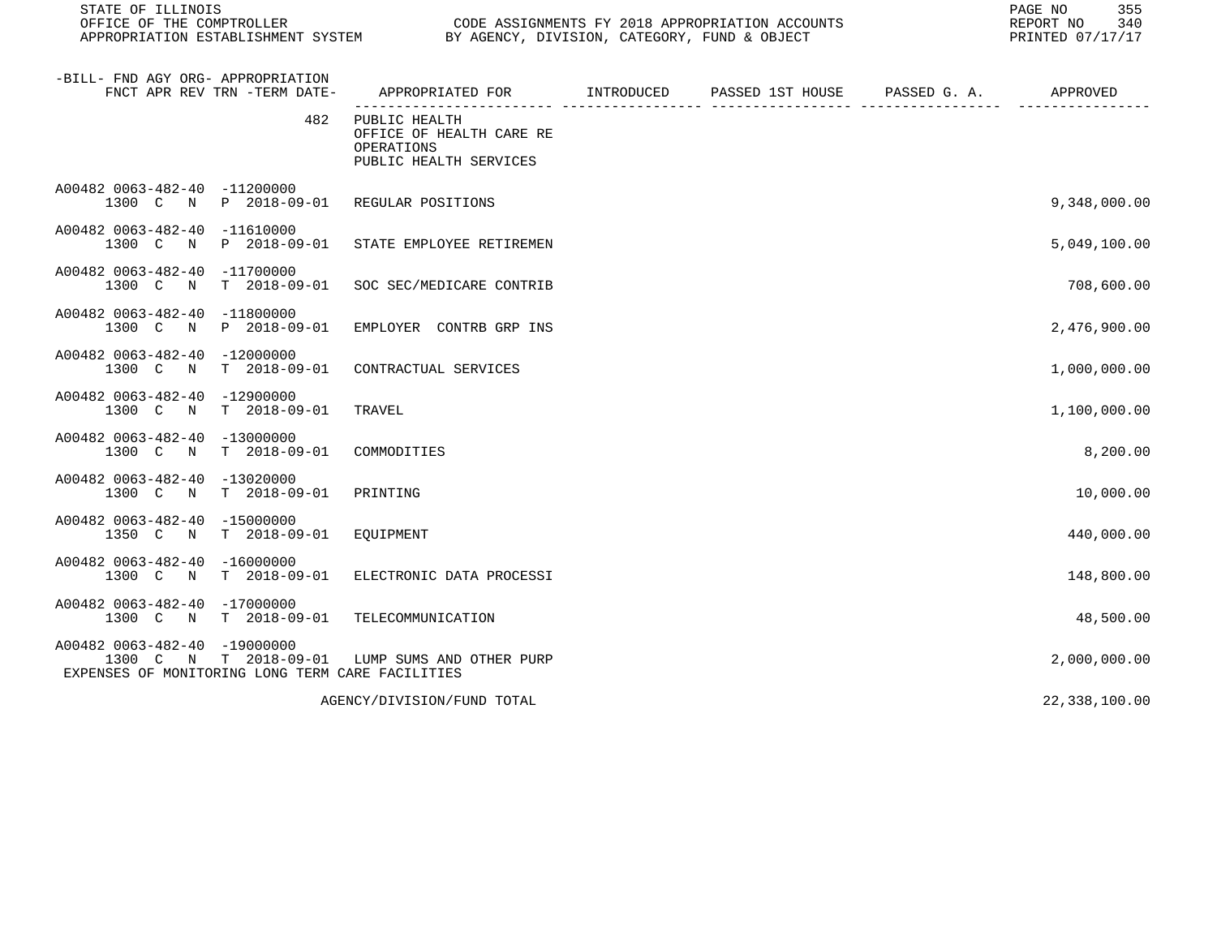STATE OF ILLINOIS
OFFICE OF THE COMPTROLLER
APPROPRIATION ESTABLISHMENT SYSTEM

CODE ASSIGNMENTS FY 2018 APPROPRIATION ACCOUNTS
BY AGENCY, DIVISION, CATEGORY, FUND & OBJECT

REPORT NO 340
PRINTED 07/17/17

| -BILL- FND AGY ORG- APPROPRIATION FNCT APR REV TRN -TERM DATE- | APPROPRIATED FOR | INTRODUCED | PASSED 1ST HOUSE | PASSED G. A. | APPROVED |
|---|---|---|---|---|---|
| 482 | PUBLIC HEALTH<br>OFFICE OF HEALTH CARE RE<br>OPERATIONS<br>PUBLIC HEALTH SERVICES | | | | |
| A00482 0063-482-40 -11200000<br>1300 C N P 2018-09-01 | REGULAR POSITIONS | | | | 9,348,000.00 |
| A00482 0063-482-40 -11610000<br>1300 C N P 2018-09-01 | STATE EMPLOYEE RETIREMEN | | | | 5,049,100.00 |
| A00482 0063-482-40 -11700000<br>1300 C N T 2018-09-01 | SOC SEC/MEDICARE CONTRIB | | | | 708,600.00 |
| A00482 0063-482-40 -11800000<br>1300 C N P 2018-09-01 | EMPLOYER CONTRB GRP INS | | | | 2,476,900.00 |
| A00482 0063-482-40 -12000000<br>1300 C N T 2018-09-01 | CONTRACTUAL SERVICES | | | | 1,000,000.00 |
| A00482 0063-482-40 -12900000<br>1300 C N T 2018-09-01 | TRAVEL | | | | 1,100,000.00 |
| A00482 0063-482-40 -13000000<br>1300 C N T 2018-09-01 | COMMODITIES | | | | 8,200.00 |
| A00482 0063-482-40 -13020000<br>1300 C N T 2018-09-01 | PRINTING | | | | 10,000.00 |
| A00482 0063-482-40 -15000000<br>1350 C N T 2018-09-01 | EQUIPMENT | | | | 440,000.00 |
| A00482 0063-482-40 -16000000<br>1300 C N T 2018-09-01 | ELECTRONIC DATA PROCESSI | | | | 148,800.00 |
| A00482 0063-482-40 -17000000<br>1300 C N T 2018-09-01 | TELECOMMUNICATION | | | | 48,500.00 |
| A00482 0063-482-40 -19000000<br>1300 C N T 2018-09-01<br>EXPENSES OF MONITORING LONG TERM CARE FACILITIES | LUMP SUMS AND OTHER PURP | | | | 2,000,000.00 |
| | AGENCY/DIVISION/FUND TOTAL | | | | 22,338,100.00 |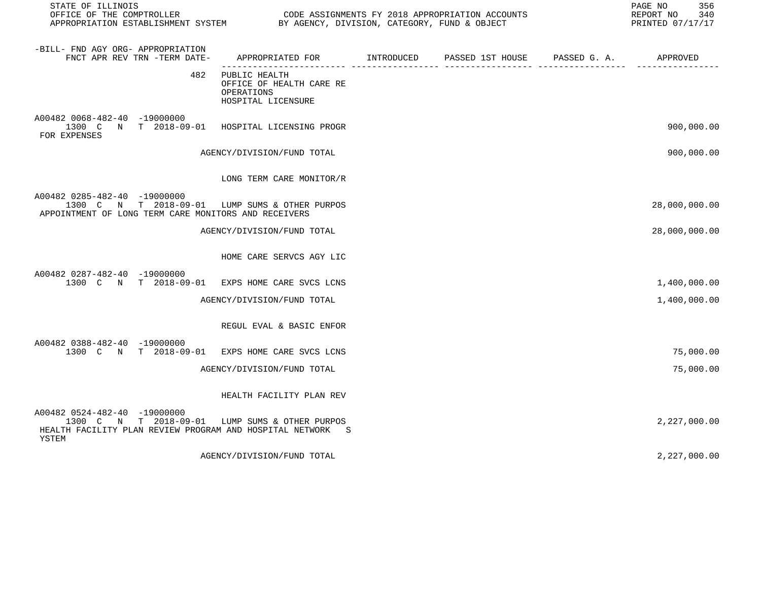| -BILL- FND AGY ORG- APPROPRIATION FNCT APR REV TRN -TERM DATE- | APPROPRIATED FOR | INTRODUCED | PASSED 1ST HOUSE | PASSED G. A. | APPROVED |
|---|---|---|---|---|---|
| 482 | PUBLIC HEALTH<br>OFFICE OF HEALTH CARE RE<br>OPERATIONS<br>HOSPITAL LICENSURE | | | | |
| A00482 0068-482-40 -19000000<br>1300 C N T 2018-09-01 | HOSPITAL LICENSING PROGR | | | | 900,000.00 |
| FOR EXPENSES | | | | | |
| | AGENCY/DIVISION/FUND TOTAL | | | | 900,000.00 |
| | LONG TERM CARE MONITOR/R | | | | |
| A00482 0285-482-40 -19000000<br>1300 C N T 2018-09-01 | LUMP SUMS & OTHER PURPOS | | | | 28,000,000.00 |
| APPOINTMENT OF LONG TERM CARE MONITORS AND RECEIVERS | | | | | |
| | AGENCY/DIVISION/FUND TOTAL | | | | 28,000,000.00 |
| | HOME CARE SERVCS AGY LIC | | | | |
| A00482 0287-482-40 -19000000<br>1300 C N T 2018-09-01 | EXPS HOME CARE SVCS LCNS | | | | 1,400,000.00 |
| | AGENCY/DIVISION/FUND TOTAL | | | | 1,400,000.00 |
| | REGUL EVAL & BASIC ENFOR | | | | |
| A00482 0388-482-40 -19000000<br>1300 C N T 2018-09-01 | EXPS HOME CARE SVCS LCNS | | | | 75,000.00 |
| | AGENCY/DIVISION/FUND TOTAL | | | | 75,000.00 |
| | HEALTH FACILITY PLAN REV | | | | |
| A00482 0524-482-40 -19000000<br>1300 C N T 2018-09-01 | LUMP SUMS & OTHER PURPOS | | | | 2,227,000.00 |
| HEALTH FACILITY PLAN REVIEW PROGRAM AND HOSPITAL NETWORK S YSTEM | | | | | |
| | AGENCY/DIVISION/FUND TOTAL | | | | 2,227,000.00 |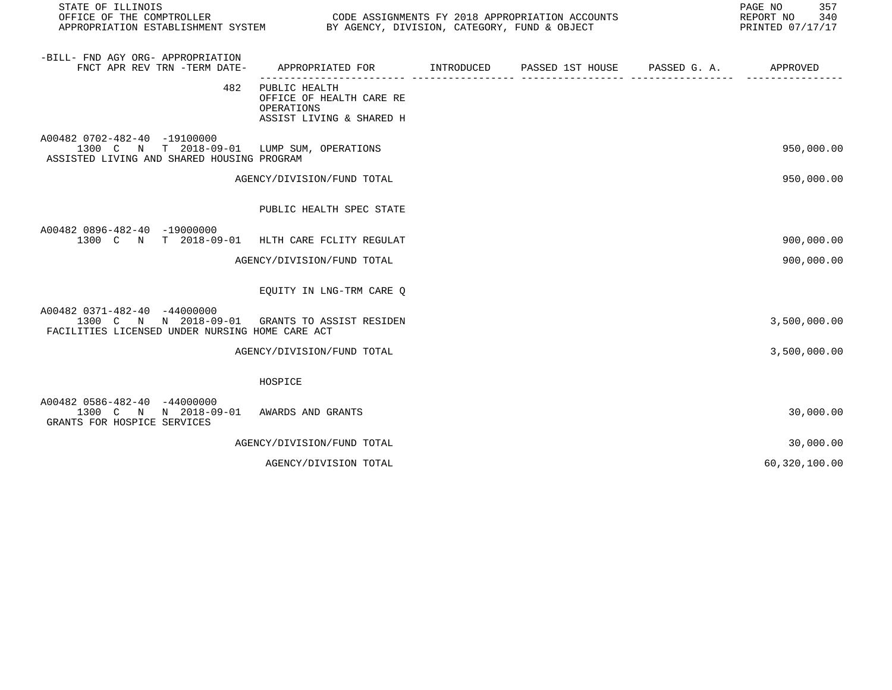| -BILL- FND AGY ORG- APPROPRIATION FNCT APR REV TRN -TERM DATE- | APPROPRIATED FOR | INTRODUCED | PASSED 1ST HOUSE | PASSED G. A. | APPROVED |
|---|---|---|---|---|---|
| 482 | PUBLIC HEALTH OFFICE OF HEALTH CARE RE OPERATIONS ASSIST LIVING & SHARED H | | | | |
| A00482 0702-482-40 -19100000 1300 C N T 2018-09-01 ASSISTED LIVING AND SHARED HOUSING PROGRAM | LUMP SUM, OPERATIONS | | | | 950,000.00 |
| | AGENCY/DIVISION/FUND TOTAL | | | | 950,000.00 |
| | PUBLIC HEALTH SPEC STATE | | | | |
| A00482 0896-482-40 -19000000 1300 C N T 2018-09-01 | HLTH CARE FCLITY REGULAT | | | | 900,000.00 |
| | AGENCY/DIVISION/FUND TOTAL | | | | 900,000.00 |
| | EQUITY IN LNG-TRM CARE Q | | | | |
| A00482 0371-482-40 -44000000 1300 C N N 2018-09-01 FACILITIES LICENSED UNDER NURSING HOME CARE ACT | GRANTS TO ASSIST RESIDEN | | | | 3,500,000.00 |
| | AGENCY/DIVISION/FUND TOTAL | | | | 3,500,000.00 |
| | HOSPICE | | | | |
| A00482 0586-482-40 -44000000 1300 C N N 2018-09-01 GRANTS FOR HOSPICE SERVICES | AWARDS AND GRANTS | | | | 30,000.00 |
| | AGENCY/DIVISION/FUND TOTAL | | | | 30,000.00 |
| | AGENCY/DIVISION TOTAL | | | | 60,320,100.00 |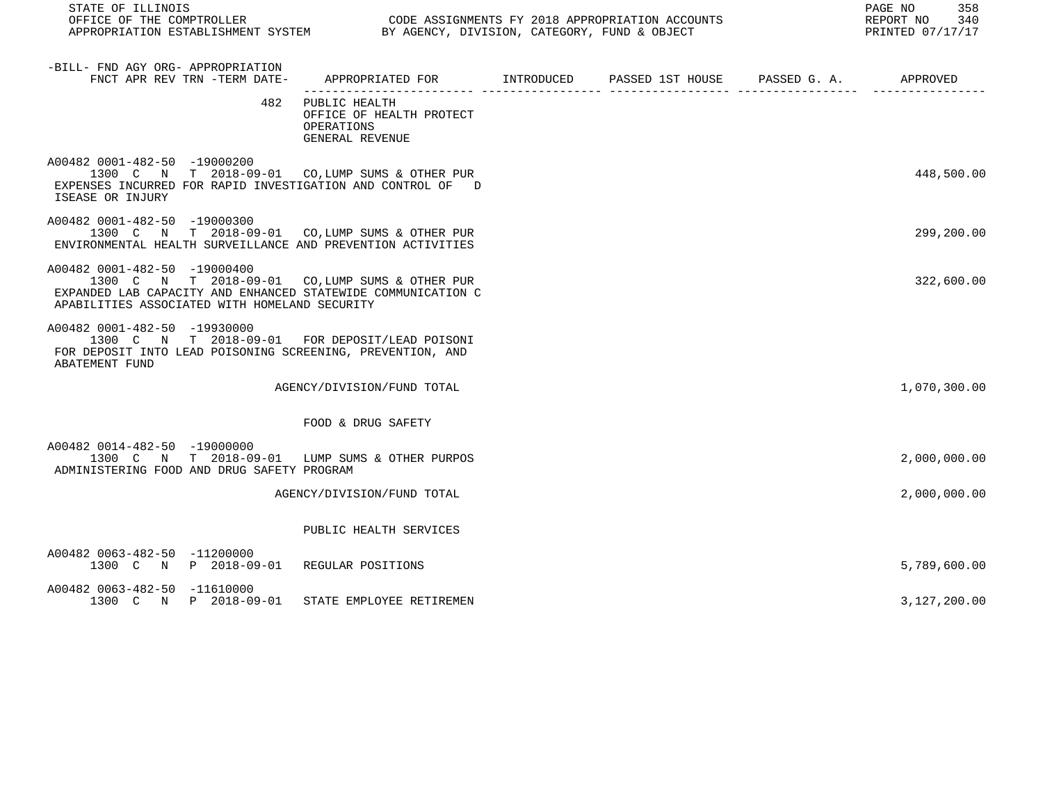STATE OF ILLINOIS
OFFICE OF THE COMPTROLLER
APPROPRIATION ESTABLISHMENT SYSTEM

CODE ASSIGNMENTS FY 2018 APPROPRIATION ACCOUNTS
BY AGENCY, DIVISION, CATEGORY, FUND & OBJECT

REPORT NO 340
PRINTED 07/17/17

| -BILL- FND AGY ORG- APPROPRIATION FNCT APR REV TRN -TERM DATE- | APPROPRIATED FOR | INTRODUCED | PASSED 1ST HOUSE | PASSED G. A. | APPROVED |
|---|---|---|---|---|---|
| 482 | PUBLIC HEALTH<br>OFFICE OF HEALTH PROTECT<br>OPERATIONS<br>GENERAL REVENUE | | | | |
| A00482 0001-482-50 -19000200<br>1300 C N T 2018-09-01 | CO,LUMP SUMS & OTHER PUR | | | | 448,500.00 |
| EXPENSES INCURRED FOR RAPID INVESTIGATION AND CONTROL OF D ISEASE OR INJURY | | | | | |
| A00482 0001-482-50 -19000300<br>1300 C N T 2018-09-01 | CO,LUMP SUMS & OTHER PUR | | | | 299,200.00 |
| ENVIRONMENTAL HEALTH SURVEILLANCE AND PREVENTION ACTIVITIES | | | | | |
| A00482 0001-482-50 -19000400<br>1300 C N T 2018-09-01 | CO,LUMP SUMS & OTHER PUR | | | | 322,600.00 |
| EXPANDED LAB CAPACITY AND ENHANCED STATEWIDE COMMUNICATION C APABILITIES ASSOCIATED WITH HOMELAND SECURITY | | | | | |
| A00482 0001-482-50 -19930000<br>1300 C N T 2018-09-01 | FOR DEPOSIT/LEAD POISONI | | | | |
| FOR DEPOSIT INTO LEAD POISONING SCREENING, PREVENTION, AND ABATEMENT FUND | | | | | |
| | AGENCY/DIVISION/FUND TOTAL | | | | 1,070,300.00 |
| | FOOD & DRUG SAFETY | | | | |
| A00482 0014-482-50 -19000000<br>1300 C N T 2018-09-01 | LUMP SUMS & OTHER PURPOS | | | | 2,000,000.00 |
| ADMINISTERING FOOD AND DRUG SAFETY PROGRAM | | | | | |
| | AGENCY/DIVISION/FUND TOTAL | | | | 2,000,000.00 |
| | PUBLIC HEALTH SERVICES | | | | |
| A00482 0063-482-50 -11200000<br>1300 C N P 2018-09-01 | REGULAR POSITIONS | | | | 5,789,600.00 |
| A00482 0063-482-50 -11610000<br>1300 C N P 2018-09-01 | STATE EMPLOYEE RETIREMEN | | | | 3,127,200.00 |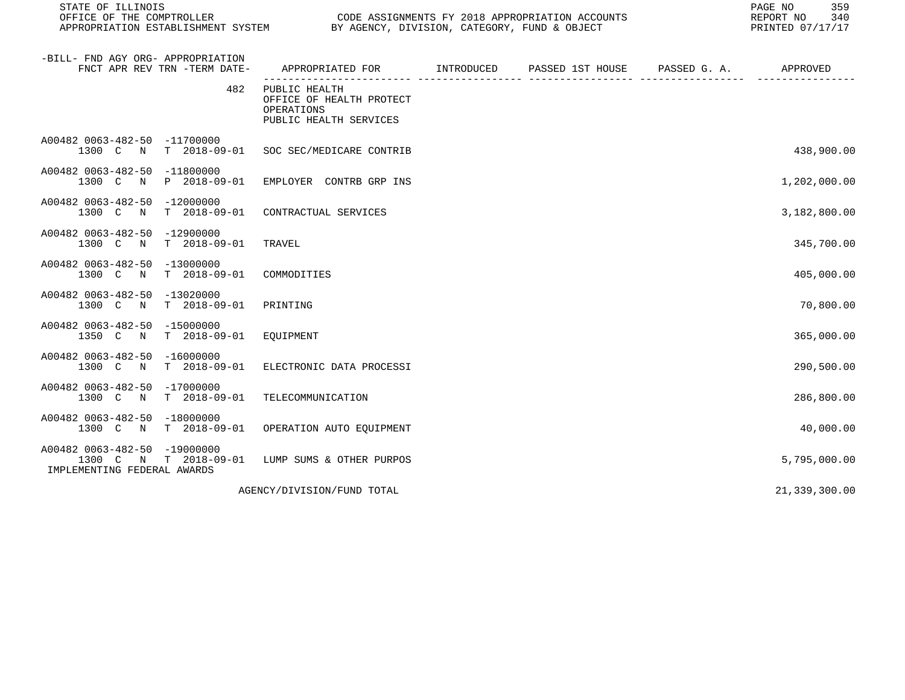STATE OF ILLINOIS
OFFICE OF THE COMPTROLLER
APPROPRIATION ESTABLISHMENT SYSTEM

CODE ASSIGNMENTS FY 2018 APPROPRIATION ACCOUNTS
BY AGENCY, DIVISION, CATEGORY, FUND & OBJECT

REPORT NO 340
PRINTED 07/17/17

| -BILL- FND AGY ORG- APPROPRIATION FNCT APR REV TRN -TERM DATE- | APPROPRIATED FOR | INTRODUCED | PASSED 1ST HOUSE | PASSED G. A. | APPROVED |
|---|---|---|---|---|---|
| 482 | PUBLIC HEALTH OFFICE OF HEALTH PROTECT OPERATIONS PUBLIC HEALTH SERVICES | | | | |
| A00482 0063-482-50 -11700000 1300 C N T 2018-09-01 | SOC SEC/MEDICARE CONTRIB | | | | 438,900.00 |
| A00482 0063-482-50 -11800000 1300 C N P 2018-09-01 | EMPLOYER CONTRB GRP INS | | | | 1,202,000.00 |
| A00482 0063-482-50 -12000000 1300 C N T 2018-09-01 | CONTRACTUAL SERVICES | | | | 3,182,800.00 |
| A00482 0063-482-50 -12900000 1300 C N T 2018-09-01 | TRAVEL | | | | 345,700.00 |
| A00482 0063-482-50 -13000000 1300 C N T 2018-09-01 | COMMODITIES | | | | 405,000.00 |
| A00482 0063-482-50 -13020000 1300 C N T 2018-09-01 | PRINTING | | | | 70,800.00 |
| A00482 0063-482-50 -15000000 1350 C N T 2018-09-01 | EQUIPMENT | | | | 365,000.00 |
| A00482 0063-482-50 -16000000 1300 C N T 2018-09-01 | ELECTRONIC DATA PROCESSI | | | | 290,500.00 |
| A00482 0063-482-50 -17000000 1300 C N T 2018-09-01 | TELECOMMUNICATION | | | | 286,800.00 |
| A00482 0063-482-50 -18000000 1300 C N T 2018-09-01 | OPERATION AUTO EQUIPMENT | | | | 40,000.00 |
| A00482 0063-482-50 -19000000 1300 C N T 2018-09-01 IMPLEMENTING FEDERAL AWARDS | LUMP SUMS & OTHER PURPOS | | | | 5,795,000.00 |
| | AGENCY/DIVISION/FUND TOTAL | | | | 21,339,300.00 |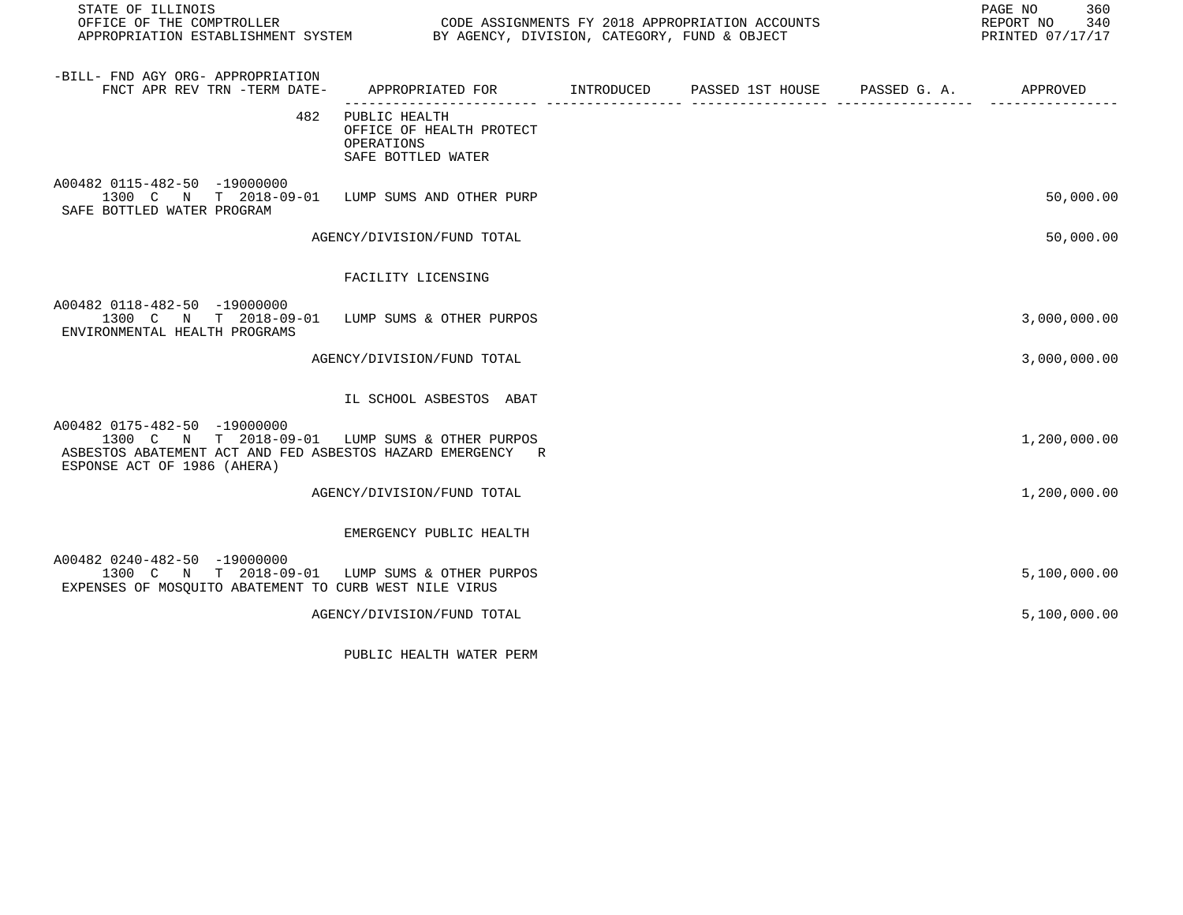| -BILL- FND AGY ORG- APPROPRIATION FNCT APR REV TRN -TERM DATE- | APPROPRIATED FOR | INTRODUCED | PASSED 1ST HOUSE | PASSED G. A. | APPROVED |
|---|---|---|---|---|---|
| 482 | PUBLIC HEALTH<br>OFFICE OF HEALTH PROTECT<br>OPERATIONS<br>SAFE BOTTLED WATER | | | | |
| A00482 0115-482-50 -19000000<br>1300 C N T 2018-09-01<br>SAFE BOTTLED WATER PROGRAM | LUMP SUMS AND OTHER PURP | | | | 50,000.00 |
| | AGENCY/DIVISION/FUND TOTAL | | | | 50,000.00 |
| | FACILITY LICENSING | | | | |
| A00482 0118-482-50 -19000000<br>1300 C N T 2018-09-01<br>ENVIRONMENTAL HEALTH PROGRAMS | LUMP SUMS & OTHER PURPOS | | | | 3,000,000.00 |
| | AGENCY/DIVISION/FUND TOTAL | | | | 3,000,000.00 |
| | IL SCHOOL ASBESTOS ABAT | | | | |
| A00482 0175-482-50 -19000000<br>1300 C N T 2018-09-01<br>ASBESTOS ABATEMENT ACT AND FED ASBESTOS HAZARD EMERGENCY R<br>ESPONSE ACT OF 1986 (AHERA) | LUMP SUMS & OTHER PURPOS | | | | 1,200,000.00 |
| | AGENCY/DIVISION/FUND TOTAL | | | | 1,200,000.00 |
| | EMERGENCY PUBLIC HEALTH | | | | |
| A00482 0240-482-50 -19000000<br>1300 C N T 2018-09-01<br>EXPENSES OF MOSQUITO ABATEMENT TO CURB WEST NILE VIRUS | LUMP SUMS & OTHER PURPOS | | | | 5,100,000.00 |
| | AGENCY/DIVISION/FUND TOTAL | | | | 5,100,000.00 |
| | PUBLIC HEALTH WATER PERM | | | | |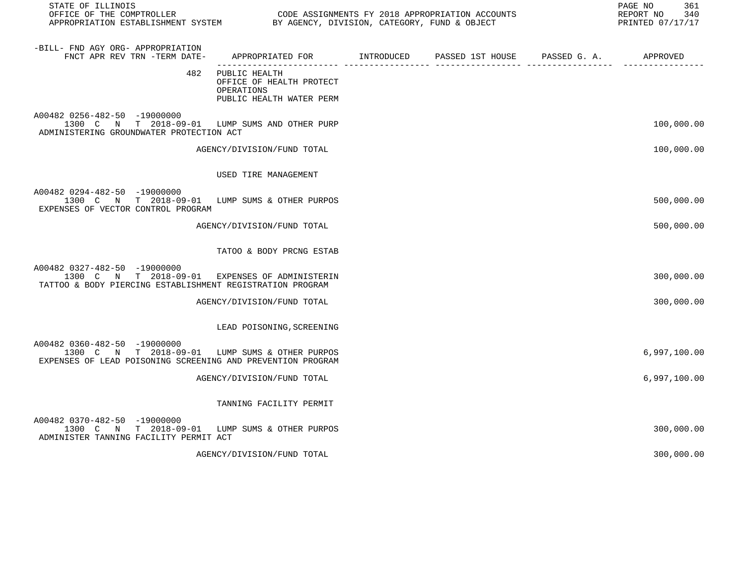| -BILL- FND AGY ORG- APPROPRIATION FNCT APR REV TRN -TERM DATE- | APPROPRIATED FOR | INTRODUCED | PASSED 1ST HOUSE | PASSED G. A. | APPROVED |
|---|---|---|---|---|---|
| 482 | PUBLIC HEALTH<br>OFFICE OF HEALTH PROTECT<br>OPERATIONS<br>PUBLIC HEALTH WATER PERM | | | | |
| A00482 0256-482-50 -19000000<br>1300 C N T 2018-09-01 | LUMP SUMS AND OTHER PURP | | | | 100,000.00 |
| ADMINISTERING GROUNDWATER PROTECTION ACT | | | | | |
| | AGENCY/DIVISION/FUND TOTAL | | | | 100,000.00 |
| | USED TIRE MANAGEMENT | | | | |
| A00482 0294-482-50 -19000000<br>1300 C N T 2018-09-01 | LUMP SUMS & OTHER PURPOS | | | | 500,000.00 |
| EXPENSES OF VECTOR CONTROL PROGRAM | | | | | |
| | AGENCY/DIVISION/FUND TOTAL | | | | 500,000.00 |
| | TATOO & BODY PRCNG ESTAB | | | | |
| A00482 0327-482-50 -19000000<br>1300 C N T 2018-09-01 | EXPENSES OF ADMINISTERIN | | | | 300,000.00 |
| TATTOO & BODY PIERCING ESTABLISHMENT REGISTRATION PROGRAM | | | | | |
| | AGENCY/DIVISION/FUND TOTAL | | | | 300,000.00 |
| | LEAD POISONING,SCREENING | | | | |
| A00482 0360-482-50 -19000000<br>1300 C N T 2018-09-01 | LUMP SUMS & OTHER PURPOS | | | | 6,997,100.00 |
| EXPENSES OF LEAD POISONING SCREENING AND PREVENTION PROGRAM | | | | | |
| | AGENCY/DIVISION/FUND TOTAL | | | | 6,997,100.00 |
| | TANNING FACILITY PERMIT | | | | |
| A00482 0370-482-50 -19000000<br>1300 C N T 2018-09-01 | LUMP SUMS & OTHER PURPOS | | | | 300,000.00 |
| ADMINISTER TANNING FACILITY PERMIT ACT | | | | | |
| | AGENCY/DIVISION/FUND TOTAL | | | | 300,000.00 |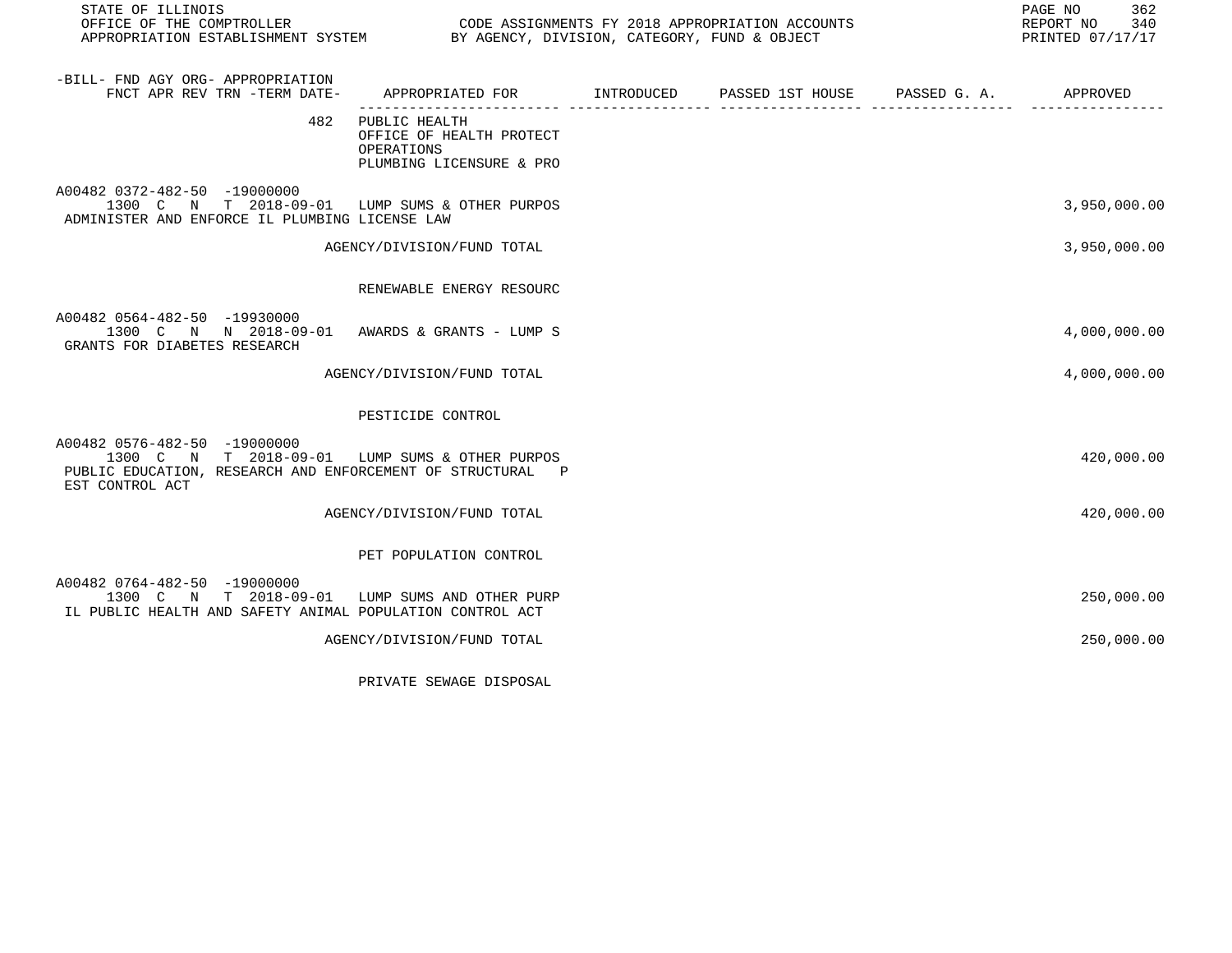| -BILL- FND AGY ORG- APPROPRIATION FNCT APR REV TRN -TERM DATE- | APPROPRIATED FOR | INTRODUCED | PASSED 1ST HOUSE | PASSED G. A. | APPROVED |
|---|---|---|---|---|---|
| 482 | PUBLIC HEALTH<br>OFFICE OF HEALTH PROTECT<br>OPERATIONS<br>PLUMBING LICENSURE & PRO | | | | |
| A00482 0372-482-50 -19000000<br>1300 C N T 2018-09-01 | LUMP SUMS & OTHER PURPOS | | | | 3,950,000.00 |
| ADMINISTER AND ENFORCE IL PLUMBING LICENSE LAW | | | | | |
| | AGENCY/DIVISION/FUND TOTAL | | | | 3,950,000.00 |
| | RENEWABLE ENERGY RESOURC | | | | |
| A00482 0564-482-50 -19930000<br>1300 C N N 2018-09-01 | AWARDS & GRANTS - LUMP S | | | | 4,000,000.00 |
| GRANTS FOR DIABETES RESEARCH | | | | | |
| | AGENCY/DIVISION/FUND TOTAL | | | | 4,000,000.00 |
| | PESTICIDE CONTROL | | | | |
| A00482 0576-482-50 -19000000<br>1300 C N T 2018-09-01 | LUMP SUMS & OTHER PURPOS | | | | 420,000.00 |
| PUBLIC EDUCATION, RESEARCH AND ENFORCEMENT OF STRUCTURAL P EST CONTROL ACT | | | | | |
| | AGENCY/DIVISION/FUND TOTAL | | | | 420,000.00 |
| | PET POPULATION CONTROL | | | | |
| A00482 0764-482-50 -19000000<br>1300 C N T 2018-09-01 | LUMP SUMS AND OTHER PURP | | | | 250,000.00 |
| IL PUBLIC HEALTH AND SAFETY ANIMAL POPULATION CONTROL ACT | | | | | |
| | AGENCY/DIVISION/FUND TOTAL | | | | 250,000.00 |
| | PRIVATE SEWAGE DISPOSAL | | | | |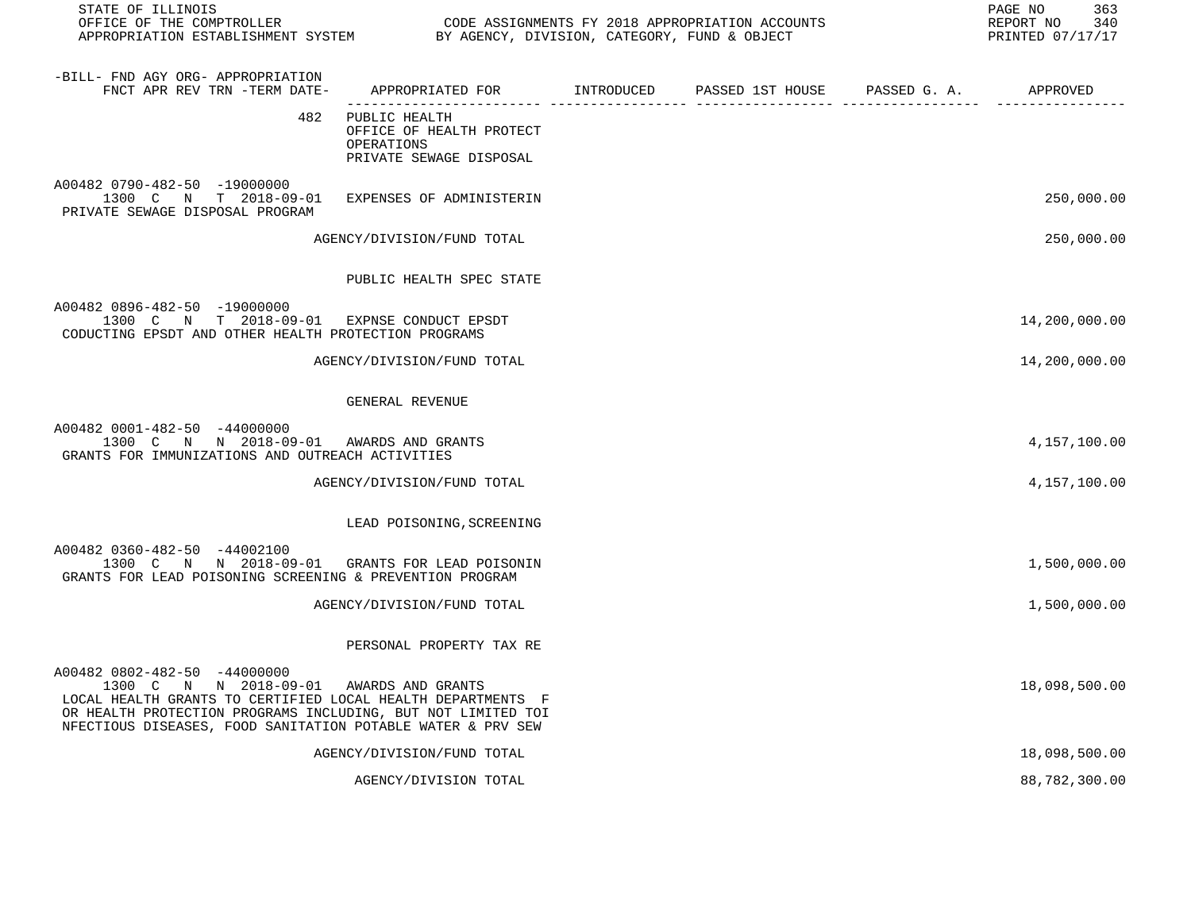STATE OF ILLINOIS
OFFICE OF THE COMPTROLLER
APPROPRIATION ESTABLISHMENT SYSTEM

CODE ASSIGNMENTS FY 2018 APPROPRIATION ACCOUNTS
BY AGENCY, DIVISION, CATEGORY, FUND & OBJECT

REPORT NO 340
PRINTED 07/17/17

| -BILL- FND AGY ORG- APPROPRIATION FNCT APR REV TRN -TERM DATE- | APPROPRIATED FOR | INTRODUCED | PASSED 1ST HOUSE | PASSED G. A. | APPROVED |
|---|---|---|---|---|---|
| 482 | PUBLIC HEALTH<br>OFFICE OF HEALTH PROTECT<br>OPERATIONS<br>PRIVATE SEWAGE DISPOSAL | | | | |
| A00482 0790-482-50 -19000000<br>1300 C N T 2018-09-01<br>PRIVATE SEWAGE DISPOSAL PROGRAM | EXPENSES OF ADMINISTERIN | | | | 250,000.00 |
| | AGENCY/DIVISION/FUND TOTAL | | | | 250,000.00 |
| | PUBLIC HEALTH SPEC STATE | | | | |
| A00482 0896-482-50 -19000000<br>1300 C N T 2018-09-01<br>CODUCTING EPSDT AND OTHER HEALTH PROTECTION PROGRAMS | EXPNSE CONDUCT EPSDT | | | | 14,200,000.00 |
| | AGENCY/DIVISION/FUND TOTAL | | | | 14,200,000.00 |
| | GENERAL REVENUE | | | | |
| A00482 0001-482-50 -44000000<br>1300 C N N 2018-09-01<br>GRANTS FOR IMMUNIZATIONS AND OUTREACH ACTIVITIES | AWARDS AND GRANTS | | | | 4,157,100.00 |
| | AGENCY/DIVISION/FUND TOTAL | | | | 4,157,100.00 |
| | LEAD POISONING,SCREENING | | | | |
| A00482 0360-482-50 -44002100<br>1300 C N N 2018-09-01<br>GRANTS FOR LEAD POISONING SCREENING & PREVENTION PROGRAM | GRANTS FOR LEAD POISONIN | | | | 1,500,000.00 |
| | AGENCY/DIVISION/FUND TOTAL | | | | 1,500,000.00 |
| | PERSONAL PROPERTY TAX RE | | | | |
| A00482 0802-482-50 -44000000<br>1300 C N N 2018-09-01<br>LOCAL HEALTH GRANTS TO CERTIFIED LOCAL HEALTH DEPARTMENTS FOR HEALTH PROTECTION PROGRAMS INCLUDING, BUT NOT LIMITED TOINFECTIOUS DISEASES, FOOD SANITATION POTABLE WATER & PRV SEW | AWARDS AND GRANTS | | | | 18,098,500.00 |
| | AGENCY/DIVISION/FUND TOTAL | | | | 18,098,500.00 |
| | AGENCY/DIVISION TOTAL | | | | 88,782,300.00 |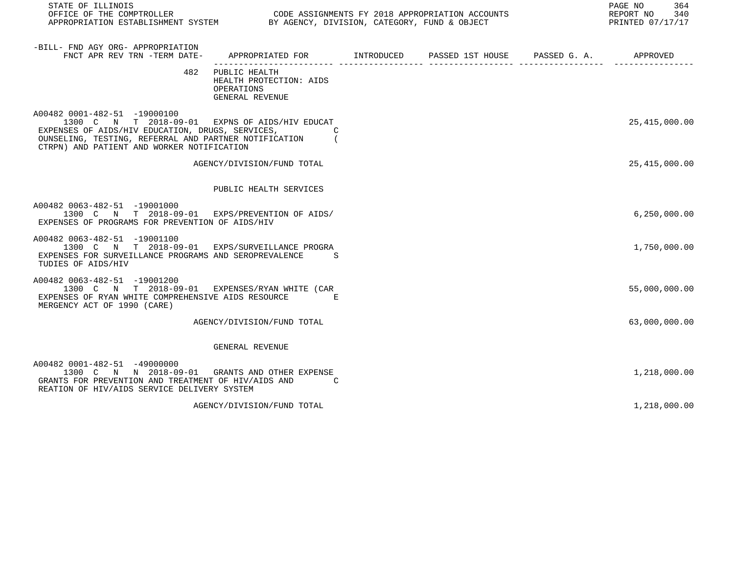STATE OF ILLINOIS
OFFICE OF THE COMPTROLLER
APPROPRIATION ESTABLISHMENT SYSTEM

CODE ASSIGNMENTS FY 2018 APPROPRIATION ACCOUNTS
BY AGENCY, DIVISION, CATEGORY, FUND & OBJECT

REPORT NO 340
PRINTED 07/17/17

| -BILL- FND AGY ORG- APPROPRIATION<br>FNCT APR REV TRN -TERM DATE- | APPROPRIATED FOR | INTRODUCED | PASSED 1ST HOUSE | PASSED G. A. | APPROVED |
|---|---|---|---|---|---|
| 482 | PUBLIC HEALTH<br>HEALTH PROTECTION: AIDS<br>OPERATIONS<br>GENERAL REVENUE | | | | |
| A00482 0001-482-51 -19000100<br>1300 C N T 2018-09-01 | EXPNS OF AIDS/HIV EDUCAT | | | | 25,415,000.00 |
| EXPENSES OF AIDS/HIV EDUCATION, DRUGS, SERVICES, COUNSELING, TESTING, REFERRAL AND PARTNER NOTIFICATION (CTRPN) AND PATIENT AND WORKER NOTIFICATION | | | | | |
| | AGENCY/DIVISION/FUND TOTAL | | | | 25,415,000.00 |
| | PUBLIC HEALTH SERVICES | | | | |
| A00482 0063-482-51 -19001000<br>1300 C N T 2018-09-01 | EXPS/PREVENTION OF AIDS/ | | | | 6,250,000.00 |
| EXPENSES OF PROGRAMS FOR PREVENTION OF AIDS/HIV | | | | | |
| A00482 0063-482-51 -19001100<br>1300 C N T 2018-09-01 | EXPS/SURVEILLANCE PROGRA | | | | 1,750,000.00 |
| EXPENSES FOR SURVEILLANCE PROGRAMS AND SEROPREVALENCE STUDIES OF AIDS/HIV | | | | | |
| A00482 0063-482-51 -19001200<br>1300 C N T 2018-09-01 | EXPENSES/RYAN WHITE (CAR | | | | 55,000,000.00 |
| EXPENSES OF RYAN WHITE COMPREHENSIVE AIDS RESOURCE EMERGENCY ACT OF 1990 (CARE) | | | | | |
| | AGENCY/DIVISION/FUND TOTAL | | | | 63,000,000.00 |
| | GENERAL REVENUE | | | | |
| A00482 0001-482-51 -49000000<br>1300 C N N 2018-09-01 | GRANTS AND OTHER EXPENSE | | | | 1,218,000.00 |
| GRANTS FOR PREVENTION AND TREATMENT OF HIV/AIDS AND CREATION OF HIV/AIDS SERVICE DELIVERY SYSTEM | | | | | |
| | AGENCY/DIVISION/FUND TOTAL | | | | 1,218,000.00 |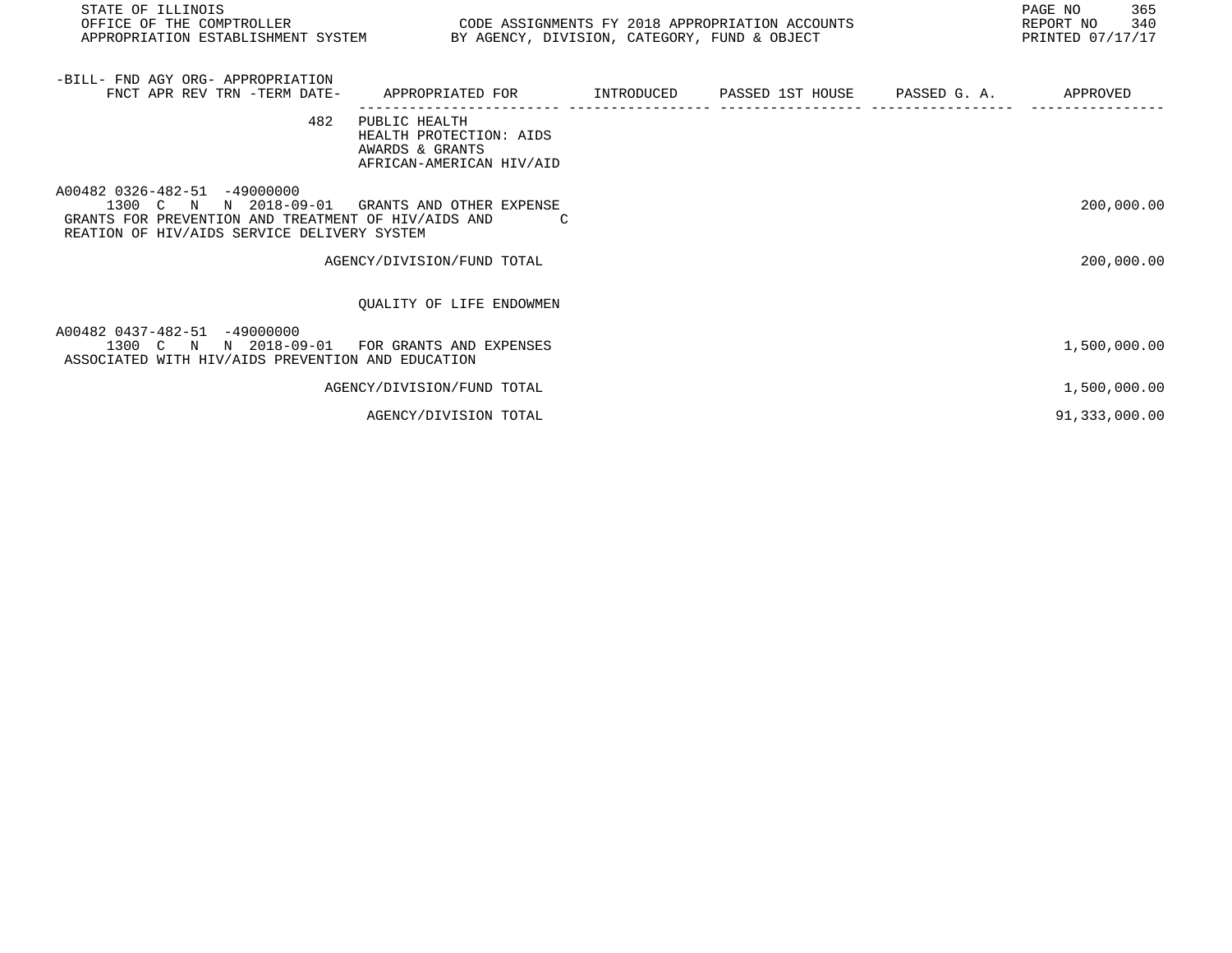| -BILL- FND AGY ORG- APPROPRIATION FNCT APR REV TRN -TERM DATE- | APPROPRIATED FOR | INTRODUCED | PASSED 1ST HOUSE | PASSED G. A. | APPROVED |
|---|---|---|---|---|---|
| 482 | PUBLIC HEALTH HEALTH PROTECTION: AIDS AWARDS & GRANTS AFRICAN-AMERICAN HIV/AID | | | | |
| A00482 0326-482-51 -49000000 1300 C N N 2018-09-01 | GRANTS AND OTHER EXPENSE | | | | 200,000.00 |
| GRANTS FOR PREVENTION AND TREATMENT OF HIV/AIDS AND C REATION OF HIV/AIDS SERVICE DELIVERY SYSTEM | | | | | |
| | AGENCY/DIVISION/FUND TOTAL | | | | 200,000.00 |
| | QUALITY OF LIFE ENDOWMEN | | | | |
| A00482 0437-482-51 -49000000 1300 C N N 2018-09-01 | FOR GRANTS AND EXPENSES | | | | 1,500,000.00 |
| ASSOCIATED WITH HIV/AIDS PREVENTION AND EDUCATION | | | | | |
| | AGENCY/DIVISION/FUND TOTAL | | | | 1,500,000.00 |
| | AGENCY/DIVISION TOTAL | | | | 91,333,000.00 |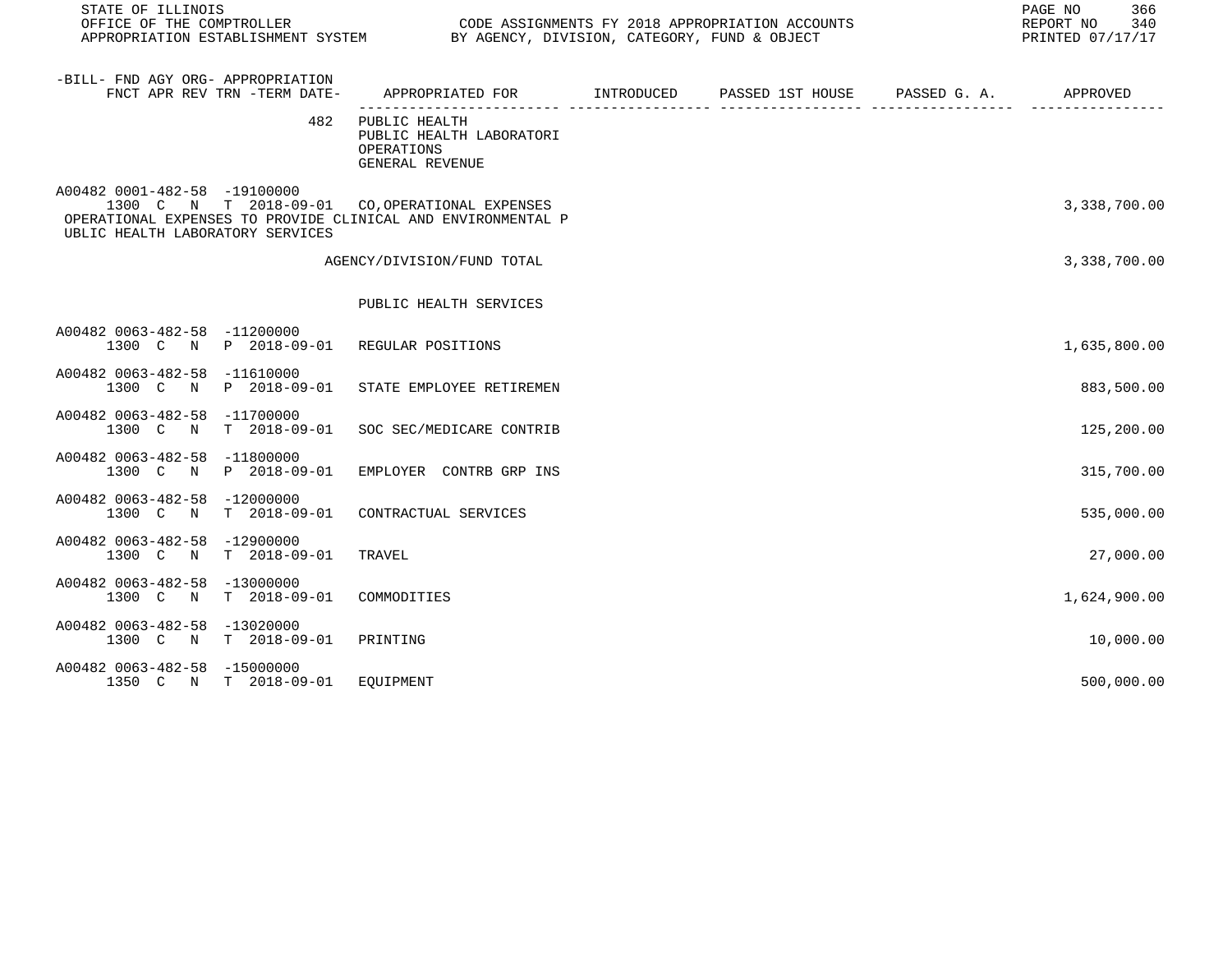STATE OF ILLINOIS
OFFICE OF THE COMPTROLLER
APPROPRIATION ESTABLISHMENT SYSTEM

CODE ASSIGNMENTS FY 2018 APPROPRIATION ACCOUNTS
BY AGENCY, DIVISION, CATEGORY, FUND & OBJECT

REPORT NO 340
PRINTED 07/17/17

| -BILL- FND AGY ORG- APPROPRIATION FNCT APR REV TRN -TERM DATE- | APPROPRIATED FOR | INTRODUCED | PASSED 1ST HOUSE | PASSED G. A. | APPROVED |
|---|---|---|---|---|---|
| 482 | PUBLIC HEALTH<br>PUBLIC HEALTH LABORATORI<br>OPERATIONS<br>GENERAL REVENUE | | | | |
| A00482 0001-482-58 -19100000<br>1300 C N T 2018-09-01 | CO,OPERATIONAL EXPENSES | | | | 3,338,700.00 |
| OPERATIONAL EXPENSES TO PROVIDE CLINICAL AND ENVIRONMENTAL PUBLIC HEALTH LABORATORY SERVICES | | | | | |
| | AGENCY/DIVISION/FUND TOTAL | | | | 3,338,700.00 |
| | PUBLIC HEALTH SERVICES | | | | |
| A00482 0063-482-58 -11200000<br>1300 C N P 2018-09-01 | REGULAR POSITIONS | | | | 1,635,800.00 |
| A00482 0063-482-58 -11610000<br>1300 C N P 2018-09-01 | STATE EMPLOYEE RETIREMEN | | | | 883,500.00 |
| A00482 0063-482-58 -11700000<br>1300 C N T 2018-09-01 | SOC SEC/MEDICARE CONTRIB | | | | 125,200.00 |
| A00482 0063-482-58 -11800000<br>1300 C N P 2018-09-01 | EMPLOYER CONTRB GRP INS | | | | 315,700.00 |
| A00482 0063-482-58 -12000000<br>1300 C N T 2018-09-01 | CONTRACTUAL SERVICES | | | | 535,000.00 |
| A00482 0063-482-58 -12900000<br>1300 C N T 2018-09-01 | TRAVEL | | | | 27,000.00 |
| A00482 0063-482-58 -13000000<br>1300 C N T 2018-09-01 | COMMODITIES | | | | 1,624,900.00 |
| A00482 0063-482-58 -13020000<br>1300 C N T 2018-09-01 | PRINTING | | | | 10,000.00 |
| A00482 0063-482-58 -15000000<br>1350 C N T 2018-09-01 | EQUIPMENT | | | | 500,000.00 |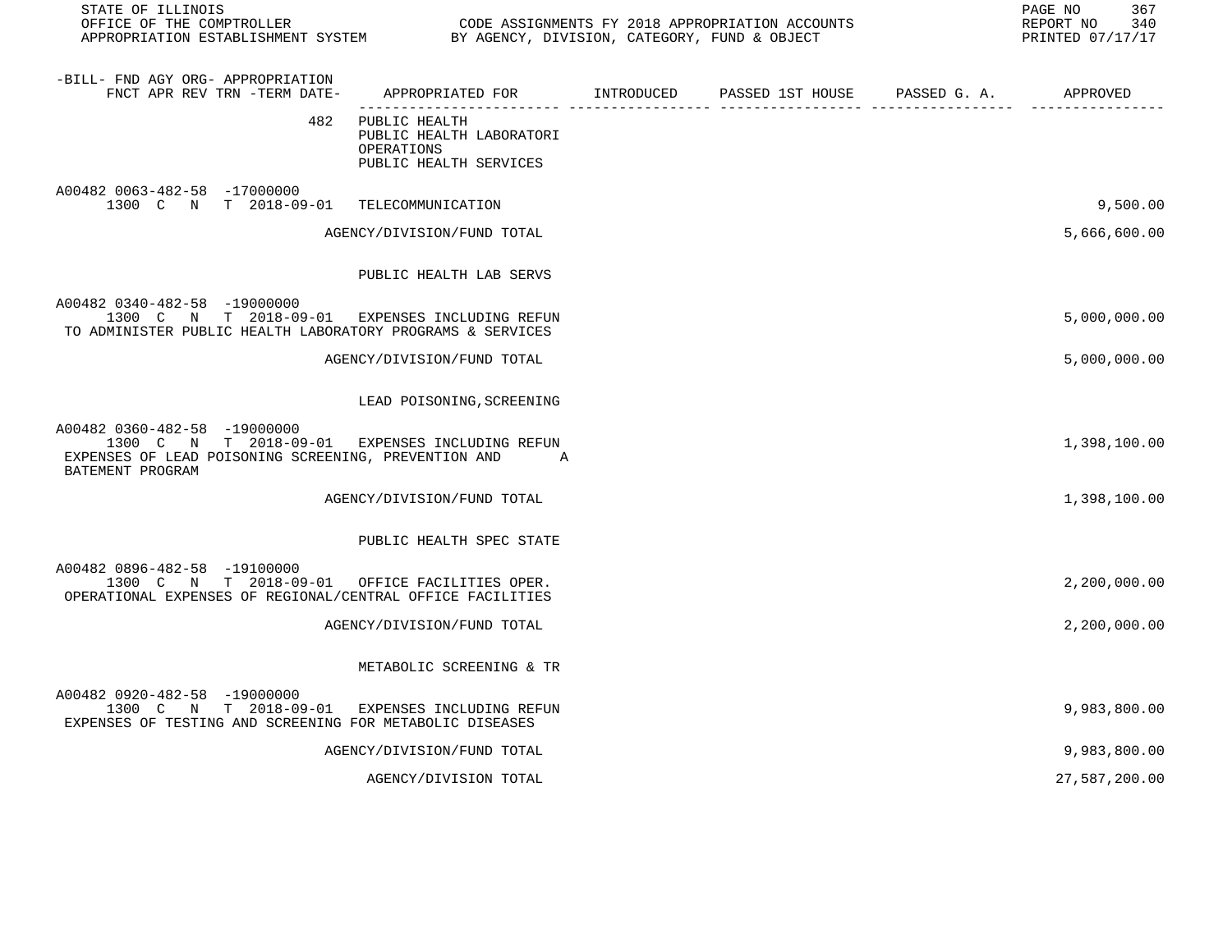| -BILL- FND AGY ORG- APPROPRIATION FNCT APR REV TRN -TERM DATE- | APPROPRIATED FOR | INTRODUCED | PASSED 1ST HOUSE | PASSED G. A. | APPROVED |
|---|---|---|---|---|---|
| 482 | PUBLIC HEALTH<br>PUBLIC HEALTH LABORATORI<br>OPERATIONS<br>PUBLIC HEALTH SERVICES | | | | |
| A00482 0063-482-58 -17000000<br>1300 C N T 2018-09-01 | TELECOMMUNICATION | | | | 9,500.00 |
| | AGENCY/DIVISION/FUND TOTAL | | | | 5,666,600.00 |
| | PUBLIC HEALTH LAB SERVS | | | | |
| A00482 0340-482-58 -19000000<br>1300 C N T 2018-09-01 | EXPENSES INCLUDING REFUN | | | | 5,000,000.00 |
| TO ADMINISTER PUBLIC HEALTH LABORATORY PROGRAMS & SERVICES | | | | | |
| | AGENCY/DIVISION/FUND TOTAL | | | | 5,000,000.00 |
| | LEAD POISONING,SCREENING | | | | |
| A00482 0360-482-58 -19000000<br>1300 C N T 2018-09-01 | EXPENSES INCLUDING REFUN | | | | 1,398,100.00 |
| EXPENSES OF LEAD POISONING SCREENING, PREVENTION AND A BATEMENT PROGRAM | | | | | |
| | AGENCY/DIVISION/FUND TOTAL | | | | 1,398,100.00 |
| | PUBLIC HEALTH SPEC STATE | | | | |
| A00482 0896-482-58 -19100000<br>1300 C N T 2018-09-01 | OFFICE FACILITIES OPER. | | | | 2,200,000.00 |
| OPERATIONAL EXPENSES OF REGIONAL/CENTRAL OFFICE FACILITIES | | | | | |
| | AGENCY/DIVISION/FUND TOTAL | | | | 2,200,000.00 |
| | METABOLIC SCREENING & TR | | | | |
| A00482 0920-482-58 -19000000<br>1300 C N T 2018-09-01 | EXPENSES INCLUDING REFUN | | | | 9,983,800.00 |
| EXPENSES OF TESTING AND SCREENING FOR METABOLIC DISEASES | | | | | |
| | AGENCY/DIVISION/FUND TOTAL | | | | 9,983,800.00 |
| | AGENCY/DIVISION TOTAL | | | | 27,587,200.00 |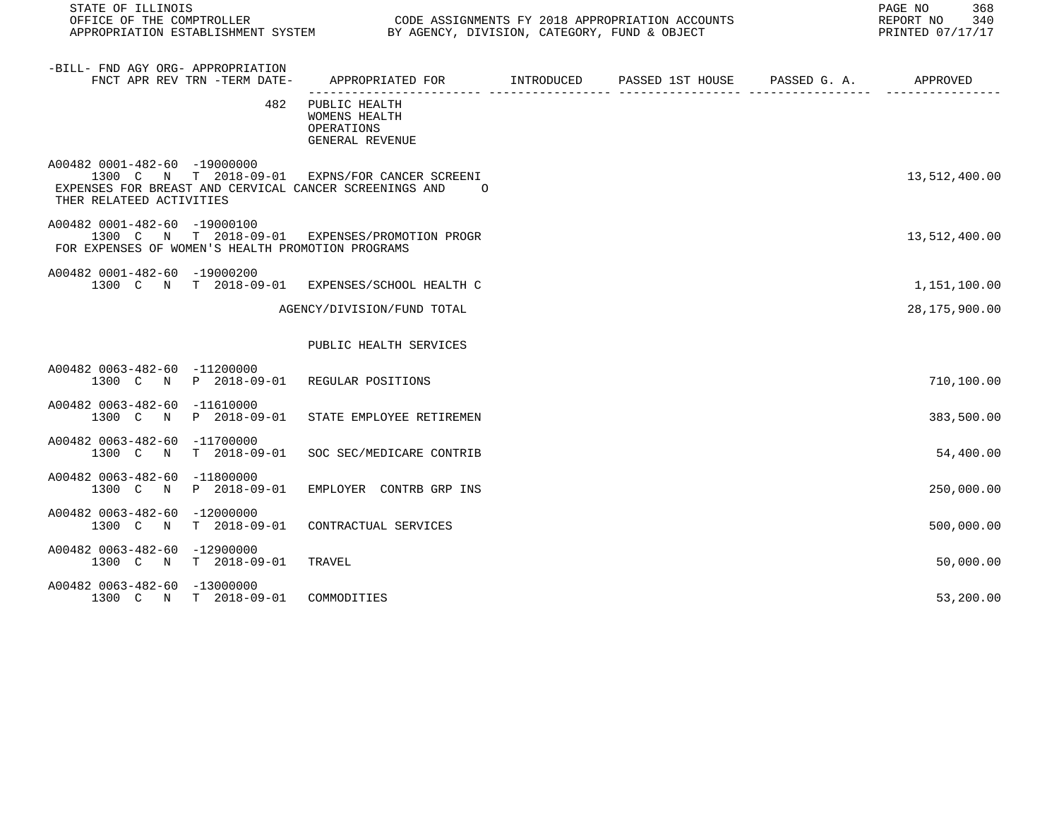| -BILL- FND AGY ORG- APPROPRIATION FNCT APR REV TRN -TERM DATE- | APPROPRIATED FOR | INTRODUCED | PASSED 1ST HOUSE | PASSED G. A. | APPROVED |
|---|---|---|---|---|---|
| 482 | PUBLIC HEALTH<br>WOMENS HEALTH<br>OPERATIONS<br>GENERAL REVENUE | | | | |
| A00482 0001-482-60 -19000000<br>1300 C N T 2018-09-01 | EXPNS/FOR CANCER SCREENI | | | | 13,512,400.00 |
| EXPENSES FOR BREAST AND CERVICAL CANCER SCREENINGS AND OTHER RELATEED ACTIVITIES | | | | | |
| A00482 0001-482-60 -19000100<br>1300 C N T 2018-09-01 | EXPENSES/PROMOTION PROGR | | | | 13,512,400.00 |
| FOR EXPENSES OF WOMEN'S HEALTH PROMOTION PROGRAMS | | | | | |
| A00482 0001-482-60 -19000200<br>1300 C N T 2018-09-01 | EXPENSES/SCHOOL HEALTH C | | | | 1,151,100.00 |
| | AGENCY/DIVISION/FUND TOTAL | | | | 28,175,900.00 |
| | PUBLIC HEALTH SERVICES | | | | |
| A00482 0063-482-60 -11200000<br>1300 C N P 2018-09-01 | REGULAR POSITIONS | | | | 710,100.00 |
| A00482 0063-482-60 -11610000<br>1300 C N P 2018-09-01 | STATE EMPLOYEE RETIREMEN | | | | 383,500.00 |
| A00482 0063-482-60 -11700000<br>1300 C N T 2018-09-01 | SOC SEC/MEDICARE CONTRIB | | | | 54,400.00 |
| A00482 0063-482-60 -11800000<br>1300 C N P 2018-09-01 | EMPLOYER CONTRB GRP INS | | | | 250,000.00 |
| A00482 0063-482-60 -12000000<br>1300 C N T 2018-09-01 | CONTRACTUAL SERVICES | | | | 500,000.00 |
| A00482 0063-482-60 -12900000<br>1300 C N T 2018-09-01 | TRAVEL | | | | 50,000.00 |
| A00482 0063-482-60 -13000000<br>1300 C N T 2018-09-01 | COMMODITIES | | | | 53,200.00 |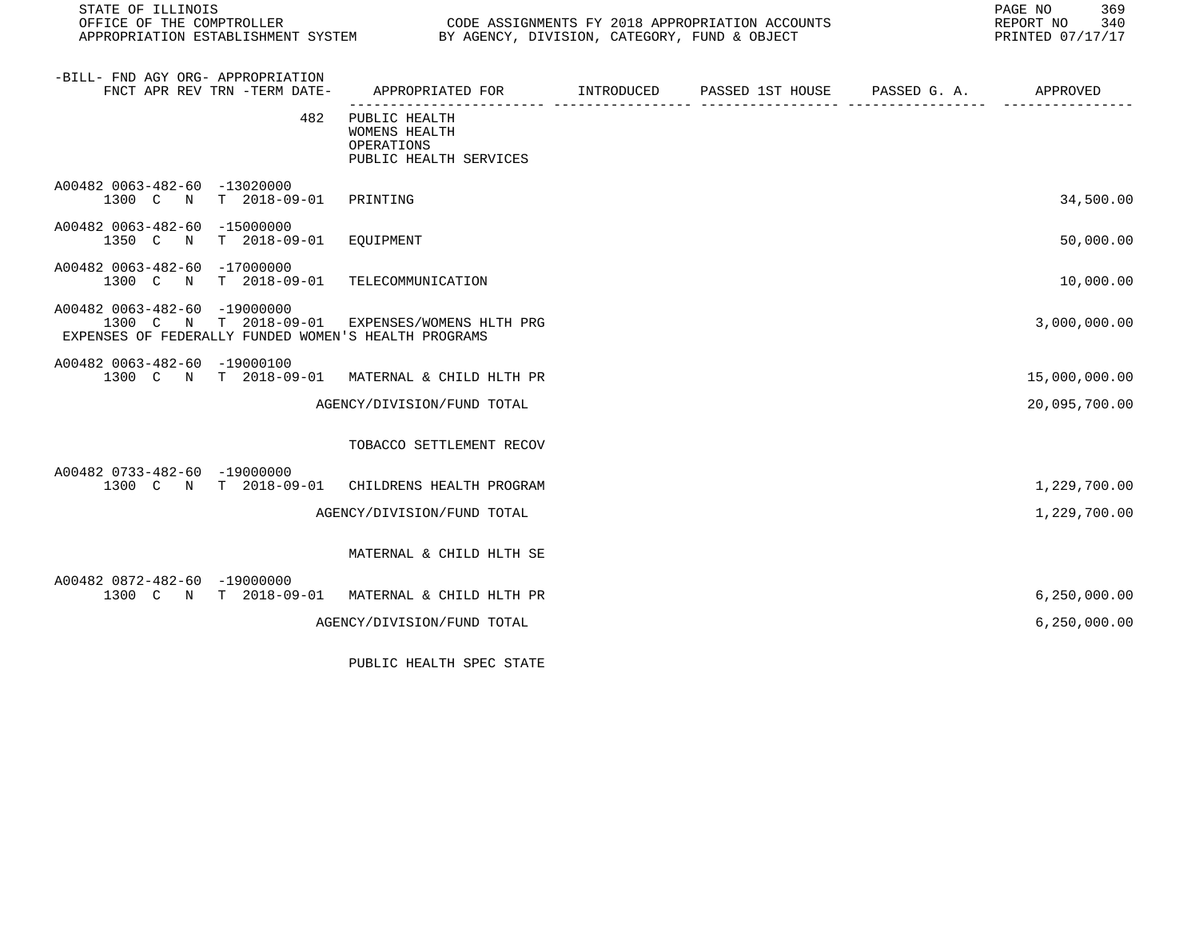STATE OF ILLINOIS
OFFICE OF THE COMPTROLLER — CODE ASSIGNMENTS FY 2018 APPROPRIATION ACCOUNTS
APPROPRIATION ESTABLISHMENT SYSTEM — BY AGENCY, DIVISION, CATEGORY, FUND & OBJECT

REPORT NO 340
PRINTED 07/17/17

| -BILL- FND AGY ORG- APPROPRIATION FNCT APR REV TRN -TERM DATE- | APPROPRIATED FOR | INTRODUCED | PASSED 1ST HOUSE | PASSED G. A. | APPROVED |
|---|---|---|---|---|---|
| 482 | PUBLIC HEALTH<br>WOMENS HEALTH<br>OPERATIONS<br>PUBLIC HEALTH SERVICES | | | | |
| A00482 0063-482-60 -13020000<br>1300 C N T 2018-09-01 | PRINTING | | | | 34,500.00 |
| A00482 0063-482-60 -15000000<br>1350 C N T 2018-09-01 | EQUIPMENT | | | | 50,000.00 |
| A00482 0063-482-60 -17000000<br>1300 C N T 2018-09-01 | TELECOMMUNICATION | | | | 10,000.00 |
| A00482 0063-482-60 -19000000<br>1300 C N T 2018-09-01 | EXPENSES/WOMENS HLTH PRG | | | | 3,000,000.00 |
| EXPENSES OF FEDERALLY FUNDED WOMEN'S HEALTH PROGRAMS | | | | | |
| A00482 0063-482-60 -19000100<br>1300 C N T 2018-09-01 | MATERNAL & CHILD HLTH PR | | | | 15,000,000.00 |
| | AGENCY/DIVISION/FUND TOTAL | | | | 20,095,700.00 |
| | TOBACCO SETTLEMENT RECOV | | | | |
| A00482 0733-482-60 -19000000<br>1300 C N T 2018-09-01 | CHILDRENS HEALTH PROGRAM | | | | 1,229,700.00 |
| | AGENCY/DIVISION/FUND TOTAL | | | | 1,229,700.00 |
| | MATERNAL & CHILD HLTH SE | | | | |
| A00482 0872-482-60 -19000000<br>1300 C N T 2018-09-01 | MATERNAL & CHILD HLTH PR | | | | 6,250,000.00 |
| | AGENCY/DIVISION/FUND TOTAL | | | | 6,250,000.00 |
| | PUBLIC HEALTH SPEC STATE | | | | |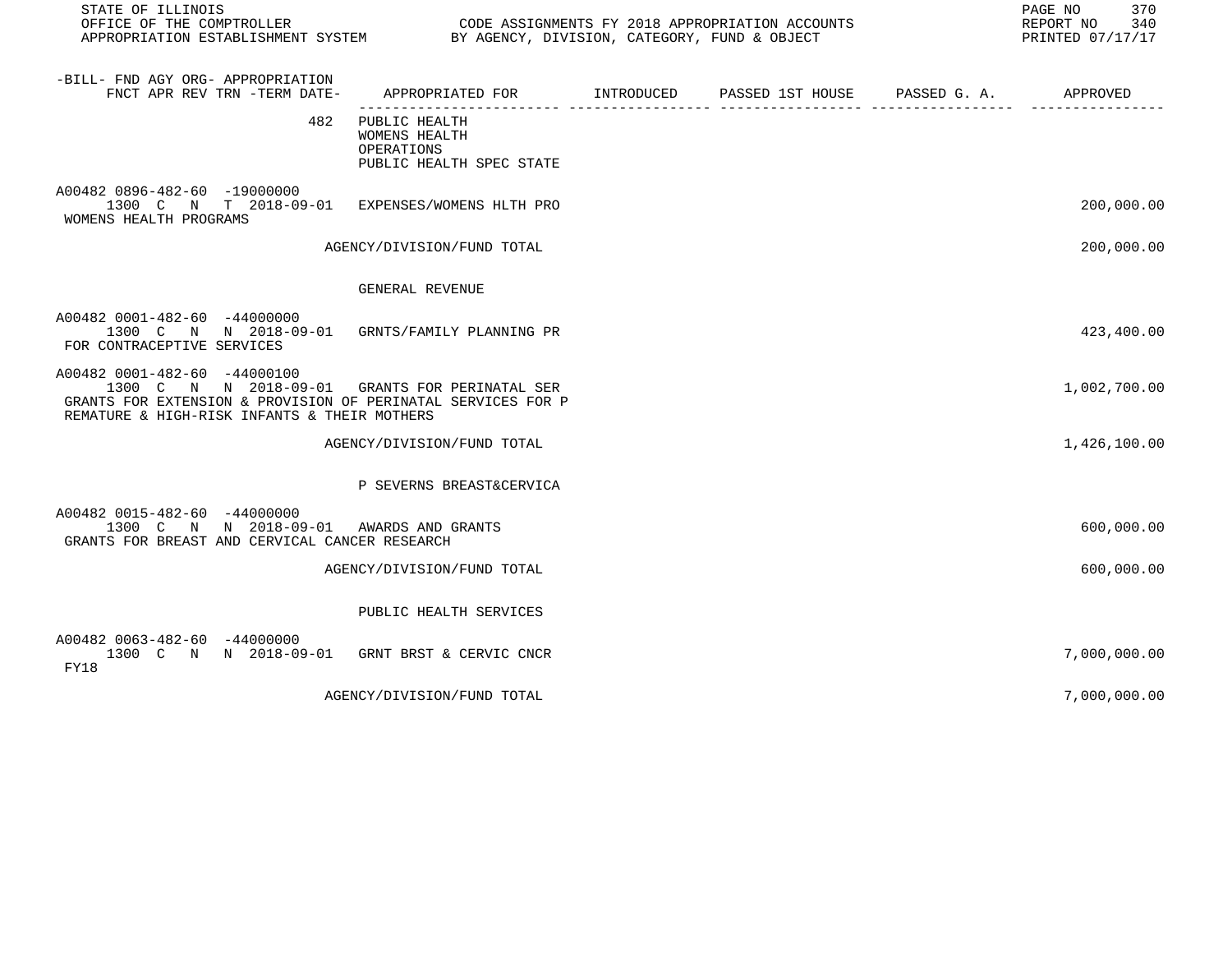| -BILL- FND AGY ORG- APPROPRIATION FNCT APR REV TRN -TERM DATE- | APPROPRIATED FOR | INTRODUCED | PASSED 1ST HOUSE | PASSED G. A. | APPROVED |
|---|---|---|---|---|---|
| 482 | PUBLIC HEALTH<br>WOMENS HEALTH<br>OPERATIONS<br>PUBLIC HEALTH SPEC STATE | | | | |
| A00482 0896-482-60 -19000000<br>1300 C N T 2018-09-01<br>WOMENS HEALTH PROGRAMS | EXPENSES/WOMENS HLTH PRO | | | | 200,000.00 |
| | AGENCY/DIVISION/FUND TOTAL | | | | 200,000.00 |
| | GENERAL REVENUE | | | | |
| A00482 0001-482-60 -44000000<br>1300 C N N 2018-09-01<br>FOR CONTRACEPTIVE SERVICES | GRNTS/FAMILY PLANNING PR | | | | 423,400.00 |
| A00482 0001-482-60 -44000100<br>1300 C N N 2018-09-01<br>GRANTS FOR EXTENSION & PROVISION OF PERINATAL SERVICES FOR PREMATURE & HIGH-RISK INFANTS & THEIR MOTHERS | GRANTS FOR PERINATAL SER | | | | 1,002,700.00 |
| | AGENCY/DIVISION/FUND TOTAL | | | | 1,426,100.00 |
| | P SEVERNS BREAST&CERVICA | | | | |
| A00482 0015-482-60 -44000000<br>1300 C N N 2018-09-01<br>GRANTS FOR BREAST AND CERVICAL CANCER RESEARCH | AWARDS AND GRANTS | | | | 600,000.00 |
| | AGENCY/DIVISION/FUND TOTAL | | | | 600,000.00 |
| | PUBLIC HEALTH SERVICES | | | | |
| A00482 0063-482-60 -44000000<br>1300 C N N 2018-09-01<br>FY18 | GRNT BRST & CERVIC CNCR | | | | 7,000,000.00 |
| | AGENCY/DIVISION/FUND TOTAL | | | | 7,000,000.00 |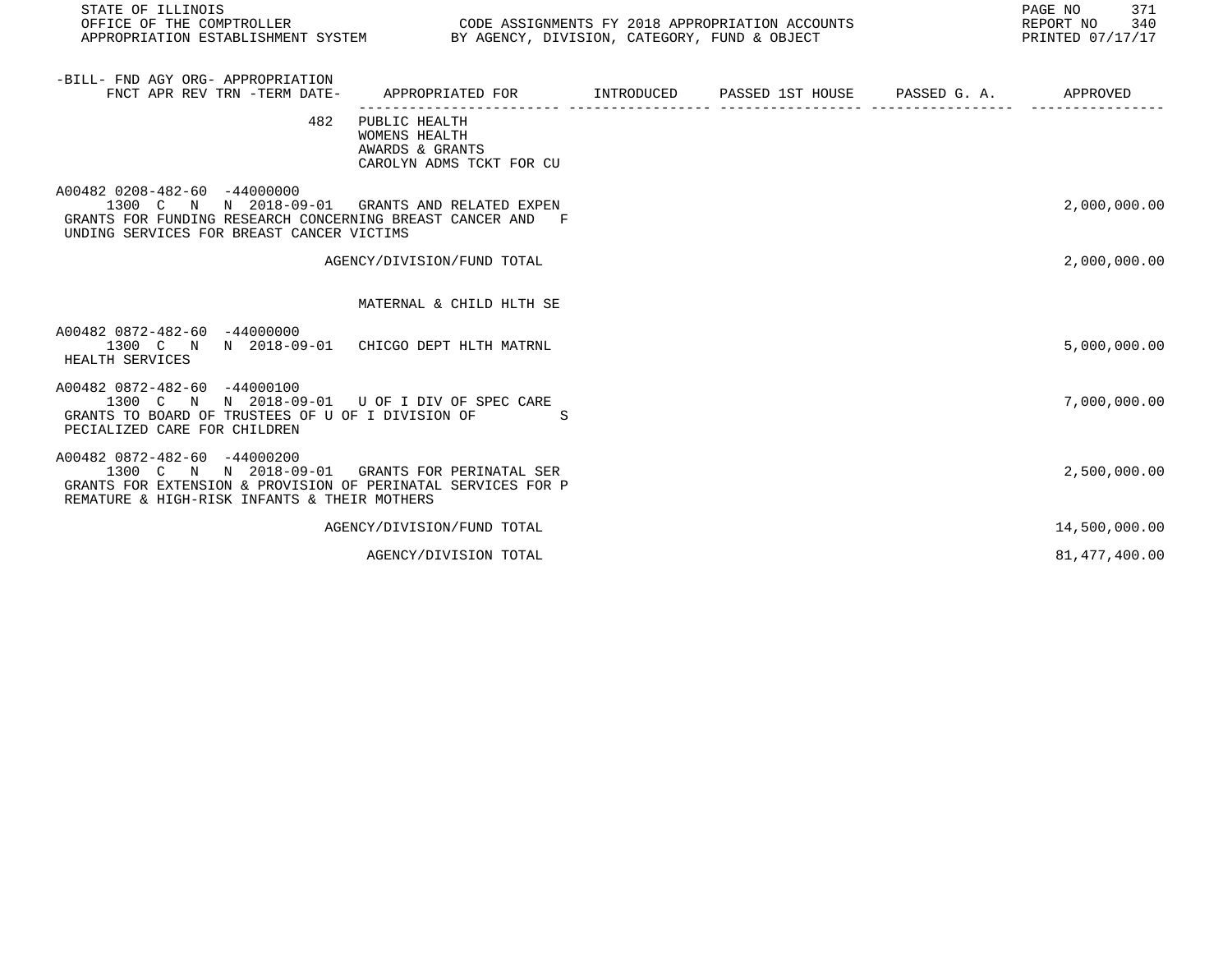| -BILL- FND AGY ORG- APPROPRIATION<br>FNCT APR REV TRN -TERM DATE- | APPROPRIATED FOR | INTRODUCED | PASSED 1ST HOUSE | PASSED G. A. | APPROVED |
|---|---|---|---|---|---|
| 482 | PUBLIC HEALTH<br>WOMENS HEALTH<br>AWARDS & GRANTS<br>CAROLYN ADMS TCKT FOR CU | | | | |
| A00482 0208-482-60 -44000000<br>1300 C N N 2018-09-01 | GRANTS AND RELATED EXPEN | | | | 2,000,000.00 |
| GRANTS FOR FUNDING RESEARCH CONCERNING BREAST CANCER AND FUNDING SERVICES FOR BREAST CANCER VICTIMS | | | | | |
| | AGENCY/DIVISION/FUND TOTAL | | | | 2,000,000.00 |
| | MATERNAL & CHILD HLTH SE | | | | |
| A00482 0872-482-60 -44000000<br>1300 C N N 2018-09-01 | CHICGO DEPT HLTH MATRNL | | | | 5,000,000.00 |
| HEALTH SERVICES | | | | | |
| A00482 0872-482-60 -44000100<br>1300 C N N 2018-09-01 | U OF I DIV OF SPEC CARE | | | | 7,000,000.00 |
| GRANTS TO BOARD OF TRUSTEES OF U OF I DIVISION OF SPECIALIZED CARE FOR CHILDREN | | | | | |
| A00482 0872-482-60 -44000200<br>1300 C N N 2018-09-01 | GRANTS FOR PERINATAL SER | | | | 2,500,000.00 |
| GRANTS FOR EXTENSION & PROVISION OF PERINATAL SERVICES FOR PREMATURE & HIGH-RISK INFANTS & THEIR MOTHERS | | | | | |
| | AGENCY/DIVISION/FUND TOTAL | | | | 14,500,000.00 |
| | AGENCY/DIVISION TOTAL | | | | 81,477,400.00 |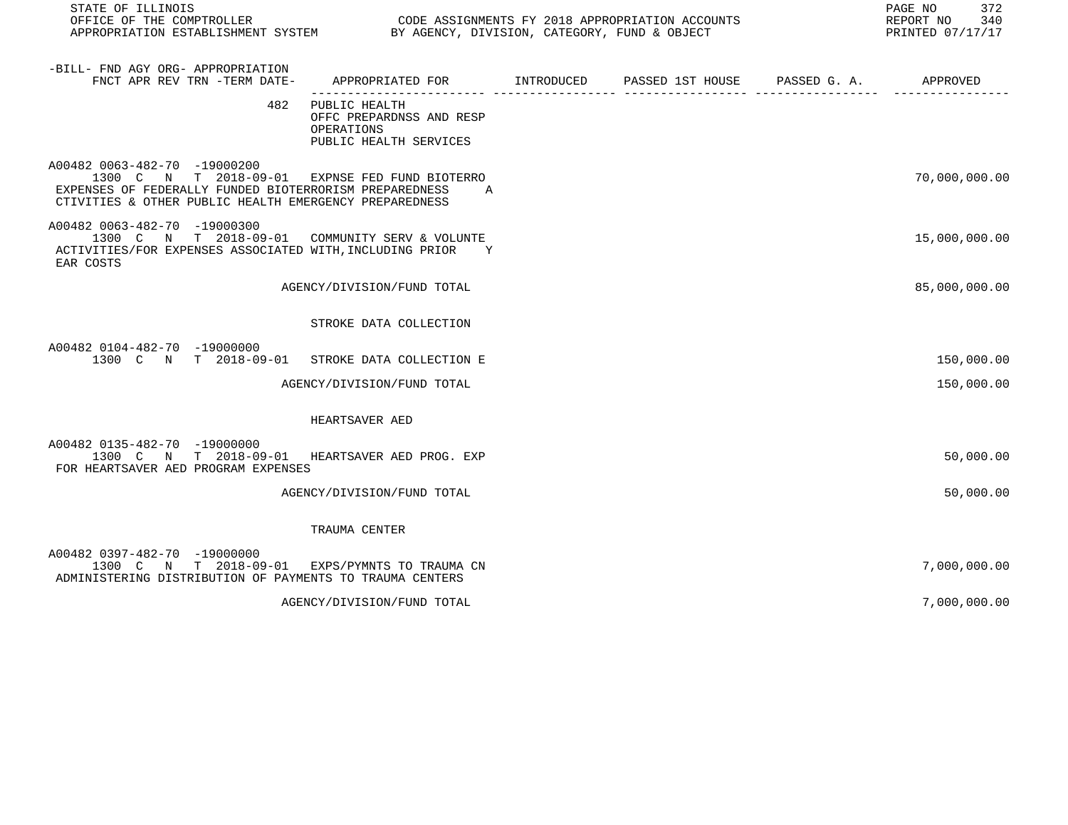| -BILL- FND AGY ORG- APPROPRIATION FNCT APR REV TRN -TERM DATE- | APPROPRIATED FOR | INTRODUCED | PASSED 1ST HOUSE | PASSED G. A. | APPROVED |
|---|---|---|---|---|---|
| 482 | PUBLIC HEALTH OFFC PREPARDNSS AND RESP OPERATIONS PUBLIC HEALTH SERVICES | | | | |
| A00482 0063-482-70 -19000200 1300 C N T 2018-09-01 | EXPNSE FED FUND BIOTERRO | | | | 70,000,000.00 |
| EXPENSES OF FEDERALLY FUNDED BIOTERRORISM PREPAREDNESS ACTIVITIES & OTHER PUBLIC HEALTH EMERGENCY PREPAREDNESS | | | | | |
| A00482 0063-482-70 -19000300 1300 C N T 2018-09-01 | COMMUNITY SERV & VOLUNTE | | | | 15,000,000.00 |
| ACTIVITIES/FOR EXPENSES ASSOCIATED WITH,INCLUDING PRIOR YEAR COSTS | | | | | |
| | AGENCY/DIVISION/FUND TOTAL | | | | 85,000,000.00 |
| | STROKE DATA COLLECTION | | | | |
| A00482 0104-482-70 -19000000 1300 C N T 2018-09-01 | STROKE DATA COLLECTION E | | | | 150,000.00 |
| | AGENCY/DIVISION/FUND TOTAL | | | | 150,000.00 |
| | HEARTSAVER AED | | | | |
| A00482 0135-482-70 -19000000 1300 C N T 2018-09-01 | HEARTSAVER AED PROG. EXP | | | | 50,000.00 |
| FOR HEARTSAVER AED PROGRAM EXPENSES | | | | | |
| | AGENCY/DIVISION/FUND TOTAL | | | | 50,000.00 |
| | TRAUMA CENTER | | | | |
| A00482 0397-482-70 -19000000 1300 C N T 2018-09-01 | EXPS/PYMNTS TO TRAUMA CN | | | | 7,000,000.00 |
| ADMINISTERING DISTRIBUTION OF PAYMENTS TO TRAUMA CENTERS | | | | | |
| | AGENCY/DIVISION/FUND TOTAL | | | | 7,000,000.00 |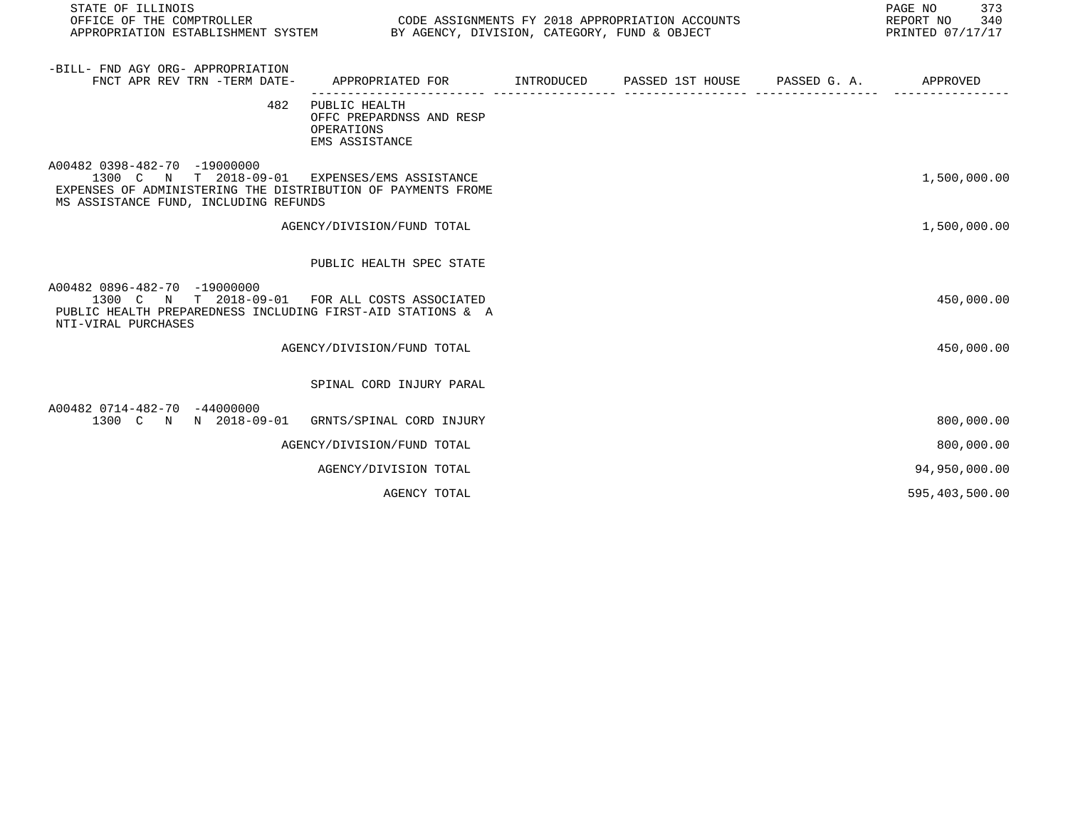| -BILL- FND AGY ORG- APPROPRIATION<br>FNCT APR REV TRN -TERM DATE- | APPROPRIATED FOR | INTRODUCED | PASSED 1ST HOUSE | PASSED G. A. | APPROVED |
|---|---|---|---|---|---|
| 482 | PUBLIC HEALTH<br>OFFC PREPARDNSS AND RESP<br>OPERATIONS<br>EMS ASSISTANCE | | | | |
| A00482 0398-482-70 -19000000<br>1300 C N T 2018-09-01 | EXPENSES/EMS ASSISTANCE | | | | 1,500,000.00 |
| EXPENSES OF ADMINISTERING THE DISTRIBUTION OF PAYMENTS FROME MS ASSISTANCE FUND, INCLUDING REFUNDS | | | | | |
| | AGENCY/DIVISION/FUND TOTAL | | | | 1,500,000.00 |
| | PUBLIC HEALTH SPEC STATE | | | | |
| A00482 0896-482-70 -19000000<br>1300 C N T 2018-09-01 | FOR ALL COSTS ASSOCIATED | | | | 450,000.00 |
| PUBLIC HEALTH PREPAREDNESS INCLUDING FIRST-AID STATIONS & A NTI-VIRAL PURCHASES | | | | | |
| | AGENCY/DIVISION/FUND TOTAL | | | | 450,000.00 |
| | SPINAL CORD INJURY PARAL | | | | |
| A00482 0714-482-70 -44000000<br>1300 C N N 2018-09-01 | GRNTS/SPINAL CORD INJURY | | | | 800,000.00 |
| | AGENCY/DIVISION/FUND TOTAL | | | | 800,000.00 |
| | AGENCY/DIVISION TOTAL | | | | 94,950,000.00 |
| | AGENCY TOTAL | | | | 595,403,500.00 |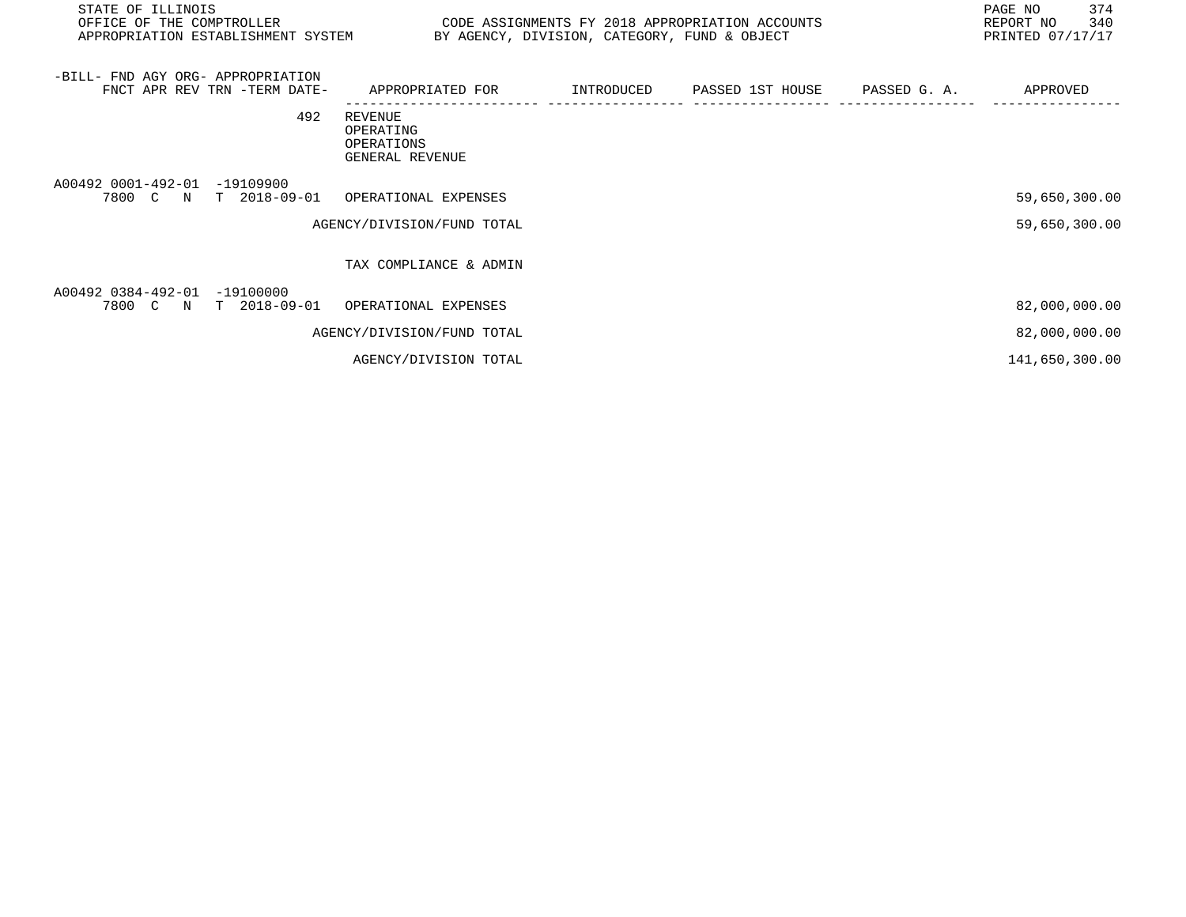STATE OF ILLINOIS
OFFICE OF THE COMPTROLLER
APPROPRIATION ESTABLISHMENT SYSTEM

CODE ASSIGNMENTS FY 2018 APPROPRIATION ACCOUNTS
BY AGENCY, DIVISION, CATEGORY, FUND & OBJECT

REPORT NO 340
PRINTED 07/17/17

| -BILL- FND AGY ORG- APPROPRIATION FNCT APR REV TRN -TERM DATE- | APPROPRIATED FOR | INTRODUCED | PASSED 1ST HOUSE | PASSED G. A. | APPROVED |
|---|---|---|---|---|---|
| 492 | REVENUE<br>OPERATING<br>OPERATIONS<br>GENERAL REVENUE | | | | |
| A00492 0001-492-01 -19109900<br>7800 C N T 2018-09-01 | OPERATIONAL EXPENSES | | | | 59,650,300.00 |
| | AGENCY/DIVISION/FUND TOTAL | | | | 59,650,300.00 |
| | TAX COMPLIANCE & ADMIN | | | | |
| A00492 0384-492-01 -19100000<br>7800 C N T 2018-09-01 | OPERATIONAL EXPENSES | | | | 82,000,000.00 |
| | AGENCY/DIVISION/FUND TOTAL | | | | 82,000,000.00 |
| | AGENCY/DIVISION TOTAL | | | | 141,650,300.00 |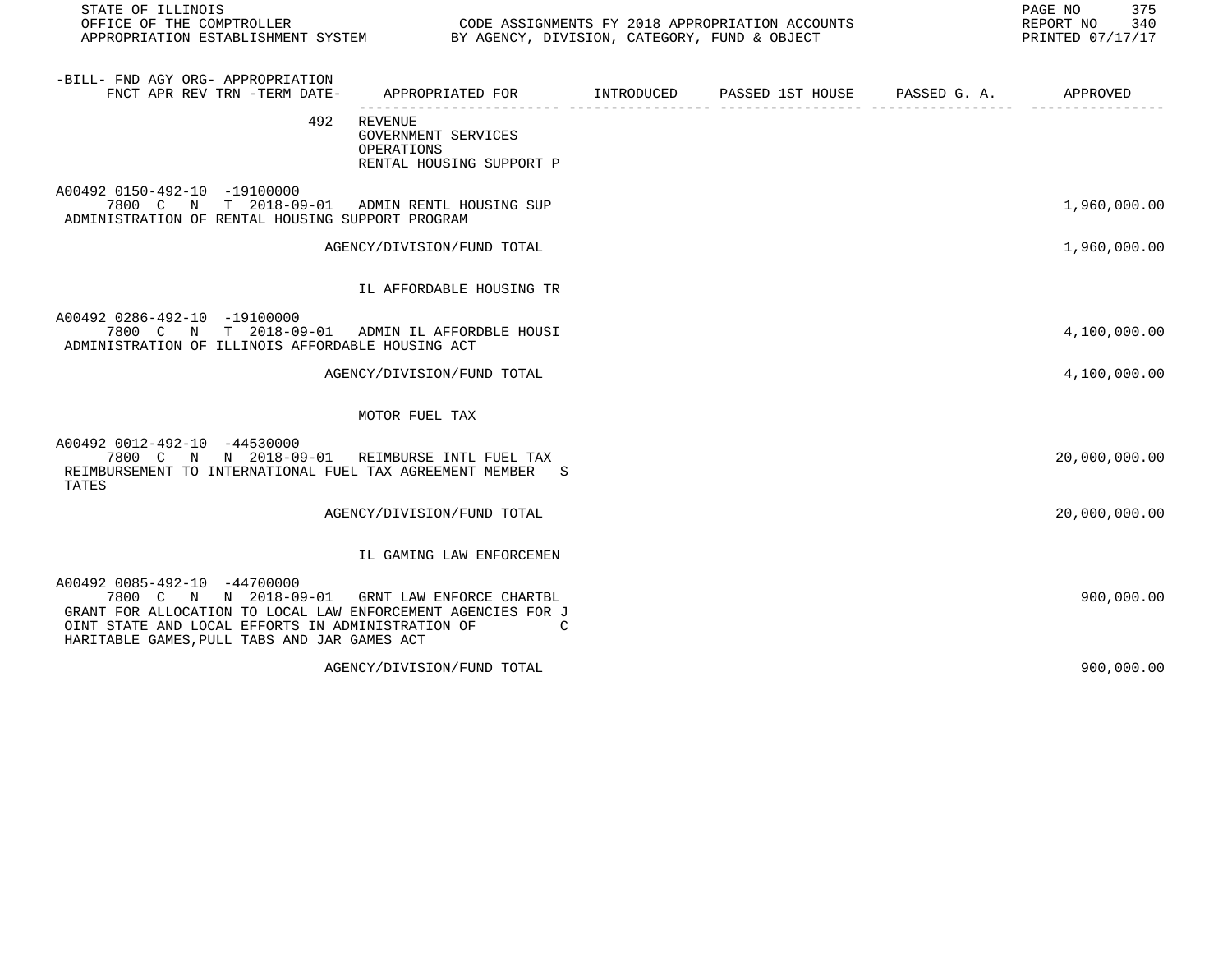| -BILL- FND AGY ORG- APPROPRIATION FNCT APR REV TRN -TERM DATE- | APPROPRIATED FOR | INTRODUCED | PASSED 1ST HOUSE | PASSED G. A. | APPROVED |
|---|---|---|---|---|---|
| 492 | REVENUE<br>GOVERNMENT SERVICES<br>OPERATIONS<br>RENTAL HOUSING SUPPORT P | | | | |
| A00492 0150-492-10 -19100000<br>7800 C N T 2018-09-01 | ADMIN RENTL HOUSING SUP | | | | 1,960,000.00 |
| ADMINISTRATION OF RENTAL HOUSING SUPPORT PROGRAM | | | | | |
| | AGENCY/DIVISION/FUND TOTAL | | | | 1,960,000.00 |
| | IL AFFORDABLE HOUSING TR | | | | |
| A00492 0286-492-10 -19100000<br>7800 C N T 2018-09-01 | ADMIN IL AFFORDBLE HOUSI | | | | 4,100,000.00 |
| ADMINISTRATION OF ILLINOIS AFFORDABLE HOUSING ACT | | | | | |
| | AGENCY/DIVISION/FUND TOTAL | | | | 4,100,000.00 |
| | MOTOR FUEL TAX | | | | |
| A00492 0012-492-10 -44530000<br>7800 C N N 2018-09-01 | REIMBURSE INTL FUEL TAX | | | | 20,000,000.00 |
| REIMBURSEMENT TO INTERNATIONAL FUEL TAX AGREEMENT MEMBER STATES | | | | | |
| | AGENCY/DIVISION/FUND TOTAL | | | | 20,000,000.00 |
| | IL GAMING LAW ENFORCEMEN | | | | |
| A00492 0085-492-10 -44700000<br>7800 C N N 2018-09-01 | GRNT LAW ENFORCE CHARTBL | | | | 900,000.00 |
| GRANT FOR ALLOCATION TO LOCAL LAW ENFORCEMENT AGENCIES FOR JOINT STATE AND LOCAL EFFORTS IN ADMINISTRATION OF CHARITABLE GAMES,PULL TABS AND JAR GAMES ACT | | | | | |
| | AGENCY/DIVISION/FUND TOTAL | | | | 900,000.00 |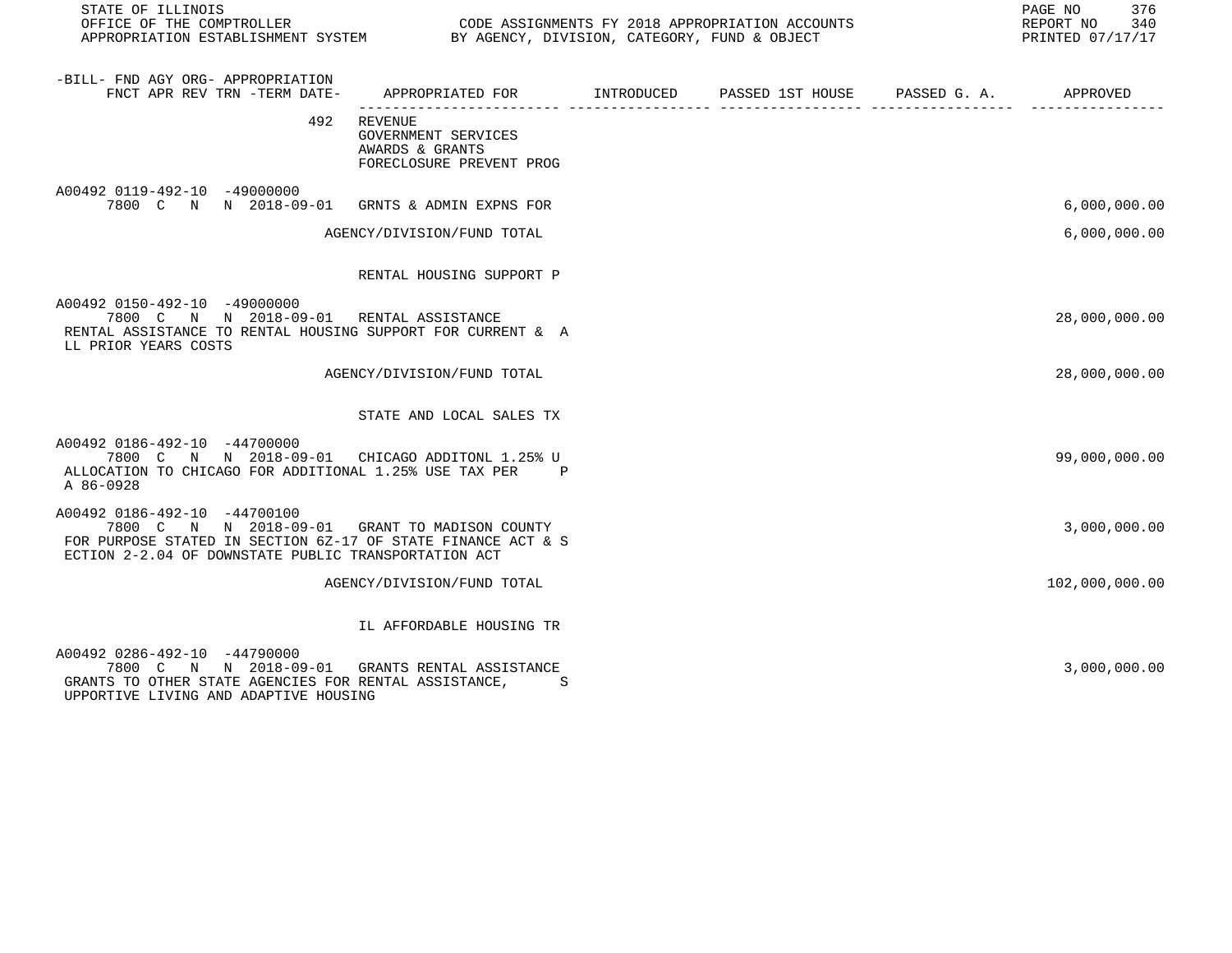STATE OF ILLINOIS
OFFICE OF THE COMPTROLLER
APPROPRIATION ESTABLISHMENT SYSTEM

CODE ASSIGNMENTS FY 2018 APPROPRIATION ACCOUNTS
BY AGENCY, DIVISION, CATEGORY, FUND & OBJECT

REPORT NO 340
PRINTED 07/17/17

| -BILL- FND AGY ORG- APPROPRIATION FNCT APR REV TRN -TERM DATE- | APPROPRIATED FOR | INTRODUCED | PASSED 1ST HOUSE | PASSED G. A. | APPROVED |
|---|---|---|---|---|---|
| 492 | REVENUE<br>GOVERNMENT SERVICES<br>AWARDS & GRANTS<br>FORECLOSURE PREVENT PROG | | | | |
| A00492 0119-492-10 -49000000<br>7800 C N N 2018-09-01 | GRNTS & ADMIN EXPNS FOR | | | | 6,000,000.00 |
| | AGENCY/DIVISION/FUND TOTAL | | | | 6,000,000.00 |
| | RENTAL HOUSING SUPPORT P | | | | |
| A00492 0150-492-10 -49000000<br>7800 C N N 2018-09-01<br>RENTAL ASSISTANCE TO RENTAL HOUSING SUPPORT FOR CURRENT & ALL PRIOR YEARS COSTS | RENTAL ASSISTANCE | | | | 28,000,000.00 |
| | AGENCY/DIVISION/FUND TOTAL | | | | 28,000,000.00 |
| | STATE AND LOCAL SALES TX | | | | |
| A00492 0186-492-10 -44700000<br>7800 C N N 2018-09-01<br>ALLOCATION TO CHICAGO FOR ADDITIONAL 1.25% USE TAX PER PA 86-0928 | CHICAGO ADDITONL 1.25% U | | | | 99,000,000.00 |
| A00492 0186-492-10 -44700100<br>7800 C N N 2018-09-01<br>FOR PURPOSE STATED IN SECTION 6Z-17 OF STATE FINANCE ACT & SECTION 2-2.04 OF DOWNSTATE PUBLIC TRANSPORTATION ACT | GRANT TO MADISON COUNTY | | | | 3,000,000.00 |
| | AGENCY/DIVISION/FUND TOTAL | | | | 102,000,000.00 |
| | IL AFFORDABLE HOUSING TR | | | | |
| A00492 0286-492-10 -44790000<br>7800 C N N 2018-09-01<br>GRANTS TO OTHER STATE AGENCIES FOR RENTAL ASSISTANCE, SUPPORTIVE LIVING AND ADAPTIVE HOUSING | GRANTS RENTAL ASSISTANCE | | | | 3,000,000.00 |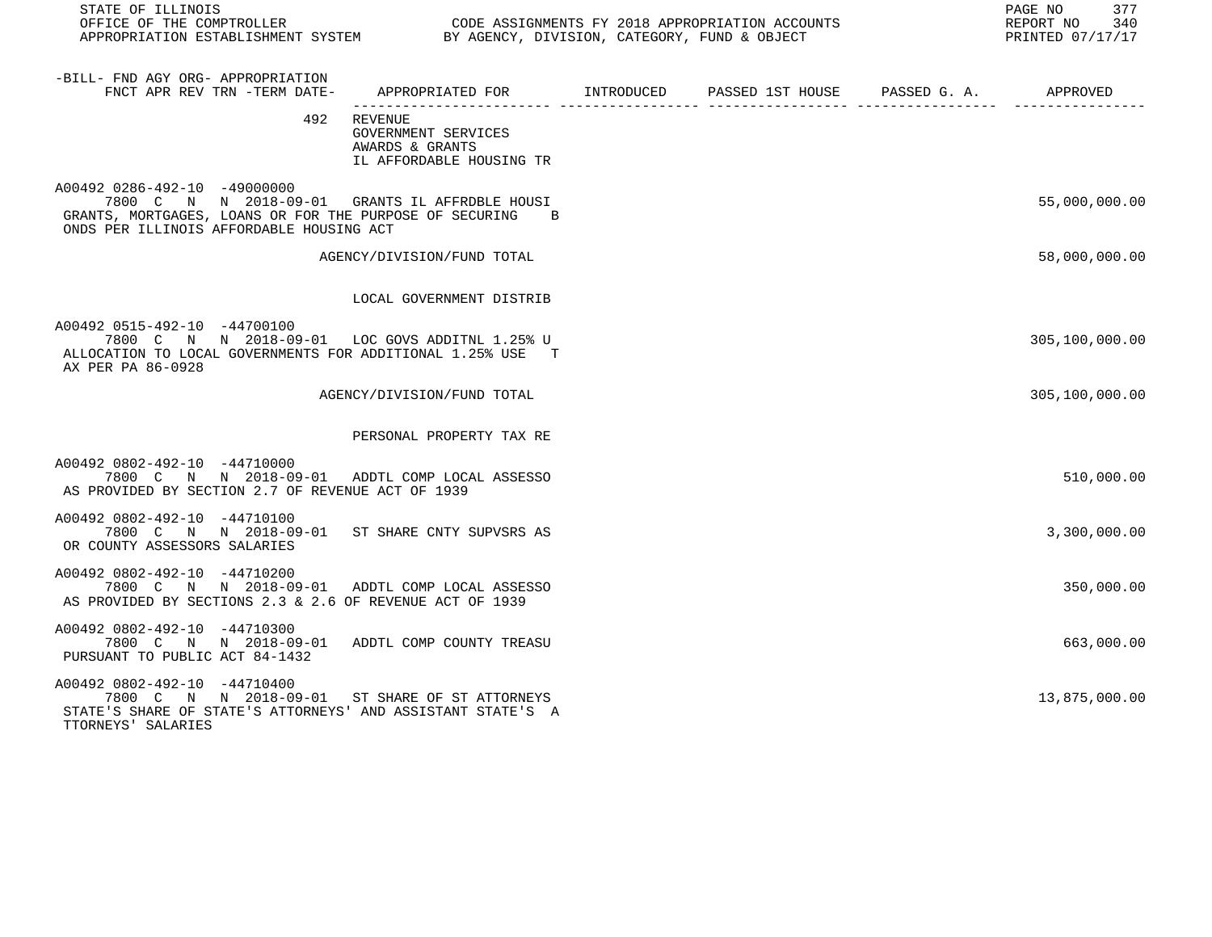| -BILL- FND AGY ORG- APPROPRIATION FNCT APR REV TRN -TERM DATE- | APPROPRIATED FOR | INTRODUCED | PASSED 1ST HOUSE | PASSED G. A. | APPROVED |
|---|---|---|---|---|---|
| 492 | REVENUE<br>GOVERNMENT SERVICES<br>AWARDS & GRANTS<br>IL AFFORDABLE HOUSING TR | | | | |
| A00492 0286-492-10 -49000000<br>7800 C N N 2018-09-01<br>GRANTS, MORTGAGES, LOANS OR FOR THE PURPOSE OF SECURING BONDS PER ILLINOIS AFFORDABLE HOUSING ACT | GRANTS IL AFFRDBLE HOUSI | | | | 55,000,000.00 |
| | AGENCY/DIVISION/FUND TOTAL | | | | 58,000,000.00 |
| | LOCAL GOVERNMENT DISTRIB | | | | |
| A00492 0515-492-10 -44700100<br>7800 C N N 2018-09-01<br>ALLOCATION TO LOCAL GOVERNMENTS FOR ADDITIONAL 1.25% USE TAX PER PA 86-0928 | LOC GOVS ADDITNL 1.25% U | | | | 305,100,000.00 |
| | AGENCY/DIVISION/FUND TOTAL | | | | 305,100,000.00 |
| | PERSONAL PROPERTY TAX RE | | | | |
| A00492 0802-492-10 -44710000<br>7800 C N N 2018-09-01<br>AS PROVIDED BY SECTION 2.7 OF REVENUE ACT OF 1939 | ADDTL COMP LOCAL ASSESSO | | | | 510,000.00 |
| A00492 0802-492-10 -44710100<br>7800 C N N 2018-09-01<br>OR COUNTY ASSESSORS SALARIES | ST SHARE CNTY SUPVSRS AS | | | | 3,300,000.00 |
| A00492 0802-492-10 -44710200<br>7800 C N N 2018-09-01<br>AS PROVIDED BY SECTIONS 2.3 & 2.6 OF REVENUE ACT OF 1939 | ADDTL COMP LOCAL ASSESSO | | | | 350,000.00 |
| A00492 0802-492-10 -44710300<br>7800 C N N 2018-09-01<br>PURSUANT TO PUBLIC ACT 84-1432 | ADDTL COMP COUNTY TREASU | | | | 663,000.00 |
| A00492 0802-492-10 -44710400<br>7800 C N N 2018-09-01<br>STATE'S SHARE OF STATE'S ATTORNEYS' AND ASSISTANT STATE'S ATTORNEYS' SALARIES | ST SHARE OF ST ATTORNEYS | | | | 13,875,000.00 |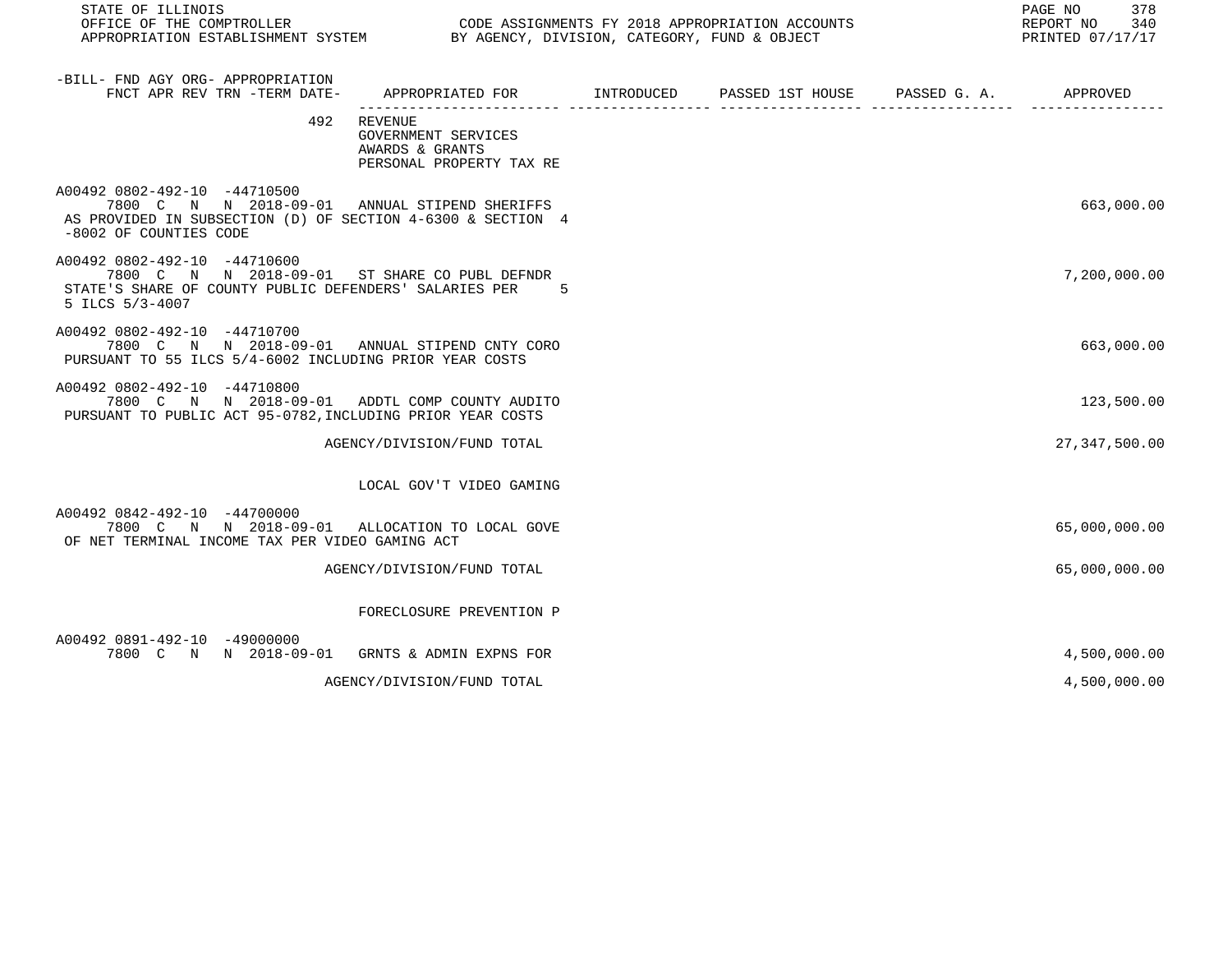STATE OF ILLINOIS
OFFICE OF THE COMPTROLLER — CODE ASSIGNMENTS FY 2018 APPROPRIATION ACCOUNTS
APPROPRIATION ESTABLISHMENT SYSTEM — BY AGENCY, DIVISION, CATEGORY, FUND & OBJECT

REPORT NO 340
PRINTED 07/17/17

| -BILL- FND AGY ORG- APPROPRIATION FNCT APR REV TRN -TERM DATE- | APPROPRIATED FOR | INTRODUCED | PASSED 1ST HOUSE | PASSED G. A. | APPROVED |
|---|---|---|---|---|---|
| 492 | REVENUE<br>GOVERNMENT SERVICES<br>AWARDS & GRANTS<br>PERSONAL PROPERTY TAX RE | | | | |
| A00492 0802-492-10 -44710500<br>7800 C N N 2018-09-01 | ANNUAL STIPEND SHERIFFS | | | | 663,000.00 |
| AS PROVIDED IN SUBSECTION (D) OF SECTION 4-6300 & SECTION 4-8002 OF COUNTIES CODE | | | | | |
| A00492 0802-492-10 -44710600<br>7800 C N N 2018-09-01 | ST SHARE CO PUBL DEFNDR | | | | 7,200,000.00 |
| STATE'S SHARE OF COUNTY PUBLIC DEFENDERS' SALARIES PER 55 ILCS 5/3-4007 | | | | | |
| A00492 0802-492-10 -44710700<br>7800 C N N 2018-09-01 | ANNUAL STIPEND CNTY CORO | | | | 663,000.00 |
| PURSUANT TO 55 ILCS 5/4-6002 INCLUDING PRIOR YEAR COSTS | | | | | |
| A00492 0802-492-10 -44710800<br>7800 C N N 2018-09-01 | ADDTL COMP COUNTY AUDITO | | | | 123,500.00 |
| PURSUANT TO PUBLIC ACT 95-0782,INCLUDING PRIOR YEAR COSTS | | | | | |
| | AGENCY/DIVISION/FUND TOTAL | | | | 27,347,500.00 |
| | LOCAL GOV'T VIDEO GAMING | | | | |
| A00492 0842-492-10 -44700000<br>7800 C N N 2018-09-01 | ALLOCATION TO LOCAL GOVE | | | | 65,000,000.00 |
| OF NET TERMINAL INCOME TAX PER VIDEO GAMING ACT | | | | | |
| | AGENCY/DIVISION/FUND TOTAL | | | | 65,000,000.00 |
| | FORECLOSURE PREVENTION P | | | | |
| A00492 0891-492-10 -49000000<br>7800 C N N 2018-09-01 | GRNTS & ADMIN EXPNS FOR | | | | 4,500,000.00 |
| | AGENCY/DIVISION/FUND TOTAL | | | | 4,500,000.00 |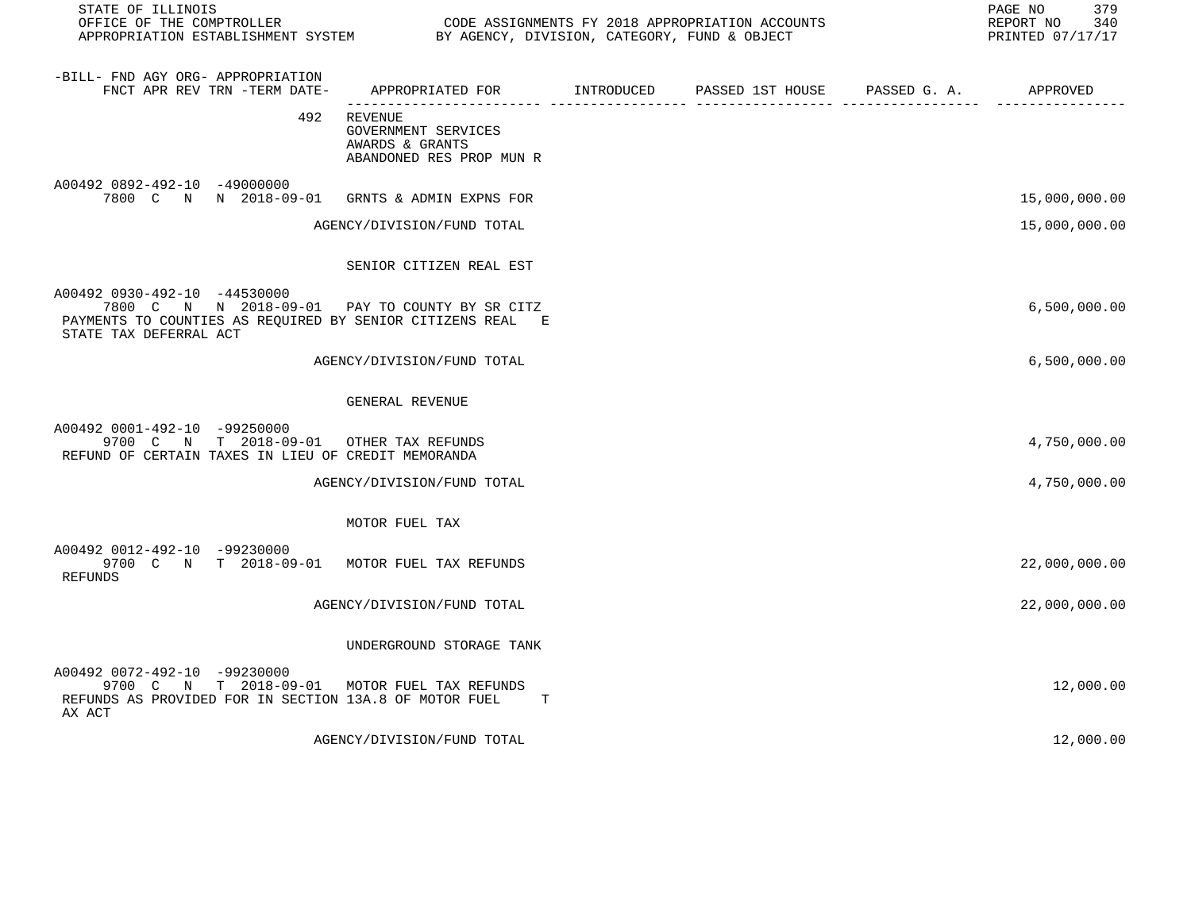STATE OF ILLINOIS
OFFICE OF THE COMPTROLLER
APPROPRIATION ESTABLISHMENT SYSTEM

CODE ASSIGNMENTS FY 2018 APPROPRIATION ACCOUNTS
BY AGENCY, DIVISION, CATEGORY, FUND & OBJECT

REPORT NO 340
PRINTED 07/17/17

| -BILL- FND AGY ORG- APPROPRIATION FNCT APR REV TRN -TERM DATE- | APPROPRIATED FOR | INTRODUCED | PASSED 1ST HOUSE | PASSED G. A. | APPROVED |
|---|---|---|---|---|---|
| 492 | REVENUE<br>GOVERNMENT SERVICES<br>AWARDS & GRANTS<br>ABANDONED RES PROP MUN R | | | | |
| A00492 0892-492-10 -49000000<br>7800 C N N 2018-09-01 | GRNTS & ADMIN EXPNS FOR | | | | 15,000,000.00 |
| | AGENCY/DIVISION/FUND TOTAL | | | | 15,000,000.00 |
| | SENIOR CITIZEN REAL EST | | | | |
| A00492 0930-492-10 -44530000<br>7800 C N N 2018-09-01 | PAY TO COUNTY BY SR CITZ | | | | 6,500,000.00 |
| PAYMENTS TO COUNTIES AS REQUIRED BY SENIOR CITIZENS REAL E STATE TAX DEFERRAL ACT | | | | | |
| | AGENCY/DIVISION/FUND TOTAL | | | | 6,500,000.00 |
| | GENERAL REVENUE | | | | |
| A00492 0001-492-10 -99250000<br>9700 C N T 2018-09-01 | OTHER TAX REFUNDS | | | | 4,750,000.00 |
| REFUND OF CERTAIN TAXES IN LIEU OF CREDIT MEMORANDA | | | | | |
| | AGENCY/DIVISION/FUND TOTAL | | | | 4,750,000.00 |
| | MOTOR FUEL TAX | | | | |
| A00492 0012-492-10 -99230000<br>9700 C N T 2018-09-01 | MOTOR FUEL TAX REFUNDS | | | | 22,000,000.00 |
| REFUNDS | | | | | |
| | AGENCY/DIVISION/FUND TOTAL | | | | 22,000,000.00 |
| | UNDERGROUND STORAGE TANK | | | | |
| A00492 0072-492-10 -99230000<br>9700 C N T 2018-09-01 | MOTOR FUEL TAX REFUNDS | | | | 12,000.00 |
| REFUNDS AS PROVIDED FOR IN SECTION 13A.8 OF MOTOR FUEL T AX ACT | | | | | |
| | AGENCY/DIVISION/FUND TOTAL | | | | 12,000.00 |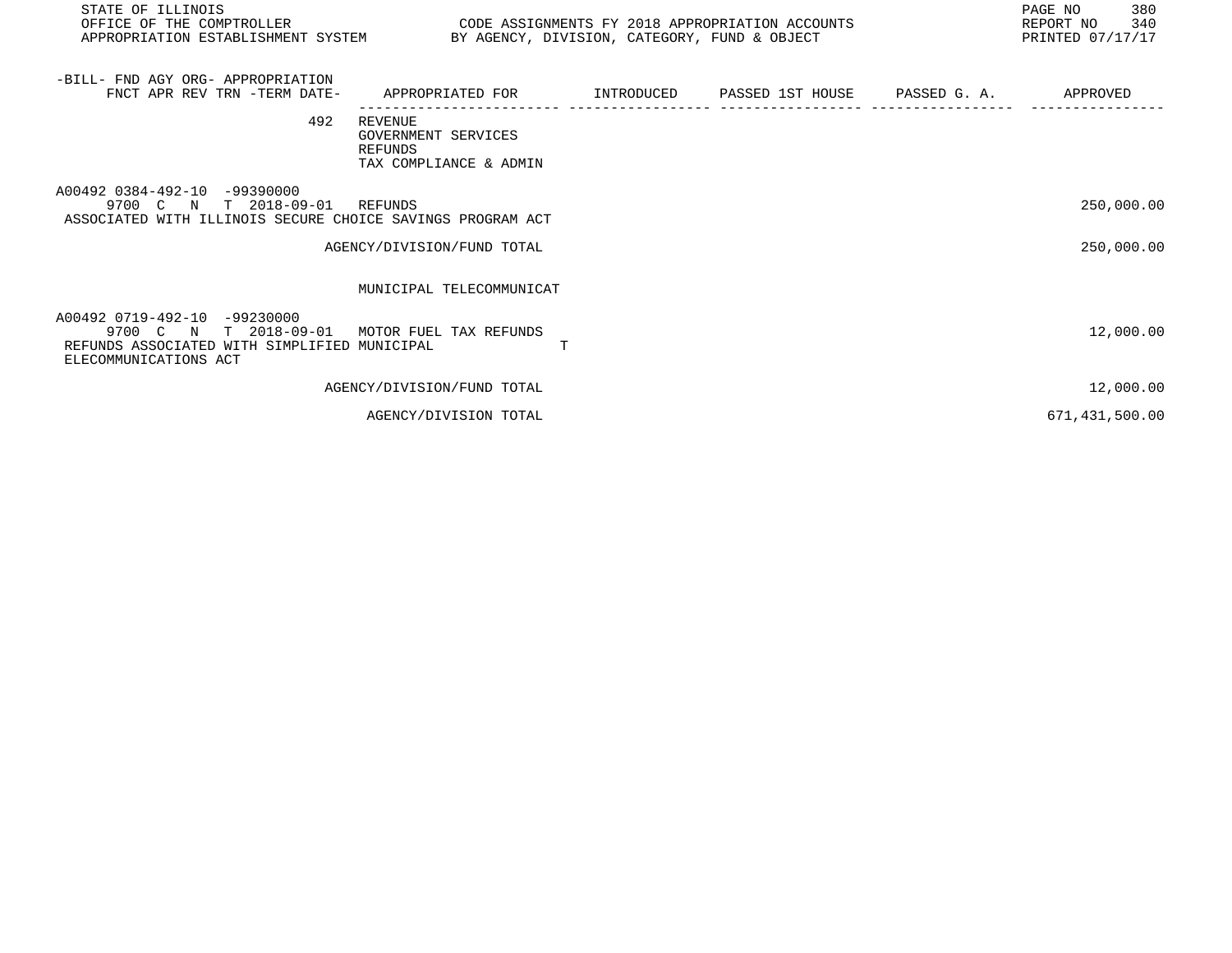| -BILL- FND AGY ORG- APPROPRIATION FNCT APR REV TRN -TERM DATE- | APPROPRIATED FOR | INTRODUCED | PASSED 1ST HOUSE | PASSED G. A. | APPROVED |
|---|---|---|---|---|---|
| 492 | REVENUE GOVERNMENT SERVICES REFUNDS TAX COMPLIANCE & ADMIN | | | | |
| A00492 0384-492-10 -99390000 9700 C N T 2018-09-01 | REFUNDS | | | | 250,000.00 |
| ASSOCIATED WITH ILLINOIS SECURE CHOICE SAVINGS PROGRAM ACT | | | | | |
| | AGENCY/DIVISION/FUND TOTAL | | | | 250,000.00 |
| | MUNICIPAL TELECOMMUNICAT | | | | |
| A00492 0719-492-10 -99230000 9700 C N T 2018-09-01 | MOTOR FUEL TAX REFUNDS | | | | 12,000.00 |
| REFUNDS ASSOCIATED WITH SIMPLIFIED MUNICIPAL T ELECOMMUNICATIONS ACT | | | | | |
| | AGENCY/DIVISION/FUND TOTAL | | | | 12,000.00 |
| | AGENCY/DIVISION TOTAL | | | | 671,431,500.00 |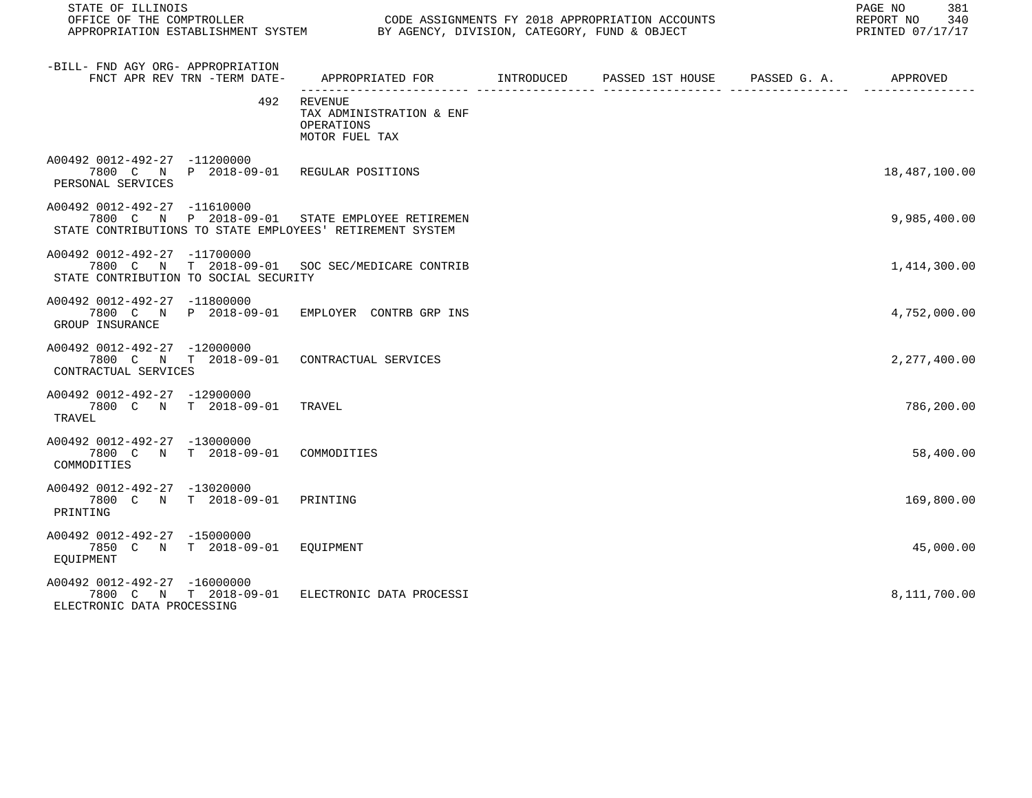STATE OF ILLINOIS
OFFICE OF THE COMPTROLLER — CODE ASSIGNMENTS FY 2018 APPROPRIATION ACCOUNTS
APPROPRIATION ESTABLISHMENT SYSTEM — BY AGENCY, DIVISION, CATEGORY, FUND & OBJECT

REPORT NO 340
PRINTED 07/17/17

| -BILL- FND AGY ORG- APPROPRIATION FNCT APR REV TRN -TERM DATE- | APPROPRIATED FOR | INTRODUCED | PASSED 1ST HOUSE | PASSED G. A. | APPROVED |
|---|---|---|---|---|---|
| 492 | REVENUE<br>TAX ADMINISTRATION & ENF<br>OPERATIONS<br>MOTOR FUEL TAX | | | | |
| A00492 0012-492-27 -11200000<br>7800 C N P 2018-09-01<br>PERSONAL SERVICES | REGULAR POSITIONS | | | | 18,487,100.00 |
| A00492 0012-492-27 -11610000<br>7800 C N P 2018-09-01<br>STATE CONTRIBUTIONS TO STATE EMPLOYEES' RETIREMENT SYSTEM | STATE EMPLOYEE RETIREMEN | | | | 9,985,400.00 |
| A00492 0012-492-27 -11700000<br>7800 C N T 2018-09-01<br>STATE CONTRIBUTION TO SOCIAL SECURITY | SOC SEC/MEDICARE CONTRIB | | | | 1,414,300.00 |
| A00492 0012-492-27 -11800000<br>7800 C N P 2018-09-01<br>GROUP INSURANCE | EMPLOYER CONTRB GRP INS | | | | 4,752,000.00 |
| A00492 0012-492-27 -12000000<br>7800 C N T 2018-09-01<br>CONTRACTUAL SERVICES | CONTRACTUAL SERVICES | | | | 2,277,400.00 |
| A00492 0012-492-27 -12900000<br>7800 C N T 2018-09-01<br>TRAVEL | TRAVEL | | | | 786,200.00 |
| A00492 0012-492-27 -13000000<br>7800 C N T 2018-09-01<br>COMMODITIES | COMMODITIES | | | | 58,400.00 |
| A00492 0012-492-27 -13020000<br>7800 C N T 2018-09-01<br>PRINTING | PRINTING | | | | 169,800.00 |
| A00492 0012-492-27 -15000000<br>7850 C N T 2018-09-01<br>EQUIPMENT | EQUIPMENT | | | | 45,000.00 |
| A00492 0012-492-27 -16000000<br>7800 C N T 2018-09-01<br>ELECTRONIC DATA PROCESSING | ELECTRONIC DATA PROCESSI | | | | 8,111,700.00 |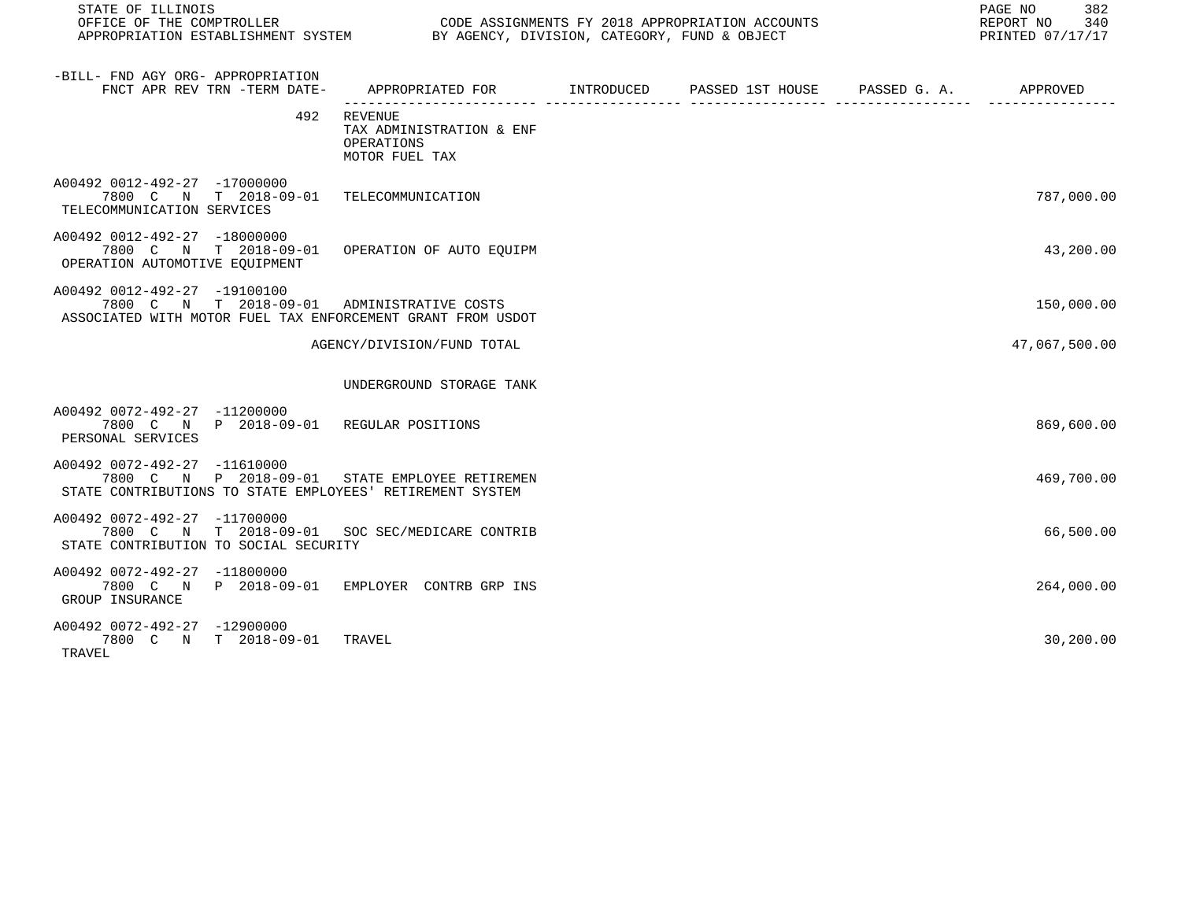| -BILL- FND AGY ORG- APPROPRIATION FNCT APR REV TRN -TERM DATE- | APPROPRIATED FOR | INTRODUCED | PASSED 1ST HOUSE | PASSED G. A. | APPROVED |
|---|---|---|---|---|---|
| 492 | REVENUE<br>TAX ADMINISTRATION & ENF<br>OPERATIONS<br>MOTOR FUEL TAX | | | | |
| A00492 0012-492-27 -17000000<br>7800 C N T 2018-09-01<br>TELECOMMUNICATION SERVICES | TELECOMMUNICATION | | | | 787,000.00 |
| A00492 0012-492-27 -18000000<br>7800 C N T 2018-09-01<br>OPERATION AUTOMOTIVE EQUIPMENT | OPERATION OF AUTO EQUIPM | | | | 43,200.00 |
| A00492 0012-492-27 -19100100<br>7800 C N T 2018-09-01<br>ASSOCIATED WITH MOTOR FUEL TAX ENFORCEMENT GRANT FROM USDOT | ADMINISTRATIVE COSTS | | | | 150,000.00 |
| | AGENCY/DIVISION/FUND TOTAL | | | | 47,067,500.00 |
| | UNDERGROUND STORAGE TANK | | | | |
| A00492 0072-492-27 -11200000<br>7800 C N P 2018-09-01<br>PERSONAL SERVICES | REGULAR POSITIONS | | | | 869,600.00 |
| A00492 0072-492-27 -11610000<br>7800 C N P 2018-09-01<br>STATE CONTRIBUTIONS TO STATE EMPLOYEES' RETIREMENT SYSTEM | STATE EMPLOYEE RETIREMEN | | | | 469,700.00 |
| A00492 0072-492-27 -11700000<br>7800 C N T 2018-09-01<br>STATE CONTRIBUTION TO SOCIAL SECURITY | SOC SEC/MEDICARE CONTRIB | | | | 66,500.00 |
| A00492 0072-492-27 -11800000<br>7800 C N P 2018-09-01<br>GROUP INSURANCE | EMPLOYER CONTRB GRP INS | | | | 264,000.00 |
| A00492 0072-492-27 -12900000<br>7800 C N T 2018-09-01<br>TRAVEL | TRAVEL | | | | 30,200.00 |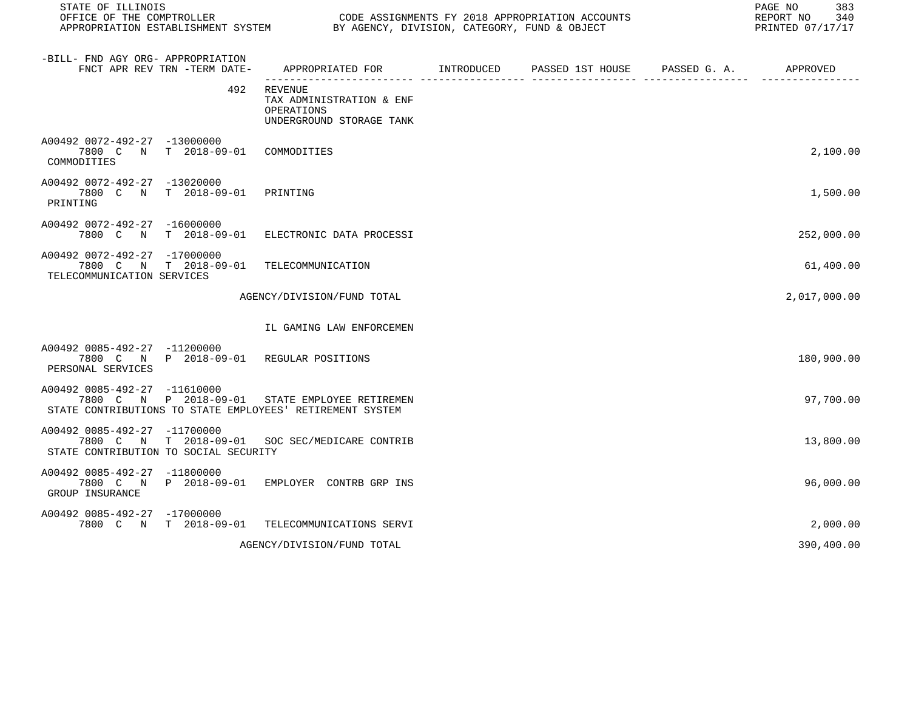| -BILL- FND AGY ORG- APPROPRIATION FNCT APR REV TRN -TERM DATE- | APPROPRIATED FOR | INTRODUCED | PASSED 1ST HOUSE | PASSED G. A. | APPROVED |
|---|---|---|---|---|---|
| 492 | REVENUE<br>TAX ADMINISTRATION & ENF<br>OPERATIONS<br>UNDERGROUND STORAGE TANK | | | | |
| A00492 0072-492-27 -13000000<br>7800 C N T 2018-09-01<br>COMMODITIES | COMMODITIES | | | | 2,100.00 |
| A00492 0072-492-27 -13020000<br>7800 C N T 2018-09-01<br>PRINTING | PRINTING | | | | 1,500.00 |
| A00492 0072-492-27 -16000000<br>7800 C N T 2018-09-01 | ELECTRONIC DATA PROCESSI | | | | 252,000.00 |
| A00492 0072-492-27 -17000000<br>7800 C N T 2018-09-01<br>TELECOMMUNICATION SERVICES | TELECOMMUNICATION | | | | 61,400.00 |
| | AGENCY/DIVISION/FUND TOTAL | | | | 2,017,000.00 |
| | IL GAMING LAW ENFORCEMEN | | | | |
| A00492 0085-492-27 -11200000<br>7800 C N P 2018-09-01<br>PERSONAL SERVICES | REGULAR POSITIONS | | | | 180,900.00 |
| A00492 0085-492-27 -11610000<br>7800 C N P 2018-09-01<br>STATE CONTRIBUTIONS TO STATE EMPLOYEES' RETIREMENT SYSTEM | STATE EMPLOYEE RETIREMEN | | | | 97,700.00 |
| A00492 0085-492-27 -11700000<br>7800 C N T 2018-09-01<br>STATE CONTRIBUTION TO SOCIAL SECURITY | SOC SEC/MEDICARE CONTRIB | | | | 13,800.00 |
| A00492 0085-492-27 -11800000<br>7800 C N P 2018-09-01<br>GROUP INSURANCE | EMPLOYER CONTRB GRP INS | | | | 96,000.00 |
| A00492 0085-492-27 -17000000<br>7800 C N T 2018-09-01 | TELECOMMUNICATIONS SERVI | | | | 2,000.00 |
| | AGENCY/DIVISION/FUND TOTAL | | | | 390,400.00 |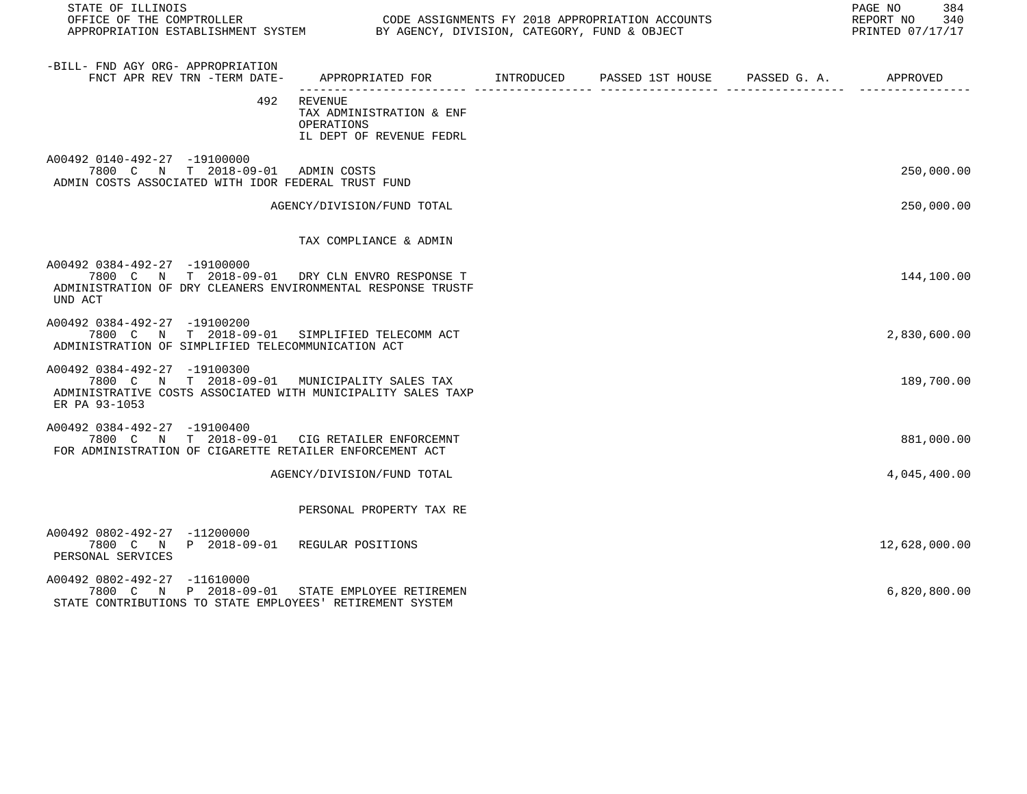STATE OF ILLINOIS
OFFICE OF THE COMPTROLLER — CODE ASSIGNMENTS FY 2018 APPROPRIATION ACCOUNTS
APPROPRIATION ESTABLISHMENT SYSTEM — BY AGENCY, DIVISION, CATEGORY, FUND & OBJECT

| -BILL- FND AGY ORG- APPROPRIATION FNCT APR REV TRN -TERM DATE- | APPROPRIATED FOR | INTRODUCED | PASSED 1ST HOUSE | PASSED G. A. | APPROVED |
|---|---|---|---|---|---|
| 492 | REVENUE<br>TAX ADMINISTRATION & ENF<br>OPERATIONS<br>IL DEPT OF REVENUE FEDRL | | | | |
| A00492 0140-492-27 -19100000<br>7800 C N T 2018-09-01 | ADMIN COSTS | | | | 250,000.00 |
| ADMIN COSTS ASSOCIATED WITH IDOR FEDERAL TRUST FUND | | | | | |
| | AGENCY/DIVISION/FUND TOTAL | | | | 250,000.00 |
| | TAX COMPLIANCE & ADMIN | | | | |
| A00492 0384-492-27 -19100000<br>7800 C N T 2018-09-01 | DRY CLN ENVRO RESPONSE T | | | | 144,100.00 |
| ADMINISTRATION OF DRY CLEANERS ENVIRONMENTAL RESPONSE TRUSTF UND ACT | | | | | |
| A00492 0384-492-27 -19100200<br>7800 C N T 2018-09-01 | SIMPLIFIED TELECOMM ACT | | | | 2,830,600.00 |
| ADMINISTRATION OF SIMPLIFIED TELECOMMUNICATION ACT | | | | | |
| A00492 0384-492-27 -19100300<br>7800 C N T 2018-09-01 | MUNICIPALITY SALES TAX | | | | 189,700.00 |
| ADMINISTRATIVE COSTS ASSOCIATED WITH MUNICIPALITY SALES TAXP ER PA 93-1053 | | | | | |
| A00492 0384-492-27 -19100400<br>7800 C N T 2018-09-01 | CIG RETAILER ENFORCEMNT | | | | 881,000.00 |
| FOR ADMINISTRATION OF CIGARETTE RETAILER ENFORCEMENT ACT | | | | | |
| | AGENCY/DIVISION/FUND TOTAL | | | | 4,045,400.00 |
| | PERSONAL PROPERTY TAX RE | | | | |
| A00492 0802-492-27 -11200000<br>7800 C N P 2018-09-01 | REGULAR POSITIONS | | | | 12,628,000.00 |
| PERSONAL SERVICES | | | | | |
| A00492 0802-492-27 -11610000<br>7800 C N P 2018-09-01 | STATE EMPLOYEE RETIREMEN | | | | 6,820,800.00 |
| STATE CONTRIBUTIONS TO STATE EMPLOYEES' RETIREMENT SYSTEM | | | | | |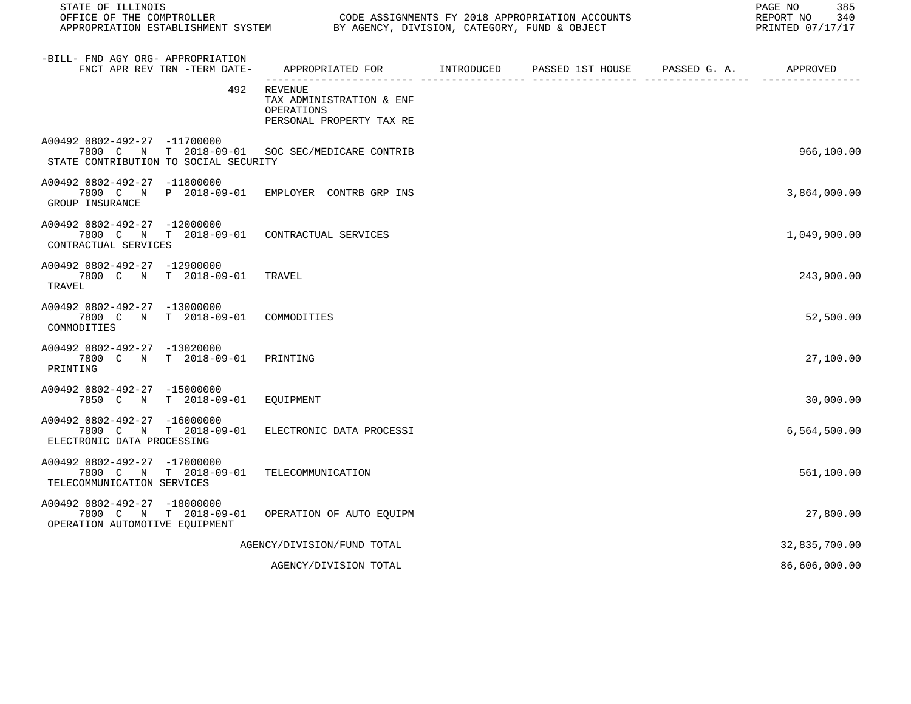| -BILL- FND AGY ORG- APPROPRIATION FNCT APR REV TRN -TERM DATE- | APPROPRIATED FOR | INTRODUCED | PASSED 1ST HOUSE | PASSED G. A. | APPROVED |
|---|---|---|---|---|---|
| 492 | REVENUE<br>TAX ADMINISTRATION & ENF<br>OPERATIONS<br>PERSONAL PROPERTY TAX RE | | | | |
| A00492 0802-492-27 -11700000<br>7800 C N T 2018-09-01<br>STATE CONTRIBUTION TO SOCIAL SECURITY | SOC SEC/MEDICARE CONTRIB | | | | 966,100.00 |
| A00492 0802-492-27 -11800000<br>7800 C N P 2018-09-01<br>GROUP INSURANCE | EMPLOYER CONTRB GRP INS | | | | 3,864,000.00 |
| A00492 0802-492-27 -12000000<br>7800 C N T 2018-09-01<br>CONTRACTUAL SERVICES | CONTRACTUAL SERVICES | | | | 1,049,900.00 |
| A00492 0802-492-27 -12900000<br>7800 C N T 2018-09-01<br>TRAVEL | TRAVEL | | | | 243,900.00 |
| A00492 0802-492-27 -13000000<br>7800 C N T 2018-09-01<br>COMMODITIES | COMMODITIES | | | | 52,500.00 |
| A00492 0802-492-27 -13020000<br>7800 C N T 2018-09-01<br>PRINTING | PRINTING | | | | 27,100.00 |
| A00492 0802-492-27 -15000000<br>7850 C N T 2018-09-01 | EQUIPMENT | | | | 30,000.00 |
| A00492 0802-492-27 -16000000<br>7800 C N T 2018-09-01<br>ELECTRONIC DATA PROCESSING | ELECTRONIC DATA PROCESSI | | | | 6,564,500.00 |
| A00492 0802-492-27 -17000000<br>7800 C N T 2018-09-01<br>TELECOMMUNICATION SERVICES | TELECOMMUNICATION | | | | 561,100.00 |
| A00492 0802-492-27 -18000000<br>7800 C N T 2018-09-01<br>OPERATION AUTOMOTIVE EQUIPMENT | OPERATION OF AUTO EQUIPM | | | | 27,800.00 |
| | AGENCY/DIVISION/FUND TOTAL | | | | 32,835,700.00 |
| | AGENCY/DIVISION TOTAL | | | | 86,606,000.00 |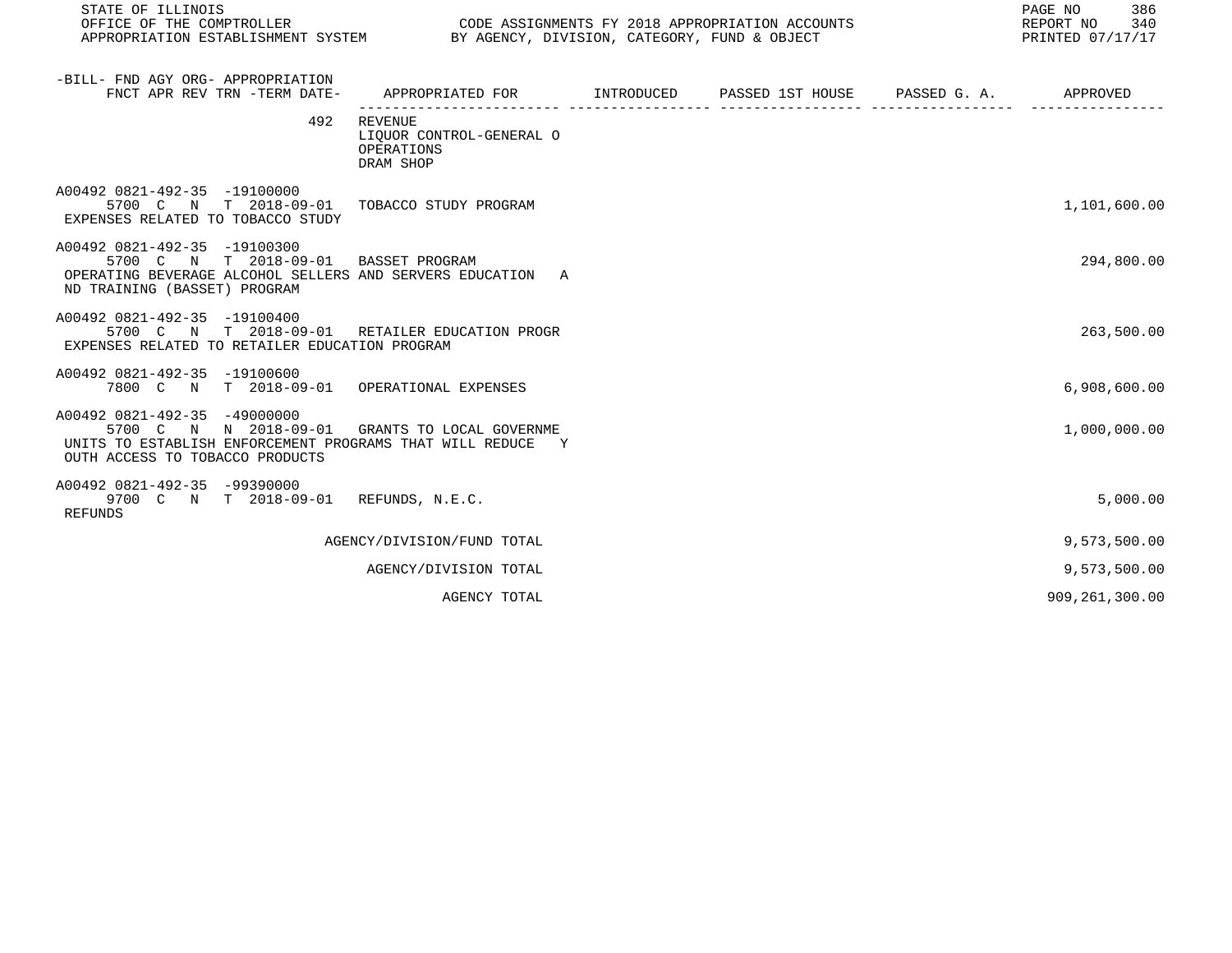| -BILL- FND AGY ORG- APPROPRIATION FNCT APR REV TRN -TERM DATE- | APPROPRIATED FOR | INTRODUCED | PASSED 1ST HOUSE | PASSED G. A. | APPROVED |
|---|---|---|---|---|---|
| 492 | REVENUE LIQUOR CONTROL-GENERAL O OPERATIONS DRAM SHOP | | | | |
| A00492 0821-492-35 -19100000 5700 C N T 2018-09-01 EXPENSES RELATED TO TOBACCO STUDY | TOBACCO STUDY PROGRAM | | | | 1,101,600.00 |
| A00492 0821-492-35 -19100300 5700 C N T 2018-09-01 OPERATING BEVERAGE ALCOHOL SELLERS AND SERVERS EDUCATION A ND TRAINING (BASSET) PROGRAM | BASSET PROGRAM | | | | 294,800.00 |
| A00492 0821-492-35 -19100400 5700 C N T 2018-09-01 EXPENSES RELATED TO RETAILER EDUCATION PROGRAM | RETAILER EDUCATION PROGR | | | | 263,500.00 |
| A00492 0821-492-35 -19100600 7800 C N T 2018-09-01 | OPERATIONAL EXPENSES | | | | 6,908,600.00 |
| A00492 0821-492-35 -49000000 5700 C N N 2018-09-01 UNITS TO ESTABLISH ENFORCEMENT PROGRAMS THAT WILL REDUCE Y OUTH ACCESS TO TOBACCO PRODUCTS | GRANTS TO LOCAL GOVERNME | | | | 1,000,000.00 |
| A00492 0821-492-35 -99390000 9700 C N T 2018-09-01 REFUNDS | REFUNDS, N.E.C. | | | | 5,000.00 |
| | AGENCY/DIVISION/FUND TOTAL | | | | 9,573,500.00 |
| | AGENCY/DIVISION TOTAL | | | | 9,573,500.00 |
| | AGENCY TOTAL | | | | 909,261,300.00 |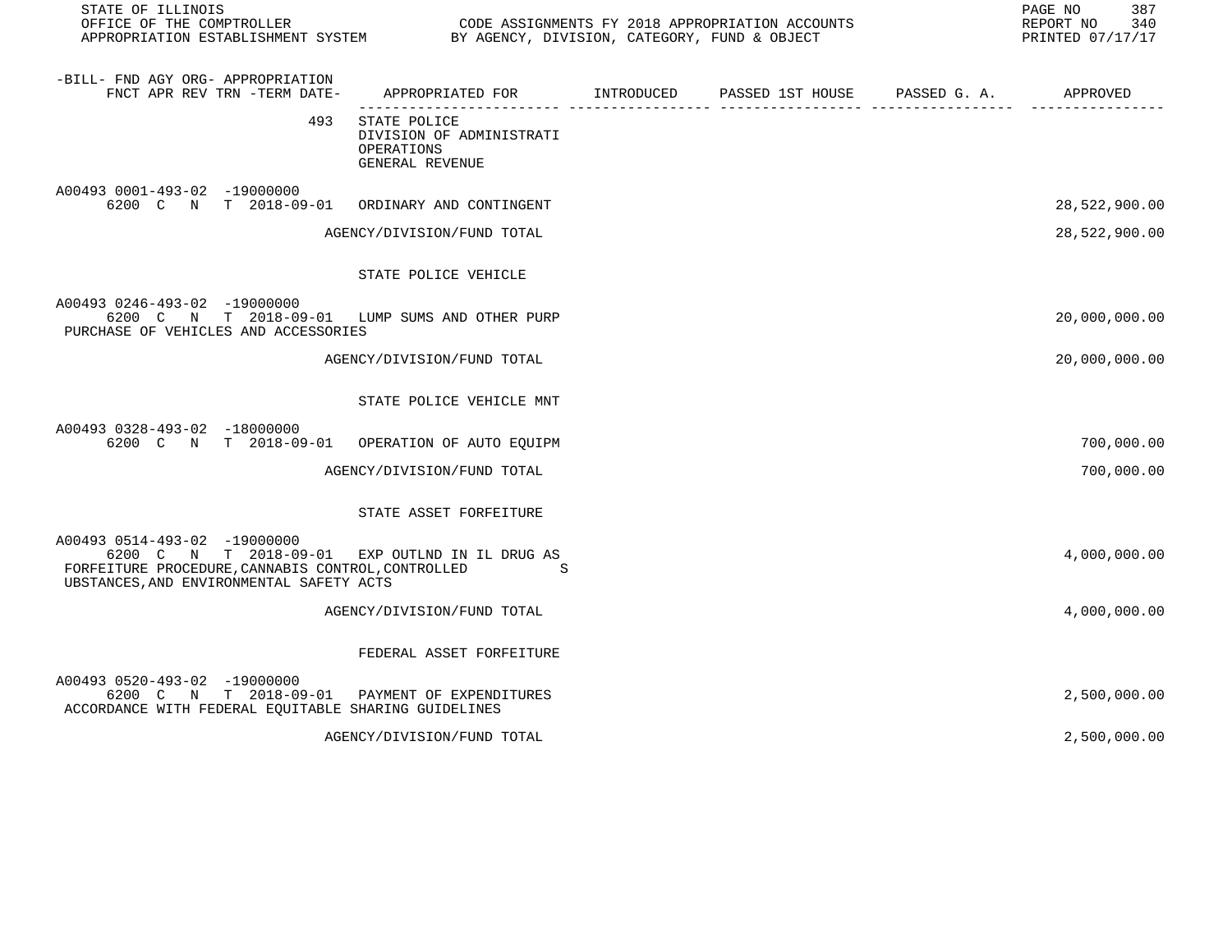STATE OF ILLINOIS
OFFICE OF THE COMPTROLLER
APPROPRIATION ESTABLISHMENT SYSTEM

CODE ASSIGNMENTS FY 2018 APPROPRIATION ACCOUNTS
BY AGENCY, DIVISION, CATEGORY, FUND & OBJECT

REPORT NO 340
PRINTED 07/17/17

| -BILL- FND AGY ORG- APPROPRIATION FNCT APR REV TRN -TERM DATE- | APPROPRIATED FOR | INTRODUCED | PASSED 1ST HOUSE | PASSED G. A. | APPROVED |
|---|---|---|---|---|---|
| 493 | STATE POLICE DIVISION OF ADMINISTRATI OPERATIONS GENERAL REVENUE | | | | |
| A00493 0001-493-02 -19000000 6200 C N T 2018-09-01 | ORDINARY AND CONTINGENT | | | | 28,522,900.00 |
| | AGENCY/DIVISION/FUND TOTAL | | | | 28,522,900.00 |
| | STATE POLICE VEHICLE | | | | |
| A00493 0246-493-02 -19000000 6200 C N T 2018-09-01 | LUMP SUMS AND OTHER PURP | | | | 20,000,000.00 |
| PURCHASE OF VEHICLES AND ACCESSORIES | | | | | |
| | AGENCY/DIVISION/FUND TOTAL | | | | 20,000,000.00 |
| | STATE POLICE VEHICLE MNT | | | | |
| A00493 0328-493-02 -18000000 6200 C N T 2018-09-01 | OPERATION OF AUTO EQUIPM | | | | 700,000.00 |
| | AGENCY/DIVISION/FUND TOTAL | | | | 700,000.00 |
| | STATE ASSET FORFEITURE | | | | |
| A00493 0514-493-02 -19000000 6200 C N T 2018-09-01 | EXP OUTLND IN IL DRUG AS | | | | 4,000,000.00 |
| FORFEITURE PROCEDURE,CANNABIS CONTROL,CONTROLLED S UBSTANCES,AND ENVIRONMENTAL SAFETY ACTS | | | | | |
| | AGENCY/DIVISION/FUND TOTAL | | | | 4,000,000.00 |
| | FEDERAL ASSET FORFEITURE | | | | |
| A00493 0520-493-02 -19000000 6200 C N T 2018-09-01 | PAYMENT OF EXPENDITURES | | | | 2,500,000.00 |
| ACCORDANCE WITH FEDERAL EQUITABLE SHARING GUIDELINES | | | | | |
| | AGENCY/DIVISION/FUND TOTAL | | | | 2,500,000.00 |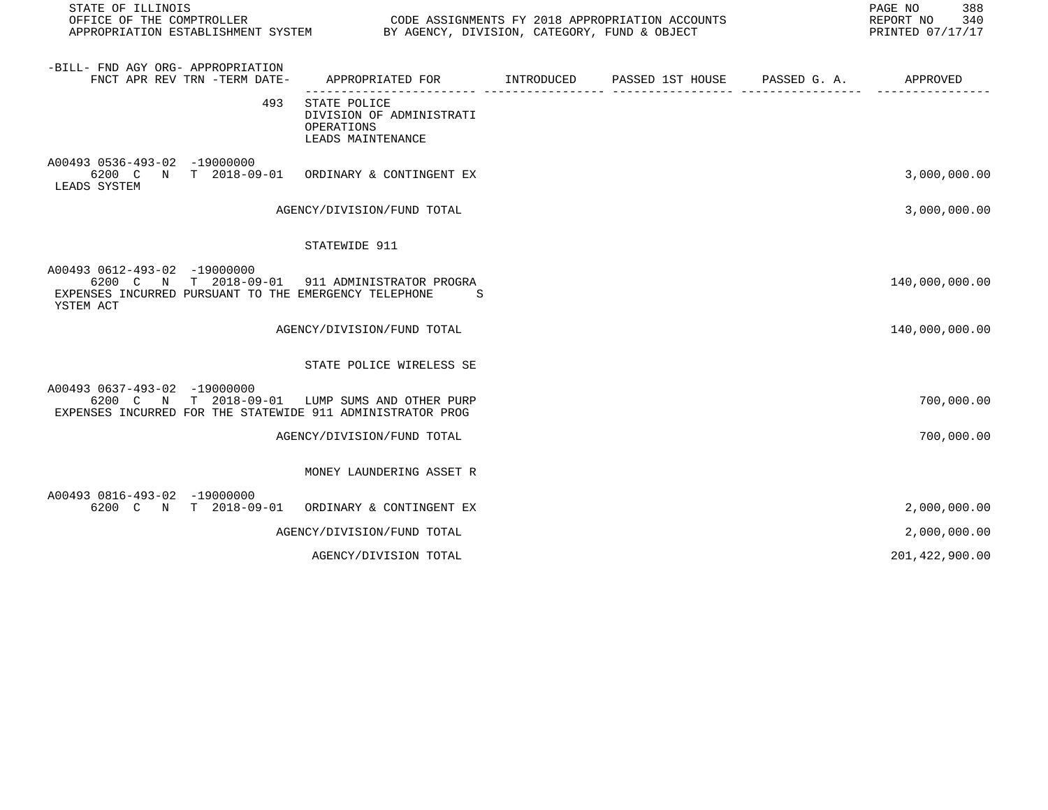| -BILL- FND AGY ORG- APPROPRIATION FNCT APR REV TRN -TERM DATE- | APPROPRIATED FOR | INTRODUCED | PASSED 1ST HOUSE | PASSED G. A. | APPROVED |
|---|---|---|---|---|---|
| 493 | STATE POLICE<br>DIVISION OF ADMINISTRATI<br>OPERATIONS<br>LEADS MAINTENANCE | | | | |
| A00493 0536-493-02 -19000000<br>6200 C N T 2018-09-01<br>LEADS SYSTEM | ORDINARY & CONTINGENT EX | | | | 3,000,000.00 |
| | AGENCY/DIVISION/FUND TOTAL | | | | 3,000,000.00 |
| | STATEWIDE 911 | | | | |
| A00493 0612-493-02 -19000000<br>6200 C N T 2018-09-01<br>EXPENSES INCURRED PURSUANT TO THE EMERGENCY TELEPHONE S YSTEM ACT | 911 ADMINISTRATOR PROGRA | | | | 140,000,000.00 |
| | AGENCY/DIVISION/FUND TOTAL | | | | 140,000,000.00 |
| | STATE POLICE WIRELESS SE | | | | |
| A00493 0637-493-02 -19000000<br>6200 C N T 2018-09-01<br>EXPENSES INCURRED FOR THE STATEWIDE 911 ADMINISTRATOR PROG | LUMP SUMS AND OTHER PURP | | | | 700,000.00 |
| | AGENCY/DIVISION/FUND TOTAL | | | | 700,000.00 |
| | MONEY LAUNDERING ASSET R | | | | |
| A00493 0816-493-02 -19000000<br>6200 C N T 2018-09-01 | ORDINARY & CONTINGENT EX | | | | 2,000,000.00 |
| | AGENCY/DIVISION/FUND TOTAL | | | | 2,000,000.00 |
| | AGENCY/DIVISION TOTAL | | | | 201,422,900.00 |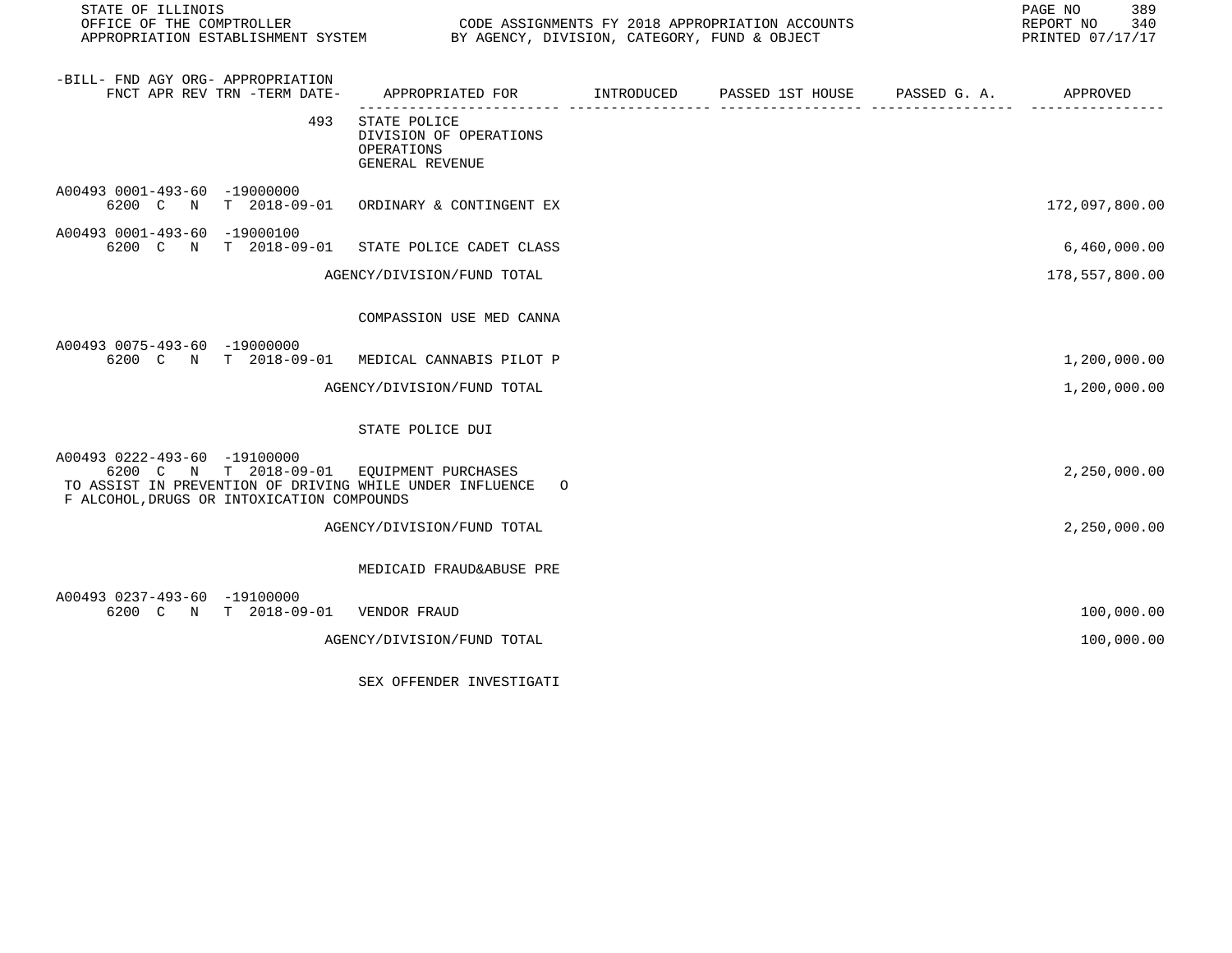| -BILL- FND AGY ORG- APPROPRIATION FNCT APR REV TRN -TERM DATE- | APPROPRIATED FOR | INTRODUCED | PASSED 1ST HOUSE | PASSED G. A. | APPROVED |
|---|---|---|---|---|---|
| 493 | STATE POLICE<br>DIVISION OF OPERATIONS<br>OPERATIONS<br>GENERAL REVENUE | | | | |
| A00493 0001-493-60 -19000000<br>6200 C N T 2018-09-01 | ORDINARY & CONTINGENT EX | | | | 172,097,800.00 |
| A00493 0001-493-60 -19000100<br>6200 C N T 2018-09-01 | STATE POLICE CADET CLASS | | | | 6,460,000.00 |
| | AGENCY/DIVISION/FUND TOTAL | | | | 178,557,800.00 |
| | COMPASSION USE MED CANNA | | | | |
| A00493 0075-493-60 -19000000<br>6200 C N T 2018-09-01 | MEDICAL CANNABIS PILOT P | | | | 1,200,000.00 |
| | AGENCY/DIVISION/FUND TOTAL | | | | 1,200,000.00 |
| | STATE POLICE DUI | | | | |
| A00493 0222-493-60 -19100000<br>6200 C N T 2018-09-01 | EQUIPMENT PURCHASES | | | | 2,250,000.00 |
| TO ASSIST IN PREVENTION OF DRIVING WHILE UNDER INFLUENCE O<br>F ALCOHOL,DRUGS OR INTOXICATION COMPOUNDS | | | | | |
| | AGENCY/DIVISION/FUND TOTAL | | | | 2,250,000.00 |
| | MEDICAID FRAUD&ABUSE PRE | | | | |
| A00493 0237-493-60 -19100000<br>6200 C N T 2018-09-01 | VENDOR FRAUD | | | | 100,000.00 |
| | AGENCY/DIVISION/FUND TOTAL | | | | 100,000.00 |
| | SEX OFFENDER INVESTIGATI | | | | |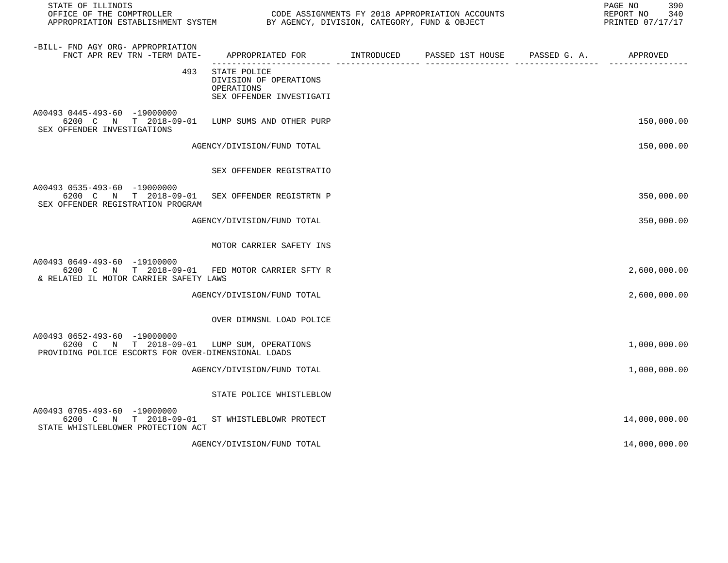STATE OF ILLINOIS
OFFICE OF THE COMPTROLLER
APPROPRIATION ESTABLISHMENT SYSTEM

CODE ASSIGNMENTS FY 2018 APPROPRIATION ACCOUNTS
BY AGENCY, DIVISION, CATEGORY, FUND & OBJECT

REPORT NO 340
PRINTED 07/17/17

| -BILL- FND AGY ORG- APPROPRIATION FNCT APR REV TRN -TERM DATE- | APPROPRIATED FOR | INTRODUCED | PASSED 1ST HOUSE | PASSED G. A. | APPROVED |
|---|---|---|---|---|---|
| 493 | STATE POLICE<br>DIVISION OF OPERATIONS<br>OPERATIONS<br>SEX OFFENDER INVESTIGATI | | | | |
| A00493 0445-493-60 -19000000<br>6200 C N T 2018-09-01<br>SEX OFFENDER INVESTIGATIONS | LUMP SUMS AND OTHER PURP | | | | 150,000.00 |
| | AGENCY/DIVISION/FUND TOTAL | | | | 150,000.00 |
| | SEX OFFENDER REGISTRATIO | | | | |
| A00493 0535-493-60 -19000000<br>6200 C N T 2018-09-01<br>SEX OFFENDER REGISTRATION PROGRAM | SEX OFFENDER REGISTRTN P | | | | 350,000.00 |
| | AGENCY/DIVISION/FUND TOTAL | | | | 350,000.00 |
| | MOTOR CARRIER SAFETY INS | | | | |
| A00493 0649-493-60 -19100000<br>6200 C N T 2018-09-01<br>& RELATED IL MOTOR CARRIER SAFETY LAWS | FED MOTOR CARRIER SFTY R | | | | 2,600,000.00 |
| | AGENCY/DIVISION/FUND TOTAL | | | | 2,600,000.00 |
| | OVER DIMNSNL LOAD POLICE | | | | |
| A00493 0652-493-60 -19000000<br>6200 C N T 2018-09-01<br>PROVIDING POLICE ESCORTS FOR OVER-DIMENSIONAL LOADS | LUMP SUM, OPERATIONS | | | | 1,000,000.00 |
| | AGENCY/DIVISION/FUND TOTAL | | | | 1,000,000.00 |
| | STATE POLICE WHISTLEBLOW | | | | |
| A00493 0705-493-60 -19000000<br>6200 C N T 2018-09-01<br>STATE WHISTLEBLOWER PROTECTION ACT | ST WHISTLEBLOWR PROTECT | | | | 14,000,000.00 |
| | AGENCY/DIVISION/FUND TOTAL | | | | 14,000,000.00 |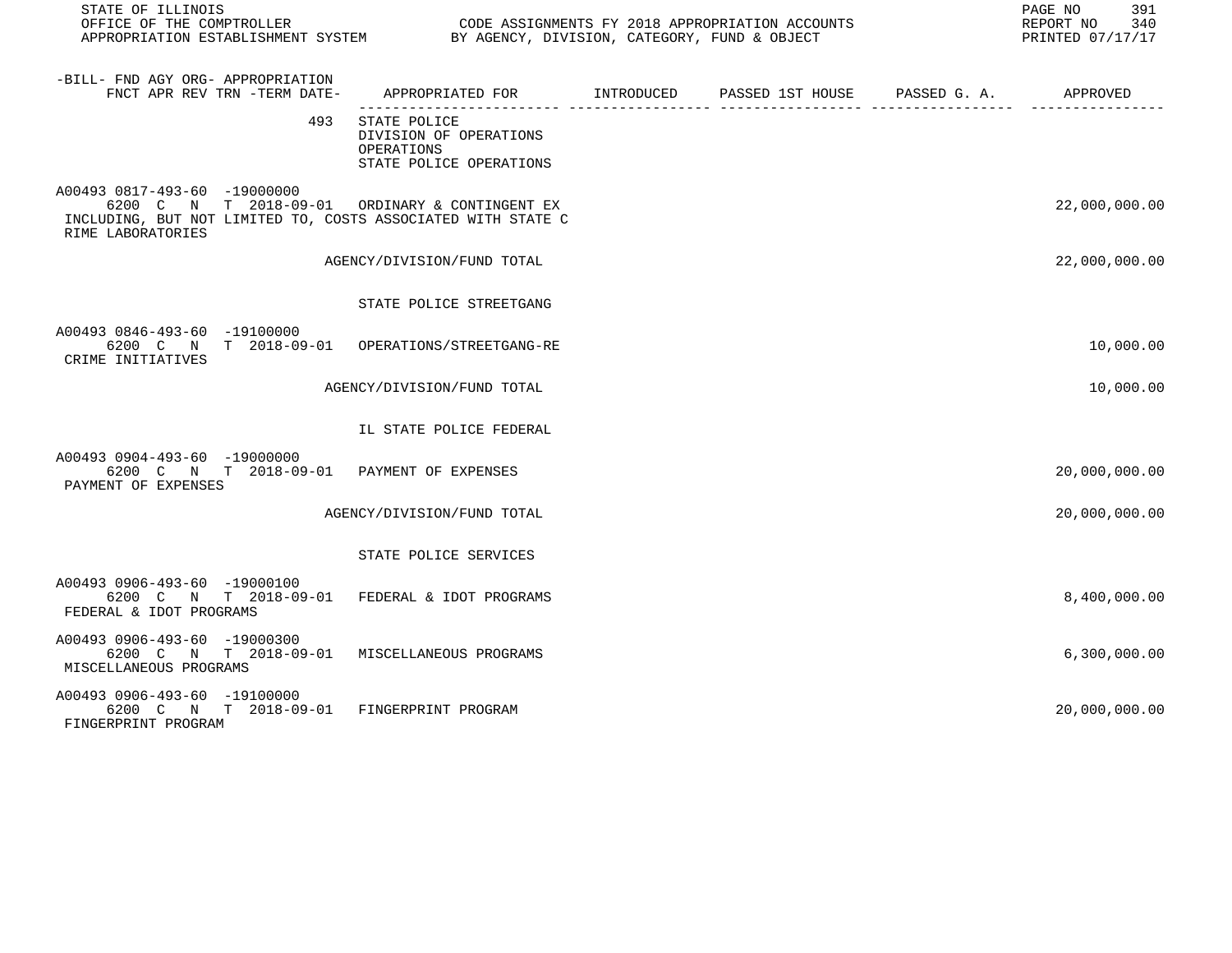STATE OF ILLINOIS
OFFICE OF THE COMPTROLLER
APPROPRIATION ESTABLISHMENT SYSTEM

CODE ASSIGNMENTS FY 2018 APPROPRIATION ACCOUNTS
BY AGENCY, DIVISION, CATEGORY, FUND & OBJECT

REPORT NO 340
PRINTED 07/17/17

| -BILL- FND AGY ORG- APPROPRIATION FNCT APR REV TRN -TERM DATE- | APPROPRIATED FOR | INTRODUCED | PASSED 1ST HOUSE | PASSED G. A. | APPROVED |
|---|---|---|---|---|---|
| 493 | STATE POLICE<br>DIVISION OF OPERATIONS<br>OPERATIONS<br>STATE POLICE OPERATIONS | | | | |
| A00493 0817-493-60 -19000000<br>6200 C N T 2018-09-01 | ORDINARY & CONTINGENT EX | | | | 22,000,000.00 |
| INCLUDING, BUT NOT LIMITED TO, COSTS ASSOCIATED WITH STATE CRIME LABORATORIES | | | | | |
| | AGENCY/DIVISION/FUND TOTAL | | | | 22,000,000.00 |
| | STATE POLICE STREETGANG | | | | |
| A00493 0846-493-60 -19100000<br>6200 C N T 2018-09-01 | OPERATIONS/STREETGANG-RE | | | | 10,000.00 |
| CRIME INITIATIVES | | | | | |
| | AGENCY/DIVISION/FUND TOTAL | | | | 10,000.00 |
| | IL STATE POLICE FEDERAL | | | | |
| A00493 0904-493-60 -19000000<br>6200 C N T 2018-09-01 | PAYMENT OF EXPENSES | | | | 20,000,000.00 |
| PAYMENT OF EXPENSES | | | | | |
| | AGENCY/DIVISION/FUND TOTAL | | | | 20,000,000.00 |
| | STATE POLICE SERVICES | | | | |
| A00493 0906-493-60 -19000100<br>6200 C N T 2018-09-01 | FEDERAL & IDOT PROGRAMS | | | | 8,400,000.00 |
| FEDERAL & IDOT PROGRAMS | | | | | |
| A00493 0906-493-60 -19000300<br>6200 C N T 2018-09-01 | MISCELLANEOUS PROGRAMS | | | | 6,300,000.00 |
| MISCELLANEOUS PROGRAMS | | | | | |
| A00493 0906-493-60 -19100000<br>6200 C N T 2018-09-01 | FINGERPRINT PROGRAM | | | | 20,000,000.00 |
| FINGERPRINT PROGRAM | | | | | |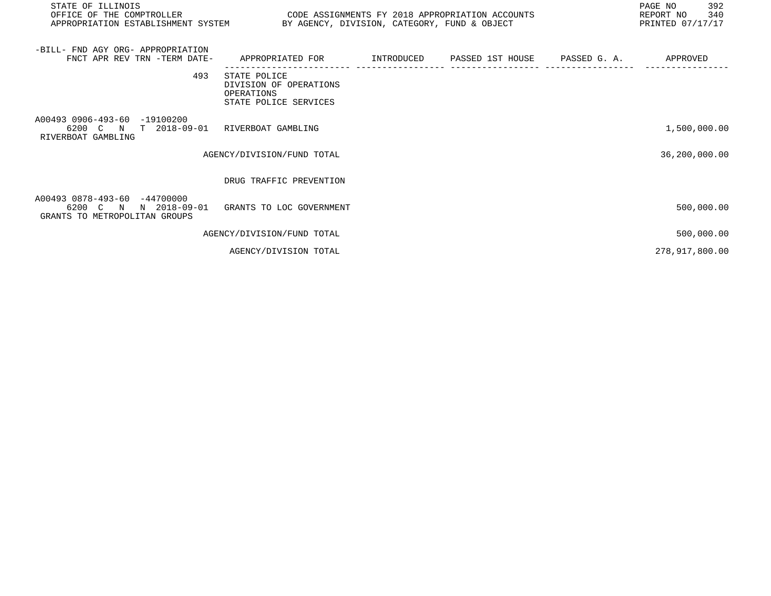| -BILL- FND AGY ORG- APPROPRIATION<br>FNCT APR REV TRN -TERM DATE- | APPROPRIATED FOR | INTRODUCED | PASSED 1ST HOUSE | PASSED G. A. | APPROVED |
|---|---|---|---|---|---|
| 493 | STATE POLICE<br>DIVISION OF OPERATIONS<br>OPERATIONS<br>STATE POLICE SERVICES | | | | |
| A00493 0906-493-60 -19100200<br>6200 C N T 2018-09-01<br>RIVERBOAT GAMBLING | RIVERBOAT GAMBLING | | | | 1,500,000.00 |
| | AGENCY/DIVISION/FUND TOTAL | | | | 36,200,000.00 |
| | DRUG TRAFFIC PREVENTION | | | | |
| A00493 0878-493-60 -44700000<br>6200 C N N 2018-09-01<br>GRANTS TO METROPOLITAN GROUPS | GRANTS TO LOC GOVERNMENT | | | | 500,000.00 |
| | AGENCY/DIVISION/FUND TOTAL | | | | 500,000.00 |
| | AGENCY/DIVISION TOTAL | | | | 278,917,800.00 |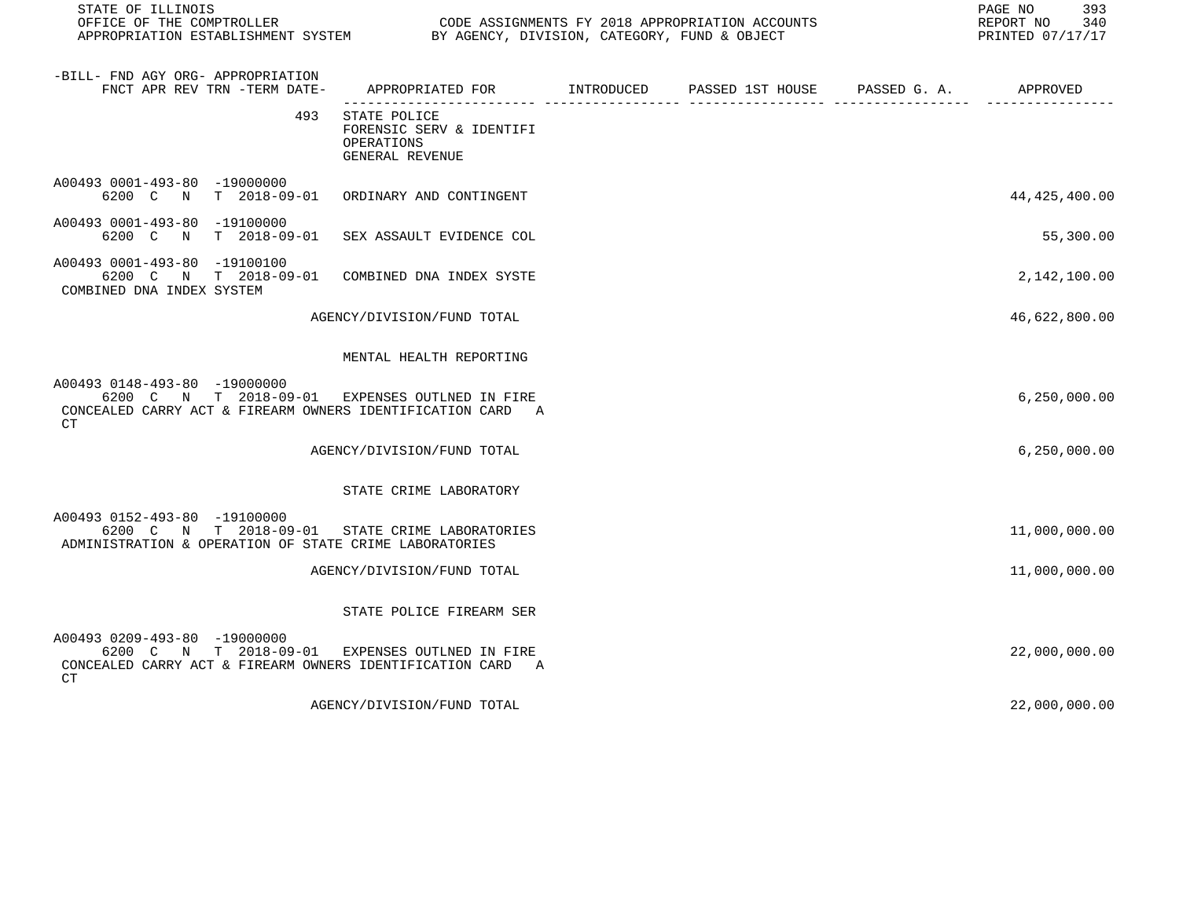| -BILL- FND AGY ORG- APPROPRIATION FNCT APR REV TRN -TERM DATE- | APPROPRIATED FOR | INTRODUCED | PASSED 1ST HOUSE | PASSED G. A. | APPROVED |
|---|---|---|---|---|---|
| 493 | STATE POLICE<br>FORENSIC SERV & IDENTIFI<br>OPERATIONS<br>GENERAL REVENUE | | | | |
| A00493 0001-493-80 -19000000<br>6200 C N T 2018-09-01 | ORDINARY AND CONTINGENT | | | | 44,425,400.00 |
| A00493 0001-493-80 -19100000<br>6200 C N T 2018-09-01 | SEX ASSAULT EVIDENCE COL | | | | 55,300.00 |
| A00493 0001-493-80 -19100100<br>6200 C N T 2018-09-01<br>COMBINED DNA INDEX SYSTEM | COMBINED DNA INDEX SYSTE | | | | 2,142,100.00 |
| | AGENCY/DIVISION/FUND TOTAL | | | | 46,622,800.00 |
| | MENTAL HEALTH REPORTING | | | | |
| A00493 0148-493-80 -19000000<br>6200 C N T 2018-09-01<br>CONCEALED CARRY ACT & FIREARM OWNERS IDENTIFICATION CARD ACT | EXPENSES OUTLNED IN FIRE | | | | 6,250,000.00 |
| | AGENCY/DIVISION/FUND TOTAL | | | | 6,250,000.00 |
| | STATE CRIME LABORATORY | | | | |
| A00493 0152-493-80 -19100000<br>6200 C N T 2018-09-01<br>ADMINISTRATION & OPERATION OF STATE CRIME LABORATORIES | STATE CRIME LABORATORIES | | | | 11,000,000.00 |
| | AGENCY/DIVISION/FUND TOTAL | | | | 11,000,000.00 |
| | STATE POLICE FIREARM SER | | | | |
| A00493 0209-493-80 -19000000<br>6200 C N T 2018-09-01<br>CONCEALED CARRY ACT & FIREARM OWNERS IDENTIFICATION CARD ACT | EXPENSES OUTLNED IN FIRE | | | | 22,000,000.00 |
| | AGENCY/DIVISION/FUND TOTAL | | | | 22,000,000.00 |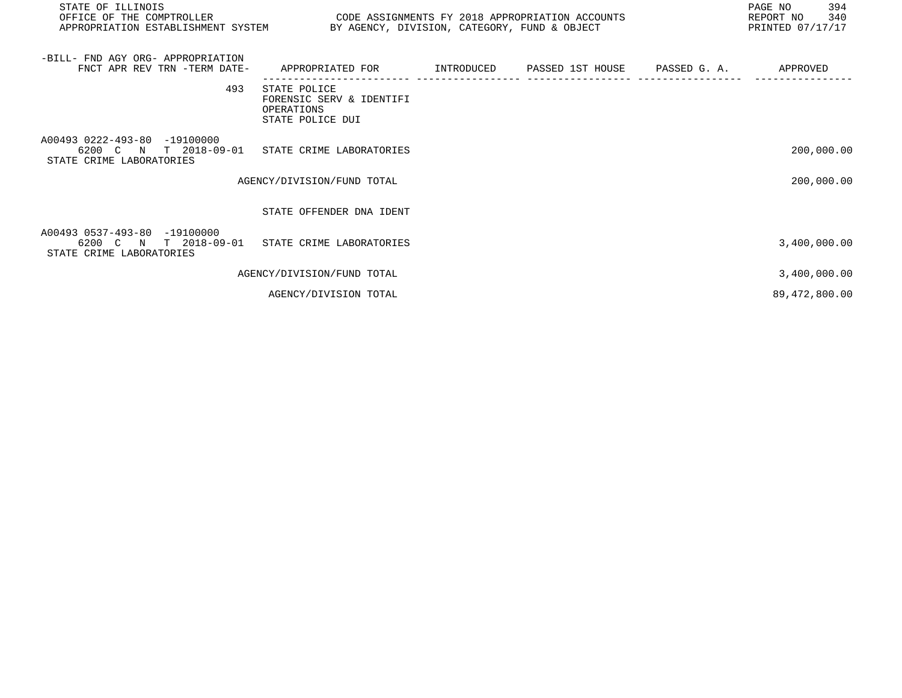| -BILL- FND AGY ORG- APPROPRIATION FNCT APR REV TRN -TERM DATE- | APPROPRIATED FOR | INTRODUCED | PASSED 1ST HOUSE | PASSED G. A. | APPROVED |
|---|---|---|---|---|---|
| 493 | STATE POLICE<br>FORENSIC SERV & IDENTIFI<br>OPERATIONS<br>STATE POLICE DUI | | | | |
| A00493 0222-493-80 -19100000<br>6200 C N T 2018-09-01<br>STATE CRIME LABORATORIES | STATE CRIME LABORATORIES | | | | 200,000.00 |
| | AGENCY/DIVISION/FUND TOTAL | | | | 200,000.00 |
| | STATE OFFENDER DNA IDENT | | | | |
| A00493 0537-493-80 -19100000<br>6200 C N T 2018-09-01<br>STATE CRIME LABORATORIES | STATE CRIME LABORATORIES | | | | 3,400,000.00 |
| | AGENCY/DIVISION/FUND TOTAL | | | | 3,400,000.00 |
| | AGENCY/DIVISION TOTAL | | | | 89,472,800.00 |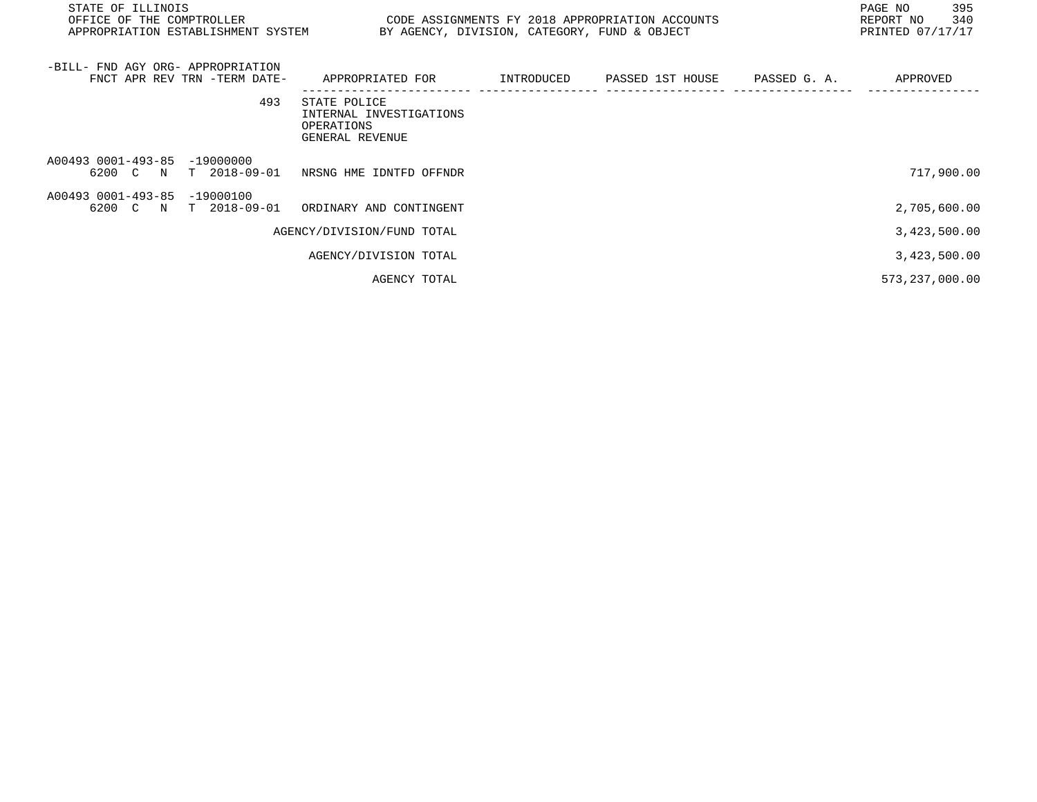STATE OF ILLINOIS
OFFICE OF THE COMPTROLLER
APPROPRIATION ESTABLISHMENT SYSTEM

CODE ASSIGNMENTS FY 2018 APPROPRIATION ACCOUNTS
BY AGENCY, DIVISION, CATEGORY, FUND & OBJECT

REPORT NO 340
PRINTED 07/17/17

| -BILL- FND AGY ORG- APPROPRIATION FNCT APR REV TRN -TERM DATE- | APPROPRIATED FOR | INTRODUCED | PASSED 1ST HOUSE | PASSED G. A. | APPROVED |
|---|---|---|---|---|---|
| 493 | STATE POLICE<br>INTERNAL INVESTIGATIONS<br>OPERATIONS<br>GENERAL REVENUE | | | | |
| A00493 0001-493-85 -19000000<br>6200 C N T 2018-09-01 | NRSNG HME IDNTFD OFFNDR | | | | 717,900.00 |
| A00493 0001-493-85 -19000100<br>6200 C N T 2018-09-01 | ORDINARY AND CONTINGENT | | | | 2,705,600.00 |
| | AGENCY/DIVISION/FUND TOTAL | | | | 3,423,500.00 |
| | AGENCY/DIVISION TOTAL | | | | 3,423,500.00 |
| | AGENCY TOTAL | | | | 573,237,000.00 |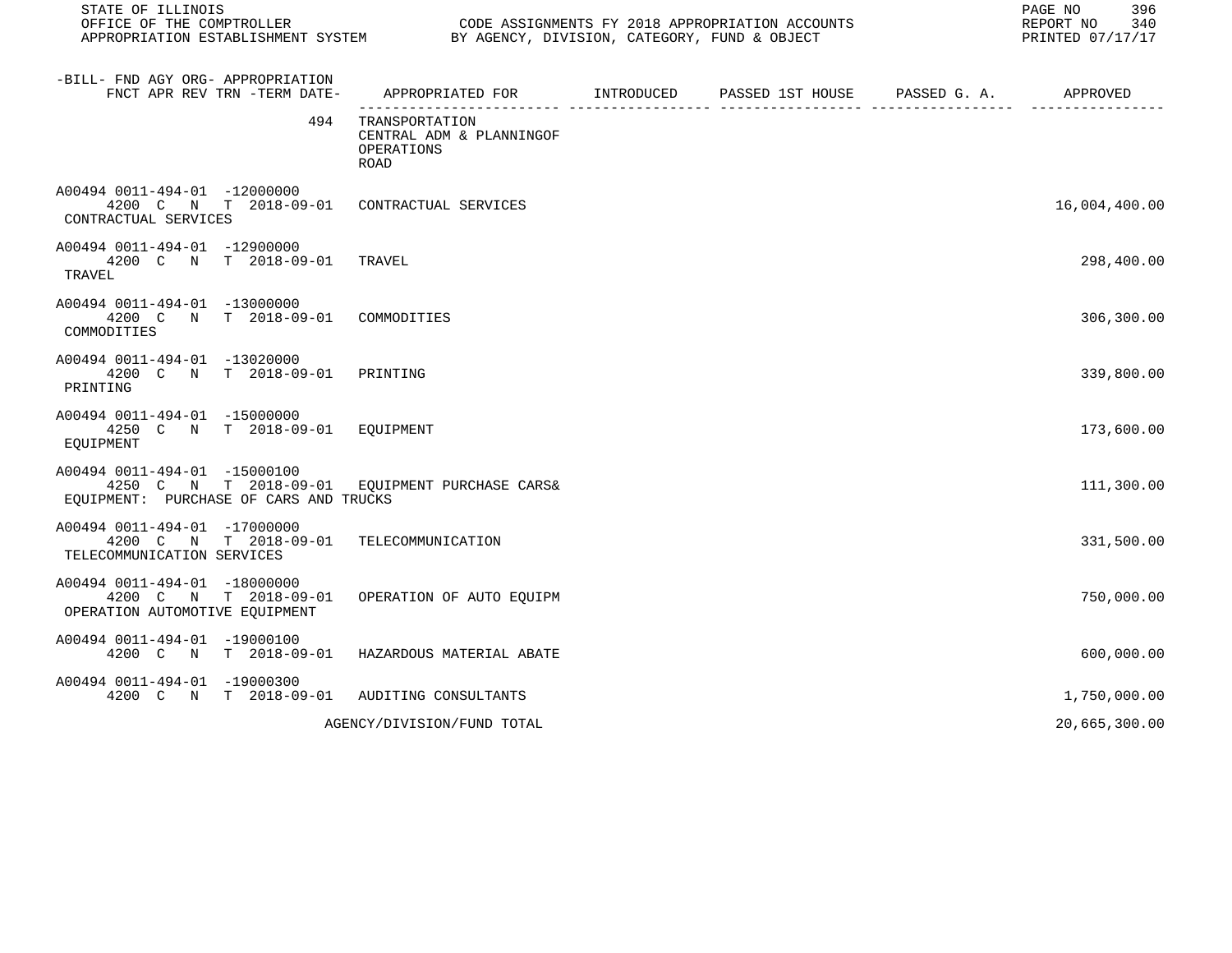| -BILL- FND AGY ORG- APPROPRIATION<br>FNCT APR REV TRN -TERM DATE- | APPROPRIATED FOR | INTRODUCED | PASSED 1ST HOUSE | PASSED G. A. | APPROVED |
|---|---|---|---|---|---|
| 494 | TRANSPORTATION<br>CENTRAL ADM & PLANNINGOF<br>OPERATIONS<br>ROAD | | | | |
| A00494 0011-494-01 -12000000<br>4200 C N T 2018-09-01<br>CONTRACTUAL SERVICES | CONTRACTUAL SERVICES | | | | 16,004,400.00 |
| A00494 0011-494-01 -12900000<br>4200 C N T 2018-09-01<br>TRAVEL | TRAVEL | | | | 298,400.00 |
| A00494 0011-494-01 -13000000<br>4200 C N T 2018-09-01<br>COMMODITIES | COMMODITIES | | | | 306,300.00 |
| A00494 0011-494-01 -13020000<br>4200 C N T 2018-09-01<br>PRINTING | PRINTING | | | | 339,800.00 |
| A00494 0011-494-01 -15000000<br>4250 C N T 2018-09-01<br>EQUIPMENT | EQUIPMENT | | | | 173,600.00 |
| A00494 0011-494-01 -15000100<br>4250 C N T 2018-09-01<br>EQUIPMENT: PURCHASE OF CARS AND TRUCKS | EQUIPMENT PURCHASE CARS& | | | | 111,300.00 |
| A00494 0011-494-01 -17000000<br>4200 C N T 2018-09-01<br>TELECOMMUNICATION SERVICES | TELECOMMUNICATION | | | | 331,500.00 |
| A00494 0011-494-01 -18000000<br>4200 C N T 2018-09-01<br>OPERATION AUTOMOTIVE EQUIPMENT | OPERATION OF AUTO EQUIPM | | | | 750,000.00 |
| A00494 0011-494-01 -19000100<br>4200 C N T 2018-09-01 | HAZARDOUS MATERIAL ABATE | | | | 600,000.00 |
| A00494 0011-494-01 -19000300<br>4200 C N T 2018-09-01 | AUDITING CONSULTANTS | | | | 1,750,000.00 |
| | AGENCY/DIVISION/FUND TOTAL | | | | 20,665,300.00 |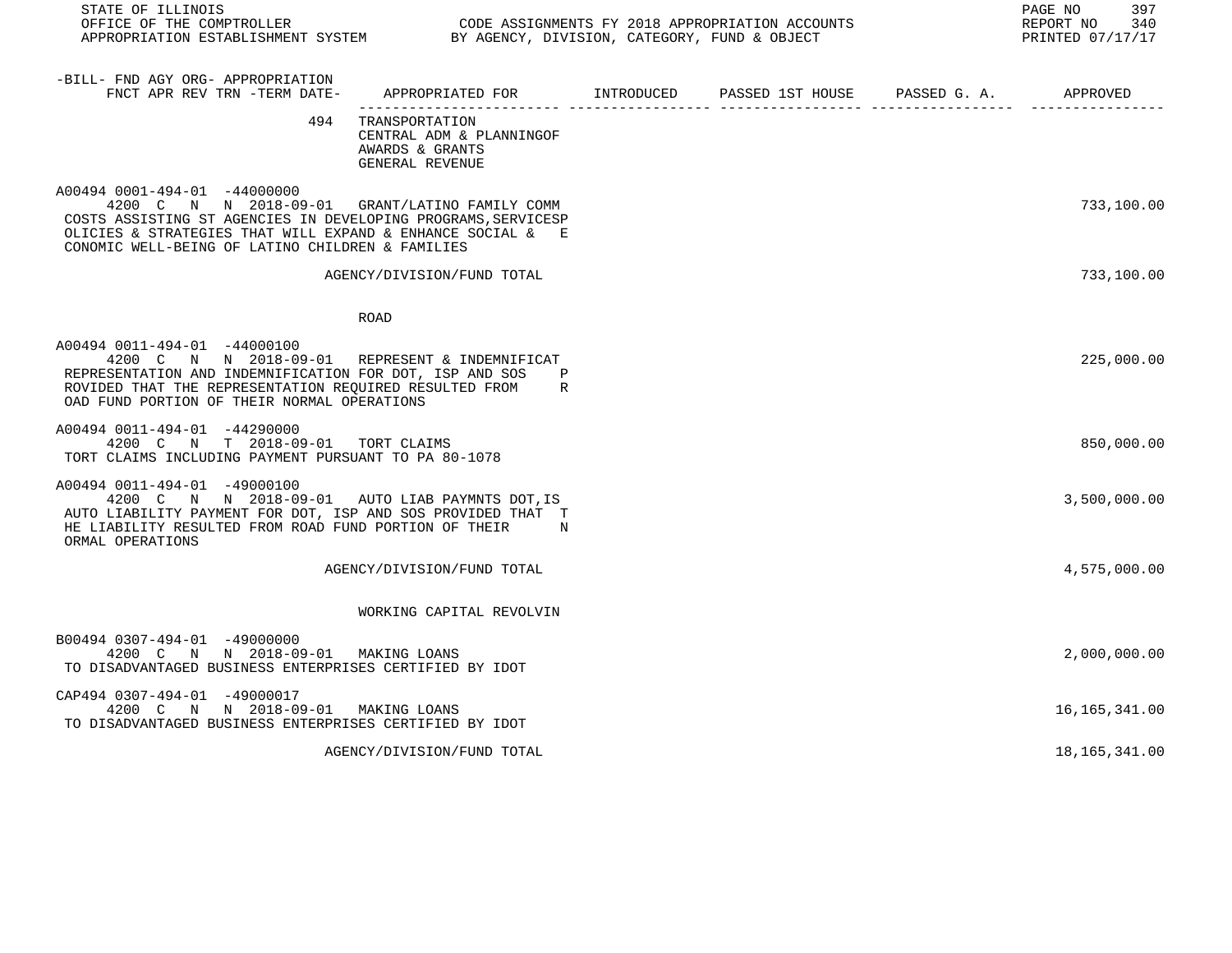-BILL- FND AGY ORG- APPROPRIATION
FNCT APR REV TRN -TERM DATE- APPROPRIATED FOR INTRODUCED PASSED 1ST HOUSE PASSED G. A. APPROVED

494 TRANSPORTATION
CENTRAL ADM & PLANNINGOF
AWARDS & GRANTS
GENERAL REVENUE

| Appropriation | Appropriated For | Introduced | Passed 1st House | Passed G. A. | Approved |
|---|---|---|---|---|---|
| A00494 0001-494-01 -44000000 4200 C N N 2018-09-01 | GRANT/LATINO FAMILY COMM | | | | 733,100.00 |
| COSTS ASSISTING ST AGENCIES IN DEVELOPING PROGRAMS,SERVICESP OLICIES & STRATEGIES THAT WILL EXPAND & ENHANCE SOCIAL & E CONOMIC WELL-BEING OF LATINO CHILDREN & FAMILIES | | | | | |
| | AGENCY/DIVISION/FUND TOTAL | | | | 733,100.00 |
| | ROAD | | | | |
| A00494 0011-494-01 -44000100 4200 C N N 2018-09-01 | REPRESENT & INDEMNIFICAT | | | | 225,000.00 |
| REPRESENTATION AND INDEMNIFICATION FOR DOT, ISP AND SOS P ROVIDED THAT THE REPRESENTATION REQUIRED RESULTED FROM R OAD FUND PORTION OF THEIR NORMAL OPERATIONS | | | | | |
| A00494 0011-494-01 -44290000 4200 C N T 2018-09-01 | TORT CLAIMS | | | | 850,000.00 |
| TORT CLAIMS INCLUDING PAYMENT PURSUANT TO PA 80-1078 | | | | | |
| A00494 0011-494-01 -49000100 4200 C N N 2018-09-01 | AUTO LIAB PAYMNTS DOT,IS | | | | 3,500,000.00 |
| AUTO LIABILITY PAYMENT FOR DOT, ISP AND SOS PROVIDED THAT T HE LIABILITY RESULTED FROM ROAD FUND PORTION OF THEIR N ORMAL OPERATIONS | | | | | |
| | AGENCY/DIVISION/FUND TOTAL | | | | 4,575,000.00 |
| | WORKING CAPITAL REVOLVIN | | | | |
| B00494 0307-494-01 -49000000 4200 C N N 2018-09-01 | MAKING LOANS | | | | 2,000,000.00 |
| TO DISADVANTAGED BUSINESS ENTERPRISES CERTIFIED BY IDOT | | | | | |
| CAP494 0307-494-01 -49000017 4200 C N N 2018-09-01 | MAKING LOANS | | | | 16,165,341.00 |
| TO DISADVANTAGED BUSINESS ENTERPRISES CERTIFIED BY IDOT | | | | | |
| | AGENCY/DIVISION/FUND TOTAL | | | | 18,165,341.00 |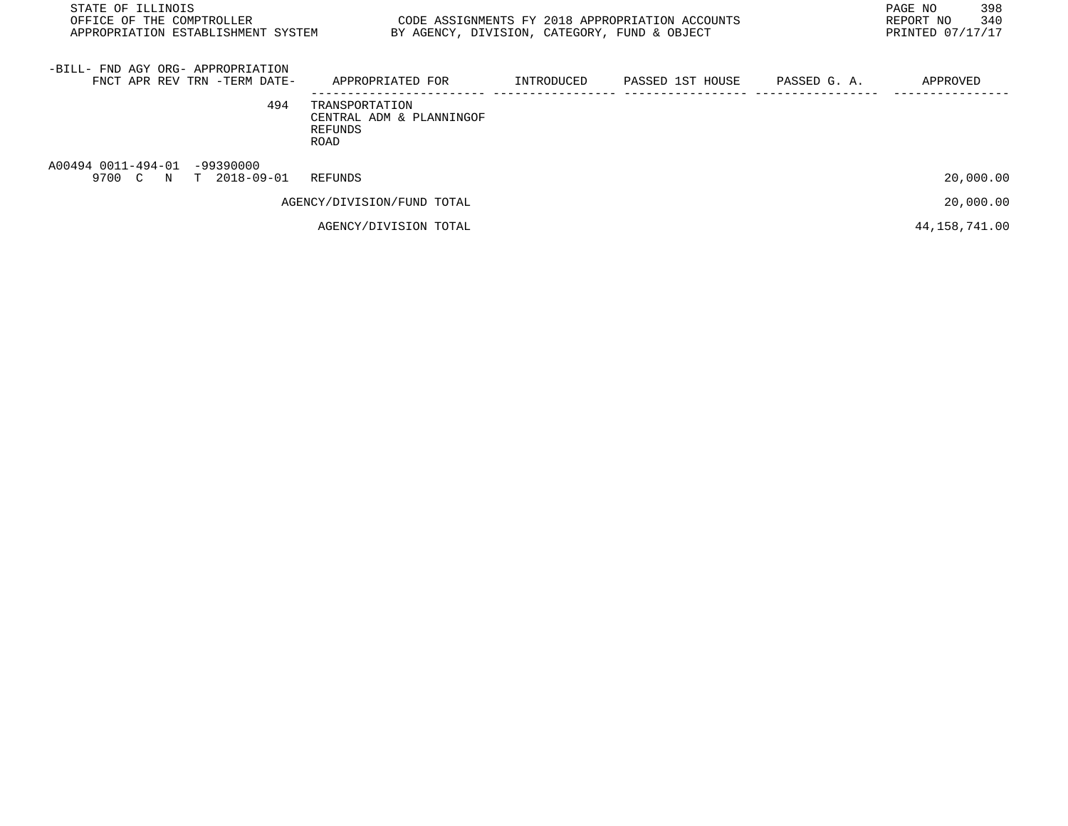| -BILL- FND AGY ORG- APPROPRIATION FNCT APR REV TRN -TERM DATE- | APPROPRIATED FOR | INTRODUCED | PASSED 1ST HOUSE | PASSED G. A. | APPROVED |
|---|---|---|---|---|---|
| 494 | TRANSPORTATION CENTRAL ADM & PLANNINGOF REFUNDS ROAD | | | | |
| A00494 0011-494-01 -99390000 9700 C N T 2018-09-01 | REFUNDS | | | | 20,000.00 |
| | AGENCY/DIVISION/FUND TOTAL | | | | 20,000.00 |
| | AGENCY/DIVISION TOTAL | | | | 44,158,741.00 |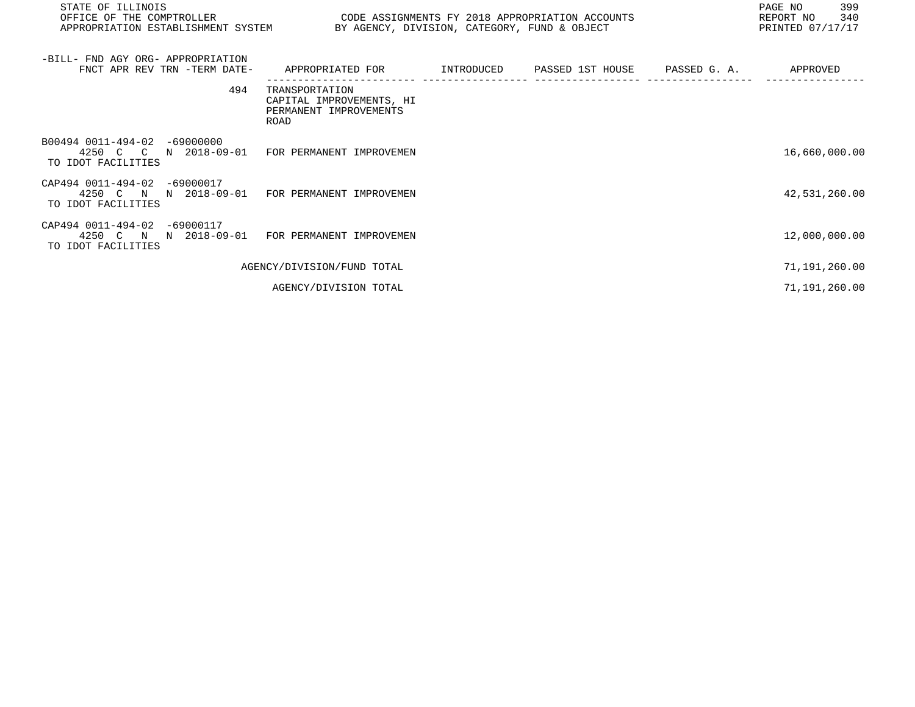| -BILL- FND AGY ORG- APPROPRIATION FNCT APR REV TRN -TERM DATE- | APPROPRIATED FOR | INTRODUCED | PASSED 1ST HOUSE | PASSED G. A. | APPROVED |
|---|---|---|---|---|---|
| 494 | TRANSPORTATION CAPITAL IMPROVEMENTS, HI PERMANENT IMPROVEMENTS ROAD | | | | |
| B00494 0011-494-02 -69000000 4250 C C N 2018-09-01 TO IDOT FACILITIES | FOR PERMANENT IMPROVEMEN | | | | 16,660,000.00 |
| CAP494 0011-494-02 -69000017 4250 C N N 2018-09-01 TO IDOT FACILITIES | FOR PERMANENT IMPROVEMEN | | | | 42,531,260.00 |
| CAP494 0011-494-02 -69000117 4250 C N N 2018-09-01 TO IDOT FACILITIES | FOR PERMANENT IMPROVEMEN | | | | 12,000,000.00 |
| | AGENCY/DIVISION/FUND TOTAL | | | | 71,191,260.00 |
| | AGENCY/DIVISION TOTAL | | | | 71,191,260.00 |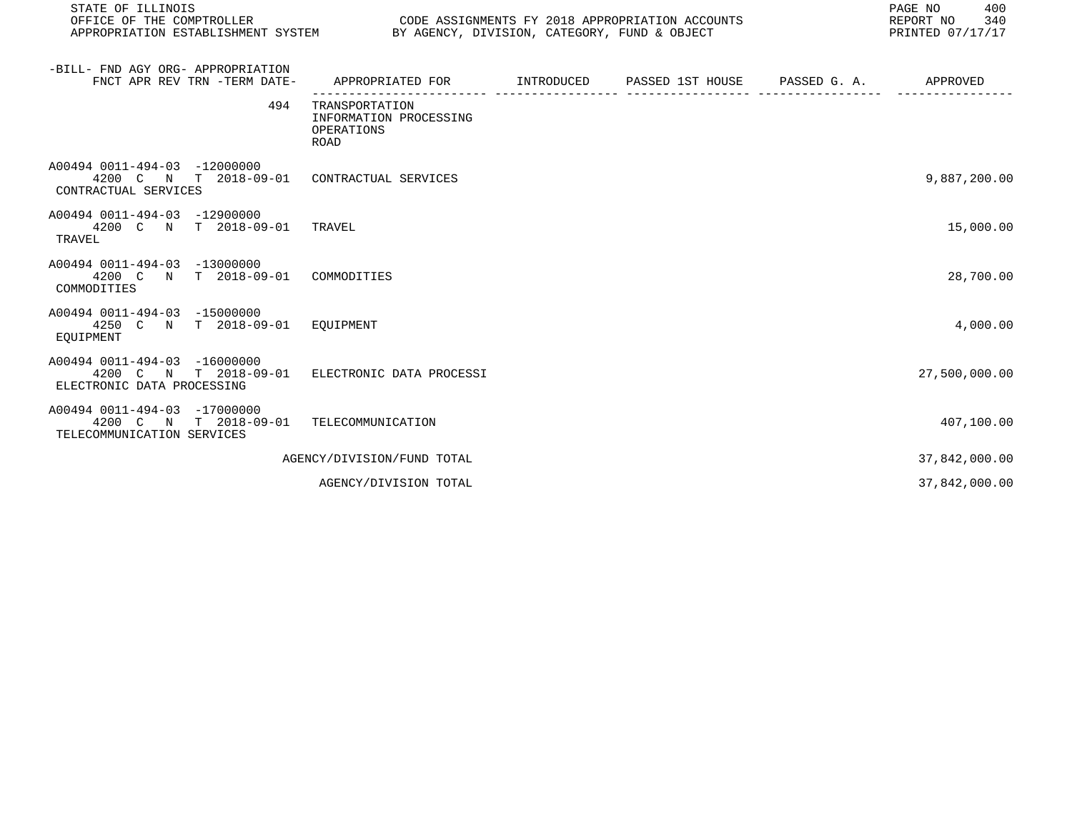| -BILL- FND AGY ORG- APPROPRIATION FNCT APR REV TRN -TERM DATE- | APPROPRIATED FOR | INTRODUCED | PASSED 1ST HOUSE | PASSED G. A. | APPROVED |
|---|---|---|---|---|---|
| 494 | TRANSPORTATION INFORMATION PROCESSING OPERATIONS ROAD | | | | |
| A00494 0011-494-03 -12000000 4200 C N T 2018-09-01 CONTRACTUAL SERVICES | CONTRACTUAL SERVICES | | | | 9,887,200.00 |
| A00494 0011-494-03 -12900000 4200 C N T 2018-09-01 TRAVEL | TRAVEL | | | | 15,000.00 |
| A00494 0011-494-03 -13000000 4200 C N T 2018-09-01 COMMODITIES | COMMODITIES | | | | 28,700.00 |
| A00494 0011-494-03 -15000000 4250 C N T 2018-09-01 EQUIPMENT | EQUIPMENT | | | | 4,000.00 |
| A00494 0011-494-03 -16000000 4200 C N T 2018-09-01 ELECTRONIC DATA PROCESSING | ELECTRONIC DATA PROCESSI | | | | 27,500,000.00 |
| A00494 0011-494-03 -17000000 4200 C N T 2018-09-01 TELECOMMUNICATION SERVICES | TELECOMMUNICATION | | | | 407,100.00 |
| | AGENCY/DIVISION/FUND TOTAL | | | | 37,842,000.00 |
| | AGENCY/DIVISION TOTAL | | | | 37,842,000.00 |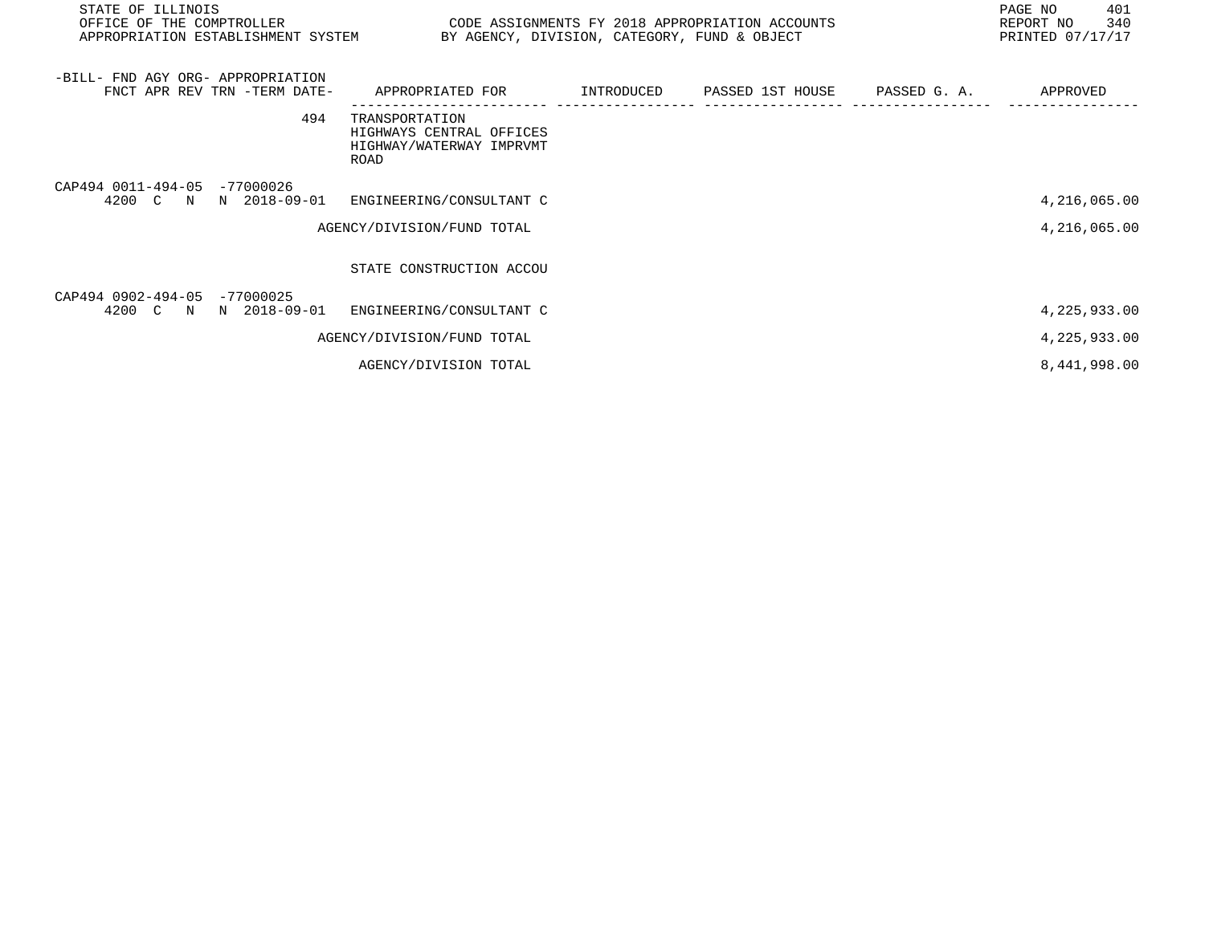STATE OF ILLINOIS
OFFICE OF THE COMPTROLLER
APPROPRIATION ESTABLISHMENT SYSTEM

CODE ASSIGNMENTS FY 2018 APPROPRIATION ACCOUNTS
BY AGENCY, DIVISION, CATEGORY, FUND & OBJECT

REPORT NO 340
PRINTED 07/17/17

| -BILL- FND AGY ORG- APPROPRIATION FNCT APR REV TRN -TERM DATE- | APPROPRIATED FOR | INTRODUCED | PASSED 1ST HOUSE | PASSED G. A. | APPROVED |
|---|---|---|---|---|---|
| 494 | TRANSPORTATION<br>HIGHWAYS CENTRAL OFFICES<br>HIGHWAY/WATERWAY IMPRVMT<br>ROAD | | | | |
| CAP494 0011-494-05 -77000026<br>4200 C N N 2018-09-01 | ENGINEERING/CONSULTANT C | | | | 4,216,065.00 |
| | AGENCY/DIVISION/FUND TOTAL | | | | 4,216,065.00 |
| | STATE CONSTRUCTION ACCOU | | | | |
| CAP494 0902-494-05 -77000025<br>4200 C N N 2018-09-01 | ENGINEERING/CONSULTANT C | | | | 4,225,933.00 |
| | AGENCY/DIVISION/FUND TOTAL | | | | 4,225,933.00 |
| | AGENCY/DIVISION TOTAL | | | | 8,441,998.00 |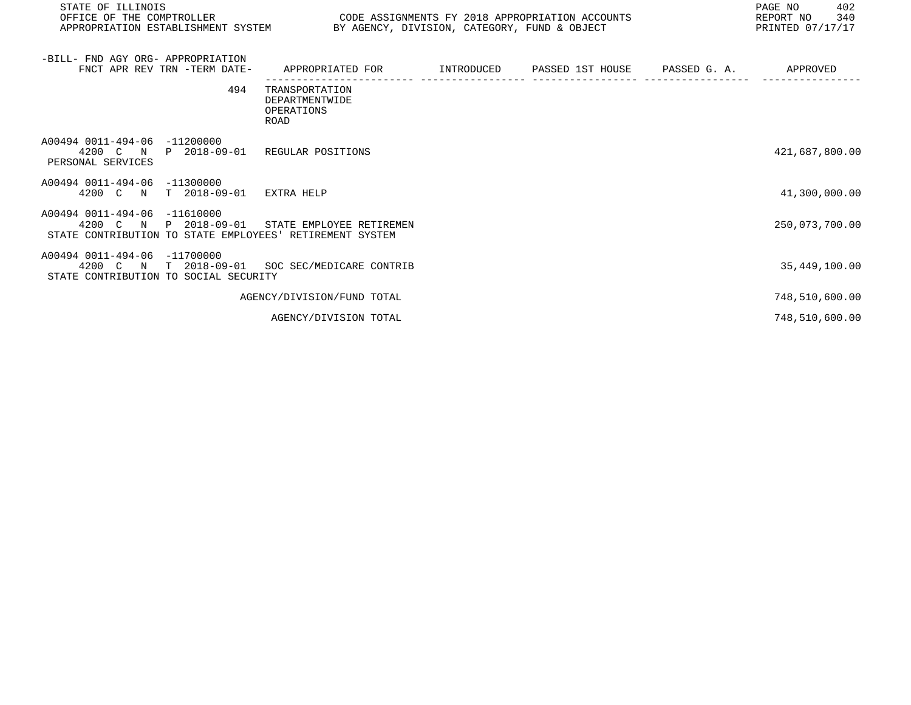STATE OF ILLINOIS
OFFICE OF THE COMPTROLLER
APPROPRIATION ESTABLISHMENT SYSTEM

CODE ASSIGNMENTS FY 2018 APPROPRIATION ACCOUNTS
BY AGENCY, DIVISION, CATEGORY, FUND & OBJECT

REPORT NO 340
PRINTED 07/17/17

| -BILL- FND AGY ORG- APPROPRIATION FNCT APR REV TRN -TERM DATE- | APPROPRIATED FOR | INTRODUCED | PASSED 1ST HOUSE | PASSED G. A. | APPROVED |
|---|---|---|---|---|---|
| 494 | TRANSPORTATION<br>DEPARTMENTWIDE<br>OPERATIONS<br>ROAD | | | | |
| A00494 0011-494-06 -11200000<br>4200 C N P 2018-09-01<br>PERSONAL SERVICES | REGULAR POSITIONS | | | | 421,687,800.00 |
| A00494 0011-494-06 -11300000<br>4200 C N T 2018-09-01 | EXTRA HELP | | | | 41,300,000.00 |
| A00494 0011-494-06 -11610000<br>4200 C N P 2018-09-01<br>STATE CONTRIBUTION TO STATE EMPLOYEES' RETIREMENT SYSTEM | STATE EMPLOYEE RETIREMEN | | | | 250,073,700.00 |
| A00494 0011-494-06 -11700000<br>4200 C N T 2018-09-01<br>STATE CONTRIBUTION TO SOCIAL SECURITY | SOC SEC/MEDICARE CONTRIB | | | | 35,449,100.00 |
| | AGENCY/DIVISION/FUND TOTAL | | | | 748,510,600.00 |
| | AGENCY/DIVISION TOTAL | | | | 748,510,600.00 |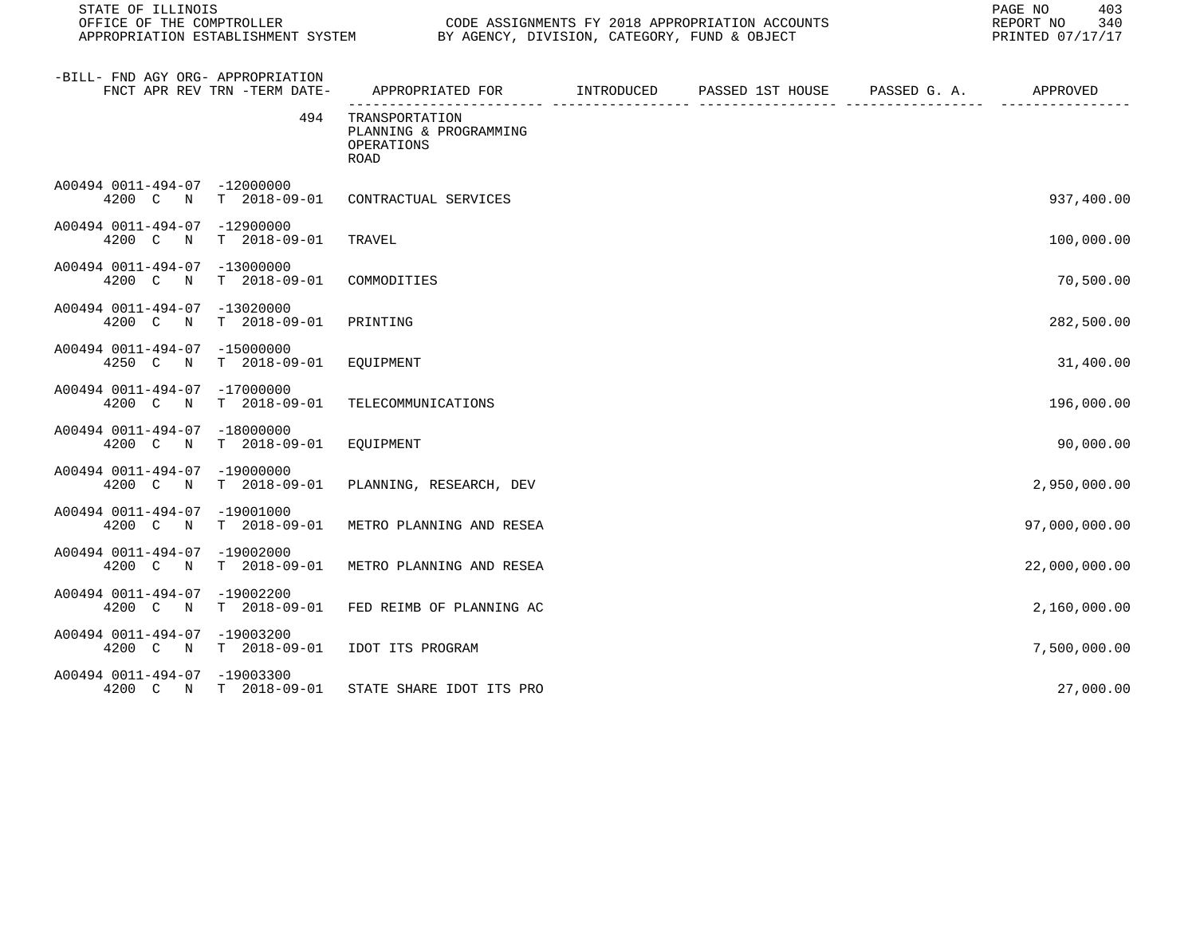STATE OF ILLINOIS
OFFICE OF THE COMPTROLLER
APPROPRIATION ESTABLISHMENT SYSTEM

CODE ASSIGNMENTS FY 2018 APPROPRIATION ACCOUNTS
BY AGENCY, DIVISION, CATEGORY, FUND & OBJECT

REPORT NO 340
PRINTED 07/17/17

| -BILL- FND AGY ORG- APPROPRIATION<br>FNCT APR REV TRN -TERM DATE- | APPROPRIATED FOR | INTRODUCED | PASSED 1ST HOUSE | PASSED G. A. | APPROVED |
|---|---|---|---|---|---|
| 494 | TRANSPORTATION<br>PLANNING & PROGRAMMING<br>OPERATIONS<br>ROAD | | | | |
| A00494 0011-494-07 -12000000<br>4200 C N T 2018-09-01 | CONTRACTUAL SERVICES | | | | 937,400.00 |
| A00494 0011-494-07 -12900000<br>4200 C N T 2018-09-01 | TRAVEL | | | | 100,000.00 |
| A00494 0011-494-07 -13000000<br>4200 C N T 2018-09-01 | COMMODITIES | | | | 70,500.00 |
| A00494 0011-494-07 -13020000<br>4200 C N T 2018-09-01 | PRINTING | | | | 282,500.00 |
| A00494 0011-494-07 -15000000<br>4250 C N T 2018-09-01 | EQUIPMENT | | | | 31,400.00 |
| A00494 0011-494-07 -17000000<br>4200 C N T 2018-09-01 | TELECOMMUNICATIONS | | | | 196,000.00 |
| A00494 0011-494-07 -18000000<br>4200 C N T 2018-09-01 | EQUIPMENT | | | | 90,000.00 |
| A00494 0011-494-07 -19000000<br>4200 C N T 2018-09-01 | PLANNING, RESEARCH, DEV | | | | 2,950,000.00 |
| A00494 0011-494-07 -19001000<br>4200 C N T 2018-09-01 | METRO PLANNING AND RESEA | | | | 97,000,000.00 |
| A00494 0011-494-07 -19002000<br>4200 C N T 2018-09-01 | METRO PLANNING AND RESEA | | | | 22,000,000.00 |
| A00494 0011-494-07 -19002200<br>4200 C N T 2018-09-01 | FED REIMB OF PLANNING AC | | | | 2,160,000.00 |
| A00494 0011-494-07 -19003200<br>4200 C N T 2018-09-01 | IDOT ITS PROGRAM | | | | 7,500,000.00 |
| A00494 0011-494-07 -19003300<br>4200 C N T 2018-09-01 | STATE SHARE IDOT ITS PRO | | | | 27,000.00 |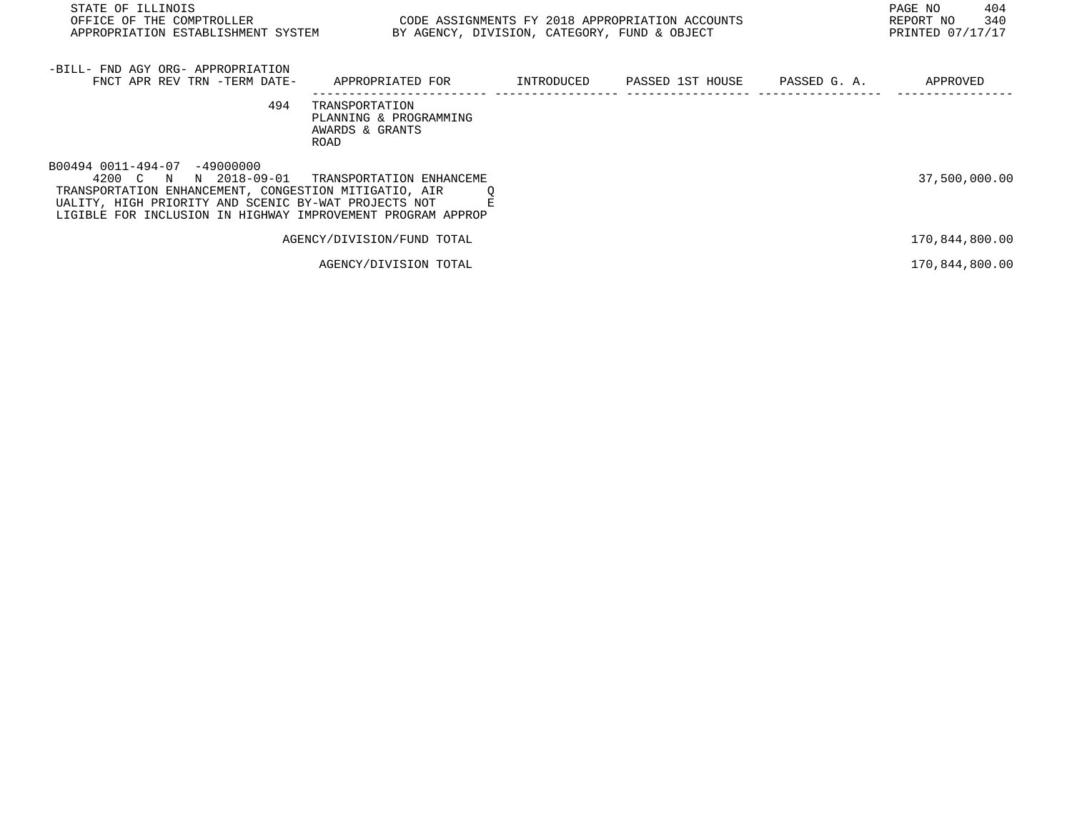| -BILL- FND AGY ORG- APPROPRIATION FNCT APR REV TRN -TERM DATE- | APPROPRIATED FOR | INTRODUCED | PASSED 1ST HOUSE | PASSED G. A. | APPROVED |
|---|---|---|---|---|---|
| 494 | TRANSPORTATION<br>PLANNING & PROGRAMMING<br>AWARDS & GRANTS<br>ROAD | | | | |
| B00494 0011-494-07 -49000000<br>4200 C N N 2018-09-01 | TRANSPORTATION ENHANCEME | | | | 37,500,000.00 |
| TRANSPORTATION ENHANCEMENT, CONGESTION MITIGATIO, AIR Q UALITY, HIGH PRIORITY AND SCENIC BY-WAT PROJECTS NOT E LIGIBLE FOR INCLUSION IN HIGHWAY IMPROVEMENT PROGRAM APPROP | | | | | |
| | AGENCY/DIVISION/FUND TOTAL | | | | 170,844,800.00 |
| | AGENCY/DIVISION TOTAL | | | | 170,844,800.00 |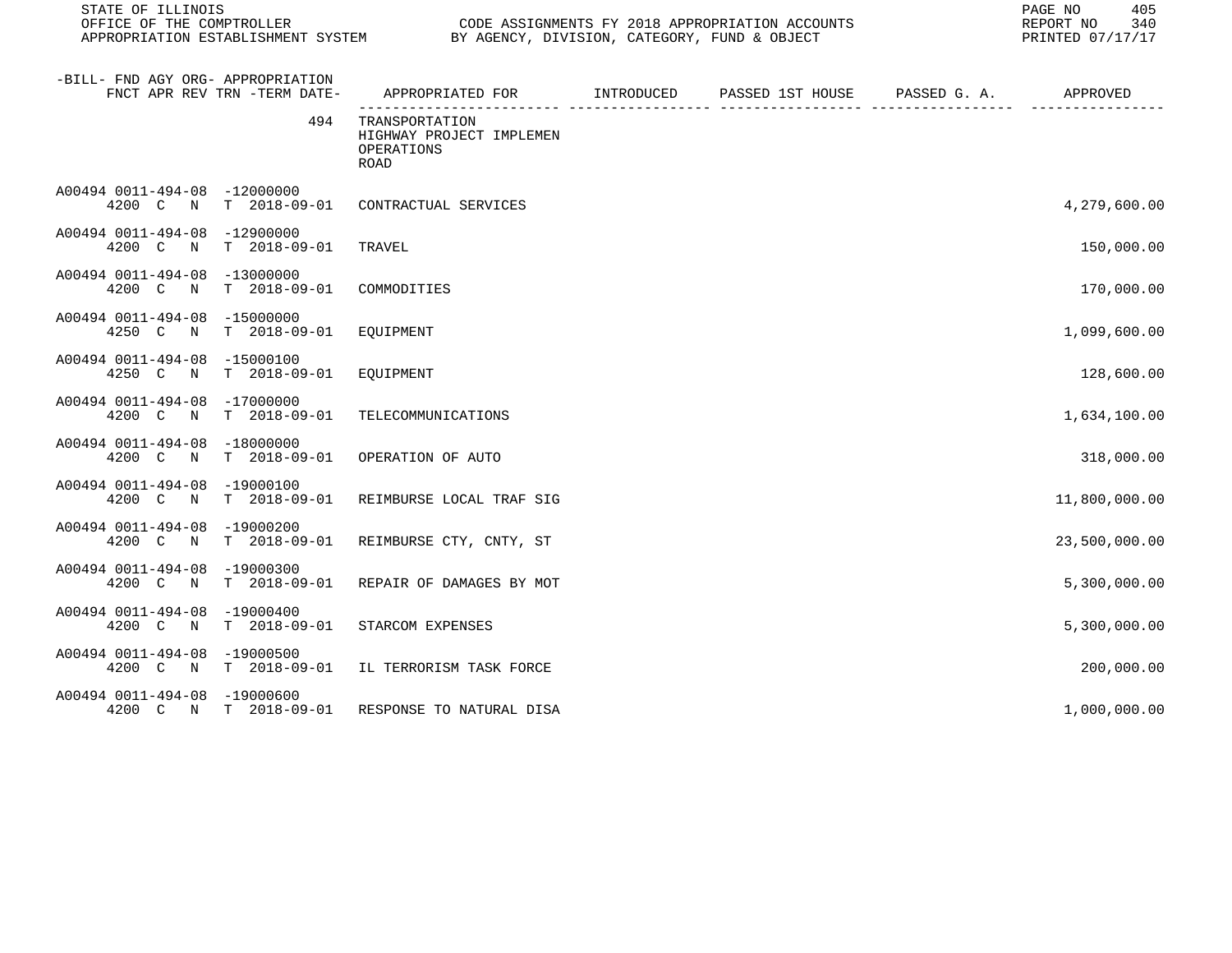| -BILL- FND AGY ORG- APPROPRIATION FNCT APR REV TRN -TERM DATE- | APPROPRIATED FOR | INTRODUCED | PASSED 1ST HOUSE | PASSED G. A. | APPROVED |
|---|---|---|---|---|---|
| 494 | TRANSPORTATION HIGHWAY PROJECT IMPLEMEN OPERATIONS ROAD | | | | |
| A00494 0011-494-08 -12000000 4200 C N T 2018-09-01 | CONTRACTUAL SERVICES | | | | 4,279,600.00 |
| A00494 0011-494-08 -12900000 4200 C N T 2018-09-01 | TRAVEL | | | | 150,000.00 |
| A00494 0011-494-08 -13000000 4200 C N T 2018-09-01 | COMMODITIES | | | | 170,000.00 |
| A00494 0011-494-08 -15000000 4250 C N T 2018-09-01 | EQUIPMENT | | | | 1,099,600.00 |
| A00494 0011-494-08 -15000100 4250 C N T 2018-09-01 | EQUIPMENT | | | | 128,600.00 |
| A00494 0011-494-08 -17000000 4200 C N T 2018-09-01 | TELECOMMUNICATIONS | | | | 1,634,100.00 |
| A00494 0011-494-08 -18000000 4200 C N T 2018-09-01 | OPERATION OF AUTO | | | | 318,000.00 |
| A00494 0011-494-08 -19000100 4200 C N T 2018-09-01 | REIMBURSE LOCAL TRAF SIG | | | | 11,800,000.00 |
| A00494 0011-494-08 -19000200 4200 C N T 2018-09-01 | REIMBURSE CTY, CNTY, ST | | | | 23,500,000.00 |
| A00494 0011-494-08 -19000300 4200 C N T 2018-09-01 | REPAIR OF DAMAGES BY MOT | | | | 5,300,000.00 |
| A00494 0011-494-08 -19000400 4200 C N T 2018-09-01 | STARCOM EXPENSES | | | | 5,300,000.00 |
| A00494 0011-494-08 -19000500 4200 C N T 2018-09-01 | IL TERRORISM TASK FORCE | | | | 200,000.00 |
| A00494 0011-494-08 -19000600 4200 C N T 2018-09-01 | RESPONSE TO NATURAL DISA | | | | 1,000,000.00 |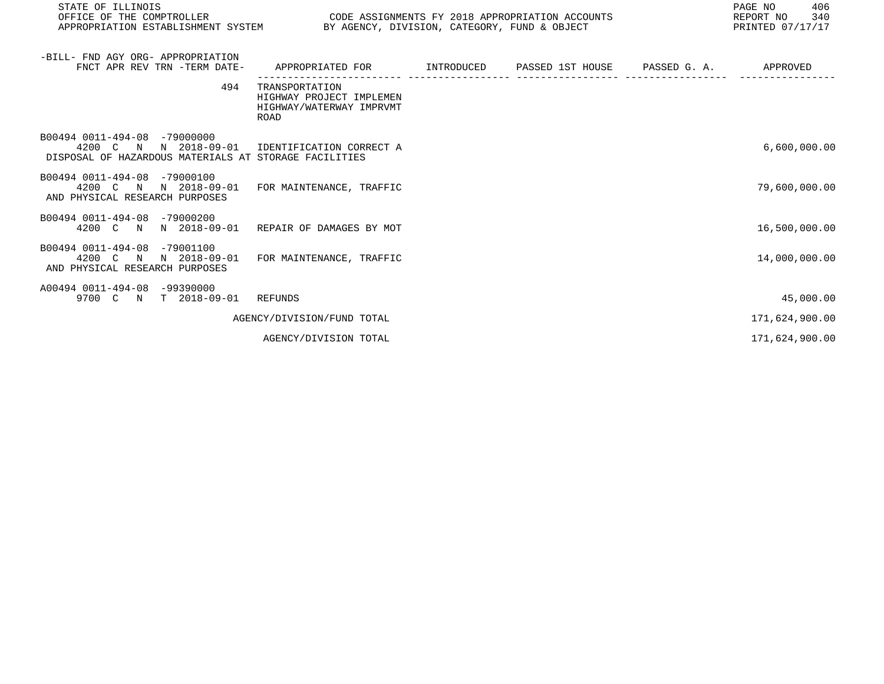| -BILL- FND AGY ORG- APPROPRIATION FNCT APR REV TRN -TERM DATE- | APPROPRIATED FOR | INTRODUCED | PASSED 1ST HOUSE | PASSED G. A. | APPROVED |
|---|---|---|---|---|---|
| 494 | TRANSPORTATION HIGHWAY PROJECT IMPLEMEN HIGHWAY/WATERWAY IMPRVMT ROAD | | | | |
| B00494 0011-494-08 -79000000 4200 C N N 2018-09-01 | IDENTIFICATION CORRECT A DISPOSAL OF HAZARDOUS MATERIALS AT STORAGE FACILITIES | | | | 6,600,000.00 |
| B00494 0011-494-08 -79000100 4200 C N N 2018-09-01 | FOR MAINTENANCE, TRAFFIC AND PHYSICAL RESEARCH PURPOSES | | | | 79,600,000.00 |
| B00494 0011-494-08 -79000200 4200 C N N 2018-09-01 | REPAIR OF DAMAGES BY MOT | | | | 16,500,000.00 |
| B00494 0011-494-08 -79001100 4200 C N N 2018-09-01 | FOR MAINTENANCE, TRAFFIC AND PHYSICAL RESEARCH PURPOSES | | | | 14,000,000.00 |
| A00494 0011-494-08 -99390000 9700 C N T 2018-09-01 | REFUNDS | | | | 45,000.00 |
| | AGENCY/DIVISION/FUND TOTAL | | | | 171,624,900.00 |
| | AGENCY/DIVISION TOTAL | | | | 171,624,900.00 |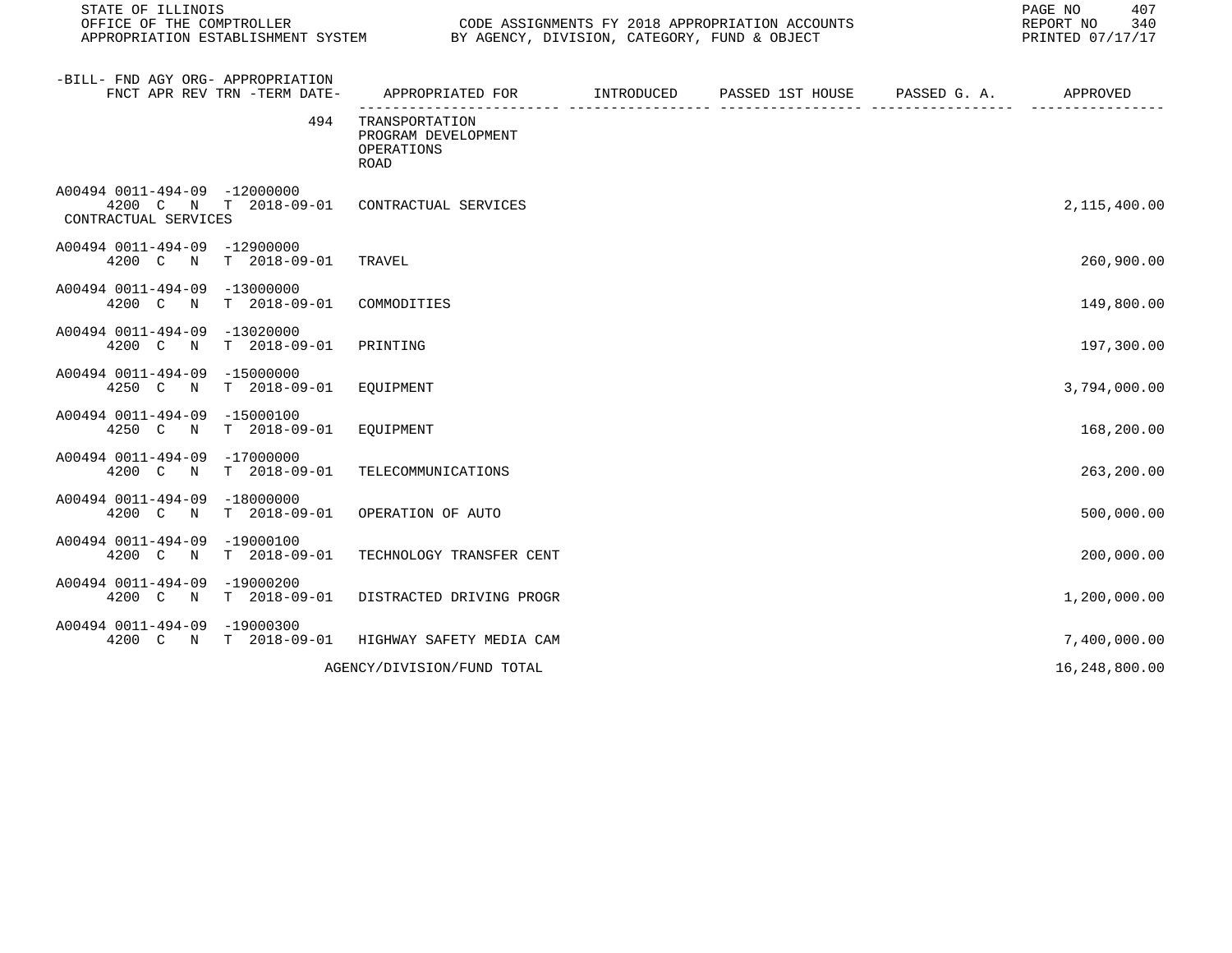STATE OF ILLINOIS
OFFICE OF THE COMPTROLLER
APPROPRIATION ESTABLISHMENT SYSTEM

CODE ASSIGNMENTS FY 2018 APPROPRIATION ACCOUNTS
BY AGENCY, DIVISION, CATEGORY, FUND & OBJECT

REPORT NO 340
PRINTED 07/17/17

| -BILL- FND AGY ORG- APPROPRIATION FNCT APR REV TRN -TERM DATE- | APPROPRIATED FOR | INTRODUCED | PASSED 1ST HOUSE | PASSED G. A. | APPROVED |
|---|---|---|---|---|---|
| 494 | TRANSPORTATION PROGRAM DEVELOPMENT OPERATIONS ROAD | | | | |
| A00494 0011-494-09 -12000000 4200 C N T 2018-09-01 CONTRACTUAL SERVICES | CONTRACTUAL SERVICES | | | | 2,115,400.00 |
| A00494 0011-494-09 -12900000 4200 C N T 2018-09-01 | TRAVEL | | | | 260,900.00 |
| A00494 0011-494-09 -13000000 4200 C N T 2018-09-01 | COMMODITIES | | | | 149,800.00 |
| A00494 0011-494-09 -13020000 4200 C N T 2018-09-01 | PRINTING | | | | 197,300.00 |
| A00494 0011-494-09 -15000000 4250 C N T 2018-09-01 | EQUIPMENT | | | | 3,794,000.00 |
| A00494 0011-494-09 -15000100 4250 C N T 2018-09-01 | EQUIPMENT | | | | 168,200.00 |
| A00494 0011-494-09 -17000000 4200 C N T 2018-09-01 | TELECOMMUNICATIONS | | | | 263,200.00 |
| A00494 0011-494-09 -18000000 4200 C N T 2018-09-01 | OPERATION OF AUTO | | | | 500,000.00 |
| A00494 0011-494-09 -19000100 4200 C N T 2018-09-01 | TECHNOLOGY TRANSFER CENT | | | | 200,000.00 |
| A00494 0011-494-09 -19000200 4200 C N T 2018-09-01 | DISTRACTED DRIVING PROGR | | | | 1,200,000.00 |
| A00494 0011-494-09 -19000300 4200 C N T 2018-09-01 | HIGHWAY SAFETY MEDIA CAM | | | | 7,400,000.00 |
| | AGENCY/DIVISION/FUND TOTAL | | | | 16,248,800.00 |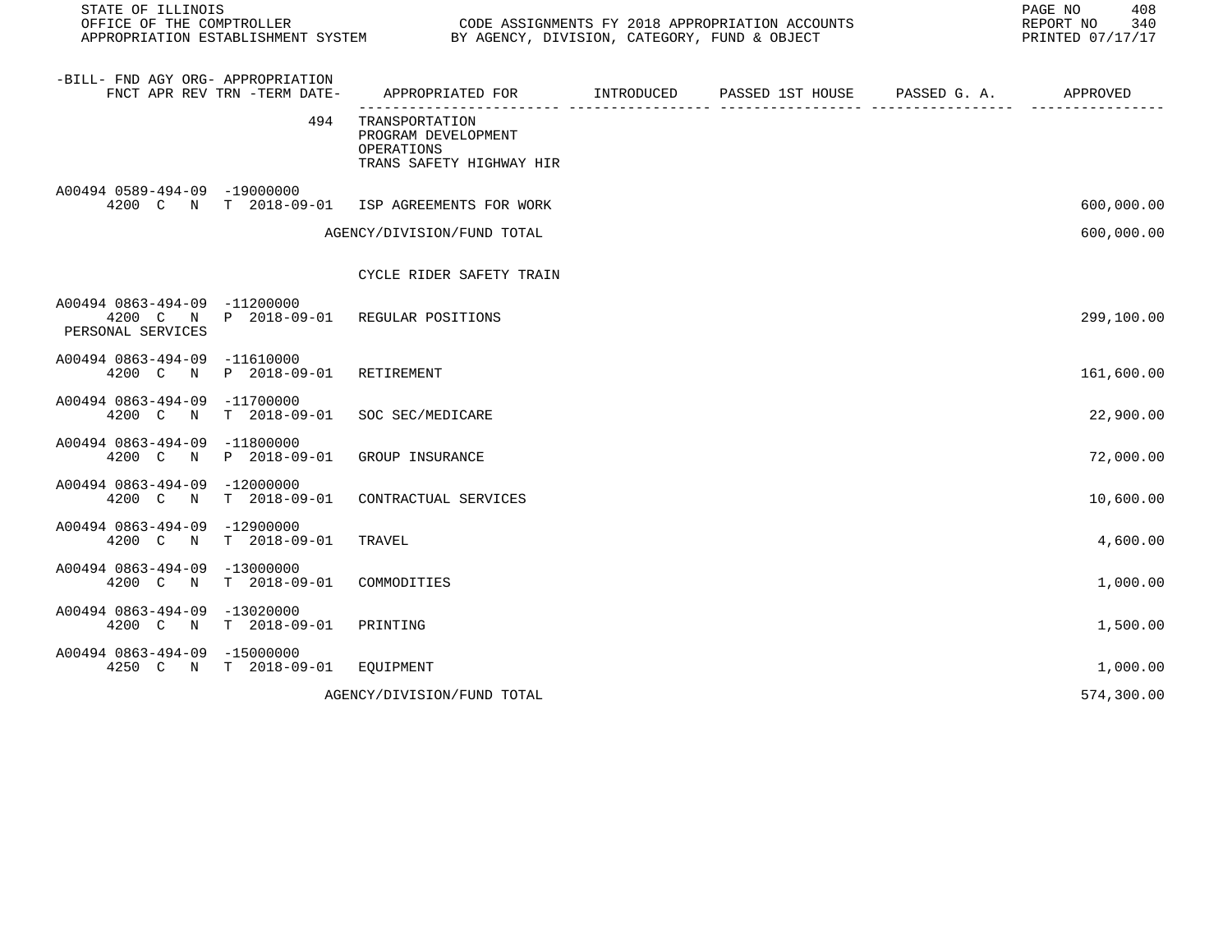STATE OF ILLINOIS
OFFICE OF THE COMPTROLLER
APPROPRIATION ESTABLISHMENT SYSTEM

CODE ASSIGNMENTS FY 2018 APPROPRIATION ACCOUNTS
BY AGENCY, DIVISION, CATEGORY, FUND & OBJECT

REPORT NO 340
PRINTED 07/17/17

| -BILL- FND AGY ORG- APPROPRIATION FNCT APR REV TRN -TERM DATE- | APPROPRIATED FOR | INTRODUCED | PASSED 1ST HOUSE | PASSED G. A. | APPROVED |
|---|---|---|---|---|---|
| 494 | TRANSPORTATION PROGRAM DEVELOPMENT OPERATIONS TRANS SAFETY HIGHWAY HIR | | | | |
| A00494 0589-494-09 -19000000 4200 C N T 2018-09-01 | ISP AGREEMENTS FOR WORK | | | | 600,000.00 |
| | AGENCY/DIVISION/FUND TOTAL | | | | 600,000.00 |
| | CYCLE RIDER SAFETY TRAIN | | | | |
| A00494 0863-494-09 -11200000 4200 C N P 2018-09-01 PERSONAL SERVICES | REGULAR POSITIONS | | | | 299,100.00 |
| A00494 0863-494-09 -11610000 4200 C N P 2018-09-01 | RETIREMENT | | | | 161,600.00 |
| A00494 0863-494-09 -11700000 4200 C N T 2018-09-01 | SOC SEC/MEDICARE | | | | 22,900.00 |
| A00494 0863-494-09 -11800000 4200 C N P 2018-09-01 | GROUP INSURANCE | | | | 72,000.00 |
| A00494 0863-494-09 -12000000 4200 C N T 2018-09-01 | CONTRACTUAL SERVICES | | | | 10,600.00 |
| A00494 0863-494-09 -12900000 4200 C N T 2018-09-01 | TRAVEL | | | | 4,600.00 |
| A00494 0863-494-09 -13000000 4200 C N T 2018-09-01 | COMMODITIES | | | | 1,000.00 |
| A00494 0863-494-09 -13020000 4200 C N T 2018-09-01 | PRINTING | | | | 1,500.00 |
| A00494 0863-494-09 -15000000 4250 C N T 2018-09-01 | EQUIPMENT | | | | 1,000.00 |
| | AGENCY/DIVISION/FUND TOTAL | | | | 574,300.00 |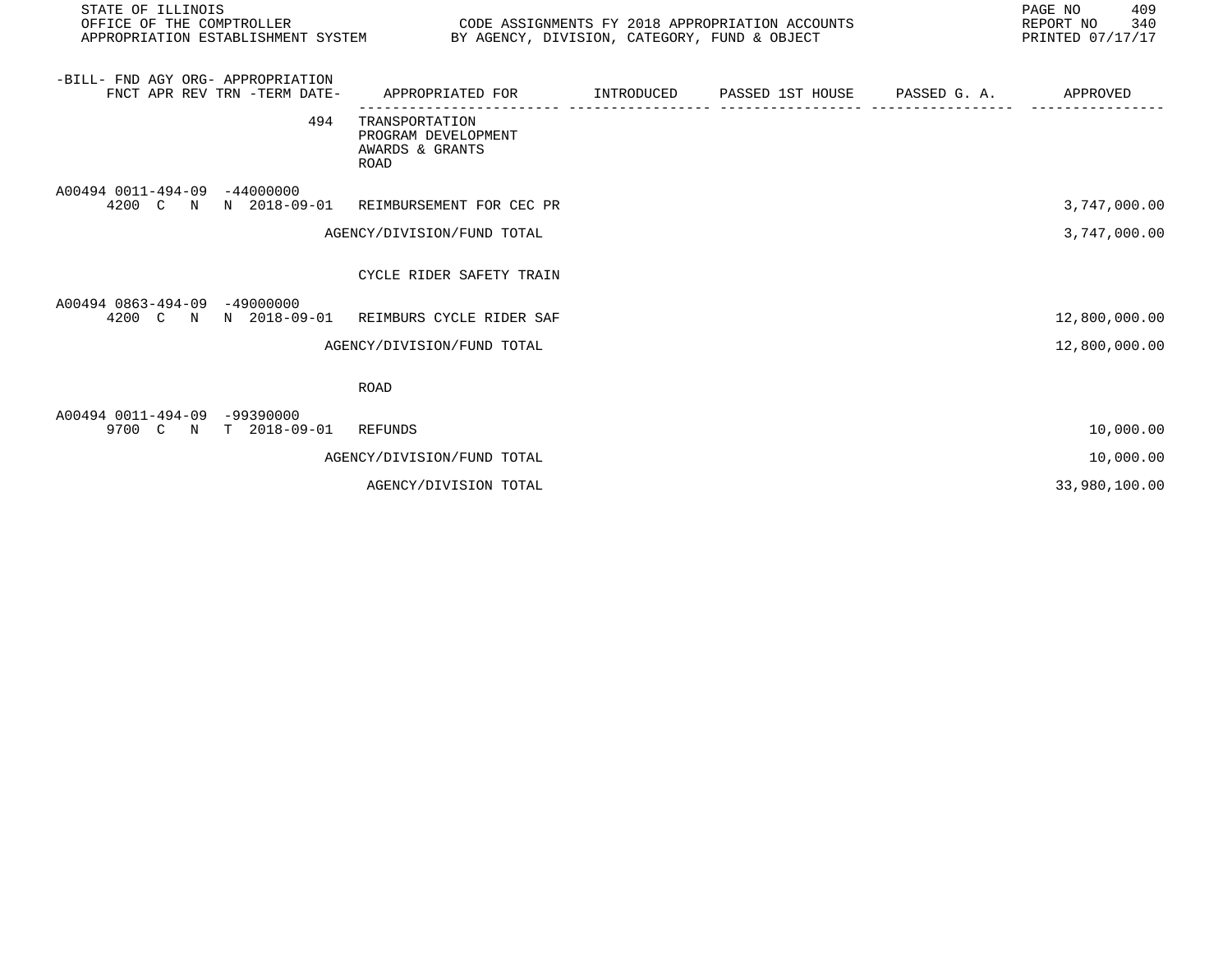STATE OF ILLINOIS
OFFICE OF THE COMPTROLLER
APPROPRIATION ESTABLISHMENT SYSTEM

CODE ASSIGNMENTS FY 2018 APPROPRIATION ACCOUNTS
BY AGENCY, DIVISION, CATEGORY, FUND & OBJECT

REPORT NO 340
PRINTED 07/17/17

| -BILL- FND AGY ORG- APPROPRIATION FNCT APR REV TRN -TERM DATE- | APPROPRIATED FOR | INTRODUCED | PASSED 1ST HOUSE | PASSED G. A. | APPROVED |
|---|---|---|---|---|---|
| 494 | TRANSPORTATION PROGRAM DEVELOPMENT AWARDS & GRANTS ROAD | | | | |
| A00494 0011-494-09 -44000000 4200 C N N 2018-09-01 | REIMBURSEMENT FOR CEC PR | | | | 3,747,000.00 |
| | AGENCY/DIVISION/FUND TOTAL | | | | 3,747,000.00 |
| | CYCLE RIDER SAFETY TRAIN | | | | |
| A00494 0863-494-09 -49000000 4200 C N N 2018-09-01 | REIMBURS CYCLE RIDER SAF | | | | 12,800,000.00 |
| | AGENCY/DIVISION/FUND TOTAL | | | | 12,800,000.00 |
| | ROAD | | | | |
| A00494 0011-494-09 -99390000 9700 C N T 2018-09-01 | REFUNDS | | | | 10,000.00 |
| | AGENCY/DIVISION/FUND TOTAL | | | | 10,000.00 |
| | AGENCY/DIVISION TOTAL | | | | 33,980,100.00 |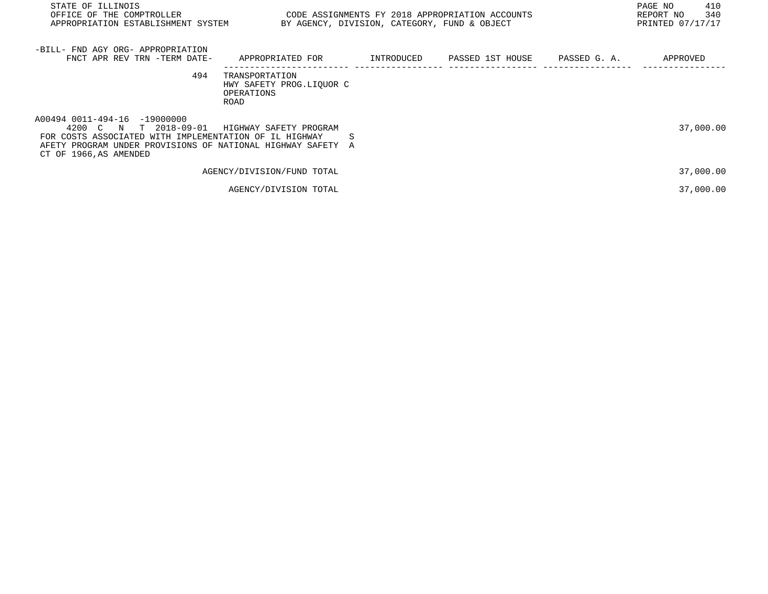STATE OF ILLINOIS
OFFICE OF THE COMPTROLLER
APPROPRIATION ESTABLISHMENT SYSTEM

CODE ASSIGNMENTS FY 2018 APPROPRIATION ACCOUNTS
BY AGENCY, DIVISION, CATEGORY, FUND & OBJECT

REPORT NO 340
PRINTED 07/17/17

| -BILL- FND AGY ORG- APPROPRIATION<br>FNCT APR REV TRN -TERM DATE- | APPROPRIATED FOR | INTRODUCED | PASSED 1ST HOUSE | PASSED G. A. | APPROVED |
|---|---|---|---|---|---|
| 494 | TRANSPORTATION<br>HWY SAFETY PROG.LIQUOR C<br>OPERATIONS<br>ROAD | | | | |
| A00494 0011-494-16 -19000000<br>4200 C N T 2018-09-01 | HIGHWAY SAFETY PROGRAM | | | | 37,000.00 |
| FOR COSTS ASSOCIATED WITH IMPLEMENTATION OF IL HIGHWAY SAFETY PROGRAM UNDER PROVISIONS OF NATIONAL HIGHWAY SAFETY ACT OF 1966,AS AMENDED | | | | | |
| | AGENCY/DIVISION/FUND TOTAL | | | | 37,000.00 |
| | AGENCY/DIVISION TOTAL | | | | 37,000.00 |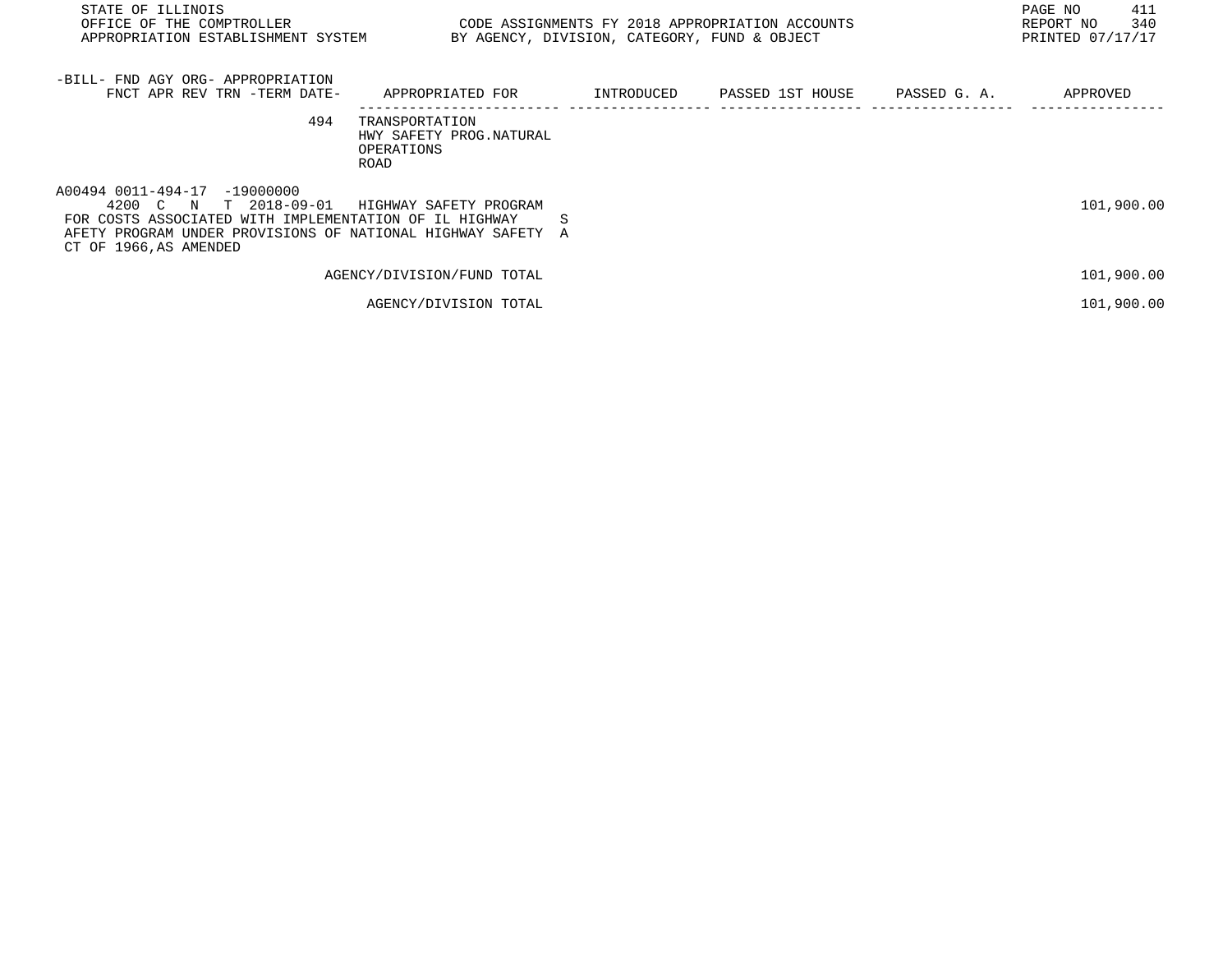| -BILL- FND AGY ORG- APPROPRIATION FNCT APR REV TRN -TERM DATE- | APPROPRIATED FOR | INTRODUCED | PASSED 1ST HOUSE | PASSED G. A. | APPROVED |
|---|---|---|---|---|---|
| 494 | TRANSPORTATION HWY SAFETY PROG.NATURAL OPERATIONS ROAD | | | | |
| A00494 0011-494-17 -19000000 4200 C N T 2018-09-01 | HIGHWAY SAFETY PROGRAM | | | | 101,900.00 |
| FOR COSTS ASSOCIATED WITH IMPLEMENTATION OF IL HIGHWAY SAFETY PROGRAM UNDER PROVISIONS OF NATIONAL HIGHWAY SAFETY ACT OF 1966,AS AMENDED | | | | | |
| | AGENCY/DIVISION/FUND TOTAL | | | | 101,900.00 |
| | AGENCY/DIVISION TOTAL | | | | 101,900.00 |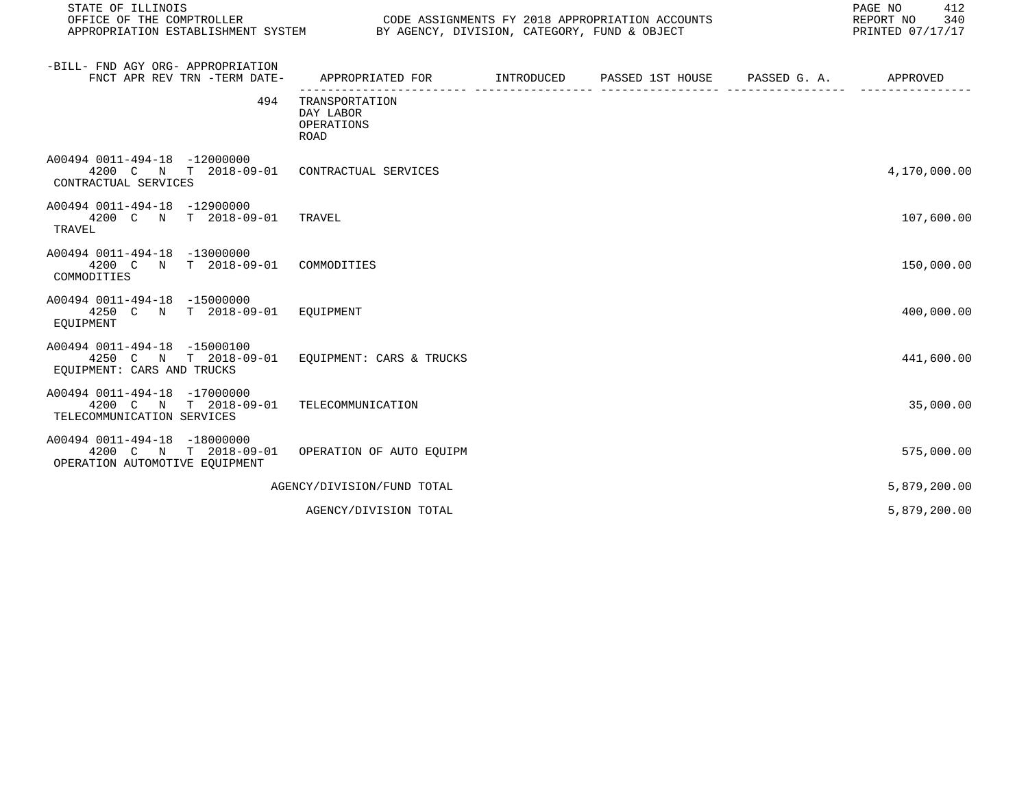STATE OF ILLINOIS
OFFICE OF THE COMPTROLLER
APPROPRIATION ESTABLISHMENT SYSTEM

CODE ASSIGNMENTS FY 2018 APPROPRIATION ACCOUNTS
BY AGENCY, DIVISION, CATEGORY, FUND & OBJECT

REPORT NO 340
PRINTED 07/17/17

| -BILL- FND AGY ORG- APPROPRIATION FNCT APR REV TRN -TERM DATE- | APPROPRIATED FOR | INTRODUCED | PASSED 1ST HOUSE | PASSED G. A. | APPROVED |
|---|---|---|---|---|---|
| 494 | TRANSPORTATION DAY LABOR OPERATIONS ROAD | | | | |
| A00494 0011-494-18 -12000000 4200 C N T 2018-09-01 CONTRACTUAL SERVICES | CONTRACTUAL SERVICES | | | | 4,170,000.00 |
| A00494 0011-494-18 -12900000 4200 C N T 2018-09-01 TRAVEL | TRAVEL | | | | 107,600.00 |
| A00494 0011-494-18 -13000000 4200 C N T 2018-09-01 COMMODITIES | COMMODITIES | | | | 150,000.00 |
| A00494 0011-494-18 -15000000 4250 C N T 2018-09-01 EQUIPMENT | EQUIPMENT | | | | 400,000.00 |
| A00494 0011-494-18 -15000100 4250 C N T 2018-09-01 EQUIPMENT: CARS AND TRUCKS | EQUIPMENT: CARS & TRUCKS | | | | 441,600.00 |
| A00494 0011-494-18 -17000000 4200 C N T 2018-09-01 TELECOMMUNICATION SERVICES | TELECOMMUNICATION | | | | 35,000.00 |
| A00494 0011-494-18 -18000000 4200 C N T 2018-09-01 OPERATION AUTOMOTIVE EQUIPMENT | OPERATION OF AUTO EQUIPM | | | | 575,000.00 |
| | AGENCY/DIVISION/FUND TOTAL | | | | 5,879,200.00 |
| | AGENCY/DIVISION TOTAL | | | | 5,879,200.00 |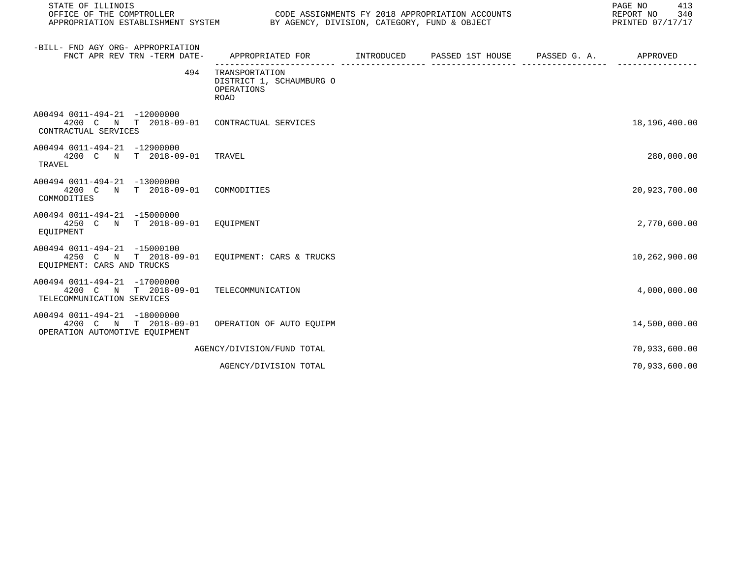STATE OF ILLINOIS
OFFICE OF THE COMPTROLLER
APPROPRIATION ESTABLISHMENT SYSTEM

CODE ASSIGNMENTS FY 2018 APPROPRIATION ACCOUNTS
BY AGENCY, DIVISION, CATEGORY, FUND & OBJECT

REPORT NO 340
PRINTED 07/17/17

| -BILL- FND AGY ORG- APPROPRIATION FNCT APR REV TRN -TERM DATE- | APPROPRIATED FOR | INTRODUCED | PASSED 1ST HOUSE | PASSED G. A. | APPROVED |
|---|---|---|---|---|---|
| 494 | TRANSPORTATION DISTRICT 1, SCHAUMBURG O OPERATIONS ROAD | | | | |
| A00494 0011-494-21 -12000000 4200 C N T 2018-09-01 CONTRACTUAL SERVICES | CONTRACTUAL SERVICES | | | | 18,196,400.00 |
| A00494 0011-494-21 -12900000 4200 C N T 2018-09-01 TRAVEL | TRAVEL | | | | 280,000.00 |
| A00494 0011-494-21 -13000000 4200 C N T 2018-09-01 COMMODITIES | COMMODITIES | | | | 20,923,700.00 |
| A00494 0011-494-21 -15000000 4250 C N T 2018-09-01 EQUIPMENT | EQUIPMENT | | | | 2,770,600.00 |
| A00494 0011-494-21 -15000100 4250 C N T 2018-09-01 EQUIPMENT: CARS AND TRUCKS | EQUIPMENT: CARS & TRUCKS | | | | 10,262,900.00 |
| A00494 0011-494-21 -17000000 4200 C N T 2018-09-01 TELECOMMUNICATION SERVICES | TELECOMMUNICATION | | | | 4,000,000.00 |
| A00494 0011-494-21 -18000000 4200 C N T 2018-09-01 OPERATION AUTOMOTIVE EQUIPMENT | OPERATION OF AUTO EQUIPM | | | | 14,500,000.00 |
| | AGENCY/DIVISION/FUND TOTAL | | | | 70,933,600.00 |
| | AGENCY/DIVISION TOTAL | | | | 70,933,600.00 |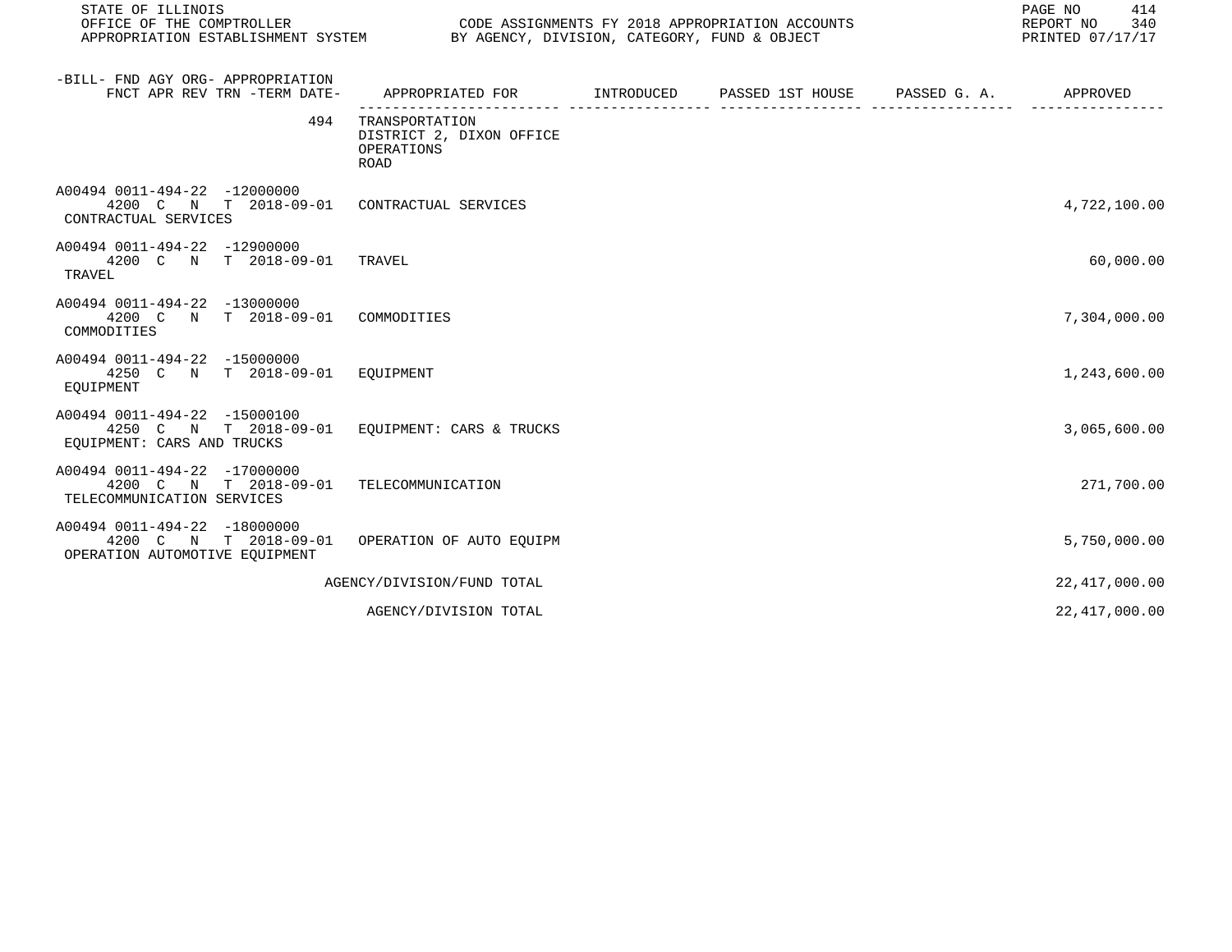STATE OF ILLINOIS
OFFICE OF THE COMPTROLLER
APPROPRIATION ESTABLISHMENT SYSTEM

CODE ASSIGNMENTS FY 2018 APPROPRIATION ACCOUNTS
BY AGENCY, DIVISION, CATEGORY, FUND & OBJECT

REPORT NO 340
PRINTED 07/17/17

| -BILL- FND AGY ORG- APPROPRIATION FNCT APR REV TRN -TERM DATE- | APPROPRIATED FOR | INTRODUCED | PASSED 1ST HOUSE | PASSED G. A. | APPROVED |
|---|---|---|---|---|---|
| 494 | TRANSPORTATION<br>DISTRICT 2, DIXON OFFICE<br>OPERATIONS<br>ROAD | | | | |
| A00494 0011-494-22 -12000000<br>4200 C N T 2018-09-01<br>CONTRACTUAL SERVICES | CONTRACTUAL SERVICES | | | | 4,722,100.00 |
| A00494 0011-494-22 -12900000<br>4200 C N T 2018-09-01<br>TRAVEL | TRAVEL | | | | 60,000.00 |
| A00494 0011-494-22 -13000000<br>4200 C N T 2018-09-01<br>COMMODITIES | COMMODITIES | | | | 7,304,000.00 |
| A00494 0011-494-22 -15000000<br>4250 C N T 2018-09-01<br>EQUIPMENT | EQUIPMENT | | | | 1,243,600.00 |
| A00494 0011-494-22 -15000100<br>4250 C N T 2018-09-01<br>EQUIPMENT: CARS AND TRUCKS | EQUIPMENT: CARS & TRUCKS | | | | 3,065,600.00 |
| A00494 0011-494-22 -17000000<br>4200 C N T 2018-09-01<br>TELECOMMUNICATION SERVICES | TELECOMMUNICATION | | | | 271,700.00 |
| A00494 0011-494-22 -18000000<br>4200 C N T 2018-09-01<br>OPERATION AUTOMOTIVE EQUIPMENT | OPERATION OF AUTO EQUIPM | | | | 5,750,000.00 |
| | AGENCY/DIVISION/FUND TOTAL | | | | 22,417,000.00 |
| | AGENCY/DIVISION TOTAL | | | | 22,417,000.00 |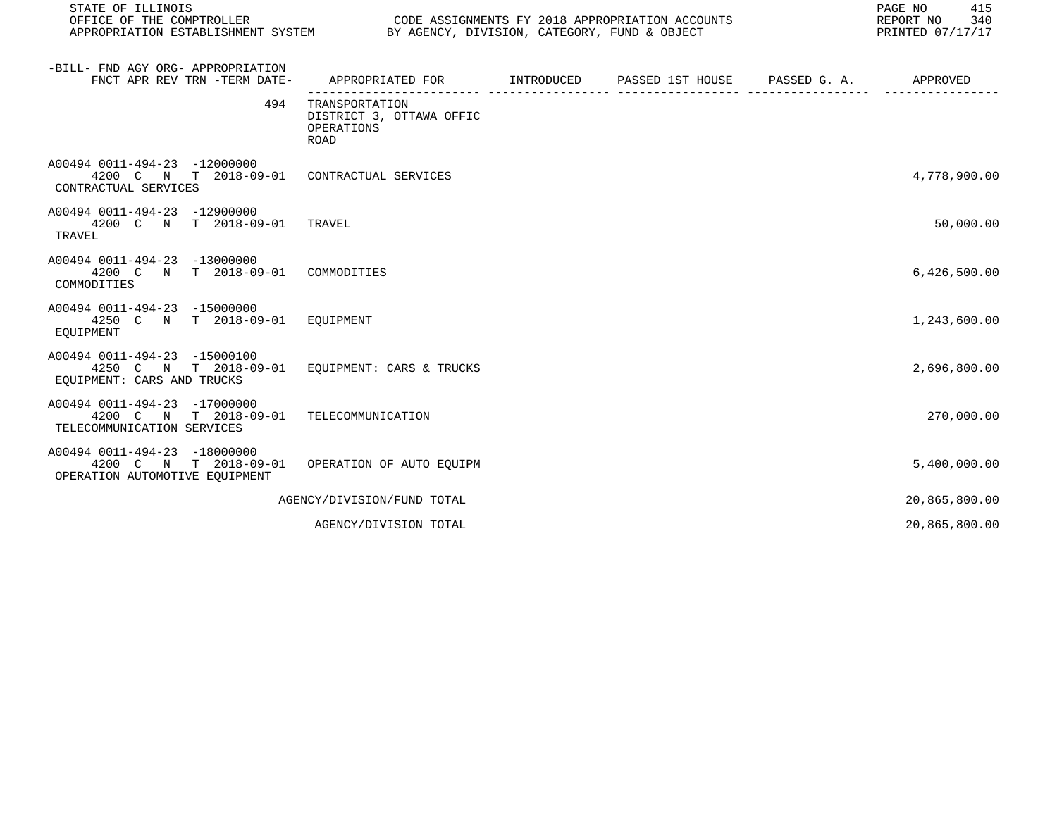| -BILL- FND AGY ORG- APPROPRIATION<br>FNCT APR REV TRN -TERM DATE- | APPROPRIATED FOR | INTRODUCED | PASSED 1ST HOUSE | PASSED G. A. | APPROVED |
|---|---|---|---|---|---|
| 494 | TRANSPORTATION<br>DISTRICT 3, OTTAWA OFFIC<br>OPERATIONS<br>ROAD | | | | |
| A00494 0011-494-23 -12000000<br>4200 C N T 2018-09-01<br>CONTRACTUAL SERVICES | CONTRACTUAL SERVICES | | | | 4,778,900.00 |
| A00494 0011-494-23 -12900000<br>4200 C N T 2018-09-01<br>TRAVEL | TRAVEL | | | | 50,000.00 |
| A00494 0011-494-23 -13000000<br>4200 C N T 2018-09-01<br>COMMODITIES | COMMODITIES | | | | 6,426,500.00 |
| A00494 0011-494-23 -15000000<br>4250 C N T 2018-09-01<br>EQUIPMENT | EQUIPMENT | | | | 1,243,600.00 |
| A00494 0011-494-23 -15000100<br>4250 C N T 2018-09-01<br>EQUIPMENT: CARS AND TRUCKS | EQUIPMENT: CARS & TRUCKS | | | | 2,696,800.00 |
| A00494 0011-494-23 -17000000<br>4200 C N T 2018-09-01<br>TELECOMMUNICATION SERVICES | TELECOMMUNICATION | | | | 270,000.00 |
| A00494 0011-494-23 -18000000<br>4200 C N T 2018-09-01<br>OPERATION AUTOMOTIVE EQUIPMENT | OPERATION OF AUTO EQUIPM | | | | 5,400,000.00 |
| | AGENCY/DIVISION/FUND TOTAL | | | | 20,865,800.00 |
| | AGENCY/DIVISION TOTAL | | | | 20,865,800.00 |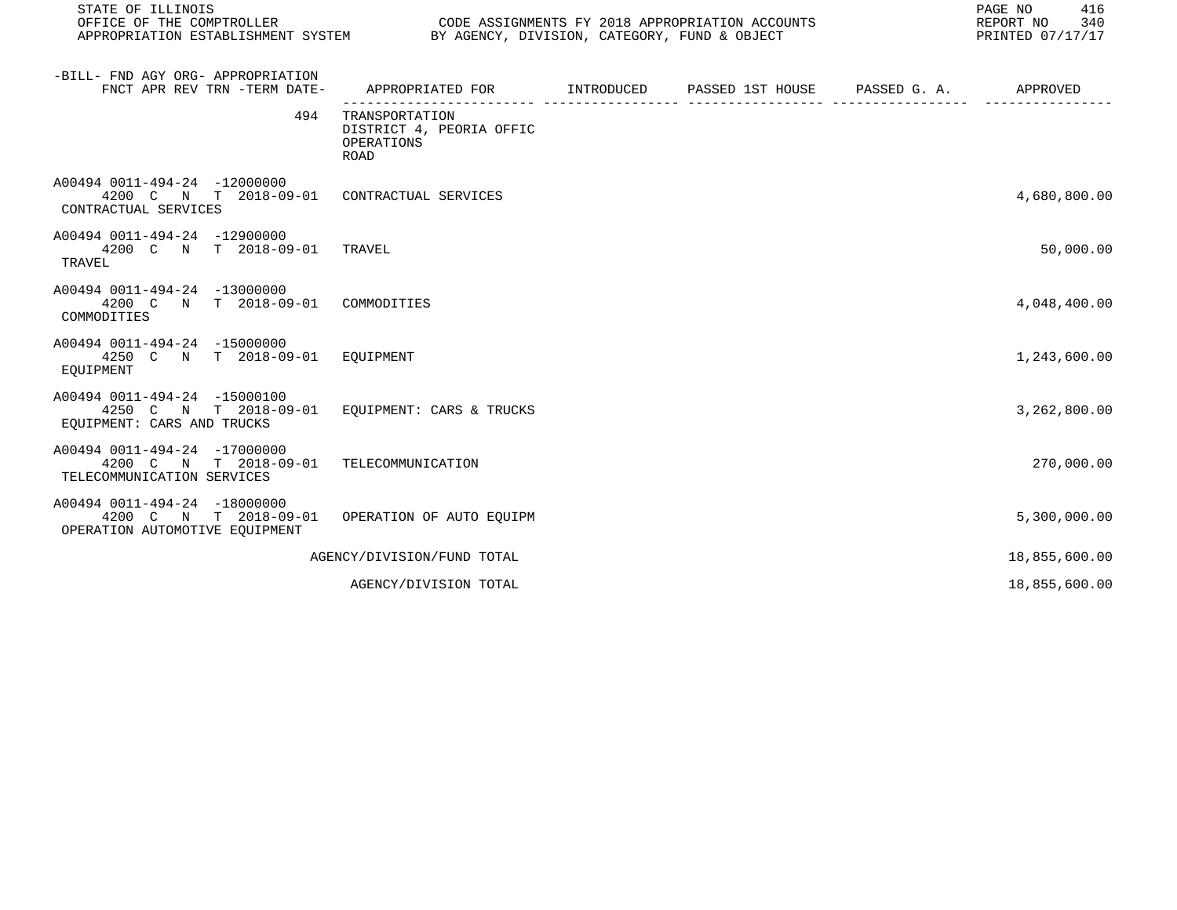| -BILL- FND AGY ORG- APPROPRIATION FNCT APR REV TRN -TERM DATE- | APPROPRIATED FOR | INTRODUCED | PASSED 1ST HOUSE | PASSED G. A. | APPROVED |
|---|---|---|---|---|---|
| 494 | TRANSPORTATION DISTRICT 4, PEORIA OFFIC OPERATIONS ROAD | | | | |
| A00494 0011-494-24 -12000000 4200 C N T 2018-09-01 CONTRACTUAL SERVICES | CONTRACTUAL SERVICES | | | | 4,680,800.00 |
| A00494 0011-494-24 -12900000 4200 C N T 2018-09-01 TRAVEL | TRAVEL | | | | 50,000.00 |
| A00494 0011-494-24 -13000000 4200 C N T 2018-09-01 COMMODITIES | COMMODITIES | | | | 4,048,400.00 |
| A00494 0011-494-24 -15000000 4250 C N T 2018-09-01 EQUIPMENT | EQUIPMENT | | | | 1,243,600.00 |
| A00494 0011-494-24 -15000100 4250 C N T 2018-09-01 EQUIPMENT: CARS AND TRUCKS | EQUIPMENT: CARS & TRUCKS | | | | 3,262,800.00 |
| A00494 0011-494-24 -17000000 4200 C N T 2018-09-01 TELECOMMUNICATION SERVICES | TELECOMMUNICATION | | | | 270,000.00 |
| A00494 0011-494-24 -18000000 4200 C N T 2018-09-01 OPERATION AUTOMOTIVE EQUIPMENT | OPERATION OF AUTO EQUIPM | | | | 5,300,000.00 |
| | AGENCY/DIVISION/FUND TOTAL | | | | 18,855,600.00 |
| | AGENCY/DIVISION TOTAL | | | | 18,855,600.00 |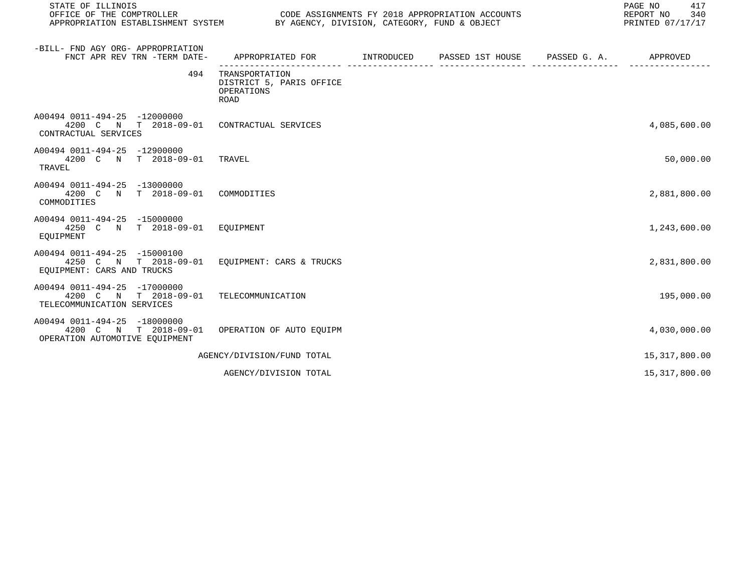STATE OF ILLINOIS
OFFICE OF THE COMPTROLLER
APPROPRIATION ESTABLISHMENT SYSTEM

CODE ASSIGNMENTS FY 2018 APPROPRIATION ACCOUNTS
BY AGENCY, DIVISION, CATEGORY, FUND & OBJECT

REPORT NO 340
PRINTED 07/17/17

| -BILL- FND AGY ORG- APPROPRIATION FNCT APR REV TRN -TERM DATE- | APPROPRIATED FOR | INTRODUCED | PASSED 1ST HOUSE | PASSED G. A. | APPROVED |
|---|---|---|---|---|---|
| 494 | TRANSPORTATION<br>DISTRICT 5, PARIS OFFICE<br>OPERATIONS<br>ROAD | | | | |
| A00494 0011-494-25 -12000000<br>4200 C N T 2018-09-01<br>CONTRACTUAL SERVICES | CONTRACTUAL SERVICES | | | | 4,085,600.00 |
| A00494 0011-494-25 -12900000<br>4200 C N T 2018-09-01<br>TRAVEL | TRAVEL | | | | 50,000.00 |
| A00494 0011-494-25 -13000000<br>4200 C N T 2018-09-01<br>COMMODITIES | COMMODITIES | | | | 2,881,800.00 |
| A00494 0011-494-25 -15000000<br>4250 C N T 2018-09-01<br>EQUIPMENT | EQUIPMENT | | | | 1,243,600.00 |
| A00494 0011-494-25 -15000100<br>4250 C N T 2018-09-01<br>EQUIPMENT: CARS AND TRUCKS | EQUIPMENT: CARS & TRUCKS | | | | 2,831,800.00 |
| A00494 0011-494-25 -17000000<br>4200 C N T 2018-09-01<br>TELECOMMUNICATION SERVICES | TELECOMMUNICATION | | | | 195,000.00 |
| A00494 0011-494-25 -18000000<br>4200 C N T 2018-09-01<br>OPERATION AUTOMOTIVE EQUIPMENT | OPERATION OF AUTO EQUIPM | | | | 4,030,000.00 |
| | AGENCY/DIVISION/FUND TOTAL | | | | 15,317,800.00 |
| | AGENCY/DIVISION TOTAL | | | | 15,317,800.00 |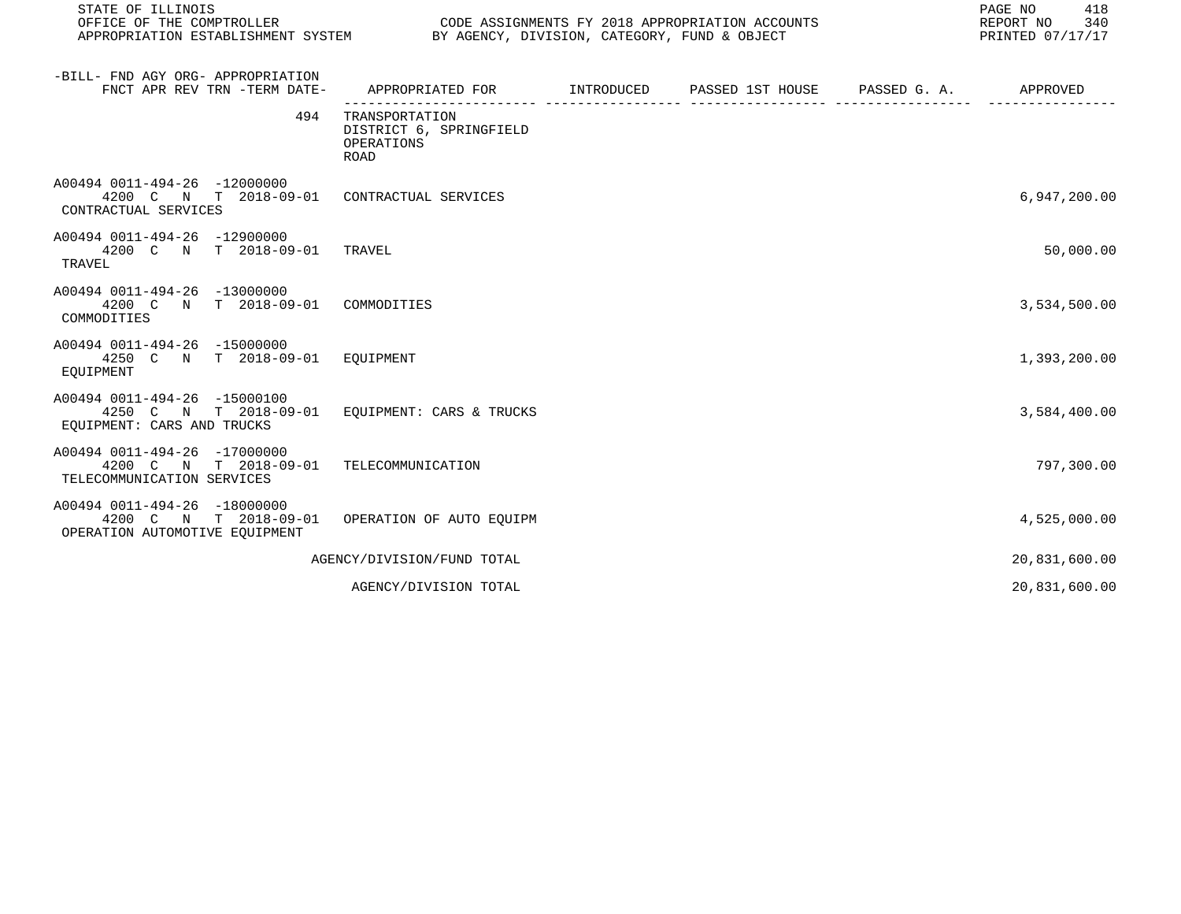STATE OF ILLINOIS
OFFICE OF THE COMPTROLLER
APPROPRIATION ESTABLISHMENT SYSTEM

CODE ASSIGNMENTS FY 2018 APPROPRIATION ACCOUNTS
BY AGENCY, DIVISION, CATEGORY, FUND & OBJECT

REPORT NO 340
PRINTED 07/17/17

| -BILL- FND AGY ORG- APPROPRIATION FNCT APR REV TRN -TERM DATE- | APPROPRIATED FOR | INTRODUCED | PASSED 1ST HOUSE | PASSED G. A. | APPROVED |
|---|---|---|---|---|---|
| 494 | TRANSPORTATION<br>DISTRICT 6, SPRINGFIELD<br>OPERATIONS<br>ROAD | | | | |
| A00494 0011-494-26 -12000000<br>4200 C N T 2018-09-01<br>CONTRACTUAL SERVICES | CONTRACTUAL SERVICES | | | | 6,947,200.00 |
| A00494 0011-494-26 -12900000<br>4200 C N T 2018-09-01<br>TRAVEL | TRAVEL | | | | 50,000.00 |
| A00494 0011-494-26 -13000000<br>4200 C N T 2018-09-01<br>COMMODITIES | COMMODITIES | | | | 3,534,500.00 |
| A00494 0011-494-26 -15000000<br>4250 C N T 2018-09-01<br>EQUIPMENT | EQUIPMENT | | | | 1,393,200.00 |
| A00494 0011-494-26 -15000100<br>4250 C N T 2018-09-01<br>EQUIPMENT: CARS AND TRUCKS | EQUIPMENT: CARS & TRUCKS | | | | 3,584,400.00 |
| A00494 0011-494-26 -17000000<br>4200 C N T 2018-09-01<br>TELECOMMUNICATION SERVICES | TELECOMMUNICATION | | | | 797,300.00 |
| A00494 0011-494-26 -18000000<br>4200 C N T 2018-09-01<br>OPERATION AUTOMOTIVE EQUIPMENT | OPERATION OF AUTO EQUIPM | | | | 4,525,000.00 |
| | AGENCY/DIVISION/FUND TOTAL | | | | 20,831,600.00 |
| | AGENCY/DIVISION TOTAL | | | | 20,831,600.00 |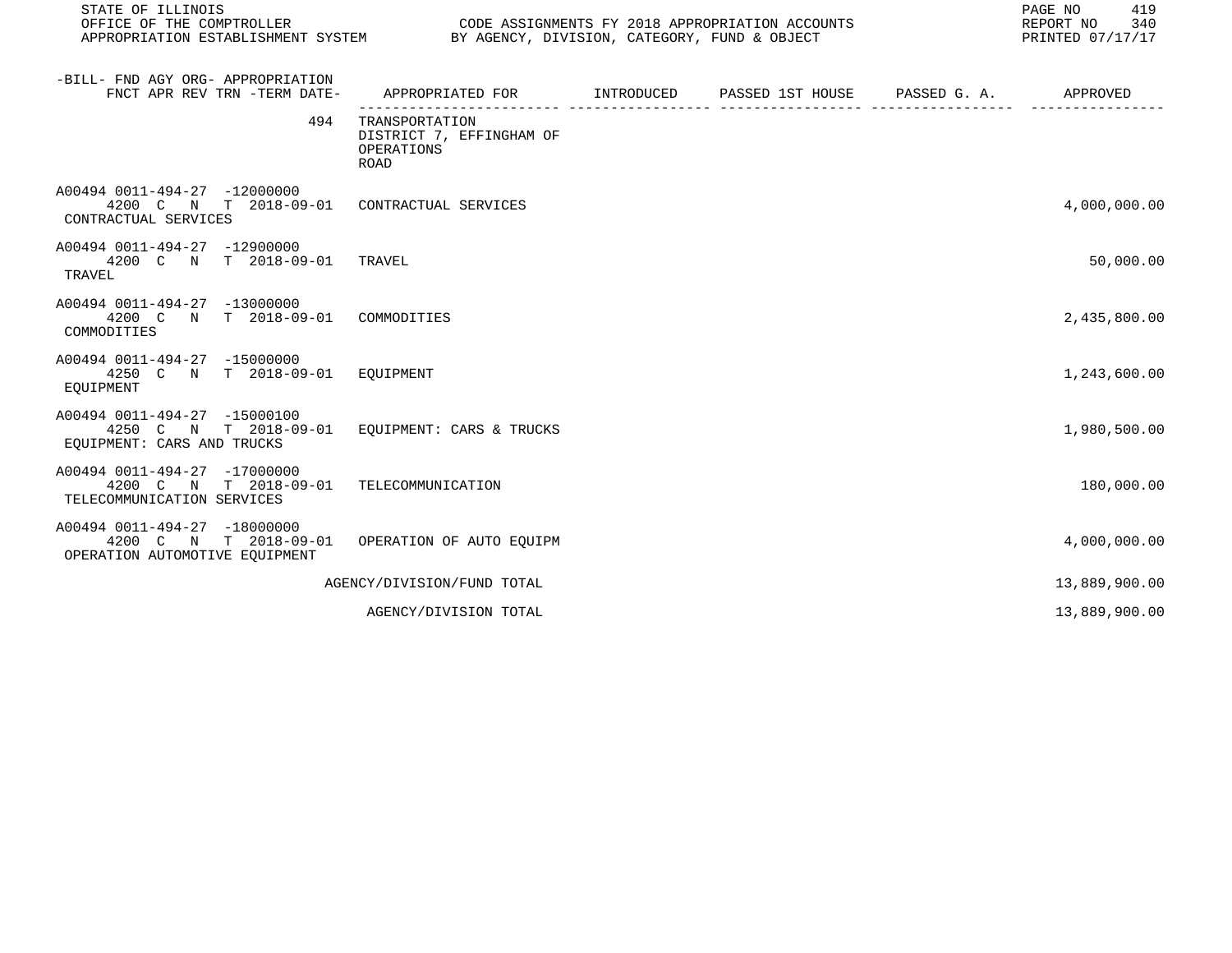| -BILL- FND AGY ORG- APPROPRIATION FNCT APR REV TRN -TERM DATE- | APPROPRIATED FOR | INTRODUCED | PASSED 1ST HOUSE | PASSED G. A. | APPROVED |
|---|---|---|---|---|---|
| 494 | TRANSPORTATION DISTRICT 7, EFFINGHAM OF OPERATIONS ROAD | | | | |
| A00494 0011-494-27 -12000000 4200 C N T 2018-09-01 CONTRACTUAL SERVICES | CONTRACTUAL SERVICES | | | | 4,000,000.00 |
| A00494 0011-494-27 -12900000 4200 C N T 2018-09-01 TRAVEL | TRAVEL | | | | 50,000.00 |
| A00494 0011-494-27 -13000000 4200 C N T 2018-09-01 COMMODITIES | COMMODITIES | | | | 2,435,800.00 |
| A00494 0011-494-27 -15000000 4250 C N T 2018-09-01 EQUIPMENT | EQUIPMENT | | | | 1,243,600.00 |
| A00494 0011-494-27 -15000100 4250 C N T 2018-09-01 EQUIPMENT: CARS AND TRUCKS | EQUIPMENT: CARS & TRUCKS | | | | 1,980,500.00 |
| A00494 0011-494-27 -17000000 4200 C N T 2018-09-01 TELECOMMUNICATION SERVICES | TELECOMMUNICATION | | | | 180,000.00 |
| A00494 0011-494-27 -18000000 4200 C N T 2018-09-01 OPERATION AUTOMOTIVE EQUIPMENT | OPERATION OF AUTO EQUIPM | | | | 4,000,000.00 |
| | AGENCY/DIVISION/FUND TOTAL | | | | 13,889,900.00 |
| | AGENCY/DIVISION TOTAL | | | | 13,889,900.00 |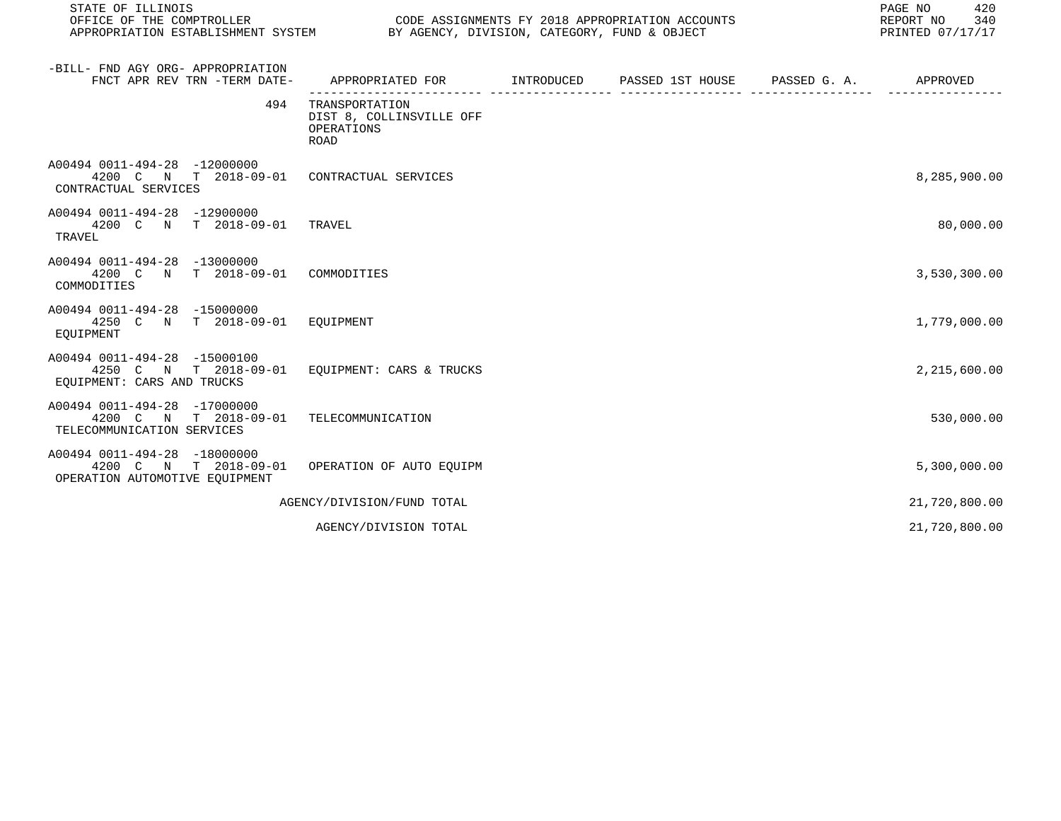STATE OF ILLINOIS
OFFICE OF THE COMPTROLLER
APPROPRIATION ESTABLISHMENT SYSTEM

CODE ASSIGNMENTS FY 2018 APPROPRIATION ACCOUNTS
BY AGENCY, DIVISION, CATEGORY, FUND & OBJECT

REPORT NO 340
PRINTED 07/17/17

| -BILL- FND AGY ORG- APPROPRIATION FNCT APR REV TRN -TERM DATE- | APPROPRIATED FOR | INTRODUCED | PASSED 1ST HOUSE | PASSED G. A. | APPROVED |
|---|---|---|---|---|---|
| 494 | TRANSPORTATION DIST 8, COLLINSVILLE OFF OPERATIONS ROAD | | | | |
| A00494 0011-494-28 -12000000 4200 C N T 2018-09-01 CONTRACTUAL SERVICES | CONTRACTUAL SERVICES | | | | 8,285,900.00 |
| A00494 0011-494-28 -12900000 4200 C N T 2018-09-01 TRAVEL | TRAVEL | | | | 80,000.00 |
| A00494 0011-494-28 -13000000 4200 C N T 2018-09-01 COMMODITIES | COMMODITIES | | | | 3,530,300.00 |
| A00494 0011-494-28 -15000000 4250 C N T 2018-09-01 EQUIPMENT | EQUIPMENT | | | | 1,779,000.00 |
| A00494 0011-494-28 -15000100 4250 C N T 2018-09-01 EQUIPMENT: CARS AND TRUCKS | EQUIPMENT: CARS & TRUCKS | | | | 2,215,600.00 |
| A00494 0011-494-28 -17000000 4200 C N T 2018-09-01 TELECOMMUNICATION SERVICES | TELECOMMUNICATION | | | | 530,000.00 |
| A00494 0011-494-28 -18000000 4200 C N T 2018-09-01 OPERATION AUTOMOTIVE EQUIPMENT | OPERATION OF AUTO EQUIPM | | | | 5,300,000.00 |
| | AGENCY/DIVISION/FUND TOTAL | | | | 21,720,800.00 |
| | AGENCY/DIVISION TOTAL | | | | 21,720,800.00 |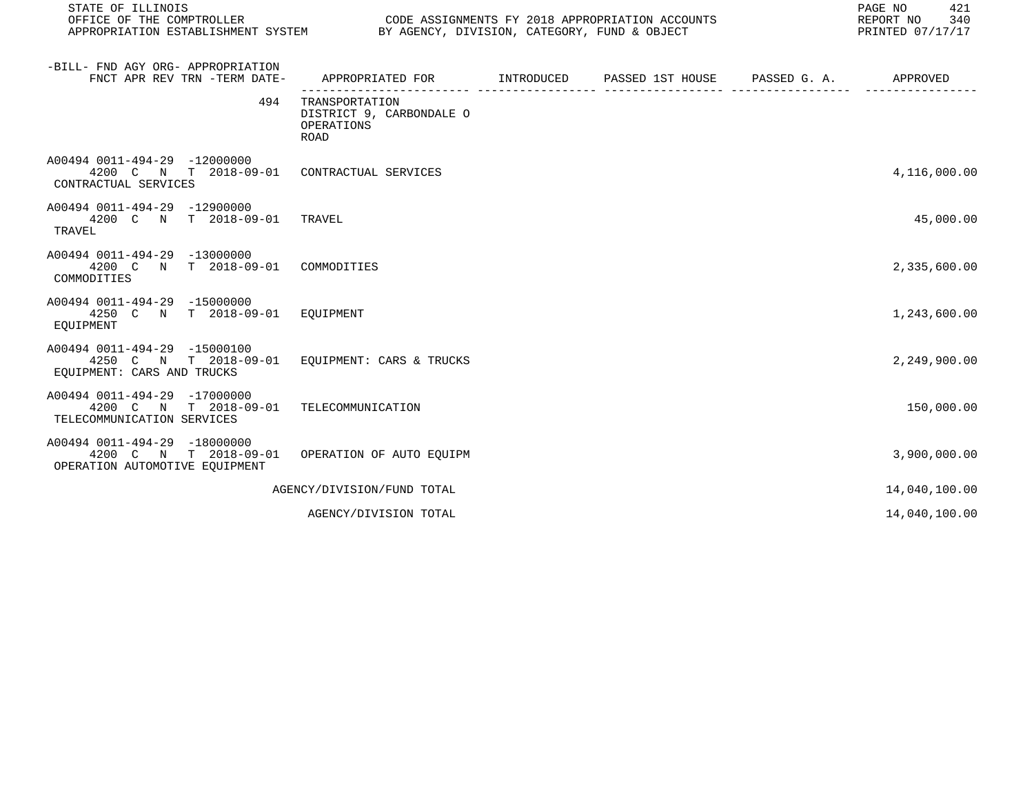STATE OF ILLINOIS
OFFICE OF THE COMPTROLLER
APPROPRIATION ESTABLISHMENT SYSTEM

CODE ASSIGNMENTS FY 2018 APPROPRIATION ACCOUNTS
BY AGENCY, DIVISION, CATEGORY, FUND & OBJECT

REPORT NO 340
PRINTED 07/17/17

| -BILL- FND AGY ORG- APPROPRIATION<br>FNCT APR REV TRN -TERM DATE- | APPROPRIATED FOR | INTRODUCED | PASSED 1ST HOUSE | PASSED G. A. | APPROVED |
|---|---|---|---|---|---|
| 494 | TRANSPORTATION<br>DISTRICT 9, CARBONDALE O<br>OPERATIONS<br>ROAD | | | | |
| A00494 0011-494-29 -12000000<br>4200 C N T 2018-09-01<br>CONTRACTUAL SERVICES | CONTRACTUAL SERVICES | | | | 4,116,000.00 |
| A00494 0011-494-29 -12900000<br>4200 C N T 2018-09-01<br>TRAVEL | TRAVEL | | | | 45,000.00 |
| A00494 0011-494-29 -13000000<br>4200 C N T 2018-09-01<br>COMMODITIES | COMMODITIES | | | | 2,335,600.00 |
| A00494 0011-494-29 -15000000<br>4250 C N T 2018-09-01<br>EQUIPMENT | EQUIPMENT | | | | 1,243,600.00 |
| A00494 0011-494-29 -15000100<br>4250 C N T 2018-09-01<br>EQUIPMENT: CARS AND TRUCKS | EQUIPMENT: CARS & TRUCKS | | | | 2,249,900.00 |
| A00494 0011-494-29 -17000000<br>4200 C N T 2018-09-01<br>TELECOMMUNICATION SERVICES | TELECOMMUNICATION | | | | 150,000.00 |
| A00494 0011-494-29 -18000000<br>4200 C N T 2018-09-01<br>OPERATION AUTOMOTIVE EQUIPMENT | OPERATION OF AUTO EQUIPM | | | | 3,900,000.00 |
| | AGENCY/DIVISION/FUND TOTAL | | | | 14,040,100.00 |
| | AGENCY/DIVISION TOTAL | | | | 14,040,100.00 |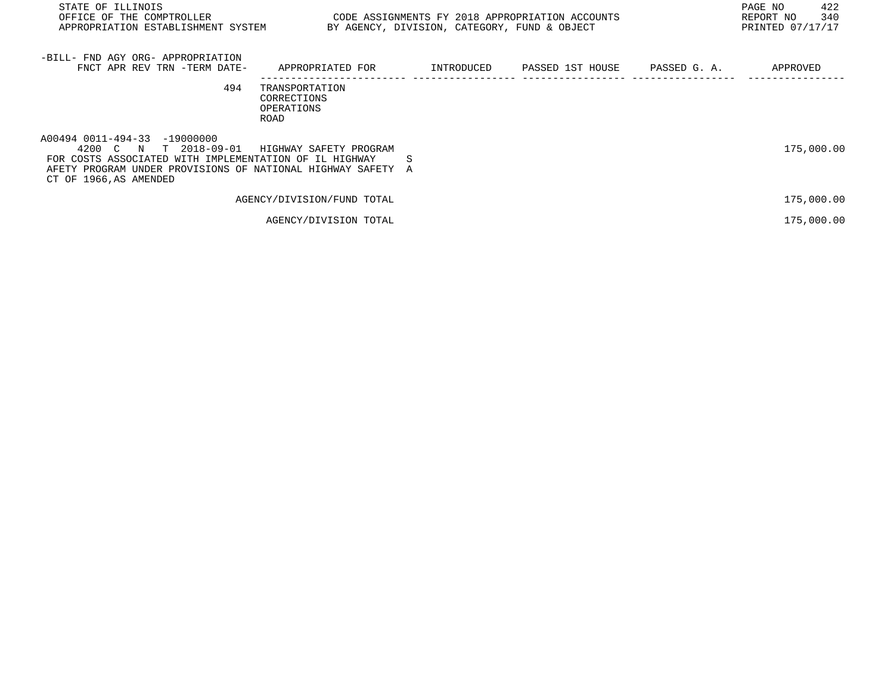STATE OF ILLINOIS
OFFICE OF THE COMPTROLLER
APPROPRIATION ESTABLISHMENT SYSTEM

CODE ASSIGNMENTS FY 2018 APPROPRIATION ACCOUNTS
BY AGENCY, DIVISION, CATEGORY, FUND & OBJECT

REPORT NO 340
PRINTED 07/17/17

| -BILL- FND AGY ORG- APPROPRIATION FNCT APR REV TRN -TERM DATE- | APPROPRIATED FOR | INTRODUCED | PASSED 1ST HOUSE | PASSED G. A. | APPROVED |
|---|---|---|---|---|---|
| 494 | TRANSPORTATION CORRECTIONS OPERATIONS ROAD | | | | |
| A00494 0011-494-33 -19000000 4200 C N T 2018-09-01 | HIGHWAY SAFETY PROGRAM | | | | 175,000.00 |
| FOR COSTS ASSOCIATED WITH IMPLEMENTATION OF IL HIGHWAY SAFETY PROGRAM UNDER PROVISIONS OF NATIONAL HIGHWAY SAFETY ACT OF 1966,AS AMENDED | | | | | |
| | AGENCY/DIVISION/FUND TOTAL | | | | 175,000.00 |
| | AGENCY/DIVISION TOTAL | | | | 175,000.00 |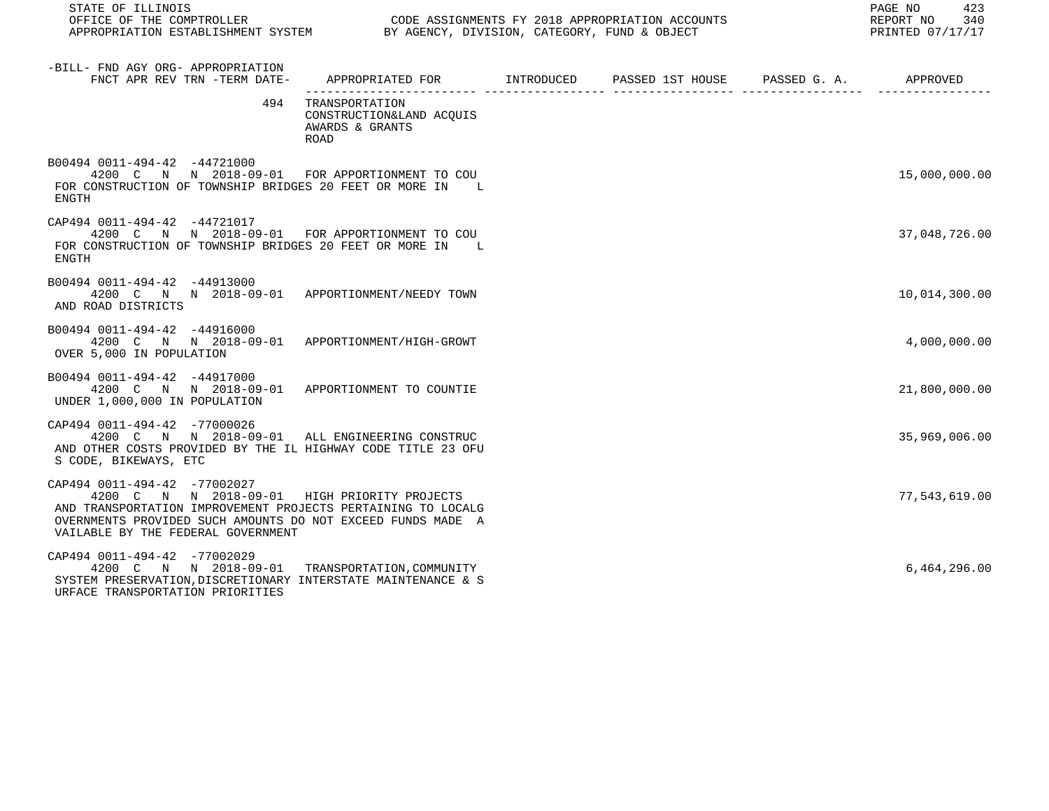-BILL- FND AGY ORG- APPROPRIATION
FNCT APR REV TRN -TERM DATE-

| -BILL- FND AGY ORG- APPROPRIATION / FNCT APR REV TRN -TERM DATE- | APPROPRIATED FOR | INTRODUCED | PASSED 1ST HOUSE | PASSED G. A. | APPROVED |
|---|---|---|---|---|---|
| 494 | TRANSPORTATION<br>CONSTRUCTION&LAND ACQUIS<br>AWARDS & GRANTS<br>ROAD | | | | |
| B00494 0011-494-42 -44721000<br>4200 C N N 2018-09-01 | FOR APPORTIONMENT TO COU<br>FOR CONSTRUCTION OF TOWNSHIP BRIDGES 20 FEET OR MORE IN L<br>ENGTH | | | | 15,000,000.00 |
| CAP494 0011-494-42 -44721017<br>4200 C N N 2018-09-01 | FOR APPORTIONMENT TO COU<br>FOR CONSTRUCTION OF TOWNSHIP BRIDGES 20 FEET OR MORE IN L<br>ENGTH | | | | 37,048,726.00 |
| B00494 0011-494-42 -44913000<br>4200 C N N 2018-09-01 | APPORTIONMENT/NEEDY TOWN<br>AND ROAD DISTRICTS | | | | 10,014,300.00 |
| B00494 0011-494-42 -44916000<br>4200 C N N 2018-09-01 | APPORTIONMENT/HIGH-GROWT<br>OVER 5,000 IN POPULATION | | | | 4,000,000.00 |
| B00494 0011-494-42 -44917000<br>4200 C N N 2018-09-01 | APPORTIONMENT TO COUNTIE<br>UNDER 1,000,000 IN POPULATION | | | | 21,800,000.00 |
| CAP494 0011-494-42 -77000026<br>4200 C N N 2018-09-01 | ALL ENGINEERING CONSTRUC<br>AND OTHER COSTS PROVIDED BY THE IL HIGHWAY CODE TITLE 23 OFU<br>S CODE, BIKEWAYS, ETC | | | | 35,969,006.00 |
| CAP494 0011-494-42 -77002027<br>4200 C N N 2018-09-01 | HIGH PRIORITY PROJECTS<br>AND TRANSPORTATION IMPROVEMENT PROJECTS PERTAINING TO LOCALG<br>OVERNMENTS PROVIDED SUCH AMOUNTS DO NOT EXCEED FUNDS MADE A<br>VAILABLE BY THE FEDERAL GOVERNMENT | | | | 77,543,619.00 |
| CAP494 0011-494-42 -77002029<br>4200 C N N 2018-09-01 | TRANSPORTATION,COMMUNITY<br>SYSTEM PRESERVATION,DISCRETIONARY INTERSTATE MAINTENANCE & S<br>URFACE TRANSPORTATION PRIORITIES | | | | 6,464,296.00 |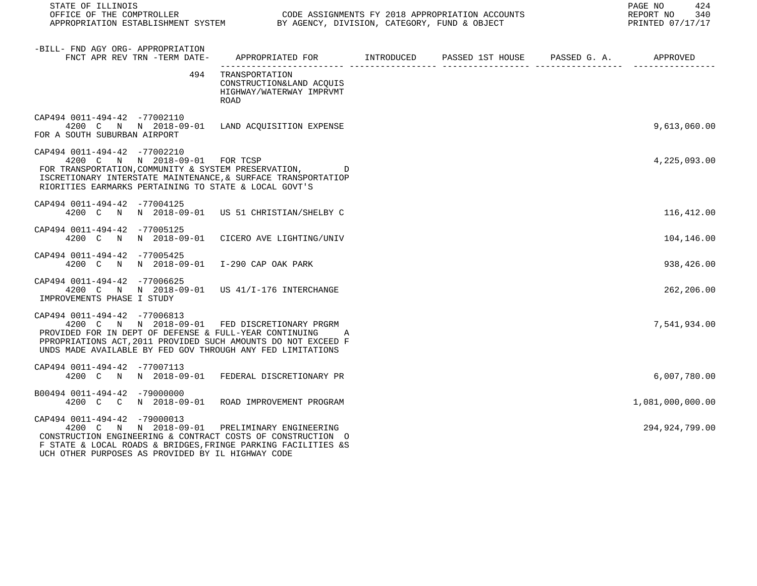STATE OF ILLINOIS
OFFICE OF THE COMPTROLLER — CODE ASSIGNMENTS FY 2018 APPROPRIATION ACCOUNTS
APPROPRIATION ESTABLISHMENT SYSTEM — BY AGENCY, DIVISION, CATEGORY, FUND & OBJECT

REPORT NO 340
PRINTED 07/17/17

| -BILL- FND AGY ORG- APPROPRIATION FNCT APR REV TRN -TERM DATE- | APPROPRIATED FOR | INTRODUCED | PASSED 1ST HOUSE | PASSED G. A. | APPROVED |
|---|---|---|---|---|---|
| 494 | TRANSPORTATION CONSTRUCTION&LAND ACQUIS HIGHWAY/WATERWAY IMPRVMT ROAD | | | | |
| CAP494 0011-494-42 -77002110 4200 C N N 2018-09-01 | LAND ACQUISITION EXPENSE | | | | 9,613,060.00 |
| FOR A SOUTH SUBURBAN AIRPORT | | | | | |
| CAP494 0011-494-42 -77002210 4200 C N N 2018-09-01 | FOR TCSP | | | | 4,225,093.00 |
| FOR TRANSPORTATION,COMMUNITY & SYSTEM PRESERVATION, DISCRETIONARY INTERSTATE MAINTENANCE,& SURFACE TRANSPORTATIOPRIORITIES EARMARKS PERTAINING TO STATE & LOCAL GOVT'S | | | | | |
| CAP494 0011-494-42 -77004125 4200 C N N 2018-09-01 | US 51 CHRISTIAN/SHELBY C | | | | 116,412.00 |
| CAP494 0011-494-42 -77005125 4200 C N N 2018-09-01 | CICERO AVE LIGHTING/UNIV | | | | 104,146.00 |
| CAP494 0011-494-42 -77005425 4200 C N N 2018-09-01 | I-290 CAP OAK PARK | | | | 938,426.00 |
| CAP494 0011-494-42 -77006625 4200 C N N 2018-09-01 | US 41/I-176 INTERCHANGE | | | | 262,206.00 |
| IMPROVEMENTS PHASE I STUDY | | | | | |
| CAP494 0011-494-42 -77006813 4200 C N N 2018-09-01 | FED DISCRETIONARY PRGRM | | | | 7,541,934.00 |
| PROVIDED FOR IN DEPT OF DEFENSE & FULL-YEAR CONTINUING APPROPRIATIONS ACT,2011 PROVIDED SUCH AMOUNTS DO NOT EXCEED FUNDS MADE AVAILABLE BY FED GOV THROUGH ANY FED LIMITATIONS | | | | | |
| CAP494 0011-494-42 -77007113 4200 C N N 2018-09-01 | FEDERAL DISCRETIONARY PR | | | | 6,007,780.00 |
| B00494 0011-494-42 -79000000 4200 C C N 2018-09-01 | ROAD IMPROVEMENT PROGRAM | | | | 1,081,000,000.00 |
| CAP494 0011-494-42 -79000013 4200 C N N 2018-09-01 | PRELIMINARY ENGINEERING | | | | 294,924,799.00 |
| CONSTRUCTION ENGINEERING & CONTRACT COSTS OF CONSTRUCTION OF STATE & LOCAL ROADS & BRIDGES,FRINGE PARKING FACILITIES &SUCH OTHER PURPOSES AS PROVIDED BY IL HIGHWAY CODE | | | | | |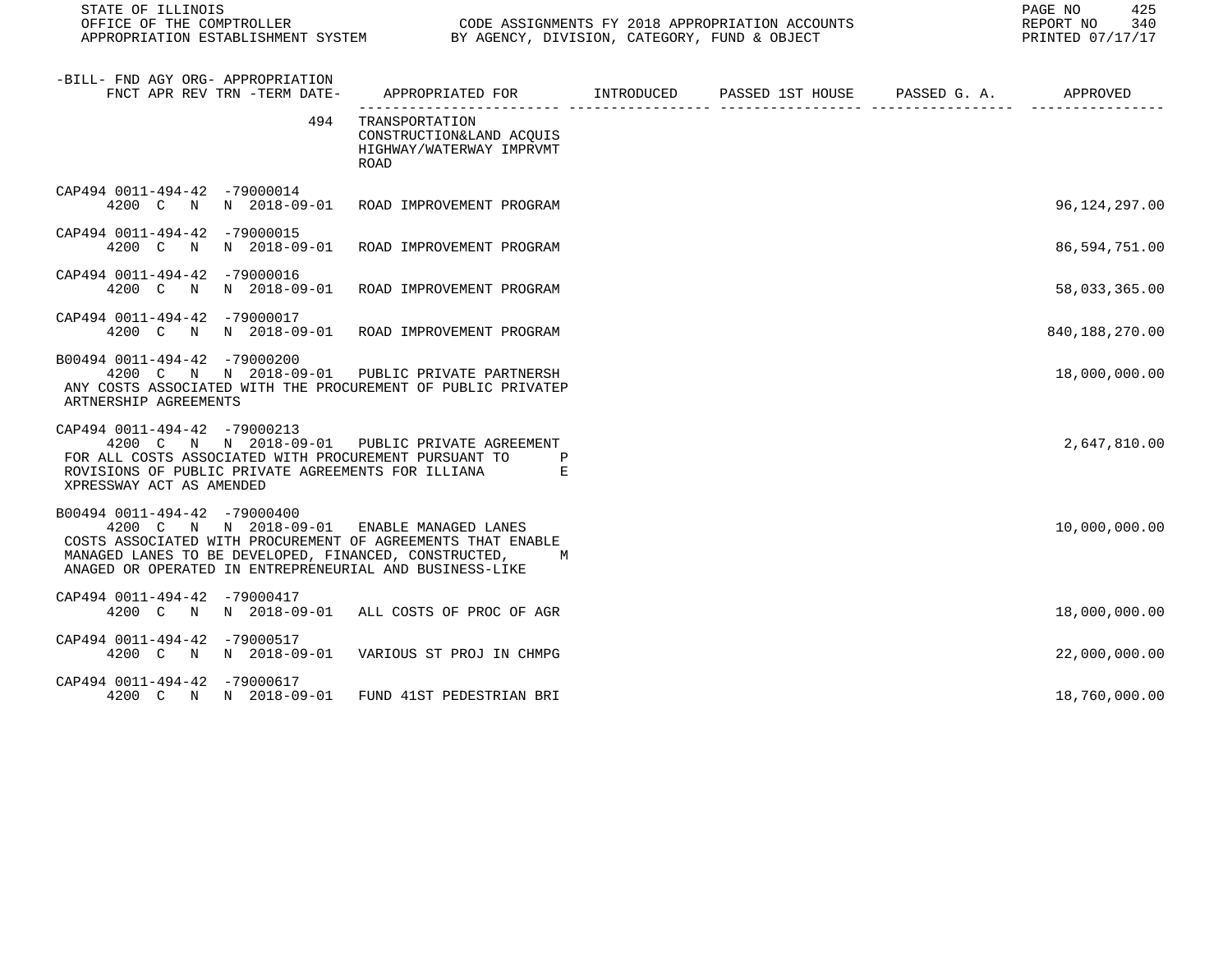STATE OF ILLINOIS
OFFICE OF THE COMPTROLLER — CODE ASSIGNMENTS FY 2018 APPROPRIATION ACCOUNTS
APPROPRIATION ESTABLISHMENT SYSTEM — BY AGENCY, DIVISION, CATEGORY, FUND & OBJECT

REPORT NO 340
PRINTED 07/17/17

| -BILL- FND AGY ORG- APPROPRIATION FNCT APR REV TRN -TERM DATE- | APPROPRIATED FOR | INTRODUCED | PASSED 1ST HOUSE | PASSED G. A. | APPROVED |
|---|---|---|---|---|---|
| 494 | TRANSPORTATION CONSTRUCTION&LAND ACQUIS HIGHWAY/WATERWAY IMPRVMT ROAD | | | | |
| CAP494 0011-494-42 -79000014 4200 C N N 2018-09-01 | ROAD IMPROVEMENT PROGRAM | | | | 96,124,297.00 |
| CAP494 0011-494-42 -79000015 4200 C N N 2018-09-01 | ROAD IMPROVEMENT PROGRAM | | | | 86,594,751.00 |
| CAP494 0011-494-42 -79000016 4200 C N N 2018-09-01 | ROAD IMPROVEMENT PROGRAM | | | | 58,033,365.00 |
| CAP494 0011-494-42 -79000017 4200 C N N 2018-09-01 | ROAD IMPROVEMENT PROGRAM | | | | 840,188,270.00 |
| B00494 0011-494-42 -79000200 4200 C N N 2018-09-01 | PUBLIC PRIVATE PARTNERSH | | | | 18,000,000.00 |
| ANY COSTS ASSOCIATED WITH THE PROCUREMENT OF PUBLIC PRIVATEP ARTNERSHIP AGREEMENTS | | | | | |
| CAP494 0011-494-42 -79000213 4200 C N N 2018-09-01 | PUBLIC PRIVATE AGREEMENT | | | | 2,647,810.00 |
| FOR ALL COSTS ASSOCIATED WITH PROCUREMENT PURSUANT TO P ROVISIONS OF PUBLIC PRIVATE AGREEMENTS FOR ILLIANA E XPRESSWAY ACT AS AMENDED | | | | | |
| B00494 0011-494-42 -79000400 4200 C N N 2018-09-01 | ENABLE MANAGED LANES | | | | 10,000,000.00 |
| COSTS ASSOCIATED WITH PROCUREMENT OF AGREEMENTS THAT ENABLE MANAGED LANES TO BE DEVELOPED, FINANCED, CONSTRUCTED, M ANAGED OR OPERATED IN ENTREPRENEURIAL AND BUSINESS-LIKE | | | | | |
| CAP494 0011-494-42 -79000417 4200 C N N 2018-09-01 | ALL COSTS OF PROC OF AGR | | | | 18,000,000.00 |
| CAP494 0011-494-42 -79000517 4200 C N N 2018-09-01 | VARIOUS ST PROJ IN CHMPG | | | | 22,000,000.00 |
| CAP494 0011-494-42 -79000617 4200 C N N 2018-09-01 | FUND 41ST PEDESTRIAN BRI | | | | 18,760,000.00 |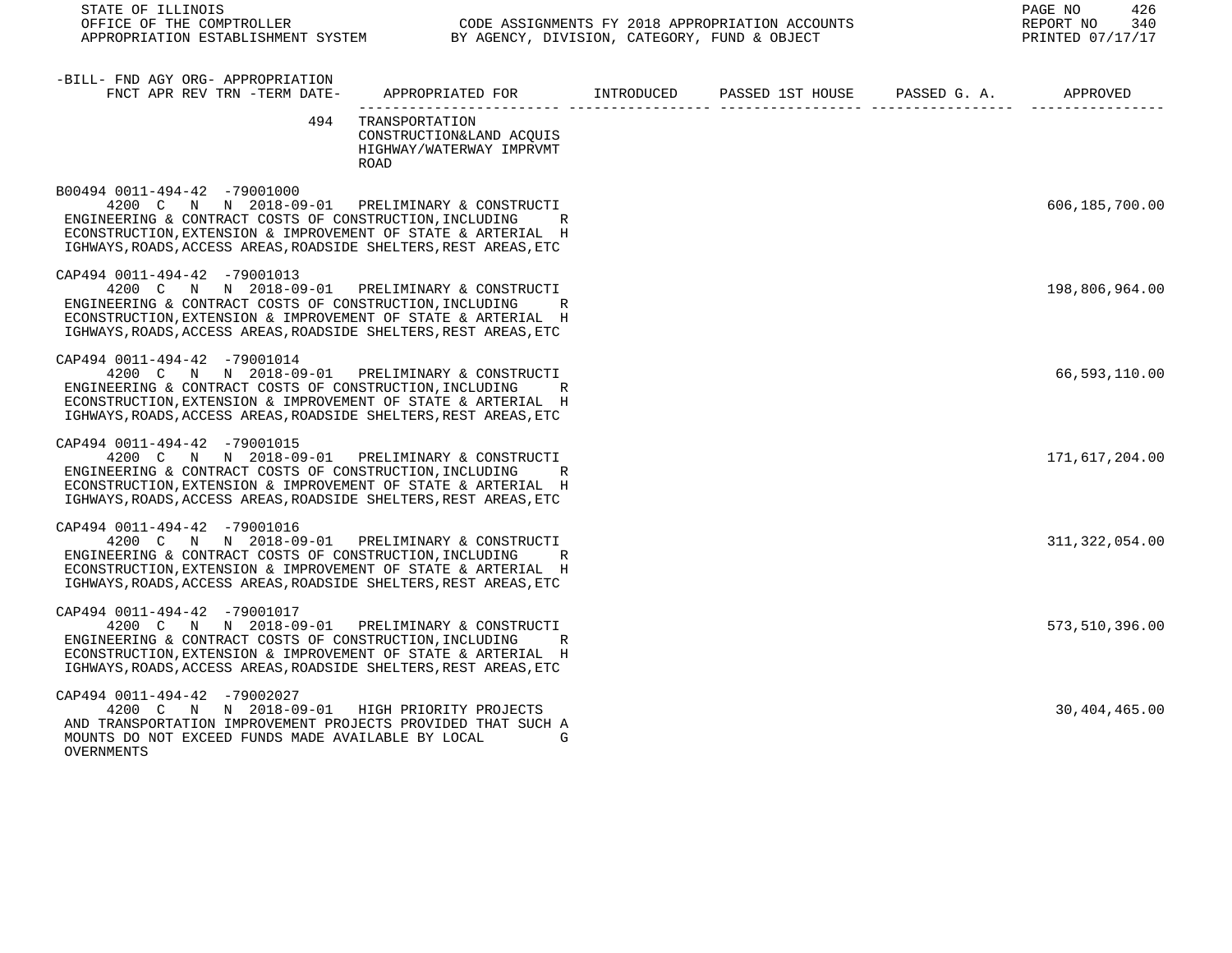STATE OF ILLINOIS
OFFICE OF THE COMPTROLLER — CODE ASSIGNMENTS FY 2018 APPROPRIATION ACCOUNTS
APPROPRIATION ESTABLISHMENT SYSTEM — BY AGENCY, DIVISION, CATEGORY, FUND & OBJECT

REPORT NO 340
PRINTED 07/17/17

| -BILL- FND AGY ORG- APPROPRIATION FNCT APR REV TRN -TERM DATE- | APPROPRIATED FOR | INTRODUCED | PASSED 1ST HOUSE | PASSED G. A. | APPROVED |
|---|---|---|---|---|---|
| 494 | TRANSPORTATION CONSTRUCTION&LAND ACQUIS HIGHWAY/WATERWAY IMPRVMT ROAD | | | | |
| B00494 0011-494-42 -79001000 4200 C N N 2018-09-01 | PRELIMINARY & CONSTRUCTI ENGINEERING & CONTRACT COSTS OF CONSTRUCTION,INCLUDING RECONSTRUCTION,EXTENSION & IMPROVEMENT OF STATE & ARTERIAL HIGHWAYS,ROADS,ACCESS AREAS,ROADSIDE SHELTERS,REST AREAS,ETC | | | | 606,185,700.00 |
| CAP494 0011-494-42 -79001013 4200 C N N 2018-09-01 | PRELIMINARY & CONSTRUCTI ENGINEERING & CONTRACT COSTS OF CONSTRUCTION,INCLUDING RECONSTRUCTION,EXTENSION & IMPROVEMENT OF STATE & ARTERIAL HIGHWAYS,ROADS,ACCESS AREAS,ROADSIDE SHELTERS,REST AREAS,ETC | | | | 198,806,964.00 |
| CAP494 0011-494-42 -79001014 4200 C N N 2018-09-01 | PRELIMINARY & CONSTRUCTI ENGINEERING & CONTRACT COSTS OF CONSTRUCTION,INCLUDING RECONSTRUCTION,EXTENSION & IMPROVEMENT OF STATE & ARTERIAL HIGHWAYS,ROADS,ACCESS AREAS,ROADSIDE SHELTERS,REST AREAS,ETC | | | | 66,593,110.00 |
| CAP494 0011-494-42 -79001015 4200 C N N 2018-09-01 | PRELIMINARY & CONSTRUCTI ENGINEERING & CONTRACT COSTS OF CONSTRUCTION,INCLUDING RECONSTRUCTION,EXTENSION & IMPROVEMENT OF STATE & ARTERIAL HIGHWAYS,ROADS,ACCESS AREAS,ROADSIDE SHELTERS,REST AREAS,ETC | | | | 171,617,204.00 |
| CAP494 0011-494-42 -79001016 4200 C N N 2018-09-01 | PRELIMINARY & CONSTRUCTI ENGINEERING & CONTRACT COSTS OF CONSTRUCTION,INCLUDING RECONSTRUCTION,EXTENSION & IMPROVEMENT OF STATE & ARTERIAL HIGHWAYS,ROADS,ACCESS AREAS,ROADSIDE SHELTERS,REST AREAS,ETC | | | | 311,322,054.00 |
| CAP494 0011-494-42 -79001017 4200 C N N 2018-09-01 | PRELIMINARY & CONSTRUCTI ENGINEERING & CONTRACT COSTS OF CONSTRUCTION,INCLUDING RECONSTRUCTION,EXTENSION & IMPROVEMENT OF STATE & ARTERIAL HIGHWAYS,ROADS,ACCESS AREAS,ROADSIDE SHELTERS,REST AREAS,ETC | | | | 573,510,396.00 |
| CAP494 0011-494-42 -79002027 4200 C N N 2018-09-01 | HIGH PRIORITY PROJECTS AND TRANSPORTATION IMPROVEMENT PROJECTS PROVIDED THAT SUCH AMOUNTS DO NOT EXCEED FUNDS MADE AVAILABLE BY LOCAL GOVERNMENTS | | | | 30,404,465.00 |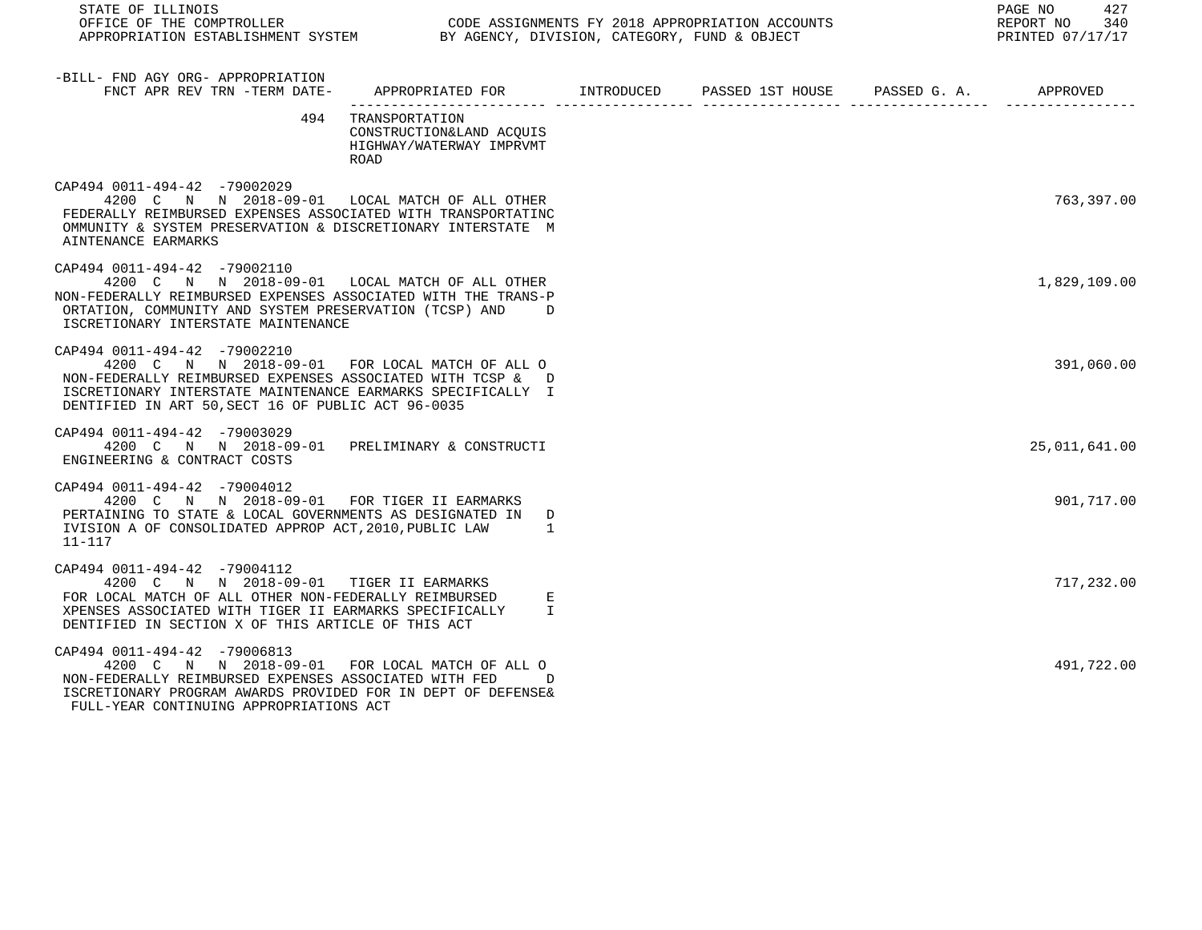| -BILL- FND AGY ORG- APPROPRIATION FNCT APR REV TRN -TERM DATE- | APPROPRIATED FOR | INTRODUCED | PASSED 1ST HOUSE | PASSED G. A. | APPROVED |
|---|---|---|---|---|---|
| 494 | TRANSPORTATION CONSTRUCTION&LAND ACQUIS HIGHWAY/WATERWAY IMPRVMT ROAD | | | | |
| CAP494 0011-494-42 -79002029 4200 C N N 2018-09-01 | LOCAL MATCH OF ALL OTHER FEDERALLY REIMBURSED EXPENSES ASSOCIATED WITH TRANSPORTATINC OMMUNITY & SYSTEM PRESERVATION & DISCRETIONARY INTERSTATE M AINTENANCE EARMARKS | | | | 763,397.00 |
| CAP494 0011-494-42 -79002110 4200 C N N 2018-09-01 | LOCAL MATCH OF ALL OTHER NON-FEDERALLY REIMBURSED EXPENSES ASSOCIATED WITH THE TRANS-P ORTATION, COMMUNITY AND SYSTEM PRESERVATION (TCSP) AND D ISCRETIONARY INTERSTATE MAINTENANCE | | | | 1,829,109.00 |
| CAP494 0011-494-42 -79002210 4200 C N N 2018-09-01 | FOR LOCAL MATCH OF ALL O NON-FEDERALLY REIMBURSED EXPENSES ASSOCIATED WITH TCSP & D ISCRETIONARY INTERSTATE MAINTENANCE EARMARKS SPECIFICALLY I DENTIFIED IN ART 50,SECT 16 OF PUBLIC ACT 96-0035 | | | | 391,060.00 |
| CAP494 0011-494-42 -79003029 4200 C N N 2018-09-01 | PRELIMINARY & CONSTRUCTI ENGINEERING & CONTRACT COSTS | | | | 25,011,641.00 |
| CAP494 0011-494-42 -79004012 4200 C N N 2018-09-01 | FOR TIGER II EARMARKS PERTAINING TO STATE & LOCAL GOVERNMENTS AS DESIGNATED IN D IVISION A OF CONSOLIDATED APPROP ACT,2010,PUBLIC LAW 1 11-117 | | | | 901,717.00 |
| CAP494 0011-494-42 -79004112 4200 C N N 2018-09-01 | TIGER II EARMARKS FOR LOCAL MATCH OF ALL OTHER NON-FEDERALLY REIMBURSED E XPENSES ASSOCIATED WITH TIGER II EARMARKS SPECIFICALLY I DENTIFIED IN SECTION X OF THIS ARTICLE OF THIS ACT | | | | 717,232.00 |
| CAP494 0011-494-42 -79006813 4200 C N N 2018-09-01 | FOR LOCAL MATCH OF ALL O NON-FEDERALLY REIMBURSED EXPENSES ASSOCIATED WITH FED D ISCRETIONARY PROGRAM AWARDS PROVIDED FOR IN DEPT OF DEFENSE& FULL-YEAR CONTINUING APPROPRIATIONS ACT | | | | 491,722.00 |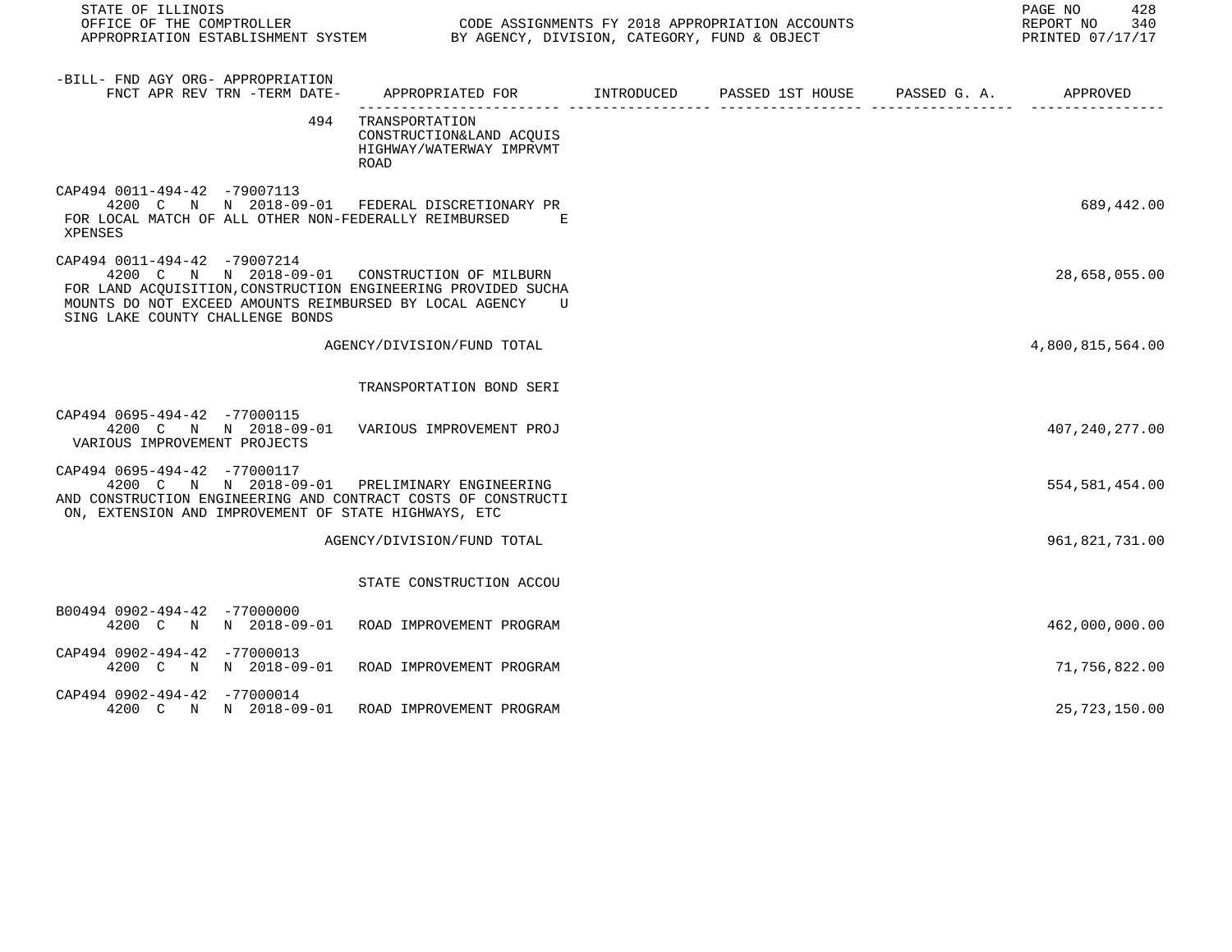| -BILL- FND AGY ORG- APPROPRIATION FNCT APR REV TRN -TERM DATE- | APPROPRIATED FOR | INTRODUCED | PASSED 1ST HOUSE | PASSED G. A. | APPROVED |
|---|---|---|---|---|---|
| 494 | TRANSPORTATION CONSTRUCTION&LAND ACQUIS HIGHWAY/WATERWAY IMPRVMT ROAD | | | | |
| CAP494 0011-494-42 -79007113 4200 C N N 2018-09-01 | FEDERAL DISCRETIONARY PR | | | | 689,442.00 |
| FOR LOCAL MATCH OF ALL OTHER NON-FEDERALLY REIMBURSED E XPENSES | | | | | |
| CAP494 0011-494-42 -79007214 4200 C N N 2018-09-01 | CONSTRUCTION OF MILBURN | | | | 28,658,055.00 |
| FOR LAND ACQUISITION,CONSTRUCTION ENGINEERING PROVIDED SUCHA MOUNTS DO NOT EXCEED AMOUNTS REIMBURSED BY LOCAL AGENCY U SING LAKE COUNTY CHALLENGE BONDS | | | | | |
| | AGENCY/DIVISION/FUND TOTAL | | | | 4,800,815,564.00 |
| | TRANSPORTATION BOND SERI | | | | |
| CAP494 0695-494-42 -77000115 4200 C N N 2018-09-01 | VARIOUS IMPROVEMENT PROJ | | | | 407,240,277.00 |
| VARIOUS IMPROVEMENT PROJECTS | | | | | |
| CAP494 0695-494-42 -77000117 4200 C N N 2018-09-01 | PRELIMINARY ENGINEERING | | | | 554,581,454.00 |
| AND CONSTRUCTION ENGINEERING AND CONTRACT COSTS OF CONSTRUCTI ON, EXTENSION AND IMPROVEMENT OF STATE HIGHWAYS, ETC | | | | | |
| | AGENCY/DIVISION/FUND TOTAL | | | | 961,821,731.00 |
| | STATE CONSTRUCTION ACCOU | | | | |
| B00494 0902-494-42 -77000000 4200 C N N 2018-09-01 | ROAD IMPROVEMENT PROGRAM | | | | 462,000,000.00 |
| CAP494 0902-494-42 -77000013 4200 C N N 2018-09-01 | ROAD IMPROVEMENT PROGRAM | | | | 71,756,822.00 |
| CAP494 0902-494-42 -77000014 4200 C N N 2018-09-01 | ROAD IMPROVEMENT PROGRAM | | | | 25,723,150.00 |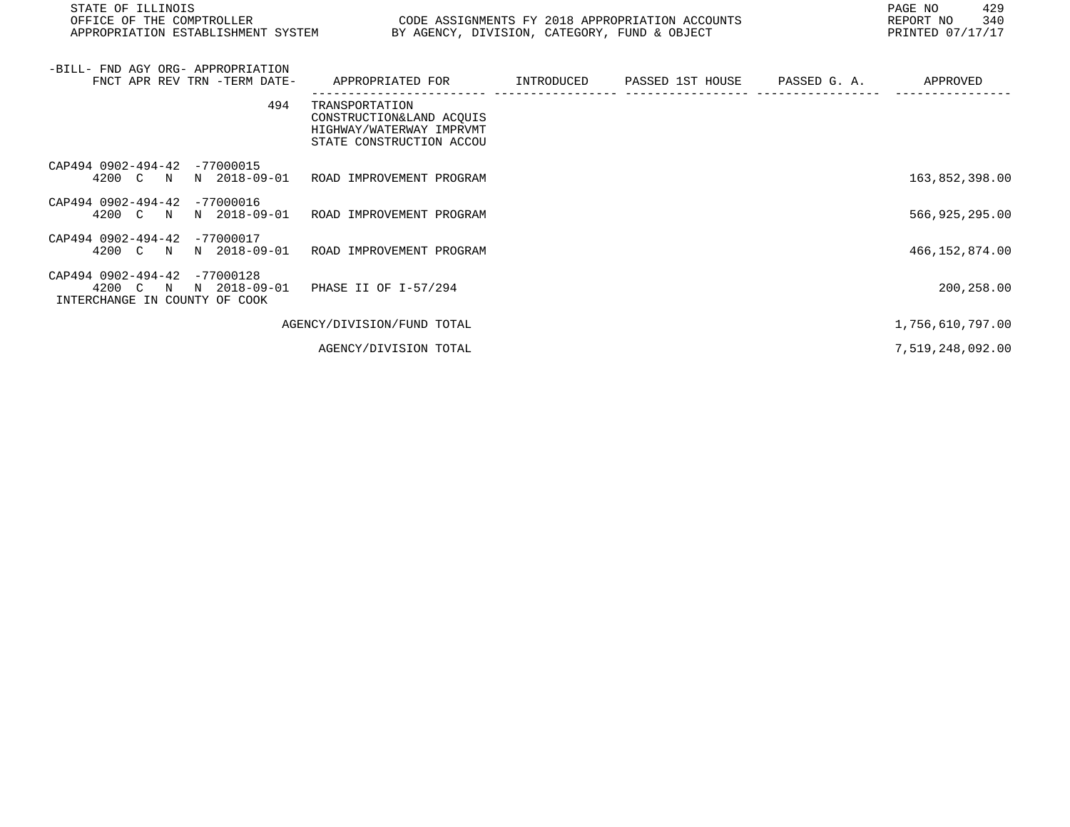| -BILL- FND AGY ORG- APPROPRIATION FNCT APR REV TRN -TERM DATE- | APPROPRIATED FOR | INTRODUCED | PASSED 1ST HOUSE | PASSED G. A. | APPROVED |
|---|---|---|---|---|---|
| 494 | TRANSPORTATION CONSTRUCTION&LAND ACQUIS HIGHWAY/WATERWAY IMPRVMT STATE CONSTRUCTION ACCOU | | | | |
| CAP494 0902-494-42 -77000015 4200 C N N 2018-09-01 | ROAD IMPROVEMENT PROGRAM | | | | 163,852,398.00 |
| CAP494 0902-494-42 -77000016 4200 C N N 2018-09-01 | ROAD IMPROVEMENT PROGRAM | | | | 566,925,295.00 |
| CAP494 0902-494-42 -77000017 4200 C N N 2018-09-01 | ROAD IMPROVEMENT PROGRAM | | | | 466,152,874.00 |
| CAP494 0902-494-42 -77000128 4200 C N N 2018-09-01 INTERCHANGE IN COUNTY OF COOK | PHASE II OF I-57/294 | | | | 200,258.00 |
| | AGENCY/DIVISION/FUND TOTAL | | | | 1,756,610,797.00 |
| | AGENCY/DIVISION TOTAL | | | | 7,519,248,092.00 |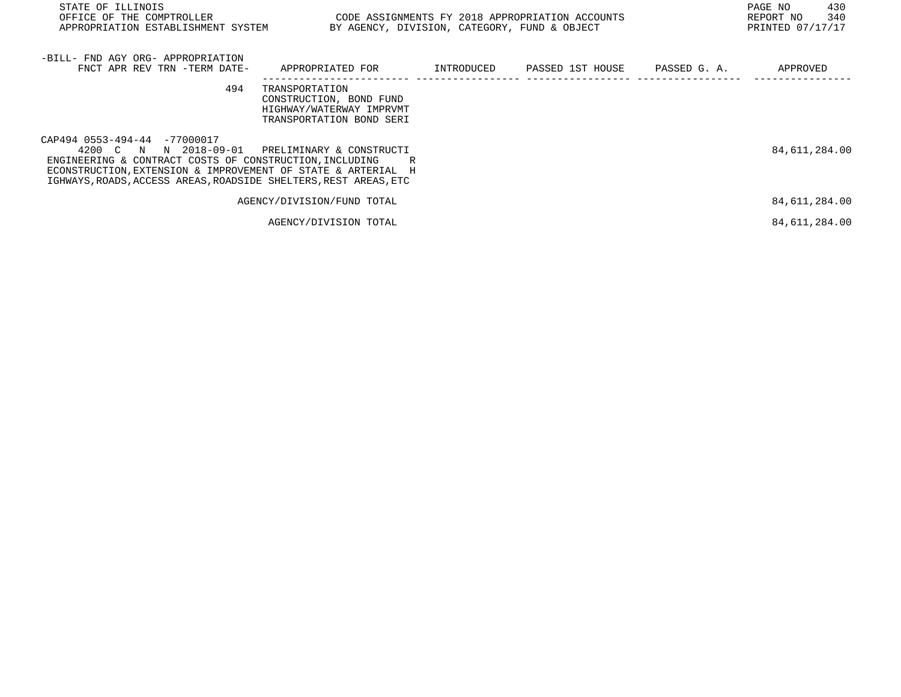STATE OF ILLINOIS
OFFICE OF THE COMPTROLLER
APPROPRIATION ESTABLISHMENT SYSTEM

CODE ASSIGNMENTS FY 2018 APPROPRIATION ACCOUNTS
BY AGENCY, DIVISION, CATEGORY, FUND & OBJECT

REPORT NO 340
PRINTED 07/17/17

| -BILL- FND AGY ORG- APPROPRIATION<br>FNCT APR REV TRN -TERM DATE- | APPROPRIATED FOR | INTRODUCED | PASSED 1ST HOUSE | PASSED G. A. | APPROVED |
|---|---|---|---|---|---|
| 494 | TRANSPORTATION<br>CONSTRUCTION, BOND FUND<br>HIGHWAY/WATERWAY IMPRVMT<br>TRANSPORTATION BOND SERI | | | | |
| CAP494 0553-494-44 -77000017<br>4200 C N N 2018-09-01 | PRELIMINARY & CONSTRUCTI | | | | 84,611,284.00 |
| ENGINEERING & CONTRACT COSTS OF CONSTRUCTION,INCLUDING R<br>ECONSTRUCTION,EXTENSION & IMPROVEMENT OF STATE & ARTERIAL H<br>IGHWAYS,ROADS,ACCESS AREAS,ROADSIDE SHELTERS,REST AREAS,ETC | | | | | |
| | AGENCY/DIVISION/FUND TOTAL | | | | 84,611,284.00 |
| | AGENCY/DIVISION TOTAL | | | | 84,611,284.00 |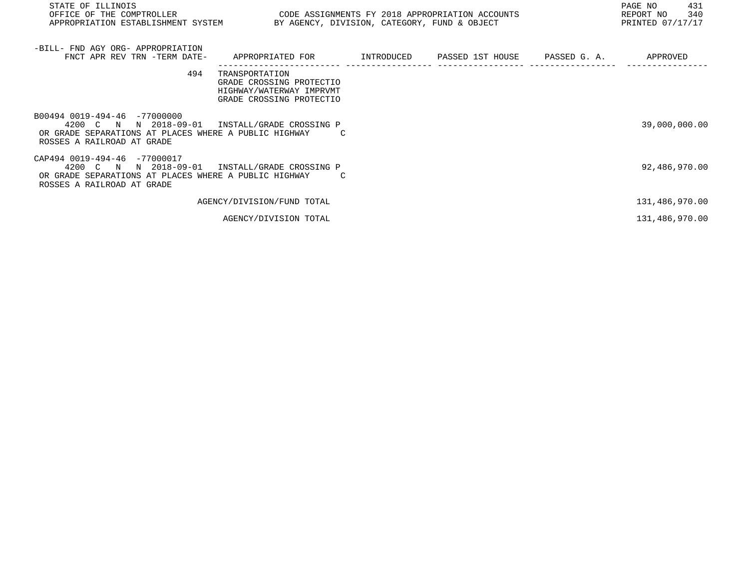STATE OF ILLINOIS
OFFICE OF THE COMPTROLLER
APPROPRIATION ESTABLISHMENT SYSTEM

CODE ASSIGNMENTS FY 2018 APPROPRIATION ACCOUNTS
BY AGENCY, DIVISION, CATEGORY, FUND & OBJECT

REPORT NO 340
PRINTED 07/17/17

| -BILL- FND AGY ORG- APPROPRIATION FNCT APR REV TRN -TERM DATE- | APPROPRIATED FOR | INTRODUCED | PASSED 1ST HOUSE | PASSED G. A. | APPROVED |
|---|---|---|---|---|---|
| 494 | TRANSPORTATION<br>GRADE CROSSING PROTECTIO<br>HIGHWAY/WATERWAY IMPRVMT<br>GRADE CROSSING PROTECTIO | | | | |
| B00494 0019-494-46 -77000000<br>4200 C N N 2018-09-01 | INSTALL/GRADE CROSSING P OR GRADE SEPARATIONS AT PLACES WHERE A PUBLIC HIGHWAY C ROSSES A RAILROAD AT GRADE | | | | 39,000,000.00 |
| CAP494 0019-494-46 -77000017<br>4200 C N N 2018-09-01 | INSTALL/GRADE CROSSING P OR GRADE SEPARATIONS AT PLACES WHERE A PUBLIC HIGHWAY C ROSSES A RAILROAD AT GRADE | | | | 92,486,970.00 |
| | AGENCY/DIVISION/FUND TOTAL | | | | 131,486,970.00 |
| | AGENCY/DIVISION TOTAL | | | | 131,486,970.00 |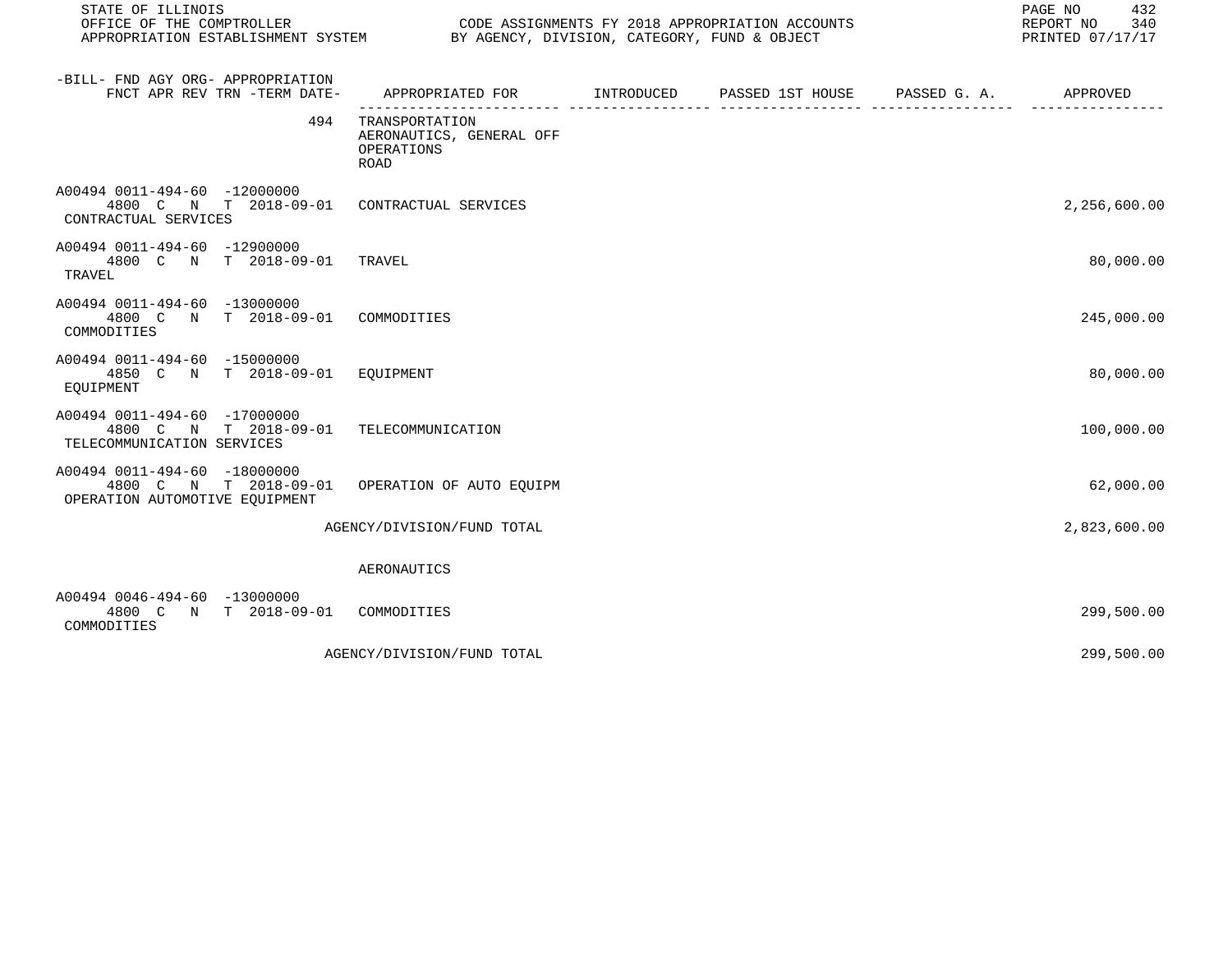STATE OF ILLINOIS
OFFICE OF THE COMPTROLLER
APPROPRIATION ESTABLISHMENT SYSTEM

CODE ASSIGNMENTS FY 2018 APPROPRIATION ACCOUNTS
BY AGENCY, DIVISION, CATEGORY, FUND & OBJECT

REPORT NO 340
PRINTED 07/17/17

| -BILL- FND AGY ORG- APPROPRIATION FNCT APR REV TRN -TERM DATE- | APPROPRIATED FOR | INTRODUCED | PASSED 1ST HOUSE | PASSED G. A. | APPROVED |
|---|---|---|---|---|---|
| 494 | TRANSPORTATION AERONAUTICS, GENERAL OFF OPERATIONS ROAD | | | | |
| A00494 0011-494-60 -12000000 4800 C N T 2018-09-01 CONTRACTUAL SERVICES | CONTRACTUAL SERVICES | | | | 2,256,600.00 |
| A00494 0011-494-60 -12900000 4800 C N T 2018-09-01 TRAVEL | TRAVEL | | | | 80,000.00 |
| A00494 0011-494-60 -13000000 4800 C N T 2018-09-01 COMMODITIES | COMMODITIES | | | | 245,000.00 |
| A00494 0011-494-60 -15000000 4850 C N T 2018-09-01 EQUIPMENT | EQUIPMENT | | | | 80,000.00 |
| A00494 0011-494-60 -17000000 4800 C N T 2018-09-01 TELECOMMUNICATION SERVICES | TELECOMMUNICATION | | | | 100,000.00 |
| A00494 0011-494-60 -18000000 4800 C N T 2018-09-01 OPERATION AUTOMOTIVE EQUIPMENT | OPERATION OF AUTO EQUIPM | | | | 62,000.00 |
| | AGENCY/DIVISION/FUND TOTAL | | | | 2,823,600.00 |
| | AERONAUTICS | | | | |
| A00494 0046-494-60 -13000000 4800 C N T 2018-09-01 COMMODITIES | COMMODITIES | | | | 299,500.00 |
| | AGENCY/DIVISION/FUND TOTAL | | | | 299,500.00 |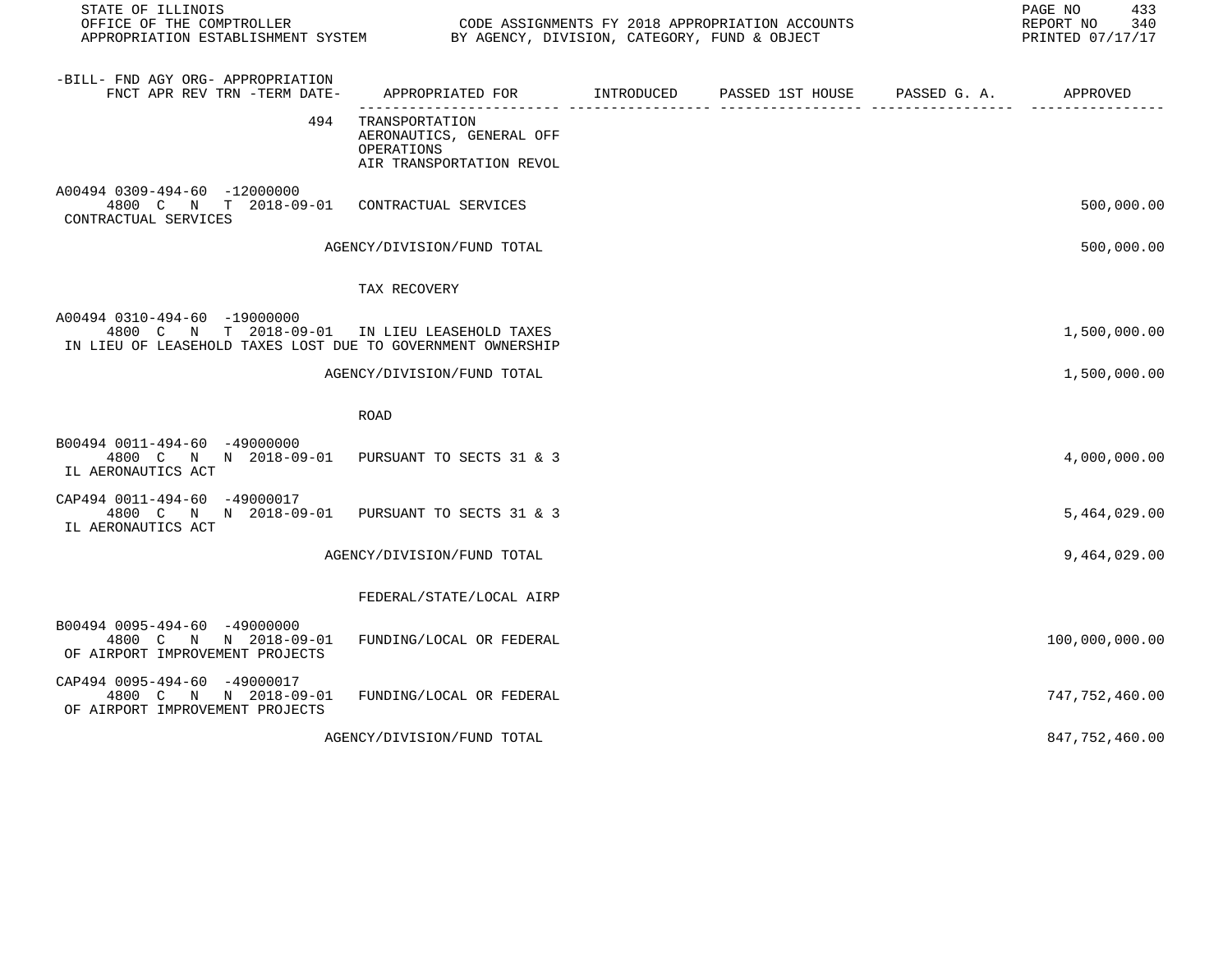STATE OF ILLINOIS
OFFICE OF THE COMPTROLLER
APPROPRIATION ESTABLISHMENT SYSTEM

CODE ASSIGNMENTS FY 2018 APPROPRIATION ACCOUNTS
BY AGENCY, DIVISION, CATEGORY, FUND & OBJECT

REPORT NO 340
PRINTED 07/17/17

| -BILL- FND AGY ORG- APPROPRIATION FNCT APR REV TRN -TERM DATE- | APPROPRIATED FOR | INTRODUCED | PASSED 1ST HOUSE | PASSED G. A. | APPROVED |
|---|---|---|---|---|---|
| 494 | TRANSPORTATION AERONAUTICS, GENERAL OFF OPERATIONS AIR TRANSPORTATION REVOL | | | | |
| A00494 0309-494-60 -12000000 4800 C N T 2018-09-01 CONTRACTUAL SERVICES | CONTRACTUAL SERVICES | | | | 500,000.00 |
| | AGENCY/DIVISION/FUND TOTAL | | | | 500,000.00 |
| | TAX RECOVERY | | | | |
| A00494 0310-494-60 -19000000 4800 C N T 2018-09-01 IN LIEU OF LEASEHOLD TAXES LOST DUE TO GOVERNMENT OWNERSHIP | IN LIEU LEASEHOLD TAXES | | | | 1,500,000.00 |
| | AGENCY/DIVISION/FUND TOTAL | | | | 1,500,000.00 |
| | ROAD | | | | |
| B00494 0011-494-60 -49000000 4800 C N N 2018-09-01 IL AERONAUTICS ACT | PURSUANT TO SECTS 31 & 3 | | | | 4,000,000.00 |
| CAP494 0011-494-60 -49000017 4800 C N N 2018-09-01 IL AERONAUTICS ACT | PURSUANT TO SECTS 31 & 3 | | | | 5,464,029.00 |
| | AGENCY/DIVISION/FUND TOTAL | | | | 9,464,029.00 |
| | FEDERAL/STATE/LOCAL AIRP | | | | |
| B00494 0095-494-60 -49000000 4800 C N N 2018-09-01 OF AIRPORT IMPROVEMENT PROJECTS | FUNDING/LOCAL OR FEDERAL | | | | 100,000,000.00 |
| CAP494 0095-494-60 -49000017 4800 C N N 2018-09-01 OF AIRPORT IMPROVEMENT PROJECTS | FUNDING/LOCAL OR FEDERAL | | | | 747,752,460.00 |
| | AGENCY/DIVISION/FUND TOTAL | | | | 847,752,460.00 |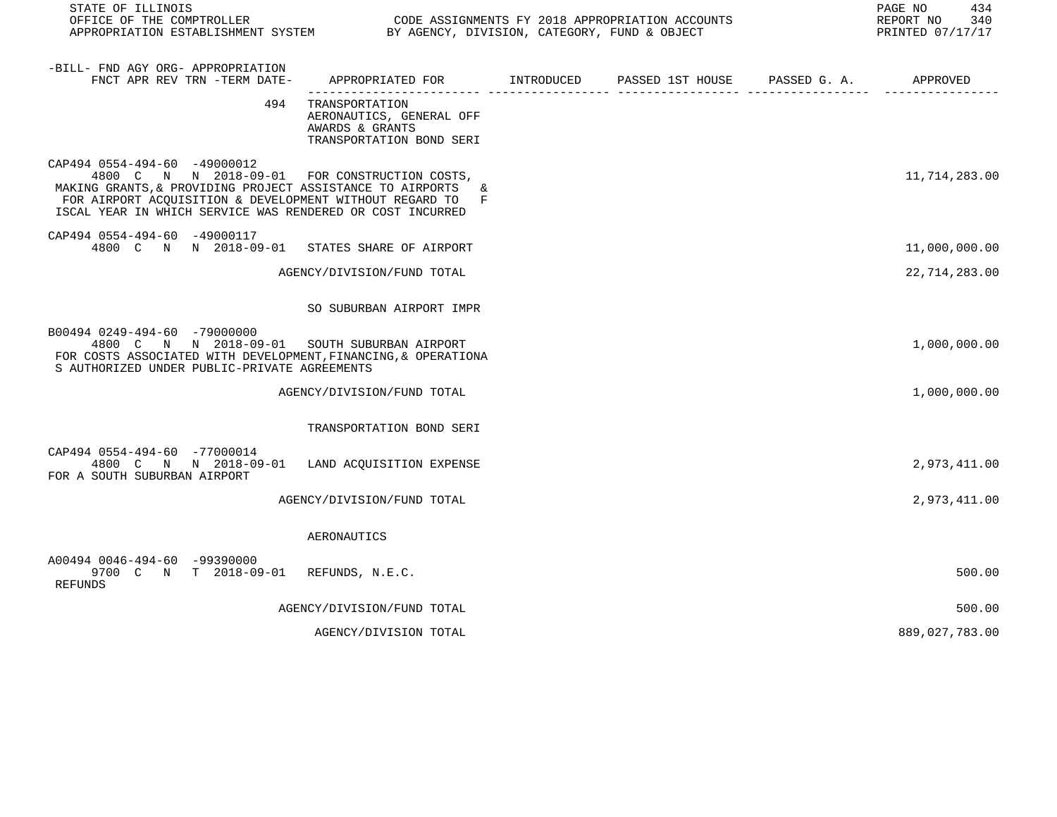STATE OF ILLINOIS
OFFICE OF THE COMPTROLLER
APPROPRIATION ESTABLISHMENT SYSTEM

CODE ASSIGNMENTS FY 2018 APPROPRIATION ACCOUNTS
BY AGENCY, DIVISION, CATEGORY, FUND & OBJECT

REPORT NO 340
PRINTED 07/17/17

| -BILL- FND AGY ORG- APPROPRIATION FNCT APR REV TRN -TERM DATE- | APPROPRIATED FOR | INTRODUCED | PASSED 1ST HOUSE | PASSED G. A. | APPROVED |
|---|---|---|---|---|---|
| 494 | TRANSPORTATION<br>AERONAUTICS, GENERAL OFF<br>AWARDS & GRANTS<br>TRANSPORTATION BOND SERI | | | | |
| CAP494 0554-494-60 -49000012<br>4800 C N N 2018-09-01 | FOR CONSTRUCTION COSTS, MAKING GRANTS,& PROVIDING PROJECT ASSISTANCE TO AIRPORTS & FOR AIRPORT ACQUISITION & DEVELOPMENT WITHOUT REGARD TO FISCAL YEAR IN WHICH SERVICE WAS RENDERED OR COST INCURRED | | | | 11,714,283.00 |
| CAP494 0554-494-60 -49000117<br>4800 C N N 2018-09-01 | STATES SHARE OF AIRPORT | | | | 11,000,000.00 |
| | AGENCY/DIVISION/FUND TOTAL | | | | 22,714,283.00 |
| | SO SUBURBAN AIRPORT IMPR | | | | |
| B00494 0249-494-60 -79000000<br>4800 C N N 2018-09-01 | SOUTH SUBURBAN AIRPORT FOR COSTS ASSOCIATED WITH DEVELOPMENT,FINANCING,& OPERATIONAS AUTHORIZED UNDER PUBLIC-PRIVATE AGREEMENTS | | | | 1,000,000.00 |
| | AGENCY/DIVISION/FUND TOTAL | | | | 1,000,000.00 |
| | TRANSPORTATION BOND SERI | | | | |
| CAP494 0554-494-60 -77000014<br>4800 C N N 2018-09-01 | LAND ACQUISITION EXPENSE FOR A SOUTH SUBURBAN AIRPORT | | | | 2,973,411.00 |
| | AGENCY/DIVISION/FUND TOTAL | | | | 2,973,411.00 |
| | AERONAUTICS | | | | |
| A00494 0046-494-60 -99390000<br>9700 C N T 2018-09-01 | REFUNDS, N.E.C.<br>REFUNDS | | | | 500.00 |
| | AGENCY/DIVISION/FUND TOTAL | | | | 500.00 |
| | AGENCY/DIVISION TOTAL | | | | 889,027,783.00 |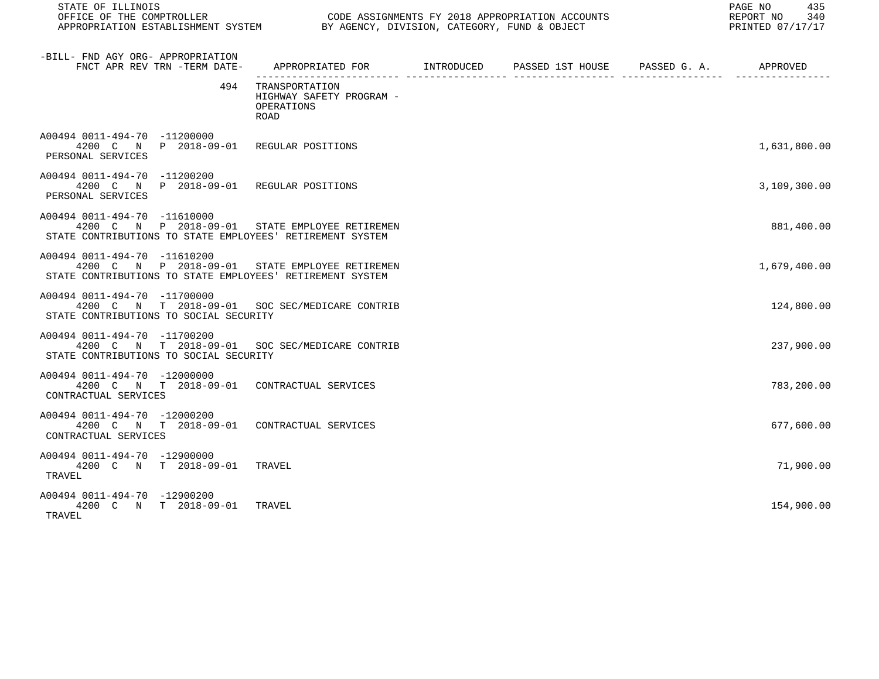| -BILL- FND AGY ORG- APPROPRIATION FNCT APR REV TRN -TERM DATE- | APPROPRIATED FOR | INTRODUCED | PASSED 1ST HOUSE | PASSED G. A. | APPROVED |
|---|---|---|---|---|---|
| 494 | TRANSPORTATION HIGHWAY SAFETY PROGRAM - OPERATIONS ROAD | | | | |
| A00494 0011-494-70 -11200000 4200 C N P 2018-09-01 PERSONAL SERVICES | REGULAR POSITIONS | | | | 1,631,800.00 |
| A00494 0011-494-70 -11200200 4200 C N P 2018-09-01 PERSONAL SERVICES | REGULAR POSITIONS | | | | 3,109,300.00 |
| A00494 0011-494-70 -11610000 4200 C N P 2018-09-01 STATE CONTRIBUTIONS TO STATE EMPLOYEES' RETIREMENT SYSTEM | STATE EMPLOYEE RETIREMEN | | | | 881,400.00 |
| A00494 0011-494-70 -11610200 4200 C N P 2018-09-01 STATE CONTRIBUTIONS TO STATE EMPLOYEES' RETIREMENT SYSTEM | STATE EMPLOYEE RETIREMEN | | | | 1,679,400.00 |
| A00494 0011-494-70 -11700000 4200 C N T 2018-09-01 STATE CONTRIBUTIONS TO SOCIAL SECURITY | SOC SEC/MEDICARE CONTRIB | | | | 124,800.00 |
| A00494 0011-494-70 -11700200 4200 C N T 2018-09-01 STATE CONTRIBUTIONS TO SOCIAL SECURITY | SOC SEC/MEDICARE CONTRIB | | | | 237,900.00 |
| A00494 0011-494-70 -12000000 4200 C N T 2018-09-01 CONTRACTUAL SERVICES | CONTRACTUAL SERVICES | | | | 783,200.00 |
| A00494 0011-494-70 -12000200 4200 C N T 2018-09-01 CONTRACTUAL SERVICES | CONTRACTUAL SERVICES | | | | 677,600.00 |
| A00494 0011-494-70 -12900000 4200 C N T 2018-09-01 TRAVEL | TRAVEL | | | | 71,900.00 |
| A00494 0011-494-70 -12900200 4200 C N T 2018-09-01 TRAVEL | TRAVEL | | | | 154,900.00 |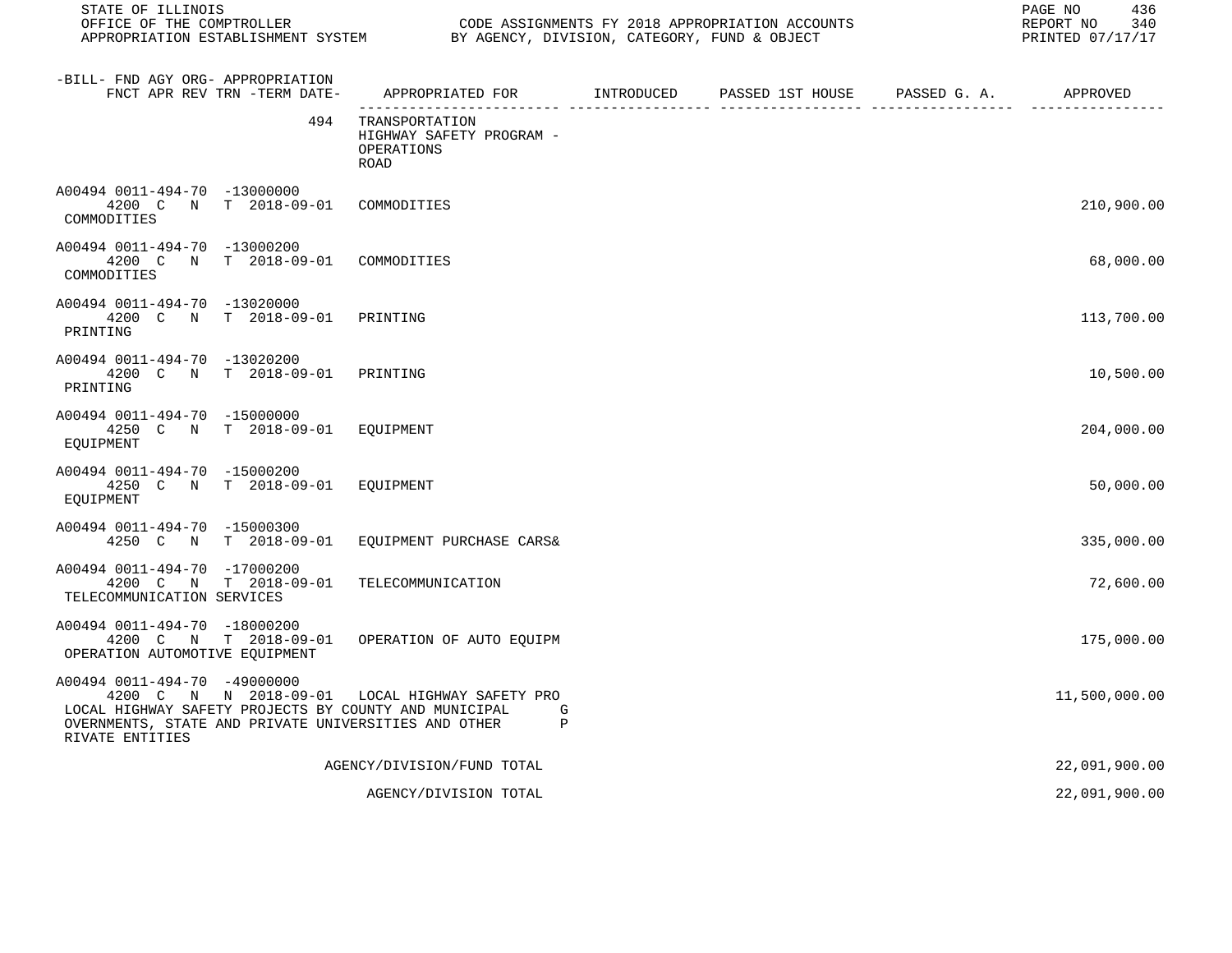STATE OF ILLINOIS
OFFICE OF THE COMPTROLLER
APPROPRIATION ESTABLISHMENT SYSTEM

CODE ASSIGNMENTS FY 2018 APPROPRIATION ACCOUNTS
BY AGENCY, DIVISION, CATEGORY, FUND & OBJECT

REPORT NO 340
PRINTED 07/17/17

| -BILL- FND AGY ORG- APPROPRIATION<br>FNCT APR REV TRN -TERM DATE- | APPROPRIATED FOR | INTRODUCED | PASSED 1ST HOUSE | PASSED G. A. | APPROVED |
|---|---|---|---|---|---|
| 494 | TRANSPORTATION<br>HIGHWAY SAFETY PROGRAM -<br>OPERATIONS<br>ROAD | | | | |
| A00494 0011-494-70 -13000000<br>4200 C N T 2018-09-01<br>COMMODITIES | COMMODITIES | | | | 210,900.00 |
| A00494 0011-494-70 -13000200<br>4200 C N T 2018-09-01<br>COMMODITIES | COMMODITIES | | | | 68,000.00 |
| A00494 0011-494-70 -13020000<br>4200 C N T 2018-09-01<br>PRINTING | PRINTING | | | | 113,700.00 |
| A00494 0011-494-70 -13020200<br>4200 C N T 2018-09-01<br>PRINTING | PRINTING | | | | 10,500.00 |
| A00494 0011-494-70 -15000000<br>4250 C N T 2018-09-01<br>EQUIPMENT | EQUIPMENT | | | | 204,000.00 |
| A00494 0011-494-70 -15000200<br>4250 C N T 2018-09-01<br>EQUIPMENT | EQUIPMENT | | | | 50,000.00 |
| A00494 0011-494-70 -15000300<br>4250 C N T 2018-09-01 | EQUIPMENT PURCHASE CARS& | | | | 335,000.00 |
| A00494 0011-494-70 -17000200<br>4200 C N T 2018-09-01<br>TELECOMMUNICATION SERVICES | TELECOMMUNICATION | | | | 72,600.00 |
| A00494 0011-494-70 -18000200<br>4200 C N T 2018-09-01<br>OPERATION AUTOMOTIVE EQUIPMENT | OPERATION OF AUTO EQUIPM | | | | 175,000.00 |
| A00494 0011-494-70 -49000000<br>4200 C N N 2018-09-01<br>LOCAL HIGHWAY SAFETY PROJECTS BY COUNTY AND MUNICIPAL G<br>OVERNMENTS, STATE AND PRIVATE UNIVERSITIES AND OTHER P<br>RIVATE ENTITIES | LOCAL HIGHWAY SAFETY PRO | | | | 11,500,000.00 |
| | AGENCY/DIVISION/FUND TOTAL | | | | 22,091,900.00 |
| | AGENCY/DIVISION TOTAL | | | | 22,091,900.00 |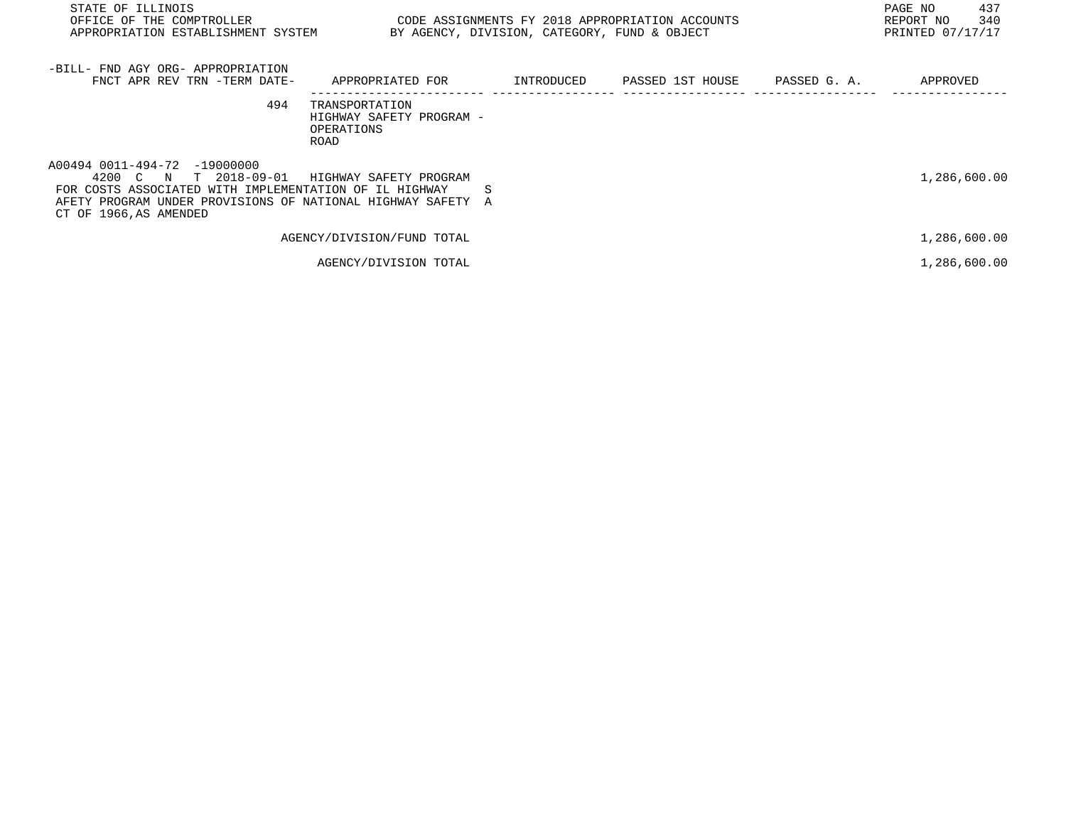| -BILL- FND AGY ORG- APPROPRIATION FNCT APR REV TRN -TERM DATE- | APPROPRIATED FOR | INTRODUCED | PASSED 1ST HOUSE | PASSED G. A. | APPROVED |
|---|---|---|---|---|---|
| 494 | TRANSPORTATION HIGHWAY SAFETY PROGRAM - OPERATIONS ROAD | | | | |
| A00494 0011-494-72 -19000000 4200 C N T 2018-09-01 | HIGHWAY SAFETY PROGRAM | | | | 1,286,600.00 |
| FOR COSTS ASSOCIATED WITH IMPLEMENTATION OF IL HIGHWAY SAFETY PROGRAM UNDER PROVISIONS OF NATIONAL HIGHWAY SAFETY ACT OF 1966,AS AMENDED | | | | | |
| | AGENCY/DIVISION/FUND TOTAL | | | | 1,286,600.00 |
| | AGENCY/DIVISION TOTAL | | | | 1,286,600.00 |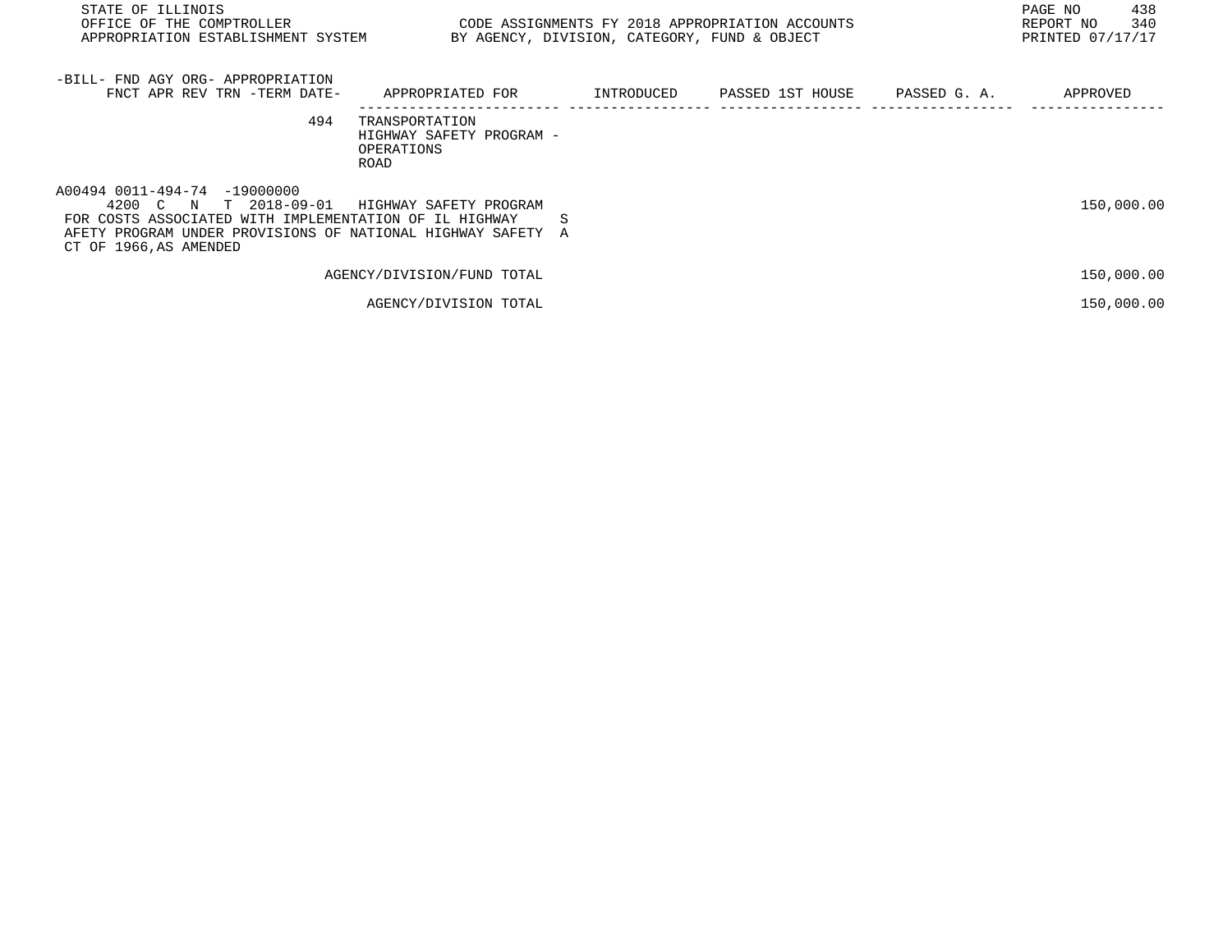| -BILL- FND AGY ORG- APPROPRIATION FNCT APR REV TRN -TERM DATE- | APPROPRIATED FOR | INTRODUCED | PASSED 1ST HOUSE | PASSED G. A. | APPROVED |
|---|---|---|---|---|---|
| 494 | TRANSPORTATION HIGHWAY SAFETY PROGRAM - OPERATIONS ROAD | | | | |
| A00494 0011-494-74 -19000000 4200 C N T 2018-09-01 | HIGHWAY SAFETY PROGRAM | | | | 150,000.00 |
| FOR COSTS ASSOCIATED WITH IMPLEMENTATION OF IL HIGHWAY SAFETY PROGRAM UNDER PROVISIONS OF NATIONAL HIGHWAY SAFETY ACT OF 1966,AS AMENDED | | | | | |
| | AGENCY/DIVISION/FUND TOTAL | | | | 150,000.00 |
| | AGENCY/DIVISION TOTAL | | | | 150,000.00 |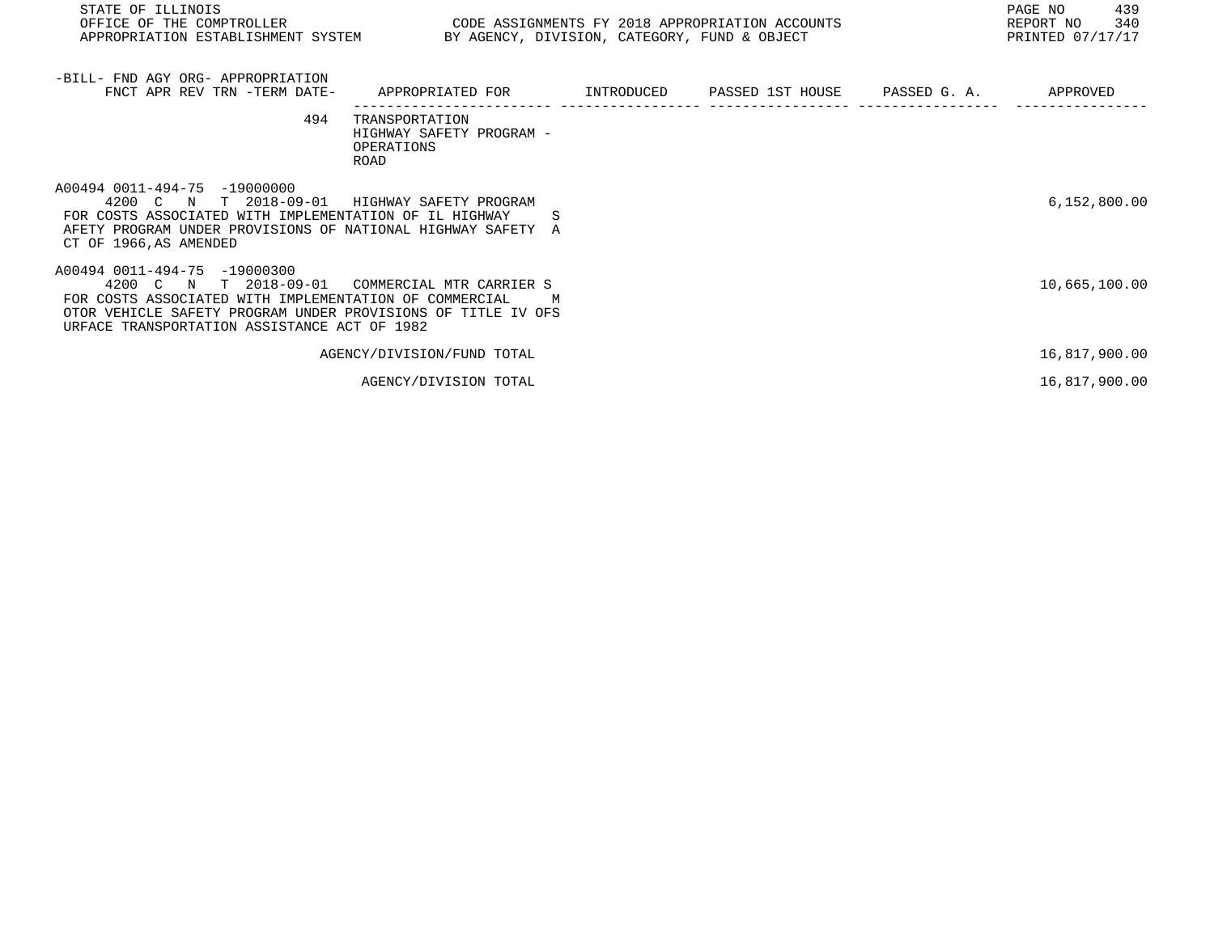| -BILL- FND AGY ORG- APPROPRIATION FNCT APR REV TRN -TERM DATE- | APPROPRIATED FOR | INTRODUCED | PASSED 1ST HOUSE | PASSED G. A. | APPROVED |
|---|---|---|---|---|---|
| 494 | TRANSPORTATION HIGHWAY SAFETY PROGRAM - OPERATIONS ROAD | | | | |
| A00494 0011-494-75 -19000000 4200 C N T 2018-09-01 | HIGHWAY SAFETY PROGRAM | | | | 6,152,800.00 |
| FOR COSTS ASSOCIATED WITH IMPLEMENTATION OF IL HIGHWAY SAFETY PROGRAM UNDER PROVISIONS OF NATIONAL HIGHWAY SAFETY ACT OF 1966,AS AMENDED | | | | | |
| A00494 0011-494-75 -19000300 4200 C N T 2018-09-01 | COMMERCIAL MTR CARRIER S | | | | 10,665,100.00 |
| FOR COSTS ASSOCIATED WITH IMPLEMENTATION OF COMMERCIAL MOTOR VEHICLE SAFETY PROGRAM UNDER PROVISIONS OF TITLE IV OFSURFACE TRANSPORTATION ASSISTANCE ACT OF 1982 | | | | | |
| | AGENCY/DIVISION/FUND TOTAL | | | | 16,817,900.00 |
| | AGENCY/DIVISION TOTAL | | | | 16,817,900.00 |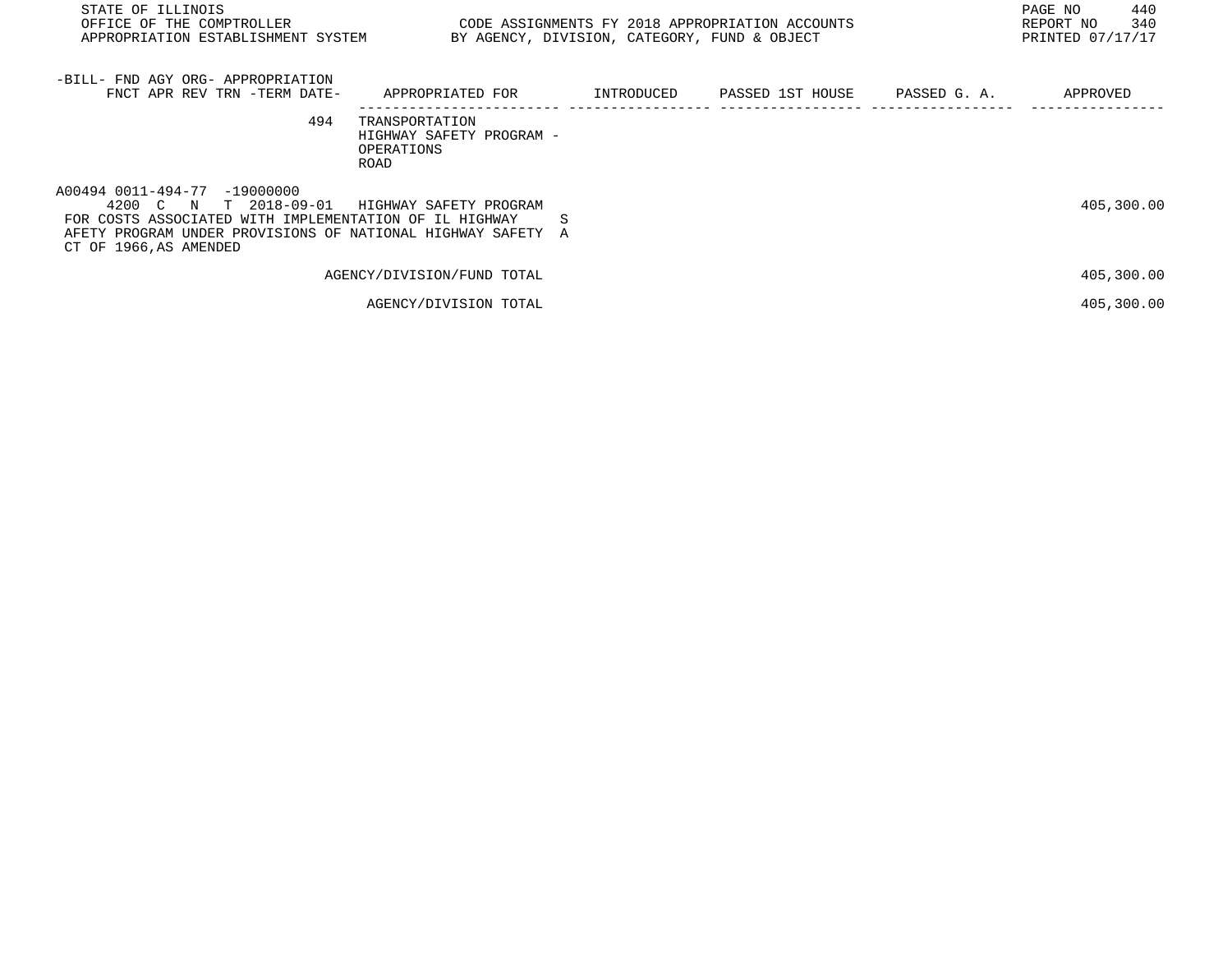STATE OF ILLINOIS
OFFICE OF THE COMPTROLLER
APPROPRIATION ESTABLISHMENT SYSTEM

CODE ASSIGNMENTS FY 2018 APPROPRIATION ACCOUNTS
BY AGENCY, DIVISION, CATEGORY, FUND & OBJECT

REPORT NO 340
PRINTED 07/17/17

| -BILL- FND AGY ORG- APPROPRIATION FNCT APR REV TRN -TERM DATE- | APPROPRIATED FOR | INTRODUCED | PASSED 1ST HOUSE | PASSED G. A. | APPROVED |
|---|---|---|---|---|---|
| 494 | TRANSPORTATION HIGHWAY SAFETY PROGRAM - OPERATIONS ROAD | | | | |
| A00494 0011-494-77 -19000000 4200 C N T 2018-09-01 | HIGHWAY SAFETY PROGRAM | | | | 405,300.00 |
| FOR COSTS ASSOCIATED WITH IMPLEMENTATION OF IL HIGHWAY SAFETY PROGRAM UNDER PROVISIONS OF NATIONAL HIGHWAY SAFETY ACT OF 1966,AS AMENDED | | | | | |
| | AGENCY/DIVISION/FUND TOTAL | | | | 405,300.00 |
| | AGENCY/DIVISION TOTAL | | | | 405,300.00 |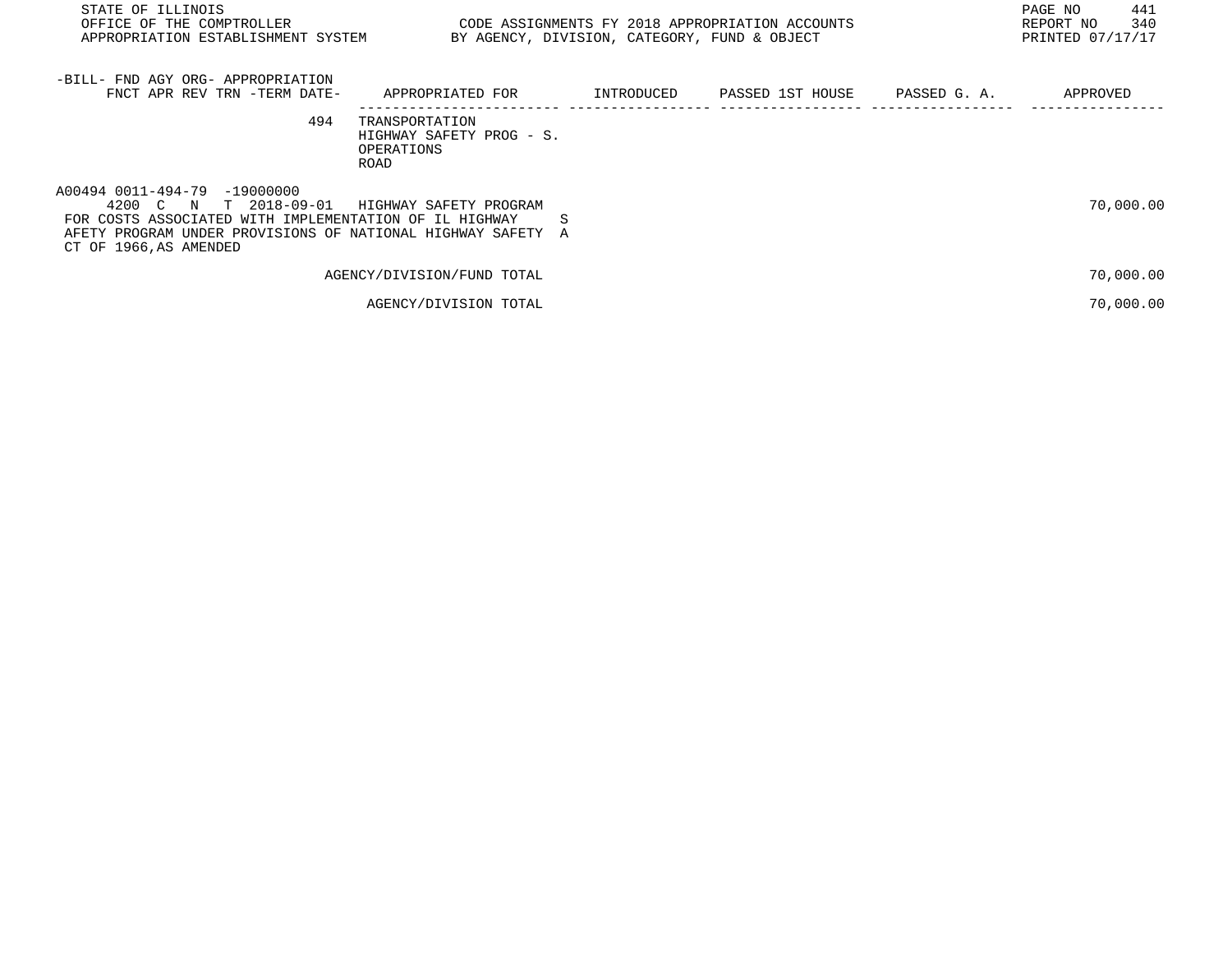| -BILL- FND AGY ORG- APPROPRIATION<br>FNCT APR REV TRN -TERM DATE- | APPROPRIATED FOR | INTRODUCED | PASSED 1ST HOUSE | PASSED G. A. | APPROVED |
|---|---|---|---|---|---|
| 494 | TRANSPORTATION<br>HIGHWAY SAFETY PROG - S.<br>OPERATIONS<br>ROAD | | | | |
| A00494 0011-494-79 -19000000<br>4200 C N T 2018-09-01 | HIGHWAY SAFETY PROGRAM | | | | 70,000.00 |
| FOR COSTS ASSOCIATED WITH IMPLEMENTATION OF IL HIGHWAY SAFETY PROGRAM UNDER PROVISIONS OF NATIONAL HIGHWAY SAFETY ACT OF 1966,AS AMENDED | | | | | |
| | AGENCY/DIVISION/FUND TOTAL | | | | 70,000.00 |
| | AGENCY/DIVISION TOTAL | | | | 70,000.00 |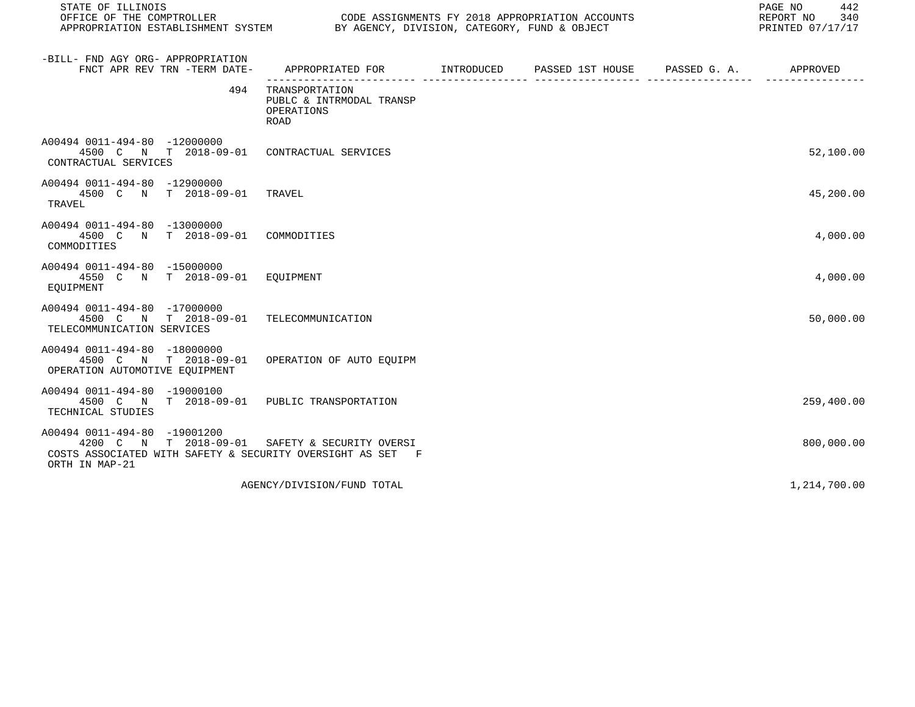STATE OF ILLINOIS
OFFICE OF THE COMPTROLLER
APPROPRIATION ESTABLISHMENT SYSTEM

CODE ASSIGNMENTS FY 2018 APPROPRIATION ACCOUNTS
BY AGENCY, DIVISION, CATEGORY, FUND & OBJECT

REPORT NO 340
PRINTED 07/17/17

| -BILL- FND AGY ORG- APPROPRIATION FNCT APR REV TRN -TERM DATE- | APPROPRIATED FOR | INTRODUCED | PASSED 1ST HOUSE | PASSED G. A. | APPROVED |
|---|---|---|---|---|---|
| 494 | TRANSPORTATION PUBLC & INTRMODAL TRANSP OPERATIONS ROAD | | | | |
| A00494 0011-494-80 -12000000 4500 C N T 2018-09-01 CONTRACTUAL SERVICES | CONTRACTUAL SERVICES | | | | 52,100.00 |
| A00494 0011-494-80 -12900000 4500 C N T 2018-09-01 TRAVEL | TRAVEL | | | | 45,200.00 |
| A00494 0011-494-80 -13000000 4500 C N T 2018-09-01 COMMODITIES | COMMODITIES | | | | 4,000.00 |
| A00494 0011-494-80 -15000000 4550 C N T 2018-09-01 EQUIPMENT | EQUIPMENT | | | | 4,000.00 |
| A00494 0011-494-80 -17000000 4500 C N T 2018-09-01 TELECOMMUNICATION SERVICES | TELECOMMUNICATION | | | | 50,000.00 |
| A00494 0011-494-80 -18000000 4500 C N T 2018-09-01 OPERATION AUTOMOTIVE EQUIPMENT | OPERATION OF AUTO EQUIPM | | | | |
| A00494 0011-494-80 -19000100 4500 C N T 2018-09-01 TECHNICAL STUDIES | PUBLIC TRANSPORTATION | | | | 259,400.00 |
| A00494 0011-494-80 -19001200 4200 C N T 2018-09-01 COSTS ASSOCIATED WITH SAFETY & SECURITY OVERSIGHT AS SET F ORTH IN MAP-21 | SAFETY & SECURITY OVERSI | | | | 800,000.00 |
| | AGENCY/DIVISION/FUND TOTAL | | | | 1,214,700.00 |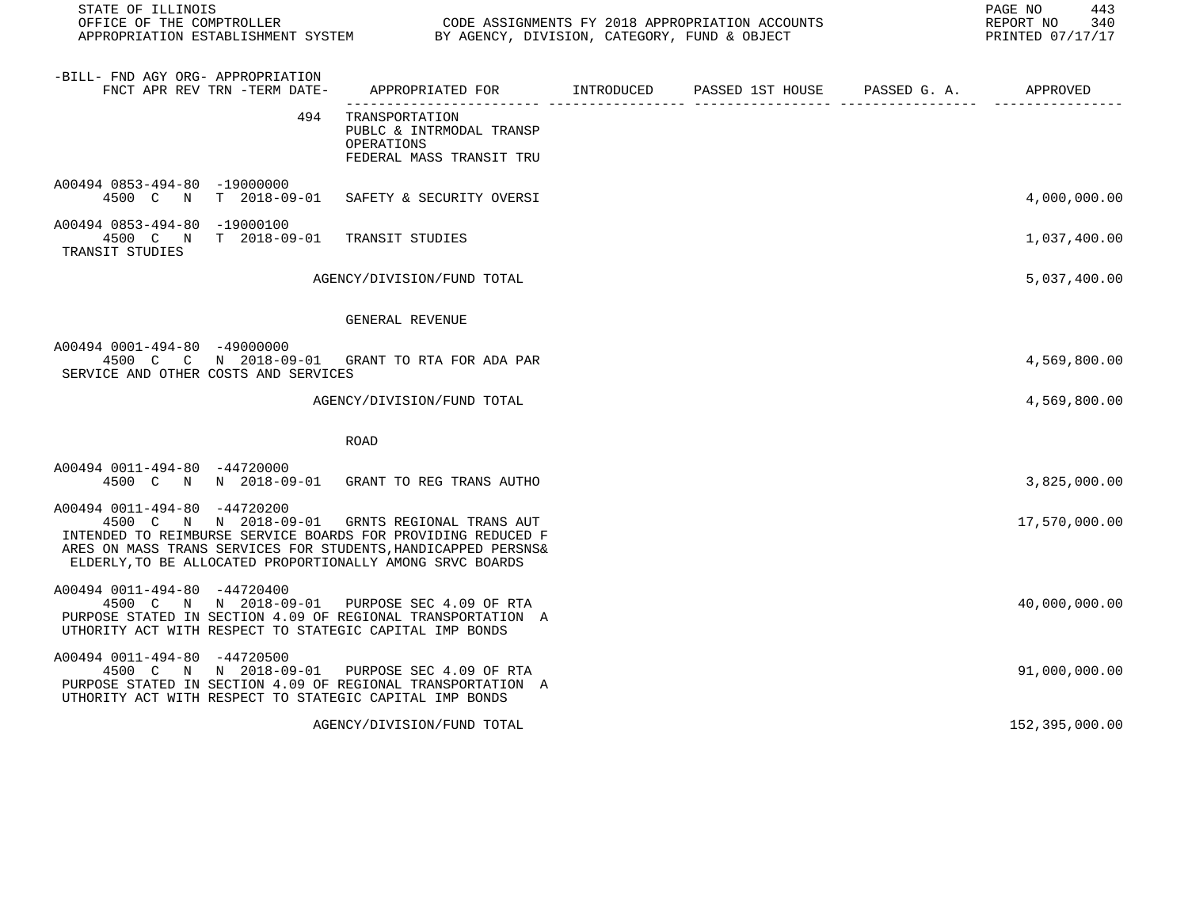STATE OF ILLINOIS
OFFICE OF THE COMPTROLLER
APPROPRIATION ESTABLISHMENT SYSTEM

CODE ASSIGNMENTS FY 2018 APPROPRIATION ACCOUNTS
BY AGENCY, DIVISION, CATEGORY, FUND & OBJECT

REPORT NO 340
PRINTED 07/17/17

| -BILL- FND AGY ORG- APPROPRIATION FNCT APR REV TRN -TERM DATE- | APPROPRIATED FOR | INTRODUCED | PASSED 1ST HOUSE | PASSED G. A. | APPROVED |
|---|---|---|---|---|---|
| 494 | TRANSPORTATION<br>PUBLC & INTRMODAL TRANSP<br>OPERATIONS<br>FEDERAL MASS TRANSIT TRU | | | | |
| A00494 0853-494-80 -19000000<br>4500 C N T 2018-09-01 | SAFETY & SECURITY OVERSI | | | | 4,000,000.00 |
| A00494 0853-494-80 -19000100<br>4500 C N T 2018-09-01<br>TRANSIT STUDIES | TRANSIT STUDIES | | | | 1,037,400.00 |
| | AGENCY/DIVISION/FUND TOTAL | | | | 5,037,400.00 |
| | GENERAL REVENUE | | | | |
| A00494 0001-494-80 -49000000<br>4500 C C N 2018-09-01<br>SERVICE AND OTHER COSTS AND SERVICES | GRANT TO RTA FOR ADA PAR | | | | 4,569,800.00 |
| | AGENCY/DIVISION/FUND TOTAL | | | | 4,569,800.00 |
| | ROAD | | | | |
| A00494 0011-494-80 -44720000<br>4500 C N N 2018-09-01 | GRANT TO REG TRANS AUTHO | | | | 3,825,000.00 |
| A00494 0011-494-80 -44720200<br>4500 C N N 2018-09-01<br>INTENDED TO REIMBURSE SERVICE BOARDS FOR PROVIDING REDUCED F ARES ON MASS TRANS SERVICES FOR STUDENTS,HANDICAPPED PERSNS& ELDERLY,TO BE ALLOCATED PROPORTIONALLY AMONG SRVC BOARDS | GRNTS REGIONAL TRANS AUT | | | | 17,570,000.00 |
| A00494 0011-494-80 -44720400<br>4500 C N N 2018-09-01<br>PURPOSE STATED IN SECTION 4.09 OF REGIONAL TRANSPORTATION A UTHORITY ACT WITH RESPECT TO STATEGIC CAPITAL IMP BONDS | PURPOSE SEC 4.09 OF RTA | | | | 40,000,000.00 |
| A00494 0011-494-80 -44720500<br>4500 C N N 2018-09-01<br>PURPOSE STATED IN SECTION 4.09 OF REGIONAL TRANSPORTATION A UTHORITY ACT WITH RESPECT TO STATEGIC CAPITAL IMP BONDS | PURPOSE SEC 4.09 OF RTA | | | | 91,000,000.00 |
| | AGENCY/DIVISION/FUND TOTAL | | | | 152,395,000.00 |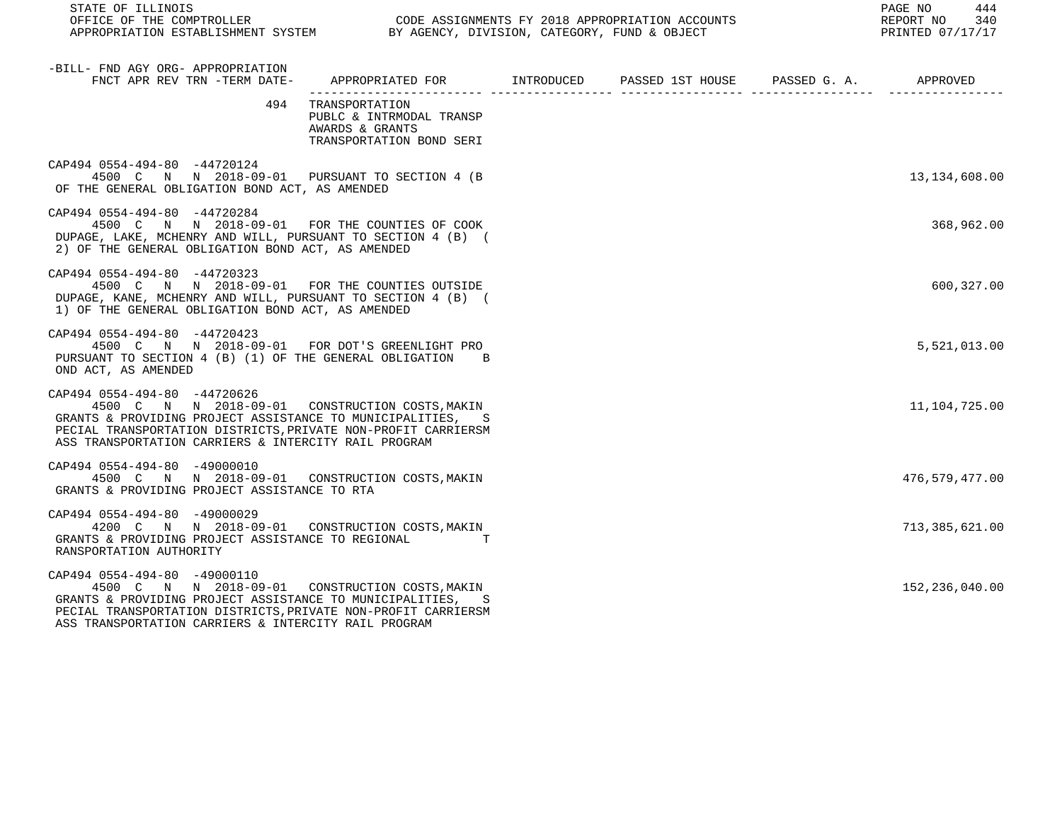STATE OF ILLINOIS
OFFICE OF THE COMPTROLLER — CODE ASSIGNMENTS FY 2018 APPROPRIATION ACCOUNTS
APPROPRIATION ESTABLISHMENT SYSTEM — BY AGENCY, DIVISION, CATEGORY, FUND & OBJECT

REPORT NO 340
PRINTED 07/17/17

| -BILL- FND AGY ORG- APPROPRIATION FNCT APR REV TRN -TERM DATE- | APPROPRIATED FOR | INTRODUCED | PASSED 1ST HOUSE | PASSED G. A. | APPROVED |
|---|---|---|---|---|---|
| 494 | TRANSPORTATION<br>PUBLC & INTRMODAL TRANSP<br>AWARDS & GRANTS<br>TRANSPORTATION BOND SERI | | | | |
| CAP494 0554-494-80 -44720124<br>4500 C N N 2018-09-01 | PURSUANT TO SECTION 4 (B<br>OF THE GENERAL OBLIGATION BOND ACT, AS AMENDED | | | | 13,134,608.00 |
| CAP494 0554-494-80 -44720284<br>4500 C N N 2018-09-01 | FOR THE COUNTIES OF COOK<br>DUPAGE, LAKE, MCHENRY AND WILL, PURSUANT TO SECTION 4 (B) (<br>2) OF THE GENERAL OBLIGATION BOND ACT, AS AMENDED | | | | 368,962.00 |
| CAP494 0554-494-80 -44720323<br>4500 C N N 2018-09-01 | FOR THE COUNTIES OUTSIDE<br>DUPAGE, KANE, MCHENRY AND WILL, PURSUANT TO SECTION 4 (B) (<br>1) OF THE GENERAL OBLIGATION BOND ACT, AS AMENDED | | | | 600,327.00 |
| CAP494 0554-494-80 -44720423<br>4500 C N N 2018-09-01 | FOR DOT'S GREENLIGHT PRO<br>PURSUANT TO SECTION 4 (B) (1) OF THE GENERAL OBLIGATION B<br>OND ACT, AS AMENDED | | | | 5,521,013.00 |
| CAP494 0554-494-80 -44720626<br>4500 C N N 2018-09-01 | CONSTRUCTION COSTS,MAKIN<br>GRANTS & PROVIDING PROJECT ASSISTANCE TO MUNICIPALITIES, S<br>PECIAL TRANSPORTATION DISTRICTS,PRIVATE NON-PROFIT CARRIERSM<br>ASS TRANSPORTATION CARRIERS & INTERCITY RAIL PROGRAM | | | | 11,104,725.00 |
| CAP494 0554-494-80 -49000010<br>4500 C N N 2018-09-01 | CONSTRUCTION COSTS,MAKIN<br>GRANTS & PROVIDING PROJECT ASSISTANCE TO RTA | | | | 476,579,477.00 |
| CAP494 0554-494-80 -49000029<br>4200 C N N 2018-09-01 | CONSTRUCTION COSTS,MAKIN<br>GRANTS & PROVIDING PROJECT ASSISTANCE TO REGIONAL T<br>RANSPORTATION AUTHORITY | | | | 713,385,621.00 |
| CAP494 0554-494-80 -49000110<br>4500 C N N 2018-09-01 | CONSTRUCTION COSTS,MAKIN<br>GRANTS & PROVIDING PROJECT ASSISTANCE TO MUNICIPALITIES, S<br>PECIAL TRANSPORTATION DISTRICTS,PRIVATE NON-PROFIT CARRIERSM<br>ASS TRANSPORTATION CARRIERS & INTERCITY RAIL PROGRAM | | | | 152,236,040.00 |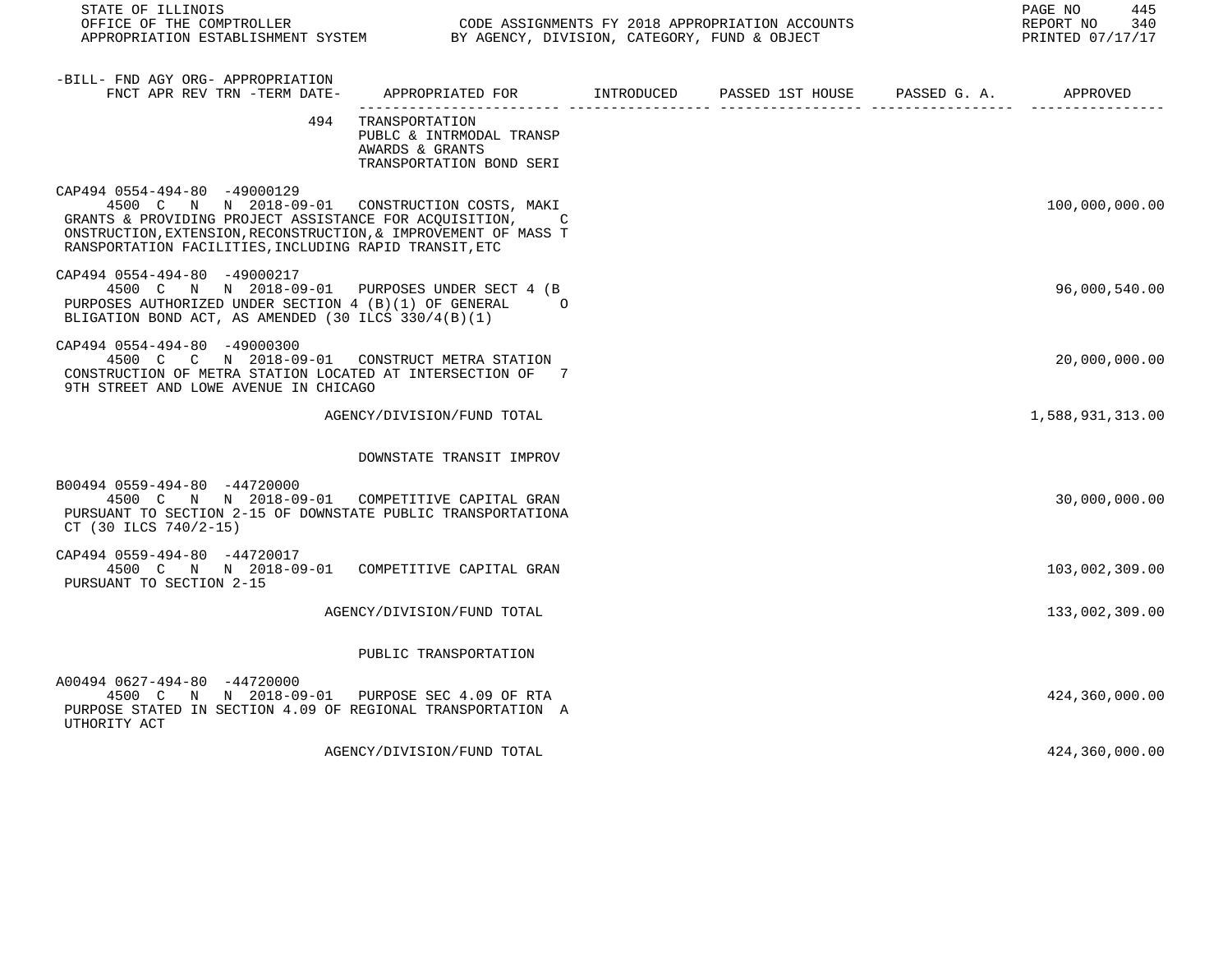STATE OF ILLINOIS
OFFICE OF THE COMPTROLLER — CODE ASSIGNMENTS FY 2018 APPROPRIATION ACCOUNTS
APPROPRIATION ESTABLISHMENT SYSTEM — BY AGENCY, DIVISION, CATEGORY, FUND & OBJECT

REPORT NO 340
PRINTED 07/17/17

| -BILL- FND AGY ORG- APPROPRIATION<br>FNCT APR REV TRN -TERM DATE- | APPROPRIATED FOR | INTRODUCED | PASSED 1ST HOUSE | PASSED G. A. | APPROVED |
|---|---|---|---|---|---|
| 494 | TRANSPORTATION<br>PUBLC & INTRMODAL TRANSP<br>AWARDS & GRANTS<br>TRANSPORTATION BOND SERI | | | | |
| CAP494 0554-494-80 -49000129<br>4500 C N N 2018-09-01 | CONSTRUCTION COSTS, MAKI<br>GRANTS & PROVIDING PROJECT ASSISTANCE FOR ACQUISITION, CONSTRUCTION,EXTENSION,RECONSTRUCTION,& IMPROVEMENT OF MASS TRANSPORTATION FACILITIES,INCLUDING RAPID TRANSIT,ETC | | | | 100,000,000.00 |
| CAP494 0554-494-80 -49000217<br>4500 C N N 2018-09-01 | PURPOSES UNDER SECT 4 (B<br>PURPOSES AUTHORIZED UNDER SECTION 4 (B)(1) OF GENERAL OBLIGATION BOND ACT, AS AMENDED (30 ILCS 330/4(B)(1) | | | | 96,000,540.00 |
| CAP494 0554-494-80 -49000300<br>4500 C C N 2018-09-01 | CONSTRUCT METRA STATION<br>CONSTRUCTION OF METRA STATION LOCATED AT INTERSECTION OF 79TH STREET AND LOWE AVENUE IN CHICAGO | | | | 20,000,000.00 |
| | AGENCY/DIVISION/FUND TOTAL | | | | 1,588,931,313.00 |
| | DOWNSTATE TRANSIT IMPROV | | | | |
| B00494 0559-494-80 -44720000<br>4500 C N N 2018-09-01 | COMPETITIVE CAPITAL GRAN<br>PURSUANT TO SECTION 2-15 OF DOWNSTATE PUBLIC TRANSPORTATION ACT (30 ILCS 740/2-15) | | | | 30,000,000.00 |
| CAP494 0559-494-80 -44720017<br>4500 C N N 2018-09-01 | COMPETITIVE CAPITAL GRAN<br>PURSUANT TO SECTION 2-15 | | | | 103,002,309.00 |
| | AGENCY/DIVISION/FUND TOTAL | | | | 133,002,309.00 |
| | PUBLIC TRANSPORTATION | | | | |
| A00494 0627-494-80 -44720000<br>4500 C N N 2018-09-01 | PURPOSE SEC 4.09 OF RTA<br>PURPOSE STATED IN SECTION 4.09 OF REGIONAL TRANSPORTATION AUTHORITY ACT | | | | 424,360,000.00 |
| | AGENCY/DIVISION/FUND TOTAL | | | | 424,360,000.00 |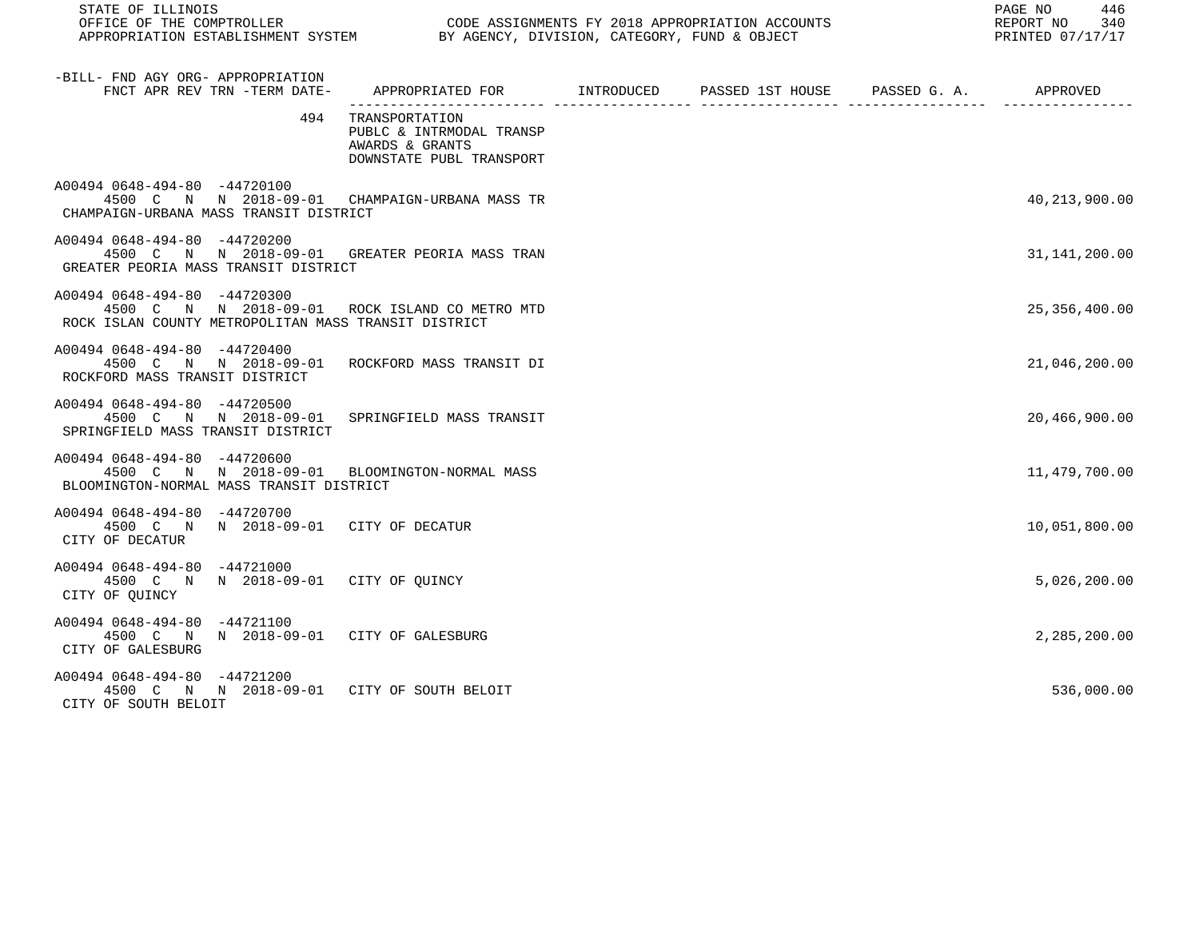STATE OF ILLINOIS
OFFICE OF THE COMPTROLLER — CODE ASSIGNMENTS FY 2018 APPROPRIATION ACCOUNTS
APPROPRIATION ESTABLISHMENT SYSTEM — BY AGENCY, DIVISION, CATEGORY, FUND & OBJECT

REPORT NO 340
PRINTED 07/17/17

| -BILL- FND AGY ORG- APPROPRIATION<br>FNCT APR REV TRN -TERM DATE- | APPROPRIATED FOR | INTRODUCED | PASSED 1ST HOUSE | PASSED G. A. | APPROVED |
|---|---|---|---|---|---|
| 494 | TRANSPORTATION<br>PUBLC & INTRMODAL TRANSP<br>AWARDS & GRANTS<br>DOWNSTATE PUBL TRANSPORT | | | | |
| A00494 0648-494-80 -44720100<br>4500 C N N 2018-09-01<br>CHAMPAIGN-URBANA MASS TRANSIT DISTRICT | CHAMPAIGN-URBANA MASS TR | | | | 40,213,900.00 |
| A00494 0648-494-80 -44720200<br>4500 C N N 2018-09-01<br>GREATER PEORIA MASS TRANSIT DISTRICT | GREATER PEORIA MASS TRAN | | | | 31,141,200.00 |
| A00494 0648-494-80 -44720300<br>4500 C N N 2018-09-01<br>ROCK ISLAN COUNTY METROPOLITAN MASS TRANSIT DISTRICT | ROCK ISLAND CO METRO MTD | | | | 25,356,400.00 |
| A00494 0648-494-80 -44720400<br>4500 C N N 2018-09-01<br>ROCKFORD MASS TRANSIT DISTRICT | ROCKFORD MASS TRANSIT DI | | | | 21,046,200.00 |
| A00494 0648-494-80 -44720500<br>4500 C N N 2018-09-01<br>SPRINGFIELD MASS TRANSIT DISTRICT | SPRINGFIELD MASS TRANSIT | | | | 20,466,900.00 |
| A00494 0648-494-80 -44720600<br>4500 C N N 2018-09-01<br>BLOOMINGTON-NORMAL MASS TRANSIT DISTRICT | BLOOMINGTON-NORMAL MASS | | | | 11,479,700.00 |
| A00494 0648-494-80 -44720700<br>4500 C N N 2018-09-01<br>CITY OF DECATUR | CITY OF DECATUR | | | | 10,051,800.00 |
| A00494 0648-494-80 -44721000<br>4500 C N N 2018-09-01<br>CITY OF QUINCY | CITY OF QUINCY | | | | 5,026,200.00 |
| A00494 0648-494-80 -44721100<br>4500 C N N 2018-09-01<br>CITY OF GALESBURG | CITY OF GALESBURG | | | | 2,285,200.00 |
| A00494 0648-494-80 -44721200<br>4500 C N N 2018-09-01<br>CITY OF SOUTH BELOIT | CITY OF SOUTH BELOIT | | | | 536,000.00 |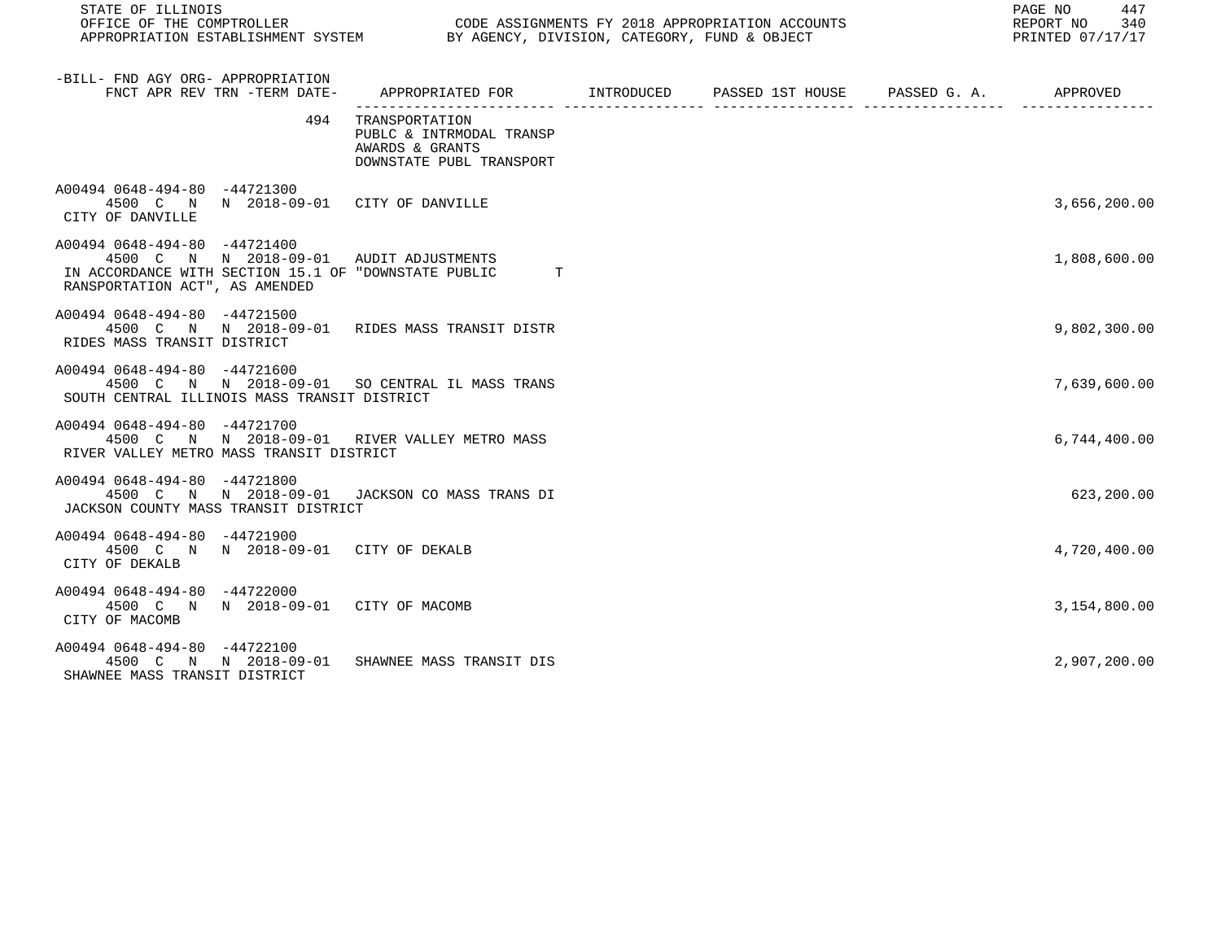| -BILL- FND AGY ORG- APPROPRIATION<br>FNCT APR REV TRN -TERM DATE- | APPROPRIATED FOR | INTRODUCED | PASSED 1ST HOUSE | PASSED G. A. | APPROVED |
|---|---|---|---|---|---|
| 494 | TRANSPORTATION<br>PUBLC & INTRMODAL TRANSP<br>AWARDS & GRANTS<br>DOWNSTATE PUBL TRANSPORT | | | | |
| A00494 0648-494-80 -44721300<br>4500 C N N 2018-09-01<br>CITY OF DANVILLE | CITY OF DANVILLE | | | | 3,656,200.00 |
| A00494 0648-494-80 -44721400<br>4500 C N N 2018-09-01<br>IN ACCORDANCE WITH SECTION 15.1 OF "DOWNSTATE PUBLIC T<br>RANSPORTATION ACT", AS AMENDED | AUDIT ADJUSTMENTS | | | | 1,808,600.00 |
| A00494 0648-494-80 -44721500<br>4500 C N N 2018-09-01<br>RIDES MASS TRANSIT DISTRICT | RIDES MASS TRANSIT DISTR | | | | 9,802,300.00 |
| A00494 0648-494-80 -44721600<br>4500 C N N 2018-09-01<br>SOUTH CENTRAL ILLINOIS MASS TRANSIT DISTRICT | SO CENTRAL IL MASS TRANS | | | | 7,639,600.00 |
| A00494 0648-494-80 -44721700<br>4500 C N N 2018-09-01<br>RIVER VALLEY METRO MASS TRANSIT DISTRICT | RIVER VALLEY METRO MASS | | | | 6,744,400.00 |
| A00494 0648-494-80 -44721800<br>4500 C N N 2018-09-01<br>JACKSON COUNTY MASS TRANSIT DISTRICT | JACKSON CO MASS TRANS DI | | | | 623,200.00 |
| A00494 0648-494-80 -44721900<br>4500 C N N 2018-09-01<br>CITY OF DEKALB | CITY OF DEKALB | | | | 4,720,400.00 |
| A00494 0648-494-80 -44722000<br>4500 C N N 2018-09-01<br>CITY OF MACOMB | CITY OF MACOMB | | | | 3,154,800.00 |
| A00494 0648-494-80 -44722100<br>4500 C N N 2018-09-01<br>SHAWNEE MASS TRANSIT DISTRICT | SHAWNEE MASS TRANSIT DIS | | | | 2,907,200.00 |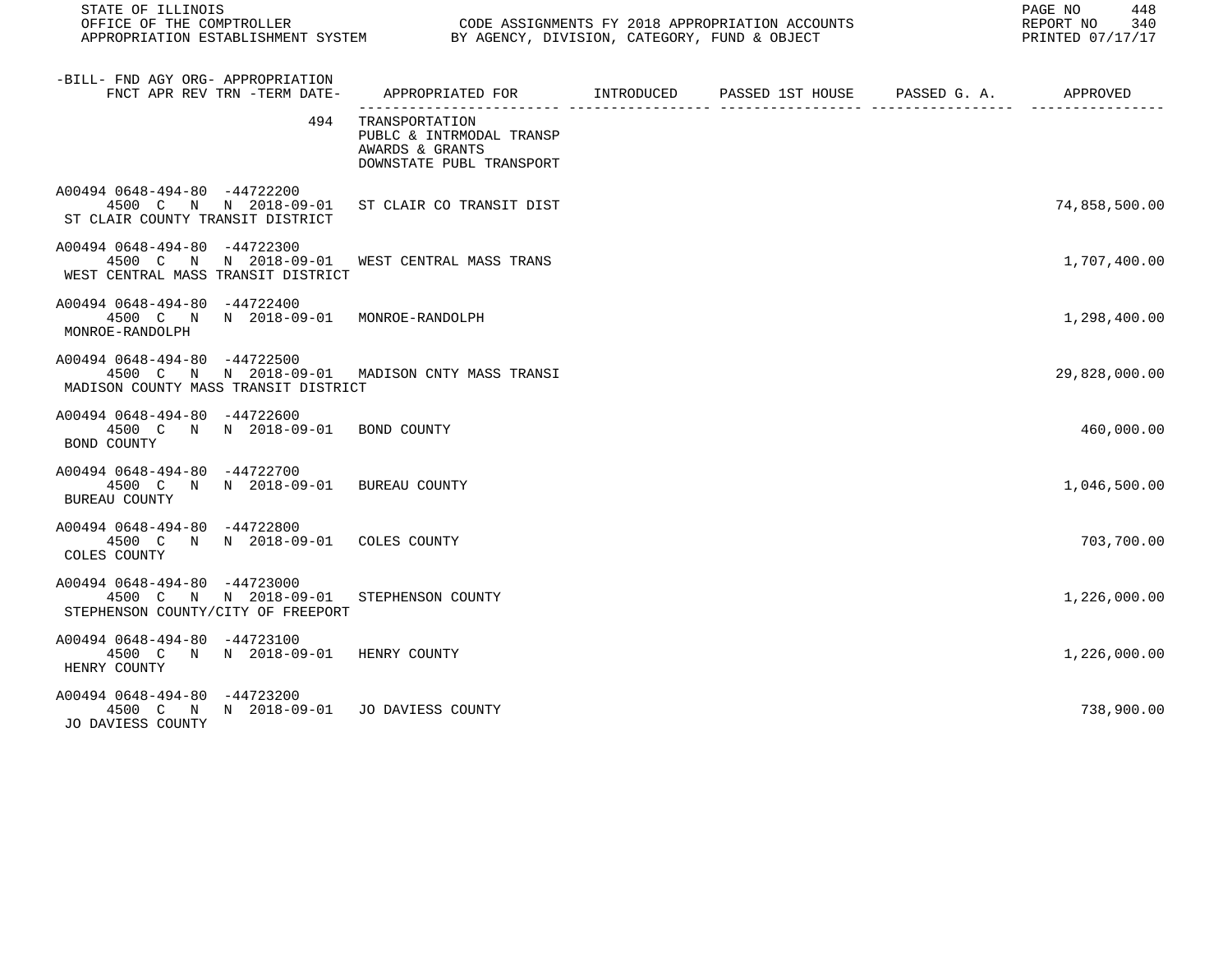| -BILL- FND AGY ORG- APPROPRIATION FNCT APR REV TRN -TERM DATE- | APPROPRIATED FOR | INTRODUCED | PASSED 1ST HOUSE | PASSED G. A. | APPROVED |
|---|---|---|---|---|---|
| 494 | TRANSPORTATION PUBLC & INTRMODAL TRANSP AWARDS & GRANTS DOWNSTATE PUBL TRANSPORT | | | | |
| A00494 0648-494-80 -44722200 4500 C N N 2018-09-01 ST CLAIR COUNTY TRANSIT DISTRICT | ST CLAIR CO TRANSIT DIST | | | | 74,858,500.00 |
| A00494 0648-494-80 -44722300 4500 C N N 2018-09-01 WEST CENTRAL MASS TRANSIT DISTRICT | WEST CENTRAL MASS TRANS | | | | 1,707,400.00 |
| A00494 0648-494-80 -44722400 4500 C N N 2018-09-01 MONROE-RANDOLPH | MONROE-RANDOLPH | | | | 1,298,400.00 |
| A00494 0648-494-80 -44722500 4500 C N N 2018-09-01 MADISON COUNTY MASS TRANSIT DISTRICT | MADISON CNTY MASS TRANSI | | | | 29,828,000.00 |
| A00494 0648-494-80 -44722600 4500 C N N 2018-09-01 BOND COUNTY | BOND COUNTY | | | | 460,000.00 |
| A00494 0648-494-80 -44722700 4500 C N N 2018-09-01 BUREAU COUNTY | BUREAU COUNTY | | | | 1,046,500.00 |
| A00494 0648-494-80 -44722800 4500 C N N 2018-09-01 COLES COUNTY | COLES COUNTY | | | | 703,700.00 |
| A00494 0648-494-80 -44723000 4500 C N N 2018-09-01 STEPHENSON COUNTY/CITY OF FREEPORT | STEPHENSON COUNTY | | | | 1,226,000.00 |
| A00494 0648-494-80 -44723100 4500 C N N 2018-09-01 HENRY COUNTY | HENRY COUNTY | | | | 1,226,000.00 |
| A00494 0648-494-80 -44723200 4500 C N N 2018-09-01 JO DAVIESS COUNTY | JO DAVIESS COUNTY | | | | 738,900.00 |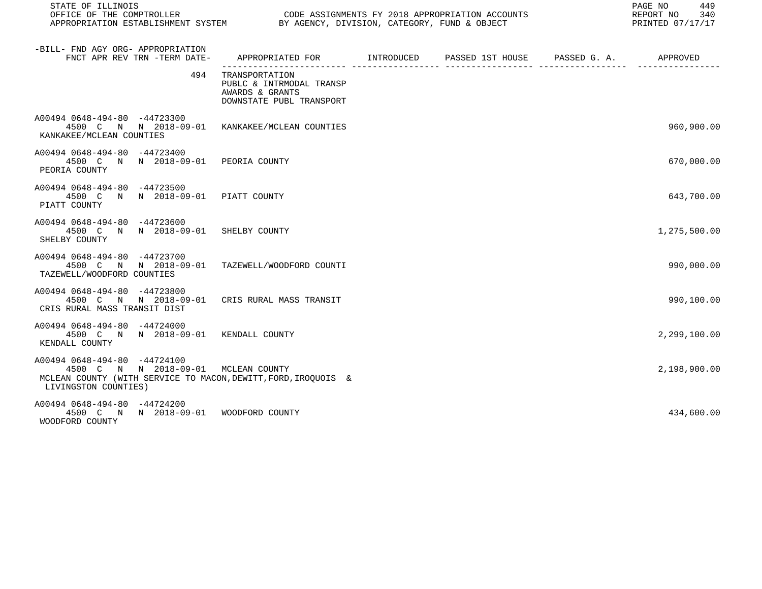| -BILL- FND AGY ORG- APPROPRIATION FNCT APR REV TRN -TERM DATE- | APPROPRIATED FOR | INTRODUCED | PASSED 1ST HOUSE | PASSED G. A. | APPROVED |
|---|---|---|---|---|---|
| 494 | TRANSPORTATION PUBLC & INTRMODAL TRANSP AWARDS & GRANTS DOWNSTATE PUBL TRANSPORT | | | | |
| A00494 0648-494-80 -44723300 4500 C N N 2018-09-01 KANKAKEE/MCLEAN COUNTIES | KANKAKEE/MCLEAN COUNTIES | | | | 960,900.00 |
| A00494 0648-494-80 -44723400 4500 C N N 2018-09-01 PEORIA COUNTY | PEORIA COUNTY | | | | 670,000.00 |
| A00494 0648-494-80 -44723500 4500 C N N 2018-09-01 PIATT COUNTY | PIATT COUNTY | | | | 643,700.00 |
| A00494 0648-494-80 -44723600 4500 C N N 2018-09-01 SHELBY COUNTY | SHELBY COUNTY | | | | 1,275,500.00 |
| A00494 0648-494-80 -44723700 4500 C N N 2018-09-01 TAZEWELL/WOODFORD COUNTIES | TAZEWELL/WOODFORD COUNTI | | | | 990,000.00 |
| A00494 0648-494-80 -44723800 4500 C N N 2018-09-01 CRIS RURAL MASS TRANSIT DIST | CRIS RURAL MASS TRANSIT | | | | 990,100.00 |
| A00494 0648-494-80 -44724000 4500 C N N 2018-09-01 KENDALL COUNTY | KENDALL COUNTY | | | | 2,299,100.00 |
| A00494 0648-494-80 -44724100 4500 C N N 2018-09-01 MCLEAN COUNTY (WITH SERVICE TO MACON,DEWITT,FORD,IROQUOIS & LIVINGSTON COUNTIES) | MCLEAN COUNTY | | | | 2,198,900.00 |
| A00494 0648-494-80 -44724200 4500 C N N 2018-09-01 WOODFORD COUNTY | WOODFORD COUNTY | | | | 434,600.00 |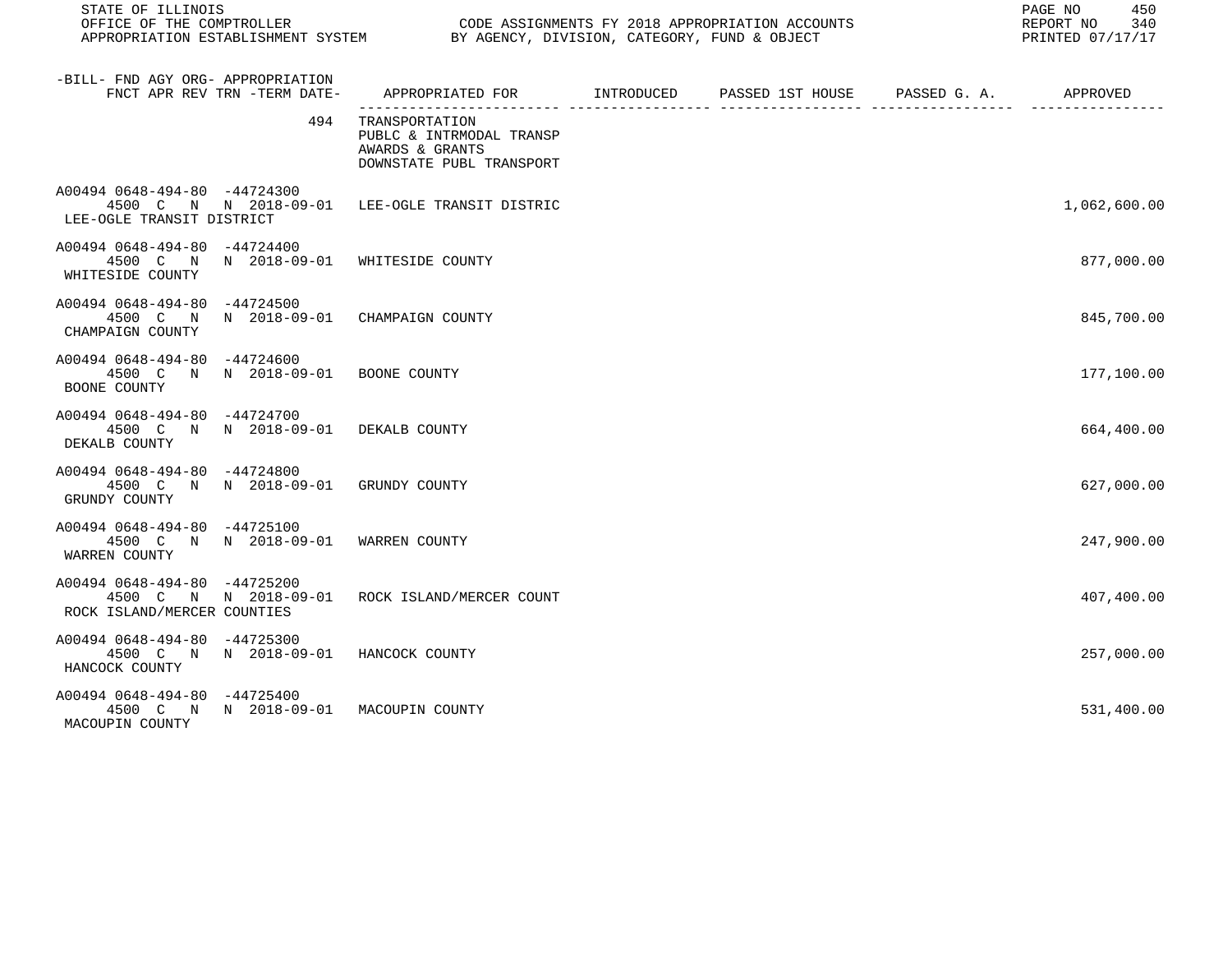| -BILL- FND AGY ORG- APPROPRIATION FNCT APR REV TRN -TERM DATE- | APPROPRIATED FOR | INTRODUCED | PASSED 1ST HOUSE | PASSED G. A. | APPROVED |
|---|---|---|---|---|---|
| 494 | TRANSPORTATION<br>PUBLC & INTRMODAL TRANSP<br>AWARDS & GRANTS<br>DOWNSTATE PUBL TRANSPORT | | | | |
| A00494 0648-494-80 -44724300<br>4500 C N N 2018-09-01<br>LEE-OGLE TRANSIT DISTRICT | LEE-OGLE TRANSIT DISTRIC | | | | 1,062,600.00 |
| A00494 0648-494-80 -44724400<br>4500 C N N 2018-09-01<br>WHITESIDE COUNTY | WHITESIDE COUNTY | | | | 877,000.00 |
| A00494 0648-494-80 -44724500<br>4500 C N N 2018-09-01<br>CHAMPAIGN COUNTY | CHAMPAIGN COUNTY | | | | 845,700.00 |
| A00494 0648-494-80 -44724600<br>4500 C N N 2018-09-01<br>BOONE COUNTY | BOONE COUNTY | | | | 177,100.00 |
| A00494 0648-494-80 -44724700<br>4500 C N N 2018-09-01<br>DEKALB COUNTY | DEKALB COUNTY | | | | 664,400.00 |
| A00494 0648-494-80 -44724800<br>4500 C N N 2018-09-01<br>GRUNDY COUNTY | GRUNDY COUNTY | | | | 627,000.00 |
| A00494 0648-494-80 -44725100<br>4500 C N N 2018-09-01<br>WARREN COUNTY | WARREN COUNTY | | | | 247,900.00 |
| A00494 0648-494-80 -44725200<br>4500 C N N 2018-09-01<br>ROCK ISLAND/MERCER COUNTIES | ROCK ISLAND/MERCER COUNT | | | | 407,400.00 |
| A00494 0648-494-80 -44725300<br>4500 C N N 2018-09-01<br>HANCOCK COUNTY | HANCOCK COUNTY | | | | 257,000.00 |
| A00494 0648-494-80 -44725400<br>4500 C N N 2018-09-01<br>MACOUPIN COUNTY | MACOUPIN COUNTY | | | | 531,400.00 |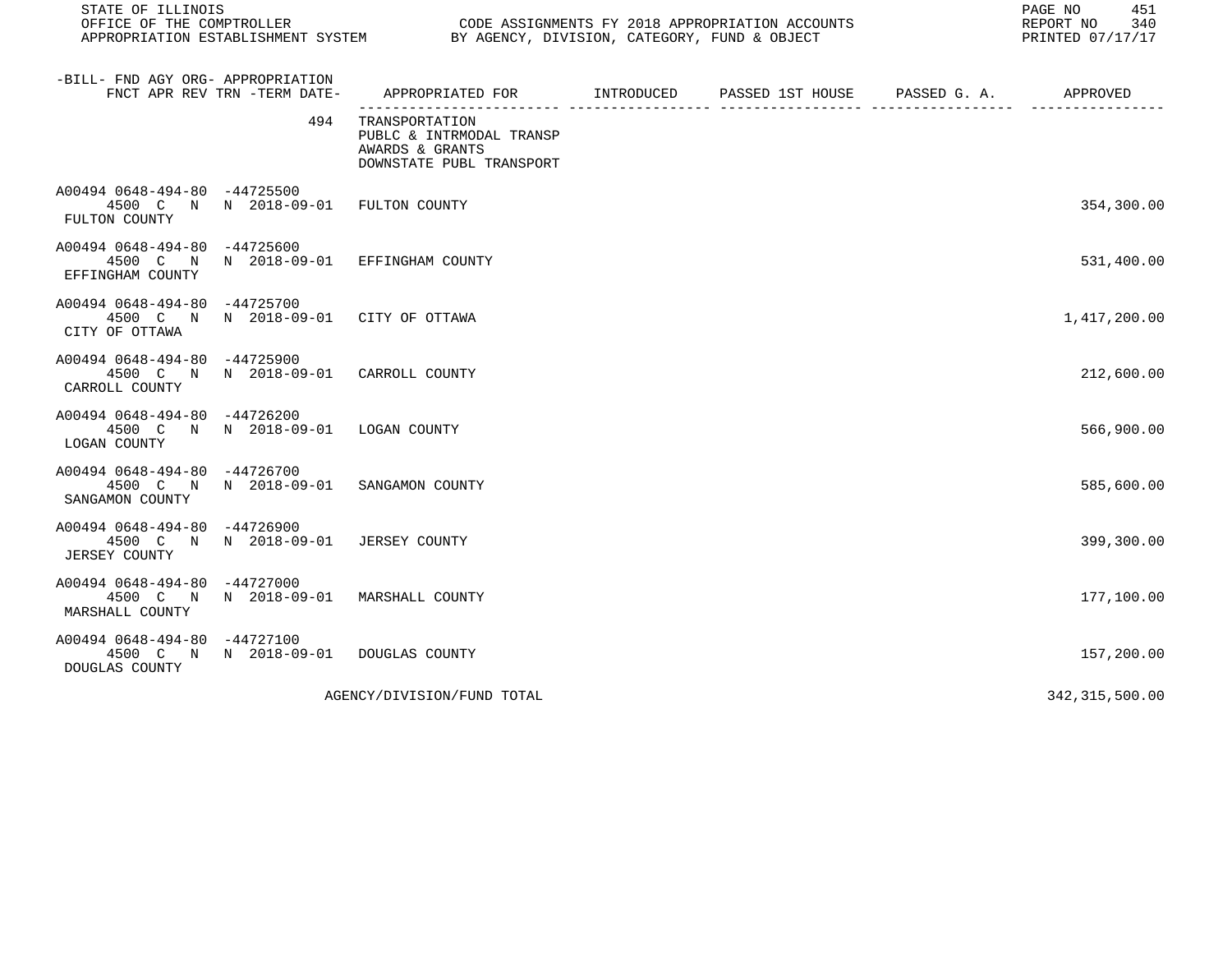STATE OF ILLINOIS
OFFICE OF THE COMPTROLLER
APPROPRIATION ESTABLISHMENT SYSTEM

CODE ASSIGNMENTS FY 2018 APPROPRIATION ACCOUNTS
BY AGENCY, DIVISION, CATEGORY, FUND & OBJECT

REPORT NO 340
PRINTED 07/17/17

| -BILL- FND AGY ORG- APPROPRIATION FNCT APR REV TRN -TERM DATE- | APPROPRIATED FOR | INTRODUCED | PASSED 1ST HOUSE | PASSED G. A. | APPROVED |
|---|---|---|---|---|---|
| 494 | TRANSPORTATION PUBLC & INTRMODAL TRANSP AWARDS & GRANTS DOWNSTATE PUBL TRANSPORT | | | | |
| A00494 0648-494-80 -44725500 4500 C N N 2018-09-01 FULTON COUNTY | FULTON COUNTY | | | | 354,300.00 |
| A00494 0648-494-80 -44725600 4500 C N N 2018-09-01 EFFINGHAM COUNTY | EFFINGHAM COUNTY | | | | 531,400.00 |
| A00494 0648-494-80 -44725700 4500 C N N 2018-09-01 CITY OF OTTAWA | CITY OF OTTAWA | | | | 1,417,200.00 |
| A00494 0648-494-80 -44725900 4500 C N N 2018-09-01 CARROLL COUNTY | CARROLL COUNTY | | | | 212,600.00 |
| A00494 0648-494-80 -44726200 4500 C N N 2018-09-01 LOGAN COUNTY | LOGAN COUNTY | | | | 566,900.00 |
| A00494 0648-494-80 -44726700 4500 C N N 2018-09-01 SANGAMON COUNTY | SANGAMON COUNTY | | | | 585,600.00 |
| A00494 0648-494-80 -44726900 4500 C N N 2018-09-01 JERSEY COUNTY | JERSEY COUNTY | | | | 399,300.00 |
| A00494 0648-494-80 -44727000 4500 C N N 2018-09-01 MARSHALL COUNTY | MARSHALL COUNTY | | | | 177,100.00 |
| A00494 0648-494-80 -44727100 4500 C N N 2018-09-01 DOUGLAS COUNTY | DOUGLAS COUNTY | | | | 157,200.00 |
| | AGENCY/DIVISION/FUND TOTAL | | | | 342,315,500.00 |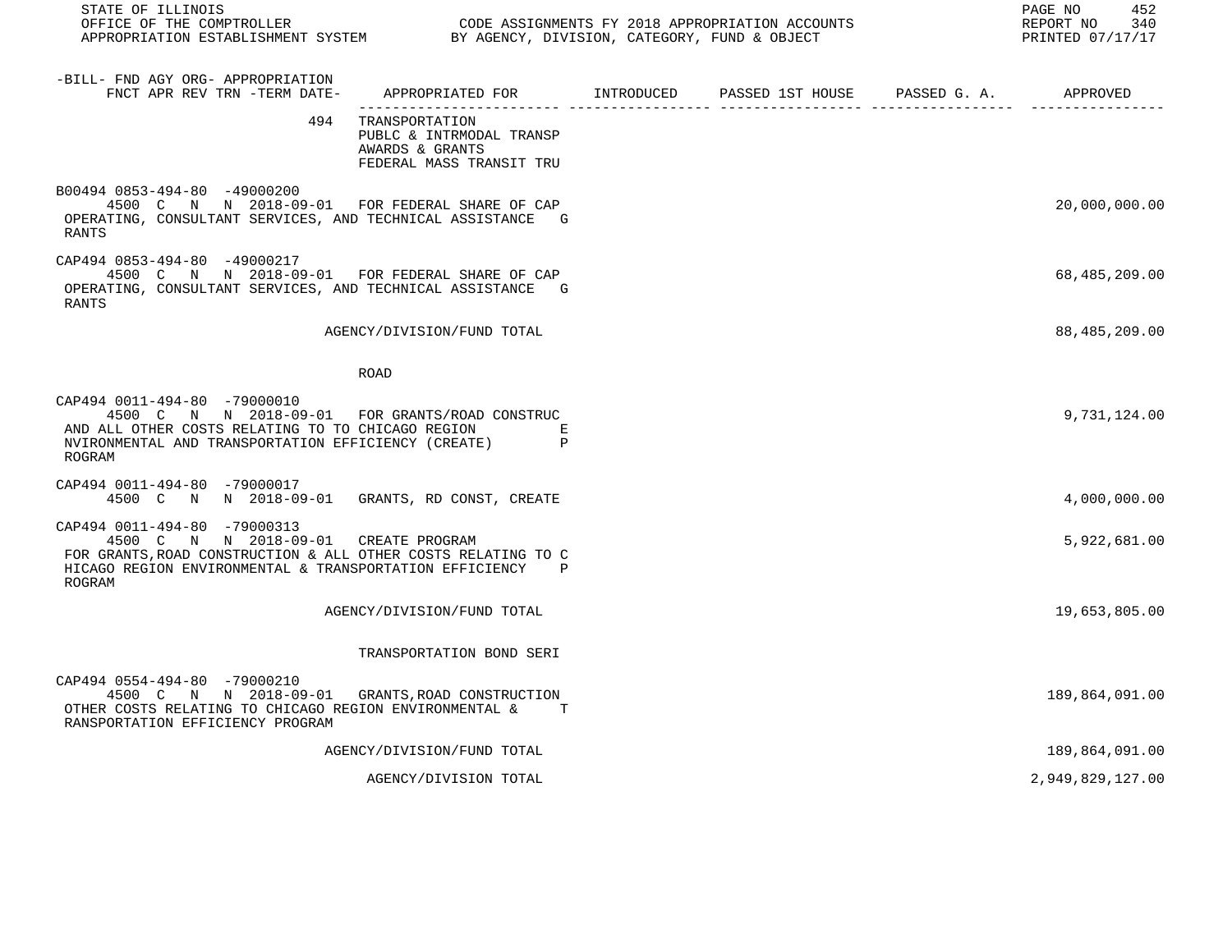| -BILL- FND AGY ORG- APPROPRIATION FNCT APR REV TRN -TERM DATE- | APPROPRIATED FOR | INTRODUCED | PASSED 1ST HOUSE | PASSED G. A. | APPROVED |
|---|---|---|---|---|---|
| 494 | TRANSPORTATION PUBLC & INTRMODAL TRANSP AWARDS & GRANTS FEDERAL MASS TRANSIT TRU | | | | |
| B00494 0853-494-80 -49000200 4500 C N N 2018-09-01 | FOR FEDERAL SHARE OF CAP OPERATING, CONSULTANT SERVICES, AND TECHNICAL ASSISTANCE G RANTS | | | | 20,000,000.00 |
| CAP494 0853-494-80 -49000217 4500 C N N 2018-09-01 | FOR FEDERAL SHARE OF CAP OPERATING, CONSULTANT SERVICES, AND TECHNICAL ASSISTANCE G RANTS | | | | 68,485,209.00 |
| | AGENCY/DIVISION/FUND TOTAL | | | | 88,485,209.00 |
| | ROAD | | | | |
| CAP494 0011-494-80 -79000010 4500 C N N 2018-09-01 | FOR GRANTS/ROAD CONSTRUC AND ALL OTHER COSTS RELATING TO TO CHICAGO REGION E NVIRONMENTAL AND TRANSPORTATION EFFICIENCY (CREATE) P ROGRAM | | | | 9,731,124.00 |
| CAP494 0011-494-80 -79000017 4500 C N N 2018-09-01 | GRANTS, RD CONST, CREATE | | | | 4,000,000.00 |
| CAP494 0011-494-80 -79000313 4500 C N N 2018-09-01 | CREATE PROGRAM FOR GRANTS,ROAD CONSTRUCTION & ALL OTHER COSTS RELATING TO C HICAGO REGION ENVIRONMENTAL & TRANSPORTATION EFFICIENCY P ROGRAM | | | | 5,922,681.00 |
| | AGENCY/DIVISION/FUND TOTAL | | | | 19,653,805.00 |
| | TRANSPORTATION BOND SERI | | | | |
| CAP494 0554-494-80 -79000210 4500 C N N 2018-09-01 | GRANTS,ROAD CONSTRUCTION OTHER COSTS RELATING TO CHICAGO REGION ENVIRONMENTAL & T RANSPORTATION EFFICIENCY PROGRAM | | | | 189,864,091.00 |
| | AGENCY/DIVISION/FUND TOTAL | | | | 189,864,091.00 |
| | AGENCY/DIVISION TOTAL | | | | 2,949,829,127.00 |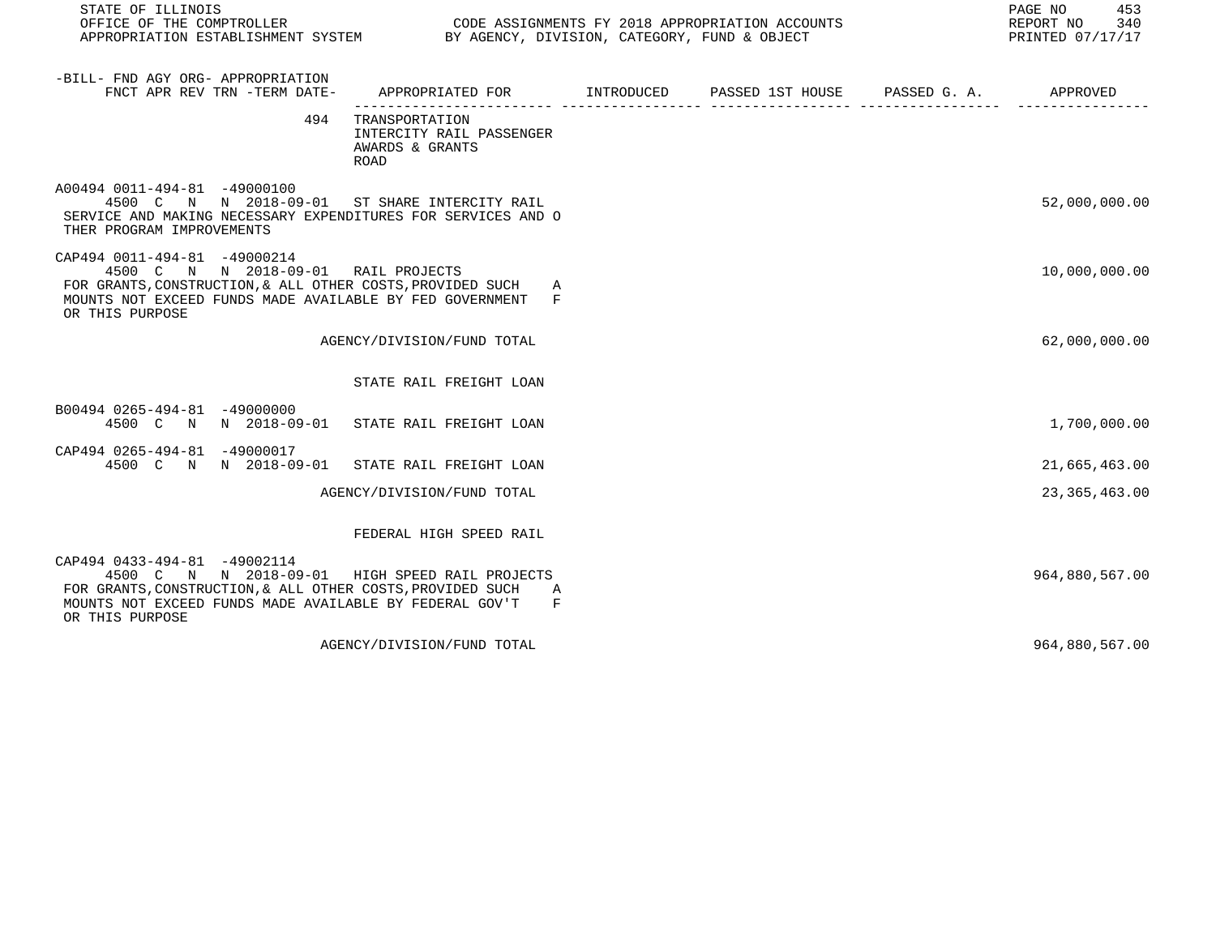| -BILL- FND AGY ORG- APPROPRIATION<br>FNCT APR REV TRN -TERM DATE- | APPROPRIATED FOR | INTRODUCED | PASSED 1ST HOUSE | PASSED G. A. | APPROVED |
|---|---|---|---|---|---|
| 494 | TRANSPORTATION<br>INTERCITY RAIL PASSENGER<br>AWARDS & GRANTS<br>ROAD | | | | |
| A00494 0011-494-81 -49000100<br>4500 C N N 2018-09-01 | ST SHARE INTERCITY RAIL | | | | 52,000,000.00 |
| SERVICE AND MAKING NECESSARY EXPENDITURES FOR SERVICES AND OTHER PROGRAM IMPROVEMENTS | | | | | |
| CAP494 0011-494-81 -49000214<br>4500 C N N 2018-09-01 | RAIL PROJECTS | | | | 10,000,000.00 |
| FOR GRANTS,CONSTRUCTION,& ALL OTHER COSTS,PROVIDED SUCH AMOUNTS NOT EXCEED FUNDS MADE AVAILABLE BY FED GOVERNMENT FOR THIS PURPOSE | | | | | |
| | AGENCY/DIVISION/FUND TOTAL | | | | 62,000,000.00 |
| | STATE RAIL FREIGHT LOAN | | | | |
| B00494 0265-494-81 -49000000<br>4500 C N N 2018-09-01 | STATE RAIL FREIGHT LOAN | | | | 1,700,000.00 |
| CAP494 0265-494-81 -49000017<br>4500 C N N 2018-09-01 | STATE RAIL FREIGHT LOAN | | | | 21,665,463.00 |
| | AGENCY/DIVISION/FUND TOTAL | | | | 23,365,463.00 |
| | FEDERAL HIGH SPEED RAIL | | | | |
| CAP494 0433-494-81 -49002114<br>4500 C N N 2018-09-01 | HIGH SPEED RAIL PROJECTS | | | | 964,880,567.00 |
| FOR GRANTS,CONSTRUCTION,& ALL OTHER COSTS,PROVIDED SUCH AMOUNTS NOT EXCEED FUNDS MADE AVAILABLE BY FEDERAL GOV'T FOR THIS PURPOSE | | | | | |
| | AGENCY/DIVISION/FUND TOTAL | | | | 964,880,567.00 |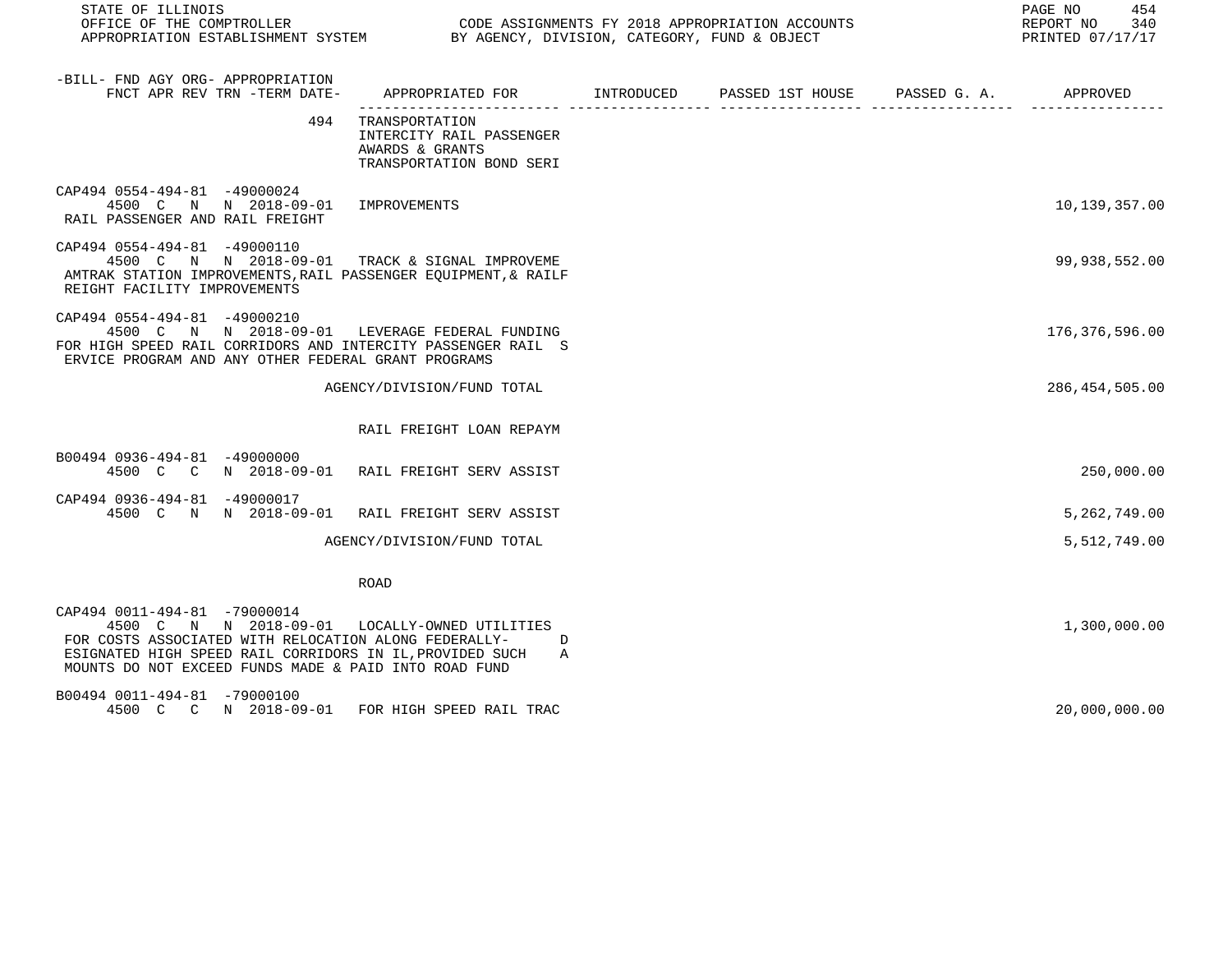| -BILL- FND AGY ORG- APPROPRIATION FNCT APR REV TRN -TERM DATE- | APPROPRIATED FOR | INTRODUCED | PASSED 1ST HOUSE | PASSED G. A. | APPROVED |
|---|---|---|---|---|---|
| 494 | TRANSPORTATION INTERCITY RAIL PASSENGER AWARDS & GRANTS TRANSPORTATION BOND SERI | | | | |
| CAP494 0554-494-81 -49000024 4500 C N N 2018-09-01 RAIL PASSENGER AND RAIL FREIGHT | IMPROVEMENTS | | | | 10,139,357.00 |
| CAP494 0554-494-81 -49000110 4500 C N N 2018-09-01 AMTRAK STATION IMPROVEMENTS,RAIL PASSENGER EQUIPMENT,& RAILF REIGHT FACILITY IMPROVEMENTS | TRACK & SIGNAL IMPROVEME | | | | 99,938,552.00 |
| CAP494 0554-494-81 -49000210 4500 C N N 2018-09-01 FOR HIGH SPEED RAIL CORRIDORS AND INTERCITY PASSENGER RAIL S ERVICE PROGRAM AND ANY OTHER FEDERAL GRANT PROGRAMS | LEVERAGE FEDERAL FUNDING | | | | 176,376,596.00 |
| | AGENCY/DIVISION/FUND TOTAL | | | | 286,454,505.00 |
| | RAIL FREIGHT LOAN REPAYM | | | | |
| B00494 0936-494-81 -49000000 4500 C C N 2018-09-01 | RAIL FREIGHT SERV ASSIST | | | | 250,000.00 |
| CAP494 0936-494-81 -49000017 4500 C N N 2018-09-01 | RAIL FREIGHT SERV ASSIST | | | | 5,262,749.00 |
| | AGENCY/DIVISION/FUND TOTAL | | | | 5,512,749.00 |
| | ROAD | | | | |
| CAP494 0011-494-81 -79000014 4500 C N N 2018-09-01 FOR COSTS ASSOCIATED WITH RELOCATION ALONG FEDERALLY- D ESIGNATED HIGH SPEED RAIL CORRIDORS IN IL,PROVIDED SUCH A MOUNTS DO NOT EXCEED FUNDS MADE & PAID INTO ROAD FUND | LOCALLY-OWNED UTILITIES | | | | 1,300,000.00 |
| B00494 0011-494-81 -79000100 4500 C C N 2018-09-01 | FOR HIGH SPEED RAIL TRAC | | | | 20,000,000.00 |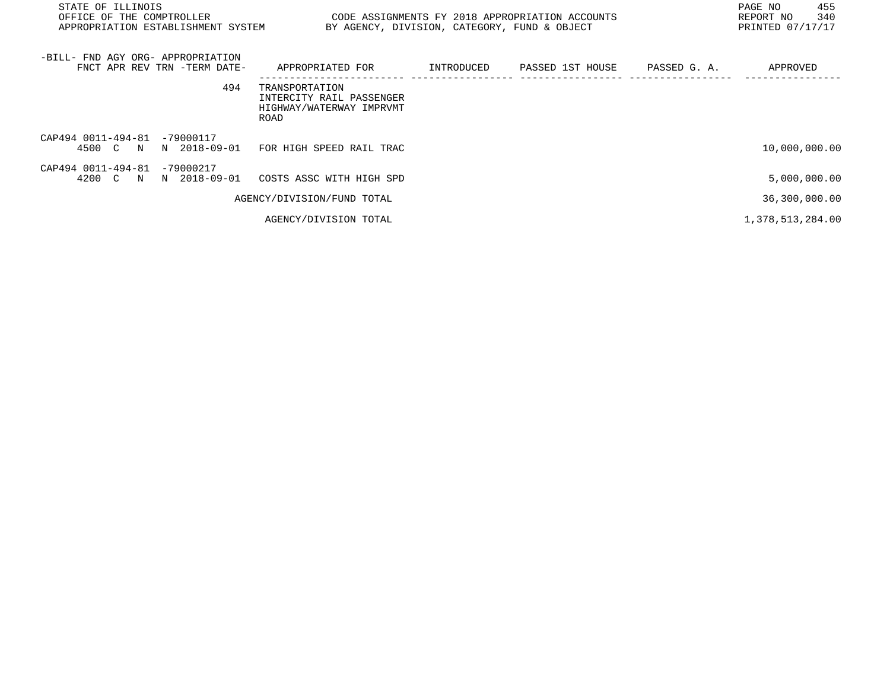| -BILL- FND AGY ORG- APPROPRIATION FNCT APR REV TRN -TERM DATE- | APPROPRIATED FOR | INTRODUCED | PASSED 1ST HOUSE | PASSED G. A. | APPROVED |
|---|---|---|---|---|---|
| 494 | TRANSPORTATION INTERCITY RAIL PASSENGER HIGHWAY/WATERWAY IMPRVMT ROAD | | | | |
| CAP494 0011-494-81 -79000117 4500 C N N 2018-09-01 | FOR HIGH SPEED RAIL TRAC | | | | 10,000,000.00 |
| CAP494 0011-494-81 -79000217 4200 C N N 2018-09-01 | COSTS ASSC WITH HIGH SPD | | | | 5,000,000.00 |
| | AGENCY/DIVISION/FUND TOTAL | | | | 36,300,000.00 |
| | AGENCY/DIVISION TOTAL | | | | 1,378,513,284.00 |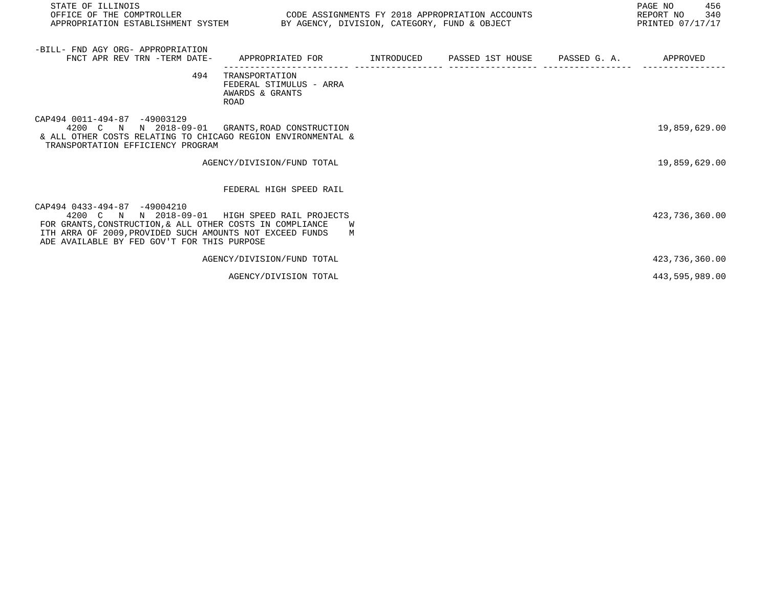STATE OF ILLINOIS
OFFICE OF THE COMPTROLLER — CODE ASSIGNMENTS FY 2018 APPROPRIATION ACCOUNTS
APPROPRIATION ESTABLISHMENT SYSTEM — BY AGENCY, DIVISION, CATEGORY, FUND & OBJECT

| -BILL- FND AGY ORG- APPROPRIATION FNCT APR REV TRN -TERM DATE- | APPROPRIATED FOR | INTRODUCED | PASSED 1ST HOUSE | PASSED G. A. | APPROVED |
|---|---|---|---|---|---|
| 494 | TRANSPORTATION FEDERAL STIMULUS - ARRA AWARDS & GRANTS ROAD | | | | |
| CAP494 0011-494-87 -49003129 4200 C N N 2018-09-01 | GRANTS,ROAD CONSTRUCTION & ALL OTHER COSTS RELATING TO CHICAGO REGION ENVIRONMENTAL & TRANSPORTATION EFFICIENCY PROGRAM | | | | 19,859,629.00 |
| | AGENCY/DIVISION/FUND TOTAL | | | | 19,859,629.00 |
| | FEDERAL HIGH SPEED RAIL | | | | |
| CAP494 0433-494-87 -49004210 4200 C N N 2018-09-01 | HIGH SPEED RAIL PROJECTS FOR GRANTS,CONSTRUCTION,& ALL OTHER COSTS IN COMPLIANCE WITH ARRA OF 2009,PROVIDED SUCH AMOUNTS NOT EXCEED FUNDS MADE AVAILABLE BY FED GOV'T FOR THIS PURPOSE | | | | 423,736,360.00 |
| | AGENCY/DIVISION/FUND TOTAL | | | | 423,736,360.00 |
| | AGENCY/DIVISION TOTAL | | | | 443,595,989.00 |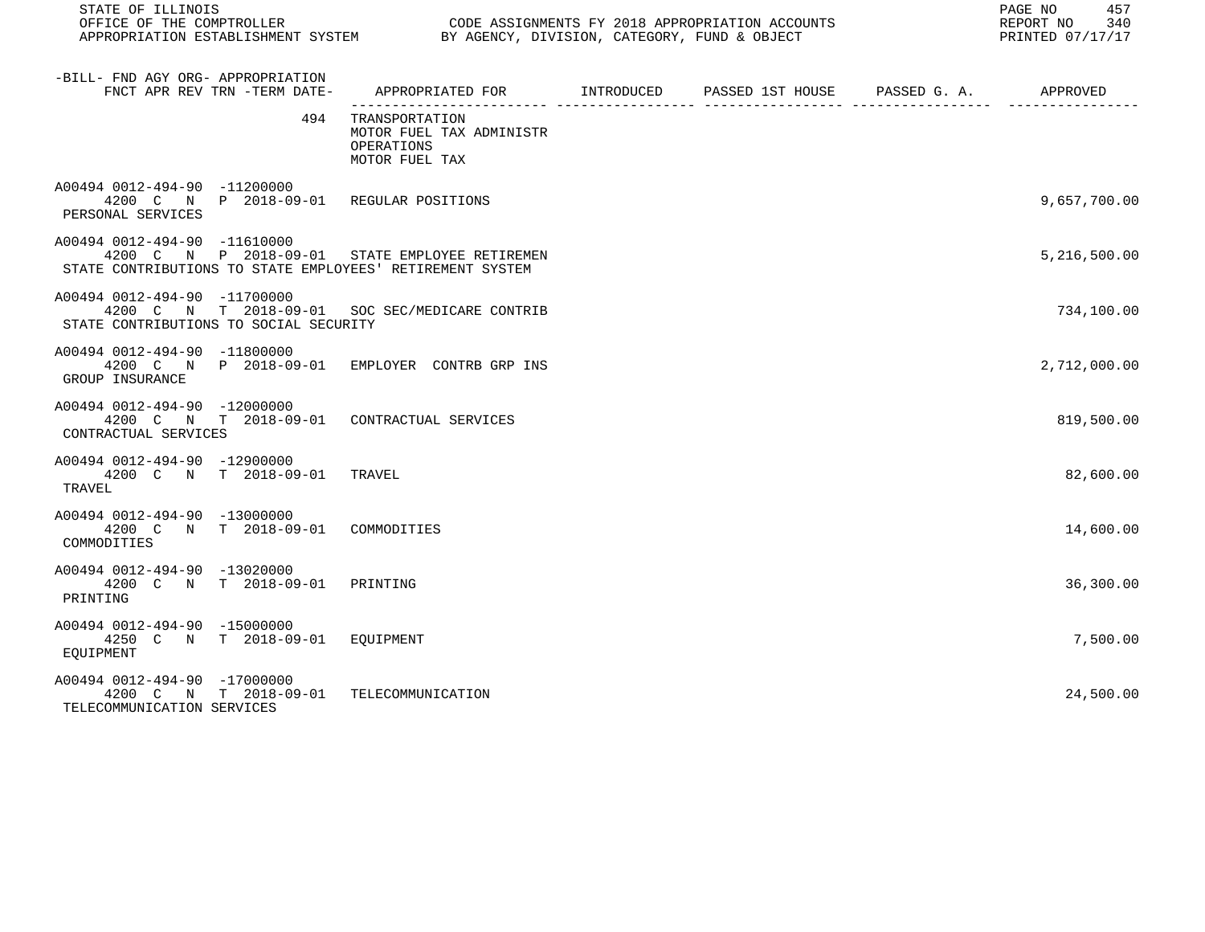| -BILL- FND AGY ORG- APPROPRIATION FNCT APR REV TRN -TERM DATE- | APPROPRIATED FOR | INTRODUCED | PASSED 1ST HOUSE | PASSED G. A. | APPROVED |
|---|---|---|---|---|---|
| 494 | TRANSPORTATION<br>MOTOR FUEL TAX ADMINISTR<br>OPERATIONS<br>MOTOR FUEL TAX | | | | |
| A00494 0012-494-90 -11200000<br>4200 C N P 2018-09-01<br>PERSONAL SERVICES | REGULAR POSITIONS | | | | 9,657,700.00 |
| A00494 0012-494-90 -11610000<br>4200 C N P 2018-09-01<br>STATE CONTRIBUTIONS TO STATE EMPLOYEES' RETIREMENT SYSTEM | STATE EMPLOYEE RETIREMEN | | | | 5,216,500.00 |
| A00494 0012-494-90 -11700000<br>4200 C N T 2018-09-01<br>STATE CONTRIBUTIONS TO SOCIAL SECURITY | SOC SEC/MEDICARE CONTRIB | | | | 734,100.00 |
| A00494 0012-494-90 -11800000<br>4200 C N P 2018-09-01<br>GROUP INSURANCE | EMPLOYER CONTRB GRP INS | | | | 2,712,000.00 |
| A00494 0012-494-90 -12000000<br>4200 C N T 2018-09-01<br>CONTRACTUAL SERVICES | CONTRACTUAL SERVICES | | | | 819,500.00 |
| A00494 0012-494-90 -12900000<br>4200 C N T 2018-09-01<br>TRAVEL | TRAVEL | | | | 82,600.00 |
| A00494 0012-494-90 -13000000<br>4200 C N T 2018-09-01<br>COMMODITIES | COMMODITIES | | | | 14,600.00 |
| A00494 0012-494-90 -13020000<br>4200 C N T 2018-09-01<br>PRINTING | PRINTING | | | | 36,300.00 |
| A00494 0012-494-90 -15000000<br>4250 C N T 2018-09-01<br>EQUIPMENT | EQUIPMENT | | | | 7,500.00 |
| A00494 0012-494-90 -17000000<br>4200 C N T 2018-09-01<br>TELECOMMUNICATION SERVICES | TELECOMMUNICATION | | | | 24,500.00 |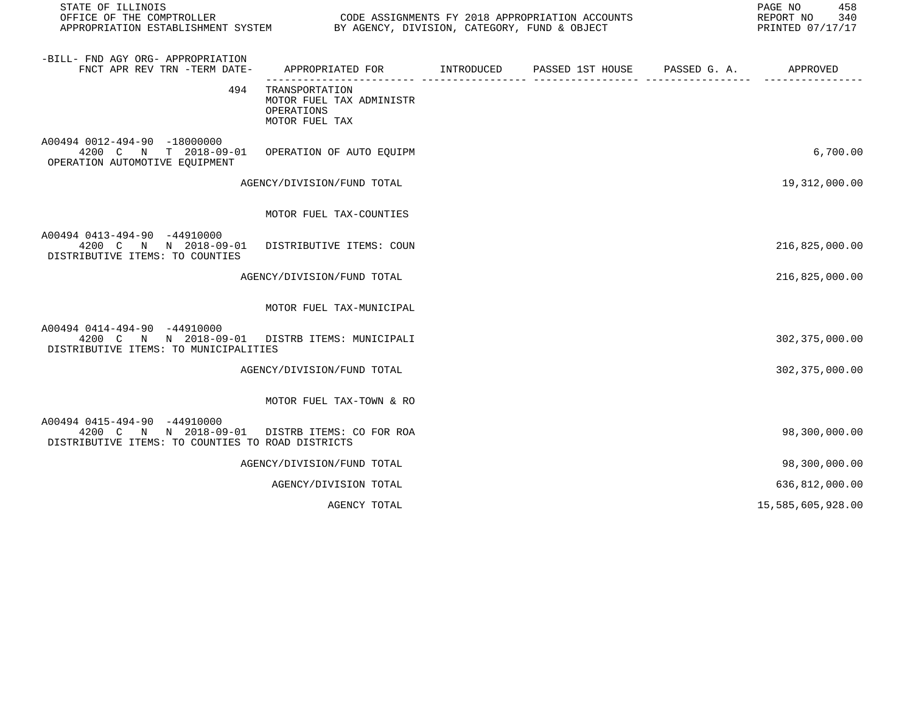| -BILL- FND AGY ORG- APPROPRIATION FNCT APR REV TRN -TERM DATE- | APPROPRIATED FOR | INTRODUCED | PASSED 1ST HOUSE | PASSED G. A. | APPROVED |
|---|---|---|---|---|---|
| 494 | TRANSPORTATION MOTOR FUEL TAX ADMINISTR OPERATIONS MOTOR FUEL TAX | | | | |
| A00494 0012-494-90 -18000000 4200 C N T 2018-09-01 OPERATION AUTOMOTIVE EQUIPMENT | OPERATION OF AUTO EQUIPM | | | | 6,700.00 |
| | AGENCY/DIVISION/FUND TOTAL | | | | 19,312,000.00 |
| | MOTOR FUEL TAX-COUNTIES | | | | |
| A00494 0413-494-90 -44910000 4200 C N N 2018-09-01 DISTRIBUTIVE ITEMS: TO COUNTIES | DISTRIBUTIVE ITEMS: COUN | | | | 216,825,000.00 |
| | AGENCY/DIVISION/FUND TOTAL | | | | 216,825,000.00 |
| | MOTOR FUEL TAX-MUNICIPAL | | | | |
| A00494 0414-494-90 -44910000 4200 C N N 2018-09-01 DISTRIBUTIVE ITEMS: TO MUNICIPALITIES | DISTRB ITEMS: MUNICIPALI | | | | 302,375,000.00 |
| | AGENCY/DIVISION/FUND TOTAL | | | | 302,375,000.00 |
| | MOTOR FUEL TAX-TOWN & RO | | | | |
| A00494 0415-494-90 -44910000 4200 C N N 2018-09-01 DISTRIBUTIVE ITEMS: TO COUNTIES TO ROAD DISTRICTS | DISTRB ITEMS: CO FOR ROA | | | | 98,300,000.00 |
| | AGENCY/DIVISION/FUND TOTAL | | | | 98,300,000.00 |
| | AGENCY/DIVISION TOTAL | | | | 636,812,000.00 |
| | AGENCY TOTAL | | | | 15,585,605,928.00 |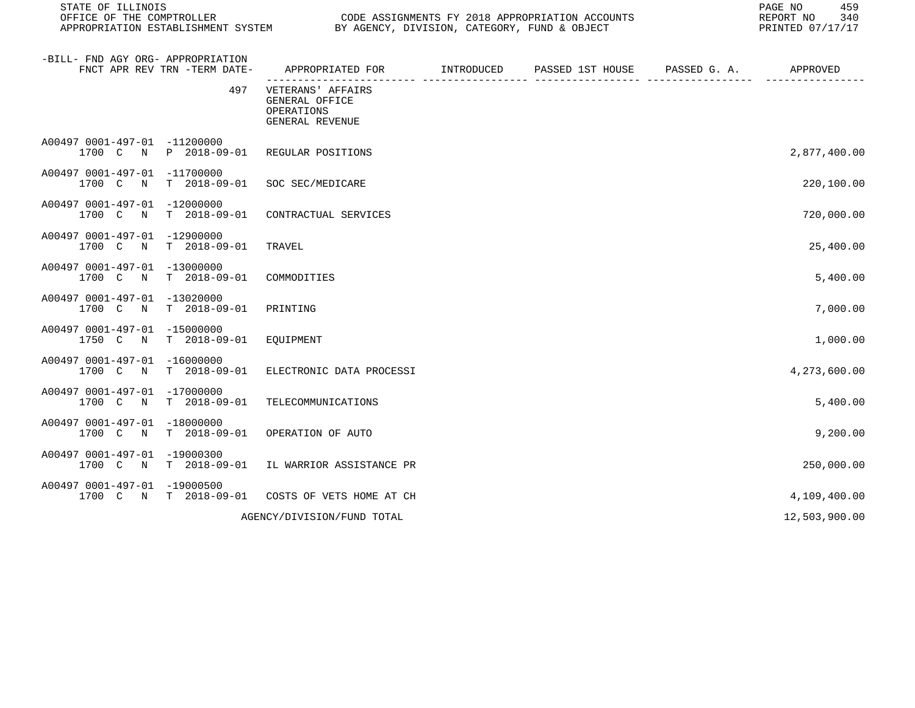STATE OF ILLINOIS
OFFICE OF THE COMPTROLLER
APPROPRIATION ESTABLISHMENT SYSTEM

CODE ASSIGNMENTS FY 2018 APPROPRIATION ACCOUNTS
BY AGENCY, DIVISION, CATEGORY, FUND & OBJECT

REPORT NO 340
PRINTED 07/17/17

| -BILL- FND AGY ORG- APPROPRIATION FNCT APR REV TRN -TERM DATE- | APPROPRIATED FOR | INTRODUCED | PASSED 1ST HOUSE | PASSED G. A. | APPROVED |
|---|---|---|---|---|---|
| 497 | VETERANS' AFFAIRS GENERAL OFFICE OPERATIONS GENERAL REVENUE | | | | |
| A00497 0001-497-01 -11200000 1700 C N P 2018-09-01 | REGULAR POSITIONS | | | | 2,877,400.00 |
| A00497 0001-497-01 -11700000 1700 C N T 2018-09-01 | SOC SEC/MEDICARE | | | | 220,100.00 |
| A00497 0001-497-01 -12000000 1700 C N T 2018-09-01 | CONTRACTUAL SERVICES | | | | 720,000.00 |
| A00497 0001-497-01 -12900000 1700 C N T 2018-09-01 | TRAVEL | | | | 25,400.00 |
| A00497 0001-497-01 -13000000 1700 C N T 2018-09-01 | COMMODITIES | | | | 5,400.00 |
| A00497 0001-497-01 -13020000 1700 C N T 2018-09-01 | PRINTING | | | | 7,000.00 |
| A00497 0001-497-01 -15000000 1750 C N T 2018-09-01 | EQUIPMENT | | | | 1,000.00 |
| A00497 0001-497-01 -16000000 1700 C N T 2018-09-01 | ELECTRONIC DATA PROCESSI | | | | 4,273,600.00 |
| A00497 0001-497-01 -17000000 1700 C N T 2018-09-01 | TELECOMMUNICATIONS | | | | 5,400.00 |
| A00497 0001-497-01 -18000000 1700 C N T 2018-09-01 | OPERATION OF AUTO | | | | 9,200.00 |
| A00497 0001-497-01 -19000300 1700 C N T 2018-09-01 | IL WARRIOR ASSISTANCE PR | | | | 250,000.00 |
| A00497 0001-497-01 -19000500 1700 C N T 2018-09-01 | COSTS OF VETS HOME AT CH | | | | 4,109,400.00 |
| | AGENCY/DIVISION/FUND TOTAL | | | | 12,503,900.00 |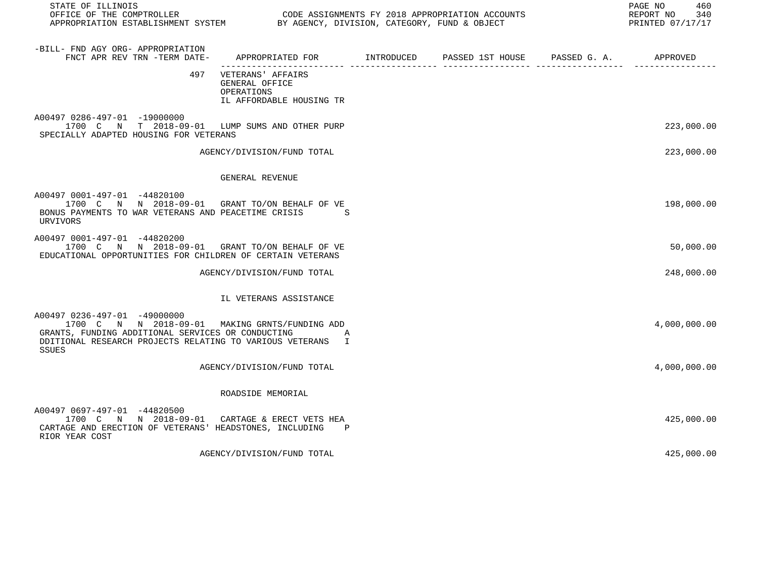| -BILL- FND AGY ORG- APPROPRIATION FNCT APR REV TRN -TERM DATE- | APPROPRIATED FOR | INTRODUCED | PASSED 1ST HOUSE | PASSED G. A. | APPROVED |
|---|---|---|---|---|---|
| 497 | VETERANS' AFFAIRS GENERAL OFFICE OPERATIONS IL AFFORDABLE HOUSING TR | | | | |
| A00497 0286-497-01 -19000000 1700 C N T 2018-09-01 SPECIALLY ADAPTED HOUSING FOR VETERANS | LUMP SUMS AND OTHER PURP | | | | 223,000.00 |
| | AGENCY/DIVISION/FUND TOTAL | | | | 223,000.00 |
| | GENERAL REVENUE | | | | |
| A00497 0001-497-01 -44820100 1700 C N N 2018-09-01 BONUS PAYMENTS TO WAR VETERANS AND PEACETIME CRISIS SURVIVORS | GRANT TO/ON BEHALF OF VE | | | | 198,000.00 |
| A00497 0001-497-01 -44820200 1700 C N N 2018-09-01 EDUCATIONAL OPPORTUNITIES FOR CHILDREN OF CERTAIN VETERANS | GRANT TO/ON BEHALF OF VE | | | | 50,000.00 |
| | AGENCY/DIVISION/FUND TOTAL | | | | 248,000.00 |
| | IL VETERANS ASSISTANCE | | | | |
| A00497 0236-497-01 -49000000 1700 C N N 2018-09-01 GRANTS, FUNDING ADDITIONAL SERVICES OR CONDUCTING ADDITIONAL RESEARCH PROJECTS RELATING TO VARIOUS VETERANS ISSUES | MAKING GRNTS/FUNDING ADD | | | | 4,000,000.00 |
| | AGENCY/DIVISION/FUND TOTAL | | | | 4,000,000.00 |
| | ROADSIDE MEMORIAL | | | | |
| A00497 0697-497-01 -44820500 1700 C N N 2018-09-01 CARTAGE AND ERECTION OF VETERANS' HEADSTONES, INCLUDING PRIOR YEAR COST | CARTAGE & ERECT VETS HEA | | | | 425,000.00 |
| | AGENCY/DIVISION/FUND TOTAL | | | | 425,000.00 |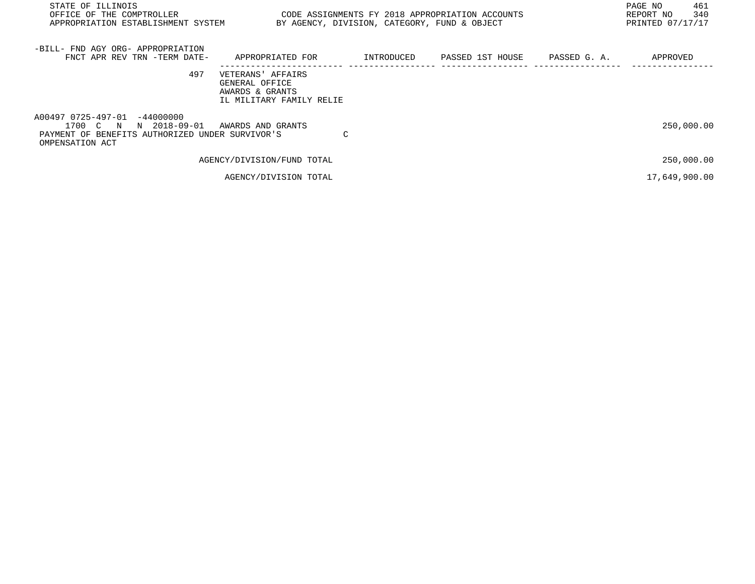STATE OF ILLINOIS
OFFICE OF THE COMPTROLLER
APPROPRIATION ESTABLISHMENT SYSTEM

CODE ASSIGNMENTS FY 2018 APPROPRIATION ACCOUNTS
BY AGENCY, DIVISION, CATEGORY, FUND & OBJECT

REPORT NO 340
PRINTED 07/17/17

| -BILL- FND AGY ORG- APPROPRIATION FNCT APR REV TRN -TERM DATE- | APPROPRIATED FOR | INTRODUCED | PASSED 1ST HOUSE | PASSED G. A. | APPROVED |
|---|---|---|---|---|---|
| 497 | VETERANS' AFFAIRS<br>GENERAL OFFICE<br>AWARDS & GRANTS<br>IL MILITARY FAMILY RELIE | | | | |
| A00497 0725-497-01 -44000000<br>1700 C N N 2018-09-01 | AWARDS AND GRANTS | | | | 250,000.00 |
| PAYMENT OF BENEFITS AUTHORIZED UNDER SURVIVOR'S OMPENSATION ACT | | C | | | |
| | AGENCY/DIVISION/FUND TOTAL | | | | 250,000.00 |
| | AGENCY/DIVISION TOTAL | | | | 17,649,900.00 |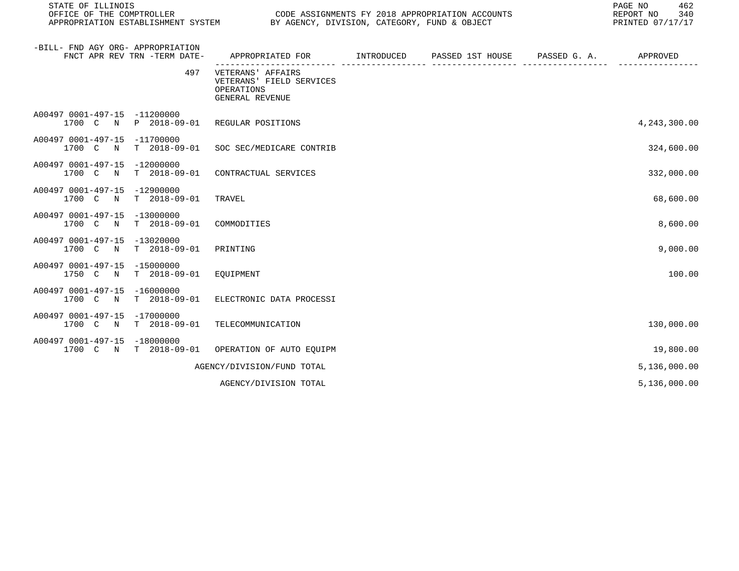STATE OF ILLINOIS
OFFICE OF THE COMPTROLLER
APPROPRIATION ESTABLISHMENT SYSTEM

CODE ASSIGNMENTS FY 2018 APPROPRIATION ACCOUNTS
BY AGENCY, DIVISION, CATEGORY, FUND & OBJECT

REPORT NO 340
PRINTED 07/17/17

| -BILL- FND AGY ORG- APPROPRIATION FNCT APR REV TRN -TERM DATE- | APPROPRIATED FOR | INTRODUCED | PASSED 1ST HOUSE | PASSED G. A. | APPROVED |
|---|---|---|---|---|---|
| 497 | VETERANS' AFFAIRS<br>VETERANS' FIELD SERVICES<br>OPERATIONS<br>GENERAL REVENUE | | | | |
| A00497 0001-497-15 -11200000<br>1700 C N P 2018-09-01 | REGULAR POSITIONS | | | | 4,243,300.00 |
| A00497 0001-497-15 -11700000<br>1700 C N T 2018-09-01 | SOC SEC/MEDICARE CONTRIB | | | | 324,600.00 |
| A00497 0001-497-15 -12000000<br>1700 C N T 2018-09-01 | CONTRACTUAL SERVICES | | | | 332,000.00 |
| A00497 0001-497-15 -12900000<br>1700 C N T 2018-09-01 | TRAVEL | | | | 68,600.00 |
| A00497 0001-497-15 -13000000<br>1700 C N T 2018-09-01 | COMMODITIES | | | | 8,600.00 |
| A00497 0001-497-15 -13020000<br>1700 C N T 2018-09-01 | PRINTING | | | | 9,000.00 |
| A00497 0001-497-15 -15000000<br>1750 C N T 2018-09-01 | EQUIPMENT | | | | 100.00 |
| A00497 0001-497-15 -16000000<br>1700 C N T 2018-09-01 | ELECTRONIC DATA PROCESSI | | | | |
| A00497 0001-497-15 -17000000<br>1700 C N T 2018-09-01 | TELECOMMUNICATION | | | | 130,000.00 |
| A00497 0001-497-15 -18000000<br>1700 C N T 2018-09-01 | OPERATION OF AUTO EQUIPM | | | | 19,800.00 |
| | AGENCY/DIVISION/FUND TOTAL | | | | 5,136,000.00 |
| | AGENCY/DIVISION TOTAL | | | | 5,136,000.00 |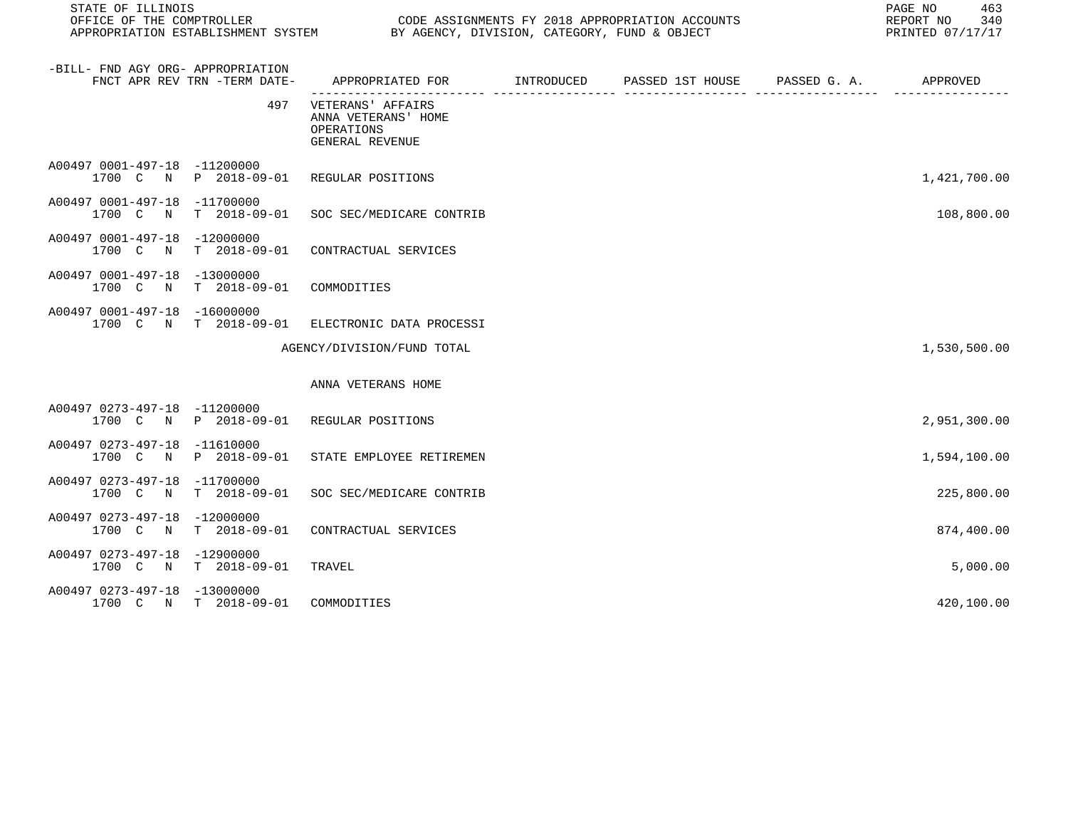| -BILL- FND AGY ORG- APPROPRIATION FNCT APR REV TRN -TERM DATE- | APPROPRIATED FOR | INTRODUCED | PASSED 1ST HOUSE | PASSED G. A. | APPROVED |
|---|---|---|---|---|---|
| 497 | VETERANS' AFFAIRS ANNA VETERANS' HOME OPERATIONS GENERAL REVENUE | | | | |
| A00497 0001-497-18 -11200000 1700 C N P 2018-09-01 | REGULAR POSITIONS | | | | 1,421,700.00 |
| A00497 0001-497-18 -11700000 1700 C N T 2018-09-01 | SOC SEC/MEDICARE CONTRIB | | | | 108,800.00 |
| A00497 0001-497-18 -12000000 1700 C N T 2018-09-01 | CONTRACTUAL SERVICES | | | | |
| A00497 0001-497-18 -13000000 1700 C N T 2018-09-01 | COMMODITIES | | | | |
| A00497 0001-497-18 -16000000 1700 C N T 2018-09-01 | ELECTRONIC DATA PROCESSI | | | | |
| | AGENCY/DIVISION/FUND TOTAL | | | | 1,530,500.00 |
| | ANNA VETERANS HOME | | | | |
| A00497 0273-497-18 -11200000 1700 C N P 2018-09-01 | REGULAR POSITIONS | | | | 2,951,300.00 |
| A00497 0273-497-18 -11610000 1700 C N P 2018-09-01 | STATE EMPLOYEE RETIREMEN | | | | 1,594,100.00 |
| A00497 0273-497-18 -11700000 1700 C N T 2018-09-01 | SOC SEC/MEDICARE CONTRIB | | | | 225,800.00 |
| A00497 0273-497-18 -12000000 1700 C N T 2018-09-01 | CONTRACTUAL SERVICES | | | | 874,400.00 |
| A00497 0273-497-18 -12900000 1700 C N T 2018-09-01 | TRAVEL | | | | 5,000.00 |
| A00497 0273-497-18 -13000000 1700 C N T 2018-09-01 | COMMODITIES | | | | 420,100.00 |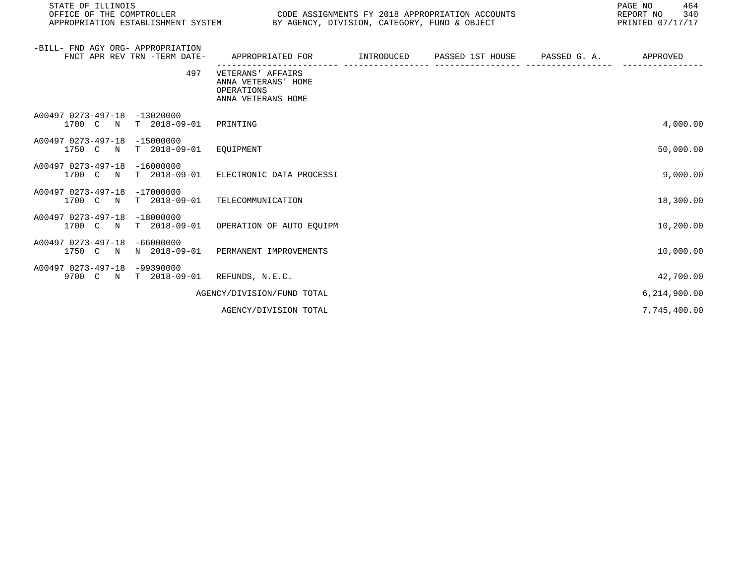| -BILL- FND AGY ORG- APPROPRIATION<br>FNCT APR REV TRN -TERM DATE- | APPROPRIATED FOR | INTRODUCED | PASSED 1ST HOUSE | PASSED G. A. | APPROVED |
|---|---|---|---|---|---|
| 497 | VETERANS' AFFAIRS<br>ANNA VETERANS' HOME<br>OPERATIONS<br>ANNA VETERANS HOME | | | | |
| A00497 0273-497-18 -13020000<br>1700 C N T 2018-09-01 | PRINTING | | | | 4,000.00 |
| A00497 0273-497-18 -15000000<br>1750 C N T 2018-09-01 | EQUIPMENT | | | | 50,000.00 |
| A00497 0273-497-18 -16000000<br>1700 C N T 2018-09-01 | ELECTRONIC DATA PROCESSI | | | | 9,000.00 |
| A00497 0273-497-18 -17000000<br>1700 C N T 2018-09-01 | TELECOMMUNICATION | | | | 18,300.00 |
| A00497 0273-497-18 -18000000<br>1700 C N T 2018-09-01 | OPERATION OF AUTO EQUIPM | | | | 10,200.00 |
| A00497 0273-497-18 -66000000<br>1750 C N N 2018-09-01 | PERMANENT IMPROVEMENTS | | | | 10,000.00 |
| A00497 0273-497-18 -99390000<br>9700 C N T 2018-09-01 | REFUNDS, N.E.C. | | | | 42,700.00 |
| | AGENCY/DIVISION/FUND TOTAL | | | | 6,214,900.00 |
| | AGENCY/DIVISION TOTAL | | | | 7,745,400.00 |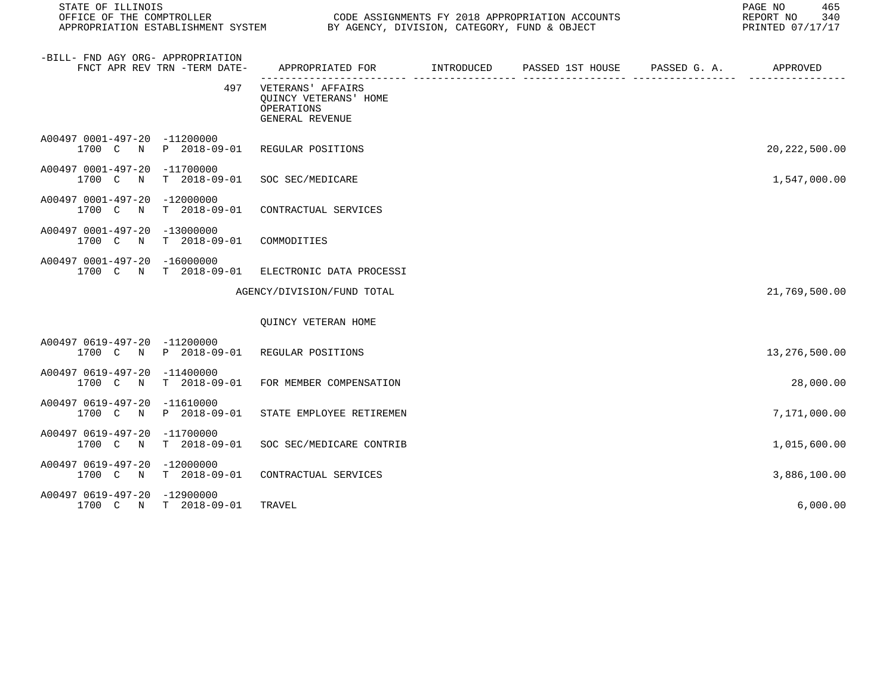| -BILL- FND AGY ORG- APPROPRIATION FNCT APR REV TRN -TERM DATE- | APPROPRIATED FOR | INTRODUCED | PASSED 1ST HOUSE | PASSED G. A. | APPROVED |
|---|---|---|---|---|---|
| 497 | VETERANS' AFFAIRS<br>QUINCY VETERANS' HOME<br>OPERATIONS<br>GENERAL REVENUE | | | | |
| A00497 0001-497-20 -11200000<br>1700 C N P 2018-09-01 | REGULAR POSITIONS | | | | 20,222,500.00 |
| A00497 0001-497-20 -11700000<br>1700 C N T 2018-09-01 | SOC SEC/MEDICARE | | | | 1,547,000.00 |
| A00497 0001-497-20 -12000000<br>1700 C N T 2018-09-01 | CONTRACTUAL SERVICES | | | | |
| A00497 0001-497-20 -13000000<br>1700 C N T 2018-09-01 | COMMODITIES | | | | |
| A00497 0001-497-20 -16000000<br>1700 C N T 2018-09-01 | ELECTRONIC DATA PROCESSI | | | | |
| | AGENCY/DIVISION/FUND TOTAL | | | | 21,769,500.00 |
| | QUINCY VETERAN HOME | | | | |
| A00497 0619-497-20 -11200000<br>1700 C N P 2018-09-01 | REGULAR POSITIONS | | | | 13,276,500.00 |
| A00497 0619-497-20 -11400000<br>1700 C N T 2018-09-01 | FOR MEMBER COMPENSATION | | | | 28,000.00 |
| A00497 0619-497-20 -11610000<br>1700 C N P 2018-09-01 | STATE EMPLOYEE RETIREMEN | | | | 7,171,000.00 |
| A00497 0619-497-20 -11700000<br>1700 C N T 2018-09-01 | SOC SEC/MEDICARE CONTRIB | | | | 1,015,600.00 |
| A00497 0619-497-20 -12000000<br>1700 C N T 2018-09-01 | CONTRACTUAL SERVICES | | | | 3,886,100.00 |
| A00497 0619-497-20 -12900000<br>1700 C N T 2018-09-01 | TRAVEL | | | | 6,000.00 |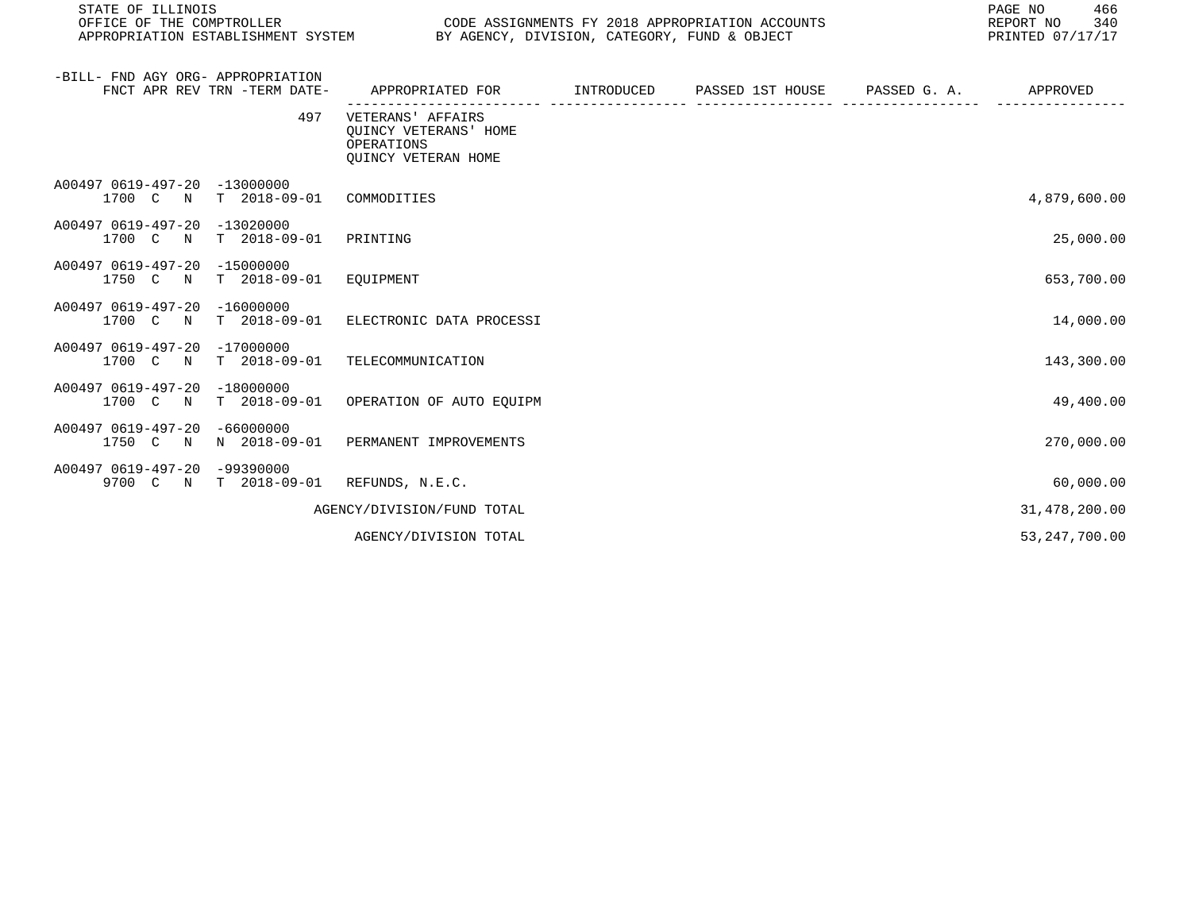| -BILL- FND AGY ORG- APPROPRIATION FNCT APR REV TRN -TERM DATE- | APPROPRIATED FOR | INTRODUCED | PASSED 1ST HOUSE | PASSED G. A. | APPROVED |
|---|---|---|---|---|---|
| 497 | VETERANS' AFFAIRS QUINCY VETERANS' HOME OPERATIONS QUINCY VETERAN HOME | | | | |
| A00497 0619-497-20 -13000000 1700 C N T 2018-09-01 | COMMODITIES | | | | 4,879,600.00 |
| A00497 0619-497-20 -13020000 1700 C N T 2018-09-01 | PRINTING | | | | 25,000.00 |
| A00497 0619-497-20 -15000000 1750 C N T 2018-09-01 | EQUIPMENT | | | | 653,700.00 |
| A00497 0619-497-20 -16000000 1700 C N T 2018-09-01 | ELECTRONIC DATA PROCESSI | | | | 14,000.00 |
| A00497 0619-497-20 -17000000 1700 C N T 2018-09-01 | TELECOMMUNICATION | | | | 143,300.00 |
| A00497 0619-497-20 -18000000 1700 C N T 2018-09-01 | OPERATION OF AUTO EQUIPM | | | | 49,400.00 |
| A00497 0619-497-20 -66000000 1750 C N N 2018-09-01 | PERMANENT IMPROVEMENTS | | | | 270,000.00 |
| A00497 0619-497-20 -99390000 9700 C N T 2018-09-01 | REFUNDS, N.E.C. | | | | 60,000.00 |
| | AGENCY/DIVISION/FUND TOTAL | | | | 31,478,200.00 |
| | AGENCY/DIVISION TOTAL | | | | 53,247,700.00 |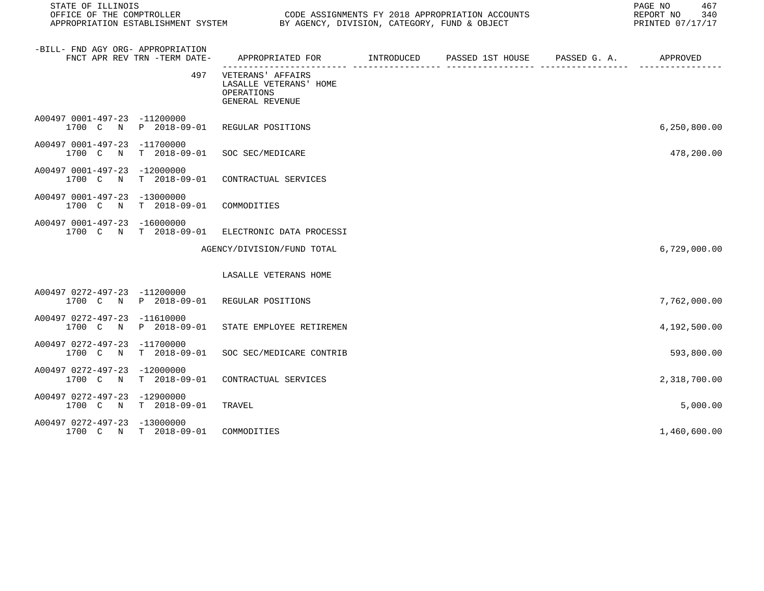| -BILL- FND AGY ORG- APPROPRIATION FNCT APR REV TRN -TERM DATE- | APPROPRIATED FOR | INTRODUCED | PASSED 1ST HOUSE | PASSED G. A. | APPROVED |
|---|---|---|---|---|---|
| 497 | VETERANS' AFFAIRS LASALLE VETERANS' HOME OPERATIONS GENERAL REVENUE | | | | |
| A00497 0001-497-23 -11200000 1700 C N P 2018-09-01 | REGULAR POSITIONS | | | | 6,250,800.00 |
| A00497 0001-497-23 -11700000 1700 C N T 2018-09-01 | SOC SEC/MEDICARE | | | | 478,200.00 |
| A00497 0001-497-23 -12000000 1700 C N T 2018-09-01 | CONTRACTUAL SERVICES | | | | |
| A00497 0001-497-23 -13000000 1700 C N T 2018-09-01 | COMMODITIES | | | | |
| A00497 0001-497-23 -16000000 1700 C N T 2018-09-01 | ELECTRONIC DATA PROCESSI | | | | |
| | AGENCY/DIVISION/FUND TOTAL | | | | 6,729,000.00 |
| | LASALLE VETERANS HOME | | | | |
| A00497 0272-497-23 -11200000 1700 C N P 2018-09-01 | REGULAR POSITIONS | | | | 7,762,000.00 |
| A00497 0272-497-23 -11610000 1700 C N P 2018-09-01 | STATE EMPLOYEE RETIREMEN | | | | 4,192,500.00 |
| A00497 0272-497-23 -11700000 1700 C N T 2018-09-01 | SOC SEC/MEDICARE CONTRIB | | | | 593,800.00 |
| A00497 0272-497-23 -12000000 1700 C N T 2018-09-01 | CONTRACTUAL SERVICES | | | | 2,318,700.00 |
| A00497 0272-497-23 -12900000 1700 C N T 2018-09-01 | TRAVEL | | | | 5,000.00 |
| A00497 0272-497-23 -13000000 1700 C N T 2018-09-01 | COMMODITIES | | | | 1,460,600.00 |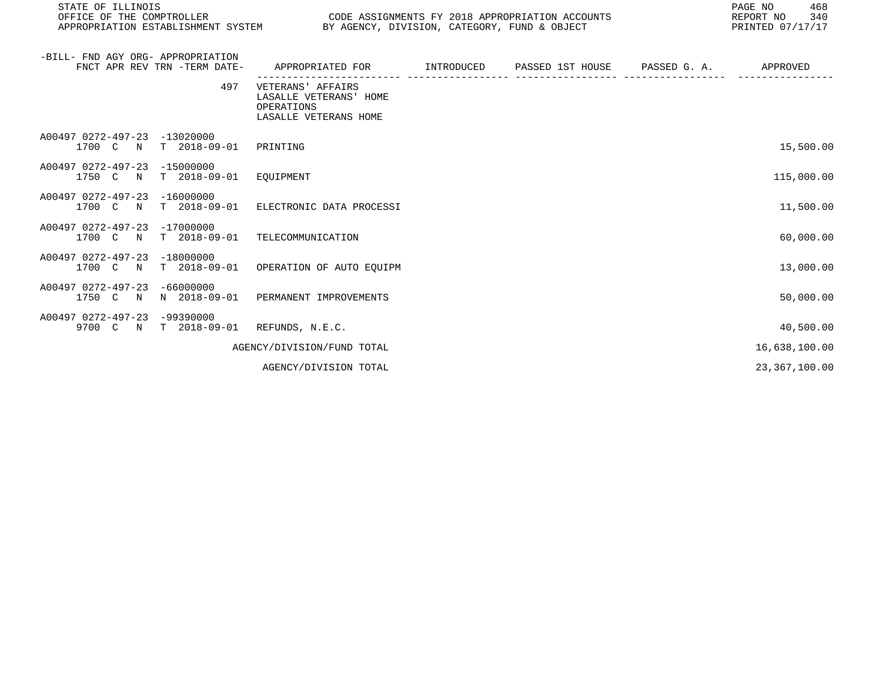| -BILL- FND AGY ORG- APPROPRIATION FNCT APR REV TRN -TERM DATE- | APPROPRIATED FOR | INTRODUCED | PASSED 1ST HOUSE | PASSED G. A. | APPROVED |
|---|---|---|---|---|---|
| 497 | VETERANS' AFFAIRS LASALLE VETERANS' HOME OPERATIONS LASALLE VETERANS HOME | | | | |
| A00497 0272-497-23 -13020000 1700 C N T 2018-09-01 | PRINTING | | | | 15,500.00 |
| A00497 0272-497-23 -15000000 1750 C N T 2018-09-01 | EQUIPMENT | | | | 115,000.00 |
| A00497 0272-497-23 -16000000 1700 C N T 2018-09-01 | ELECTRONIC DATA PROCESSI | | | | 11,500.00 |
| A00497 0272-497-23 -17000000 1700 C N T 2018-09-01 | TELECOMMUNICATION | | | | 60,000.00 |
| A00497 0272-497-23 -18000000 1700 C N T 2018-09-01 | OPERATION OF AUTO EQUIPM | | | | 13,000.00 |
| A00497 0272-497-23 -66000000 1750 C N N 2018-09-01 | PERMANENT IMPROVEMENTS | | | | 50,000.00 |
| A00497 0272-497-23 -99390000 9700 C N T 2018-09-01 | REFUNDS, N.E.C. | | | | 40,500.00 |
| | AGENCY/DIVISION/FUND TOTAL | | | | 16,638,100.00 |
| | AGENCY/DIVISION TOTAL | | | | 23,367,100.00 |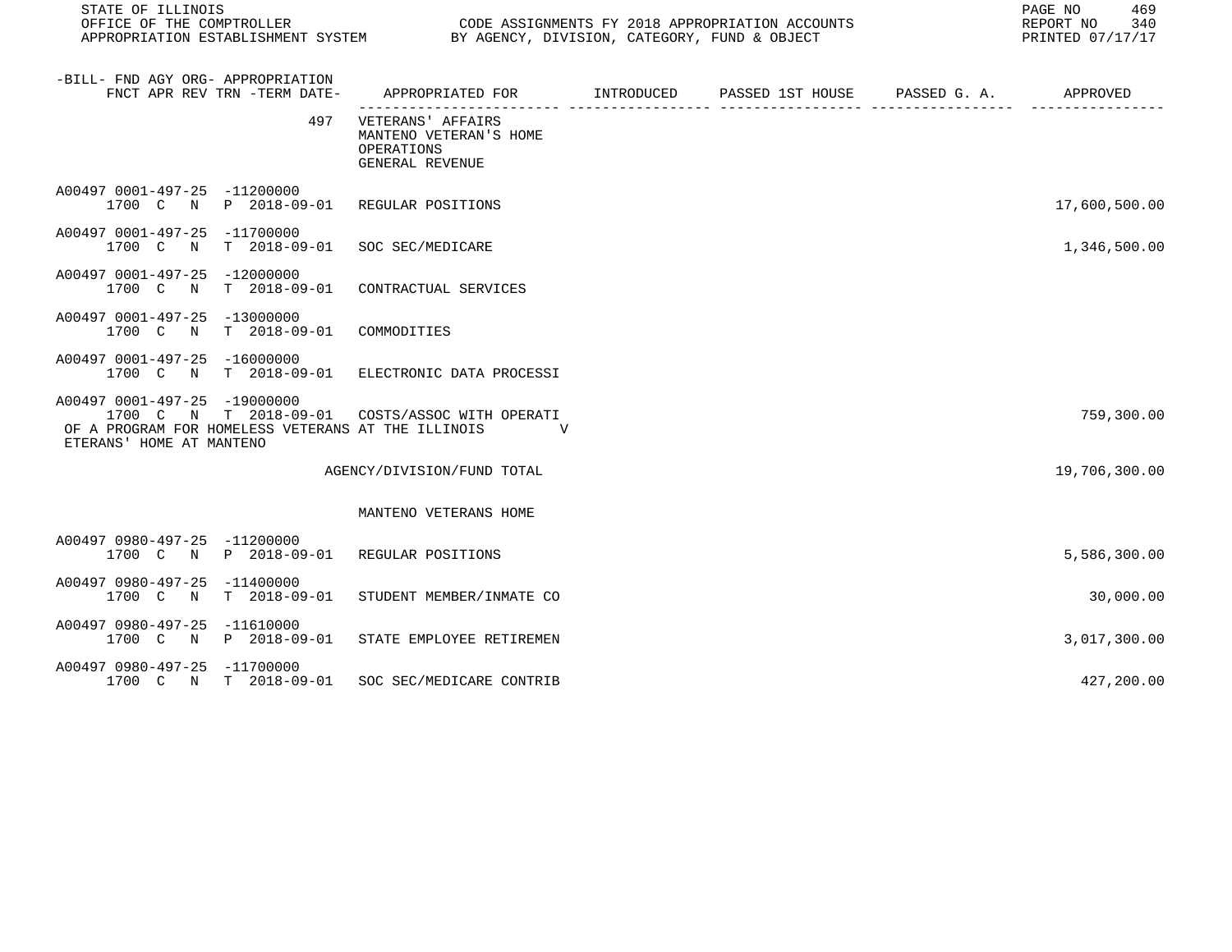| -BILL- FND AGY ORG- APPROPRIATION FNCT APR REV TRN -TERM DATE- | APPROPRIATED FOR | INTRODUCED | PASSED 1ST HOUSE | PASSED G. A. | APPROVED |
|---|---|---|---|---|---|
| 497 | VETERANS' AFFAIRS MANTENO VETERAN'S HOME OPERATIONS GENERAL REVENUE | | | | |
| A00497 0001-497-25 -11200000 1700 C N P 2018-09-01 | REGULAR POSITIONS | | | | 17,600,500.00 |
| A00497 0001-497-25 -11700000 1700 C N T 2018-09-01 | SOC SEC/MEDICARE | | | | 1,346,500.00 |
| A00497 0001-497-25 -12000000 1700 C N T 2018-09-01 | CONTRACTUAL SERVICES | | | | |
| A00497 0001-497-25 -13000000 1700 C N T 2018-09-01 | COMMODITIES | | | | |
| A00497 0001-497-25 -16000000 1700 C N T 2018-09-01 | ELECTRONIC DATA PROCESSI | | | | |
| A00497 0001-497-25 -19000000 1700 C N T 2018-09-01 OF A PROGRAM FOR HOMELESS VETERANS AT THE ILLINOIS V ETERANS' HOME AT MANTENO | COSTS/ASSOC WITH OPERATI | | | | 759,300.00 |
| | AGENCY/DIVISION/FUND TOTAL | | | | 19,706,300.00 |
| | MANTENO VETERANS HOME | | | | |
| A00497 0980-497-25 -11200000 1700 C N P 2018-09-01 | REGULAR POSITIONS | | | | 5,586,300.00 |
| A00497 0980-497-25 -11400000 1700 C N T 2018-09-01 | STUDENT MEMBER/INMATE CO | | | | 30,000.00 |
| A00497 0980-497-25 -11610000 1700 C N P 2018-09-01 | STATE EMPLOYEE RETIREMEN | | | | 3,017,300.00 |
| A00497 0980-497-25 -11700000 1700 C N T 2018-09-01 | SOC SEC/MEDICARE CONTRIB | | | | 427,200.00 |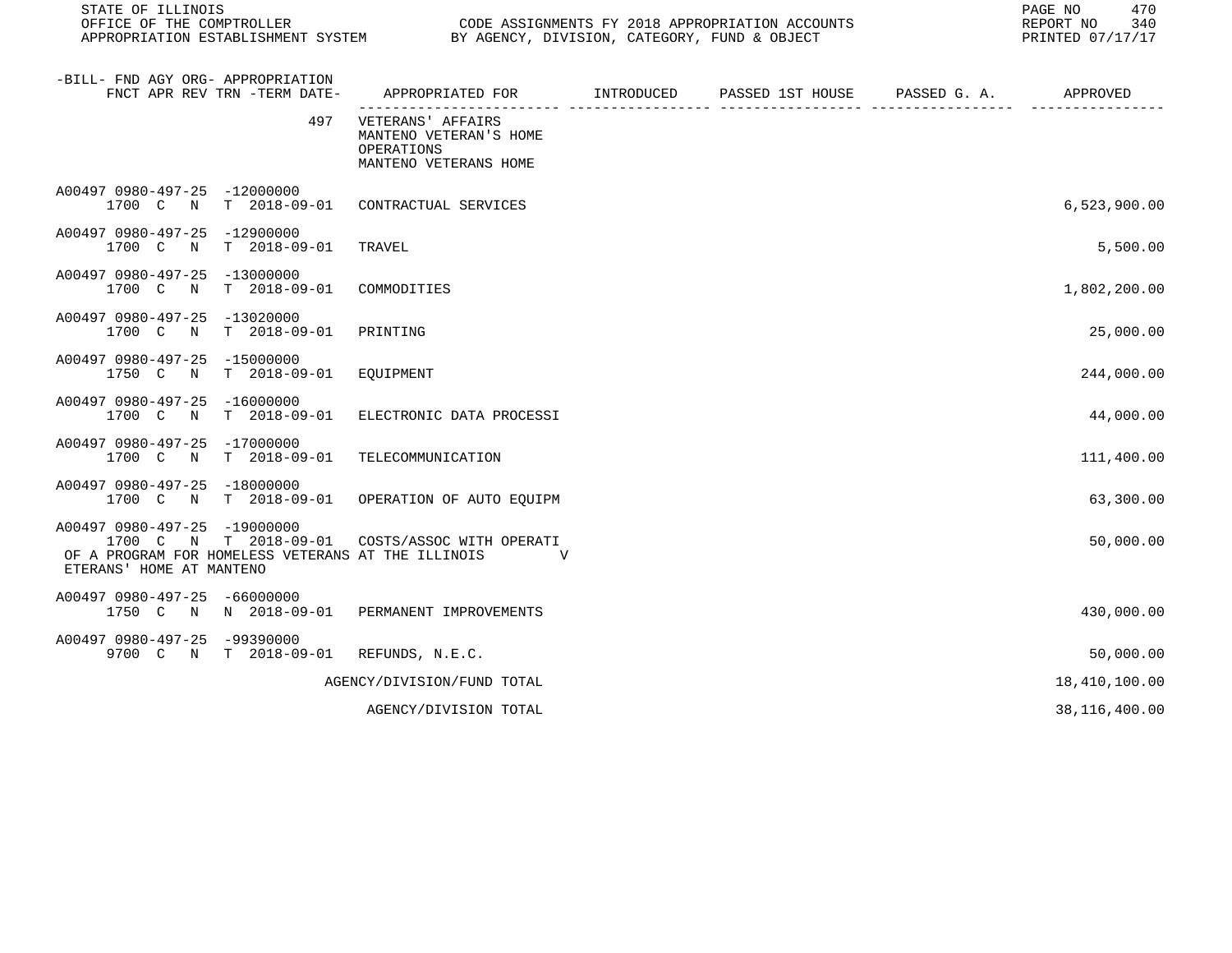STATE OF ILLINOIS
OFFICE OF THE COMPTROLLER
APPROPRIATION ESTABLISHMENT SYSTEM

CODE ASSIGNMENTS FY 2018 APPROPRIATION ACCOUNTS
BY AGENCY, DIVISION, CATEGORY, FUND & OBJECT

REPORT NO 340
PRINTED 07/17/17

| -BILL- FND AGY ORG- APPROPRIATION FNCT APR REV TRN -TERM DATE- | APPROPRIATED FOR | INTRODUCED | PASSED 1ST HOUSE | PASSED G. A. | APPROVED |
|---|---|---|---|---|---|
| 497 | VETERANS' AFFAIRS MANTENO VETERAN'S HOME OPERATIONS MANTENO VETERANS HOME | | | | |
| A00497 0980-497-25 -12000000 1700 C N T 2018-09-01 | CONTRACTUAL SERVICES | | | | 6,523,900.00 |
| A00497 0980-497-25 -12900000 1700 C N T 2018-09-01 | TRAVEL | | | | 5,500.00 |
| A00497 0980-497-25 -13000000 1700 C N T 2018-09-01 | COMMODITIES | | | | 1,802,200.00 |
| A00497 0980-497-25 -13020000 1700 C N T 2018-09-01 | PRINTING | | | | 25,000.00 |
| A00497 0980-497-25 -15000000 1750 C N T 2018-09-01 | EQUIPMENT | | | | 244,000.00 |
| A00497 0980-497-25 -16000000 1700 C N T 2018-09-01 | ELECTRONIC DATA PROCESSI | | | | 44,000.00 |
| A00497 0980-497-25 -17000000 1700 C N T 2018-09-01 | TELECOMMUNICATION | | | | 111,400.00 |
| A00497 0980-497-25 -18000000 1700 C N T 2018-09-01 | OPERATION OF AUTO EQUIPM | | | | 63,300.00 |
| A00497 0980-497-25 -19000000 1700 C N T 2018-09-01 OF A PROGRAM FOR HOMELESS VETERANS AT THE ILLINOIS V ETERANS' HOME AT MANTENO | COSTS/ASSOC WITH OPERATI | | | | 50,000.00 |
| A00497 0980-497-25 -66000000 1750 C N N 2018-09-01 | PERMANENT IMPROVEMENTS | | | | 430,000.00 |
| A00497 0980-497-25 -99390000 9700 C N T 2018-09-01 | REFUNDS, N.E.C. | | | | 50,000.00 |
| | AGENCY/DIVISION/FUND TOTAL | | | | 18,410,100.00 |
| | AGENCY/DIVISION TOTAL | | | | 38,116,400.00 |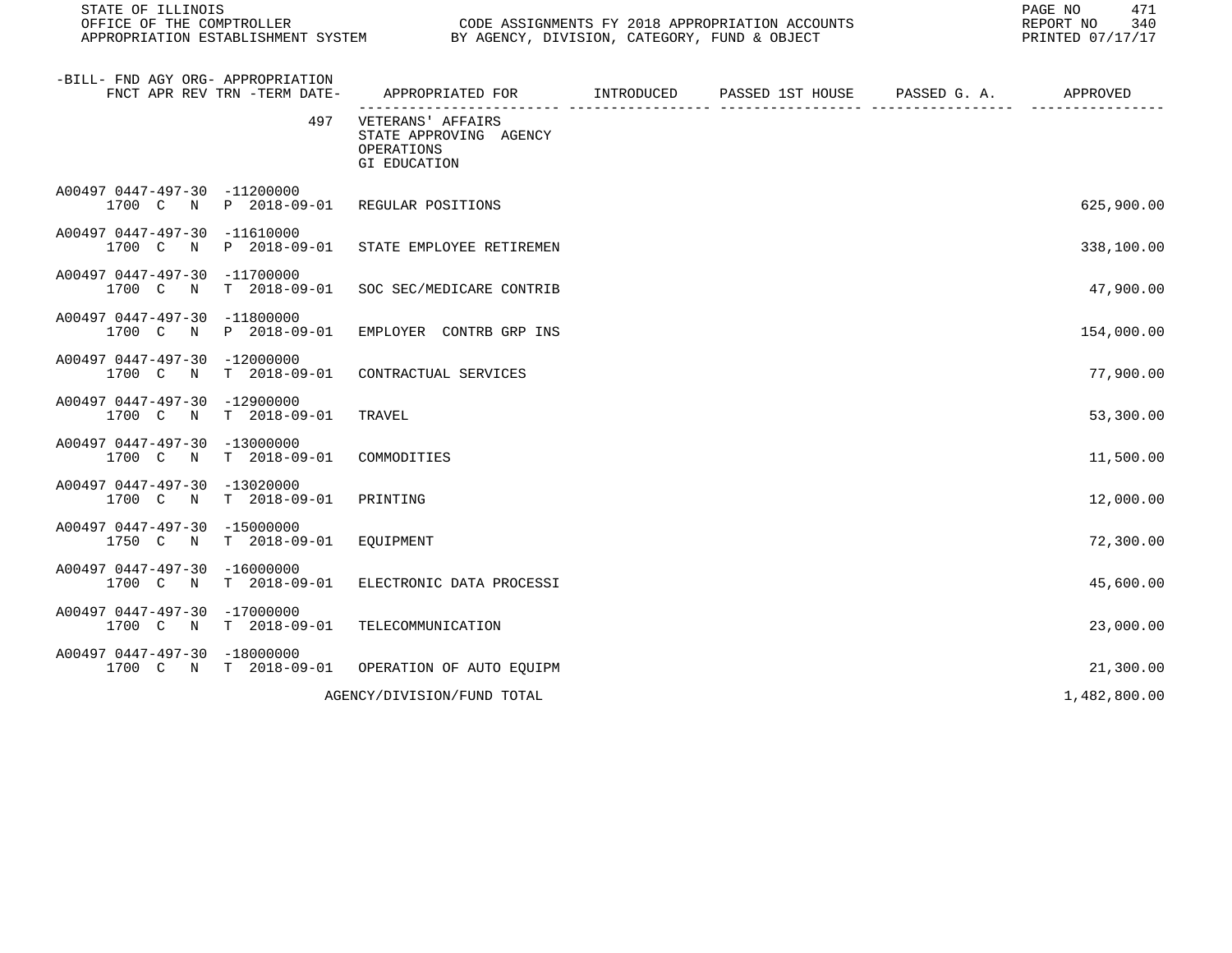STATE OF ILLINOIS
OFFICE OF THE COMPTROLLER
APPROPRIATION ESTABLISHMENT SYSTEM

CODE ASSIGNMENTS FY 2018 APPROPRIATION ACCOUNTS
BY AGENCY, DIVISION, CATEGORY, FUND & OBJECT

REPORT NO 340
PRINTED 07/17/17

| -BILL- FND AGY ORG- APPROPRIATION FNCT APR REV TRN -TERM DATE- | APPROPRIATED FOR | INTRODUCED | PASSED 1ST HOUSE | PASSED G. A. | APPROVED |
|---|---|---|---|---|---|
| 497 | VETERANS' AFFAIRS STATE APPROVING AGENCY OPERATIONS GI EDUCATION | | | | |
| A00497 0447-497-30 -11200000 1700 C N P 2018-09-01 | REGULAR POSITIONS | | | | 625,900.00 |
| A00497 0447-497-30 -11610000 1700 C N P 2018-09-01 | STATE EMPLOYEE RETIREMEN | | | | 338,100.00 |
| A00497 0447-497-30 -11700000 1700 C N T 2018-09-01 | SOC SEC/MEDICARE CONTRIB | | | | 47,900.00 |
| A00497 0447-497-30 -11800000 1700 C N P 2018-09-01 | EMPLOYER CONTRB GRP INS | | | | 154,000.00 |
| A00497 0447-497-30 -12000000 1700 C N T 2018-09-01 | CONTRACTUAL SERVICES | | | | 77,900.00 |
| A00497 0447-497-30 -12900000 1700 C N T 2018-09-01 | TRAVEL | | | | 53,300.00 |
| A00497 0447-497-30 -13000000 1700 C N T 2018-09-01 | COMMODITIES | | | | 11,500.00 |
| A00497 0447-497-30 -13020000 1700 C N T 2018-09-01 | PRINTING | | | | 12,000.00 |
| A00497 0447-497-30 -15000000 1750 C N T 2018-09-01 | EQUIPMENT | | | | 72,300.00 |
| A00497 0447-497-30 -16000000 1700 C N T 2018-09-01 | ELECTRONIC DATA PROCESSI | | | | 45,600.00 |
| A00497 0447-497-30 -17000000 1700 C N T 2018-09-01 | TELECOMMUNICATION | | | | 23,000.00 |
| A00497 0447-497-30 -18000000 1700 C N T 2018-09-01 | OPERATION OF AUTO EQUIPM | | | | 21,300.00 |
| | AGENCY/DIVISION/FUND TOTAL | | | | 1,482,800.00 |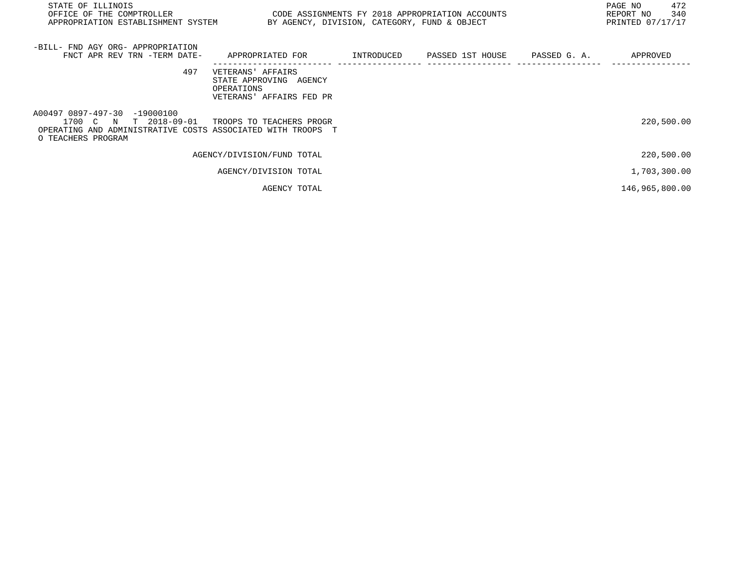| -BILL- FND AGY ORG- APPROPRIATION FNCT APR REV TRN -TERM DATE- | APPROPRIATED FOR | INTRODUCED | PASSED 1ST HOUSE | PASSED G. A. | APPROVED |
|---|---|---|---|---|---|
| 497 | VETERANS' AFFAIRS STATE APPROVING AGENCY OPERATIONS VETERANS' AFFAIRS FED PR | | | | |
| A00497 0897-497-30 -19000100 1700 C N T 2018-09-01 | TROOPS TO TEACHERS PROGR | | | | 220,500.00 |
| OPERATING AND ADMINISTRATIVE COSTS ASSOCIATED WITH TROOPS TO TEACHERS PROGRAM | | | | | |
| | AGENCY/DIVISION/FUND TOTAL | | | | 220,500.00 |
| | AGENCY/DIVISION TOTAL | | | | 1,703,300.00 |
| | AGENCY TOTAL | | | | 146,965,800.00 |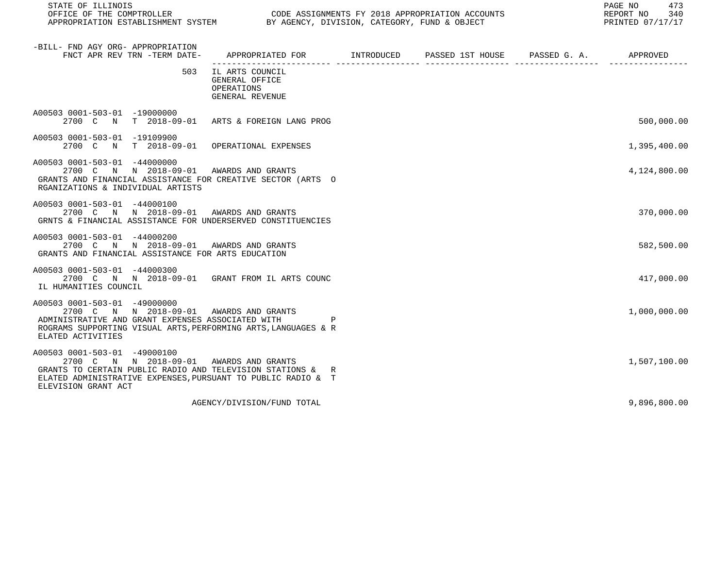STATE OF ILLINOIS
OFFICE OF THE COMPTROLLER — CODE ASSIGNMENTS FY 2018 APPROPRIATION ACCOUNTS
APPROPRIATION ESTABLISHMENT SYSTEM — BY AGENCY, DIVISION, CATEGORY, FUND & OBJECT

REPORT NO 340
PRINTED 07/17/17

| -BILL- FND AGY ORG- APPROPRIATION / FNCT APR REV TRN -TERM DATE- | APPROPRIATED FOR | INTRODUCED | PASSED 1ST HOUSE | PASSED G. A. | APPROVED |
|---|---|---|---|---|---|
| 503 | IL ARTS COUNCIL<br>GENERAL OFFICE<br>OPERATIONS<br>GENERAL REVENUE | | | | |
| A00503 0001-503-01 -19000000<br>2700 C N T 2018-09-01 | ARTS & FOREIGN LANG PROG | | | | 500,000.00 |
| A00503 0001-503-01 -19109900<br>2700 C N T 2018-09-01 | OPERATIONAL EXPENSES | | | | 1,395,400.00 |
| A00503 0001-503-01 -44000000<br>2700 C N N 2018-09-01 | AWARDS AND GRANTS<br>GRANTS AND FINANCIAL ASSISTANCE FOR CREATIVE SECTOR (ARTS ORGANIZATIONS & INDIVIDUAL ARTISTS | | | | 4,124,800.00 |
| A00503 0001-503-01 -44000100<br>2700 C N N 2018-09-01 | AWARDS AND GRANTS<br>GRNTS & FINANCIAL ASSISTANCE FOR UNDERSERVED CONSTITUENCIES | | | | 370,000.00 |
| A00503 0001-503-01 -44000200<br>2700 C N N 2018-09-01 | AWARDS AND GRANTS<br>GRANTS AND FINANCIAL ASSISTANCE FOR ARTS EDUCATION | | | | 582,500.00 |
| A00503 0001-503-01 -44000300<br>2700 C N N 2018-09-01 | GRANT FROM IL ARTS COUNC<br>IL HUMANITIES COUNCIL | | | | 417,000.00 |
| A00503 0001-503-01 -49000000<br>2700 C N N 2018-09-01 | AWARDS AND GRANTS<br>ADMINISTRATIVE AND GRANT EXPENSES ASSOCIATED WITH PROGRAMS SUPPORTING VISUAL ARTS, PERFORMING ARTS, LANGUAGES & RELATED ACTIVITIES | | | | 1,000,000.00 |
| A00503 0001-503-01 -49000100<br>2700 C N N 2018-09-01 | AWARDS AND GRANTS<br>GRANTS TO CERTAIN PUBLIC RADIO AND TELEVISION STATIONS & RELATED ADMINISTRATIVE EXPENSES, PURSUANT TO PUBLIC RADIO & TELEVISION GRANT ACT | | | | 1,507,100.00 |
| | AGENCY/DIVISION/FUND TOTAL | | | | 9,896,800.00 |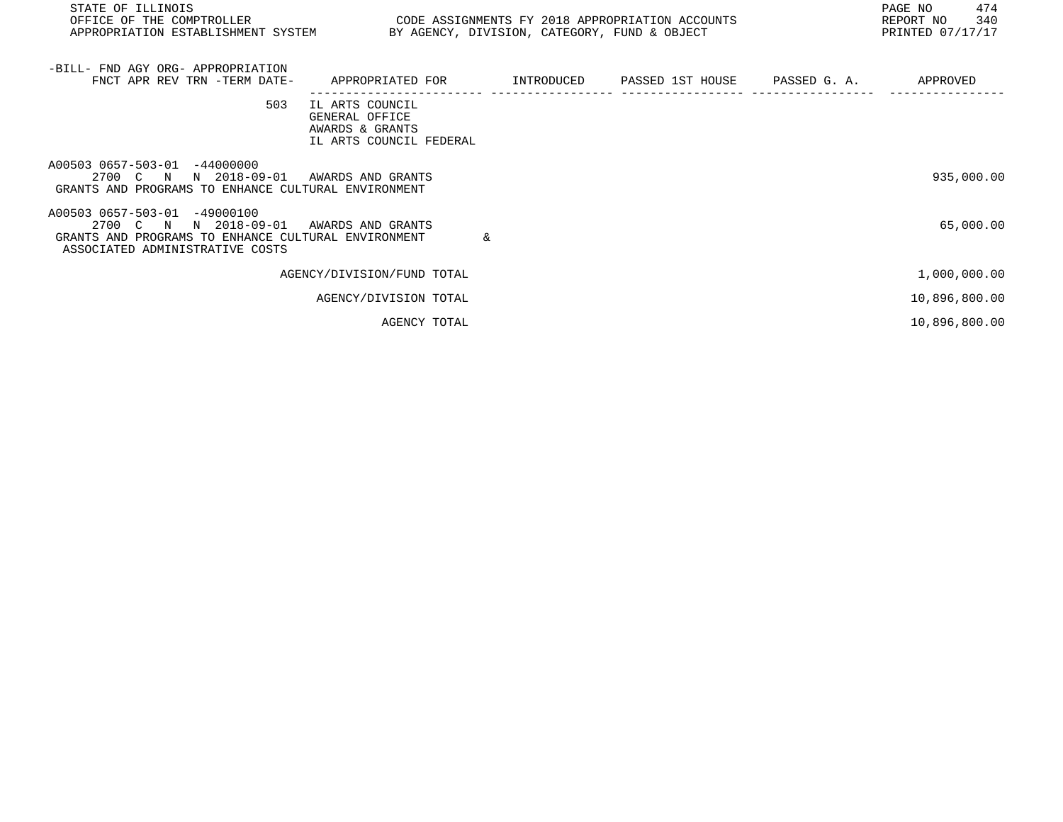| -BILL- FND AGY ORG- APPROPRIATION FNCT APR REV TRN -TERM DATE- | APPROPRIATED FOR | INTRODUCED | PASSED 1ST HOUSE | PASSED G. A. | APPROVED |
|---|---|---|---|---|---|
| 503 | IL ARTS COUNCIL<br>GENERAL OFFICE<br>AWARDS & GRANTS<br>IL ARTS COUNCIL FEDERAL | | | | |
| A00503 0657-503-01 -44000000<br>2700 C N N 2018-09-01<br>GRANTS AND PROGRAMS TO ENHANCE CULTURAL ENVIRONMENT | AWARDS AND GRANTS | | | | 935,000.00 |
| A00503 0657-503-01 -49000100<br>2700 C N N 2018-09-01<br>GRANTS AND PROGRAMS TO ENHANCE CULTURAL ENVIRONMENT &<br>ASSOCIATED ADMINISTRATIVE COSTS | AWARDS AND GRANTS | | | | 65,000.00 |
| | AGENCY/DIVISION/FUND TOTAL | | | | 1,000,000.00 |
| | AGENCY/DIVISION TOTAL | | | | 10,896,800.00 |
| | AGENCY TOTAL | | | | 10,896,800.00 |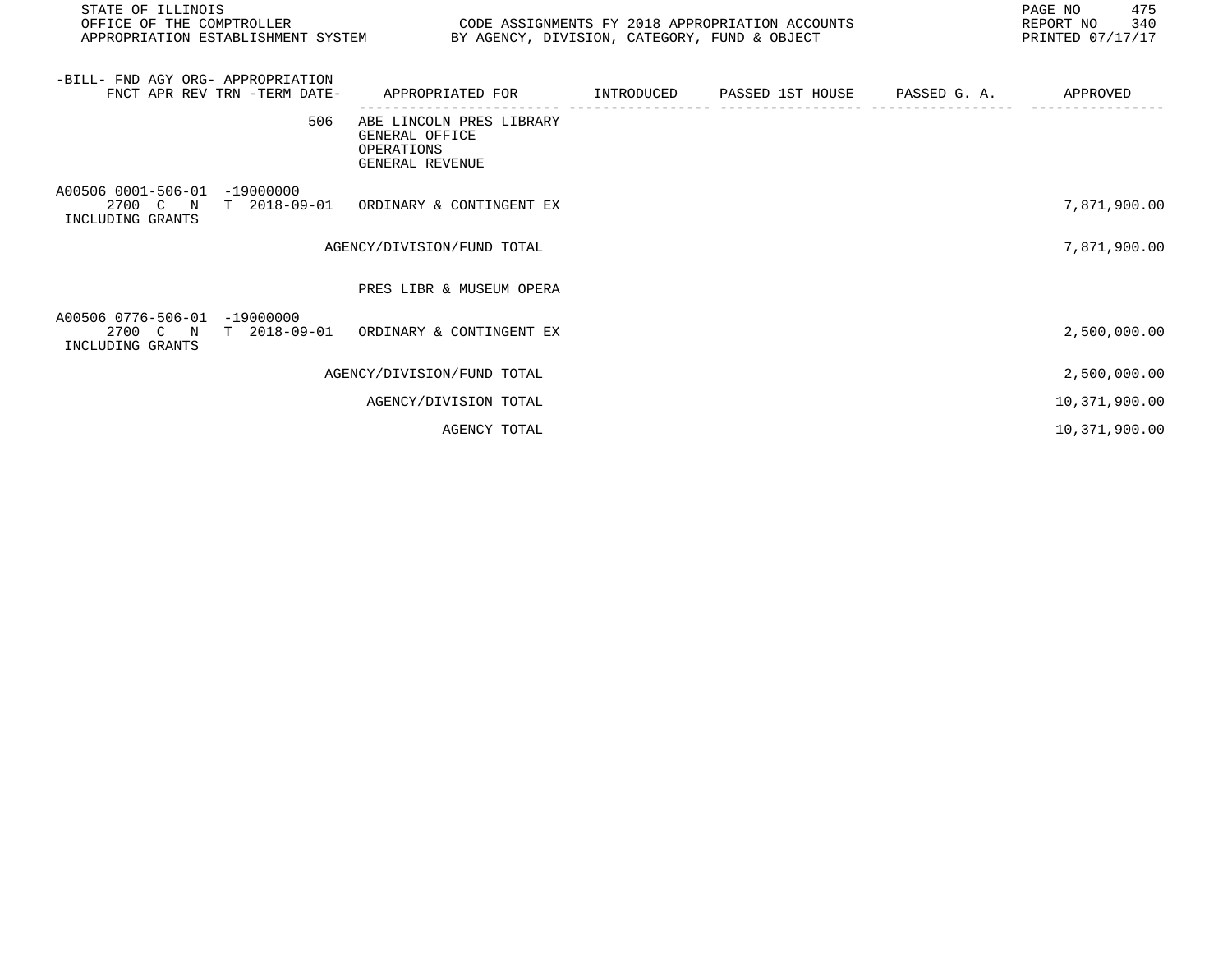| -BILL- FND AGY ORG- APPROPRIATION FNCT APR REV TRN -TERM DATE- | APPROPRIATED FOR | INTRODUCED | PASSED 1ST HOUSE | PASSED G. A. | APPROVED |
|---|---|---|---|---|---|
| 506 | ABE LINCOLN PRES LIBRARY GENERAL OFFICE OPERATIONS GENERAL REVENUE | | | | |
| A00506 0001-506-01 -19000000 2700 C N T 2018-09-01 INCLUDING GRANTS | ORDINARY & CONTINGENT EX | | | | 7,871,900.00 |
| | AGENCY/DIVISION/FUND TOTAL | | | | 7,871,900.00 |
| | PRES LIBR & MUSEUM OPERA | | | | |
| A00506 0776-506-01 -19000000 2700 C N T 2018-09-01 INCLUDING GRANTS | ORDINARY & CONTINGENT EX | | | | 2,500,000.00 |
| | AGENCY/DIVISION/FUND TOTAL | | | | 2,500,000.00 |
| | AGENCY/DIVISION TOTAL | | | | 10,371,900.00 |
| | AGENCY TOTAL | | | | 10,371,900.00 |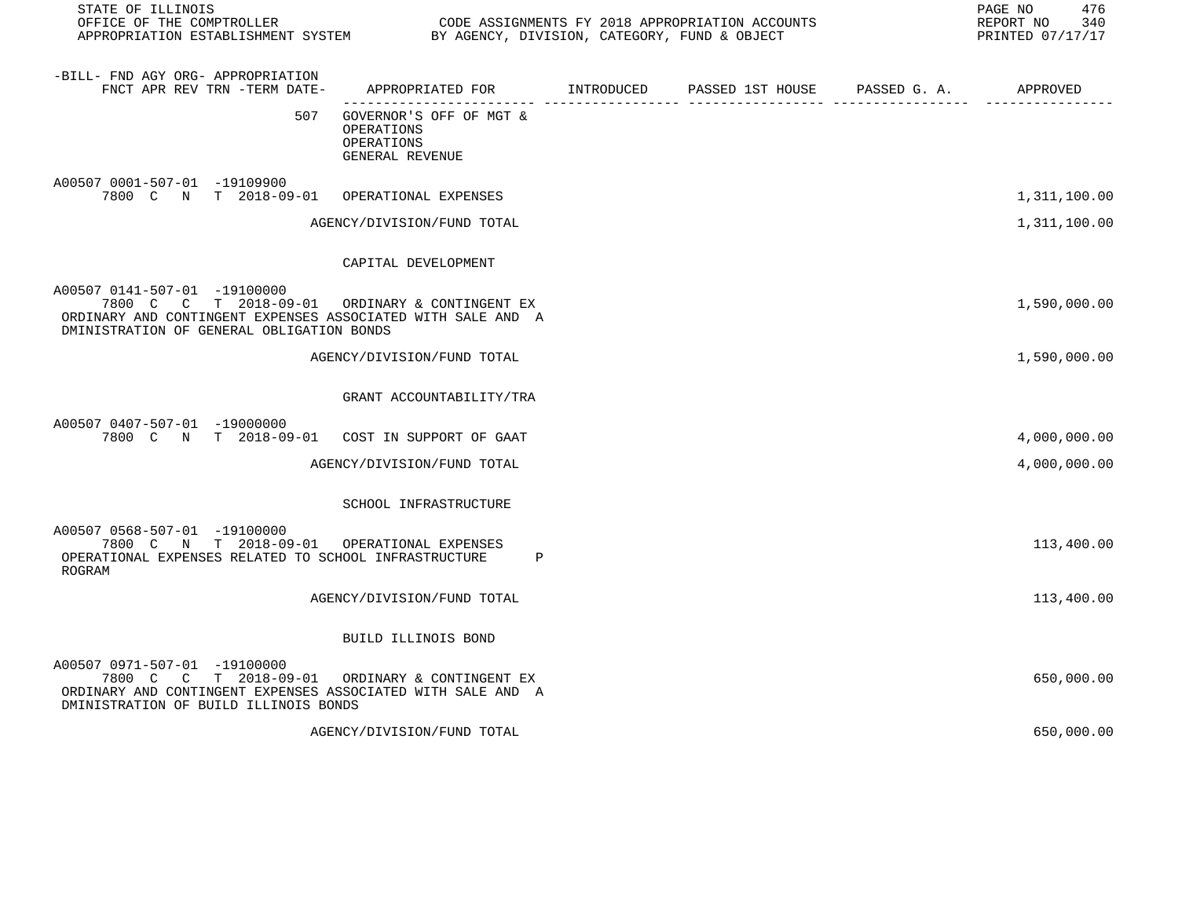STATE OF ILLINOIS
OFFICE OF THE COMPTROLLER
APPROPRIATION ESTABLISHMENT SYSTEM

CODE ASSIGNMENTS FY 2018 APPROPRIATION ACCOUNTS
BY AGENCY, DIVISION, CATEGORY, FUND & OBJECT

REPORT NO 340
PRINTED 07/17/17

| -BILL- FND AGY ORG- APPROPRIATION FNCT APR REV TRN -TERM DATE- | APPROPRIATED FOR | INTRODUCED | PASSED 1ST HOUSE | PASSED G. A. | APPROVED |
|---|---|---|---|---|---|
| 507 | GOVERNOR'S OFF OF MGT & OPERATIONS OPERATIONS GENERAL REVENUE | | | | |
| A00507 0001-507-01 -19109900 7800 C N T 2018-09-01 | OPERATIONAL EXPENSES | | | | 1,311,100.00 |
| | AGENCY/DIVISION/FUND TOTAL | | | | 1,311,100.00 |
| | CAPITAL DEVELOPMENT | | | | |
| A00507 0141-507-01 -19100000 7800 C C T 2018-09-01 | ORDINARY & CONTINGENT EX | | | | 1,590,000.00 |
| ORDINARY AND CONTINGENT EXPENSES ASSOCIATED WITH SALE AND ADMINISTRATION OF GENERAL OBLIGATION BONDS | | | | | |
| | AGENCY/DIVISION/FUND TOTAL | | | | 1,590,000.00 |
| | GRANT ACCOUNTABILITY/TRA | | | | |
| A00507 0407-507-01 -19000000 7800 C N T 2018-09-01 | COST IN SUPPORT OF GAAT | | | | 4,000,000.00 |
| | AGENCY/DIVISION/FUND TOTAL | | | | 4,000,000.00 |
| | SCHOOL INFRASTRUCTURE | | | | |
| A00507 0568-507-01 -19100000 7800 C N T 2018-09-01 | OPERATIONAL EXPENSES | | | | 113,400.00 |
| OPERATIONAL EXPENSES RELATED TO SCHOOL INFRASTRUCTURE PROGRAM | | | | | |
| | AGENCY/DIVISION/FUND TOTAL | | | | 113,400.00 |
| | BUILD ILLINOIS BOND | | | | |
| A00507 0971-507-01 -19100000 7800 C C T 2018-09-01 | ORDINARY & CONTINGENT EX | | | | 650,000.00 |
| ORDINARY AND CONTINGENT EXPENSES ASSOCIATED WITH SALE AND ADMINISTRATION OF BUILD ILLINOIS BONDS | | | | | |
| | AGENCY/DIVISION/FUND TOTAL | | | | 650,000.00 |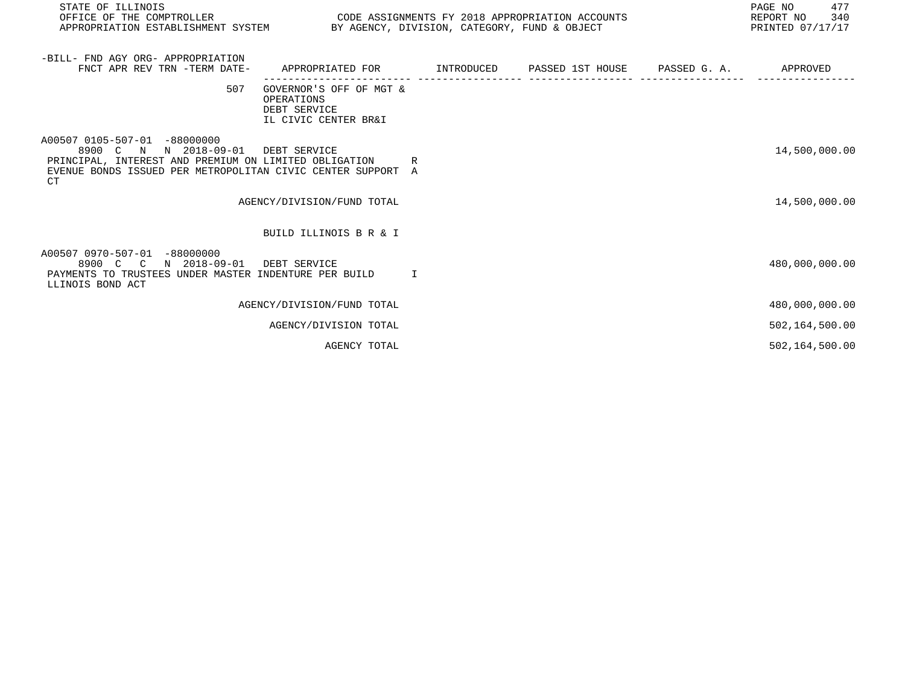STATE OF ILLINOIS
OFFICE OF THE COMPTROLLER
APPROPRIATION ESTABLISHMENT SYSTEM

CODE ASSIGNMENTS FY 2018 APPROPRIATION ACCOUNTS
BY AGENCY, DIVISION, CATEGORY, FUND & OBJECT

REPORT NO 340
PRINTED 07/17/17

| -BILL- FND AGY ORG- APPROPRIATION FNCT APR REV TRN -TERM DATE- | APPROPRIATED FOR | INTRODUCED | PASSED 1ST HOUSE | PASSED G. A. | APPROVED |
|---|---|---|---|---|---|
| 507 | GOVERNOR'S OFF OF MGT & OPERATIONS DEBT SERVICE IL CIVIC CENTER BR&I | | | | |
| A00507 0105-507-01 -88000000 8900 C N N 2018-09-01 | DEBT SERVICE | | | | 14,500,000.00 |
| PRINCIPAL, INTEREST AND PREMIUM ON LIMITED OBLIGATION REVENUE BONDS ISSUED PER METROPOLITAN CIVIC CENTER SUPPORT ACT | | | | | |
| | AGENCY/DIVISION/FUND TOTAL | | | | 14,500,000.00 |
| | BUILD ILLINOIS B R & I | | | | |
| A00507 0970-507-01 -88000000 8900 C C N 2018-09-01 | DEBT SERVICE | | | | 480,000,000.00 |
| PAYMENTS TO TRUSTEES UNDER MASTER INDENTURE PER BUILD ILLINOIS BOND ACT | | | | | |
| | AGENCY/DIVISION/FUND TOTAL | | | | 480,000,000.00 |
| | AGENCY/DIVISION TOTAL | | | | 502,164,500.00 |
| | AGENCY TOTAL | | | | 502,164,500.00 |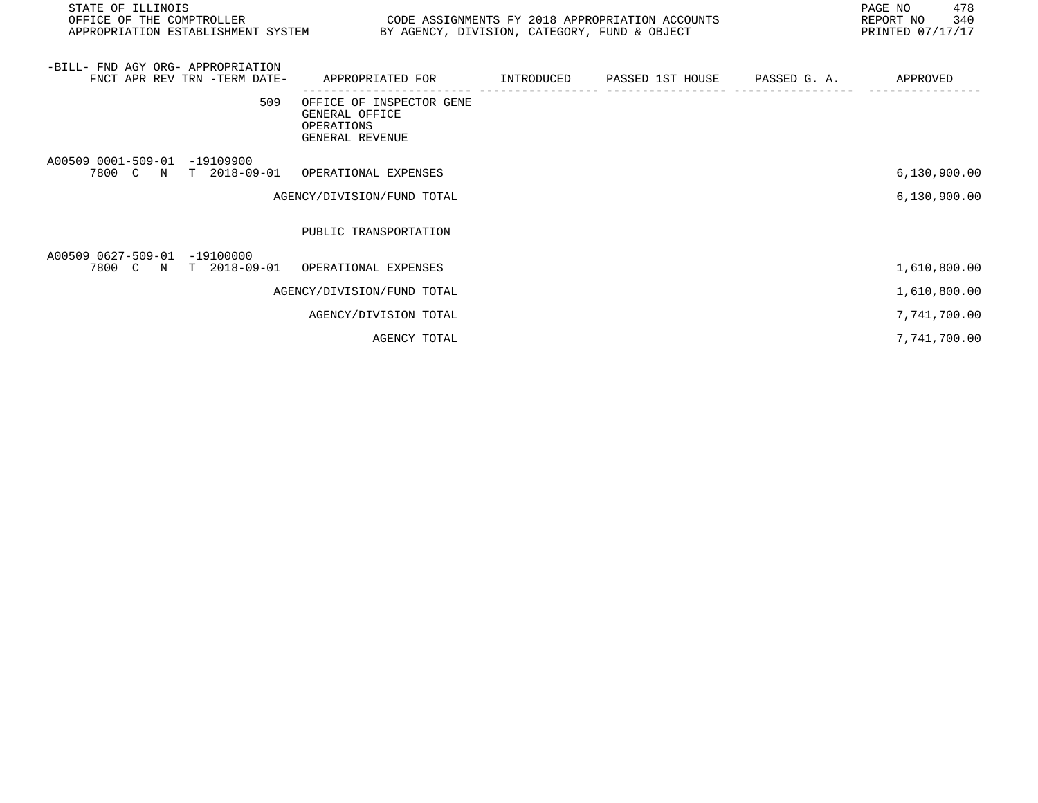STATE OF ILLINOIS
OFFICE OF THE COMPTROLLER
APPROPRIATION ESTABLISHMENT SYSTEM

CODE ASSIGNMENTS FY 2018 APPROPRIATION ACCOUNTS
BY AGENCY, DIVISION, CATEGORY, FUND & OBJECT

REPORT NO 340
PRINTED 07/17/17

| -BILL- FND AGY ORG- APPROPRIATION FNCT APR REV TRN -TERM DATE- | APPROPRIATED FOR | INTRODUCED | PASSED 1ST HOUSE | PASSED G. A. | APPROVED |
|---|---|---|---|---|---|
| 509 | OFFICE OF INSPECTOR GENE GENERAL OFFICE OPERATIONS GENERAL REVENUE | | | | |
| A00509 0001-509-01 -19109900 7800 C N T 2018-09-01 | OPERATIONAL EXPENSES | | | | 6,130,900.00 |
| | AGENCY/DIVISION/FUND TOTAL | | | | 6,130,900.00 |
| | PUBLIC TRANSPORTATION | | | | |
| A00509 0627-509-01 -19100000 7800 C N T 2018-09-01 | OPERATIONAL EXPENSES | | | | 1,610,800.00 |
| | AGENCY/DIVISION/FUND TOTAL | | | | 1,610,800.00 |
| | AGENCY/DIVISION TOTAL | | | | 7,741,700.00 |
| | AGENCY TOTAL | | | | 7,741,700.00 |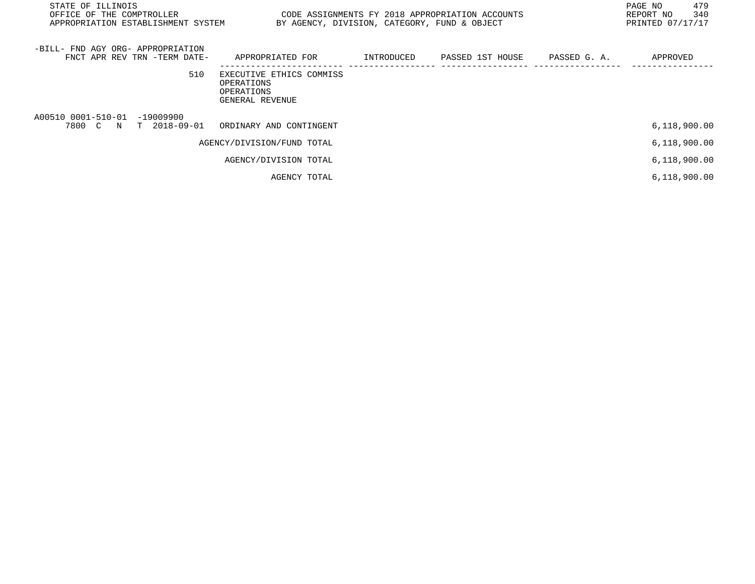| -BILL- FND AGY ORG- APPROPRIATION FNCT APR REV TRN -TERM DATE- | APPROPRIATED FOR | INTRODUCED | PASSED 1ST HOUSE | PASSED G. A. | APPROVED |
|---|---|---|---|---|---|
| 510 | EXECUTIVE ETHICS COMMISS OPERATIONS OPERATIONS GENERAL REVENUE | | | | |
| A00510 0001-510-01 -19009900 7800 C N T 2018-09-01 | ORDINARY AND CONTINGENT | | | | 6,118,900.00 |
| | AGENCY/DIVISION/FUND TOTAL | | | | 6,118,900.00 |
| | AGENCY/DIVISION TOTAL | | | | 6,118,900.00 |
| | AGENCY TOTAL | | | | 6,118,900.00 |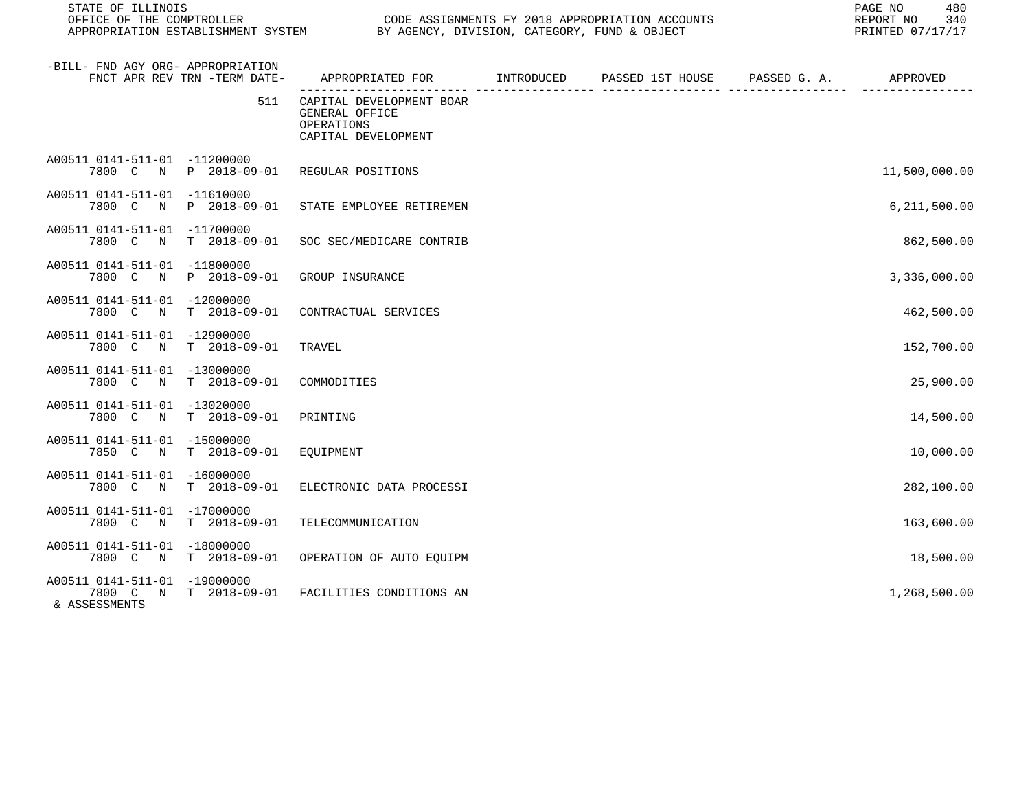STATE OF ILLINOIS
OFFICE OF THE COMPTROLLER
APPROPRIATION ESTABLISHMENT SYSTEM

CODE ASSIGNMENTS FY 2018 APPROPRIATION ACCOUNTS
BY AGENCY, DIVISION, CATEGORY, FUND & OBJECT

REPORT NO 340
PRINTED 07/17/17

| -BILL- FND AGY ORG- APPROPRIATION FNCT APR REV TRN -TERM DATE- | APPROPRIATED FOR | INTRODUCED | PASSED 1ST HOUSE | PASSED G. A. | APPROVED |
|---|---|---|---|---|---|
| 511 | CAPITAL DEVELOPMENT BOAR GENERAL OFFICE OPERATIONS CAPITAL DEVELOPMENT | | | | |
| A00511 0141-511-01 -11200000 7800 C N P 2018-09-01 | REGULAR POSITIONS | | | | 11,500,000.00 |
| A00511 0141-511-01 -11610000 7800 C N P 2018-09-01 | STATE EMPLOYEE RETIREMEN | | | | 6,211,500.00 |
| A00511 0141-511-01 -11700000 7800 C N T 2018-09-01 | SOC SEC/MEDICARE CONTRIB | | | | 862,500.00 |
| A00511 0141-511-01 -11800000 7800 C N P 2018-09-01 | GROUP INSURANCE | | | | 3,336,000.00 |
| A00511 0141-511-01 -12000000 7800 C N T 2018-09-01 | CONTRACTUAL SERVICES | | | | 462,500.00 |
| A00511 0141-511-01 -12900000 7800 C N T 2018-09-01 | TRAVEL | | | | 152,700.00 |
| A00511 0141-511-01 -13000000 7800 C N T 2018-09-01 | COMMODITIES | | | | 25,900.00 |
| A00511 0141-511-01 -13020000 7800 C N T 2018-09-01 | PRINTING | | | | 14,500.00 |
| A00511 0141-511-01 -15000000 7850 C N T 2018-09-01 | EQUIPMENT | | | | 10,000.00 |
| A00511 0141-511-01 -16000000 7800 C N T 2018-09-01 | ELECTRONIC DATA PROCESSI | | | | 282,100.00 |
| A00511 0141-511-01 -17000000 7800 C N T 2018-09-01 | TELECOMMUNICATION | | | | 163,600.00 |
| A00511 0141-511-01 -18000000 7800 C N T 2018-09-01 | OPERATION OF AUTO EQUIPM | | | | 18,500.00 |
| A00511 0141-511-01 -19000000 7800 C N T 2018-09-01 & ASSESSMENTS | FACILITIES CONDITIONS AN | | | | 1,268,500.00 |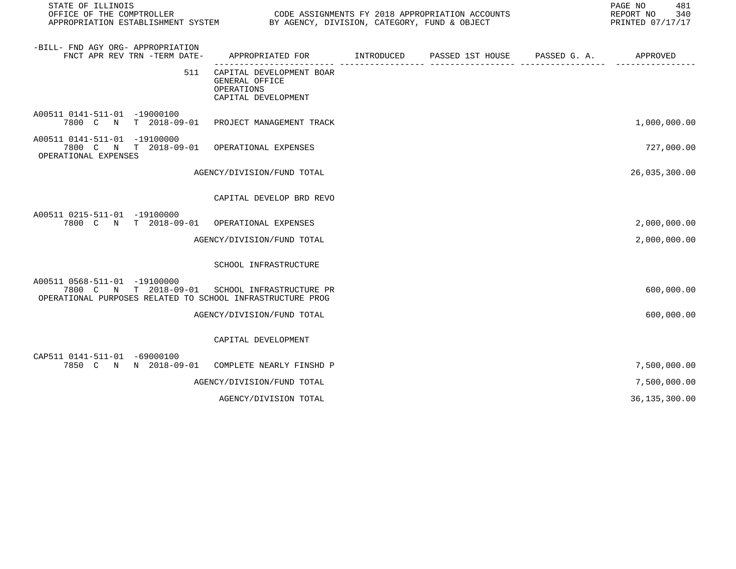| -BILL- FND AGY ORG- APPROPRIATION FNCT APR REV TRN -TERM DATE- | APPROPRIATED FOR | INTRODUCED | PASSED 1ST HOUSE | PASSED G. A. | APPROVED |
|---|---|---|---|---|---|
| 511 | CAPITAL DEVELOPMENT BOAR GENERAL OFFICE OPERATIONS CAPITAL DEVELOPMENT | | | | |
| A00511 0141-511-01 -19000100 7800 C N T 2018-09-01 | PROJECT MANAGEMENT TRACK | | | | 1,000,000.00 |
| A00511 0141-511-01 -19100000 7800 C N T 2018-09-01 OPERATIONAL EXPENSES | OPERATIONAL EXPENSES | | | | 727,000.00 |
| | AGENCY/DIVISION/FUND TOTAL | | | | 26,035,300.00 |
| | CAPITAL DEVELOP BRD REVO | | | | |
| A00511 0215-511-01 -19100000 7800 C N T 2018-09-01 | OPERATIONAL EXPENSES | | | | 2,000,000.00 |
| | AGENCY/DIVISION/FUND TOTAL | | | | 2,000,000.00 |
| | SCHOOL INFRASTRUCTURE | | | | |
| A00511 0568-511-01 -19100000 7800 C N T 2018-09-01 OPERATIONAL PURPOSES RELATED TO SCHOOL INFRASTRUCTURE PROG | SCHOOL INFRASTRUCTURE PR | | | | 600,000.00 |
| | AGENCY/DIVISION/FUND TOTAL | | | | 600,000.00 |
| | CAPITAL DEVELOPMENT | | | | |
| CAP511 0141-511-01 -69000100 7850 C N N 2018-09-01 | COMPLETE NEARLY FINSHD P | | | | 7,500,000.00 |
| | AGENCY/DIVISION/FUND TOTAL | | | | 7,500,000.00 |
| | AGENCY/DIVISION TOTAL | | | | 36,135,300.00 |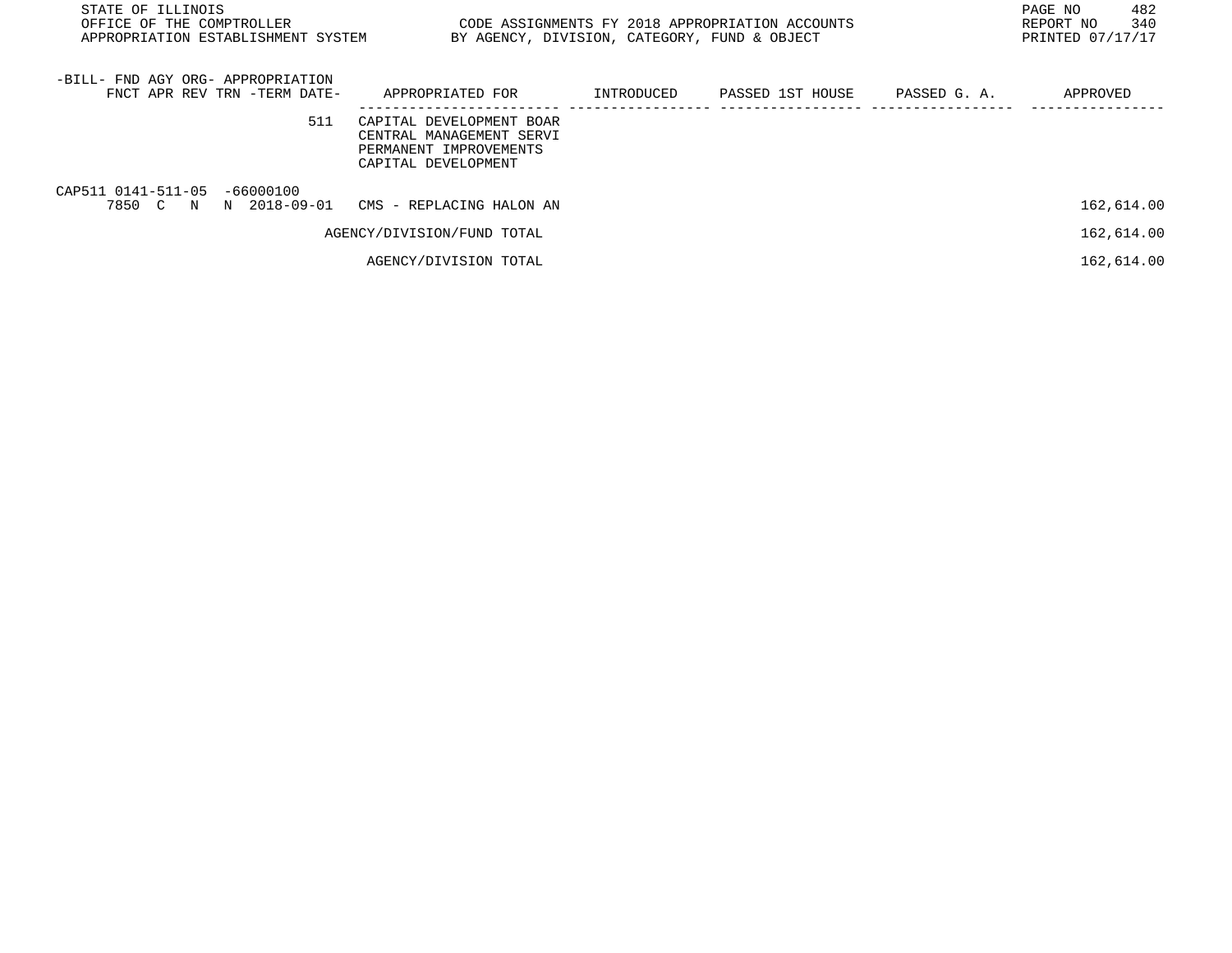STATE OF ILLINOIS
OFFICE OF THE COMPTROLLER
APPROPRIATION ESTABLISHMENT SYSTEM

CODE ASSIGNMENTS FY 2018 APPROPRIATION ACCOUNTS
BY AGENCY, DIVISION, CATEGORY, FUND & OBJECT

REPORT NO 340
PRINTED 07/17/17

| -BILL- FND AGY ORG- APPROPRIATION<br>FNCT APR REV TRN -TERM DATE- | APPROPRIATED FOR | INTRODUCED | PASSED 1ST HOUSE | PASSED G. A. | APPROVED |
|---|---|---|---|---|---|
| 511 | CAPITAL DEVELOPMENT BOAR<br>CENTRAL MANAGEMENT SERVI<br>PERMANENT IMPROVEMENTS<br>CAPITAL DEVELOPMENT | | | | |
| CAP511 0141-511-05 -66000100<br>7850 C N N 2018-09-01 | CMS - REPLACING HALON AN | | | | 162,614.00 |
| | AGENCY/DIVISION/FUND TOTAL | | | | 162,614.00 |
| | AGENCY/DIVISION TOTAL | | | | 162,614.00 |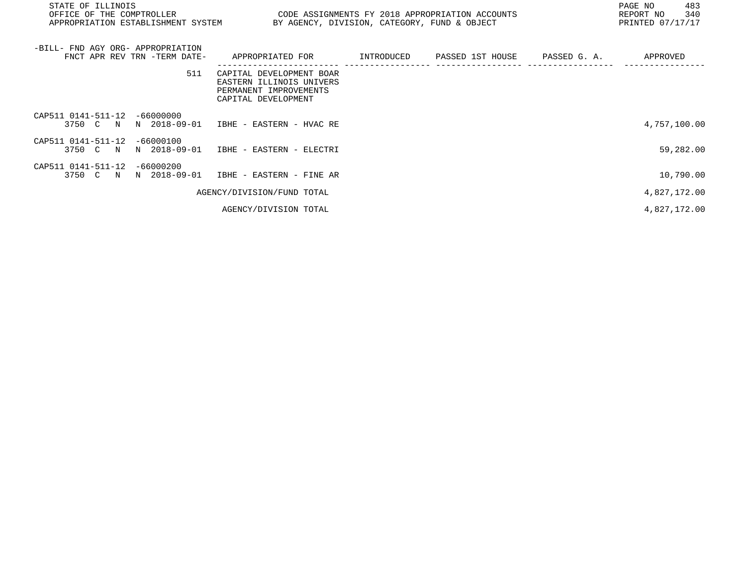STATE OF ILLINOIS
OFFICE OF THE COMPTROLLER
APPROPRIATION ESTABLISHMENT SYSTEM

CODE ASSIGNMENTS FY 2018 APPROPRIATION ACCOUNTS
BY AGENCY, DIVISION, CATEGORY, FUND & OBJECT

REPORT NO 340
PRINTED 07/17/17

| -BILL- FND AGY ORG- APPROPRIATION FNCT APR REV TRN -TERM DATE- | APPROPRIATED FOR | INTRODUCED | PASSED 1ST HOUSE | PASSED G. A. | APPROVED |
|---|---|---|---|---|---|
| 511 | CAPITAL DEVELOPMENT BOAR EASTERN ILLINOIS UNIVERS PERMANENT IMPROVEMENTS CAPITAL DEVELOPMENT | | | | |
| CAP511 0141-511-12 -66000000 3750 C N N 2018-09-01 | IBHE - EASTERN - HVAC RE | | | | 4,757,100.00 |
| CAP511 0141-511-12 -66000100 3750 C N N 2018-09-01 | IBHE - EASTERN - ELECTRI | | | | 59,282.00 |
| CAP511 0141-511-12 -66000200 3750 C N N 2018-09-01 | IBHE - EASTERN - FINE AR | | | | 10,790.00 |
| | AGENCY/DIVISION/FUND TOTAL | | | | 4,827,172.00 |
| | AGENCY/DIVISION TOTAL | | | | 4,827,172.00 |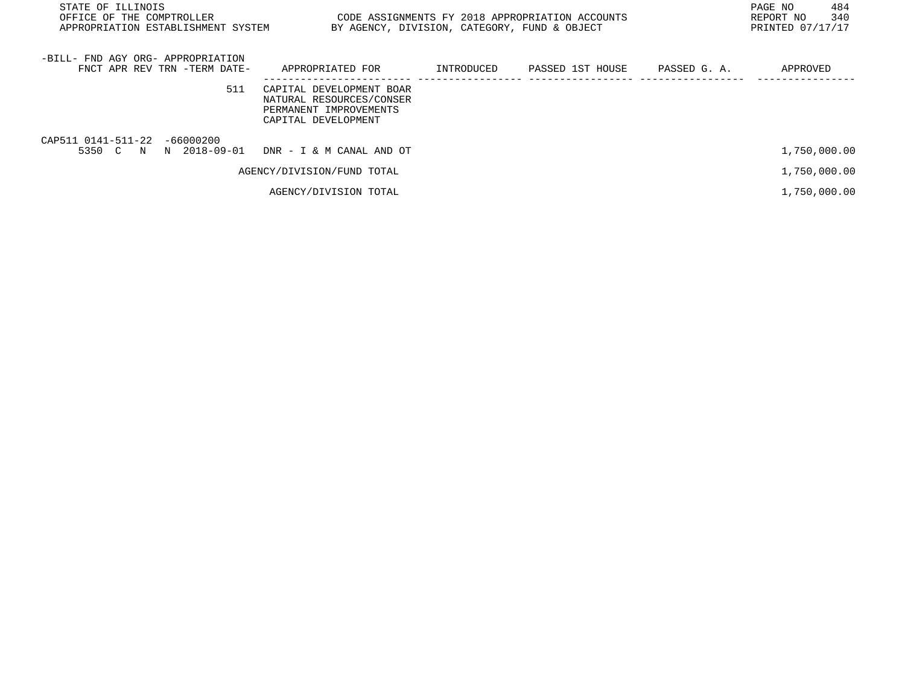STATE OF ILLINOIS
OFFICE OF THE COMPTROLLER
APPROPRIATION ESTABLISHMENT SYSTEM

CODE ASSIGNMENTS FY 2018 APPROPRIATION ACCOUNTS
BY AGENCY, DIVISION, CATEGORY, FUND & OBJECT

REPORT NO 340
PRINTED 07/17/17

| -BILL- FND AGY ORG- APPROPRIATION FNCT APR REV TRN -TERM DATE- | APPROPRIATED FOR | INTRODUCED | PASSED 1ST HOUSE | PASSED G. A. | APPROVED |
|---|---|---|---|---|---|
| 511 | CAPITAL DEVELOPMENT BOAR NATURAL RESOURCES/CONSER PERMANENT IMPROVEMENTS CAPITAL DEVELOPMENT | | | | |
| CAP511 0141-511-22 -66000200 5350 C N N 2018-09-01 | DNR - I & M CANAL AND OT | | | | 1,750,000.00 |
| | AGENCY/DIVISION/FUND TOTAL | | | | 1,750,000.00 |
| | AGENCY/DIVISION TOTAL | | | | 1,750,000.00 |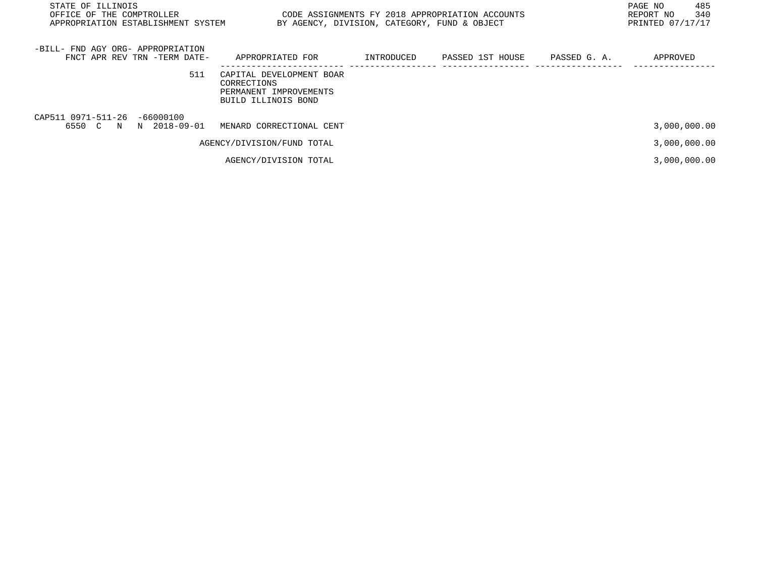| -BILL- FND AGY ORG- APPROPRIATION FNCT APR REV TRN -TERM DATE- | APPROPRIATED FOR | INTRODUCED | PASSED 1ST HOUSE | PASSED G. A. | APPROVED |
|---|---|---|---|---|---|
| 511 | CAPITAL DEVELOPMENT BOAR CORRECTIONS PERMANENT IMPROVEMENTS BUILD ILLINOIS BOND | | | | |
| CAP511 0971-511-26 -66000100 6550 C N N 2018-09-01 | MENARD CORRECTIONAL CENT | | | | 3,000,000.00 |
| | AGENCY/DIVISION/FUND TOTAL | | | | 3,000,000.00 |
| | AGENCY/DIVISION TOTAL | | | | 3,000,000.00 |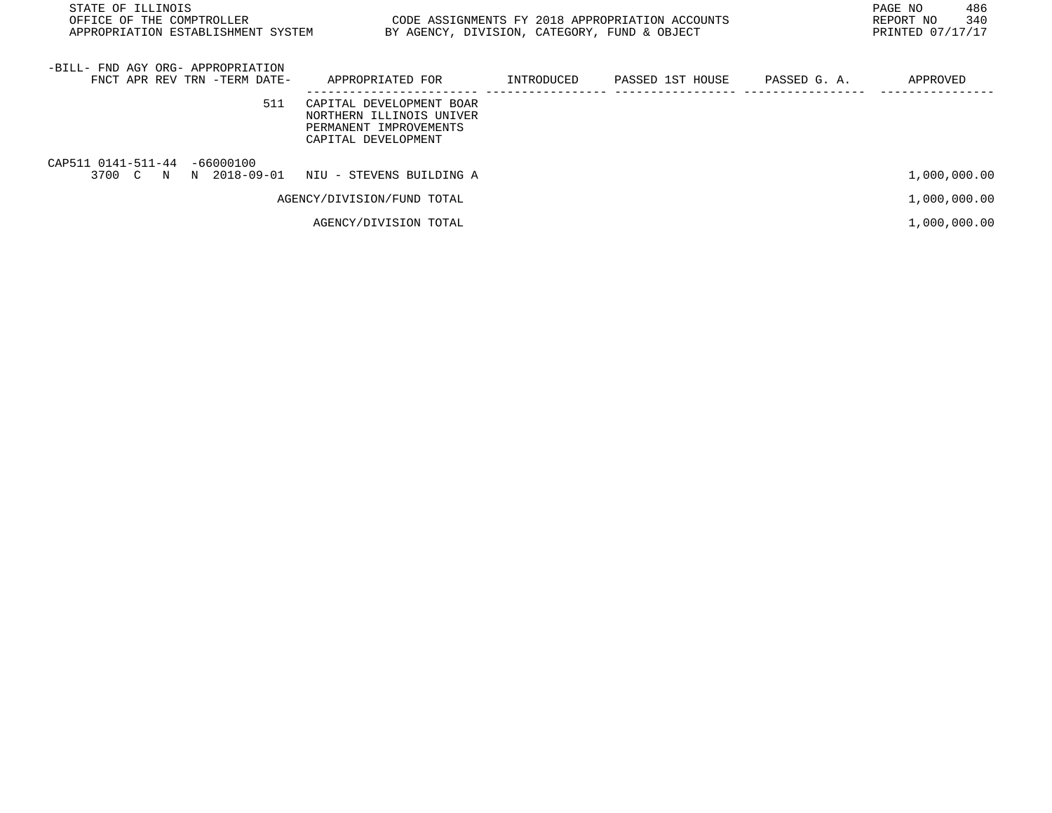STATE OF ILLINOIS
OFFICE OF THE COMPTROLLER
APPROPRIATION ESTABLISHMENT SYSTEM

CODE ASSIGNMENTS FY 2018 APPROPRIATION ACCOUNTS
BY AGENCY, DIVISION, CATEGORY, FUND & OBJECT

REPORT NO 340
PRINTED 07/17/17

| -BILL- FND AGY ORG- APPROPRIATION FNCT APR REV TRN -TERM DATE- | APPROPRIATED FOR | INTRODUCED | PASSED 1ST HOUSE | PASSED G. A. | APPROVED |
|---|---|---|---|---|---|
| 511 | CAPITAL DEVELOPMENT BOAR NORTHERN ILLINOIS UNIVER PERMANENT IMPROVEMENTS CAPITAL DEVELOPMENT | | | | |
| CAP511 0141-511-44 -66000100 3700 C N N 2018-09-01 | NIU - STEVENS BUILDING A | | | | 1,000,000.00 |
| | AGENCY/DIVISION/FUND TOTAL | | | | 1,000,000.00 |
| | AGENCY/DIVISION TOTAL | | | | 1,000,000.00 |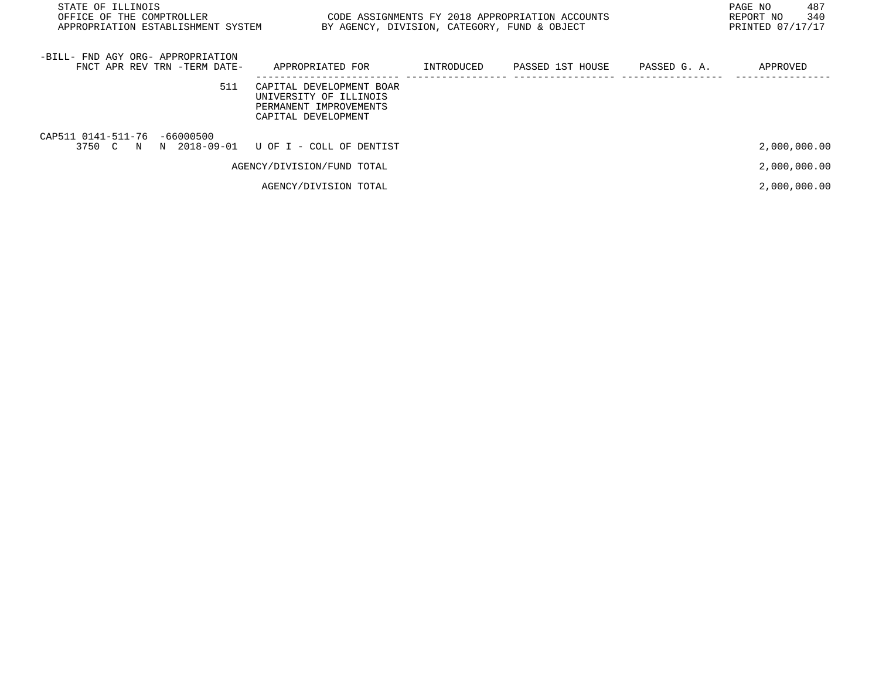STATE OF ILLINOIS
OFFICE OF THE COMPTROLLER
APPROPRIATION ESTABLISHMENT SYSTEM

CODE ASSIGNMENTS FY 2018 APPROPRIATION ACCOUNTS
BY AGENCY, DIVISION, CATEGORY, FUND & OBJECT

REPORT NO 340
PRINTED 07/17/17

| -BILL- FND AGY ORG- APPROPRIATION FNCT APR REV TRN -TERM DATE- | APPROPRIATED FOR | INTRODUCED | PASSED 1ST HOUSE | PASSED G. A. | APPROVED |
|---|---|---|---|---|---|
| 511 | CAPITAL DEVELOPMENT BOAR UNIVERSITY OF ILLINOIS PERMANENT IMPROVEMENTS CAPITAL DEVELOPMENT | | | | |
| CAP511 0141-511-76 -66000500 3750 C N N 2018-09-01 | U OF I - COLL OF DENTIST | | | | 2,000,000.00 |
| | AGENCY/DIVISION/FUND TOTAL | | | | 2,000,000.00 |
| | AGENCY/DIVISION TOTAL | | | | 2,000,000.00 |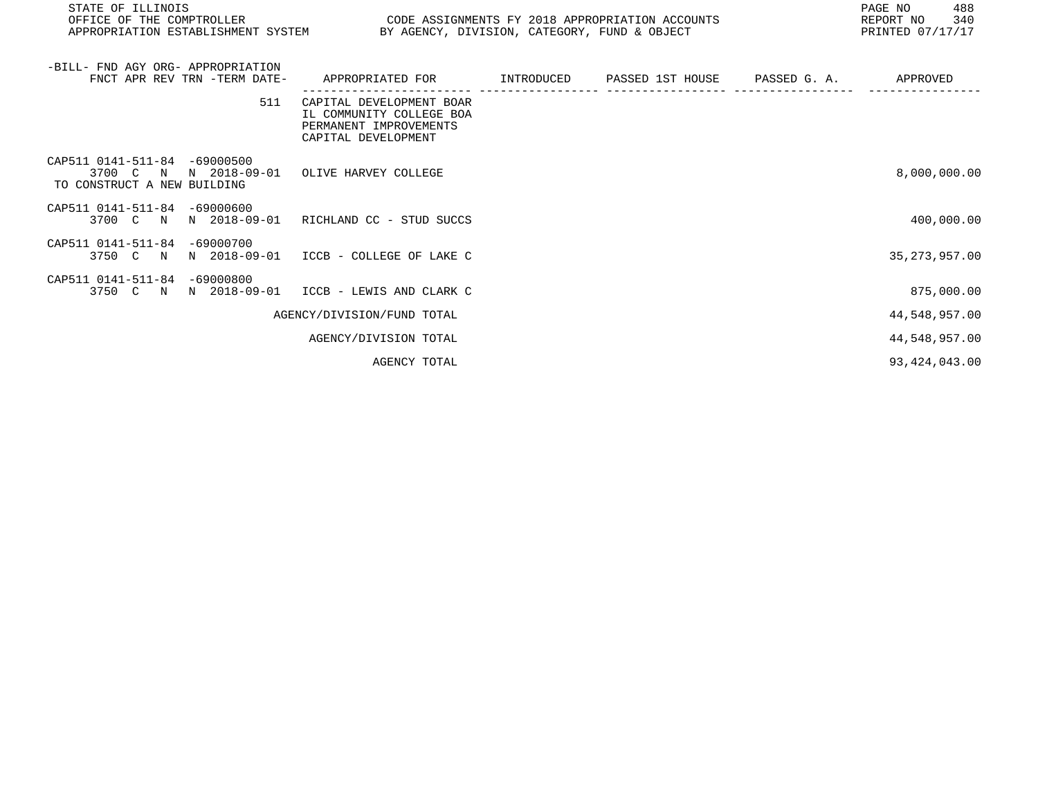| -BILL- FND AGY ORG- APPROPRIATION FNCT APR REV TRN -TERM DATE- | APPROPRIATED FOR | INTRODUCED | PASSED 1ST HOUSE | PASSED G. A. | APPROVED |
|---|---|---|---|---|---|
| 511 | CAPITAL DEVELOPMENT BOAR IL COMMUNITY COLLEGE BOA PERMANENT IMPROVEMENTS CAPITAL DEVELOPMENT | | | | |
| CAP511 0141-511-84 -69000500 3700 C N N 2018-09-01 TO CONSTRUCT A NEW BUILDING | OLIVE HARVEY COLLEGE | | | | 8,000,000.00 |
| CAP511 0141-511-84 -69000600 3700 C N N 2018-09-01 | RICHLAND CC - STUD SUCCS | | | | 400,000.00 |
| CAP511 0141-511-84 -69000700 3750 C N N 2018-09-01 | ICCB - COLLEGE OF LAKE C | | | | 35,273,957.00 |
| CAP511 0141-511-84 -69000800 3750 C N N 2018-09-01 | ICCB - LEWIS AND CLARK C | | | | 875,000.00 |
| | AGENCY/DIVISION/FUND TOTAL | | | | 44,548,957.00 |
| | AGENCY/DIVISION TOTAL | | | | 44,548,957.00 |
| | AGENCY TOTAL | | | | 93,424,043.00 |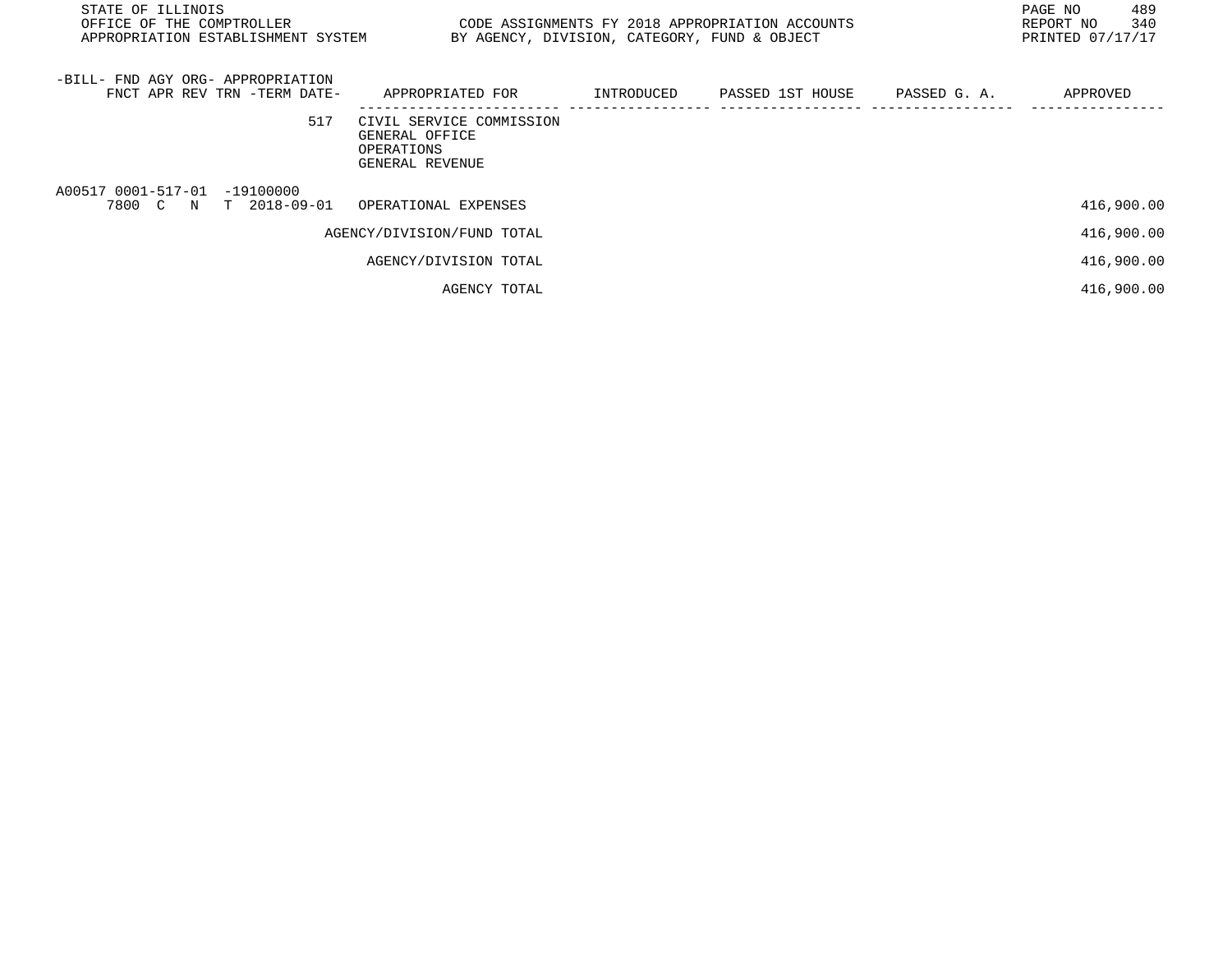| -BILL- FND AGY ORG- APPROPRIATION FNCT APR REV TRN -TERM DATE- | APPROPRIATED FOR | INTRODUCED | PASSED 1ST HOUSE | PASSED G. A. | APPROVED |
|---|---|---|---|---|---|
| 517 | CIVIL SERVICE COMMISSION GENERAL OFFICE OPERATIONS GENERAL REVENUE | | | | |
| A00517 0001-517-01 -19100000 7800 C N T 2018-09-01 | OPERATIONAL EXPENSES | | | | 416,900.00 |
| | AGENCY/DIVISION/FUND TOTAL | | | | 416,900.00 |
| | AGENCY/DIVISION TOTAL | | | | 416,900.00 |
| | AGENCY TOTAL | | | | 416,900.00 |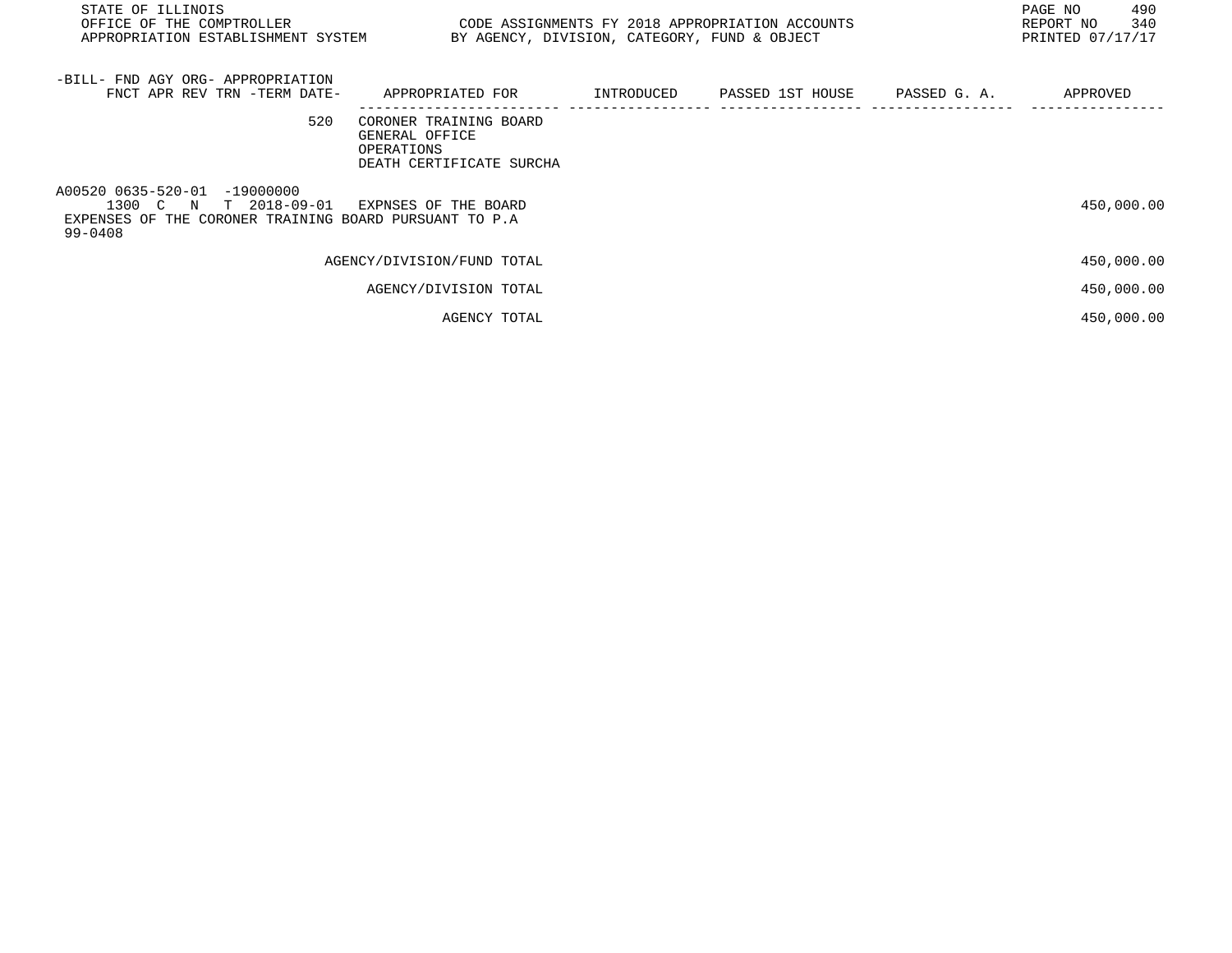| -BILL- FND AGY ORG- APPROPRIATION<br>FNCT APR REV TRN -TERM DATE- | APPROPRIATED FOR | INTRODUCED | PASSED 1ST HOUSE | PASSED G. A. | APPROVED |
|---|---|---|---|---|---|
| 520 | CORONER TRAINING BOARD<br>GENERAL OFFICE<br>OPERATIONS<br>DEATH CERTIFICATE SURCHA | | | | |
| A00520 0635-520-01 -19000000<br>1300 C N T 2018-09-01 | EXPNSES OF THE BOARD | | | | 450,000.00 |
| EXPENSES OF THE CORONER TRAINING BOARD PURSUANT TO P.A 99-0408 | | | | | |
| | AGENCY/DIVISION/FUND TOTAL | | | | 450,000.00 |
| | AGENCY/DIVISION TOTAL | | | | 450,000.00 |
| | AGENCY TOTAL | | | | 450,000.00 |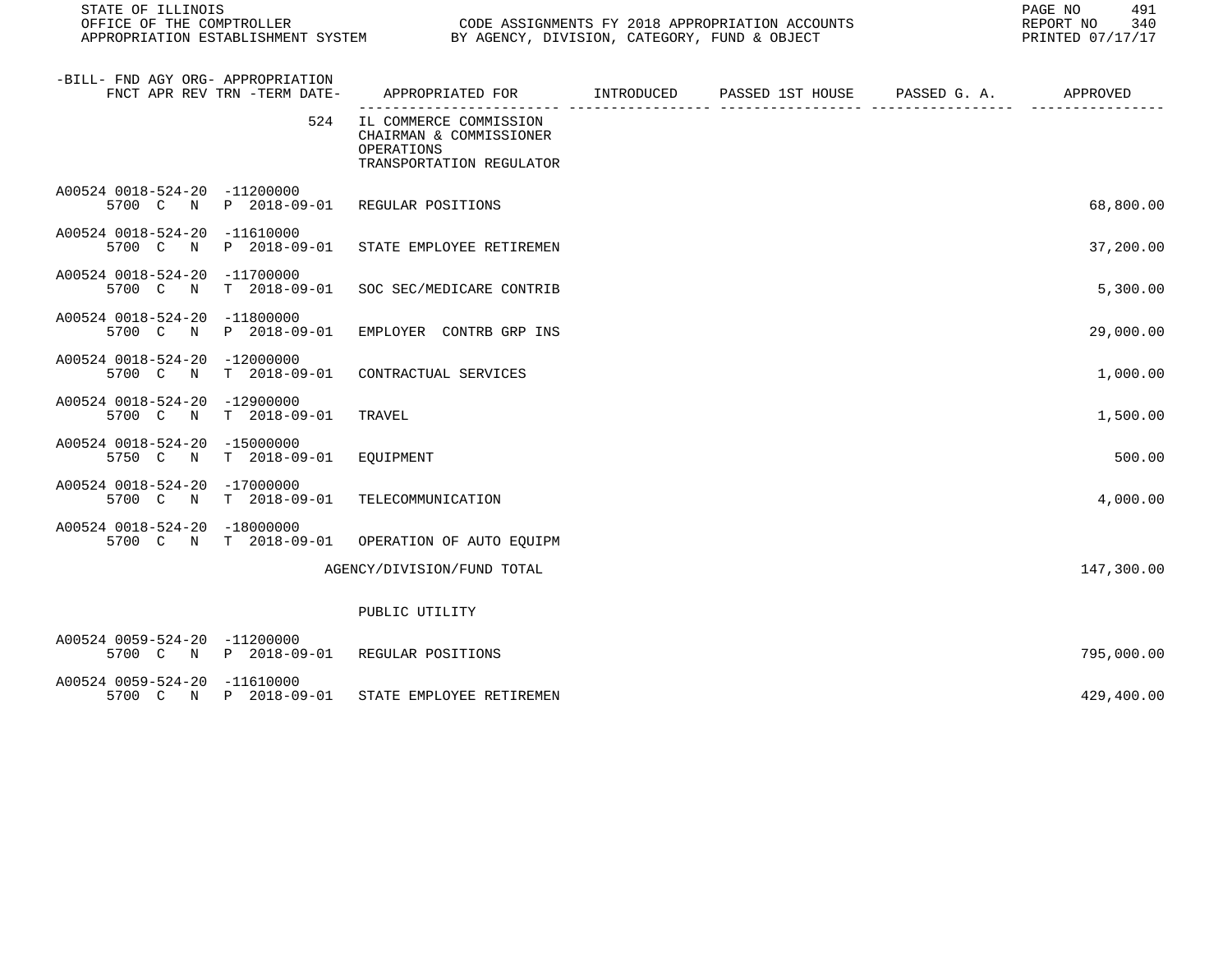| -BILL- FND AGY ORG- APPROPRIATION FNCT APR REV TRN -TERM DATE- | APPROPRIATED FOR | INTRODUCED | PASSED 1ST HOUSE | PASSED G. A. | APPROVED |
|---|---|---|---|---|---|
| 524 | IL COMMERCE COMMISSION CHAIRMAN & COMMISSIONER OPERATIONS TRANSPORTATION REGULATOR | | | | |
| A00524 0018-524-20 -11200000 5700 C N P 2018-09-01 | REGULAR POSITIONS | | | | 68,800.00 |
| A00524 0018-524-20 -11610000 5700 C N P 2018-09-01 | STATE EMPLOYEE RETIREMEN | | | | 37,200.00 |
| A00524 0018-524-20 -11700000 5700 C N T 2018-09-01 | SOC SEC/MEDICARE CONTRIB | | | | 5,300.00 |
| A00524 0018-524-20 -11800000 5700 C N P 2018-09-01 | EMPLOYER CONTRB GRP INS | | | | 29,000.00 |
| A00524 0018-524-20 -12000000 5700 C N T 2018-09-01 | CONTRACTUAL SERVICES | | | | 1,000.00 |
| A00524 0018-524-20 -12900000 5700 C N T 2018-09-01 | TRAVEL | | | | 1,500.00 |
| A00524 0018-524-20 -15000000 5750 C N T 2018-09-01 | EQUIPMENT | | | | 500.00 |
| A00524 0018-524-20 -17000000 5700 C N T 2018-09-01 | TELECOMMUNICATION | | | | 4,000.00 |
| A00524 0018-524-20 -18000000 5700 C N T 2018-09-01 | OPERATION OF AUTO EQUIPM | | | | |
| | AGENCY/DIVISION/FUND TOTAL | | | | 147,300.00 |
| | PUBLIC UTILITY | | | | |
| A00524 0059-524-20 -11200000 5700 C N P 2018-09-01 | REGULAR POSITIONS | | | | 795,000.00 |
| A00524 0059-524-20 -11610000 5700 C N P 2018-09-01 | STATE EMPLOYEE RETIREMEN | | | | 429,400.00 |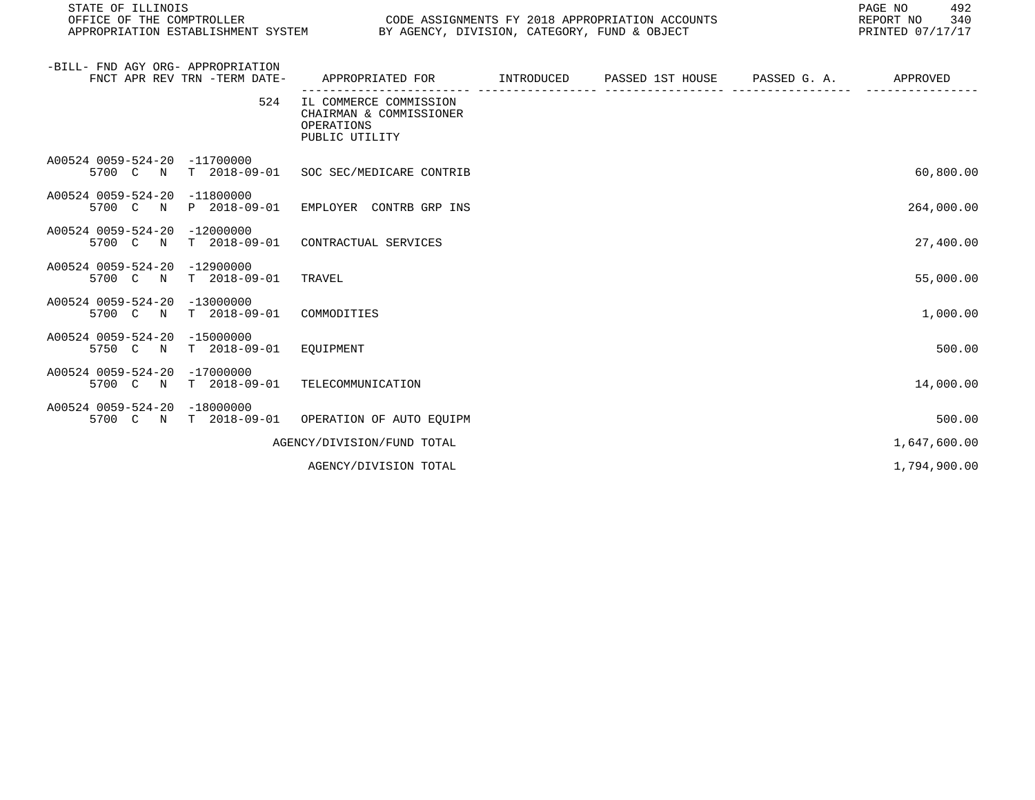STATE OF ILLINOIS
OFFICE OF THE COMPTROLLER
APPROPRIATION ESTABLISHMENT SYSTEM

CODE ASSIGNMENTS FY 2018 APPROPRIATION ACCOUNTS
BY AGENCY, DIVISION, CATEGORY, FUND & OBJECT

REPORT NO 340
PRINTED 07/17/17

| -BILL- FND AGY ORG- APPROPRIATION FNCT APR REV TRN -TERM DATE- | APPROPRIATED FOR | INTRODUCED | PASSED 1ST HOUSE | PASSED G. A. | APPROVED |
|---|---|---|---|---|---|
| 524 | IL COMMERCE COMMISSION CHAIRMAN & COMMISSIONER OPERATIONS PUBLIC UTILITY | | | | |
| A00524 0059-524-20 -11700000 5700 C N T 2018-09-01 | SOC SEC/MEDICARE CONTRIB | | | | 60,800.00 |
| A00524 0059-524-20 -11800000 5700 C N P 2018-09-01 | EMPLOYER CONTRB GRP INS | | | | 264,000.00 |
| A00524 0059-524-20 -12000000 5700 C N T 2018-09-01 | CONTRACTUAL SERVICES | | | | 27,400.00 |
| A00524 0059-524-20 -12900000 5700 C N T 2018-09-01 | TRAVEL | | | | 55,000.00 |
| A00524 0059-524-20 -13000000 5700 C N T 2018-09-01 | COMMODITIES | | | | 1,000.00 |
| A00524 0059-524-20 -15000000 5750 C N T 2018-09-01 | EQUIPMENT | | | | 500.00 |
| A00524 0059-524-20 -17000000 5700 C N T 2018-09-01 | TELECOMMUNICATION | | | | 14,000.00 |
| A00524 0059-524-20 -18000000 5700 C N T 2018-09-01 | OPERATION OF AUTO EQUIPM | | | | 500.00 |
| | AGENCY/DIVISION/FUND TOTAL | | | | 1,647,600.00 |
| | AGENCY/DIVISION TOTAL | | | | 1,794,900.00 |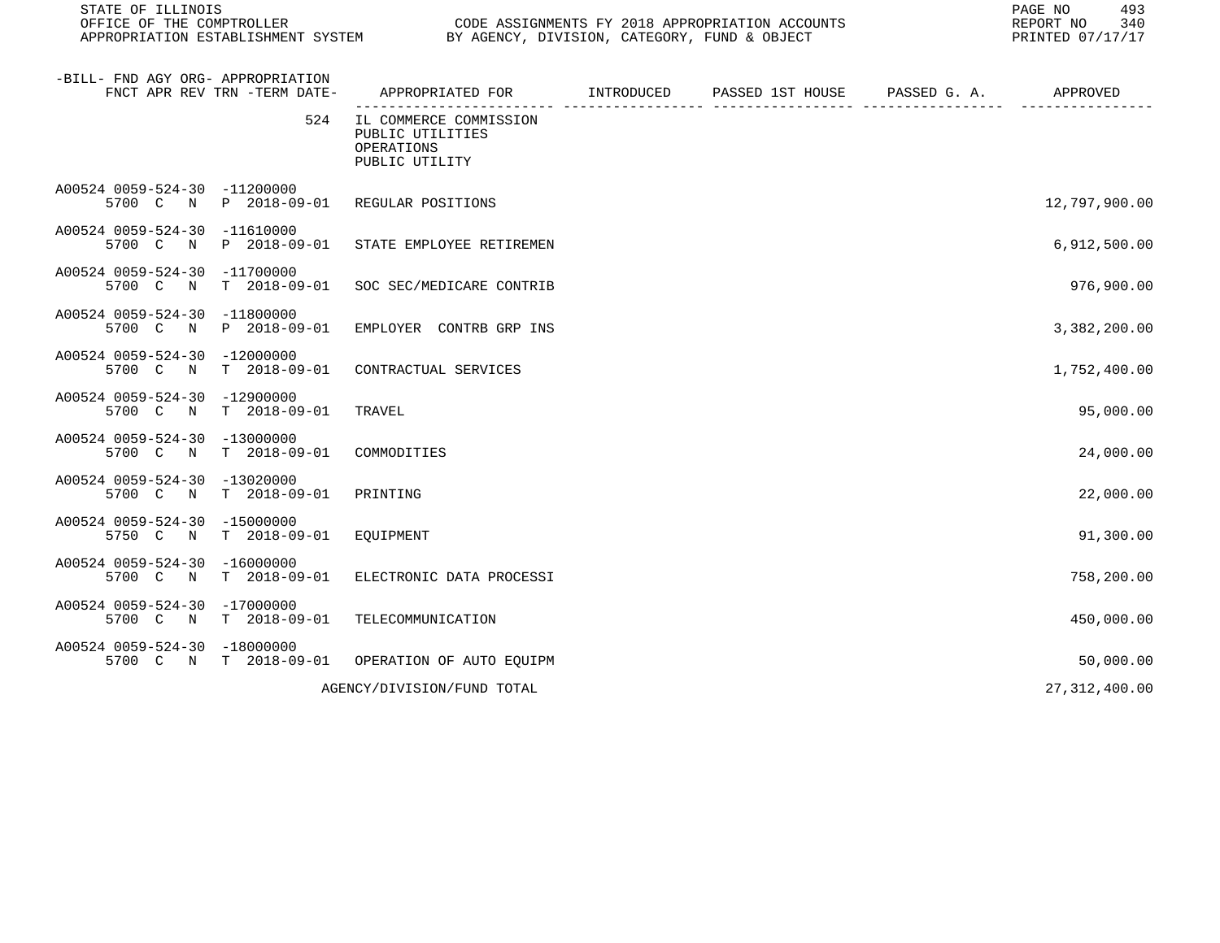| -BILL- FND AGY ORG- APPROPRIATION FNCT APR REV TRN -TERM DATE- | APPROPRIATED FOR | INTRODUCED | PASSED 1ST HOUSE | PASSED G. A. | APPROVED |
|---|---|---|---|---|---|
| 524 | IL COMMERCE COMMISSION PUBLIC UTILITIES OPERATIONS PUBLIC UTILITY | | | | |
| A00524 0059-524-30 -11200000 5700 C N P 2018-09-01 | REGULAR POSITIONS | | | | 12,797,900.00 |
| A00524 0059-524-30 -11610000 5700 C N P 2018-09-01 | STATE EMPLOYEE RETIREMEN | | | | 6,912,500.00 |
| A00524 0059-524-30 -11700000 5700 C N T 2018-09-01 | SOC SEC/MEDICARE CONTRIB | | | | 976,900.00 |
| A00524 0059-524-30 -11800000 5700 C N P 2018-09-01 | EMPLOYER CONTRB GRP INS | | | | 3,382,200.00 |
| A00524 0059-524-30 -12000000 5700 C N T 2018-09-01 | CONTRACTUAL SERVICES | | | | 1,752,400.00 |
| A00524 0059-524-30 -12900000 5700 C N T 2018-09-01 | TRAVEL | | | | 95,000.00 |
| A00524 0059-524-30 -13000000 5700 C N T 2018-09-01 | COMMODITIES | | | | 24,000.00 |
| A00524 0059-524-30 -13020000 5700 C N T 2018-09-01 | PRINTING | | | | 22,000.00 |
| A00524 0059-524-30 -15000000 5750 C N T 2018-09-01 | EQUIPMENT | | | | 91,300.00 |
| A00524 0059-524-30 -16000000 5700 C N T 2018-09-01 | ELECTRONIC DATA PROCESSI | | | | 758,200.00 |
| A00524 0059-524-30 -17000000 5700 C N T 2018-09-01 | TELECOMMUNICATION | | | | 450,000.00 |
| A00524 0059-524-30 -18000000 5700 C N T 2018-09-01 | OPERATION OF AUTO EQUIPM | | | | 50,000.00 |
| | AGENCY/DIVISION/FUND TOTAL | | | | 27,312,400.00 |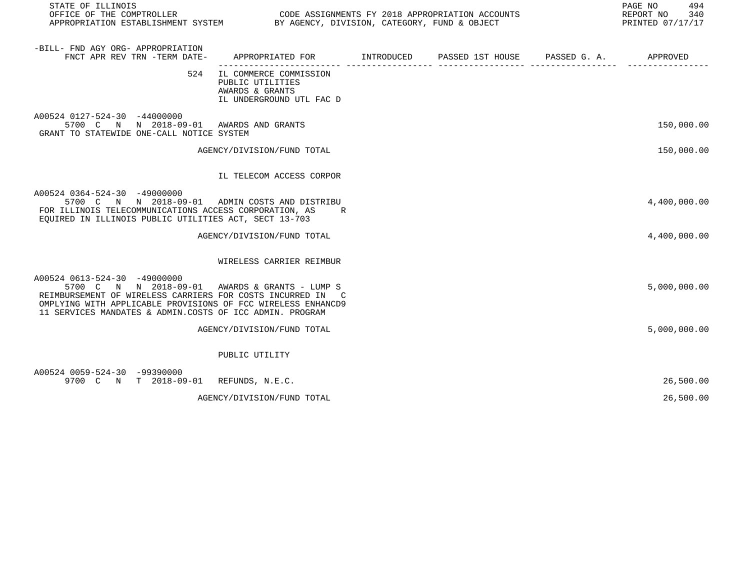| -BILL- FND AGY ORG- APPROPRIATION FNCT APR REV TRN -TERM DATE- | APPROPRIATED FOR | INTRODUCED | PASSED 1ST HOUSE | PASSED G. A. | APPROVED |
|---|---|---|---|---|---|
| 524 | IL COMMERCE COMMISSION PUBLIC UTILITIES AWARDS & GRANTS IL UNDERGROUND UTL FAC D | | | | |
| A00524 0127-524-30 -44000000 5700 C N N 2018-09-01 | AWARDS AND GRANTS | | | | 150,000.00 |
| GRANT TO STATEWIDE ONE-CALL NOTICE SYSTEM | | | | | |
| | AGENCY/DIVISION/FUND TOTAL | | | | 150,000.00 |
| | IL TELECOM ACCESS CORPOR | | | | |
| A00524 0364-524-30 -49000000 5700 C N N 2018-09-01 | ADMIN COSTS AND DISTRIBU | | | | 4,400,000.00 |
| FOR ILLINOIS TELECOMMUNICATIONS ACCESS CORPORATION, AS R EQUIRED IN ILLINOIS PUBLIC UTILITIES ACT, SECT 13-703 | | | | | |
| | AGENCY/DIVISION/FUND TOTAL | | | | 4,400,000.00 |
| | WIRELESS CARRIER REIMBUR | | | | |
| A00524 0613-524-30 -49000000 5700 C N N 2018-09-01 | AWARDS & GRANTS - LUMP S | | | | 5,000,000.00 |
| REIMBURSEMENT OF WIRELESS CARRIERS FOR COSTS INCURRED IN C OMPLYING WITH APPLICABLE PROVISIONS OF FCC WIRELESS ENHANCD9 11 SERVICES MANDATES & ADMIN.COSTS OF ICC ADMIN. PROGRAM | | | | | |
| | AGENCY/DIVISION/FUND TOTAL | | | | 5,000,000.00 |
| | PUBLIC UTILITY | | | | |
| A00524 0059-524-30 -99390000 9700 C N T 2018-09-01 | REFUNDS, N.E.C. | | | | 26,500.00 |
| | AGENCY/DIVISION/FUND TOTAL | | | | 26,500.00 |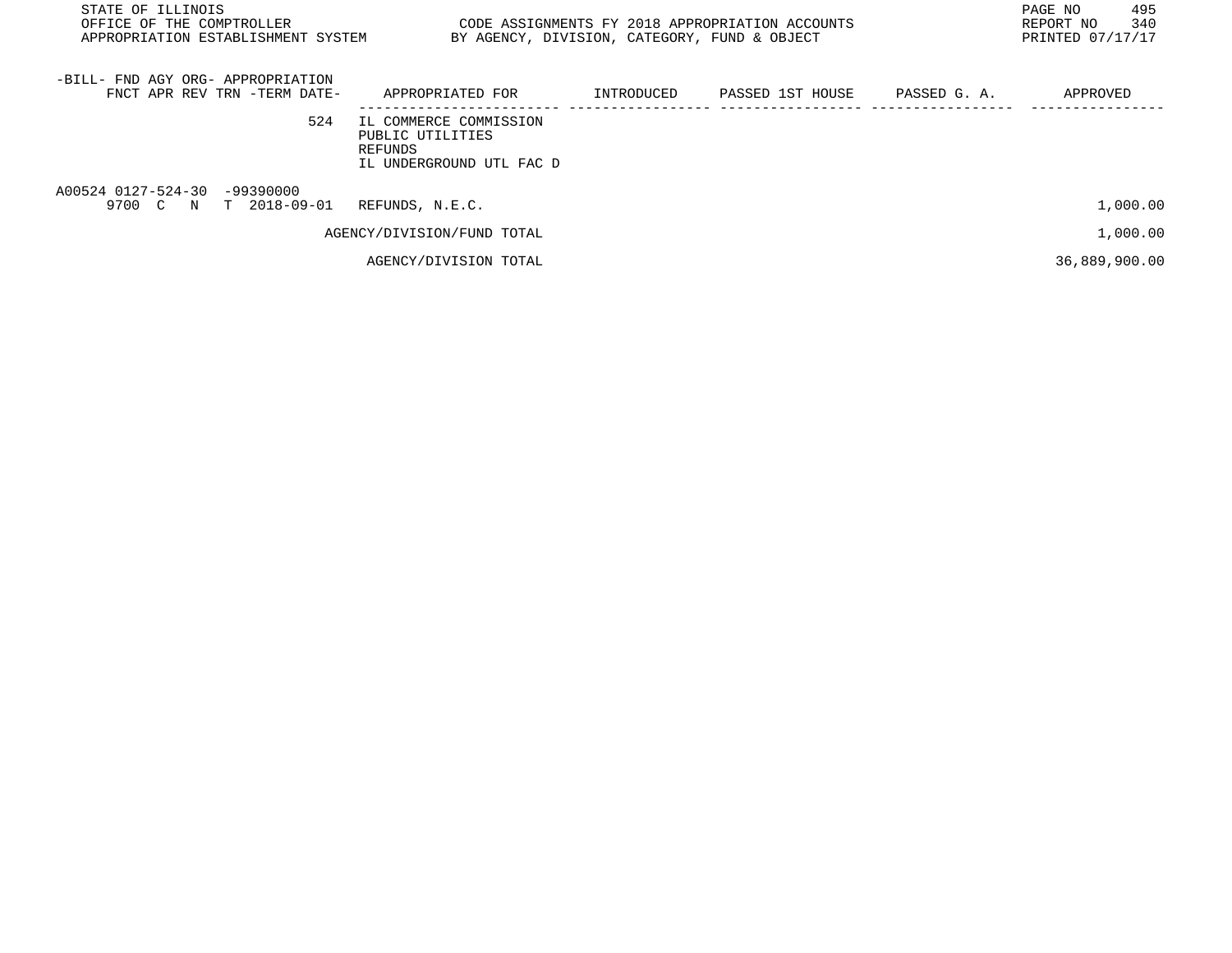| -BILL- FND AGY ORG- APPROPRIATION FNCT APR REV TRN -TERM DATE- | APPROPRIATED FOR | INTRODUCED | PASSED 1ST HOUSE | PASSED G. A. | APPROVED |
|---|---|---|---|---|---|
| 524 | IL COMMERCE COMMISSION PUBLIC UTILITIES REFUNDS IL UNDERGROUND UTL FAC D | | | | |
| A00524 0127-524-30 -99390000 9700 C N T 2018-09-01 | REFUNDS, N.E.C. | | | | 1,000.00 |
| | AGENCY/DIVISION/FUND TOTAL | | | | 1,000.00 |
| | AGENCY/DIVISION TOTAL | | | | 36,889,900.00 |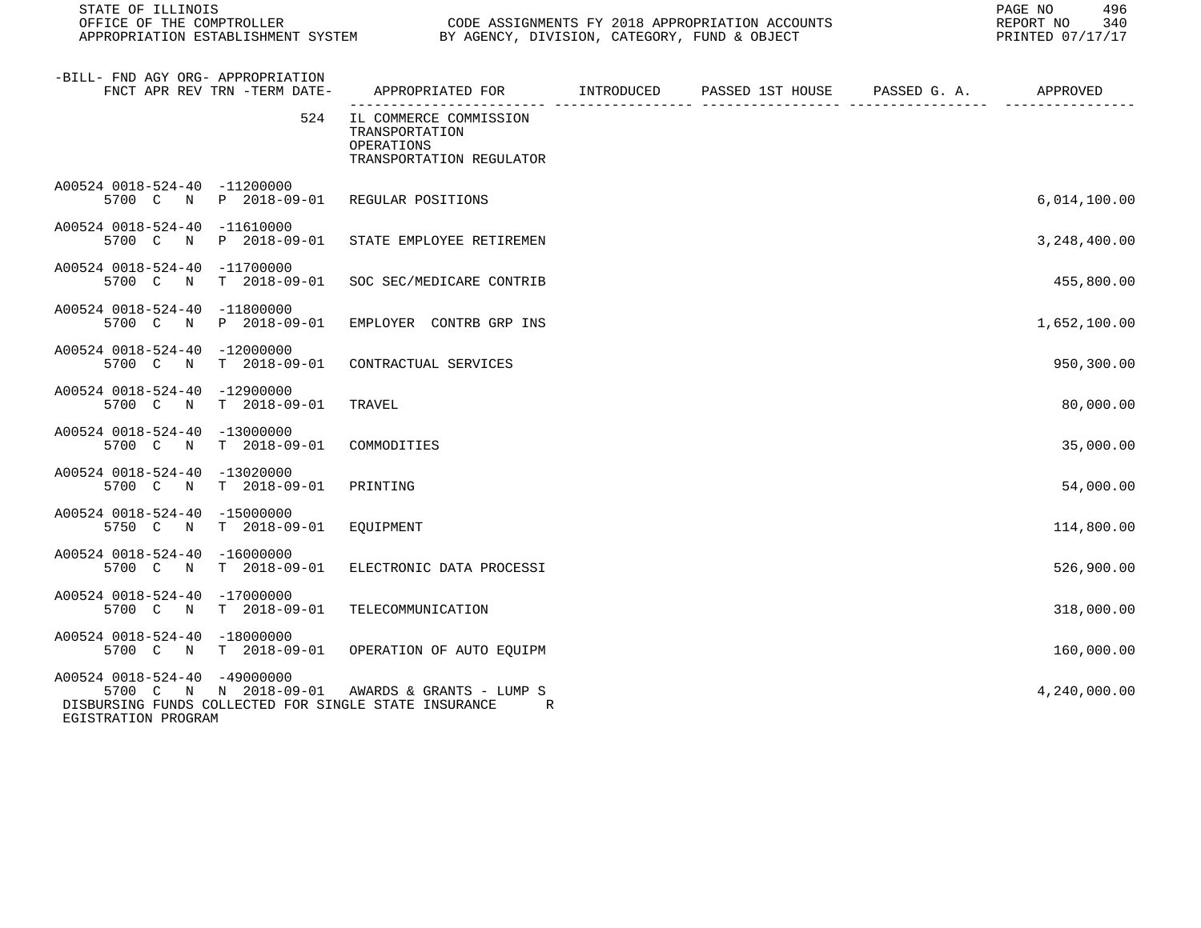STATE OF ILLINOIS
OFFICE OF THE COMPTROLLER
APPROPRIATION ESTABLISHMENT SYSTEM

CODE ASSIGNMENTS FY 2018 APPROPRIATION ACCOUNTS
BY AGENCY, DIVISION, CATEGORY, FUND & OBJECT

REPORT NO 340
PRINTED 07/17/17

| -BILL- FND AGY ORG- APPROPRIATION FNCT APR REV TRN -TERM DATE- | APPROPRIATED FOR | INTRODUCED | PASSED 1ST HOUSE | PASSED G. A. | APPROVED |
|---|---|---|---|---|---|
| 524 | IL COMMERCE COMMISSION TRANSPORTATION OPERATIONS TRANSPORTATION REGULATOR | | | | |
| A00524 0018-524-40 -11200000 5700 C N P 2018-09-01 | REGULAR POSITIONS | | | | 6,014,100.00 |
| A00524 0018-524-40 -11610000 5700 C N P 2018-09-01 | STATE EMPLOYEE RETIREMEN | | | | 3,248,400.00 |
| A00524 0018-524-40 -11700000 5700 C N T 2018-09-01 | SOC SEC/MEDICARE CONTRIB | | | | 455,800.00 |
| A00524 0018-524-40 -11800000 5700 C N P 2018-09-01 | EMPLOYER CONTRB GRP INS | | | | 1,652,100.00 |
| A00524 0018-524-40 -12000000 5700 C N T 2018-09-01 | CONTRACTUAL SERVICES | | | | 950,300.00 |
| A00524 0018-524-40 -12900000 5700 C N T 2018-09-01 | TRAVEL | | | | 80,000.00 |
| A00524 0018-524-40 -13000000 5700 C N T 2018-09-01 | COMMODITIES | | | | 35,000.00 |
| A00524 0018-524-40 -13020000 5700 C N T 2018-09-01 | PRINTING | | | | 54,000.00 |
| A00524 0018-524-40 -15000000 5750 C N T 2018-09-01 | EQUIPMENT | | | | 114,800.00 |
| A00524 0018-524-40 -16000000 5700 C N T 2018-09-01 | ELECTRONIC DATA PROCESSI | | | | 526,900.00 |
| A00524 0018-524-40 -17000000 5700 C N T 2018-09-01 | TELECOMMUNICATION | | | | 318,000.00 |
| A00524 0018-524-40 -18000000 5700 C N T 2018-09-01 | OPERATION OF AUTO EQUIPM | | | | 160,000.00 |
| A00524 0018-524-40 -49000000 5700 C N N 2018-09-01 | AWARDS & GRANTS - LUMP S | | | | 4,240,000.00 |

DISBURSING FUNDS COLLECTED FOR SINGLE STATE INSURANCE R
EGISTRATION PROGRAM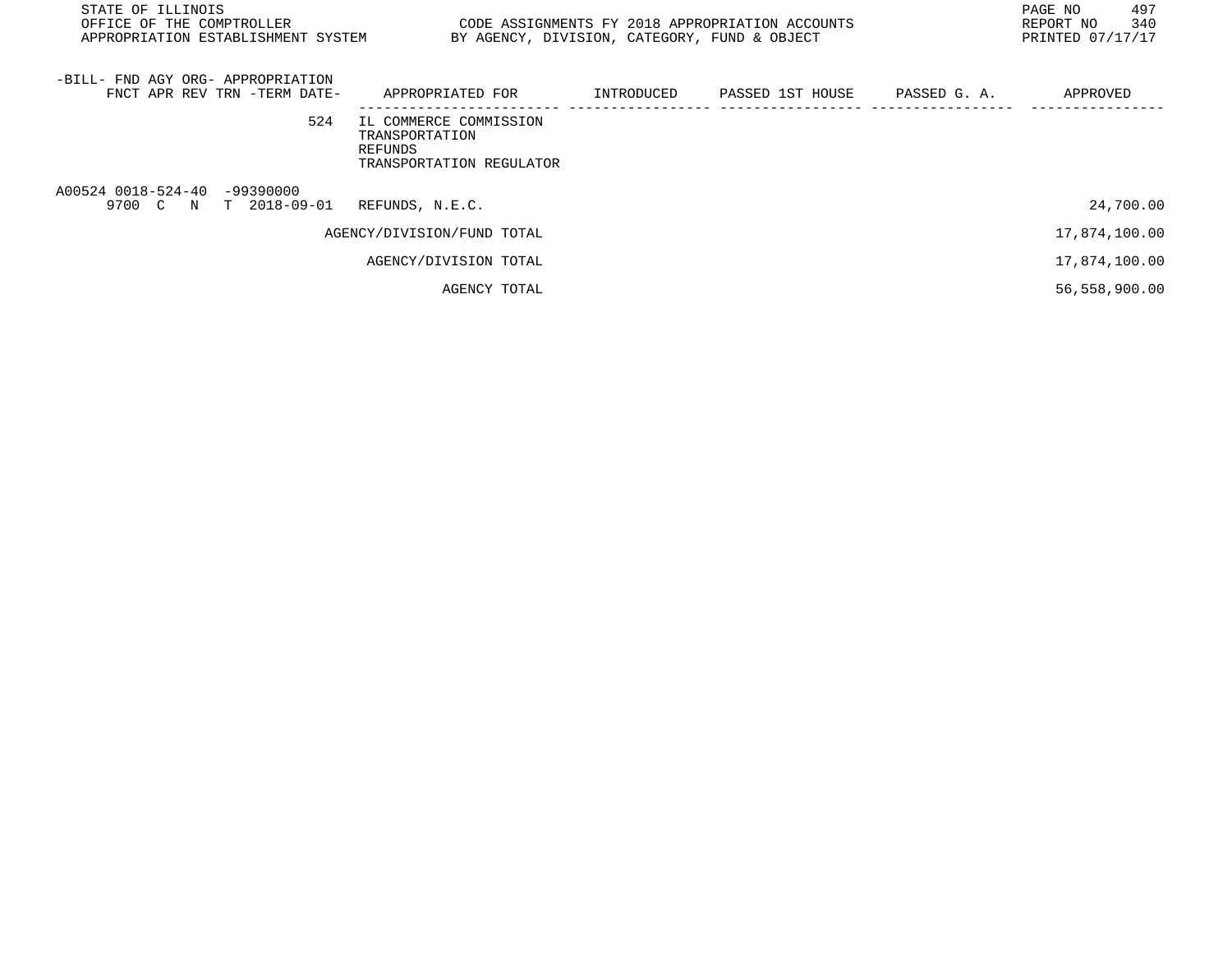| -BILL- FND AGY ORG- APPROPRIATION FNCT APR REV TRN -TERM DATE- | APPROPRIATED FOR | INTRODUCED | PASSED 1ST HOUSE | PASSED G. A. | APPROVED |
|---|---|---|---|---|---|
| 524 | IL COMMERCE COMMISSION TRANSPORTATION REFUNDS TRANSPORTATION REGULATOR | | | | |
| A00524 0018-524-40 -99390000 9700 C N T 2018-09-01 | REFUNDS, N.E.C. | | | | 24,700.00 |
| | AGENCY/DIVISION/FUND TOTAL | | | | 17,874,100.00 |
| | AGENCY/DIVISION TOTAL | | | | 17,874,100.00 |
| | AGENCY TOTAL | | | | 56,558,900.00 |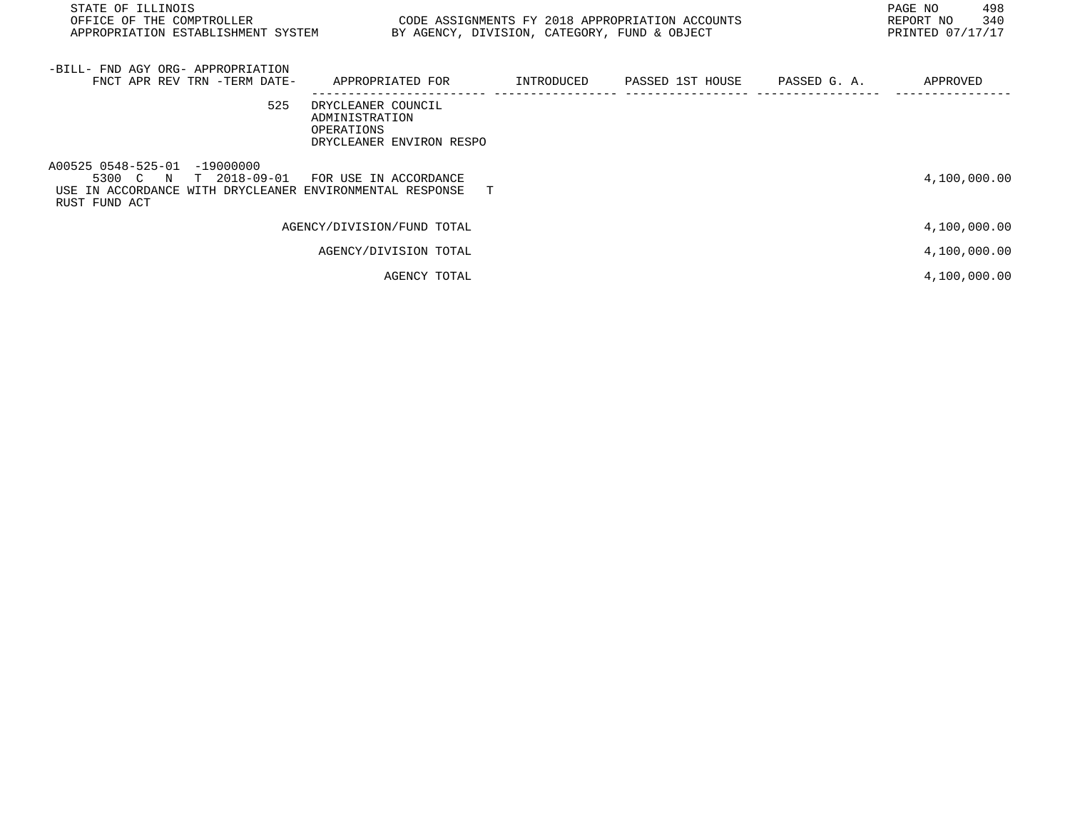| -BILL- FND AGY ORG- APPROPRIATION FNCT APR REV TRN -TERM DATE- | APPROPRIATED FOR | INTRODUCED | PASSED 1ST HOUSE | PASSED G. A. | APPROVED |
|---|---|---|---|---|---|
| 525 | DRYCLEANER COUNCIL ADMINISTRATION OPERATIONS DRYCLEANER ENVIRON RESPO | | | | |
| A00525 0548-525-01 -19000000 5300 C N T 2018-09-01 | FOR USE IN ACCORDANCE | | | | 4,100,000.00 |
| USE IN ACCORDANCE WITH DRYCLEANER ENVIRONMENTAL RESPONSE T RUST FUND ACT | | | | | |
| | AGENCY/DIVISION/FUND TOTAL | | | | 4,100,000.00 |
| | AGENCY/DIVISION TOTAL | | | | 4,100,000.00 |
| | AGENCY TOTAL | | | | 4,100,000.00 |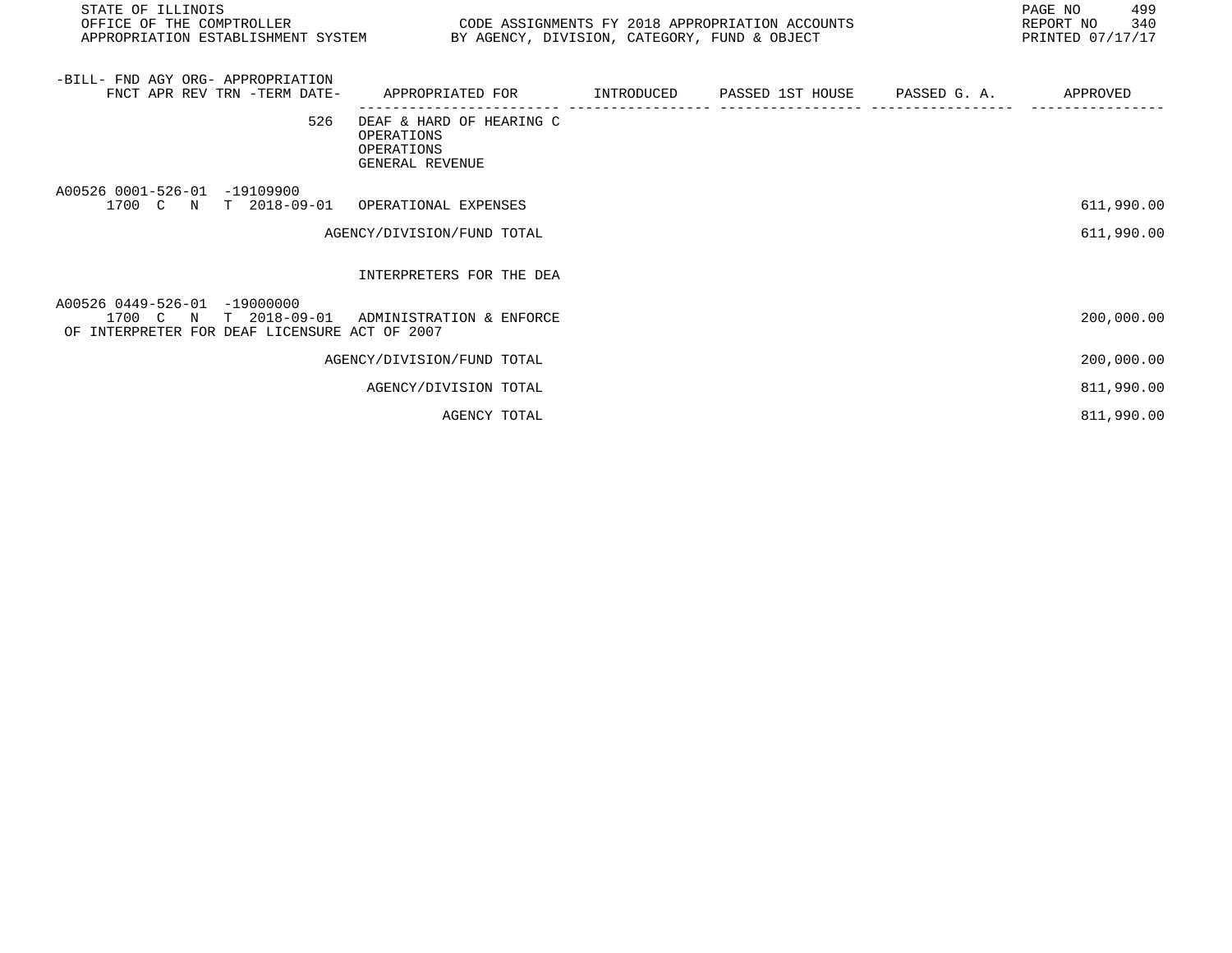| -BILL- FND AGY ORG- APPROPRIATION FNCT APR REV TRN -TERM DATE- | APPROPRIATED FOR | INTRODUCED | PASSED 1ST HOUSE | PASSED G. A. | APPROVED |
|---|---|---|---|---|---|
| 526 | DEAF & HARD OF HEARING C OPERATIONS OPERATIONS GENERAL REVENUE | | | | |
| A00526 0001-526-01 -19109900 1700 C N T 2018-09-01 | OPERATIONAL EXPENSES | | | | 611,990.00 |
| | AGENCY/DIVISION/FUND TOTAL | | | | 611,990.00 |
| | INTERPRETERS FOR THE DEA | | | | |
| A00526 0449-526-01 -19000000 1700 C N T 2018-09-01 | ADMINISTRATION & ENFORCE OF INTERPRETER FOR DEAF LICENSURE ACT OF 2007 | | | | 200,000.00 |
| | AGENCY/DIVISION/FUND TOTAL | | | | 200,000.00 |
| | AGENCY/DIVISION TOTAL | | | | 811,990.00 |
| | AGENCY TOTAL | | | | 811,990.00 |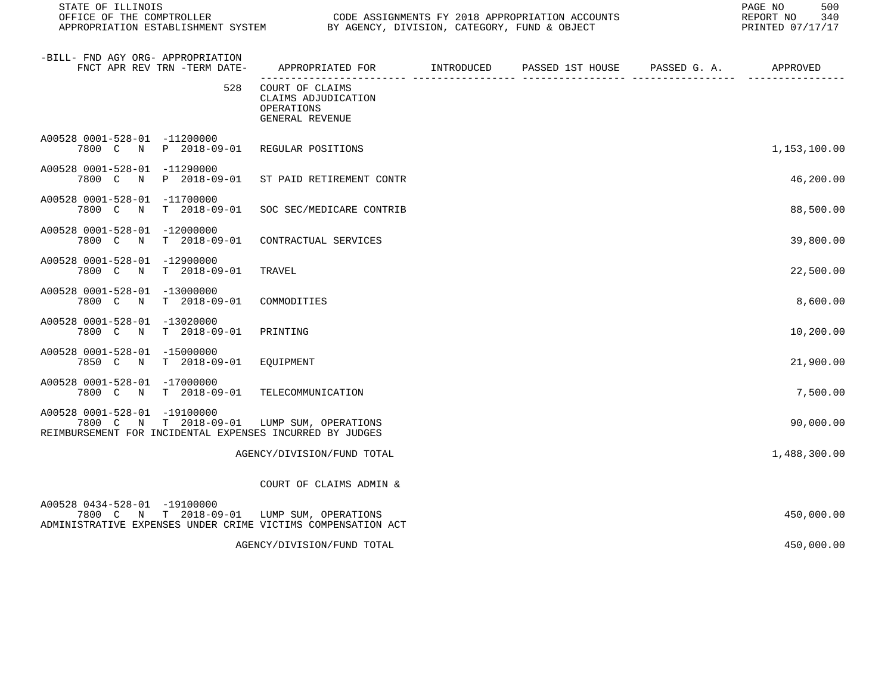| -BILL- FND AGY ORG- APPROPRIATION FNCT APR REV TRN -TERM DATE- | APPROPRIATED FOR | INTRODUCED | PASSED 1ST HOUSE | PASSED G. A. | APPROVED |
|---|---|---|---|---|---|
| 528 | COURT OF CLAIMS<br>CLAIMS ADJUDICATION<br>OPERATIONS<br>GENERAL REVENUE | | | | |
| A00528 0001-528-01 -11200000<br>7800 C N P 2018-09-01 | REGULAR POSITIONS | | | | 1,153,100.00 |
| A00528 0001-528-01 -11290000<br>7800 C N P 2018-09-01 | ST PAID RETIREMENT CONTR | | | | 46,200.00 |
| A00528 0001-528-01 -11700000<br>7800 C N T 2018-09-01 | SOC SEC/MEDICARE CONTRIB | | | | 88,500.00 |
| A00528 0001-528-01 -12000000<br>7800 C N T 2018-09-01 | CONTRACTUAL SERVICES | | | | 39,800.00 |
| A00528 0001-528-01 -12900000<br>7800 C N T 2018-09-01 | TRAVEL | | | | 22,500.00 |
| A00528 0001-528-01 -13000000<br>7800 C N T 2018-09-01 | COMMODITIES | | | | 8,600.00 |
| A00528 0001-528-01 -13020000<br>7800 C N T 2018-09-01 | PRINTING | | | | 10,200.00 |
| A00528 0001-528-01 -15000000<br>7850 C N T 2018-09-01 | EQUIPMENT | | | | 21,900.00 |
| A00528 0001-528-01 -17000000<br>7800 C N T 2018-09-01 | TELECOMMUNICATION | | | | 7,500.00 |
| A00528 0001-528-01 -19100000<br>7800 C N T 2018-09-01 | LUMP SUM, OPERATIONS<br>REIMBURSEMENT FOR INCIDENTAL EXPENSES INCURRED BY JUDGES | | | | 90,000.00 |
| | AGENCY/DIVISION/FUND TOTAL | | | | 1,488,300.00 |
| | COURT OF CLAIMS ADMIN & | | | | |
| A00528 0434-528-01 -19100000<br>7800 C N T 2018-09-01 | LUMP SUM, OPERATIONS<br>ADMINISTRATIVE EXPENSES UNDER CRIME VICTIMS COMPENSATION ACT | | | | 450,000.00 |
| | AGENCY/DIVISION/FUND TOTAL | | | | 450,000.00 |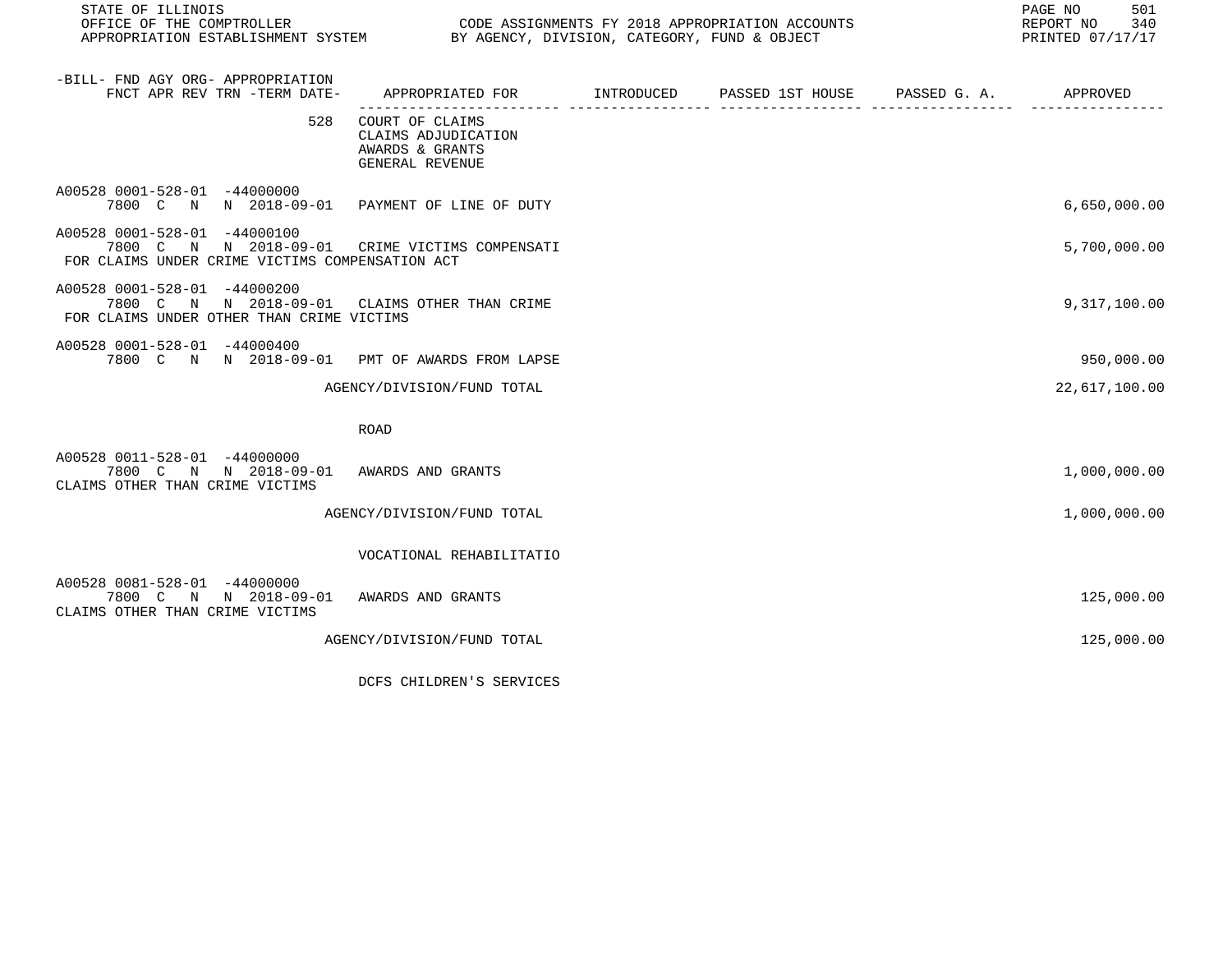STATE OF ILLINOIS
OFFICE OF THE COMPTROLLER
APPROPRIATION ESTABLISHMENT SYSTEM

CODE ASSIGNMENTS FY 2018 APPROPRIATION ACCOUNTS
BY AGENCY, DIVISION, CATEGORY, FUND & OBJECT

REPORT NO 340
PRINTED 07/17/17

| -BILL- FND AGY ORG- APPROPRIATION FNCT APR REV TRN -TERM DATE- | APPROPRIATED FOR | INTRODUCED | PASSED 1ST HOUSE | PASSED G. A. | APPROVED |
|---|---|---|---|---|---|
| 528 | COURT OF CLAIMS<br>CLAIMS ADJUDICATION<br>AWARDS & GRANTS<br>GENERAL REVENUE | | | | |
| A00528 0001-528-01 -44000000<br>7800 C N N 2018-09-01 | PAYMENT OF LINE OF DUTY | | | | 6,650,000.00 |
| A00528 0001-528-01 -44000100<br>7800 C N N 2018-09-01<br>FOR CLAIMS UNDER CRIME VICTIMS COMPENSATION ACT | CRIME VICTIMS COMPENSATI | | | | 5,700,000.00 |
| A00528 0001-528-01 -44000200<br>7800 C N N 2018-09-01<br>FOR CLAIMS UNDER OTHER THAN CRIME VICTIMS | CLAIMS OTHER THAN CRIME | | | | 9,317,100.00 |
| A00528 0001-528-01 -44000400<br>7800 C N N 2018-09-01 | PMT OF AWARDS FROM LAPSE | | | | 950,000.00 |
| | AGENCY/DIVISION/FUND TOTAL | | | | 22,617,100.00 |
| | ROAD | | | | |
| A00528 0011-528-01 -44000000<br>7800 C N N 2018-09-01<br>CLAIMS OTHER THAN CRIME VICTIMS | AWARDS AND GRANTS | | | | 1,000,000.00 |
| | AGENCY/DIVISION/FUND TOTAL | | | | 1,000,000.00 |
| | VOCATIONAL REHABILITATIO | | | | |
| A00528 0081-528-01 -44000000<br>7800 C N N 2018-09-01<br>CLAIMS OTHER THAN CRIME VICTIMS | AWARDS AND GRANTS | | | | 125,000.00 |
| | AGENCY/DIVISION/FUND TOTAL | | | | 125,000.00 |
| | DCFS CHILDREN'S SERVICES | | | | |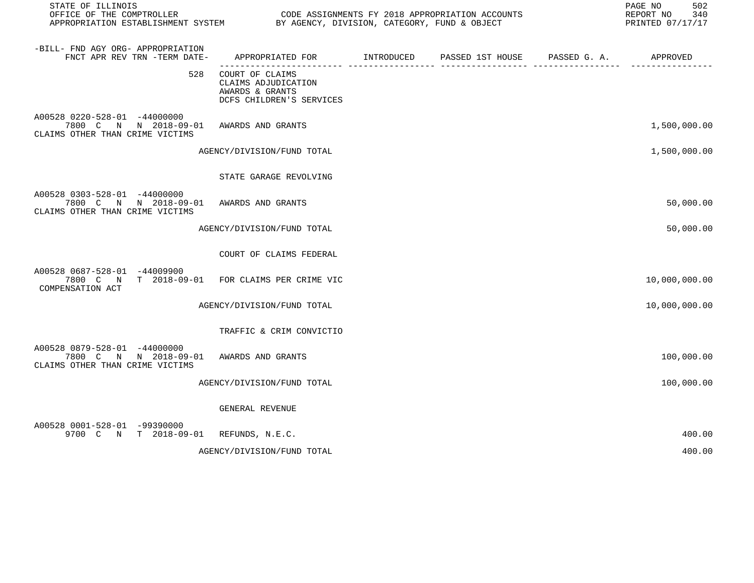STATE OF ILLINOIS
OFFICE OF THE COMPTROLLER
APPROPRIATION ESTABLISHMENT SYSTEM

CODE ASSIGNMENTS FY 2018 APPROPRIATION ACCOUNTS
BY AGENCY, DIVISION, CATEGORY, FUND & OBJECT

REPORT NO 340
PRINTED 07/17/17

| -BILL- FND AGY ORG- APPROPRIATION FNCT APR REV TRN -TERM DATE- | APPROPRIATED FOR | INTRODUCED | PASSED 1ST HOUSE | PASSED G. A. | APPROVED |
|---|---|---|---|---|---|
| 528 | COURT OF CLAIMS<br>CLAIMS ADJUDICATION<br>AWARDS & GRANTS<br>DCFS CHILDREN'S SERVICES | | | | |
| A00528 0220-528-01 -44000000<br>7800 C N N 2018-09-01<br>CLAIMS OTHER THAN CRIME VICTIMS | AWARDS AND GRANTS | | | | 1,500,000.00 |
| | AGENCY/DIVISION/FUND TOTAL | | | | 1,500,000.00 |
| | STATE GARAGE REVOLVING | | | | |
| A00528 0303-528-01 -44000000<br>7800 C N N 2018-09-01<br>CLAIMS OTHER THAN CRIME VICTIMS | AWARDS AND GRANTS | | | | 50,000.00 |
| | AGENCY/DIVISION/FUND TOTAL | | | | 50,000.00 |
| | COURT OF CLAIMS FEDERAL | | | | |
| A00528 0687-528-01 -44009900<br>7800 C N T 2018-09-01<br>COMPENSATION ACT | FOR CLAIMS PER CRIME VIC | | | | 10,000,000.00 |
| | AGENCY/DIVISION/FUND TOTAL | | | | 10,000,000.00 |
| | TRAFFIC & CRIM CONVICTIO | | | | |
| A00528 0879-528-01 -44000000<br>7800 C N N 2018-09-01<br>CLAIMS OTHER THAN CRIME VICTIMS | AWARDS AND GRANTS | | | | 100,000.00 |
| | AGENCY/DIVISION/FUND TOTAL | | | | 100,000.00 |
| | GENERAL REVENUE | | | | |
| A00528 0001-528-01 -99390000<br>9700 C N T 2018-09-01 | REFUNDS, N.E.C. | | | | 400.00 |
| | AGENCY/DIVISION/FUND TOTAL | | | | 400.00 |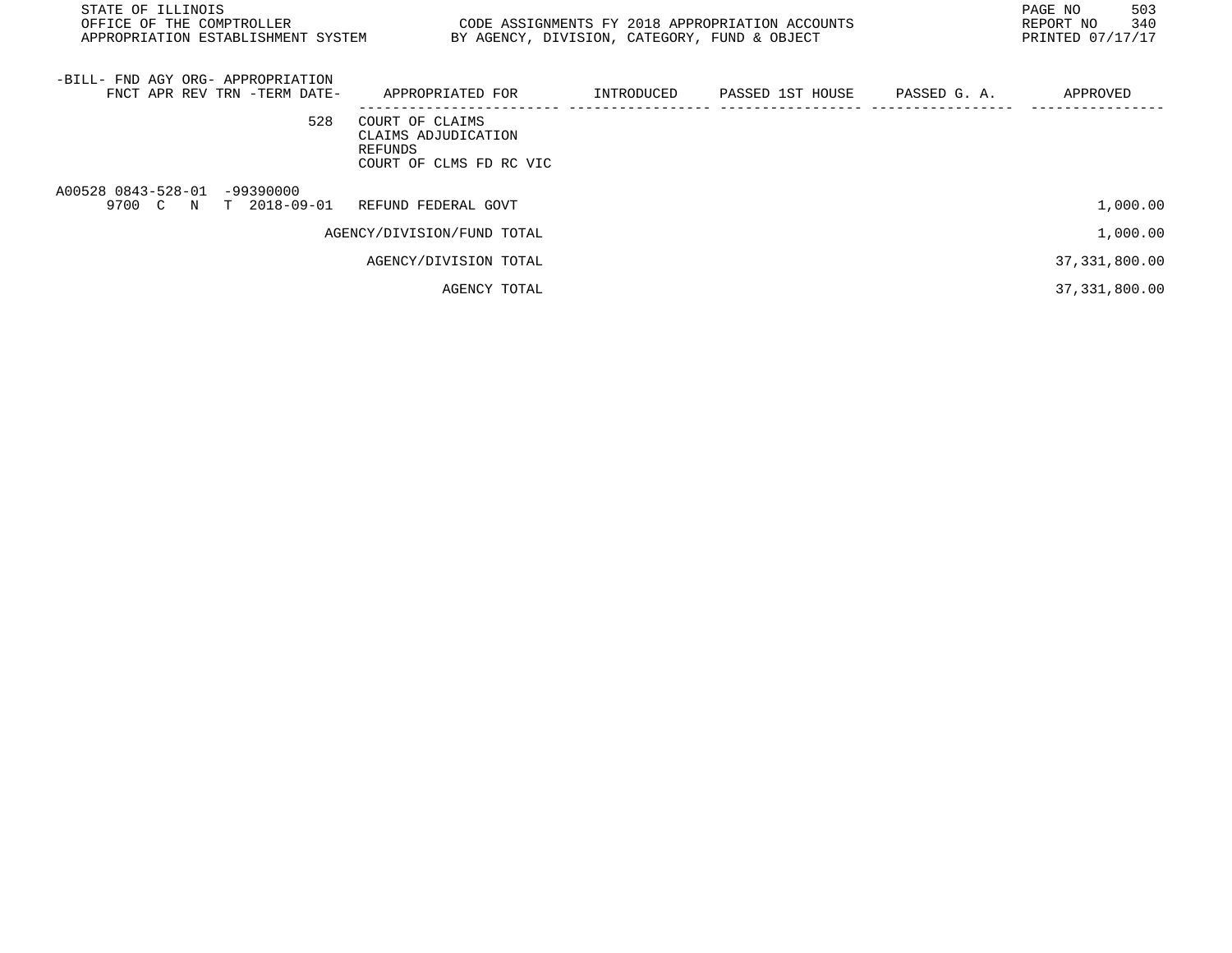STATE OF ILLINOIS
OFFICE OF THE COMPTROLLER
APPROPRIATION ESTABLISHMENT SYSTEM

CODE ASSIGNMENTS FY 2018 APPROPRIATION ACCOUNTS
BY AGENCY, DIVISION, CATEGORY, FUND & OBJECT

REPORT NO 340
PRINTED 07/17/17

| -BILL- FND AGY ORG- APPROPRIATION FNCT APR REV TRN -TERM DATE- | APPROPRIATED FOR | INTRODUCED | PASSED 1ST HOUSE | PASSED G. A. | APPROVED |
|---|---|---|---|---|---|
| 528 | COURT OF CLAIMS<br>CLAIMS ADJUDICATION<br>REFUNDS<br>COURT OF CLMS FD RC VIC | | | | |
| A00528 0843-528-01 -99390000<br>9700 C N T 2018-09-01 | REFUND FEDERAL GOVT | | | | 1,000.00 |
| | AGENCY/DIVISION/FUND TOTAL | | | | 1,000.00 |
| | AGENCY/DIVISION TOTAL | | | | 37,331,800.00 |
| | AGENCY TOTAL | | | | 37,331,800.00 |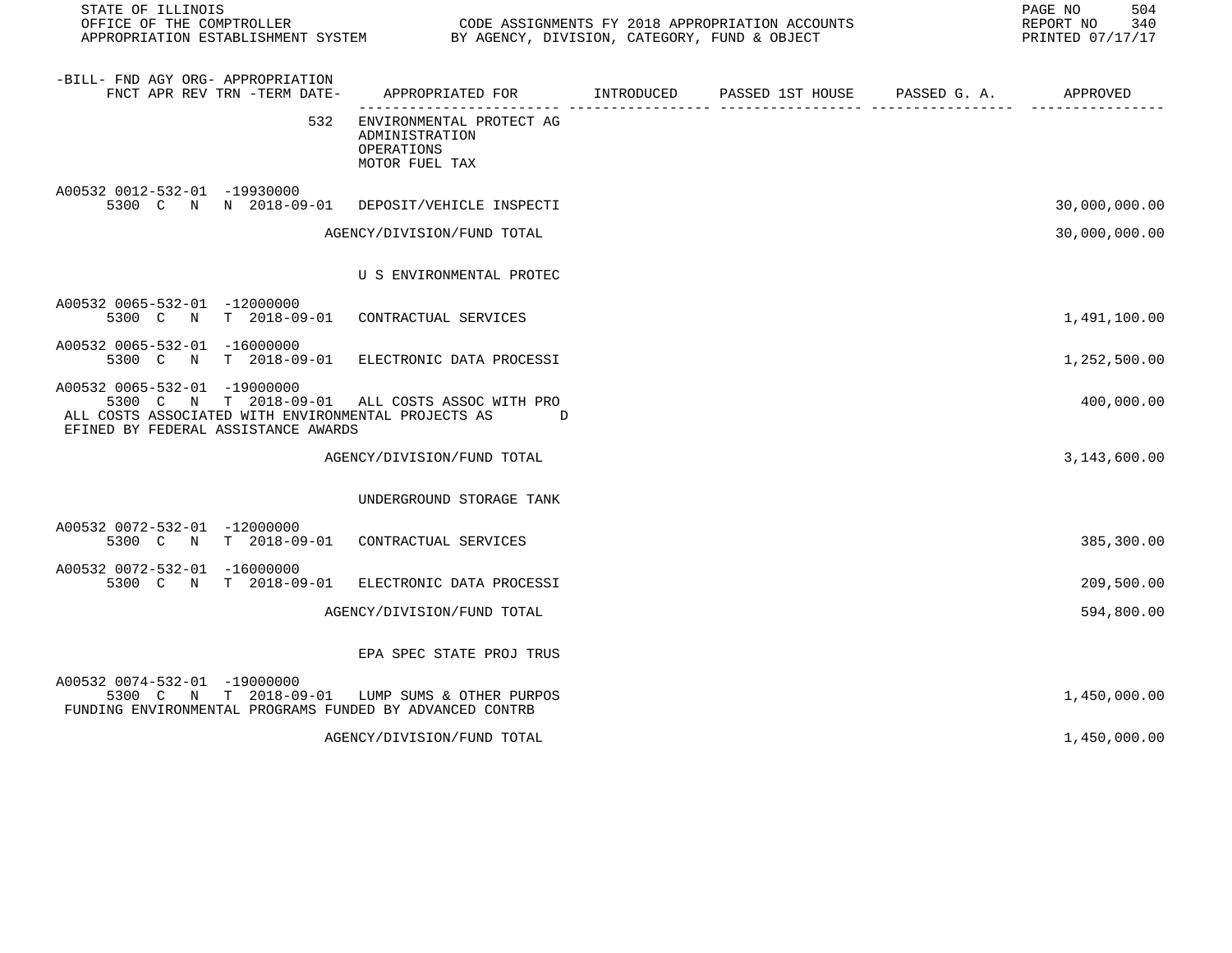| -BILL- FND AGY ORG- APPROPRIATION FNCT APR REV TRN -TERM DATE- | APPROPRIATED FOR | INTRODUCED | PASSED 1ST HOUSE | PASSED G. A. | APPROVED |
|---|---|---|---|---|---|
| 532 | ENVIRONMENTAL PROTECT AG ADMINISTRATION OPERATIONS MOTOR FUEL TAX | | | | |
| A00532 0012-532-01 -19930000 5300 C N N 2018-09-01 | DEPOSIT/VEHICLE INSPECTI | | | | 30,000,000.00 |
| | AGENCY/DIVISION/FUND TOTAL | | | | 30,000,000.00 |
| | U S ENVIRONMENTAL PROTEC | | | | |
| A00532 0065-532-01 -12000000 5300 C N T 2018-09-01 | CONTRACTUAL SERVICES | | | | 1,491,100.00 |
| A00532 0065-532-01 -16000000 5300 C N T 2018-09-01 | ELECTRONIC DATA PROCESSI | | | | 1,252,500.00 |
| A00532 0065-532-01 -19000000 5300 C N T 2018-09-01 ALL COSTS ASSOCIATED WITH ENVIRONMENTAL PROJECTS AS DEFINED BY FEDERAL ASSISTANCE AWARDS | ALL COSTS ASSOC WITH PRO | | | | 400,000.00 |
| | AGENCY/DIVISION/FUND TOTAL | | | | 3,143,600.00 |
| | UNDERGROUND STORAGE TANK | | | | |
| A00532 0072-532-01 -12000000 5300 C N T 2018-09-01 | CONTRACTUAL SERVICES | | | | 385,300.00 |
| A00532 0072-532-01 -16000000 5300 C N T 2018-09-01 | ELECTRONIC DATA PROCESSI | | | | 209,500.00 |
| | AGENCY/DIVISION/FUND TOTAL | | | | 594,800.00 |
| | EPA SPEC STATE PROJ TRUS | | | | |
| A00532 0074-532-01 -19000000 5300 C N T 2018-09-01 FUNDING ENVIRONMENTAL PROGRAMS FUNDED BY ADVANCED CONTRB | LUMP SUMS & OTHER PURPOS | | | | 1,450,000.00 |
| | AGENCY/DIVISION/FUND TOTAL | | | | 1,450,000.00 |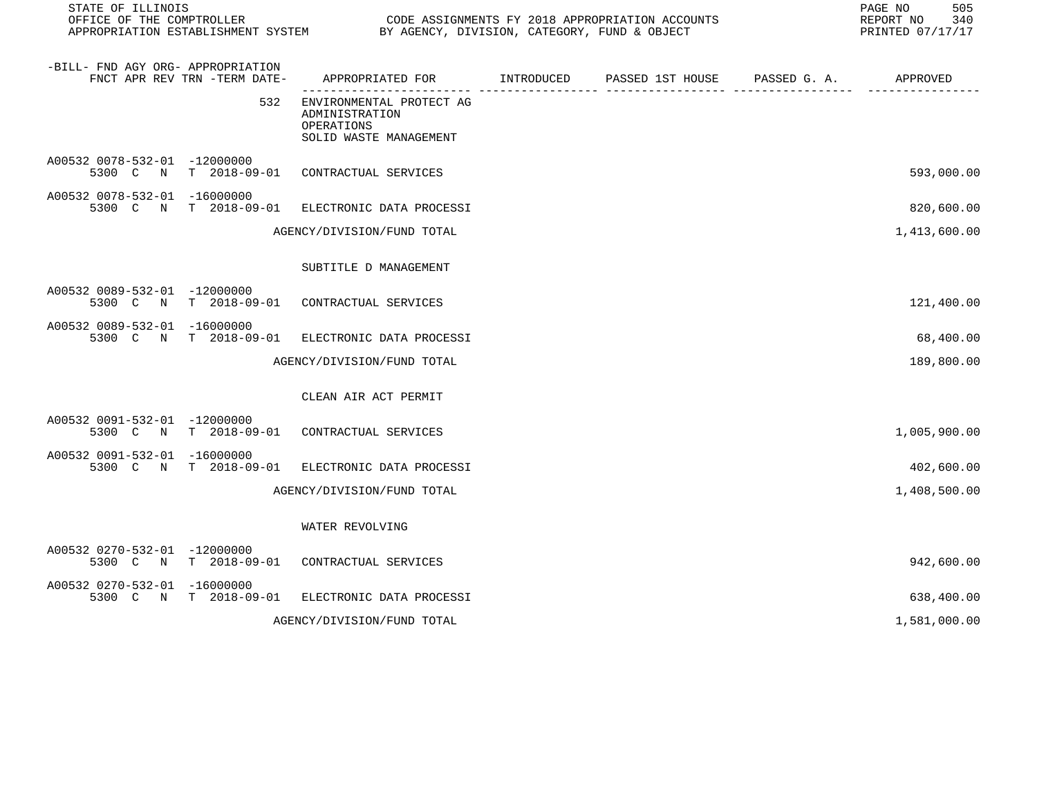STATE OF ILLINOIS
OFFICE OF THE COMPTROLLER
APPROPRIATION ESTABLISHMENT SYSTEM

CODE ASSIGNMENTS FY 2018 APPROPRIATION ACCOUNTS
BY AGENCY, DIVISION, CATEGORY, FUND & OBJECT

REPORT NO 340
PRINTED 07/17/17

| -BILL- FND AGY ORG- APPROPRIATION FNCT APR REV TRN -TERM DATE- | APPROPRIATED FOR | INTRODUCED | PASSED 1ST HOUSE | PASSED G. A. | APPROVED |
|---|---|---|---|---|---|
| 532 | ENVIRONMENTAL PROTECT AG<br>ADMINISTRATION<br>OPERATIONS<br>SOLID WASTE MANAGEMENT | | | | |
| A00532 0078-532-01 -12000000<br>5300 C N T 2018-09-01 | CONTRACTUAL SERVICES | | | | 593,000.00 |
| A00532 0078-532-01 -16000000<br>5300 C N T 2018-09-01 | ELECTRONIC DATA PROCESSI | | | | 820,600.00 |
| | AGENCY/DIVISION/FUND TOTAL | | | | 1,413,600.00 |
| | SUBTITLE D MANAGEMENT | | | | |
| A00532 0089-532-01 -12000000<br>5300 C N T 2018-09-01 | CONTRACTUAL SERVICES | | | | 121,400.00 |
| A00532 0089-532-01 -16000000<br>5300 C N T 2018-09-01 | ELECTRONIC DATA PROCESSI | | | | 68,400.00 |
| | AGENCY/DIVISION/FUND TOTAL | | | | 189,800.00 |
| | CLEAN AIR ACT PERMIT | | | | |
| A00532 0091-532-01 -12000000<br>5300 C N T 2018-09-01 | CONTRACTUAL SERVICES | | | | 1,005,900.00 |
| A00532 0091-532-01 -16000000<br>5300 C N T 2018-09-01 | ELECTRONIC DATA PROCESSI | | | | 402,600.00 |
| | AGENCY/DIVISION/FUND TOTAL | | | | 1,408,500.00 |
| | WATER REVOLVING | | | | |
| A00532 0270-532-01 -12000000<br>5300 C N T 2018-09-01 | CONTRACTUAL SERVICES | | | | 942,600.00 |
| A00532 0270-532-01 -16000000<br>5300 C N T 2018-09-01 | ELECTRONIC DATA PROCESSI | | | | 638,400.00 |
| | AGENCY/DIVISION/FUND TOTAL | | | | 1,581,000.00 |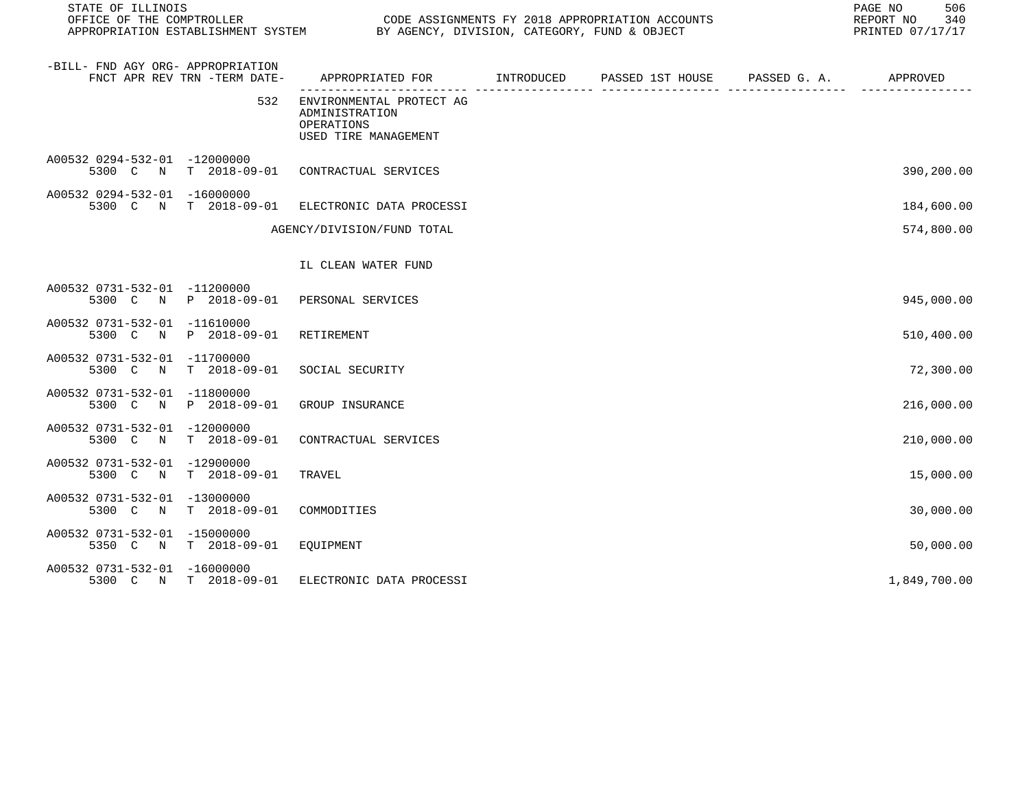| -BILL- FND AGY ORG- APPROPRIATION FNCT APR REV TRN -TERM DATE- | APPROPRIATED FOR | INTRODUCED | PASSED 1ST HOUSE | PASSED G. A. | APPROVED |
|---|---|---|---|---|---|
| 532 | ENVIRONMENTAL PROTECT AG ADMINISTRATION OPERATIONS USED TIRE MANAGEMENT | | | | |
| A00532 0294-532-01 -12000000 5300 C N T 2018-09-01 | CONTRACTUAL SERVICES | | | | 390,200.00 |
| A00532 0294-532-01 -16000000 5300 C N T 2018-09-01 | ELECTRONIC DATA PROCESSI | | | | 184,600.00 |
| | AGENCY/DIVISION/FUND TOTAL | | | | 574,800.00 |
| | IL CLEAN WATER FUND | | | | |
| A00532 0731-532-01 -11200000 5300 C N P 2018-09-01 | PERSONAL SERVICES | | | | 945,000.00 |
| A00532 0731-532-01 -11610000 5300 C N P 2018-09-01 | RETIREMENT | | | | 510,400.00 |
| A00532 0731-532-01 -11700000 5300 C N T 2018-09-01 | SOCIAL SECURITY | | | | 72,300.00 |
| A00532 0731-532-01 -11800000 5300 C N P 2018-09-01 | GROUP INSURANCE | | | | 216,000.00 |
| A00532 0731-532-01 -12000000 5300 C N T 2018-09-01 | CONTRACTUAL SERVICES | | | | 210,000.00 |
| A00532 0731-532-01 -12900000 5300 C N T 2018-09-01 | TRAVEL | | | | 15,000.00 |
| A00532 0731-532-01 -13000000 5300 C N T 2018-09-01 | COMMODITIES | | | | 30,000.00 |
| A00532 0731-532-01 -15000000 5350 C N T 2018-09-01 | EQUIPMENT | | | | 50,000.00 |
| A00532 0731-532-01 -16000000 5300 C N T 2018-09-01 | ELECTRONIC DATA PROCESSI | | | | 1,849,700.00 |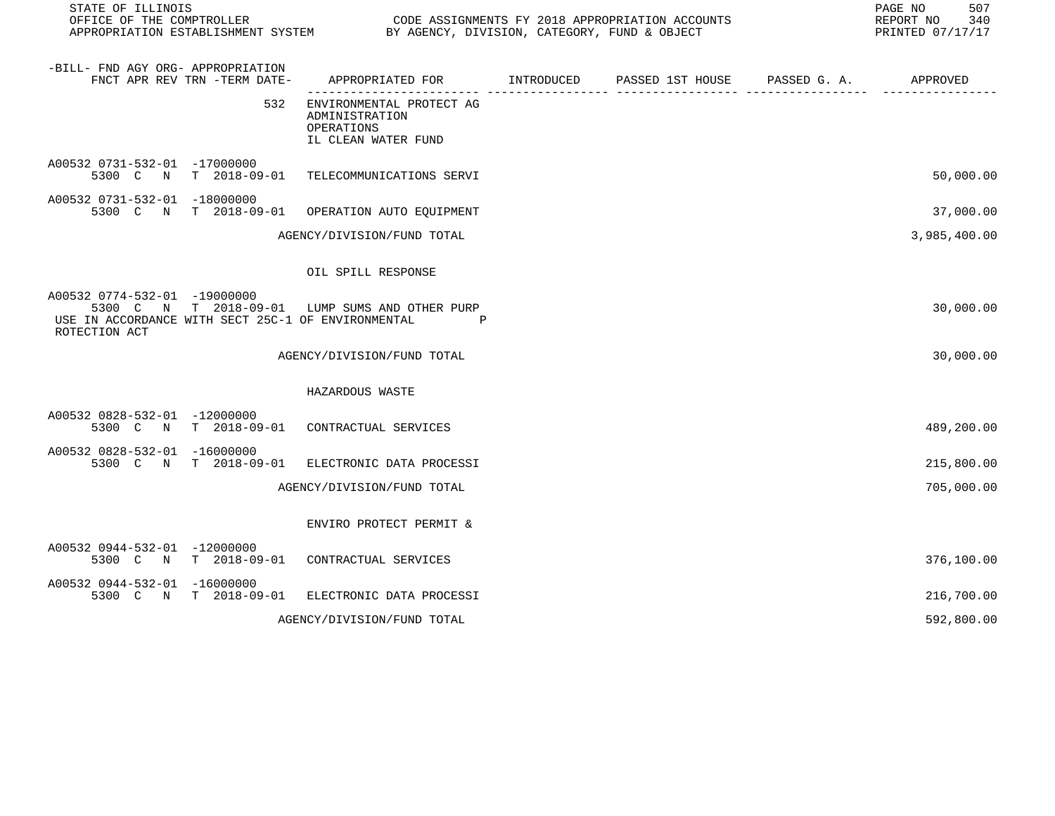| -BILL- FND AGY ORG- APPROPRIATION FNCT APR REV TRN -TERM DATE- | APPROPRIATED FOR | INTRODUCED | PASSED 1ST HOUSE | PASSED G. A. | APPROVED |
|---|---|---|---|---|---|
| 532 | ENVIRONMENTAL PROTECT AG ADMINISTRATION OPERATIONS IL CLEAN WATER FUND | | | | |
| A00532 0731-532-01 -17000000 5300 C N T 2018-09-01 | TELECOMMUNICATIONS SERVI | | | | 50,000.00 |
| A00532 0731-532-01 -18000000 5300 C N T 2018-09-01 | OPERATION AUTO EQUIPMENT | | | | 37,000.00 |
| | AGENCY/DIVISION/FUND TOTAL | | | | 3,985,400.00 |
| | OIL SPILL RESPONSE | | | | |
| A00532 0774-532-01 -19000000 5300 C N T 2018-09-01 | LUMP SUMS AND OTHER PURP | | | | 30,000.00 |
| USE IN ACCORDANCE WITH SECT 25C-1 OF ENVIRONMENTAL P ROTECTION ACT | | | | | |
| | AGENCY/DIVISION/FUND TOTAL | | | | 30,000.00 |
| | HAZARDOUS WASTE | | | | |
| A00532 0828-532-01 -12000000 5300 C N T 2018-09-01 | CONTRACTUAL SERVICES | | | | 489,200.00 |
| A00532 0828-532-01 -16000000 5300 C N T 2018-09-01 | ELECTRONIC DATA PROCESSI | | | | 215,800.00 |
| | AGENCY/DIVISION/FUND TOTAL | | | | 705,000.00 |
| | ENVIRO PROTECT PERMIT & | | | | |
| A00532 0944-532-01 -12000000 5300 C N T 2018-09-01 | CONTRACTUAL SERVICES | | | | 376,100.00 |
| A00532 0944-532-01 -16000000 5300 C N T 2018-09-01 | ELECTRONIC DATA PROCESSI | | | | 216,700.00 |
| | AGENCY/DIVISION/FUND TOTAL | | | | 592,800.00 |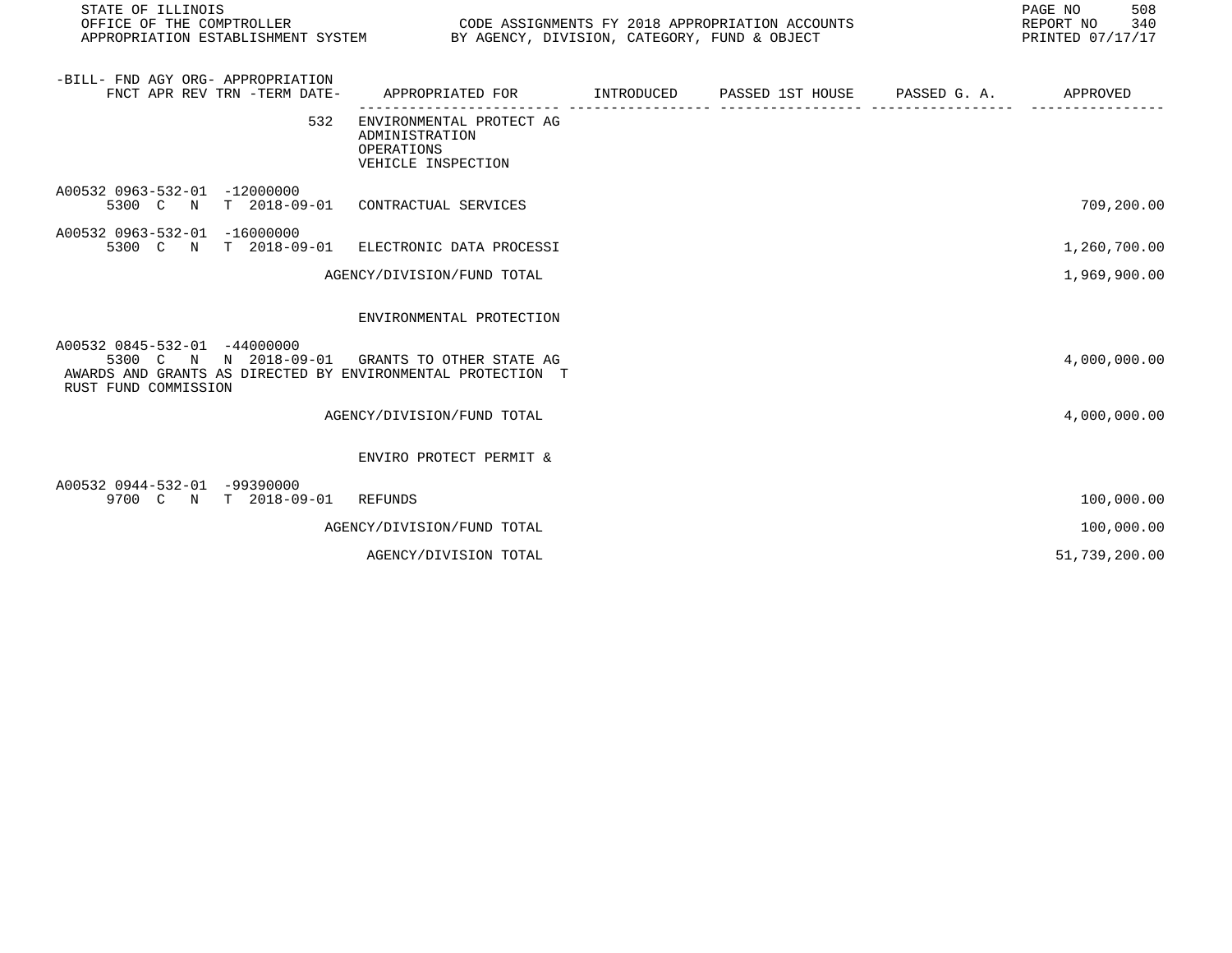STATE OF ILLINOIS
OFFICE OF THE COMPTROLLER
APPROPRIATION ESTABLISHMENT SYSTEM

CODE ASSIGNMENTS FY 2018 APPROPRIATION ACCOUNTS
BY AGENCY, DIVISION, CATEGORY, FUND & OBJECT

REPORT NO 340
PRINTED 07/17/17

| -BILL- FND AGY ORG- APPROPRIATION / FNCT APR REV TRN -TERM DATE- | APPROPRIATED FOR | INTRODUCED | PASSED 1ST HOUSE | PASSED G. A. | APPROVED |
|---|---|---|---|---|---|
| 532 | ENVIRONMENTAL PROTECT AG<br>ADMINISTRATION<br>OPERATIONS<br>VEHICLE INSPECTION | | | | |
| A00532 0963-532-01 -12000000<br>5300 C N T 2018-09-01 | CONTRACTUAL SERVICES | | | | 709,200.00 |
| A00532 0963-532-01 -16000000<br>5300 C N T 2018-09-01 | ELECTRONIC DATA PROCESSI | | | | 1,260,700.00 |
| | AGENCY/DIVISION/FUND TOTAL | | | | 1,969,900.00 |
| | ENVIRONMENTAL PROTECTION | | | | |
| A00532 0845-532-01 -44000000<br>5300 C N N 2018-09-01 | GRANTS TO OTHER STATE AG | | | | 4,000,000.00 |
| AWARDS AND GRANTS AS DIRECTED BY ENVIRONMENTAL PROTECTION T<br>RUST FUND COMMISSION | | | | | |
| | AGENCY/DIVISION/FUND TOTAL | | | | 4,000,000.00 |
| | ENVIRO PROTECT PERMIT & | | | | |
| A00532 0944-532-01 -99390000<br>9700 C N T 2018-09-01 | REFUNDS | | | | 100,000.00 |
| | AGENCY/DIVISION/FUND TOTAL | | | | 100,000.00 |
| | AGENCY/DIVISION TOTAL | | | | 51,739,200.00 |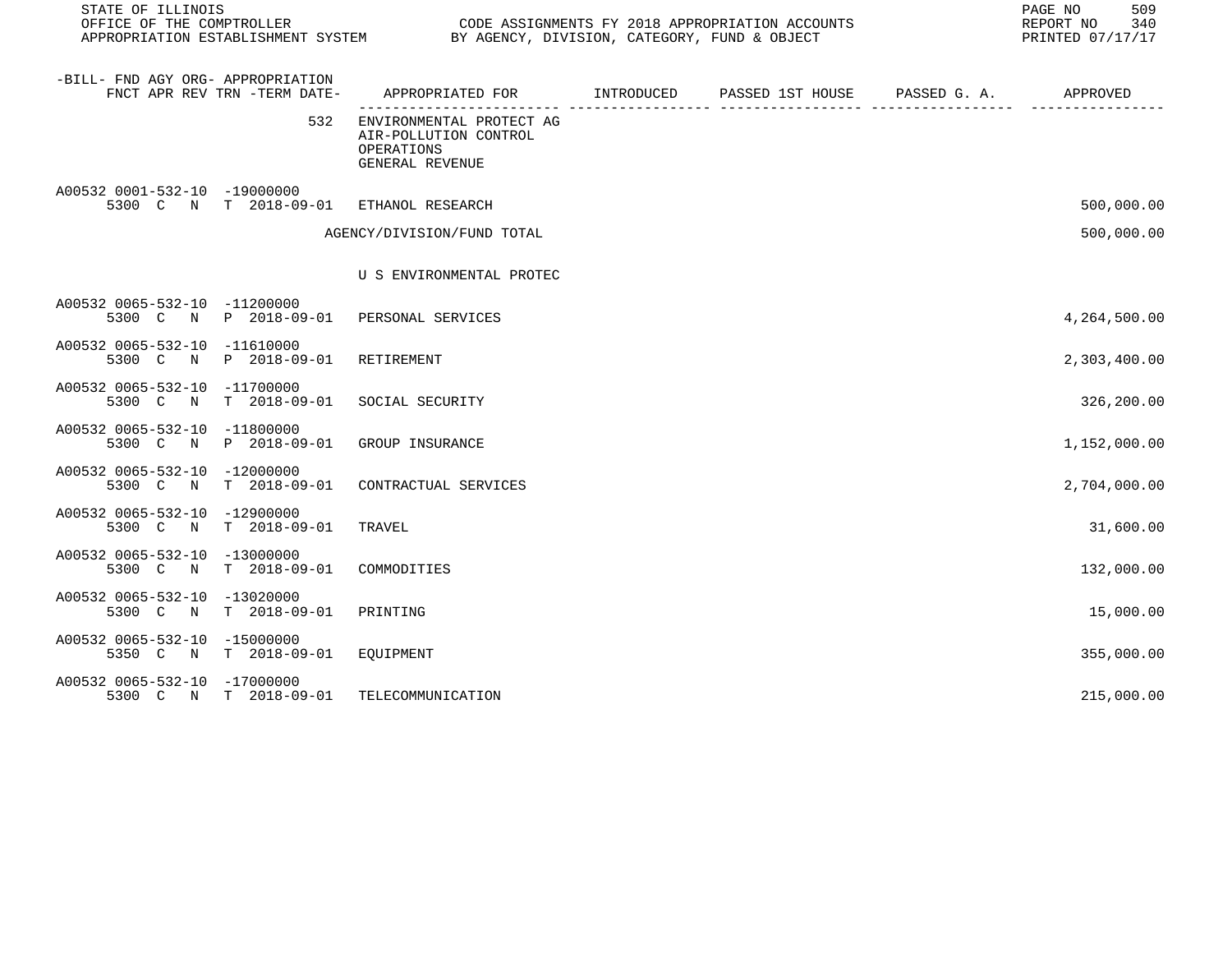STATE OF ILLINOIS
OFFICE OF THE COMPTROLLER
APPROPRIATION ESTABLISHMENT SYSTEM

CODE ASSIGNMENTS FY 2018 APPROPRIATION ACCOUNTS
BY AGENCY, DIVISION, CATEGORY, FUND & OBJECT

REPORT NO 340
PRINTED 07/17/17

| -BILL- FND AGY ORG- APPROPRIATION FNCT APR REV TRN -TERM DATE- | APPROPRIATED FOR | INTRODUCED | PASSED 1ST HOUSE | PASSED G. A. | APPROVED |
|---|---|---|---|---|---|
| 532 | ENVIRONMENTAL PROTECT AG AIR-POLLUTION CONTROL OPERATIONS GENERAL REVENUE | | | | |
| A00532 0001-532-10 -19000000 5300 C N T 2018-09-01 | ETHANOL RESEARCH | | | | 500,000.00 |
| | AGENCY/DIVISION/FUND TOTAL | | | | 500,000.00 |
| | U S ENVIRONMENTAL PROTEC | | | | |
| A00532 0065-532-10 -11200000 5300 C N P 2018-09-01 | PERSONAL SERVICES | | | | 4,264,500.00 |
| A00532 0065-532-10 -11610000 5300 C N P 2018-09-01 | RETIREMENT | | | | 2,303,400.00 |
| A00532 0065-532-10 -11700000 5300 C N T 2018-09-01 | SOCIAL SECURITY | | | | 326,200.00 |
| A00532 0065-532-10 -11800000 5300 C N P 2018-09-01 | GROUP INSURANCE | | | | 1,152,000.00 |
| A00532 0065-532-10 -12000000 5300 C N T 2018-09-01 | CONTRACTUAL SERVICES | | | | 2,704,000.00 |
| A00532 0065-532-10 -12900000 5300 C N T 2018-09-01 | TRAVEL | | | | 31,600.00 |
| A00532 0065-532-10 -13000000 5300 C N T 2018-09-01 | COMMODITIES | | | | 132,000.00 |
| A00532 0065-532-10 -13020000 5300 C N T 2018-09-01 | PRINTING | | | | 15,000.00 |
| A00532 0065-532-10 -15000000 5350 C N T 2018-09-01 | EQUIPMENT | | | | 355,000.00 |
| A00532 0065-532-10 -17000000 5300 C N T 2018-09-01 | TELECOMMUNICATION | | | | 215,000.00 |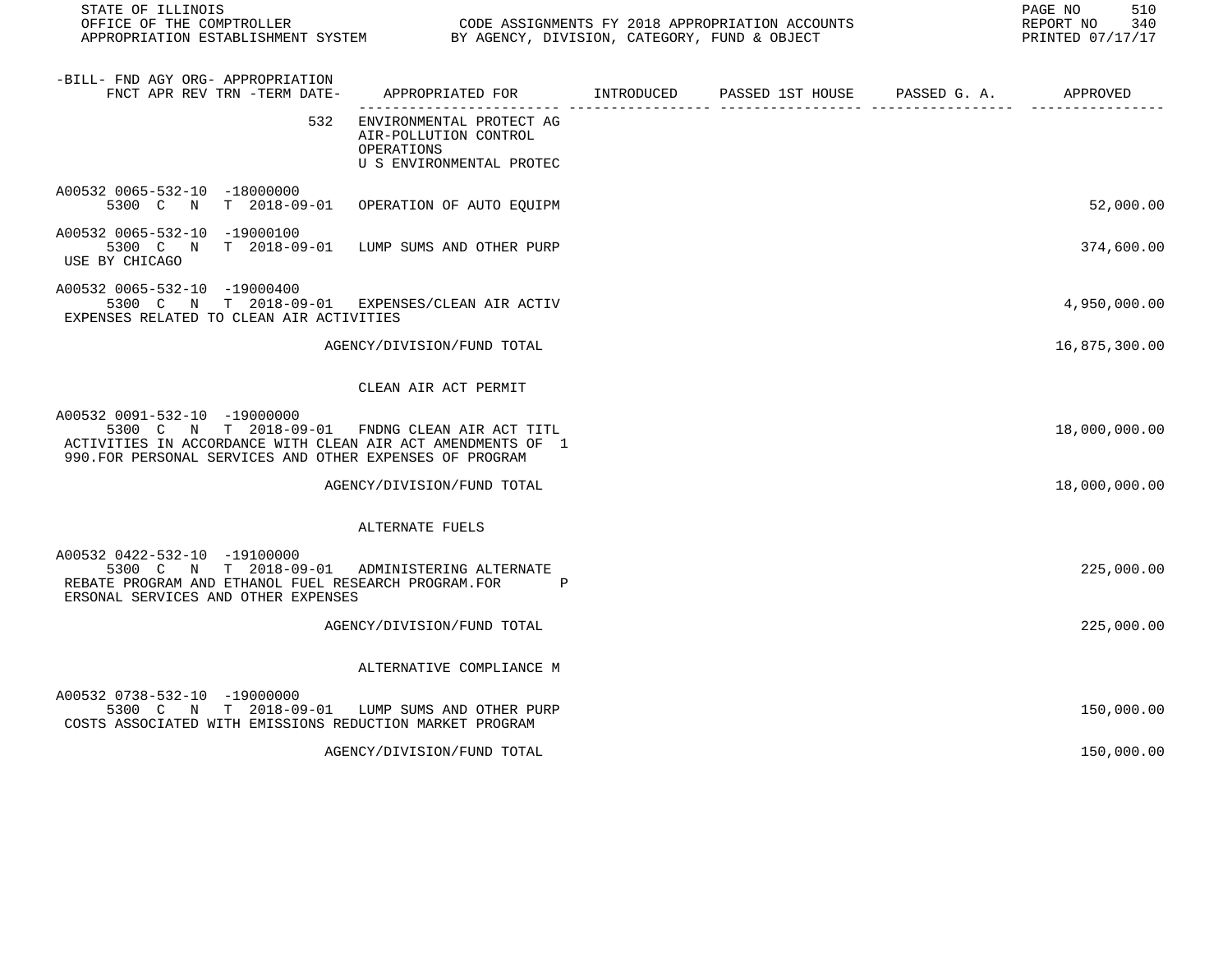| -BILL- FND AGY ORG- APPROPRIATION FNCT APR REV TRN -TERM DATE- | APPROPRIATED FOR | INTRODUCED | PASSED 1ST HOUSE | PASSED G. A. | APPROVED |
|---|---|---|---|---|---|
| 532 | ENVIRONMENTAL PROTECT AG AIR-POLLUTION CONTROL OPERATIONS U S ENVIRONMENTAL PROTEC | | | | |
| A00532 0065-532-10 -18000000 5300 C N T 2018-09-01 | OPERATION OF AUTO EQUIPM | | | | 52,000.00 |
| A00532 0065-532-10 -19000100 5300 C N T 2018-09-01 USE BY CHICAGO | LUMP SUMS AND OTHER PURP | | | | 374,600.00 |
| A00532 0065-532-10 -19000400 5300 C N T 2018-09-01 EXPENSES RELATED TO CLEAN AIR ACTIVITIES | EXPENSES/CLEAN AIR ACTIV | | | | 4,950,000.00 |
| | AGENCY/DIVISION/FUND TOTAL | | | | 16,875,300.00 |
| | CLEAN AIR ACT PERMIT | | | | |
| A00532 0091-532-10 -19000000 5300 C N T 2018-09-01 ACTIVITIES IN ACCORDANCE WITH CLEAN AIR ACT AMENDMENTS OF 1 990.FOR PERSONAL SERVICES AND OTHER EXPENSES OF PROGRAM | FNDNG CLEAN AIR ACT TITL | | | | 18,000,000.00 |
| | AGENCY/DIVISION/FUND TOTAL | | | | 18,000,000.00 |
| | ALTERNATE FUELS | | | | |
| A00532 0422-532-10 -19100000 5300 C N T 2018-09-01 REBATE PROGRAM AND ETHANOL FUEL RESEARCH PROGRAM.FOR P ERSONAL SERVICES AND OTHER EXPENSES | ADMINISTERING ALTERNATE | | | | 225,000.00 |
| | AGENCY/DIVISION/FUND TOTAL | | | | 225,000.00 |
| | ALTERNATIVE COMPLIANCE M | | | | |
| A00532 0738-532-10 -19000000 5300 C N T 2018-09-01 COSTS ASSOCIATED WITH EMISSIONS REDUCTION MARKET PROGRAM | LUMP SUMS AND OTHER PURP | | | | 150,000.00 |
| | AGENCY/DIVISION/FUND TOTAL | | | | 150,000.00 |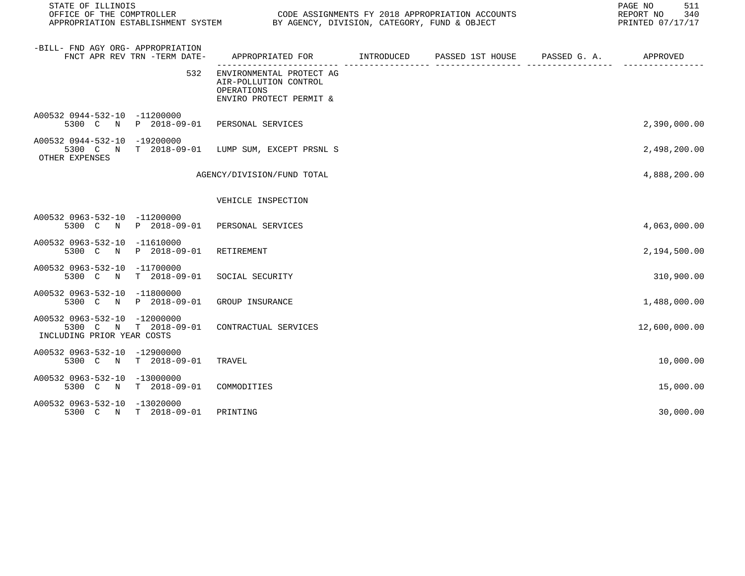| -BILL- FND AGY ORG- APPROPRIATION FNCT APR REV TRN -TERM DATE- | APPROPRIATED FOR | INTRODUCED | PASSED 1ST HOUSE | PASSED G. A. | APPROVED |
|---|---|---|---|---|---|
| 532 | ENVIRONMENTAL PROTECT AG AIR-POLLUTION CONTROL OPERATIONS ENVIRO PROTECT PERMIT & | | | | |
| A00532 0944-532-10 -11200000 5300 C N P 2018-09-01 | PERSONAL SERVICES | | | | 2,390,000.00 |
| A00532 0944-532-10 -19200000 5300 C N T 2018-09-01 OTHER EXPENSES | LUMP SUM, EXCEPT PRSNL S | | | | 2,498,200.00 |
| | AGENCY/DIVISION/FUND TOTAL | | | | 4,888,200.00 |
| | VEHICLE INSPECTION | | | | |
| A00532 0963-532-10 -11200000 5300 C N P 2018-09-01 | PERSONAL SERVICES | | | | 4,063,000.00 |
| A00532 0963-532-10 -11610000 5300 C N P 2018-09-01 | RETIREMENT | | | | 2,194,500.00 |
| A00532 0963-532-10 -11700000 5300 C N T 2018-09-01 | SOCIAL SECURITY | | | | 310,900.00 |
| A00532 0963-532-10 -11800000 5300 C N P 2018-09-01 | GROUP INSURANCE | | | | 1,488,000.00 |
| A00532 0963-532-10 -12000000 5300 C N T 2018-09-01 INCLUDING PRIOR YEAR COSTS | CONTRACTUAL SERVICES | | | | 12,600,000.00 |
| A00532 0963-532-10 -12900000 5300 C N T 2018-09-01 | TRAVEL | | | | 10,000.00 |
| A00532 0963-532-10 -13000000 5300 C N T 2018-09-01 | COMMODITIES | | | | 15,000.00 |
| A00532 0963-532-10 -13020000 5300 C N T 2018-09-01 | PRINTING | | | | 30,000.00 |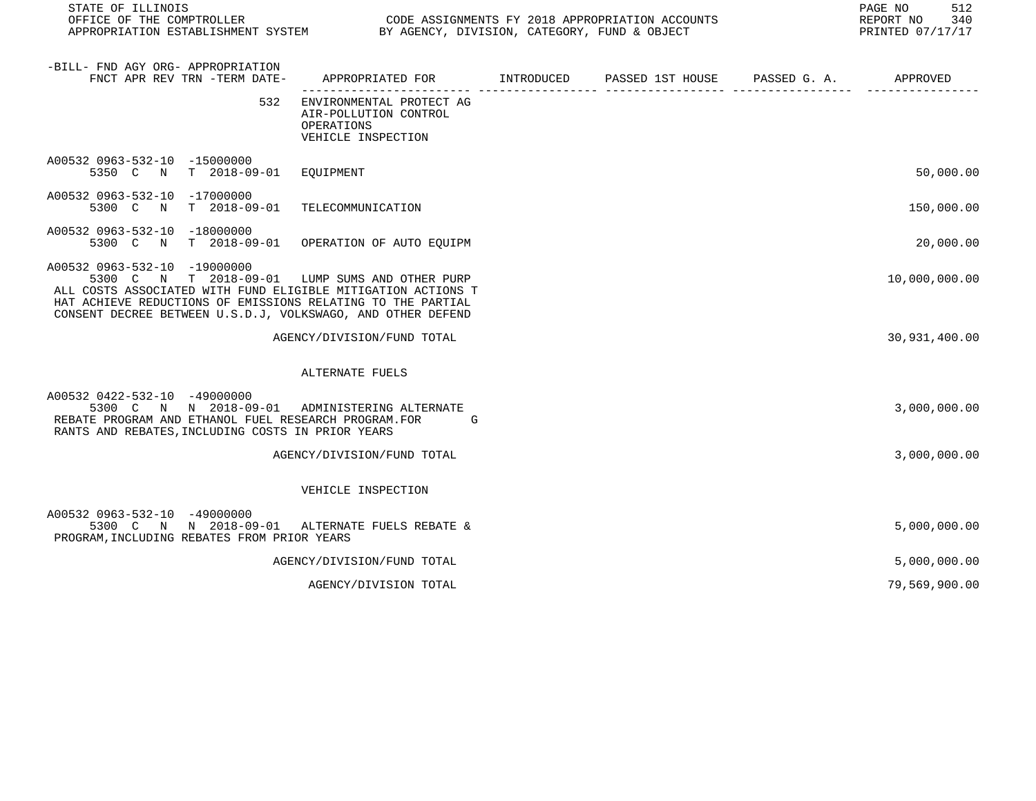| -BILL- FND AGY ORG- APPROPRIATION FNCT APR REV TRN -TERM DATE- | APPROPRIATED FOR | INTRODUCED | PASSED 1ST HOUSE | PASSED G. A. | APPROVED |
|---|---|---|---|---|---|
| 532 | ENVIRONMENTAL PROTECT AG AIR-POLLUTION CONTROL OPERATIONS VEHICLE INSPECTION | | | | |
| A00532 0963-532-10 -15000000 5350 C N T 2018-09-01 | EQUIPMENT | | | | 50,000.00 |
| A00532 0963-532-10 -17000000 5300 C N T 2018-09-01 | TELECOMMUNICATION | | | | 150,000.00 |
| A00532 0963-532-10 -18000000 5300 C N T 2018-09-01 | OPERATION OF AUTO EQUIPM | | | | 20,000.00 |
| A00532 0963-532-10 -19000000 5300 C N T 2018-09-01 | LUMP SUMS AND OTHER PURP ALL COSTS ASSOCIATED WITH FUND ELIGIBLE MITIGATION ACTIONS THAT ACHIEVE REDUCTIONS OF EMISSIONS RELATING TO THE PARTIAL CONSENT DECREE BETWEEN U.S.D.J, VOLKSWAGO, AND OTHER DEFEND | | | | 10,000,000.00 |
| | AGENCY/DIVISION/FUND TOTAL | | | | 30,931,400.00 |
| | ALTERNATE FUELS | | | | |
| A00532 0422-532-10 -49000000 5300 C N N 2018-09-01 | ADMINISTERING ALTERNATE REBATE PROGRAM AND ETHANOL FUEL RESEARCH PROGRAM.FOR GRANTS AND REBATES,INCLUDING COSTS IN PRIOR YEARS | | | | 3,000,000.00 |
| | AGENCY/DIVISION/FUND TOTAL | | | | 3,000,000.00 |
| | VEHICLE INSPECTION | | | | |
| A00532 0963-532-10 -49000000 5300 C N N 2018-09-01 | ALTERNATE FUELS REBATE & PROGRAM,INCLUDING REBATES FROM PRIOR YEARS | | | | 5,000,000.00 |
| | AGENCY/DIVISION/FUND TOTAL | | | | 5,000,000.00 |
| | AGENCY/DIVISION TOTAL | | | | 79,569,900.00 |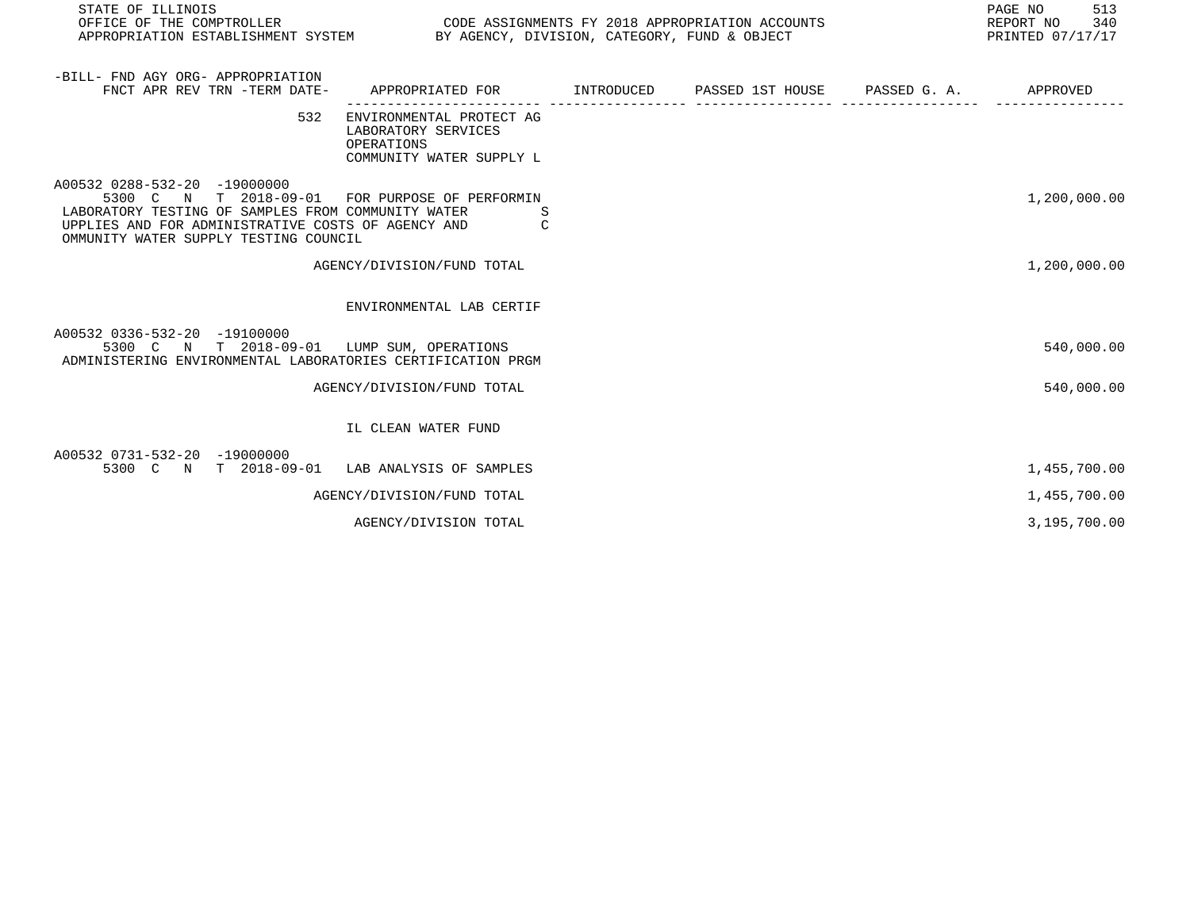| -BILL- FND AGY ORG- APPROPRIATION FNCT APR REV TRN -TERM DATE- | APPROPRIATED FOR | INTRODUCED | PASSED 1ST HOUSE | PASSED G. A. | APPROVED |
|---|---|---|---|---|---|
| 532 | ENVIRONMENTAL PROTECT AG LABORATORY SERVICES OPERATIONS COMMUNITY WATER SUPPLY L | | | | |
| A00532 0288-532-20 -19000000 5300 C N T 2018-09-01 | FOR PURPOSE OF PERFORMIN LABORATORY TESTING OF SAMPLES FROM COMMUNITY WATER SUPPLIES AND FOR ADMINISTRATIVE COSTS OF AGENCY AND COMMUNITY WATER SUPPLY TESTING COUNCIL | | | | 1,200,000.00 |
| | AGENCY/DIVISION/FUND TOTAL | | | | 1,200,000.00 |
| | ENVIRONMENTAL LAB CERTIF | | | | |
| A00532 0336-532-20 -19100000 5300 C N T 2018-09-01 | LUMP SUM, OPERATIONS ADMINISTERING ENVIRONMENTAL LABORATORIES CERTIFICATION PRGM | | | | 540,000.00 |
| | AGENCY/DIVISION/FUND TOTAL | | | | 540,000.00 |
| | IL CLEAN WATER FUND | | | | |
| A00532 0731-532-20 -19000000 5300 C N T 2018-09-01 | LAB ANALYSIS OF SAMPLES | | | | 1,455,700.00 |
| | AGENCY/DIVISION/FUND TOTAL | | | | 1,455,700.00 |
| | AGENCY/DIVISION TOTAL | | | | 3,195,700.00 |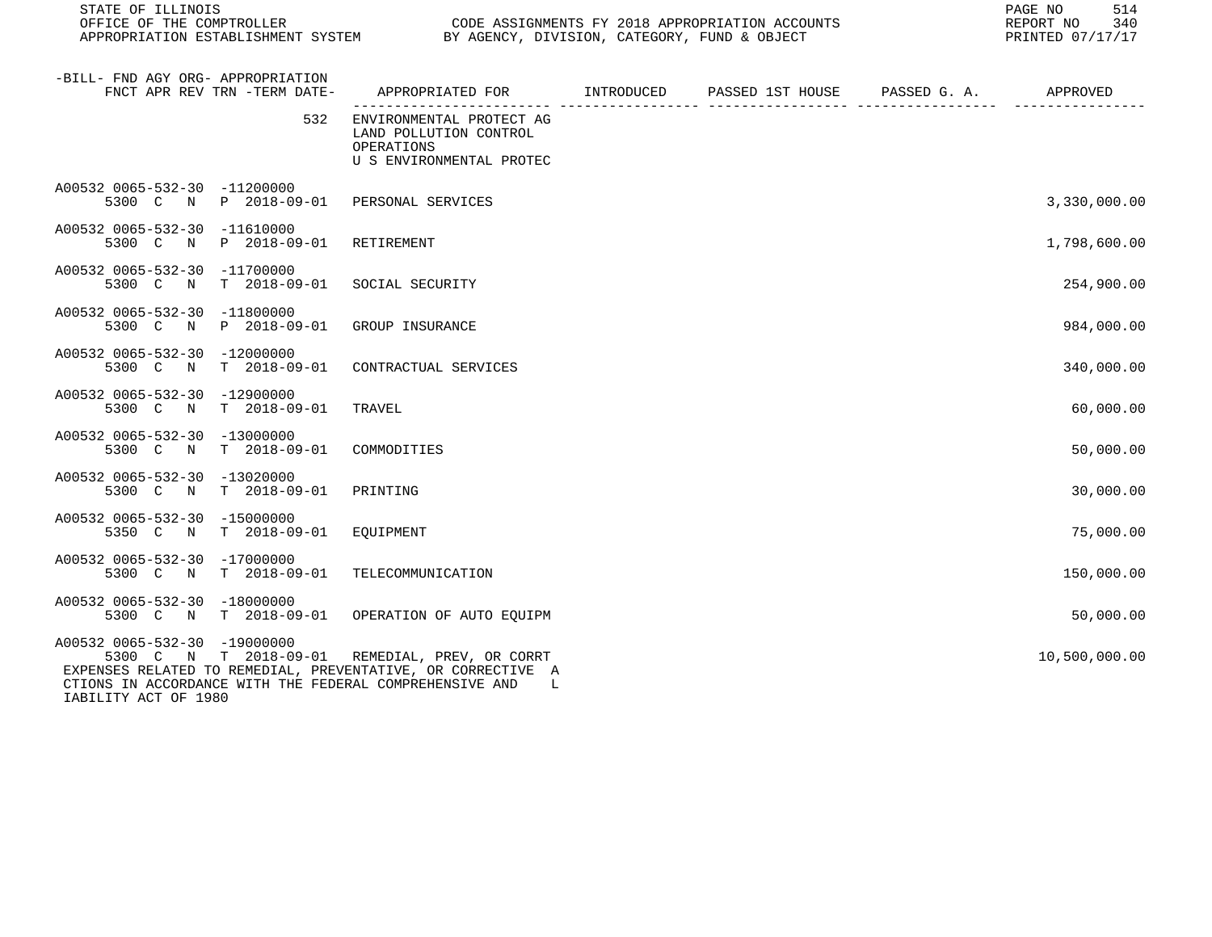STATE OF ILLINOIS
OFFICE OF THE COMPTROLLER
APPROPRIATION ESTABLISHMENT SYSTEM

CODE ASSIGNMENTS FY 2018 APPROPRIATION ACCOUNTS
BY AGENCY, DIVISION, CATEGORY, FUND & OBJECT

REPORT NO 340
PRINTED 07/17/17

| -BILL- FND AGY ORG- APPROPRIATION<br>FNCT APR REV TRN -TERM DATE- | APPROPRIATED FOR | INTRODUCED | PASSED 1ST HOUSE | PASSED G. A. | APPROVED |
|---|---|---|---|---|---|
| 532 | ENVIRONMENTAL PROTECT AG<br>LAND POLLUTION CONTROL<br>OPERATIONS<br>U S ENVIRONMENTAL PROTEC | | | | |
| A00532 0065-532-30 -11200000<br>5300 C N P 2018-09-01 | PERSONAL SERVICES | | | | 3,330,000.00 |
| A00532 0065-532-30 -11610000<br>5300 C N P 2018-09-01 | RETIREMENT | | | | 1,798,600.00 |
| A00532 0065-532-30 -11700000<br>5300 C N T 2018-09-01 | SOCIAL SECURITY | | | | 254,900.00 |
| A00532 0065-532-30 -11800000<br>5300 C N P 2018-09-01 | GROUP INSURANCE | | | | 984,000.00 |
| A00532 0065-532-30 -12000000<br>5300 C N T 2018-09-01 | CONTRACTUAL SERVICES | | | | 340,000.00 |
| A00532 0065-532-30 -12900000<br>5300 C N T 2018-09-01 | TRAVEL | | | | 60,000.00 |
| A00532 0065-532-30 -13000000<br>5300 C N T 2018-09-01 | COMMODITIES | | | | 50,000.00 |
| A00532 0065-532-30 -13020000<br>5300 C N T 2018-09-01 | PRINTING | | | | 30,000.00 |
| A00532 0065-532-30 -15000000<br>5350 C N T 2018-09-01 | EQUIPMENT | | | | 75,000.00 |
| A00532 0065-532-30 -17000000<br>5300 C N T 2018-09-01 | TELECOMMUNICATION | | | | 150,000.00 |
| A00532 0065-532-30 -18000000<br>5300 C N T 2018-09-01 | OPERATION OF AUTO EQUIPM | | | | 50,000.00 |
| A00532 0065-532-30 -19000000<br>5300 C N T 2018-09-01 | REMEDIAL, PREV, OR CORRT | | | | 10,500,000.00 |

EXPENSES RELATED TO REMEDIAL, PREVENTATIVE, OR CORRECTIVE A
CTIONS IN ACCORDANCE WITH THE FEDERAL COMPREHENSIVE AND L
IABILITY ACT OF 1980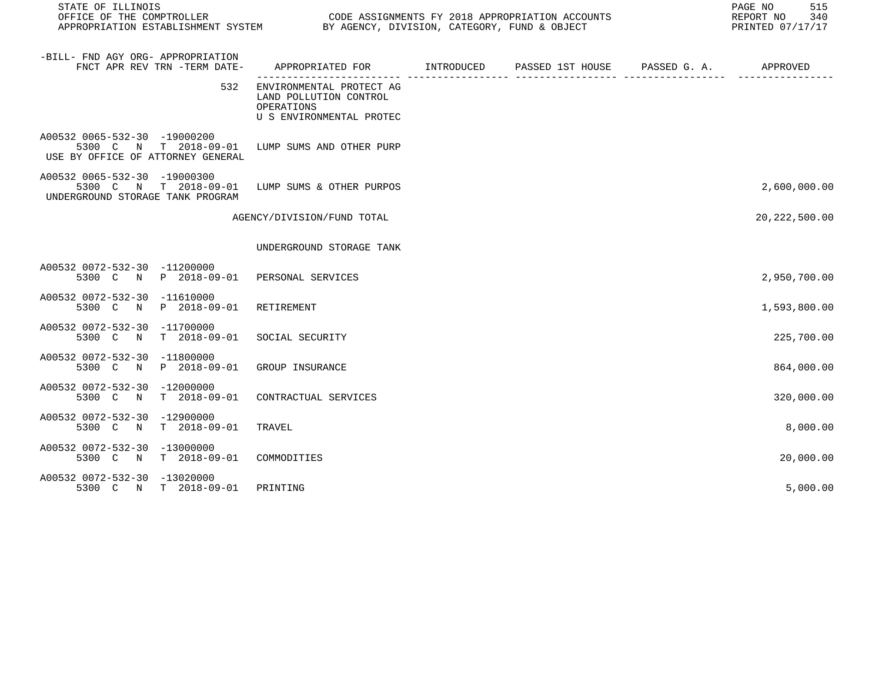| -BILL- FND AGY ORG- APPROPRIATION FNCT APR REV TRN -TERM DATE- | APPROPRIATED FOR | INTRODUCED | PASSED 1ST HOUSE | PASSED G. A. | APPROVED |
|---|---|---|---|---|---|
| 532 | ENVIRONMENTAL PROTECT AG LAND POLLUTION CONTROL OPERATIONS U S ENVIRONMENTAL PROTEC | | | | |
| A00532 0065-532-30 -19000200 5300 C N T 2018-09-01 USE BY OFFICE OF ATTORNEY GENERAL | LUMP SUMS AND OTHER PURP | | | | |
| A00532 0065-532-30 -19000300 5300 C N T 2018-09-01 UNDERGROUND STORAGE TANK PROGRAM | LUMP SUMS & OTHER PURPOS | | | | 2,600,000.00 |
| | AGENCY/DIVISION/FUND TOTAL | | | | 20,222,500.00 |
| | UNDERGROUND STORAGE TANK | | | | |
| A00532 0072-532-30 -11200000 5300 C N P 2018-09-01 | PERSONAL SERVICES | | | | 2,950,700.00 |
| A00532 0072-532-30 -11610000 5300 C N P 2018-09-01 | RETIREMENT | | | | 1,593,800.00 |
| A00532 0072-532-30 -11700000 5300 C N T 2018-09-01 | SOCIAL SECURITY | | | | 225,700.00 |
| A00532 0072-532-30 -11800000 5300 C N P 2018-09-01 | GROUP INSURANCE | | | | 864,000.00 |
| A00532 0072-532-30 -12000000 5300 C N T 2018-09-01 | CONTRACTUAL SERVICES | | | | 320,000.00 |
| A00532 0072-532-30 -12900000 5300 C N T 2018-09-01 | TRAVEL | | | | 8,000.00 |
| A00532 0072-532-30 -13000000 5300 C N T 2018-09-01 | COMMODITIES | | | | 20,000.00 |
| A00532 0072-532-30 -13020000 5300 C N T 2018-09-01 | PRINTING | | | | 5,000.00 |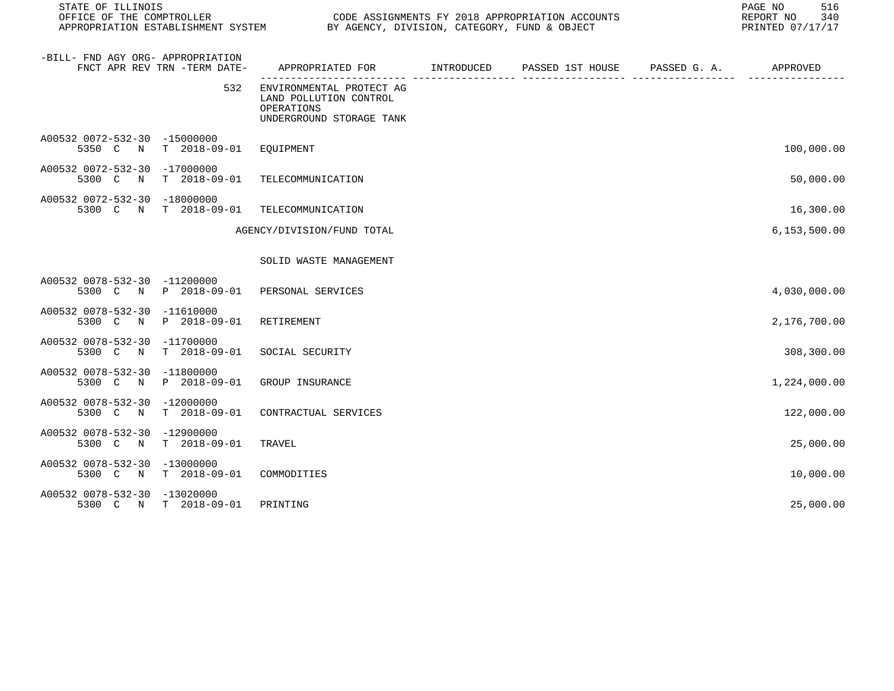| -BILL- FND AGY ORG- APPROPRIATION<br>FNCT APR REV TRN -TERM DATE- | APPROPRIATED FOR | INTRODUCED | PASSED 1ST HOUSE | PASSED G. A. | APPROVED |
|---|---|---|---|---|---|
| 532 | ENVIRONMENTAL PROTECT AG<br>LAND POLLUTION CONTROL<br>OPERATIONS<br>UNDERGROUND STORAGE TANK | | | | |
| A00532 0072-532-30 -15000000<br>5350 C N T 2018-09-01 | EQUIPMENT | | | | 100,000.00 |
| A00532 0072-532-30 -17000000<br>5300 C N T 2018-09-01 | TELECOMMUNICATION | | | | 50,000.00 |
| A00532 0072-532-30 -18000000<br>5300 C N T 2018-09-01 | TELECOMMUNICATION | | | | 16,300.00 |
| | AGENCY/DIVISION/FUND TOTAL | | | | 6,153,500.00 |
| | SOLID WASTE MANAGEMENT | | | | |
| A00532 0078-532-30 -11200000<br>5300 C N P 2018-09-01 | PERSONAL SERVICES | | | | 4,030,000.00 |
| A00532 0078-532-30 -11610000<br>5300 C N P 2018-09-01 | RETIREMENT | | | | 2,176,700.00 |
| A00532 0078-532-30 -11700000<br>5300 C N T 2018-09-01 | SOCIAL SECURITY | | | | 308,300.00 |
| A00532 0078-532-30 -11800000<br>5300 C N P 2018-09-01 | GROUP INSURANCE | | | | 1,224,000.00 |
| A00532 0078-532-30 -12000000<br>5300 C N T 2018-09-01 | CONTRACTUAL SERVICES | | | | 122,000.00 |
| A00532 0078-532-30 -12900000<br>5300 C N T 2018-09-01 | TRAVEL | | | | 25,000.00 |
| A00532 0078-532-30 -13000000<br>5300 C N T 2018-09-01 | COMMODITIES | | | | 10,000.00 |
| A00532 0078-532-30 -13020000<br>5300 C N T 2018-09-01 | PRINTING | | | | 25,000.00 |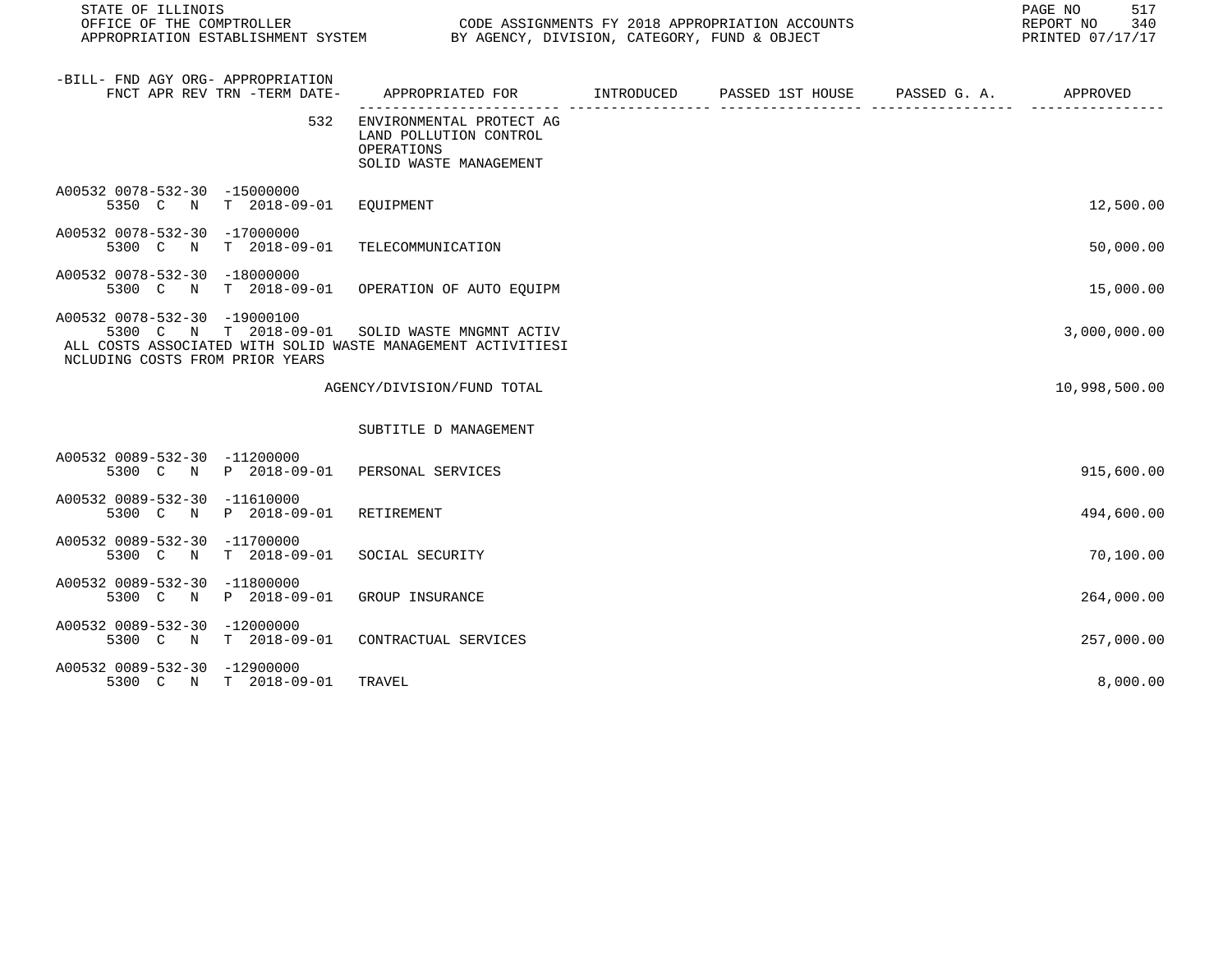| -BILL- FND AGY ORG- APPROPRIATION FNCT APR REV TRN -TERM DATE- | APPROPRIATED FOR | INTRODUCED | PASSED 1ST HOUSE | PASSED G. A. | APPROVED |
|---|---|---|---|---|---|
| 532 | ENVIRONMENTAL PROTECT AG LAND POLLUTION CONTROL OPERATIONS SOLID WASTE MANAGEMENT | | | | |
| A00532 0078-532-30 -15000000 5350 C N T 2018-09-01 | EQUIPMENT | | | | 12,500.00 |
| A00532 0078-532-30 -17000000 5300 C N T 2018-09-01 | TELECOMMUNICATION | | | | 50,000.00 |
| A00532 0078-532-30 -18000000 5300 C N T 2018-09-01 | OPERATION OF AUTO EQUIPM | | | | 15,000.00 |
| A00532 0078-532-30 -19000100 5300 C N T 2018-09-01 ALL COSTS ASSOCIATED WITH SOLID WASTE MANAGEMENT ACTIVITIESI NCLUDING COSTS FROM PRIOR YEARS | SOLID WASTE MNGMNT ACTIV | | | | 3,000,000.00 |
| | AGENCY/DIVISION/FUND TOTAL | | | | 10,998,500.00 |
| | SUBTITLE D MANAGEMENT | | | | |
| A00532 0089-532-30 -11200000 5300 C N P 2018-09-01 | PERSONAL SERVICES | | | | 915,600.00 |
| A00532 0089-532-30 -11610000 5300 C N P 2018-09-01 | RETIREMENT | | | | 494,600.00 |
| A00532 0089-532-30 -11700000 5300 C N T 2018-09-01 | SOCIAL SECURITY | | | | 70,100.00 |
| A00532 0089-532-30 -11800000 5300 C N P 2018-09-01 | GROUP INSURANCE | | | | 264,000.00 |
| A00532 0089-532-30 -12000000 5300 C N T 2018-09-01 | CONTRACTUAL SERVICES | | | | 257,000.00 |
| A00532 0089-532-30 -12900000 5300 C N T 2018-09-01 | TRAVEL | | | | 8,000.00 |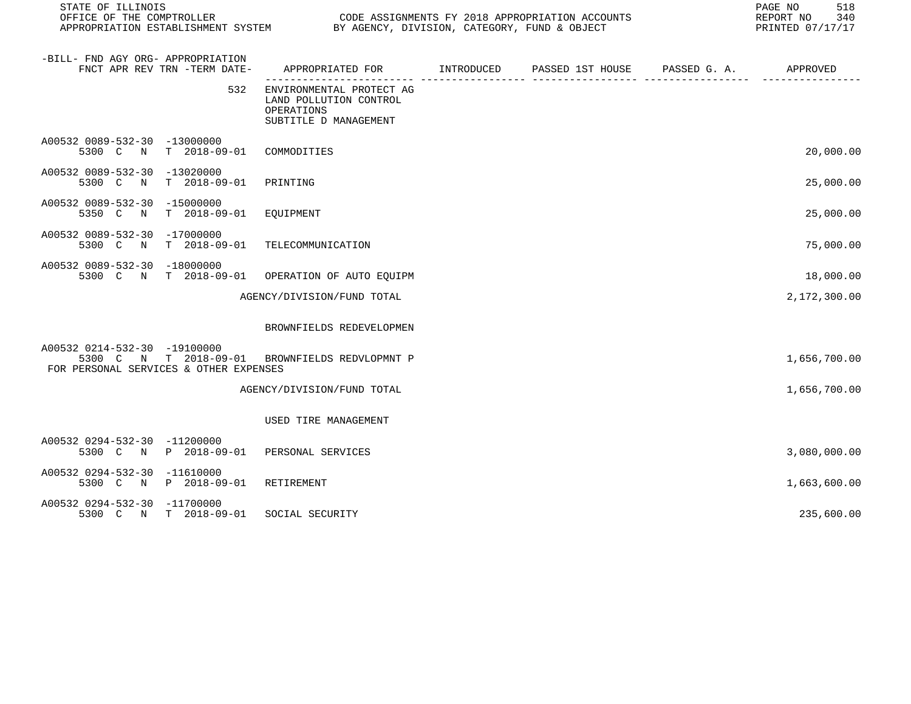| -BILL- FND AGY ORG- APPROPRIATION FNCT APR REV TRN -TERM DATE- | APPROPRIATED FOR | INTRODUCED | PASSED 1ST HOUSE | PASSED G. A. | APPROVED |
|---|---|---|---|---|---|
| 532 | ENVIRONMENTAL PROTECT AG LAND POLLUTION CONTROL OPERATIONS SUBTITLE D MANAGEMENT | | | | |
| A00532 0089-532-30 -13000000 5300 C N T 2018-09-01 | COMMODITIES | | | | 20,000.00 |
| A00532 0089-532-30 -13020000 5300 C N T 2018-09-01 | PRINTING | | | | 25,000.00 |
| A00532 0089-532-30 -15000000 5350 C N T 2018-09-01 | EQUIPMENT | | | | 25,000.00 |
| A00532 0089-532-30 -17000000 5300 C N T 2018-09-01 | TELECOMMUNICATION | | | | 75,000.00 |
| A00532 0089-532-30 -18000000 5300 C N T 2018-09-01 | OPERATION OF AUTO EQUIPM | | | | 18,000.00 |
| | AGENCY/DIVISION/FUND TOTAL | | | | 2,172,300.00 |
| | BROWNFIELDS REDEVELOPMEN | | | | |
| A00532 0214-532-30 -19100000 5300 C N T 2018-09-01 FOR PERSONAL SERVICES & OTHER EXPENSES | BROWNFIELDS REDVLOPMNT P | | | | 1,656,700.00 |
| | AGENCY/DIVISION/FUND TOTAL | | | | 1,656,700.00 |
| | USED TIRE MANAGEMENT | | | | |
| A00532 0294-532-30 -11200000 5300 C N P 2018-09-01 | PERSONAL SERVICES | | | | 3,080,000.00 |
| A00532 0294-532-30 -11610000 5300 C N P 2018-09-01 | RETIREMENT | | | | 1,663,600.00 |
| A00532 0294-532-30 -11700000 5300 C N T 2018-09-01 | SOCIAL SECURITY | | | | 235,600.00 |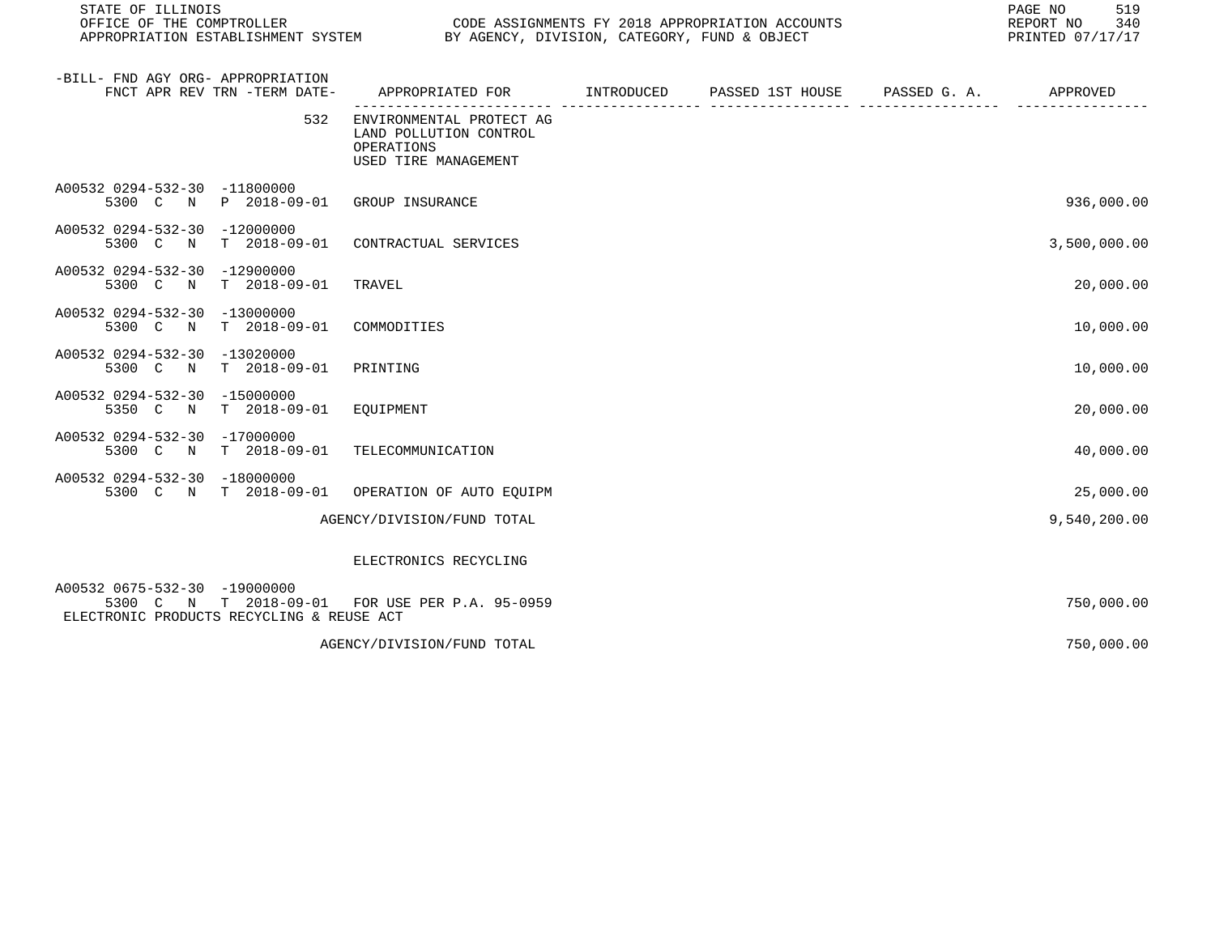| -BILL- FND AGY ORG- APPROPRIATION FNCT APR REV TRN -TERM DATE- | APPROPRIATED FOR | INTRODUCED | PASSED 1ST HOUSE | PASSED G. A. | APPROVED |
|---|---|---|---|---|---|
| 532 | ENVIRONMENTAL PROTECT AG<br>LAND POLLUTION CONTROL<br>OPERATIONS<br>USED TIRE MANAGEMENT | | | | |
| A00532 0294-532-30 -11800000<br>5300 C N P 2018-09-01 | GROUP INSURANCE | | | | 936,000.00 |
| A00532 0294-532-30 -12000000<br>5300 C N T 2018-09-01 | CONTRACTUAL SERVICES | | | | 3,500,000.00 |
| A00532 0294-532-30 -12900000<br>5300 C N T 2018-09-01 | TRAVEL | | | | 20,000.00 |
| A00532 0294-532-30 -13000000<br>5300 C N T 2018-09-01 | COMMODITIES | | | | 10,000.00 |
| A00532 0294-532-30 -13020000<br>5300 C N T 2018-09-01 | PRINTING | | | | 10,000.00 |
| A00532 0294-532-30 -15000000<br>5350 C N T 2018-09-01 | EQUIPMENT | | | | 20,000.00 |
| A00532 0294-532-30 -17000000<br>5300 C N T 2018-09-01 | TELECOMMUNICATION | | | | 40,000.00 |
| A00532 0294-532-30 -18000000<br>5300 C N T 2018-09-01 | OPERATION OF AUTO EQUIPM | | | | 25,000.00 |
| | AGENCY/DIVISION/FUND TOTAL | | | | 9,540,200.00 |
| | ELECTRONICS RECYCLING | | | | |
| A00532 0675-532-30 -19000000<br>5300 C N T 2018-09-01<br>ELECTRONIC PRODUCTS RECYCLING & REUSE ACT | FOR USE PER P.A. 95-0959 | | | | 750,000.00 |
| | AGENCY/DIVISION/FUND TOTAL | | | | 750,000.00 |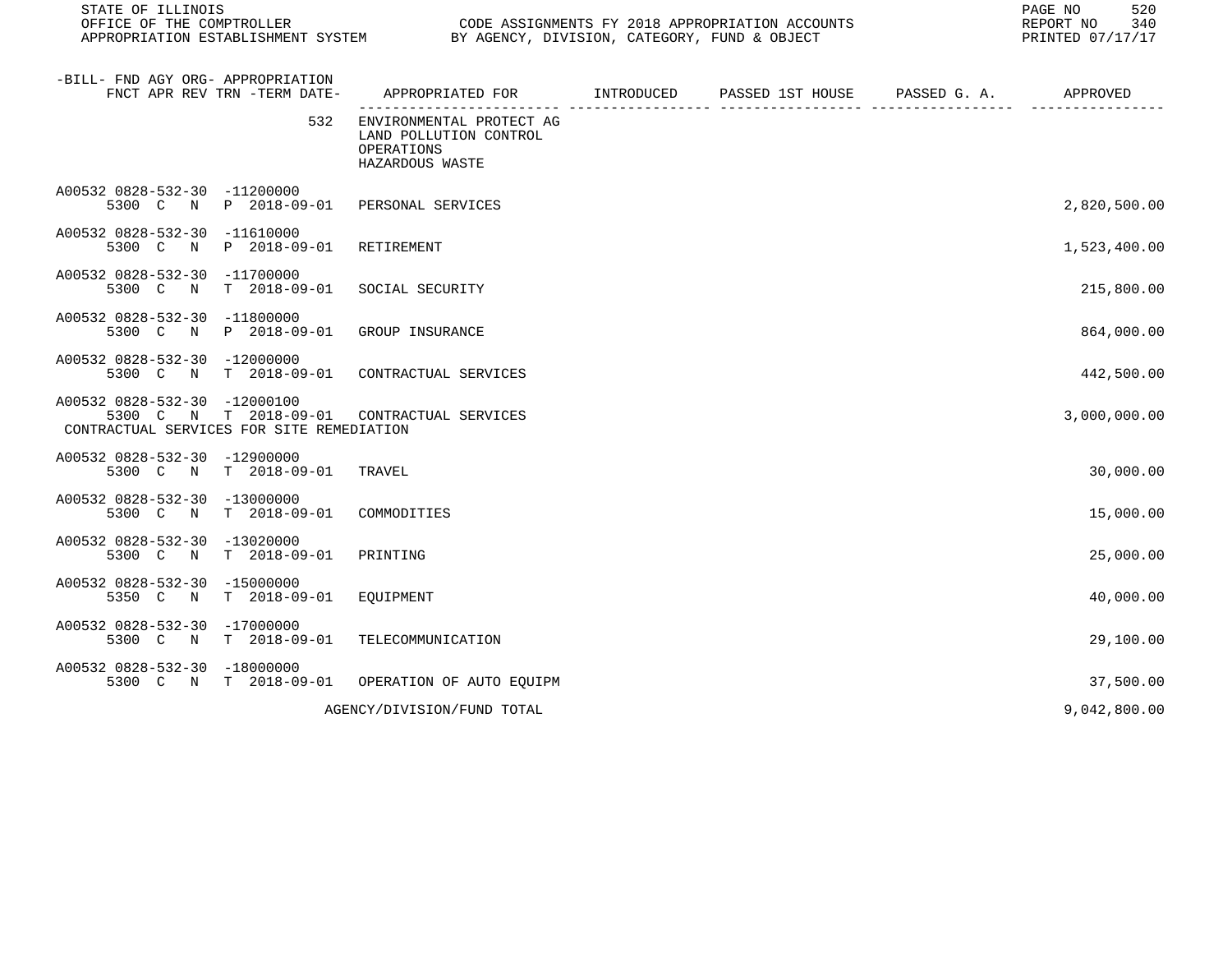STATE OF ILLINOIS
OFFICE OF THE COMPTROLLER
APPROPRIATION ESTABLISHMENT SYSTEM

CODE ASSIGNMENTS FY 2018 APPROPRIATION ACCOUNTS
BY AGENCY, DIVISION, CATEGORY, FUND & OBJECT

REPORT NO 340
PRINTED 07/17/17

| -BILL- FND AGY ORG- APPROPRIATION<br>FNCT APR REV TRN -TERM DATE- | APPROPRIATED FOR | INTRODUCED | PASSED 1ST HOUSE | PASSED G. A. | APPROVED |
|---|---|---|---|---|---|
| 532 | ENVIRONMENTAL PROTECT AG<br>LAND POLLUTION CONTROL<br>OPERATIONS<br>HAZARDOUS WASTE | | | | |
| A00532 0828-532-30 -11200000<br>5300 C N P 2018-09-01 | PERSONAL SERVICES | | | | 2,820,500.00 |
| A00532 0828-532-30 -11610000<br>5300 C N P 2018-09-01 | RETIREMENT | | | | 1,523,400.00 |
| A00532 0828-532-30 -11700000<br>5300 C N T 2018-09-01 | SOCIAL SECURITY | | | | 215,800.00 |
| A00532 0828-532-30 -11800000<br>5300 C N P 2018-09-01 | GROUP INSURANCE | | | | 864,000.00 |
| A00532 0828-532-30 -12000000<br>5300 C N T 2018-09-01 | CONTRACTUAL SERVICES | | | | 442,500.00 |
| A00532 0828-532-30 -12000100<br>5300 C N T 2018-09-01<br>CONTRACTUAL SERVICES FOR SITE REMEDIATION | CONTRACTUAL SERVICES | | | | 3,000,000.00 |
| A00532 0828-532-30 -12900000<br>5300 C N T 2018-09-01 | TRAVEL | | | | 30,000.00 |
| A00532 0828-532-30 -13000000<br>5300 C N T 2018-09-01 | COMMODITIES | | | | 15,000.00 |
| A00532 0828-532-30 -13020000<br>5300 C N T 2018-09-01 | PRINTING | | | | 25,000.00 |
| A00532 0828-532-30 -15000000<br>5350 C N T 2018-09-01 | EQUIPMENT | | | | 40,000.00 |
| A00532 0828-532-30 -17000000<br>5300 C N T 2018-09-01 | TELECOMMUNICATION | | | | 29,100.00 |
| A00532 0828-532-30 -18000000<br>5300 C N T 2018-09-01 | OPERATION OF AUTO EQUIPM | | | | 37,500.00 |
| | AGENCY/DIVISION/FUND TOTAL | | | | 9,042,800.00 |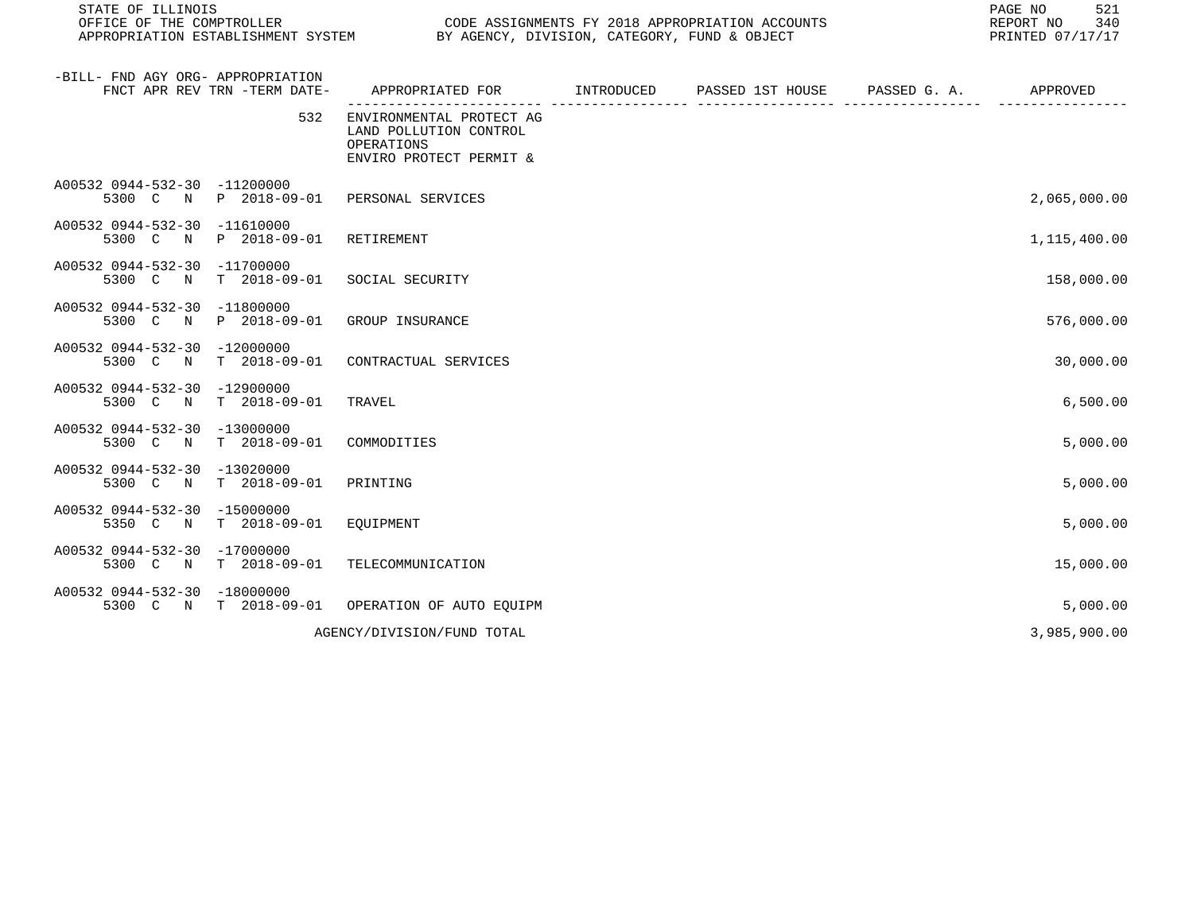STATE OF ILLINOIS
OFFICE OF THE COMPTROLLER
APPROPRIATION ESTABLISHMENT SYSTEM

CODE ASSIGNMENTS FY 2018 APPROPRIATION ACCOUNTS
BY AGENCY, DIVISION, CATEGORY, FUND & OBJECT

REPORT NO 340
PRINTED 07/17/17

| -BILL- FND AGY ORG- APPROPRIATION FNCT APR REV TRN -TERM DATE- | APPROPRIATED FOR | INTRODUCED | PASSED 1ST HOUSE | PASSED G. A. | APPROVED |
|---|---|---|---|---|---|
| 532 | ENVIRONMENTAL PROTECT AG LAND POLLUTION CONTROL OPERATIONS ENVIRO PROTECT PERMIT & | | | | |
| A00532 0944-532-30 -11200000 5300 C N P 2018-09-01 | PERSONAL SERVICES | | | | 2,065,000.00 |
| A00532 0944-532-30 -11610000 5300 C N P 2018-09-01 | RETIREMENT | | | | 1,115,400.00 |
| A00532 0944-532-30 -11700000 5300 C N T 2018-09-01 | SOCIAL SECURITY | | | | 158,000.00 |
| A00532 0944-532-30 -11800000 5300 C N P 2018-09-01 | GROUP INSURANCE | | | | 576,000.00 |
| A00532 0944-532-30 -12000000 5300 C N T 2018-09-01 | CONTRACTUAL SERVICES | | | | 30,000.00 |
| A00532 0944-532-30 -12900000 5300 C N T 2018-09-01 | TRAVEL | | | | 6,500.00 |
| A00532 0944-532-30 -13000000 5300 C N T 2018-09-01 | COMMODITIES | | | | 5,000.00 |
| A00532 0944-532-30 -13020000 5300 C N T 2018-09-01 | PRINTING | | | | 5,000.00 |
| A00532 0944-532-30 -15000000 5350 C N T 2018-09-01 | EQUIPMENT | | | | 5,000.00 |
| A00532 0944-532-30 -17000000 5300 C N T 2018-09-01 | TELECOMMUNICATION | | | | 15,000.00 |
| A00532 0944-532-30 -18000000 5300 C N T 2018-09-01 | OPERATION OF AUTO EQUIPM | | | | 5,000.00 |
| | AGENCY/DIVISION/FUND TOTAL | | | | 3,985,900.00 |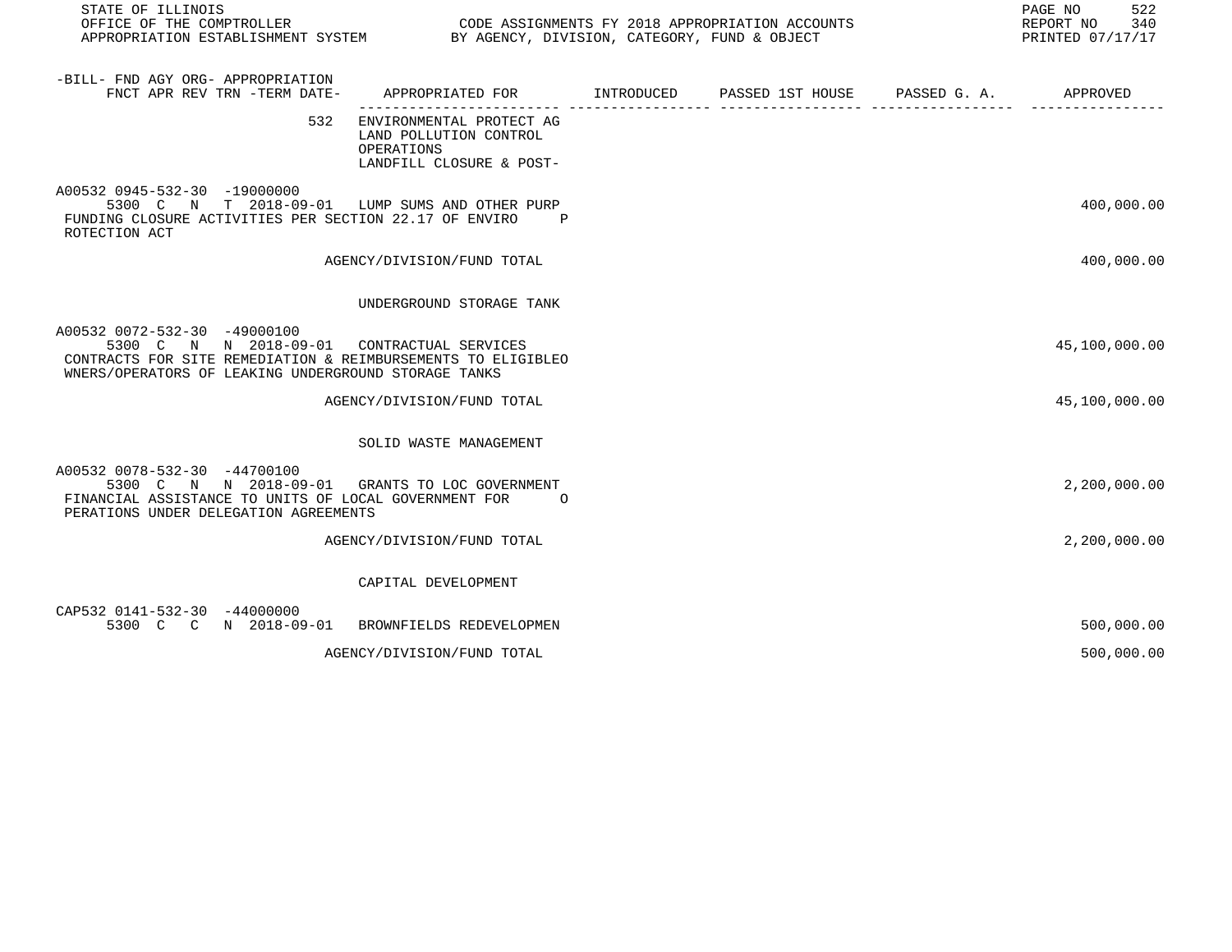STATE OF ILLINOIS
OFFICE OF THE COMPTROLLER
APPROPRIATION ESTABLISHMENT SYSTEM

CODE ASSIGNMENTS FY 2018 APPROPRIATION ACCOUNTS
BY AGENCY, DIVISION, CATEGORY, FUND & OBJECT

REPORT NO 340
PRINTED 07/17/17

| -BILL- FND AGY ORG- APPROPRIATION FNCT APR REV TRN -TERM DATE- | APPROPRIATED FOR | INTRODUCED | PASSED 1ST HOUSE | PASSED G. A. | APPROVED |
|---|---|---|---|---|---|
| 532 | ENVIRONMENTAL PROTECT AG LAND POLLUTION CONTROL OPERATIONS LANDFILL CLOSURE & POST- | | | | |
| A00532 0945-532-30 -19000000 5300 C N T 2018-09-01 | LUMP SUMS AND OTHER PURP | | | | 400,000.00 |
| FUNDING CLOSURE ACTIVITIES PER SECTION 22.17 OF ENVIRO P ROTECTION ACT | | | | | |
| | AGENCY/DIVISION/FUND TOTAL | | | | 400,000.00 |
| | UNDERGROUND STORAGE TANK | | | | |
| A00532 0072-532-30 -49000100 5300 C N N 2018-09-01 | CONTRACTUAL SERVICES | | | | 45,100,000.00 |
| CONTRACTS FOR SITE REMEDIATION & REIMBURSEMENTS TO ELIGIBLEO WNERS/OPERATORS OF LEAKING UNDERGROUND STORAGE TANKS | | | | | |
| | AGENCY/DIVISION/FUND TOTAL | | | | 45,100,000.00 |
| | SOLID WASTE MANAGEMENT | | | | |
| A00532 0078-532-30 -44700100 5300 C N N 2018-09-01 | GRANTS TO LOC GOVERNMENT | | | | 2,200,000.00 |
| FINANCIAL ASSISTANCE TO UNITS OF LOCAL GOVERNMENT FOR O PERATIONS UNDER DELEGATION AGREEMENTS | | | | | |
| | AGENCY/DIVISION/FUND TOTAL | | | | 2,200,000.00 |
| | CAPITAL DEVELOPMENT | | | | |
| CAP532 0141-532-30 -44000000 5300 C C N 2018-09-01 | BROWNFIELDS REDEVELOPMEN | | | | 500,000.00 |
| | AGENCY/DIVISION/FUND TOTAL | | | | 500,000.00 |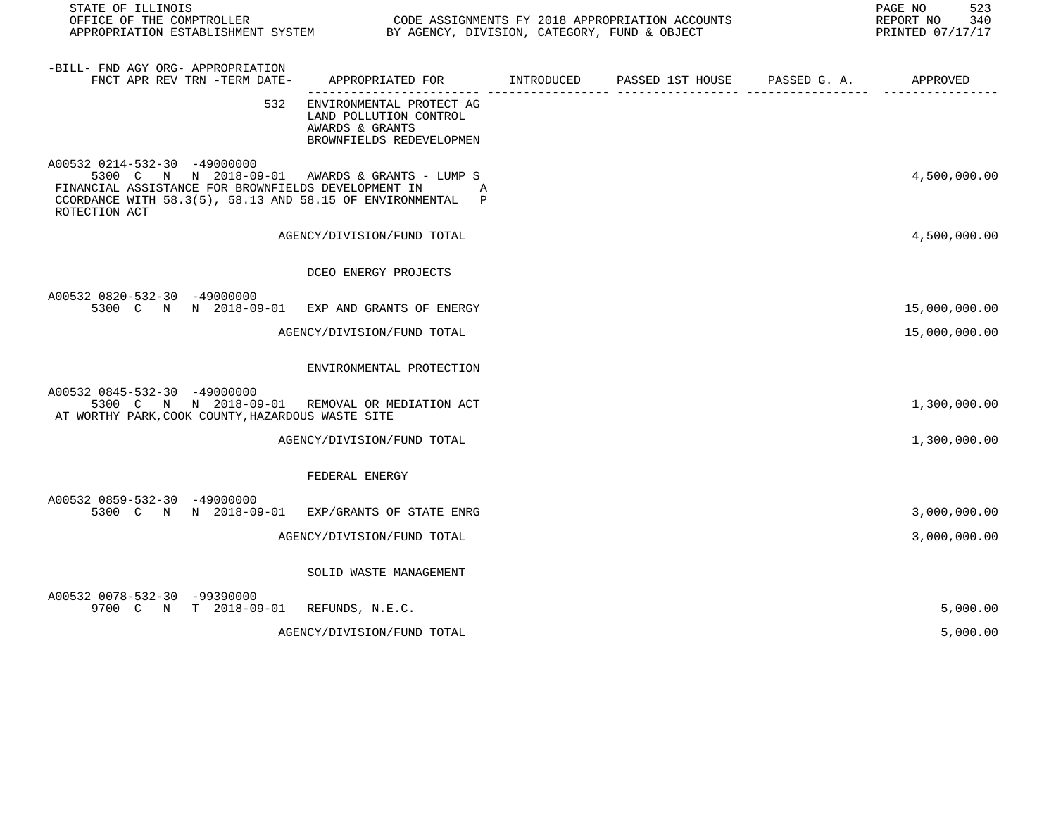| -BILL- FND AGY ORG- APPROPRIATION FNCT APR REV TRN -TERM DATE- | APPROPRIATED FOR | INTRODUCED | PASSED 1ST HOUSE | PASSED G. A. | APPROVED |
|---|---|---|---|---|---|
| 532 | ENVIRONMENTAL PROTECT AG LAND POLLUTION CONTROL AWARDS & GRANTS BROWNFIELDS REDEVELOPMEN | | | | |
| A00532 0214-532-30 -49000000 5300 C N N 2018-09-01 | AWARDS & GRANTS - LUMP S | | | | 4,500,000.00 |
| FINANCIAL ASSISTANCE FOR BROWNFIELDS DEVELOPMENT IN ACCORDANCE WITH 58.3(5), 58.13 AND 58.15 OF ENVIRONMENTAL PROTECTION ACT | | | | | |
| | AGENCY/DIVISION/FUND TOTAL | | | | 4,500,000.00 |
| | DCEO ENERGY PROJECTS | | | | |
| A00532 0820-532-30 -49000000 5300 C N N 2018-09-01 | EXP AND GRANTS OF ENERGY | | | | 15,000,000.00 |
| | AGENCY/DIVISION/FUND TOTAL | | | | 15,000,000.00 |
| | ENVIRONMENTAL PROTECTION | | | | |
| A00532 0845-532-30 -49000000 5300 C N N 2018-09-01 | REMOVAL OR MEDIATION ACT | | | | 1,300,000.00 |
| AT WORTHY PARK,COOK COUNTY,HAZARDOUS WASTE SITE | | | | | |
| | AGENCY/DIVISION/FUND TOTAL | | | | 1,300,000.00 |
| | FEDERAL ENERGY | | | | |
| A00532 0859-532-30 -49000000 5300 C N N 2018-09-01 | EXP/GRANTS OF STATE ENRG | | | | 3,000,000.00 |
| | AGENCY/DIVISION/FUND TOTAL | | | | 3,000,000.00 |
| | SOLID WASTE MANAGEMENT | | | | |
| A00532 0078-532-30 -99390000 9700 C N T 2018-09-01 | REFUNDS, N.E.C. | | | | 5,000.00 |
| | AGENCY/DIVISION/FUND TOTAL | | | | 5,000.00 |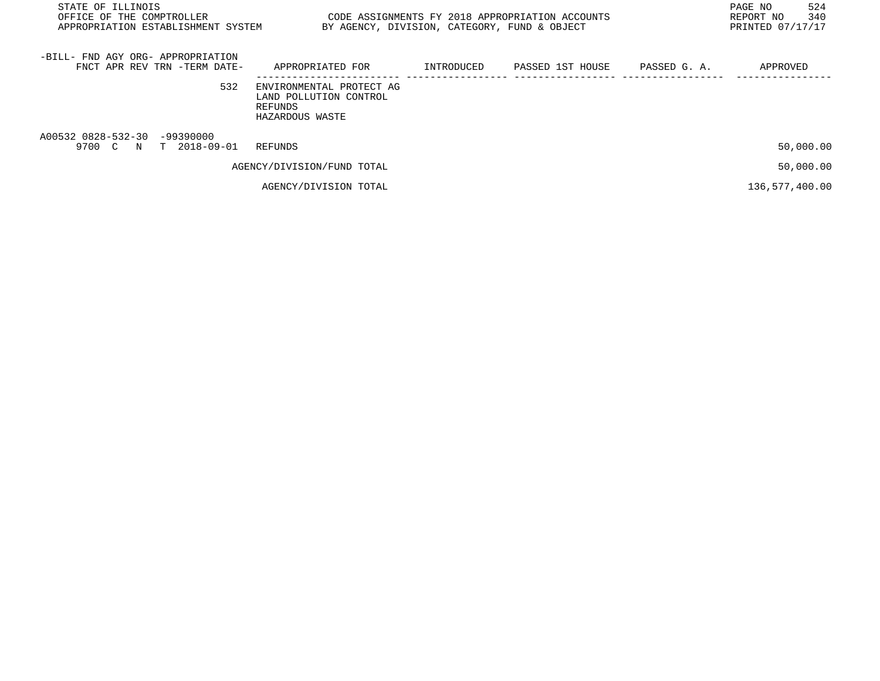STATE OF ILLINOIS
OFFICE OF THE COMPTROLLER
APPROPRIATION ESTABLISHMENT SYSTEM

CODE ASSIGNMENTS FY 2018 APPROPRIATION ACCOUNTS
BY AGENCY, DIVISION, CATEGORY, FUND & OBJECT

REPORT NO 340
PRINTED 07/17/17

| -BILL- FND AGY ORG- APPROPRIATION FNCT APR REV TRN -TERM DATE- | APPROPRIATED FOR | INTRODUCED | PASSED 1ST HOUSE | PASSED G. A. | APPROVED |
|---|---|---|---|---|---|
| 532 | ENVIRONMENTAL PROTECT AG LAND POLLUTION CONTROL REFUNDS HAZARDOUS WASTE | | | | |
| A00532 0828-532-30 -99390000 9700 C N T 2018-09-01 | REFUNDS | | | | 50,000.00 |
| | AGENCY/DIVISION/FUND TOTAL | | | | 50,000.00 |
| | AGENCY/DIVISION TOTAL | | | | 136,577,400.00 |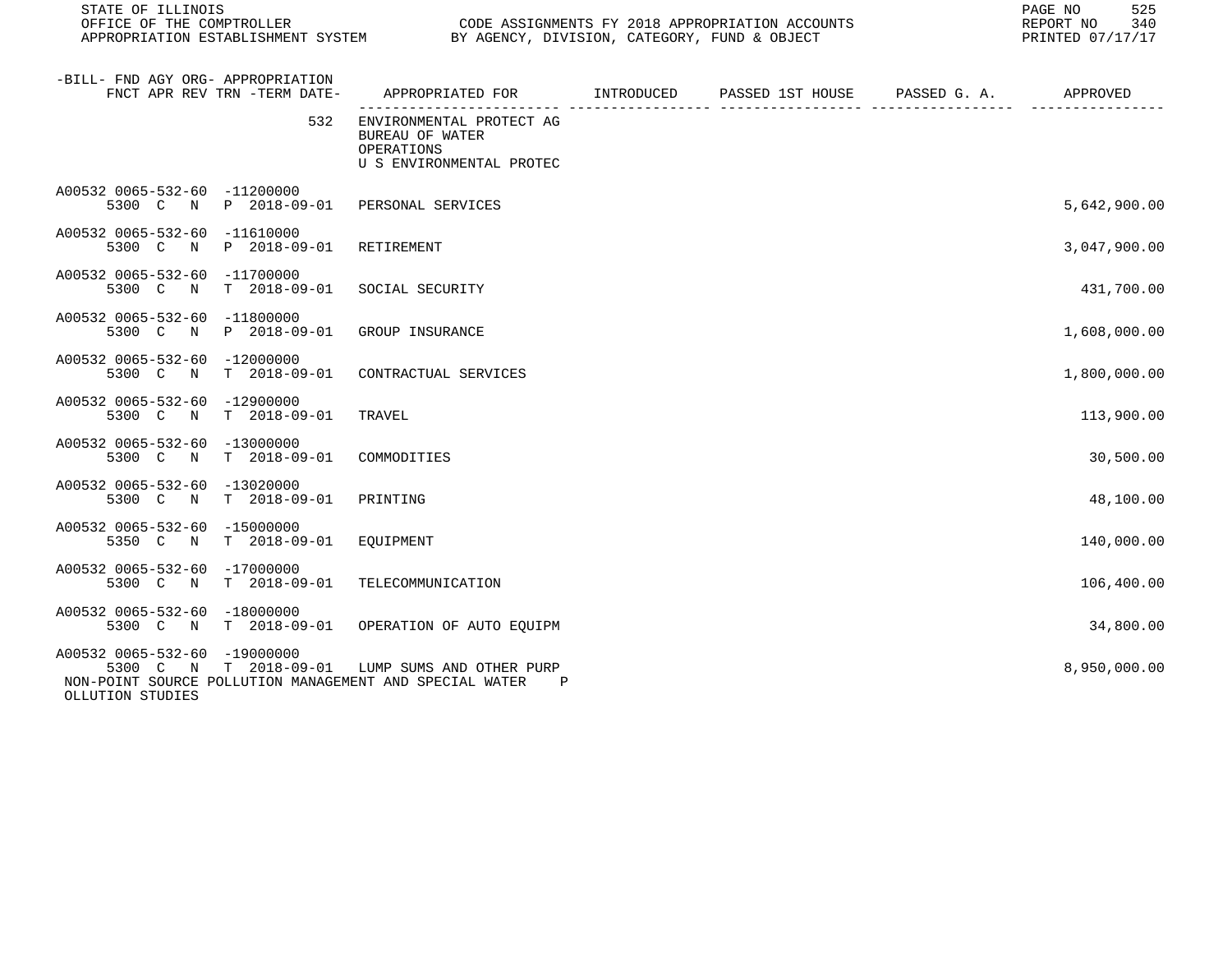STATE OF ILLINOIS
OFFICE OF THE COMPTROLLER
APPROPRIATION ESTABLISHMENT SYSTEM

CODE ASSIGNMENTS FY 2018 APPROPRIATION ACCOUNTS
BY AGENCY, DIVISION, CATEGORY, FUND & OBJECT

REPORT NO 340
PRINTED 07/17/17

| -BILL- FND AGY ORG- APPROPRIATION FNCT APR REV TRN -TERM DATE- | APPROPRIATED FOR | INTRODUCED | PASSED 1ST HOUSE | PASSED G. A. | APPROVED |
|---|---|---|---|---|---|
| 532 | ENVIRONMENTAL PROTECT AG BUREAU OF WATER OPERATIONS U S ENVIRONMENTAL PROTEC | | | | |
| A00532 0065-532-60 -11200000 5300 C N P 2018-09-01 | PERSONAL SERVICES | | | | 5,642,900.00 |
| A00532 0065-532-60 -11610000 5300 C N P 2018-09-01 | RETIREMENT | | | | 3,047,900.00 |
| A00532 0065-532-60 -11700000 5300 C N T 2018-09-01 | SOCIAL SECURITY | | | | 431,700.00 |
| A00532 0065-532-60 -11800000 5300 C N P 2018-09-01 | GROUP INSURANCE | | | | 1,608,000.00 |
| A00532 0065-532-60 -12000000 5300 C N T 2018-09-01 | CONTRACTUAL SERVICES | | | | 1,800,000.00 |
| A00532 0065-532-60 -12900000 5300 C N T 2018-09-01 | TRAVEL | | | | 113,900.00 |
| A00532 0065-532-60 -13000000 5300 C N T 2018-09-01 | COMMODITIES | | | | 30,500.00 |
| A00532 0065-532-60 -13020000 5300 C N T 2018-09-01 | PRINTING | | | | 48,100.00 |
| A00532 0065-532-60 -15000000 5350 C N T 2018-09-01 | EQUIPMENT | | | | 140,000.00 |
| A00532 0065-532-60 -17000000 5300 C N T 2018-09-01 | TELECOMMUNICATION | | | | 106,400.00 |
| A00532 0065-532-60 -18000000 5300 C N T 2018-09-01 | OPERATION OF AUTO EQUIPM | | | | 34,800.00 |
| A00532 0065-532-60 -19000000 5300 C N T 2018-09-01 | LUMP SUMS AND OTHER PURP | | | | 8,950,000.00 |

NON-POINT SOURCE POLLUTION MANAGEMENT AND SPECIAL WATER P
OLLUTION STUDIES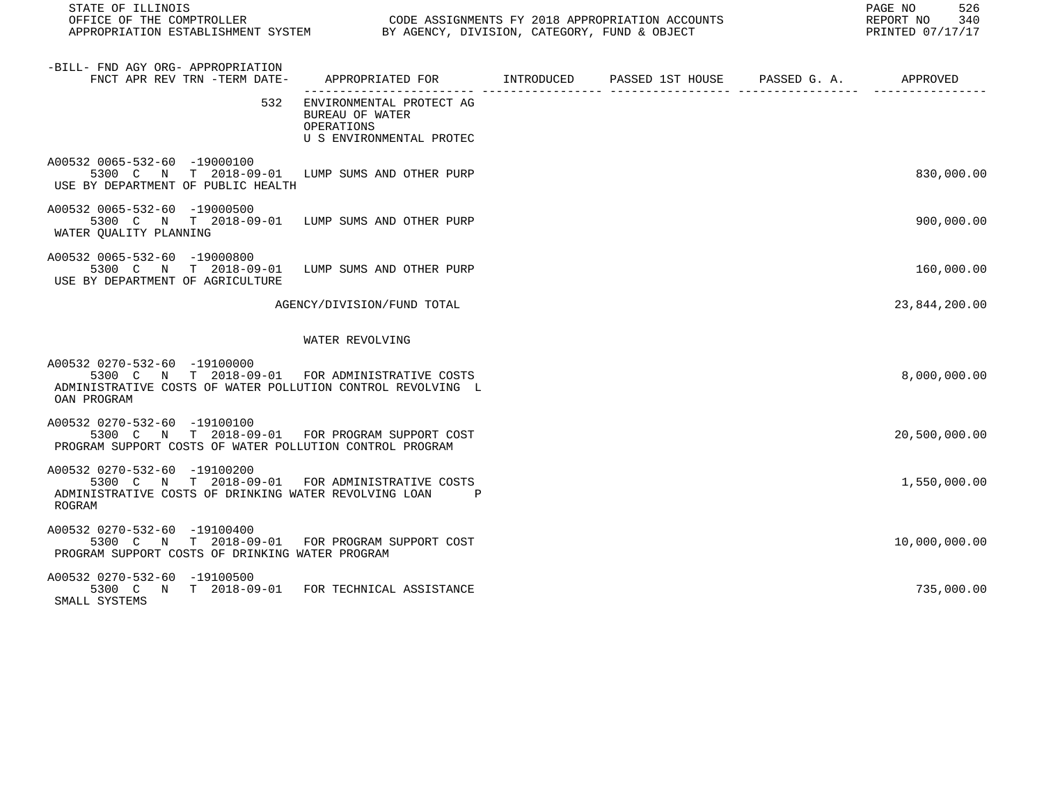| -BILL- FND AGY ORG- APPROPRIATION FNCT APR REV TRN -TERM DATE- | APPROPRIATED FOR | INTRODUCED | PASSED 1ST HOUSE | PASSED G. A. | APPROVED |
|---|---|---|---|---|---|
| 532 | ENVIRONMENTAL PROTECT AG BUREAU OF WATER OPERATIONS U S ENVIRONMENTAL PROTEC | | | | |
| A00532 0065-532-60 -19000100 5300 C N T 2018-09-01 USE BY DEPARTMENT OF PUBLIC HEALTH | LUMP SUMS AND OTHER PURP | | | | 830,000.00 |
| A00532 0065-532-60 -19000500 5300 C N T 2018-09-01 WATER QUALITY PLANNING | LUMP SUMS AND OTHER PURP | | | | 900,000.00 |
| A00532 0065-532-60 -19000800 5300 C N T 2018-09-01 USE BY DEPARTMENT OF AGRICULTURE | LUMP SUMS AND OTHER PURP | | | | 160,000.00 |
| | AGENCY/DIVISION/FUND TOTAL | | | | 23,844,200.00 |
| | WATER REVOLVING | | | | |
| A00532 0270-532-60 -19100000 5300 C N T 2018-09-01 ADMINISTRATIVE COSTS OF WATER POLLUTION CONTROL REVOLVING LOAN PROGRAM | FOR ADMINISTRATIVE COSTS | | | | 8,000,000.00 |
| A00532 0270-532-60 -19100100 5300 C N T 2018-09-01 PROGRAM SUPPORT COSTS OF WATER POLLUTION CONTROL PROGRAM | FOR PROGRAM SUPPORT COST | | | | 20,500,000.00 |
| A00532 0270-532-60 -19100200 5300 C N T 2018-09-01 ADMINISTRATIVE COSTS OF DRINKING WATER REVOLVING LOAN PROGRAM | FOR ADMINISTRATIVE COSTS | | | | 1,550,000.00 |
| A00532 0270-532-60 -19100400 5300 C N T 2018-09-01 PROGRAM SUPPORT COSTS OF DRINKING WATER PROGRAM | FOR PROGRAM SUPPORT COST | | | | 10,000,000.00 |
| A00532 0270-532-60 -19100500 5300 C N T 2018-09-01 SMALL SYSTEMS | FOR TECHNICAL ASSISTANCE | | | | 735,000.00 |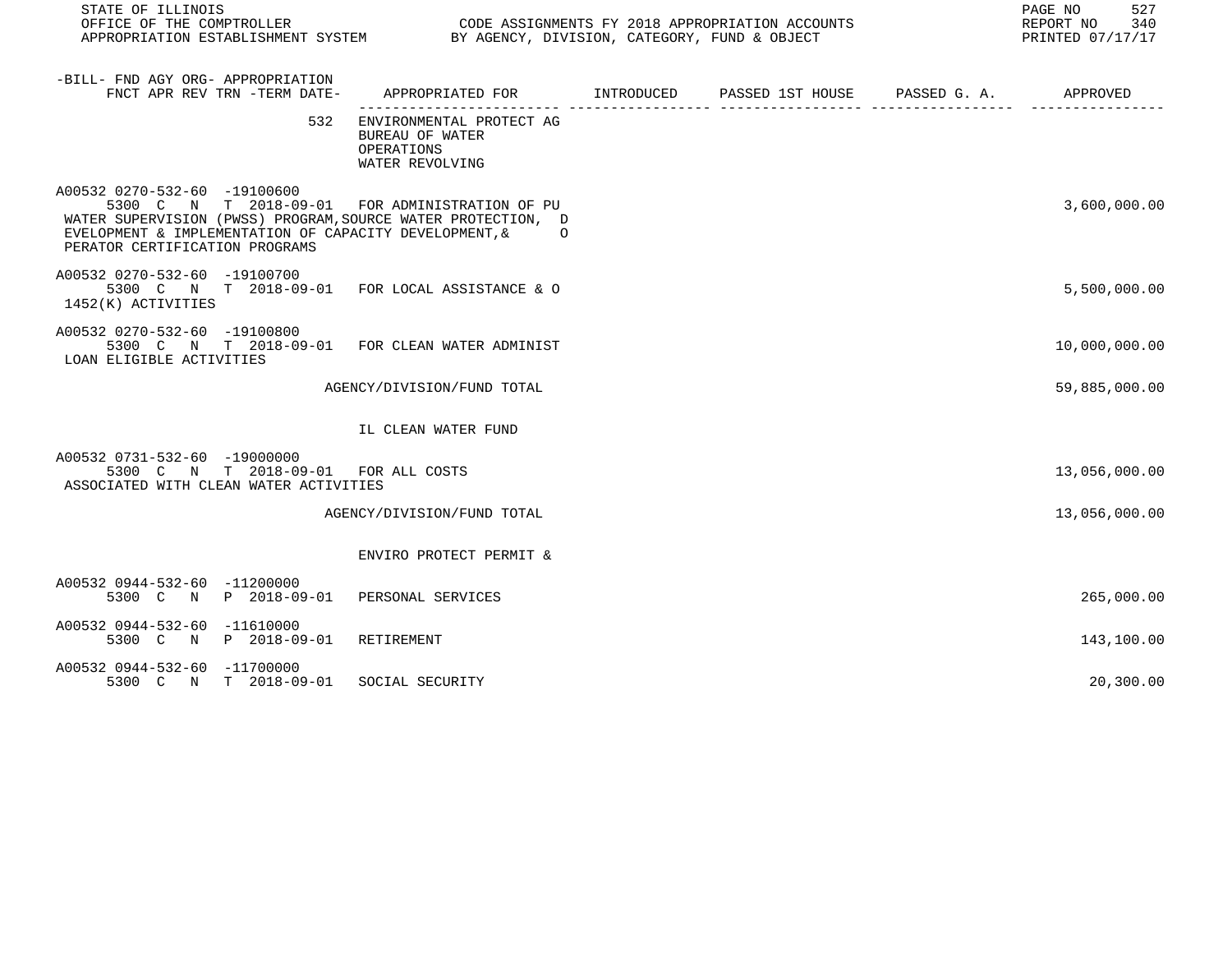STATE OF ILLINOIS
OFFICE OF THE COMPTROLLER
APPROPRIATION ESTABLISHMENT SYSTEM

CODE ASSIGNMENTS FY 2018 APPROPRIATION ACCOUNTS
BY AGENCY, DIVISION, CATEGORY, FUND & OBJECT

REPORT NO 340
PRINTED 07/17/17

| -BILL- FND AGY ORG- APPROPRIATION FNCT APR REV TRN -TERM DATE- | APPROPRIATED FOR | INTRODUCED | PASSED 1ST HOUSE | PASSED G. A. | APPROVED |
|---|---|---|---|---|---|
| 532 | ENVIRONMENTAL PROTECT AG<br>BUREAU OF WATER<br>OPERATIONS<br>WATER REVOLVING | | | | |
| A00532 0270-532-60 -19100600<br>5300 C N T 2018-09-01 | FOR ADMINISTRATION OF PU WATER SUPERVISION (PWSS) PROGRAM,SOURCE WATER PROTECTION, DEVELOPMENT & IMPLEMENTATION OF CAPACITY DEVELOPMENT,& OPERATOR CERTIFICATION PROGRAMS | | | | 3,600,000.00 |
| A00532 0270-532-60 -19100700<br>5300 C N T 2018-09-01 | FOR LOCAL ASSISTANCE & O 1452(K) ACTIVITIES | | | | 5,500,000.00 |
| A00532 0270-532-60 -19100800<br>5300 C N T 2018-09-01 | FOR CLEAN WATER ADMINIST LOAN ELIGIBLE ACTIVITIES | | | | 10,000,000.00 |
| | AGENCY/DIVISION/FUND TOTAL | | | | 59,885,000.00 |
| | IL CLEAN WATER FUND | | | | |
| A00532 0731-532-60 -19000000<br>5300 C N T 2018-09-01 | FOR ALL COSTS ASSOCIATED WITH CLEAN WATER ACTIVITIES | | | | 13,056,000.00 |
| | AGENCY/DIVISION/FUND TOTAL | | | | 13,056,000.00 |
| | ENVIRO PROTECT PERMIT & | | | | |
| A00532 0944-532-60 -11200000<br>5300 C N P 2018-09-01 | PERSONAL SERVICES | | | | 265,000.00 |
| A00532 0944-532-60 -11610000<br>5300 C N P 2018-09-01 | RETIREMENT | | | | 143,100.00 |
| A00532 0944-532-60 -11700000<br>5300 C N T 2018-09-01 | SOCIAL SECURITY | | | | 20,300.00 |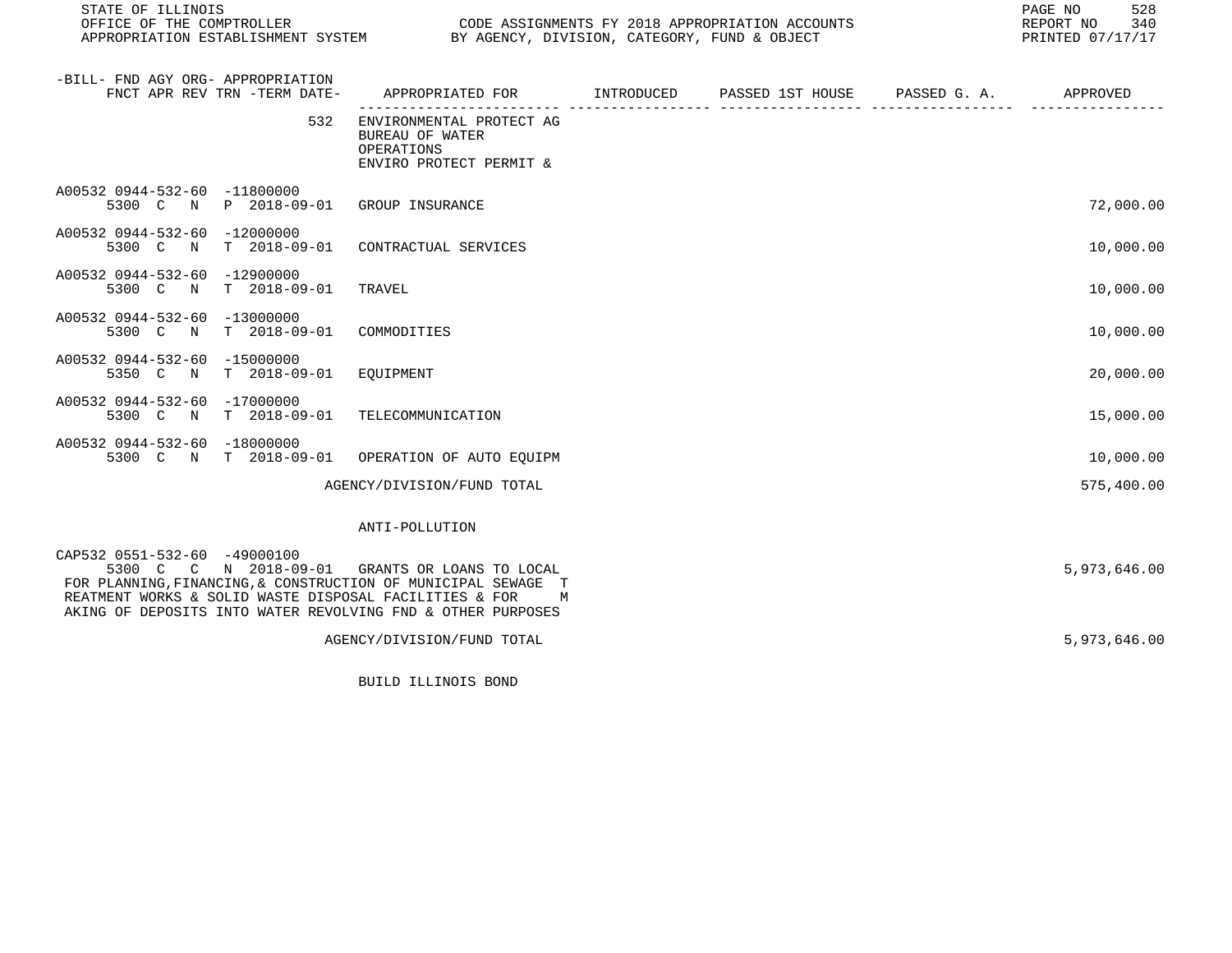| -BILL- FND AGY ORG- APPROPRIATION FNCT APR REV TRN -TERM DATE- | APPROPRIATED FOR | INTRODUCED | PASSED 1ST HOUSE | PASSED G. A. | APPROVED |
|---|---|---|---|---|---|
| 532 | ENVIRONMENTAL PROTECT AG BUREAU OF WATER OPERATIONS ENVIRO PROTECT PERMIT & | | | | |
| A00532 0944-532-60 -11800000 5300 C N P 2018-09-01 | GROUP INSURANCE | | | | 72,000.00 |
| A00532 0944-532-60 -12000000 5300 C N T 2018-09-01 | CONTRACTUAL SERVICES | | | | 10,000.00 |
| A00532 0944-532-60 -12900000 5300 C N T 2018-09-01 | TRAVEL | | | | 10,000.00 |
| A00532 0944-532-60 -13000000 5300 C N T 2018-09-01 | COMMODITIES | | | | 10,000.00 |
| A00532 0944-532-60 -15000000 5350 C N T 2018-09-01 | EQUIPMENT | | | | 20,000.00 |
| A00532 0944-532-60 -17000000 5300 C N T 2018-09-01 | TELECOMMUNICATION | | | | 15,000.00 |
| A00532 0944-532-60 -18000000 5300 C N T 2018-09-01 | OPERATION OF AUTO EQUIPM | | | | 10,000.00 |
| | AGENCY/DIVISION/FUND TOTAL | | | | 575,400.00 |
| | ANTI-POLLUTION | | | | |
| CAP532 0551-532-60 -49000100 5300 C C N 2018-09-01 | GRANTS OR LOANS TO LOCAL FOR PLANNING,FINANCING,& CONSTRUCTION OF MUNICIPAL SEWAGE TREATMENT WORKS & SOLID WASTE DISPOSAL FACILITIES & FOR MAKING OF DEPOSITS INTO WATER REVOLVING FND & OTHER PURPOSES | | | | 5,973,646.00 |
| | AGENCY/DIVISION/FUND TOTAL | | | | 5,973,646.00 |
| | BUILD ILLINOIS BOND | | | | |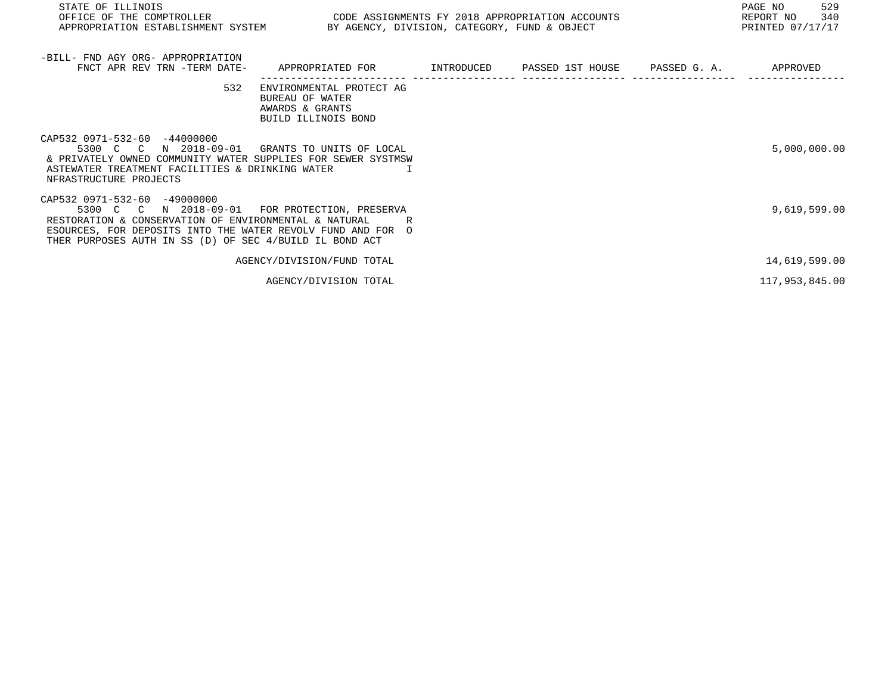| -BILL- FND AGY ORG- APPROPRIATION FNCT APR REV TRN -TERM DATE- | APPROPRIATED FOR | INTRODUCED | PASSED 1ST HOUSE | PASSED G. A. | APPROVED |
|---|---|---|---|---|---|
| 532 | ENVIRONMENTAL PROTECT AG BUREAU OF WATER AWARDS & GRANTS BUILD ILLINOIS BOND | | | | |
| CAP532 0971-532-60 -44000000 5300 C C N 2018-09-01 | GRANTS TO UNITS OF LOCAL & PRIVATELY OWNED COMMUNITY WATER SUPPLIES FOR SEWER SYSTMSW ASTEWATER TREATMENT FACILITIES & DRINKING WATER I NFRASTRUCTURE PROJECTS | | | | 5,000,000.00 |
| CAP532 0971-532-60 -49000000 5300 C C N 2018-09-01 | FOR PROTECTION, PRESERVA RESTORATION & CONSERVATION OF ENVIRONMENTAL & NATURAL R ESOURCES, FOR DEPOSITS INTO THE WATER REVOLV FUND AND FOR O THER PURPOSES AUTH IN SS (D) OF SEC 4/BUILD IL BOND ACT | | | | 9,619,599.00 |
| | AGENCY/DIVISION/FUND TOTAL | | | | 14,619,599.00 |
| | AGENCY/DIVISION TOTAL | | | | 117,953,845.00 |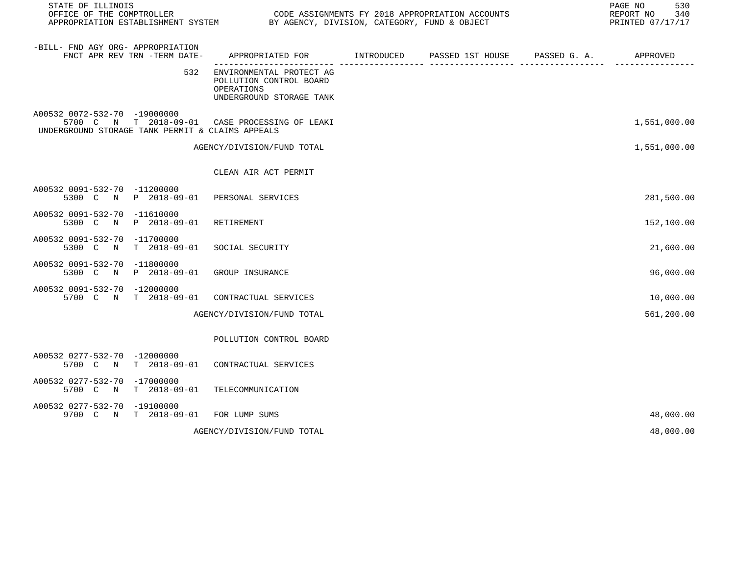| -BILL- FND AGY ORG- APPROPRIATION FNCT APR REV TRN -TERM DATE- | APPROPRIATED FOR | INTRODUCED | PASSED 1ST HOUSE | PASSED G. A. | APPROVED |
|---|---|---|---|---|---|
| 532 | ENVIRONMENTAL PROTECT AG POLLUTION CONTROL BOARD OPERATIONS UNDERGROUND STORAGE TANK | | | | |
| A00532 0072-532-70 -19000000 5700 C N T 2018-09-01 | CASE PROCESSING OF LEAKI UNDERGROUND STORAGE TANK PERMIT & CLAIMS APPEALS | | | | 1,551,000.00 |
| | AGENCY/DIVISION/FUND TOTAL | | | | 1,551,000.00 |
| | CLEAN AIR ACT PERMIT | | | | |
| A00532 0091-532-70 -11200000 5300 C N P 2018-09-01 | PERSONAL SERVICES | | | | 281,500.00 |
| A00532 0091-532-70 -11610000 5300 C N P 2018-09-01 | RETIREMENT | | | | 152,100.00 |
| A00532 0091-532-70 -11700000 5300 C N T 2018-09-01 | SOCIAL SECURITY | | | | 21,600.00 |
| A00532 0091-532-70 -11800000 5300 C N P 2018-09-01 | GROUP INSURANCE | | | | 96,000.00 |
| A00532 0091-532-70 -12000000 5700 C N T 2018-09-01 | CONTRACTUAL SERVICES | | | | 10,000.00 |
| | AGENCY/DIVISION/FUND TOTAL | | | | 561,200.00 |
| | POLLUTION CONTROL BOARD | | | | |
| A00532 0277-532-70 -12000000 5700 C N T 2018-09-01 | CONTRACTUAL SERVICES | | | | |
| A00532 0277-532-70 -17000000 5700 C N T 2018-09-01 | TELECOMMUNICATION | | | | |
| A00532 0277-532-70 -19100000 9700 C N T 2018-09-01 | FOR LUMP SUMS | | | | 48,000.00 |
| | AGENCY/DIVISION/FUND TOTAL | | | | 48,000.00 |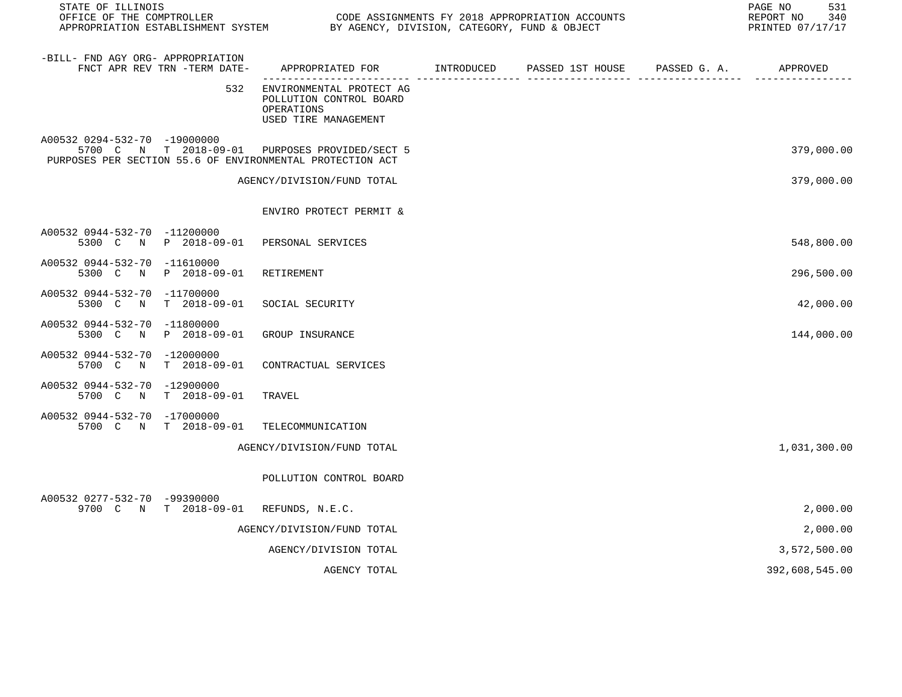| -BILL- FND AGY ORG- APPROPRIATION FNCT APR REV TRN -TERM DATE- | APPROPRIATED FOR | INTRODUCED | PASSED 1ST HOUSE | PASSED G. A. | APPROVED |
|---|---|---|---|---|---|
| 532 | ENVIRONMENTAL PROTECT AG POLLUTION CONTROL BOARD OPERATIONS USED TIRE MANAGEMENT | | | | |
| A00532 0294-532-70 -19000000 5700 C N T 2018-09-01 | PURPOSES PROVIDED/SECT 5 | | | | 379,000.00 |
| PURPOSES PER SECTION 55.6 OF ENVIRONMENTAL PROTECTION ACT | | | | | |
| | AGENCY/DIVISION/FUND TOTAL | | | | 379,000.00 |
| | ENVIRO PROTECT PERMIT & | | | | |
| A00532 0944-532-70 -11200000 5300 C N P 2018-09-01 | PERSONAL SERVICES | | | | 548,800.00 |
| A00532 0944-532-70 -11610000 5300 C N P 2018-09-01 | RETIREMENT | | | | 296,500.00 |
| A00532 0944-532-70 -11700000 5300 C N T 2018-09-01 | SOCIAL SECURITY | | | | 42,000.00 |
| A00532 0944-532-70 -11800000 5300 C N P 2018-09-01 | GROUP INSURANCE | | | | 144,000.00 |
| A00532 0944-532-70 -12000000 5700 C N T 2018-09-01 | CONTRACTUAL SERVICES | | | | |
| A00532 0944-532-70 -12900000 5700 C N T 2018-09-01 | TRAVEL | | | | |
| A00532 0944-532-70 -17000000 5700 C N T 2018-09-01 | TELECOMMUNICATION | | | | |
| | AGENCY/DIVISION/FUND TOTAL | | | | 1,031,300.00 |
| | POLLUTION CONTROL BOARD | | | | |
| A00532 0277-532-70 -99390000 9700 C N T 2018-09-01 | REFUNDS, N.E.C. | | | | 2,000.00 |
| | AGENCY/DIVISION/FUND TOTAL | | | | 2,000.00 |
| | AGENCY/DIVISION TOTAL | | | | 3,572,500.00 |
| | AGENCY TOTAL | | | | 392,608,545.00 |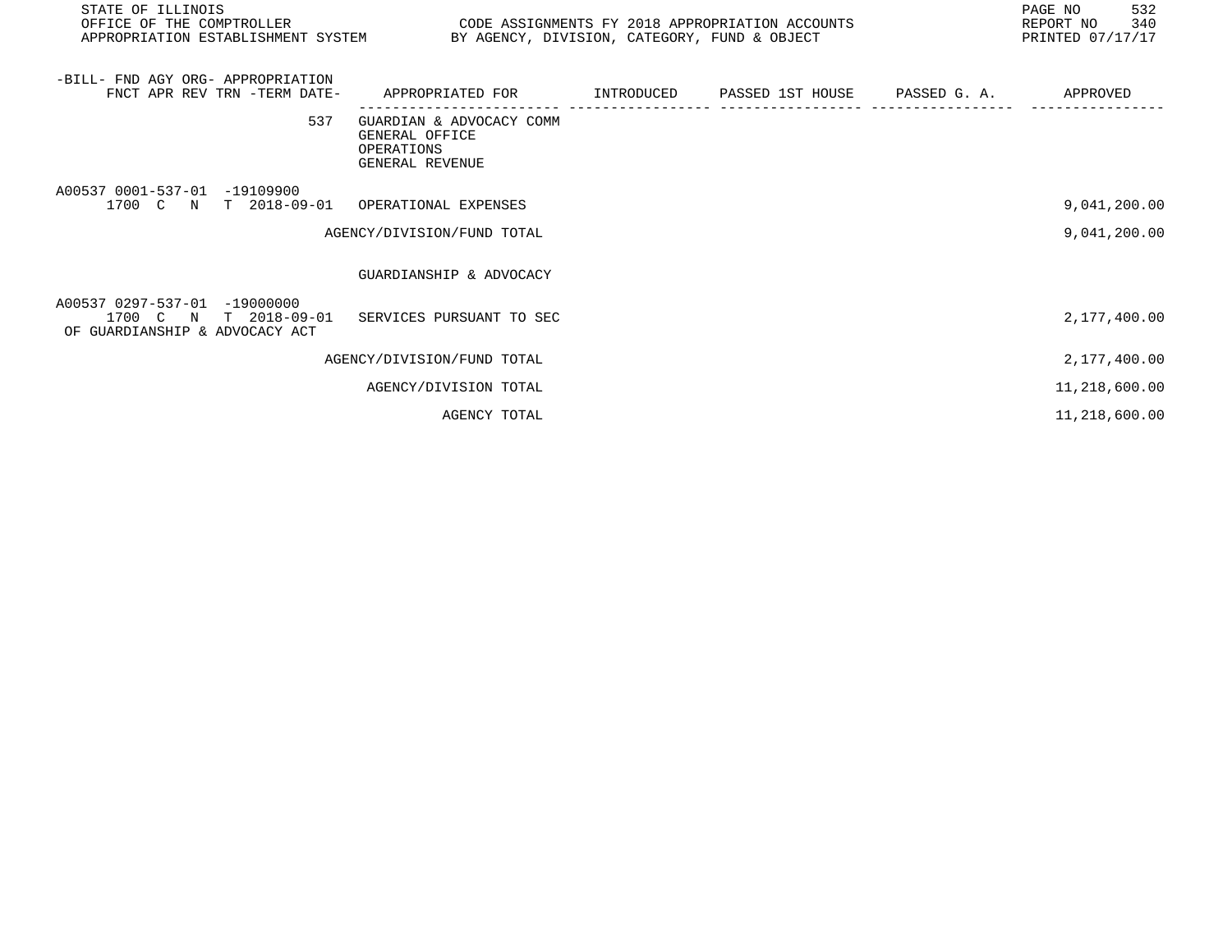STATE OF ILLINOIS
OFFICE OF THE COMPTROLLER
APPROPRIATION ESTABLISHMENT SYSTEM

CODE ASSIGNMENTS FY 2018 APPROPRIATION ACCOUNTS
BY AGENCY, DIVISION, CATEGORY, FUND & OBJECT

REPORT NO 340
PRINTED 07/17/17

| -BILL- FND AGY ORG- APPROPRIATION FNCT APR REV TRN -TERM DATE- | APPROPRIATED FOR | INTRODUCED | PASSED 1ST HOUSE | PASSED G. A. | APPROVED |
|---|---|---|---|---|---|
| 537 | GUARDIAN & ADVOCACY COMM<br>GENERAL OFFICE<br>OPERATIONS<br>GENERAL REVENUE | | | | |
| A00537 0001-537-01 -19109900<br>1700 C N T 2018-09-01 | OPERATIONAL EXPENSES | | | | 9,041,200.00 |
| | AGENCY/DIVISION/FUND TOTAL | | | | 9,041,200.00 |
| | GUARDIANSHIP & ADVOCACY | | | | |
| A00537 0297-537-01 -19000000<br>1700 C N T 2018-09-01<br>OF GUARDIANSHIP & ADVOCACY ACT | SERVICES PURSUANT TO SEC | | | | 2,177,400.00 |
| | AGENCY/DIVISION/FUND TOTAL | | | | 2,177,400.00 |
| | AGENCY/DIVISION TOTAL | | | | 11,218,600.00 |
| | AGENCY TOTAL | | | | 11,218,600.00 |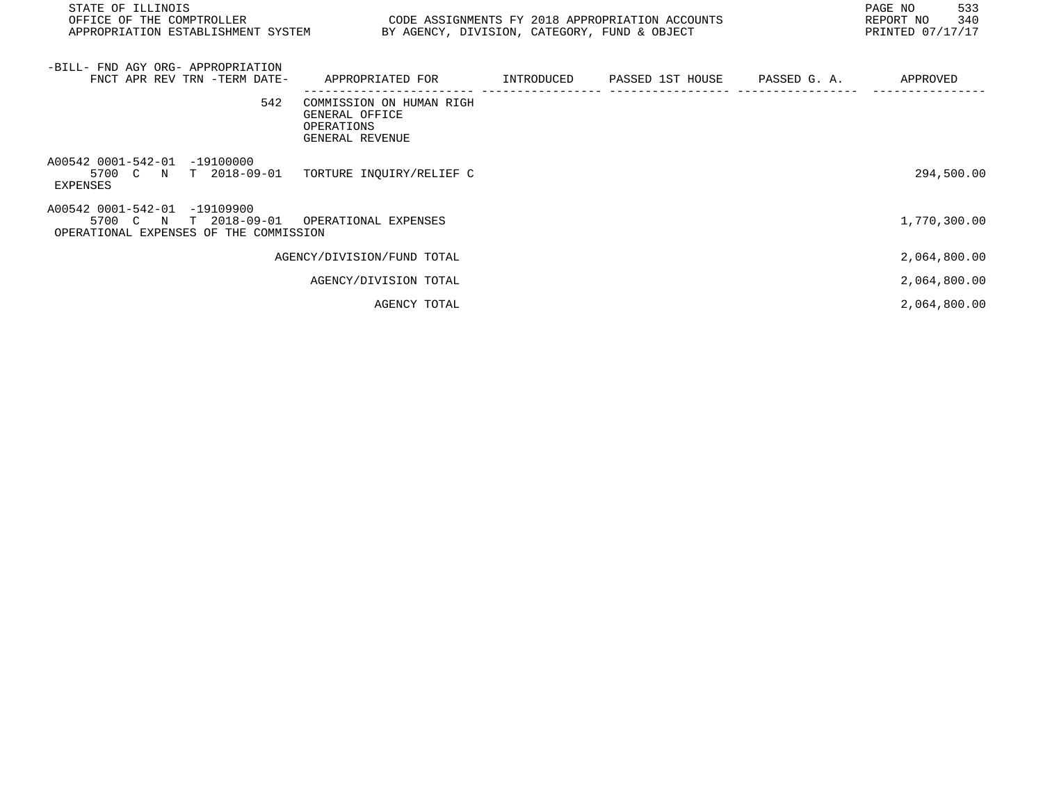STATE OF ILLINOIS
OFFICE OF THE COMPTROLLER
APPROPRIATION ESTABLISHMENT SYSTEM

CODE ASSIGNMENTS FY 2018 APPROPRIATION ACCOUNTS
BY AGENCY, DIVISION, CATEGORY, FUND & OBJECT

REPORT NO 340
PRINTED 07/17/17

| -BILL- FND AGY ORG- APPROPRIATION FNCT APR REV TRN -TERM DATE- | APPROPRIATED FOR | INTRODUCED | PASSED 1ST HOUSE | PASSED G. A. | APPROVED |
|---|---|---|---|---|---|
| 542 | COMMISSION ON HUMAN RIGH GENERAL OFFICE OPERATIONS GENERAL REVENUE | | | | |
| A00542 0001-542-01 -19100000 5700 C N T 2018-09-01 EXPENSES | TORTURE INQUIRY/RELIEF C | | | | 294,500.00 |
| A00542 0001-542-01 -19109900 5700 C N T 2018-09-01 OPERATIONAL EXPENSES OF THE COMMISSION | OPERATIONAL EXPENSES | | | | 1,770,300.00 |
| | AGENCY/DIVISION/FUND TOTAL | | | | 2,064,800.00 |
| | AGENCY/DIVISION TOTAL | | | | 2,064,800.00 |
| | AGENCY TOTAL | | | | 2,064,800.00 |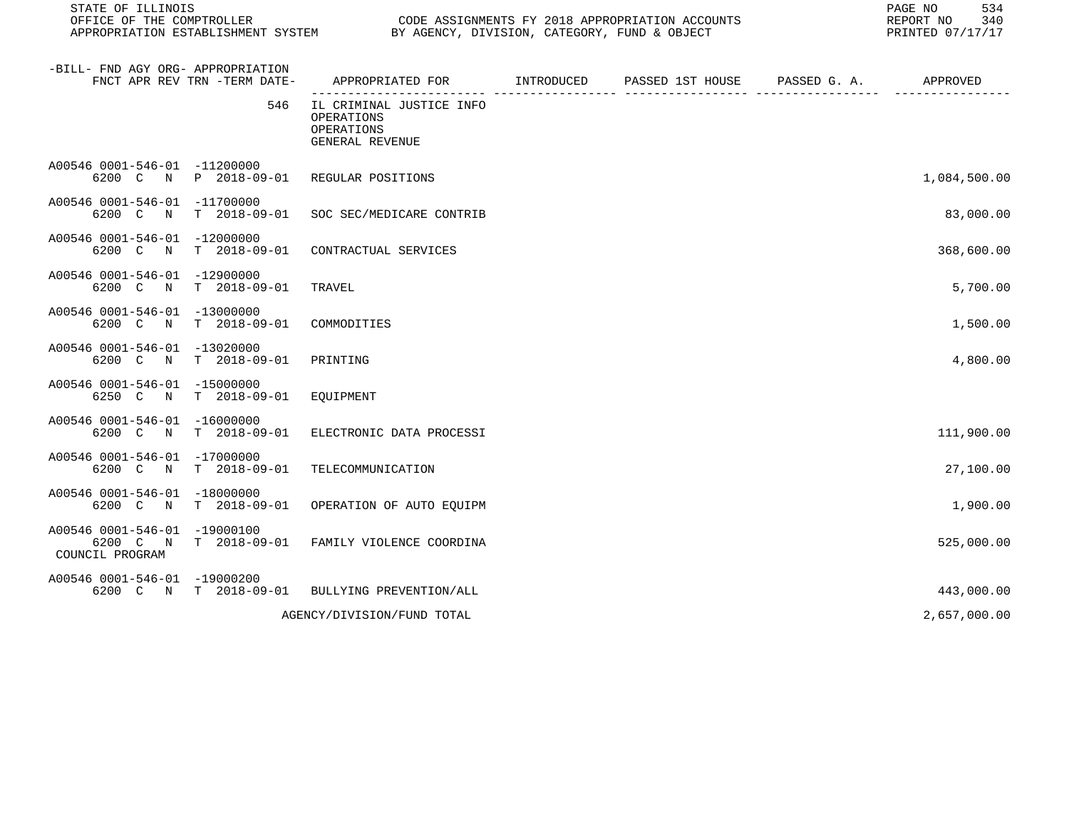STATE OF ILLINOIS
OFFICE OF THE COMPTROLLER
APPROPRIATION ESTABLISHMENT SYSTEM

CODE ASSIGNMENTS FY 2018 APPROPRIATION ACCOUNTS
BY AGENCY, DIVISION, CATEGORY, FUND & OBJECT

REPORT NO 340
PRINTED 07/17/17

| -BILL- FND AGY ORG- APPROPRIATION FNCT APR REV TRN -TERM DATE- | APPROPRIATED FOR | INTRODUCED | PASSED 1ST HOUSE | PASSED G. A. | APPROVED |
|---|---|---|---|---|---|
| 546 | IL CRIMINAL JUSTICE INFO OPERATIONS OPERATIONS GENERAL REVENUE | | | | |
| A00546 0001-546-01 -11200000 6200 C N P 2018-09-01 | REGULAR POSITIONS | | | | 1,084,500.00 |
| A00546 0001-546-01 -11700000 6200 C N T 2018-09-01 | SOC SEC/MEDICARE CONTRIB | | | | 83,000.00 |
| A00546 0001-546-01 -12000000 6200 C N T 2018-09-01 | CONTRACTUAL SERVICES | | | | 368,600.00 |
| A00546 0001-546-01 -12900000 6200 C N T 2018-09-01 | TRAVEL | | | | 5,700.00 |
| A00546 0001-546-01 -13000000 6200 C N T 2018-09-01 | COMMODITIES | | | | 1,500.00 |
| A00546 0001-546-01 -13020000 6200 C N T 2018-09-01 | PRINTING | | | | 4,800.00 |
| A00546 0001-546-01 -15000000 6250 C N T 2018-09-01 | EQUIPMENT | | | | |
| A00546 0001-546-01 -16000000 6200 C N T 2018-09-01 | ELECTRONIC DATA PROCESSI | | | | 111,900.00 |
| A00546 0001-546-01 -17000000 6200 C N T 2018-09-01 | TELECOMMUNICATION | | | | 27,100.00 |
| A00546 0001-546-01 -18000000 6200 C N T 2018-09-01 | OPERATION OF AUTO EQUIPM | | | | 1,900.00 |
| A00546 0001-546-01 -19000100 6200 C N T 2018-09-01 COUNCIL PROGRAM | FAMILY VIOLENCE COORDINA | | | | 525,000.00 |
| A00546 0001-546-01 -19000200 6200 C N T 2018-09-01 | BULLYING PREVENTION/ALL | | | | 443,000.00 |
| | AGENCY/DIVISION/FUND TOTAL | | | | 2,657,000.00 |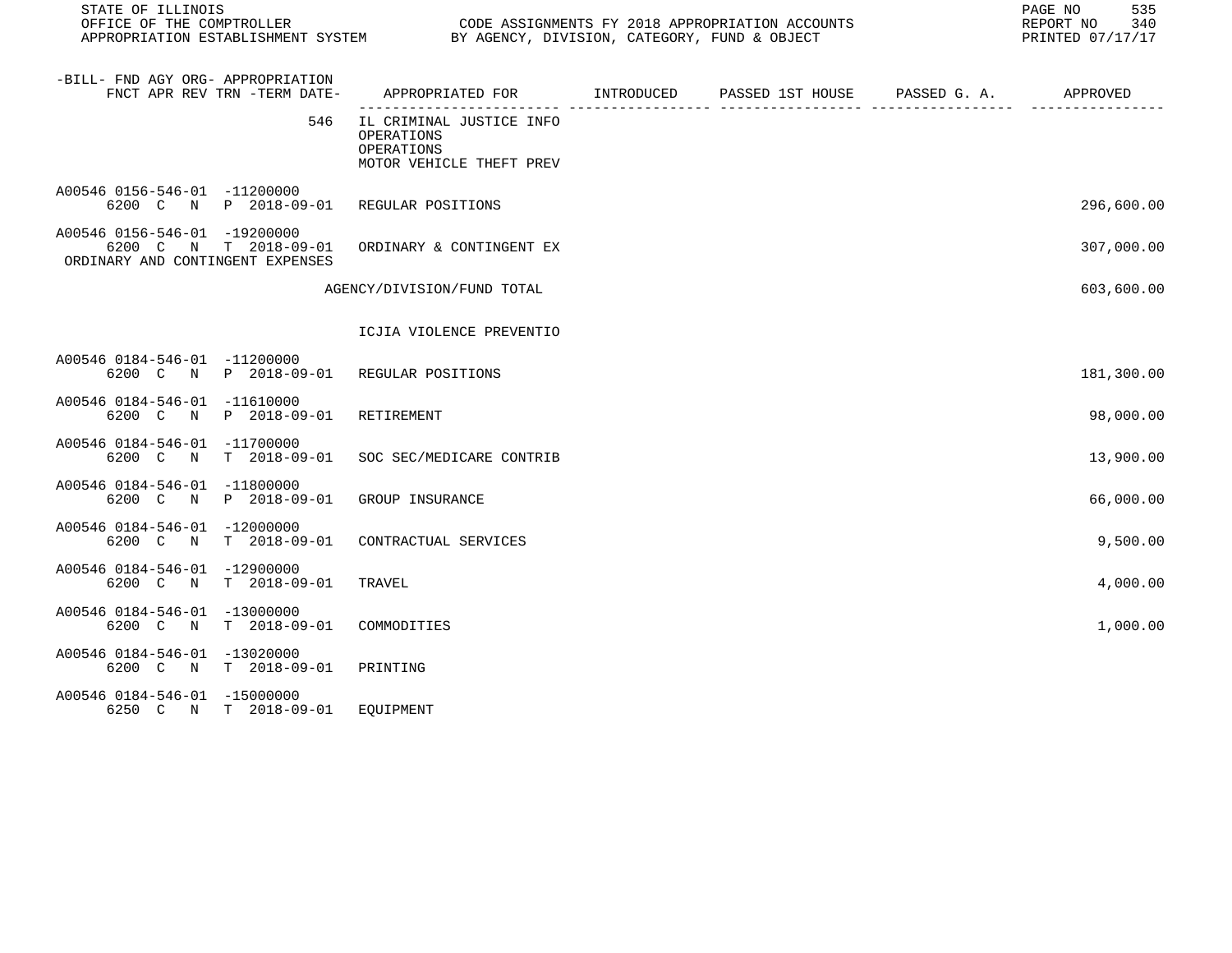STATE OF ILLINOIS
OFFICE OF THE COMPTROLLER — CODE ASSIGNMENTS FY 2018 APPROPRIATION ACCOUNTS
APPROPRIATION ESTABLISHMENT SYSTEM — BY AGENCY, DIVISION, CATEGORY, FUND & OBJECT

REPORT NO 340
PRINTED 07/17/17

| -BILL- FND AGY ORG- APPROPRIATION<br>FNCT APR REV TRN -TERM DATE- | APPROPRIATED FOR | INTRODUCED | PASSED 1ST HOUSE | PASSED G. A. | APPROVED |
|---|---|---|---|---|---|
| 546 | IL CRIMINAL JUSTICE INFO<br>OPERATIONS<br>OPERATIONS<br>MOTOR VEHICLE THEFT PREV | | | | |
| A00546 0156-546-01 -11200000<br>6200 C N P 2018-09-01 | REGULAR POSITIONS | | | | 296,600.00 |
| A00546 0156-546-01 -19200000<br>6200 C N T 2018-09-01<br>ORDINARY AND CONTINGENT EXPENSES | ORDINARY & CONTINGENT EX | | | | 307,000.00 |
| | AGENCY/DIVISION/FUND TOTAL | | | | 603,600.00 |
| | ICJIA VIOLENCE PREVENTIO | | | | |
| A00546 0184-546-01 -11200000<br>6200 C N P 2018-09-01 | REGULAR POSITIONS | | | | 181,300.00 |
| A00546 0184-546-01 -11610000<br>6200 C N P 2018-09-01 | RETIREMENT | | | | 98,000.00 |
| A00546 0184-546-01 -11700000<br>6200 C N T 2018-09-01 | SOC SEC/MEDICARE CONTRIB | | | | 13,900.00 |
| A00546 0184-546-01 -11800000<br>6200 C N P 2018-09-01 | GROUP INSURANCE | | | | 66,000.00 |
| A00546 0184-546-01 -12000000<br>6200 C N T 2018-09-01 | CONTRACTUAL SERVICES | | | | 9,500.00 |
| A00546 0184-546-01 -12900000<br>6200 C N T 2018-09-01 | TRAVEL | | | | 4,000.00 |
| A00546 0184-546-01 -13000000<br>6200 C N T 2018-09-01 | COMMODITIES | | | | 1,000.00 |
| A00546 0184-546-01 -13020000<br>6200 C N T 2018-09-01 | PRINTING | | | | |
| A00546 0184-546-01 -15000000<br>6250 C N T 2018-09-01 | EQUIPMENT | | | | |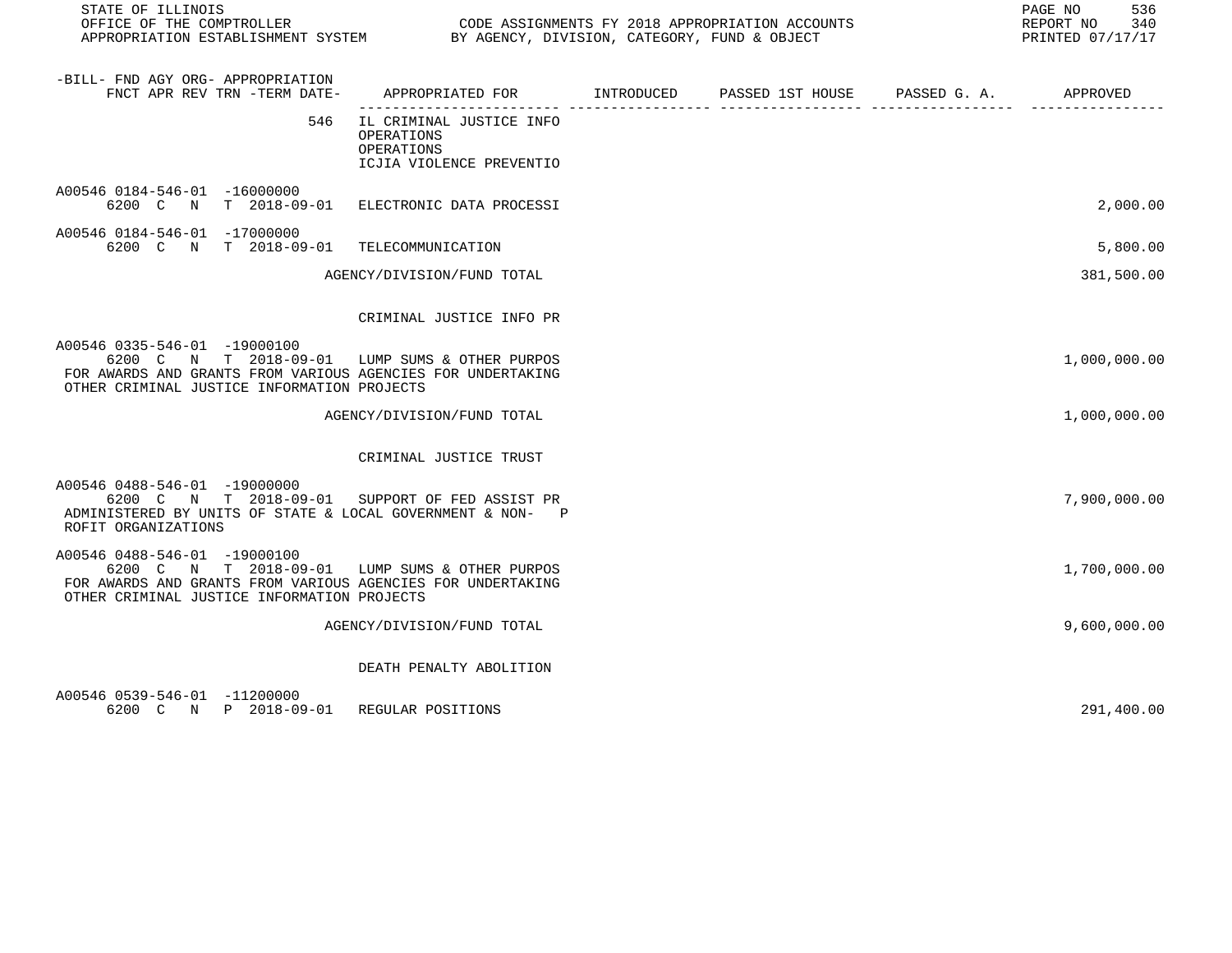| -BILL- FND AGY ORG- APPROPRIATION FNCT APR REV TRN -TERM DATE- | APPROPRIATED FOR | INTRODUCED | PASSED 1ST HOUSE | PASSED G. A. | APPROVED |
|---|---|---|---|---|---|
| 546 | IL CRIMINAL JUSTICE INFO<br>OPERATIONS<br>OPERATIONS<br>ICJIA VIOLENCE PREVENTIO | | | | |
| A00546 0184-546-01 -16000000<br>6200 C N T 2018-09-01 | ELECTRONIC DATA PROCESSI | | | | 2,000.00 |
| A00546 0184-546-01 -17000000<br>6200 C N T 2018-09-01 | TELECOMMUNICATION | | | | 5,800.00 |
| | AGENCY/DIVISION/FUND TOTAL | | | | 381,500.00 |
| | CRIMINAL JUSTICE INFO PR | | | | |
| A00546 0335-546-01 -19000100<br>6200 C N T 2018-09-01<br>FOR AWARDS AND GRANTS FROM VARIOUS AGENCIES FOR UNDERTAKING OTHER CRIMINAL JUSTICE INFORMATION PROJECTS | LUMP SUMS & OTHER PURPOS | | | | 1,000,000.00 |
| | AGENCY/DIVISION/FUND TOTAL | | | | 1,000,000.00 |
| | CRIMINAL JUSTICE TRUST | | | | |
| A00546 0488-546-01 -19000000<br>6200 C N T 2018-09-01<br>ADMINISTERED BY UNITS OF STATE & LOCAL GOVERNMENT & NON- P ROFIT ORGANIZATIONS | SUPPORT OF FED ASSIST PR | | | | 7,900,000.00 |
| A00546 0488-546-01 -19000100<br>6200 C N T 2018-09-01<br>FOR AWARDS AND GRANTS FROM VARIOUS AGENCIES FOR UNDERTAKING OTHER CRIMINAL JUSTICE INFORMATION PROJECTS | LUMP SUMS & OTHER PURPOS | | | | 1,700,000.00 |
| | AGENCY/DIVISION/FUND TOTAL | | | | 9,600,000.00 |
| | DEATH PENALTY ABOLITION | | | | |
| A00546 0539-546-01 -11200000<br>6200 C N P 2018-09-01 | REGULAR POSITIONS | | | | 291,400.00 |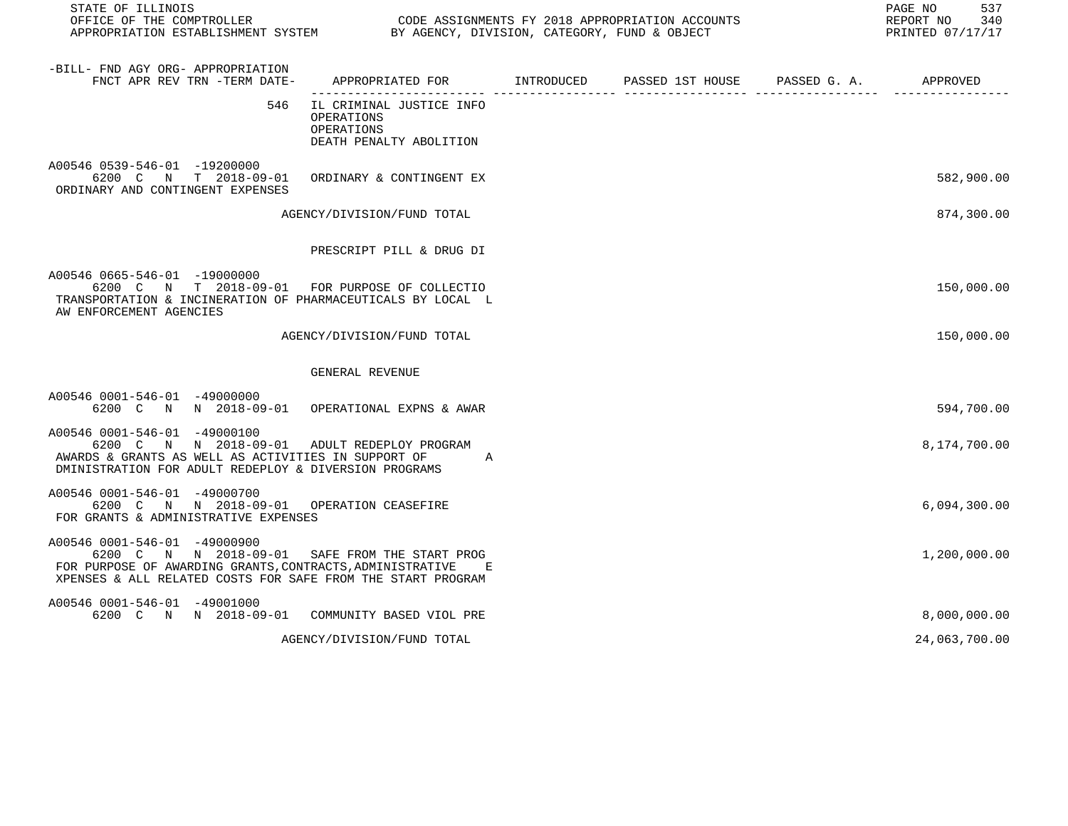STATE OF ILLINOIS
OFFICE OF THE COMPTROLLER
APPROPRIATION ESTABLISHMENT SYSTEM

CODE ASSIGNMENTS FY 2018 APPROPRIATION ACCOUNTS
BY AGENCY, DIVISION, CATEGORY, FUND & OBJECT

REPORT NO 340
PRINTED 07/17/17

| -BILL- FND AGY ORG- APPROPRIATION FNCT APR REV TRN -TERM DATE- | APPROPRIATED FOR | INTRODUCED | PASSED 1ST HOUSE | PASSED G. A. | APPROVED |
|---|---|---|---|---|---|
| 546 | IL CRIMINAL JUSTICE INFO OPERATIONS OPERATIONS DEATH PENALTY ABOLITION | | | | |
| A00546 0539-546-01 -19200000 6200 C N T 2018-09-01 ORDINARY AND CONTINGENT EXPENSES | ORDINARY & CONTINGENT EX | | | | 582,900.00 |
| | AGENCY/DIVISION/FUND TOTAL | | | | 874,300.00 |
| | PRESCRIPT PILL & DRUG DI | | | | |
| A00546 0665-546-01 -19000000 6200 C N T 2018-09-01 TRANSPORTATION & INCINERATION OF PHARMACEUTICALS BY LOCAL LAW ENFORCEMENT AGENCIES | FOR PURPOSE OF COLLECTIO | | | | 150,000.00 |
| | AGENCY/DIVISION/FUND TOTAL | | | | 150,000.00 |
| | GENERAL REVENUE | | | | |
| A00546 0001-546-01 -49000000 6200 C N N 2018-09-01 | OPERATIONAL EXPNS & AWAR | | | | 594,700.00 |
| A00546 0001-546-01 -49000100 6200 C N N 2018-09-01 AWARDS & GRANTS AS WELL AS ACTIVITIES IN SUPPORT OF ADMINISTRATION FOR ADULT REDEPLOY & DIVERSION PROGRAMS | ADULT REDEPLOY PROGRAM | | | | 8,174,700.00 |
| A00546 0001-546-01 -49000700 6200 C N N 2018-09-01 FOR GRANTS & ADMINISTRATIVE EXPENSES | OPERATION CEASEFIRE | | | | 6,094,300.00 |
| A00546 0001-546-01 -49000900 6200 C N N 2018-09-01 FOR PURPOSE OF AWARDING GRANTS,CONTRACTS,ADMINISTRATIVE EXPENSES & ALL RELATED COSTS FOR SAFE FROM THE START PROGRAM | SAFE FROM THE START PROG | | | | 1,200,000.00 |
| A00546 0001-546-01 -49001000 6200 C N N 2018-09-01 | COMMUNITY BASED VIOL PRE | | | | 8,000,000.00 |
| | AGENCY/DIVISION/FUND TOTAL | | | | 24,063,700.00 |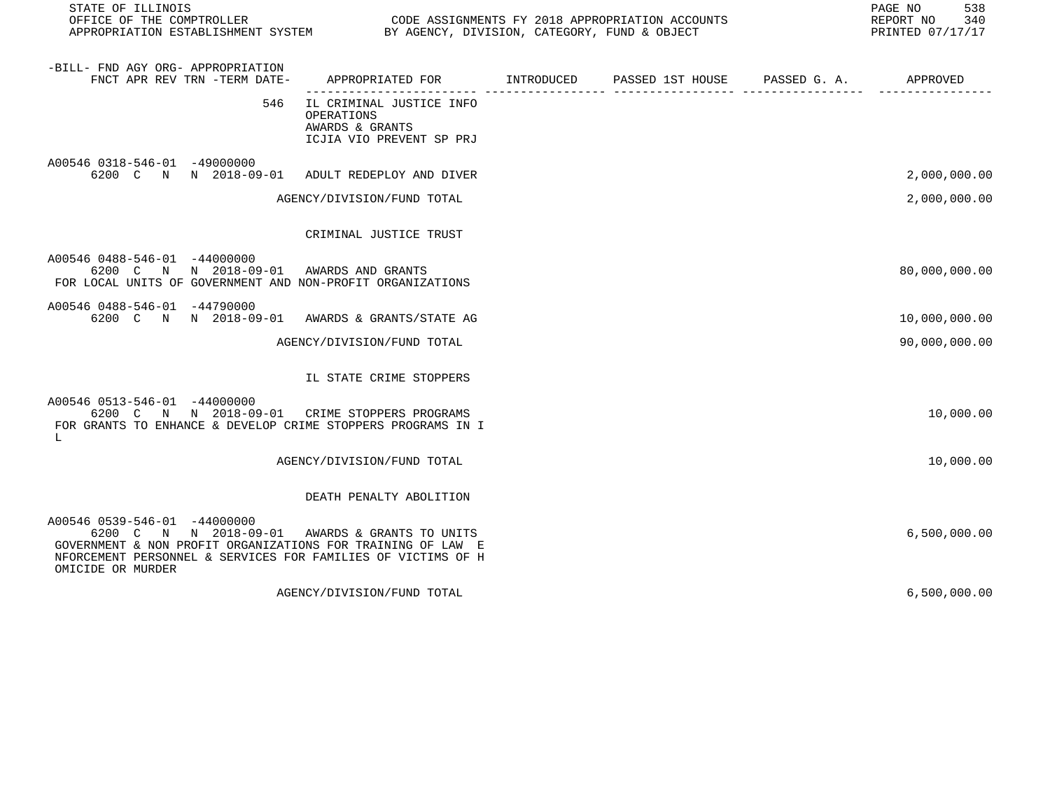| -BILL- FND AGY ORG- APPROPRIATION FNCT APR REV TRN -TERM DATE- | APPROPRIATED FOR | INTRODUCED | PASSED 1ST HOUSE | PASSED G. A. | APPROVED |
|---|---|---|---|---|---|
| 546 | IL CRIMINAL JUSTICE INFO OPERATIONS AWARDS & GRANTS ICJIA VIO PREVENT SP PRJ | | | | |
| A00546 0318-546-01 -49000000 6200 C N N 2018-09-01 | ADULT REDEPLOY AND DIVER | | | | 2,000,000.00 |
| | AGENCY/DIVISION/FUND TOTAL | | | | 2,000,000.00 |
| | CRIMINAL JUSTICE TRUST | | | | |
| A00546 0488-546-01 -44000000 6200 C N N 2018-09-01 | AWARDS AND GRANTS | | | | 80,000,000.00 |
| FOR LOCAL UNITS OF GOVERNMENT AND NON-PROFIT ORGANIZATIONS | | | | | |
| A00546 0488-546-01 -44790000 6200 C N N 2018-09-01 | AWARDS & GRANTS/STATE AG | | | | 10,000,000.00 |
| | AGENCY/DIVISION/FUND TOTAL | | | | 90,000,000.00 |
| | IL STATE CRIME STOPPERS | | | | |
| A00546 0513-546-01 -44000000 6200 C N N 2018-09-01 | CRIME STOPPERS PROGRAMS | | | | 10,000.00 |
| FOR GRANTS TO ENHANCE & DEVELOP CRIME STOPPERS PROGRAMS IN IL | | | | | |
| | AGENCY/DIVISION/FUND TOTAL | | | | 10,000.00 |
| | DEATH PENALTY ABOLITION | | | | |
| A00546 0539-546-01 -44000000 6200 C N N 2018-09-01 | AWARDS & GRANTS TO UNITS | | | | 6,500,000.00 |
| GOVERNMENT & NON PROFIT ORGANIZATIONS FOR TRAINING OF LAW ENFORCEMENT PERSONNEL & SERVICES FOR FAMILIES OF VICTIMS OF HOMICIDE OR MURDER | | | | | |
| | AGENCY/DIVISION/FUND TOTAL | | | | 6,500,000.00 |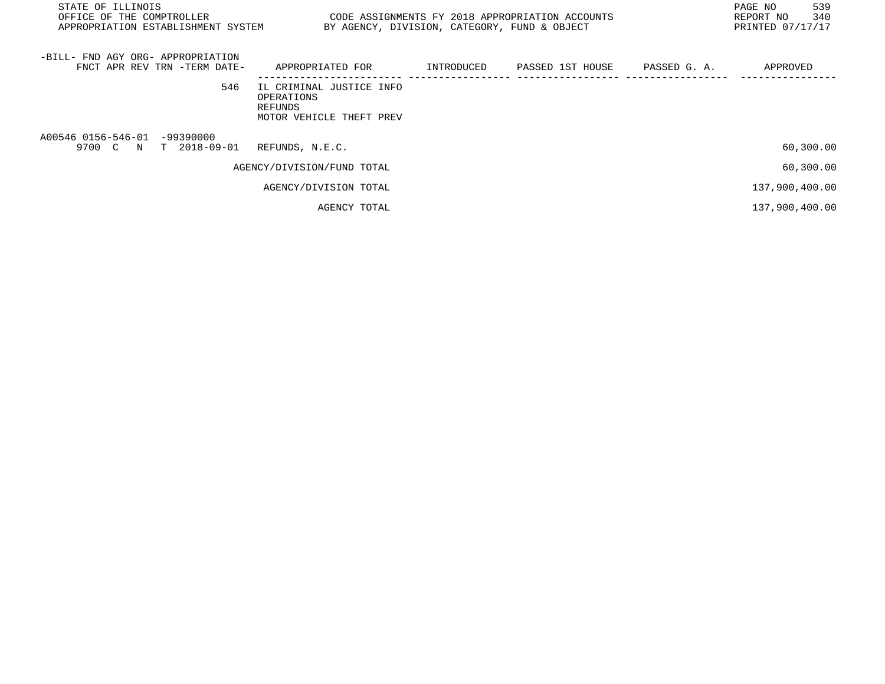STATE OF ILLINOIS
OFFICE OF THE COMPTROLLER
APPROPRIATION ESTABLISHMENT SYSTEM

CODE ASSIGNMENTS FY 2018 APPROPRIATION ACCOUNTS
BY AGENCY, DIVISION, CATEGORY, FUND & OBJECT

REPORT NO 340
PRINTED 07/17/17

| -BILL- FND AGY ORG- APPROPRIATION FNCT APR REV TRN -TERM DATE- | APPROPRIATED FOR | INTRODUCED | PASSED 1ST HOUSE | PASSED G. A. | APPROVED |
|---|---|---|---|---|---|
| 546 | IL CRIMINAL JUSTICE INFO<br>OPERATIONS<br>REFUNDS<br>MOTOR VEHICLE THEFT PREV | | | | |
| A00546 0156-546-01 -99390000<br>9700 C N T 2018-09-01 | REFUNDS, N.E.C. | | | | 60,300.00 |
| | AGENCY/DIVISION/FUND TOTAL | | | | 60,300.00 |
| | AGENCY/DIVISION TOTAL | | | | 137,900,400.00 |
| | AGENCY TOTAL | | | | 137,900,400.00 |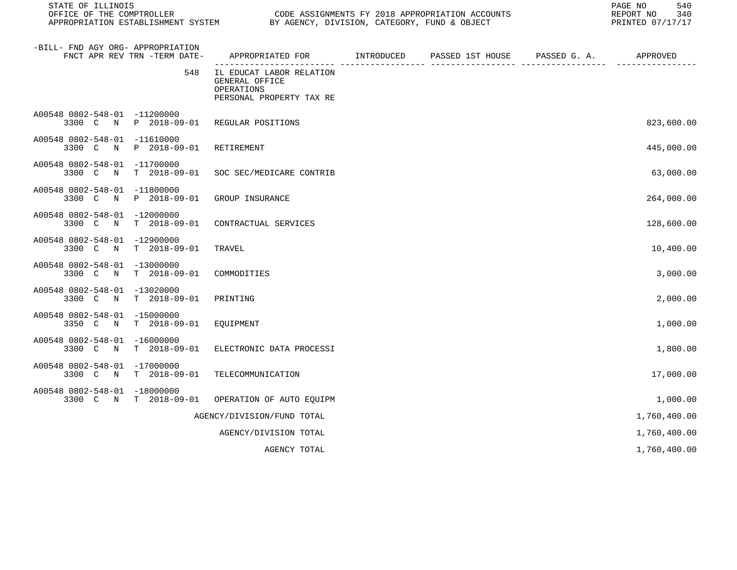STATE OF ILLINOIS
OFFICE OF THE COMPTROLLER
APPROPRIATION ESTABLISHMENT SYSTEM

CODE ASSIGNMENTS FY 2018 APPROPRIATION ACCOUNTS
BY AGENCY, DIVISION, CATEGORY, FUND & OBJECT

REPORT NO 340
PRINTED 07/17/17

| -BILL- FND AGY ORG- APPROPRIATION FNCT APR REV TRN -TERM DATE- | APPROPRIATED FOR | INTRODUCED | PASSED 1ST HOUSE | PASSED G. A. | APPROVED |
|---|---|---|---|---|---|
| 548 | IL EDUCAT LABOR RELATION GENERAL OFFICE OPERATIONS PERSONAL PROPERTY TAX RE | | | | |
| A00548 0802-548-01 -11200000 3300 C N P 2018-09-01 | REGULAR POSITIONS | | | | 823,600.00 |
| A00548 0802-548-01 -11610000 3300 C N P 2018-09-01 | RETIREMENT | | | | 445,000.00 |
| A00548 0802-548-01 -11700000 3300 C N T 2018-09-01 | SOC SEC/MEDICARE CONTRIB | | | | 63,000.00 |
| A00548 0802-548-01 -11800000 3300 C N P 2018-09-01 | GROUP INSURANCE | | | | 264,000.00 |
| A00548 0802-548-01 -12000000 3300 C N T 2018-09-01 | CONTRACTUAL SERVICES | | | | 128,600.00 |
| A00548 0802-548-01 -12900000 3300 C N T 2018-09-01 | TRAVEL | | | | 10,400.00 |
| A00548 0802-548-01 -13000000 3300 C N T 2018-09-01 | COMMODITIES | | | | 3,000.00 |
| A00548 0802-548-01 -13020000 3300 C N T 2018-09-01 | PRINTING | | | | 2,000.00 |
| A00548 0802-548-01 -15000000 3350 C N T 2018-09-01 | EQUIPMENT | | | | 1,000.00 |
| A00548 0802-548-01 -16000000 3300 C N T 2018-09-01 | ELECTRONIC DATA PROCESSI | | | | 1,800.00 |
| A00548 0802-548-01 -17000000 3300 C N T 2018-09-01 | TELECOMMUNICATION | | | | 17,000.00 |
| A00548 0802-548-01 -18000000 3300 C N T 2018-09-01 | OPERATION OF AUTO EQUIPM | | | | 1,000.00 |
| | AGENCY/DIVISION/FUND TOTAL | | | | 1,760,400.00 |
| | AGENCY/DIVISION TOTAL | | | | 1,760,400.00 |
| | AGENCY TOTAL | | | | 1,760,400.00 |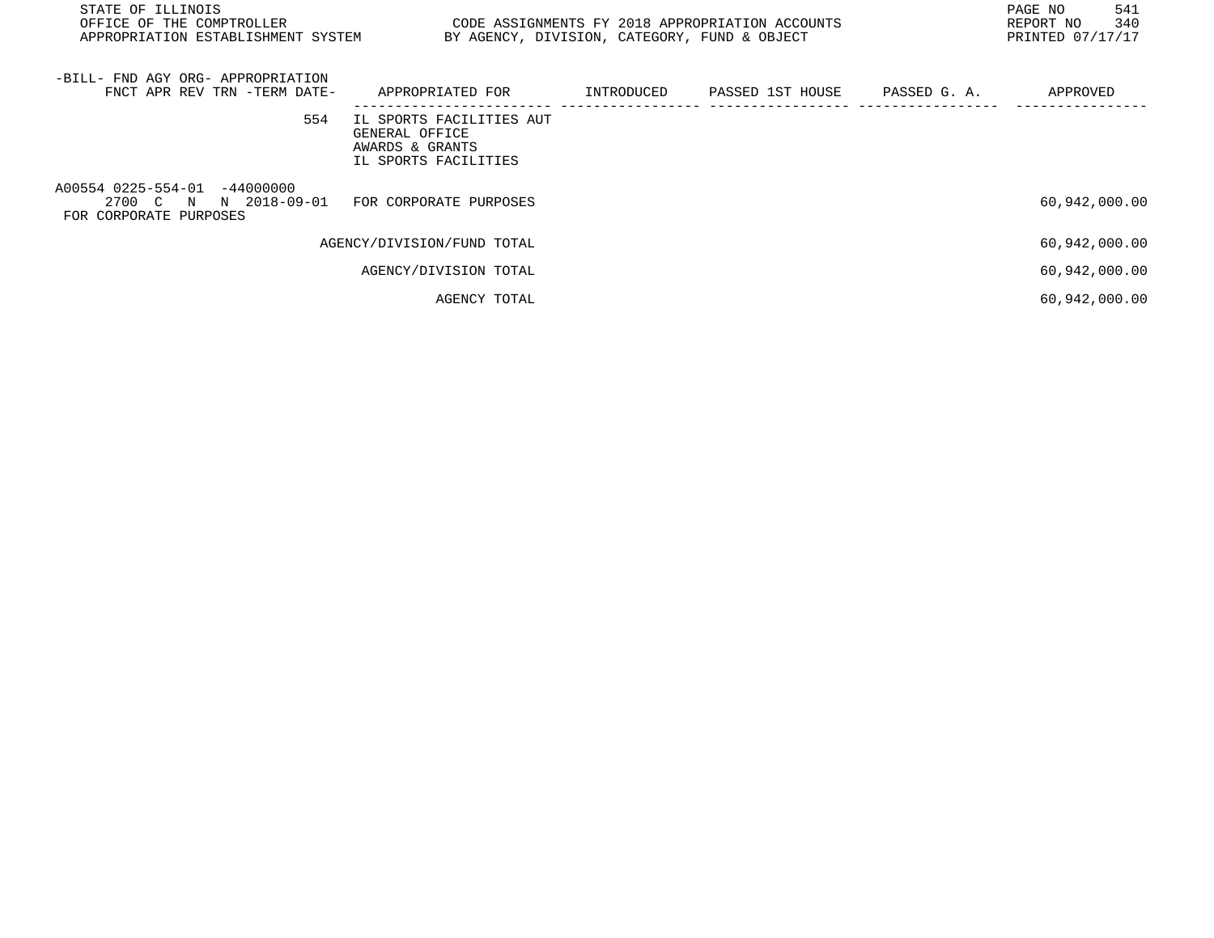| -BILL- FND AGY ORG- APPROPRIATION FNCT APR REV TRN -TERM DATE- | APPROPRIATED FOR | INTRODUCED | PASSED 1ST HOUSE | PASSED G. A. | APPROVED |
|---|---|---|---|---|---|
| 554 | IL SPORTS FACILITIES AUT<br>GENERAL OFFICE<br>AWARDS & GRANTS<br>IL SPORTS FACILITIES | | | | |
| A00554 0225-554-01 -44000000<br>2700 C N N 2018-09-01<br>FOR CORPORATE PURPOSES | FOR CORPORATE PURPOSES | | | | 60,942,000.00 |
| | AGENCY/DIVISION/FUND TOTAL | | | | 60,942,000.00 |
| | AGENCY/DIVISION TOTAL | | | | 60,942,000.00 |
| | AGENCY TOTAL | | | | 60,942,000.00 |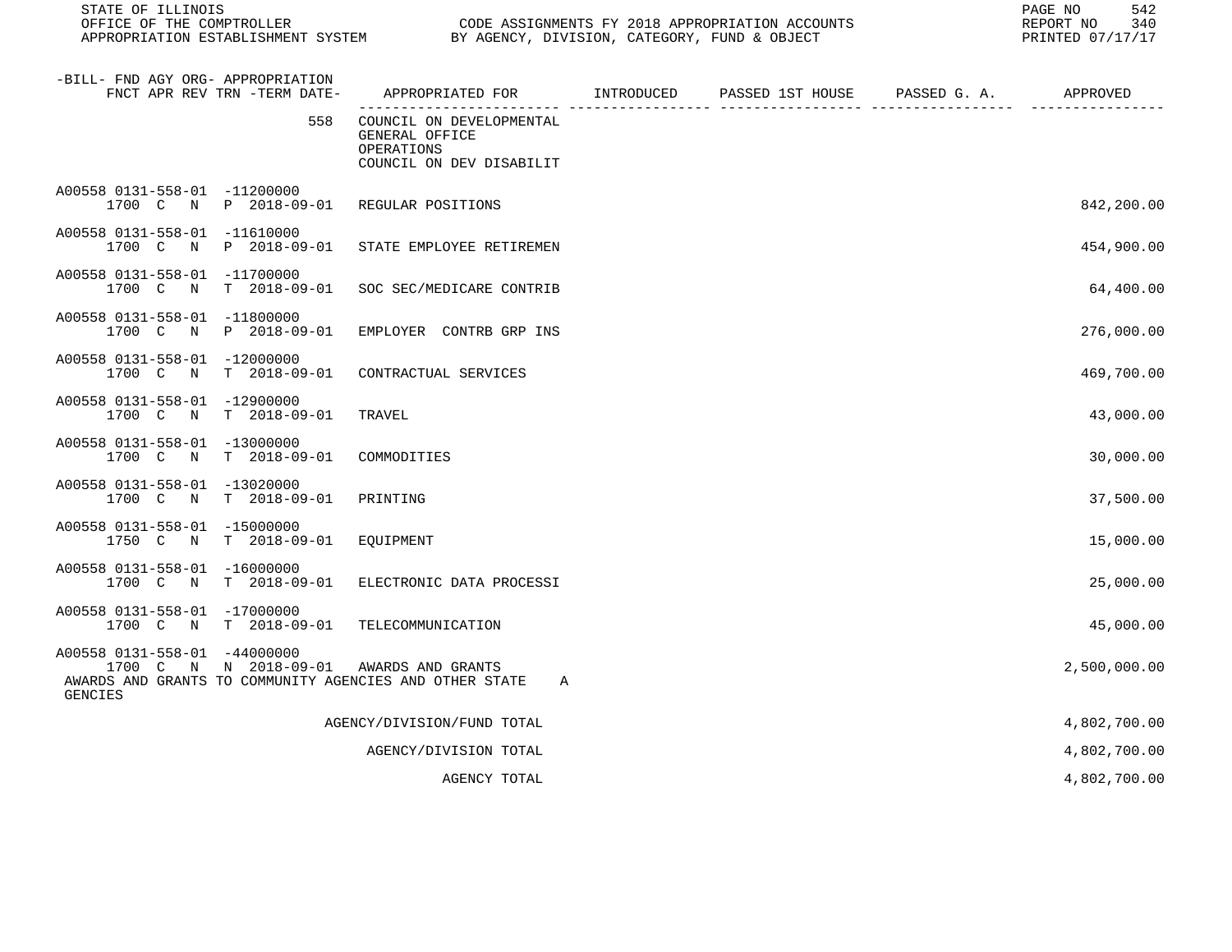STATE OF ILLINOIS
OFFICE OF THE COMPTROLLER
APPROPRIATION ESTABLISHMENT SYSTEM

CODE ASSIGNMENTS FY 2018 APPROPRIATION ACCOUNTS
BY AGENCY, DIVISION, CATEGORY, FUND & OBJECT

REPORT NO 340
PRINTED 07/17/17

| -BILL- FND AGY ORG- APPROPRIATION FNCT APR REV TRN -TERM DATE- | APPROPRIATED FOR | INTRODUCED | PASSED 1ST HOUSE | PASSED G. A. | APPROVED |
|---|---|---|---|---|---|
| 558 | COUNCIL ON DEVELOPMENTAL GENERAL OFFICE OPERATIONS COUNCIL ON DEV DISABILIT | | | | |
| A00558 0131-558-01 -11200000 1700 C N P 2018-09-01 | REGULAR POSITIONS | | | | 842,200.00 |
| A00558 0131-558-01 -11610000 1700 C N P 2018-09-01 | STATE EMPLOYEE RETIREMEN | | | | 454,900.00 |
| A00558 0131-558-01 -11700000 1700 C N T 2018-09-01 | SOC SEC/MEDICARE CONTRIB | | | | 64,400.00 |
| A00558 0131-558-01 -11800000 1700 C N P 2018-09-01 | EMPLOYER CONTRB GRP INS | | | | 276,000.00 |
| A00558 0131-558-01 -12000000 1700 C N T 2018-09-01 | CONTRACTUAL SERVICES | | | | 469,700.00 |
| A00558 0131-558-01 -12900000 1700 C N T 2018-09-01 | TRAVEL | | | | 43,000.00 |
| A00558 0131-558-01 -13000000 1700 C N T 2018-09-01 | COMMODITIES | | | | 30,000.00 |
| A00558 0131-558-01 -13020000 1700 C N T 2018-09-01 | PRINTING | | | | 37,500.00 |
| A00558 0131-558-01 -15000000 1750 C N T 2018-09-01 | EQUIPMENT | | | | 15,000.00 |
| A00558 0131-558-01 -16000000 1700 C N T 2018-09-01 | ELECTRONIC DATA PROCESSI | | | | 25,000.00 |
| A00558 0131-558-01 -17000000 1700 C N T 2018-09-01 | TELECOMMUNICATION | | | | 45,000.00 |
| A00558 0131-558-01 -44000000 1700 C N N 2018-09-01 | AWARDS AND GRANTS | | | | 2,500,000.00 |
| AWARDS AND GRANTS TO COMMUNITY AGENCIES AND OTHER STATE AGENCIES | A | | | | |
| | AGENCY/DIVISION/FUND TOTAL | | | | 4,802,700.00 |
| | AGENCY/DIVISION TOTAL | | | | 4,802,700.00 |
| | AGENCY TOTAL | | | | 4,802,700.00 |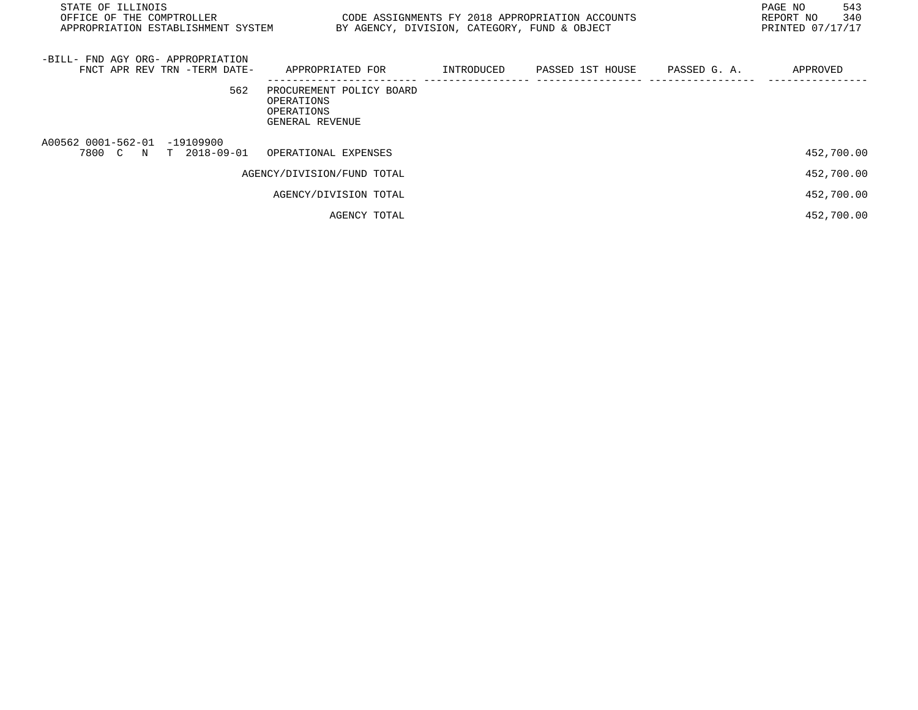STATE OF ILLINOIS
OFFICE OF THE COMPTROLLER
APPROPRIATION ESTABLISHMENT SYSTEM

CODE ASSIGNMENTS FY 2018 APPROPRIATION ACCOUNTS
BY AGENCY, DIVISION, CATEGORY, FUND & OBJECT

REPORT NO 340
PRINTED 07/17/17

| -BILL- FND AGY ORG- APPROPRIATION<br>FNCT APR REV TRN -TERM DATE- | APPROPRIATED FOR | INTRODUCED | PASSED 1ST HOUSE | PASSED G. A. | APPROVED |
|---|---|---|---|---|---|
| 562 | PROCUREMENT POLICY BOARD<br>OPERATIONS<br>OPERATIONS<br>GENERAL REVENUE | | | | |
| A00562 0001-562-01 -19109900<br>7800 C N T 2018-09-01 | OPERATIONAL EXPENSES | | | | 452,700.00 |
| | AGENCY/DIVISION/FUND TOTAL | | | | 452,700.00 |
| | AGENCY/DIVISION TOTAL | | | | 452,700.00 |
| | AGENCY TOTAL | | | | 452,700.00 |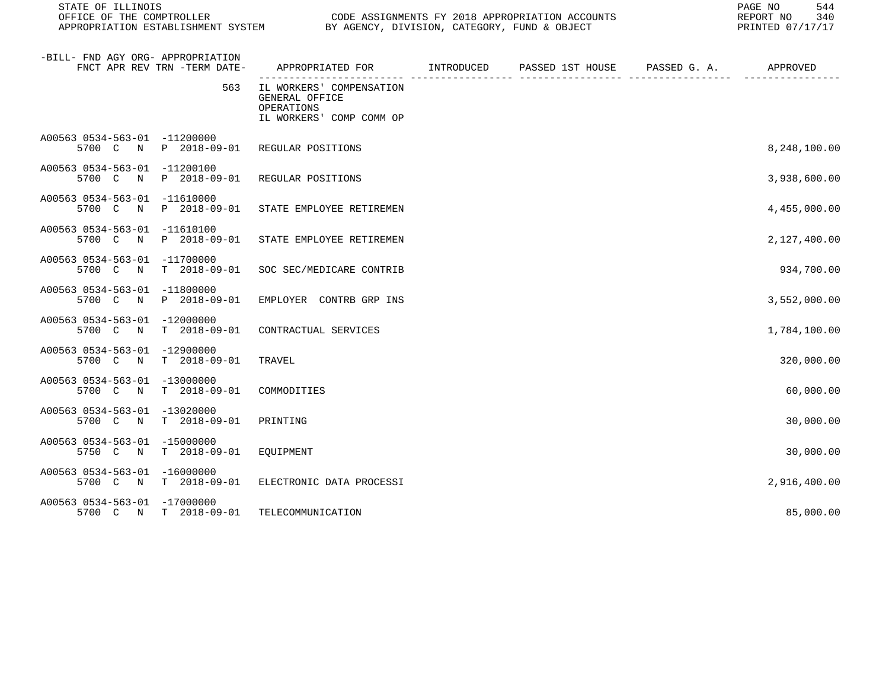| -BILL- FND AGY ORG- APPROPRIATION FNCT APR REV TRN -TERM DATE- | APPROPRIATED FOR | INTRODUCED | PASSED 1ST HOUSE | PASSED G. A. | APPROVED |
|---|---|---|---|---|---|
| 563 | IL WORKERS' COMPENSATION GENERAL OFFICE OPERATIONS IL WORKERS' COMP COMM OP | | | | |
| A00563 0534-563-01 -11200000 5700 C N P 2018-09-01 | REGULAR POSITIONS | | | | 8,248,100.00 |
| A00563 0534-563-01 -11200100 5700 C N P 2018-09-01 | REGULAR POSITIONS | | | | 3,938,600.00 |
| A00563 0534-563-01 -11610000 5700 C N P 2018-09-01 | STATE EMPLOYEE RETIREMEN | | | | 4,455,000.00 |
| A00563 0534-563-01 -11610100 5700 C N P 2018-09-01 | STATE EMPLOYEE RETIREMEN | | | | 2,127,400.00 |
| A00563 0534-563-01 -11700000 5700 C N T 2018-09-01 | SOC SEC/MEDICARE CONTRIB | | | | 934,700.00 |
| A00563 0534-563-01 -11800000 5700 C N P 2018-09-01 | EMPLOYER CONTRB GRP INS | | | | 3,552,000.00 |
| A00563 0534-563-01 -12000000 5700 C N T 2018-09-01 | CONTRACTUAL SERVICES | | | | 1,784,100.00 |
| A00563 0534-563-01 -12900000 5700 C N T 2018-09-01 | TRAVEL | | | | 320,000.00 |
| A00563 0534-563-01 -13000000 5700 C N T 2018-09-01 | COMMODITIES | | | | 60,000.00 |
| A00563 0534-563-01 -13020000 5700 C N T 2018-09-01 | PRINTING | | | | 30,000.00 |
| A00563 0534-563-01 -15000000 5750 C N T 2018-09-01 | EQUIPMENT | | | | 30,000.00 |
| A00563 0534-563-01 -16000000 5700 C N T 2018-09-01 | ELECTRONIC DATA PROCESSI | | | | 2,916,400.00 |
| A00563 0534-563-01 -17000000 5700 C N T 2018-09-01 | TELECOMMUNICATION | | | | 85,000.00 |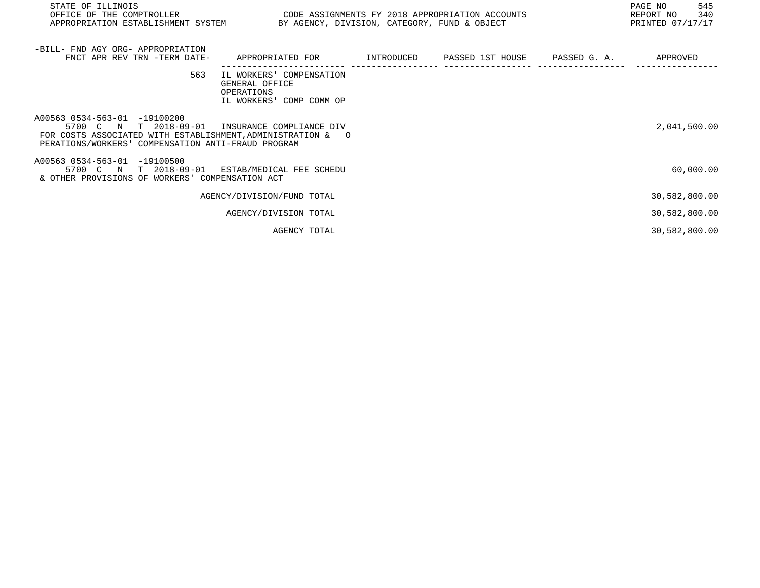STATE OF ILLINOIS
OFFICE OF THE COMPTROLLER
APPROPRIATION ESTABLISHMENT SYSTEM

CODE ASSIGNMENTS FY 2018 APPROPRIATION ACCOUNTS
BY AGENCY, DIVISION, CATEGORY, FUND & OBJECT

REPORT NO 340
PRINTED 07/17/17

| -BILL- FND AGY ORG- APPROPRIATION FNCT APR REV TRN -TERM DATE- | APPROPRIATED FOR | INTRODUCED | PASSED 1ST HOUSE | PASSED G. A. | APPROVED |
|---|---|---|---|---|---|
| 563 | IL WORKERS' COMPENSATION<br>GENERAL OFFICE<br>OPERATIONS<br>IL WORKERS' COMP COMM OP | | | | |
| A00563 0534-563-01 -19100200<br>5700 C N T 2018-09-01 | INSURANCE COMPLIANCE DIV | | | | 2,041,500.00 |
| FOR COSTS ASSOCIATED WITH ESTABLISHMENT,ADMINISTRATION & OPERATIONS/WORKERS' COMPENSATION ANTI-FRAUD PROGRAM | | | | | |
| A00563 0534-563-01 -19100500<br>5700 C N T 2018-09-01 | ESTAB/MEDICAL FEE SCHEDU | | | | 60,000.00 |
| & OTHER PROVISIONS OF WORKERS' COMPENSATION ACT | | | | | |
| | AGENCY/DIVISION/FUND TOTAL | | | | 30,582,800.00 |
| | AGENCY/DIVISION TOTAL | | | | 30,582,800.00 |
| | AGENCY TOTAL | | | | 30,582,800.00 |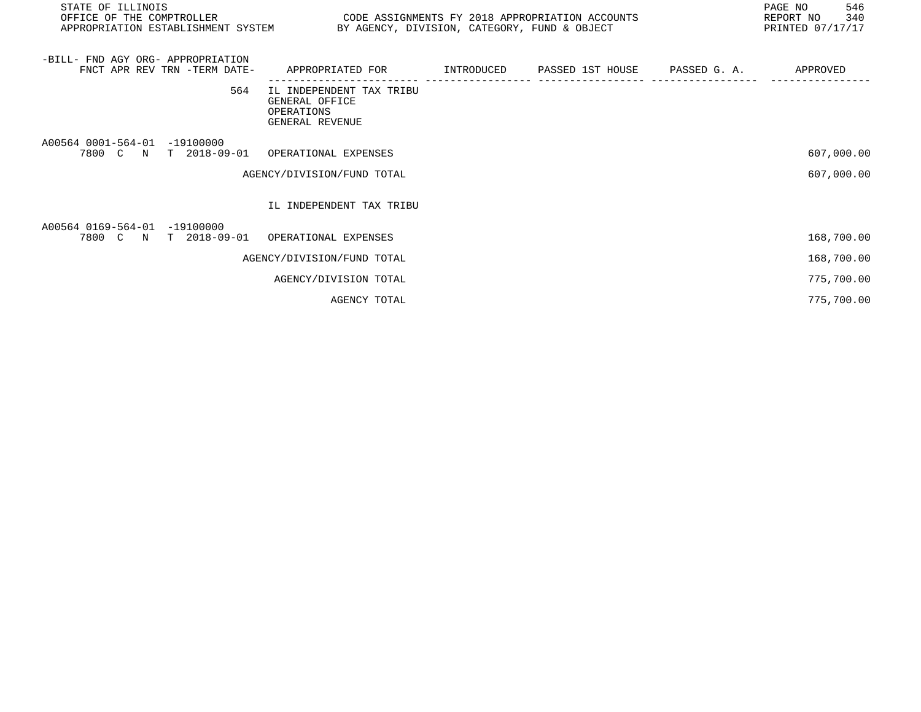| -BILL- FND AGY ORG- APPROPRIATION FNCT APR REV TRN -TERM DATE- | APPROPRIATED FOR | INTRODUCED | PASSED 1ST HOUSE | PASSED G. A. | APPROVED |
|---|---|---|---|---|---|
| 564 | IL INDEPENDENT TAX TRIBU GENERAL OFFICE OPERATIONS GENERAL REVENUE | | | | |
| A00564 0001-564-01 -19100000 7800 C N T 2018-09-01 | OPERATIONAL EXPENSES | | | | 607,000.00 |
| | AGENCY/DIVISION/FUND TOTAL | | | | 607,000.00 |
| | IL INDEPENDENT TAX TRIBU | | | | |
| A00564 0169-564-01 -19100000 7800 C N T 2018-09-01 | OPERATIONAL EXPENSES | | | | 168,700.00 |
| | AGENCY/DIVISION/FUND TOTAL | | | | 168,700.00 |
| | AGENCY/DIVISION TOTAL | | | | 775,700.00 |
| | AGENCY TOTAL | | | | 775,700.00 |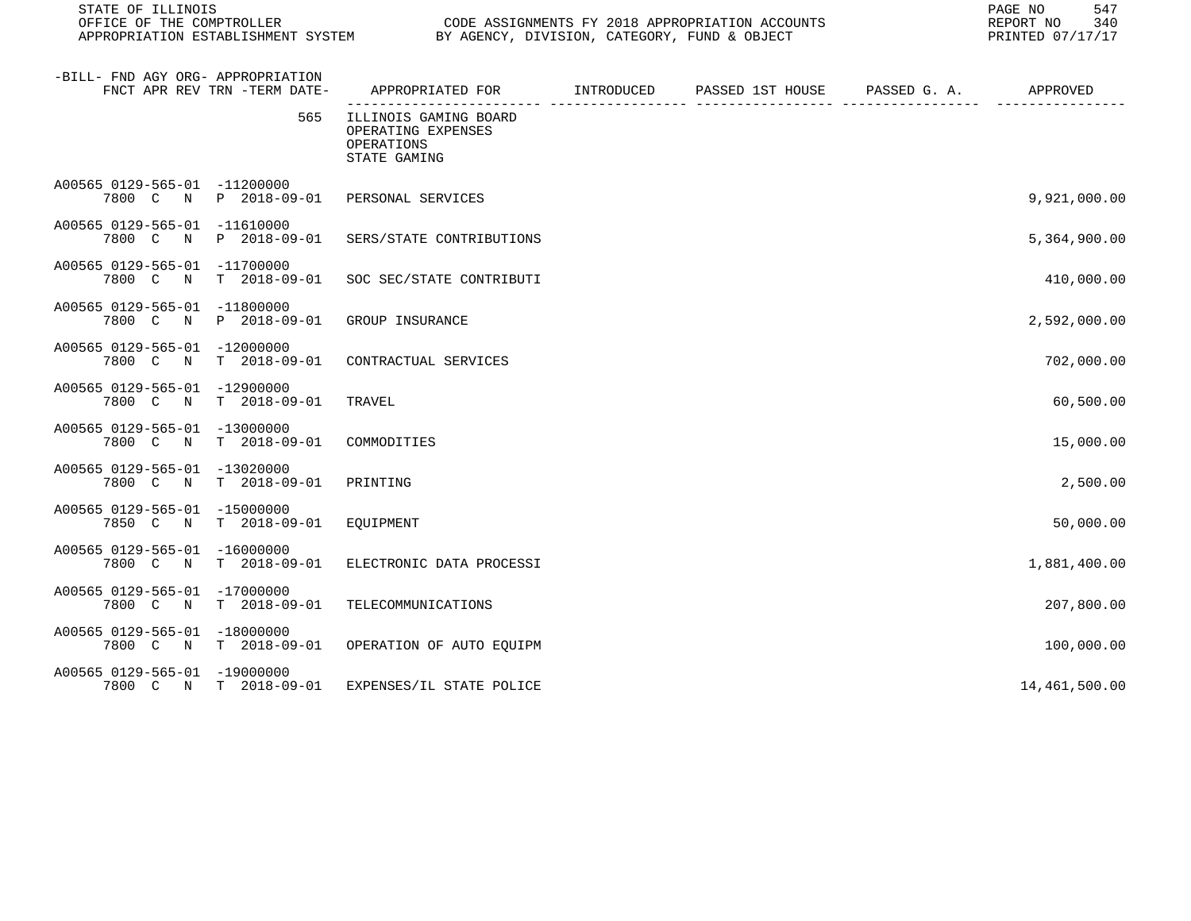| -BILL- FND AGY ORG- APPROPRIATION FNCT APR REV TRN -TERM DATE- | APPROPRIATED FOR | INTRODUCED | PASSED 1ST HOUSE | PASSED G. A. | APPROVED |
|---|---|---|---|---|---|
| 565 | ILLINOIS GAMING BOARD<br>OPERATING EXPENSES<br>OPERATIONS<br>STATE GAMING | | | | |
| A00565 0129-565-01 -11200000<br>7800 C N P 2018-09-01 | PERSONAL SERVICES | | | | 9,921,000.00 |
| A00565 0129-565-01 -11610000<br>7800 C N P 2018-09-01 | SERS/STATE CONTRIBUTIONS | | | | 5,364,900.00 |
| A00565 0129-565-01 -11700000<br>7800 C N T 2018-09-01 | SOC SEC/STATE CONTRIBUTI | | | | 410,000.00 |
| A00565 0129-565-01 -11800000<br>7800 C N P 2018-09-01 | GROUP INSURANCE | | | | 2,592,000.00 |
| A00565 0129-565-01 -12000000<br>7800 C N T 2018-09-01 | CONTRACTUAL SERVICES | | | | 702,000.00 |
| A00565 0129-565-01 -12900000<br>7800 C N T 2018-09-01 | TRAVEL | | | | 60,500.00 |
| A00565 0129-565-01 -13000000<br>7800 C N T 2018-09-01 | COMMODITIES | | | | 15,000.00 |
| A00565 0129-565-01 -13020000<br>7800 C N T 2018-09-01 | PRINTING | | | | 2,500.00 |
| A00565 0129-565-01 -15000000<br>7850 C N T 2018-09-01 | EQUIPMENT | | | | 50,000.00 |
| A00565 0129-565-01 -16000000<br>7800 C N T 2018-09-01 | ELECTRONIC DATA PROCESSI | | | | 1,881,400.00 |
| A00565 0129-565-01 -17000000<br>7800 C N T 2018-09-01 | TELECOMMUNICATIONS | | | | 207,800.00 |
| A00565 0129-565-01 -18000000<br>7800 C N T 2018-09-01 | OPERATION OF AUTO EQUIPM | | | | 100,000.00 |
| A00565 0129-565-01 -19000000<br>7800 C N T 2018-09-01 | EXPENSES/IL STATE POLICE | | | | 14,461,500.00 |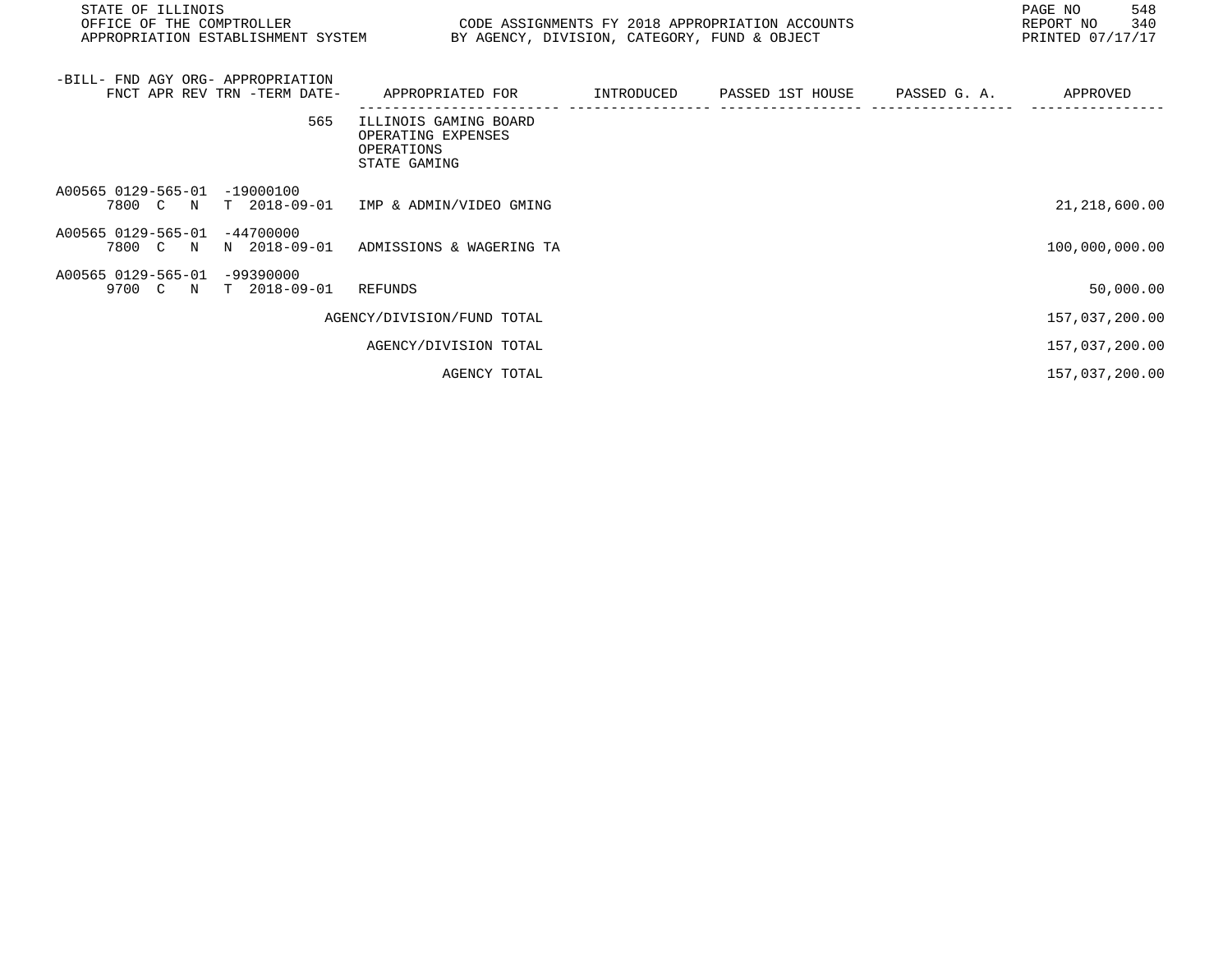STATE OF ILLINOIS
OFFICE OF THE COMPTROLLER
APPROPRIATION ESTABLISHMENT SYSTEM

CODE ASSIGNMENTS FY 2018 APPROPRIATION ACCOUNTS
BY AGENCY, DIVISION, CATEGORY, FUND & OBJECT

REPORT NO 340
PRINTED 07/17/17

| -BILL- FND AGY ORG- APPROPRIATION<br>FNCT APR REV TRN -TERM DATE- | APPROPRIATED FOR | INTRODUCED | PASSED 1ST HOUSE | PASSED G. A. | APPROVED |
|---|---|---|---|---|---|
| 565 | ILLINOIS GAMING BOARD<br>OPERATING EXPENSES<br>OPERATIONS<br>STATE GAMING | | | | |
| A00565 0129-565-01 -19000100<br>7800 C N T 2018-09-01 | IMP & ADMIN/VIDEO GMING | | | | 21,218,600.00 |
| A00565 0129-565-01 -44700000<br>7800 C N N 2018-09-01 | ADMISSIONS & WAGERING TA | | | | 100,000,000.00 |
| A00565 0129-565-01 -99390000<br>9700 C N T 2018-09-01 | REFUNDS | | | | 50,000.00 |
| | AGENCY/DIVISION/FUND TOTAL | | | | 157,037,200.00 |
| | AGENCY/DIVISION TOTAL | | | | 157,037,200.00 |
| | AGENCY TOTAL | | | | 157,037,200.00 |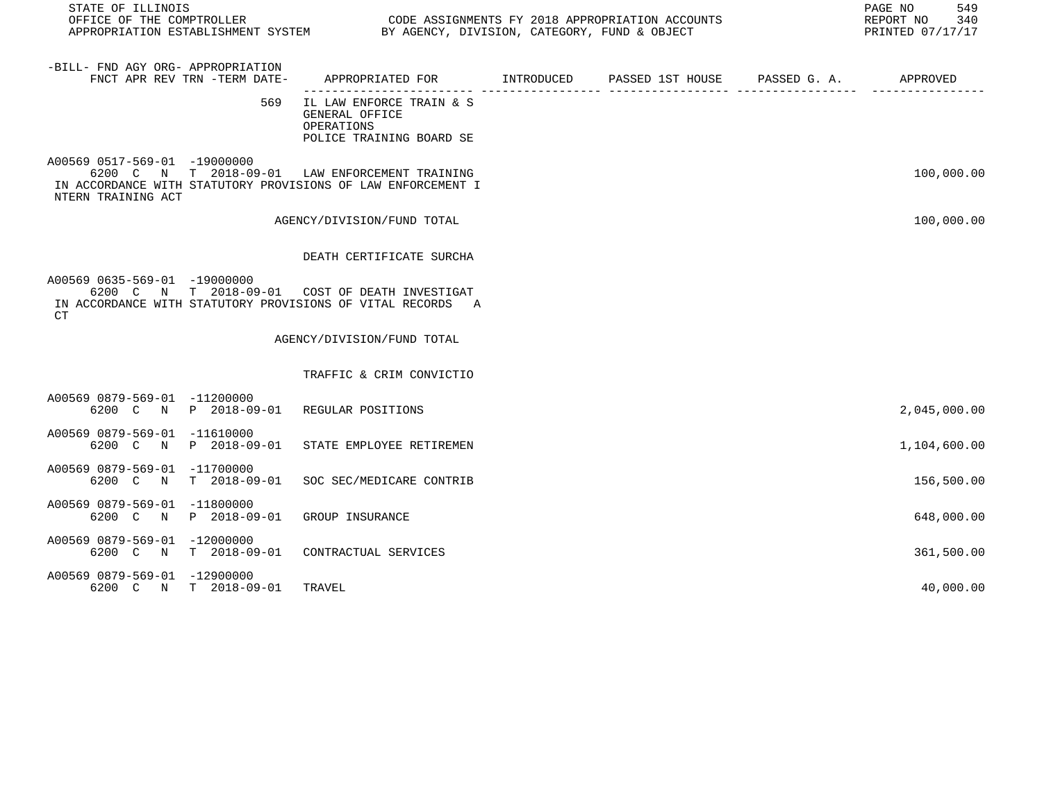STATE OF ILLINOIS
OFFICE OF THE COMPTROLLER — CODE ASSIGNMENTS FY 2018 APPROPRIATION ACCOUNTS
APPROPRIATION ESTABLISHMENT SYSTEM — BY AGENCY, DIVISION, CATEGORY, FUND & OBJECT
REPORT NO 340 — PRINTED 07/17/17

| -BILL- FND AGY ORG- APPROPRIATION FNCT APR REV TRN -TERM DATE- | APPROPRIATED FOR | INTRODUCED | PASSED 1ST HOUSE | PASSED G. A. | APPROVED |
|---|---|---|---|---|---|
| 569 | IL LAW ENFORCE TRAIN & S GENERAL OFFICE OPERATIONS POLICE TRAINING BOARD SE | | | | |
| A00569 0517-569-01 -19000000 6200 C N T 2018-09-01 | LAW ENFORCEMENT TRAINING | | | | 100,000.00 |
| IN ACCORDANCE WITH STATUTORY PROVISIONS OF LAW ENFORCEMENT I NTERN TRAINING ACT | | | | | |
| | AGENCY/DIVISION/FUND TOTAL | | | | 100,000.00 |
| | DEATH CERTIFICATE SURCHA | | | | |
| A00569 0635-569-01 -19000000 6200 C N T 2018-09-01 | COST OF DEATH INVESTIGAT | | | | |
| IN ACCORDANCE WITH STATUTORY PROVISIONS OF VITAL RECORDS A CT | | | | | |
| | AGENCY/DIVISION/FUND TOTAL | | | | |
| | TRAFFIC & CRIM CONVICTIO | | | | |
| A00569 0879-569-01 -11200000 6200 C N P 2018-09-01 | REGULAR POSITIONS | | | | 2,045,000.00 |
| A00569 0879-569-01 -11610000 6200 C N P 2018-09-01 | STATE EMPLOYEE RETIREMEN | | | | 1,104,600.00 |
| A00569 0879-569-01 -11700000 6200 C N T 2018-09-01 | SOC SEC/MEDICARE CONTRIB | | | | 156,500.00 |
| A00569 0879-569-01 -11800000 6200 C N P 2018-09-01 | GROUP INSURANCE | | | | 648,000.00 |
| A00569 0879-569-01 -12000000 6200 C N T 2018-09-01 | CONTRACTUAL SERVICES | | | | 361,500.00 |
| A00569 0879-569-01 -12900000 6200 C N T 2018-09-01 | TRAVEL | | | | 40,000.00 |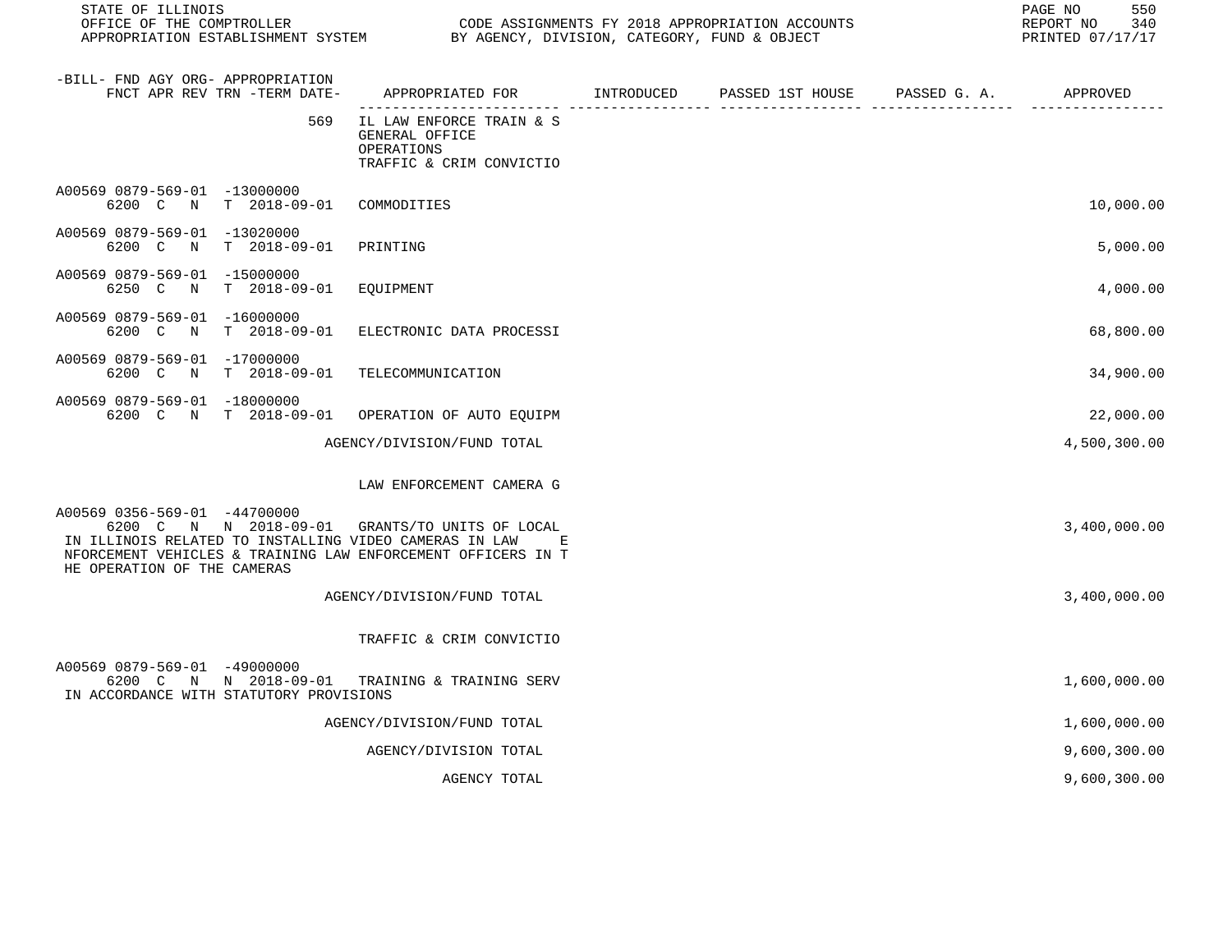| -BILL- FND AGY ORG- APPROPRIATION FNCT APR REV TRN -TERM DATE- | APPROPRIATED FOR | INTRODUCED | PASSED 1ST HOUSE | PASSED G. A. | APPROVED |
|---|---|---|---|---|---|
| 569 | IL LAW ENFORCE TRAIN & S GENERAL OFFICE OPERATIONS TRAFFIC & CRIM CONVICTIO | | | | |
| A00569 0879-569-01 -13000000 6200 C N T 2018-09-01 | COMMODITIES | | | | 10,000.00 |
| A00569 0879-569-01 -13020000 6200 C N T 2018-09-01 | PRINTING | | | | 5,000.00 |
| A00569 0879-569-01 -15000000 6250 C N T 2018-09-01 | EQUIPMENT | | | | 4,000.00 |
| A00569 0879-569-01 -16000000 6200 C N T 2018-09-01 | ELECTRONIC DATA PROCESSI | | | | 68,800.00 |
| A00569 0879-569-01 -17000000 6200 C N T 2018-09-01 | TELECOMMUNICATION | | | | 34,900.00 |
| A00569 0879-569-01 -18000000 6200 C N T 2018-09-01 | OPERATION OF AUTO EQUIPM | | | | 22,000.00 |
| | AGENCY/DIVISION/FUND TOTAL | | | | 4,500,300.00 |
| | LAW ENFORCEMENT CAMERA G | | | | |
| A00569 0356-569-01 -44700000 6200 C N N 2018-09-01 | GRANTS/TO UNITS OF LOCAL | | | | 3,400,000.00 |
| IN ILLINOIS RELATED TO INSTALLING VIDEO CAMERAS IN LAW E NFORCEMENT VEHICLES & TRAINING LAW ENFORCEMENT OFFICERS IN T HE OPERATION OF THE CAMERAS | | | | | |
| | AGENCY/DIVISION/FUND TOTAL | | | | 3,400,000.00 |
| | TRAFFIC & CRIM CONVICTIO | | | | |
| A00569 0879-569-01 -49000000 6200 C N N 2018-09-01 | TRAINING & TRAINING SERV | | | | 1,600,000.00 |
| IN ACCORDANCE WITH STATUTORY PROVISIONS | | | | | |
| | AGENCY/DIVISION/FUND TOTAL | | | | 1,600,000.00 |
| | AGENCY/DIVISION TOTAL | | | | 9,600,300.00 |
| | AGENCY TOTAL | | | | 9,600,300.00 |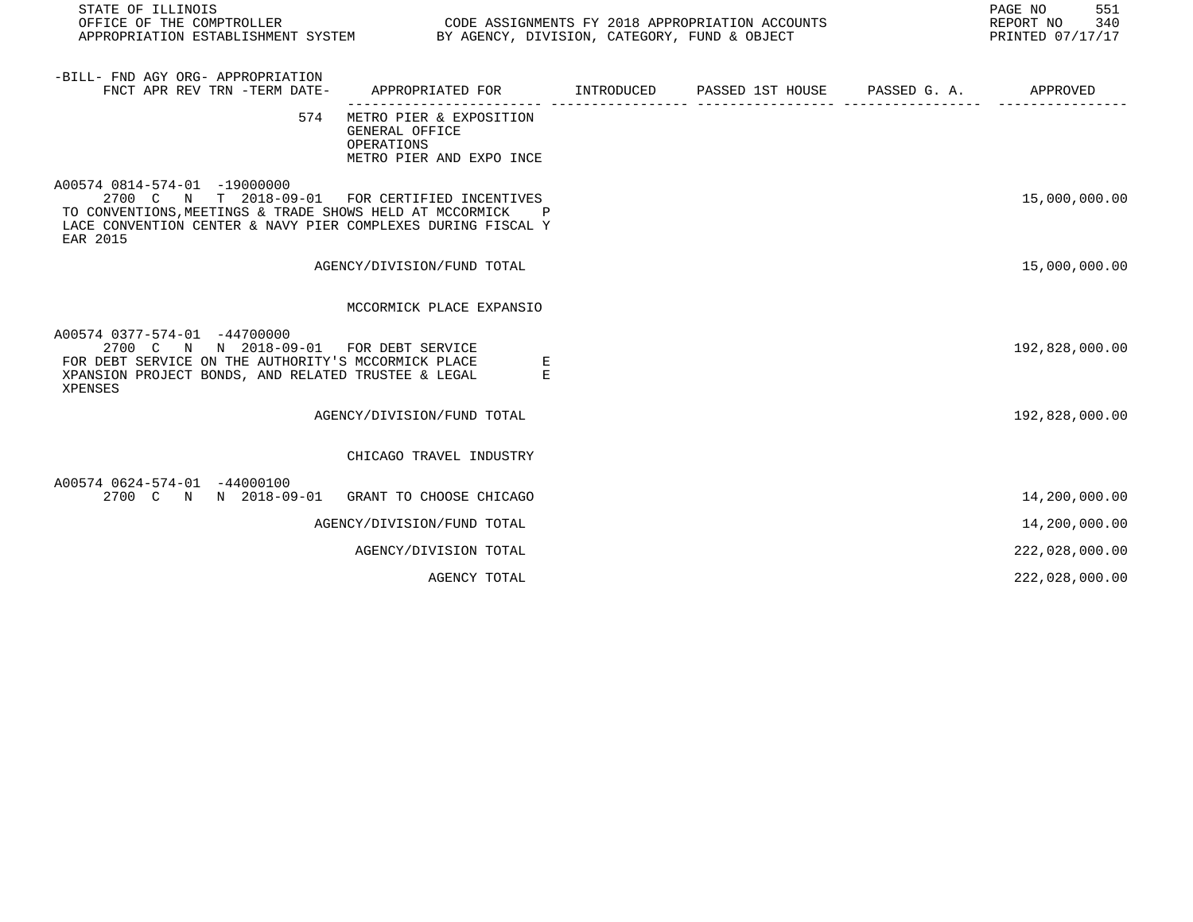STATE OF ILLINOIS
OFFICE OF THE COMPTROLLER
APPROPRIATION ESTABLISHMENT SYSTEM

CODE ASSIGNMENTS FY 2018 APPROPRIATION ACCOUNTS
BY AGENCY, DIVISION, CATEGORY, FUND & OBJECT

REPORT NO 340
PRINTED 07/17/17

| -BILL- FND AGY ORG- APPROPRIATION FNCT APR REV TRN -TERM DATE- | APPROPRIATED FOR | INTRODUCED | PASSED 1ST HOUSE | PASSED G. A. | APPROVED |
|---|---|---|---|---|---|
| 574 | METRO PIER & EXPOSITION<br>GENERAL OFFICE<br>OPERATIONS<br>METRO PIER AND EXPO INCE | | | | |
| A00574 0814-574-01 -19000000<br>2700 C N T 2018-09-01 | FOR CERTIFIED INCENTIVES<br>TO CONVENTIONS,MEETINGS & TRADE SHOWS HELD AT MCCORMICK P<br>LACE CONVENTION CENTER & NAVY PIER COMPLEXES DURING FISCAL Y<br>EAR 2015 | | | | 15,000,000.00 |
| | AGENCY/DIVISION/FUND TOTAL | | | | 15,000,000.00 |
| | MCCORMICK PLACE EXPANSIO | | | | |
| A00574 0377-574-01 -44700000<br>2700 C N N 2018-09-01 | FOR DEBT SERVICE<br>FOR DEBT SERVICE ON THE AUTHORITY'S MCCORMICK PLACE E<br>XPANSION PROJECT BONDS, AND RELATED TRUSTEE & LEGAL E<br>XPENSES | | | | 192,828,000.00 |
| | AGENCY/DIVISION/FUND TOTAL | | | | 192,828,000.00 |
| | CHICAGO TRAVEL INDUSTRY | | | | |
| A00574 0624-574-01 -44000100<br>2700 C N N 2018-09-01 | GRANT TO CHOOSE CHICAGO | | | | 14,200,000.00 |
| | AGENCY/DIVISION/FUND TOTAL | | | | 14,200,000.00 |
| | AGENCY/DIVISION TOTAL | | | | 222,028,000.00 |
| | AGENCY TOTAL | | | | 222,028,000.00 |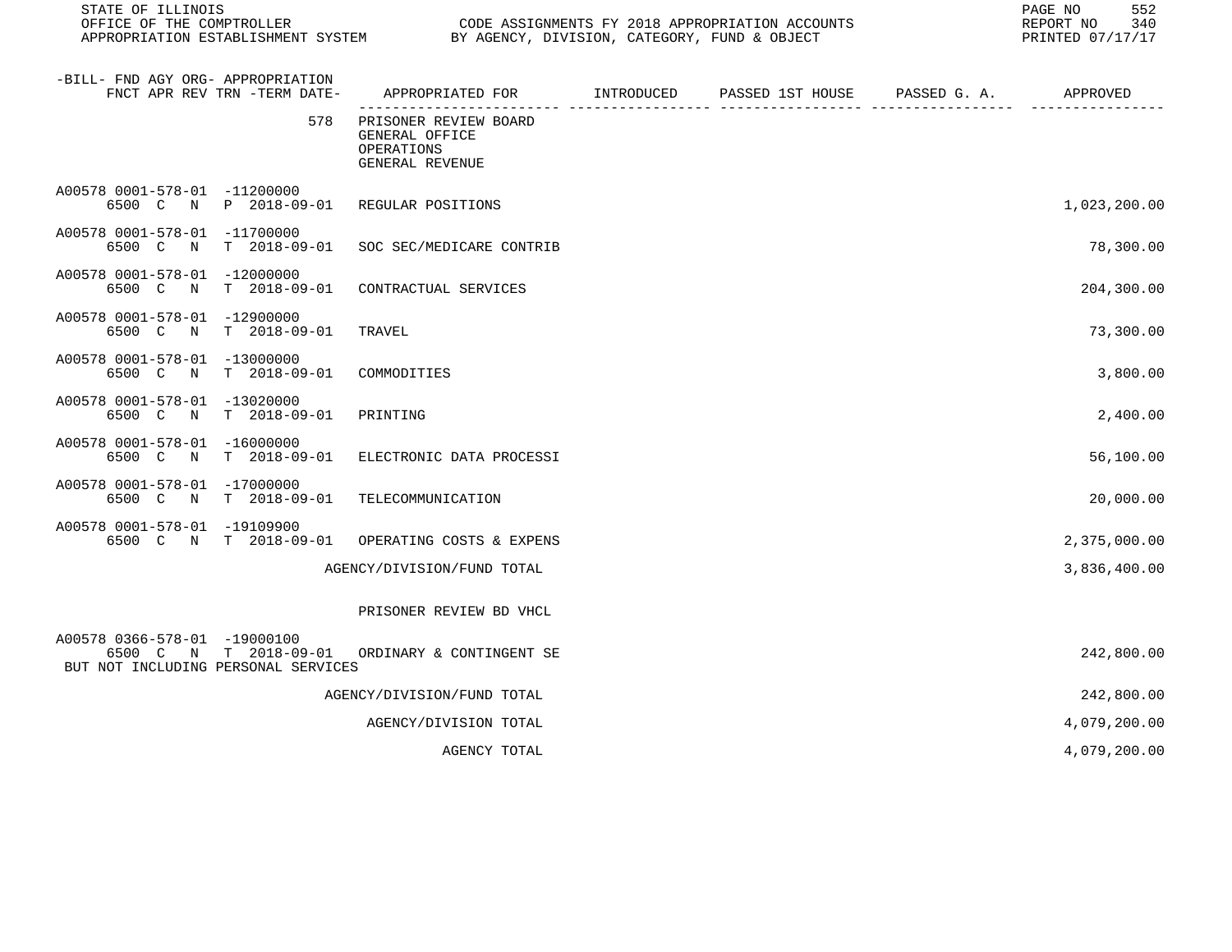STATE OF ILLINOIS
OFFICE OF THE COMPTROLLER
APPROPRIATION ESTABLISHMENT SYSTEM

CODE ASSIGNMENTS FY 2018 APPROPRIATION ACCOUNTS
BY AGENCY, DIVISION, CATEGORY, FUND & OBJECT

REPORT NO 340
PRINTED 07/17/17

| -BILL- FND AGY ORG- APPROPRIATION FNCT APR REV TRN -TERM DATE- | APPROPRIATED FOR | INTRODUCED | PASSED 1ST HOUSE | PASSED G. A. | APPROVED |
|---|---|---|---|---|---|
| 578 | PRISONER REVIEW BOARD<br>GENERAL OFFICE<br>OPERATIONS<br>GENERAL REVENUE | | | | |
| A00578 0001-578-01 -11200000<br>6500 C N P 2018-09-01 | REGULAR POSITIONS | | | | 1,023,200.00 |
| A00578 0001-578-01 -11700000<br>6500 C N T 2018-09-01 | SOC SEC/MEDICARE CONTRIB | | | | 78,300.00 |
| A00578 0001-578-01 -12000000<br>6500 C N T 2018-09-01 | CONTRACTUAL SERVICES | | | | 204,300.00 |
| A00578 0001-578-01 -12900000<br>6500 C N T 2018-09-01 | TRAVEL | | | | 73,300.00 |
| A00578 0001-578-01 -13000000<br>6500 C N T 2018-09-01 | COMMODITIES | | | | 3,800.00 |
| A00578 0001-578-01 -13020000<br>6500 C N T 2018-09-01 | PRINTING | | | | 2,400.00 |
| A00578 0001-578-01 -16000000<br>6500 C N T 2018-09-01 | ELECTRONIC DATA PROCESSI | | | | 56,100.00 |
| A00578 0001-578-01 -17000000<br>6500 C N T 2018-09-01 | TELECOMMUNICATION | | | | 20,000.00 |
| A00578 0001-578-01 -19109900<br>6500 C N T 2018-09-01 | OPERATING COSTS & EXPENS | | | | 2,375,000.00 |
| | AGENCY/DIVISION/FUND TOTAL | | | | 3,836,400.00 |
| | PRISONER REVIEW BD VHCL | | | | |
| A00578 0366-578-01 -19000100<br>6500 C N T 2018-09-01<br>BUT NOT INCLUDING PERSONAL SERVICES | ORDINARY & CONTINGENT SE | | | | 242,800.00 |
| | AGENCY/DIVISION/FUND TOTAL | | | | 242,800.00 |
| | AGENCY/DIVISION TOTAL | | | | 4,079,200.00 |
| | AGENCY TOTAL | | | | 4,079,200.00 |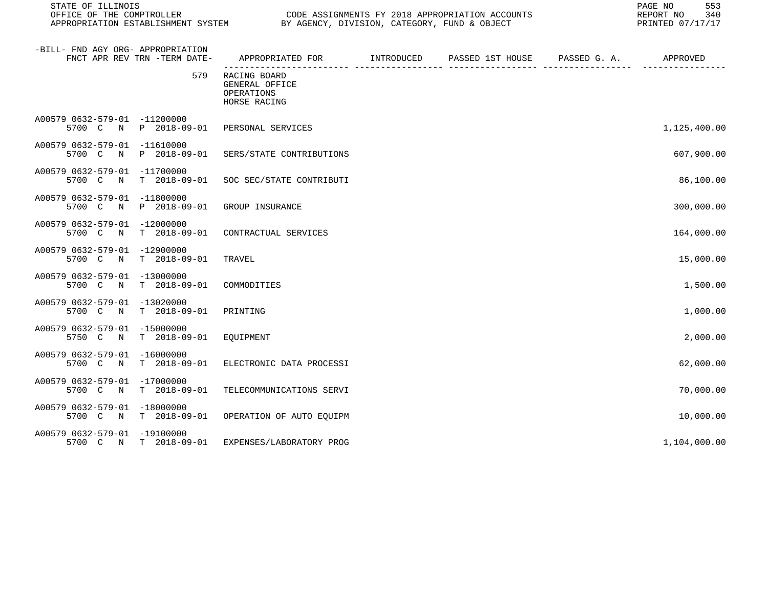STATE OF ILLINOIS
OFFICE OF THE COMPTROLLER — CODE ASSIGNMENTS FY 2018 APPROPRIATION ACCOUNTS
APPROPRIATION ESTABLISHMENT SYSTEM — BY AGENCY, DIVISION, CATEGORY, FUND & OBJECT

REPORT NO 340
PRINTED 07/17/17

| -BILL- FND AGY ORG- APPROPRIATION FNCT APR REV TRN -TERM DATE- | APPROPRIATED FOR | INTRODUCED | PASSED 1ST HOUSE | PASSED G. A. | APPROVED |
|---|---|---|---|---|---|
| 579 | RACING BOARD GENERAL OFFICE OPERATIONS HORSE RACING | | | | |
| A00579 0632-579-01 -11200000 5700 C N P 2018-09-01 | PERSONAL SERVICES | | | | 1,125,400.00 |
| A00579 0632-579-01 -11610000 5700 C N P 2018-09-01 | SERS/STATE CONTRIBUTIONS | | | | 607,900.00 |
| A00579 0632-579-01 -11700000 5700 C N T 2018-09-01 | SOC SEC/STATE CONTRIBUTI | | | | 86,100.00 |
| A00579 0632-579-01 -11800000 5700 C N P 2018-09-01 | GROUP INSURANCE | | | | 300,000.00 |
| A00579 0632-579-01 -12000000 5700 C N T 2018-09-01 | CONTRACTUAL SERVICES | | | | 164,000.00 |
| A00579 0632-579-01 -12900000 5700 C N T 2018-09-01 | TRAVEL | | | | 15,000.00 |
| A00579 0632-579-01 -13000000 5700 C N T 2018-09-01 | COMMODITIES | | | | 1,500.00 |
| A00579 0632-579-01 -13020000 5700 C N T 2018-09-01 | PRINTING | | | | 1,000.00 |
| A00579 0632-579-01 -15000000 5750 C N T 2018-09-01 | EQUIPMENT | | | | 2,000.00 |
| A00579 0632-579-01 -16000000 5700 C N T 2018-09-01 | ELECTRONIC DATA PROCESSI | | | | 62,000.00 |
| A00579 0632-579-01 -17000000 5700 C N T 2018-09-01 | TELECOMMUNICATIONS SERVI | | | | 70,000.00 |
| A00579 0632-579-01 -18000000 5700 C N T 2018-09-01 | OPERATION OF AUTO EQUIPM | | | | 10,000.00 |
| A00579 0632-579-01 -19100000 5700 C N T 2018-09-01 | EXPENSES/LABORATORY PROG | | | | 1,104,000.00 |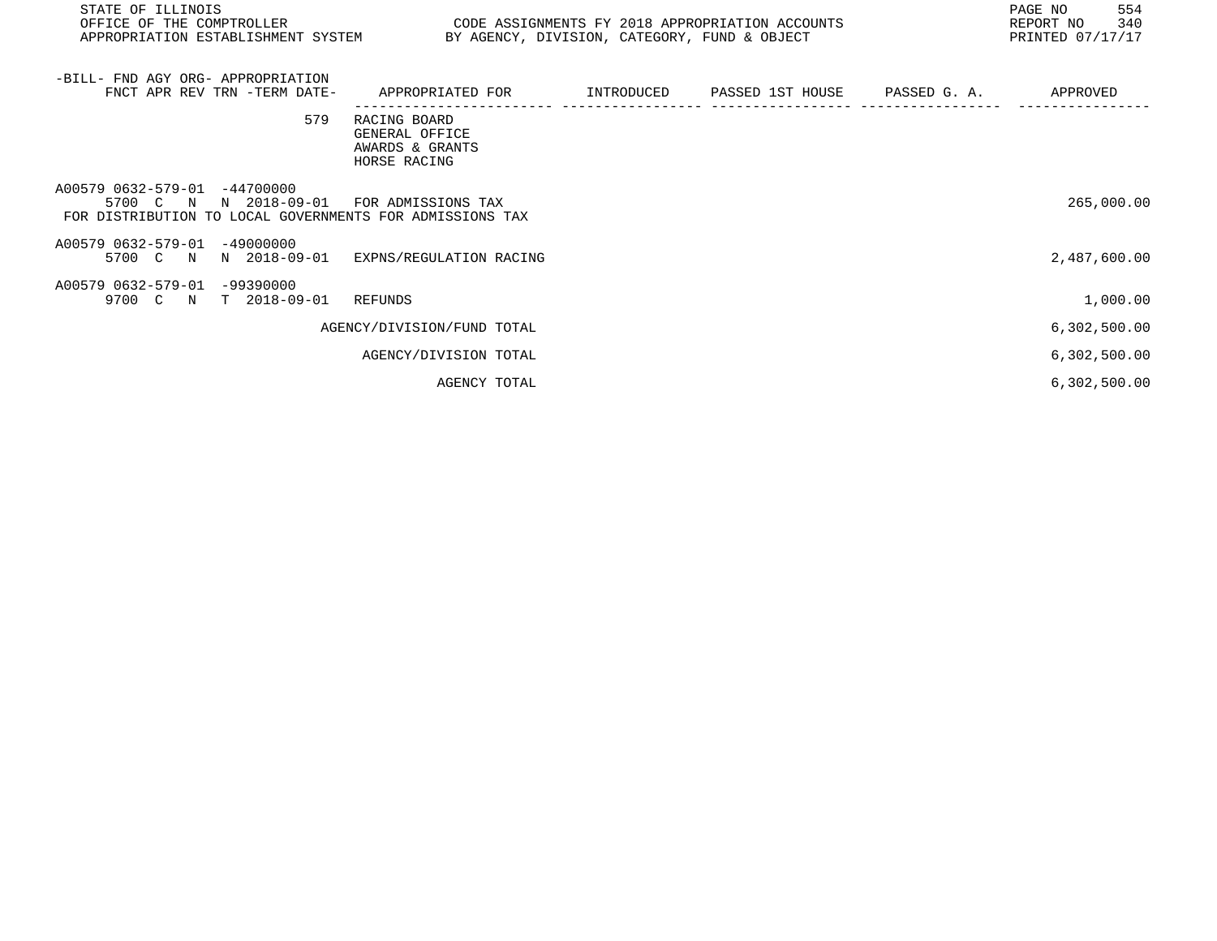STATE OF ILLINOIS
OFFICE OF THE COMPTROLLER
APPROPRIATION ESTABLISHMENT SYSTEM

CODE ASSIGNMENTS FY 2018 APPROPRIATION ACCOUNTS
BY AGENCY, DIVISION, CATEGORY, FUND & OBJECT

REPORT NO 340
PRINTED 07/17/17

| -BILL- FND AGY ORG- APPROPRIATION FNCT APR REV TRN -TERM DATE- | APPROPRIATED FOR | INTRODUCED | PASSED 1ST HOUSE | PASSED G. A. | APPROVED |
|---|---|---|---|---|---|
| 579 | RACING BOARD<br>GENERAL OFFICE<br>AWARDS & GRANTS<br>HORSE RACING | | | | |
| A00579 0632-579-01 -44700000<br>5700 C N N 2018-09-01 | FOR ADMISSIONS TAX<br>FOR DISTRIBUTION TO LOCAL GOVERNMENTS FOR ADMISSIONS TAX | | | | 265,000.00 |
| A00579 0632-579-01 -49000000<br>5700 C N N 2018-09-01 | EXPNS/REGULATION RACING | | | | 2,487,600.00 |
| A00579 0632-579-01 -99390000<br>9700 C N T 2018-09-01 | REFUNDS | | | | 1,000.00 |
| | AGENCY/DIVISION/FUND TOTAL | | | | 6,302,500.00 |
| | AGENCY/DIVISION TOTAL | | | | 6,302,500.00 |
| | AGENCY TOTAL | | | | 6,302,500.00 |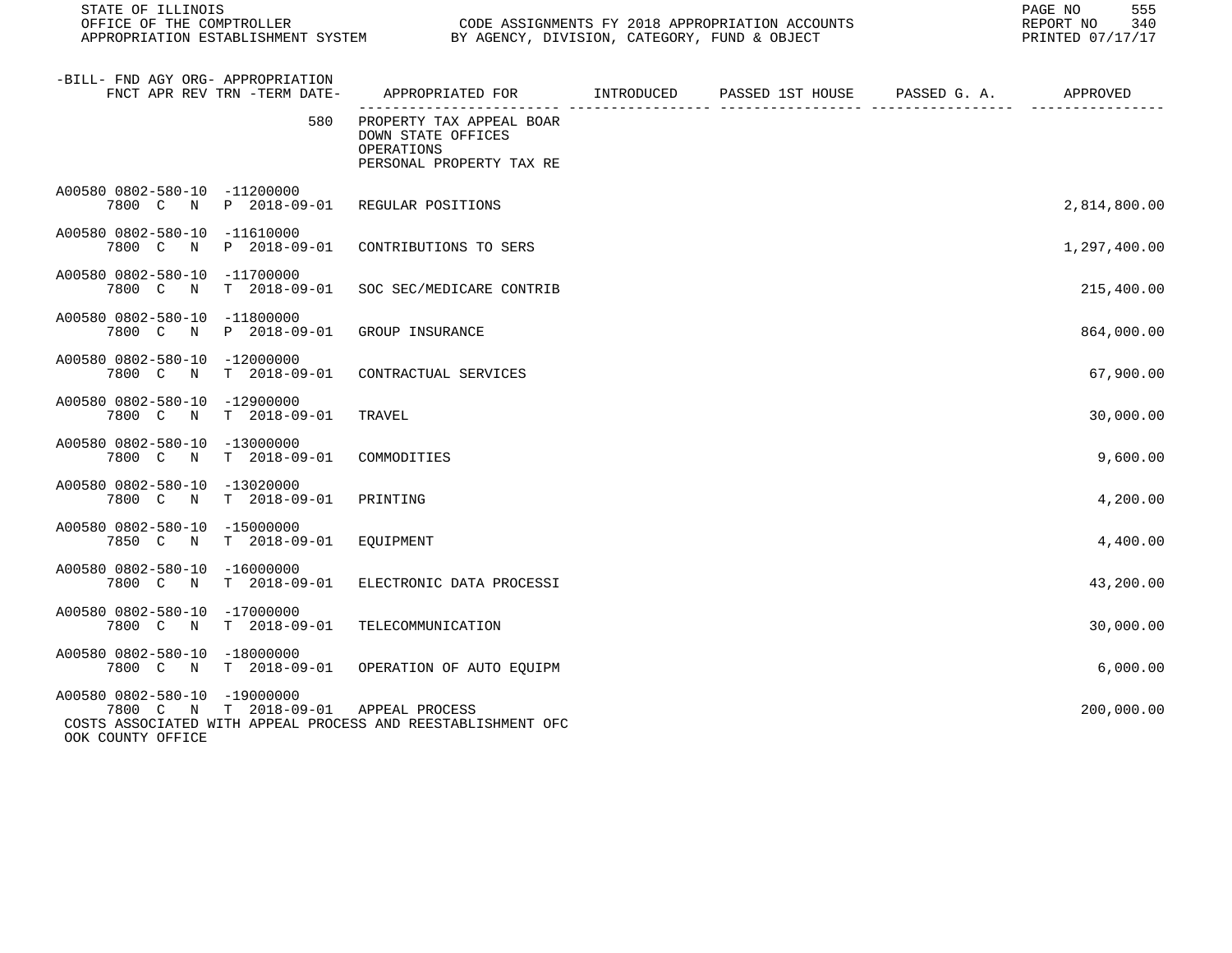| -BILL- FND AGY ORG- APPROPRIATION FNCT APR REV TRN -TERM DATE- | APPROPRIATED FOR | INTRODUCED | PASSED 1ST HOUSE | PASSED G. A. | APPROVED |
|---|---|---|---|---|---|
| 580 | PROPERTY TAX APPEAL BOAR DOWN STATE OFFICES OPERATIONS PERSONAL PROPERTY TAX RE | | | | |
| A00580 0802-580-10 -11200000 7800 C N P 2018-09-01 | REGULAR POSITIONS | | | | 2,814,800.00 |
| A00580 0802-580-10 -11610000 7800 C N P 2018-09-01 | CONTRIBUTIONS TO SERS | | | | 1,297,400.00 |
| A00580 0802-580-10 -11700000 7800 C N T 2018-09-01 | SOC SEC/MEDICARE CONTRIB | | | | 215,400.00 |
| A00580 0802-580-10 -11800000 7800 C N P 2018-09-01 | GROUP INSURANCE | | | | 864,000.00 |
| A00580 0802-580-10 -12000000 7800 C N T 2018-09-01 | CONTRACTUAL SERVICES | | | | 67,900.00 |
| A00580 0802-580-10 -12900000 7800 C N T 2018-09-01 | TRAVEL | | | | 30,000.00 |
| A00580 0802-580-10 -13000000 7800 C N T 2018-09-01 | COMMODITIES | | | | 9,600.00 |
| A00580 0802-580-10 -13020000 7800 C N T 2018-09-01 | PRINTING | | | | 4,200.00 |
| A00580 0802-580-10 -15000000 7850 C N T 2018-09-01 | EQUIPMENT | | | | 4,400.00 |
| A00580 0802-580-10 -16000000 7800 C N T 2018-09-01 | ELECTRONIC DATA PROCESSI | | | | 43,200.00 |
| A00580 0802-580-10 -17000000 7800 C N T 2018-09-01 | TELECOMMUNICATION | | | | 30,000.00 |
| A00580 0802-580-10 -18000000 7800 C N T 2018-09-01 | OPERATION OF AUTO EQUIPM | | | | 6,000.00 |
| A00580 0802-580-10 -19000000 7800 C N T 2018-09-01 | APPEAL PROCESS | | | | 200,000.00 |

COSTS ASSOCIATED WITH APPEAL PROCESS AND REESTABLISHMENT OFC
OOK COUNTY OFFICE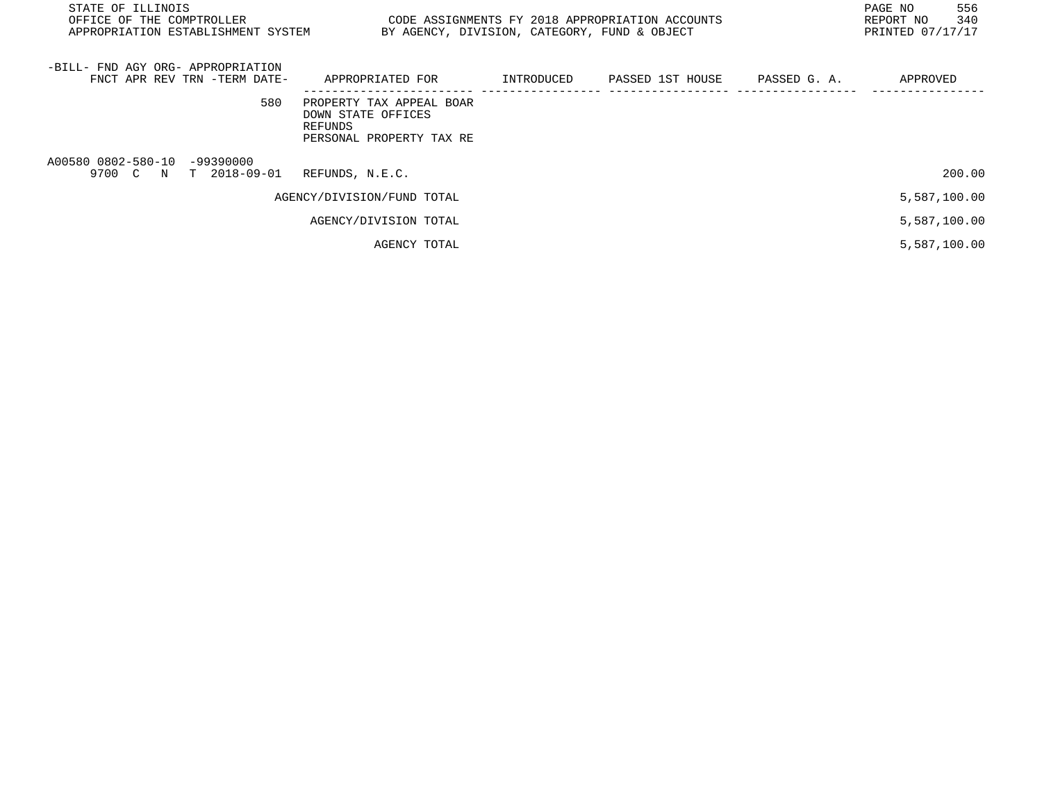STATE OF ILLINOIS
OFFICE OF THE COMPTROLLER
APPROPRIATION ESTABLISHMENT SYSTEM

CODE ASSIGNMENTS FY 2018 APPROPRIATION ACCOUNTS
BY AGENCY, DIVISION, CATEGORY, FUND & OBJECT

REPORT NO 340
PRINTED 07/17/17

| -BILL- FND AGY ORG- APPROPRIATION FNCT APR REV TRN -TERM DATE- | APPROPRIATED FOR | INTRODUCED | PASSED 1ST HOUSE | PASSED G. A. | APPROVED |
|---|---|---|---|---|---|
| 580 | PROPERTY TAX APPEAL BOAR<br>DOWN STATE OFFICES<br>REFUNDS<br>PERSONAL PROPERTY TAX RE | | | | |
| A00580 0802-580-10 -99390000<br>9700 C N T 2018-09-01 | REFUNDS, N.E.C. | | | | 200.00 |
| | AGENCY/DIVISION/FUND TOTAL | | | | 5,587,100.00 |
| | AGENCY/DIVISION TOTAL | | | | 5,587,100.00 |
| | AGENCY TOTAL | | | | 5,587,100.00 |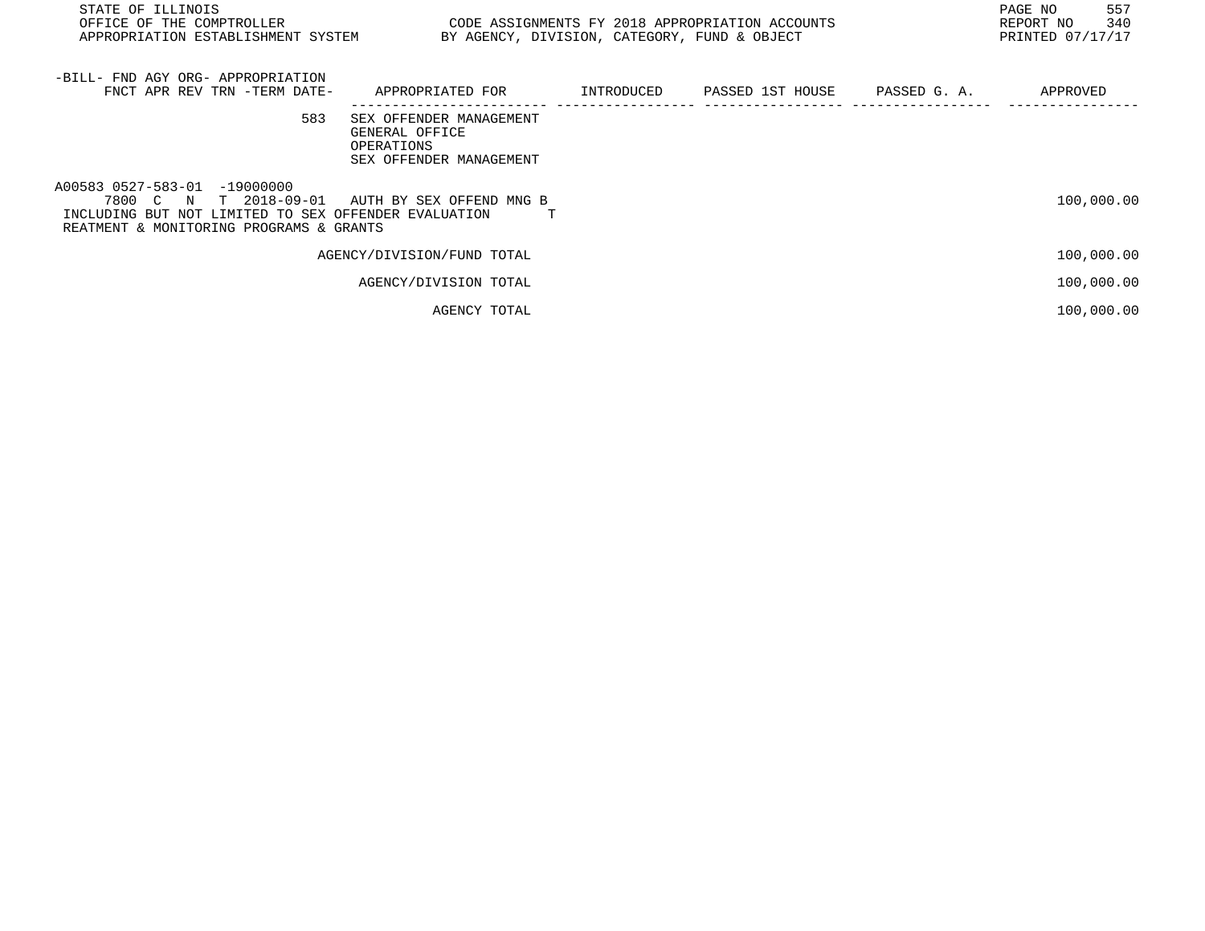STATE OF ILLINOIS
OFFICE OF THE COMPTROLLER
APPROPRIATION ESTABLISHMENT SYSTEM

CODE ASSIGNMENTS FY 2018 APPROPRIATION ACCOUNTS
BY AGENCY, DIVISION, CATEGORY, FUND & OBJECT

REPORT NO 340
PRINTED 07/17/17

| -BILL- FND AGY ORG- APPROPRIATION<br>FNCT APR REV TRN -TERM DATE- | APPROPRIATED FOR | INTRODUCED | PASSED 1ST HOUSE | PASSED G. A. | APPROVED |
|---|---|---|---|---|---|
| 583 | SEX OFFENDER MANAGEMENT<br>GENERAL OFFICE<br>OPERATIONS<br>SEX OFFENDER MANAGEMENT | | | | |
| A00583 0527-583-01 -19000000<br>7800 C N T 2018-09-01 | AUTH BY SEX OFFEND MNG B | | | | 100,000.00 |
| INCLUDING BUT NOT LIMITED TO SEX OFFENDER EVALUATION T<br>REATMENT & MONITORING PROGRAMS & GRANTS | | | | | |
| | AGENCY/DIVISION/FUND TOTAL | | | | 100,000.00 |
| | AGENCY/DIVISION TOTAL | | | | 100,000.00 |
| | AGENCY TOTAL | | | | 100,000.00 |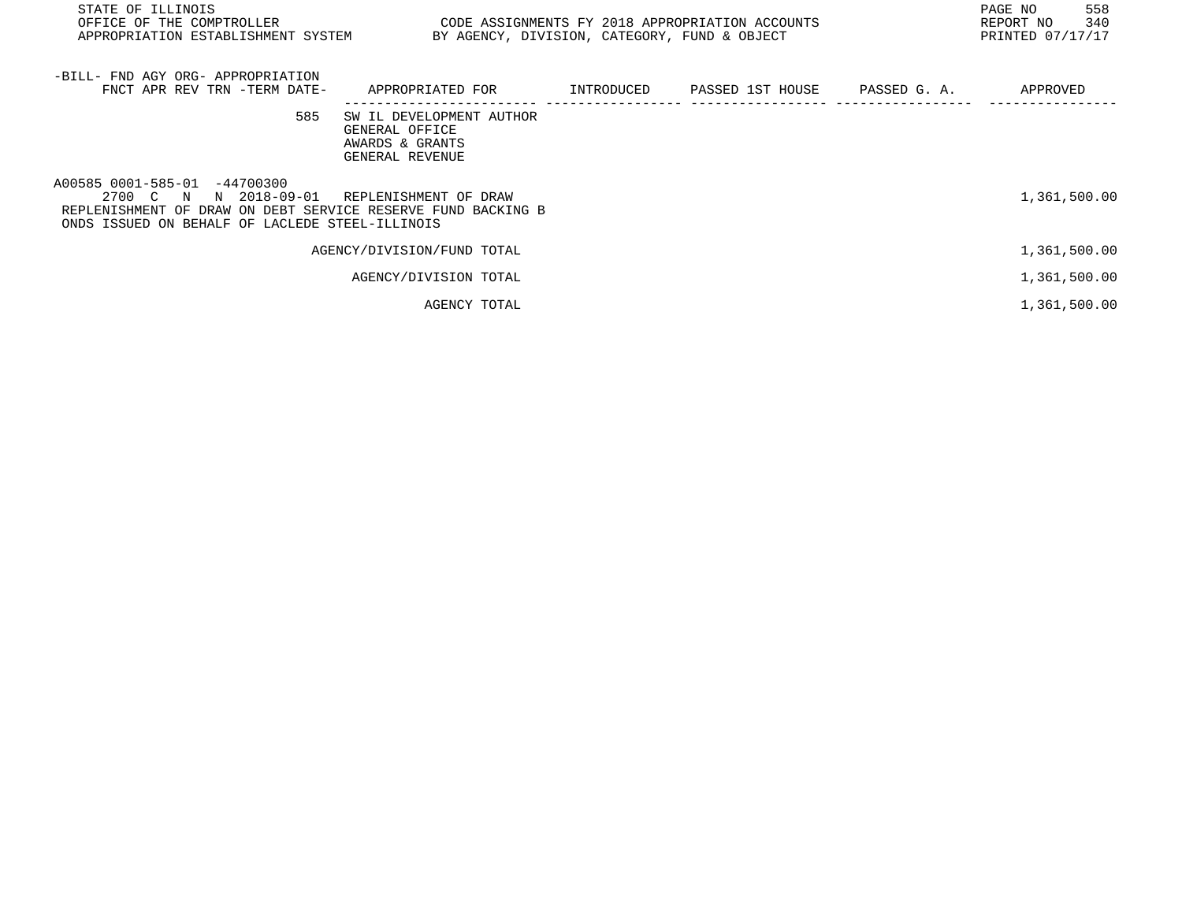STATE OF ILLINOIS
OFFICE OF THE COMPTROLLER
APPROPRIATION ESTABLISHMENT SYSTEM

CODE ASSIGNMENTS FY 2018 APPROPRIATION ACCOUNTS
BY AGENCY, DIVISION, CATEGORY, FUND & OBJECT

REPORT NO 340
PRINTED 07/17/17

| -BILL- FND AGY ORG- APPROPRIATION FNCT APR REV TRN -TERM DATE- | APPROPRIATED FOR | INTRODUCED | PASSED 1ST HOUSE | PASSED G. A. | APPROVED |
|---|---|---|---|---|---|
| 585 | SW IL DEVELOPMENT AUTHOR<br>GENERAL OFFICE<br>AWARDS & GRANTS<br>GENERAL REVENUE | | | | |
| A00585 0001-585-01 -44700300<br>2700 C N N 2018-09-01 | REPLENISHMENT OF DRAW | | | | 1,361,500.00 |
| REPLENISHMENT OF DRAW ON DEBT SERVICE RESERVE FUND BACKING BONDS ISSUED ON BEHALF OF LACLEDE STEEL-ILLINOIS | | | | | |
| | AGENCY/DIVISION/FUND TOTAL | | | | 1,361,500.00 |
| | AGENCY/DIVISION TOTAL | | | | 1,361,500.00 |
| | AGENCY TOTAL | | | | 1,361,500.00 |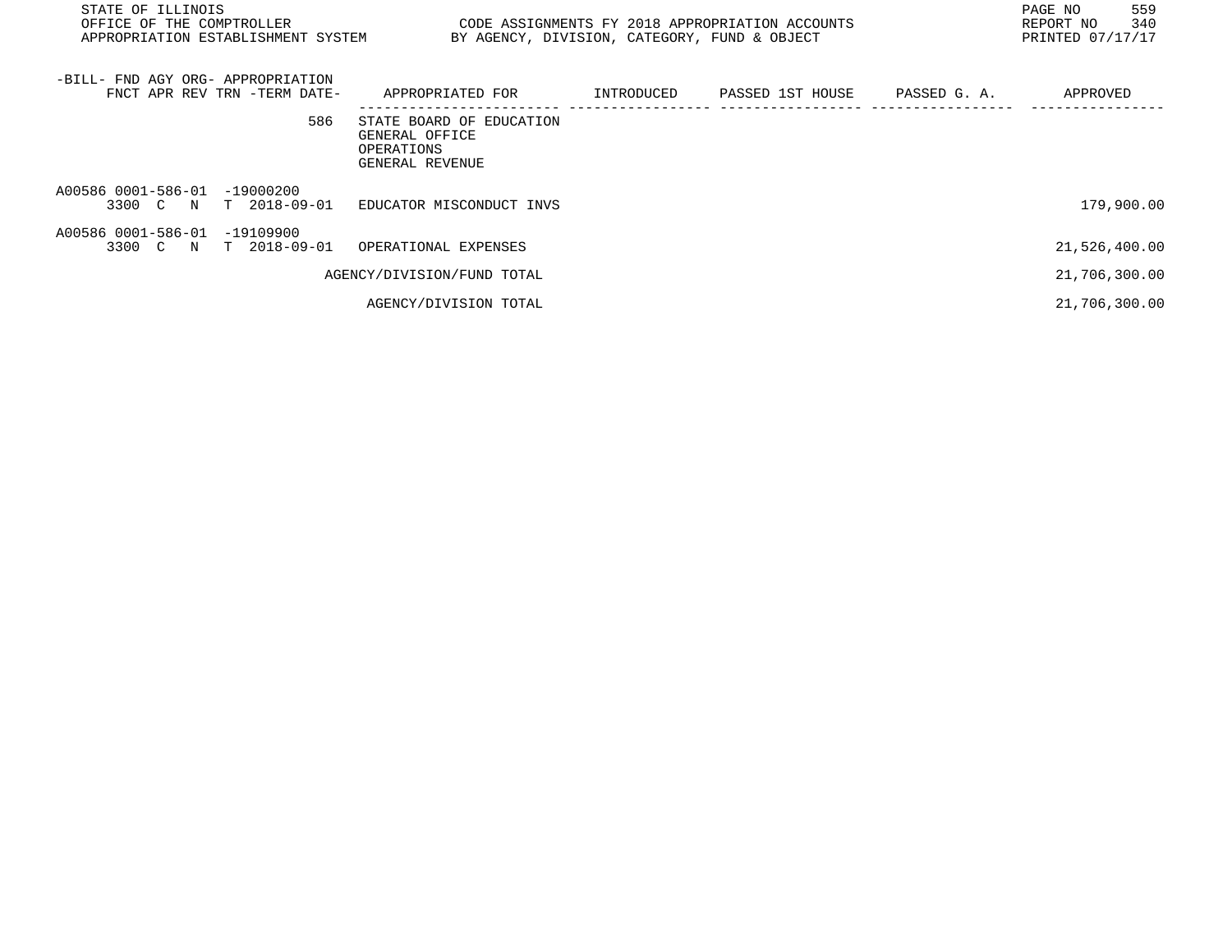STATE OF ILLINOIS
OFFICE OF THE COMPTROLLER
APPROPRIATION ESTABLISHMENT SYSTEM

CODE ASSIGNMENTS FY 2018 APPROPRIATION ACCOUNTS
BY AGENCY, DIVISION, CATEGORY, FUND & OBJECT

REPORT NO 340
PRINTED 07/17/17

| -BILL- FND AGY ORG- APPROPRIATION<br>FNCT APR REV TRN -TERM DATE- | APPROPRIATED FOR | INTRODUCED | PASSED 1ST HOUSE | PASSED G. A. | APPROVED |
|---|---|---|---|---|---|
| 586 | STATE BOARD OF EDUCATION<br>GENERAL OFFICE<br>OPERATIONS<br>GENERAL REVENUE | | | | |
| A00586 0001-586-01 -19000200<br>3300 C N T 2018-09-01 | EDUCATOR MISCONDUCT INVS | | | | 179,900.00 |
| A00586 0001-586-01 -19109900<br>3300 C N T 2018-09-01 | OPERATIONAL EXPENSES | | | | 21,526,400.00 |
| | AGENCY/DIVISION/FUND TOTAL | | | | 21,706,300.00 |
| | AGENCY/DIVISION TOTAL | | | | 21,706,300.00 |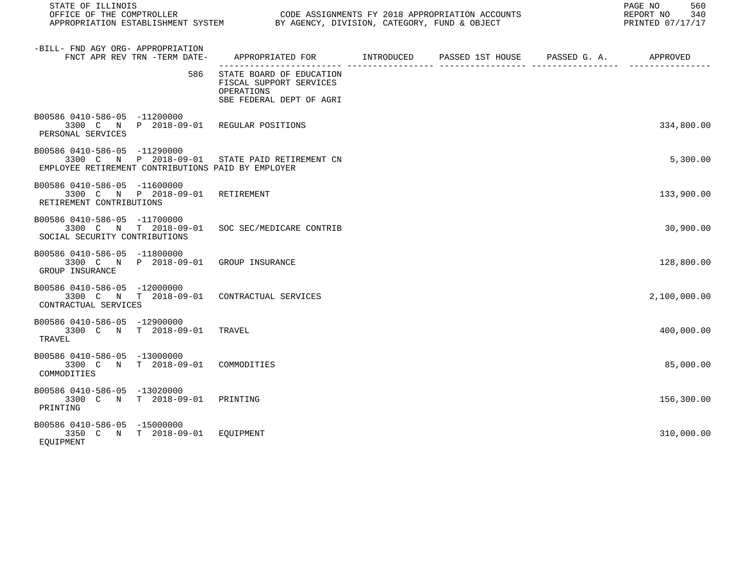STATE OF ILLINOIS
OFFICE OF THE COMPTROLLER
APPROPRIATION ESTABLISHMENT SYSTEM

CODE ASSIGNMENTS FY 2018 APPROPRIATION ACCOUNTS
BY AGENCY, DIVISION, CATEGORY, FUND & OBJECT

REPORT NO 340
PRINTED 07/17/17

| -BILL- FND AGY ORG- APPROPRIATION FNCT APR REV TRN -TERM DATE- | APPROPRIATED FOR | INTRODUCED | PASSED 1ST HOUSE | PASSED G. A. | APPROVED |
|---|---|---|---|---|---|
| 586 | STATE BOARD OF EDUCATION FISCAL SUPPORT SERVICES OPERATIONS SBE FEDERAL DEPT OF AGRI | | | | |
| B00586 0410-586-05 -11200000 3300 C N P 2018-09-01 PERSONAL SERVICES | REGULAR POSITIONS | | | | 334,800.00 |
| B00586 0410-586-05 -11290000 3300 C N P 2018-09-01 EMPLOYEE RETIREMENT CONTRIBUTIONS PAID BY EMPLOYER | STATE PAID RETIREMENT CN | | | | 5,300.00 |
| B00586 0410-586-05 -11600000 3300 C N P 2018-09-01 RETIREMENT CONTRIBUTIONS | RETIREMENT | | | | 133,900.00 |
| B00586 0410-586-05 -11700000 3300 C N T 2018-09-01 SOCIAL SECURITY CONTRIBUTIONS | SOC SEC/MEDICARE CONTRIB | | | | 30,900.00 |
| B00586 0410-586-05 -11800000 3300 C N P 2018-09-01 GROUP INSURANCE | GROUP INSURANCE | | | | 128,800.00 |
| B00586 0410-586-05 -12000000 3300 C N T 2018-09-01 CONTRACTUAL SERVICES | CONTRACTUAL SERVICES | | | | 2,100,000.00 |
| B00586 0410-586-05 -12900000 3300 C N T 2018-09-01 TRAVEL | TRAVEL | | | | 400,000.00 |
| B00586 0410-586-05 -13000000 3300 C N T 2018-09-01 COMMODITIES | COMMODITIES | | | | 85,000.00 |
| B00586 0410-586-05 -13020000 3300 C N T 2018-09-01 PRINTING | PRINTING | | | | 156,300.00 |
| B00586 0410-586-05 -15000000 3350 C N T 2018-09-01 EQUIPMENT | EQUIPMENT | | | | 310,000.00 |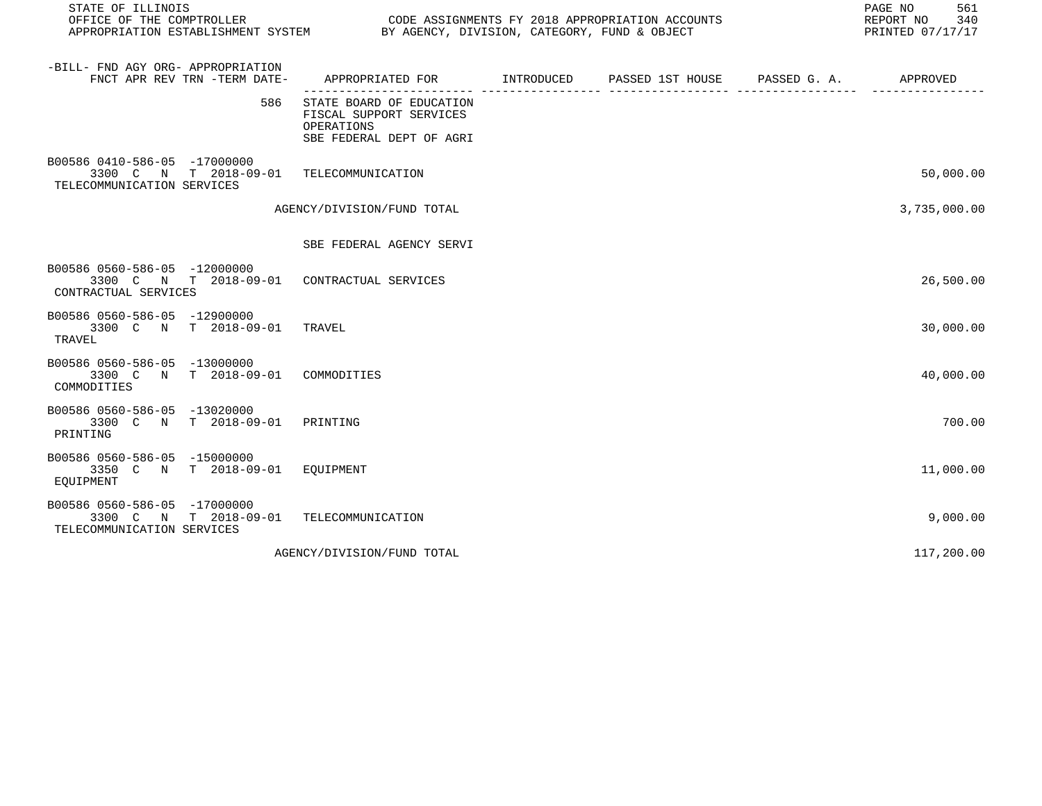| -BILL- FND AGY ORG- APPROPRIATION FNCT APR REV TRN -TERM DATE- | APPROPRIATED FOR | INTRODUCED | PASSED 1ST HOUSE | PASSED G. A. | APPROVED |
|---|---|---|---|---|---|
| 586 | STATE BOARD OF EDUCATION<br>FISCAL SUPPORT SERVICES<br>OPERATIONS<br>SBE FEDERAL DEPT OF AGRI | | | | |
| B00586 0410-586-05 -17000000<br>3300 C N T 2018-09-01<br>TELECOMMUNICATION SERVICES | TELECOMMUNICATION | | | | 50,000.00 |
| | AGENCY/DIVISION/FUND TOTAL | | | | 3,735,000.00 |
| | SBE FEDERAL AGENCY SERVI | | | | |
| B00586 0560-586-05 -12000000<br>3300 C N T 2018-09-01<br>CONTRACTUAL SERVICES | CONTRACTUAL SERVICES | | | | 26,500.00 |
| B00586 0560-586-05 -12900000<br>3300 C N T 2018-09-01<br>TRAVEL | TRAVEL | | | | 30,000.00 |
| B00586 0560-586-05 -13000000<br>3300 C N T 2018-09-01<br>COMMODITIES | COMMODITIES | | | | 40,000.00 |
| B00586 0560-586-05 -13020000<br>3300 C N T 2018-09-01<br>PRINTING | PRINTING | | | | 700.00 |
| B00586 0560-586-05 -15000000<br>3350 C N T 2018-09-01<br>EQUIPMENT | EQUIPMENT | | | | 11,000.00 |
| B00586 0560-586-05 -17000000<br>3300 C N T 2018-09-01<br>TELECOMMUNICATION SERVICES | TELECOMMUNICATION | | | | 9,000.00 |
| | AGENCY/DIVISION/FUND TOTAL | | | | 117,200.00 |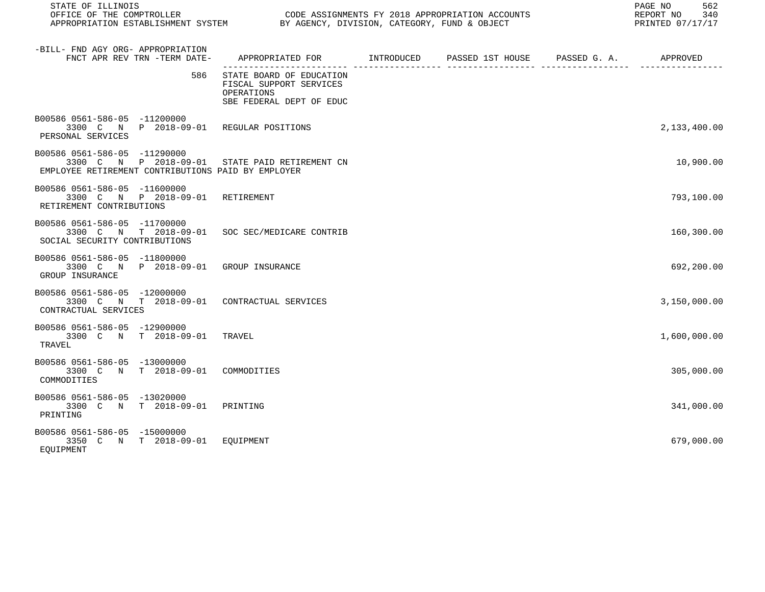| -BILL- FND AGY ORG- APPROPRIATION FNCT APR REV TRN -TERM DATE- | APPROPRIATED FOR | INTRODUCED | PASSED 1ST HOUSE | PASSED G. A. | APPROVED |
|---|---|---|---|---|---|
| 586 | STATE BOARD OF EDUCATION FISCAL SUPPORT SERVICES OPERATIONS SBE FEDERAL DEPT OF EDUC | | | | |
| B00586 0561-586-05 -11200000 3300 C N P 2018-09-01 PERSONAL SERVICES | REGULAR POSITIONS | | | | 2,133,400.00 |
| B00586 0561-586-05 -11290000 3300 C N P 2018-09-01 EMPLOYEE RETIREMENT CONTRIBUTIONS PAID BY EMPLOYER | STATE PAID RETIREMENT CN | | | | 10,900.00 |
| B00586 0561-586-05 -11600000 3300 C N P 2018-09-01 RETIREMENT CONTRIBUTIONS | RETIREMENT | | | | 793,100.00 |
| B00586 0561-586-05 -11700000 3300 C N T 2018-09-01 SOCIAL SECURITY CONTRIBUTIONS | SOC SEC/MEDICARE CONTRIB | | | | 160,300.00 |
| B00586 0561-586-05 -11800000 3300 C N P 2018-09-01 GROUP INSURANCE | GROUP INSURANCE | | | | 692,200.00 |
| B00586 0561-586-05 -12000000 3300 C N T 2018-09-01 CONTRACTUAL SERVICES | CONTRACTUAL SERVICES | | | | 3,150,000.00 |
| B00586 0561-586-05 -12900000 3300 C N T 2018-09-01 TRAVEL | TRAVEL | | | | 1,600,000.00 |
| B00586 0561-586-05 -13000000 3300 C N T 2018-09-01 COMMODITIES | COMMODITIES | | | | 305,000.00 |
| B00586 0561-586-05 -13020000 3300 C N T 2018-09-01 PRINTING | PRINTING | | | | 341,000.00 |
| B00586 0561-586-05 -15000000 3350 C N T 2018-09-01 EQUIPMENT | EQUIPMENT | | | | 679,000.00 |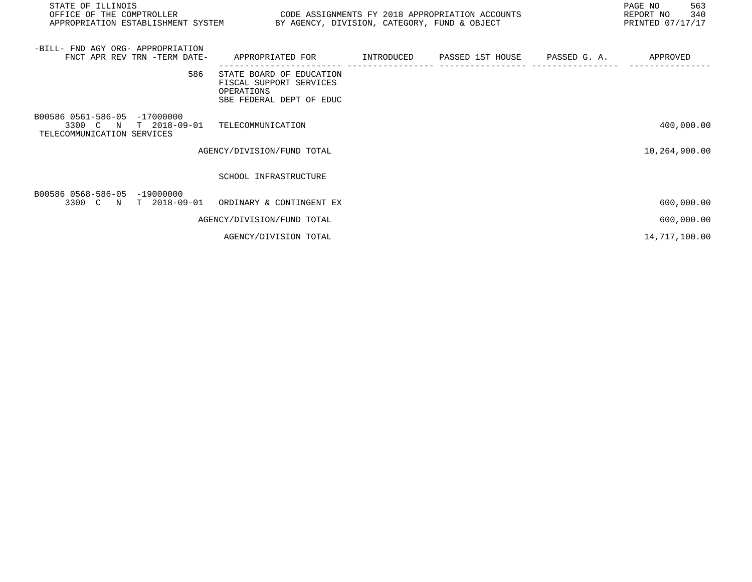| -BILL- FND AGY ORG- APPROPRIATION FNCT APR REV TRN -TERM DATE- | APPROPRIATED FOR | INTRODUCED | PASSED 1ST HOUSE | PASSED G. A. | APPROVED |
|---|---|---|---|---|---|
| 586 | STATE BOARD OF EDUCATION FISCAL SUPPORT SERVICES OPERATIONS SBE FEDERAL DEPT OF EDUC | | | | |
| B00586 0561-586-05 -17000000 3300 C N T 2018-09-01 TELECOMMUNICATION SERVICES | TELECOMMUNICATION | | | | 400,000.00 |
| | AGENCY/DIVISION/FUND TOTAL | | | | 10,264,900.00 |
| | SCHOOL INFRASTRUCTURE | | | | |
| B00586 0568-586-05 -19000000 3300 C N T 2018-09-01 | ORDINARY & CONTINGENT EX | | | | 600,000.00 |
| | AGENCY/DIVISION/FUND TOTAL | | | | 600,000.00 |
| | AGENCY/DIVISION TOTAL | | | | 14,717,100.00 |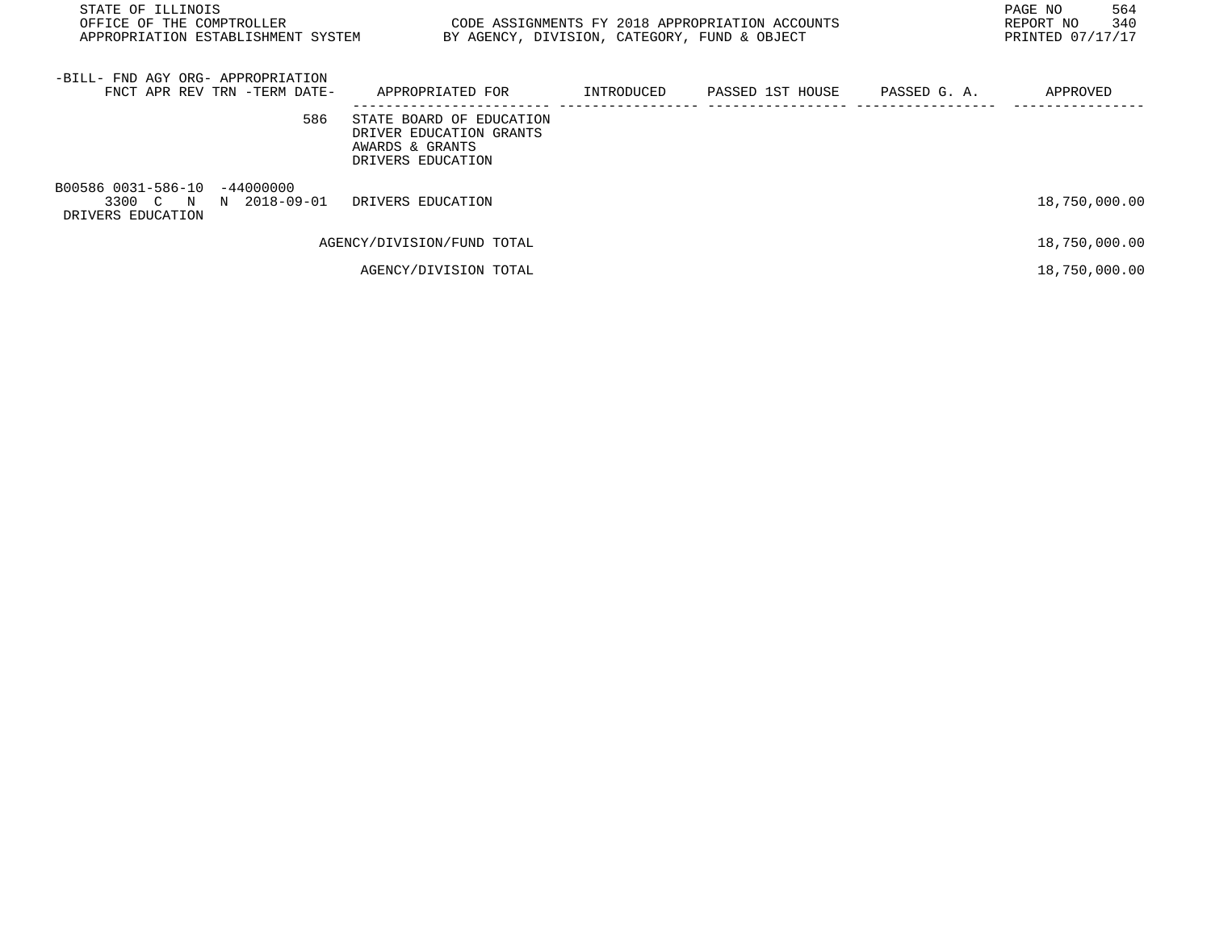| -BILL- FND AGY ORG- APPROPRIATION<br>FNCT APR REV TRN -TERM DATE- | APPROPRIATED FOR | INTRODUCED | PASSED 1ST HOUSE | PASSED G. A. | APPROVED |
|---|---|---|---|---|---|
| 586 | STATE BOARD OF EDUCATION<br>DRIVER EDUCATION GRANTS<br>AWARDS & GRANTS<br>DRIVERS EDUCATION | | | | |
| B00586 0031-586-10 -44000000<br>3300 C N N 2018-09-01<br>DRIVERS EDUCATION | DRIVERS EDUCATION | | | | 18,750,000.00 |
| | AGENCY/DIVISION/FUND TOTAL | | | | 18,750,000.00 |
| | AGENCY/DIVISION TOTAL | | | | 18,750,000.00 |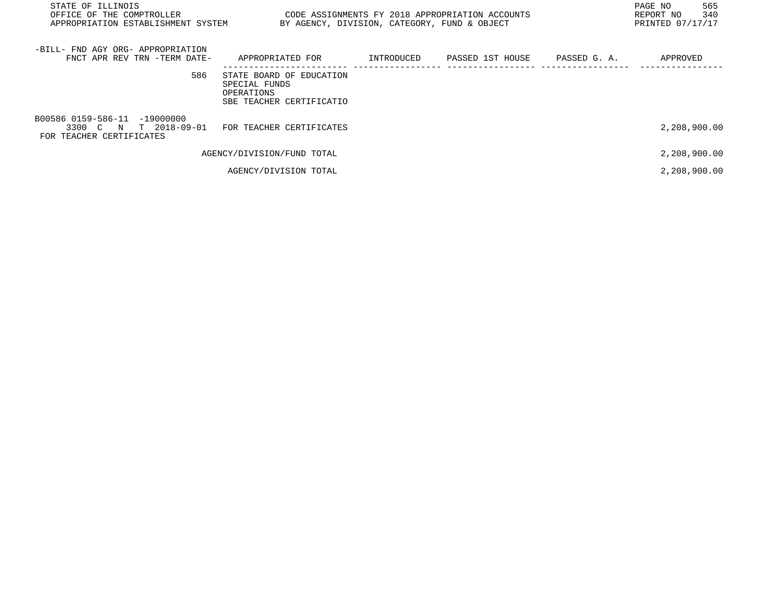STATE OF ILLINOIS
OFFICE OF THE COMPTROLLER
APPROPRIATION ESTABLISHMENT SYSTEM

CODE ASSIGNMENTS FY 2018 APPROPRIATION ACCOUNTS
BY AGENCY, DIVISION, CATEGORY, FUND & OBJECT

REPORT NO 340
PRINTED 07/17/17

| -BILL- FND AGY ORG- APPROPRIATION<br>FNCT APR REV TRN -TERM DATE- | APPROPRIATED FOR | INTRODUCED | PASSED 1ST HOUSE | PASSED G. A. | APPROVED |
|---|---|---|---|---|---|
| 586 | STATE BOARD OF EDUCATION<br>SPECIAL FUNDS<br>OPERATIONS<br>SBE TEACHER CERTIFICATIO | | | | |
| B00586 0159-586-11 -19000000<br>3300 C N T 2018-09-01<br>FOR TEACHER CERTIFICATES | FOR TEACHER CERTIFICATES | | | | 2,208,900.00 |
| | AGENCY/DIVISION/FUND TOTAL | | | | 2,208,900.00 |
| | AGENCY/DIVISION TOTAL | | | | 2,208,900.00 |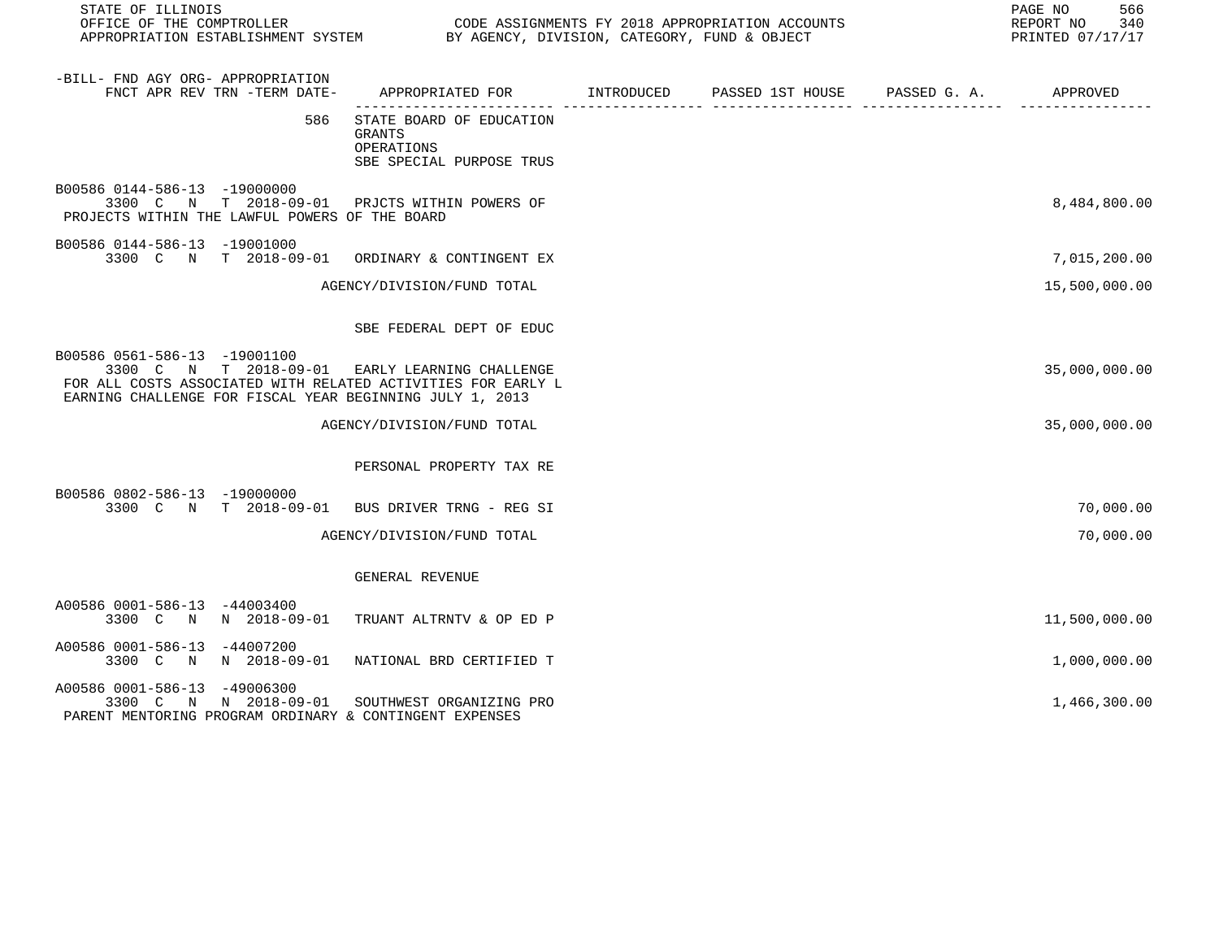STATE OF ILLINOIS
OFFICE OF THE COMPTROLLER — CODE ASSIGNMENTS FY 2018 APPROPRIATION ACCOUNTS
APPROPRIATION ESTABLISHMENT SYSTEM — BY AGENCY, DIVISION, CATEGORY, FUND & OBJECT
REPORT NO 340
PRINTED 07/17/17

| -BILL- FND AGY ORG- APPROPRIATION FNCT APR REV TRN -TERM DATE- | APPROPRIATED FOR | INTRODUCED | PASSED 1ST HOUSE | PASSED G. A. | APPROVED |
|---|---|---|---|---|---|
| 586 | STATE BOARD OF EDUCATION GRANTS OPERATIONS SBE SPECIAL PURPOSE TRUS | | | | |
| B00586 0144-586-13 -19000000 3300 C N T 2018-09-01 | PRJCTS WITHIN POWERS OF | | | | 8,484,800.00 |
| PROJECTS WITHIN THE LAWFUL POWERS OF THE BOARD | | | | | |
| B00586 0144-586-13 -19001000 3300 C N T 2018-09-01 | ORDINARY & CONTINGENT EX | | | | 7,015,200.00 |
| | AGENCY/DIVISION/FUND TOTAL | | | | 15,500,000.00 |
| | SBE FEDERAL DEPT OF EDUC | | | | |
| B00586 0561-586-13 -19001100 3300 C N T 2018-09-01 | EARLY LEARNING CHALLENGE | | | | 35,000,000.00 |
| FOR ALL COSTS ASSOCIATED WITH RELATED ACTIVITIES FOR EARLY LEARNING CHALLENGE FOR FISCAL YEAR BEGINNING JULY 1, 2013 | | | | | |
| | AGENCY/DIVISION/FUND TOTAL | | | | 35,000,000.00 |
| | PERSONAL PROPERTY TAX RE | | | | |
| B00586 0802-586-13 -19000000 3300 C N T 2018-09-01 | BUS DRIVER TRNG - REG SI | | | | 70,000.00 |
| | AGENCY/DIVISION/FUND TOTAL | | | | 70,000.00 |
| | GENERAL REVENUE | | | | |
| A00586 0001-586-13 -44003400 3300 C N N 2018-09-01 | TRUANT ALTRNTV & OP ED P | | | | 11,500,000.00 |
| A00586 0001-586-13 -44007200 3300 C N N 2018-09-01 | NATIONAL BRD CERTIFIED T | | | | 1,000,000.00 |
| A00586 0001-586-13 -49006300 3300 C N N 2018-09-01 | SOUTHWEST ORGANIZING PRO | | | | 1,466,300.00 |
| PARENT MENTORING PROGRAM ORDINARY & CONTINGENT EXPENSES | | | | | |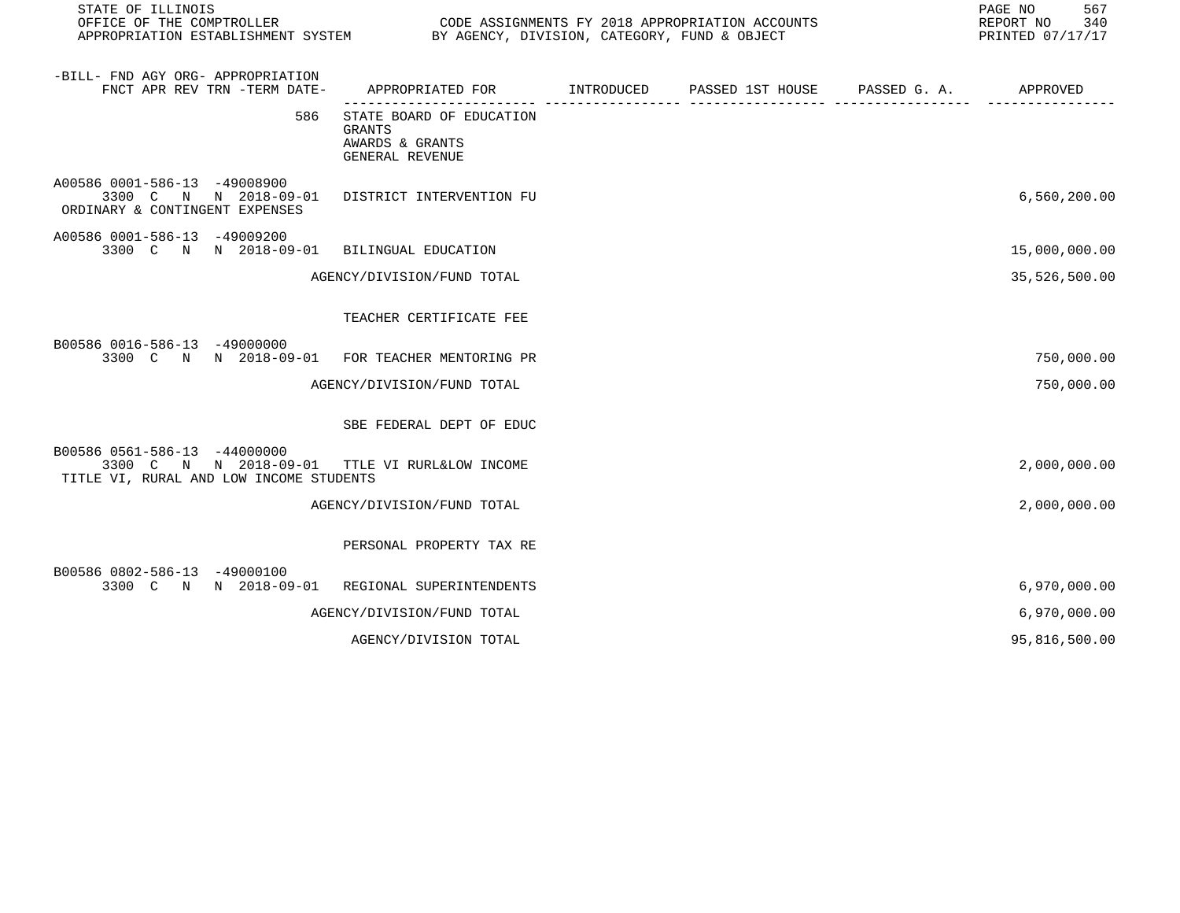| -BILL- FND AGY ORG- APPROPRIATION FNCT APR REV TRN -TERM DATE- | APPROPRIATED FOR | INTRODUCED | PASSED 1ST HOUSE | PASSED G. A. | APPROVED |
|---|---|---|---|---|---|
| 586 | STATE BOARD OF EDUCATION GRANTS AWARDS & GRANTS GENERAL REVENUE | | | | |
| A00586 0001-586-13 -49008900 3300 C N N 2018-09-01 ORDINARY & CONTINGENT EXPENSES | DISTRICT INTERVENTION FU | | | | 6,560,200.00 |
| A00586 0001-586-13 -49009200 3300 C N N 2018-09-01 | BILINGUAL EDUCATION | | | | 15,000,000.00 |
| | AGENCY/DIVISION/FUND TOTAL | | | | 35,526,500.00 |
| | TEACHER CERTIFICATE FEE | | | | |
| B00586 0016-586-13 -49000000 3300 C N N 2018-09-01 | FOR TEACHER MENTORING PR | | | | 750,000.00 |
| | AGENCY/DIVISION/FUND TOTAL | | | | 750,000.00 |
| | SBE FEDERAL DEPT OF EDUC | | | | |
| B00586 0561-586-13 -44000000 3300 C N N 2018-09-01 TITLE VI, RURAL AND LOW INCOME STUDENTS | TTLE VI RURL&LOW INCOME | | | | 2,000,000.00 |
| | AGENCY/DIVISION/FUND TOTAL | | | | 2,000,000.00 |
| | PERSONAL PROPERTY TAX RE | | | | |
| B00586 0802-586-13 -49000100 3300 C N N 2018-09-01 | REGIONAL SUPERINTENDENTS | | | | 6,970,000.00 |
| | AGENCY/DIVISION/FUND TOTAL | | | | 6,970,000.00 |
| | AGENCY/DIVISION TOTAL | | | | 95,816,500.00 |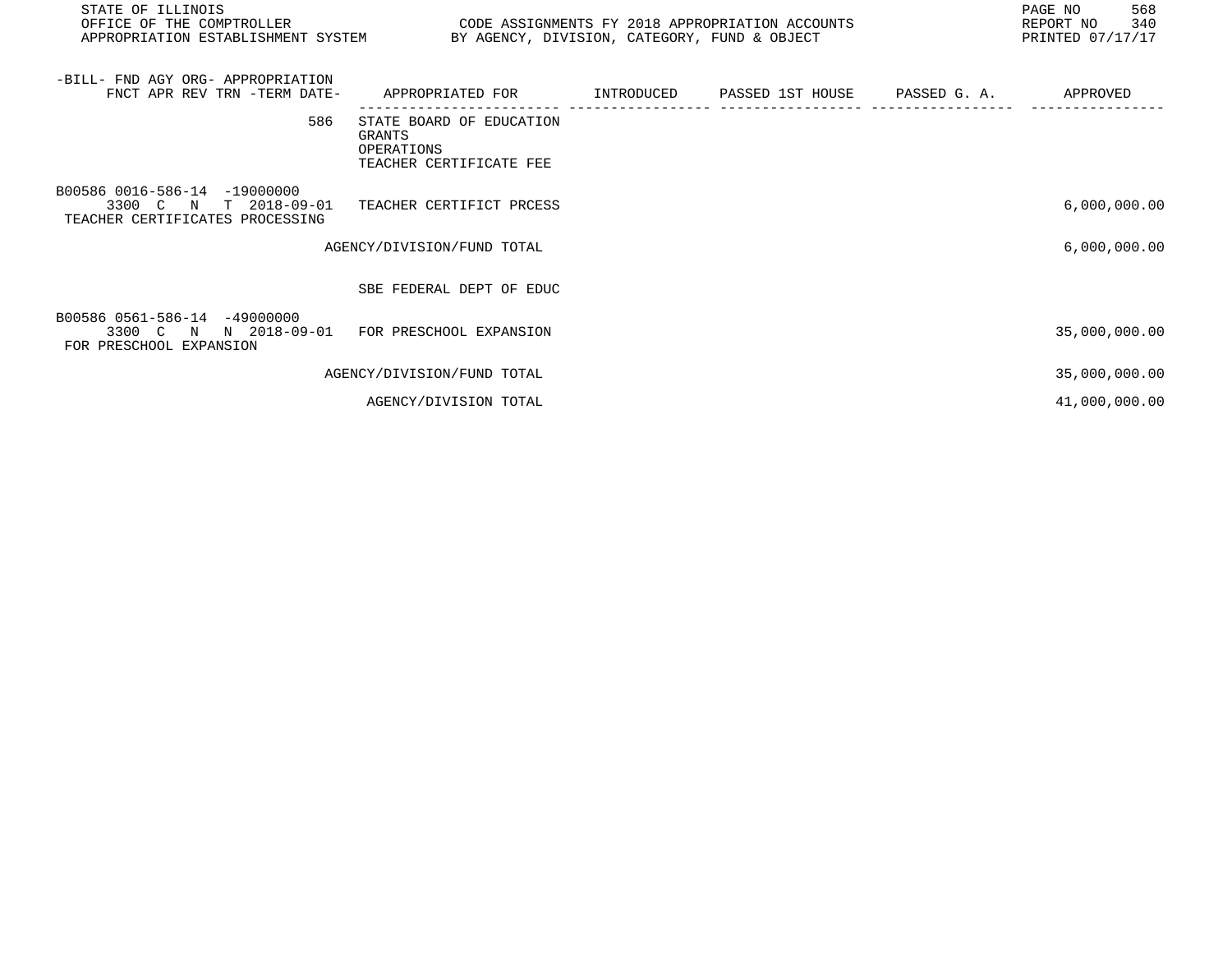STATE OF ILLINOIS
OFFICE OF THE COMPTROLLER
APPROPRIATION ESTABLISHMENT SYSTEM

CODE ASSIGNMENTS FY 2018 APPROPRIATION ACCOUNTS
BY AGENCY, DIVISION, CATEGORY, FUND & OBJECT

REPORT NO 340
PRINTED 07/17/17

| -BILL- FND AGY ORG- APPROPRIATION<br>FNCT APR REV TRN -TERM DATE- | APPROPRIATED FOR | INTRODUCED | PASSED 1ST HOUSE | PASSED G. A. | APPROVED |
|---|---|---|---|---|---|
| 586 | STATE BOARD OF EDUCATION<br>GRANTS<br>OPERATIONS<br>TEACHER CERTIFICATE FEE | | | | |
| B00586 0016-586-14 -19000000<br>3300 C N T 2018-09-01<br>TEACHER CERTIFICATES PROCESSING | TEACHER CERTIFICT PRCESS | | | | 6,000,000.00 |
| | AGENCY/DIVISION/FUND TOTAL | | | | 6,000,000.00 |
| | SBE FEDERAL DEPT OF EDUC | | | | |
| B00586 0561-586-14 -49000000<br>3300 C N N 2018-09-01<br>FOR PRESCHOOL EXPANSION | FOR PRESCHOOL EXPANSION | | | | 35,000,000.00 |
| | AGENCY/DIVISION/FUND TOTAL | | | | 35,000,000.00 |
| | AGENCY/DIVISION TOTAL | | | | 41,000,000.00 |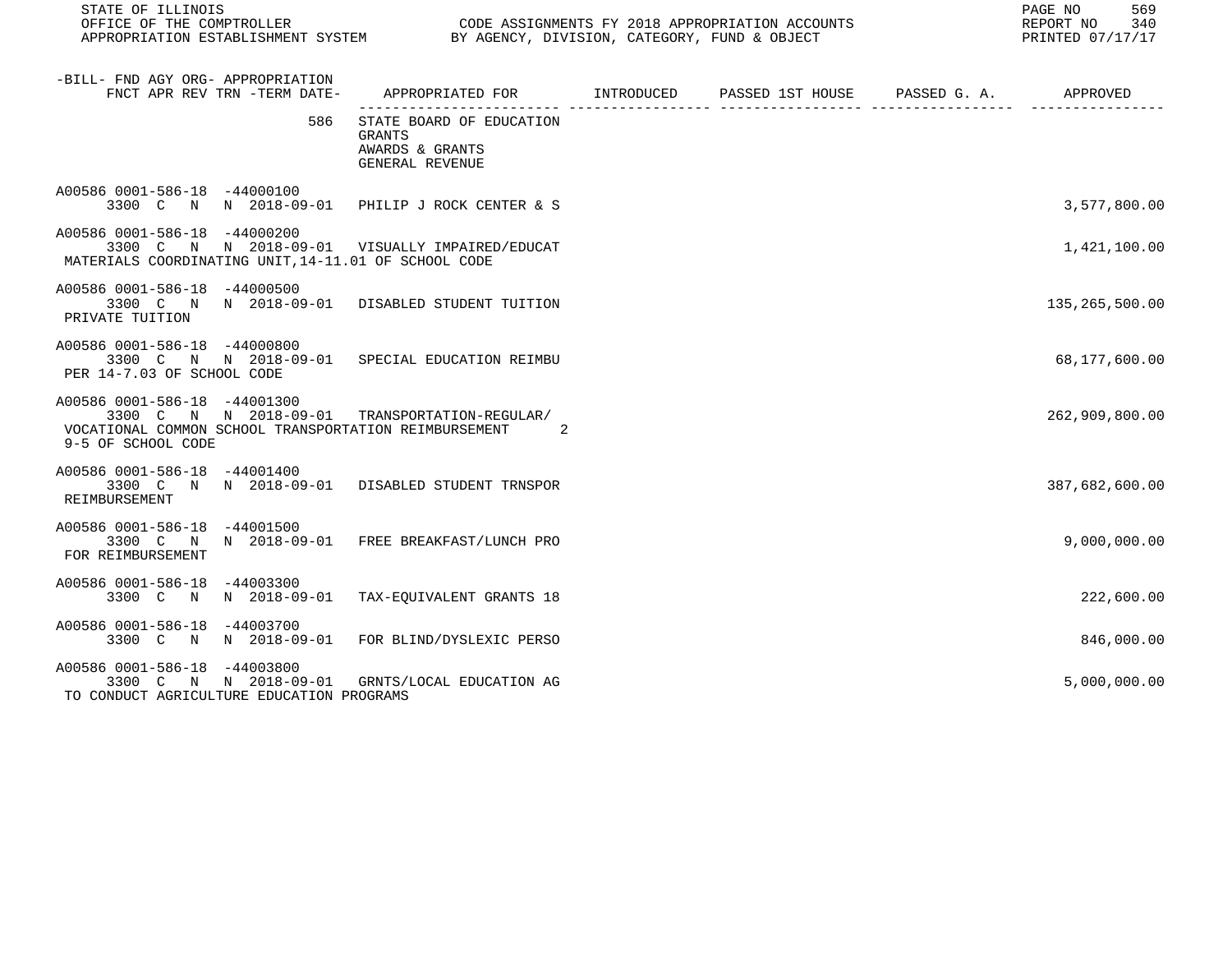| -BILL- FND AGY ORG- APPROPRIATION FNCT APR REV TRN -TERM DATE- | APPROPRIATED FOR | INTRODUCED | PASSED 1ST HOUSE | PASSED G. A. | APPROVED |
|---|---|---|---|---|---|
| 586 | STATE BOARD OF EDUCATION GRANTS AWARDS & GRANTS GENERAL REVENUE | | | | |
| A00586 0001-586-18 -44000100 3300 C N N 2018-09-01 | PHILIP J ROCK CENTER & S | | | | 3,577,800.00 |
| A00586 0001-586-18 -44000200 3300 C N N 2018-09-01 MATERIALS COORDINATING UNIT,14-11.01 OF SCHOOL CODE | VISUALLY IMPAIRED/EDUCAT | | | | 1,421,100.00 |
| A00586 0001-586-18 -44000500 3300 C N N 2018-09-01 PRIVATE TUITION | DISABLED STUDENT TUITION | | | | 135,265,500.00 |
| A00586 0001-586-18 -44000800 3300 C N N 2018-09-01 PER 14-7.03 OF SCHOOL CODE | SPECIAL EDUCATION REIMBU | | | | 68,177,600.00 |
| A00586 0001-586-18 -44001300 3300 C N N 2018-09-01 VOCATIONAL COMMON SCHOOL TRANSPORTATION REIMBURSEMENT 2 9-5 OF SCHOOL CODE | TRANSPORTATION-REGULAR/ | | | | 262,909,800.00 |
| A00586 0001-586-18 -44001400 3300 C N N 2018-09-01 REIMBURSEMENT | DISABLED STUDENT TRNSPOR | | | | 387,682,600.00 |
| A00586 0001-586-18 -44001500 3300 C N N 2018-09-01 FOR REIMBURSEMENT | FREE BREAKFAST/LUNCH PRO | | | | 9,000,000.00 |
| A00586 0001-586-18 -44003300 3300 C N N 2018-09-01 | TAX-EQUIVALENT GRANTS 18 | | | | 222,600.00 |
| A00586 0001-586-18 -44003700 3300 C N N 2018-09-01 | FOR BLIND/DYSLEXIC PERSO | | | | 846,000.00 |
| A00586 0001-586-18 -44003800 3300 C N N 2018-09-01 TO CONDUCT AGRICULTURE EDUCATION PROGRAMS | GRNTS/LOCAL EDUCATION AG | | | | 5,000,000.00 |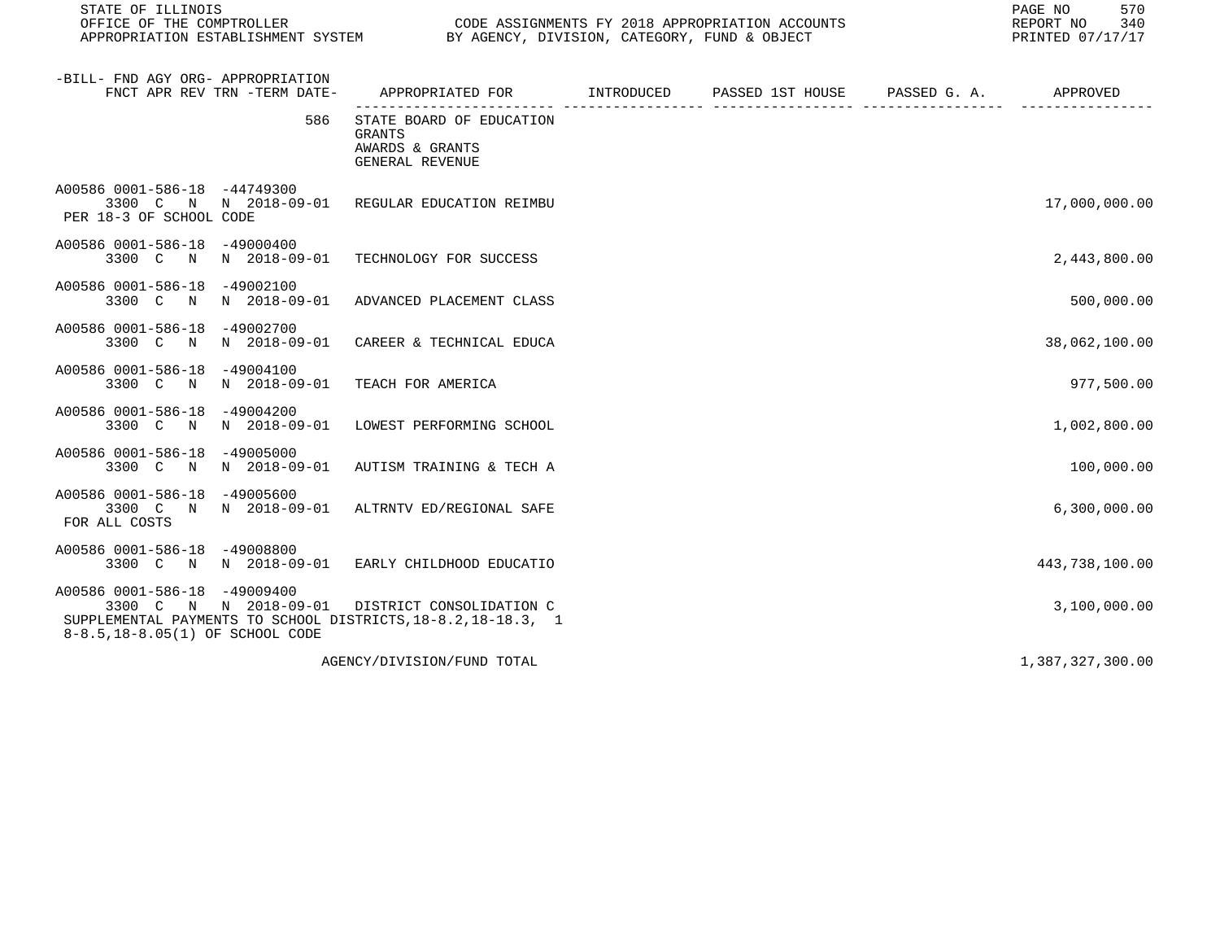STATE OF ILLINOIS
OFFICE OF THE COMPTROLLER
APPROPRIATION ESTABLISHMENT SYSTEM

CODE ASSIGNMENTS FY 2018 APPROPRIATION ACCOUNTS
BY AGENCY, DIVISION, CATEGORY, FUND & OBJECT

REPORT NO 340
PRINTED 07/17/17

| -BILL- FND AGY ORG- APPROPRIATION FNCT APR REV TRN -TERM DATE- | APPROPRIATED FOR | INTRODUCED | PASSED 1ST HOUSE | PASSED G. A. | APPROVED |
|---|---|---|---|---|---|
| 586 | STATE BOARD OF EDUCATION GRANTS AWARDS & GRANTS GENERAL REVENUE | | | | |
| A00586 0001-586-18 -44749300 3300 C N N 2018-09-01 PER 18-3 OF SCHOOL CODE | REGULAR EDUCATION REIMBU | | | | 17,000,000.00 |
| A00586 0001-586-18 -49000400 3300 C N N 2018-09-01 | TECHNOLOGY FOR SUCCESS | | | | 2,443,800.00 |
| A00586 0001-586-18 -49002100 3300 C N N 2018-09-01 | ADVANCED PLACEMENT CLASS | | | | 500,000.00 |
| A00586 0001-586-18 -49002700 3300 C N N 2018-09-01 | CAREER & TECHNICAL EDUCA | | | | 38,062,100.00 |
| A00586 0001-586-18 -49004100 3300 C N N 2018-09-01 | TEACH FOR AMERICA | | | | 977,500.00 |
| A00586 0001-586-18 -49004200 3300 C N N 2018-09-01 | LOWEST PERFORMING SCHOOL | | | | 1,002,800.00 |
| A00586 0001-586-18 -49005000 3300 C N N 2018-09-01 | AUTISM TRAINING & TECH A | | | | 100,000.00 |
| A00586 0001-586-18 -49005600 3300 C N N 2018-09-01 FOR ALL COSTS | ALTRNTV ED/REGIONAL SAFE | | | | 6,300,000.00 |
| A00586 0001-586-18 -49008800 3300 C N N 2018-09-01 | EARLY CHILDHOOD EDUCATIO | | | | 443,738,100.00 |
| A00586 0001-586-18 -49009400 3300 C N N 2018-09-01 SUPPLEMENTAL PAYMENTS TO SCHOOL DISTRICTS,18-8.2,18-18.3, 18-8.5,18-8.05(1) OF SCHOOL CODE | DISTRICT CONSOLIDATION C | | | | 3,100,000.00 |
| | AGENCY/DIVISION/FUND TOTAL | | | | 1,387,327,300.00 |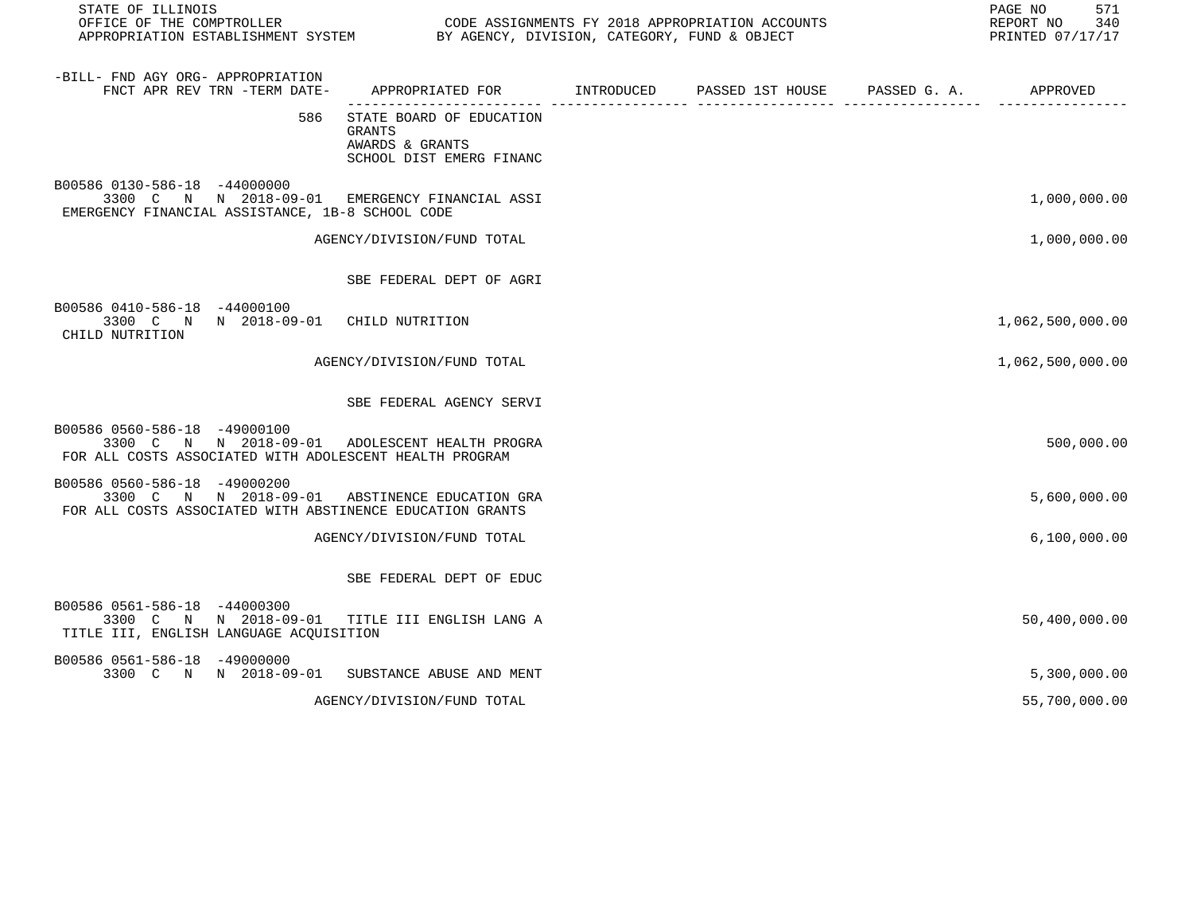| -BILL- FND AGY ORG- APPROPRIATION FNCT APR REV TRN -TERM DATE- | APPROPRIATED FOR | INTRODUCED | PASSED 1ST HOUSE | PASSED G. A. | APPROVED |
|---|---|---|---|---|---|
| 586 | STATE BOARD OF EDUCATION GRANTS AWARDS & GRANTS SCHOOL DIST EMERG FINANC | | | | |
| B00586 0130-586-18 -44000000 3300 C N N 2018-09-01 | EMERGENCY FINANCIAL ASSI | | | | 1,000,000.00 |
| EMERGENCY FINANCIAL ASSISTANCE, 1B-8 SCHOOL CODE | | | | | |
| | AGENCY/DIVISION/FUND TOTAL | | | | 1,000,000.00 |
| | SBE FEDERAL DEPT OF AGRI | | | | |
| B00586 0410-586-18 -44000100 3300 C N N 2018-09-01 | CHILD NUTRITION | | | | 1,062,500,000.00 |
| CHILD NUTRITION | | | | | |
| | AGENCY/DIVISION/FUND TOTAL | | | | 1,062,500,000.00 |
| | SBE FEDERAL AGENCY SERVI | | | | |
| B00586 0560-586-18 -49000100 3300 C N N 2018-09-01 | ADOLESCENT HEALTH PROGRA | | | | 500,000.00 |
| FOR ALL COSTS ASSOCIATED WITH ADOLESCENT HEALTH PROGRAM | | | | | |
| B00586 0560-586-18 -49000200 3300 C N N 2018-09-01 | ABSTINENCE EDUCATION GRA | | | | 5,600,000.00 |
| FOR ALL COSTS ASSOCIATED WITH ABSTINENCE EDUCATION GRANTS | | | | | |
| | AGENCY/DIVISION/FUND TOTAL | | | | 6,100,000.00 |
| | SBE FEDERAL DEPT OF EDUC | | | | |
| B00586 0561-586-18 -44000300 3300 C N N 2018-09-01 | TITLE III ENGLISH LANG A | | | | 50,400,000.00 |
| TITLE III, ENGLISH LANGUAGE ACQUISITION | | | | | |
| B00586 0561-586-18 -49000000 3300 C N N 2018-09-01 | SUBSTANCE ABUSE AND MENT | | | | 5,300,000.00 |
| | AGENCY/DIVISION/FUND TOTAL | | | | 55,700,000.00 |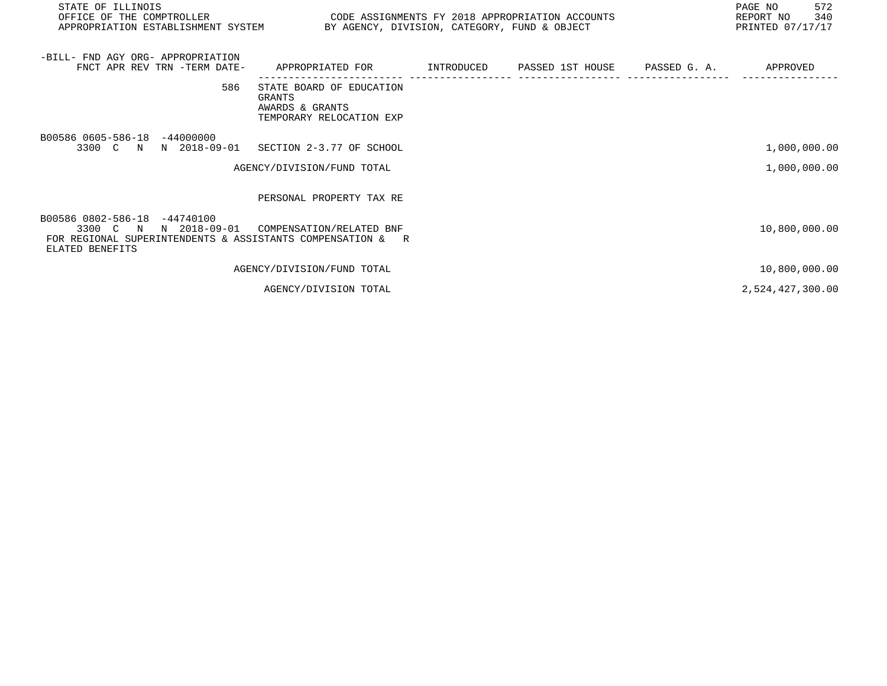| -BILL- FND AGY ORG- APPROPRIATION FNCT APR REV TRN -TERM DATE- | APPROPRIATED FOR | INTRODUCED | PASSED 1ST HOUSE | PASSED G. A. | APPROVED |
|---|---|---|---|---|---|
| 586 | STATE BOARD OF EDUCATION GRANTS AWARDS & GRANTS TEMPORARY RELOCATION EXP | | | | |
| B00586 0605-586-18 -44000000 3300 C N N 2018-09-01 | SECTION 2-3.77 OF SCHOOL | | | | 1,000,000.00 |
| | AGENCY/DIVISION/FUND TOTAL | | | | 1,000,000.00 |
| | PERSONAL PROPERTY TAX RE | | | | |
| B00586 0802-586-18 -44740100 3300 C N N 2018-09-01 | COMPENSATION/RELATED BNF | | | | 10,800,000.00 |
| FOR REGIONAL SUPERINTENDENTS & ASSISTANTS COMPENSATION & R ELATED BENEFITS | | | | | |
| | AGENCY/DIVISION/FUND TOTAL | | | | 10,800,000.00 |
| | AGENCY/DIVISION TOTAL | | | | 2,524,427,300.00 |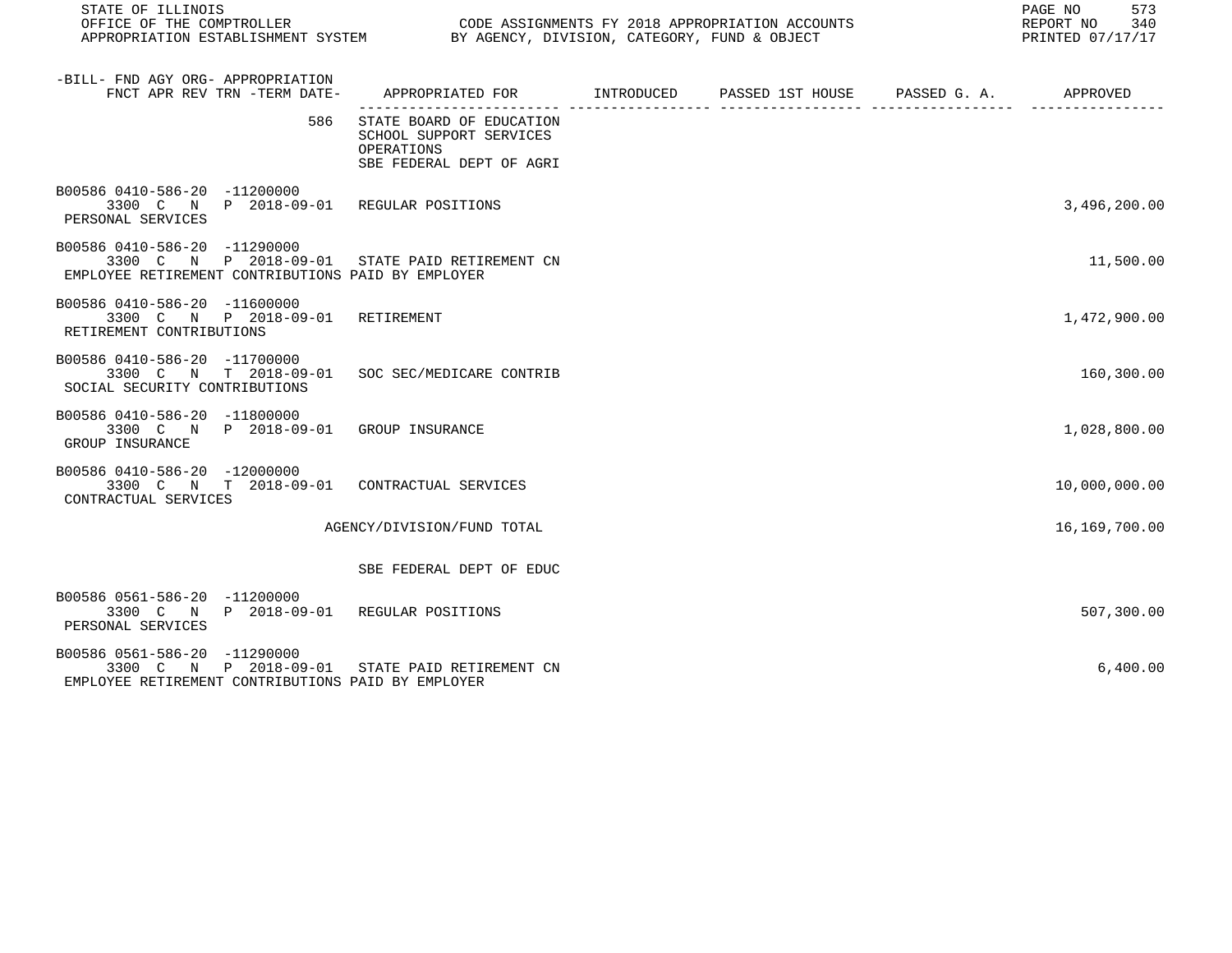| -BILL- FND AGY ORG- APPROPRIATION FNCT APR REV TRN -TERM DATE- | APPROPRIATED FOR | INTRODUCED | PASSED 1ST HOUSE | PASSED G. A. | APPROVED |
|---|---|---|---|---|---|
| 586 | STATE BOARD OF EDUCATION SCHOOL SUPPORT SERVICES OPERATIONS SBE FEDERAL DEPT OF AGRI | | | | |
| B00586 0410-586-20 -11200000 3300 C N P 2018-09-01 PERSONAL SERVICES | REGULAR POSITIONS | | | | 3,496,200.00 |
| B00586 0410-586-20 -11290000 3300 C N P 2018-09-01 EMPLOYEE RETIREMENT CONTRIBUTIONS PAID BY EMPLOYER | STATE PAID RETIREMENT CN | | | | 11,500.00 |
| B00586 0410-586-20 -11600000 3300 C N P 2018-09-01 RETIREMENT CONTRIBUTIONS | RETIREMENT | | | | 1,472,900.00 |
| B00586 0410-586-20 -11700000 3300 C N T 2018-09-01 SOCIAL SECURITY CONTRIBUTIONS | SOC SEC/MEDICARE CONTRIB | | | | 160,300.00 |
| B00586 0410-586-20 -11800000 3300 C N P 2018-09-01 GROUP INSURANCE | GROUP INSURANCE | | | | 1,028,800.00 |
| B00586 0410-586-20 -12000000 3300 C N T 2018-09-01 CONTRACTUAL SERVICES | CONTRACTUAL SERVICES | | | | 10,000,000.00 |
| | AGENCY/DIVISION/FUND TOTAL | | | | 16,169,700.00 |
| | SBE FEDERAL DEPT OF EDUC | | | | |
| B00586 0561-586-20 -11200000 3300 C N P 2018-09-01 PERSONAL SERVICES | REGULAR POSITIONS | | | | 507,300.00 |
| B00586 0561-586-20 -11290000 3300 C N P 2018-09-01 EMPLOYEE RETIREMENT CONTRIBUTIONS PAID BY EMPLOYER | STATE PAID RETIREMENT CN | | | | 6,400.00 |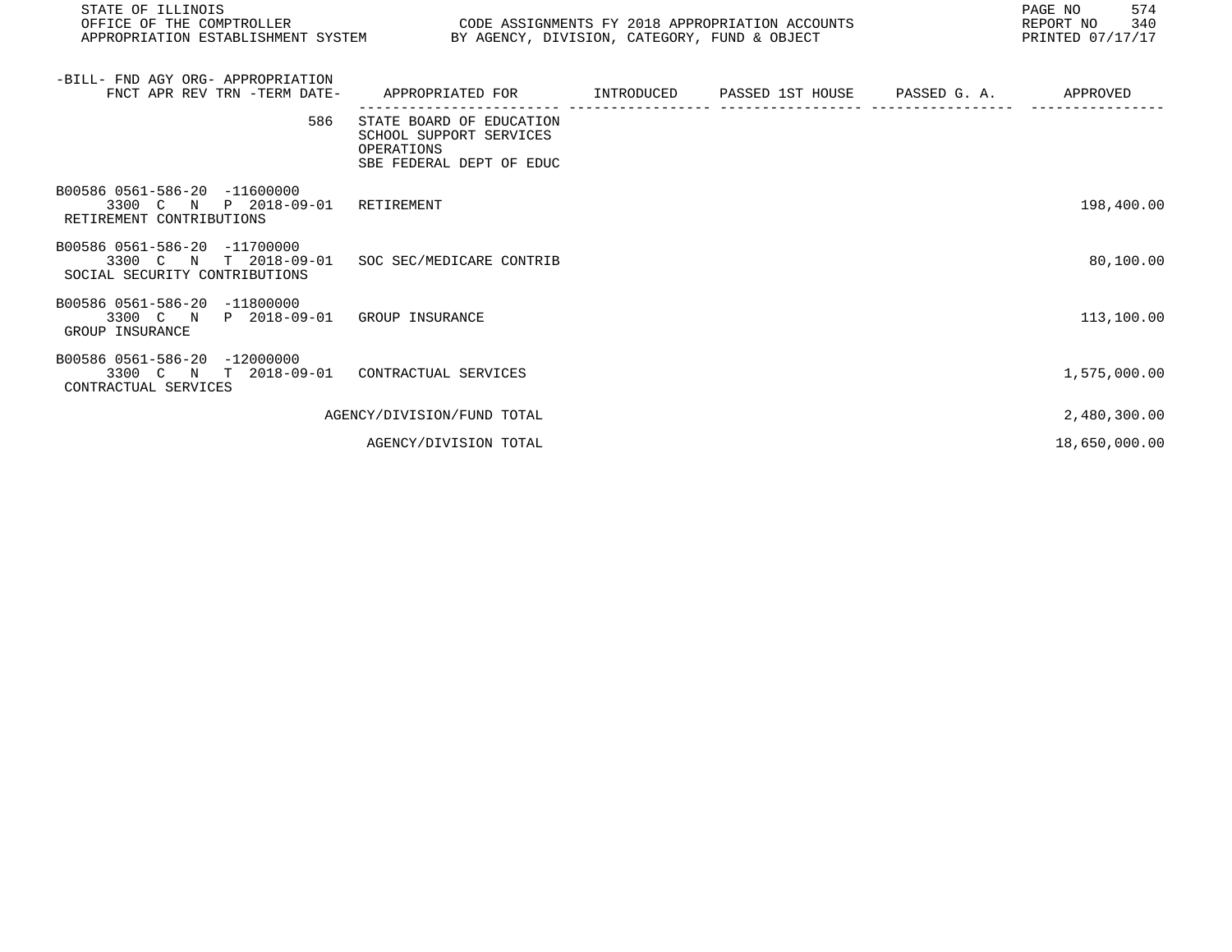STATE OF ILLINOIS
OFFICE OF THE COMPTROLLER
APPROPRIATION ESTABLISHMENT SYSTEM

CODE ASSIGNMENTS FY 2018 APPROPRIATION ACCOUNTS
BY AGENCY, DIVISION, CATEGORY, FUND & OBJECT

REPORT NO 340
PRINTED 07/17/17

| -BILL- FND AGY ORG- APPROPRIATION FNCT APR REV TRN -TERM DATE- | APPROPRIATED FOR | INTRODUCED | PASSED 1ST HOUSE | PASSED G. A. | APPROVED |
|---|---|---|---|---|---|
| 586 | STATE BOARD OF EDUCATION SCHOOL SUPPORT SERVICES OPERATIONS SBE FEDERAL DEPT OF EDUC | | | | |
| B00586 0561-586-20 -11600000 3300 C N P 2018-09-01 RETIREMENT CONTRIBUTIONS | RETIREMENT | | | | 198,400.00 |
| B00586 0561-586-20 -11700000 3300 C N T 2018-09-01 SOCIAL SECURITY CONTRIBUTIONS | SOC SEC/MEDICARE CONTRIB | | | | 80,100.00 |
| B00586 0561-586-20 -11800000 3300 C N P 2018-09-01 GROUP INSURANCE | GROUP INSURANCE | | | | 113,100.00 |
| B00586 0561-586-20 -12000000 3300 C N T 2018-09-01 CONTRACTUAL SERVICES | CONTRACTUAL SERVICES | | | | 1,575,000.00 |
| | AGENCY/DIVISION/FUND TOTAL | | | | 2,480,300.00 |
| | AGENCY/DIVISION TOTAL | | | | 18,650,000.00 |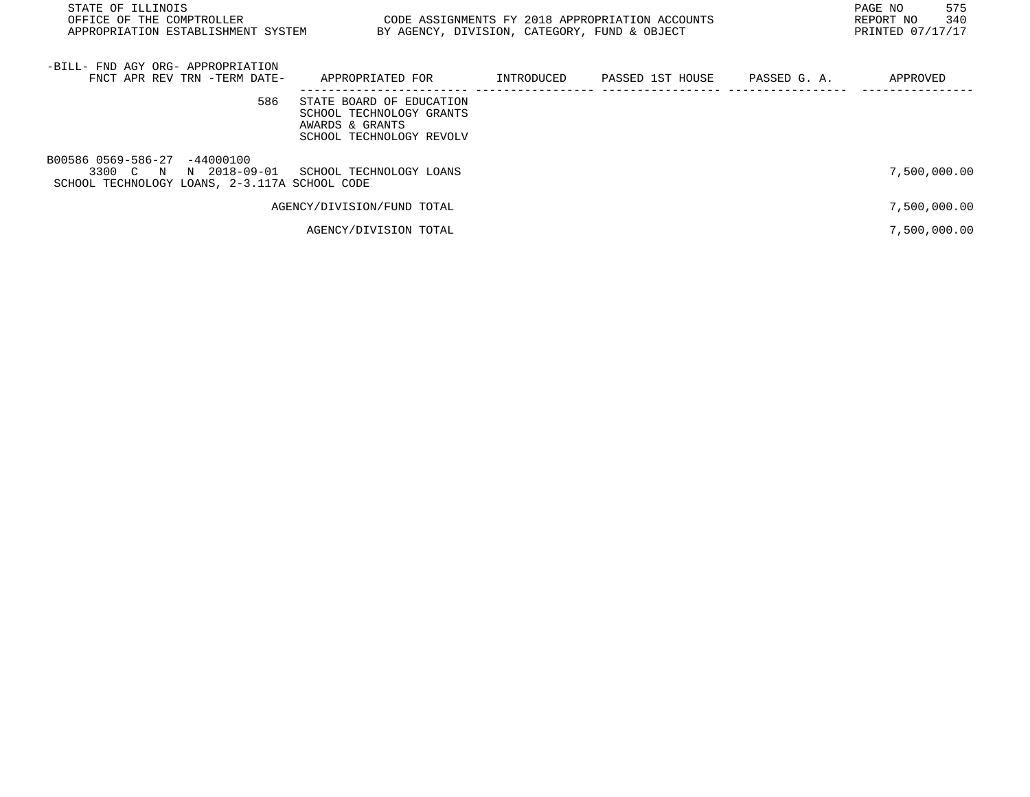| -BILL- FND AGY ORG- APPROPRIATION FNCT APR REV TRN -TERM DATE- | APPROPRIATED FOR | INTRODUCED | PASSED 1ST HOUSE | PASSED G. A. | APPROVED |
|---|---|---|---|---|---|
| 586 | STATE BOARD OF EDUCATION SCHOOL TECHNOLOGY GRANTS AWARDS & GRANTS SCHOOL TECHNOLOGY REVOLV | | | | |
| B00586 0569-586-27 -44000100 3300 C N N 2018-09-01 | SCHOOL TECHNOLOGY LOANS | | | | 7,500,000.00 |
| SCHOOL TECHNOLOGY LOANS, 2-3.117A SCHOOL CODE | | | | | |
| | AGENCY/DIVISION/FUND TOTAL | | | | 7,500,000.00 |
| | AGENCY/DIVISION TOTAL | | | | 7,500,000.00 |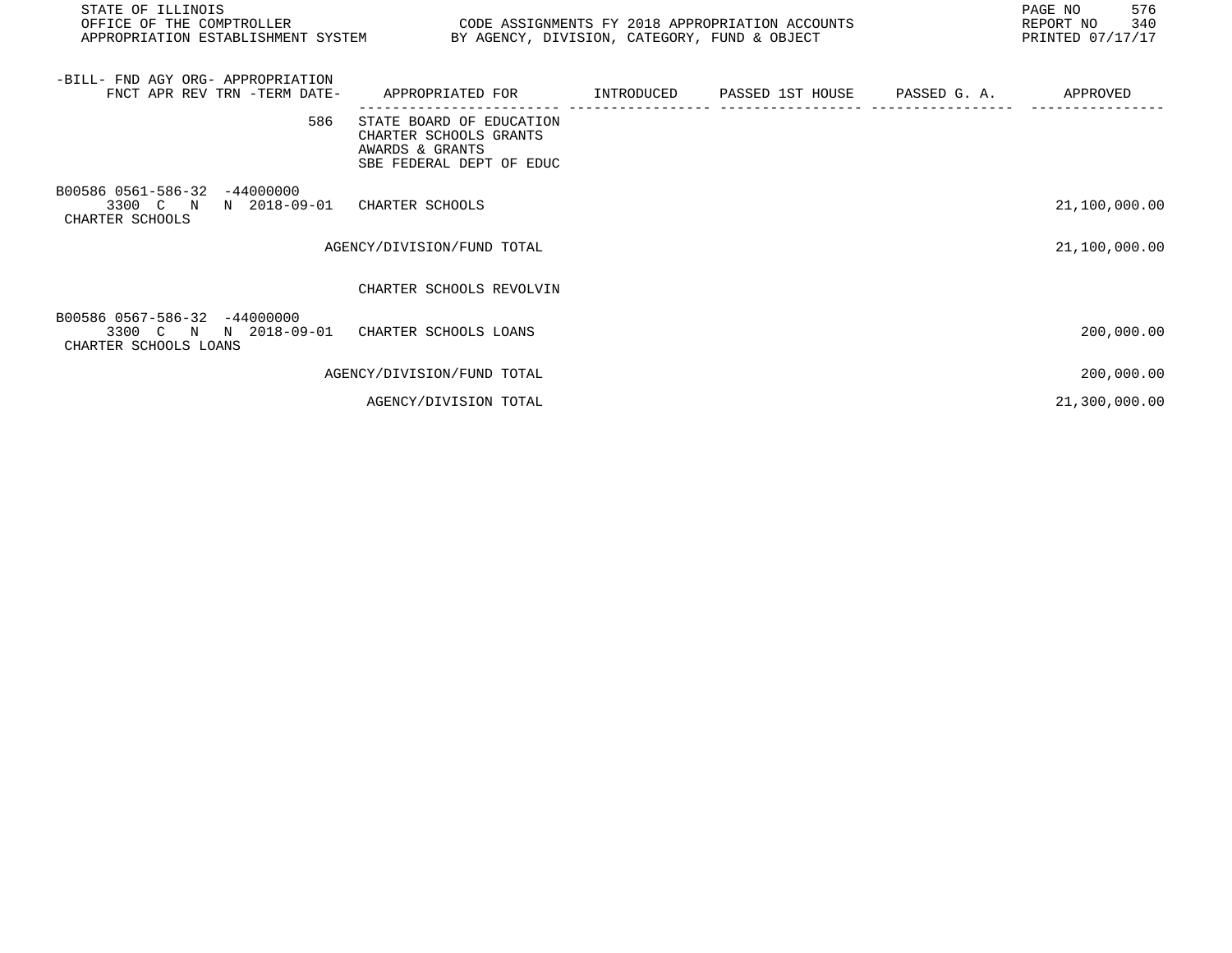| -BILL- FND AGY ORG- APPROPRIATION FNCT APR REV TRN -TERM DATE- | APPROPRIATED FOR | INTRODUCED | PASSED 1ST HOUSE | PASSED G. A. | APPROVED |
|---|---|---|---|---|---|
| 586 | STATE BOARD OF EDUCATION CHARTER SCHOOLS GRANTS AWARDS & GRANTS SBE FEDERAL DEPT OF EDUC | | | | |
| B00586 0561-586-32 -44000000 3300 C N N 2018-09-01 CHARTER SCHOOLS | CHARTER SCHOOLS | | | | 21,100,000.00 |
| | AGENCY/DIVISION/FUND TOTAL | | | | 21,100,000.00 |
| | CHARTER SCHOOLS REVOLVIN | | | | |
| B00586 0567-586-32 -44000000 3300 C N N 2018-09-01 CHARTER SCHOOLS LOANS | CHARTER SCHOOLS LOANS | | | | 200,000.00 |
| | AGENCY/DIVISION/FUND TOTAL | | | | 200,000.00 |
| | AGENCY/DIVISION TOTAL | | | | 21,300,000.00 |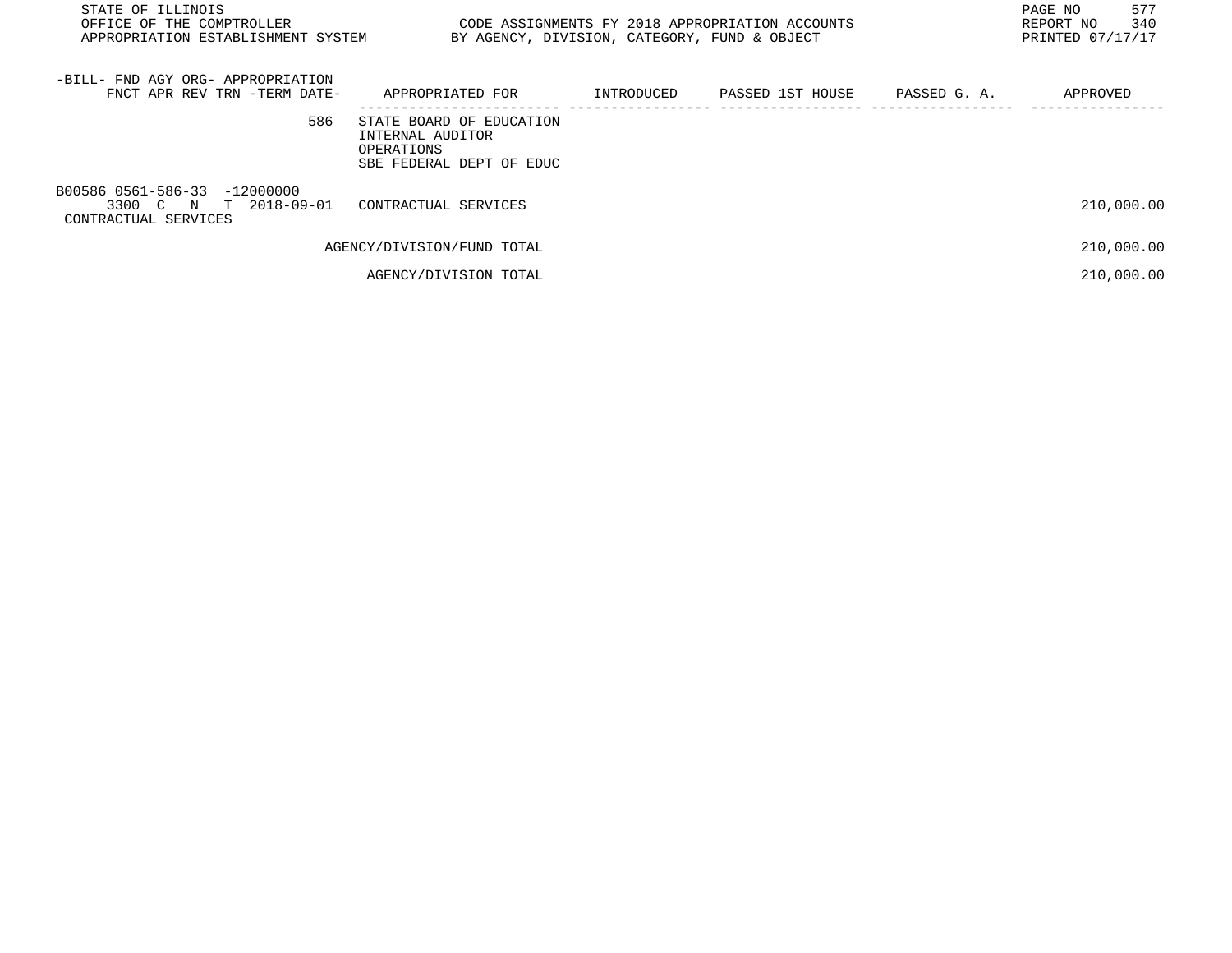STATE OF ILLINOIS
OFFICE OF THE COMPTROLLER
APPROPRIATION ESTABLISHMENT SYSTEM

CODE ASSIGNMENTS FY 2018 APPROPRIATION ACCOUNTS
BY AGENCY, DIVISION, CATEGORY, FUND & OBJECT

REPORT NO 340
PRINTED 07/17/17

| -BILL- FND AGY ORG- APPROPRIATION FNCT APR REV TRN -TERM DATE- | APPROPRIATED FOR | INTRODUCED | PASSED 1ST HOUSE | PASSED G. A. | APPROVED |
|---|---|---|---|---|---|
| 586 | STATE BOARD OF EDUCATION INTERNAL AUDITOR OPERATIONS SBE FEDERAL DEPT OF EDUC | | | | |
| B00586 0561-586-33 -12000000 3300 C N T 2018-09-01 CONTRACTUAL SERVICES | CONTRACTUAL SERVICES | | | | 210,000.00 |
| | AGENCY/DIVISION/FUND TOTAL | | | | 210,000.00 |
| | AGENCY/DIVISION TOTAL | | | | 210,000.00 |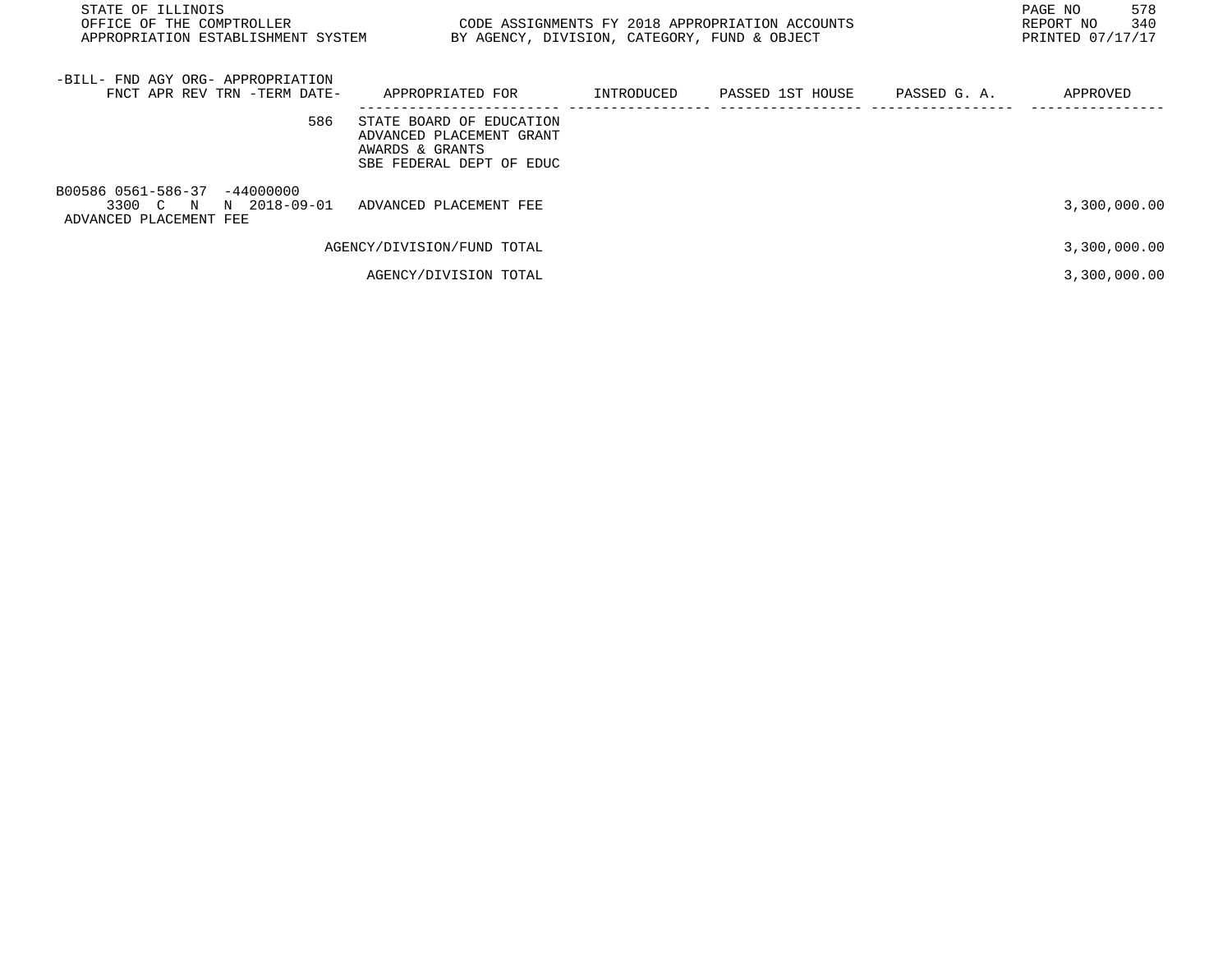STATE OF ILLINOIS
OFFICE OF THE COMPTROLLER
APPROPRIATION ESTABLISHMENT SYSTEM

CODE ASSIGNMENTS FY 2018 APPROPRIATION ACCOUNTS
BY AGENCY, DIVISION, CATEGORY, FUND & OBJECT

REPORT NO 340
PRINTED 07/17/17

| -BILL- FND AGY ORG- APPROPRIATION FNCT APR REV TRN -TERM DATE- | APPROPRIATED FOR | INTRODUCED | PASSED 1ST HOUSE | PASSED G. A. | APPROVED |
|---|---|---|---|---|---|
| 586 | STATE BOARD OF EDUCATION ADVANCED PLACEMENT GRANT AWARDS & GRANTS SBE FEDERAL DEPT OF EDUC | | | | |
| B00586 0561-586-37 -44000000 3300 C N N 2018-09-01 ADVANCED PLACEMENT FEE | ADVANCED PLACEMENT FEE | | | | 3,300,000.00 |
| | AGENCY/DIVISION/FUND TOTAL | | | | 3,300,000.00 |
| | AGENCY/DIVISION TOTAL | | | | 3,300,000.00 |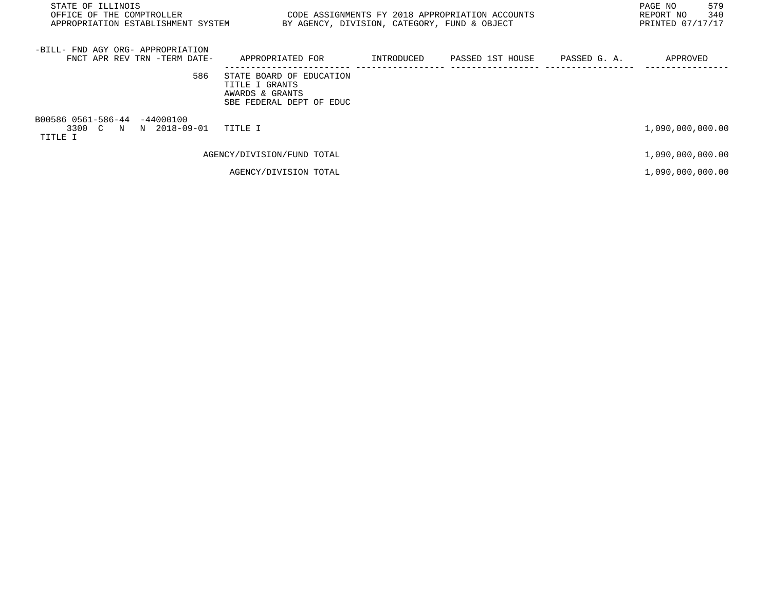STATE OF ILLINOIS
OFFICE OF THE COMPTROLLER
APPROPRIATION ESTABLISHMENT SYSTEM

CODE ASSIGNMENTS FY 2018 APPROPRIATION ACCOUNTS
BY AGENCY, DIVISION, CATEGORY, FUND & OBJECT

REPORT NO 340
PRINTED 07/17/17

| -BILL- FND AGY ORG- APPROPRIATION<br>FNCT APR REV TRN -TERM DATE- | APPROPRIATED FOR | INTRODUCED | PASSED 1ST HOUSE | PASSED G. A. | APPROVED |
|---|---|---|---|---|---|
| 586 | STATE BOARD OF EDUCATION<br>TITLE I GRANTS<br>AWARDS & GRANTS<br>SBE FEDERAL DEPT OF EDUC | | | | |
| B00586 0561-586-44 -44000100<br>3300 C N N 2018-09-01<br>TITLE I | TITLE I | | | | 1,090,000,000.00 |
| | AGENCY/DIVISION/FUND TOTAL | | | | 1,090,000,000.00 |
| | AGENCY/DIVISION TOTAL | | | | 1,090,000,000.00 |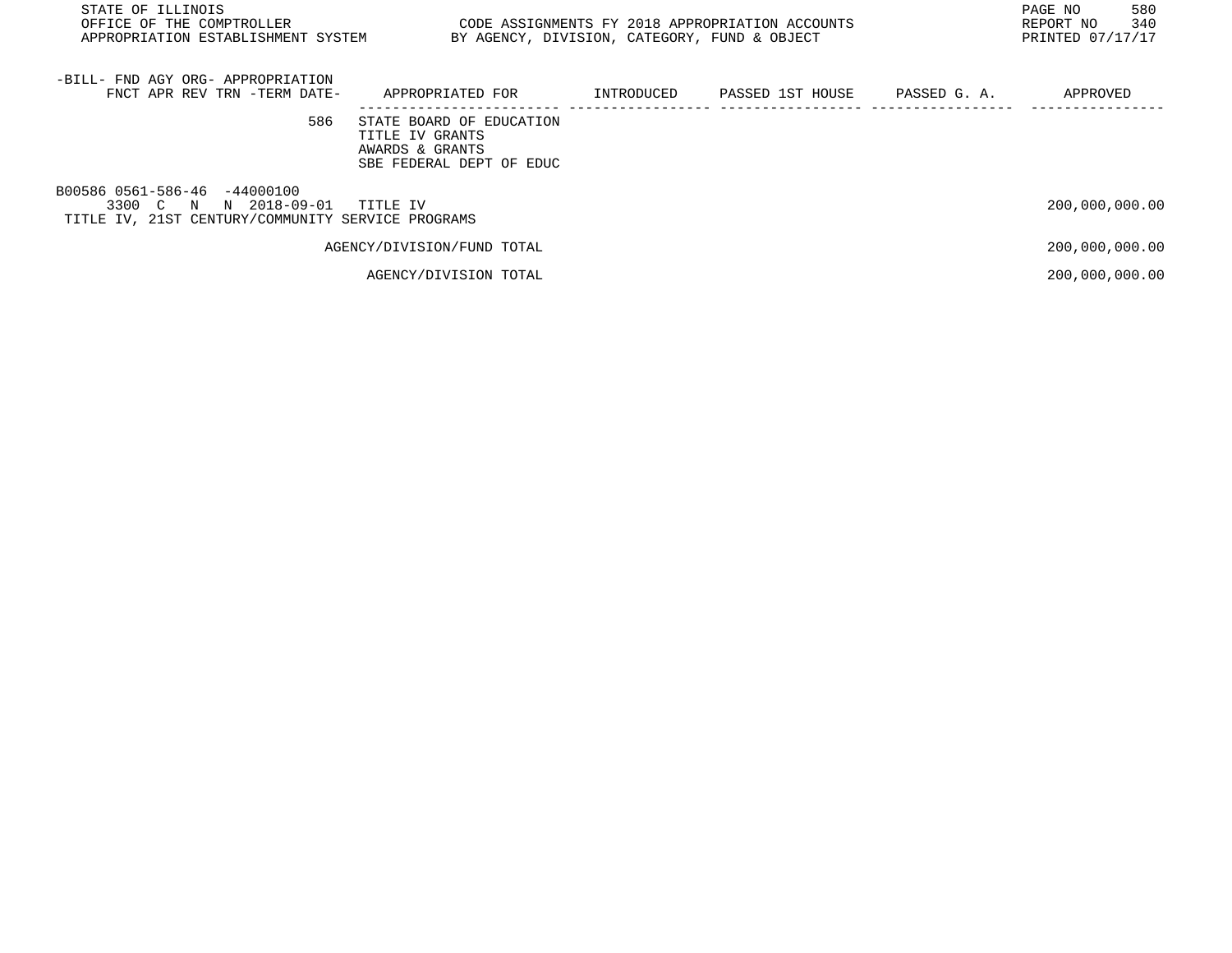STATE OF ILLINOIS
OFFICE OF THE COMPTROLLER
APPROPRIATION ESTABLISHMENT SYSTEM

CODE ASSIGNMENTS FY 2018 APPROPRIATION ACCOUNTS
BY AGENCY, DIVISION, CATEGORY, FUND & OBJECT

REPORT NO 340
PRINTED 07/17/17

| -BILL- FND AGY ORG- APPROPRIATION FNCT APR REV TRN -TERM DATE- | APPROPRIATED FOR | INTRODUCED | PASSED 1ST HOUSE | PASSED G. A. | APPROVED |
|---|---|---|---|---|---|
| 586 | STATE BOARD OF EDUCATION TITLE IV GRANTS AWARDS & GRANTS SBE FEDERAL DEPT OF EDUC | | | | |
| B00586 0561-586-46 -44000100 3300 C N N 2018-09-01 | TITLE IV | | | | 200,000,000.00 |
| TITLE IV, 21ST CENTURY/COMMUNITY SERVICE PROGRAMS | | | | | |
| | AGENCY/DIVISION/FUND TOTAL | | | | 200,000,000.00 |
| | AGENCY/DIVISION TOTAL | | | | 200,000,000.00 |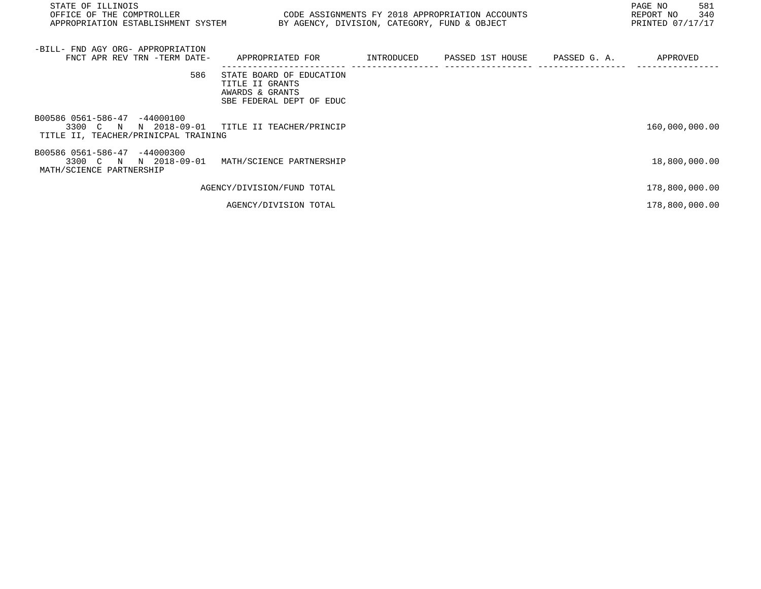STATE OF ILLINOIS
OFFICE OF THE COMPTROLLER
APPROPRIATION ESTABLISHMENT SYSTEM

CODE ASSIGNMENTS FY 2018 APPROPRIATION ACCOUNTS
BY AGENCY, DIVISION, CATEGORY, FUND & OBJECT

REPORT NO 340
PRINTED 07/17/17

| -BILL- FND AGY ORG- APPROPRIATION<br>FNCT APR REV TRN -TERM DATE- | APPROPRIATED FOR | INTRODUCED | PASSED 1ST HOUSE | PASSED G. A. | APPROVED |
|---|---|---|---|---|---|
| 586 | STATE BOARD OF EDUCATION<br>TITLE II GRANTS<br>AWARDS & GRANTS<br>SBE FEDERAL DEPT OF EDUC | | | | |
| B00586 0561-586-47 -44000100<br>3300 C N N 2018-09-01<br>TITLE II, TEACHER/PRINICPAL TRAINING | TITLE II TEACHER/PRINCIP | | | | 160,000,000.00 |
| B00586 0561-586-47 -44000300<br>3300 C N N 2018-09-01<br>MATH/SCIENCE PARTNERSHIP | MATH/SCIENCE PARTNERSHIP | | | | 18,800,000.00 |
| | AGENCY/DIVISION/FUND TOTAL | | | | 178,800,000.00 |
| | AGENCY/DIVISION TOTAL | | | | 178,800,000.00 |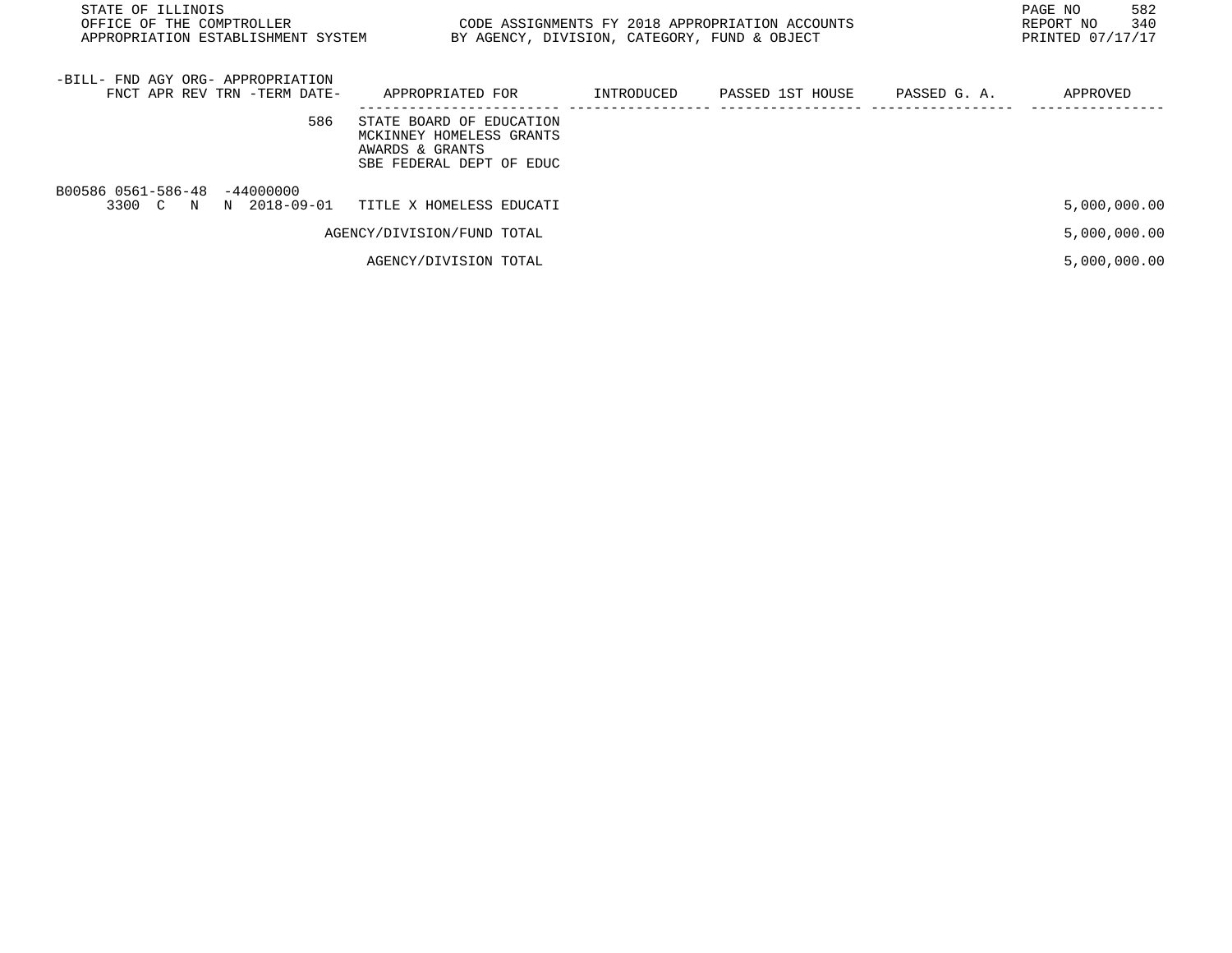| -BILL- FND AGY ORG- APPROPRIATION<br>FNCT APR REV TRN -TERM DATE- | APPROPRIATED FOR | INTRODUCED | PASSED 1ST HOUSE | PASSED G. A. | APPROVED |
|---|---|---|---|---|---|
| 586 | STATE BOARD OF EDUCATION<br>MCKINNEY HOMELESS GRANTS<br>AWARDS & GRANTS<br>SBE FEDERAL DEPT OF EDUC | | | | |
| B00586 0561-586-48 -44000000<br>3300 C N N 2018-09-01 | TITLE X HOMELESS EDUCATI | | | | 5,000,000.00 |
| | AGENCY/DIVISION/FUND TOTAL | | | | 5,000,000.00 |
| | AGENCY/DIVISION TOTAL | | | | 5,000,000.00 |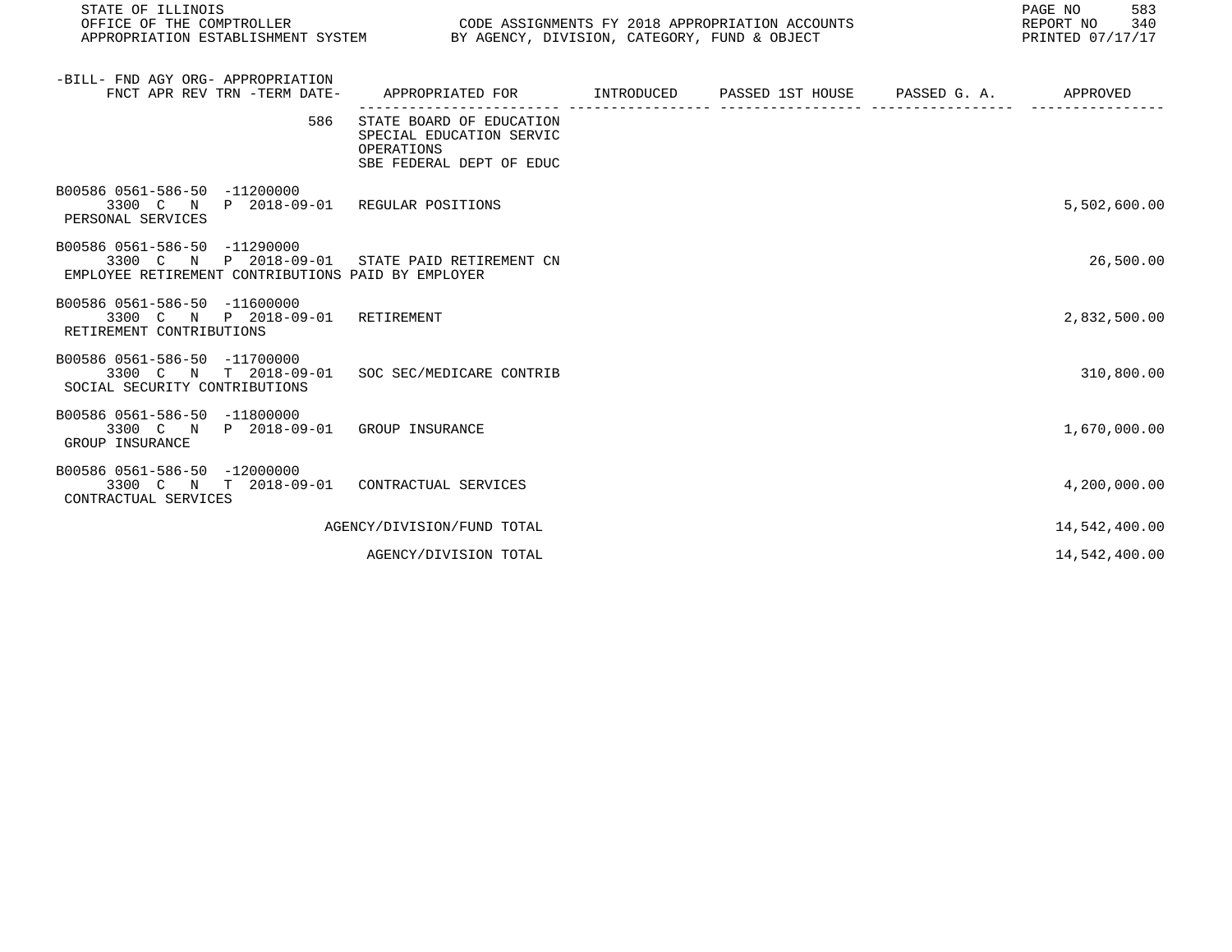| -BILL- FND AGY ORG- APPROPRIATION FNCT APR REV TRN -TERM DATE- | APPROPRIATED FOR | INTRODUCED | PASSED 1ST HOUSE | PASSED G. A. | APPROVED |
|---|---|---|---|---|---|
| 586 | STATE BOARD OF EDUCATION SPECIAL EDUCATION SERVIC OPERATIONS SBE FEDERAL DEPT OF EDUC | | | | |
| B00586 0561-586-50 -11200000 3300 C N P 2018-09-01 PERSONAL SERVICES | REGULAR POSITIONS | | | | 5,502,600.00 |
| B00586 0561-586-50 -11290000 3300 C N P 2018-09-01 EMPLOYEE RETIREMENT CONTRIBUTIONS PAID BY EMPLOYER | STATE PAID RETIREMENT CN | | | | 26,500.00 |
| B00586 0561-586-50 -11600000 3300 C N P 2018-09-01 RETIREMENT CONTRIBUTIONS | RETIREMENT | | | | 2,832,500.00 |
| B00586 0561-586-50 -11700000 3300 C N T 2018-09-01 SOCIAL SECURITY CONTRIBUTIONS | SOC SEC/MEDICARE CONTRIB | | | | 310,800.00 |
| B00586 0561-586-50 -11800000 3300 C N P 2018-09-01 GROUP INSURANCE | GROUP INSURANCE | | | | 1,670,000.00 |
| B00586 0561-586-50 -12000000 3300 C N T 2018-09-01 CONTRACTUAL SERVICES | CONTRACTUAL SERVICES | | | | 4,200,000.00 |
| | AGENCY/DIVISION/FUND TOTAL | | | | 14,542,400.00 |
| | AGENCY/DIVISION TOTAL | | | | 14,542,400.00 |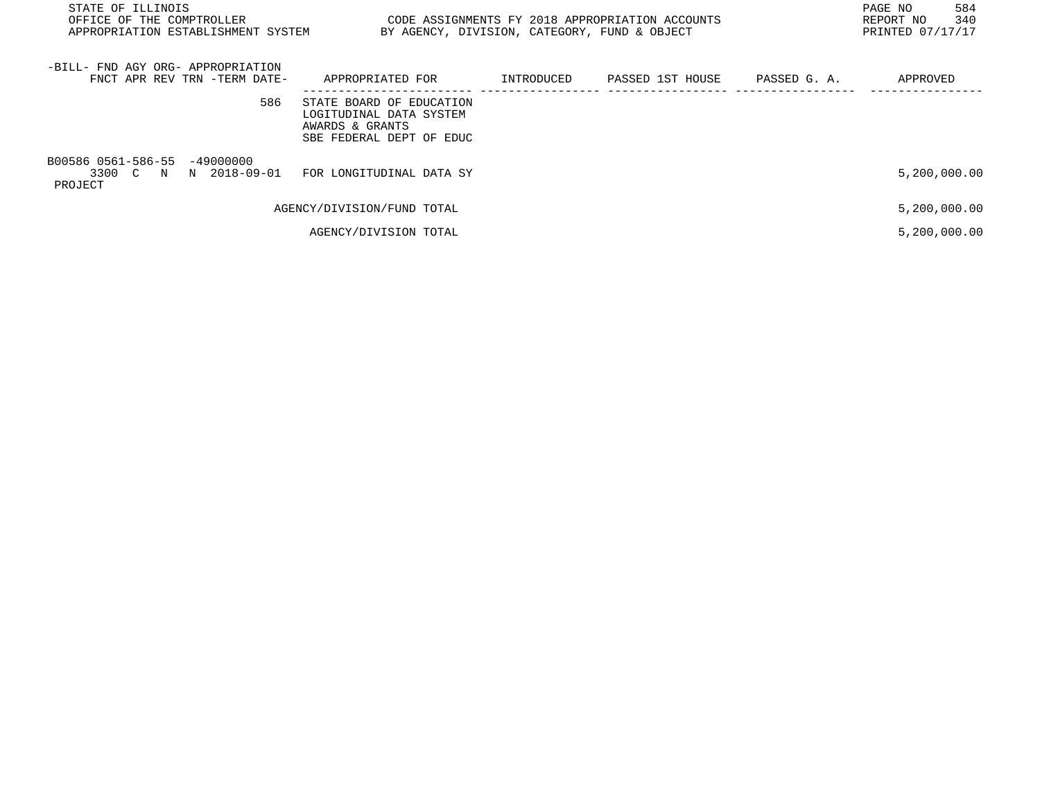| -BILL- FND AGY ORG- APPROPRIATION FNCT APR REV TRN -TERM DATE- | APPROPRIATED FOR | INTRODUCED | PASSED 1ST HOUSE | PASSED G. A. | APPROVED |
|---|---|---|---|---|---|
| 586 | STATE BOARD OF EDUCATION LOGITUDINAL DATA SYSTEM AWARDS & GRANTS SBE FEDERAL DEPT OF EDUC | | | | |
| B00586 0561-586-55 -49000000 3300 C N N 2018-09-01 PROJECT | FOR LONGITUDINAL DATA SY | | | | 5,200,000.00 |
| | AGENCY/DIVISION/FUND TOTAL | | | | 5,200,000.00 |
| | AGENCY/DIVISION TOTAL | | | | 5,200,000.00 |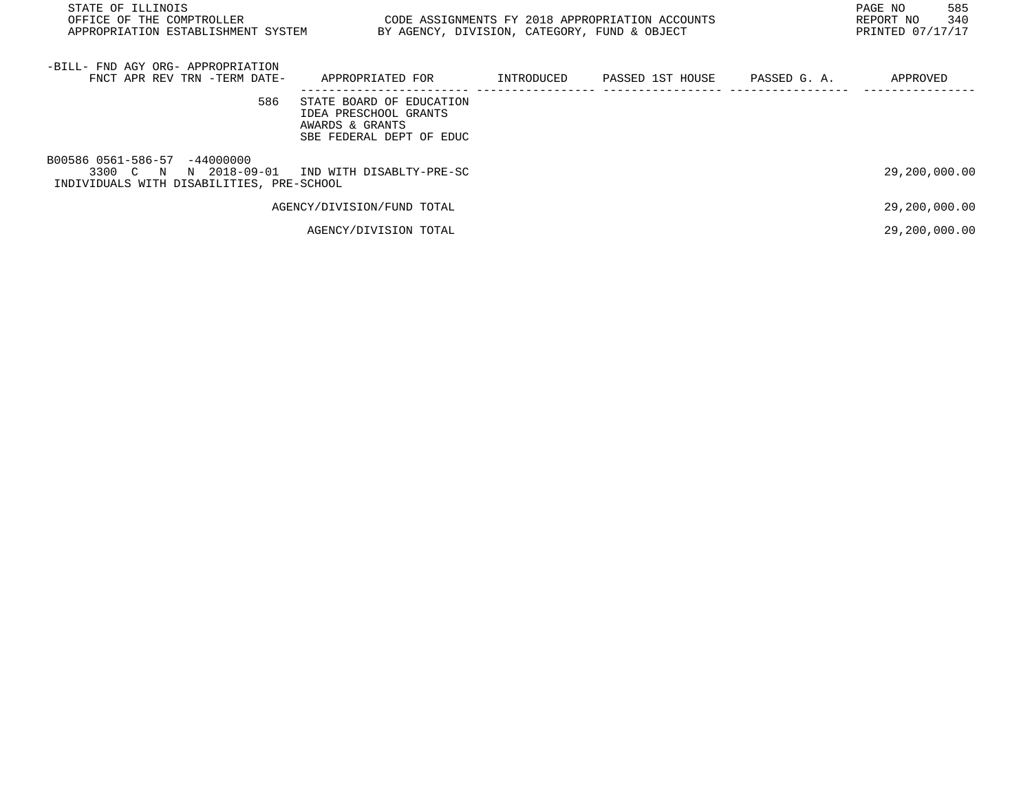| -BILL- FND AGY ORG- APPROPRIATION FNCT APR REV TRN -TERM DATE- | APPROPRIATED FOR | INTRODUCED | PASSED 1ST HOUSE | PASSED G. A. | APPROVED |
|---|---|---|---|---|---|
| 586 | STATE BOARD OF EDUCATION IDEA PRESCHOOL GRANTS AWARDS & GRANTS SBE FEDERAL DEPT OF EDUC | | | | |
| B00586 0561-586-57 -44000000 3300 C N N 2018-09-01 INDIVIDUALS WITH DISABILITIES, PRE-SCHOOL | IND WITH DISABLTY-PRE-SC | | | | 29,200,000.00 |
| | AGENCY/DIVISION/FUND TOTAL | | | | 29,200,000.00 |
| | AGENCY/DIVISION TOTAL | | | | 29,200,000.00 |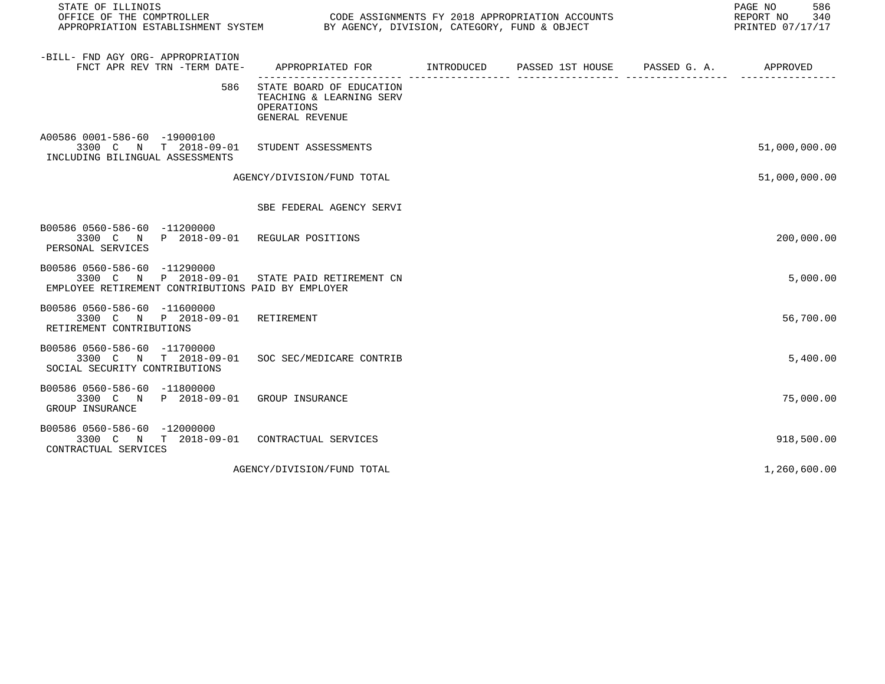STATE OF ILLINOIS
OFFICE OF THE COMPTROLLER
APPROPRIATION ESTABLISHMENT SYSTEM

CODE ASSIGNMENTS FY 2018 APPROPRIATION ACCOUNTS
BY AGENCY, DIVISION, CATEGORY, FUND & OBJECT

REPORT NO 340
PRINTED 07/17/17

| -BILL- FND AGY ORG- APPROPRIATION FNCT APR REV TRN -TERM DATE- | APPROPRIATED FOR | INTRODUCED | PASSED 1ST HOUSE | PASSED G. A. | APPROVED |
|---|---|---|---|---|---|
| 586 | STATE BOARD OF EDUCATION TEACHING & LEARNING SERV OPERATIONS GENERAL REVENUE | | | | |
| A00586 0001-586-60 -19000100 3300 C N T 2018-09-01 INCLUDING BILINGUAL ASSESSMENTS | STUDENT ASSESSMENTS | | | | 51,000,000.00 |
| | AGENCY/DIVISION/FUND TOTAL | | | | 51,000,000.00 |
| | SBE FEDERAL AGENCY SERVI | | | | |
| B00586 0560-586-60 -11200000 3300 C N P 2018-09-01 PERSONAL SERVICES | REGULAR POSITIONS | | | | 200,000.00 |
| B00586 0560-586-60 -11290000 3300 C N P 2018-09-01 EMPLOYEE RETIREMENT CONTRIBUTIONS PAID BY EMPLOYER | STATE PAID RETIREMENT CN | | | | 5,000.00 |
| B00586 0560-586-60 -11600000 3300 C N P 2018-09-01 RETIREMENT CONTRIBUTIONS | RETIREMENT | | | | 56,700.00 |
| B00586 0560-586-60 -11700000 3300 C N T 2018-09-01 SOCIAL SECURITY CONTRIBUTIONS | SOC SEC/MEDICARE CONTRIB | | | | 5,400.00 |
| B00586 0560-586-60 -11800000 3300 C N P 2018-09-01 GROUP INSURANCE | GROUP INSURANCE | | | | 75,000.00 |
| B00586 0560-586-60 -12000000 3300 C N T 2018-09-01 CONTRACTUAL SERVICES | CONTRACTUAL SERVICES | | | | 918,500.00 |
| | AGENCY/DIVISION/FUND TOTAL | | | | 1,260,600.00 |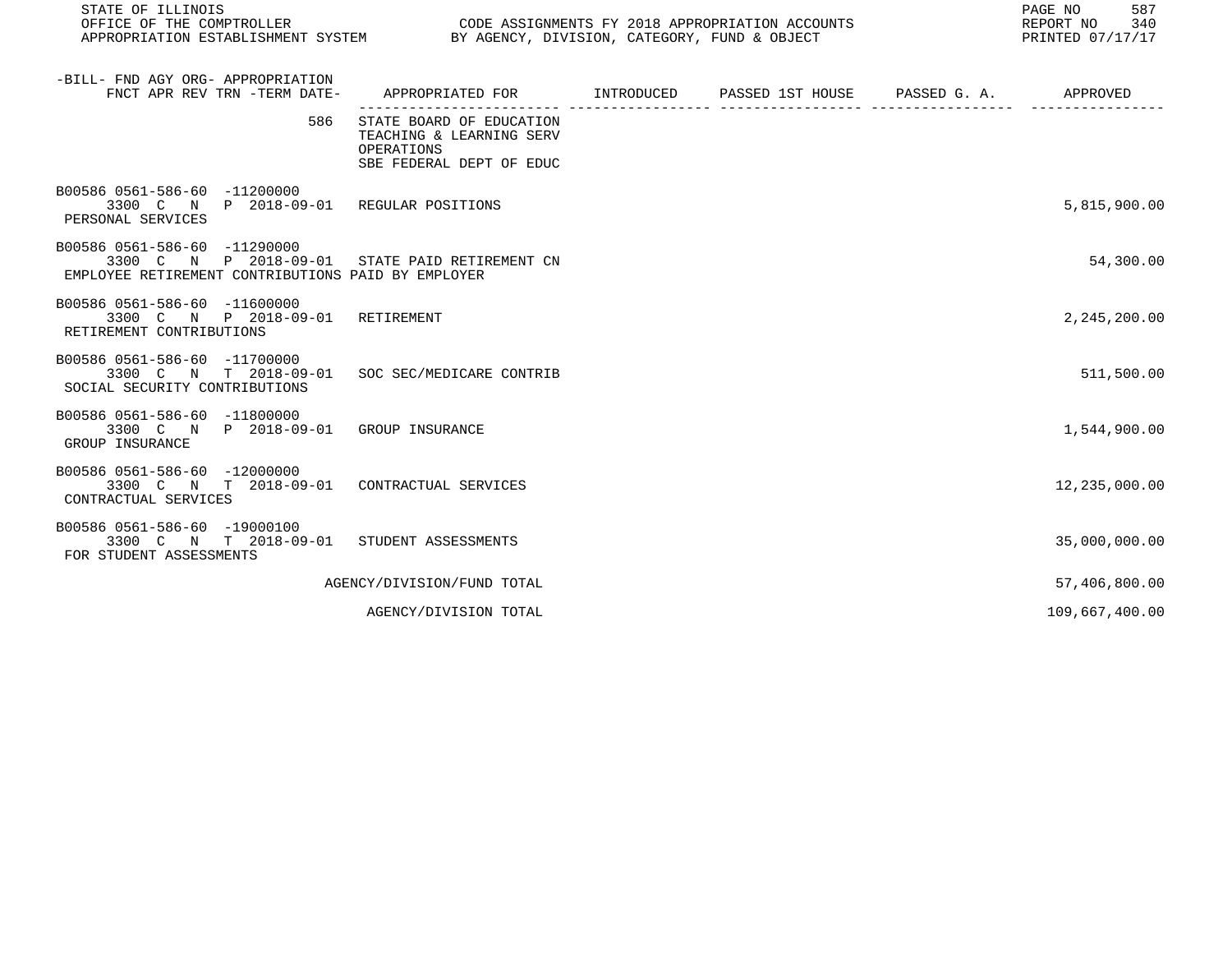STATE OF ILLINOIS
OFFICE OF THE COMPTROLLER
APPROPRIATION ESTABLISHMENT SYSTEM

CODE ASSIGNMENTS FY 2018 APPROPRIATION ACCOUNTS
BY AGENCY, DIVISION, CATEGORY, FUND & OBJECT

REPORT NO 340
PRINTED 07/17/17

| -BILL- FND AGY ORG- APPROPRIATION FNCT APR REV TRN -TERM DATE- | APPROPRIATED FOR | INTRODUCED | PASSED 1ST HOUSE | PASSED G. A. | APPROVED |
|---|---|---|---|---|---|
| 586 | STATE BOARD OF EDUCATION TEACHING & LEARNING SERV OPERATIONS SBE FEDERAL DEPT OF EDUC | | | | |
| B00586 0561-586-60 -11200000 3300 C N P 2018-09-01 PERSONAL SERVICES | REGULAR POSITIONS | | | | 5,815,900.00 |
| B00586 0561-586-60 -11290000 3300 C N P 2018-09-01 EMPLOYEE RETIREMENT CONTRIBUTIONS PAID BY EMPLOYER | STATE PAID RETIREMENT CN | | | | 54,300.00 |
| B00586 0561-586-60 -11600000 3300 C N P 2018-09-01 RETIREMENT CONTRIBUTIONS | RETIREMENT | | | | 2,245,200.00 |
| B00586 0561-586-60 -11700000 3300 C N T 2018-09-01 SOCIAL SECURITY CONTRIBUTIONS | SOC SEC/MEDICARE CONTRIB | | | | 511,500.00 |
| B00586 0561-586-60 -11800000 3300 C N P 2018-09-01 GROUP INSURANCE | GROUP INSURANCE | | | | 1,544,900.00 |
| B00586 0561-586-60 -12000000 3300 C N T 2018-09-01 CONTRACTUAL SERVICES | CONTRACTUAL SERVICES | | | | 12,235,000.00 |
| B00586 0561-586-60 -19000100 3300 C N T 2018-09-01 FOR STUDENT ASSESSMENTS | STUDENT ASSESSMENTS | | | | 35,000,000.00 |
| | AGENCY/DIVISION/FUND TOTAL | | | | 57,406,800.00 |
| | AGENCY/DIVISION TOTAL | | | | 109,667,400.00 |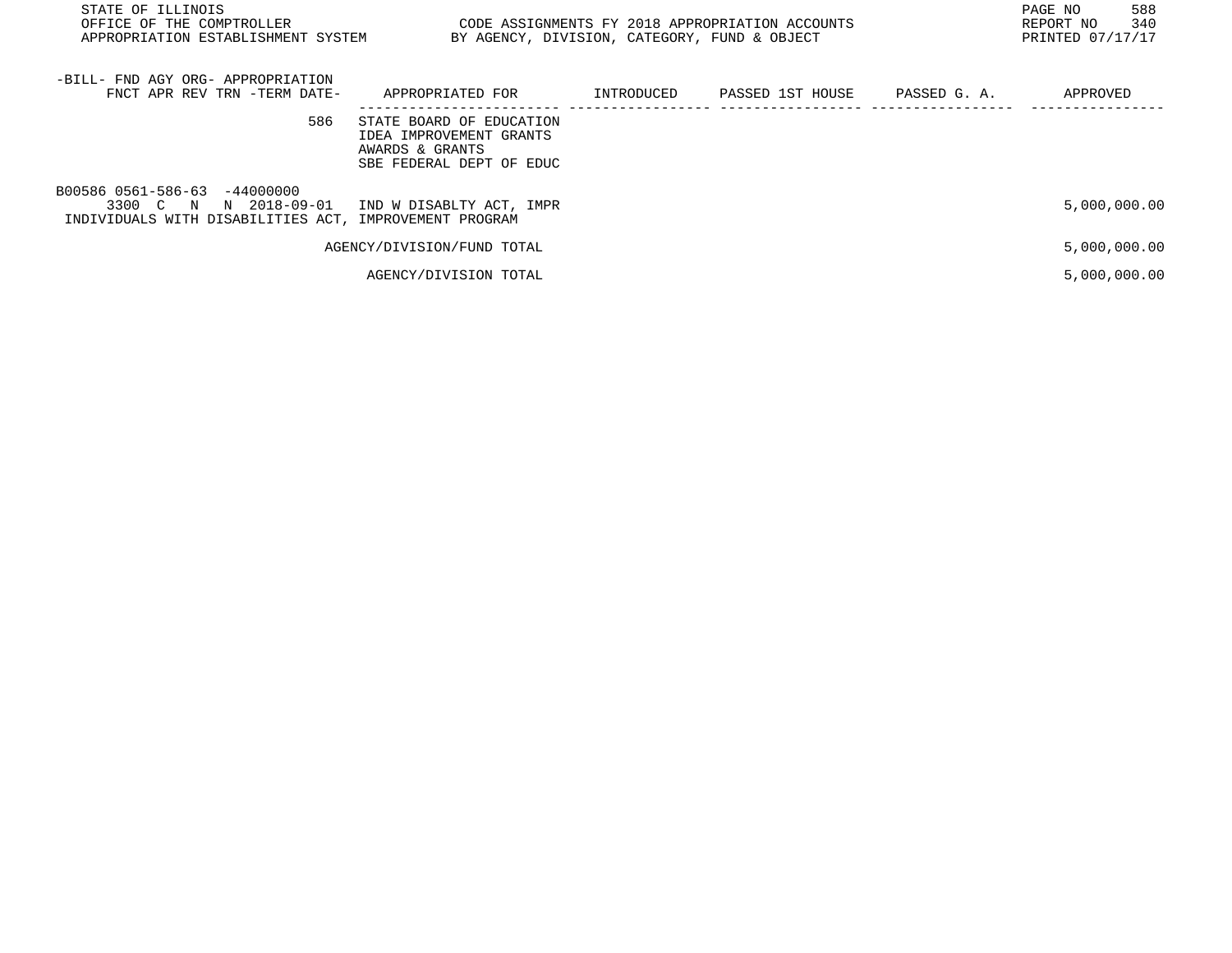| -BILL- FND AGY ORG- APPROPRIATION<br>FNCT APR REV TRN -TERM DATE- | APPROPRIATED FOR | INTRODUCED | PASSED 1ST HOUSE | PASSED G. A. | APPROVED |
|---|---|---|---|---|---|
| 586 | STATE BOARD OF EDUCATION<br>IDEA IMPROVEMENT GRANTS<br>AWARDS & GRANTS<br>SBE FEDERAL DEPT OF EDUC | | | | |
| B00586 0561-586-63 -44000000<br>3300 C N N 2018-09-01 | IND W DISABLTY ACT, IMPR | | | | 5,000,000.00 |
| INDIVIDUALS WITH DISABILITIES ACT, IMPROVEMENT PROGRAM | | | | | |
| | AGENCY/DIVISION/FUND TOTAL | | | | 5,000,000.00 |
| | AGENCY/DIVISION TOTAL | | | | 5,000,000.00 |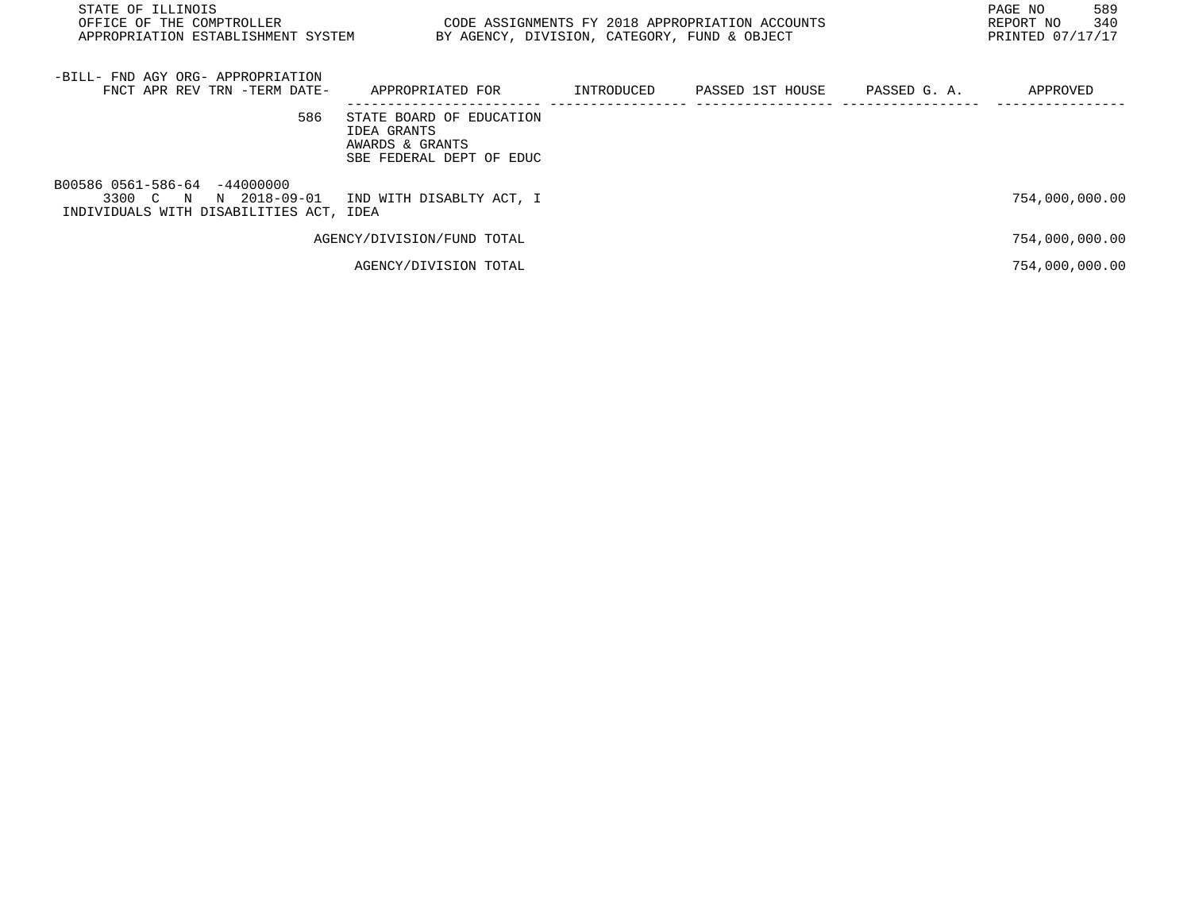STATE OF ILLINOIS
OFFICE OF THE COMPTROLLER
APPROPRIATION ESTABLISHMENT SYSTEM

CODE ASSIGNMENTS FY 2018 APPROPRIATION ACCOUNTS
BY AGENCY, DIVISION, CATEGORY, FUND & OBJECT

REPORT NO 340
PRINTED 07/17/17

| -BILL- FND AGY ORG- APPROPRIATION FNCT APR REV TRN -TERM DATE- | APPROPRIATED FOR | INTRODUCED | PASSED 1ST HOUSE | PASSED G. A. | APPROVED |
|---|---|---|---|---|---|
| 586 | STATE BOARD OF EDUCATION IDEA GRANTS AWARDS & GRANTS SBE FEDERAL DEPT OF EDUC | | | | |
| B00586 0561-586-64 -44000000 3300 C N N 2018-09-01 INDIVIDUALS WITH DISABILITIES ACT, IDEA | IND WITH DISABLTY ACT, I | | | | 754,000,000.00 |
| | AGENCY/DIVISION/FUND TOTAL | | | | 754,000,000.00 |
| | AGENCY/DIVISION TOTAL | | | | 754,000,000.00 |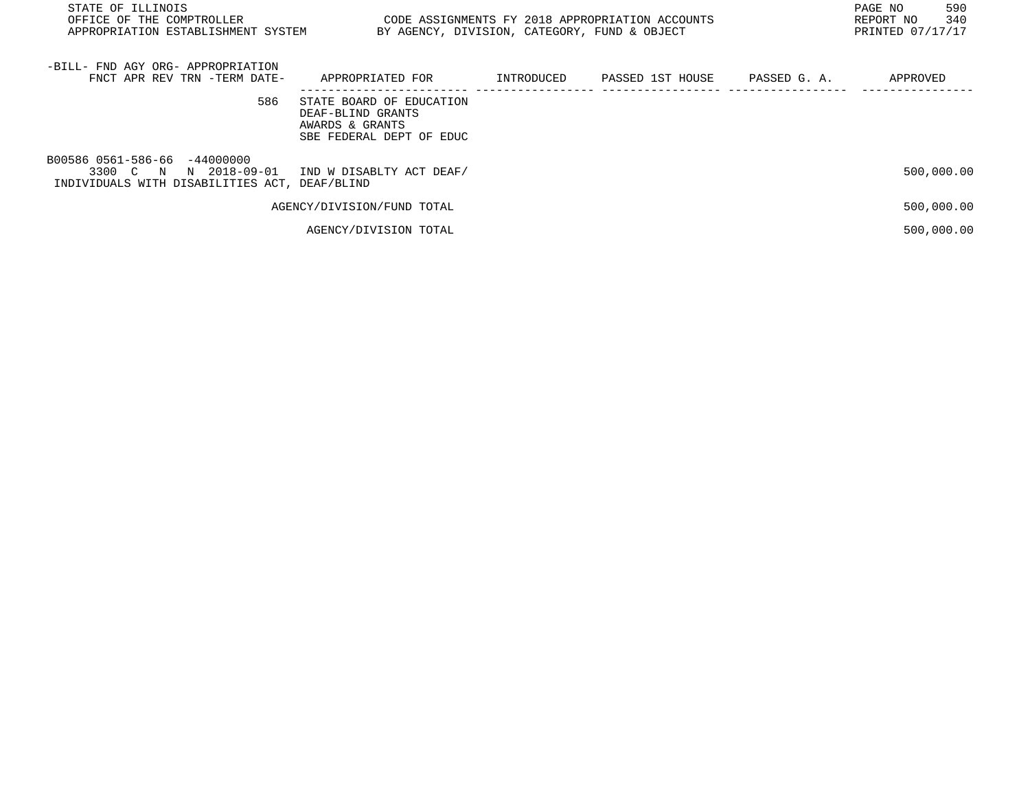STATE OF ILLINOIS
OFFICE OF THE COMPTROLLER
APPROPRIATION ESTABLISHMENT SYSTEM

CODE ASSIGNMENTS FY 2018 APPROPRIATION ACCOUNTS
BY AGENCY, DIVISION, CATEGORY, FUND & OBJECT

REPORT NO 340
PRINTED 07/17/17

| -BILL- FND AGY ORG- APPROPRIATION FNCT APR REV TRN -TERM DATE- | APPROPRIATED FOR | INTRODUCED | PASSED 1ST HOUSE | PASSED G. A. | APPROVED |
|---|---|---|---|---|---|
| 586 | STATE BOARD OF EDUCATION DEAF-BLIND GRANTS AWARDS & GRANTS SBE FEDERAL DEPT OF EDUC | | | | |
| B00586 0561-586-66 -44000000 3300 C N N 2018-09-01 | IND W DISABLTY ACT DEAF/ | | | | 500,000.00 |
| INDIVIDUALS WITH DISABILITIES ACT, DEAF/BLIND | | | | | |
| | AGENCY/DIVISION/FUND TOTAL | | | | 500,000.00 |
| | AGENCY/DIVISION TOTAL | | | | 500,000.00 |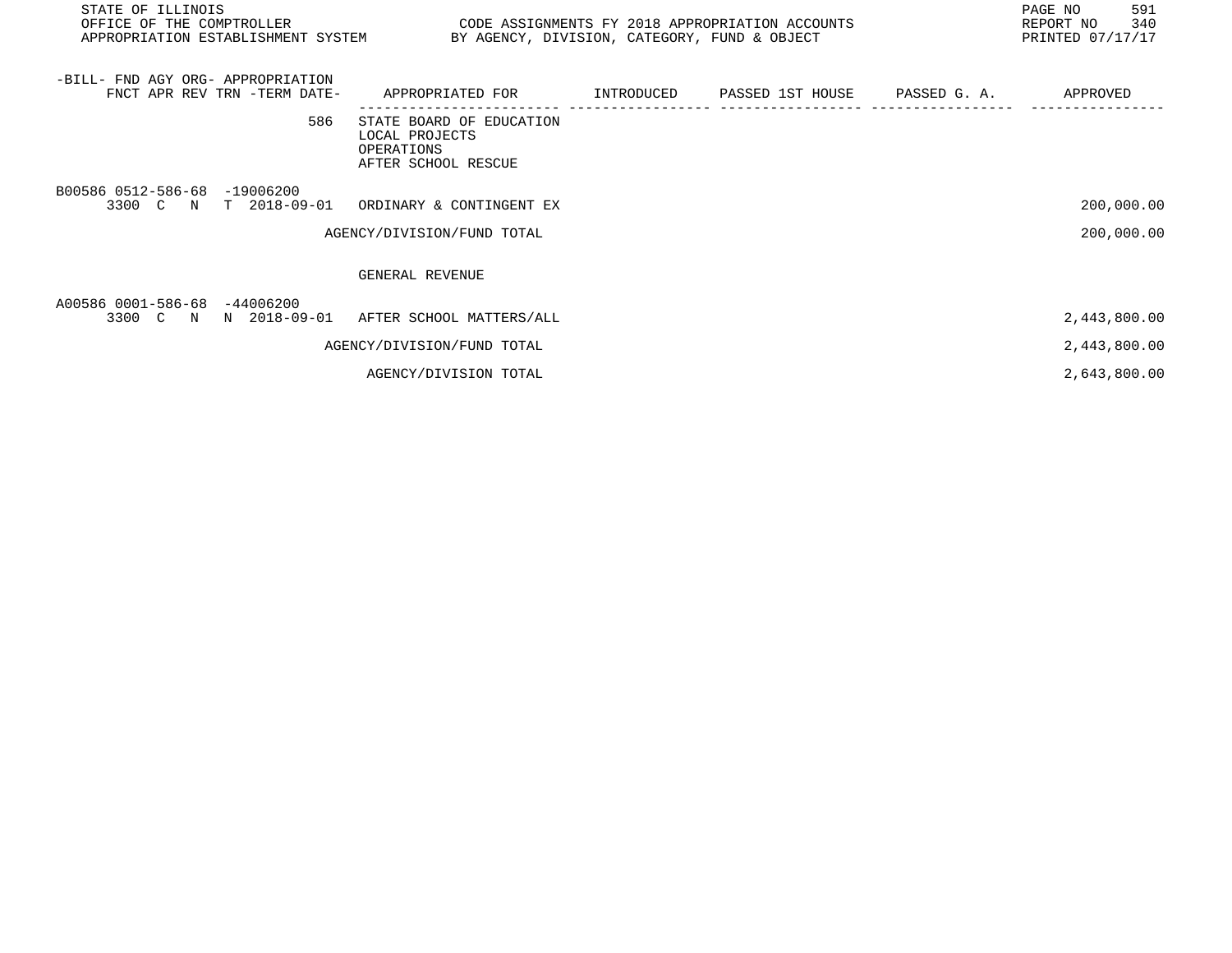| -BILL- FND AGY ORG- APPROPRIATION FNCT APR REV TRN -TERM DATE- | APPROPRIATED FOR | INTRODUCED | PASSED 1ST HOUSE | PASSED G. A. | APPROVED |
|---|---|---|---|---|---|
| 586 | STATE BOARD OF EDUCATION<br>LOCAL PROJECTS<br>OPERATIONS<br>AFTER SCHOOL RESCUE | | | | |
| B00586 0512-586-68 -19006200<br>3300 C N T 2018-09-01 | ORDINARY & CONTINGENT EX | | | | 200,000.00 |
| | AGENCY/DIVISION/FUND TOTAL | | | | 200,000.00 |
| | GENERAL REVENUE | | | | |
| A00586 0001-586-68 -44006200<br>3300 C N N 2018-09-01 | AFTER SCHOOL MATTERS/ALL | | | | 2,443,800.00 |
| | AGENCY/DIVISION/FUND TOTAL | | | | 2,443,800.00 |
| | AGENCY/DIVISION TOTAL | | | | 2,643,800.00 |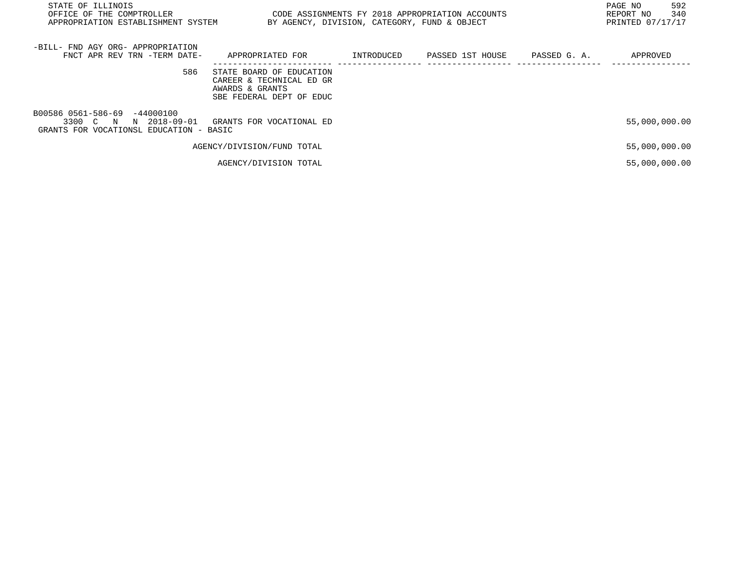STATE OF ILLINOIS
OFFICE OF THE COMPTROLLER
APPROPRIATION ESTABLISHMENT SYSTEM

CODE ASSIGNMENTS FY 2018 APPROPRIATION ACCOUNTS
BY AGENCY, DIVISION, CATEGORY, FUND & OBJECT

REPORT NO 340
PRINTED 07/17/17

| -BILL- FND AGY ORG- APPROPRIATION FNCT APR REV TRN -TERM DATE- | APPROPRIATED FOR | INTRODUCED | PASSED 1ST HOUSE | PASSED G. A. | APPROVED |
|---|---|---|---|---|---|
| 586 | STATE BOARD OF EDUCATION CAREER & TECHNICAL ED GR AWARDS & GRANTS SBE FEDERAL DEPT OF EDUC | | | | |
| B00586 0561-586-69 -44000100 3300 C N N 2018-09-01 GRANTS FOR VOCATIONSL EDUCATION - BASIC | GRANTS FOR VOCATIONAL ED | | | | 55,000,000.00 |
| | AGENCY/DIVISION/FUND TOTAL | | | | 55,000,000.00 |
| | AGENCY/DIVISION TOTAL | | | | 55,000,000.00 |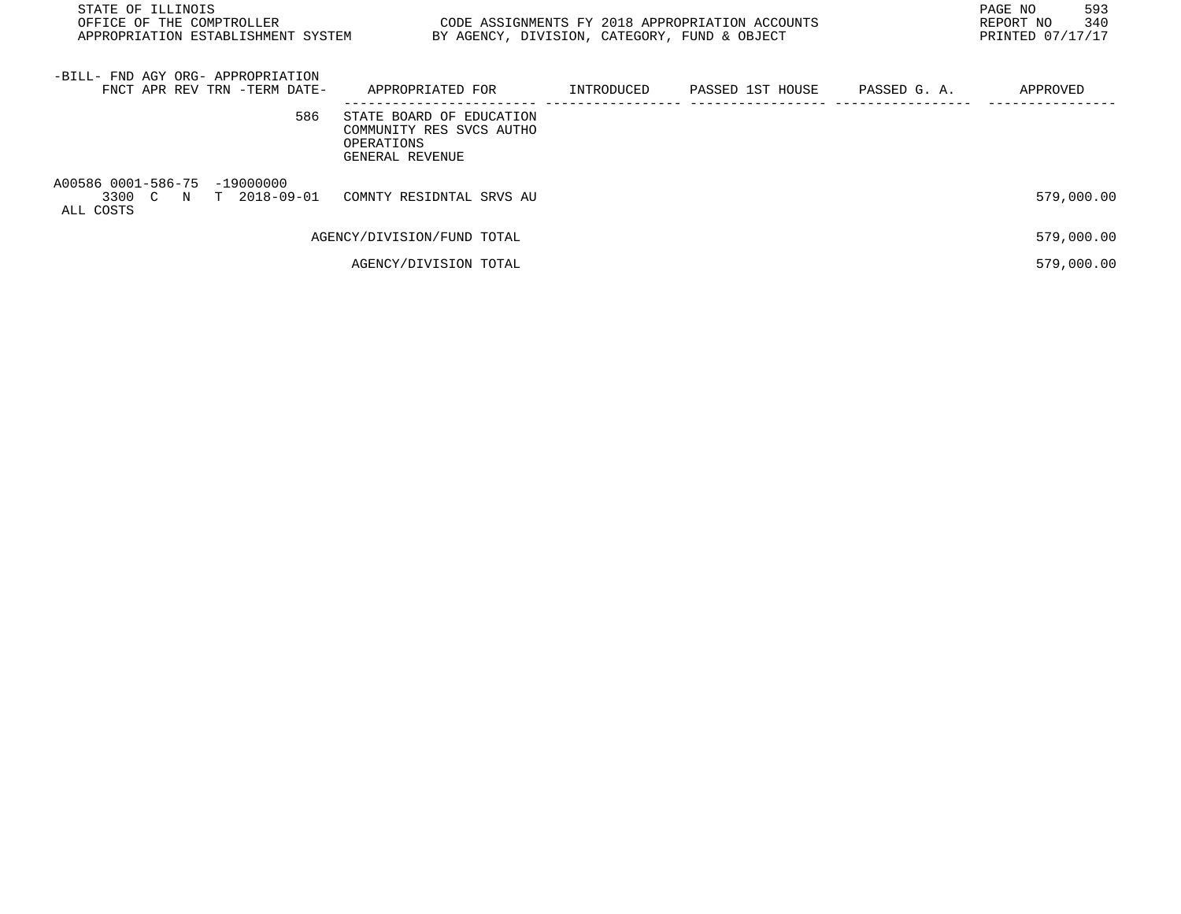| -BILL- FND AGY ORG- APPROPRIATION FNCT APR REV TRN -TERM DATE- | APPROPRIATED FOR | INTRODUCED | PASSED 1ST HOUSE | PASSED G. A. | APPROVED |
|---|---|---|---|---|---|
| 586 | STATE BOARD OF EDUCATION COMMUNITY RES SVCS AUTHO OPERATIONS GENERAL REVENUE | | | | |
| A00586 0001-586-75 -19000000 3300 C N T 2018-09-01 ALL COSTS | COMNTY RESIDNTAL SRVS AU | | | | 579,000.00 |
| | AGENCY/DIVISION/FUND TOTAL | | | | 579,000.00 |
| | AGENCY/DIVISION TOTAL | | | | 579,000.00 |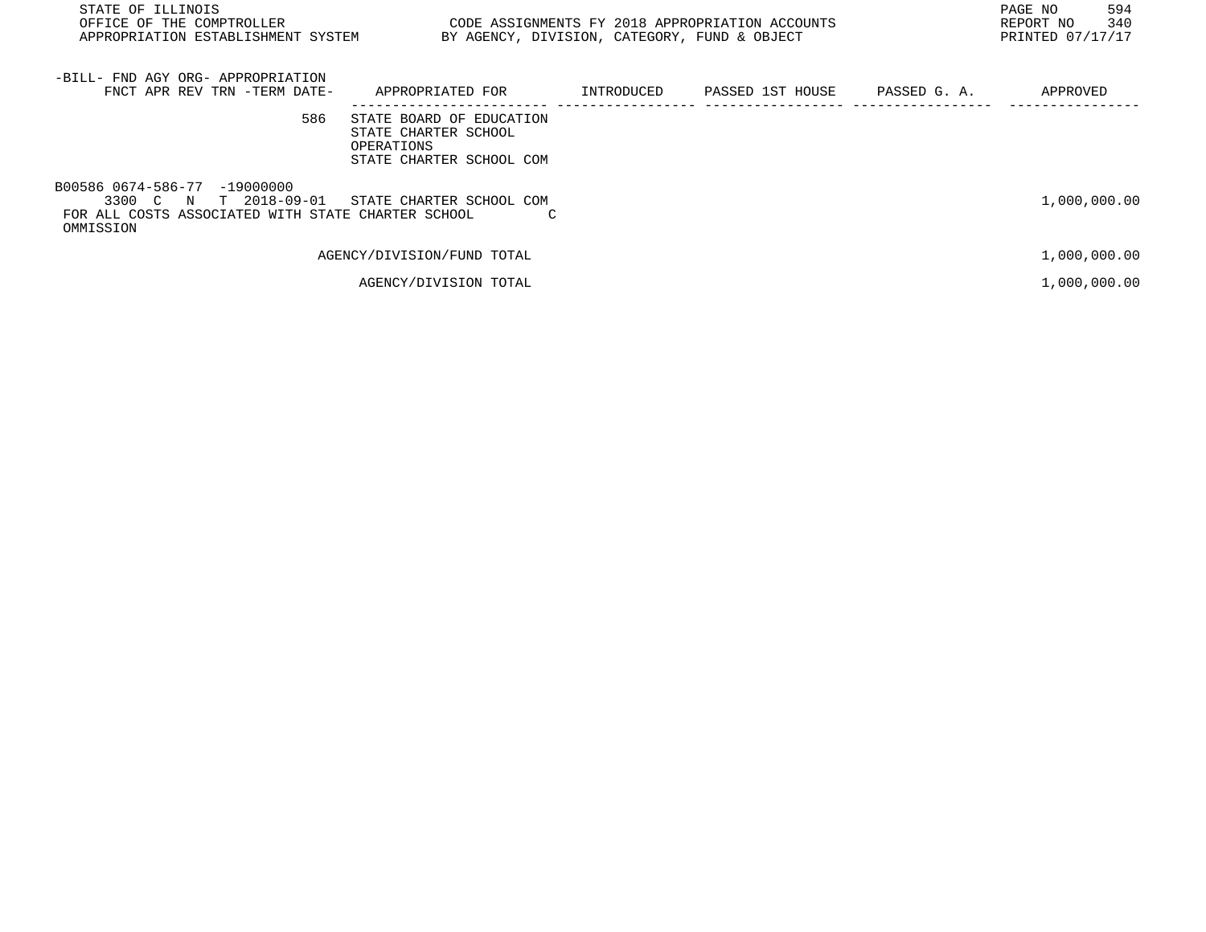STATE OF ILLINOIS
OFFICE OF THE COMPTROLLER
APPROPRIATION ESTABLISHMENT SYSTEM

CODE ASSIGNMENTS FY 2018 APPROPRIATION ACCOUNTS
BY AGENCY, DIVISION, CATEGORY, FUND & OBJECT

REPORT NO 340
PRINTED 07/17/17

| -BILL- FND AGY ORG- APPROPRIATION FNCT APR REV TRN -TERM DATE- | APPROPRIATED FOR | INTRODUCED | PASSED 1ST HOUSE | PASSED G. A. | APPROVED |
|---|---|---|---|---|---|
| 586 | STATE BOARD OF EDUCATION STATE CHARTER SCHOOL OPERATIONS STATE CHARTER SCHOOL COM | | | | |
| B00586 0674-586-77 -19000000 3300 C N T 2018-09-01 | STATE CHARTER SCHOOL COM | | | | 1,000,000.00 |
| FOR ALL COSTS ASSOCIATED WITH STATE CHARTER SCHOOL COMMISSION | | | | | |
| | AGENCY/DIVISION/FUND TOTAL | | | | 1,000,000.00 |
| | AGENCY/DIVISION TOTAL | | | | 1,000,000.00 |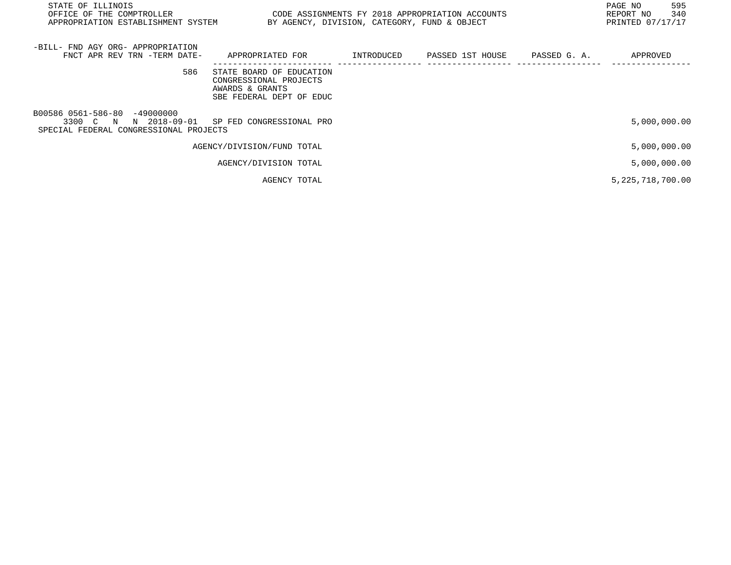STATE OF ILLINOIS
OFFICE OF THE COMPTROLLER
APPROPRIATION ESTABLISHMENT SYSTEM

CODE ASSIGNMENTS FY 2018 APPROPRIATION ACCOUNTS
BY AGENCY, DIVISION, CATEGORY, FUND & OBJECT

REPORT NO 340
PRINTED 07/17/17

| -BILL- FND AGY ORG- APPROPRIATION<br>FNCT APR REV TRN -TERM DATE- | APPROPRIATED FOR | INTRODUCED | PASSED 1ST HOUSE | PASSED G. A. | APPROVED |
|---|---|---|---|---|---|
| 586 | STATE BOARD OF EDUCATION<br>CONGRESSIONAL PROJECTS<br>AWARDS & GRANTS<br>SBE FEDERAL DEPT OF EDUC | | | | |
| B00586 0561-586-80 -49000000<br>3300 C N N 2018-09-01<br>SPECIAL FEDERAL CONGRESSIONAL PROJECTS | SP FED CONGRESSIONAL PRO | | | | 5,000,000.00 |
| | AGENCY/DIVISION/FUND TOTAL | | | | 5,000,000.00 |
| | AGENCY/DIVISION TOTAL | | | | 5,000,000.00 |
| | AGENCY TOTAL | | | | 5,225,718,700.00 |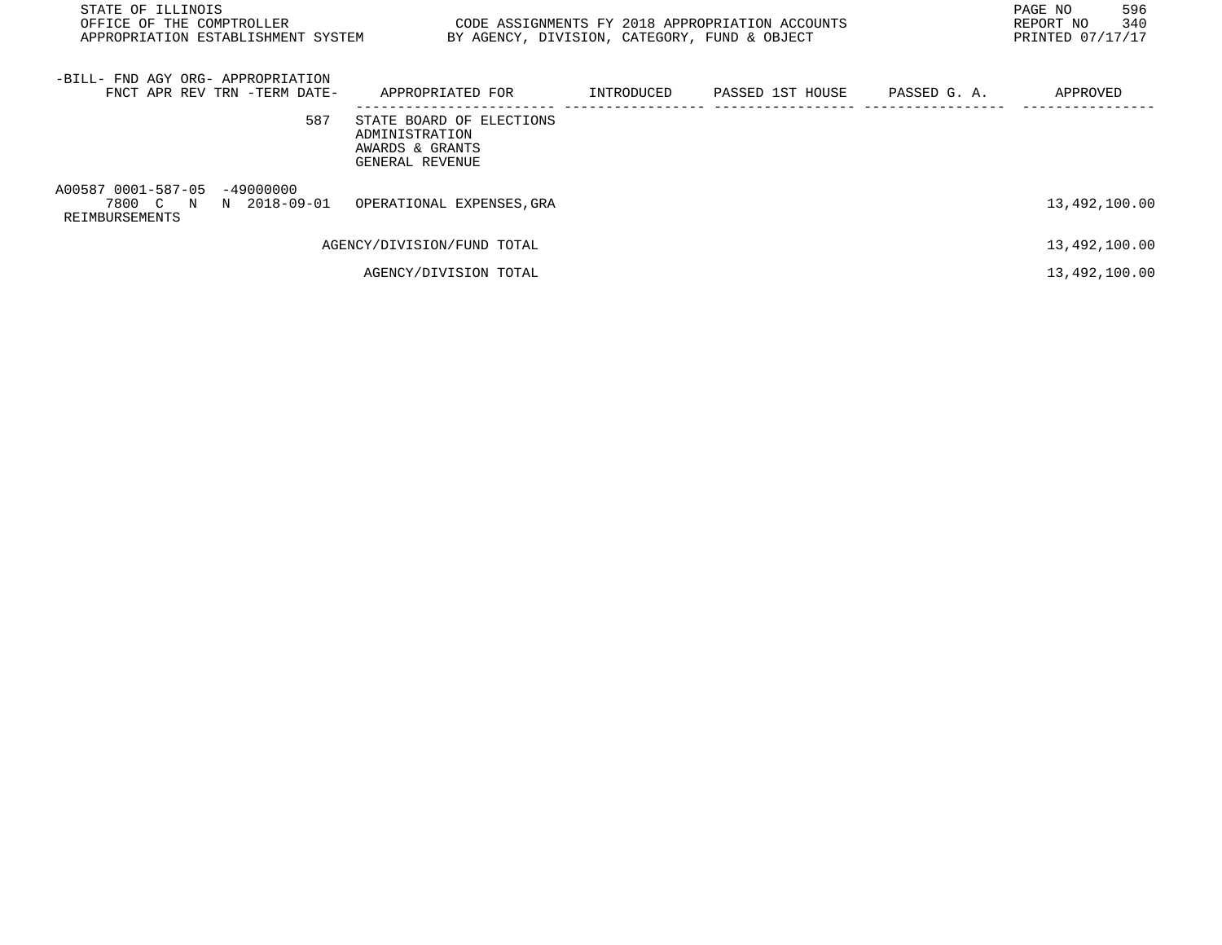| -BILL- FND AGY ORG- APPROPRIATION FNCT APR REV TRN -TERM DATE- | APPROPRIATED FOR | INTRODUCED | PASSED 1ST HOUSE | PASSED G. A. | APPROVED |
|---|---|---|---|---|---|
| 587 | STATE BOARD OF ELECTIONS ADMINISTRATION AWARDS & GRANTS GENERAL REVENUE | | | | |
| A00587 0001-587-05 -49000000 7800 C N N 2018-09-01 REIMBURSEMENTS | OPERATIONAL EXPENSES,GRA | | | | 13,492,100.00 |
| | AGENCY/DIVISION/FUND TOTAL | | | | 13,492,100.00 |
| | AGENCY/DIVISION TOTAL | | | | 13,492,100.00 |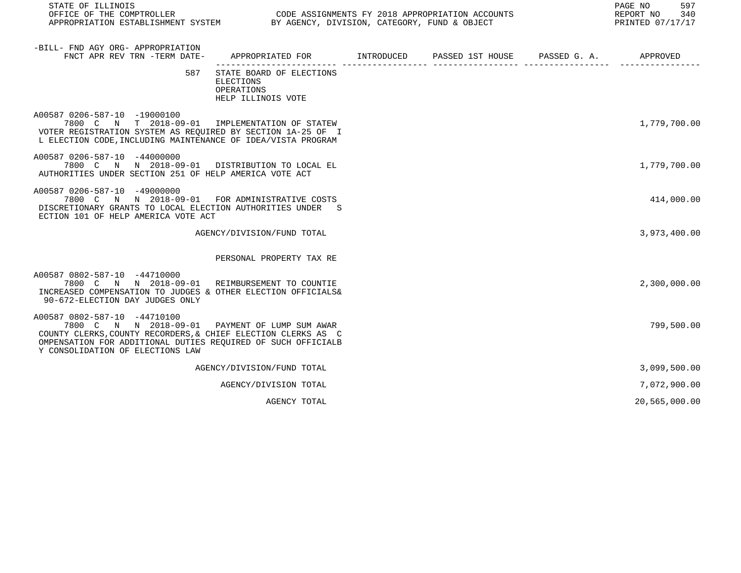| -BILL- FND AGY ORG- APPROPRIATION FNCT APR REV TRN -TERM DATE- | APPROPRIATED FOR | INTRODUCED | PASSED 1ST HOUSE | PASSED G. A. | APPROVED |
|---|---|---|---|---|---|
| 587 | STATE BOARD OF ELECTIONS ELECTIONS OPERATIONS HELP ILLINOIS VOTE | | | | |
| A00587 0206-587-10 -19000100 7800 C N T 2018-09-01 | IMPLEMENTATION OF STATEW VOTER REGISTRATION SYSTEM AS REQUIRED BY SECTION 1A-25 OF I L ELECTION CODE,INCLUDING MAINTENANCE OF IDEA/VISTA PROGRAM | | | | 1,779,700.00 |
| A00587 0206-587-10 -44000000 7800 C N N 2018-09-01 | DISTRIBUTION TO LOCAL EL AUTHORITIES UNDER SECTION 251 OF HELP AMERICA VOTE ACT | | | | 1,779,700.00 |
| A00587 0206-587-10 -49000000 7800 C N N 2018-09-01 | FOR ADMINISTRATIVE COSTS DISCRETIONARY GRANTS TO LOCAL ELECTION AUTHORITIES UNDER S ECTION 101 OF HELP AMERICA VOTE ACT | | | | 414,000.00 |
| | AGENCY/DIVISION/FUND TOTAL | | | | 3,973,400.00 |
| | PERSONAL PROPERTY TAX RE | | | | |
| A00587 0802-587-10 -44710000 7800 C N N 2018-09-01 | REIMBURSEMENT TO COUNTIE INCREASED COMPENSATION TO JUDGES & OTHER ELECTION OFFICIALS& 90-672-ELECTION DAY JUDGES ONLY | | | | 2,300,000.00 |
| A00587 0802-587-10 -44710100 7800 C N N 2018-09-01 | PAYMENT OF LUMP SUM AWAR COUNTY CLERKS,COUNTY RECORDERS,& CHIEF ELECTION CLERKS AS C OMPENSATION FOR ADDITIONAL DUTIES REQUIRED OF SUCH OFFICIALB Y CONSOLIDATION OF ELECTIONS LAW | | | | 799,500.00 |
| | AGENCY/DIVISION/FUND TOTAL | | | | 3,099,500.00 |
| | AGENCY/DIVISION TOTAL | | | | 7,072,900.00 |
| | AGENCY TOTAL | | | | 20,565,000.00 |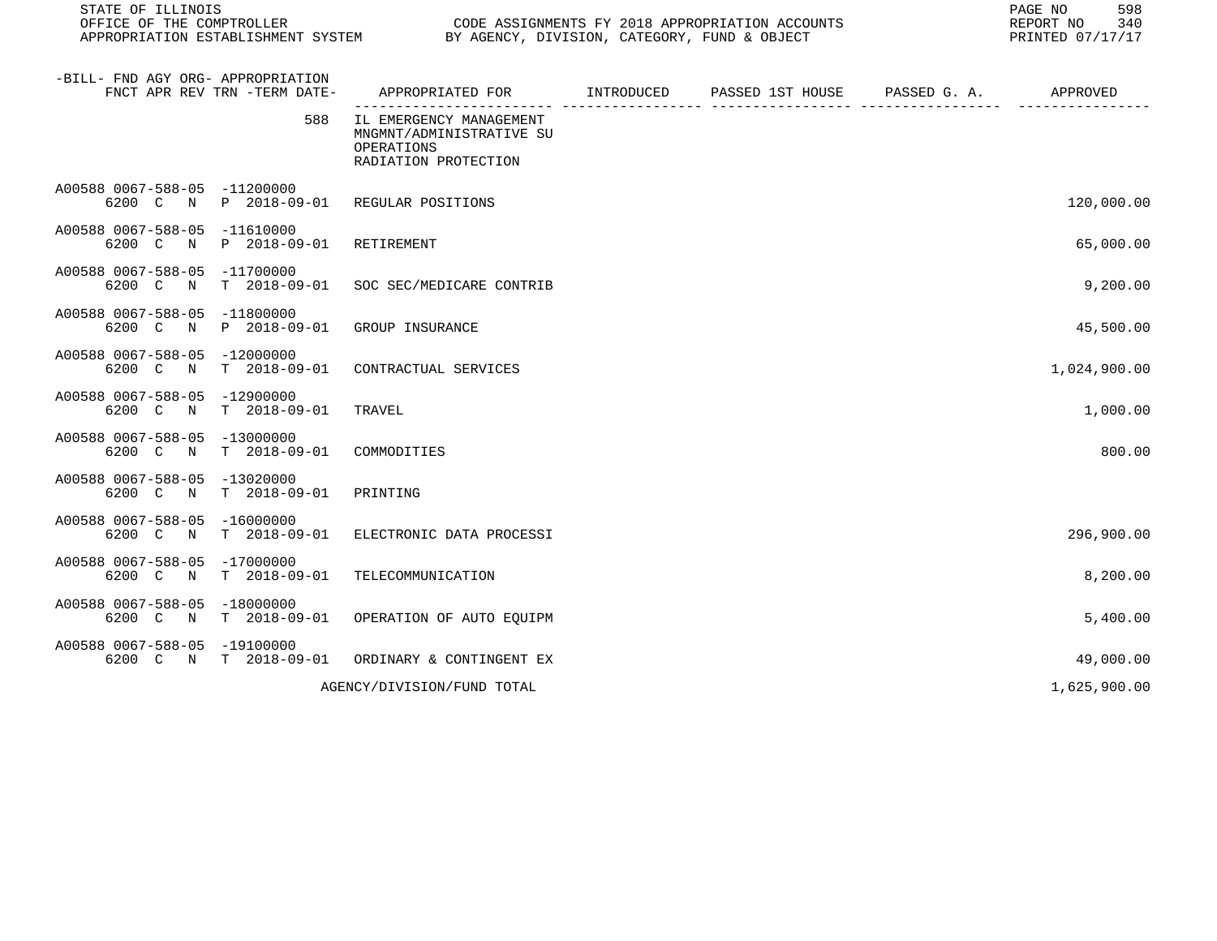STATE OF ILLINOIS
OFFICE OF THE COMPTROLLER
APPROPRIATION ESTABLISHMENT SYSTEM

CODE ASSIGNMENTS FY 2018 APPROPRIATION ACCOUNTS
BY AGENCY, DIVISION, CATEGORY, FUND & OBJECT

REPORT NO 340
PRINTED 07/17/17

| -BILL- FND AGY ORG- APPROPRIATION FNCT APR REV TRN -TERM DATE- | APPROPRIATED FOR | INTRODUCED | PASSED 1ST HOUSE | PASSED G. A. | APPROVED |
|---|---|---|---|---|---|
| 588 | IL EMERGENCY MANAGEMENT MNGMNT/ADMINISTRATIVE SU OPERATIONS RADIATION PROTECTION | | | | |
| A00588 0067-588-05 -11200000 6200 C N P 2018-09-01 | REGULAR POSITIONS | | | | 120,000.00 |
| A00588 0067-588-05 -11610000 6200 C N P 2018-09-01 | RETIREMENT | | | | 65,000.00 |
| A00588 0067-588-05 -11700000 6200 C N T 2018-09-01 | SOC SEC/MEDICARE CONTRIB | | | | 9,200.00 |
| A00588 0067-588-05 -11800000 6200 C N P 2018-09-01 | GROUP INSURANCE | | | | 45,500.00 |
| A00588 0067-588-05 -12000000 6200 C N T 2018-09-01 | CONTRACTUAL SERVICES | | | | 1,024,900.00 |
| A00588 0067-588-05 -12900000 6200 C N T 2018-09-01 | TRAVEL | | | | 1,000.00 |
| A00588 0067-588-05 -13000000 6200 C N T 2018-09-01 | COMMODITIES | | | | 800.00 |
| A00588 0067-588-05 -13020000 6200 C N T 2018-09-01 | PRINTING | | | | |
| A00588 0067-588-05 -16000000 6200 C N T 2018-09-01 | ELECTRONIC DATA PROCESSI | | | | 296,900.00 |
| A00588 0067-588-05 -17000000 6200 C N T 2018-09-01 | TELECOMMUNICATION | | | | 8,200.00 |
| A00588 0067-588-05 -18000000 6200 C N T 2018-09-01 | OPERATION OF AUTO EQUIPM | | | | 5,400.00 |
| A00588 0067-588-05 -19100000 6200 C N T 2018-09-01 | ORDINARY & CONTINGENT EX | | | | 49,000.00 |
| | AGENCY/DIVISION/FUND TOTAL | | | | 1,625,900.00 |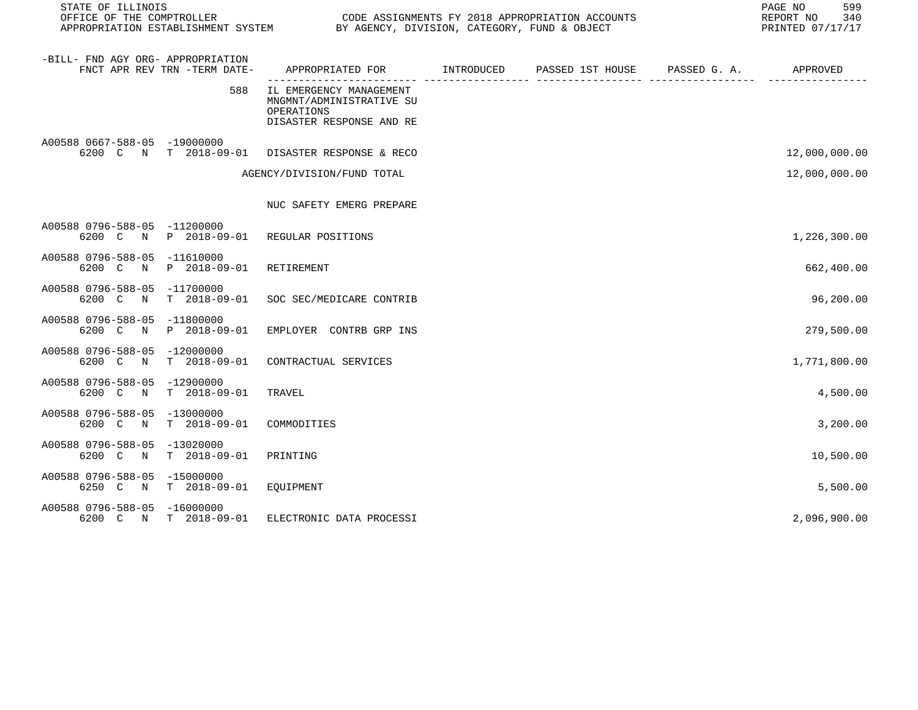| -BILL- FND AGY ORG- APPROPRIATION FNCT APR REV TRN -TERM DATE- | APPROPRIATED FOR | INTRODUCED | PASSED 1ST HOUSE | PASSED G. A. | APPROVED |
|---|---|---|---|---|---|
| 588 | IL EMERGENCY MANAGEMENT MNGMNT/ADMINISTRATIVE SU OPERATIONS DISASTER RESPONSE AND RE | | | | |
| A00588 0667-588-05 -19000000 6200 C N T 2018-09-01 | DISASTER RESPONSE & RECO | | | | 12,000,000.00 |
| | AGENCY/DIVISION/FUND TOTAL | | | | 12,000,000.00 |
| | NUC SAFETY EMERG PREPARE | | | | |
| A00588 0796-588-05 -11200000 6200 C N P 2018-09-01 | REGULAR POSITIONS | | | | 1,226,300.00 |
| A00588 0796-588-05 -11610000 6200 C N P 2018-09-01 | RETIREMENT | | | | 662,400.00 |
| A00588 0796-588-05 -11700000 6200 C N T 2018-09-01 | SOC SEC/MEDICARE CONTRIB | | | | 96,200.00 |
| A00588 0796-588-05 -11800000 6200 C N P 2018-09-01 | EMPLOYER CONTRB GRP INS | | | | 279,500.00 |
| A00588 0796-588-05 -12000000 6200 C N T 2018-09-01 | CONTRACTUAL SERVICES | | | | 1,771,800.00 |
| A00588 0796-588-05 -12900000 6200 C N T 2018-09-01 | TRAVEL | | | | 4,500.00 |
| A00588 0796-588-05 -13000000 6200 C N T 2018-09-01 | COMMODITIES | | | | 3,200.00 |
| A00588 0796-588-05 -13020000 6200 C N T 2018-09-01 | PRINTING | | | | 10,500.00 |
| A00588 0796-588-05 -15000000 6250 C N T 2018-09-01 | EQUIPMENT | | | | 5,500.00 |
| A00588 0796-588-05 -16000000 6200 C N T 2018-09-01 | ELECTRONIC DATA PROCESSI | | | | 2,096,900.00 |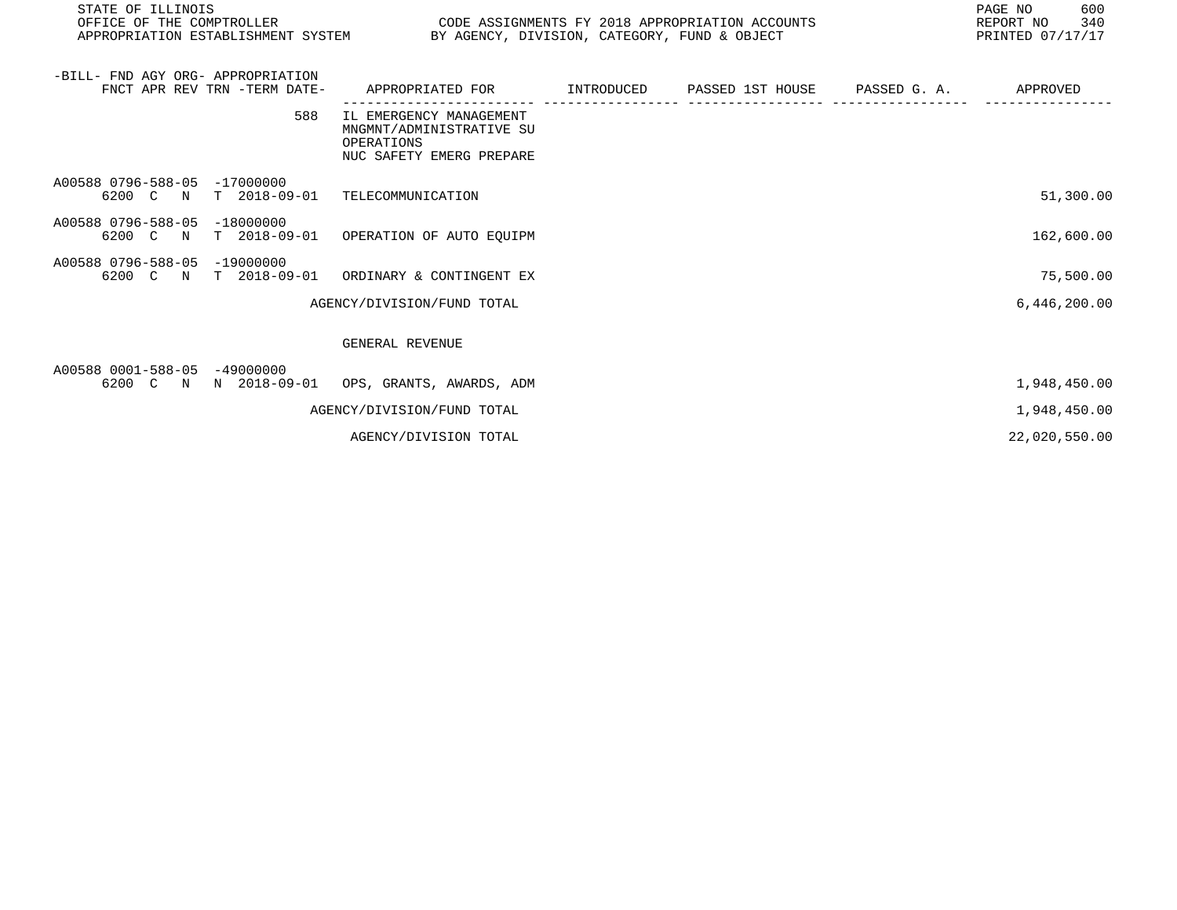STATE OF ILLINOIS
OFFICE OF THE COMPTROLLER
APPROPRIATION ESTABLISHMENT SYSTEM

CODE ASSIGNMENTS FY 2018 APPROPRIATION ACCOUNTS
BY AGENCY, DIVISION, CATEGORY, FUND & OBJECT

REPORT NO 340
PRINTED 07/17/17

| -BILL- FND AGY ORG- APPROPRIATION FNCT APR REV TRN -TERM DATE- | APPROPRIATED FOR | INTRODUCED | PASSED 1ST HOUSE | PASSED G. A. | APPROVED |
|---|---|---|---|---|---|
| 588 | IL EMERGENCY MANAGEMENT MNGMNT/ADMINISTRATIVE SU OPERATIONS NUC SAFETY EMERG PREPARE | | | | |
| A00588 0796-588-05 -17000000 6200 C N T 2018-09-01 | TELECOMMUNICATION | | | | 51,300.00 |
| A00588 0796-588-05 -18000000 6200 C N T 2018-09-01 | OPERATION OF AUTO EQUIPM | | | | 162,600.00 |
| A00588 0796-588-05 -19000000 6200 C N T 2018-09-01 | ORDINARY & CONTINGENT EX | | | | 75,500.00 |
| | AGENCY/DIVISION/FUND TOTAL | | | | 6,446,200.00 |
| | GENERAL REVENUE | | | | |
| A00588 0001-588-05 -49000000 6200 C N N 2018-09-01 | OPS, GRANTS, AWARDS, ADM | | | | 1,948,450.00 |
| | AGENCY/DIVISION/FUND TOTAL | | | | 1,948,450.00 |
| | AGENCY/DIVISION TOTAL | | | | 22,020,550.00 |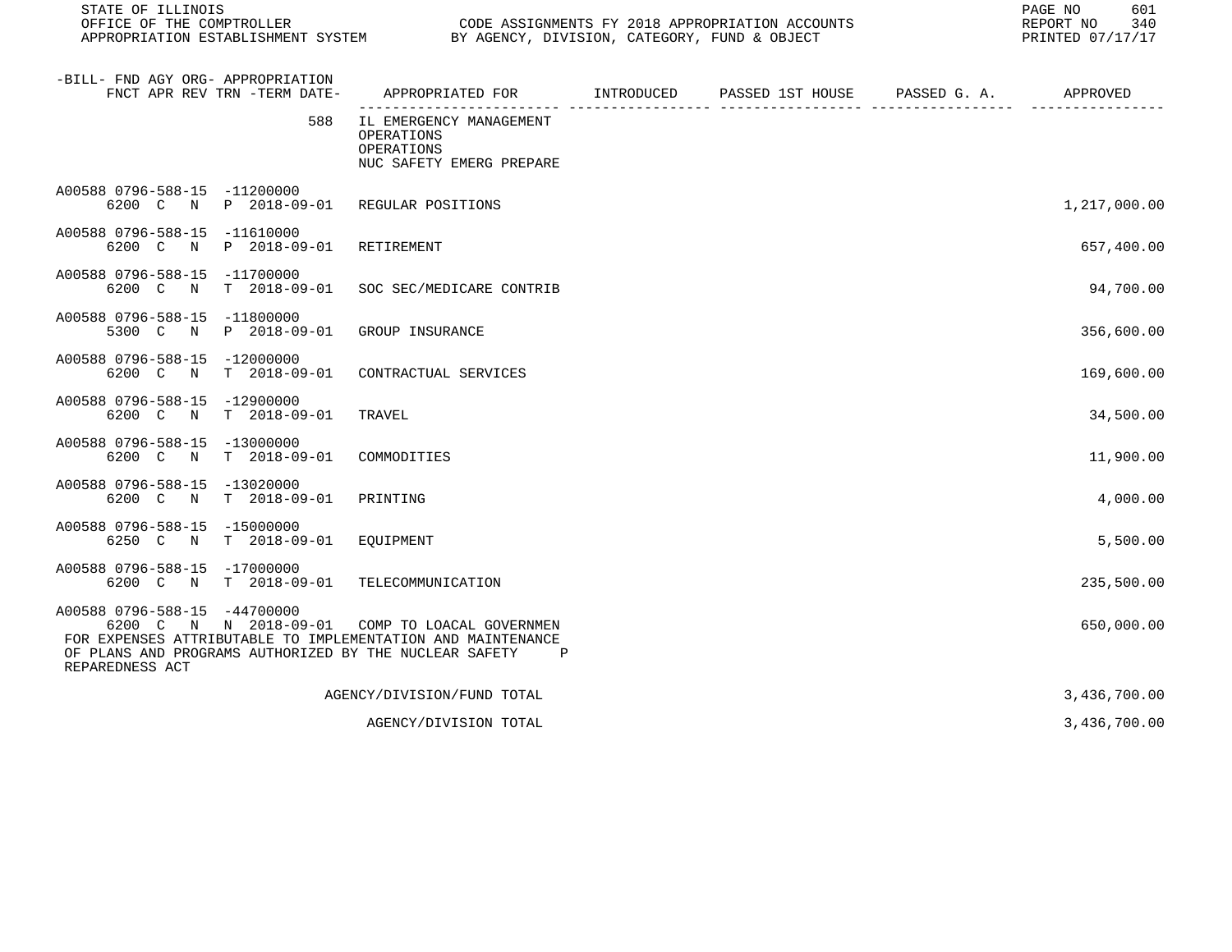| -BILL- FND AGY ORG- APPROPRIATION FNCT APR REV TRN -TERM DATE- | APPROPRIATED FOR | INTRODUCED | PASSED 1ST HOUSE | PASSED G. A. | APPROVED |
|---|---|---|---|---|---|
| 588 | IL EMERGENCY MANAGEMENT OPERATIONS OPERATIONS NUC SAFETY EMERG PREPARE | | | | |
| A00588 0796-588-15 -11200000 6200 C N P 2018-09-01 | REGULAR POSITIONS | | | | 1,217,000.00 |
| A00588 0796-588-15 -11610000 6200 C N P 2018-09-01 | RETIREMENT | | | | 657,400.00 |
| A00588 0796-588-15 -11700000 6200 C N T 2018-09-01 | SOC SEC/MEDICARE CONTRIB | | | | 94,700.00 |
| A00588 0796-588-15 -11800000 5300 C N P 2018-09-01 | GROUP INSURANCE | | | | 356,600.00 |
| A00588 0796-588-15 -12000000 6200 C N T 2018-09-01 | CONTRACTUAL SERVICES | | | | 169,600.00 |
| A00588 0796-588-15 -12900000 6200 C N T 2018-09-01 | TRAVEL | | | | 34,500.00 |
| A00588 0796-588-15 -13000000 6200 C N T 2018-09-01 | COMMODITIES | | | | 11,900.00 |
| A00588 0796-588-15 -13020000 6200 C N T 2018-09-01 | PRINTING | | | | 4,000.00 |
| A00588 0796-588-15 -15000000 6250 C N T 2018-09-01 | EQUIPMENT | | | | 5,500.00 |
| A00588 0796-588-15 -17000000 6200 C N T 2018-09-01 | TELECOMMUNICATION | | | | 235,500.00 |
| A00588 0796-588-15 -44700000 6200 C N N 2018-09-01 | COMP TO LOACAL GOVERNMEN | | | | 650,000.00 |
| FOR EXPENSES ATTRIBUTABLE TO IMPLEMENTATION AND MAINTENANCE OF PLANS AND PROGRAMS AUTHORIZED BY THE NUCLEAR SAFETY P REPAREDNESS ACT | | | | | |
| | AGENCY/DIVISION/FUND TOTAL | | | | 3,436,700.00 |
| | AGENCY/DIVISION TOTAL | | | | 3,436,700.00 |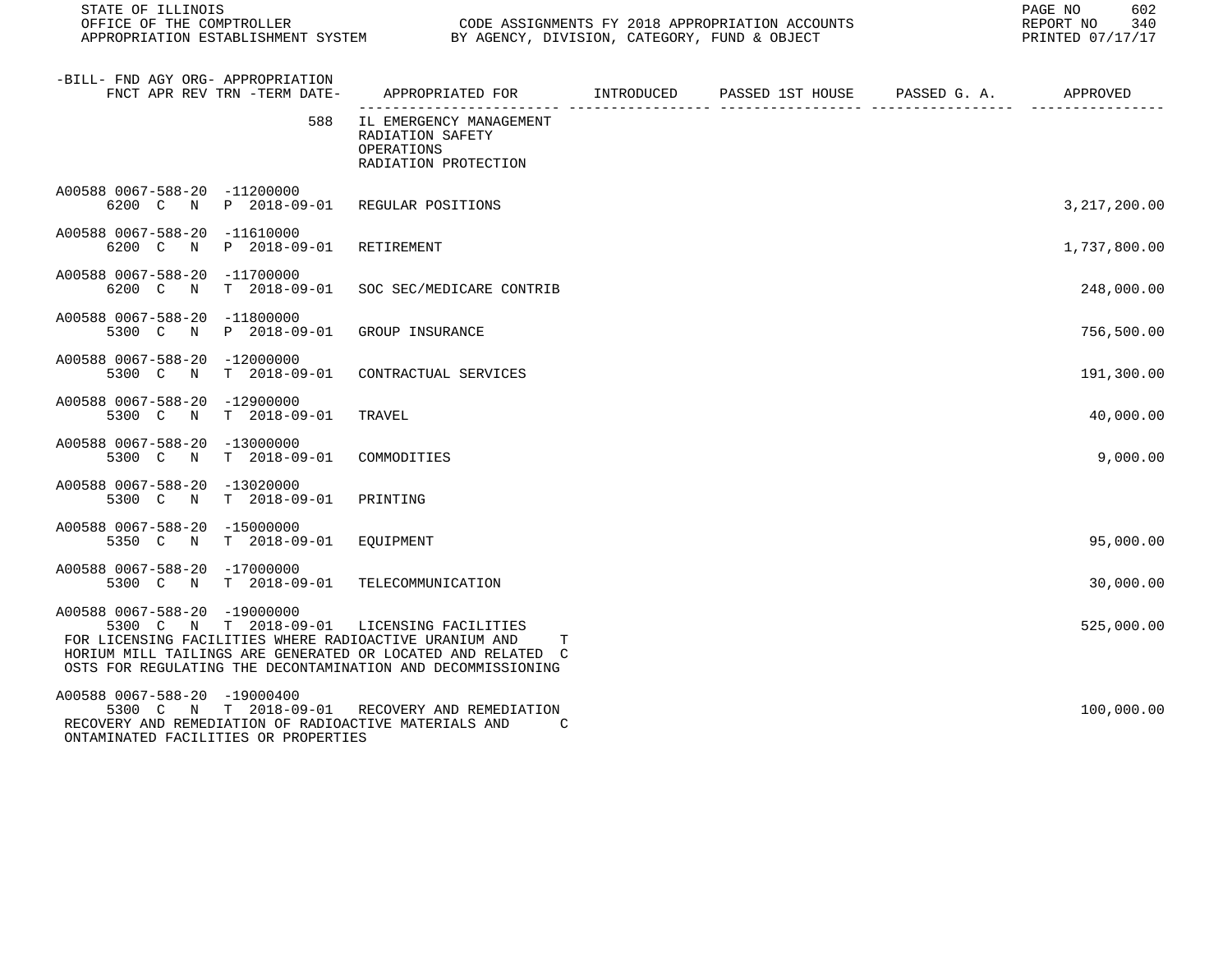| -BILL- FND AGY ORG- APPROPRIATION FNCT APR REV TRN -TERM DATE- | APPROPRIATED FOR | INTRODUCED | PASSED 1ST HOUSE | PASSED G. A. | APPROVED |
|---|---|---|---|---|---|
| 588 | IL EMERGENCY MANAGEMENT RADIATION SAFETY OPERATIONS RADIATION PROTECTION | | | | |
| A00588 0067-588-20 -11200000 6200 C N P 2018-09-01 | REGULAR POSITIONS | | | | 3,217,200.00 |
| A00588 0067-588-20 -11610000 6200 C N P 2018-09-01 | RETIREMENT | | | | 1,737,800.00 |
| A00588 0067-588-20 -11700000 6200 C N T 2018-09-01 | SOC SEC/MEDICARE CONTRIB | | | | 248,000.00 |
| A00588 0067-588-20 -11800000 5300 C N P 2018-09-01 | GROUP INSURANCE | | | | 756,500.00 |
| A00588 0067-588-20 -12000000 5300 C N T 2018-09-01 | CONTRACTUAL SERVICES | | | | 191,300.00 |
| A00588 0067-588-20 -12900000 5300 C N T 2018-09-01 | TRAVEL | | | | 40,000.00 |
| A00588 0067-588-20 -13000000 5300 C N T 2018-09-01 | COMMODITIES | | | | 9,000.00 |
| A00588 0067-588-20 -13020000 5300 C N T 2018-09-01 | PRINTING | | | | |
| A00588 0067-588-20 -15000000 5350 C N T 2018-09-01 | EQUIPMENT | | | | 95,000.00 |
| A00588 0067-588-20 -17000000 5300 C N T 2018-09-01 | TELECOMMUNICATION | | | | 30,000.00 |
| A00588 0067-588-20 -19000000 5300 C N T 2018-09-01 | LICENSING FACILITIES | | | | 525,000.00 |
| FOR LICENSING FACILITIES WHERE RADIOACTIVE URANIUM AND THORIUM MILL TAILINGS ARE GENERATED OR LOCATED AND RELATED COSTS FOR REGULATING THE DECONTAMINATION AND DECOMMISSIONING | | | | | |
| A00588 0067-588-20 -19000400 5300 C N T 2018-09-01 | RECOVERY AND REMEDIATION | | | | 100,000.00 |
| RECOVERY AND REMEDIATION OF RADIOACTIVE MATERIALS AND CONTAMINATED FACILITIES OR PROPERTIES | | | | | |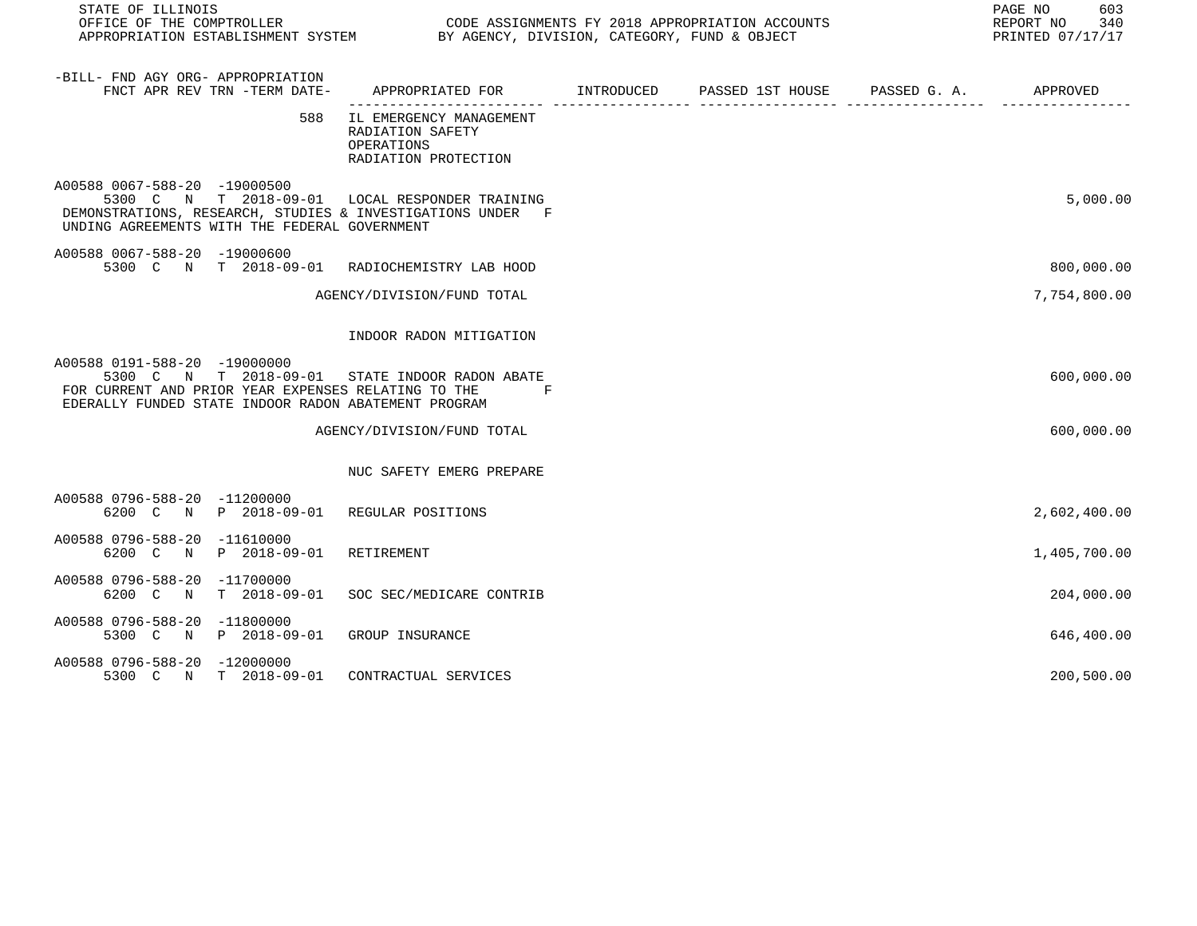| -BILL- FND AGY ORG- APPROPRIATION FNCT APR REV TRN -TERM DATE- | APPROPRIATED FOR | INTRODUCED | PASSED 1ST HOUSE | PASSED G. A. | APPROVED |
|---|---|---|---|---|---|
| 588 | IL EMERGENCY MANAGEMENT RADIATION SAFETY OPERATIONS RADIATION PROTECTION | | | | |
| A00588 0067-588-20 -19000500 5300 C N T 2018-09-01 | LOCAL RESPONDER TRAINING DEMONSTRATIONS, RESEARCH, STUDIES & INVESTIGATIONS UNDER FUNDING AGREEMENTS WITH THE FEDERAL GOVERNMENT | | | | 5,000.00 |
| A00588 0067-588-20 -19000600 5300 C N T 2018-09-01 | RADIOCHEMISTRY LAB HOOD | | | | 800,000.00 |
| | AGENCY/DIVISION/FUND TOTAL | | | | 7,754,800.00 |
| | INDOOR RADON MITIGATION | | | | |
| A00588 0191-588-20 -19000000 5300 C N T 2018-09-01 | STATE INDOOR RADON ABATE FOR CURRENT AND PRIOR YEAR EXPENSES RELATING TO THE FEDERALLY FUNDED STATE INDOOR RADON ABATEMENT PROGRAM | | | | 600,000.00 |
| | AGENCY/DIVISION/FUND TOTAL | | | | 600,000.00 |
| | NUC SAFETY EMERG PREPARE | | | | |
| A00588 0796-588-20 -11200000 6200 C N P 2018-09-01 | REGULAR POSITIONS | | | | 2,602,400.00 |
| A00588 0796-588-20 -11610000 6200 C N P 2018-09-01 | RETIREMENT | | | | 1,405,700.00 |
| A00588 0796-588-20 -11700000 6200 C N T 2018-09-01 | SOC SEC/MEDICARE CONTRIB | | | | 204,000.00 |
| A00588 0796-588-20 -11800000 5300 C N P 2018-09-01 | GROUP INSURANCE | | | | 646,400.00 |
| A00588 0796-588-20 -12000000 5300 C N T 2018-09-01 | CONTRACTUAL SERVICES | | | | 200,500.00 |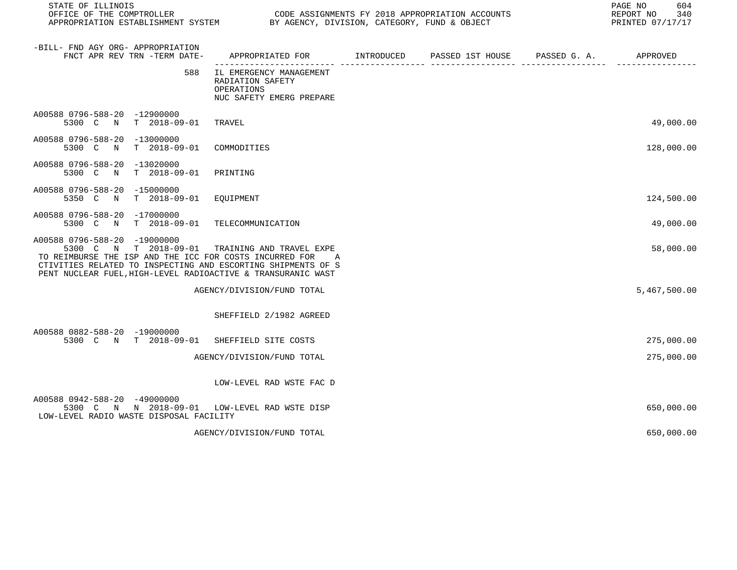| -BILL- FND AGY ORG- APPROPRIATION FNCT APR REV TRN -TERM DATE- | APPROPRIATED FOR | INTRODUCED | PASSED 1ST HOUSE | PASSED G. A. | APPROVED |
|---|---|---|---|---|---|
| 588 | IL EMERGENCY MANAGEMENT RADIATION SAFETY OPERATIONS NUC SAFETY EMERG PREPARE | | | | |
| A00588 0796-588-20 -12900000 5300 C N T 2018-09-01 | TRAVEL | | | | 49,000.00 |
| A00588 0796-588-20 -13000000 5300 C N T 2018-09-01 | COMMODITIES | | | | 128,000.00 |
| A00588 0796-588-20 -13020000 5300 C N T 2018-09-01 | PRINTING | | | | |
| A00588 0796-588-20 -15000000 5350 C N T 2018-09-01 | EQUIPMENT | | | | 124,500.00 |
| A00588 0796-588-20 -17000000 5300 C N T 2018-09-01 | TELECOMMUNICATION | | | | 49,000.00 |
| A00588 0796-588-20 -19000000 5300 C N T 2018-09-01 | TRAINING AND TRAVEL EXPE | | | | 58,000.00 |
| TO REIMBURSE THE ISP AND THE ICC FOR COSTS INCURRED FOR A CTIVITIES RELATED TO INSPECTING AND ESCORTING SHIPMENTS OF S PENT NUCLEAR FUEL,HIGH-LEVEL RADIOACTIVE & TRANSURANIC WAST | | | | | |
| | AGENCY/DIVISION/FUND TOTAL | | | | 5,467,500.00 |
| | SHEFFIELD 2/1982 AGREED | | | | |
| A00588 0882-588-20 -19000000 5300 C N T 2018-09-01 | SHEFFIELD SITE COSTS | | | | 275,000.00 |
| | AGENCY/DIVISION/FUND TOTAL | | | | 275,000.00 |
| | LOW-LEVEL RAD WSTE FAC D | | | | |
| A00588 0942-588-20 -49000000 5300 C N N 2018-09-01 | LOW-LEVEL RAD WSTE DISP | | | | 650,000.00 |
| LOW-LEVEL RADIO WASTE DISPOSAL FACILITY | | | | | |
| | AGENCY/DIVISION/FUND TOTAL | | | | 650,000.00 |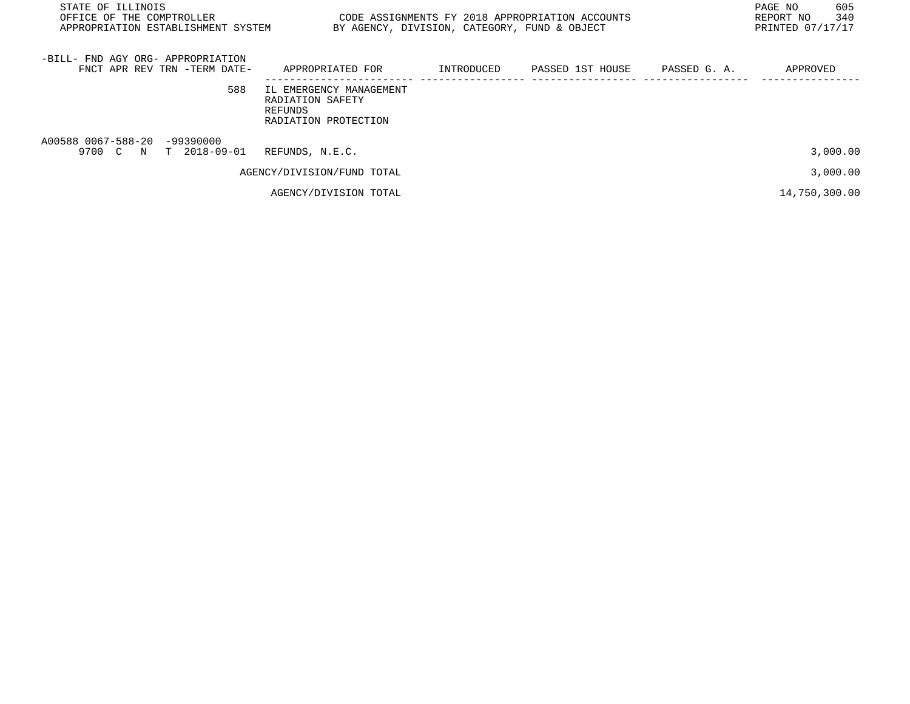| -BILL- FND AGY ORG- APPROPRIATION FNCT APR REV TRN -TERM DATE- | APPROPRIATED FOR | INTRODUCED | PASSED 1ST HOUSE | PASSED G. A. | APPROVED |
|---|---|---|---|---|---|
| 588 | IL EMERGENCY MANAGEMENT RADIATION SAFETY REFUNDS RADIATION PROTECTION | | | | |
| A00588 0067-588-20 -99390000 9700 C N T 2018-09-01 | REFUNDS, N.E.C. | | | | 3,000.00 |
| | AGENCY/DIVISION/FUND TOTAL | | | | 3,000.00 |
| | AGENCY/DIVISION TOTAL | | | | 14,750,300.00 |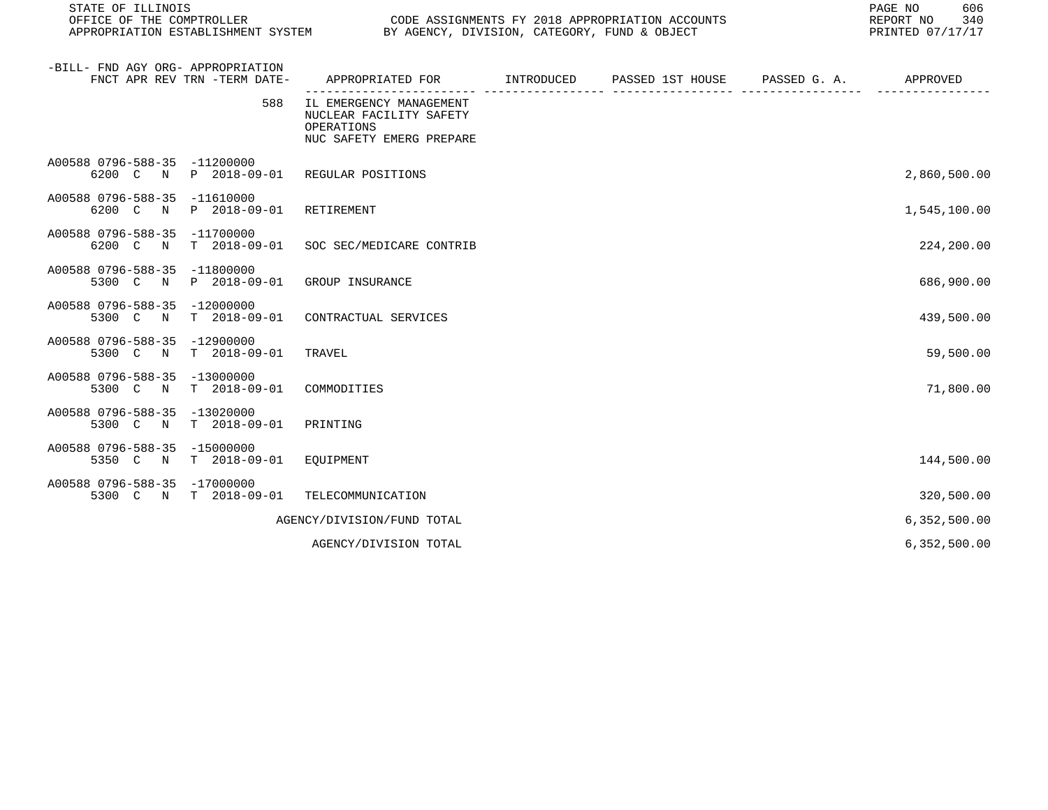| -BILL- FND AGY ORG- APPROPRIATION FNCT APR REV TRN -TERM DATE- | APPROPRIATED FOR | INTRODUCED | PASSED 1ST HOUSE | PASSED G. A. | APPROVED |
|---|---|---|---|---|---|
| 588 | IL EMERGENCY MANAGEMENT NUCLEAR FACILITY SAFETY OPERATIONS NUC SAFETY EMERG PREPARE | | | | |
| A00588 0796-588-35 -11200000 6200 C N P 2018-09-01 | REGULAR POSITIONS | | | | 2,860,500.00 |
| A00588 0796-588-35 -11610000 6200 C N P 2018-09-01 | RETIREMENT | | | | 1,545,100.00 |
| A00588 0796-588-35 -11700000 6200 C N T 2018-09-01 | SOC SEC/MEDICARE CONTRIB | | | | 224,200.00 |
| A00588 0796-588-35 -11800000 5300 C N P 2018-09-01 | GROUP INSURANCE | | | | 686,900.00 |
| A00588 0796-588-35 -12000000 5300 C N T 2018-09-01 | CONTRACTUAL SERVICES | | | | 439,500.00 |
| A00588 0796-588-35 -12900000 5300 C N T 2018-09-01 | TRAVEL | | | | 59,500.00 |
| A00588 0796-588-35 -13000000 5300 C N T 2018-09-01 | COMMODITIES | | | | 71,800.00 |
| A00588 0796-588-35 -13020000 5300 C N T 2018-09-01 | PRINTING | | | | |
| A00588 0796-588-35 -15000000 5350 C N T 2018-09-01 | EQUIPMENT | | | | 144,500.00 |
| A00588 0796-588-35 -17000000 5300 C N T 2018-09-01 | TELECOMMUNICATION | | | | 320,500.00 |
| | AGENCY/DIVISION/FUND TOTAL | | | | 6,352,500.00 |
| | AGENCY/DIVISION TOTAL | | | | 6,352,500.00 |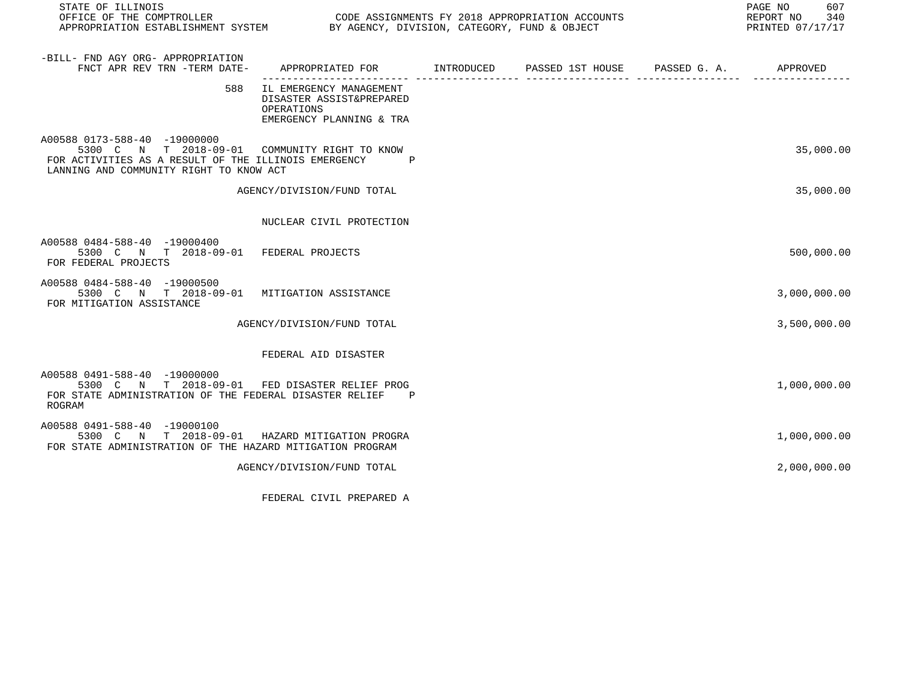| -BILL- FND AGY ORG- APPROPRIATION FNCT APR REV TRN -TERM DATE- | APPROPRIATED FOR | INTRODUCED | PASSED 1ST HOUSE | PASSED G. A. | APPROVED |
|---|---|---|---|---|---|
| 588 | IL EMERGENCY MANAGEMENT DISASTER ASSIST&PREPARED OPERATIONS EMERGENCY PLANNING & TRA | | | | |
| A00588 0173-588-40 -19000000 5300 C N T 2018-09-01 | COMMUNITY RIGHT TO KNOW | | | | 35,000.00 |
| FOR ACTIVITIES AS A RESULT OF THE ILLINOIS EMERGENCY P LANNING AND COMMUNITY RIGHT TO KNOW ACT | | | | | |
| | AGENCY/DIVISION/FUND TOTAL | | | | 35,000.00 |
| | NUCLEAR CIVIL PROTECTION | | | | |
| A00588 0484-588-40 -19000400 5300 C N T 2018-09-01 | FEDERAL PROJECTS | | | | 500,000.00 |
| FOR FEDERAL PROJECTS | | | | | |
| A00588 0484-588-40 -19000500 5300 C N T 2018-09-01 | MITIGATION ASSISTANCE | | | | 3,000,000.00 |
| FOR MITIGATION ASSISTANCE | | | | | |
| | AGENCY/DIVISION/FUND TOTAL | | | | 3,500,000.00 |
| | FEDERAL AID DISASTER | | | | |
| A00588 0491-588-40 -19000000 5300 C N T 2018-09-01 | FED DISASTER RELIEF PROG | | | | 1,000,000.00 |
| FOR STATE ADMINISTRATION OF THE FEDERAL DISASTER RELIEF P ROGRAM | | | | | |
| A00588 0491-588-40 -19000100 5300 C N T 2018-09-01 | HAZARD MITIGATION PROGRA | | | | 1,000,000.00 |
| FOR STATE ADMINISTRATION OF THE HAZARD MITIGATION PROGRAM | | | | | |
| | AGENCY/DIVISION/FUND TOTAL | | | | 2,000,000.00 |
| | FEDERAL CIVIL PREPARED A | | | | |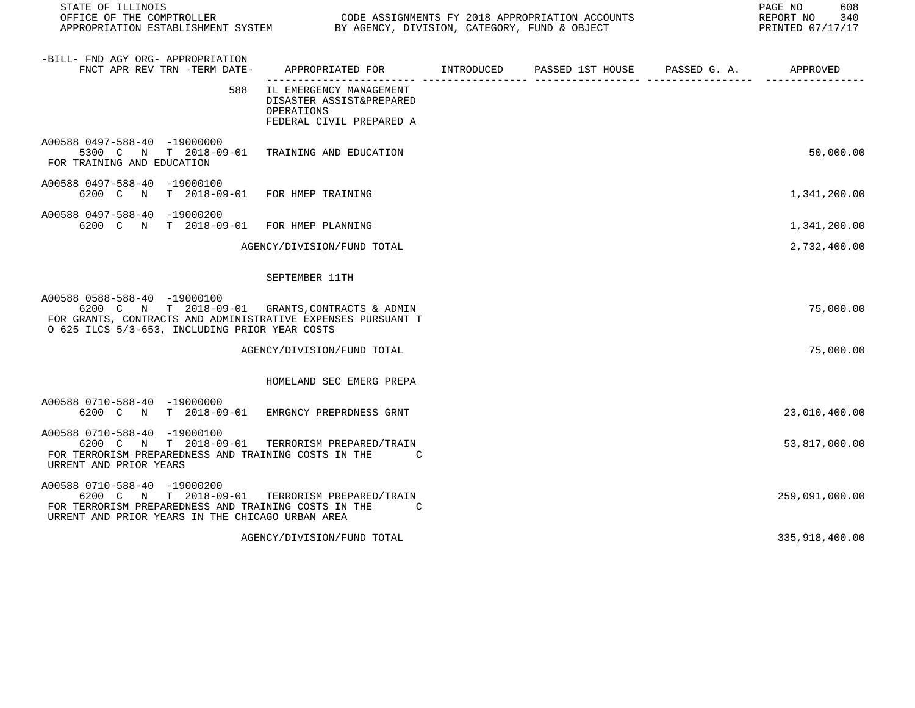| -BILL- FND AGY ORG- APPROPRIATION FNCT APR REV TRN -TERM DATE- | APPROPRIATED FOR | INTRODUCED | PASSED 1ST HOUSE | PASSED G. A. | APPROVED |
|---|---|---|---|---|---|
| 588 | IL EMERGENCY MANAGEMENT DISASTER ASSIST&PREPARED OPERATIONS FEDERAL CIVIL PREPARED A | | | | |
| A00588 0497-588-40 -19000000 5300 C N T 2018-09-01 FOR TRAINING AND EDUCATION | TRAINING AND EDUCATION | | | | 50,000.00 |
| A00588 0497-588-40 -19000100 6200 C N T 2018-09-01 | FOR HMEP TRAINING | | | | 1,341,200.00 |
| A00588 0497-588-40 -19000200 6200 C N T 2018-09-01 | FOR HMEP PLANNING | | | | 1,341,200.00 |
| | AGENCY/DIVISION/FUND TOTAL | | | | 2,732,400.00 |
| | SEPTEMBER 11TH | | | | |
| A00588 0588-588-40 -19000100 6200 C N T 2018-09-01 FOR GRANTS, CONTRACTS AND ADMINISTRATIVE EXPENSES PURSUANT TO 625 ILCS 5/3-653, INCLUDING PRIOR YEAR COSTS | GRANTS,CONTRACTS & ADMIN | | | | 75,000.00 |
| | AGENCY/DIVISION/FUND TOTAL | | | | 75,000.00 |
| | HOMELAND SEC EMERG PREPA | | | | |
| A00588 0710-588-40 -19000000 6200 C N T 2018-09-01 | EMRGNCY PREPRDNESS GRNT | | | | 23,010,400.00 |
| A00588 0710-588-40 -19000100 6200 C N T 2018-09-01 FOR TERRORISM PREPAREDNESS AND TRAINING COSTS IN THE CURRENT AND PRIOR YEARS | TERRORISM PREPARED/TRAIN | | | | 53,817,000.00 |
| A00588 0710-588-40 -19000200 6200 C N T 2018-09-01 FOR TERRORISM PREPAREDNESS AND TRAINING COSTS IN THE CURRENT AND PRIOR YEARS IN THE CHICAGO URBAN AREA | TERRORISM PREPARED/TRAIN | | | | 259,091,000.00 |
| | AGENCY/DIVISION/FUND TOTAL | | | | 335,918,400.00 |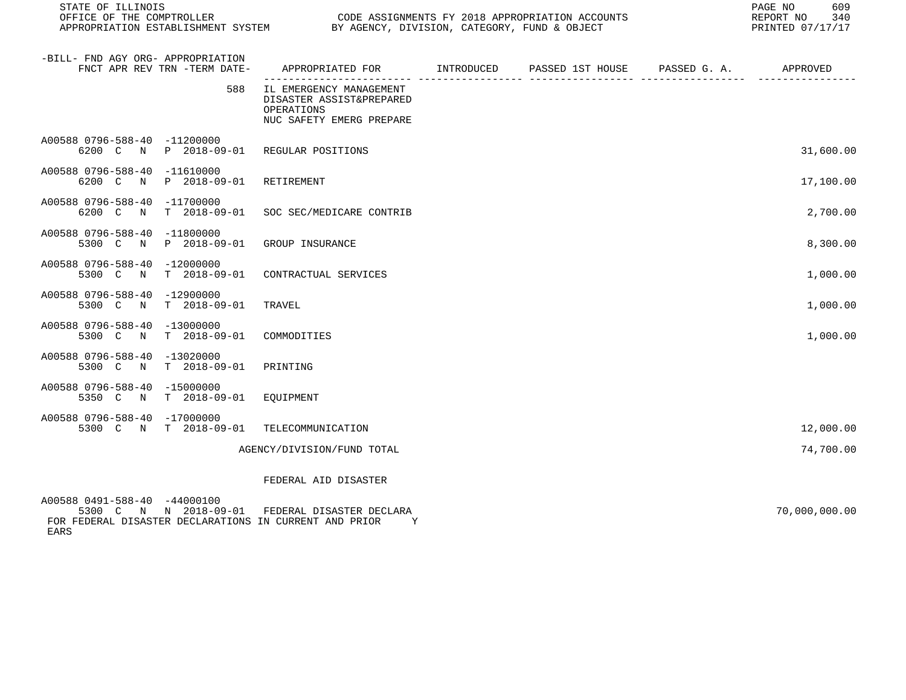| -BILL- FND AGY ORG- APPROPRIATION FNCT APR REV TRN -TERM DATE- | APPROPRIATED FOR | INTRODUCED | PASSED 1ST HOUSE | PASSED G. A. | APPROVED |
|---|---|---|---|---|---|
| 588 | IL EMERGENCY MANAGEMENT DISASTER ASSIST&PREPARED OPERATIONS NUC SAFETY EMERG PREPARE | | | | |
| A00588 0796-588-40 -11200000 6200 C N P 2018-09-01 | REGULAR POSITIONS | | | | 31,600.00 |
| A00588 0796-588-40 -11610000 6200 C N P 2018-09-01 | RETIREMENT | | | | 17,100.00 |
| A00588 0796-588-40 -11700000 6200 C N T 2018-09-01 | SOC SEC/MEDICARE CONTRIB | | | | 2,700.00 |
| A00588 0796-588-40 -11800000 5300 C N P 2018-09-01 | GROUP INSURANCE | | | | 8,300.00 |
| A00588 0796-588-40 -12000000 5300 C N T 2018-09-01 | CONTRACTUAL SERVICES | | | | 1,000.00 |
| A00588 0796-588-40 -12900000 5300 C N T 2018-09-01 | TRAVEL | | | | 1,000.00 |
| A00588 0796-588-40 -13000000 5300 C N T 2018-09-01 | COMMODITIES | | | | 1,000.00 |
| A00588 0796-588-40 -13020000 5300 C N T 2018-09-01 | PRINTING | | | | |
| A00588 0796-588-40 -15000000 5350 C N T 2018-09-01 | EQUIPMENT | | | | |
| A00588 0796-588-40 -17000000 5300 C N T 2018-09-01 | TELECOMMUNICATION | | | | 12,000.00 |
| | AGENCY/DIVISION/FUND TOTAL | | | | 74,700.00 |
| | FEDERAL AID DISASTER | | | | |
| A00588 0491-588-40 -44000100 5300 C N N 2018-09-01 | FEDERAL DISASTER DECLARA | | | | 70,000,000.00 |

FOR FEDERAL DISASTER DECLARATIONS IN CURRENT AND PRIOR Y EARS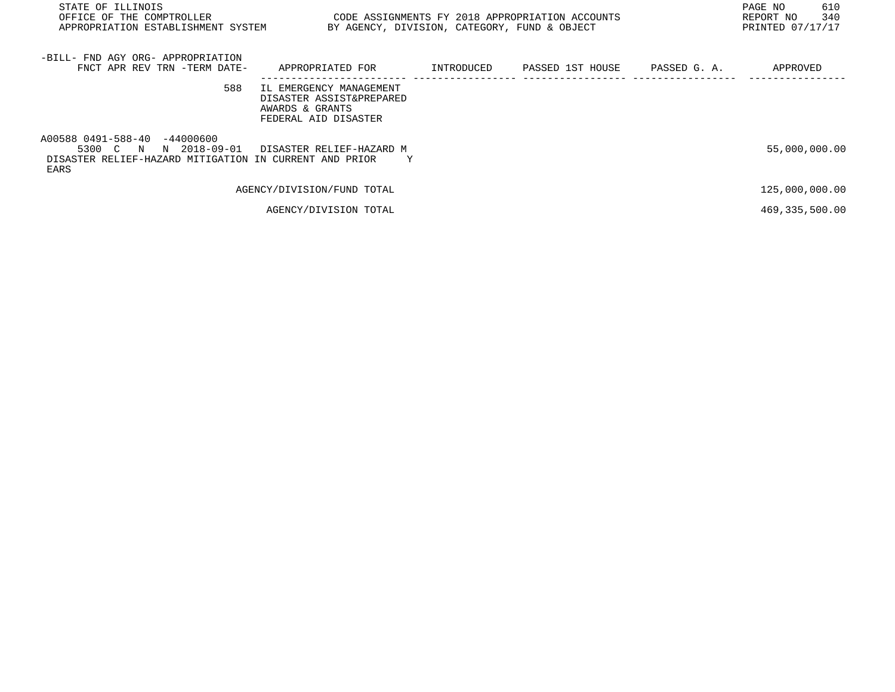| -BILL- FND AGY ORG- APPROPRIATION FNCT APR REV TRN -TERM DATE- | APPROPRIATED FOR | INTRODUCED | PASSED 1ST HOUSE | PASSED G. A. | APPROVED |
|---|---|---|---|---|---|
| 588 | IL EMERGENCY MANAGEMENT DISASTER ASSIST&PREPARED AWARDS & GRANTS FEDERAL AID DISASTER | | | | |
| A00588 0491-588-40 -44000600 5300 C N N 2018-09-01 | DISASTER RELIEF-HAZARD M | | | | 55,000,000.00 |
| DISASTER RELIEF-HAZARD MITIGATION IN CURRENT AND PRIOR Y EARS | | | | | |
| | AGENCY/DIVISION/FUND TOTAL | | | | 125,000,000.00 |
| | AGENCY/DIVISION TOTAL | | | | 469,335,500.00 |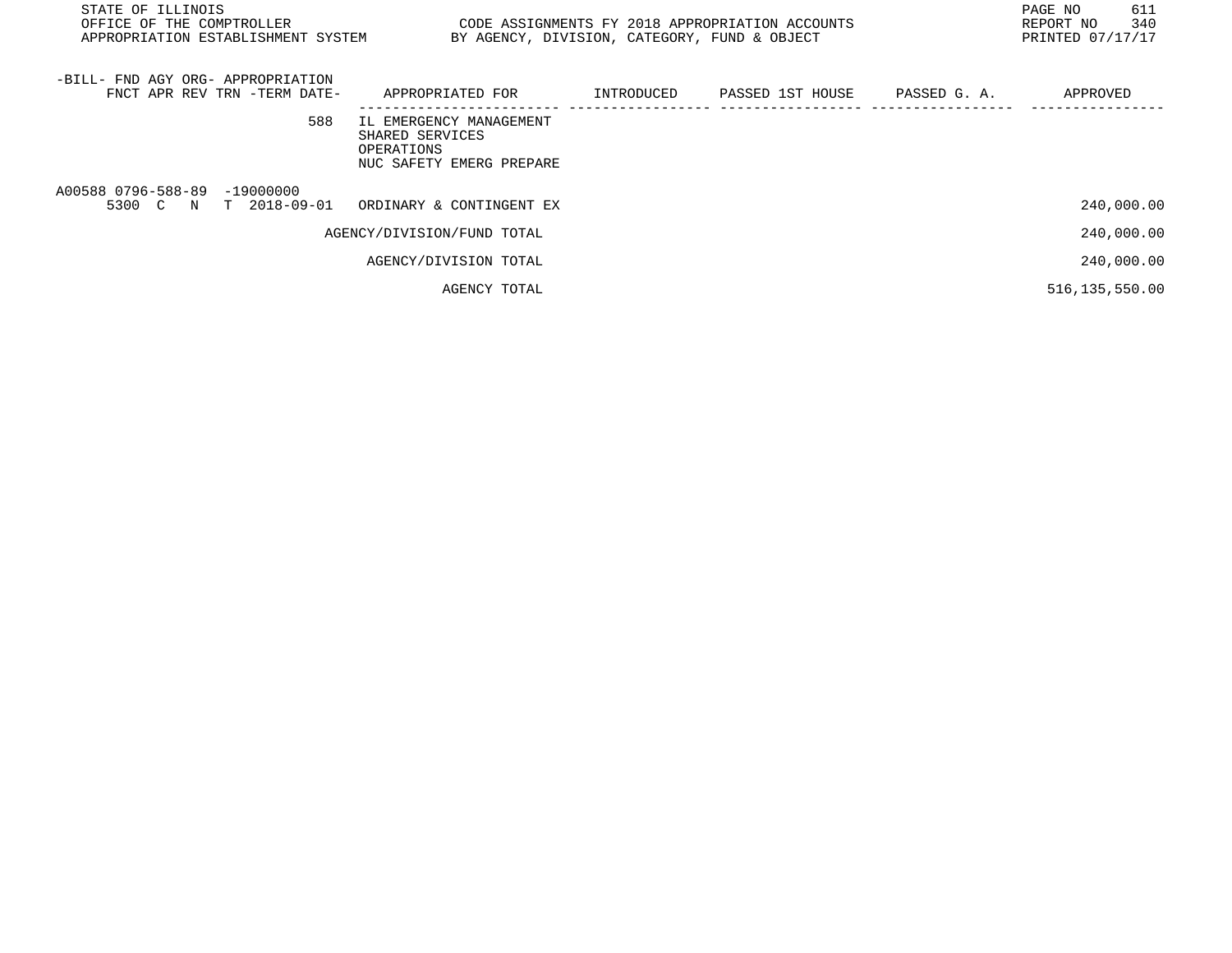| -BILL- FND AGY ORG- APPROPRIATION FNCT APR REV TRN -TERM DATE- | APPROPRIATED FOR | INTRODUCED | PASSED 1ST HOUSE | PASSED G. A. | APPROVED |
|---|---|---|---|---|---|
| 588 | IL EMERGENCY MANAGEMENT SHARED SERVICES OPERATIONS NUC SAFETY EMERG PREPARE | | | | |
| A00588 0796-588-89 -19000000 5300 C N T 2018-09-01 | ORDINARY & CONTINGENT EX | | | | 240,000.00 |
| | AGENCY/DIVISION/FUND TOTAL | | | | 240,000.00 |
| | AGENCY/DIVISION TOTAL | | | | 240,000.00 |
| | AGENCY TOTAL | | | | 516,135,550.00 |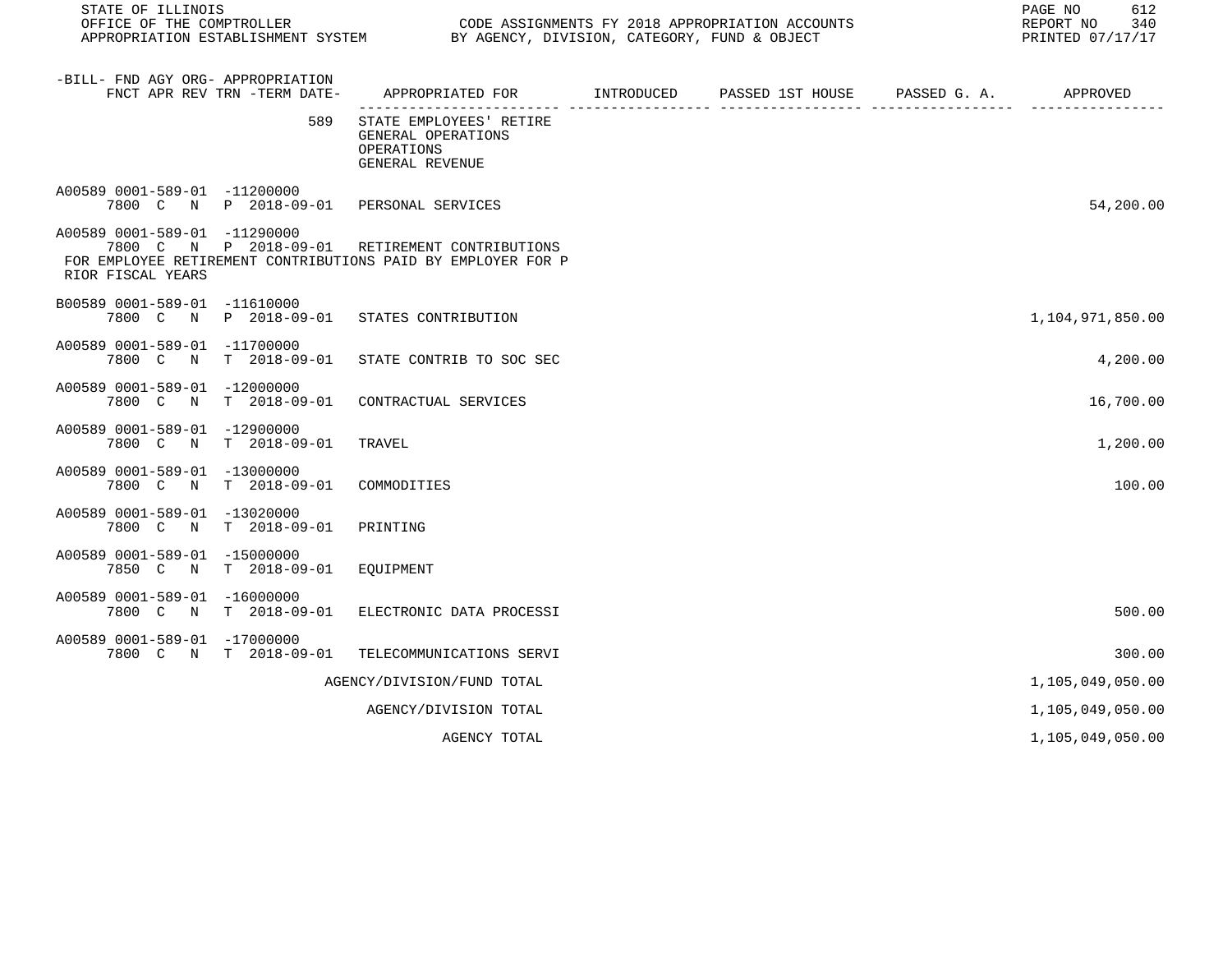| -BILL- FND AGY ORG- APPROPRIATION FNCT APR REV TRN -TERM DATE- | APPROPRIATED FOR | INTRODUCED | PASSED 1ST HOUSE | PASSED G. A. | APPROVED |
|---|---|---|---|---|---|
| 589 | STATE EMPLOYEES' RETIRE GENERAL OPERATIONS OPERATIONS GENERAL REVENUE | | | | |
| A00589 0001-589-01 -11200000 7800 C N P 2018-09-01 | PERSONAL SERVICES | | | | 54,200.00 |
| A00589 0001-589-01 -11290000 7800 C N P 2018-09-01 | RETIREMENT CONTRIBUTIONS FOR EMPLOYEE RETIREMENT CONTRIBUTIONS PAID BY EMPLOYER FOR PRIOR FISCAL YEARS | | | | |
| B00589 0001-589-01 -11610000 7800 C N P 2018-09-01 | STATES CONTRIBUTION | | | | 1,104,971,850.00 |
| A00589 0001-589-01 -11700000 7800 C N T 2018-09-01 | STATE CONTRIB TO SOC SEC | | | | 4,200.00 |
| A00589 0001-589-01 -12000000 7800 C N T 2018-09-01 | CONTRACTUAL SERVICES | | | | 16,700.00 |
| A00589 0001-589-01 -12900000 7800 C N T 2018-09-01 | TRAVEL | | | | 1,200.00 |
| A00589 0001-589-01 -13000000 7800 C N T 2018-09-01 | COMMODITIES | | | | 100.00 |
| A00589 0001-589-01 -13020000 7800 C N T 2018-09-01 | PRINTING | | | | |
| A00589 0001-589-01 -15000000 7850 C N T 2018-09-01 | EQUIPMENT | | | | |
| A00589 0001-589-01 -16000000 7800 C N T 2018-09-01 | ELECTRONIC DATA PROCESSI | | | | 500.00 |
| A00589 0001-589-01 -17000000 7800 C N T 2018-09-01 | TELECOMMUNICATIONS SERVI | | | | 300.00 |
| | AGENCY/DIVISION/FUND TOTAL | | | | 1,105,049,050.00 |
| | AGENCY/DIVISION TOTAL | | | | 1,105,049,050.00 |
| | AGENCY TOTAL | | | | 1,105,049,050.00 |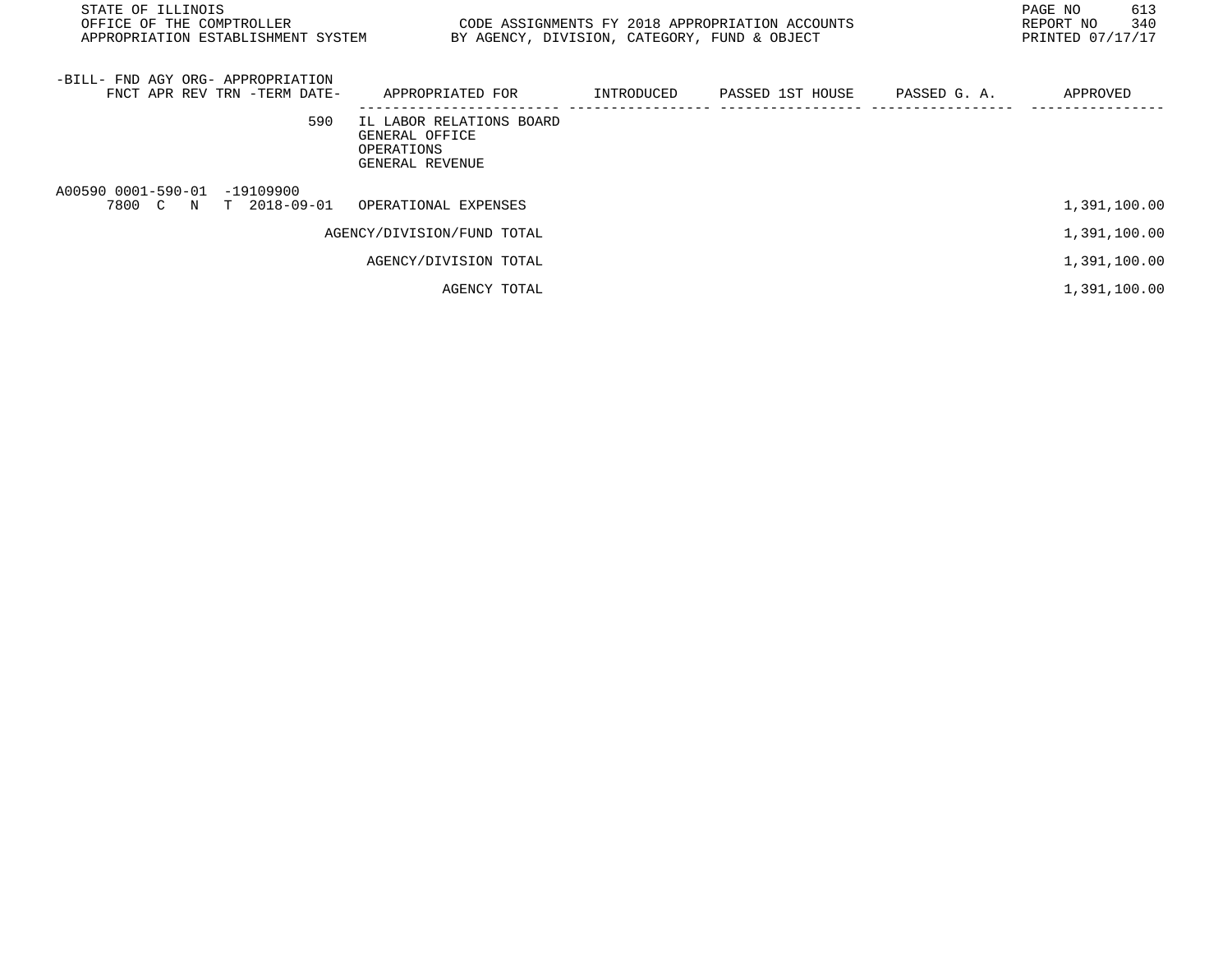| -BILL- FND AGY ORG- APPROPRIATION FNCT APR REV TRN -TERM DATE- | APPROPRIATED FOR | INTRODUCED | PASSED 1ST HOUSE | PASSED G. A. | APPROVED |
|---|---|---|---|---|---|
| 590 | IL LABOR RELATIONS BOARD<br>GENERAL OFFICE<br>OPERATIONS<br>GENERAL REVENUE | | | | |
| A00590 0001-590-01 -19109900<br>7800 C N T 2018-09-01 | OPERATIONAL EXPENSES | | | | 1,391,100.00 |
| | AGENCY/DIVISION/FUND TOTAL | | | | 1,391,100.00 |
| | AGENCY/DIVISION TOTAL | | | | 1,391,100.00 |
| | AGENCY TOTAL | | | | 1,391,100.00 |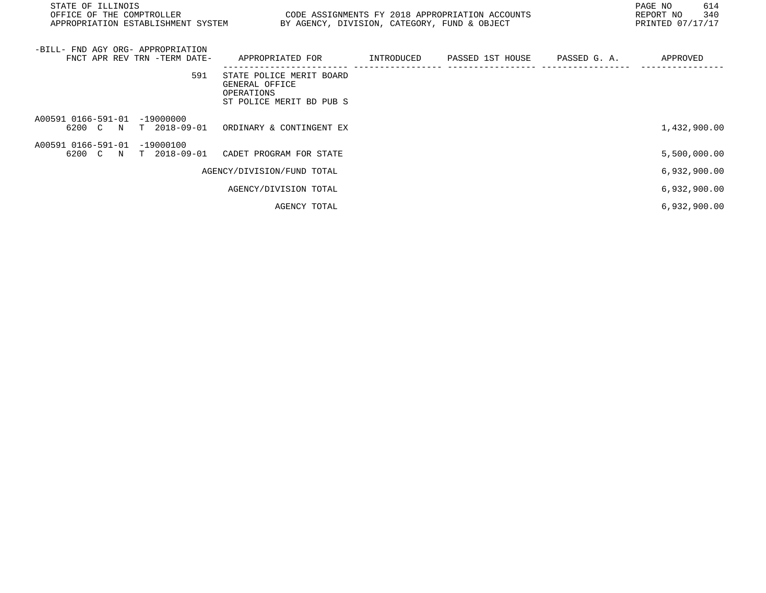STATE OF ILLINOIS
OFFICE OF THE COMPTROLLER
APPROPRIATION ESTABLISHMENT SYSTEM

CODE ASSIGNMENTS FY 2018 APPROPRIATION ACCOUNTS
BY AGENCY, DIVISION, CATEGORY, FUND & OBJECT

REPORT NO 340
PRINTED 07/17/17

| -BILL- FND AGY ORG- APPROPRIATION FNCT APR REV TRN -TERM DATE- | APPROPRIATED FOR | INTRODUCED | PASSED 1ST HOUSE | PASSED G. A. | APPROVED |
|---|---|---|---|---|---|
| 591 | STATE POLICE MERIT BOARD GENERAL OFFICE OPERATIONS ST POLICE MERIT BD PUB S | | | | |
| A00591 0166-591-01 -19000000 6200 C N T 2018-09-01 | ORDINARY & CONTINGENT EX | | | | 1,432,900.00 |
| A00591 0166-591-01 -19000100 6200 C N T 2018-09-01 | CADET PROGRAM FOR STATE | | | | 5,500,000.00 |
| | AGENCY/DIVISION/FUND TOTAL | | | | 6,932,900.00 |
| | AGENCY/DIVISION TOTAL | | | | 6,932,900.00 |
| | AGENCY TOTAL | | | | 6,932,900.00 |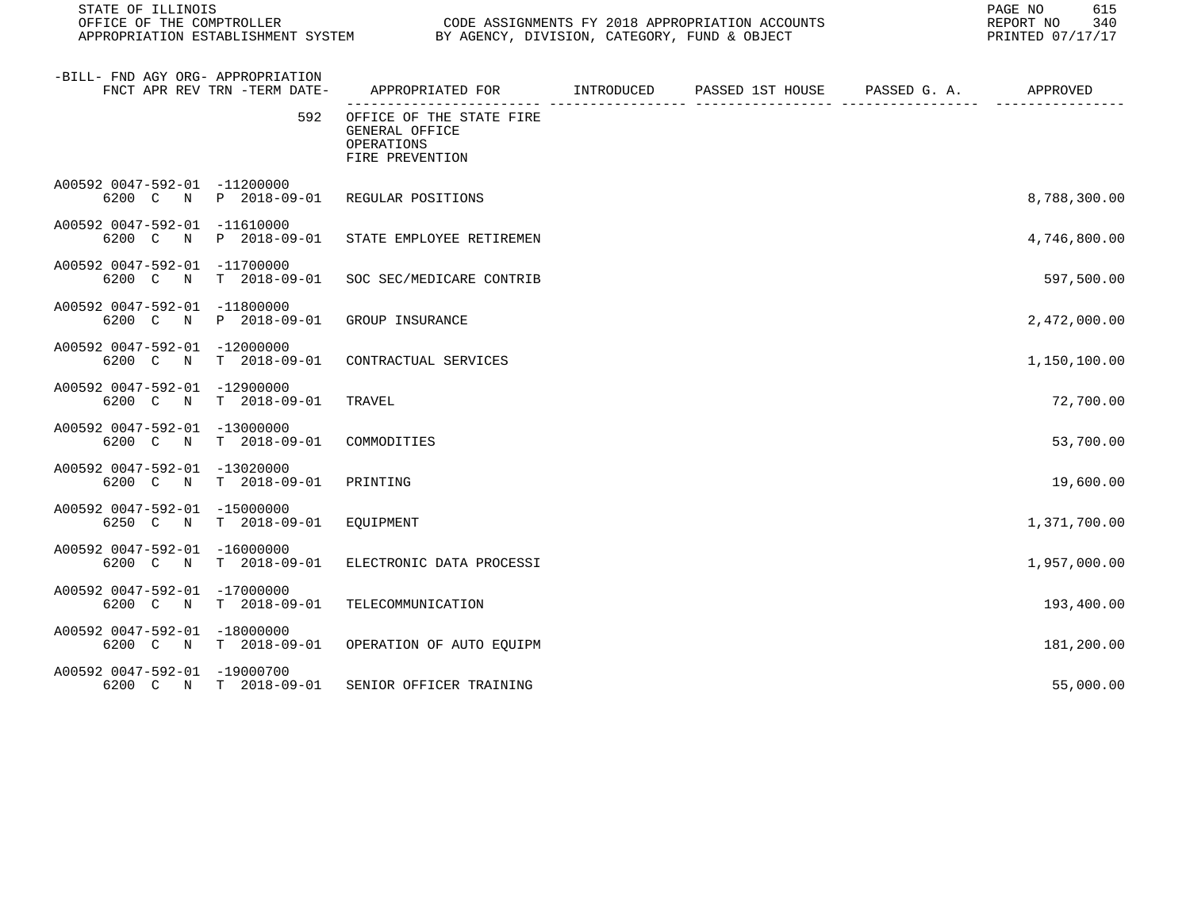STATE OF ILLINOIS
OFFICE OF THE COMPTROLLER
APPROPRIATION ESTABLISHMENT SYSTEM

CODE ASSIGNMENTS FY 2018 APPROPRIATION ACCOUNTS
BY AGENCY, DIVISION, CATEGORY, FUND & OBJECT

REPORT NO 340
PRINTED 07/17/17

| -BILL- FND AGY ORG- APPROPRIATION FNCT APR REV TRN -TERM DATE- | APPROPRIATED FOR | INTRODUCED | PASSED 1ST HOUSE | PASSED G. A. | APPROVED |
|---|---|---|---|---|---|
| 592 | OFFICE OF THE STATE FIRE GENERAL OFFICE OPERATIONS FIRE PREVENTION | | | | |
| A00592 0047-592-01 -11200000 6200 C N P 2018-09-01 | REGULAR POSITIONS | | | | 8,788,300.00 |
| A00592 0047-592-01 -11610000 6200 C N P 2018-09-01 | STATE EMPLOYEE RETIREMEN | | | | 4,746,800.00 |
| A00592 0047-592-01 -11700000 6200 C N T 2018-09-01 | SOC SEC/MEDICARE CONTRIB | | | | 597,500.00 |
| A00592 0047-592-01 -11800000 6200 C N P 2018-09-01 | GROUP INSURANCE | | | | 2,472,000.00 |
| A00592 0047-592-01 -12000000 6200 C N T 2018-09-01 | CONTRACTUAL SERVICES | | | | 1,150,100.00 |
| A00592 0047-592-01 -12900000 6200 C N T 2018-09-01 | TRAVEL | | | | 72,700.00 |
| A00592 0047-592-01 -13000000 6200 C N T 2018-09-01 | COMMODITIES | | | | 53,700.00 |
| A00592 0047-592-01 -13020000 6200 C N T 2018-09-01 | PRINTING | | | | 19,600.00 |
| A00592 0047-592-01 -15000000 6250 C N T 2018-09-01 | EQUIPMENT | | | | 1,371,700.00 |
| A00592 0047-592-01 -16000000 6200 C N T 2018-09-01 | ELECTRONIC DATA PROCESSI | | | | 1,957,000.00 |
| A00592 0047-592-01 -17000000 6200 C N T 2018-09-01 | TELECOMMUNICATION | | | | 193,400.00 |
| A00592 0047-592-01 -18000000 6200 C N T 2018-09-01 | OPERATION OF AUTO EQUIPM | | | | 181,200.00 |
| A00592 0047-592-01 -19000700 6200 C N T 2018-09-01 | SENIOR OFFICER TRAINING | | | | 55,000.00 |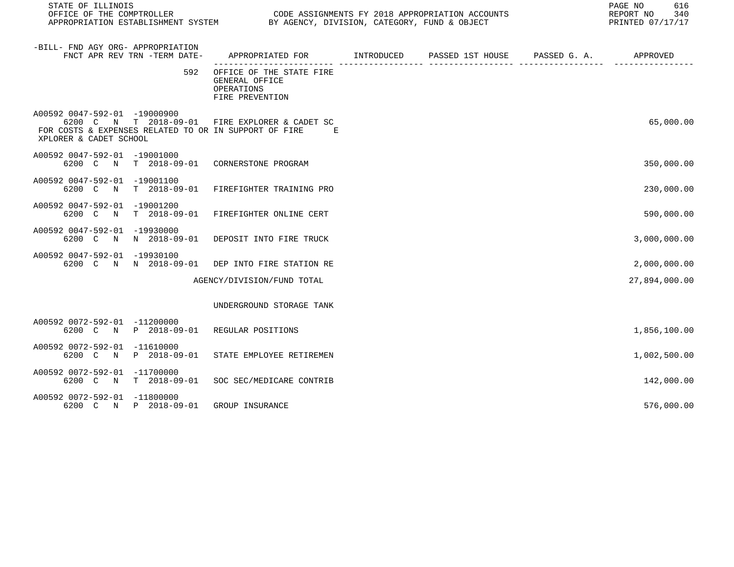| -BILL- FND AGY ORG- APPROPRIATION FNCT APR REV TRN -TERM DATE- | APPROPRIATED FOR | INTRODUCED | PASSED 1ST HOUSE | PASSED G. A. | APPROVED |
|---|---|---|---|---|---|
| 592 | OFFICE OF THE STATE FIRE GENERAL OFFICE OPERATIONS FIRE PREVENTION | | | | |
| A00592 0047-592-01 -19000900 6200 C N T 2018-09-01 | FIRE EXPLORER & CADET SC | | | | 65,000.00 |
| FOR COSTS & EXPENSES RELATED TO OR IN SUPPORT OF FIRE E XPLORER & CADET SCHOOL | | | | | |
| A00592 0047-592-01 -19001000 6200 C N T 2018-09-01 | CORNERSTONE PROGRAM | | | | 350,000.00 |
| A00592 0047-592-01 -19001100 6200 C N T 2018-09-01 | FIREFIGHTER TRAINING PRO | | | | 230,000.00 |
| A00592 0047-592-01 -19001200 6200 C N T 2018-09-01 | FIREFIGHTER ONLINE CERT | | | | 590,000.00 |
| A00592 0047-592-01 -19930000 6200 C N N 2018-09-01 | DEPOSIT INTO FIRE TRUCK | | | | 3,000,000.00 |
| A00592 0047-592-01 -19930100 6200 C N N 2018-09-01 | DEP INTO FIRE STATION RE | | | | 2,000,000.00 |
| | AGENCY/DIVISION/FUND TOTAL | | | | 27,894,000.00 |
| | UNDERGROUND STORAGE TANK | | | | |
| A00592 0072-592-01 -11200000 6200 C N P 2018-09-01 | REGULAR POSITIONS | | | | 1,856,100.00 |
| A00592 0072-592-01 -11610000 6200 C N P 2018-09-01 | STATE EMPLOYEE RETIREMEN | | | | 1,002,500.00 |
| A00592 0072-592-01 -11700000 6200 C N T 2018-09-01 | SOC SEC/MEDICARE CONTRIB | | | | 142,000.00 |
| A00592 0072-592-01 -11800000 6200 C N P 2018-09-01 | GROUP INSURANCE | | | | 576,000.00 |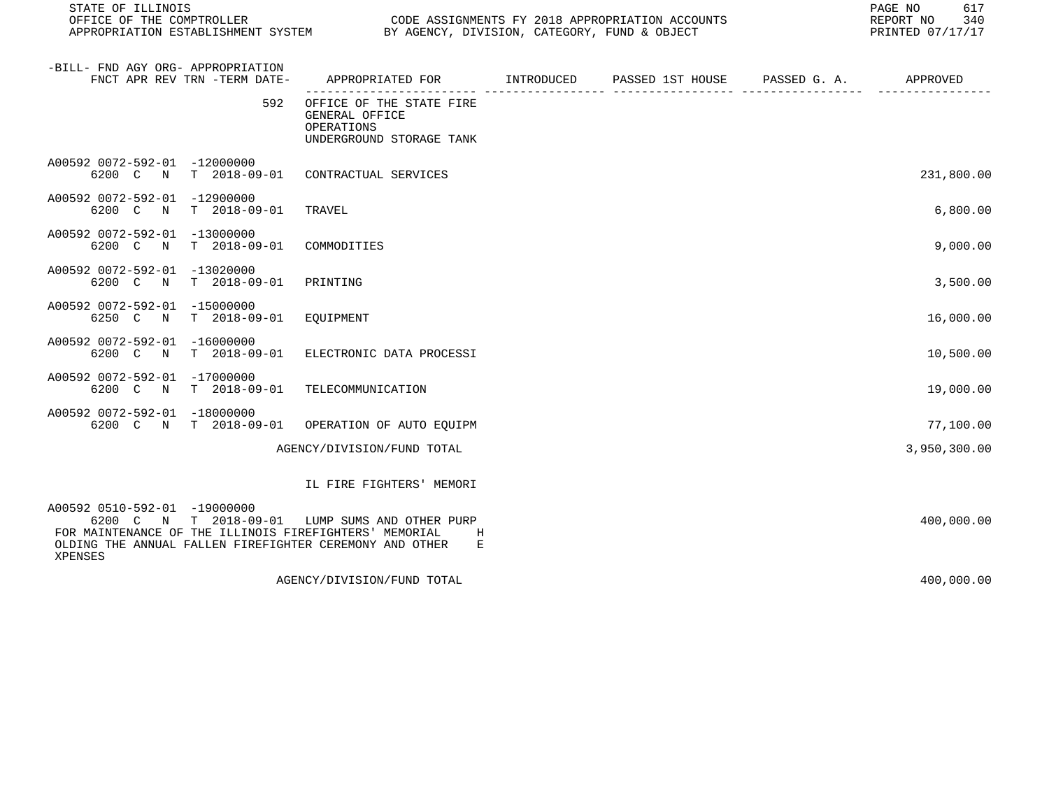| -BILL- FND AGY ORG- APPROPRIATION FNCT APR REV TRN -TERM DATE- | APPROPRIATED FOR | INTRODUCED | PASSED 1ST HOUSE | PASSED G. A. | APPROVED |
|---|---|---|---|---|---|
| 592 | OFFICE OF THE STATE FIRE GENERAL OFFICE OPERATIONS UNDERGROUND STORAGE TANK | | | | |
| A00592 0072-592-01 -12000000 6200 C N T 2018-09-01 | CONTRACTUAL SERVICES | | | | 231,800.00 |
| A00592 0072-592-01 -12900000 6200 C N T 2018-09-01 | TRAVEL | | | | 6,800.00 |
| A00592 0072-592-01 -13000000 6200 C N T 2018-09-01 | COMMODITIES | | | | 9,000.00 |
| A00592 0072-592-01 -13020000 6200 C N T 2018-09-01 | PRINTING | | | | 3,500.00 |
| A00592 0072-592-01 -15000000 6250 C N T 2018-09-01 | EQUIPMENT | | | | 16,000.00 |
| A00592 0072-592-01 -16000000 6200 C N T 2018-09-01 | ELECTRONIC DATA PROCESSI | | | | 10,500.00 |
| A00592 0072-592-01 -17000000 6200 C N T 2018-09-01 | TELECOMMUNICATION | | | | 19,000.00 |
| A00592 0072-592-01 -18000000 6200 C N T 2018-09-01 | OPERATION OF AUTO EQUIPM | | | | 77,100.00 |
| | AGENCY/DIVISION/FUND TOTAL | | | | 3,950,300.00 |
| | IL FIRE FIGHTERS' MEMORI | | | | |
| A00592 0510-592-01 -19000000 6200 C N T 2018-09-01 | LUMP SUMS AND OTHER PURP | | | | 400,000.00 |
| FOR MAINTENANCE OF THE ILLINOIS FIREFIGHTERS' MEMORIAL HOLDING THE ANNUAL FALLEN FIREFIGHTER CEREMONY AND OTHER EXPENSES | | | | | |
| | AGENCY/DIVISION/FUND TOTAL | | | | 400,000.00 |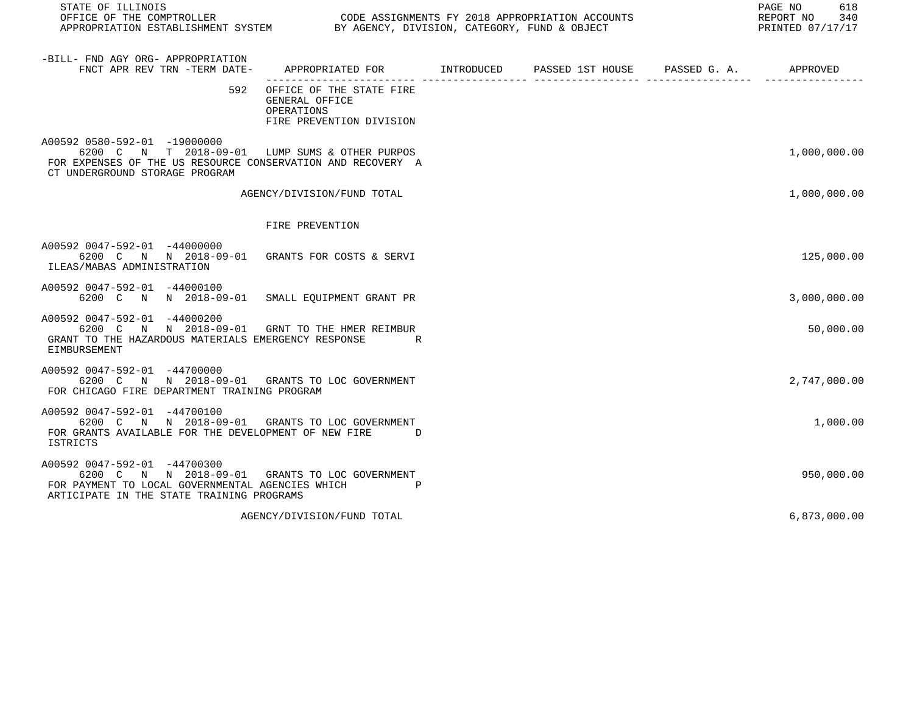| -BILL- FND AGY ORG- APPROPRIATION FNCT APR REV TRN -TERM DATE- | APPROPRIATED FOR | INTRODUCED | PASSED 1ST HOUSE | PASSED G. A. | APPROVED |
|---|---|---|---|---|---|
| 592 | OFFICE OF THE STATE FIRE GENERAL OFFICE OPERATIONS FIRE PREVENTION DIVISION | | | | |
| A00592 0580-592-01 -19000000 6200 C N T 2018-09-01 | LUMP SUMS & OTHER PURPOS | | | | 1,000,000.00 |
| FOR EXPENSES OF THE US RESOURCE CONSERVATION AND RECOVERY ACT UNDERGROUND STORAGE PROGRAM | | | | | |
| | AGENCY/DIVISION/FUND TOTAL | | | | 1,000,000.00 |
| | FIRE PREVENTION | | | | |
| A00592 0047-592-01 -44000000 6200 C N N 2018-09-01 | GRANTS FOR COSTS & SERVI | | | | 125,000.00 |
| ILEAS/MABAS ADMINISTRATION | | | | | |
| A00592 0047-592-01 -44000100 6200 C N N 2018-09-01 | SMALL EQUIPMENT GRANT PR | | | | 3,000,000.00 |
| A00592 0047-592-01 -44000200 6200 C N N 2018-09-01 | GRNT TO THE HMER REIMBUR | | | | 50,000.00 |
| GRANT TO THE HAZARDOUS MATERIALS EMERGENCY RESPONSE REIMBURSEMENT | | | | | |
| A00592 0047-592-01 -44700000 6200 C N N 2018-09-01 | GRANTS TO LOC GOVERNMENT | | | | 2,747,000.00 |
| FOR CHICAGO FIRE DEPARTMENT TRAINING PROGRAM | | | | | |
| A00592 0047-592-01 -44700100 6200 C N N 2018-09-01 | GRANTS TO LOC GOVERNMENT | | | | 1,000.00 |
| FOR GRANTS AVAILABLE FOR THE DEVELOPMENT OF NEW FIRE DISTRICTS | | | | | |
| A00592 0047-592-01 -44700300 6200 C N N 2018-09-01 | GRANTS TO LOC GOVERNMENT | | | | 950,000.00 |
| FOR PAYMENT TO LOCAL GOVERNMENTAL AGENCIES WHICH PARTICIPATE IN THE STATE TRAINING PROGRAMS | | | | | |
| | AGENCY/DIVISION/FUND TOTAL | | | | 6,873,000.00 |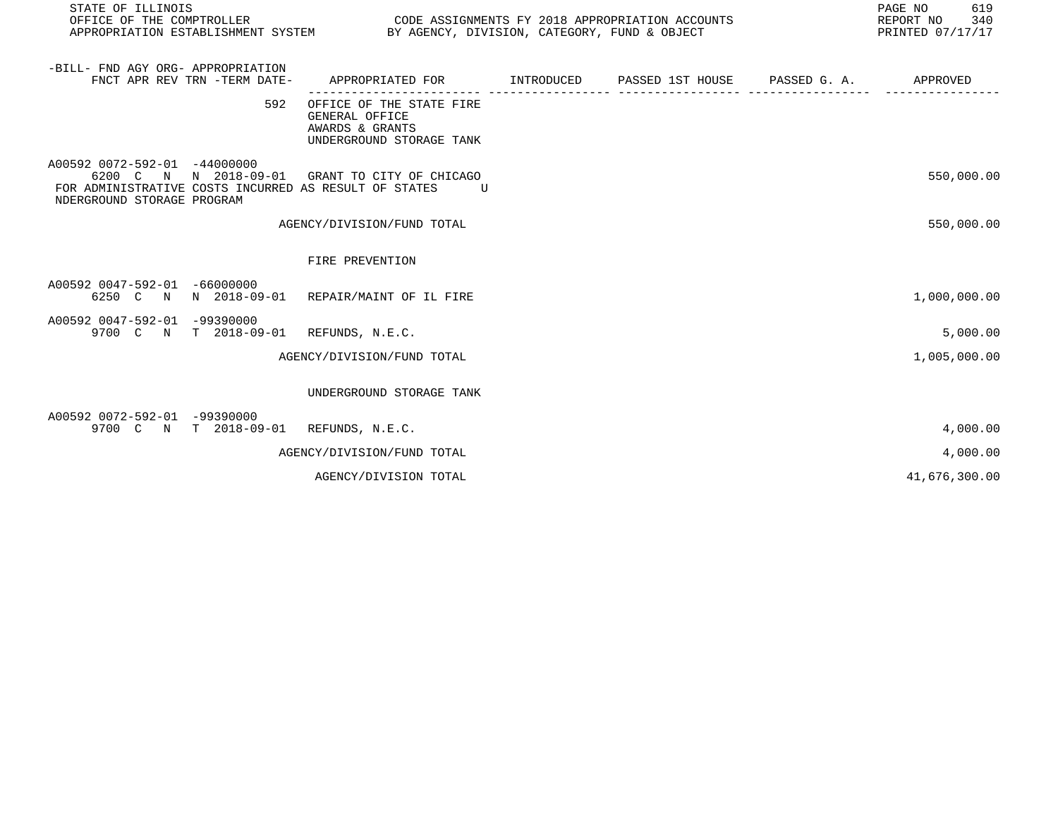STATE OF ILLINOIS
OFFICE OF THE COMPTROLLER
APPROPRIATION ESTABLISHMENT SYSTEM

CODE ASSIGNMENTS FY 2018 APPROPRIATION ACCOUNTS
BY AGENCY, DIVISION, CATEGORY, FUND & OBJECT

REPORT NO 340
PRINTED 07/17/17

| -BILL- FND AGY ORG- APPROPRIATION FNCT APR REV TRN -TERM DATE- | APPROPRIATED FOR | INTRODUCED | PASSED 1ST HOUSE | PASSED G. A. | APPROVED |
|---|---|---|---|---|---|
| 592 | OFFICE OF THE STATE FIRE GENERAL OFFICE AWARDS & GRANTS UNDERGROUND STORAGE TANK | | | | |
| A00592 0072-592-01 -44000000 6200 C N N 2018-09-01 | GRANT TO CITY OF CHICAGO FOR ADMINISTRATIVE COSTS INCURRED AS RESULT OF STATES UNDERGROUND STORAGE PROGRAM | | | | 550,000.00 |
| | AGENCY/DIVISION/FUND TOTAL | | | | 550,000.00 |
| | FIRE PREVENTION | | | | |
| A00592 0047-592-01 -66000000 6250 C N N 2018-09-01 | REPAIR/MAINT OF IL FIRE | | | | 1,000,000.00 |
| A00592 0047-592-01 -99390000 9700 C N T 2018-09-01 | REFUNDS, N.E.C. | | | | 5,000.00 |
| | AGENCY/DIVISION/FUND TOTAL | | | | 1,005,000.00 |
| | UNDERGROUND STORAGE TANK | | | | |
| A00592 0072-592-01 -99390000 9700 C N T 2018-09-01 | REFUNDS, N.E.C. | | | | 4,000.00 |
| | AGENCY/DIVISION/FUND TOTAL | | | | 4,000.00 |
| | AGENCY/DIVISION TOTAL | | | | 41,676,300.00 |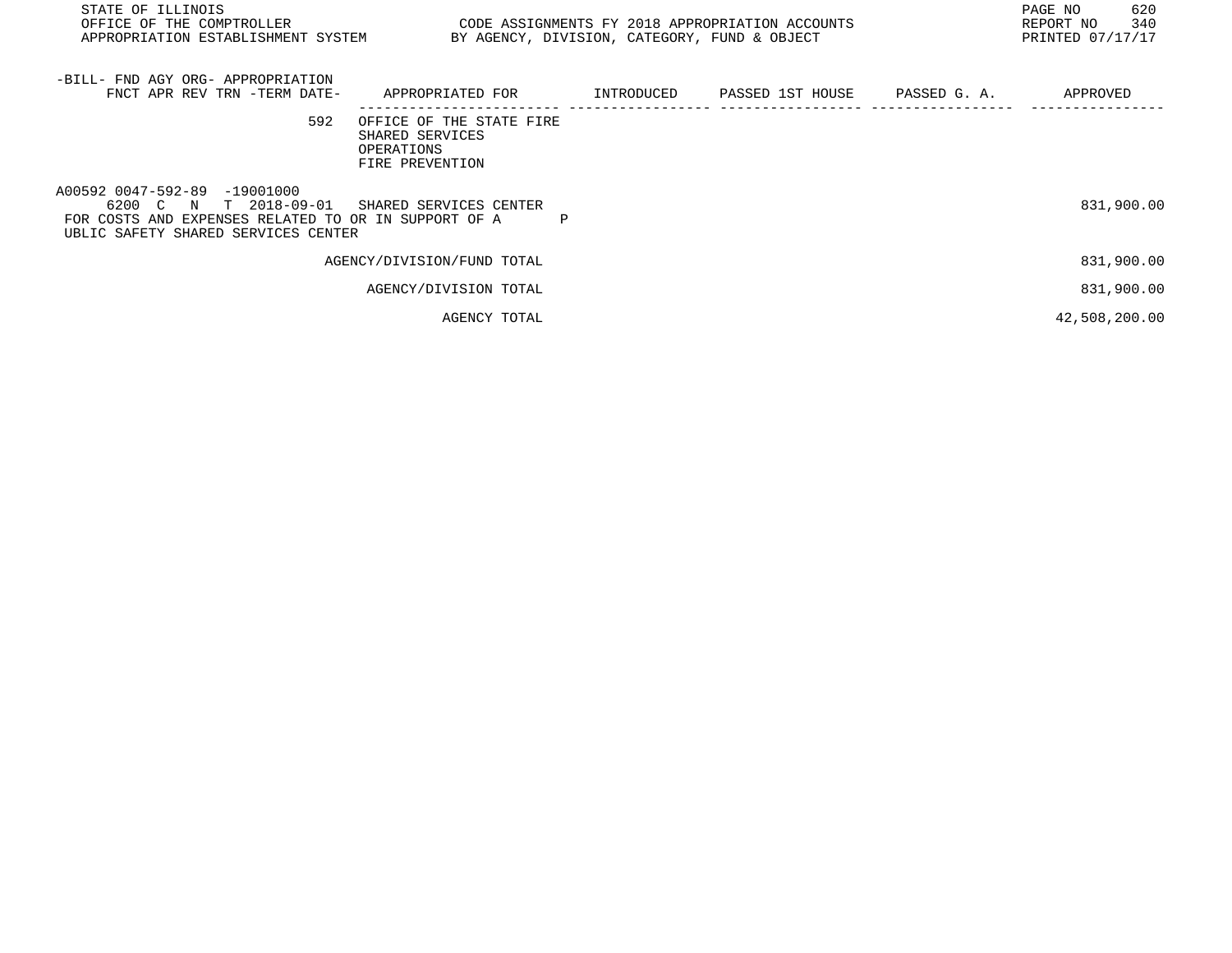| -BILL- FND AGY ORG- APPROPRIATION FNCT APR REV TRN -TERM DATE- | APPROPRIATED FOR | INTRODUCED | PASSED 1ST HOUSE | PASSED G. A. | APPROVED |
|---|---|---|---|---|---|
| 592 | OFFICE OF THE STATE FIRE SHARED SERVICES OPERATIONS FIRE PREVENTION | | | | |
| A00592 0047-592-89 -19001000 6200 C N T 2018-09-01 | SHARED SERVICES CENTER | | | | 831,900.00 |
| FOR COSTS AND EXPENSES RELATED TO OR IN SUPPORT OF A P UBLIC SAFETY SHARED SERVICES CENTER | | | | | |
| | AGENCY/DIVISION/FUND TOTAL | | | | 831,900.00 |
| | AGENCY/DIVISION TOTAL | | | | 831,900.00 |
| | AGENCY TOTAL | | | | 42,508,200.00 |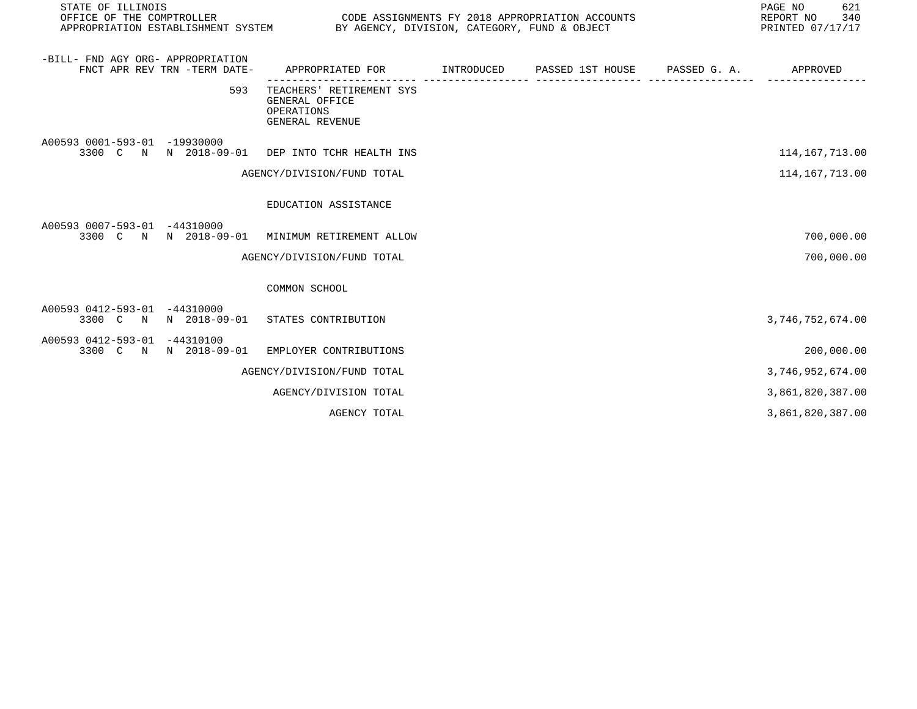STATE OF ILLINOIS
OFFICE OF THE COMPTROLLER
APPROPRIATION ESTABLISHMENT SYSTEM

CODE ASSIGNMENTS FY 2018 APPROPRIATION ACCOUNTS
BY AGENCY, DIVISION, CATEGORY, FUND & OBJECT

REPORT NO 340
PRINTED 07/17/17

| -BILL- FND AGY ORG- APPROPRIATION FNCT APR REV TRN -TERM DATE- | APPROPRIATED FOR | INTRODUCED | PASSED 1ST HOUSE | PASSED G. A. | APPROVED |
|---|---|---|---|---|---|
| 593 | TEACHERS' RETIREMENT SYS<br>GENERAL OFFICE<br>OPERATIONS<br>GENERAL REVENUE | | | | |
| A00593 0001-593-01 -19930000<br>3300 C N N 2018-09-01 | DEP INTO TCHR HEALTH INS | | | | 114,167,713.00 |
| | AGENCY/DIVISION/FUND TOTAL | | | | 114,167,713.00 |
| | EDUCATION ASSISTANCE | | | | |
| A00593 0007-593-01 -44310000<br>3300 C N N 2018-09-01 | MINIMUM RETIREMENT ALLOW | | | | 700,000.00 |
| | AGENCY/DIVISION/FUND TOTAL | | | | 700,000.00 |
| | COMMON SCHOOL | | | | |
| A00593 0412-593-01 -44310000<br>3300 C N N 2018-09-01 | STATES CONTRIBUTION | | | | 3,746,752,674.00 |
| A00593 0412-593-01 -44310100<br>3300 C N N 2018-09-01 | EMPLOYER CONTRIBUTIONS | | | | 200,000.00 |
| | AGENCY/DIVISION/FUND TOTAL | | | | 3,746,952,674.00 |
| | AGENCY/DIVISION TOTAL | | | | 3,861,820,387.00 |
| | AGENCY TOTAL | | | | 3,861,820,387.00 |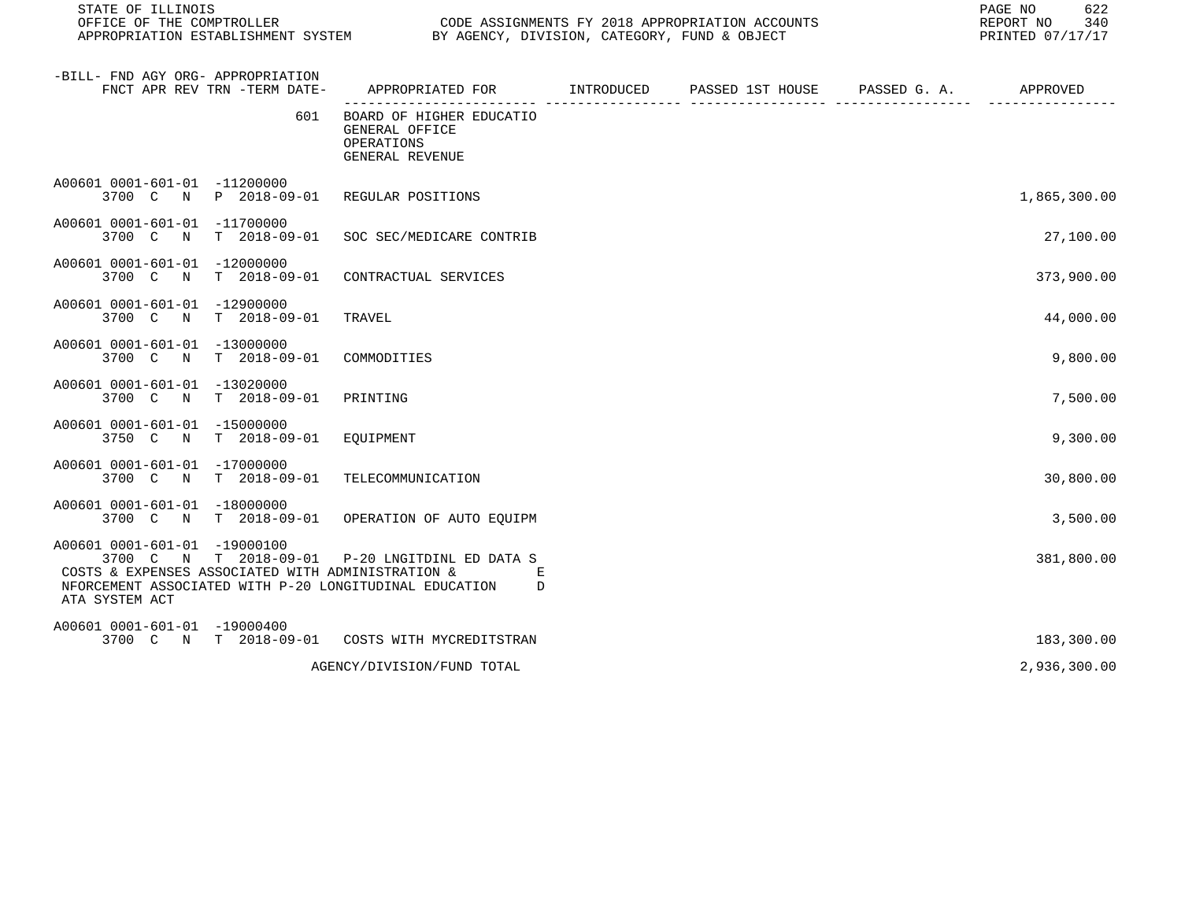STATE OF ILLINOIS
OFFICE OF THE COMPTROLLER
APPROPRIATION ESTABLISHMENT SYSTEM

CODE ASSIGNMENTS FY 2018 APPROPRIATION ACCOUNTS
BY AGENCY, DIVISION, CATEGORY, FUND & OBJECT

REPORT NO 340
PRINTED 07/17/17

| -BILL- FND AGY ORG- APPROPRIATION FNCT APR REV TRN -TERM DATE- | APPROPRIATED FOR | INTRODUCED | PASSED 1ST HOUSE | PASSED G. A. | APPROVED |
|---|---|---|---|---|---|
| 601 | BOARD OF HIGHER EDUCATIO GENERAL OFFICE OPERATIONS GENERAL REVENUE | | | | |
| A00601 0001-601-01 -11200000 3700 C N P 2018-09-01 | REGULAR POSITIONS | | | | 1,865,300.00 |
| A00601 0001-601-01 -11700000 3700 C N T 2018-09-01 | SOC SEC/MEDICARE CONTRIB | | | | 27,100.00 |
| A00601 0001-601-01 -12000000 3700 C N T 2018-09-01 | CONTRACTUAL SERVICES | | | | 373,900.00 |
| A00601 0001-601-01 -12900000 3700 C N T 2018-09-01 | TRAVEL | | | | 44,000.00 |
| A00601 0001-601-01 -13000000 3700 C N T 2018-09-01 | COMMODITIES | | | | 9,800.00 |
| A00601 0001-601-01 -13020000 3700 C N T 2018-09-01 | PRINTING | | | | 7,500.00 |
| A00601 0001-601-01 -15000000 3750 C N T 2018-09-01 | EQUIPMENT | | | | 9,300.00 |
| A00601 0001-601-01 -17000000 3700 C N T 2018-09-01 | TELECOMMUNICATION | | | | 30,800.00 |
| A00601 0001-601-01 -18000000 3700 C N T 2018-09-01 | OPERATION OF AUTO EQUIPM | | | | 3,500.00 |
| A00601 0001-601-01 -19000100 3700 C N T 2018-09-01 | P-20 LNGITDINL ED DATA S | | | | 381,800.00 |
| COSTS & EXPENSES ASSOCIATED WITH ADMINISTRATION & ENFORCEMENT ASSOCIATED WITH P-20 LONGITUDINAL EDUCATION DATA SYSTEM ACT | | | | | |
| A00601 0001-601-01 -19000400 3700 C N T 2018-09-01 | COSTS WITH MYCREDITSTRAN | | | | 183,300.00 |
| | AGENCY/DIVISION/FUND TOTAL | | | | 2,936,300.00 |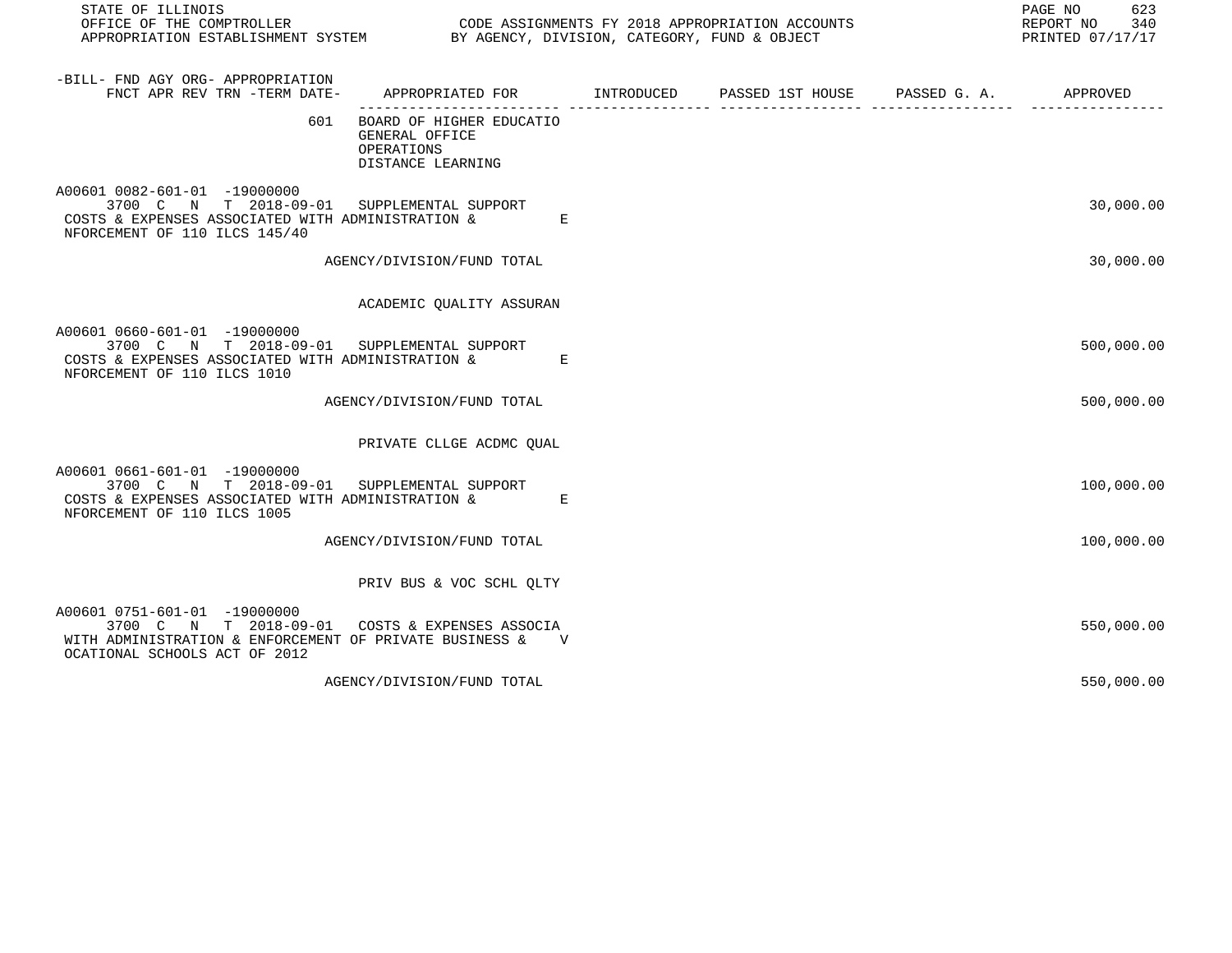STATE OF ILLINOIS
OFFICE OF THE COMPTROLLER
APPROPRIATION ESTABLISHMENT SYSTEM

CODE ASSIGNMENTS FY 2018 APPROPRIATION ACCOUNTS
BY AGENCY, DIVISION, CATEGORY, FUND & OBJECT

REPORT NO 340
PRINTED 07/17/17

| -BILL- FND AGY ORG- APPROPRIATION FNCT APR REV TRN -TERM DATE- | APPROPRIATED FOR | INTRODUCED | PASSED 1ST HOUSE | PASSED G. A. | APPROVED |
|---|---|---|---|---|---|
| 601 | BOARD OF HIGHER EDUCATIO GENERAL OFFICE OPERATIONS DISTANCE LEARNING | | | | |
| A00601 0082-601-01 -19000000 3700 C N T 2018-09-01 | SUPPLEMENTAL SUPPORT | | | | 30,000.00 |
| COSTS & EXPENSES ASSOCIATED WITH ADMINISTRATION & ENFORCEMENT OF 110 ILCS 145/40 | | | | | |
| | AGENCY/DIVISION/FUND TOTAL | | | | 30,000.00 |
| | ACADEMIC QUALITY ASSURAN | | | | |
| A00601 0660-601-01 -19000000 3700 C N T 2018-09-01 | SUPPLEMENTAL SUPPORT | | | | 500,000.00 |
| COSTS & EXPENSES ASSOCIATED WITH ADMINISTRATION & ENFORCEMENT OF 110 ILCS 1010 | | | | | |
| | AGENCY/DIVISION/FUND TOTAL | | | | 500,000.00 |
| | PRIVATE CLLGE ACDMC QUAL | | | | |
| A00601 0661-601-01 -19000000 3700 C N T 2018-09-01 | SUPPLEMENTAL SUPPORT | | | | 100,000.00 |
| COSTS & EXPENSES ASSOCIATED WITH ADMINISTRATION & ENFORCEMENT OF 110 ILCS 1005 | | | | | |
| | AGENCY/DIVISION/FUND TOTAL | | | | 100,000.00 |
| | PRIV BUS & VOC SCHL QLTY | | | | |
| A00601 0751-601-01 -19000000 3700 C N T 2018-09-01 | COSTS & EXPENSES ASSOCIA | | | | 550,000.00 |
| WITH ADMINISTRATION & ENFORCEMENT OF PRIVATE BUSINESS & VOCATIONAL SCHOOLS ACT OF 2012 | | | | | |
| | AGENCY/DIVISION/FUND TOTAL | | | | 550,000.00 |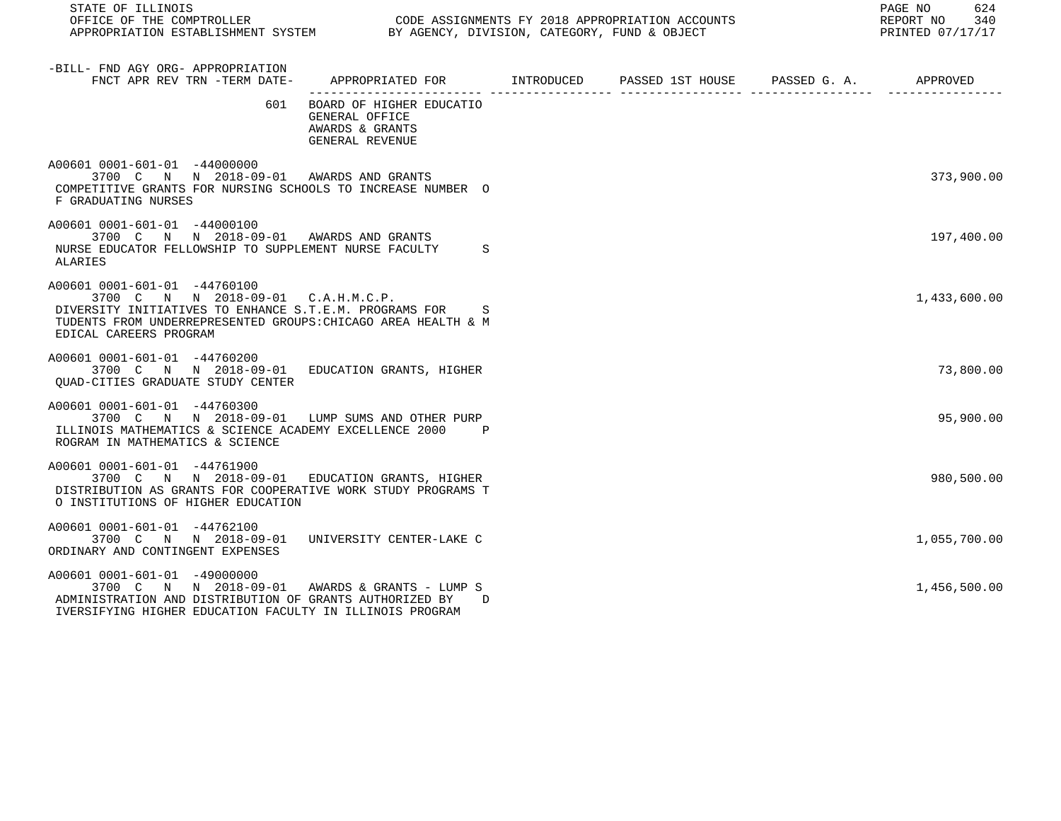STATE OF ILLINOIS
OFFICE OF THE COMPTROLLER
APPROPRIATION ESTABLISHMENT SYSTEM

CODE ASSIGNMENTS FY 2018 APPROPRIATION ACCOUNTS
BY AGENCY, DIVISION, CATEGORY, FUND & OBJECT

REPORT NO 340
PRINTED 07/17/17

| -BILL- FND AGY ORG- APPROPRIATION FNCT APR REV TRN -TERM DATE- | APPROPRIATED FOR | INTRODUCED | PASSED 1ST HOUSE | PASSED G. A. | APPROVED |
|---|---|---|---|---|---|
| 601 | BOARD OF HIGHER EDUCATIO GENERAL OFFICE AWARDS & GRANTS GENERAL REVENUE | | | | |
| A00601 0001-601-01 -44000000 3700 C N N 2018-09-01 | AWARDS AND GRANTS | | | | 373,900.00 |
| COMPETITIVE GRANTS FOR NURSING SCHOOLS TO INCREASE NUMBER OF GRADUATING NURSES | | | | | |
| A00601 0001-601-01 -44000100 3700 C N N 2018-09-01 | AWARDS AND GRANTS | | | | 197,400.00 |
| NURSE EDUCATOR FELLOWSHIP TO SUPPLEMENT NURSE FACULTY SALARIES | | | | | |
| A00601 0001-601-01 -44760100 3700 C N N 2018-09-01 | C.A.H.M.C.P. | | | | 1,433,600.00 |
| DIVERSITY INITIATIVES TO ENHANCE S.T.E.M. PROGRAMS FOR STUDENTS FROM UNDERREPRESENTED GROUPS:CHICAGO AREA HEALTH & MEDICAL CAREERS PROGRAM | | | | | |
| A00601 0001-601-01 -44760200 3700 C N N 2018-09-01 | EDUCATION GRANTS, HIGHER | | | | 73,800.00 |
| QUAD-CITIES GRADUATE STUDY CENTER | | | | | |
| A00601 0001-601-01 -44760300 3700 C N N 2018-09-01 | LUMP SUMS AND OTHER PURP | | | | 95,900.00 |
| ILLINOIS MATHEMATICS & SCIENCE ACADEMY EXCELLENCE 2000 PROGRAM IN MATHEMATICS & SCIENCE | | | | | |
| A00601 0001-601-01 -44761900 3700 C N N 2018-09-01 | EDUCATION GRANTS, HIGHER | | | | 980,500.00 |
| DISTRIBUTION AS GRANTS FOR COOPERATIVE WORK STUDY PROGRAMS TO INSTITUTIONS OF HIGHER EDUCATION | | | | | |
| A00601 0001-601-01 -44762100 3700 C N N 2018-09-01 | UNIVERSITY CENTER-LAKE C | | | | 1,055,700.00 |
| ORDINARY AND CONTINGENT EXPENSES | | | | | |
| A00601 0001-601-01 -49000000 3700 C N N 2018-09-01 | AWARDS & GRANTS - LUMP S | | | | 1,456,500.00 |
| ADMINISTRATION AND DISTRIBUTION OF GRANTS AUTHORIZED BY DIVERSIFYING HIGHER EDUCATION FACULTY IN ILLINOIS PROGRAM | | | | | |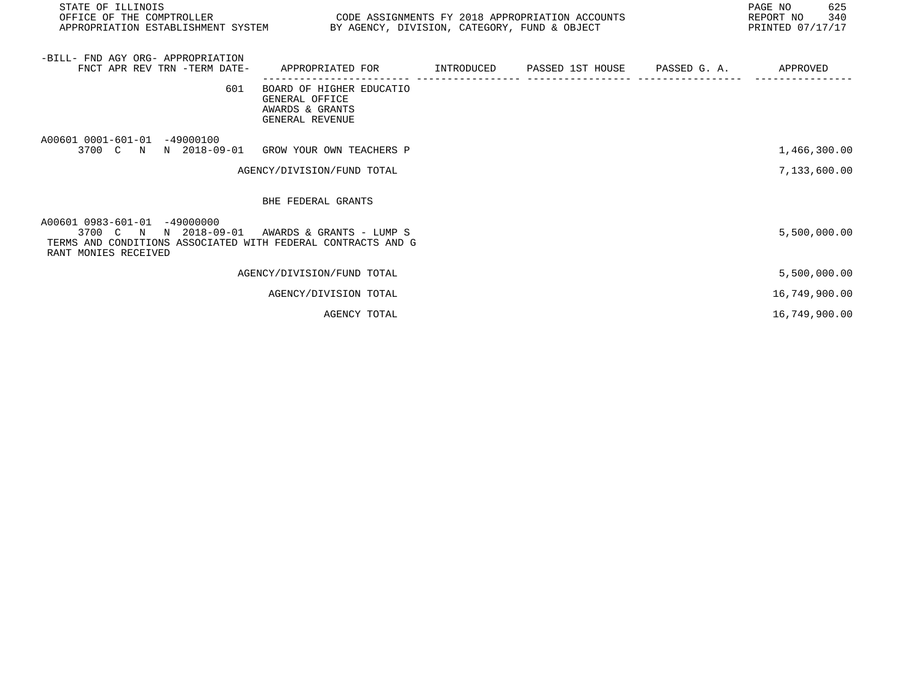STATE OF ILLINOIS
OFFICE OF THE COMPTROLLER
APPROPRIATION ESTABLISHMENT SYSTEM

CODE ASSIGNMENTS FY 2018 APPROPRIATION ACCOUNTS
BY AGENCY, DIVISION, CATEGORY, FUND & OBJECT

REPORT NO 340
PRINTED 07/17/17

| -BILL- FND AGY ORG- APPROPRIATION<br>FNCT APR REV TRN -TERM DATE- | APPROPRIATED FOR | INTRODUCED | PASSED 1ST HOUSE | PASSED G. A. | APPROVED |
|---|---|---|---|---|---|
| 601 | BOARD OF HIGHER EDUCATIO<br>GENERAL OFFICE<br>AWARDS & GRANTS<br>GENERAL REVENUE | | | | |
| A00601 0001-601-01 -49000100<br>3700 C N N 2018-09-01 | GROW YOUR OWN TEACHERS P | | | | 1,466,300.00 |
| | AGENCY/DIVISION/FUND TOTAL | | | | 7,133,600.00 |
| | BHE FEDERAL GRANTS | | | | |
| A00601 0983-601-01 -49000000<br>3700 C N N 2018-09-01 | AWARDS & GRANTS - LUMP S | | | | 5,500,000.00 |
| TERMS AND CONDITIONS ASSOCIATED WITH FEDERAL CONTRACTS AND G RANT MONIES RECEIVED | | | | | |
| | AGENCY/DIVISION/FUND TOTAL | | | | 5,500,000.00 |
| | AGENCY/DIVISION TOTAL | | | | 16,749,900.00 |
| | AGENCY TOTAL | | | | 16,749,900.00 |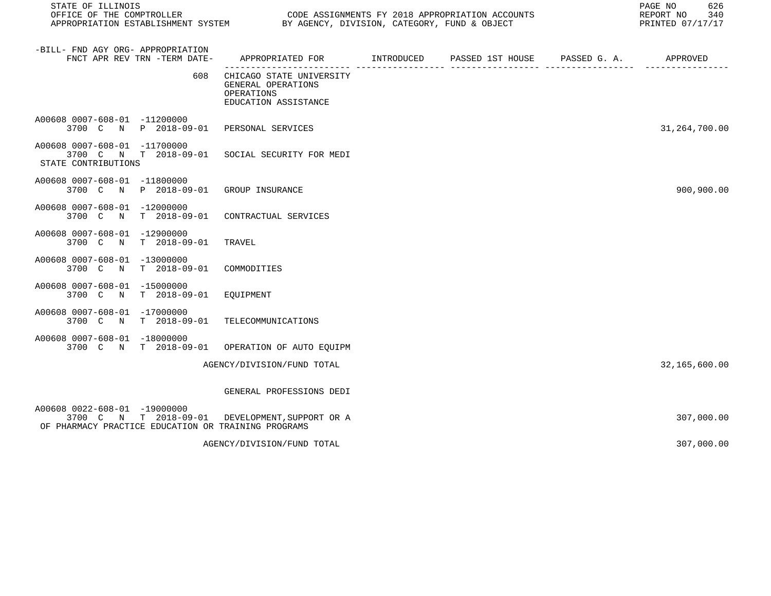STATE OF ILLINOIS
OFFICE OF THE COMPTROLLER
APPROPRIATION ESTABLISHMENT SYSTEM

CODE ASSIGNMENTS FY 2018 APPROPRIATION ACCOUNTS
BY AGENCY, DIVISION, CATEGORY, FUND & OBJECT

REPORT NO 340
PRINTED 07/17/17

| -BILL- FND AGY ORG- APPROPRIATION FNCT APR REV TRN -TERM DATE- | APPROPRIATED FOR | INTRODUCED | PASSED 1ST HOUSE | PASSED G. A. | APPROVED |
|---|---|---|---|---|---|
| 608 | CHICAGO STATE UNIVERSITY GENERAL OPERATIONS OPERATIONS EDUCATION ASSISTANCE | | | | |
| A00608 0007-608-01 -11200000 3700 C N P 2018-09-01 | PERSONAL SERVICES | | | | 31,264,700.00 |
| A00608 0007-608-01 -11700000 3700 C N T 2018-09-01 STATE CONTRIBUTIONS | SOCIAL SECURITY FOR MEDI | | | | |
| A00608 0007-608-01 -11800000 3700 C N P 2018-09-01 | GROUP INSURANCE | | | | 900,900.00 |
| A00608 0007-608-01 -12000000 3700 C N T 2018-09-01 | CONTRACTUAL SERVICES | | | | |
| A00608 0007-608-01 -12900000 3700 C N T 2018-09-01 | TRAVEL | | | | |
| A00608 0007-608-01 -13000000 3700 C N T 2018-09-01 | COMMODITIES | | | | |
| A00608 0007-608-01 -15000000 3700 C N T 2018-09-01 | EQUIPMENT | | | | |
| A00608 0007-608-01 -17000000 3700 C N T 2018-09-01 | TELECOMMUNICATIONS | | | | |
| A00608 0007-608-01 -18000000 3700 C N T 2018-09-01 | OPERATION OF AUTO EQUIPM | | | | |
| | AGENCY/DIVISION/FUND TOTAL | | | | 32,165,600.00 |
| | GENERAL PROFESSIONS DEDI | | | | |
| A00608 0022-608-01 -19000000 3700 C N T 2018-09-01 | DEVELOPMENT,SUPPORT OR A OF PHARMACY PRACTICE EDUCATION OR TRAINING PROGRAMS | | | | 307,000.00 |
| | AGENCY/DIVISION/FUND TOTAL | | | | 307,000.00 |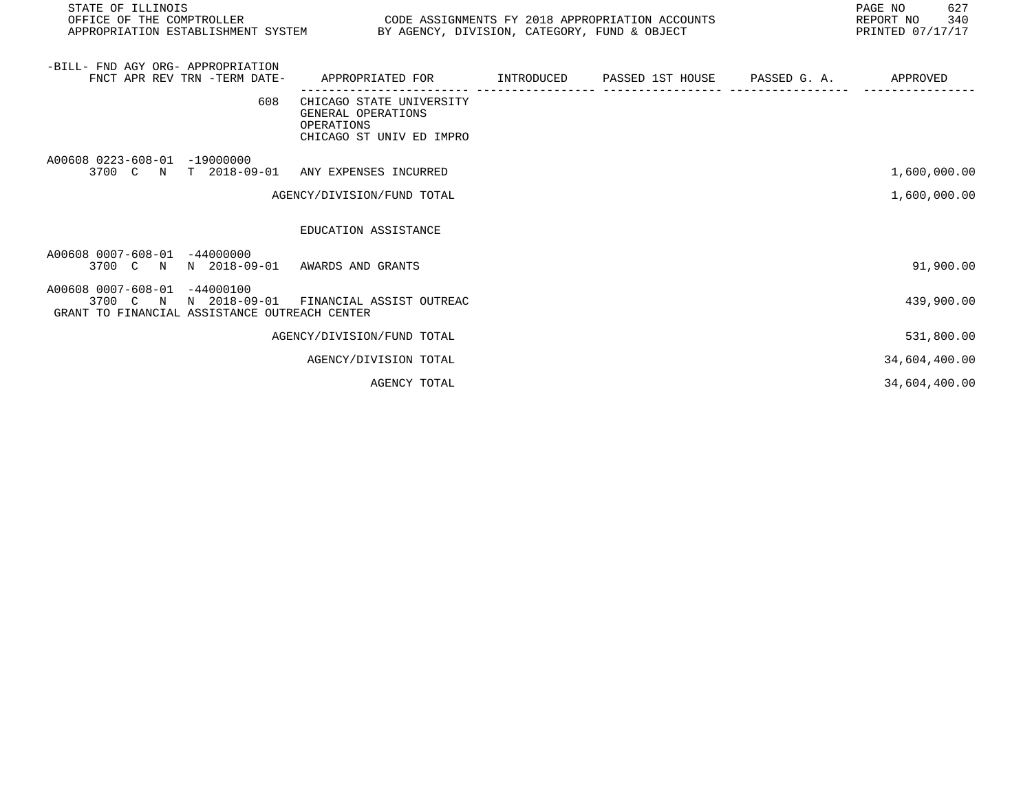STATE OF ILLINOIS
OFFICE OF THE COMPTROLLER
APPROPRIATION ESTABLISHMENT SYSTEM

CODE ASSIGNMENTS FY 2018 APPROPRIATION ACCOUNTS
BY AGENCY, DIVISION, CATEGORY, FUND & OBJECT

REPORT NO 340
PRINTED 07/17/17

| -BILL- FND AGY ORG- APPROPRIATION FNCT APR REV TRN -TERM DATE- | APPROPRIATED FOR | INTRODUCED | PASSED 1ST HOUSE | PASSED G. A. | APPROVED |
|---|---|---|---|---|---|
| 608 | CHICAGO STATE UNIVERSITY<br>GENERAL OPERATIONS<br>OPERATIONS<br>CHICAGO ST UNIV ED IMPRO | | | | |
| A00608 0223-608-01 -19000000<br>3700 C N T 2018-09-01 | ANY EXPENSES INCURRED | | | | 1,600,000.00 |
| | AGENCY/DIVISION/FUND TOTAL | | | | 1,600,000.00 |
| | EDUCATION ASSISTANCE | | | | |
| A00608 0007-608-01 -44000000<br>3700 C N N 2018-09-01 | AWARDS AND GRANTS | | | | 91,900.00 |
| A00608 0007-608-01 -44000100<br>3700 C N N 2018-09-01<br>GRANT TO FINANCIAL ASSISTANCE OUTREACH CENTER | FINANCIAL ASSIST OUTREAC | | | | 439,900.00 |
| | AGENCY/DIVISION/FUND TOTAL | | | | 531,800.00 |
| | AGENCY/DIVISION TOTAL | | | | 34,604,400.00 |
| | AGENCY TOTAL | | | | 34,604,400.00 |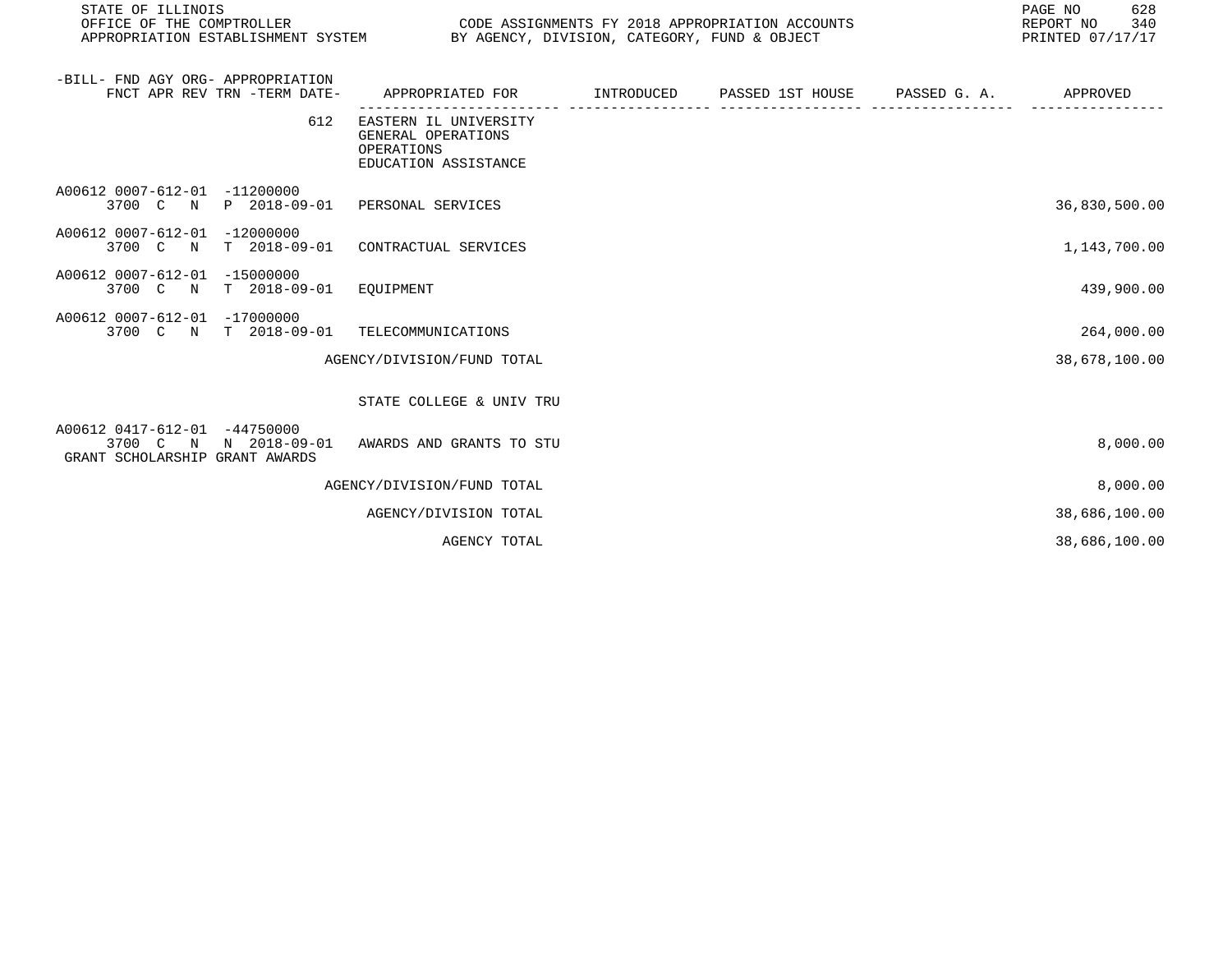STATE OF ILLINOIS
OFFICE OF THE COMPTROLLER
APPROPRIATION ESTABLISHMENT SYSTEM

CODE ASSIGNMENTS FY 2018 APPROPRIATION ACCOUNTS
BY AGENCY, DIVISION, CATEGORY, FUND & OBJECT

REPORT NO 340
PRINTED 07/17/17

| -BILL- FND AGY ORG- APPROPRIATION FNCT APR REV TRN -TERM DATE- | APPROPRIATED FOR | INTRODUCED | PASSED 1ST HOUSE | PASSED G. A. | APPROVED |
|---|---|---|---|---|---|
| 612 | EASTERN IL UNIVERSITY GENERAL OPERATIONS OPERATIONS EDUCATION ASSISTANCE | | | | |
| A00612 0007-612-01 -11200000 3700 C N P 2018-09-01 | PERSONAL SERVICES | | | | 36,830,500.00 |
| A00612 0007-612-01 -12000000 3700 C N T 2018-09-01 | CONTRACTUAL SERVICES | | | | 1,143,700.00 |
| A00612 0007-612-01 -15000000 3700 C N T 2018-09-01 | EQUIPMENT | | | | 439,900.00 |
| A00612 0007-612-01 -17000000 3700 C N T 2018-09-01 | TELECOMMUNICATIONS | | | | 264,000.00 |
| | AGENCY/DIVISION/FUND TOTAL | | | | 38,678,100.00 |
| | STATE COLLEGE & UNIV TRU | | | | |
| A00612 0417-612-01 -44750000 3700 C N N 2018-09-01 GRANT SCHOLARSHIP GRANT AWARDS | AWARDS AND GRANTS TO STU | | | | 8,000.00 |
| | AGENCY/DIVISION/FUND TOTAL | | | | 8,000.00 |
| | AGENCY/DIVISION TOTAL | | | | 38,686,100.00 |
| | AGENCY TOTAL | | | | 38,686,100.00 |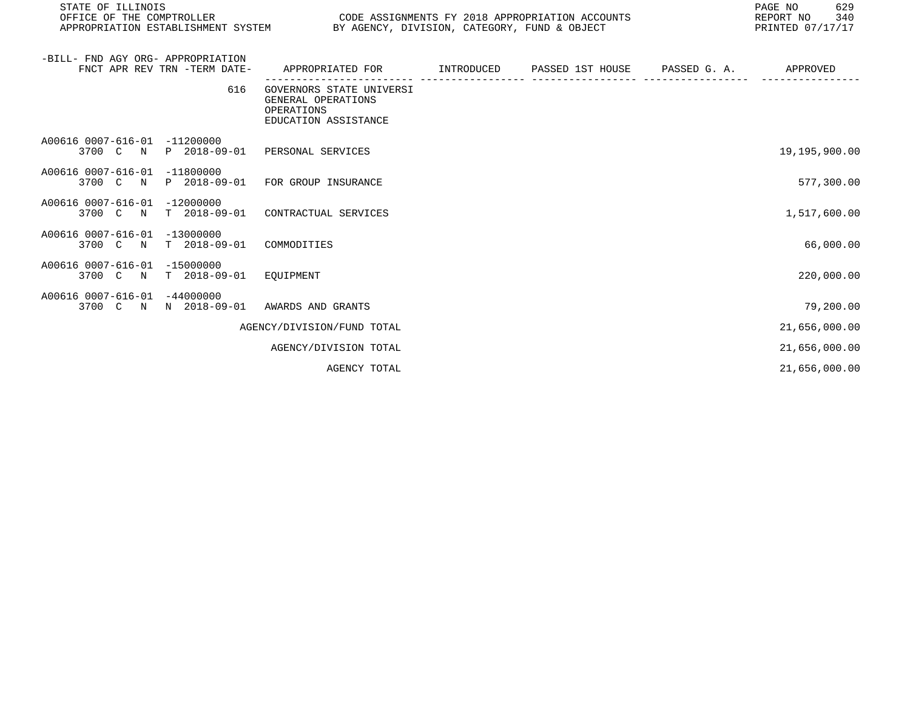| -BILL- FND AGY ORG- APPROPRIATION FNCT APR REV TRN -TERM DATE- | APPROPRIATED FOR | INTRODUCED | PASSED 1ST HOUSE | PASSED G. A. | APPROVED |
|---|---|---|---|---|---|
| 616 | GOVERNORS STATE UNIVERSI GENERAL OPERATIONS OPERATIONS EDUCATION ASSISTANCE | | | | |
| A00616 0007-616-01 -11200000 3700 C N P 2018-09-01 | PERSONAL SERVICES | | | | 19,195,900.00 |
| A00616 0007-616-01 -11800000 3700 C N P 2018-09-01 | FOR GROUP INSURANCE | | | | 577,300.00 |
| A00616 0007-616-01 -12000000 3700 C N T 2018-09-01 | CONTRACTUAL SERVICES | | | | 1,517,600.00 |
| A00616 0007-616-01 -13000000 3700 C N T 2018-09-01 | COMMODITIES | | | | 66,000.00 |
| A00616 0007-616-01 -15000000 3700 C N T 2018-09-01 | EQUIPMENT | | | | 220,000.00 |
| A00616 0007-616-01 -44000000 3700 C N N 2018-09-01 | AWARDS AND GRANTS | | | | 79,200.00 |
| | AGENCY/DIVISION/FUND TOTAL | | | | 21,656,000.00 |
| | AGENCY/DIVISION TOTAL | | | | 21,656,000.00 |
| | AGENCY TOTAL | | | | 21,656,000.00 |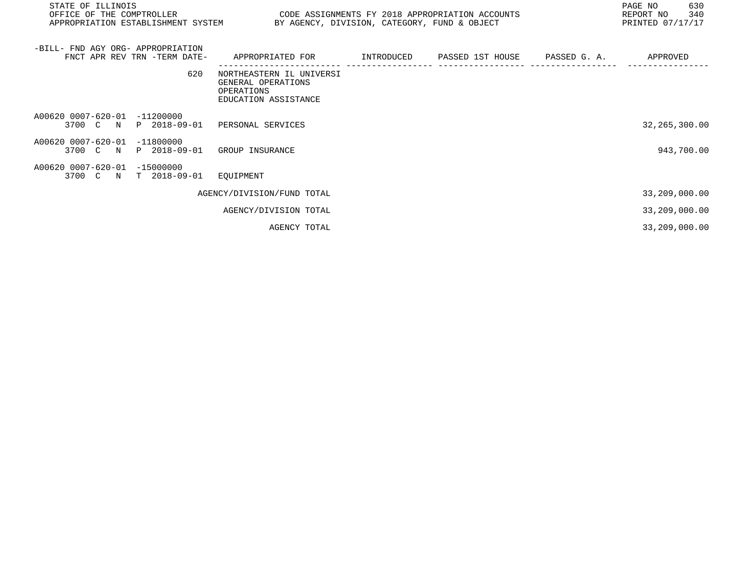STATE OF ILLINOIS
OFFICE OF THE COMPTROLLER
APPROPRIATION ESTABLISHMENT SYSTEM

CODE ASSIGNMENTS FY 2018 APPROPRIATION ACCOUNTS
BY AGENCY, DIVISION, CATEGORY, FUND & OBJECT

REPORT NO 340
PRINTED 07/17/17

| -BILL- FND AGY ORG- APPROPRIATION FNCT APR REV TRN -TERM DATE- | APPROPRIATED FOR | INTRODUCED | PASSED 1ST HOUSE | PASSED G. A. | APPROVED |
|---|---|---|---|---|---|
| 620 | NORTHEASTERN IL UNIVERSI GENERAL OPERATIONS OPERATIONS EDUCATION ASSISTANCE | | | | |
| A00620 0007-620-01 -11200000 3700 C N P 2018-09-01 | PERSONAL SERVICES | | | | 32,265,300.00 |
| A00620 0007-620-01 -11800000 3700 C N P 2018-09-01 | GROUP INSURANCE | | | | 943,700.00 |
| A00620 0007-620-01 -15000000 3700 C N T 2018-09-01 | EQUIPMENT | | | | |
| | AGENCY/DIVISION/FUND TOTAL | | | | 33,209,000.00 |
| | AGENCY/DIVISION TOTAL | | | | 33,209,000.00 |
| | AGENCY TOTAL | | | | 33,209,000.00 |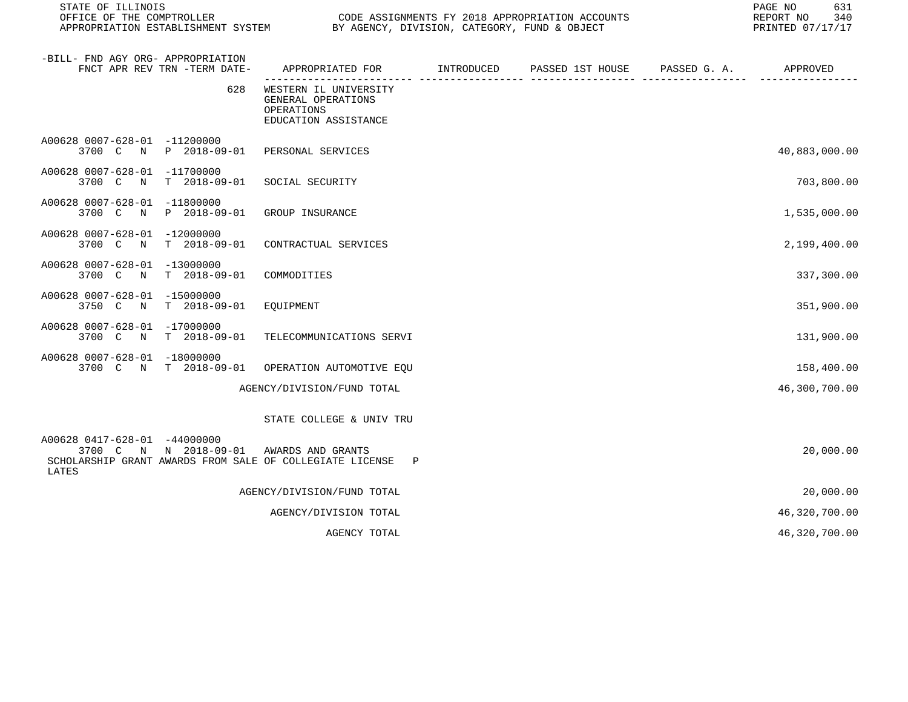STATE OF ILLINOIS
OFFICE OF THE COMPTROLLER
APPROPRIATION ESTABLISHMENT SYSTEM

CODE ASSIGNMENTS FY 2018 APPROPRIATION ACCOUNTS
BY AGENCY, DIVISION, CATEGORY, FUND & OBJECT

REPORT NO 340
PRINTED 07/17/17

| -BILL- FND AGY ORG- APPROPRIATION FNCT APR REV TRN -TERM DATE- | APPROPRIATED FOR | INTRODUCED | PASSED 1ST HOUSE | PASSED G. A. | APPROVED |
|---|---|---|---|---|---|
| 628 | WESTERN IL UNIVERSITY GENERAL OPERATIONS OPERATIONS EDUCATION ASSISTANCE | | | | |
| A00628 0007-628-01 -11200000 3700 C N P 2018-09-01 | PERSONAL SERVICES | | | | 40,883,000.00 |
| A00628 0007-628-01 -11700000 3700 C N T 2018-09-01 | SOCIAL SECURITY | | | | 703,800.00 |
| A00628 0007-628-01 -11800000 3700 C N P 2018-09-01 | GROUP INSURANCE | | | | 1,535,000.00 |
| A00628 0007-628-01 -12000000 3700 C N T 2018-09-01 | CONTRACTUAL SERVICES | | | | 2,199,400.00 |
| A00628 0007-628-01 -13000000 3700 C N T 2018-09-01 | COMMODITIES | | | | 337,300.00 |
| A00628 0007-628-01 -15000000 3750 C N T 2018-09-01 | EQUIPMENT | | | | 351,900.00 |
| A00628 0007-628-01 -17000000 3700 C N T 2018-09-01 | TELECOMMUNICATIONS SERVI | | | | 131,900.00 |
| A00628 0007-628-01 -18000000 3700 C N T 2018-09-01 | OPERATION AUTOMOTIVE EQU | | | | 158,400.00 |
| | AGENCY/DIVISION/FUND TOTAL | | | | 46,300,700.00 |
| | STATE COLLEGE & UNIV TRU | | | | |
| A00628 0417-628-01 -44000000 3700 C N N 2018-09-01 | AWARDS AND GRANTS | | | | 20,000.00 |
| SCHOLARSHIP GRANT AWARDS FROM SALE OF COLLEGIATE LICENSE P LATES | | | | | |
| | AGENCY/DIVISION/FUND TOTAL | | | | 20,000.00 |
| | AGENCY/DIVISION TOTAL | | | | 46,320,700.00 |
| | AGENCY TOTAL | | | | 46,320,700.00 |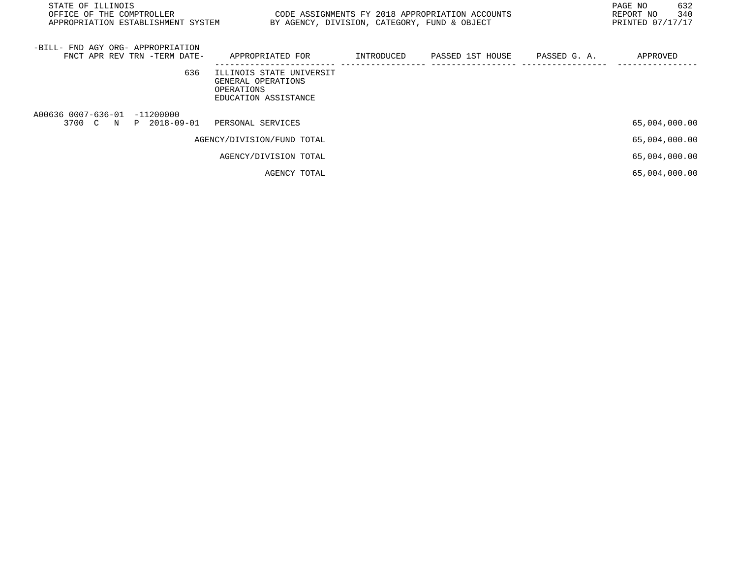STATE OF ILLINOIS
OFFICE OF THE COMPTROLLER
APPROPRIATION ESTABLISHMENT SYSTEM

CODE ASSIGNMENTS FY 2018 APPROPRIATION ACCOUNTS
BY AGENCY, DIVISION, CATEGORY, FUND & OBJECT

REPORT NO 340
PRINTED 07/17/17

| -BILL- FND AGY ORG- APPROPRIATION FNCT APR REV TRN -TERM DATE- | APPROPRIATED FOR | INTRODUCED | PASSED 1ST HOUSE | PASSED G. A. | APPROVED |
|---|---|---|---|---|---|
| 636 | ILLINOIS STATE UNIVERSIT GENERAL OPERATIONS OPERATIONS EDUCATION ASSISTANCE | | | | |
| A00636 0007-636-01 -11200000 3700 C N P 2018-09-01 | PERSONAL SERVICES | | | | 65,004,000.00 |
| | AGENCY/DIVISION/FUND TOTAL | | | | 65,004,000.00 |
| | AGENCY/DIVISION TOTAL | | | | 65,004,000.00 |
| | AGENCY TOTAL | | | | 65,004,000.00 |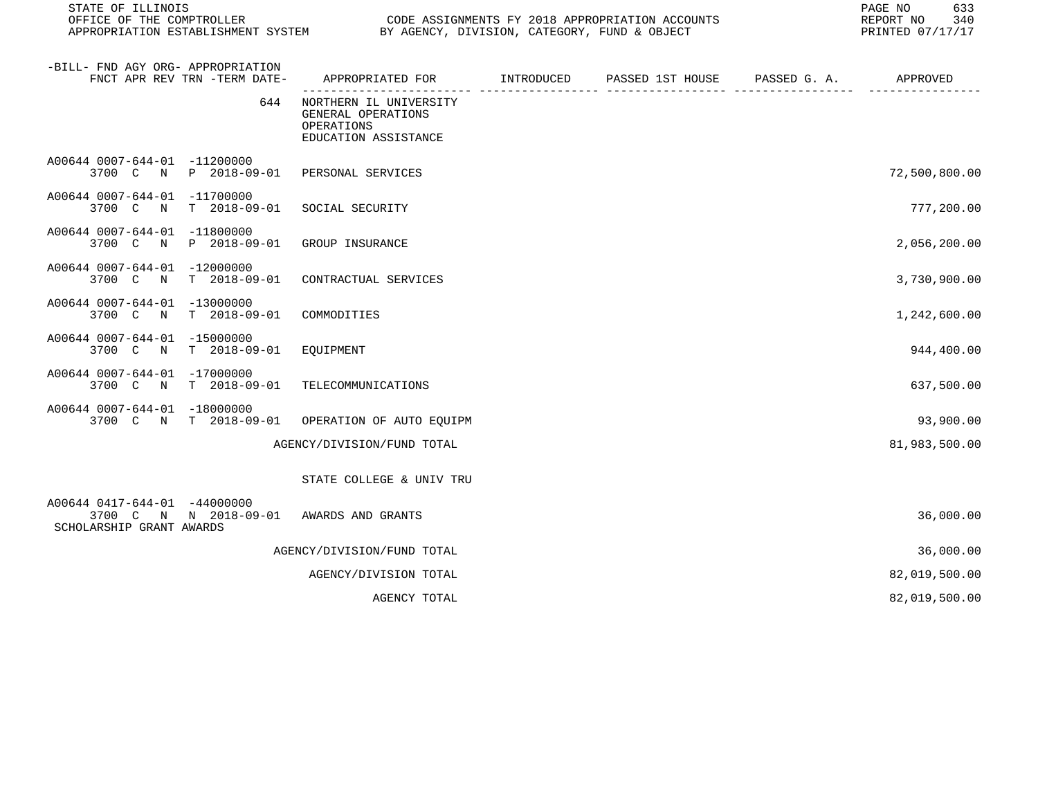STATE OF ILLINOIS
OFFICE OF THE COMPTROLLER
APPROPRIATION ESTABLISHMENT SYSTEM

CODE ASSIGNMENTS FY 2018 APPROPRIATION ACCOUNTS
BY AGENCY, DIVISION, CATEGORY, FUND & OBJECT

REPORT NO 340
PRINTED 07/17/17

| -BILL- FND AGY ORG- APPROPRIATION FNCT APR REV TRN -TERM DATE- | APPROPRIATED FOR | INTRODUCED | PASSED 1ST HOUSE | PASSED G. A. | APPROVED |
|---|---|---|---|---|---|
| 644 | NORTHERN IL UNIVERSITY GENERAL OPERATIONS OPERATIONS EDUCATION ASSISTANCE | | | | |
| A00644 0007-644-01 -11200000 3700 C N P 2018-09-01 | PERSONAL SERVICES | | | | 72,500,800.00 |
| A00644 0007-644-01 -11700000 3700 C N T 2018-09-01 | SOCIAL SECURITY | | | | 777,200.00 |
| A00644 0007-644-01 -11800000 3700 C N P 2018-09-01 | GROUP INSURANCE | | | | 2,056,200.00 |
| A00644 0007-644-01 -12000000 3700 C N T 2018-09-01 | CONTRACTUAL SERVICES | | | | 3,730,900.00 |
| A00644 0007-644-01 -13000000 3700 C N T 2018-09-01 | COMMODITIES | | | | 1,242,600.00 |
| A00644 0007-644-01 -15000000 3700 C N T 2018-09-01 | EQUIPMENT | | | | 944,400.00 |
| A00644 0007-644-01 -17000000 3700 C N T 2018-09-01 | TELECOMMUNICATIONS | | | | 637,500.00 |
| A00644 0007-644-01 -18000000 3700 C N T 2018-09-01 | OPERATION OF AUTO EQUIPM | | | | 93,900.00 |
| | AGENCY/DIVISION/FUND TOTAL | | | | 81,983,500.00 |
| | STATE COLLEGE & UNIV TRU | | | | |
| A00644 0417-644-01 -44000000 3700 C N N 2018-09-01 SCHOLARSHIP GRANT AWARDS | AWARDS AND GRANTS | | | | 36,000.00 |
| | AGENCY/DIVISION/FUND TOTAL | | | | 36,000.00 |
| | AGENCY/DIVISION TOTAL | | | | 82,019,500.00 |
| | AGENCY TOTAL | | | | 82,019,500.00 |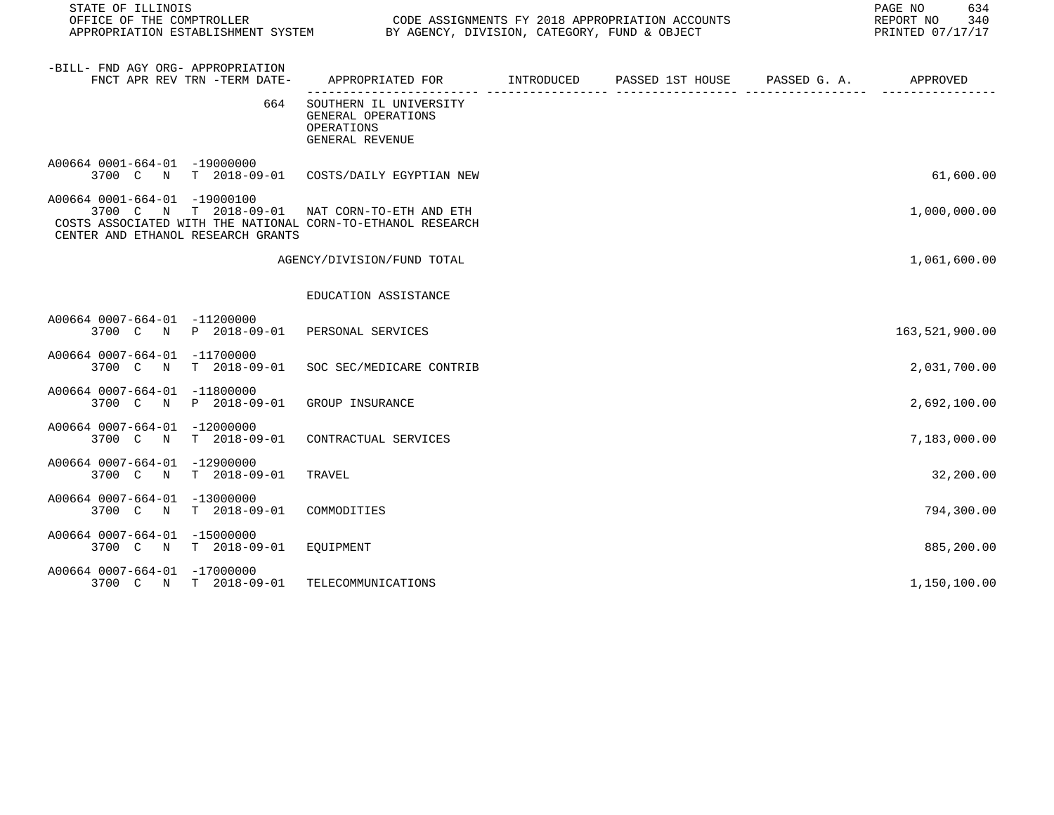STATE OF ILLINOIS
OFFICE OF THE COMPTROLLER
APPROPRIATION ESTABLISHMENT SYSTEM

CODE ASSIGNMENTS FY 2018 APPROPRIATION ACCOUNTS
BY AGENCY, DIVISION, CATEGORY, FUND & OBJECT

REPORT NO 340
PRINTED 07/17/17

| -BILL- FND AGY ORG- APPROPRIATION FNCT APR REV TRN -TERM DATE- | APPROPRIATED FOR | INTRODUCED | PASSED 1ST HOUSE | PASSED G. A. | APPROVED |
|---|---|---|---|---|---|
| 664 | SOUTHERN IL UNIVERSITY GENERAL OPERATIONS OPERATIONS GENERAL REVENUE | | | | |
| A00664 0001-664-01 -19000000 3700 C N T 2018-09-01 | COSTS/DAILY EGYPTIAN NEW | | | | 61,600.00 |
| A00664 0001-664-01 -19000100 3700 C N T 2018-09-01 | NAT CORN-TO-ETH AND ETH | | | | 1,000,000.00 |
| COSTS ASSOCIATED WITH THE NATIONAL CORN-TO-ETHANOL RESEARCH CENTER AND ETHANOL RESEARCH GRANTS | | | | | |
| | AGENCY/DIVISION/FUND TOTAL | | | | 1,061,600.00 |
| | EDUCATION ASSISTANCE | | | | |
| A00664 0007-664-01 -11200000 3700 C N P 2018-09-01 | PERSONAL SERVICES | | | | 163,521,900.00 |
| A00664 0007-664-01 -11700000 3700 C N T 2018-09-01 | SOC SEC/MEDICARE CONTRIB | | | | 2,031,700.00 |
| A00664 0007-664-01 -11800000 3700 C N P 2018-09-01 | GROUP INSURANCE | | | | 2,692,100.00 |
| A00664 0007-664-01 -12000000 3700 C N T 2018-09-01 | CONTRACTUAL SERVICES | | | | 7,183,000.00 |
| A00664 0007-664-01 -12900000 3700 C N T 2018-09-01 | TRAVEL | | | | 32,200.00 |
| A00664 0007-664-01 -13000000 3700 C N T 2018-09-01 | COMMODITIES | | | | 794,300.00 |
| A00664 0007-664-01 -15000000 3700 C N T 2018-09-01 | EQUIPMENT | | | | 885,200.00 |
| A00664 0007-664-01 -17000000 3700 C N T 2018-09-01 | TELECOMMUNICATIONS | | | | 1,150,100.00 |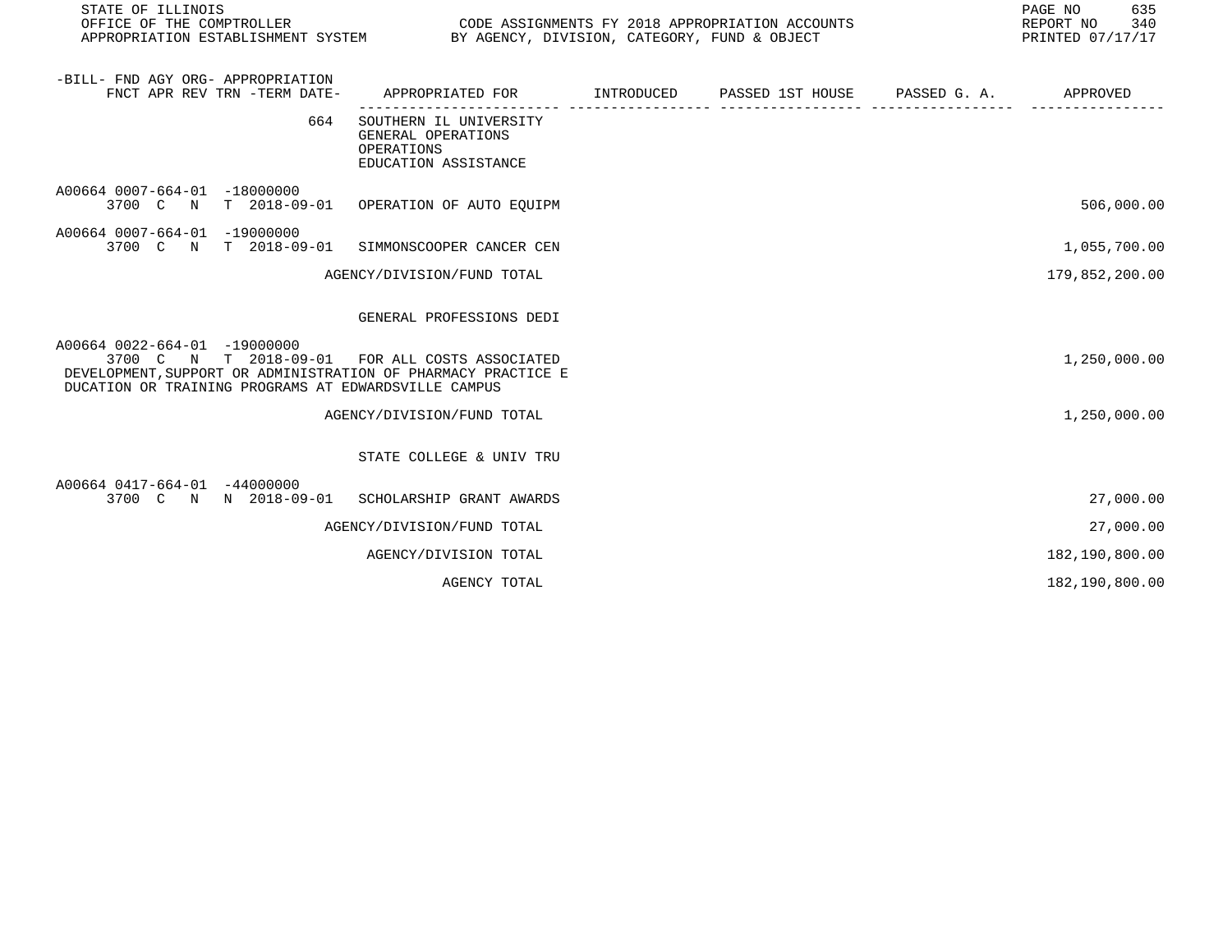| -BILL- FND AGY ORG- APPROPRIATION FNCT APR REV TRN -TERM DATE- | APPROPRIATED FOR | INTRODUCED | PASSED 1ST HOUSE | PASSED G. A. | APPROVED |
|---|---|---|---|---|---|
| 664 | SOUTHERN IL UNIVERSITY GENERAL OPERATIONS OPERATIONS EDUCATION ASSISTANCE | | | | |
| A00664 0007-664-01 -18000000 3700 C N T 2018-09-01 | OPERATION OF AUTO EQUIPM | | | | 506,000.00 |
| A00664 0007-664-01 -19000000 3700 C N T 2018-09-01 | SIMMONSCOOPER CANCER CEN | | | | 1,055,700.00 |
| | AGENCY/DIVISION/FUND TOTAL | | | | 179,852,200.00 |
| | GENERAL PROFESSIONS DEDI | | | | |
| A00664 0022-664-01 -19000000 3700 C N T 2018-09-01 | FOR ALL COSTS ASSOCIATED DEVELOPMENT,SUPPORT OR ADMINISTRATION OF PHARMACY PRACTICE E DUCATION OR TRAINING PROGRAMS AT EDWARDSVILLE CAMPUS | | | | 1,250,000.00 |
| | AGENCY/DIVISION/FUND TOTAL | | | | 1,250,000.00 |
| | STATE COLLEGE & UNIV TRU | | | | |
| A00664 0417-664-01 -44000000 3700 C N N 2018-09-01 | SCHOLARSHIP GRANT AWARDS | | | | 27,000.00 |
| | AGENCY/DIVISION/FUND TOTAL | | | | 27,000.00 |
| | AGENCY/DIVISION TOTAL | | | | 182,190,800.00 |
| | AGENCY TOTAL | | | | 182,190,800.00 |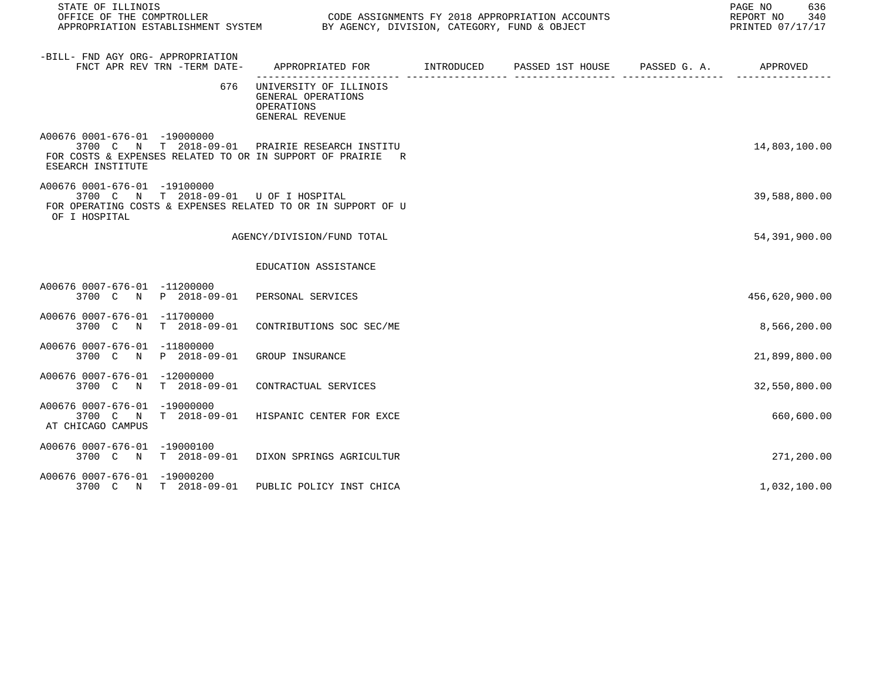STATE OF ILLINOIS
OFFICE OF THE COMPTROLLER
APPROPRIATION ESTABLISHMENT SYSTEM

CODE ASSIGNMENTS FY 2018 APPROPRIATION ACCOUNTS
BY AGENCY, DIVISION, CATEGORY, FUND & OBJECT

REPORT NO 340
PRINTED 07/17/17

| -BILL- FND AGY ORG- APPROPRIATION FNCT APR REV TRN -TERM DATE- | APPROPRIATED FOR | INTRODUCED | PASSED 1ST HOUSE | PASSED G. A. | APPROVED |
|---|---|---|---|---|---|
| 676 | UNIVERSITY OF ILLINOIS<br>GENERAL OPERATIONS<br>OPERATIONS<br>GENERAL REVENUE | | | | |
| A00676 0001-676-01 -19000000<br>3700 C N T 2018-09-01 | PRAIRIE RESEARCH INSTITU | | | | 14,803,100.00 |
| FOR COSTS & EXPENSES RELATED TO OR IN SUPPORT OF PRAIRIE R ESEARCH INSTITUTE | | | | | |
| A00676 0001-676-01 -19100000<br>3700 C N T 2018-09-01 | U OF I HOSPITAL | | | | 39,588,800.00 |
| FOR OPERATING COSTS & EXPENSES RELATED TO OR IN SUPPORT OF U OF I HOSPITAL | | | | | |
| | AGENCY/DIVISION/FUND TOTAL | | | | 54,391,900.00 |
| | EDUCATION ASSISTANCE | | | | |
| A00676 0007-676-01 -11200000<br>3700 C N P 2018-09-01 | PERSONAL SERVICES | | | | 456,620,900.00 |
| A00676 0007-676-01 -11700000<br>3700 C N T 2018-09-01 | CONTRIBUTIONS SOC SEC/ME | | | | 8,566,200.00 |
| A00676 0007-676-01 -11800000<br>3700 C N P 2018-09-01 | GROUP INSURANCE | | | | 21,899,800.00 |
| A00676 0007-676-01 -12000000<br>3700 C N T 2018-09-01 | CONTRACTUAL SERVICES | | | | 32,550,800.00 |
| A00676 0007-676-01 -19000000<br>3700 C N T 2018-09-01 | HISPANIC CENTER FOR EXCE | | | | 660,600.00 |
| AT CHICAGO CAMPUS | | | | | |
| A00676 0007-676-01 -19000100<br>3700 C N T 2018-09-01 | DIXON SPRINGS AGRICULTUR | | | | 271,200.00 |
| A00676 0007-676-01 -19000200<br>3700 C N T 2018-09-01 | PUBLIC POLICY INST CHICA | | | | 1,032,100.00 |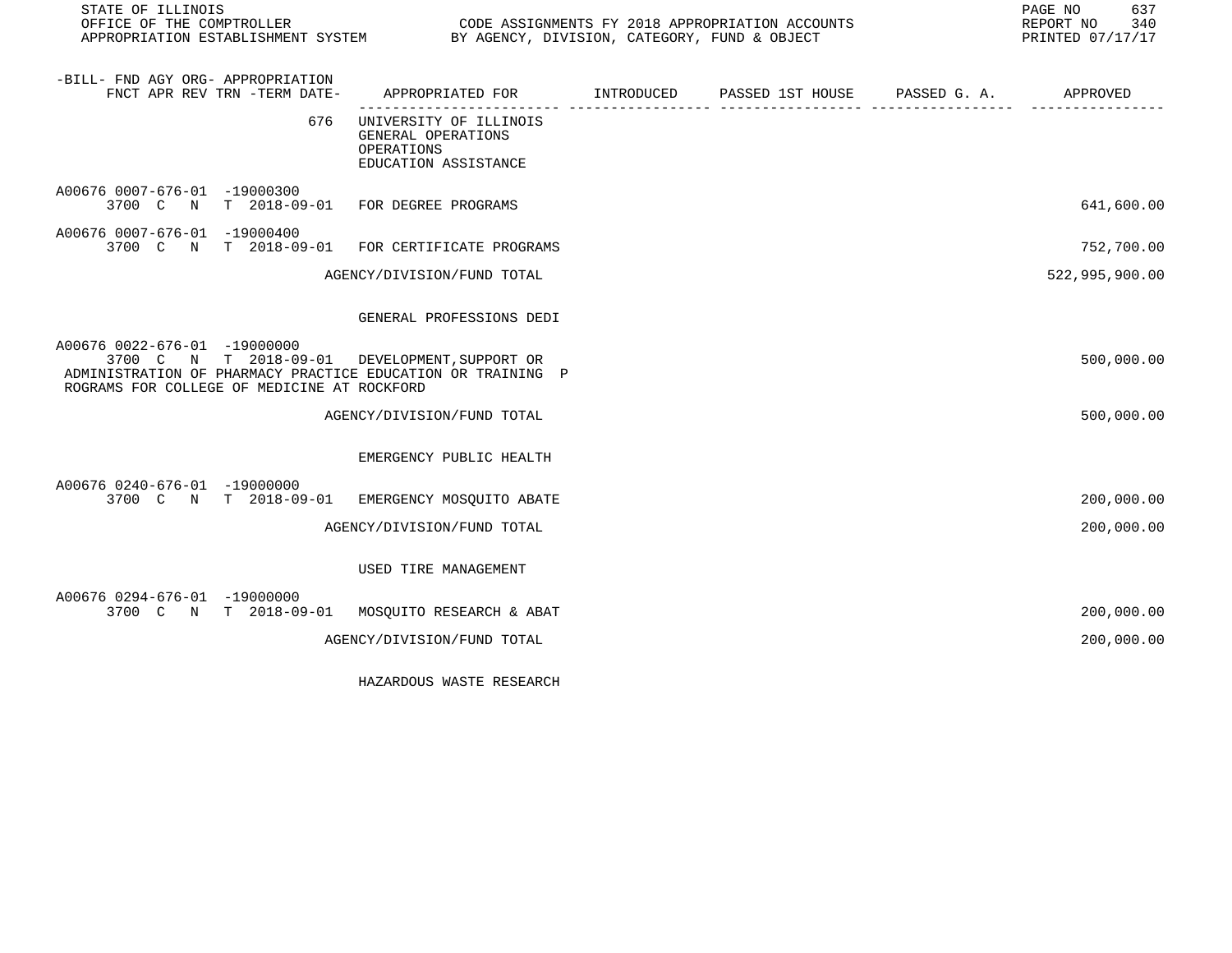STATE OF ILLINOIS
OFFICE OF THE COMPTROLLER
APPROPRIATION ESTABLISHMENT SYSTEM

CODE ASSIGNMENTS FY 2018 APPROPRIATION ACCOUNTS
BY AGENCY, DIVISION, CATEGORY, FUND & OBJECT

REPORT NO 340
PRINTED 07/17/17

| -BILL- FND AGY ORG- APPROPRIATION FNCT APR REV TRN -TERM DATE- | APPROPRIATED FOR | INTRODUCED | PASSED 1ST HOUSE | PASSED G. A. | APPROVED |
|---|---|---|---|---|---|
| 676 | UNIVERSITY OF ILLINOIS GENERAL OPERATIONS OPERATIONS EDUCATION ASSISTANCE | | | | |
| A00676 0007-676-01 -19000300 3700 C N T 2018-09-01 | FOR DEGREE PROGRAMS | | | | 641,600.00 |
| A00676 0007-676-01 -19000400 3700 C N T 2018-09-01 | FOR CERTIFICATE PROGRAMS | | | | 752,700.00 |
| | AGENCY/DIVISION/FUND TOTAL | | | | 522,995,900.00 |
| | GENERAL PROFESSIONS DEDI | | | | |
| A00676 0022-676-01 -19000000 3700 C N T 2018-09-01 | DEVELOPMENT,SUPPORT OR ADMINISTRATION OF PHARMACY PRACTICE EDUCATION OR TRAINING PROGRAMS FOR COLLEGE OF MEDICINE AT ROCKFORD | | | | 500,000.00 |
| | AGENCY/DIVISION/FUND TOTAL | | | | 500,000.00 |
| | EMERGENCY PUBLIC HEALTH | | | | |
| A00676 0240-676-01 -19000000 3700 C N T 2018-09-01 | EMERGENCY MOSQUITO ABATE | | | | 200,000.00 |
| | AGENCY/DIVISION/FUND TOTAL | | | | 200,000.00 |
| | USED TIRE MANAGEMENT | | | | |
| A00676 0294-676-01 -19000000 3700 C N T 2018-09-01 | MOSQUITO RESEARCH & ABAT | | | | 200,000.00 |
| | AGENCY/DIVISION/FUND TOTAL | | | | 200,000.00 |
| | HAZARDOUS WASTE RESEARCH | | | | |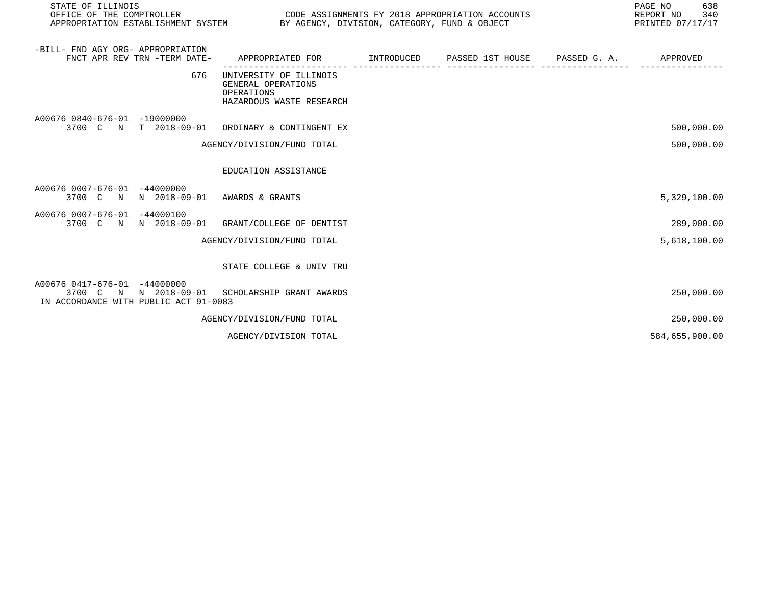| -BILL- FND AGY ORG- APPROPRIATION FNCT APR REV TRN -TERM DATE- | APPROPRIATED FOR | INTRODUCED | PASSED 1ST HOUSE | PASSED G. A. | APPROVED |
|---|---|---|---|---|---|
| 676 | UNIVERSITY OF ILLINOIS GENERAL OPERATIONS OPERATIONS HAZARDOUS WASTE RESEARCH | | | | |
| A00676 0840-676-01 -19000000 3700 C N T 2018-09-01 | ORDINARY & CONTINGENT EX | | | | 500,000.00 |
| | AGENCY/DIVISION/FUND TOTAL | | | | 500,000.00 |
| | EDUCATION ASSISTANCE | | | | |
| A00676 0007-676-01 -44000000 3700 C N N 2018-09-01 | AWARDS & GRANTS | | | | 5,329,100.00 |
| A00676 0007-676-01 -44000100 3700 C N N 2018-09-01 | GRANT/COLLEGE OF DENTIST | | | | 289,000.00 |
| | AGENCY/DIVISION/FUND TOTAL | | | | 5,618,100.00 |
| | STATE COLLEGE & UNIV TRU | | | | |
| A00676 0417-676-01 -44000000 3700 C N N 2018-09-01 IN ACCORDANCE WITH PUBLIC ACT 91-0083 | SCHOLARSHIP GRANT AWARDS | | | | 250,000.00 |
| | AGENCY/DIVISION/FUND TOTAL | | | | 250,000.00 |
| | AGENCY/DIVISION TOTAL | | | | 584,655,900.00 |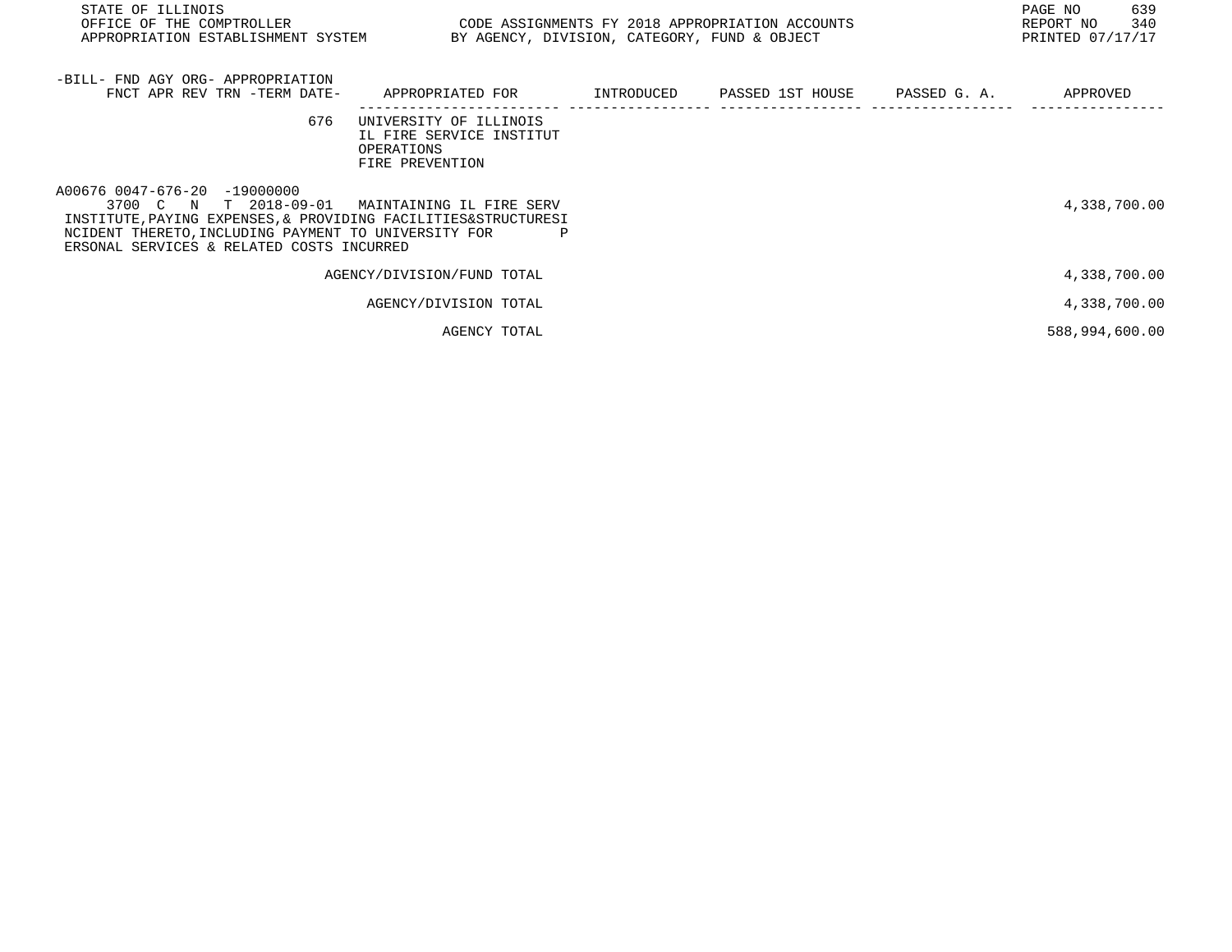STATE OF ILLINOIS
OFFICE OF THE COMPTROLLER
APPROPRIATION ESTABLISHMENT SYSTEM

CODE ASSIGNMENTS FY 2018 APPROPRIATION ACCOUNTS
BY AGENCY, DIVISION, CATEGORY, FUND & OBJECT

REPORT NO 340
PRINTED 07/17/17

| -BILL- FND AGY ORG- APPROPRIATION FNCT APR REV TRN -TERM DATE- | APPROPRIATED FOR | INTRODUCED | PASSED 1ST HOUSE | PASSED G. A. | APPROVED |
|---|---|---|---|---|---|
| 676 | UNIVERSITY OF ILLINOIS IL FIRE SERVICE INSTITUT OPERATIONS FIRE PREVENTION | | | | |
| A00676 0047-676-20 -19000000 3700 C N T 2018-09-01 | MAINTAINING IL FIRE SERV INSTITUTE,PAYING EXPENSES,& PROVIDING FACILITIES&STRUCTURESI NCIDENT THERETO,INCLUDING PAYMENT TO UNIVERSITY FOR P ERSONAL SERVICES & RELATED COSTS INCURRED | | | | 4,338,700.00 |
| | AGENCY/DIVISION/FUND TOTAL | | | | 4,338,700.00 |
| | AGENCY/DIVISION TOTAL | | | | 4,338,700.00 |
| | AGENCY TOTAL | | | | 588,994,600.00 |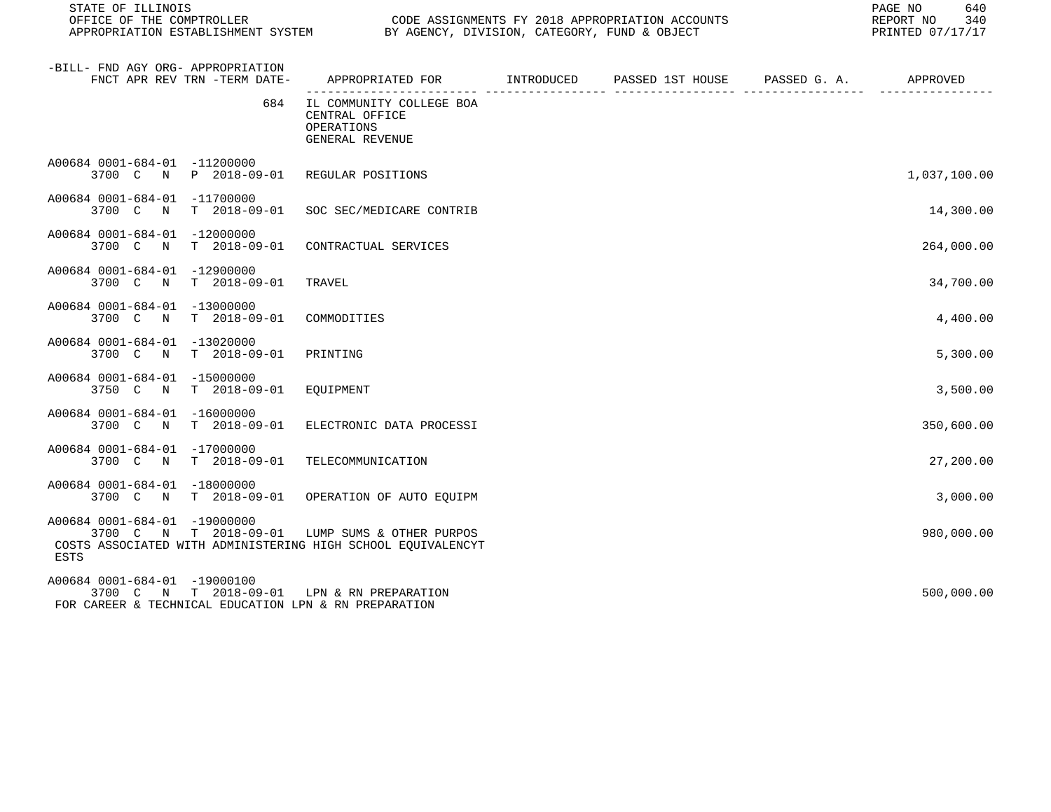| -BILL- FND AGY ORG- APPROPRIATION FNCT APR REV TRN -TERM DATE- | APPROPRIATED FOR | INTRODUCED | PASSED 1ST HOUSE | PASSED G. A. | APPROVED |
|---|---|---|---|---|---|
| 684 | IL COMMUNITY COLLEGE BOA CENTRAL OFFICE OPERATIONS GENERAL REVENUE | | | | |
| A00684 0001-684-01 -11200000 3700 C N P 2018-09-01 | REGULAR POSITIONS | | | | 1,037,100.00 |
| A00684 0001-684-01 -11700000 3700 C N T 2018-09-01 | SOC SEC/MEDICARE CONTRIB | | | | 14,300.00 |
| A00684 0001-684-01 -12000000 3700 C N T 2018-09-01 | CONTRACTUAL SERVICES | | | | 264,000.00 |
| A00684 0001-684-01 -12900000 3700 C N T 2018-09-01 | TRAVEL | | | | 34,700.00 |
| A00684 0001-684-01 -13000000 3700 C N T 2018-09-01 | COMMODITIES | | | | 4,400.00 |
| A00684 0001-684-01 -13020000 3700 C N T 2018-09-01 | PRINTING | | | | 5,300.00 |
| A00684 0001-684-01 -15000000 3750 C N T 2018-09-01 | EQUIPMENT | | | | 3,500.00 |
| A00684 0001-684-01 -16000000 3700 C N T 2018-09-01 | ELECTRONIC DATA PROCESSI | | | | 350,600.00 |
| A00684 0001-684-01 -17000000 3700 C N T 2018-09-01 | TELECOMMUNICATION | | | | 27,200.00 |
| A00684 0001-684-01 -18000000 3700 C N T 2018-09-01 | OPERATION OF AUTO EQUIPM | | | | 3,000.00 |
| A00684 0001-684-01 -19000000 3700 C N T 2018-09-01 | LUMP SUMS & OTHER PURPOS | | | | 980,000.00 |
| COSTS ASSOCIATED WITH ADMINISTERING HIGH SCHOOL EQUIVALENCYT ESTS | | | | | |
| A00684 0001-684-01 -19000100 3700 C N T 2018-09-01 | LPN & RN PREPARATION | | | | 500,000.00 |
| FOR CAREER & TECHNICAL EDUCATION LPN & RN PREPARATION | | | | | |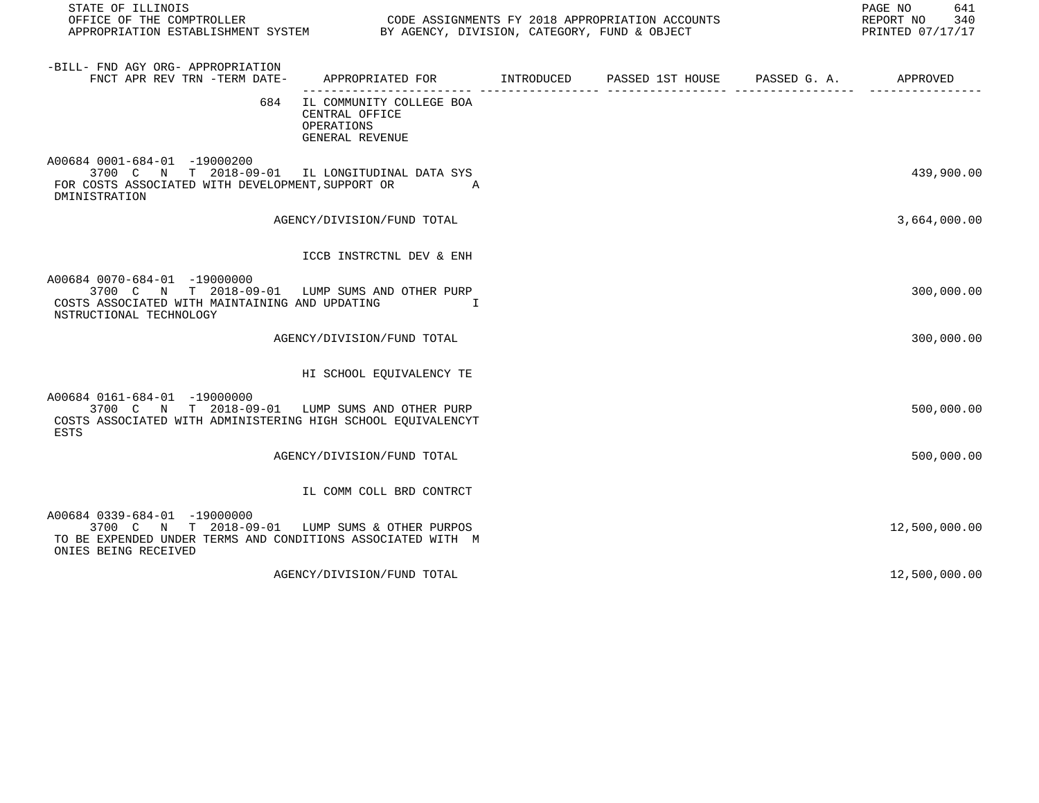| -BILL- FND AGY ORG- APPROPRIATION FNCT APR REV TRN -TERM DATE- | APPROPRIATED FOR | INTRODUCED | PASSED 1ST HOUSE | PASSED G. A. | APPROVED |
|---|---|---|---|---|---|
| 684 | IL COMMUNITY COLLEGE BOA CENTRAL OFFICE OPERATIONS GENERAL REVENUE | | | | |
| A00684 0001-684-01 -19000200 3700 C N T 2018-09-01 | IL LONGITUDINAL DATA SYS | | | | 439,900.00 |
| FOR COSTS ASSOCIATED WITH DEVELOPMENT,SUPPORT OR A DMINISTRATION | | | | | |
| | AGENCY/DIVISION/FUND TOTAL | | | | 3,664,000.00 |
| | ICCB INSTRCTNL DEV & ENH | | | | |
| A00684 0070-684-01 -19000000 3700 C N T 2018-09-01 | LUMP SUMS AND OTHER PURP | | | | 300,000.00 |
| COSTS ASSOCIATED WITH MAINTAINING AND UPDATING I NSTRUCTIONAL TECHNOLOGY | | | | | |
| | AGENCY/DIVISION/FUND TOTAL | | | | 300,000.00 |
| | HI SCHOOL EQUIVALENCY TE | | | | |
| A00684 0161-684-01 -19000000 3700 C N T 2018-09-01 | LUMP SUMS AND OTHER PURP | | | | 500,000.00 |
| COSTS ASSOCIATED WITH ADMINISTERING HIGH SCHOOL EQUIVALENCYT ESTS | | | | | |
| | AGENCY/DIVISION/FUND TOTAL | | | | 500,000.00 |
| | IL COMM COLL BRD CONTRCT | | | | |
| A00684 0339-684-01 -19000000 3700 C N T 2018-09-01 | LUMP SUMS & OTHER PURPOS | | | | 12,500,000.00 |
| TO BE EXPENDED UNDER TERMS AND CONDITIONS ASSOCIATED WITH M ONIES BEING RECEIVED | | | | | |
| | AGENCY/DIVISION/FUND TOTAL | | | | 12,500,000.00 |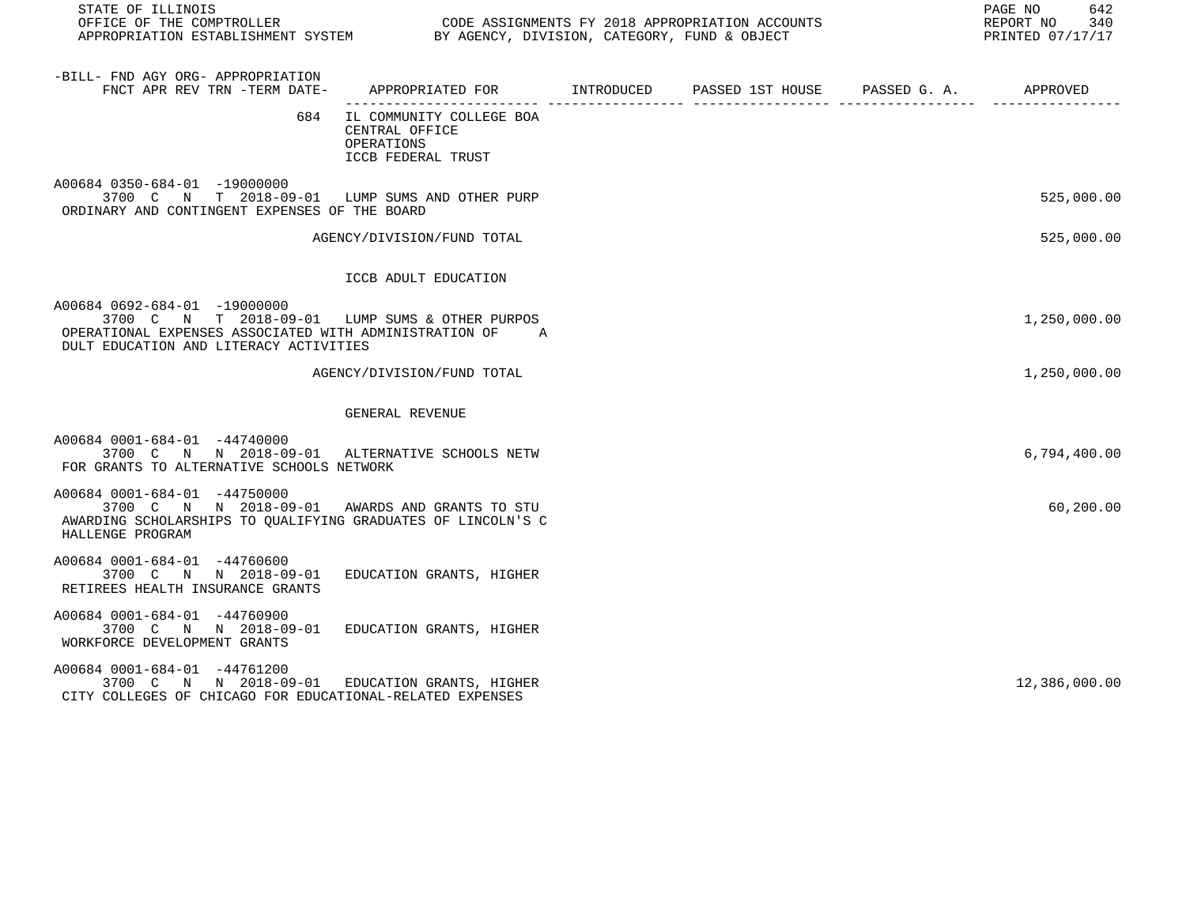| -BILL- FND AGY ORG- APPROPRIATION FNCT APR REV TRN -TERM DATE- | APPROPRIATED FOR | INTRODUCED | PASSED 1ST HOUSE | PASSED G. A. | APPROVED |
|---|---|---|---|---|---|
| 684 | IL COMMUNITY COLLEGE BOA CENTRAL OFFICE OPERATIONS ICCB FEDERAL TRUST | | | | |
| A00684 0350-684-01 -19000000 3700 C N T 2018-09-01 | LUMP SUMS AND OTHER PURP | | | | 525,000.00 |
| ORDINARY AND CONTINGENT EXPENSES OF THE BOARD | | | | | |
| | AGENCY/DIVISION/FUND TOTAL | | | | 525,000.00 |
| | ICCB ADULT EDUCATION | | | | |
| A00684 0692-684-01 -19000000 3700 C N T 2018-09-01 | LUMP SUMS & OTHER PURPOS | | | | 1,250,000.00 |
| OPERATIONAL EXPENSES ASSOCIATED WITH ADMINISTRATION OF A DULT EDUCATION AND LITERACY ACTIVITIES | | | | | |
| | AGENCY/DIVISION/FUND TOTAL | | | | 1,250,000.00 |
| | GENERAL REVENUE | | | | |
| A00684 0001-684-01 -44740000 3700 C N N 2018-09-01 | ALTERNATIVE SCHOOLS NETW | | | | 6,794,400.00 |
| FOR GRANTS TO ALTERNATIVE SCHOOLS NETWORK | | | | | |
| A00684 0001-684-01 -44750000 3700 C N N 2018-09-01 | AWARDS AND GRANTS TO STU | | | | 60,200.00 |
| AWARDING SCHOLARSHIPS TO QUALIFYING GRADUATES OF LINCOLN'S C HALLENGE PROGRAM | | | | | |
| A00684 0001-684-01 -44760600 3700 C N N 2018-09-01 | EDUCATION GRANTS, HIGHER | | | | |
| RETIREES HEALTH INSURANCE GRANTS | | | | | |
| A00684 0001-684-01 -44760900 3700 C N N 2018-09-01 | EDUCATION GRANTS, HIGHER | | | | |
| WORKFORCE DEVELOPMENT GRANTS | | | | | |
| A00684 0001-684-01 -44761200 3700 C N N 2018-09-01 | EDUCATION GRANTS, HIGHER | | | | 12,386,000.00 |
| CITY COLLEGES OF CHICAGO FOR EDUCATIONAL-RELATED EXPENSES | | | | | |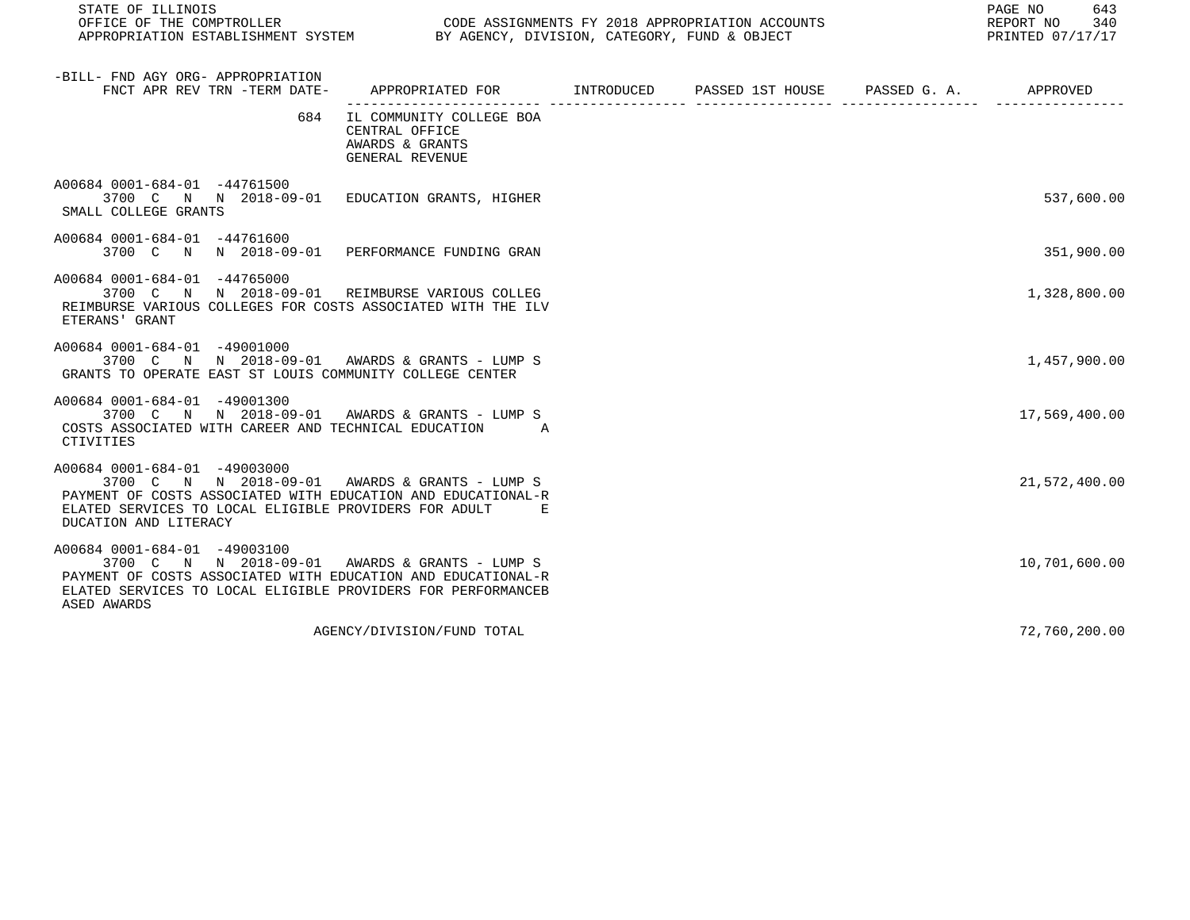| -BILL- FND AGY ORG- APPROPRIATION FNCT APR REV TRN -TERM DATE- | APPROPRIATED FOR | INTRODUCED | PASSED 1ST HOUSE | PASSED G. A. | APPROVED |
|---|---|---|---|---|---|
| 684 | IL COMMUNITY COLLEGE BOA CENTRAL OFFICE AWARDS & GRANTS GENERAL REVENUE | | | | |
| A00684 0001-684-01 -44761500 3700 C N N 2018-09-01 SMALL COLLEGE GRANTS | EDUCATION GRANTS, HIGHER | | | | 537,600.00 |
| A00684 0001-684-01 -44761600 3700 C N N 2018-09-01 | PERFORMANCE FUNDING GRAN | | | | 351,900.00 |
| A00684 0001-684-01 -44765000 3700 C N N 2018-09-01 REIMBURSE VARIOUS COLLEGES FOR COSTS ASSOCIATED WITH THE ILVETERANS' GRANT | REIMBURSE VARIOUS COLLEG | | | | 1,328,800.00 |
| A00684 0001-684-01 -49001000 3700 C N N 2018-09-01 GRANTS TO OPERATE EAST ST LOUIS COMMUNITY COLLEGE CENTER | AWARDS & GRANTS - LUMP S | | | | 1,457,900.00 |
| A00684 0001-684-01 -49001300 3700 C N N 2018-09-01 COSTS ASSOCIATED WITH CAREER AND TECHNICAL EDUCATION ACTIVITIES | AWARDS & GRANTS - LUMP S | | | | 17,569,400.00 |
| A00684 0001-684-01 -49003000 3700 C N N 2018-09-01 PAYMENT OF COSTS ASSOCIATED WITH EDUCATION AND EDUCATIONAL-RELATED SERVICES TO LOCAL ELIGIBLE PROVIDERS FOR ADULT EDUCATION AND LITERACY | AWARDS & GRANTS - LUMP S | | | | 21,572,400.00 |
| A00684 0001-684-01 -49003100 3700 C N N 2018-09-01 PAYMENT OF COSTS ASSOCIATED WITH EDUCATION AND EDUCATIONAL-RELATED SERVICES TO LOCAL ELIGIBLE PROVIDERS FOR PERFORMANCEBASED AWARDS | AWARDS & GRANTS - LUMP S | | | | 10,701,600.00 |
| | AGENCY/DIVISION/FUND TOTAL | | | | 72,760,200.00 |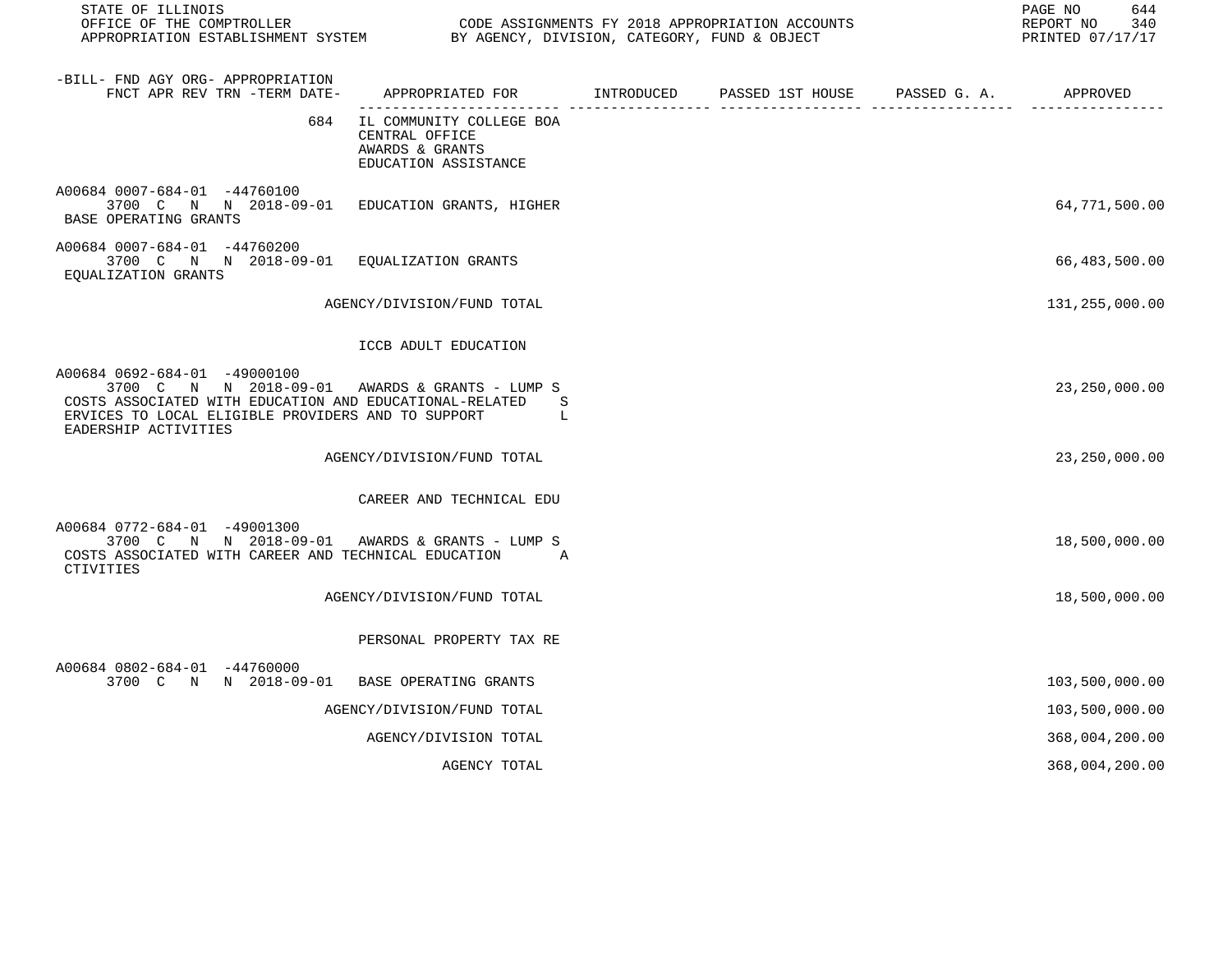STATE OF ILLINOIS
OFFICE OF THE COMPTROLLER
APPROPRIATION ESTABLISHMENT SYSTEM

CODE ASSIGNMENTS FY 2018 APPROPRIATION ACCOUNTS
BY AGENCY, DIVISION, CATEGORY, FUND & OBJECT

REPORT NO 340
PRINTED 07/17/17

| -BILL- FND AGY ORG- APPROPRIATION FNCT APR REV TRN -TERM DATE- | APPROPRIATED FOR | INTRODUCED | PASSED 1ST HOUSE | PASSED G. A. | APPROVED |
|---|---|---|---|---|---|
| 684 | IL COMMUNITY COLLEGE BOA CENTRAL OFFICE AWARDS & GRANTS EDUCATION ASSISTANCE | | | | |
| A00684 0007-684-01 -44760100 3700 C N N 2018-09-01 BASE OPERATING GRANTS | EDUCATION GRANTS, HIGHER | | | | 64,771,500.00 |
| A00684 0007-684-01 -44760200 3700 C N N 2018-09-01 EQUALIZATION GRANTS | EQUALIZATION GRANTS | | | | 66,483,500.00 |
| | AGENCY/DIVISION/FUND TOTAL | | | | 131,255,000.00 |
| | ICCB ADULT EDUCATION | | | | |
| A00684 0692-684-01 -49000100 3700 C N N 2018-09-01 COSTS ASSOCIATED WITH EDUCATION AND EDUCATIONAL-RELATED S ERVICES TO LOCAL ELIGIBLE PROVIDERS AND TO SUPPORT L EADERSHIP ACTIVITIES | AWARDS & GRANTS - LUMP S | | | | 23,250,000.00 |
| | AGENCY/DIVISION/FUND TOTAL | | | | 23,250,000.00 |
| | CAREER AND TECHNICAL EDU | | | | |
| A00684 0772-684-01 -49001300 3700 C N N 2018-09-01 COSTS ASSOCIATED WITH CAREER AND TECHNICAL EDUCATION A CTIVITIES | AWARDS & GRANTS - LUMP S | | | | 18,500,000.00 |
| | AGENCY/DIVISION/FUND TOTAL | | | | 18,500,000.00 |
| | PERSONAL PROPERTY TAX RE | | | | |
| A00684 0802-684-01 -44760000 3700 C N N 2018-09-01 | BASE OPERATING GRANTS | | | | 103,500,000.00 |
| | AGENCY/DIVISION/FUND TOTAL | | | | 103,500,000.00 |
| | AGENCY/DIVISION TOTAL | | | | 368,004,200.00 |
| | AGENCY TOTAL | | | | 368,004,200.00 |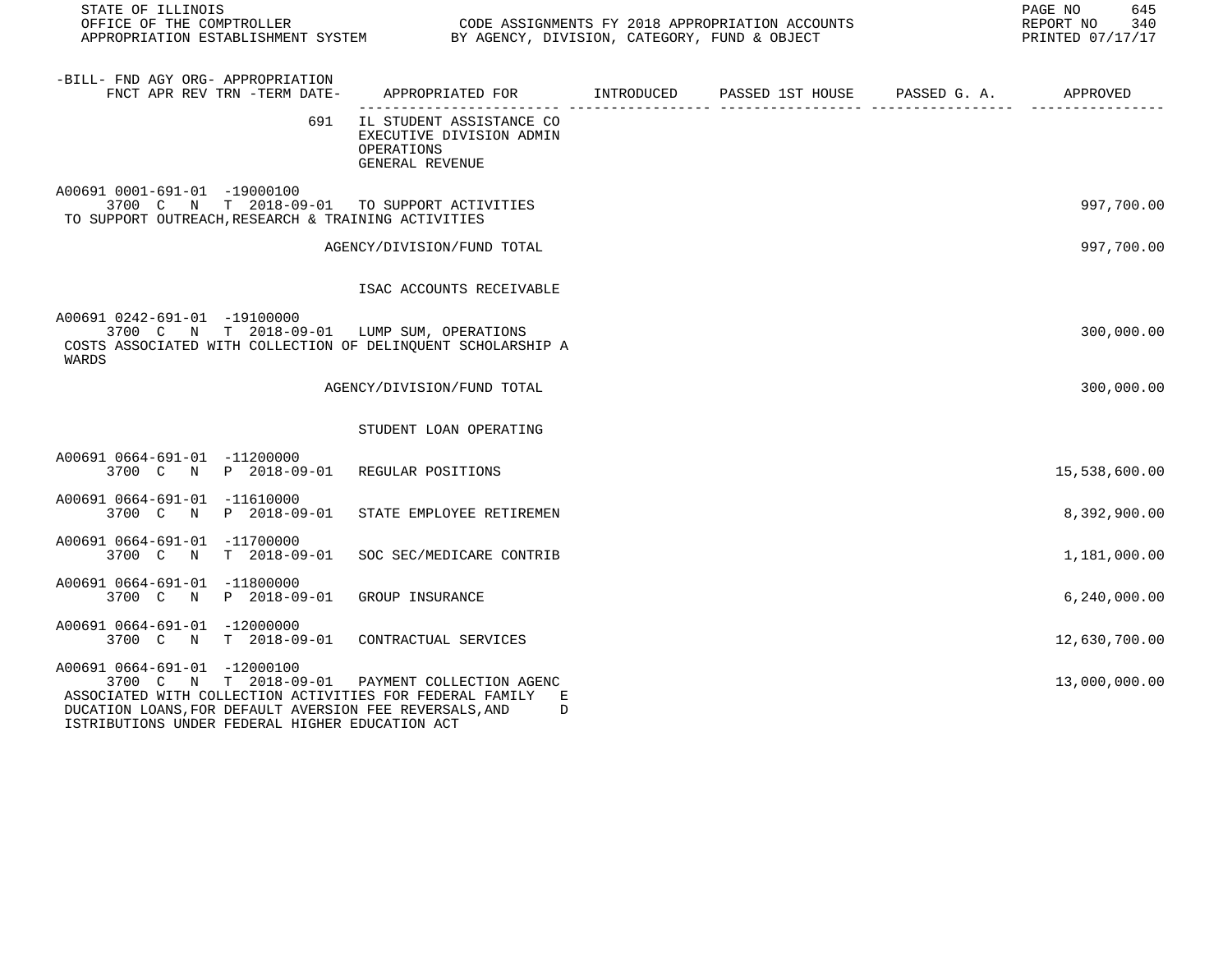STATE OF ILLINOIS
OFFICE OF THE COMPTROLLER
APPROPRIATION ESTABLISHMENT SYSTEM

CODE ASSIGNMENTS FY 2018 APPROPRIATION ACCOUNTS
BY AGENCY, DIVISION, CATEGORY, FUND & OBJECT

REPORT NO 340
PRINTED 07/17/17

| -BILL- FND AGY ORG- APPROPRIATION FNCT APR REV TRN -TERM DATE- | APPROPRIATED FOR | INTRODUCED | PASSED 1ST HOUSE | PASSED G. A. | APPROVED |
|---|---|---|---|---|---|
| 691 | IL STUDENT ASSISTANCE CO EXECUTIVE DIVISION ADMIN OPERATIONS GENERAL REVENUE | | | | |
| A00691 0001-691-01 -19000100 3700 C N T 2018-09-01 | TO SUPPORT ACTIVITIES | | | | 997,700.00 |
| TO SUPPORT OUTREACH,RESEARCH & TRAINING ACTIVITIES | | | | | |
| | AGENCY/DIVISION/FUND TOTAL | | | | 997,700.00 |
| | ISAC ACCOUNTS RECEIVABLE | | | | |
| A00691 0242-691-01 -19100000 3700 C N T 2018-09-01 | LUMP SUM, OPERATIONS | | | | 300,000.00 |
| COSTS ASSOCIATED WITH COLLECTION OF DELINQUENT SCHOLARSHIP A WARDS | | | | | |
| | AGENCY/DIVISION/FUND TOTAL | | | | 300,000.00 |
| | STUDENT LOAN OPERATING | | | | |
| A00691 0664-691-01 -11200000 3700 C N P 2018-09-01 | REGULAR POSITIONS | | | | 15,538,600.00 |
| A00691 0664-691-01 -11610000 3700 C N P 2018-09-01 | STATE EMPLOYEE RETIREMEN | | | | 8,392,900.00 |
| A00691 0664-691-01 -11700000 3700 C N T 2018-09-01 | SOC SEC/MEDICARE CONTRIB | | | | 1,181,000.00 |
| A00691 0664-691-01 -11800000 3700 C N P 2018-09-01 | GROUP INSURANCE | | | | 6,240,000.00 |
| A00691 0664-691-01 -12000000 3700 C N T 2018-09-01 | CONTRACTUAL SERVICES | | | | 12,630,700.00 |
| A00691 0664-691-01 -12000100 3700 C N T 2018-09-01 | PAYMENT COLLECTION AGENC | | | | 13,000,000.00 |
| ASSOCIATED WITH COLLECTION ACTIVITIES FOR FEDERAL FAMILY E DUCATION LOANS,FOR DEFAULT AVERSION FEE REVERSALS,AND D ISTRIBUTIONS UNDER FEDERAL HIGHER EDUCATION ACT | | | | | |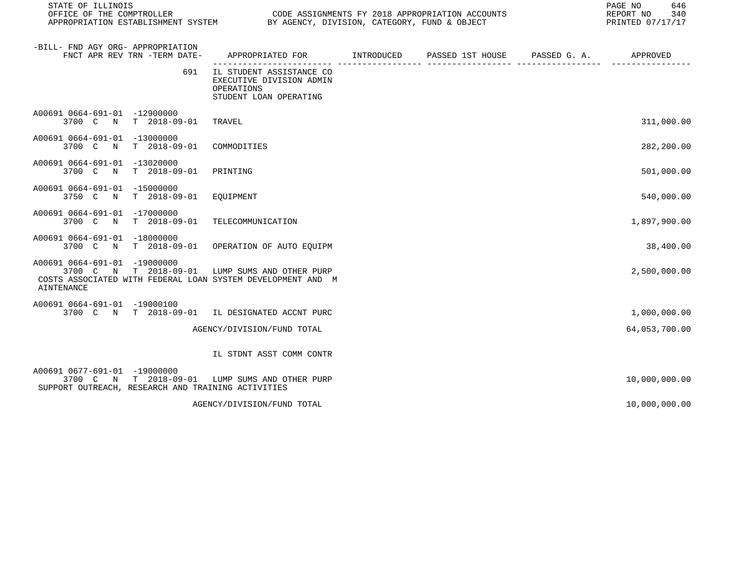| -BILL- FND AGY ORG- APPROPRIATION FNCT APR REV TRN -TERM DATE- | APPROPRIATED FOR | INTRODUCED | PASSED 1ST HOUSE | PASSED G. A. | APPROVED |
|---|---|---|---|---|---|
| 691 | IL STUDENT ASSISTANCE CO EXECUTIVE DIVISION ADMIN OPERATIONS STUDENT LOAN OPERATING | | | | |
| A00691 0664-691-01 -12900000 3700 C N T 2018-09-01 | TRAVEL | | | | 311,000.00 |
| A00691 0664-691-01 -13000000 3700 C N T 2018-09-01 | COMMODITIES | | | | 282,200.00 |
| A00691 0664-691-01 -13020000 3700 C N T 2018-09-01 | PRINTING | | | | 501,000.00 |
| A00691 0664-691-01 -15000000 3750 C N T 2018-09-01 | EQUIPMENT | | | | 540,000.00 |
| A00691 0664-691-01 -17000000 3700 C N T 2018-09-01 | TELECOMMUNICATION | | | | 1,897,900.00 |
| A00691 0664-691-01 -18000000 3700 C N T 2018-09-01 | OPERATION OF AUTO EQUIPM | | | | 38,400.00 |
| A00691 0664-691-01 -19000000 3700 C N T 2018-09-01 | LUMP SUMS AND OTHER PURP | | | | 2,500,000.00 |
| COSTS ASSOCIATED WITH FEDERAL LOAN SYSTEM DEVELOPMENT AND M AINTENANCE | | | | | |
| A00691 0664-691-01 -19000100 3700 C N T 2018-09-01 | IL DESIGNATED ACCNT PURC | | | | 1,000,000.00 |
| | AGENCY/DIVISION/FUND TOTAL | | | | 64,053,700.00 |
| | IL STDNT ASST COMM CONTR | | | | |
| A00691 0677-691-01 -19000000 3700 C N T 2018-09-01 | LUMP SUMS AND OTHER PURP | | | | 10,000,000.00 |
| SUPPORT OUTREACH, RESEARCH AND TRAINING ACTIVITIES | | | | | |
| | AGENCY/DIVISION/FUND TOTAL | | | | 10,000,000.00 |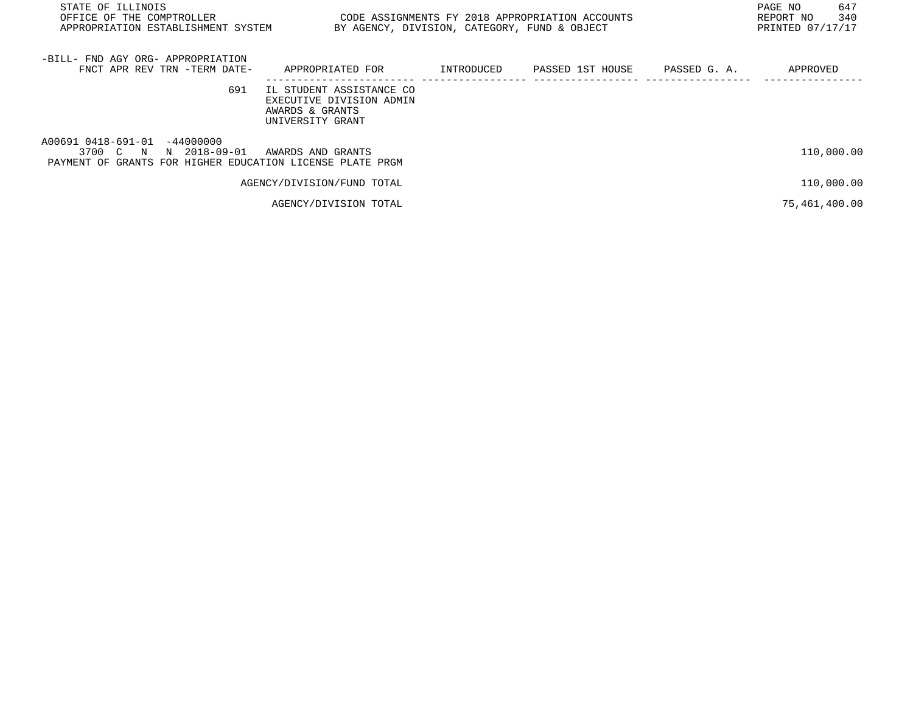| -BILL- FND AGY ORG- APPROPRIATION FNCT APR REV TRN -TERM DATE- | APPROPRIATED FOR | INTRODUCED | PASSED 1ST HOUSE | PASSED G. A. | APPROVED |
|---|---|---|---|---|---|
| 691 | IL STUDENT ASSISTANCE CO EXECUTIVE DIVISION ADMIN AWARDS & GRANTS UNIVERSITY GRANT | | | | |
| A00691 0418-691-01 -44000000 3700 C N N 2018-09-01 | AWARDS AND GRANTS | | | | 110,000.00 |
| PAYMENT OF GRANTS FOR HIGHER EDUCATION LICENSE PLATE PRGM | | | | | |
| | AGENCY/DIVISION/FUND TOTAL | | | | 110,000.00 |
| | AGENCY/DIVISION TOTAL | | | | 75,461,400.00 |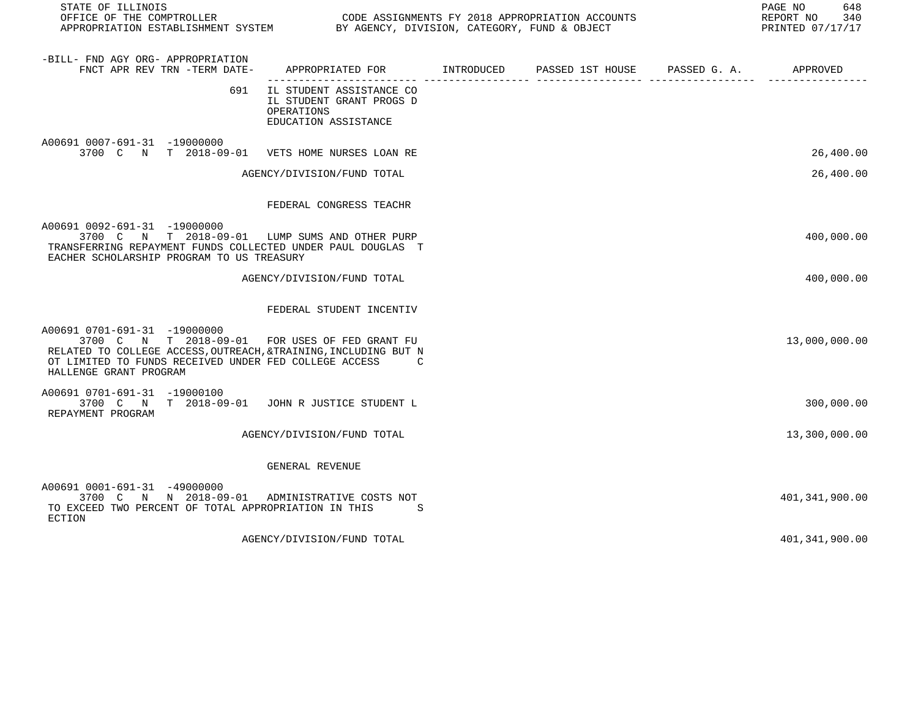| -BILL- FND AGY ORG- APPROPRIATION FNCT APR REV TRN -TERM DATE- | APPROPRIATED FOR | INTRODUCED | PASSED 1ST HOUSE | PASSED G. A. | APPROVED |
|---|---|---|---|---|---|
| 691 | IL STUDENT ASSISTANCE CO<br>IL STUDENT GRANT PROGS D<br>OPERATIONS<br>EDUCATION ASSISTANCE | | | | |
| A00691 0007-691-31 -19000000<br>3700 C N T 2018-09-01 | VETS HOME NURSES LOAN RE | | | | 26,400.00 |
| | AGENCY/DIVISION/FUND TOTAL | | | | 26,400.00 |
| | FEDERAL CONGRESS TEACHR | | | | |
| A00691 0092-691-31 -19000000<br>3700 C N T 2018-09-01 | LUMP SUMS AND OTHER PURP | | | | 400,000.00 |
| TRANSFERRING REPAYMENT FUNDS COLLECTED UNDER PAUL DOUGLAS T EACHER SCHOLARSHIP PROGRAM TO US TREASURY | | | | | |
| | AGENCY/DIVISION/FUND TOTAL | | | | 400,000.00 |
| | FEDERAL STUDENT INCENTIV | | | | |
| A00691 0701-691-31 -19000000<br>3700 C N T 2018-09-01 | FOR USES OF FED GRANT FU | | | | 13,000,000.00 |
| RELATED TO COLLEGE ACCESS,OUTREACH,&TRAINING,INCLUDING BUT N OT LIMITED TO FUNDS RECEIVED UNDER FED COLLEGE ACCESS C HALLENGE GRANT PROGRAM | | | | | |
| A00691 0701-691-31 -19000100<br>3700 C N T 2018-09-01 | JOHN R JUSTICE STUDENT L | | | | 300,000.00 |
| REPAYMENT PROGRAM | | | | | |
| | AGENCY/DIVISION/FUND TOTAL | | | | 13,300,000.00 |
| | GENERAL REVENUE | | | | |
| A00691 0001-691-31 -49000000<br>3700 C N N 2018-09-01 | ADMINISTRATIVE COSTS NOT | | | | 401,341,900.00 |
| TO EXCEED TWO PERCENT OF TOTAL APPROPRIATION IN THIS S ECTION | | | | | |
| | AGENCY/DIVISION/FUND TOTAL | | | | 401,341,900.00 |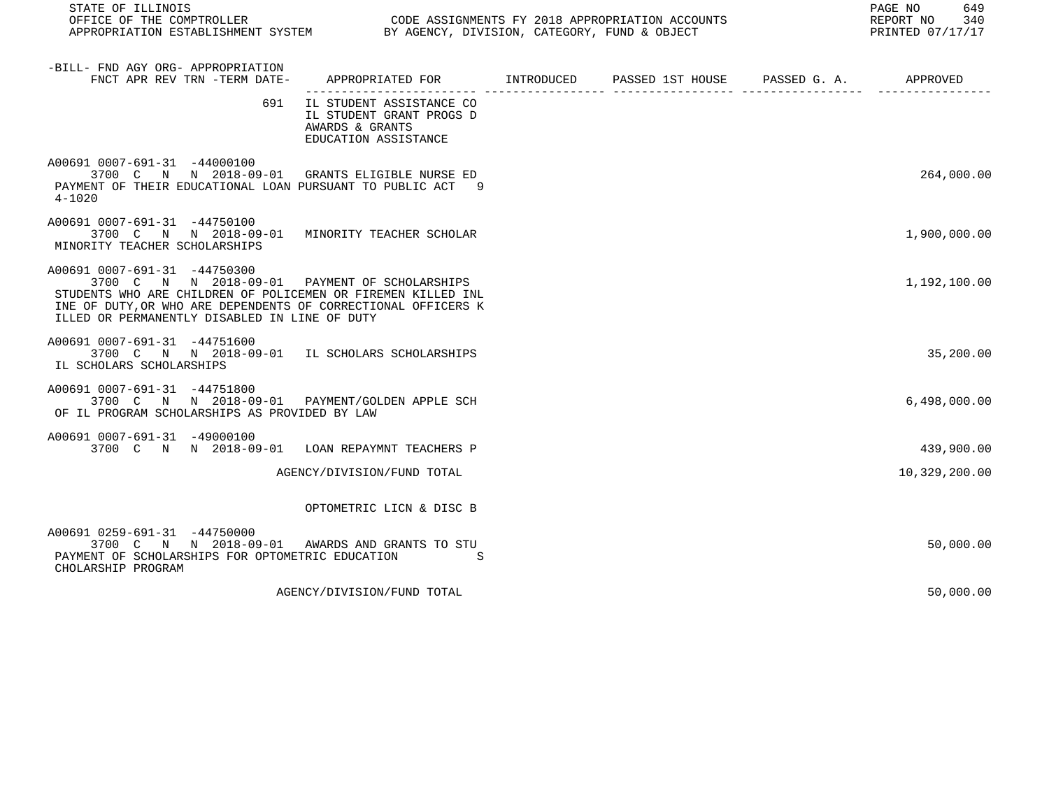STATE OF ILLINOIS
OFFICE OF THE COMPTROLLER — CODE ASSIGNMENTS FY 2018 APPROPRIATION ACCOUNTS
APPROPRIATION ESTABLISHMENT SYSTEM — BY AGENCY, DIVISION, CATEGORY, FUND & OBJECT

REPORT NO 340
PRINTED 07/17/17

| -BILL- FND AGY ORG- APPROPRIATION FNCT APR REV TRN -TERM DATE- | APPROPRIATED FOR | INTRODUCED | PASSED 1ST HOUSE | PASSED G. A. | APPROVED |
|---|---|---|---|---|---|
| 691 | IL STUDENT ASSISTANCE CO<br>IL STUDENT GRANT PROGS D<br>AWARDS & GRANTS<br>EDUCATION ASSISTANCE | | | | |
| A00691 0007-691-31 -44000100<br>3700 C N N 2018-09-01 | GRANTS ELIGIBLE NURSE ED | | | | 264,000.00 |
| PAYMENT OF THEIR EDUCATIONAL LOAN PURSUANT TO PUBLIC ACT 9 4-1020 | | | | | |
| A00691 0007-691-31 -44750100<br>3700 C N N 2018-09-01 | MINORITY TEACHER SCHOLAR | | | | 1,900,000.00 |
| MINORITY TEACHER SCHOLARSHIPS | | | | | |
| A00691 0007-691-31 -44750300<br>3700 C N N 2018-09-01 | PAYMENT OF SCHOLARSHIPS | | | | 1,192,100.00 |
| STUDENTS WHO ARE CHILDREN OF POLICEMEN OR FIREMEN KILLED INL INE OF DUTY,OR WHO ARE DEPENDENTS OF CORRECTIONAL OFFICERS K ILLED OR PERMANENTLY DISABLED IN LINE OF DUTY | | | | | |
| A00691 0007-691-31 -44751600<br>3700 C N N 2018-09-01 | IL SCHOLARS SCHOLARSHIPS | | | | 35,200.00 |
| IL SCHOLARS SCHOLARSHIPS | | | | | |
| A00691 0007-691-31 -44751800<br>3700 C N N 2018-09-01 | PAYMENT/GOLDEN APPLE SCH | | | | 6,498,000.00 |
| OF IL PROGRAM SCHOLARSHIPS AS PROVIDED BY LAW | | | | | |
| A00691 0007-691-31 -49000100<br>3700 C N N 2018-09-01 | LOAN REPAYMNT TEACHERS P | | | | 439,900.00 |
| | AGENCY/DIVISION/FUND TOTAL | | | | 10,329,200.00 |
| | OPTOMETRIC LICN & DISC B | | | | |
| A00691 0259-691-31 -44750000<br>3700 C N N 2018-09-01 | AWARDS AND GRANTS TO STU | | | | 50,000.00 |
| PAYMENT OF SCHOLARSHIPS FOR OPTOMETRIC EDUCATION S CHOLARSHIP PROGRAM | | | | | |
| | AGENCY/DIVISION/FUND TOTAL | | | | 50,000.00 |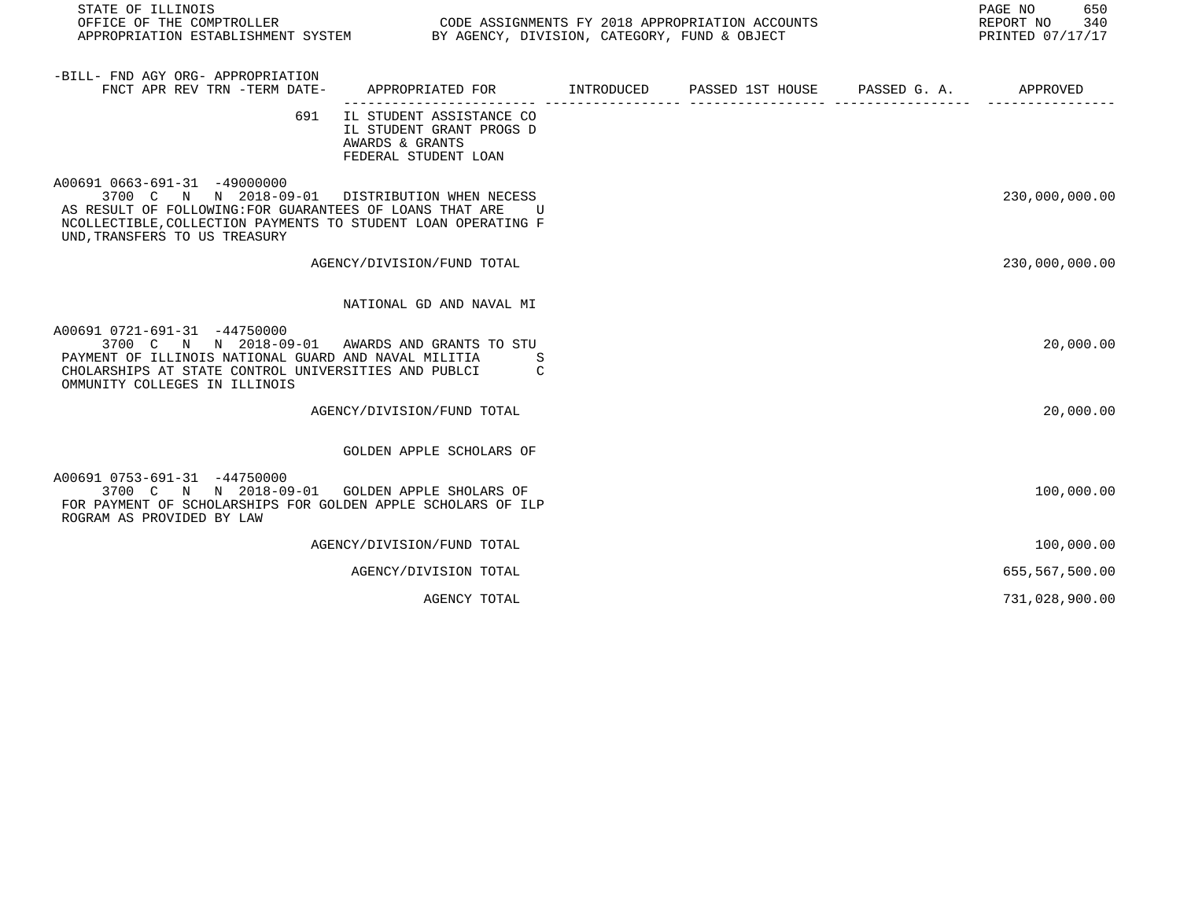-BILL- FND AGY ORG- APPROPRIATION
FNCT APR REV TRN -TERM DATE- | APPROPRIATED FOR | INTRODUCED | PASSED 1ST HOUSE | PASSED G. A. | APPROVED

691 IL STUDENT ASSISTANCE CO
IL STUDENT GRANT PROGS D
AWARDS & GRANTS
FEDERAL STUDENT LOAN

| -BILL- FND AGY ORG- APPROPRIATION / FNCT APR REV TRN -TERM DATE- | APPROPRIATED FOR | INTRODUCED | PASSED 1ST HOUSE | PASSED G. A. | APPROVED |
|---|---|---|---|---|---|
| A00691 0663-691-31 -49000000 3700 C N N 2018-09-01 | DISTRIBUTION WHEN NECESS | | | | 230,000,000.00 |
| AS RESULT OF FOLLOWING:FOR GUARANTEES OF LOANS THAT ARE U NCOLLECTIBLE,COLLECTION PAYMENTS TO STUDENT LOAN OPERATING F UND,TRANSFERS TO US TREASURY | | | | | |
| | AGENCY/DIVISION/FUND TOTAL | | | | 230,000,000.00 |
| | NATIONAL GD AND NAVAL MI | | | | |
| A00691 0721-691-31 -44750000 3700 C N N 2018-09-01 | AWARDS AND GRANTS TO STU | | | | 20,000.00 |
| PAYMENT OF ILLINOIS NATIONAL GUARD AND NAVAL MILITIA S CHOLARSHIPS AT STATE CONTROL UNIVERSITIES AND PUBLCI C OMMUNITY COLLEGES IN ILLINOIS | | | | | |
| | AGENCY/DIVISION/FUND TOTAL | | | | 20,000.00 |
| | GOLDEN APPLE SCHOLARS OF | | | | |
| A00691 0753-691-31 -44750000 3700 C N N 2018-09-01 | GOLDEN APPLE SHOLARS OF | | | | 100,000.00 |
| FOR PAYMENT OF SCHOLARSHIPS FOR GOLDEN APPLE SCHOLARS OF ILP ROGRAM AS PROVIDED BY LAW | | | | | |
| | AGENCY/DIVISION/FUND TOTAL | | | | 100,000.00 |
| | AGENCY/DIVISION TOTAL | | | | 655,567,500.00 |
| | AGENCY TOTAL | | | | 731,028,900.00 |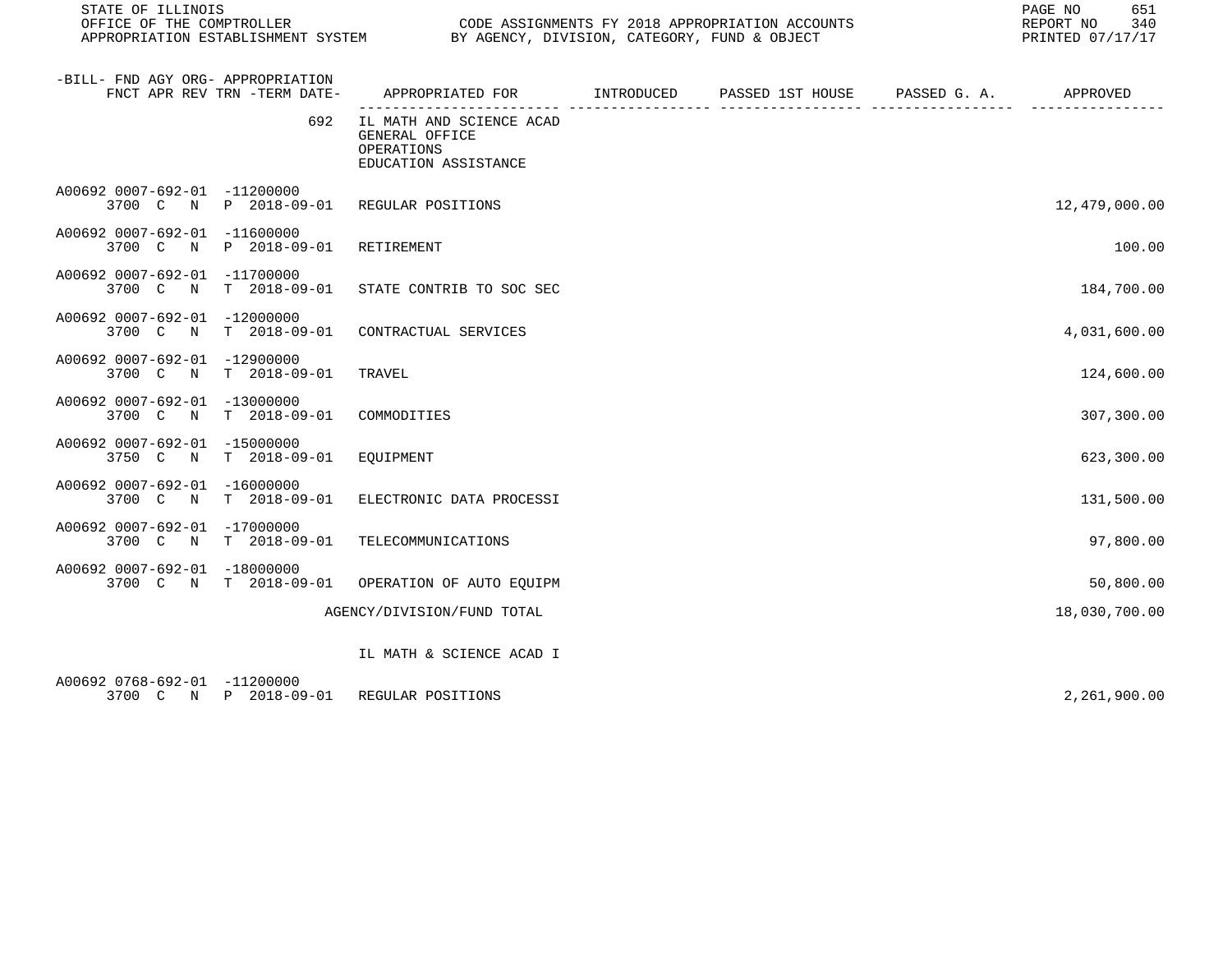STATE OF ILLINOIS
OFFICE OF THE COMPTROLLER
APPROPRIATION ESTABLISHMENT SYSTEM

CODE ASSIGNMENTS FY 2018 APPROPRIATION ACCOUNTS
BY AGENCY, DIVISION, CATEGORY, FUND & OBJECT

REPORT NO 340
PRINTED 07/17/17

| -BILL- FND AGY ORG- APPROPRIATION FNCT APR REV TRN -TERM DATE- | APPROPRIATED FOR | INTRODUCED | PASSED 1ST HOUSE | PASSED G. A. | APPROVED |
|---|---|---|---|---|---|
| 692 | IL MATH AND SCIENCE ACAD GENERAL OFFICE OPERATIONS EDUCATION ASSISTANCE | | | | |
| A00692 0007-692-01 -11200000 3700 C N P 2018-09-01 | REGULAR POSITIONS | | | | 12,479,000.00 |
| A00692 0007-692-01 -11600000 3700 C N P 2018-09-01 | RETIREMENT | | | | 100.00 |
| A00692 0007-692-01 -11700000 3700 C N T 2018-09-01 | STATE CONTRIB TO SOC SEC | | | | 184,700.00 |
| A00692 0007-692-01 -12000000 3700 C N T 2018-09-01 | CONTRACTUAL SERVICES | | | | 4,031,600.00 |
| A00692 0007-692-01 -12900000 3700 C N T 2018-09-01 | TRAVEL | | | | 124,600.00 |
| A00692 0007-692-01 -13000000 3700 C N T 2018-09-01 | COMMODITIES | | | | 307,300.00 |
| A00692 0007-692-01 -15000000 3750 C N T 2018-09-01 | EQUIPMENT | | | | 623,300.00 |
| A00692 0007-692-01 -16000000 3700 C N T 2018-09-01 | ELECTRONIC DATA PROCESSI | | | | 131,500.00 |
| A00692 0007-692-01 -17000000 3700 C N T 2018-09-01 | TELECOMMUNICATIONS | | | | 97,800.00 |
| A00692 0007-692-01 -18000000 3700 C N T 2018-09-01 | OPERATION OF AUTO EQUIPM | | | | 50,800.00 |
| | AGENCY/DIVISION/FUND TOTAL | | | | 18,030,700.00 |
| | IL MATH & SCIENCE ACAD I | | | | |
| A00692 0768-692-01 -11200000 3700 C N P 2018-09-01 | REGULAR POSITIONS | | | | 2,261,900.00 |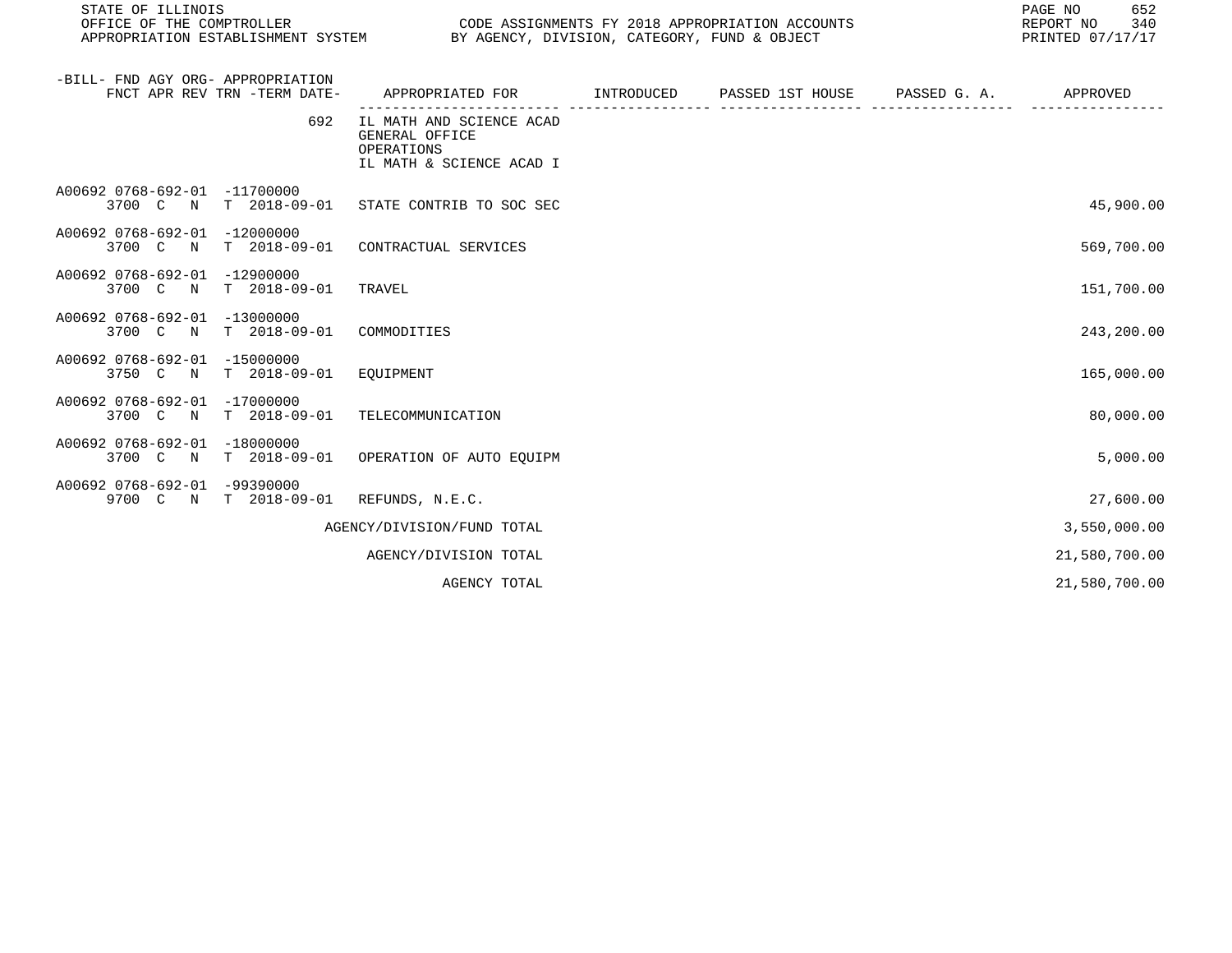STATE OF ILLINOIS
OFFICE OF THE COMPTROLLER
APPROPRIATION ESTABLISHMENT SYSTEM

CODE ASSIGNMENTS FY 2018 APPROPRIATION ACCOUNTS
BY AGENCY, DIVISION, CATEGORY, FUND & OBJECT

REPORT NO 340
PRINTED 07/17/17

| -BILL- FND AGY ORG- APPROPRIATION<br>FNCT APR REV TRN -TERM DATE- | APPROPRIATED FOR | INTRODUCED | PASSED 1ST HOUSE | PASSED G. A. | APPROVED |
|---|---|---|---|---|---|
| 692 | IL MATH AND SCIENCE ACAD<br>GENERAL OFFICE<br>OPERATIONS<br>IL MATH & SCIENCE ACAD I | | | | |
| A00692 0768-692-01 -11700000<br>3700 C N T 2018-09-01 | STATE CONTRIB TO SOC SEC | | | | 45,900.00 |
| A00692 0768-692-01 -12000000<br>3700 C N T 2018-09-01 | CONTRACTUAL SERVICES | | | | 569,700.00 |
| A00692 0768-692-01 -12900000<br>3700 C N T 2018-09-01 | TRAVEL | | | | 151,700.00 |
| A00692 0768-692-01 -13000000<br>3700 C N T 2018-09-01 | COMMODITIES | | | | 243,200.00 |
| A00692 0768-692-01 -15000000<br>3750 C N T 2018-09-01 | EQUIPMENT | | | | 165,000.00 |
| A00692 0768-692-01 -17000000<br>3700 C N T 2018-09-01 | TELECOMMUNICATION | | | | 80,000.00 |
| A00692 0768-692-01 -18000000<br>3700 C N T 2018-09-01 | OPERATION OF AUTO EQUIPM | | | | 5,000.00 |
| A00692 0768-692-01 -99390000<br>9700 C N T 2018-09-01 | REFUNDS, N.E.C. | | | | 27,600.00 |
| | AGENCY/DIVISION/FUND TOTAL | | | | 3,550,000.00 |
| | AGENCY/DIVISION TOTAL | | | | 21,580,700.00 |
| | AGENCY TOTAL | | | | 21,580,700.00 |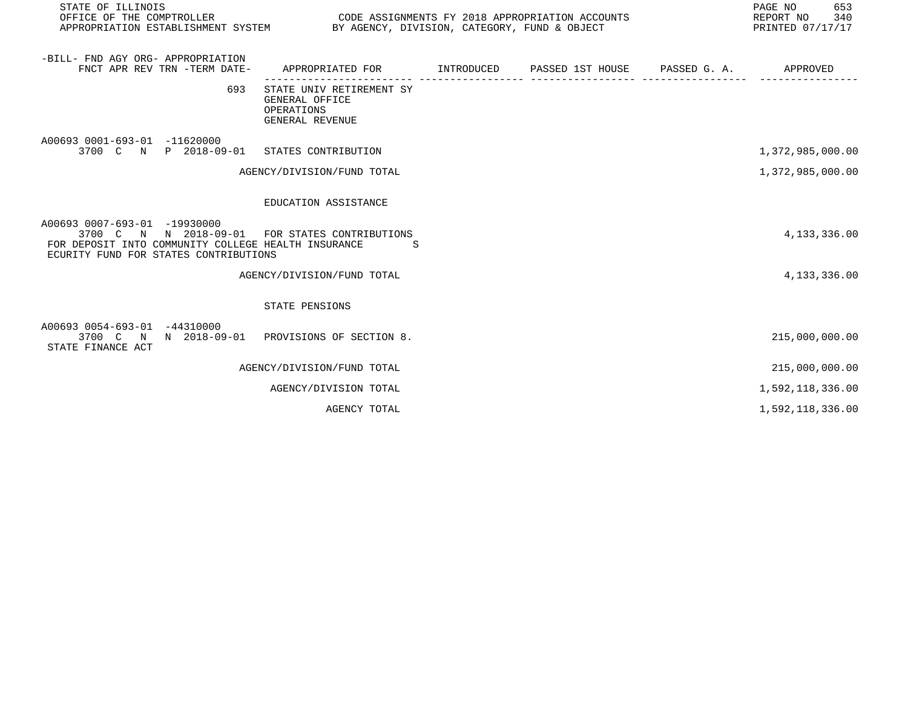| -BILL- FND AGY ORG- APPROPRIATION FNCT APR REV TRN -TERM DATE- | APPROPRIATED FOR | INTRODUCED | PASSED 1ST HOUSE | PASSED G. A. | APPROVED |
|---|---|---|---|---|---|
| 693 | STATE UNIV RETIREMENT SY<br>GENERAL OFFICE<br>OPERATIONS<br>GENERAL REVENUE | | | | |
| A00693 0001-693-01 -11620000<br>3700 C N P 2018-09-01 | STATES CONTRIBUTION | | | | 1,372,985,000.00 |
| | AGENCY/DIVISION/FUND TOTAL | | | | 1,372,985,000.00 |
| | EDUCATION ASSISTANCE | | | | |
| A00693 0007-693-01 -19930000<br>3700 C N N 2018-09-01 | FOR STATES CONTRIBUTIONS | | | | 4,133,336.00 |
| FOR DEPOSIT INTO COMMUNITY COLLEGE HEALTH INSURANCE S ECURITY FUND FOR STATES CONTRIBUTIONS | | | | | |
| | AGENCY/DIVISION/FUND TOTAL | | | | 4,133,336.00 |
| | STATE PENSIONS | | | | |
| A00693 0054-693-01 -44310000<br>3700 C N N 2018-09-01 | PROVISIONS OF SECTION 8. | | | | 215,000,000.00 |
| STATE FINANCE ACT | | | | | |
| | AGENCY/DIVISION/FUND TOTAL | | | | 215,000,000.00 |
| | AGENCY/DIVISION TOTAL | | | | 1,592,118,336.00 |
| | AGENCY TOTAL | | | | 1,592,118,336.00 |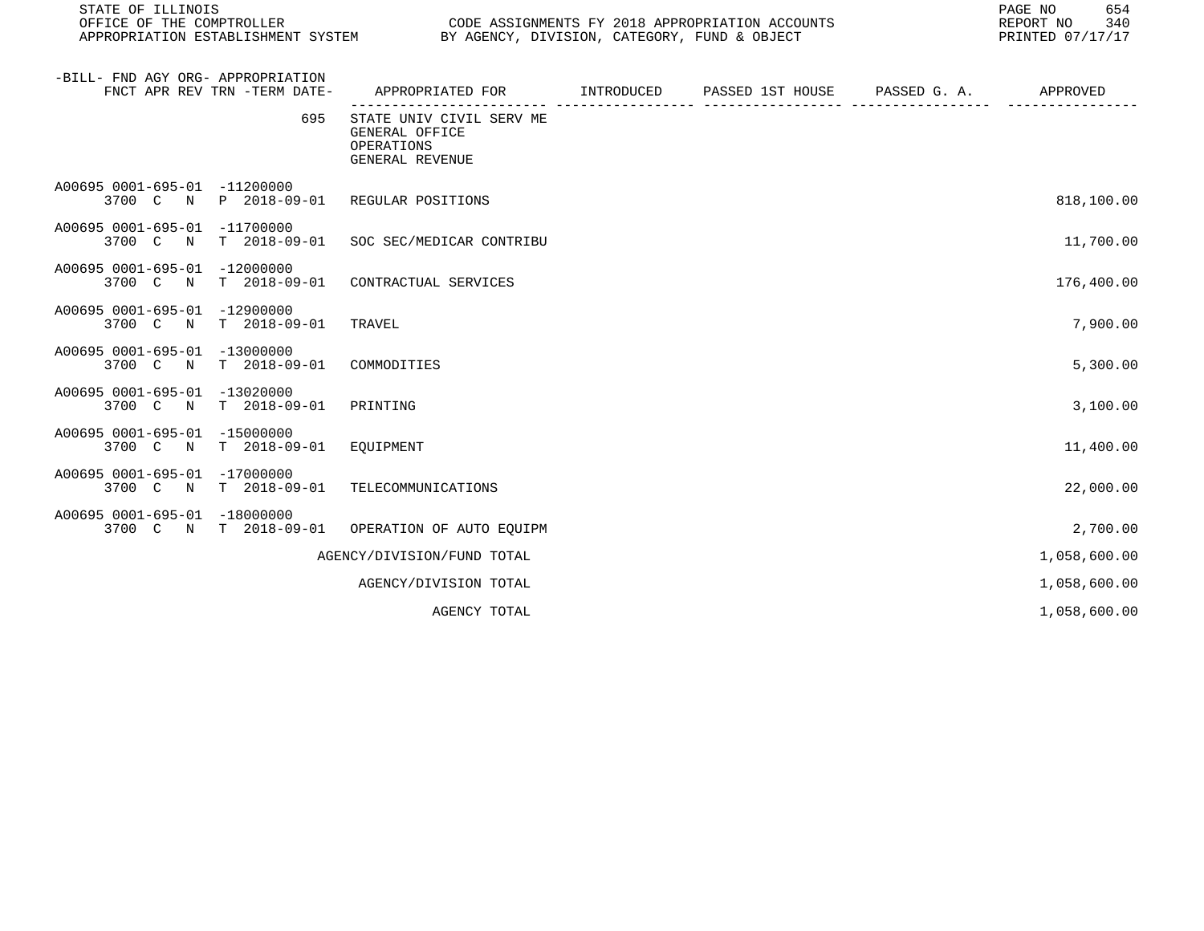STATE OF ILLINOIS
OFFICE OF THE COMPTROLLER
APPROPRIATION ESTABLISHMENT SYSTEM

CODE ASSIGNMENTS FY 2018 APPROPRIATION ACCOUNTS
BY AGENCY, DIVISION, CATEGORY, FUND & OBJECT

REPORT NO 340
PRINTED 07/17/17

| -BILL- FND AGY ORG- APPROPRIATION FNCT APR REV TRN -TERM DATE- | APPROPRIATED FOR | INTRODUCED | PASSED 1ST HOUSE | PASSED G. A. | APPROVED |
|---|---|---|---|---|---|
| 695 | STATE UNIV CIVIL SERV ME GENERAL OFFICE OPERATIONS GENERAL REVENUE | | | | |
| A00695 0001-695-01 -11200000 3700 C N P 2018-09-01 | REGULAR POSITIONS | | | | 818,100.00 |
| A00695 0001-695-01 -11700000 3700 C N T 2018-09-01 | SOC SEC/MEDICAR CONTRIBU | | | | 11,700.00 |
| A00695 0001-695-01 -12000000 3700 C N T 2018-09-01 | CONTRACTUAL SERVICES | | | | 176,400.00 |
| A00695 0001-695-01 -12900000 3700 C N T 2018-09-01 | TRAVEL | | | | 7,900.00 |
| A00695 0001-695-01 -13000000 3700 C N T 2018-09-01 | COMMODITIES | | | | 5,300.00 |
| A00695 0001-695-01 -13020000 3700 C N T 2018-09-01 | PRINTING | | | | 3,100.00 |
| A00695 0001-695-01 -15000000 3700 C N T 2018-09-01 | EQUIPMENT | | | | 11,400.00 |
| A00695 0001-695-01 -17000000 3700 C N T 2018-09-01 | TELECOMMUNICATIONS | | | | 22,000.00 |
| A00695 0001-695-01 -18000000 3700 C N T 2018-09-01 | OPERATION OF AUTO EQUIPM | | | | 2,700.00 |
| | AGENCY/DIVISION/FUND TOTAL | | | | 1,058,600.00 |
| | AGENCY/DIVISION TOTAL | | | | 1,058,600.00 |
| | AGENCY TOTAL | | | | 1,058,600.00 |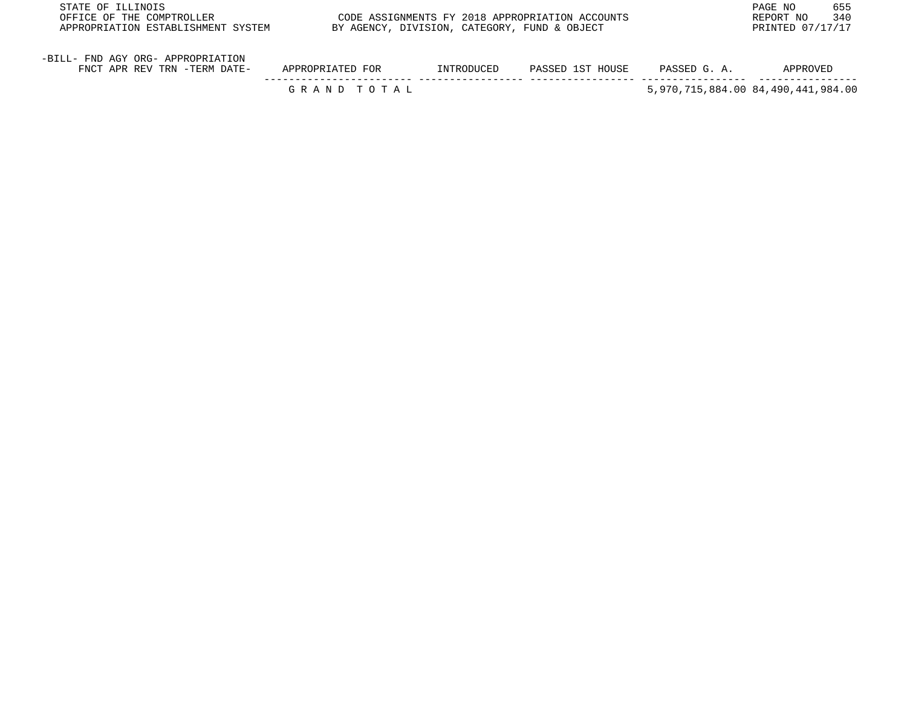| -BILL- FND AGY ORG- APPROPRIATION FNCT APR REV TRN -TERM DATE- | APPROPRIATED FOR | INTRODUCED | PASSED 1ST HOUSE | PASSED G. A. | APPROVED |
|---|---|---|---|---|---|
| | G R A N D T O T A L | | | 5,970,715,884.00 | 84,490,441,984.00 |